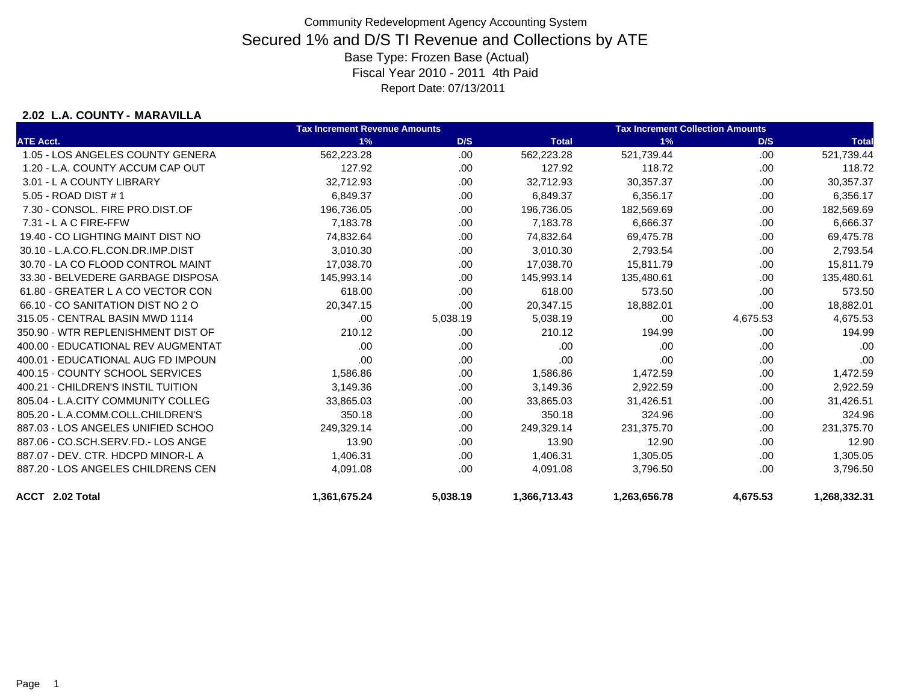Community Redevelopment Agency Accounting System

# Secured 1% and D/S TI Revenue and Collections by ATE

Base Type: Frozen Base (Actual)

Fiscal Year 2010 - 2011 4th Paid

Report Date: 07/13/2011

### 2.02 L.A. COUNTY - MARAVILLA

| | Tax Increment Revenue Amounts | | | Tax Increment Collection Amounts | | |
|---|---|---|---|---|---|---|
| ATE Acct. | 1% | D/S | Total | 1% | D/S | Total |
| 1.05 - LOS ANGELES COUNTY GENERA | 562,223.28 | .00 | 562,223.28 | 521,739.44 | .00 | 521,739.44 |
| 1.20 - L.A. COUNTY ACCUM CAP OUT | 127.92 | .00 | 127.92 | 118.72 | .00 | 118.72 |
| 3.01 - L A COUNTY LIBRARY | 32,712.93 | .00 | 32,712.93 | 30,357.37 | .00 | 30,357.37 |
| 5.05 - ROAD DIST # 1 | 6,849.37 | .00 | 6,849.37 | 6,356.17 | .00 | 6,356.17 |
| 7.30 - CONSOL. FIRE PRO.DIST.OF | 196,736.05 | .00 | 196,736.05 | 182,569.69 | .00 | 182,569.69 |
| 7.31 - L A C FIRE-FFW | 7,183.78 | .00 | 7,183.78 | 6,666.37 | .00 | 6,666.37 |
| 19.40 - CO LIGHTING MAINT DIST NO | 74,832.64 | .00 | 74,832.64 | 69,475.78 | .00 | 69,475.78 |
| 30.10 - L.A.CO.FL.CON.DR.IMP.DIST | 3,010.30 | .00 | 3,010.30 | 2,793.54 | .00 | 2,793.54 |
| 30.70 - LA CO FLOOD CONTROL MAINT | 17,038.70 | .00 | 17,038.70 | 15,811.79 | .00 | 15,811.79 |
| 33.30 - BELVEDERE GARBAGE DISPOSA | 145,993.14 | .00 | 145,993.14 | 135,480.61 | .00 | 135,480.61 |
| 61.80 - GREATER L A CO VECTOR CON | 618.00 | .00 | 618.00 | 573.50 | .00 | 573.50 |
| 66.10 - CO SANITATION DIST NO 2 O | 20,347.15 | .00 | 20,347.15 | 18,882.01 | .00 | 18,882.01 |
| 315.05 - CENTRAL BASIN MWD 1114 | .00 | 5,038.19 | 5,038.19 | .00 | 4,675.53 | 4,675.53 |
| 350.90 - WTR REPLENISHMENT DIST OF | 210.12 | .00 | 210.12 | 194.99 | .00 | 194.99 |
| 400.00 - EDUCATIONAL REV AUGMENTAT | .00 | .00 | .00 | .00 | .00 | .00 |
| 400.01 - EDUCATIONAL AUG FD IMPOUN | .00 | .00 | .00 | .00 | .00 | .00 |
| 400.15 - COUNTY SCHOOL SERVICES | 1,586.86 | .00 | 1,586.86 | 1,472.59 | .00 | 1,472.59 |
| 400.21 - CHILDREN'S INSTIL TUITION | 3,149.36 | .00 | 3,149.36 | 2,922.59 | .00 | 2,922.59 |
| 805.04 - L.A.CITY COMMUNITY COLLEG | 33,865.03 | .00 | 33,865.03 | 31,426.51 | .00 | 31,426.51 |
| 805.20 - L.A.COMM.COLL.CHILDREN'S | 350.18 | .00 | 350.18 | 324.96 | .00 | 324.96 |
| 887.03 - LOS ANGELES UNIFIED SCHOO | 249,329.14 | .00 | 249,329.14 | 231,375.70 | .00 | 231,375.70 |
| 887.06 - CO.SCH.SERV.FD.- LOS ANGE | 13.90 | .00 | 13.90 | 12.90 | .00 | 12.90 |
| 887.07 - DEV. CTR. HDCPD MINOR-L A | 1,406.31 | .00 | 1,406.31 | 1,305.05 | .00 | 1,305.05 |
| 887.20 - LOS ANGELES CHILDRENS CEN | 4,091.08 | .00 | 4,091.08 | 3,796.50 | .00 | 3,796.50 |
| **ACCT 2.02 Total** | **1,361,675.24** | **5,038.19** | **1,366,713.43** | **1,263,656.78** | **4,675.53** | **1,268,332.31** |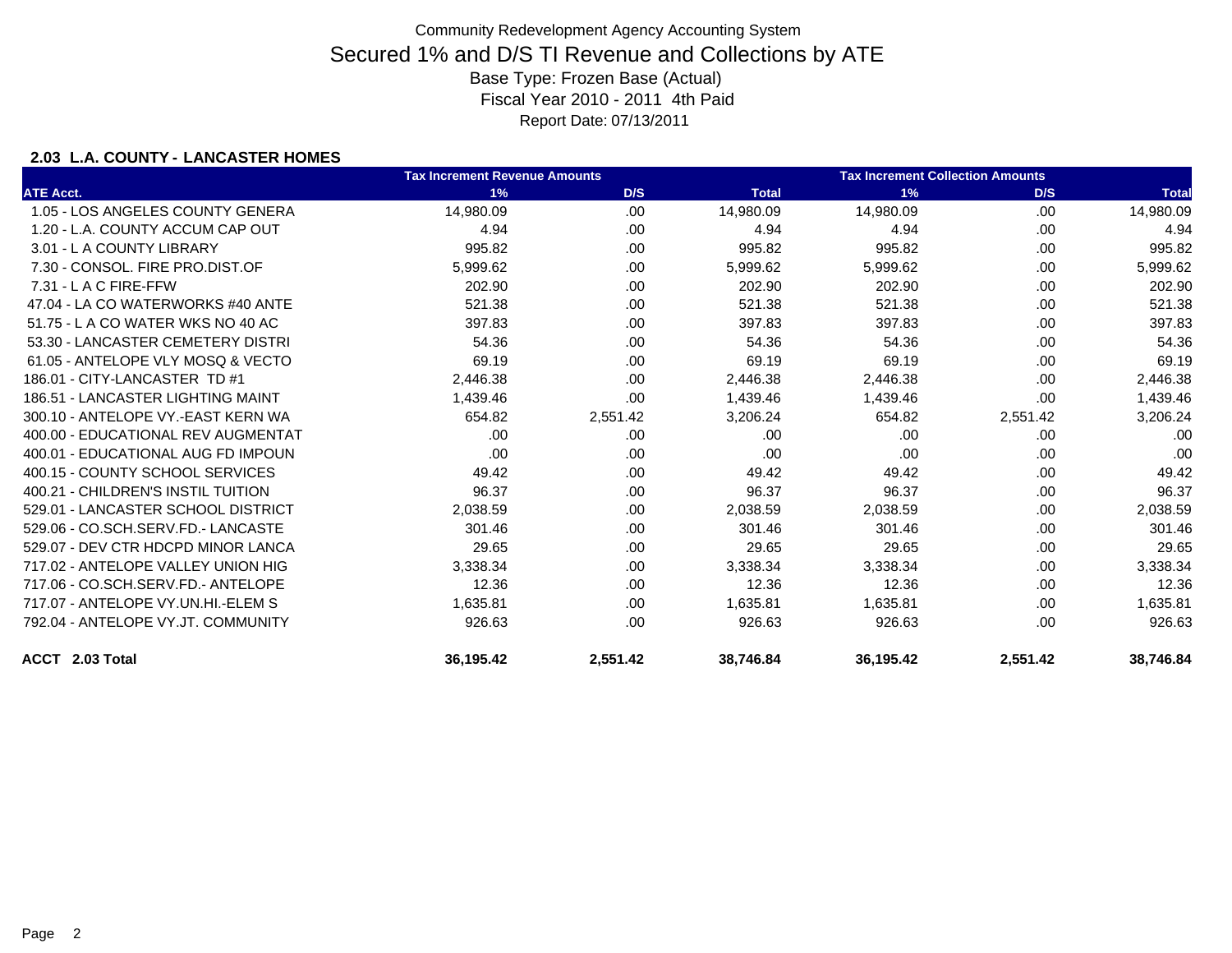Community Redevelopment Agency Accounting System

# Secured 1% and D/S TI Revenue and Collections by ATE

Base Type: Frozen Base (Actual)

Fiscal Year 2010 - 2011 4th Paid

Report Date: 07/13/2011

### 2.03 L.A. COUNTY - LANCASTER HOMES

| | Tax Increment Revenue Amounts | | | Tax Increment Collection Amounts | | |
|---|---|---|---|---|---|---|
| ATE Acct. | 1% | D/S | Total | 1% | D/S | Total |
| 1.05 - LOS ANGELES COUNTY GENERA | 14,980.09 | .00 | 14,980.09 | 14,980.09 | .00 | 14,980.09 |
| 1.20 - L.A. COUNTY ACCUM CAP OUT | 4.94 | .00 | 4.94 | 4.94 | .00 | 4.94 |
| 3.01 - L A COUNTY LIBRARY | 995.82 | .00 | 995.82 | 995.82 | .00 | 995.82 |
| 7.30 - CONSOL. FIRE PRO.DIST.OF | 5,999.62 | .00 | 5,999.62 | 5,999.62 | .00 | 5,999.62 |
| 7.31 - L A C FIRE-FFW | 202.90 | .00 | 202.90 | 202.90 | .00 | 202.90 |
| 47.04 - LA CO WATERWORKS #40 ANTE | 521.38 | .00 | 521.38 | 521.38 | .00 | 521.38 |
| 51.75 - L A CO WATER WKS NO 40 AC | 397.83 | .00 | 397.83 | 397.83 | .00 | 397.83 |
| 53.30 - LANCASTER CEMETERY DISTRI | 54.36 | .00 | 54.36 | 54.36 | .00 | 54.36 |
| 61.05 - ANTELOPE VLY MOSQ & VECTO | 69.19 | .00 | 69.19 | 69.19 | .00 | 69.19 |
| 186.01 - CITY-LANCASTER TD #1 | 2,446.38 | .00 | 2,446.38 | 2,446.38 | .00 | 2,446.38 |
| 186.51 - LANCASTER LIGHTING MAINT | 1,439.46 | .00 | 1,439.46 | 1,439.46 | .00 | 1,439.46 |
| 300.10 - ANTELOPE VY.-EAST KERN WA | 654.82 | 2,551.42 | 3,206.24 | 654.82 | 2,551.42 | 3,206.24 |
| 400.00 - EDUCATIONAL REV AUGMENTAT | .00 | .00 | .00 | .00 | .00 | .00 |
| 400.01 - EDUCATIONAL AUG FD IMPOUN | .00 | .00 | .00 | .00 | .00 | .00 |
| 400.15 - COUNTY SCHOOL SERVICES | 49.42 | .00 | 49.42 | 49.42 | .00 | 49.42 |
| 400.21 - CHILDREN'S INSTIL TUITION | 96.37 | .00 | 96.37 | 96.37 | .00 | 96.37 |
| 529.01 - LANCASTER SCHOOL DISTRICT | 2,038.59 | .00 | 2,038.59 | 2,038.59 | .00 | 2,038.59 |
| 529.06 - CO.SCH.SERV.FD.- LANCASTE | 301.46 | .00 | 301.46 | 301.46 | .00 | 301.46 |
| 529.07 - DEV CTR HDCPD MINOR LANCA | 29.65 | .00 | 29.65 | 29.65 | .00 | 29.65 |
| 717.02 - ANTELOPE VALLEY UNION HIG | 3,338.34 | .00 | 3,338.34 | 3,338.34 | .00 | 3,338.34 |
| 717.06 - CO.SCH.SERV.FD.- ANTELOPE | 12.36 | .00 | 12.36 | 12.36 | .00 | 12.36 |
| 717.07 - ANTELOPE VY.UN.HI.-ELEM S | 1,635.81 | .00 | 1,635.81 | 1,635.81 | .00 | 1,635.81 |
| 792.04 - ANTELOPE VY.JT. COMMUNITY | 926.63 | .00 | 926.63 | 926.63 | .00 | 926.63 |
| **ACCT 2.03 Total** | **36,195.42** | **2,551.42** | **38,746.84** | **36,195.42** | **2,551.42** | **38,746.84** |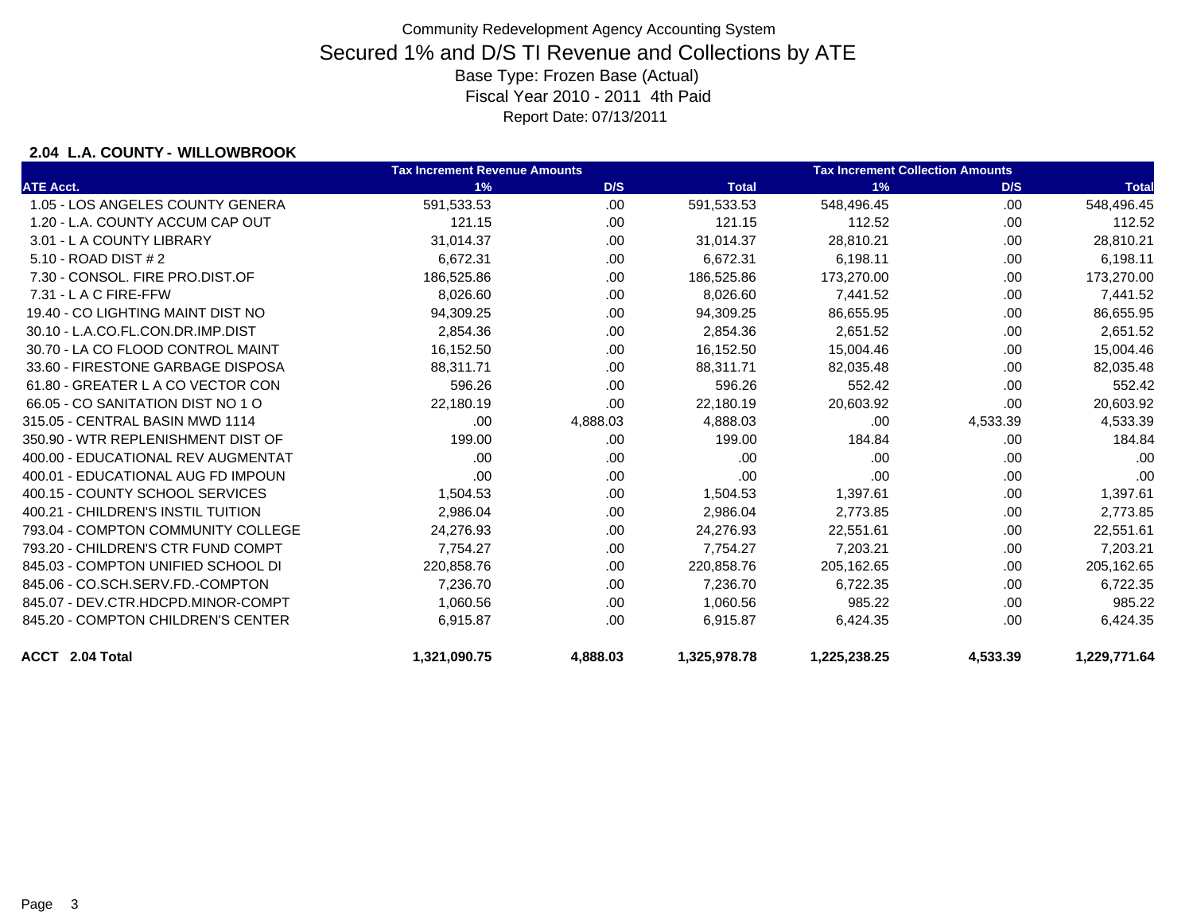# Community Redevelopment Agency Accounting System

## Secured 1% and D/S TI Revenue and Collections by ATE

Base Type: Frozen Base (Actual)

Fiscal Year 2010 - 2011 4th Paid

Report Date: 07/13/2011

### 2.04 L.A. COUNTY - WILLOWBROOK

| | Tax Increment Revenue Amounts | | | Tax Increment Collection Amounts | | |
|---|---|---|---|---|---|---|
| **ATE Acct.** | **1%** | **D/S** | **Total** | **1%** | **D/S** | **Total** |
| 1.05 - LOS ANGELES COUNTY GENERA | 591,533.53 | .00 | 591,533.53 | 548,496.45 | .00 | 548,496.45 |
| 1.20 - L.A. COUNTY ACCUM CAP OUT | 121.15 | .00 | 121.15 | 112.52 | .00 | 112.52 |
| 3.01 - L A COUNTY LIBRARY | 31,014.37 | .00 | 31,014.37 | 28,810.21 | .00 | 28,810.21 |
| 5.10 - ROAD DIST # 2 | 6,672.31 | .00 | 6,672.31 | 6,198.11 | .00 | 6,198.11 |
| 7.30 - CONSOL. FIRE PRO.DIST.OF | 186,525.86 | .00 | 186,525.86 | 173,270.00 | .00 | 173,270.00 |
| 7.31 - L A C FIRE-FFW | 8,026.60 | .00 | 8,026.60 | 7,441.52 | .00 | 7,441.52 |
| 19.40 - CO LIGHTING MAINT DIST NO | 94,309.25 | .00 | 94,309.25 | 86,655.95 | .00 | 86,655.95 |
| 30.10 - L.A.CO.FL.CON.DR.IMP.DIST | 2,854.36 | .00 | 2,854.36 | 2,651.52 | .00 | 2,651.52 |
| 30.70 - LA CO FLOOD CONTROL MAINT | 16,152.50 | .00 | 16,152.50 | 15,004.46 | .00 | 15,004.46 |
| 33.60 - FIRESTONE GARBAGE DISPOSA | 88,311.71 | .00 | 88,311.71 | 82,035.48 | .00 | 82,035.48 |
| 61.80 - GREATER L A CO VECTOR CON | 596.26 | .00 | 596.26 | 552.42 | .00 | 552.42 |
| 66.05 - CO SANITATION DIST NO 1 O | 22,180.19 | .00 | 22,180.19 | 20,603.92 | .00 | 20,603.92 |
| 315.05 - CENTRAL BASIN MWD 1114 | .00 | 4,888.03 | 4,888.03 | .00 | 4,533.39 | 4,533.39 |
| 350.90 - WTR REPLENISHMENT DIST OF | 199.00 | .00 | 199.00 | 184.84 | .00 | 184.84 |
| 400.00 - EDUCATIONAL REV AUGMENTAT | .00 | .00 | .00 | .00 | .00 | .00 |
| 400.01 - EDUCATIONAL AUG FD IMPOUN | .00 | .00 | .00 | .00 | .00 | .00 |
| 400.15 - COUNTY SCHOOL SERVICES | 1,504.53 | .00 | 1,504.53 | 1,397.61 | .00 | 1,397.61 |
| 400.21 - CHILDREN'S INSTIL TUITION | 2,986.04 | .00 | 2,986.04 | 2,773.85 | .00 | 2,773.85 |
| 793.04 - COMPTON COMMUNITY COLLEGE | 24,276.93 | .00 | 24,276.93 | 22,551.61 | .00 | 22,551.61 |
| 793.20 - CHILDREN'S CTR FUND COMPT | 7,754.27 | .00 | 7,754.27 | 7,203.21 | .00 | 7,203.21 |
| 845.03 - COMPTON UNIFIED SCHOOL DI | 220,858.76 | .00 | 220,858.76 | 205,162.65 | .00 | 205,162.65 |
| 845.06 - CO.SCH.SERV.FD.-COMPTON | 7,236.70 | .00 | 7,236.70 | 6,722.35 | .00 | 6,722.35 |
| 845.07 - DEV.CTR.HDCPD.MINOR-COMPT | 1,060.56 | .00 | 1,060.56 | 985.22 | .00 | 985.22 |
| 845.20 - COMPTON CHILDREN'S CENTER | 6,915.87 | .00 | 6,915.87 | 6,424.35 | .00 | 6,424.35 |
| **ACCT 2.04 Total** | **1,321,090.75** | **4,888.03** | **1,325,978.78** | **1,225,238.25** | **4,533.39** | **1,229,771.64** |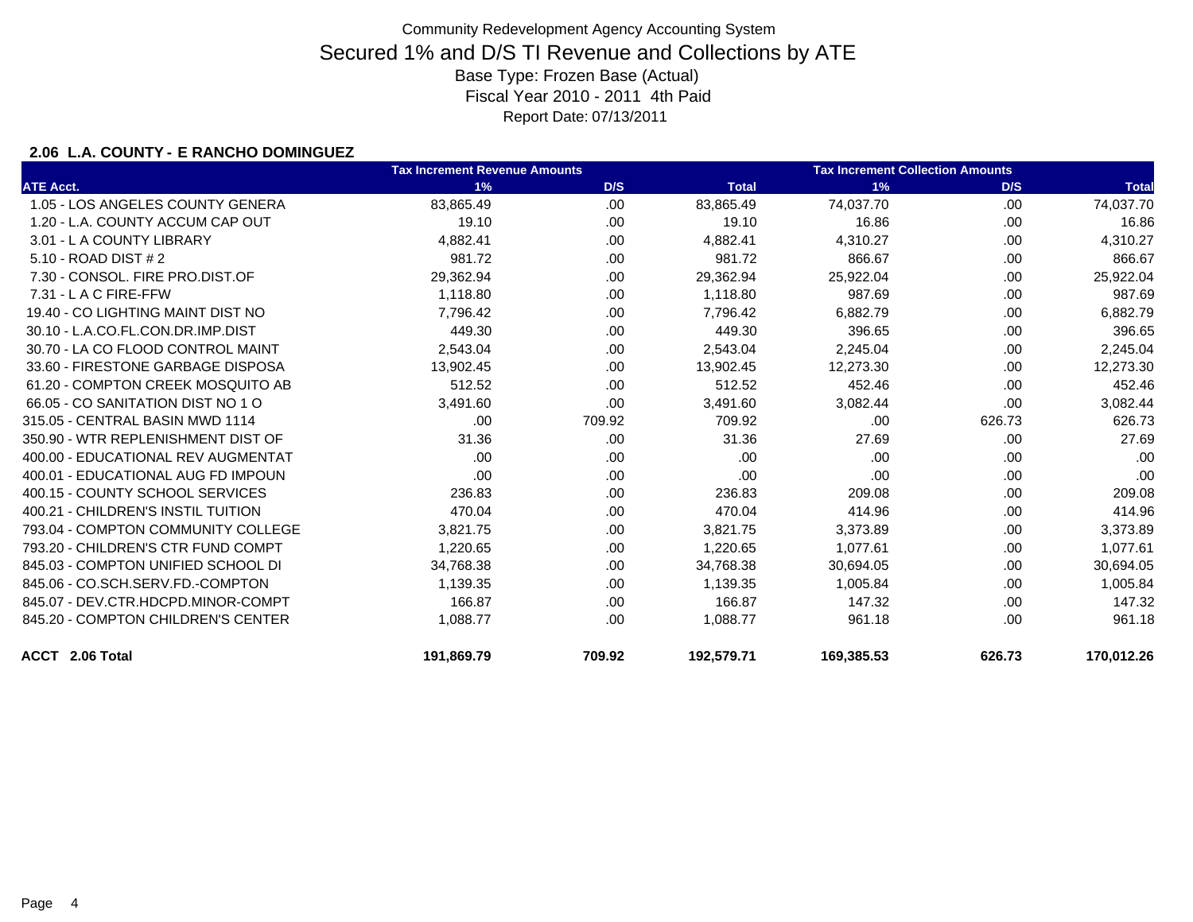Community Redevelopment Agency Accounting System

# Secured 1% and D/S TI Revenue and Collections by ATE

Base Type: Frozen Base (Actual)

Fiscal Year 2010 - 2011 4th Paid

Report Date: 07/13/2011

### 2.06 L.A. COUNTY - E RANCHO DOMINGUEZ

| | Tax Increment Revenue Amounts | | | Tax Increment Collection Amounts | | |
|---|---|---|---|---|---|---|
| ATE Acct. | 1% | D/S | Total | 1% | D/S | Total |
| 1.05 - LOS ANGELES COUNTY GENERA | 83,865.49 | .00 | 83,865.49 | 74,037.70 | .00 | 74,037.70 |
| 1.20 - L.A. COUNTY ACCUM CAP OUT | 19.10 | .00 | 19.10 | 16.86 | .00 | 16.86 |
| 3.01 - L A COUNTY LIBRARY | 4,882.41 | .00 | 4,882.41 | 4,310.27 | .00 | 4,310.27 |
| 5.10 - ROAD DIST # 2 | 981.72 | .00 | 981.72 | 866.67 | .00 | 866.67 |
| 7.30 - CONSOL. FIRE PRO.DIST.OF | 29,362.94 | .00 | 29,362.94 | 25,922.04 | .00 | 25,922.04 |
| 7.31 - L A C FIRE-FFW | 1,118.80 | .00 | 1,118.80 | 987.69 | .00 | 987.69 |
| 19.40 - CO LIGHTING MAINT DIST NO | 7,796.42 | .00 | 7,796.42 | 6,882.79 | .00 | 6,882.79 |
| 30.10 - L.A.CO.FL.CON.DR.IMP.DIST | 449.30 | .00 | 449.30 | 396.65 | .00 | 396.65 |
| 30.70 - LA CO FLOOD CONTROL MAINT | 2,543.04 | .00 | 2,543.04 | 2,245.04 | .00 | 2,245.04 |
| 33.60 - FIRESTONE GARBAGE DISPOSA | 13,902.45 | .00 | 13,902.45 | 12,273.30 | .00 | 12,273.30 |
| 61.20 - COMPTON CREEK MOSQUITO AB | 512.52 | .00 | 512.52 | 452.46 | .00 | 452.46 |
| 66.05 - CO SANITATION DIST NO 1 O | 3,491.60 | .00 | 3,491.60 | 3,082.44 | .00 | 3,082.44 |
| 315.05 - CENTRAL BASIN MWD 1114 | .00 | 709.92 | 709.92 | .00 | 626.73 | 626.73 |
| 350.90 - WTR REPLENISHMENT DIST OF | 31.36 | .00 | 31.36 | 27.69 | .00 | 27.69 |
| 400.00 - EDUCATIONAL REV AUGMENTAT | .00 | .00 | .00 | .00 | .00 | .00 |
| 400.01 - EDUCATIONAL AUG FD IMPOUN | .00 | .00 | .00 | .00 | .00 | .00 |
| 400.15 - COUNTY SCHOOL SERVICES | 236.83 | .00 | 236.83 | 209.08 | .00 | 209.08 |
| 400.21 - CHILDREN'S INSTIL TUITION | 470.04 | .00 | 470.04 | 414.96 | .00 | 414.96 |
| 793.04 - COMPTON COMMUNITY COLLEGE | 3,821.75 | .00 | 3,821.75 | 3,373.89 | .00 | 3,373.89 |
| 793.20 - CHILDREN'S CTR FUND COMPT | 1,220.65 | .00 | 1,220.65 | 1,077.61 | .00 | 1,077.61 |
| 845.03 - COMPTON UNIFIED SCHOOL DI | 34,768.38 | .00 | 34,768.38 | 30,694.05 | .00 | 30,694.05 |
| 845.06 - CO.SCH.SERV.FD.-COMPTON | 1,139.35 | .00 | 1,139.35 | 1,005.84 | .00 | 1,005.84 |
| 845.07 - DEV.CTR.HDCPD.MINOR-COMPT | 166.87 | .00 | 166.87 | 147.32 | .00 | 147.32 |
| 845.20 - COMPTON CHILDREN'S CENTER | 1,088.77 | .00 | 1,088.77 | 961.18 | .00 | 961.18 |
| **ACCT 2.06 Total** | **191,869.79** | **709.92** | **192,579.71** | **169,385.53** | **626.73** | **170,012.26** |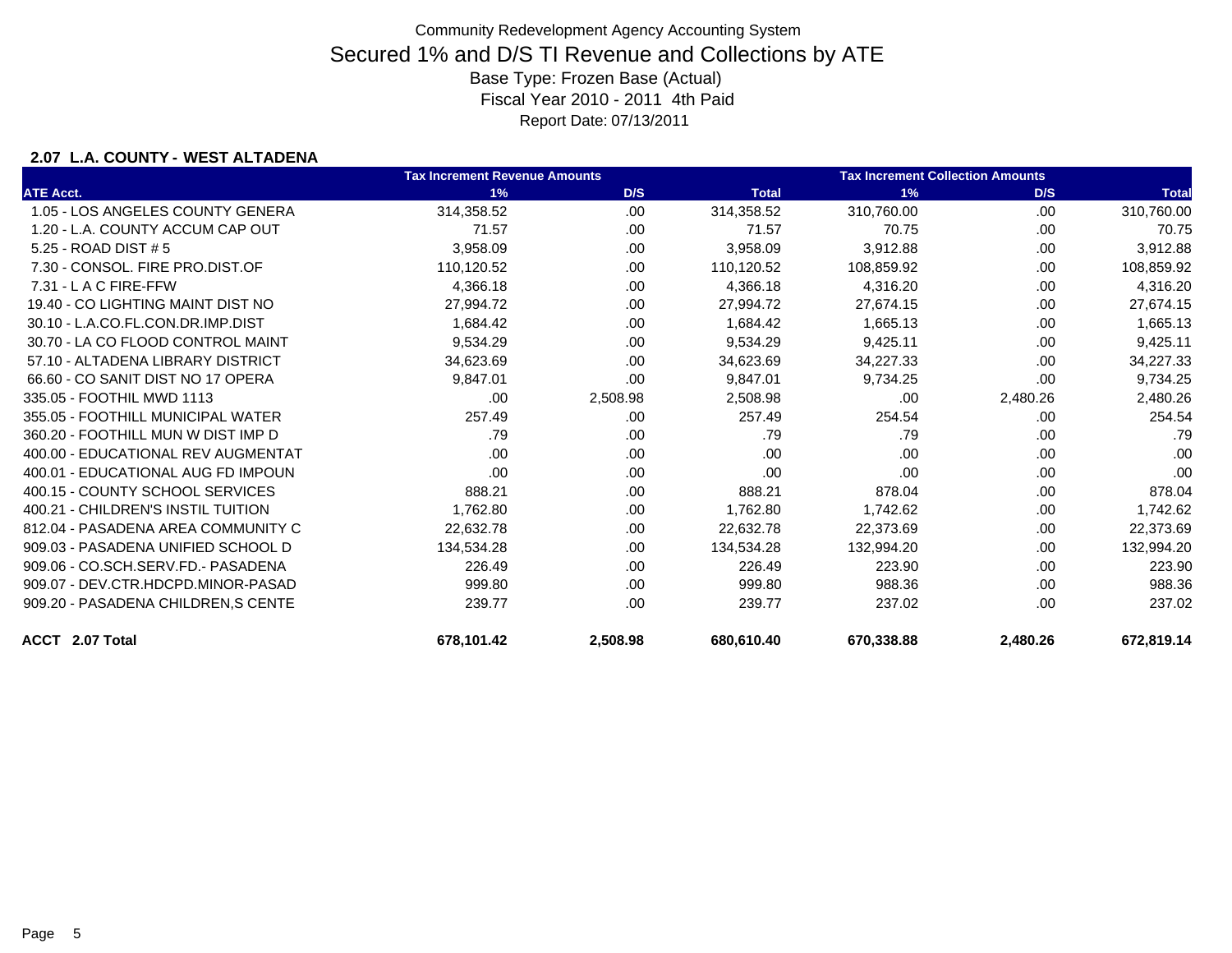Community Redevelopment Agency Accounting System

# Secured 1% and D/S TI Revenue and Collections by ATE

Base Type: Frozen Base (Actual)

Fiscal Year 2010 - 2011 4th Paid

Report Date: 07/13/2011

### 2.07 L.A. COUNTY - WEST ALTADENA

| | Tax Increment Revenue Amounts | | | Tax Increment Collection Amounts | | |
|---|---|---|---|---|---|---|
| ATE Acct. | 1% | D/S | Total | 1% | D/S | Total |
| 1.05 - LOS ANGELES COUNTY GENERA | 314,358.52 | .00 | 314,358.52 | 310,760.00 | .00 | 310,760.00 |
| 1.20 - L.A. COUNTY ACCUM CAP OUT | 71.57 | .00 | 71.57 | 70.75 | .00 | 70.75 |
| 5.25 - ROAD DIST # 5 | 3,958.09 | .00 | 3,958.09 | 3,912.88 | .00 | 3,912.88 |
| 7.30 - CONSOL. FIRE PRO.DIST.OF | 110,120.52 | .00 | 110,120.52 | 108,859.92 | .00 | 108,859.92 |
| 7.31 - L A C FIRE-FFW | 4,366.18 | .00 | 4,366.18 | 4,316.20 | .00 | 4,316.20 |
| 19.40 - CO LIGHTING MAINT DIST NO | 27,994.72 | .00 | 27,994.72 | 27,674.15 | .00 | 27,674.15 |
| 30.10 - L.A.CO.FL.CON.DR.IMP.DIST | 1,684.42 | .00 | 1,684.42 | 1,665.13 | .00 | 1,665.13 |
| 30.70 - LA CO FLOOD CONTROL MAINT | 9,534.29 | .00 | 9,534.29 | 9,425.11 | .00 | 9,425.11 |
| 57.10 - ALTADENA LIBRARY DISTRICT | 34,623.69 | .00 | 34,623.69 | 34,227.33 | .00 | 34,227.33 |
| 66.60 - CO SANIT DIST NO 17 OPERA | 9,847.01 | .00 | 9,847.01 | 9,734.25 | .00 | 9,734.25 |
| 335.05 - FOOTHIL MWD 1113 | .00 | 2,508.98 | 2,508.98 | .00 | 2,480.26 | 2,480.26 |
| 355.05 - FOOTHILL MUNICIPAL WATER | 257.49 | .00 | 257.49 | 254.54 | .00 | 254.54 |
| 360.20 - FOOTHILL MUN W DIST IMP D | .79 | .00 | .79 | .79 | .00 | .79 |
| 400.00 - EDUCATIONAL REV AUGMENTAT | .00 | .00 | .00 | .00 | .00 | .00 |
| 400.01 - EDUCATIONAL AUG FD IMPOUN | .00 | .00 | .00 | .00 | .00 | .00 |
| 400.15 - COUNTY SCHOOL SERVICES | 888.21 | .00 | 888.21 | 878.04 | .00 | 878.04 |
| 400.21 - CHILDREN'S INSTIL TUITION | 1,762.80 | .00 | 1,762.80 | 1,742.62 | .00 | 1,742.62 |
| 812.04 - PASADENA AREA COMMUNITY C | 22,632.78 | .00 | 22,632.78 | 22,373.69 | .00 | 22,373.69 |
| 909.03 - PASADENA UNIFIED SCHOOL D | 134,534.28 | .00 | 134,534.28 | 132,994.20 | .00 | 132,994.20 |
| 909.06 - CO.SCH.SERV.FD.- PASADENA | 226.49 | .00 | 226.49 | 223.90 | .00 | 223.90 |
| 909.07 - DEV.CTR.HDCPD.MINOR-PASAD | 999.80 | .00 | 999.80 | 988.36 | .00 | 988.36 |
| 909.20 - PASADENA CHILDREN,S CENTE | 239.77 | .00 | 239.77 | 237.02 | .00 | 237.02 |
| **ACCT 2.07 Total** | **678,101.42** | **2,508.98** | **680,610.40** | **670,338.88** | **2,480.26** | **672,819.14** |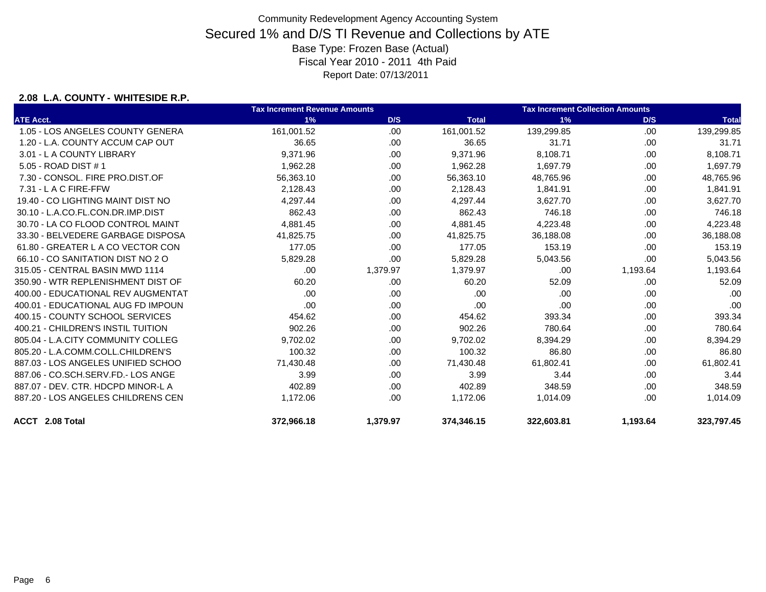Community Redevelopment Agency Accounting System

# Secured 1% and D/S TI Revenue and Collections by ATE

Base Type: Frozen Base (Actual)
Fiscal Year 2010 - 2011 4th Paid
Report Date: 07/13/2011

**2.08 L.A. COUNTY - WHITESIDE R.P.**

| | Tax Increment Revenue Amounts | | | Tax Increment Collection Amounts | | |
|---|---|---|---|---|---|---|
| ATE Acct. | 1% | D/S | Total | 1% | D/S | Total |
| 1.05 - LOS ANGELES COUNTY GENERA | 161,001.52 | .00 | 161,001.52 | 139,299.85 | .00 | 139,299.85 |
| 1.20 - L.A. COUNTY ACCUM CAP OUT | 36.65 | .00 | 36.65 | 31.71 | .00 | 31.71 |
| 3.01 - L A COUNTY LIBRARY | 9,371.96 | .00 | 9,371.96 | 8,108.71 | .00 | 8,108.71 |
| 5.05 - ROAD DIST # 1 | 1,962.28 | .00 | 1,962.28 | 1,697.79 | .00 | 1,697.79 |
| 7.30 - CONSOL. FIRE PRO.DIST.OF | 56,363.10 | .00 | 56,363.10 | 48,765.96 | .00 | 48,765.96 |
| 7.31 - L A C FIRE-FFW | 2,128.43 | .00 | 2,128.43 | 1,841.91 | .00 | 1,841.91 |
| 19.40 - CO LIGHTING MAINT DIST NO | 4,297.44 | .00 | 4,297.44 | 3,627.70 | .00 | 3,627.70 |
| 30.10 - L.A.CO.FL.CON.DR.IMP.DIST | 862.43 | .00 | 862.43 | 746.18 | .00 | 746.18 |
| 30.70 - LA CO FLOOD CONTROL MAINT | 4,881.45 | .00 | 4,881.45 | 4,223.48 | .00 | 4,223.48 |
| 33.30 - BELVEDERE GARBAGE DISPOSA | 41,825.75 | .00 | 41,825.75 | 36,188.08 | .00 | 36,188.08 |
| 61.80 - GREATER L A CO VECTOR CON | 177.05 | .00 | 177.05 | 153.19 | .00 | 153.19 |
| 66.10 - CO SANITATION DIST NO 2 O | 5,829.28 | .00 | 5,829.28 | 5,043.56 | .00 | 5,043.56 |
| 315.05 - CENTRAL BASIN MWD 1114 | .00 | 1,379.97 | 1,379.97 | .00 | 1,193.64 | 1,193.64 |
| 350.90 - WTR REPLENISHMENT DIST OF | 60.20 | .00 | 60.20 | 52.09 | .00 | 52.09 |
| 400.00 - EDUCATIONAL REV AUGMENTAT | .00 | .00 | .00 | .00 | .00 | .00 |
| 400.01 - EDUCATIONAL AUG FD IMPOUN | .00 | .00 | .00 | .00 | .00 | .00 |
| 400.15 - COUNTY SCHOOL SERVICES | 454.62 | .00 | 454.62 | 393.34 | .00 | 393.34 |
| 400.21 - CHILDREN'S INSTIL TUITION | 902.26 | .00 | 902.26 | 780.64 | .00 | 780.64 |
| 805.04 - L.A.CITY COMMUNITY COLLEG | 9,702.02 | .00 | 9,702.02 | 8,394.29 | .00 | 8,394.29 |
| 805.20 - L.A.COMM.COLL.CHILDREN'S | 100.32 | .00 | 100.32 | 86.80 | .00 | 86.80 |
| 887.03 - LOS ANGELES UNIFIED SCHOO | 71,430.48 | .00 | 71,430.48 | 61,802.41 | .00 | 61,802.41 |
| 887.06 - CO.SCH.SERV.FD.- LOS ANGE | 3.99 | .00 | 3.99 | 3.44 | .00 | 3.44 |
| 887.07 - DEV. CTR. HDCPD MINOR-L A | 402.89 | .00 | 402.89 | 348.59 | .00 | 348.59 |
| 887.20 - LOS ANGELES CHILDRENS CEN | 1,172.06 | .00 | 1,172.06 | 1,014.09 | .00 | 1,014.09 |
| **ACCT 2.08 Total** | **372,966.18** | **1,379.97** | **374,346.15** | **322,603.81** | **1,193.64** | **323,797.45** |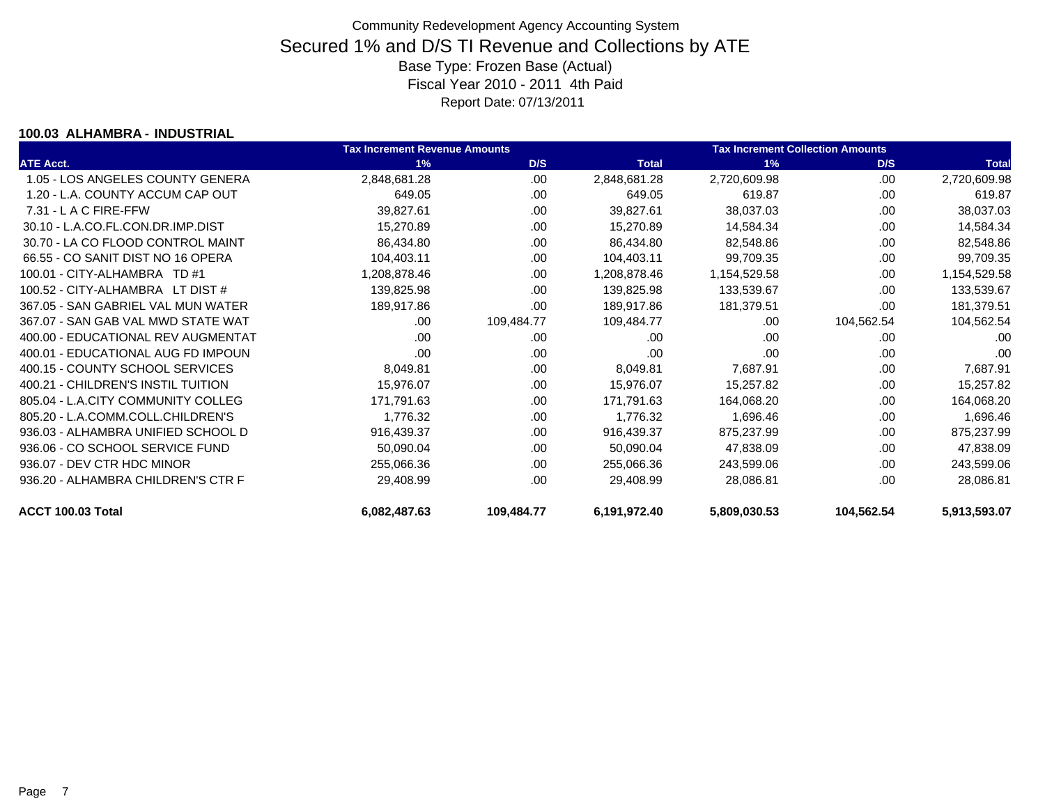Community Redevelopment Agency Accounting System

# Secured 1% and D/S TI Revenue and Collections by ATE

Base Type: Frozen Base (Actual)

Fiscal Year 2010 - 2011 4th Paid

Report Date: 07/13/2011

### 100.03 ALHAMBRA - INDUSTRIAL

| | Tax Increment Revenue Amounts | | | Tax Increment Collection Amounts | | |
|---|---|---|---|---|---|---|
| **ATE Acct.** | **1%** | **D/S** | **Total** | **1%** | **D/S** | **Total** |
| 1.05 - LOS ANGELES COUNTY GENERA | 2,848,681.28 | .00 | 2,848,681.28 | 2,720,609.98 | .00 | 2,720,609.98 |
| 1.20 - L.A. COUNTY ACCUM CAP OUT | 649.05 | .00 | 649.05 | 619.87 | .00 | 619.87 |
| 7.31 - L A C FIRE-FFW | 39,827.61 | .00 | 39,827.61 | 38,037.03 | .00 | 38,037.03 |
| 30.10 - L.A.CO.FL.CON.DR.IMP.DIST | 15,270.89 | .00 | 15,270.89 | 14,584.34 | .00 | 14,584.34 |
| 30.70 - LA CO FLOOD CONTROL MAINT | 86,434.80 | .00 | 86,434.80 | 82,548.86 | .00 | 82,548.86 |
| 66.55 - CO SANIT DIST NO 16 OPERA | 104,403.11 | .00 | 104,403.11 | 99,709.35 | .00 | 99,709.35 |
| 100.01 - CITY-ALHAMBRA TD #1 | 1,208,878.46 | .00 | 1,208,878.46 | 1,154,529.58 | .00 | 1,154,529.58 |
| 100.52 - CITY-ALHAMBRA LT DIST # | 139,825.98 | .00 | 139,825.98 | 133,539.67 | .00 | 133,539.67 |
| 367.05 - SAN GABRIEL VAL MUN WATER | 189,917.86 | .00 | 189,917.86 | 181,379.51 | .00 | 181,379.51 |
| 367.07 - SAN GAB VAL MWD STATE WAT | .00 | 109,484.77 | 109,484.77 | .00 | 104,562.54 | 104,562.54 |
| 400.00 - EDUCATIONAL REV AUGMENTAT | .00 | .00 | .00 | .00 | .00 | .00 |
| 400.01 - EDUCATIONAL AUG FD IMPOUN | .00 | .00 | .00 | .00 | .00 | .00 |
| 400.15 - COUNTY SCHOOL SERVICES | 8,049.81 | .00 | 8,049.81 | 7,687.91 | .00 | 7,687.91 |
| 400.21 - CHILDREN'S INSTIL TUITION | 15,976.07 | .00 | 15,976.07 | 15,257.82 | .00 | 15,257.82 |
| 805.04 - L.A.CITY COMMUNITY COLLEG | 171,791.63 | .00 | 171,791.63 | 164,068.20 | .00 | 164,068.20 |
| 805.20 - L.A.COMM.COLL.CHILDREN'S | 1,776.32 | .00 | 1,776.32 | 1,696.46 | .00 | 1,696.46 |
| 936.03 - ALHAMBRA UNIFIED SCHOOL D | 916,439.37 | .00 | 916,439.37 | 875,237.99 | .00 | 875,237.99 |
| 936.06 - CO SCHOOL SERVICE FUND | 50,090.04 | .00 | 50,090.04 | 47,838.09 | .00 | 47,838.09 |
| 936.07 - DEV CTR HDC MINOR | 255,066.36 | .00 | 255,066.36 | 243,599.06 | .00 | 243,599.06 |
| 936.20 - ALHAMBRA CHILDREN'S CTR F | 29,408.99 | .00 | 29,408.99 | 28,086.81 | .00 | 28,086.81 |
| **ACCT 100.03 Total** | **6,082,487.63** | **109,484.77** | **6,191,972.40** | **5,809,030.53** | **104,562.54** | **5,913,593.07** |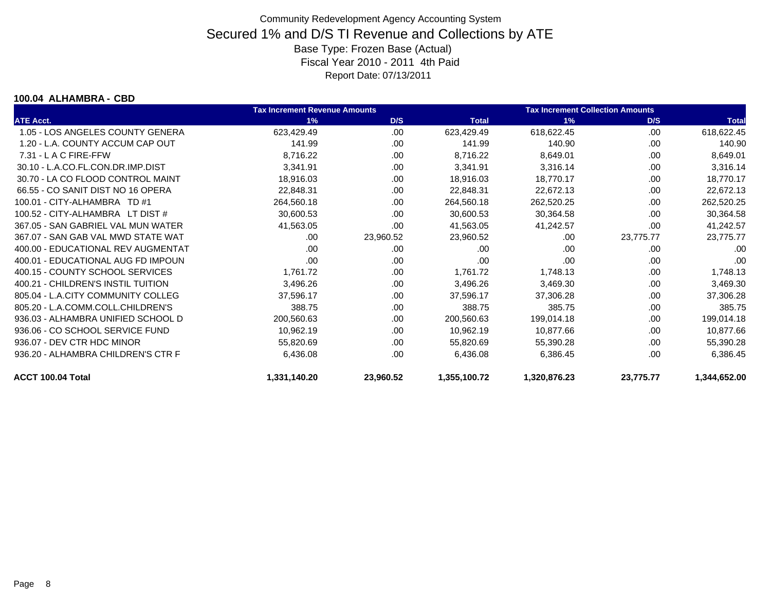Community Redevelopment Agency Accounting System

# Secured 1% and D/S TI Revenue and Collections by ATE

Base Type: Frozen Base (Actual)

Fiscal Year 2010 - 2011 4th Paid

Report Date: 07/13/2011

**100.04 ALHAMBRA - CBD**

| | Tax Increment Revenue Amounts | | | Tax Increment Collection Amounts | | |
|---|---|---|---|---|---|---|
| ATE Acct. | 1% | D/S | Total | 1% | D/S | Total |
| 1.05 - LOS ANGELES COUNTY GENERA | 623,429.49 | .00 | 623,429.49 | 618,622.45 | .00 | 618,622.45 |
| 1.20 - L.A. COUNTY ACCUM CAP OUT | 141.99 | .00 | 141.99 | 140.90 | .00 | 140.90 |
| 7.31 - L A C FIRE-FFW | 8,716.22 | .00 | 8,716.22 | 8,649.01 | .00 | 8,649.01 |
| 30.10 - L.A.CO.FL.CON.DR.IMP.DIST | 3,341.91 | .00 | 3,341.91 | 3,316.14 | .00 | 3,316.14 |
| 30.70 - LA CO FLOOD CONTROL MAINT | 18,916.03 | .00 | 18,916.03 | 18,770.17 | .00 | 18,770.17 |
| 66.55 - CO SANIT DIST NO 16 OPERA | 22,848.31 | .00 | 22,848.31 | 22,672.13 | .00 | 22,672.13 |
| 100.01 - CITY-ALHAMBRA TD #1 | 264,560.18 | .00 | 264,560.18 | 262,520.25 | .00 | 262,520.25 |
| 100.52 - CITY-ALHAMBRA LT DIST # | 30,600.53 | .00 | 30,600.53 | 30,364.58 | .00 | 30,364.58 |
| 367.05 - SAN GABRIEL VAL MUN WATER | 41,563.05 | .00 | 41,563.05 | 41,242.57 | .00 | 41,242.57 |
| 367.07 - SAN GAB VAL MWD STATE WAT | .00 | 23,960.52 | 23,960.52 | .00 | 23,775.77 | 23,775.77 |
| 400.00 - EDUCATIONAL REV AUGMENTAT | .00 | .00 | .00 | .00 | .00 | .00 |
| 400.01 - EDUCATIONAL AUG FD IMPOUN | .00 | .00 | .00 | .00 | .00 | .00 |
| 400.15 - COUNTY SCHOOL SERVICES | 1,761.72 | .00 | 1,761.72 | 1,748.13 | .00 | 1,748.13 |
| 400.21 - CHILDREN'S INSTIL TUITION | 3,496.26 | .00 | 3,496.26 | 3,469.30 | .00 | 3,469.30 |
| 805.04 - L.A.CITY COMMUNITY COLLEG | 37,596.17 | .00 | 37,596.17 | 37,306.28 | .00 | 37,306.28 |
| 805.20 - L.A.COMM.COLL.CHILDREN'S | 388.75 | .00 | 388.75 | 385.75 | .00 | 385.75 |
| 936.03 - ALHAMBRA UNIFIED SCHOOL D | 200,560.63 | .00 | 200,560.63 | 199,014.18 | .00 | 199,014.18 |
| 936.06 - CO SCHOOL SERVICE FUND | 10,962.19 | .00 | 10,962.19 | 10,877.66 | .00 | 10,877.66 |
| 936.07 - DEV CTR HDC MINOR | 55,820.69 | .00 | 55,820.69 | 55,390.28 | .00 | 55,390.28 |
| 936.20 - ALHAMBRA CHILDREN'S CTR F | 6,436.08 | .00 | 6,436.08 | 6,386.45 | .00 | 6,386.45 |
| **ACCT 100.04 Total** | **1,331,140.20** | **23,960.52** | **1,355,100.72** | **1,320,876.23** | **23,775.77** | **1,344,652.00** |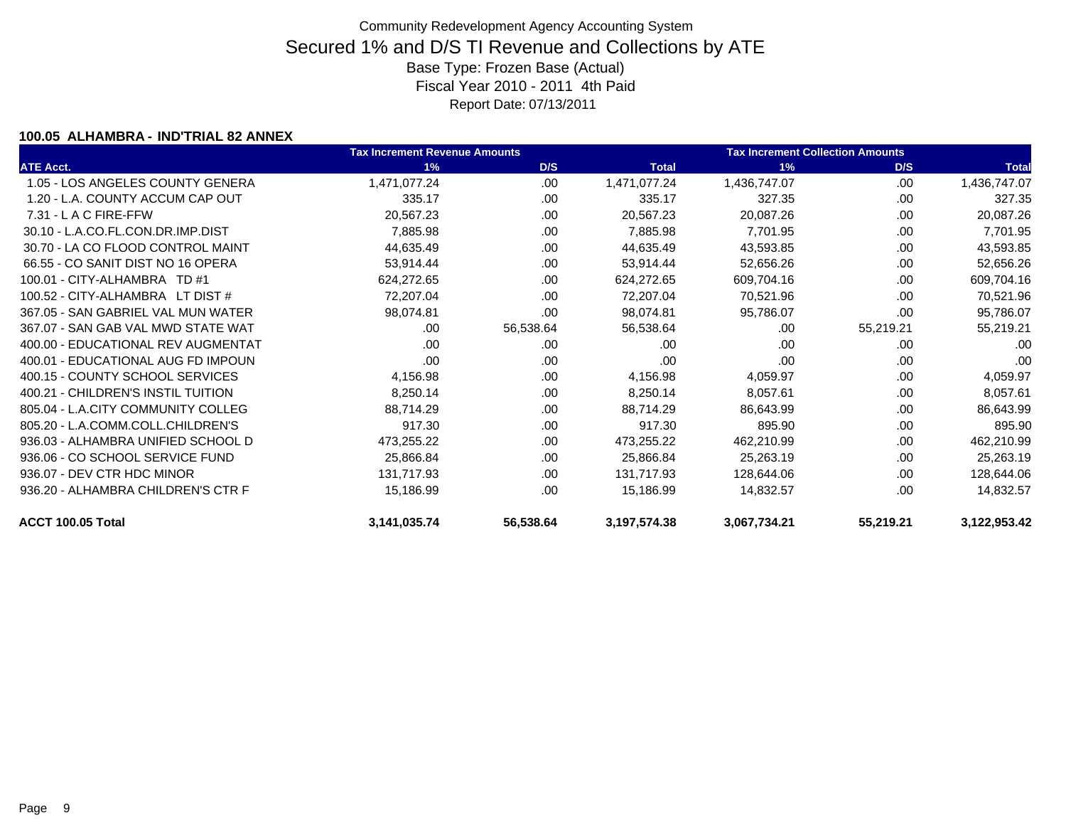Community Redevelopment Agency Accounting System

# Secured 1% and D/S TI Revenue and Collections by ATE

Base Type: Frozen Base (Actual)

Fiscal Year 2010 - 2011 4th Paid

Report Date: 07/13/2011

### 100.05 ALHAMBRA - IND'TRIAL 82 ANNEX

| | Tax Increment Revenue Amounts | | | Tax Increment Collection Amounts | | |
|---|---|---|---|---|---|---|
| ATE Acct. | 1% | D/S | Total | 1% | D/S | Total |
| 1.05 - LOS ANGELES COUNTY GENERA | 1,471,077.24 | .00 | 1,471,077.24 | 1,436,747.07 | .00 | 1,436,747.07 |
| 1.20 - L.A. COUNTY ACCUM CAP OUT | 335.17 | .00 | 335.17 | 327.35 | .00 | 327.35 |
| 7.31 - L A C FIRE-FFW | 20,567.23 | .00 | 20,567.23 | 20,087.26 | .00 | 20,087.26 |
| 30.10 - L.A.CO.FL.CON.DR.IMP.DIST | 7,885.98 | .00 | 7,885.98 | 7,701.95 | .00 | 7,701.95 |
| 30.70 - LA CO FLOOD CONTROL MAINT | 44,635.49 | .00 | 44,635.49 | 43,593.85 | .00 | 43,593.85 |
| 66.55 - CO SANIT DIST NO 16 OPERA | 53,914.44 | .00 | 53,914.44 | 52,656.26 | .00 | 52,656.26 |
| 100.01 - CITY-ALHAMBRA TD #1 | 624,272.65 | .00 | 624,272.65 | 609,704.16 | .00 | 609,704.16 |
| 100.52 - CITY-ALHAMBRA LT DIST # | 72,207.04 | .00 | 72,207.04 | 70,521.96 | .00 | 70,521.96 |
| 367.05 - SAN GABRIEL VAL MUN WATER | 98,074.81 | .00 | 98,074.81 | 95,786.07 | .00 | 95,786.07 |
| 367.07 - SAN GAB VAL MWD STATE WAT | .00 | 56,538.64 | 56,538.64 | .00 | 55,219.21 | 55,219.21 |
| 400.00 - EDUCATIONAL REV AUGMENTAT | .00 | .00 | .00 | .00 | .00 | .00 |
| 400.01 - EDUCATIONAL AUG FD IMPOUN | .00 | .00 | .00 | .00 | .00 | .00 |
| 400.15 - COUNTY SCHOOL SERVICES | 4,156.98 | .00 | 4,156.98 | 4,059.97 | .00 | 4,059.97 |
| 400.21 - CHILDREN'S INSTIL TUITION | 8,250.14 | .00 | 8,250.14 | 8,057.61 | .00 | 8,057.61 |
| 805.04 - L.A.CITY COMMUNITY COLLEG | 88,714.29 | .00 | 88,714.29 | 86,643.99 | .00 | 86,643.99 |
| 805.20 - L.A.COMM.COLL.CHILDREN'S | 917.30 | .00 | 917.30 | 895.90 | .00 | 895.90 |
| 936.03 - ALHAMBRA UNIFIED SCHOOL D | 473,255.22 | .00 | 473,255.22 | 462,210.99 | .00 | 462,210.99 |
| 936.06 - CO SCHOOL SERVICE FUND | 25,866.84 | .00 | 25,866.84 | 25,263.19 | .00 | 25,263.19 |
| 936.07 - DEV CTR HDC MINOR | 131,717.93 | .00 | 131,717.93 | 128,644.06 | .00 | 128,644.06 |
| 936.20 - ALHAMBRA CHILDREN'S CTR F | 15,186.99 | .00 | 15,186.99 | 14,832.57 | .00 | 14,832.57 |
| **ACCT 100.05 Total** | **3,141,035.74** | **56,538.64** | **3,197,574.38** | **3,067,734.21** | **55,219.21** | **3,122,953.42** |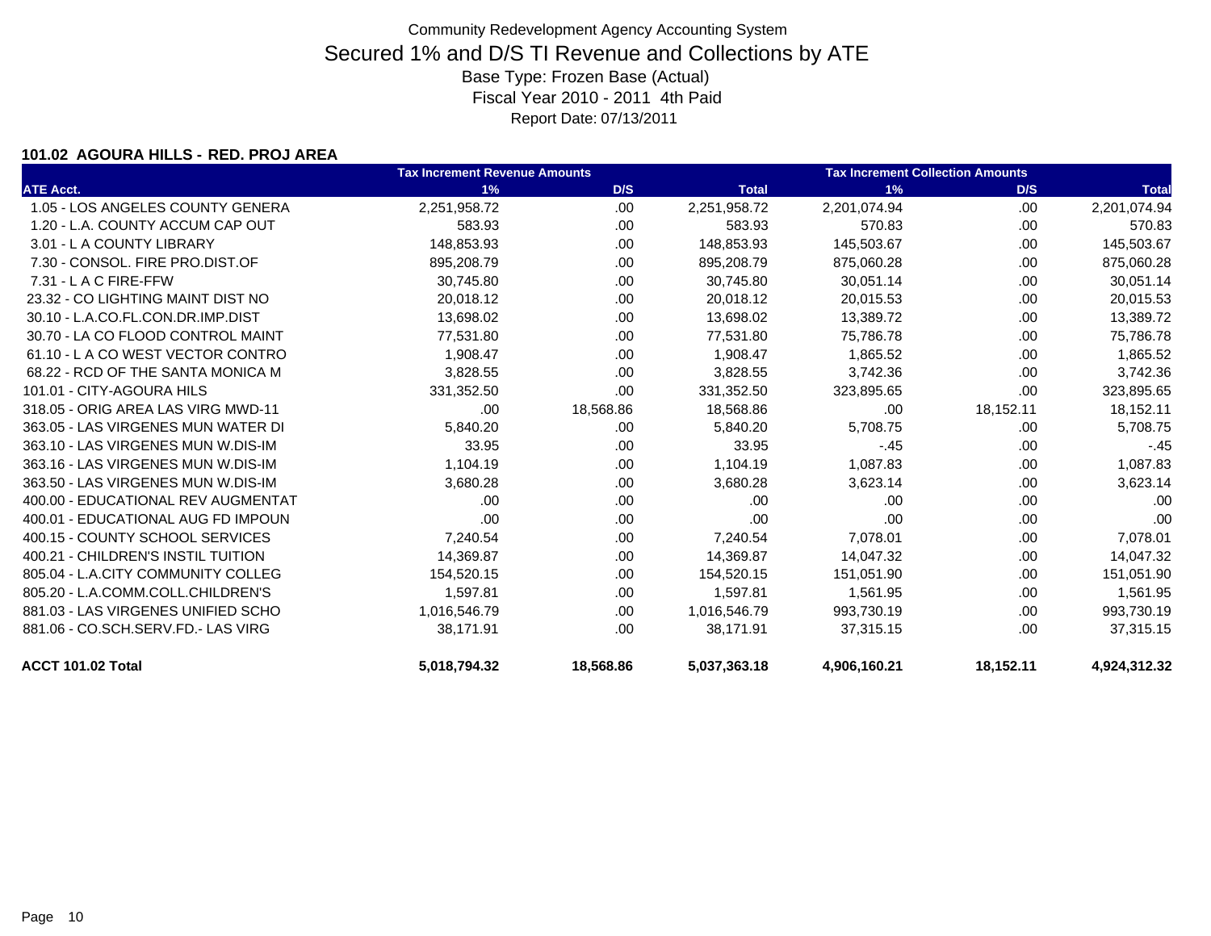Community Redevelopment Agency Accounting System

# Secured 1% and D/S TI Revenue and Collections by ATE

Base Type: Frozen Base (Actual)

Fiscal Year 2010 - 2011 4th Paid

Report Date: 07/13/2011

### 101.02 AGOURA HILLS - RED. PROJ AREA

| | Tax Increment Revenue Amounts | | | Tax Increment Collection Amounts | | |
|---|---|---|---|---|---|---|
| **ATE Acct.** | **1%** | **D/S** | **Total** | **1%** | **D/S** | **Total** |
| 1.05 - LOS ANGELES COUNTY GENERA | 2,251,958.72 | .00 | 2,251,958.72 | 2,201,074.94 | .00 | 2,201,074.94 |
| 1.20 - L.A. COUNTY ACCUM CAP OUT | 583.93 | .00 | 583.93 | 570.83 | .00 | 570.83 |
| 3.01 - L A COUNTY LIBRARY | 148,853.93 | .00 | 148,853.93 | 145,503.67 | .00 | 145,503.67 |
| 7.30 - CONSOL. FIRE PRO.DIST.OF | 895,208.79 | .00 | 895,208.79 | 875,060.28 | .00 | 875,060.28 |
| 7.31 - L A C FIRE-FFW | 30,745.80 | .00 | 30,745.80 | 30,051.14 | .00 | 30,051.14 |
| 23.32 - CO LIGHTING MAINT DIST NO | 20,018.12 | .00 | 20,018.12 | 20,015.53 | .00 | 20,015.53 |
| 30.10 - L.A.CO.FL.CON.DR.IMP.DIST | 13,698.02 | .00 | 13,698.02 | 13,389.72 | .00 | 13,389.72 |
| 30.70 - LA CO FLOOD CONTROL MAINT | 77,531.80 | .00 | 77,531.80 | 75,786.78 | .00 | 75,786.78 |
| 61.10 - L A CO WEST VECTOR CONTRO | 1,908.47 | .00 | 1,908.47 | 1,865.52 | .00 | 1,865.52 |
| 68.22 - RCD OF THE SANTA MONICA M | 3,828.55 | .00 | 3,828.55 | 3,742.36 | .00 | 3,742.36 |
| 101.01 - CITY-AGOURA HILS | 331,352.50 | .00 | 331,352.50 | 323,895.65 | .00 | 323,895.65 |
| 318.05 - ORIG AREA LAS VIRG MWD-11 | .00 | 18,568.86 | 18,568.86 | .00 | 18,152.11 | 18,152.11 |
| 363.05 - LAS VIRGENES MUN WATER DI | 5,840.20 | .00 | 5,840.20 | 5,708.75 | .00 | 5,708.75 |
| 363.10 - LAS VIRGENES MUN W.DIS-IM | 33.95 | .00 | 33.95 | -.45 | .00 | -.45 |
| 363.16 - LAS VIRGENES MUN W.DIS-IM | 1,104.19 | .00 | 1,104.19 | 1,087.83 | .00 | 1,087.83 |
| 363.50 - LAS VIRGENES MUN W.DIS-IM | 3,680.28 | .00 | 3,680.28 | 3,623.14 | .00 | 3,623.14 |
| 400.00 - EDUCATIONAL REV AUGMENTAT | .00 | .00 | .00 | .00 | .00 | .00 |
| 400.01 - EDUCATIONAL AUG FD IMPOUN | .00 | .00 | .00 | .00 | .00 | .00 |
| 400.15 - COUNTY SCHOOL SERVICES | 7,240.54 | .00 | 7,240.54 | 7,078.01 | .00 | 7,078.01 |
| 400.21 - CHILDREN'S INSTIL TUITION | 14,369.87 | .00 | 14,369.87 | 14,047.32 | .00 | 14,047.32 |
| 805.04 - L.A.CITY COMMUNITY COLLEG | 154,520.15 | .00 | 154,520.15 | 151,051.90 | .00 | 151,051.90 |
| 805.20 - L.A.COMM.COLL.CHILDREN'S | 1,597.81 | .00 | 1,597.81 | 1,561.95 | .00 | 1,561.95 |
| 881.03 - LAS VIRGENES UNIFIED SCHO | 1,016,546.79 | .00 | 1,016,546.79 | 993,730.19 | .00 | 993,730.19 |
| 881.06 - CO.SCH.SERV.FD.- LAS VIRG | 38,171.91 | .00 | 38,171.91 | 37,315.15 | .00 | 37,315.15 |
| **ACCT 101.02 Total** | **5,018,794.32** | **18,568.86** | **5,037,363.18** | **4,906,160.21** | **18,152.11** | **4,924,312.32** |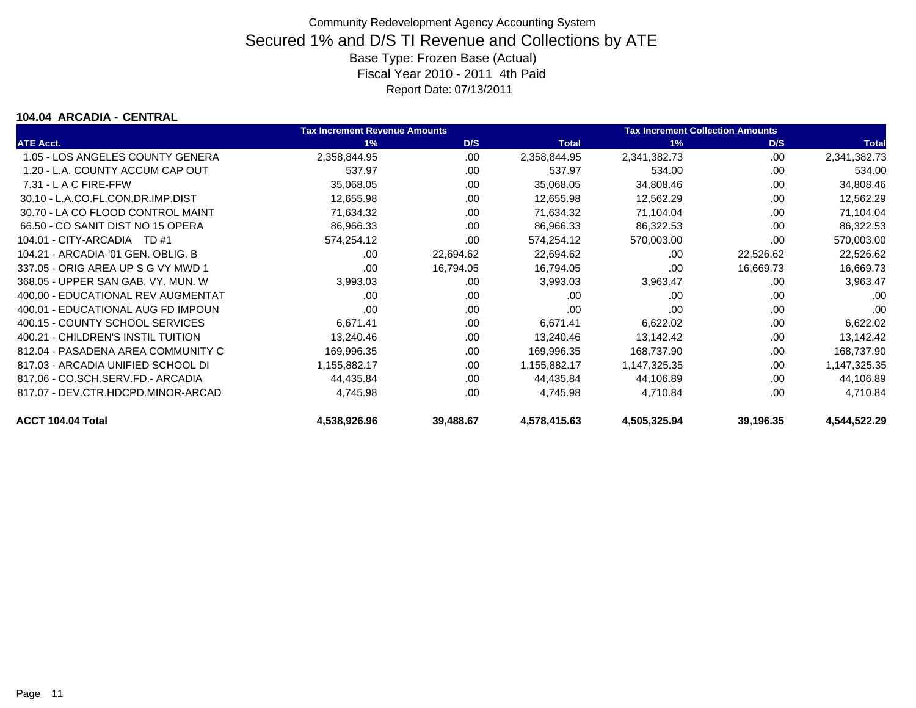Community Redevelopment Agency Accounting System

# Secured 1% and D/S TI Revenue and Collections by ATE

Base Type: Frozen Base (Actual)

Fiscal Year 2010 - 2011 4th Paid

Report Date: 07/13/2011

## 104.04 ARCADIA - CENTRAL

| | Tax Increment Revenue Amounts | | | Tax Increment Collection Amounts | | |
|---|---|---|---|---|---|---|
| **ATE Acct.** | **1%** | **D/S** | **Total** | **1%** | **D/S** | **Total** |
| 1.05 - LOS ANGELES COUNTY GENERA | 2,358,844.95 | .00 | 2,358,844.95 | 2,341,382.73 | .00 | 2,341,382.73 |
| 1.20 - L.A. COUNTY ACCUM CAP OUT | 537.97 | .00 | 537.97 | 534.00 | .00 | 534.00 |
| 7.31 - L A C FIRE-FFW | 35,068.05 | .00 | 35,068.05 | 34,808.46 | .00 | 34,808.46 |
| 30.10 - L.A.CO.FL.CON.DR.IMP.DIST | 12,655.98 | .00 | 12,655.98 | 12,562.29 | .00 | 12,562.29 |
| 30.70 - LA CO FLOOD CONTROL MAINT | 71,634.32 | .00 | 71,634.32 | 71,104.04 | .00 | 71,104.04 |
| 66.50 - CO SANIT DIST NO 15 OPERA | 86,966.33 | .00 | 86,966.33 | 86,322.53 | .00 | 86,322.53 |
| 104.01 - CITY-ARCADIA TD #1 | 574,254.12 | .00 | 574,254.12 | 570,003.00 | .00 | 570,003.00 |
| 104.21 - ARCADIA-'01 GEN. OBLIG. B | .00 | 22,694.62 | 22,694.62 | .00 | 22,526.62 | 22,526.62 |
| 337.05 - ORIG AREA UP S G VY MWD 1 | .00 | 16,794.05 | 16,794.05 | .00 | 16,669.73 | 16,669.73 |
| 368.05 - UPPER SAN GAB. VY. MUN. W | 3,993.03 | .00 | 3,993.03 | 3,963.47 | .00 | 3,963.47 |
| 400.00 - EDUCATIONAL REV AUGMENTAT | .00 | .00 | .00 | .00 | .00 | .00 |
| 400.01 - EDUCATIONAL AUG FD IMPOUN | .00 | .00 | .00 | .00 | .00 | .00 |
| 400.15 - COUNTY SCHOOL SERVICES | 6,671.41 | .00 | 6,671.41 | 6,622.02 | .00 | 6,622.02 |
| 400.21 - CHILDREN'S INSTIL TUITION | 13,240.46 | .00 | 13,240.46 | 13,142.42 | .00 | 13,142.42 |
| 812.04 - PASADENA AREA COMMUNITY C | 169,996.35 | .00 | 169,996.35 | 168,737.90 | .00 | 168,737.90 |
| 817.03 - ARCADIA UNIFIED SCHOOL DI | 1,155,882.17 | .00 | 1,155,882.17 | 1,147,325.35 | .00 | 1,147,325.35 |
| 817.06 - CO.SCH.SERV.FD.- ARCADIA | 44,435.84 | .00 | 44,435.84 | 44,106.89 | .00 | 44,106.89 |
| 817.07 - DEV.CTR.HDCPD.MINOR-ARCAD | 4,745.98 | .00 | 4,745.98 | 4,710.84 | .00 | 4,710.84 |
| **ACCT 104.04 Total** | **4,538,926.96** | **39,488.67** | **4,578,415.63** | **4,505,325.94** | **39,196.35** | **4,544,522.29** |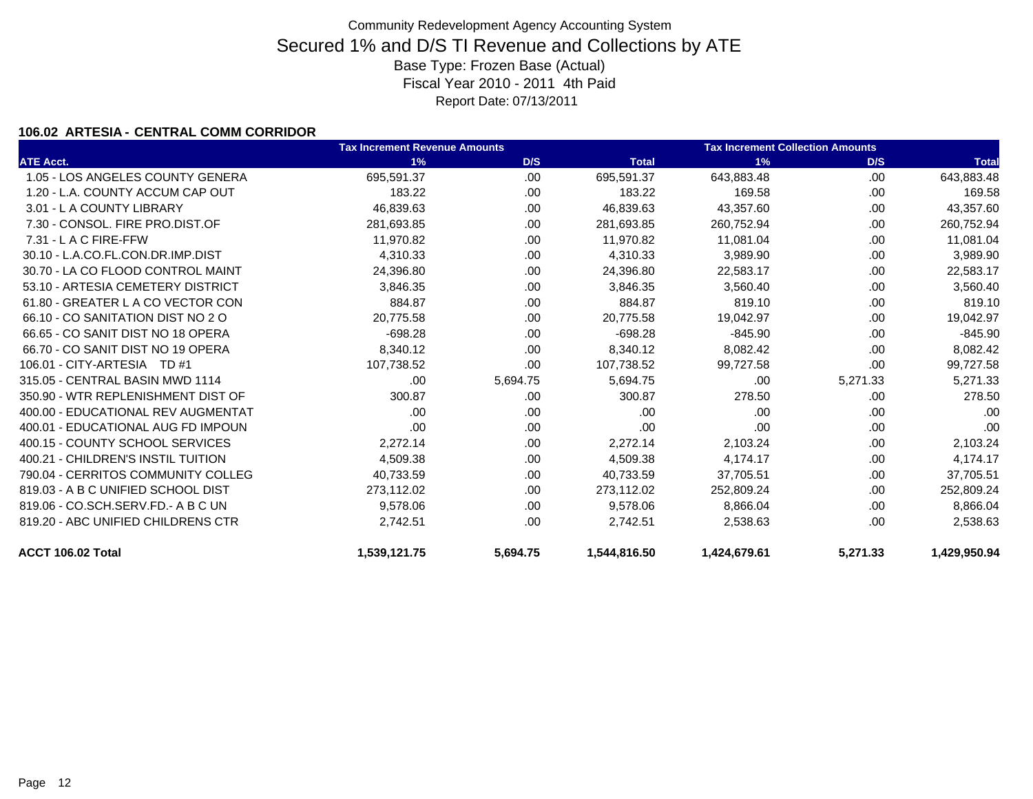Community Redevelopment Agency Accounting System

# Secured 1% and D/S TI Revenue and Collections by ATE

Base Type: Frozen Base (Actual)

Fiscal Year 2010 - 2011 4th Paid

Report Date: 07/13/2011

### 106.02 ARTESIA - CENTRAL COMM CORRIDOR

| | Tax Increment Revenue Amounts | | | Tax Increment Collection Amounts | | |
|---|---|---|---|---|---|---|
| ATE Acct. | 1% | D/S | Total | 1% | D/S | Total |
| 1.05 - LOS ANGELES COUNTY GENERA | 695,591.37 | .00 | 695,591.37 | 643,883.48 | .00 | 643,883.48 |
| 1.20 - L.A. COUNTY ACCUM CAP OUT | 183.22 | .00 | 183.22 | 169.58 | .00 | 169.58 |
| 3.01 - L A COUNTY LIBRARY | 46,839.63 | .00 | 46,839.63 | 43,357.60 | .00 | 43,357.60 |
| 7.30 - CONSOL. FIRE PRO.DIST.OF | 281,693.85 | .00 | 281,693.85 | 260,752.94 | .00 | 260,752.94 |
| 7.31 - L A C FIRE-FFW | 11,970.82 | .00 | 11,970.82 | 11,081.04 | .00 | 11,081.04 |
| 30.10 - L.A.CO.FL.CON.DR.IMP.DIST | 4,310.33 | .00 | 4,310.33 | 3,989.90 | .00 | 3,989.90 |
| 30.70 - LA CO FLOOD CONTROL MAINT | 24,396.80 | .00 | 24,396.80 | 22,583.17 | .00 | 22,583.17 |
| 53.10 - ARTESIA CEMETERY DISTRICT | 3,846.35 | .00 | 3,846.35 | 3,560.40 | .00 | 3,560.40 |
| 61.80 - GREATER L A CO VECTOR CON | 884.87 | .00 | 884.87 | 819.10 | .00 | 819.10 |
| 66.10 - CO SANITATION DIST NO 2 O | 20,775.58 | .00 | 20,775.58 | 19,042.97 | .00 | 19,042.97 |
| 66.65 - CO SANIT DIST NO 18 OPERA | -698.28 | .00 | -698.28 | -845.90 | .00 | -845.90 |
| 66.70 - CO SANIT DIST NO 19 OPERA | 8,340.12 | .00 | 8,340.12 | 8,082.42 | .00 | 8,082.42 |
| 106.01 - CITY-ARTESIA TD #1 | 107,738.52 | .00 | 107,738.52 | 99,727.58 | .00 | 99,727.58 |
| 315.05 - CENTRAL BASIN MWD 1114 | .00 | 5,694.75 | 5,694.75 | .00 | 5,271.33 | 5,271.33 |
| 350.90 - WTR REPLENISHMENT DIST OF | 300.87 | .00 | 300.87 | 278.50 | .00 | 278.50 |
| 400.00 - EDUCATIONAL REV AUGMENTAT | .00 | .00 | .00 | .00 | .00 | .00 |
| 400.01 - EDUCATIONAL AUG FD IMPOUN | .00 | .00 | .00 | .00 | .00 | .00 |
| 400.15 - COUNTY SCHOOL SERVICES | 2,272.14 | .00 | 2,272.14 | 2,103.24 | .00 | 2,103.24 |
| 400.21 - CHILDREN'S INSTIL TUITION | 4,509.38 | .00 | 4,509.38 | 4,174.17 | .00 | 4,174.17 |
| 790.04 - CERRITOS COMMUNITY COLLEG | 40,733.59 | .00 | 40,733.59 | 37,705.51 | .00 | 37,705.51 |
| 819.03 - A B C UNIFIED SCHOOL DIST | 273,112.02 | .00 | 273,112.02 | 252,809.24 | .00 | 252,809.24 |
| 819.06 - CO.SCH.SERV.FD.- A B C UN | 9,578.06 | .00 | 9,578.06 | 8,866.04 | .00 | 8,866.04 |
| 819.20 - ABC UNIFIED CHILDRENS CTR | 2,742.51 | .00 | 2,742.51 | 2,538.63 | .00 | 2,538.63 |
| **ACCT 106.02 Total** | **1,539,121.75** | **5,694.75** | **1,544,816.50** | **1,424,679.61** | **5,271.33** | **1,429,950.94** |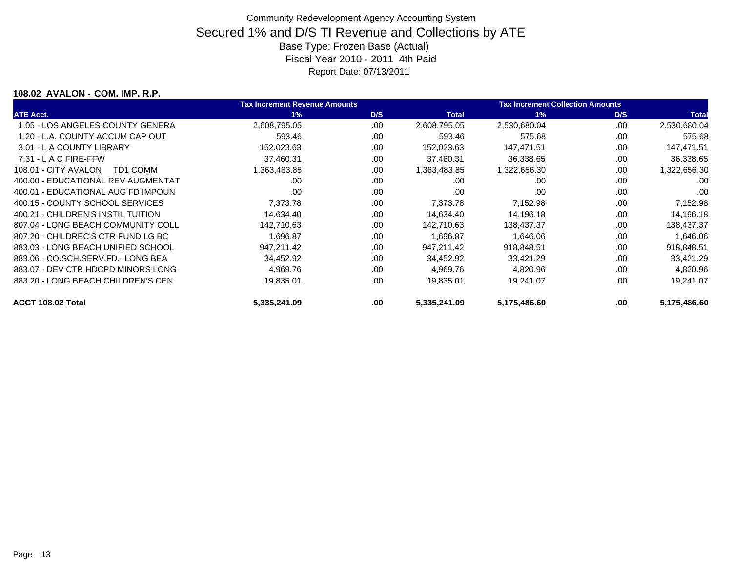Community Redevelopment Agency Accounting System

# Secured 1% and D/S TI Revenue and Collections by ATE

Base Type: Frozen Base (Actual)

Fiscal Year 2010 - 2011 4th Paid

Report Date: 07/13/2011

### 108.02 AVALON - COM. IMP. R.P.

| | Tax Increment Revenue Amounts | | | Tax Increment Collection Amounts | | |
|---|---|---|---|---|---|---|
| ATE Acct. | 1% | D/S | Total | 1% | D/S | Total |
| 1.05 - LOS ANGELES COUNTY GENERA | 2,608,795.05 | .00 | 2,608,795.05 | 2,530,680.04 | .00 | 2,530,680.04 |
| 1.20 - L.A. COUNTY ACCUM CAP OUT | 593.46 | .00 | 593.46 | 575.68 | .00 | 575.68 |
| 3.01 - L A COUNTY LIBRARY | 152,023.63 | .00 | 152,023.63 | 147,471.51 | .00 | 147,471.51 |
| 7.31 - L A C FIRE-FFW | 37,460.31 | .00 | 37,460.31 | 36,338.65 | .00 | 36,338.65 |
| 108.01 - CITY AVALON TD1 COMM | 1,363,483.85 | .00 | 1,363,483.85 | 1,322,656.30 | .00 | 1,322,656.30 |
| 400.00 - EDUCATIONAL REV AUGMENTAT | .00 | .00 | .00 | .00 | .00 | .00 |
| 400.01 - EDUCATIONAL AUG FD IMPOUN | .00 | .00 | .00 | .00 | .00 | .00 |
| 400.15 - COUNTY SCHOOL SERVICES | 7,373.78 | .00 | 7,373.78 | 7,152.98 | .00 | 7,152.98 |
| 400.21 - CHILDREN'S INSTIL TUITION | 14,634.40 | .00 | 14,634.40 | 14,196.18 | .00 | 14,196.18 |
| 807.04 - LONG BEACH COMMUNITY COLL | 142,710.63 | .00 | 142,710.63 | 138,437.37 | .00 | 138,437.37 |
| 807.20 - CHILDREC'S CTR FUND LG BC | 1,696.87 | .00 | 1,696.87 | 1,646.06 | .00 | 1,646.06 |
| 883.03 - LONG BEACH UNIFIED SCHOOL | 947,211.42 | .00 | 947,211.42 | 918,848.51 | .00 | 918,848.51 |
| 883.06 - CO.SCH.SERV.FD.- LONG BEA | 34,452.92 | .00 | 34,452.92 | 33,421.29 | .00 | 33,421.29 |
| 883.07 - DEV CTR HDCPD MINORS LONG | 4,969.76 | .00 | 4,969.76 | 4,820.96 | .00 | 4,820.96 |
| 883.20 - LONG BEACH CHILDREN'S CEN | 19,835.01 | .00 | 19,835.01 | 19,241.07 | .00 | 19,241.07 |
| **ACCT 108.02 Total** | **5,335,241.09** | **.00** | **5,335,241.09** | **5,175,486.60** | **.00** | **5,175,486.60** |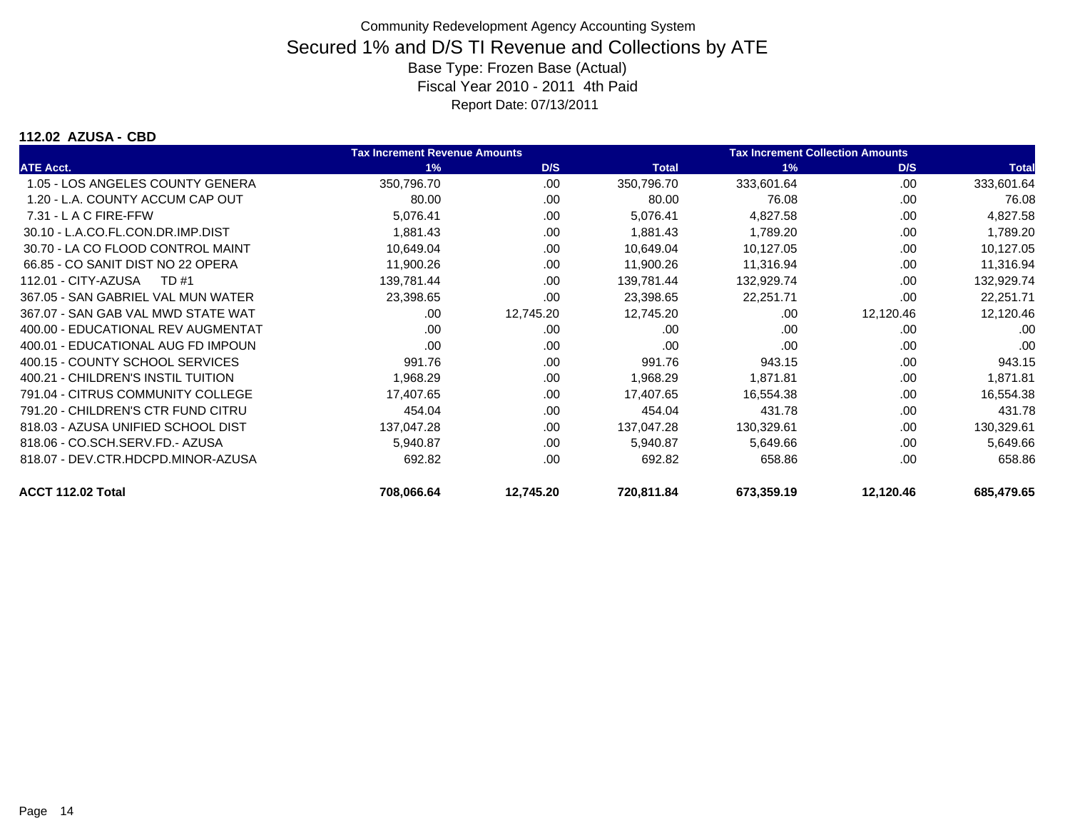# Community Redevelopment Agency Accounting System

## Secured 1% and D/S TI Revenue and Collections by ATE

Base Type: Frozen Base (Actual)

Fiscal Year 2010 - 2011 4th Paid

Report Date: 07/13/2011

### 112.02 AZUSA - CBD

| | Tax Increment Revenue Amounts | | | Tax Increment Collection Amounts | | |
|---|---|---|---|---|---|---|
| ATE Acct. | 1% | D/S | Total | 1% | D/S | Total |
| 1.05 - LOS ANGELES COUNTY GENERA | 350,796.70 | .00 | 350,796.70 | 333,601.64 | .00 | 333,601.64 |
| 1.20 - L.A. COUNTY ACCUM CAP OUT | 80.00 | .00 | 80.00 | 76.08 | .00 | 76.08 |
| 7.31 - L A C FIRE-FFW | 5,076.41 | .00 | 5,076.41 | 4,827.58 | .00 | 4,827.58 |
| 30.10 - L.A.CO.FL.CON.DR.IMP.DIST | 1,881.43 | .00 | 1,881.43 | 1,789.20 | .00 | 1,789.20 |
| 30.70 - LA CO FLOOD CONTROL MAINT | 10,649.04 | .00 | 10,649.04 | 10,127.05 | .00 | 10,127.05 |
| 66.85 - CO SANIT DIST NO 22 OPERA | 11,900.26 | .00 | 11,900.26 | 11,316.94 | .00 | 11,316.94 |
| 112.01 - CITY-AZUSA TD #1 | 139,781.44 | .00 | 139,781.44 | 132,929.74 | .00 | 132,929.74 |
| 367.05 - SAN GABRIEL VAL MUN WATER | 23,398.65 | .00 | 23,398.65 | 22,251.71 | .00 | 22,251.71 |
| 367.07 - SAN GAB VAL MWD STATE WAT | .00 | 12,745.20 | 12,745.20 | .00 | 12,120.46 | 12,120.46 |
| 400.00 - EDUCATIONAL REV AUGMENTAT | .00 | .00 | .00 | .00 | .00 | .00 |
| 400.01 - EDUCATIONAL AUG FD IMPOUN | .00 | .00 | .00 | .00 | .00 | .00 |
| 400.15 - COUNTY SCHOOL SERVICES | 991.76 | .00 | 991.76 | 943.15 | .00 | 943.15 |
| 400.21 - CHILDREN'S INSTIL TUITION | 1,968.29 | .00 | 1,968.29 | 1,871.81 | .00 | 1,871.81 |
| 791.04 - CITRUS COMMUNITY COLLEGE | 17,407.65 | .00 | 17,407.65 | 16,554.38 | .00 | 16,554.38 |
| 791.20 - CHILDREN'S CTR FUND CITRU | 454.04 | .00 | 454.04 | 431.78 | .00 | 431.78 |
| 818.03 - AZUSA UNIFIED SCHOOL DIST | 137,047.28 | .00 | 137,047.28 | 130,329.61 | .00 | 130,329.61 |
| 818.06 - CO.SCH.SERV.FD.- AZUSA | 5,940.87 | .00 | 5,940.87 | 5,649.66 | .00 | 5,649.66 |
| 818.07 - DEV.CTR.HDCPD.MINOR-AZUSA | 692.82 | .00 | 692.82 | 658.86 | .00 | 658.86 |
| **ACCT 112.02 Total** | **708,066.64** | **12,745.20** | **720,811.84** | **673,359.19** | **12,120.46** | **685,479.65** |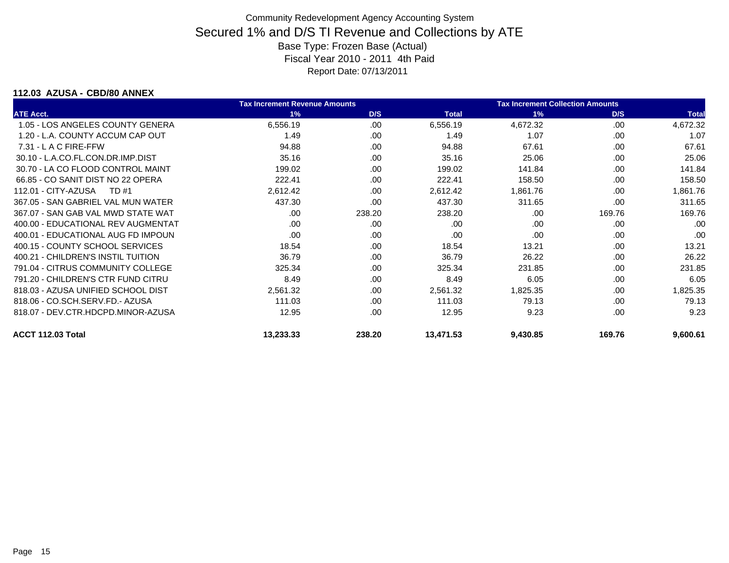# Community Redevelopment Agency Accounting System

## Secured 1% and D/S TI Revenue and Collections by ATE

Base Type: Frozen Base (Actual)

Fiscal Year 2010 - 2011 4th Paid

Report Date: 07/13/2011

### 112.03 AZUSA - CBD/80 ANNEX

| | Tax Increment Revenue Amounts | | | Tax Increment Collection Amounts | | |
|---|---|---|---|---|---|---|
| ATE Acct. | 1% | D/S | Total | 1% | D/S | Total |
| 1.05 - LOS ANGELES COUNTY GENERA | 6,556.19 | .00 | 6,556.19 | 4,672.32 | .00 | 4,672.32 |
| 1.20 - L.A. COUNTY ACCUM CAP OUT | 1.49 | .00 | 1.49 | 1.07 | .00 | 1.07 |
| 7.31 - L A C FIRE-FFW | 94.88 | .00 | 94.88 | 67.61 | .00 | 67.61 |
| 30.10 - L.A.CO.FL.CON.DR.IMP.DIST | 35.16 | .00 | 35.16 | 25.06 | .00 | 25.06 |
| 30.70 - LA CO FLOOD CONTROL MAINT | 199.02 | .00 | 199.02 | 141.84 | .00 | 141.84 |
| 66.85 - CO SANIT DIST NO 22 OPERA | 222.41 | .00 | 222.41 | 158.50 | .00 | 158.50 |
| 112.01 - CITY-AZUSA TD #1 | 2,612.42 | .00 | 2,612.42 | 1,861.76 | .00 | 1,861.76 |
| 367.05 - SAN GABRIEL VAL MUN WATER | 437.30 | .00 | 437.30 | 311.65 | .00 | 311.65 |
| 367.07 - SAN GAB VAL MWD STATE WAT | .00 | 238.20 | 238.20 | .00 | 169.76 | 169.76 |
| 400.00 - EDUCATIONAL REV AUGMENTAT | .00 | .00 | .00 | .00 | .00 | .00 |
| 400.01 - EDUCATIONAL AUG FD IMPOUN | .00 | .00 | .00 | .00 | .00 | .00 |
| 400.15 - COUNTY SCHOOL SERVICES | 18.54 | .00 | 18.54 | 13.21 | .00 | 13.21 |
| 400.21 - CHILDREN'S INSTIL TUITION | 36.79 | .00 | 36.79 | 26.22 | .00 | 26.22 |
| 791.04 - CITRUS COMMUNITY COLLEGE | 325.34 | .00 | 325.34 | 231.85 | .00 | 231.85 |
| 791.20 - CHILDREN'S CTR FUND CITRU | 8.49 | .00 | 8.49 | 6.05 | .00 | 6.05 |
| 818.03 - AZUSA UNIFIED SCHOOL DIST | 2,561.32 | .00 | 2,561.32 | 1,825.35 | .00 | 1,825.35 |
| 818.06 - CO.SCH.SERV.FD.- AZUSA | 111.03 | .00 | 111.03 | 79.13 | .00 | 79.13 |
| 818.07 - DEV.CTR.HDCPD.MINOR-AZUSA | 12.95 | .00 | 12.95 | 9.23 | .00 | 9.23 |
| **ACCT 112.03 Total** | **13,233.33** | **238.20** | **13,471.53** | **9,430.85** | **169.76** | **9,600.61** |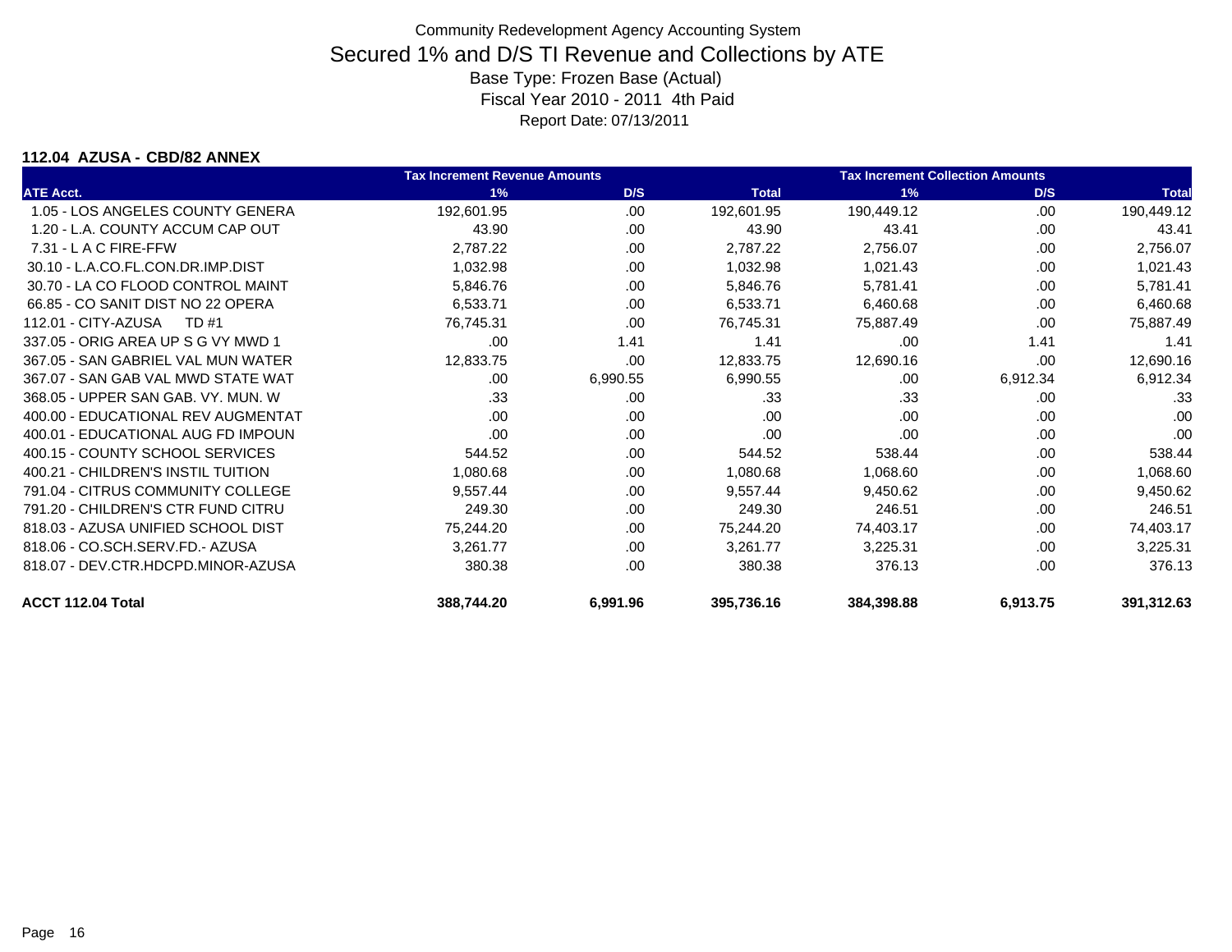# Community Redevelopment Agency Accounting System

## Secured 1% and D/S TI Revenue and Collections by ATE

Base Type: Frozen Base (Actual)

Fiscal Year 2010 - 2011 4th Paid

Report Date: 07/13/2011

### 112.04 AZUSA - CBD/82 ANNEX

| | Tax Increment Revenue Amounts | | | Tax Increment Collection Amounts | | |
|---|---|---|---|---|---|---|
| **ATE Acct.** | **1%** | **D/S** | **Total** | **1%** | **D/S** | **Total** |
| 1.05 - LOS ANGELES COUNTY GENERA | 192,601.95 | .00 | 192,601.95 | 190,449.12 | .00 | 190,449.12 |
| 1.20 - L.A. COUNTY ACCUM CAP OUT | 43.90 | .00 | 43.90 | 43.41 | .00 | 43.41 |
| 7.31 - L A C FIRE-FFW | 2,787.22 | .00 | 2,787.22 | 2,756.07 | .00 | 2,756.07 |
| 30.10 - L.A.CO.FL.CON.DR.IMP.DIST | 1,032.98 | .00 | 1,032.98 | 1,021.43 | .00 | 1,021.43 |
| 30.70 - LA CO FLOOD CONTROL MAINT | 5,846.76 | .00 | 5,846.76 | 5,781.41 | .00 | 5,781.41 |
| 66.85 - CO SANIT DIST NO 22 OPERA | 6,533.71 | .00 | 6,533.71 | 6,460.68 | .00 | 6,460.68 |
| 112.01 - CITY-AZUSA TD #1 | 76,745.31 | .00 | 76,745.31 | 75,887.49 | .00 | 75,887.49 |
| 337.05 - ORIG AREA UP S G VY MWD 1 | .00 | 1.41 | 1.41 | .00 | 1.41 | 1.41 |
| 367.05 - SAN GABRIEL VAL MUN WATER | 12,833.75 | .00 | 12,833.75 | 12,690.16 | .00 | 12,690.16 |
| 367.07 - SAN GAB VAL MWD STATE WAT | .00 | 6,990.55 | 6,990.55 | .00 | 6,912.34 | 6,912.34 |
| 368.05 - UPPER SAN GAB. VY. MUN. W | .33 | .00 | .33 | .33 | .00 | .33 |
| 400.00 - EDUCATIONAL REV AUGMENTAT | .00 | .00 | .00 | .00 | .00 | .00 |
| 400.01 - EDUCATIONAL AUG FD IMPOUN | .00 | .00 | .00 | .00 | .00 | .00 |
| 400.15 - COUNTY SCHOOL SERVICES | 544.52 | .00 | 544.52 | 538.44 | .00 | 538.44 |
| 400.21 - CHILDREN'S INSTIL TUITION | 1,080.68 | .00 | 1,080.68 | 1,068.60 | .00 | 1,068.60 |
| 791.04 - CITRUS COMMUNITY COLLEGE | 9,557.44 | .00 | 9,557.44 | 9,450.62 | .00 | 9,450.62 |
| 791.20 - CHILDREN'S CTR FUND CITRU | 249.30 | .00 | 249.30 | 246.51 | .00 | 246.51 |
| 818.03 - AZUSA UNIFIED SCHOOL DIST | 75,244.20 | .00 | 75,244.20 | 74,403.17 | .00 | 74,403.17 |
| 818.06 - CO.SCH.SERV.FD.- AZUSA | 3,261.77 | .00 | 3,261.77 | 3,225.31 | .00 | 3,225.31 |
| 818.07 - DEV.CTR.HDCPD.MINOR-AZUSA | 380.38 | .00 | 380.38 | 376.13 | .00 | 376.13 |
| **ACCT 112.04 Total** | **388,744.20** | **6,991.96** | **395,736.16** | **384,398.88** | **6,913.75** | **391,312.63** |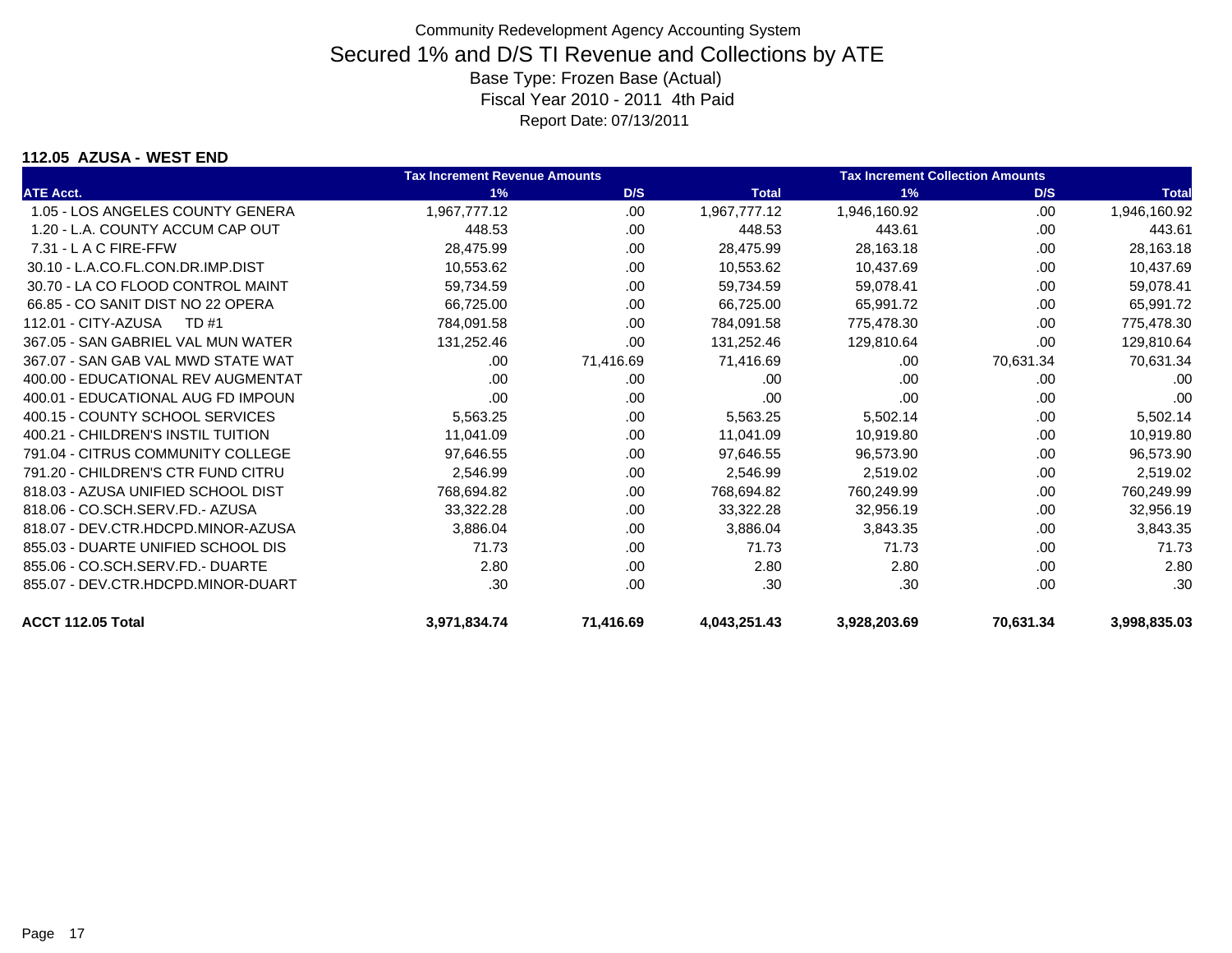# Community Redevelopment Agency Accounting System

## Secured 1% and D/S TI Revenue and Collections by ATE

Base Type: Frozen Base (Actual)

Fiscal Year 2010 - 2011 4th Paid

Report Date: 07/13/2011

### 112.05 AZUSA - WEST END

| | Tax Increment Revenue Amounts | | | Tax Increment Collection Amounts | | |
|---|---|---|---|---|---|---|
| ATE Acct. | 1% | D/S | Total | 1% | D/S | Total |
| 1.05 - LOS ANGELES COUNTY GENERA | 1,967,777.12 | .00 | 1,967,777.12 | 1,946,160.92 | .00 | 1,946,160.92 |
| 1.20 - L.A. COUNTY ACCUM CAP OUT | 448.53 | .00 | 448.53 | 443.61 | .00 | 443.61 |
| 7.31 - L A C FIRE-FFW | 28,475.99 | .00 | 28,475.99 | 28,163.18 | .00 | 28,163.18 |
| 30.10 - L.A.CO.FL.CON.DR.IMP.DIST | 10,553.62 | .00 | 10,553.62 | 10,437.69 | .00 | 10,437.69 |
| 30.70 - LA CO FLOOD CONTROL MAINT | 59,734.59 | .00 | 59,734.59 | 59,078.41 | .00 | 59,078.41 |
| 66.85 - CO SANIT DIST NO 22 OPERA | 66,725.00 | .00 | 66,725.00 | 65,991.72 | .00 | 65,991.72 |
| 112.01 - CITY-AZUSA TD #1 | 784,091.58 | .00 | 784,091.58 | 775,478.30 | .00 | 775,478.30 |
| 367.05 - SAN GABRIEL VAL MUN WATER | 131,252.46 | .00 | 131,252.46 | 129,810.64 | .00 | 129,810.64 |
| 367.07 - SAN GAB VAL MWD STATE WAT | .00 | 71,416.69 | 71,416.69 | .00 | 70,631.34 | 70,631.34 |
| 400.00 - EDUCATIONAL REV AUGMENTAT | .00 | .00 | .00 | .00 | .00 | .00 |
| 400.01 - EDUCATIONAL AUG FD IMPOUN | .00 | .00 | .00 | .00 | .00 | .00 |
| 400.15 - COUNTY SCHOOL SERVICES | 5,563.25 | .00 | 5,563.25 | 5,502.14 | .00 | 5,502.14 |
| 400.21 - CHILDREN'S INSTIL TUITION | 11,041.09 | .00 | 11,041.09 | 10,919.80 | .00 | 10,919.80 |
| 791.04 - CITRUS COMMUNITY COLLEGE | 97,646.55 | .00 | 97,646.55 | 96,573.90 | .00 | 96,573.90 |
| 791.20 - CHILDREN'S CTR FUND CITRU | 2,546.99 | .00 | 2,546.99 | 2,519.02 | .00 | 2,519.02 |
| 818.03 - AZUSA UNIFIED SCHOOL DIST | 768,694.82 | .00 | 768,694.82 | 760,249.99 | .00 | 760,249.99 |
| 818.06 - CO.SCH.SERV.FD.- AZUSA | 33,322.28 | .00 | 33,322.28 | 32,956.19 | .00 | 32,956.19 |
| 818.07 - DEV.CTR.HDCPD.MINOR-AZUSA | 3,886.04 | .00 | 3,886.04 | 3,843.35 | .00 | 3,843.35 |
| 855.03 - DUARTE UNIFIED SCHOOL DIS | 71.73 | .00 | 71.73 | 71.73 | .00 | 71.73 |
| 855.06 - CO.SCH.SERV.FD.- DUARTE | 2.80 | .00 | 2.80 | 2.80 | .00 | 2.80 |
| 855.07 - DEV.CTR.HDCPD.MINOR-DUART | .30 | .00 | .30 | .30 | .00 | .30 |
| **ACCT 112.05 Total** | **3,971,834.74** | **71,416.69** | **4,043,251.43** | **3,928,203.69** | **70,631.34** | **3,998,835.03** |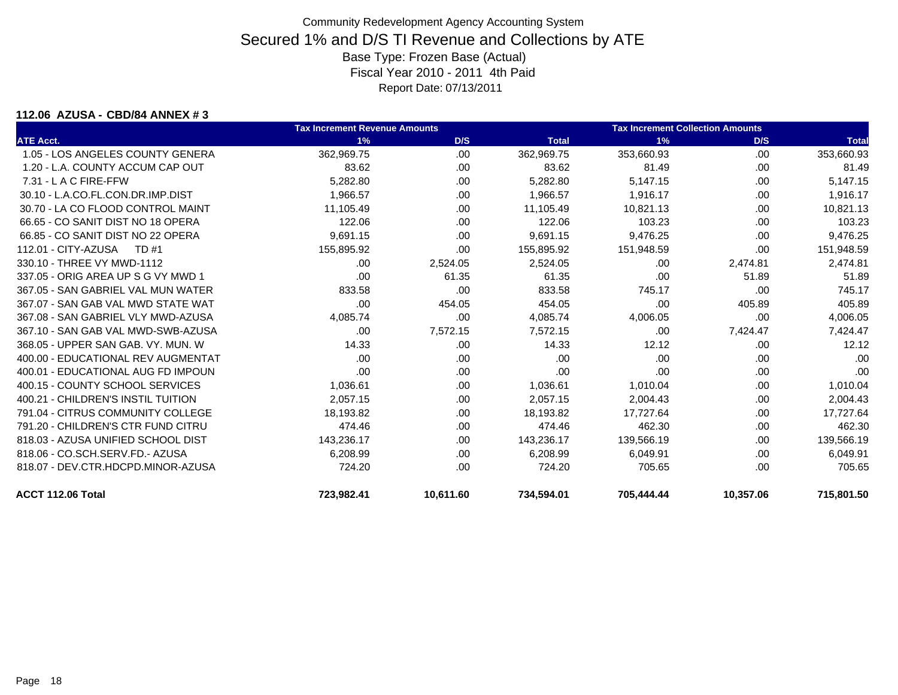Community Redevelopment Agency Accounting System

# Secured 1% and D/S TI Revenue and Collections by ATE

Base Type: Frozen Base (Actual)

Fiscal Year 2010 - 2011 4th Paid

Report Date: 07/13/2011

**112.06 AZUSA - CBD/84 ANNEX # 3**

| | Tax Increment Revenue Amounts | | | Tax Increment Collection Amounts | | |
|---|---|---|---|---|---|---|
| **ATE Acct.** | **1%** | **D/S** | **Total** | **1%** | **D/S** | **Total** |
| 1.05 - LOS ANGELES COUNTY GENERA | 362,969.75 | .00 | 362,969.75 | 353,660.93 | .00 | 353,660.93 |
| 1.20 - L.A. COUNTY ACCUM CAP OUT | 83.62 | .00 | 83.62 | 81.49 | .00 | 81.49 |
| 7.31 - L A C FIRE-FFW | 5,282.80 | .00 | 5,282.80 | 5,147.15 | .00 | 5,147.15 |
| 30.10 - L.A.CO.FL.CON.DR.IMP.DIST | 1,966.57 | .00 | 1,966.57 | 1,916.17 | .00 | 1,916.17 |
| 30.70 - LA CO FLOOD CONTROL MAINT | 11,105.49 | .00 | 11,105.49 | 10,821.13 | .00 | 10,821.13 |
| 66.65 - CO SANIT DIST NO 18 OPERA | 122.06 | .00 | 122.06 | 103.23 | .00 | 103.23 |
| 66.85 - CO SANIT DIST NO 22 OPERA | 9,691.15 | .00 | 9,691.15 | 9,476.25 | .00 | 9,476.25 |
| 112.01 - CITY-AZUSA TD #1 | 155,895.92 | .00 | 155,895.92 | 151,948.59 | .00 | 151,948.59 |
| 330.10 - THREE VY MWD-1112 | .00 | 2,524.05 | 2,524.05 | .00 | 2,474.81 | 2,474.81 |
| 337.05 - ORIG AREA UP S G VY MWD 1 | .00 | 61.35 | 61.35 | .00 | 51.89 | 51.89 |
| 367.05 - SAN GABRIEL VAL MUN WATER | 833.58 | .00 | 833.58 | 745.17 | .00 | 745.17 |
| 367.07 - SAN GAB VAL MWD STATE WAT | .00 | 454.05 | 454.05 | .00 | 405.89 | 405.89 |
| 367.08 - SAN GABRIEL VLY MWD-AZUSA | 4,085.74 | .00 | 4,085.74 | 4,006.05 | .00 | 4,006.05 |
| 367.10 - SAN GAB VAL MWD-SWB-AZUSA | .00 | 7,572.15 | 7,572.15 | .00 | 7,424.47 | 7,424.47 |
| 368.05 - UPPER SAN GAB. VY. MUN. W | 14.33 | .00 | 14.33 | 12.12 | .00 | 12.12 |
| 400.00 - EDUCATIONAL REV AUGMENTAT | .00 | .00 | .00 | .00 | .00 | .00 |
| 400.01 - EDUCATIONAL AUG FD IMPOUN | .00 | .00 | .00 | .00 | .00 | .00 |
| 400.15 - COUNTY SCHOOL SERVICES | 1,036.61 | .00 | 1,036.61 | 1,010.04 | .00 | 1,010.04 |
| 400.21 - CHILDREN'S INSTIL TUITION | 2,057.15 | .00 | 2,057.15 | 2,004.43 | .00 | 2,004.43 |
| 791.04 - CITRUS COMMUNITY COLLEGE | 18,193.82 | .00 | 18,193.82 | 17,727.64 | .00 | 17,727.64 |
| 791.20 - CHILDREN'S CTR FUND CITRU | 474.46 | .00 | 474.46 | 462.30 | .00 | 462.30 |
| 818.03 - AZUSA UNIFIED SCHOOL DIST | 143,236.17 | .00 | 143,236.17 | 139,566.19 | .00 | 139,566.19 |
| 818.06 - CO.SCH.SERV.FD.- AZUSA | 6,208.99 | .00 | 6,208.99 | 6,049.91 | .00 | 6,049.91 |
| 818.07 - DEV.CTR.HDCPD.MINOR-AZUSA | 724.20 | .00 | 724.20 | 705.65 | .00 | 705.65 |
| **ACCT 112.06 Total** | **723,982.41** | **10,611.60** | **734,594.01** | **705,444.44** | **10,357.06** | **715,801.50** |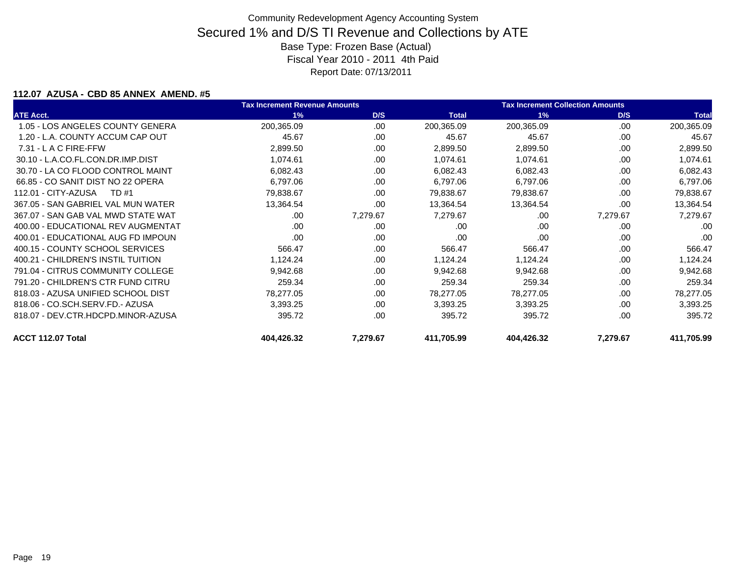Community Redevelopment Agency Accounting System

# Secured 1% and D/S TI Revenue and Collections by ATE

Base Type: Frozen Base (Actual)

Fiscal Year 2010 - 2011 4th Paid

Report Date: 07/13/2011

**112.07 AZUSA - CBD 85 ANNEX AMEND. #5**

| | Tax Increment Revenue Amounts | | | Tax Increment Collection Amounts | | |
|---|---|---|---|---|---|---|
| ATE Acct. | 1% | D/S | Total | 1% | D/S | Total |
| 1.05 - LOS ANGELES COUNTY GENERA | 200,365.09 | .00 | 200,365.09 | 200,365.09 | .00 | 200,365.09 |
| 1.20 - L.A. COUNTY ACCUM CAP OUT | 45.67 | .00 | 45.67 | 45.67 | .00 | 45.67 |
| 7.31 - L A C FIRE-FFW | 2,899.50 | .00 | 2,899.50 | 2,899.50 | .00 | 2,899.50 |
| 30.10 - L.A.CO.FL.CON.DR.IMP.DIST | 1,074.61 | .00 | 1,074.61 | 1,074.61 | .00 | 1,074.61 |
| 30.70 - LA CO FLOOD CONTROL MAINT | 6,082.43 | .00 | 6,082.43 | 6,082.43 | .00 | 6,082.43 |
| 66.85 - CO SANIT DIST NO 22 OPERA | 6,797.06 | .00 | 6,797.06 | 6,797.06 | .00 | 6,797.06 |
| 112.01 - CITY-AZUSA TD #1 | 79,838.67 | .00 | 79,838.67 | 79,838.67 | .00 | 79,838.67 |
| 367.05 - SAN GABRIEL VAL MUN WATER | 13,364.54 | .00 | 13,364.54 | 13,364.54 | .00 | 13,364.54 |
| 367.07 - SAN GAB VAL MWD STATE WAT | .00 | 7,279.67 | 7,279.67 | .00 | 7,279.67 | 7,279.67 |
| 400.00 - EDUCATIONAL REV AUGMENTAT | .00 | .00 | .00 | .00 | .00 | .00 |
| 400.01 - EDUCATIONAL AUG FD IMPOUN | .00 | .00 | .00 | .00 | .00 | .00 |
| 400.15 - COUNTY SCHOOL SERVICES | 566.47 | .00 | 566.47 | 566.47 | .00 | 566.47 |
| 400.21 - CHILDREN'S INSTIL TUITION | 1,124.24 | .00 | 1,124.24 | 1,124.24 | .00 | 1,124.24 |
| 791.04 - CITRUS COMMUNITY COLLEGE | 9,942.68 | .00 | 9,942.68 | 9,942.68 | .00 | 9,942.68 |
| 791.20 - CHILDREN'S CTR FUND CITRU | 259.34 | .00 | 259.34 | 259.34 | .00 | 259.34 |
| 818.03 - AZUSA UNIFIED SCHOOL DIST | 78,277.05 | .00 | 78,277.05 | 78,277.05 | .00 | 78,277.05 |
| 818.06 - CO.SCH.SERV.FD.- AZUSA | 3,393.25 | .00 | 3,393.25 | 3,393.25 | .00 | 3,393.25 |
| 818.07 - DEV.CTR.HDCPD.MINOR-AZUSA | 395.72 | .00 | 395.72 | 395.72 | .00 | 395.72 |
| **ACCT 112.07 Total** | **404,426.32** | **7,279.67** | **411,705.99** | **404,426.32** | **7,279.67** | **411,705.99** |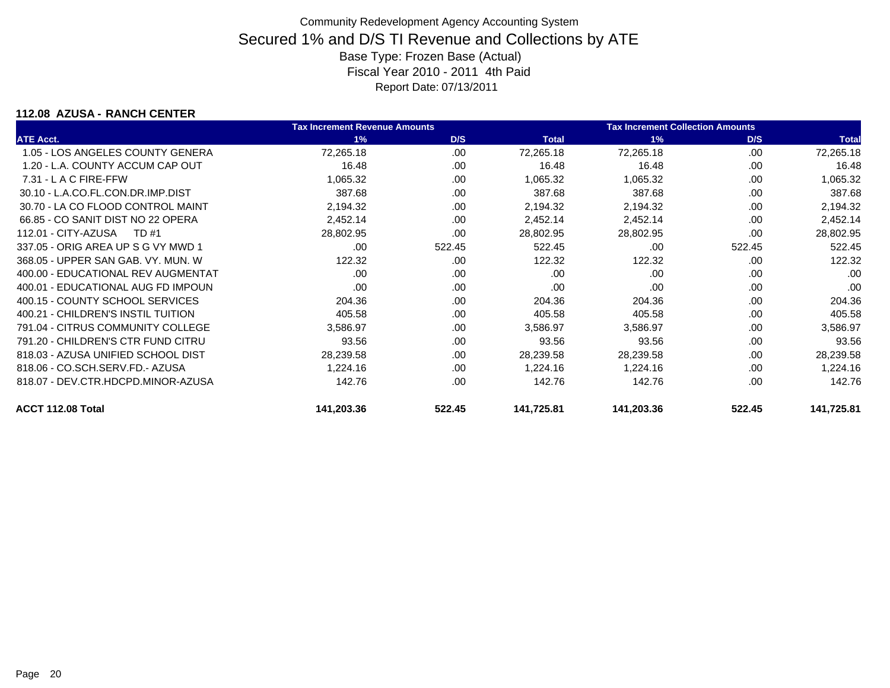Community Redevelopment Agency Accounting System

# Secured 1% and D/S TI Revenue and Collections by ATE

Base Type: Frozen Base (Actual)

Fiscal Year 2010 - 2011 4th Paid

Report Date: 07/13/2011

### 112.08 AZUSA - RANCH CENTER

| | Tax Increment Revenue Amounts | | | Tax Increment Collection Amounts | | |
|---|---|---|---|---|---|---|
| ATE Acct. | 1% | D/S | Total | 1% | D/S | Total |
| 1.05 - LOS ANGELES COUNTY GENERA | 72,265.18 | .00 | 72,265.18 | 72,265.18 | .00 | 72,265.18 |
| 1.20 - L.A. COUNTY ACCUM CAP OUT | 16.48 | .00 | 16.48 | 16.48 | .00 | 16.48 |
| 7.31 - L A C FIRE-FFW | 1,065.32 | .00 | 1,065.32 | 1,065.32 | .00 | 1,065.32 |
| 30.10 - L.A.CO.FL.CON.DR.IMP.DIST | 387.68 | .00 | 387.68 | 387.68 | .00 | 387.68 |
| 30.70 - LA CO FLOOD CONTROL MAINT | 2,194.32 | .00 | 2,194.32 | 2,194.32 | .00 | 2,194.32 |
| 66.85 - CO SANIT DIST NO 22 OPERA | 2,452.14 | .00 | 2,452.14 | 2,452.14 | .00 | 2,452.14 |
| 112.01 - CITY-AZUSA TD #1 | 28,802.95 | .00 | 28,802.95 | 28,802.95 | .00 | 28,802.95 |
| 337.05 - ORIG AREA UP S G VY MWD 1 | .00 | 522.45 | 522.45 | .00 | 522.45 | 522.45 |
| 368.05 - UPPER SAN GAB. VY. MUN. W | 122.32 | .00 | 122.32 | 122.32 | .00 | 122.32 |
| 400.00 - EDUCATIONAL REV AUGMENTAT | .00 | .00 | .00 | .00 | .00 | .00 |
| 400.01 - EDUCATIONAL AUG FD IMPOUN | .00 | .00 | .00 | .00 | .00 | .00 |
| 400.15 - COUNTY SCHOOL SERVICES | 204.36 | .00 | 204.36 | 204.36 | .00 | 204.36 |
| 400.21 - CHILDREN'S INSTIL TUITION | 405.58 | .00 | 405.58 | 405.58 | .00 | 405.58 |
| 791.04 - CITRUS COMMUNITY COLLEGE | 3,586.97 | .00 | 3,586.97 | 3,586.97 | .00 | 3,586.97 |
| 791.20 - CHILDREN'S CTR FUND CITRU | 93.56 | .00 | 93.56 | 93.56 | .00 | 93.56 |
| 818.03 - AZUSA UNIFIED SCHOOL DIST | 28,239.58 | .00 | 28,239.58 | 28,239.58 | .00 | 28,239.58 |
| 818.06 - CO.SCH.SERV.FD.- AZUSA | 1,224.16 | .00 | 1,224.16 | 1,224.16 | .00 | 1,224.16 |
| 818.07 - DEV.CTR.HDCPD.MINOR-AZUSA | 142.76 | .00 | 142.76 | 142.76 | .00 | 142.76 |
| **ACCT 112.08 Total** | **141,203.36** | **522.45** | **141,725.81** | **141,203.36** | **522.45** | **141,725.81** |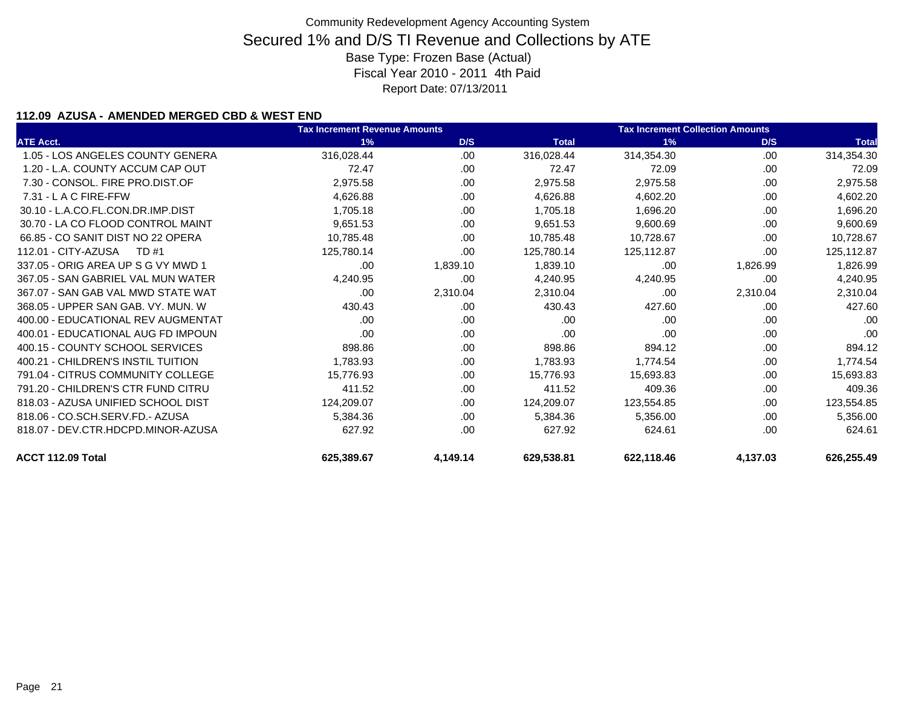Community Redevelopment Agency Accounting System

# Secured 1% and D/S TI Revenue and Collections by ATE

Base Type: Frozen Base (Actual)

Fiscal Year 2010 - 2011 4th Paid

Report Date: 07/13/2011

### 112.09 AZUSA - AMENDED MERGED CBD & WEST END

| ATE Acct. | Tax Increment Revenue Amounts 1% | D/S | Total | Tax Increment Collection Amounts 1% | D/S | Total |
|---|---|---|---|---|---|---|
| 1.05 - LOS ANGELES COUNTY GENERA | 316,028.44 | .00 | 316,028.44 | 314,354.30 | .00 | 314,354.30 |
| 1.20 - L.A. COUNTY ACCUM CAP OUT | 72.47 | .00 | 72.47 | 72.09 | .00 | 72.09 |
| 7.30 - CONSOL. FIRE PRO.DIST.OF | 2,975.58 | .00 | 2,975.58 | 2,975.58 | .00 | 2,975.58 |
| 7.31 - L A C FIRE-FFW | 4,626.88 | .00 | 4,626.88 | 4,602.20 | .00 | 4,602.20 |
| 30.10 - L.A.CO.FL.CON.DR.IMP.DIST | 1,705.18 | .00 | 1,705.18 | 1,696.20 | .00 | 1,696.20 |
| 30.70 - LA CO FLOOD CONTROL MAINT | 9,651.53 | .00 | 9,651.53 | 9,600.69 | .00 | 9,600.69 |
| 66.85 - CO SANIT DIST NO 22 OPERA | 10,785.48 | .00 | 10,785.48 | 10,728.67 | .00 | 10,728.67 |
| 112.01 - CITY-AZUSA TD #1 | 125,780.14 | .00 | 125,780.14 | 125,112.87 | .00 | 125,112.87 |
| 337.05 - ORIG AREA UP S G VY MWD 1 | .00 | 1,839.10 | 1,839.10 | .00 | 1,826.99 | 1,826.99 |
| 367.05 - SAN GABRIEL VAL MUN WATER | 4,240.95 | .00 | 4,240.95 | 4,240.95 | .00 | 4,240.95 |
| 367.07 - SAN GAB VAL MWD STATE WAT | .00 | 2,310.04 | 2,310.04 | .00 | 2,310.04 | 2,310.04 |
| 368.05 - UPPER SAN GAB. VY. MUN. W | 430.43 | .00 | 430.43 | 427.60 | .00 | 427.60 |
| 400.00 - EDUCATIONAL REV AUGMENTAT | .00 | .00 | .00 | .00 | .00 | .00 |
| 400.01 - EDUCATIONAL AUG FD IMPOUN | .00 | .00 | .00 | .00 | .00 | .00 |
| 400.15 - COUNTY SCHOOL SERVICES | 898.86 | .00 | 898.86 | 894.12 | .00 | 894.12 |
| 400.21 - CHILDREN'S INSTIL TUITION | 1,783.93 | .00 | 1,783.93 | 1,774.54 | .00 | 1,774.54 |
| 791.04 - CITRUS COMMUNITY COLLEGE | 15,776.93 | .00 | 15,776.93 | 15,693.83 | .00 | 15,693.83 |
| 791.20 - CHILDREN'S CTR FUND CITRU | 411.52 | .00 | 411.52 | 409.36 | .00 | 409.36 |
| 818.03 - AZUSA UNIFIED SCHOOL DIST | 124,209.07 | .00 | 124,209.07 | 123,554.85 | .00 | 123,554.85 |
| 818.06 - CO.SCH.SERV.FD.- AZUSA | 5,384.36 | .00 | 5,384.36 | 5,356.00 | .00 | 5,356.00 |
| 818.07 - DEV.CTR.HDCPD.MINOR-AZUSA | 627.92 | .00 | 627.92 | 624.61 | .00 | 624.61 |
| **ACCT 112.09 Total** | **625,389.67** | **4,149.14** | **629,538.81** | **622,118.46** | **4,137.03** | **626,255.49** |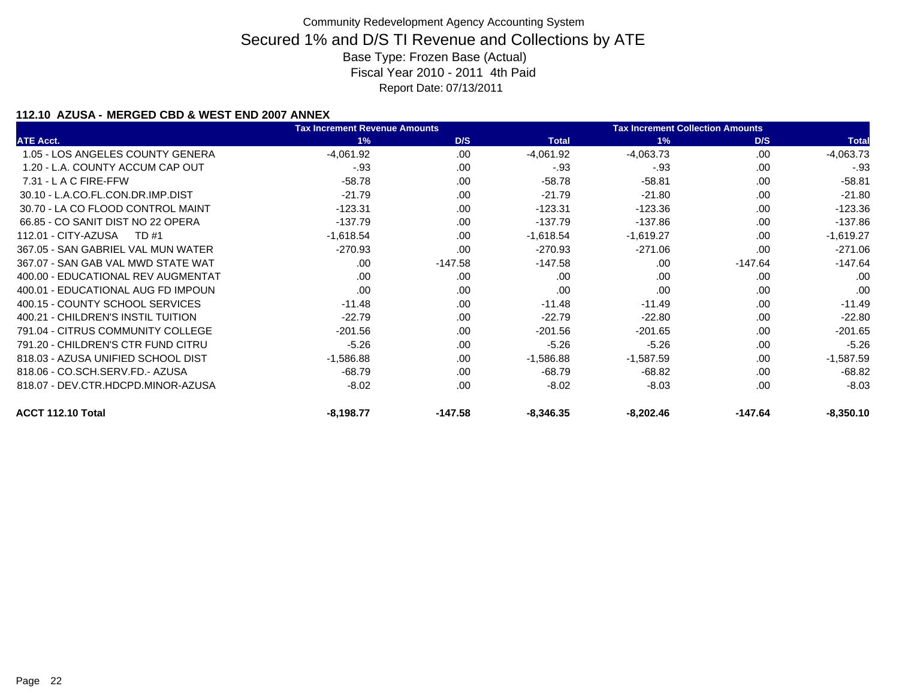Community Redevelopment Agency Accounting System

# Secured 1% and D/S TI Revenue and Collections by ATE

Base Type: Frozen Base (Actual)

Fiscal Year 2010 - 2011 4th Paid

Report Date: 07/13/2011

### 112.10 AZUSA - MERGED CBD & WEST END 2007 ANNEX

| | Tax Increment Revenue Amounts | | | Tax Increment Collection Amounts | | |
|---|---|---|---|---|---|---|
| ATE Acct. | 1% | D/S | Total | 1% | D/S | Total |
| 1.05 - LOS ANGELES COUNTY GENERA | -4,061.92 | .00 | -4,061.92 | -4,063.73 | .00 | -4,063.73 |
| 1.20 - L.A. COUNTY ACCUM CAP OUT | -.93 | .00 | -.93 | -.93 | .00 | -.93 |
| 7.31 - L A C FIRE-FFW | -58.78 | .00 | -58.78 | -58.81 | .00 | -58.81 |
| 30.10 - L.A.CO.FL.CON.DR.IMP.DIST | -21.79 | .00 | -21.79 | -21.80 | .00 | -21.80 |
| 30.70 - LA CO FLOOD CONTROL MAINT | -123.31 | .00 | -123.31 | -123.36 | .00 | -123.36 |
| 66.85 - CO SANIT DIST NO 22 OPERA | -137.79 | .00 | -137.79 | -137.86 | .00 | -137.86 |
| 112.01 - CITY-AZUSA TD #1 | -1,618.54 | .00 | -1,618.54 | -1,619.27 | .00 | -1,619.27 |
| 367.05 - SAN GABRIEL VAL MUN WATER | -270.93 | .00 | -270.93 | -271.06 | .00 | -271.06 |
| 367.07 - SAN GAB VAL MWD STATE WAT | .00 | -147.58 | -147.58 | .00 | -147.64 | -147.64 |
| 400.00 - EDUCATIONAL REV AUGMENTAT | .00 | .00 | .00 | .00 | .00 | .00 |
| 400.01 - EDUCATIONAL AUG FD IMPOUN | .00 | .00 | .00 | .00 | .00 | .00 |
| 400.15 - COUNTY SCHOOL SERVICES | -11.48 | .00 | -11.48 | -11.49 | .00 | -11.49 |
| 400.21 - CHILDREN'S INSTIL TUITION | -22.79 | .00 | -22.79 | -22.80 | .00 | -22.80 |
| 791.04 - CITRUS COMMUNITY COLLEGE | -201.56 | .00 | -201.56 | -201.65 | .00 | -201.65 |
| 791.20 - CHILDREN'S CTR FUND CITRU | -5.26 | .00 | -5.26 | -5.26 | .00 | -5.26 |
| 818.03 - AZUSA UNIFIED SCHOOL DIST | -1,586.88 | .00 | -1,586.88 | -1,587.59 | .00 | -1,587.59 |
| 818.06 - CO.SCH.SERV.FD.- AZUSA | -68.79 | .00 | -68.79 | -68.82 | .00 | -68.82 |
| 818.07 - DEV.CTR.HDCPD.MINOR-AZUSA | -8.02 | .00 | -8.02 | -8.03 | .00 | -8.03 |
| **ACCT 112.10 Total** | **-8,198.77** | **-147.58** | **-8,346.35** | **-8,202.46** | **-147.64** | **-8,350.10** |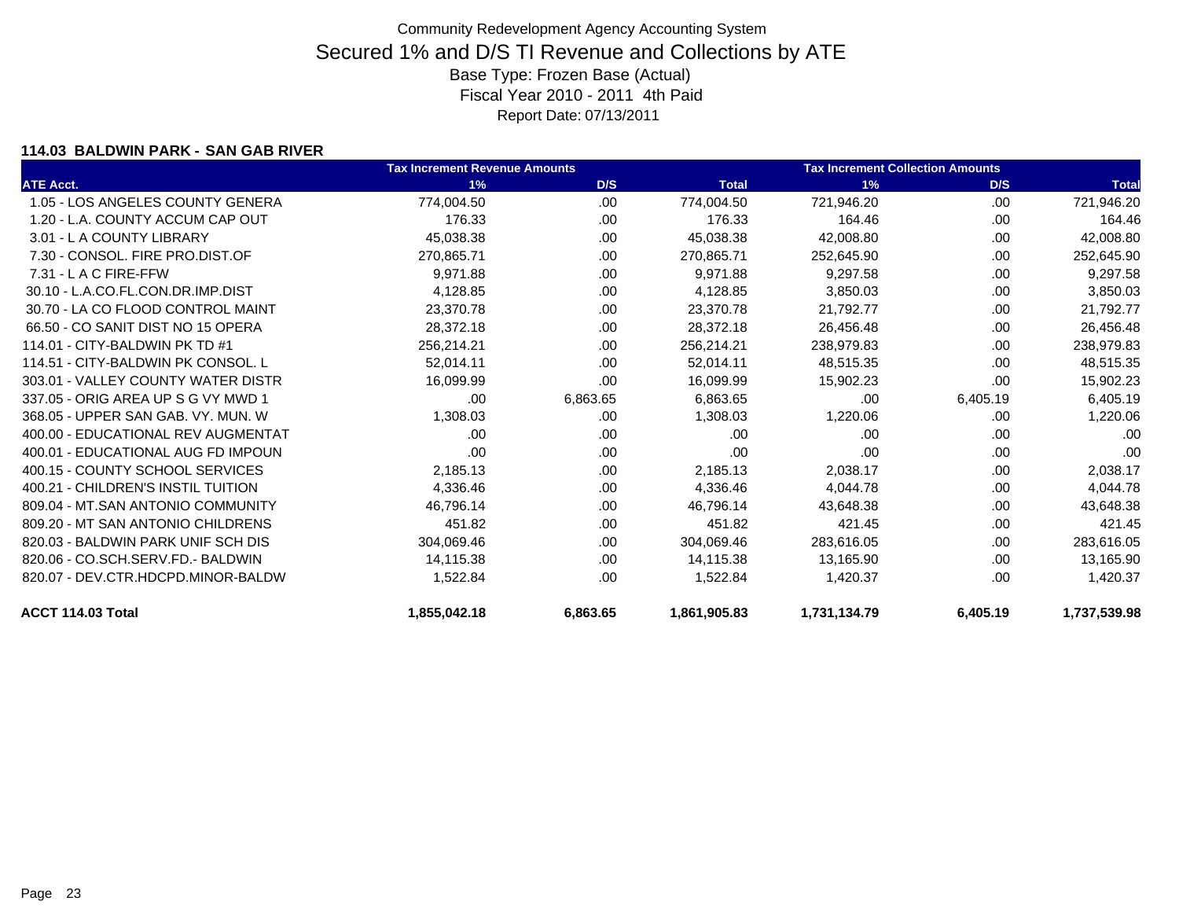Community Redevelopment Agency Accounting System

# Secured 1% and D/S TI Revenue and Collections by ATE

Base Type: Frozen Base (Actual)

Fiscal Year 2010 - 2011 4th Paid

Report Date: 07/13/2011

### 114.03 BALDWIN PARK - SAN GAB RIVER

| | Tax Increment Revenue Amounts | | | Tax Increment Collection Amounts | | |
|---|---|---|---|---|---|---|
| ATE Acct. | 1% | D/S | Total | 1% | D/S | Total |
| 1.05 - LOS ANGELES COUNTY GENERA | 774,004.50 | .00 | 774,004.50 | 721,946.20 | .00 | 721,946.20 |
| 1.20 - L.A. COUNTY ACCUM CAP OUT | 176.33 | .00 | 176.33 | 164.46 | .00 | 164.46 |
| 3.01 - L A COUNTY LIBRARY | 45,038.38 | .00 | 45,038.38 | 42,008.80 | .00 | 42,008.80 |
| 7.30 - CONSOL. FIRE PRO.DIST.OF | 270,865.71 | .00 | 270,865.71 | 252,645.90 | .00 | 252,645.90 |
| 7.31 - L A C FIRE-FFW | 9,971.88 | .00 | 9,971.88 | 9,297.58 | .00 | 9,297.58 |
| 30.10 - L.A.CO.FL.CON.DR.IMP.DIST | 4,128.85 | .00 | 4,128.85 | 3,850.03 | .00 | 3,850.03 |
| 30.70 - LA CO FLOOD CONTROL MAINT | 23,370.78 | .00 | 23,370.78 | 21,792.77 | .00 | 21,792.77 |
| 66.50 - CO SANIT DIST NO 15 OPERA | 28,372.18 | .00 | 28,372.18 | 26,456.48 | .00 | 26,456.48 |
| 114.01 - CITY-BALDWIN PK TD #1 | 256,214.21 | .00 | 256,214.21 | 238,979.83 | .00 | 238,979.83 |
| 114.51 - CITY-BALDWIN PK CONSOL. L | 52,014.11 | .00 | 52,014.11 | 48,515.35 | .00 | 48,515.35 |
| 303.01 - VALLEY COUNTY WATER DISTR | 16,099.99 | .00 | 16,099.99 | 15,902.23 | .00 | 15,902.23 |
| 337.05 - ORIG AREA UP S G VY MWD 1 | .00 | 6,863.65 | 6,863.65 | .00 | 6,405.19 | 6,405.19 |
| 368.05 - UPPER SAN GAB. VY. MUN. W | 1,308.03 | .00 | 1,308.03 | 1,220.06 | .00 | 1,220.06 |
| 400.00 - EDUCATIONAL REV AUGMENTAT | .00 | .00 | .00 | .00 | .00 | .00 |
| 400.01 - EDUCATIONAL AUG FD IMPOUN | .00 | .00 | .00 | .00 | .00 | .00 |
| 400.15 - COUNTY SCHOOL SERVICES | 2,185.13 | .00 | 2,185.13 | 2,038.17 | .00 | 2,038.17 |
| 400.21 - CHILDREN'S INSTIL TUITION | 4,336.46 | .00 | 4,336.46 | 4,044.78 | .00 | 4,044.78 |
| 809.04 - MT.SAN ANTONIO COMMUNITY | 46,796.14 | .00 | 46,796.14 | 43,648.38 | .00 | 43,648.38 |
| 809.20 - MT SAN ANTONIO CHILDRENS | 451.82 | .00 | 451.82 | 421.45 | .00 | 421.45 |
| 820.03 - BALDWIN PARK UNIF SCH DIS | 304,069.46 | .00 | 304,069.46 | 283,616.05 | .00 | 283,616.05 |
| 820.06 - CO.SCH.SERV.FD.- BALDWIN | 14,115.38 | .00 | 14,115.38 | 13,165.90 | .00 | 13,165.90 |
| 820.07 - DEV.CTR.HDCPD.MINOR-BALDW | 1,522.84 | .00 | 1,522.84 | 1,420.37 | .00 | 1,420.37 |
| **ACCT 114.03 Total** | **1,855,042.18** | **6,863.65** | **1,861,905.83** | **1,731,134.79** | **6,405.19** | **1,737,539.98** |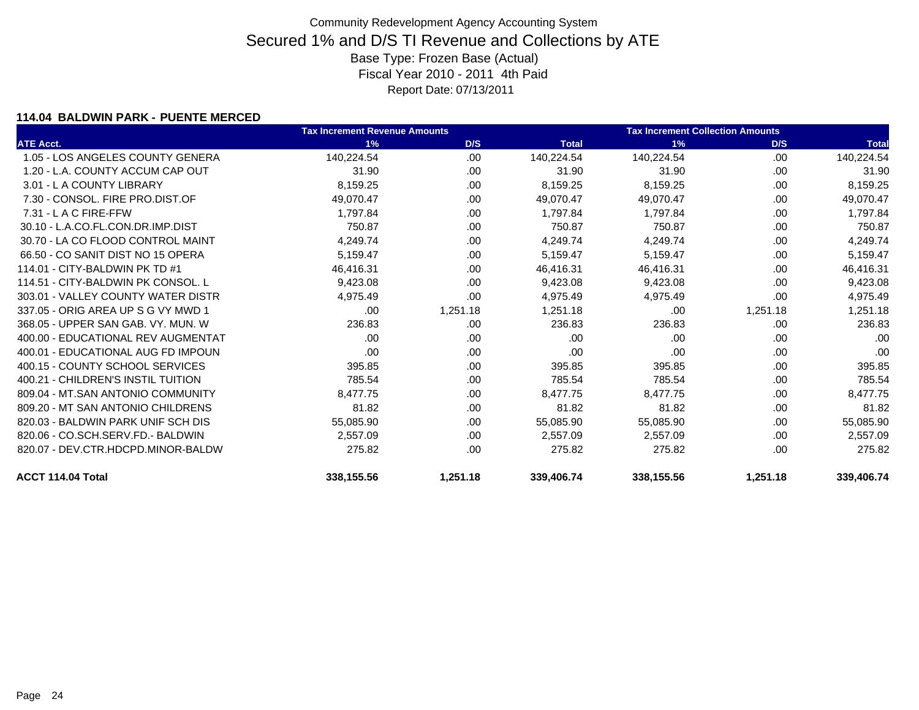Community Redevelopment Agency Accounting System

# Secured 1% and D/S TI Revenue and Collections by ATE

Base Type: Frozen Base (Actual)

Fiscal Year 2010 - 2011 4th Paid

Report Date: 07/13/2011

### 114.04 BALDWIN PARK - PUENTE MERCED

| | Tax Increment Revenue Amounts | | | Tax Increment Collection Amounts | | |
|---|---|---|---|---|---|---|
| ATE Acct. | 1% | D/S | Total | 1% | D/S | Total |
| 1.05 - LOS ANGELES COUNTY GENERA | 140,224.54 | .00 | 140,224.54 | 140,224.54 | .00 | 140,224.54 |
| 1.20 - L.A. COUNTY ACCUM CAP OUT | 31.90 | .00 | 31.90 | 31.90 | .00 | 31.90 |
| 3.01 - L A COUNTY LIBRARY | 8,159.25 | .00 | 8,159.25 | 8,159.25 | .00 | 8,159.25 |
| 7.30 - CONSOL. FIRE PRO.DIST.OF | 49,070.47 | .00 | 49,070.47 | 49,070.47 | .00 | 49,070.47 |
| 7.31 - L A C FIRE-FFW | 1,797.84 | .00 | 1,797.84 | 1,797.84 | .00 | 1,797.84 |
| 30.10 - L.A.CO.FL.CON.DR.IMP.DIST | 750.87 | .00 | 750.87 | 750.87 | .00 | 750.87 |
| 30.70 - LA CO FLOOD CONTROL MAINT | 4,249.74 | .00 | 4,249.74 | 4,249.74 | .00 | 4,249.74 |
| 66.50 - CO SANIT DIST NO 15 OPERA | 5,159.47 | .00 | 5,159.47 | 5,159.47 | .00 | 5,159.47 |
| 114.01 - CITY-BALDWIN PK TD #1 | 46,416.31 | .00 | 46,416.31 | 46,416.31 | .00 | 46,416.31 |
| 114.51 - CITY-BALDWIN PK CONSOL. L | 9,423.08 | .00 | 9,423.08 | 9,423.08 | .00 | 9,423.08 |
| 303.01 - VALLEY COUNTY WATER DISTR | 4,975.49 | .00 | 4,975.49 | 4,975.49 | .00 | 4,975.49 |
| 337.05 - ORIG AREA UP S G VY MWD 1 | .00 | 1,251.18 | 1,251.18 | .00 | 1,251.18 | 1,251.18 |
| 368.05 - UPPER SAN GAB. VY. MUN. W | 236.83 | .00 | 236.83 | 236.83 | .00 | 236.83 |
| 400.00 - EDUCATIONAL REV AUGMENTAT | .00 | .00 | .00 | .00 | .00 | .00 |
| 400.01 - EDUCATIONAL AUG FD IMPOUN | .00 | .00 | .00 | .00 | .00 | .00 |
| 400.15 - COUNTY SCHOOL SERVICES | 395.85 | .00 | 395.85 | 395.85 | .00 | 395.85 |
| 400.21 - CHILDREN'S INSTIL TUITION | 785.54 | .00 | 785.54 | 785.54 | .00 | 785.54 |
| 809.04 - MT.SAN ANTONIO COMMUNITY | 8,477.75 | .00 | 8,477.75 | 8,477.75 | .00 | 8,477.75 |
| 809.20 - MT SAN ANTONIO CHILDRENS | 81.82 | .00 | 81.82 | 81.82 | .00 | 81.82 |
| 820.03 - BALDWIN PARK UNIF SCH DIS | 55,085.90 | .00 | 55,085.90 | 55,085.90 | .00 | 55,085.90 |
| 820.06 - CO.SCH.SERV.FD.- BALDWIN | 2,557.09 | .00 | 2,557.09 | 2,557.09 | .00 | 2,557.09 |
| 820.07 - DEV.CTR.HDCPD.MINOR-BALDW | 275.82 | .00 | 275.82 | 275.82 | .00 | 275.82 |
| **ACCT 114.04 Total** | **338,155.56** | **1,251.18** | **339,406.74** | **338,155.56** | **1,251.18** | **339,406.74** |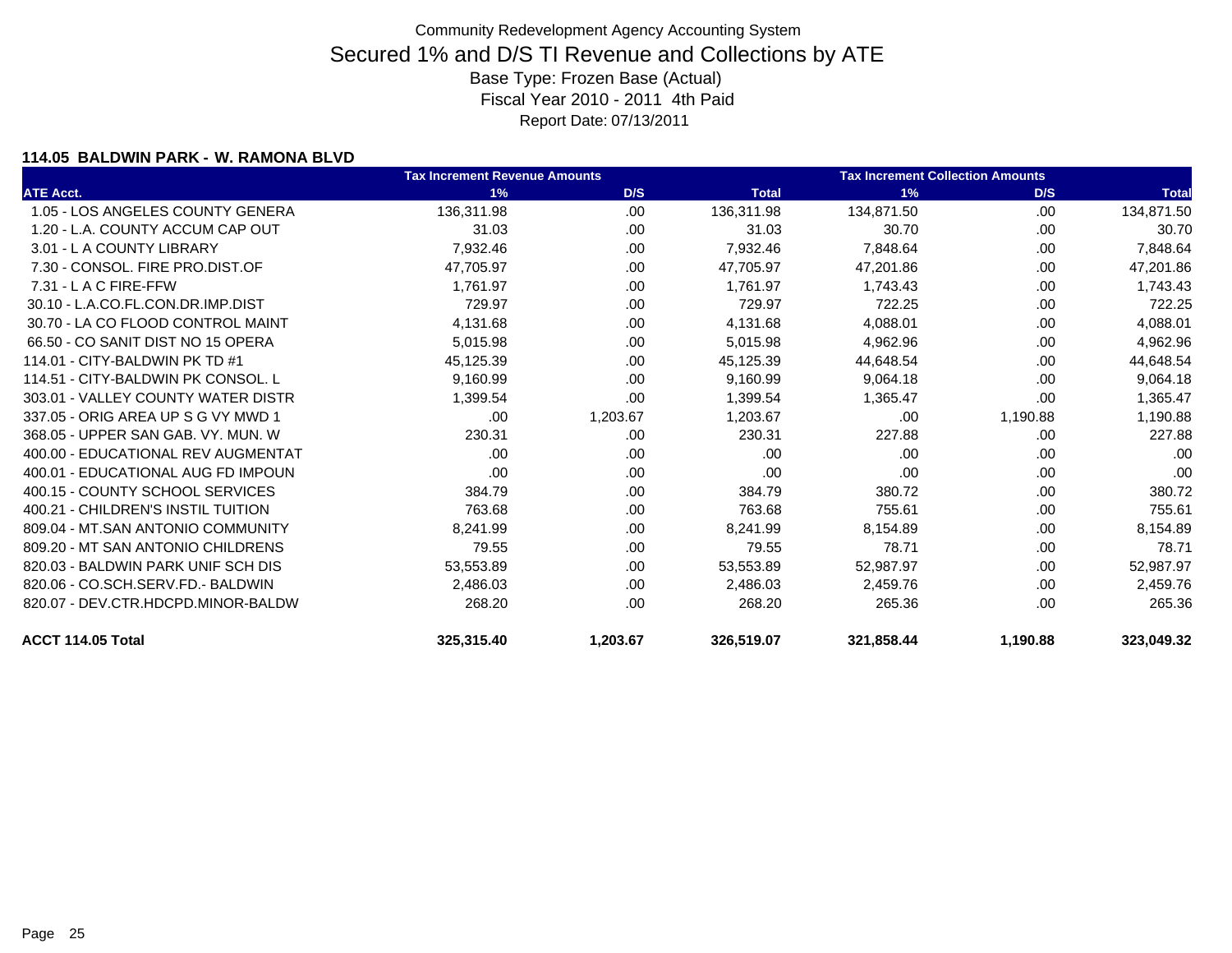Community Redevelopment Agency Accounting System

# Secured 1% and D/S TI Revenue and Collections by ATE

Base Type: Frozen Base (Actual)
Fiscal Year 2010 - 2011 4th Paid
Report Date: 07/13/2011

### 114.05 BALDWIN PARK - W. RAMONA BLVD

| | Tax Increment Revenue Amounts | | | Tax Increment Collection Amounts | | |
|---|---|---|---|---|---|---|
| ATE Acct. | 1% | D/S | Total | 1% | D/S | Total |
| 1.05 - LOS ANGELES COUNTY GENERA | 136,311.98 | .00 | 136,311.98 | 134,871.50 | .00 | 134,871.50 |
| 1.20 - L.A. COUNTY ACCUM CAP OUT | 31.03 | .00 | 31.03 | 30.70 | .00 | 30.70 |
| 3.01 - L A COUNTY LIBRARY | 7,932.46 | .00 | 7,932.46 | 7,848.64 | .00 | 7,848.64 |
| 7.30 - CONSOL. FIRE PRO.DIST.OF | 47,705.97 | .00 | 47,705.97 | 47,201.86 | .00 | 47,201.86 |
| 7.31 - L A C FIRE-FFW | 1,761.97 | .00 | 1,761.97 | 1,743.43 | .00 | 1,743.43 |
| 30.10 - L.A.CO.FL.CON.DR.IMP.DIST | 729.97 | .00 | 729.97 | 722.25 | .00 | 722.25 |
| 30.70 - LA CO FLOOD CONTROL MAINT | 4,131.68 | .00 | 4,131.68 | 4,088.01 | .00 | 4,088.01 |
| 66.50 - CO SANIT DIST NO 15 OPERA | 5,015.98 | .00 | 5,015.98 | 4,962.96 | .00 | 4,962.96 |
| 114.01 - CITY-BALDWIN PK TD #1 | 45,125.39 | .00 | 45,125.39 | 44,648.54 | .00 | 44,648.54 |
| 114.51 - CITY-BALDWIN PK CONSOL. L | 9,160.99 | .00 | 9,160.99 | 9,064.18 | .00 | 9,064.18 |
| 303.01 - VALLEY COUNTY WATER DISTR | 1,399.54 | .00 | 1,399.54 | 1,365.47 | .00 | 1,365.47 |
| 337.05 - ORIG AREA UP S G VY MWD 1 | .00 | 1,203.67 | 1,203.67 | .00 | 1,190.88 | 1,190.88 |
| 368.05 - UPPER SAN GAB. VY. MUN. W | 230.31 | .00 | 230.31 | 227.88 | .00 | 227.88 |
| 400.00 - EDUCATIONAL REV AUGMENTAT | .00 | .00 | .00 | .00 | .00 | .00 |
| 400.01 - EDUCATIONAL AUG FD IMPOUN | .00 | .00 | .00 | .00 | .00 | .00 |
| 400.15 - COUNTY SCHOOL SERVICES | 384.79 | .00 | 384.79 | 380.72 | .00 | 380.72 |
| 400.21 - CHILDREN'S INSTIL TUITION | 763.68 | .00 | 763.68 | 755.61 | .00 | 755.61 |
| 809.04 - MT.SAN ANTONIO COMMUNITY | 8,241.99 | .00 | 8,241.99 | 8,154.89 | .00 | 8,154.89 |
| 809.20 - MT SAN ANTONIO CHILDRENS | 79.55 | .00 | 79.55 | 78.71 | .00 | 78.71 |
| 820.03 - BALDWIN PARK UNIF SCH DIS | 53,553.89 | .00 | 53,553.89 | 52,987.97 | .00 | 52,987.97 |
| 820.06 - CO.SCH.SERV.FD.- BALDWIN | 2,486.03 | .00 | 2,486.03 | 2,459.76 | .00 | 2,459.76 |
| 820.07 - DEV.CTR.HDCPD.MINOR-BALDW | 268.20 | .00 | 268.20 | 265.36 | .00 | 265.36 |
| **ACCT 114.05 Total** | **325,315.40** | **1,203.67** | **326,519.07** | **321,858.44** | **1,190.88** | **323,049.32** |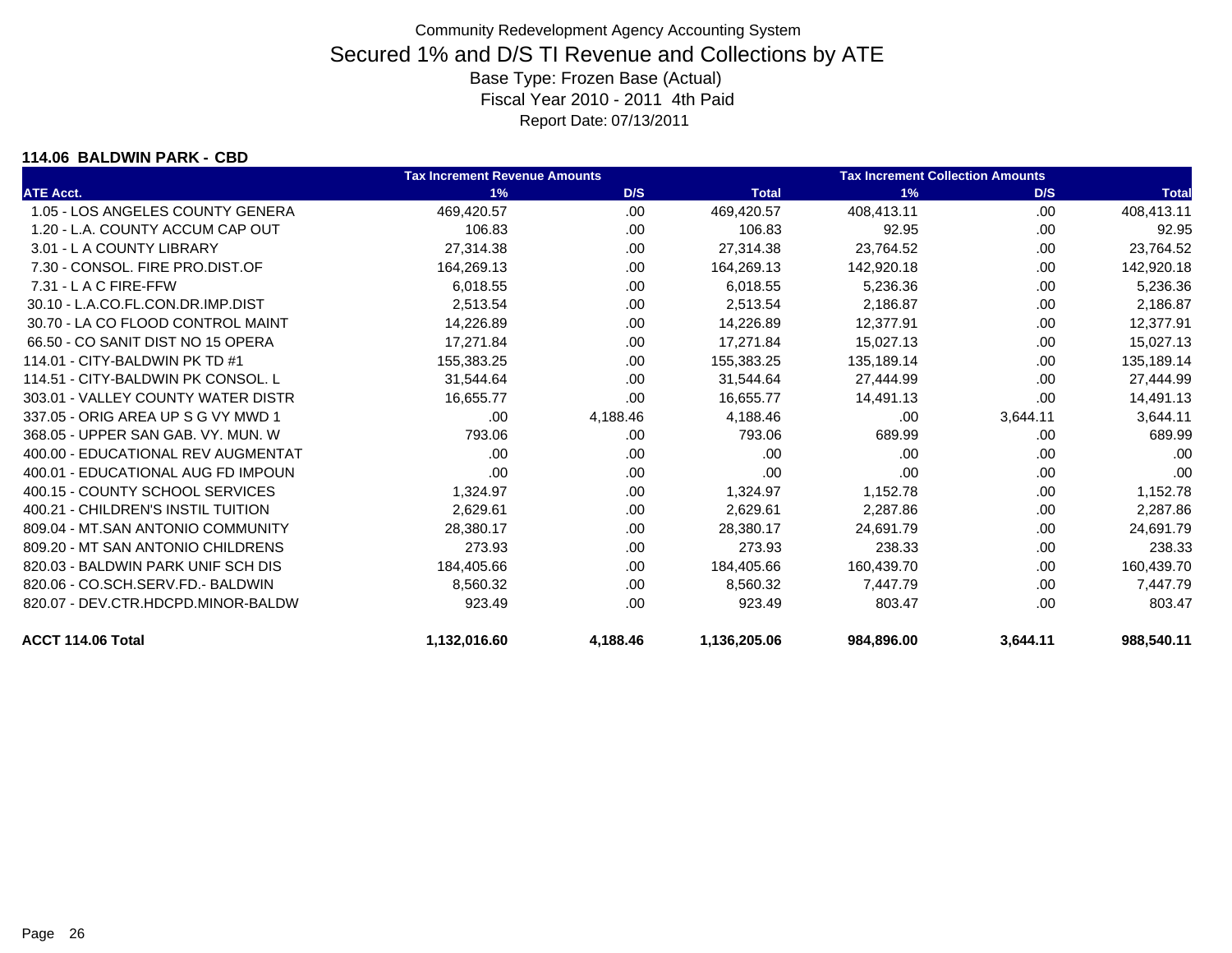Community Redevelopment Agency Accounting System

# Secured 1% and D/S TI Revenue and Collections by ATE

Base Type: Frozen Base (Actual)

Fiscal Year 2010 - 2011 4th Paid

Report Date: 07/13/2011

### 114.06 BALDWIN PARK - CBD

| | Tax Increment Revenue Amounts | | | Tax Increment Collection Amounts | | |
|---|---|---|---|---|---|---|
| **ATE Acct.** | **1%** | **D/S** | **Total** | **1%** | **D/S** | **Total** |
| 1.05 - LOS ANGELES COUNTY GENERA | 469,420.57 | .00 | 469,420.57 | 408,413.11 | .00 | 408,413.11 |
| 1.20 - L.A. COUNTY ACCUM CAP OUT | 106.83 | .00 | 106.83 | 92.95 | .00 | 92.95 |
| 3.01 - L A COUNTY LIBRARY | 27,314.38 | .00 | 27,314.38 | 23,764.52 | .00 | 23,764.52 |
| 7.30 - CONSOL. FIRE PRO.DIST.OF | 164,269.13 | .00 | 164,269.13 | 142,920.18 | .00 | 142,920.18 |
| 7.31 - L A C FIRE-FFW | 6,018.55 | .00 | 6,018.55 | 5,236.36 | .00 | 5,236.36 |
| 30.10 - L.A.CO.FL.CON.DR.IMP.DIST | 2,513.54 | .00 | 2,513.54 | 2,186.87 | .00 | 2,186.87 |
| 30.70 - LA CO FLOOD CONTROL MAINT | 14,226.89 | .00 | 14,226.89 | 12,377.91 | .00 | 12,377.91 |
| 66.50 - CO SANIT DIST NO 15 OPERA | 17,271.84 | .00 | 17,271.84 | 15,027.13 | .00 | 15,027.13 |
| 114.01 - CITY-BALDWIN PK TD #1 | 155,383.25 | .00 | 155,383.25 | 135,189.14 | .00 | 135,189.14 |
| 114.51 - CITY-BALDWIN PK CONSOL. L | 31,544.64 | .00 | 31,544.64 | 27,444.99 | .00 | 27,444.99 |
| 303.01 - VALLEY COUNTY WATER DISTR | 16,655.77 | .00 | 16,655.77 | 14,491.13 | .00 | 14,491.13 |
| 337.05 - ORIG AREA UP S G VY MWD 1 | .00 | 4,188.46 | 4,188.46 | .00 | 3,644.11 | 3,644.11 |
| 368.05 - UPPER SAN GAB. VY. MUN. W | 793.06 | .00 | 793.06 | 689.99 | .00 | 689.99 |
| 400.00 - EDUCATIONAL REV AUGMENTAT | .00 | .00 | .00 | .00 | .00 | .00 |
| 400.01 - EDUCATIONAL AUG FD IMPOUN | .00 | .00 | .00 | .00 | .00 | .00 |
| 400.15 - COUNTY SCHOOL SERVICES | 1,324.97 | .00 | 1,324.97 | 1,152.78 | .00 | 1,152.78 |
| 400.21 - CHILDREN'S INSTIL TUITION | 2,629.61 | .00 | 2,629.61 | 2,287.86 | .00 | 2,287.86 |
| 809.04 - MT.SAN ANTONIO COMMUNITY | 28,380.17 | .00 | 28,380.17 | 24,691.79 | .00 | 24,691.79 |
| 809.20 - MT SAN ANTONIO CHILDRENS | 273.93 | .00 | 273.93 | 238.33 | .00 | 238.33 |
| 820.03 - BALDWIN PARK UNIF SCH DIS | 184,405.66 | .00 | 184,405.66 | 160,439.70 | .00 | 160,439.70 |
| 820.06 - CO.SCH.SERV.FD.- BALDWIN | 8,560.32 | .00 | 8,560.32 | 7,447.79 | .00 | 7,447.79 |
| 820.07 - DEV.CTR.HDCPD.MINOR-BALDW | 923.49 | .00 | 923.49 | 803.47 | .00 | 803.47 |
| **ACCT 114.06 Total** | **1,132,016.60** | **4,188.46** | **1,136,205.06** | **984,896.00** | **3,644.11** | **988,540.11** |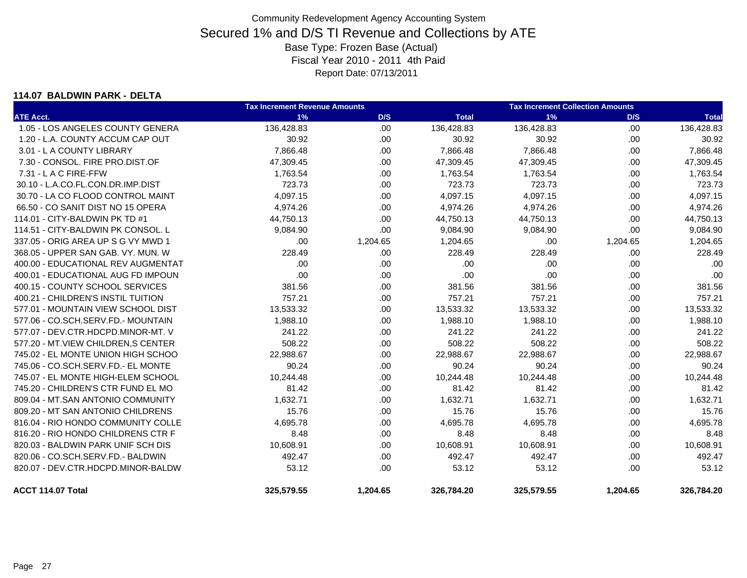Community Redevelopment Agency Accounting System

# Secured 1% and D/S TI Revenue and Collections by ATE

Base Type: Frozen Base (Actual)

Fiscal Year 2010 - 2011 4th Paid

Report Date: 07/13/2011

### 114.07 BALDWIN PARK - DELTA

| | Tax Increment Revenue Amounts | | | Tax Increment Collection Amounts | | |
|---|---|---|---|---|---|---|
| **ATE Acct.** | **1%** | **D/S** | **Total** | **1%** | **D/S** | **Total** |
| 1.05 - LOS ANGELES COUNTY GENERA | 136,428.83 | .00 | 136,428.83 | 136,428.83 | .00 | 136,428.83 |
| 1.20 - L.A. COUNTY ACCUM CAP OUT | 30.92 | .00 | 30.92 | 30.92 | .00 | 30.92 |
| 3.01 - L A COUNTY LIBRARY | 7,866.48 | .00 | 7,866.48 | 7,866.48 | .00 | 7,866.48 |
| 7.30 - CONSOL. FIRE PRO.DIST.OF | 47,309.45 | .00 | 47,309.45 | 47,309.45 | .00 | 47,309.45 |
| 7.31 - L A C FIRE-FFW | 1,763.54 | .00 | 1,763.54 | 1,763.54 | .00 | 1,763.54 |
| 30.10 - L.A.CO.FL.CON.DR.IMP.DIST | 723.73 | .00 | 723.73 | 723.73 | .00 | 723.73 |
| 30.70 - LA CO FLOOD CONTROL MAINT | 4,097.15 | .00 | 4,097.15 | 4,097.15 | .00 | 4,097.15 |
| 66.50 - CO SANIT DIST NO 15 OPERA | 4,974.26 | .00 | 4,974.26 | 4,974.26 | .00 | 4,974.26 |
| 114.01 - CITY-BALDWIN PK TD #1 | 44,750.13 | .00 | 44,750.13 | 44,750.13 | .00 | 44,750.13 |
| 114.51 - CITY-BALDWIN PK CONSOL. L | 9,084.90 | .00 | 9,084.90 | 9,084.90 | .00 | 9,084.90 |
| 337.05 - ORIG AREA UP S G VY MWD 1 | .00 | 1,204.65 | 1,204.65 | .00 | 1,204.65 | 1,204.65 |
| 368.05 - UPPER SAN GAB. VY. MUN. W | 228.49 | .00 | 228.49 | 228.49 | .00 | 228.49 |
| 400.00 - EDUCATIONAL REV AUGMENTAT | .00 | .00 | .00 | .00 | .00 | .00 |
| 400.01 - EDUCATIONAL AUG FD IMPOUN | .00 | .00 | .00 | .00 | .00 | .00 |
| 400.15 - COUNTY SCHOOL SERVICES | 381.56 | .00 | 381.56 | 381.56 | .00 | 381.56 |
| 400.21 - CHILDREN'S INSTIL TUITION | 757.21 | .00 | 757.21 | 757.21 | .00 | 757.21 |
| 577.01 - MOUNTAIN VIEW SCHOOL DIST | 13,533.32 | .00 | 13,533.32 | 13,533.32 | .00 | 13,533.32 |
| 577.06 - CO.SCH.SERV.FD.- MOUNTAIN | 1,988.10 | .00 | 1,988.10 | 1,988.10 | .00 | 1,988.10 |
| 577.07 - DEV.CTR.HDCPD.MINOR-MT. V | 241.22 | .00 | 241.22 | 241.22 | .00 | 241.22 |
| 577.20 - MT.VIEW CHILDREN,S CENTER | 508.22 | .00 | 508.22 | 508.22 | .00 | 508.22 |
| 745.02 - EL MONTE UNION HIGH SCHOO | 22,988.67 | .00 | 22,988.67 | 22,988.67 | .00 | 22,988.67 |
| 745.06 - CO.SCH.SERV.FD.- EL MONTE | 90.24 | .00 | 90.24 | 90.24 | .00 | 90.24 |
| 745.07 - EL MONTE HIGH-ELEM SCHOOL | 10,244.48 | .00 | 10,244.48 | 10,244.48 | .00 | 10,244.48 |
| 745.20 - CHILDREN'S CTR FUND EL MO | 81.42 | .00 | 81.42 | 81.42 | .00 | 81.42 |
| 809.04 - MT.SAN ANTONIO COMMUNITY | 1,632.71 | .00 | 1,632.71 | 1,632.71 | .00 | 1,632.71 |
| 809.20 - MT SAN ANTONIO CHILDRENS | 15.76 | .00 | 15.76 | 15.76 | .00 | 15.76 |
| 816.04 - RIO HONDO COMMUNITY COLLE | 4,695.78 | .00 | 4,695.78 | 4,695.78 | .00 | 4,695.78 |
| 816.20 - RIO HONDO CHILDRENS CTR F | 8.48 | .00 | 8.48 | 8.48 | .00 | 8.48 |
| 820.03 - BALDWIN PARK UNIF SCH DIS | 10,608.91 | .00 | 10,608.91 | 10,608.91 | .00 | 10,608.91 |
| 820.06 - CO.SCH.SERV.FD.- BALDWIN | 492.47 | .00 | 492.47 | 492.47 | .00 | 492.47 |
| 820.07 - DEV.CTR.HDCPD.MINOR-BALDW | 53.12 | .00 | 53.12 | 53.12 | .00 | 53.12 |
| **ACCT 114.07 Total** | **325,579.55** | **1,204.65** | **326,784.20** | **325,579.55** | **1,204.65** | **326,784.20** |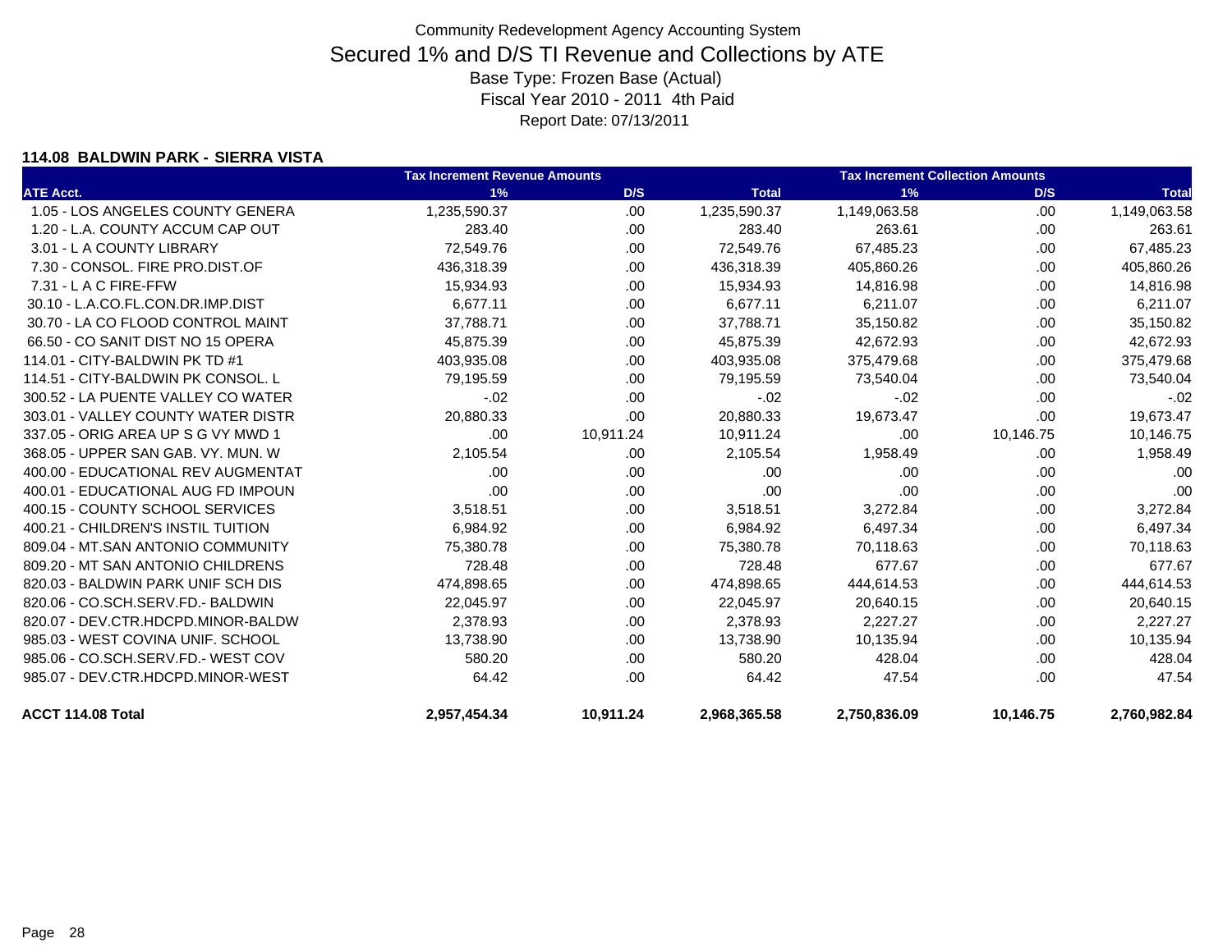Community Redevelopment Agency Accounting System

# Secured 1% and D/S TI Revenue and Collections by ATE

Base Type: Frozen Base (Actual)

Fiscal Year 2010 - 2011 4th Paid

Report Date: 07/13/2011

### 114.08 BALDWIN PARK - SIERRA VISTA

| | Tax Increment Revenue Amounts | | | Tax Increment Collection Amounts | | |
|---|---|---|---|---|---|---|
| ATE Acct. | 1% | D/S | Total | 1% | D/S | Total |
| 1.05 - LOS ANGELES COUNTY GENERA | 1,235,590.37 | .00 | 1,235,590.37 | 1,149,063.58 | .00 | 1,149,063.58 |
| 1.20 - L.A. COUNTY ACCUM CAP OUT | 283.40 | .00 | 283.40 | 263.61 | .00 | 263.61 |
| 3.01 - L A COUNTY LIBRARY | 72,549.76 | .00 | 72,549.76 | 67,485.23 | .00 | 67,485.23 |
| 7.30 - CONSOL. FIRE PRO.DIST.OF | 436,318.39 | .00 | 436,318.39 | 405,860.26 | .00 | 405,860.26 |
| 7.31 - L A C FIRE-FFW | 15,934.93 | .00 | 15,934.93 | 14,816.98 | .00 | 14,816.98 |
| 30.10 - L.A.CO.FL.CON.DR.IMP.DIST | 6,677.11 | .00 | 6,677.11 | 6,211.07 | .00 | 6,211.07 |
| 30.70 - LA CO FLOOD CONTROL MAINT | 37,788.71 | .00 | 37,788.71 | 35,150.82 | .00 | 35,150.82 |
| 66.50 - CO SANIT DIST NO 15 OPERA | 45,875.39 | .00 | 45,875.39 | 42,672.93 | .00 | 42,672.93 |
| 114.01 - CITY-BALDWIN PK TD #1 | 403,935.08 | .00 | 403,935.08 | 375,479.68 | .00 | 375,479.68 |
| 114.51 - CITY-BALDWIN PK CONSOL. L | 79,195.59 | .00 | 79,195.59 | 73,540.04 | .00 | 73,540.04 |
| 300.52 - LA PUENTE VALLEY CO WATER | -.02 | .00 | -.02 | -.02 | .00 | -.02 |
| 303.01 - VALLEY COUNTY WATER DISTR | 20,880.33 | .00 | 20,880.33 | 19,673.47 | .00 | 19,673.47 |
| 337.05 - ORIG AREA UP S G VY MWD 1 | .00 | 10,911.24 | 10,911.24 | .00 | 10,146.75 | 10,146.75 |
| 368.05 - UPPER SAN GAB. VY. MUN. W | 2,105.54 | .00 | 2,105.54 | 1,958.49 | .00 | 1,958.49 |
| 400.00 - EDUCATIONAL REV AUGMENTAT | .00 | .00 | .00 | .00 | .00 | .00 |
| 400.01 - EDUCATIONAL AUG FD IMPOUN | .00 | .00 | .00 | .00 | .00 | .00 |
| 400.15 - COUNTY SCHOOL SERVICES | 3,518.51 | .00 | 3,518.51 | 3,272.84 | .00 | 3,272.84 |
| 400.21 - CHILDREN'S INSTIL TUITION | 6,984.92 | .00 | 6,984.92 | 6,497.34 | .00 | 6,497.34 |
| 809.04 - MT.SAN ANTONIO COMMUNITY | 75,380.78 | .00 | 75,380.78 | 70,118.63 | .00 | 70,118.63 |
| 809.20 - MT SAN ANTONIO CHILDRENS | 728.48 | .00 | 728.48 | 677.67 | .00 | 677.67 |
| 820.03 - BALDWIN PARK UNIF SCH DIS | 474,898.65 | .00 | 474,898.65 | 444,614.53 | .00 | 444,614.53 |
| 820.06 - CO.SCH.SERV.FD.- BALDWIN | 22,045.97 | .00 | 22,045.97 | 20,640.15 | .00 | 20,640.15 |
| 820.07 - DEV.CTR.HDCPD.MINOR-BALDW | 2,378.93 | .00 | 2,378.93 | 2,227.27 | .00 | 2,227.27 |
| 985.03 - WEST COVINA UNIF. SCHOOL | 13,738.90 | .00 | 13,738.90 | 10,135.94 | .00 | 10,135.94 |
| 985.06 - CO.SCH.SERV.FD.- WEST COV | 580.20 | .00 | 580.20 | 428.04 | .00 | 428.04 |
| 985.07 - DEV.CTR.HDCPD.MINOR-WEST | 64.42 | .00 | 64.42 | 47.54 | .00 | 47.54 |
| **ACCT 114.08 Total** | **2,957,454.34** | **10,911.24** | **2,968,365.58** | **2,750,836.09** | **10,146.75** | **2,760,982.84** |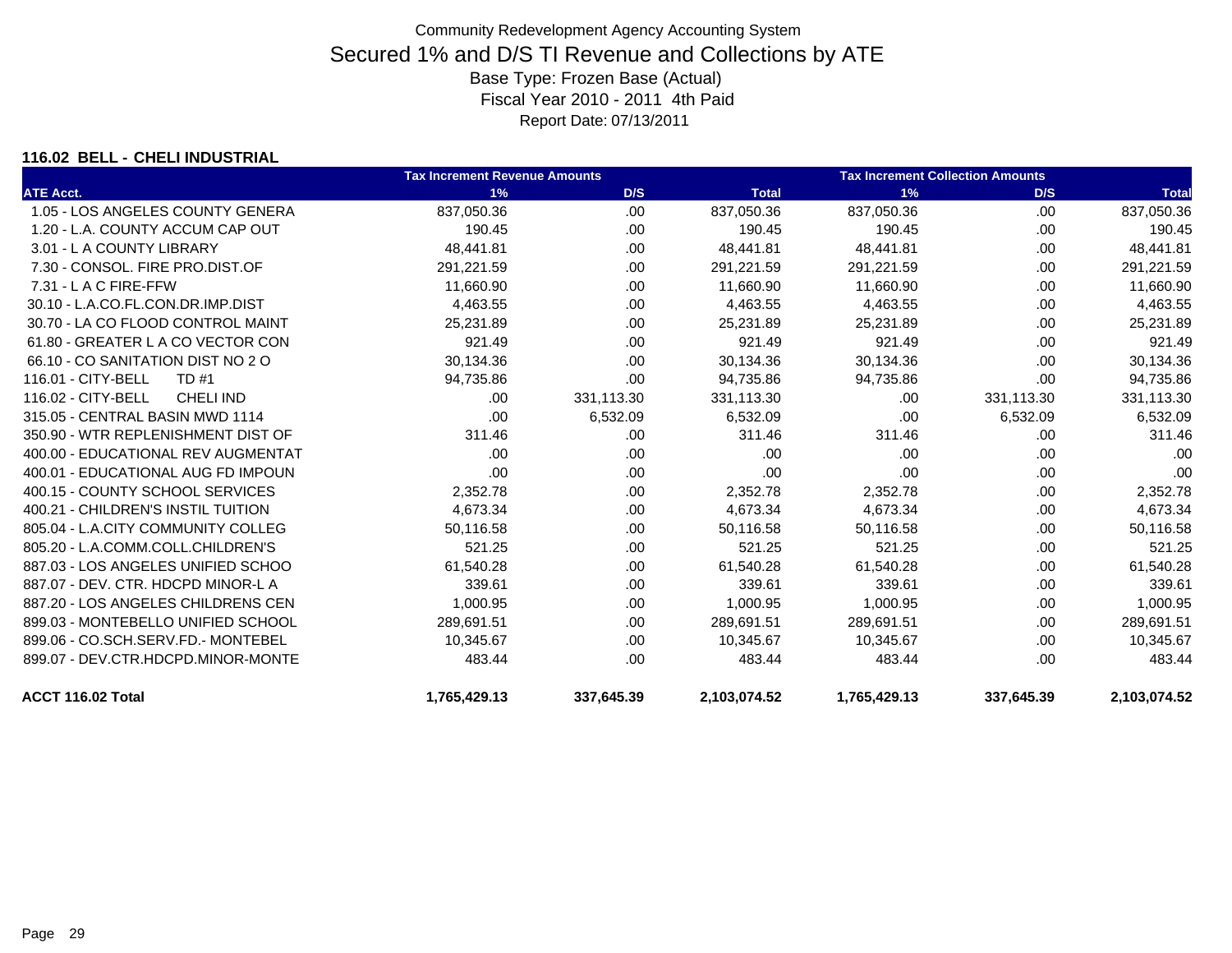Community Redevelopment Agency Accounting System

# Secured 1% and D/S TI Revenue and Collections by ATE

Base Type: Frozen Base (Actual)

Fiscal Year 2010 - 2011 4th Paid

Report Date: 07/13/2011

### 116.02 BELL - CHELI INDUSTRIAL

| | Tax Increment Revenue Amounts | | | Tax Increment Collection Amounts | | |
|---|---|---|---|---|---|---|
| ATE Acct. | 1% | D/S | Total | 1% | D/S | Total |
| 1.05 - LOS ANGELES COUNTY GENERA | 837,050.36 | .00 | 837,050.36 | 837,050.36 | .00 | 837,050.36 |
| 1.20 - L.A. COUNTY ACCUM CAP OUT | 190.45 | .00 | 190.45 | 190.45 | .00 | 190.45 |
| 3.01 - L A COUNTY LIBRARY | 48,441.81 | .00 | 48,441.81 | 48,441.81 | .00 | 48,441.81 |
| 7.30 - CONSOL. FIRE PRO.DIST.OF | 291,221.59 | .00 | 291,221.59 | 291,221.59 | .00 | 291,221.59 |
| 7.31 - L A C FIRE-FFW | 11,660.90 | .00 | 11,660.90 | 11,660.90 | .00 | 11,660.90 |
| 30.10 - L.A.CO.FL.CON.DR.IMP.DIST | 4,463.55 | .00 | 4,463.55 | 4,463.55 | .00 | 4,463.55 |
| 30.70 - LA CO FLOOD CONTROL MAINT | 25,231.89 | .00 | 25,231.89 | 25,231.89 | .00 | 25,231.89 |
| 61.80 - GREATER L A CO VECTOR CON | 921.49 | .00 | 921.49 | 921.49 | .00 | 921.49 |
| 66.10 - CO SANITATION DIST NO 2 O | 30,134.36 | .00 | 30,134.36 | 30,134.36 | .00 | 30,134.36 |
| 116.01 - CITY-BELL TD #1 | 94,735.86 | .00 | 94,735.86 | 94,735.86 | .00 | 94,735.86 |
| 116.02 - CITY-BELL CHELI IND | .00 | 331,113.30 | 331,113.30 | .00 | 331,113.30 | 331,113.30 |
| 315.05 - CENTRAL BASIN MWD 1114 | .00 | 6,532.09 | 6,532.09 | .00 | 6,532.09 | 6,532.09 |
| 350.90 - WTR REPLENISHMENT DIST OF | 311.46 | .00 | 311.46 | 311.46 | .00 | 311.46 |
| 400.00 - EDUCATIONAL REV AUGMENTAT | .00 | .00 | .00 | .00 | .00 | .00 |
| 400.01 - EDUCATIONAL AUG FD IMPOUN | .00 | .00 | .00 | .00 | .00 | .00 |
| 400.15 - COUNTY SCHOOL SERVICES | 2,352.78 | .00 | 2,352.78 | 2,352.78 | .00 | 2,352.78 |
| 400.21 - CHILDREN'S INSTIL TUITION | 4,673.34 | .00 | 4,673.34 | 4,673.34 | .00 | 4,673.34 |
| 805.04 - L.A.CITY COMMUNITY COLLEG | 50,116.58 | .00 | 50,116.58 | 50,116.58 | .00 | 50,116.58 |
| 805.20 - L.A.COMM.COLL.CHILDREN'S | 521.25 | .00 | 521.25 | 521.25 | .00 | 521.25 |
| 887.03 - LOS ANGELES UNIFIED SCHOO | 61,540.28 | .00 | 61,540.28 | 61,540.28 | .00 | 61,540.28 |
| 887.07 - DEV. CTR. HDCPD MINOR-L A | 339.61 | .00 | 339.61 | 339.61 | .00 | 339.61 |
| 887.20 - LOS ANGELES CHILDRENS CEN | 1,000.95 | .00 | 1,000.95 | 1,000.95 | .00 | 1,000.95 |
| 899.03 - MONTEBELLO UNIFIED SCHOOL | 289,691.51 | .00 | 289,691.51 | 289,691.51 | .00 | 289,691.51 |
| 899.06 - CO.SCH.SERV.FD.- MONTEBEL | 10,345.67 | .00 | 10,345.67 | 10,345.67 | .00 | 10,345.67 |
| 899.07 - DEV.CTR.HDCPD.MINOR-MONTE | 483.44 | .00 | 483.44 | 483.44 | .00 | 483.44 |
| **ACCT 116.02 Total** | **1,765,429.13** | **337,645.39** | **2,103,074.52** | **1,765,429.13** | **337,645.39** | **2,103,074.52** |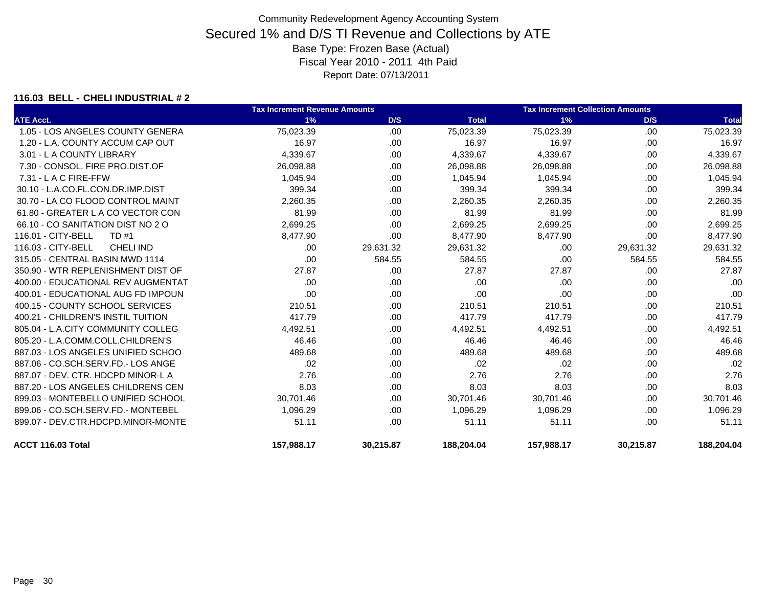Community Redevelopment Agency Accounting System

# Secured 1% and D/S TI Revenue and Collections by ATE

Base Type: Frozen Base (Actual)

Fiscal Year 2010 - 2011 4th Paid

Report Date: 07/13/2011

**116.03 BELL - CHELI INDUSTRIAL # 2**

| | Tax Increment Revenue Amounts | | | Tax Increment Collection Amounts | | |
|---|---|---|---|---|---|---|
| ATE Acct. | 1% | D/S | Total | 1% | D/S | Total |
| 1.05 - LOS ANGELES COUNTY GENERA | 75,023.39 | .00 | 75,023.39 | 75,023.39 | .00 | 75,023.39 |
| 1.20 - L.A. COUNTY ACCUM CAP OUT | 16.97 | .00 | 16.97 | 16.97 | .00 | 16.97 |
| 3.01 - L A COUNTY LIBRARY | 4,339.67 | .00 | 4,339.67 | 4,339.67 | .00 | 4,339.67 |
| 7.30 - CONSOL. FIRE PRO.DIST.OF | 26,098.88 | .00 | 26,098.88 | 26,098.88 | .00 | 26,098.88 |
| 7.31 - L A C FIRE-FFW | 1,045.94 | .00 | 1,045.94 | 1,045.94 | .00 | 1,045.94 |
| 30.10 - L.A.CO.FL.CON.DR.IMP.DIST | 399.34 | .00 | 399.34 | 399.34 | .00 | 399.34 |
| 30.70 - LA CO FLOOD CONTROL MAINT | 2,260.35 | .00 | 2,260.35 | 2,260.35 | .00 | 2,260.35 |
| 61.80 - GREATER L A CO VECTOR CON | 81.99 | .00 | 81.99 | 81.99 | .00 | 81.99 |
| 66.10 - CO SANITATION DIST NO 2 O | 2,699.25 | .00 | 2,699.25 | 2,699.25 | .00 | 2,699.25 |
| 116.01 - CITY-BELL TD #1 | 8,477.90 | .00 | 8,477.90 | 8,477.90 | .00 | 8,477.90 |
| 116.03 - CITY-BELL CHELI IND | .00 | 29,631.32 | 29,631.32 | .00 | 29,631.32 | 29,631.32 |
| 315.05 - CENTRAL BASIN MWD 1114 | .00 | 584.55 | 584.55 | .00 | 584.55 | 584.55 |
| 350.90 - WTR REPLENISHMENT DIST OF | 27.87 | .00 | 27.87 | 27.87 | .00 | 27.87 |
| 400.00 - EDUCATIONAL REV AUGMENTAT | .00 | .00 | .00 | .00 | .00 | .00 |
| 400.01 - EDUCATIONAL AUG FD IMPOUN | .00 | .00 | .00 | .00 | .00 | .00 |
| 400.15 - COUNTY SCHOOL SERVICES | 210.51 | .00 | 210.51 | 210.51 | .00 | 210.51 |
| 400.21 - CHILDREN'S INSTIL TUITION | 417.79 | .00 | 417.79 | 417.79 | .00 | 417.79 |
| 805.04 - L.A.CITY COMMUNITY COLLEG | 4,492.51 | .00 | 4,492.51 | 4,492.51 | .00 | 4,492.51 |
| 805.20 - L.A.COMM.COLL.CHILDREN'S | 46.46 | .00 | 46.46 | 46.46 | .00 | 46.46 |
| 887.03 - LOS ANGELES UNIFIED SCHOO | 489.68 | .00 | 489.68 | 489.68 | .00 | 489.68 |
| 887.06 - CO.SCH.SERV.FD.- LOS ANGE | .02 | .00 | .02 | .02 | .00 | .02 |
| 887.07 - DEV. CTR. HDCPD MINOR-L A | 2.76 | .00 | 2.76 | 2.76 | .00 | 2.76 |
| 887.20 - LOS ANGELES CHILDRENS CEN | 8.03 | .00 | 8.03 | 8.03 | .00 | 8.03 |
| 899.03 - MONTEBELLO UNIFIED SCHOOL | 30,701.46 | .00 | 30,701.46 | 30,701.46 | .00 | 30,701.46 |
| 899.06 - CO.SCH.SERV.FD.- MONTEBEL | 1,096.29 | .00 | 1,096.29 | 1,096.29 | .00 | 1,096.29 |
| 899.07 - DEV.CTR.HDCPD.MINOR-MONTE | 51.11 | .00 | 51.11 | 51.11 | .00 | 51.11 |
| **ACCT 116.03 Total** | **157,988.17** | **30,215.87** | **188,204.04** | **157,988.17** | **30,215.87** | **188,204.04** |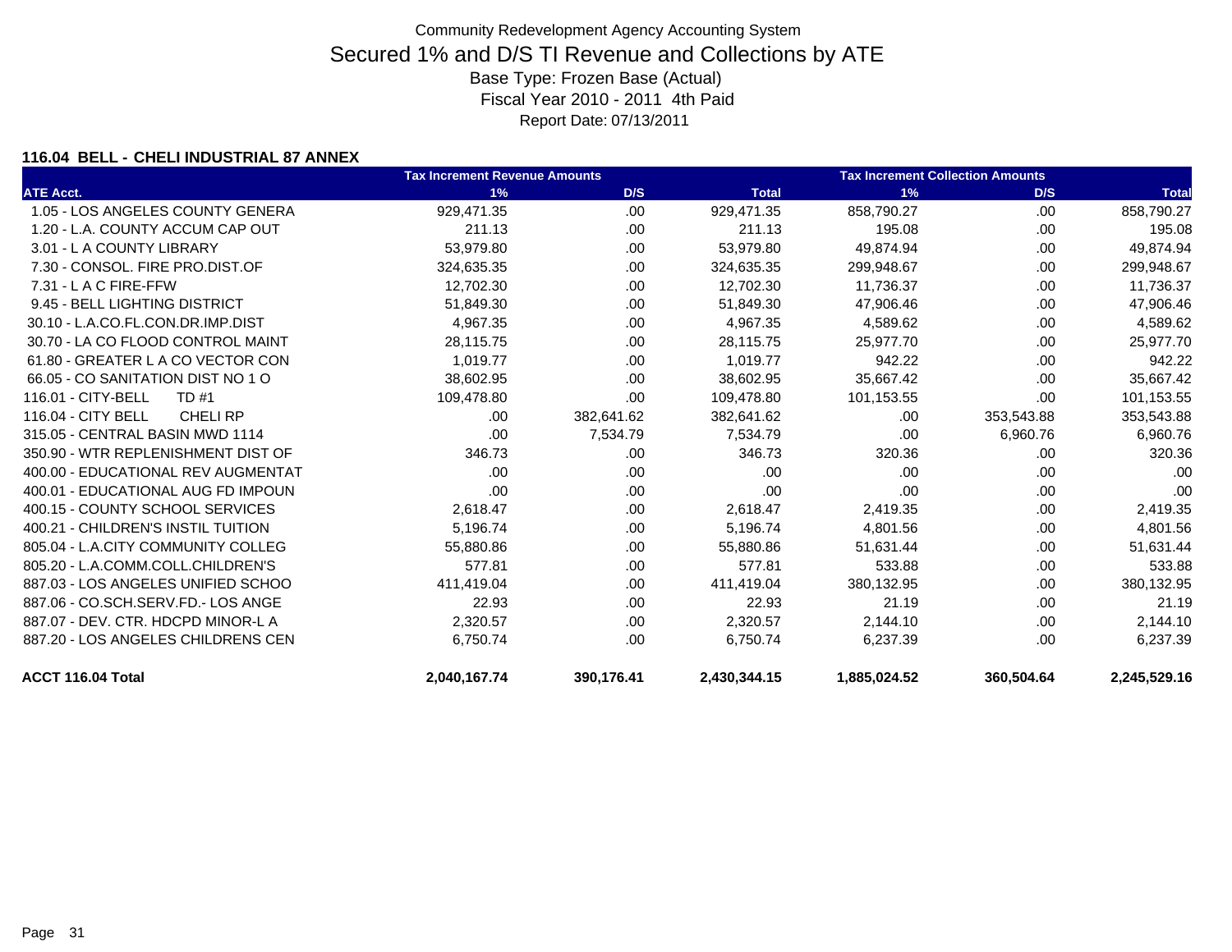# Community Redevelopment Agency Accounting System

## Secured 1% and D/S TI Revenue and Collections by ATE

Base Type: Frozen Base (Actual)

Fiscal Year 2010 - 2011 4th Paid

Report Date: 07/13/2011

### 116.04 BELL - CHELI INDUSTRIAL 87 ANNEX

| | Tax Increment Revenue Amounts | | | Tax Increment Collection Amounts | | |
|---|---|---|---|---|---|---|
| **ATE Acct.** | **1%** | **D/S** | **Total** | **1%** | **D/S** | **Total** |
| 1.05 - LOS ANGELES COUNTY GENERA | 929,471.35 | .00 | 929,471.35 | 858,790.27 | .00 | 858,790.27 |
| 1.20 - L.A. COUNTY ACCUM CAP OUT | 211.13 | .00 | 211.13 | 195.08 | .00 | 195.08 |
| 3.01 - L A COUNTY LIBRARY | 53,979.80 | .00 | 53,979.80 | 49,874.94 | .00 | 49,874.94 |
| 7.30 - CONSOL. FIRE PRO.DIST.OF | 324,635.35 | .00 | 324,635.35 | 299,948.67 | .00 | 299,948.67 |
| 7.31 - L A C FIRE-FFW | 12,702.30 | .00 | 12,702.30 | 11,736.37 | .00 | 11,736.37 |
| 9.45 - BELL LIGHTING DISTRICT | 51,849.30 | .00 | 51,849.30 | 47,906.46 | .00 | 47,906.46 |
| 30.10 - L.A.CO.FL.CON.DR.IMP.DIST | 4,967.35 | .00 | 4,967.35 | 4,589.62 | .00 | 4,589.62 |
| 30.70 - LA CO FLOOD CONTROL MAINT | 28,115.75 | .00 | 28,115.75 | 25,977.70 | .00 | 25,977.70 |
| 61.80 - GREATER L A CO VECTOR CON | 1,019.77 | .00 | 1,019.77 | 942.22 | .00 | 942.22 |
| 66.05 - CO SANITATION DIST NO 1 O | 38,602.95 | .00 | 38,602.95 | 35,667.42 | .00 | 35,667.42 |
| 116.01 - CITY-BELL TD #1 | 109,478.80 | .00 | 109,478.80 | 101,153.55 | .00 | 101,153.55 |
| 116.04 - CITY BELL CHELI RP | .00 | 382,641.62 | 382,641.62 | .00 | 353,543.88 | 353,543.88 |
| 315.05 - CENTRAL BASIN MWD 1114 | .00 | 7,534.79 | 7,534.79 | .00 | 6,960.76 | 6,960.76 |
| 350.90 - WTR REPLENISHMENT DIST OF | 346.73 | .00 | 346.73 | 320.36 | .00 | 320.36 |
| 400.00 - EDUCATIONAL REV AUGMENTAT | .00 | .00 | .00 | .00 | .00 | .00 |
| 400.01 - EDUCATIONAL AUG FD IMPOUN | .00 | .00 | .00 | .00 | .00 | .00 |
| 400.15 - COUNTY SCHOOL SERVICES | 2,618.47 | .00 | 2,618.47 | 2,419.35 | .00 | 2,419.35 |
| 400.21 - CHILDREN'S INSTIL TUITION | 5,196.74 | .00 | 5,196.74 | 4,801.56 | .00 | 4,801.56 |
| 805.04 - L.A.CITY COMMUNITY COLLEG | 55,880.86 | .00 | 55,880.86 | 51,631.44 | .00 | 51,631.44 |
| 805.20 - L.A.COMM.COLL.CHILDREN'S | 577.81 | .00 | 577.81 | 533.88 | .00 | 533.88 |
| 887.03 - LOS ANGELES UNIFIED SCHOO | 411,419.04 | .00 | 411,419.04 | 380,132.95 | .00 | 380,132.95 |
| 887.06 - CO.SCH.SERV.FD.- LOS ANGE | 22.93 | .00 | 22.93 | 21.19 | .00 | 21.19 |
| 887.07 - DEV. CTR. HDCPD MINOR-L A | 2,320.57 | .00 | 2,320.57 | 2,144.10 | .00 | 2,144.10 |
| 887.20 - LOS ANGELES CHILDRENS CEN | 6,750.74 | .00 | 6,750.74 | 6,237.39 | .00 | 6,237.39 |
| **ACCT 116.04 Total** | **2,040,167.74** | **390,176.41** | **2,430,344.15** | **1,885,024.52** | **360,504.64** | **2,245,529.16** |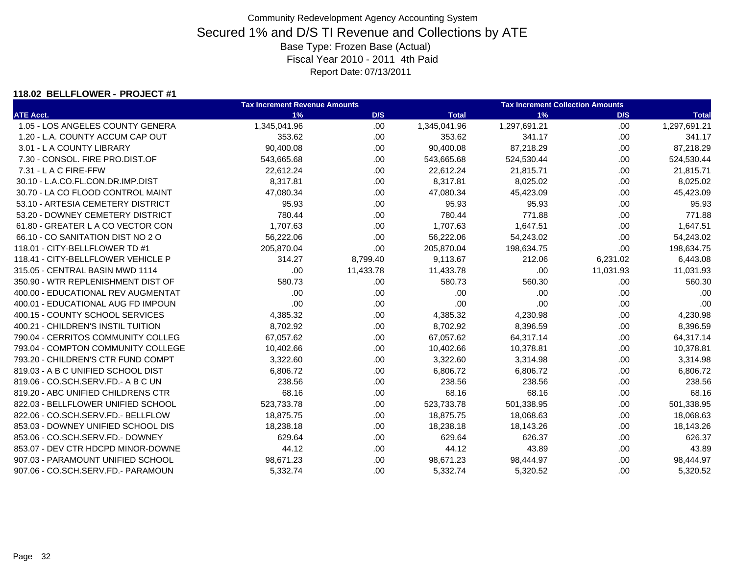Community Redevelopment Agency Accounting System

# Secured 1% and D/S TI Revenue and Collections by ATE

Base Type: Frozen Base (Actual)

Fiscal Year 2010 - 2011 4th Paid

Report Date: 07/13/2011

**118.02 BELLFLOWER - PROJECT #1**

| | Tax Increment Revenue Amounts | | | Tax Increment Collection Amounts | | |
|---|---|---|---|---|---|---|
| ATE Acct. | 1% | D/S | Total | 1% | D/S | Total |
| 1.05 - LOS ANGELES COUNTY GENERA | 1,345,041.96 | .00 | 1,345,041.96 | 1,297,691.21 | .00 | 1,297,691.21 |
| 1.20 - L.A. COUNTY ACCUM CAP OUT | 353.62 | .00 | 353.62 | 341.17 | .00 | 341.17 |
| 3.01 - L A COUNTY LIBRARY | 90,400.08 | .00 | 90,400.08 | 87,218.29 | .00 | 87,218.29 |
| 7.30 - CONSOL. FIRE PRO.DIST.OF | 543,665.68 | .00 | 543,665.68 | 524,530.44 | .00 | 524,530.44 |
| 7.31 - L A C FIRE-FFW | 22,612.24 | .00 | 22,612.24 | 21,815.71 | .00 | 21,815.71 |
| 30.10 - L.A.CO.FL.CON.DR.IMP.DIST | 8,317.81 | .00 | 8,317.81 | 8,025.02 | .00 | 8,025.02 |
| 30.70 - LA CO FLOOD CONTROL MAINT | 47,080.34 | .00 | 47,080.34 | 45,423.09 | .00 | 45,423.09 |
| 53.10 - ARTESIA CEMETERY DISTRICT | 95.93 | .00 | 95.93 | 95.93 | .00 | 95.93 |
| 53.20 - DOWNEY CEMETERY DISTRICT | 780.44 | .00 | 780.44 | 771.88 | .00 | 771.88 |
| 61.80 - GREATER L A CO VECTOR CON | 1,707.63 | .00 | 1,707.63 | 1,647.51 | .00 | 1,647.51 |
| 66.10 - CO SANITATION DIST NO 2 O | 56,222.06 | .00 | 56,222.06 | 54,243.02 | .00 | 54,243.02 |
| 118.01 - CITY-BELLFLOWER TD #1 | 205,870.04 | .00 | 205,870.04 | 198,634.75 | .00 | 198,634.75 |
| 118.41 - CITY-BELLFLOWER VEHICLE P | 314.27 | 8,799.40 | 9,113.67 | 212.06 | 6,231.02 | 6,443.08 |
| 315.05 - CENTRAL BASIN MWD 1114 | .00 | 11,433.78 | 11,433.78 | .00 | 11,031.93 | 11,031.93 |
| 350.90 - WTR REPLENISHMENT DIST OF | 580.73 | .00 | 580.73 | 560.30 | .00 | 560.30 |
| 400.00 - EDUCATIONAL REV AUGMENTAT | .00 | .00 | .00 | .00 | .00 | .00 |
| 400.01 - EDUCATIONAL AUG FD IMPOUN | .00 | .00 | .00 | .00 | .00 | .00 |
| 400.15 - COUNTY SCHOOL SERVICES | 4,385.32 | .00 | 4,385.32 | 4,230.98 | .00 | 4,230.98 |
| 400.21 - CHILDREN'S INSTIL TUITION | 8,702.92 | .00 | 8,702.92 | 8,396.59 | .00 | 8,396.59 |
| 790.04 - CERRITOS COMMUNITY COLLEG | 67,057.62 | .00 | 67,057.62 | 64,317.14 | .00 | 64,317.14 |
| 793.04 - COMPTON COMMUNITY COLLEGE | 10,402.66 | .00 | 10,402.66 | 10,378.81 | .00 | 10,378.81 |
| 793.20 - CHILDREN'S CTR FUND COMPT | 3,322.60 | .00 | 3,322.60 | 3,314.98 | .00 | 3,314.98 |
| 819.03 - A B C UNIFIED SCHOOL DIST | 6,806.72 | .00 | 6,806.72 | 6,806.72 | .00 | 6,806.72 |
| 819.06 - CO.SCH.SERV.FD.- A B C UN | 238.56 | .00 | 238.56 | 238.56 | .00 | 238.56 |
| 819.20 - ABC UNIFIED CHILDRENS CTR | 68.16 | .00 | 68.16 | 68.16 | .00 | 68.16 |
| 822.03 - BELLFLOWER UNIFIED SCHOOL | 523,733.78 | .00 | 523,733.78 | 501,338.95 | .00 | 501,338.95 |
| 822.06 - CO.SCH.SERV.FD.- BELLFLOW | 18,875.75 | .00 | 18,875.75 | 18,068.63 | .00 | 18,068.63 |
| 853.03 - DOWNEY UNIFIED SCHOOL DIS | 18,238.18 | .00 | 18,238.18 | 18,143.26 | .00 | 18,143.26 |
| 853.06 - CO.SCH.SERV.FD.- DOWNEY | 629.64 | .00 | 629.64 | 626.37 | .00 | 626.37 |
| 853.07 - DEV CTR HDCPD MINOR-DOWNE | 44.12 | .00 | 44.12 | 43.89 | .00 | 43.89 |
| 907.03 - PARAMOUNT UNIFIED SCHOOL | 98,671.23 | .00 | 98,671.23 | 98,444.97 | .00 | 98,444.97 |
| 907.06 - CO.SCH.SERV.FD.- PARAMOUN | 5,332.74 | .00 | 5,332.74 | 5,320.52 | .00 | 5,320.52 |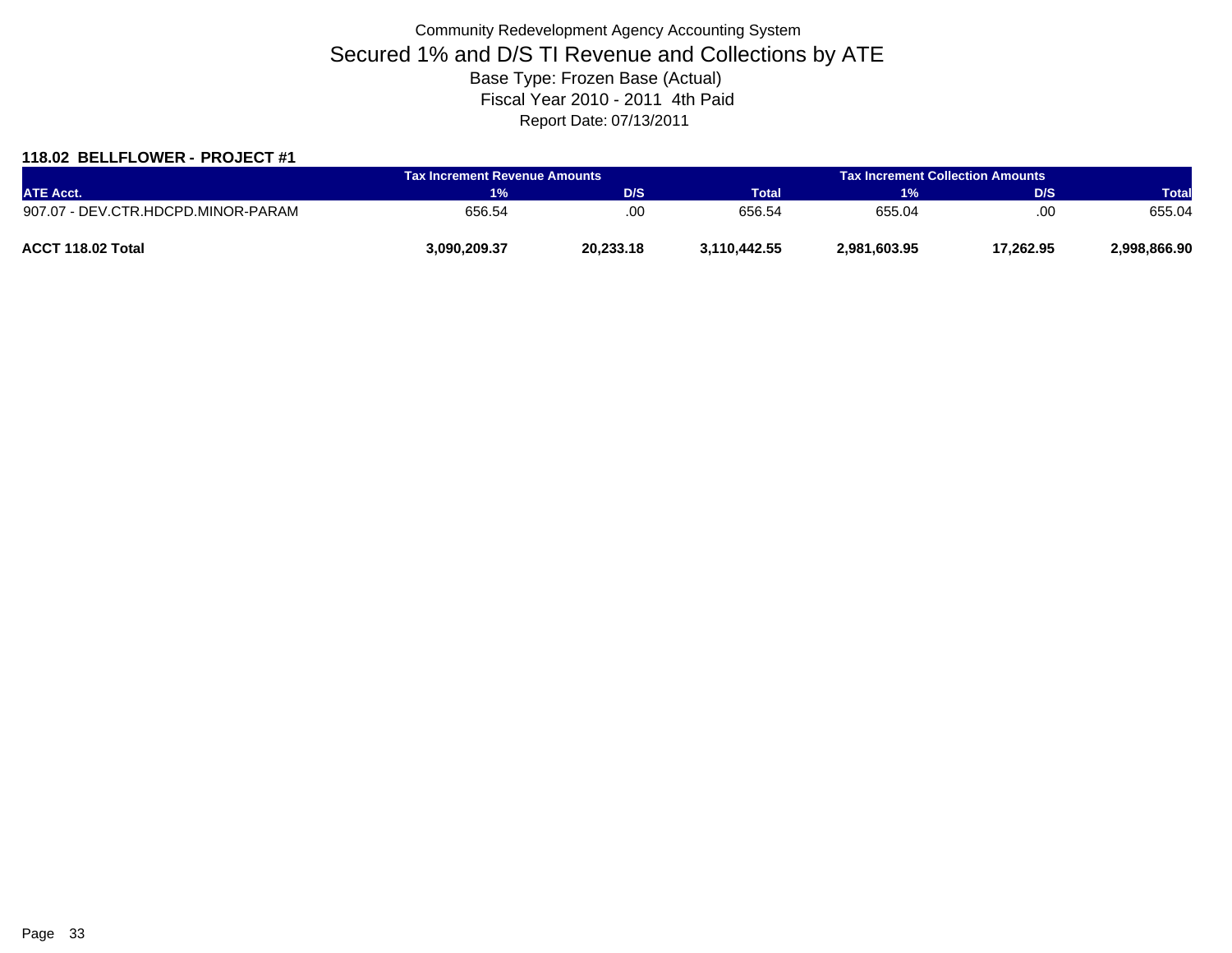Community Redevelopment Agency Accounting System

# Secured 1% and D/S TI Revenue and Collections by ATE

Base Type: Frozen Base (Actual)

Fiscal Year 2010 - 2011 4th Paid

Report Date: 07/13/2011

### 118.02 BELLFLOWER - PROJECT #1

| | Tax Increment Revenue Amounts | | | Tax Increment Collection Amounts | | |
|---|---|---|---|---|---|---|
| ATE Acct. | 1% | D/S | Total | 1% | D/S | Total |
| 907.07 - DEV.CTR.HDCPD.MINOR-PARAM | 656.54 | .00 | 656.54 | 655.04 | .00 | 655.04 |
| **ACCT 118.02 Total** | **3,090,209.37** | **20,233.18** | **3,110,442.55** | **2,981,603.95** | **17,262.95** | **2,998,866.90** |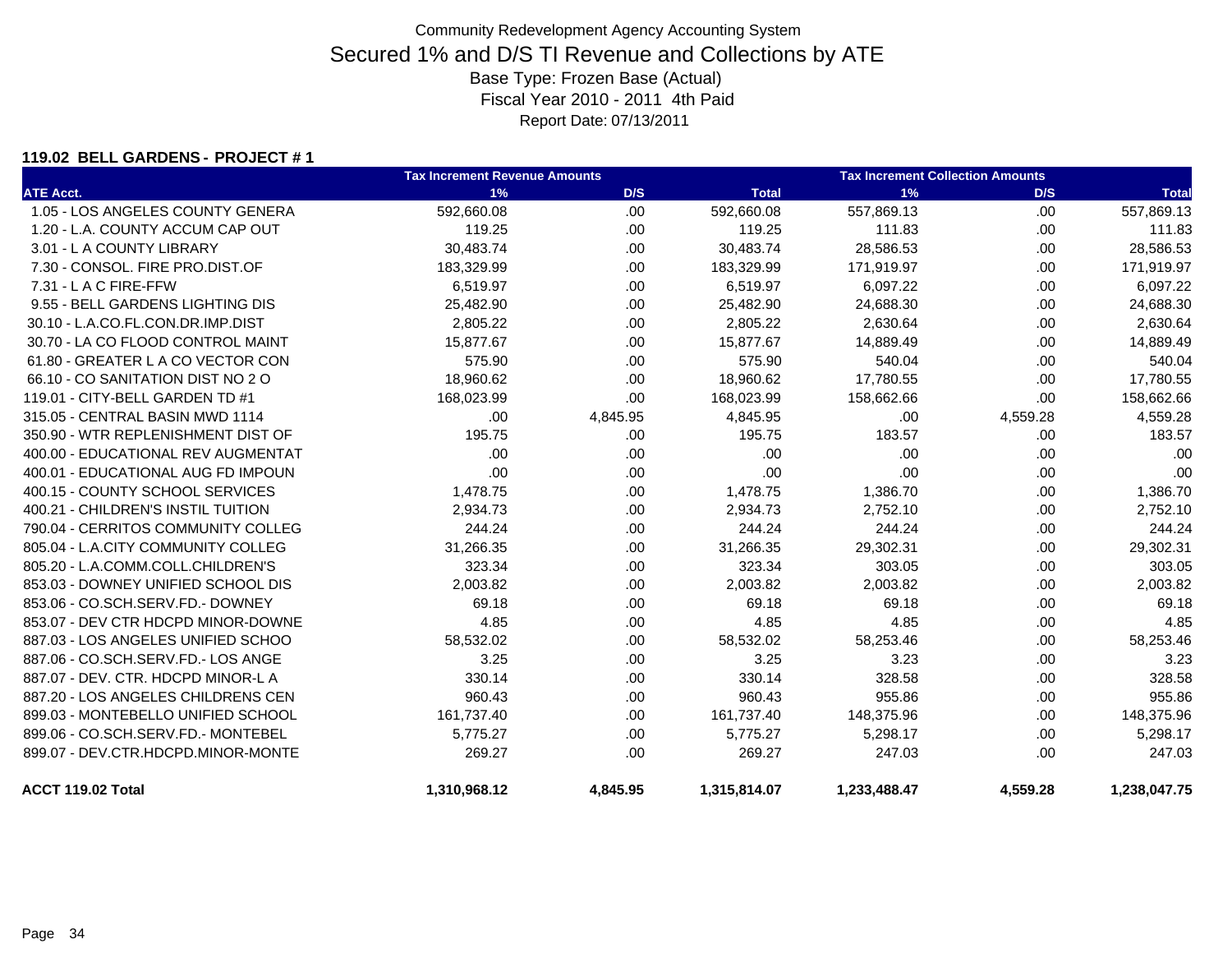Community Redevelopment Agency Accounting System

# Secured 1% and D/S TI Revenue and Collections by ATE

Base Type: Frozen Base (Actual)

Fiscal Year 2010 - 2011 4th Paid

Report Date: 07/13/2011

### 119.02 BELL GARDENS - PROJECT # 1

| | Tax Increment Revenue Amounts | | | Tax Increment Collection Amounts | | |
|---|---|---|---|---|---|---|
| ATE Acct. | 1% | D/S | Total | 1% | D/S | Total |
| 1.05 - LOS ANGELES COUNTY GENERA | 592,660.08 | .00 | 592,660.08 | 557,869.13 | .00 | 557,869.13 |
| 1.20 - L.A. COUNTY ACCUM CAP OUT | 119.25 | .00 | 119.25 | 111.83 | .00 | 111.83 |
| 3.01 - L A COUNTY LIBRARY | 30,483.74 | .00 | 30,483.74 | 28,586.53 | .00 | 28,586.53 |
| 7.30 - CONSOL. FIRE PRO.DIST.OF | 183,329.99 | .00 | 183,329.99 | 171,919.97 | .00 | 171,919.97 |
| 7.31 - L A C FIRE-FFW | 6,519.97 | .00 | 6,519.97 | 6,097.22 | .00 | 6,097.22 |
| 9.55 - BELL GARDENS LIGHTING DIS | 25,482.90 | .00 | 25,482.90 | 24,688.30 | .00 | 24,688.30 |
| 30.10 - L.A.CO.FL.CON.DR.IMP.DIST | 2,805.22 | .00 | 2,805.22 | 2,630.64 | .00 | 2,630.64 |
| 30.70 - LA CO FLOOD CONTROL MAINT | 15,877.67 | .00 | 15,877.67 | 14,889.49 | .00 | 14,889.49 |
| 61.80 - GREATER L A CO VECTOR CON | 575.90 | .00 | 575.90 | 540.04 | .00 | 540.04 |
| 66.10 - CO SANITATION DIST NO 2 O | 18,960.62 | .00 | 18,960.62 | 17,780.55 | .00 | 17,780.55 |
| 119.01 - CITY-BELL GARDEN TD #1 | 168,023.99 | .00 | 168,023.99 | 158,662.66 | .00 | 158,662.66 |
| 315.05 - CENTRAL BASIN MWD 1114 | .00 | 4,845.95 | 4,845.95 | .00 | 4,559.28 | 4,559.28 |
| 350.90 - WTR REPLENISHMENT DIST OF | 195.75 | .00 | 195.75 | 183.57 | .00 | 183.57 |
| 400.00 - EDUCATIONAL REV AUGMENTAT | .00 | .00 | .00 | .00 | .00 | .00 |
| 400.01 - EDUCATIONAL AUG FD IMPOUN | .00 | .00 | .00 | .00 | .00 | .00 |
| 400.15 - COUNTY SCHOOL SERVICES | 1,478.75 | .00 | 1,478.75 | 1,386.70 | .00 | 1,386.70 |
| 400.21 - CHILDREN'S INSTIL TUITION | 2,934.73 | .00 | 2,934.73 | 2,752.10 | .00 | 2,752.10 |
| 790.04 - CERRITOS COMMUNITY COLLEG | 244.24 | .00 | 244.24 | 244.24 | .00 | 244.24 |
| 805.04 - L.A.CITY COMMUNITY COLLEG | 31,266.35 | .00 | 31,266.35 | 29,302.31 | .00 | 29,302.31 |
| 805.20 - L.A.COMM.COLL.CHILDREN'S | 323.34 | .00 | 323.34 | 303.05 | .00 | 303.05 |
| 853.03 - DOWNEY UNIFIED SCHOOL DIS | 2,003.82 | .00 | 2,003.82 | 2,003.82 | .00 | 2,003.82 |
| 853.06 - CO.SCH.SERV.FD.- DOWNEY | 69.18 | .00 | 69.18 | 69.18 | .00 | 69.18 |
| 853.07 - DEV CTR HDCPD MINOR-DOWNE | 4.85 | .00 | 4.85 | 4.85 | .00 | 4.85 |
| 887.03 - LOS ANGELES UNIFIED SCHOO | 58,532.02 | .00 | 58,532.02 | 58,253.46 | .00 | 58,253.46 |
| 887.06 - CO.SCH.SERV.FD.- LOS ANGE | 3.25 | .00 | 3.25 | 3.23 | .00 | 3.23 |
| 887.07 - DEV. CTR. HDCPD MINOR-L A | 330.14 | .00 | 330.14 | 328.58 | .00 | 328.58 |
| 887.20 - LOS ANGELES CHILDRENS CEN | 960.43 | .00 | 960.43 | 955.86 | .00 | 955.86 |
| 899.03 - MONTEBELLO UNIFIED SCHOOL | 161,737.40 | .00 | 161,737.40 | 148,375.96 | .00 | 148,375.96 |
| 899.06 - CO.SCH.SERV.FD.- MONTEBEL | 5,775.27 | .00 | 5,775.27 | 5,298.17 | .00 | 5,298.17 |
| 899.07 - DEV.CTR.HDCPD.MINOR-MONTE | 269.27 | .00 | 269.27 | 247.03 | .00 | 247.03 |
| **ACCT 119.02 Total** | **1,310,968.12** | **4,845.95** | **1,315,814.07** | **1,233,488.47** | **4,559.28** | **1,238,047.75** |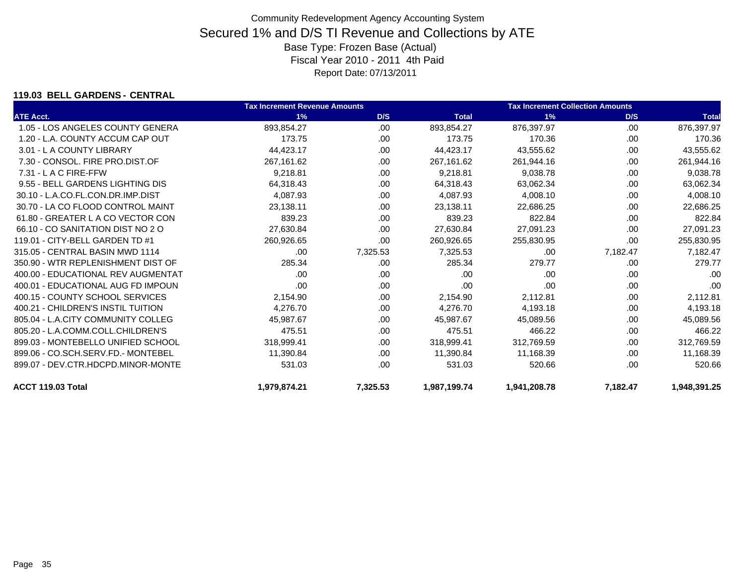Community Redevelopment Agency Accounting System

# Secured 1% and D/S TI Revenue and Collections by ATE

Base Type: Frozen Base (Actual)

Fiscal Year 2010 - 2011 4th Paid

Report Date: 07/13/2011

**119.03 BELL GARDENS - CENTRAL**

| ATE Acct. | Tax Increment Revenue Amounts 1% | D/S | Total | Tax Increment Collection Amounts 1% | D/S | Total |
|---|---|---|---|---|---|---|
| 1.05 - LOS ANGELES COUNTY GENERA | 893,854.27 | .00 | 893,854.27 | 876,397.97 | .00 | 876,397.97 |
| 1.20 - L.A. COUNTY ACCUM CAP OUT | 173.75 | .00 | 173.75 | 170.36 | .00 | 170.36 |
| 3.01 - L A COUNTY LIBRARY | 44,423.17 | .00 | 44,423.17 | 43,555.62 | .00 | 43,555.62 |
| 7.30 - CONSOL. FIRE PRO.DIST.OF | 267,161.62 | .00 | 267,161.62 | 261,944.16 | .00 | 261,944.16 |
| 7.31 - L A C FIRE-FFW | 9,218.81 | .00 | 9,218.81 | 9,038.78 | .00 | 9,038.78 |
| 9.55 - BELL GARDENS LIGHTING DIS | 64,318.43 | .00 | 64,318.43 | 63,062.34 | .00 | 63,062.34 |
| 30.10 - L.A.CO.FL.CON.DR.IMP.DIST | 4,087.93 | .00 | 4,087.93 | 4,008.10 | .00 | 4,008.10 |
| 30.70 - LA CO FLOOD CONTROL MAINT | 23,138.11 | .00 | 23,138.11 | 22,686.25 | .00 | 22,686.25 |
| 61.80 - GREATER L A CO VECTOR CON | 839.23 | .00 | 839.23 | 822.84 | .00 | 822.84 |
| 66.10 - CO SANITATION DIST NO 2 O | 27,630.84 | .00 | 27,630.84 | 27,091.23 | .00 | 27,091.23 |
| 119.01 - CITY-BELL GARDEN TD #1 | 260,926.65 | .00 | 260,926.65 | 255,830.95 | .00 | 255,830.95 |
| 315.05 - CENTRAL BASIN MWD 1114 | .00 | 7,325.53 | 7,325.53 | .00 | 7,182.47 | 7,182.47 |
| 350.90 - WTR REPLENISHMENT DIST OF | 285.34 | .00 | 285.34 | 279.77 | .00 | 279.77 |
| 400.00 - EDUCATIONAL REV AUGMENTAT | .00 | .00 | .00 | .00 | .00 | .00 |
| 400.01 - EDUCATIONAL AUG FD IMPOUN | .00 | .00 | .00 | .00 | .00 | .00 |
| 400.15 - COUNTY SCHOOL SERVICES | 2,154.90 | .00 | 2,154.90 | 2,112.81 | .00 | 2,112.81 |
| 400.21 - CHILDREN'S INSTIL TUITION | 4,276.70 | .00 | 4,276.70 | 4,193.18 | .00 | 4,193.18 |
| 805.04 - L.A.CITY COMMUNITY COLLEG | 45,987.67 | .00 | 45,987.67 | 45,089.56 | .00 | 45,089.56 |
| 805.20 - L.A.COMM.COLL.CHILDREN'S | 475.51 | .00 | 475.51 | 466.22 | .00 | 466.22 |
| 899.03 - MONTEBELLO UNIFIED SCHOOL | 318,999.41 | .00 | 318,999.41 | 312,769.59 | .00 | 312,769.59 |
| 899.06 - CO.SCH.SERV.FD.- MONTEBEL | 11,390.84 | .00 | 11,390.84 | 11,168.39 | .00 | 11,168.39 |
| 899.07 - DEV.CTR.HDCPD.MINOR-MONTE | 531.03 | .00 | 531.03 | 520.66 | .00 | 520.66 |
| **ACCT 119.03 Total** | **1,979,874.21** | **7,325.53** | **1,987,199.74** | **1,941,208.78** | **7,182.47** | **1,948,391.25** |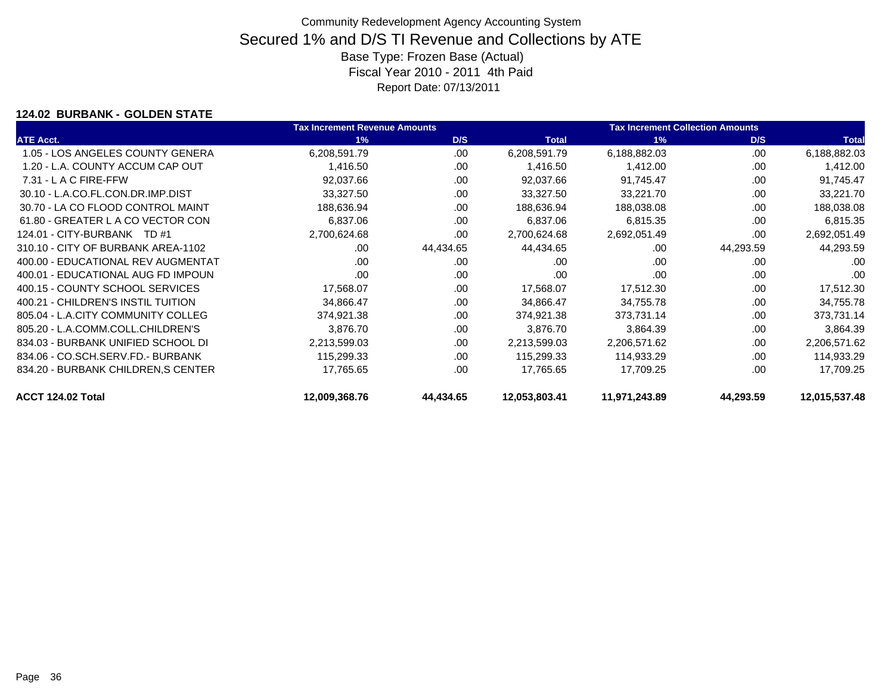Community Redevelopment Agency Accounting System

# Secured 1% and D/S TI Revenue and Collections by ATE

Base Type: Frozen Base (Actual)

Fiscal Year 2010 - 2011 4th Paid

Report Date: 07/13/2011

### 124.02 BURBANK - GOLDEN STATE

| | Tax Increment Revenue Amounts | | | Tax Increment Collection Amounts | | |
|---|---|---|---|---|---|---|
| ATE Acct. | 1% | D/S | Total | 1% | D/S | Total |
| 1.05 - LOS ANGELES COUNTY GENERA | 6,208,591.79 | .00 | 6,208,591.79 | 6,188,882.03 | .00 | 6,188,882.03 |
| 1.20 - L.A. COUNTY ACCUM CAP OUT | 1,416.50 | .00 | 1,416.50 | 1,412.00 | .00 | 1,412.00 |
| 7.31 - L A C FIRE-FFW | 92,037.66 | .00 | 92,037.66 | 91,745.47 | .00 | 91,745.47 |
| 30.10 - L.A.CO.FL.CON.DR.IMP.DIST | 33,327.50 | .00 | 33,327.50 | 33,221.70 | .00 | 33,221.70 |
| 30.70 - LA CO FLOOD CONTROL MAINT | 188,636.94 | .00 | 188,636.94 | 188,038.08 | .00 | 188,038.08 |
| 61.80 - GREATER L A CO VECTOR CON | 6,837.06 | .00 | 6,837.06 | 6,815.35 | .00 | 6,815.35 |
| 124.01 - CITY-BURBANK TD #1 | 2,700,624.68 | .00 | 2,700,624.68 | 2,692,051.49 | .00 | 2,692,051.49 |
| 310.10 - CITY OF BURBANK AREA-1102 | .00 | 44,434.65 | 44,434.65 | .00 | 44,293.59 | 44,293.59 |
| 400.00 - EDUCATIONAL REV AUGMENTAT | .00 | .00 | .00 | .00 | .00 | .00 |
| 400.01 - EDUCATIONAL AUG FD IMPOUN | .00 | .00 | .00 | .00 | .00 | .00 |
| 400.15 - COUNTY SCHOOL SERVICES | 17,568.07 | .00 | 17,568.07 | 17,512.30 | .00 | 17,512.30 |
| 400.21 - CHILDREN'S INSTIL TUITION | 34,866.47 | .00 | 34,866.47 | 34,755.78 | .00 | 34,755.78 |
| 805.04 - L.A.CITY COMMUNITY COLLEG | 374,921.38 | .00 | 374,921.38 | 373,731.14 | .00 | 373,731.14 |
| 805.20 - L.A.COMM.COLL.CHILDREN'S | 3,876.70 | .00 | 3,876.70 | 3,864.39 | .00 | 3,864.39 |
| 834.03 - BURBANK UNIFIED SCHOOL DI | 2,213,599.03 | .00 | 2,213,599.03 | 2,206,571.62 | .00 | 2,206,571.62 |
| 834.06 - CO.SCH.SERV.FD.- BURBANK | 115,299.33 | .00 | 115,299.33 | 114,933.29 | .00 | 114,933.29 |
| 834.20 - BURBANK CHILDREN,S CENTER | 17,765.65 | .00 | 17,765.65 | 17,709.25 | .00 | 17,709.25 |
| **ACCT 124.02 Total** | **12,009,368.76** | **44,434.65** | **12,053,803.41** | **11,971,243.89** | **44,293.59** | **12,015,537.48** |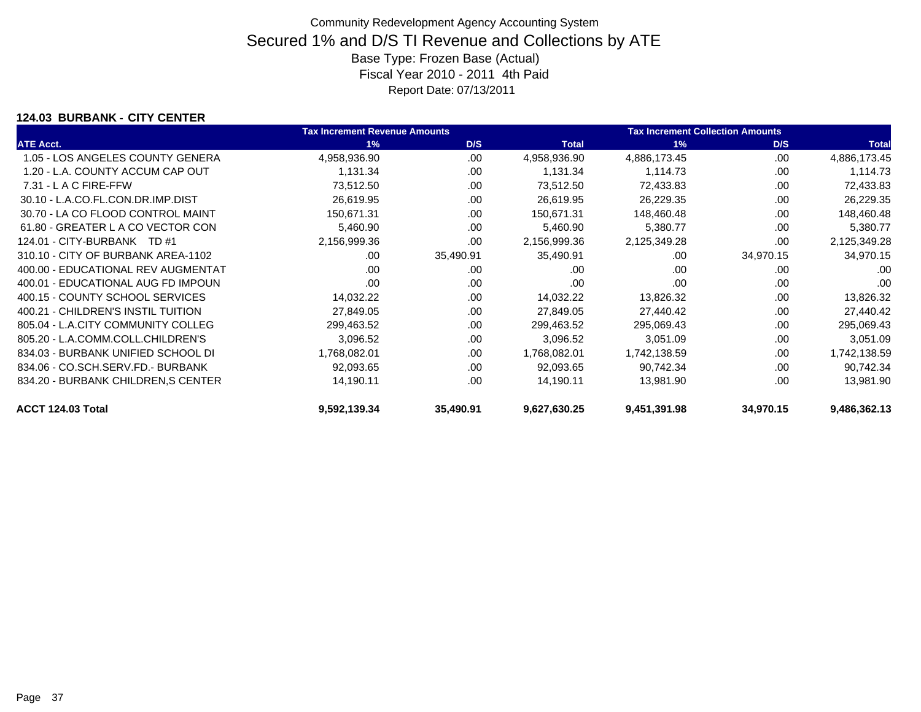Community Redevelopment Agency Accounting System

# Secured 1% and D/S TI Revenue and Collections by ATE

Base Type: Frozen Base (Actual)
Fiscal Year 2010 - 2011 4th Paid
Report Date: 07/13/2011

### 124.03 BURBANK - CITY CENTER

| | Tax Increment Revenue Amounts | | | Tax Increment Collection Amounts | | |
|---|---|---|---|---|---|---|
| ATE Acct. | 1% | D/S | Total | 1% | D/S | Total |
| 1.05 - LOS ANGELES COUNTY GENERA | 4,958,936.90 | .00 | 4,958,936.90 | 4,886,173.45 | .00 | 4,886,173.45 |
| 1.20 - L.A. COUNTY ACCUM CAP OUT | 1,131.34 | .00 | 1,131.34 | 1,114.73 | .00 | 1,114.73 |
| 7.31 - L A C FIRE-FFW | 73,512.50 | .00 | 73,512.50 | 72,433.83 | .00 | 72,433.83 |
| 30.10 - L.A.CO.FL.CON.DR.IMP.DIST | 26,619.95 | .00 | 26,619.95 | 26,229.35 | .00 | 26,229.35 |
| 30.70 - LA CO FLOOD CONTROL MAINT | 150,671.31 | .00 | 150,671.31 | 148,460.48 | .00 | 148,460.48 |
| 61.80 - GREATER L A CO VECTOR CON | 5,460.90 | .00 | 5,460.90 | 5,380.77 | .00 | 5,380.77 |
| 124.01 - CITY-BURBANK TD #1 | 2,156,999.36 | .00 | 2,156,999.36 | 2,125,349.28 | .00 | 2,125,349.28 |
| 310.10 - CITY OF BURBANK AREA-1102 | .00 | 35,490.91 | 35,490.91 | .00 | 34,970.15 | 34,970.15 |
| 400.00 - EDUCATIONAL REV AUGMENTAT | .00 | .00 | .00 | .00 | .00 | .00 |
| 400.01 - EDUCATIONAL AUG FD IMPOUN | .00 | .00 | .00 | .00 | .00 | .00 |
| 400.15 - COUNTY SCHOOL SERVICES | 14,032.22 | .00 | 14,032.22 | 13,826.32 | .00 | 13,826.32 |
| 400.21 - CHILDREN'S INSTIL TUITION | 27,849.05 | .00 | 27,849.05 | 27,440.42 | .00 | 27,440.42 |
| 805.04 - L.A.CITY COMMUNITY COLLEG | 299,463.52 | .00 | 299,463.52 | 295,069.43 | .00 | 295,069.43 |
| 805.20 - L.A.COMM.COLL.CHILDREN'S | 3,096.52 | .00 | 3,096.52 | 3,051.09 | .00 | 3,051.09 |
| 834.03 - BURBANK UNIFIED SCHOOL DI | 1,768,082.01 | .00 | 1,768,082.01 | 1,742,138.59 | .00 | 1,742,138.59 |
| 834.06 - CO.SCH.SERV.FD.- BURBANK | 92,093.65 | .00 | 92,093.65 | 90,742.34 | .00 | 90,742.34 |
| 834.20 - BURBANK CHILDREN,S CENTER | 14,190.11 | .00 | 14,190.11 | 13,981.90 | .00 | 13,981.90 |
| **ACCT 124.03 Total** | **9,592,139.34** | **35,490.91** | **9,627,630.25** | **9,451,391.98** | **34,970.15** | **9,486,362.13** |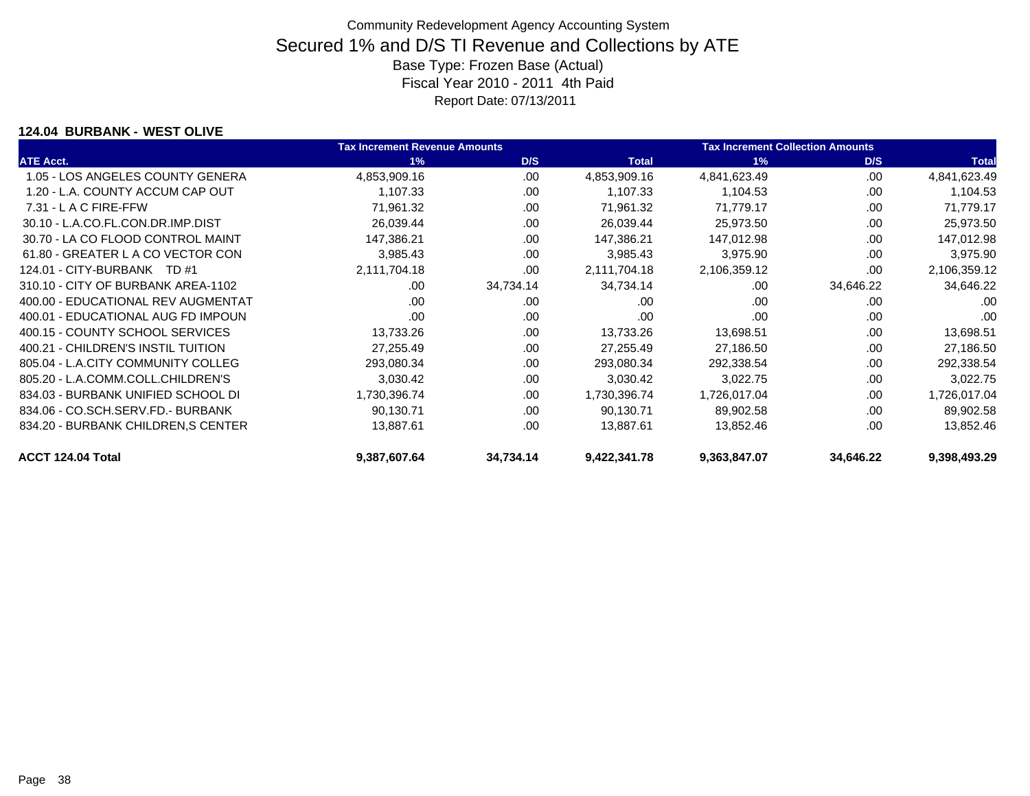Community Redevelopment Agency Accounting System

# Secured 1% and D/S TI Revenue and Collections by ATE

Base Type: Frozen Base (Actual)

Fiscal Year 2010 - 2011 4th Paid

Report Date: 07/13/2011

### 124.04 BURBANK - WEST OLIVE

| | Tax Increment Revenue Amounts | | | Tax Increment Collection Amounts | | |
|---|---|---|---|---|---|---|
| ATE Acct. | 1% | D/S | Total | 1% | D/S | Total |
| 1.05 - LOS ANGELES COUNTY GENERA | 4,853,909.16 | .00 | 4,853,909.16 | 4,841,623.49 | .00 | 4,841,623.49 |
| 1.20 - L.A. COUNTY ACCUM CAP OUT | 1,107.33 | .00 | 1,107.33 | 1,104.53 | .00 | 1,104.53 |
| 7.31 - L A C FIRE-FFW | 71,961.32 | .00 | 71,961.32 | 71,779.17 | .00 | 71,779.17 |
| 30.10 - L.A.CO.FL.CON.DR.IMP.DIST | 26,039.44 | .00 | 26,039.44 | 25,973.50 | .00 | 25,973.50 |
| 30.70 - LA CO FLOOD CONTROL MAINT | 147,386.21 | .00 | 147,386.21 | 147,012.98 | .00 | 147,012.98 |
| 61.80 - GREATER L A CO VECTOR CON | 3,985.43 | .00 | 3,985.43 | 3,975.90 | .00 | 3,975.90 |
| 124.01 - CITY-BURBANK TD #1 | 2,111,704.18 | .00 | 2,111,704.18 | 2,106,359.12 | .00 | 2,106,359.12 |
| 310.10 - CITY OF BURBANK AREA-1102 | .00 | 34,734.14 | 34,734.14 | .00 | 34,646.22 | 34,646.22 |
| 400.00 - EDUCATIONAL REV AUGMENTAT | .00 | .00 | .00 | .00 | .00 | .00 |
| 400.01 - EDUCATIONAL AUG FD IMPOUN | .00 | .00 | .00 | .00 | .00 | .00 |
| 400.15 - COUNTY SCHOOL SERVICES | 13,733.26 | .00 | 13,733.26 | 13,698.51 | .00 | 13,698.51 |
| 400.21 - CHILDREN'S INSTIL TUITION | 27,255.49 | .00 | 27,255.49 | 27,186.50 | .00 | 27,186.50 |
| 805.04 - L.A.CITY COMMUNITY COLLEG | 293,080.34 | .00 | 293,080.34 | 292,338.54 | .00 | 292,338.54 |
| 805.20 - L.A.COMM.COLL.CHILDREN'S | 3,030.42 | .00 | 3,030.42 | 3,022.75 | .00 | 3,022.75 |
| 834.03 - BURBANK UNIFIED SCHOOL DI | 1,730,396.74 | .00 | 1,730,396.74 | 1,726,017.04 | .00 | 1,726,017.04 |
| 834.06 - CO.SCH.SERV.FD.- BURBANK | 90,130.71 | .00 | 90,130.71 | 89,902.58 | .00 | 89,902.58 |
| 834.20 - BURBANK CHILDREN,S CENTER | 13,887.61 | .00 | 13,887.61 | 13,852.46 | .00 | 13,852.46 |
| **ACCT 124.04 Total** | **9,387,607.64** | **34,734.14** | **9,422,341.78** | **9,363,847.07** | **34,646.22** | **9,398,493.29** |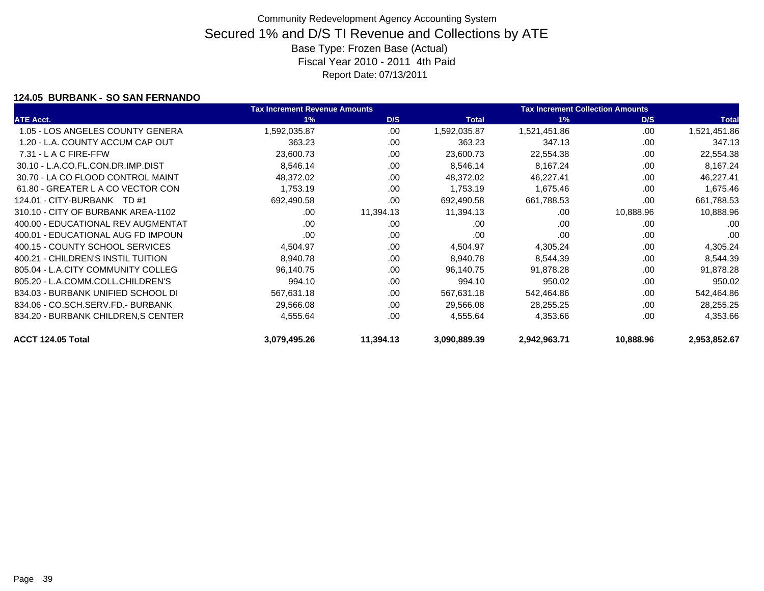Community Redevelopment Agency Accounting System

# Secured 1% and D/S TI Revenue and Collections by ATE

Base Type: Frozen Base (Actual)

Fiscal Year 2010 - 2011 4th Paid

Report Date: 07/13/2011

### 124.05 BURBANK - SO SAN FERNANDO

| | Tax Increment Revenue Amounts | | | Tax Increment Collection Amounts | | |
|---|---|---|---|---|---|---|
| **ATE Acct.** | **1%** | **D/S** | **Total** | **1%** | **D/S** | **Total** |
| 1.05 - LOS ANGELES COUNTY GENERA | 1,592,035.87 | .00 | 1,592,035.87 | 1,521,451.86 | .00 | 1,521,451.86 |
| 1.20 - L.A. COUNTY ACCUM CAP OUT | 363.23 | .00 | 363.23 | 347.13 | .00 | 347.13 |
| 7.31 - L A C FIRE-FFW | 23,600.73 | .00 | 23,600.73 | 22,554.38 | .00 | 22,554.38 |
| 30.10 - L.A.CO.FL.CON.DR.IMP.DIST | 8,546.14 | .00 | 8,546.14 | 8,167.24 | .00 | 8,167.24 |
| 30.70 - LA CO FLOOD CONTROL MAINT | 48,372.02 | .00 | 48,372.02 | 46,227.41 | .00 | 46,227.41 |
| 61.80 - GREATER L A CO VECTOR CON | 1,753.19 | .00 | 1,753.19 | 1,675.46 | .00 | 1,675.46 |
| 124.01 - CITY-BURBANK TD #1 | 692,490.58 | .00 | 692,490.58 | 661,788.53 | .00 | 661,788.53 |
| 310.10 - CITY OF BURBANK AREA-1102 | .00 | 11,394.13 | 11,394.13 | .00 | 10,888.96 | 10,888.96 |
| 400.00 - EDUCATIONAL REV AUGMENTAT | .00 | .00 | .00 | .00 | .00 | .00 |
| 400.01 - EDUCATIONAL AUG FD IMPOUN | .00 | .00 | .00 | .00 | .00 | .00 |
| 400.15 - COUNTY SCHOOL SERVICES | 4,504.97 | .00 | 4,504.97 | 4,305.24 | .00 | 4,305.24 |
| 400.21 - CHILDREN'S INSTIL TUITION | 8,940.78 | .00 | 8,940.78 | 8,544.39 | .00 | 8,544.39 |
| 805.04 - L.A.CITY COMMUNITY COLLEG | 96,140.75 | .00 | 96,140.75 | 91,878.28 | .00 | 91,878.28 |
| 805.20 - L.A.COMM.COLL.CHILDREN'S | 994.10 | .00 | 994.10 | 950.02 | .00 | 950.02 |
| 834.03 - BURBANK UNIFIED SCHOOL DI | 567,631.18 | .00 | 567,631.18 | 542,464.86 | .00 | 542,464.86 |
| 834.06 - CO.SCH.SERV.FD.- BURBANK | 29,566.08 | .00 | 29,566.08 | 28,255.25 | .00 | 28,255.25 |
| 834.20 - BURBANK CHILDREN,S CENTER | 4,555.64 | .00 | 4,555.64 | 4,353.66 | .00 | 4,353.66 |
| **ACCT 124.05 Total** | **3,079,495.26** | **11,394.13** | **3,090,889.39** | **2,942,963.71** | **10,888.96** | **2,953,852.67** |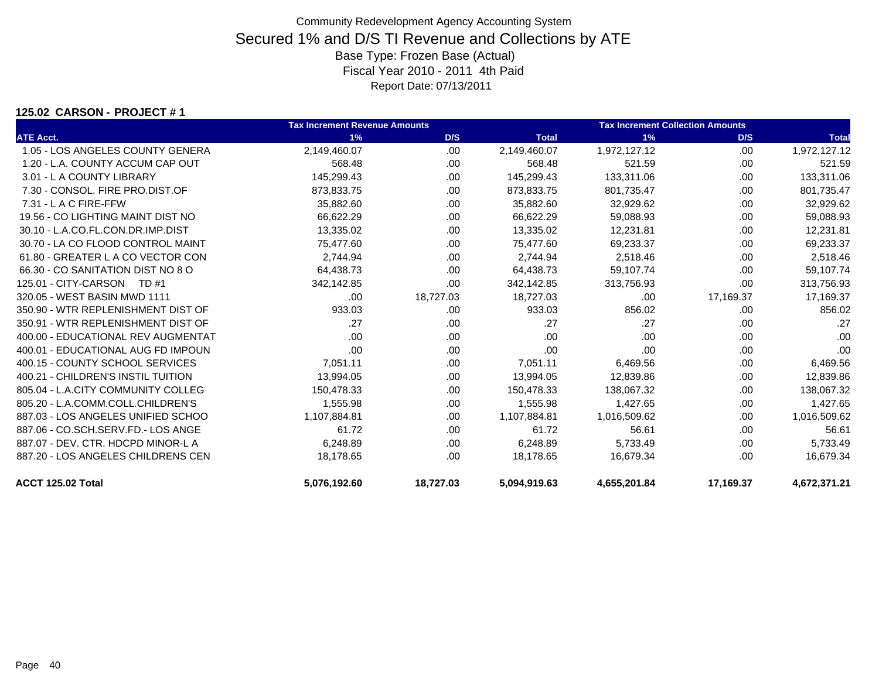Community Redevelopment Agency Accounting System

# Secured 1% and D/S TI Revenue and Collections by ATE

Base Type: Frozen Base (Actual)

Fiscal Year 2010 - 2011 4th Paid

Report Date: 07/13/2011

**125.02 CARSON - PROJECT # 1**

| | Tax Increment Revenue Amounts | | | Tax Increment Collection Amounts | | |
|---|---|---|---|---|---|---|
| **ATE Acct.** | **1%** | **D/S** | **Total** | **1%** | **D/S** | **Total** |
| 1.05 - LOS ANGELES COUNTY GENERA | 2,149,460.07 | .00 | 2,149,460.07 | 1,972,127.12 | .00 | 1,972,127.12 |
| 1.20 - L.A. COUNTY ACCUM CAP OUT | 568.48 | .00 | 568.48 | 521.59 | .00 | 521.59 |
| 3.01 - L A COUNTY LIBRARY | 145,299.43 | .00 | 145,299.43 | 133,311.06 | .00 | 133,311.06 |
| 7.30 - CONSOL. FIRE PRO.DIST.OF | 873,833.75 | .00 | 873,833.75 | 801,735.47 | .00 | 801,735.47 |
| 7.31 - L A C FIRE-FFW | 35,882.60 | .00 | 35,882.60 | 32,929.62 | .00 | 32,929.62 |
| 19.56 - CO LIGHTING MAINT DIST NO | 66,622.29 | .00 | 66,622.29 | 59,088.93 | .00 | 59,088.93 |
| 30.10 - L.A.CO.FL.CON.DR.IMP.DIST | 13,335.02 | .00 | 13,335.02 | 12,231.81 | .00 | 12,231.81 |
| 30.70 - LA CO FLOOD CONTROL MAINT | 75,477.60 | .00 | 75,477.60 | 69,233.37 | .00 | 69,233.37 |
| 61.80 - GREATER L A CO VECTOR CON | 2,744.94 | .00 | 2,744.94 | 2,518.46 | .00 | 2,518.46 |
| 66.30 - CO SANITATION DIST NO 8 O | 64,438.73 | .00 | 64,438.73 | 59,107.74 | .00 | 59,107.74 |
| 125.01 - CITY-CARSON TD #1 | 342,142.85 | .00 | 342,142.85 | 313,756.93 | .00 | 313,756.93 |
| 320.05 - WEST BASIN MWD 1111 | .00 | 18,727.03 | 18,727.03 | .00 | 17,169.37 | 17,169.37 |
| 350.90 - WTR REPLENISHMENT DIST OF | 933.03 | .00 | 933.03 | 856.02 | .00 | 856.02 |
| 350.91 - WTR REPLENISHMENT DIST OF | .27 | .00 | .27 | .27 | .00 | .27 |
| 400.00 - EDUCATIONAL REV AUGMENTAT | .00 | .00 | .00 | .00 | .00 | .00 |
| 400.01 - EDUCATIONAL AUG FD IMPOUN | .00 | .00 | .00 | .00 | .00 | .00 |
| 400.15 - COUNTY SCHOOL SERVICES | 7,051.11 | .00 | 7,051.11 | 6,469.56 | .00 | 6,469.56 |
| 400.21 - CHILDREN'S INSTIL TUITION | 13,994.05 | .00 | 13,994.05 | 12,839.86 | .00 | 12,839.86 |
| 805.04 - L.A.CITY COMMUNITY COLLEG | 150,478.33 | .00 | 150,478.33 | 138,067.32 | .00 | 138,067.32 |
| 805.20 - L.A.COMM.COLL.CHILDREN'S | 1,555.98 | .00 | 1,555.98 | 1,427.65 | .00 | 1,427.65 |
| 887.03 - LOS ANGELES UNIFIED SCHOO | 1,107,884.81 | .00 | 1,107,884.81 | 1,016,509.62 | .00 | 1,016,509.62 |
| 887.06 - CO.SCH.SERV.FD.- LOS ANGE | 61.72 | .00 | 61.72 | 56.61 | .00 | 56.61 |
| 887.07 - DEV. CTR. HDCPD MINOR-L A | 6,248.89 | .00 | 6,248.89 | 5,733.49 | .00 | 5,733.49 |
| 887.20 - LOS ANGELES CHILDRENS CEN | 18,178.65 | .00 | 18,178.65 | 16,679.34 | .00 | 16,679.34 |
| **ACCT 125.02 Total** | **5,076,192.60** | **18,727.03** | **5,094,919.63** | **4,655,201.84** | **17,169.37** | **4,672,371.21** |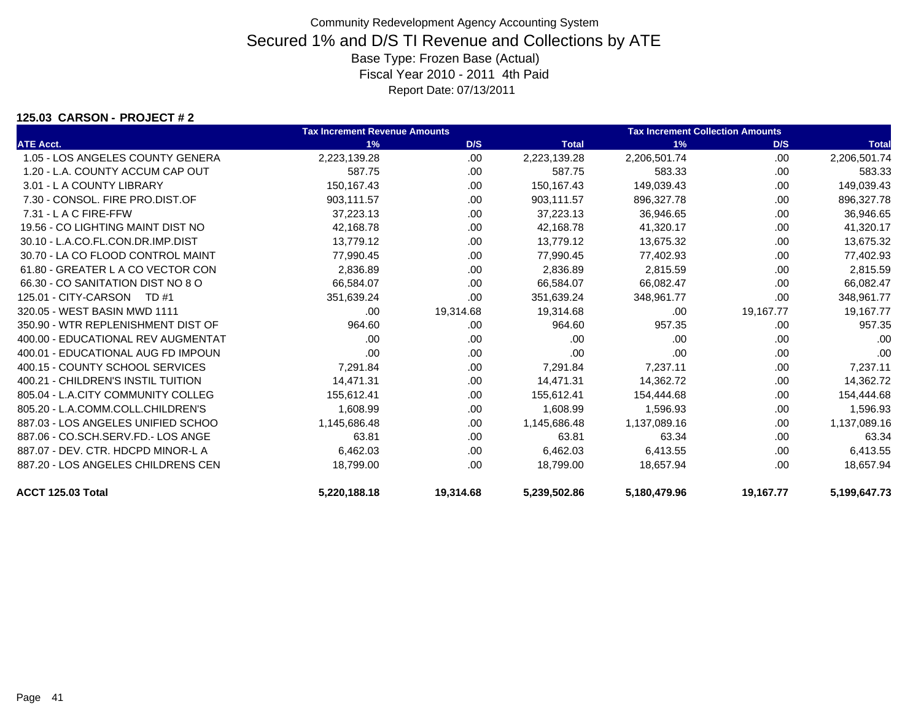Community Redevelopment Agency Accounting System

# Secured 1% and D/S TI Revenue and Collections by ATE

Base Type: Frozen Base (Actual)

Fiscal Year 2010 - 2011 4th Paid

Report Date: 07/13/2011

**125.03 CARSON - PROJECT # 2**

| | Tax Increment Revenue Amounts | | | Tax Increment Collection Amounts | | |
|---|---|---|---|---|---|---|
| ATE Acct. | 1% | D/S | Total | 1% | D/S | Total |
| 1.05 - LOS ANGELES COUNTY GENERA | 2,223,139.28 | .00 | 2,223,139.28 | 2,206,501.74 | .00 | 2,206,501.74 |
| 1.20 - L.A. COUNTY ACCUM CAP OUT | 587.75 | .00 | 587.75 | 583.33 | .00 | 583.33 |
| 3.01 - L A COUNTY LIBRARY | 150,167.43 | .00 | 150,167.43 | 149,039.43 | .00 | 149,039.43 |
| 7.30 - CONSOL. FIRE PRO.DIST.OF | 903,111.57 | .00 | 903,111.57 | 896,327.78 | .00 | 896,327.78 |
| 7.31 - L A C FIRE-FFW | 37,223.13 | .00 | 37,223.13 | 36,946.65 | .00 | 36,946.65 |
| 19.56 - CO LIGHTING MAINT DIST NO | 42,168.78 | .00 | 42,168.78 | 41,320.17 | .00 | 41,320.17 |
| 30.10 - L.A.CO.FL.CON.DR.IMP.DIST | 13,779.12 | .00 | 13,779.12 | 13,675.32 | .00 | 13,675.32 |
| 30.70 - LA CO FLOOD CONTROL MAINT | 77,990.45 | .00 | 77,990.45 | 77,402.93 | .00 | 77,402.93 |
| 61.80 - GREATER L A CO VECTOR CON | 2,836.89 | .00 | 2,836.89 | 2,815.59 | .00 | 2,815.59 |
| 66.30 - CO SANITATION DIST NO 8 O | 66,584.07 | .00 | 66,584.07 | 66,082.47 | .00 | 66,082.47 |
| 125.01 - CITY-CARSON TD #1 | 351,639.24 | .00 | 351,639.24 | 348,961.77 | .00 | 348,961.77 |
| 320.05 - WEST BASIN MWD 1111 | .00 | 19,314.68 | 19,314.68 | .00 | 19,167.77 | 19,167.77 |
| 350.90 - WTR REPLENISHMENT DIST OF | 964.60 | .00 | 964.60 | 957.35 | .00 | 957.35 |
| 400.00 - EDUCATIONAL REV AUGMENTAT | .00 | .00 | .00 | .00 | .00 | .00 |
| 400.01 - EDUCATIONAL AUG FD IMPOUN | .00 | .00 | .00 | .00 | .00 | .00 |
| 400.15 - COUNTY SCHOOL SERVICES | 7,291.84 | .00 | 7,291.84 | 7,237.11 | .00 | 7,237.11 |
| 400.21 - CHILDREN'S INSTIL TUITION | 14,471.31 | .00 | 14,471.31 | 14,362.72 | .00 | 14,362.72 |
| 805.04 - L.A.CITY COMMUNITY COLLEG | 155,612.41 | .00 | 155,612.41 | 154,444.68 | .00 | 154,444.68 |
| 805.20 - L.A.COMM.COLL.CHILDREN'S | 1,608.99 | .00 | 1,608.99 | 1,596.93 | .00 | 1,596.93 |
| 887.03 - LOS ANGELES UNIFIED SCHOO | 1,145,686.48 | .00 | 1,145,686.48 | 1,137,089.16 | .00 | 1,137,089.16 |
| 887.06 - CO.SCH.SERV.FD.- LOS ANGE | 63.81 | .00 | 63.81 | 63.34 | .00 | 63.34 |
| 887.07 - DEV. CTR. HDCPD MINOR-L A | 6,462.03 | .00 | 6,462.03 | 6,413.55 | .00 | 6,413.55 |
| 887.20 - LOS ANGELES CHILDRENS CEN | 18,799.00 | .00 | 18,799.00 | 18,657.94 | .00 | 18,657.94 |
| **ACCT 125.03 Total** | **5,220,188.18** | **19,314.68** | **5,239,502.86** | **5,180,479.96** | **19,167.77** | **5,199,647.73** |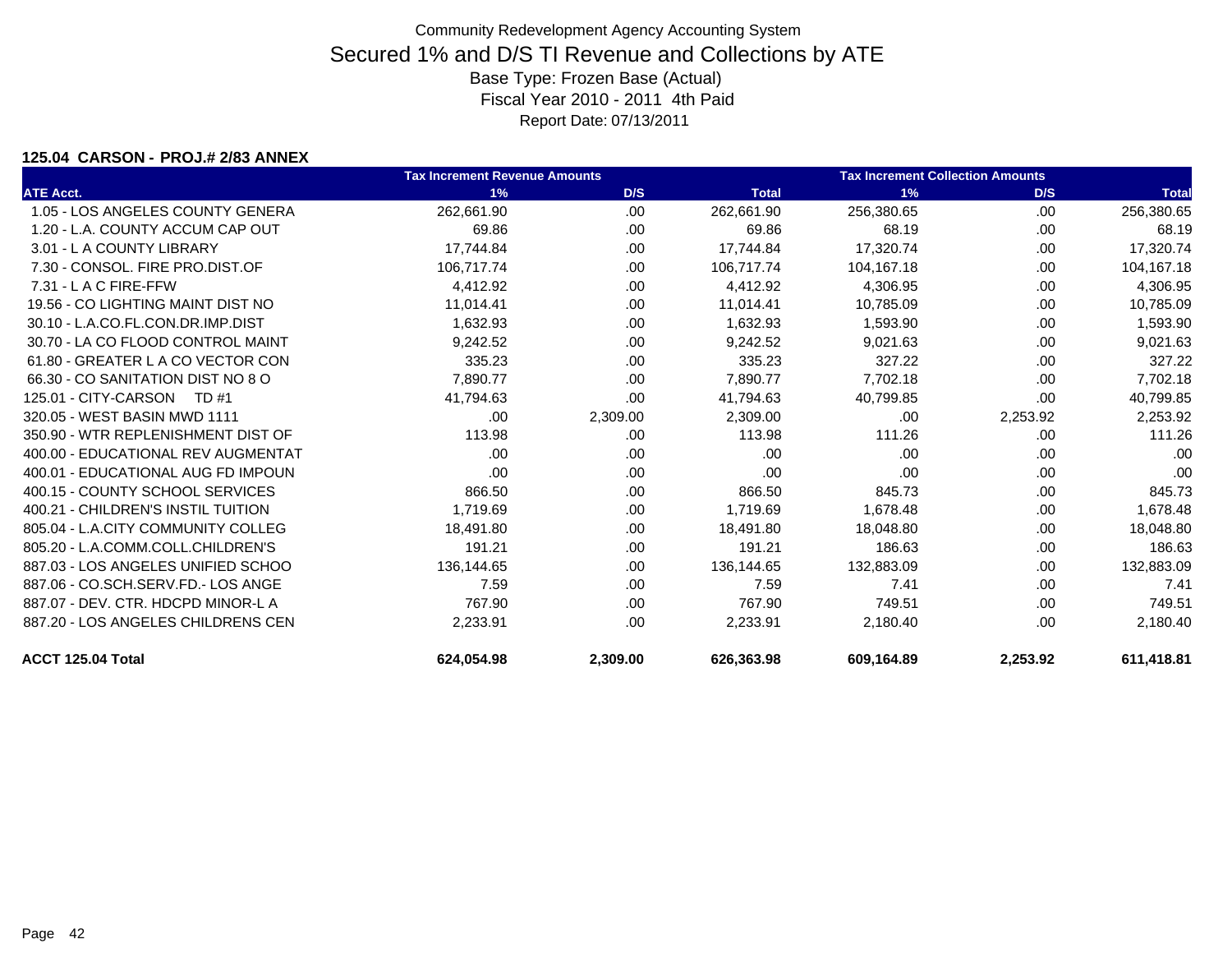Community Redevelopment Agency Accounting System

# Secured 1% and D/S TI Revenue and Collections by ATE

Base Type: Frozen Base (Actual)

Fiscal Year 2010 - 2011 4th Paid

Report Date: 07/13/2011

**125.04 CARSON - PROJ.# 2/83 ANNEX**

| | Tax Increment Revenue Amounts | | | Tax Increment Collection Amounts | | |
|---|---|---|---|---|---|---|
| **ATE Acct.** | **1%** | **D/S** | **Total** | **1%** | **D/S** | **Total** |
| 1.05 - LOS ANGELES COUNTY GENERA | 262,661.90 | .00 | 262,661.90 | 256,380.65 | .00 | 256,380.65 |
| 1.20 - L.A. COUNTY ACCUM CAP OUT | 69.86 | .00 | 69.86 | 68.19 | .00 | 68.19 |
| 3.01 - L A COUNTY LIBRARY | 17,744.84 | .00 | 17,744.84 | 17,320.74 | .00 | 17,320.74 |
| 7.30 - CONSOL. FIRE PRO.DIST.OF | 106,717.74 | .00 | 106,717.74 | 104,167.18 | .00 | 104,167.18 |
| 7.31 - L A C FIRE-FFW | 4,412.92 | .00 | 4,412.92 | 4,306.95 | .00 | 4,306.95 |
| 19.56 - CO LIGHTING MAINT DIST NO | 11,014.41 | .00 | 11,014.41 | 10,785.09 | .00 | 10,785.09 |
| 30.10 - L.A.CO.FL.CON.DR.IMP.DIST | 1,632.93 | .00 | 1,632.93 | 1,593.90 | .00 | 1,593.90 |
| 30.70 - LA CO FLOOD CONTROL MAINT | 9,242.52 | .00 | 9,242.52 | 9,021.63 | .00 | 9,021.63 |
| 61.80 - GREATER L A CO VECTOR CON | 335.23 | .00 | 335.23 | 327.22 | .00 | 327.22 |
| 66.30 - CO SANITATION DIST NO 8 O | 7,890.77 | .00 | 7,890.77 | 7,702.18 | .00 | 7,702.18 |
| 125.01 - CITY-CARSON TD #1 | 41,794.63 | .00 | 41,794.63 | 40,799.85 | .00 | 40,799.85 |
| 320.05 - WEST BASIN MWD 1111 | .00 | 2,309.00 | 2,309.00 | .00 | 2,253.92 | 2,253.92 |
| 350.90 - WTR REPLENISHMENT DIST OF | 113.98 | .00 | 113.98 | 111.26 | .00 | 111.26 |
| 400.00 - EDUCATIONAL REV AUGMENTAT | .00 | .00 | .00 | .00 | .00 | .00 |
| 400.01 - EDUCATIONAL AUG FD IMPOUN | .00 | .00 | .00 | .00 | .00 | .00 |
| 400.15 - COUNTY SCHOOL SERVICES | 866.50 | .00 | 866.50 | 845.73 | .00 | 845.73 |
| 400.21 - CHILDREN'S INSTIL TUITION | 1,719.69 | .00 | 1,719.69 | 1,678.48 | .00 | 1,678.48 |
| 805.04 - L.A.CITY COMMUNITY COLLEG | 18,491.80 | .00 | 18,491.80 | 18,048.80 | .00 | 18,048.80 |
| 805.20 - L.A.COMM.COLL.CHILDREN'S | 191.21 | .00 | 191.21 | 186.63 | .00 | 186.63 |
| 887.03 - LOS ANGELES UNIFIED SCHOO | 136,144.65 | .00 | 136,144.65 | 132,883.09 | .00 | 132,883.09 |
| 887.06 - CO.SCH.SERV.FD.- LOS ANGE | 7.59 | .00 | 7.59 | 7.41 | .00 | 7.41 |
| 887.07 - DEV. CTR. HDCPD MINOR-L A | 767.90 | .00 | 767.90 | 749.51 | .00 | 749.51 |
| 887.20 - LOS ANGELES CHILDRENS CEN | 2,233.91 | .00 | 2,233.91 | 2,180.40 | .00 | 2,180.40 |
| **ACCT 125.04 Total** | **624,054.98** | **2,309.00** | **626,363.98** | **609,164.89** | **2,253.92** | **611,418.81** |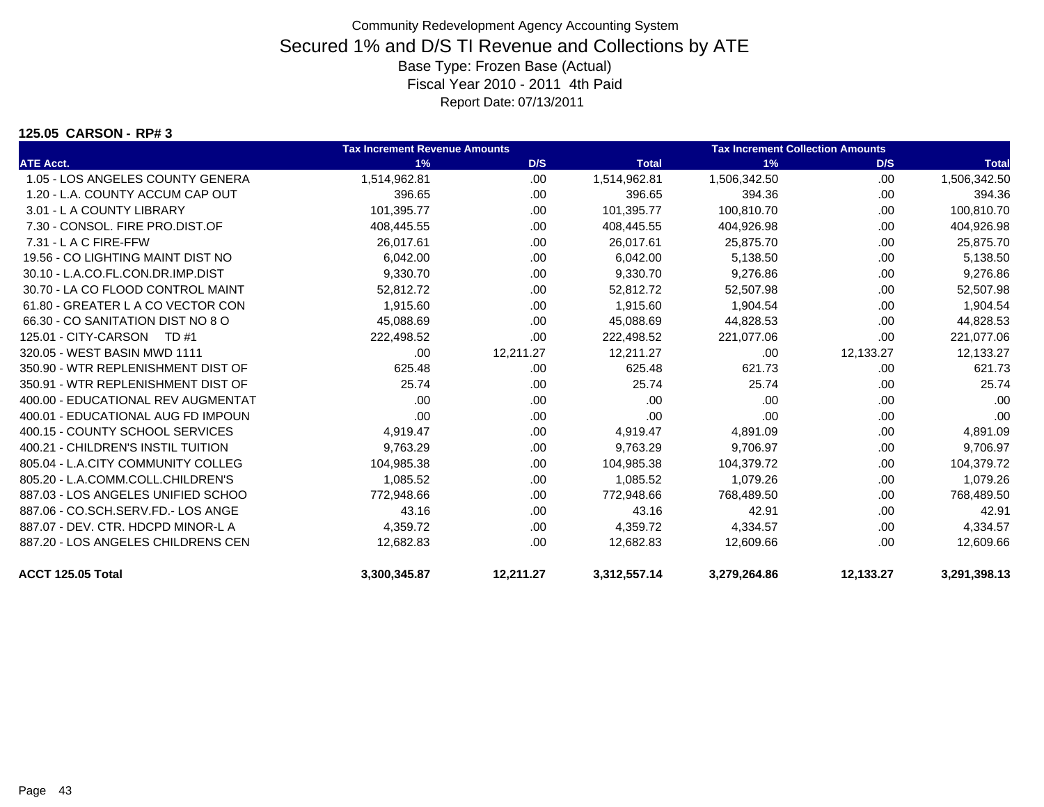Community Redevelopment Agency Accounting System

# Secured 1% and D/S TI Revenue and Collections by ATE

Base Type: Frozen Base (Actual)

Fiscal Year 2010 - 2011 4th Paid

Report Date: 07/13/2011

**125.05 CARSON - RP# 3**

| ATE Acct. | Tax Increment Revenue Amounts 1% | D/S | Total | Tax Increment Collection Amounts 1% | D/S | Total |
|---|---|---|---|---|---|---|
| 1.05 - LOS ANGELES COUNTY GENERA | 1,514,962.81 | .00 | 1,514,962.81 | 1,506,342.50 | .00 | 1,506,342.50 |
| 1.20 - L.A. COUNTY ACCUM CAP OUT | 396.65 | .00 | 396.65 | 394.36 | .00 | 394.36 |
| 3.01 - L A COUNTY LIBRARY | 101,395.77 | .00 | 101,395.77 | 100,810.70 | .00 | 100,810.70 |
| 7.30 - CONSOL. FIRE PRO.DIST.OF | 408,445.55 | .00 | 408,445.55 | 404,926.98 | .00 | 404,926.98 |
| 7.31 - L A C FIRE-FFW | 26,017.61 | .00 | 26,017.61 | 25,875.70 | .00 | 25,875.70 |
| 19.56 - CO LIGHTING MAINT DIST NO | 6,042.00 | .00 | 6,042.00 | 5,138.50 | .00 | 5,138.50 |
| 30.10 - L.A.CO.FL.CON.DR.IMP.DIST | 9,330.70 | .00 | 9,330.70 | 9,276.86 | .00 | 9,276.86 |
| 30.70 - LA CO FLOOD CONTROL MAINT | 52,812.72 | .00 | 52,812.72 | 52,507.98 | .00 | 52,507.98 |
| 61.80 - GREATER L A CO VECTOR CON | 1,915.60 | .00 | 1,915.60 | 1,904.54 | .00 | 1,904.54 |
| 66.30 - CO SANITATION DIST NO 8 O | 45,088.69 | .00 | 45,088.69 | 44,828.53 | .00 | 44,828.53 |
| 125.01 - CITY-CARSON TD #1 | 222,498.52 | .00 | 222,498.52 | 221,077.06 | .00 | 221,077.06 |
| 320.05 - WEST BASIN MWD 1111 | .00 | 12,211.27 | 12,211.27 | .00 | 12,133.27 | 12,133.27 |
| 350.90 - WTR REPLENISHMENT DIST OF | 625.48 | .00 | 625.48 | 621.73 | .00 | 621.73 |
| 350.91 - WTR REPLENISHMENT DIST OF | 25.74 | .00 | 25.74 | 25.74 | .00 | 25.74 |
| 400.00 - EDUCATIONAL REV AUGMENTAT | .00 | .00 | .00 | .00 | .00 | .00 |
| 400.01 - EDUCATIONAL AUG FD IMPOUN | .00 | .00 | .00 | .00 | .00 | .00 |
| 400.15 - COUNTY SCHOOL SERVICES | 4,919.47 | .00 | 4,919.47 | 4,891.09 | .00 | 4,891.09 |
| 400.21 - CHILDREN'S INSTIL TUITION | 9,763.29 | .00 | 9,763.29 | 9,706.97 | .00 | 9,706.97 |
| 805.04 - L.A.CITY COMMUNITY COLLEG | 104,985.38 | .00 | 104,985.38 | 104,379.72 | .00 | 104,379.72 |
| 805.20 - L.A.COMM.COLL.CHILDREN'S | 1,085.52 | .00 | 1,085.52 | 1,079.26 | .00 | 1,079.26 |
| 887.03 - LOS ANGELES UNIFIED SCHOO | 772,948.66 | .00 | 772,948.66 | 768,489.50 | .00 | 768,489.50 |
| 887.06 - CO.SCH.SERV.FD.- LOS ANGE | 43.16 | .00 | 43.16 | 42.91 | .00 | 42.91 |
| 887.07 - DEV. CTR. HDCPD MINOR-L A | 4,359.72 | .00 | 4,359.72 | 4,334.57 | .00 | 4,334.57 |
| 887.20 - LOS ANGELES CHILDRENS CEN | 12,682.83 | .00 | 12,682.83 | 12,609.66 | .00 | 12,609.66 |
| **ACCT 125.05 Total** | **3,300,345.87** | **12,211.27** | **3,312,557.14** | **3,279,264.86** | **12,133.27** | **3,291,398.13** |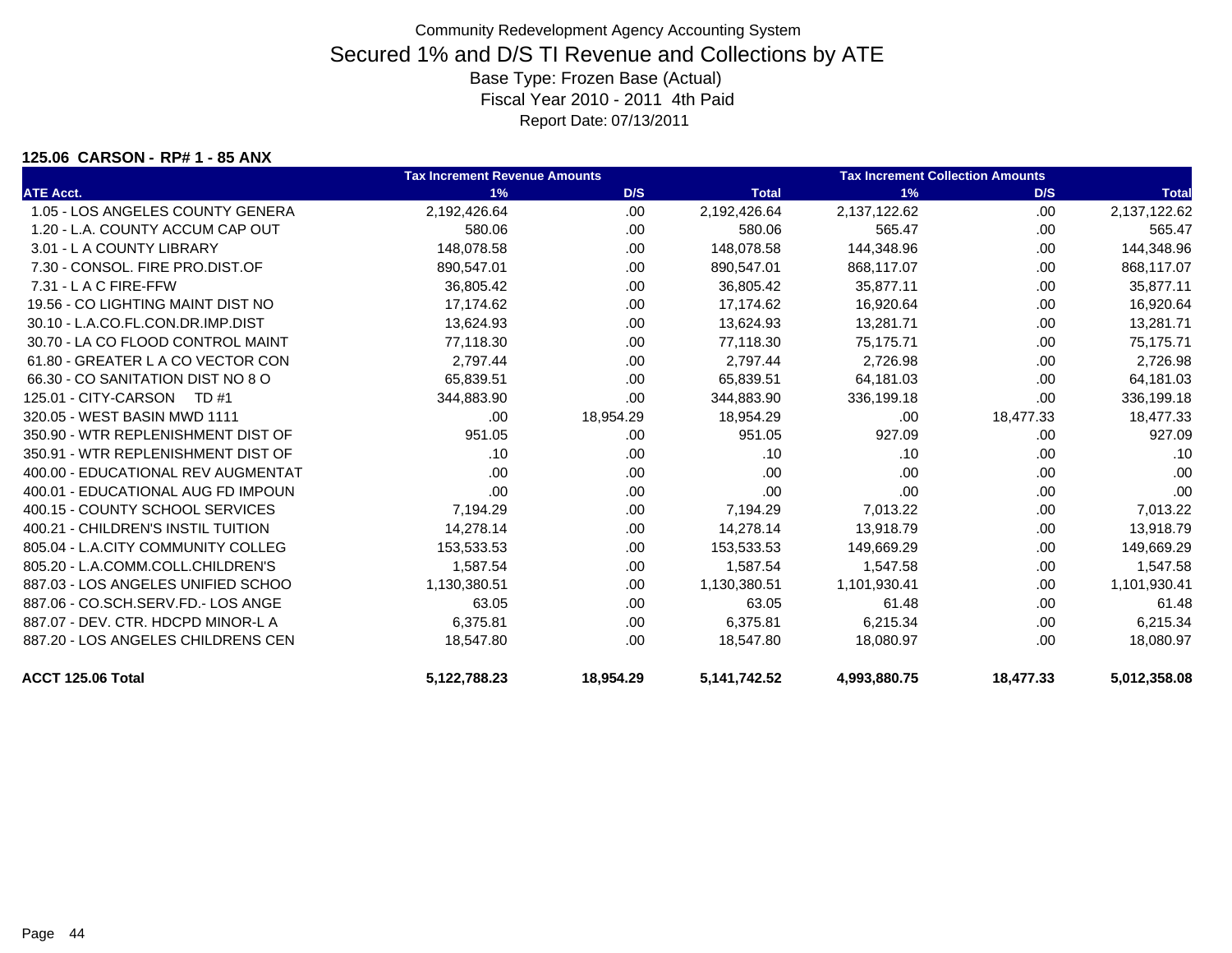# Community Redevelopment Agency Accounting System

## Secured 1% and D/S TI Revenue and Collections by ATE

Base Type: Frozen Base (Actual)

Fiscal Year 2010 - 2011 4th Paid

Report Date: 07/13/2011

### 125.06 CARSON - RP# 1 - 85 ANX

| | Tax Increment Revenue Amounts | | | Tax Increment Collection Amounts | | |
|---|---|---|---|---|---|---|
| ATE Acct. | 1% | D/S | Total | 1% | D/S | Total |
| 1.05 - LOS ANGELES COUNTY GENERA | 2,192,426.64 | .00 | 2,192,426.64 | 2,137,122.62 | .00 | 2,137,122.62 |
| 1.20 - L.A. COUNTY ACCUM CAP OUT | 580.06 | .00 | 580.06 | 565.47 | .00 | 565.47 |
| 3.01 - L A COUNTY LIBRARY | 148,078.58 | .00 | 148,078.58 | 144,348.96 | .00 | 144,348.96 |
| 7.30 - CONSOL. FIRE PRO.DIST.OF | 890,547.01 | .00 | 890,547.01 | 868,117.07 | .00 | 868,117.07 |
| 7.31 - L A C FIRE-FFW | 36,805.42 | .00 | 36,805.42 | 35,877.11 | .00 | 35,877.11 |
| 19.56 - CO LIGHTING MAINT DIST NO | 17,174.62 | .00 | 17,174.62 | 16,920.64 | .00 | 16,920.64 |
| 30.10 - L.A.CO.FL.CON.DR.IMP.DIST | 13,624.93 | .00 | 13,624.93 | 13,281.71 | .00 | 13,281.71 |
| 30.70 - LA CO FLOOD CONTROL MAINT | 77,118.30 | .00 | 77,118.30 | 75,175.71 | .00 | 75,175.71 |
| 61.80 - GREATER L A CO VECTOR CON | 2,797.44 | .00 | 2,797.44 | 2,726.98 | .00 | 2,726.98 |
| 66.30 - CO SANITATION DIST NO 8 O | 65,839.51 | .00 | 65,839.51 | 64,181.03 | .00 | 64,181.03 |
| 125.01 - CITY-CARSON TD #1 | 344,883.90 | .00 | 344,883.90 | 336,199.18 | .00 | 336,199.18 |
| 320.05 - WEST BASIN MWD 1111 | .00 | 18,954.29 | 18,954.29 | .00 | 18,477.33 | 18,477.33 |
| 350.90 - WTR REPLENISHMENT DIST OF | 951.05 | .00 | 951.05 | 927.09 | .00 | 927.09 |
| 350.91 - WTR REPLENISHMENT DIST OF | .10 | .00 | .10 | .10 | .00 | .10 |
| 400.00 - EDUCATIONAL REV AUGMENTAT | .00 | .00 | .00 | .00 | .00 | .00 |
| 400.01 - EDUCATIONAL AUG FD IMPOUN | .00 | .00 | .00 | .00 | .00 | .00 |
| 400.15 - COUNTY SCHOOL SERVICES | 7,194.29 | .00 | 7,194.29 | 7,013.22 | .00 | 7,013.22 |
| 400.21 - CHILDREN'S INSTIL TUITION | 14,278.14 | .00 | 14,278.14 | 13,918.79 | .00 | 13,918.79 |
| 805.04 - L.A.CITY COMMUNITY COLLEG | 153,533.53 | .00 | 153,533.53 | 149,669.29 | .00 | 149,669.29 |
| 805.20 - L.A.COMM.COLL.CHILDREN'S | 1,587.54 | .00 | 1,587.54 | 1,547.58 | .00 | 1,547.58 |
| 887.03 - LOS ANGELES UNIFIED SCHOO | 1,130,380.51 | .00 | 1,130,380.51 | 1,101,930.41 | .00 | 1,101,930.41 |
| 887.06 - CO.SCH.SERV.FD.- LOS ANGE | 63.05 | .00 | 63.05 | 61.48 | .00 | 61.48 |
| 887.07 - DEV. CTR. HDCPD MINOR-L A | 6,375.81 | .00 | 6,375.81 | 6,215.34 | .00 | 6,215.34 |
| 887.20 - LOS ANGELES CHILDRENS CEN | 18,547.80 | .00 | 18,547.80 | 18,080.97 | .00 | 18,080.97 |
| **ACCT 125.06 Total** | **5,122,788.23** | **18,954.29** | **5,141,742.52** | **4,993,880.75** | **18,477.33** | **5,012,358.08** |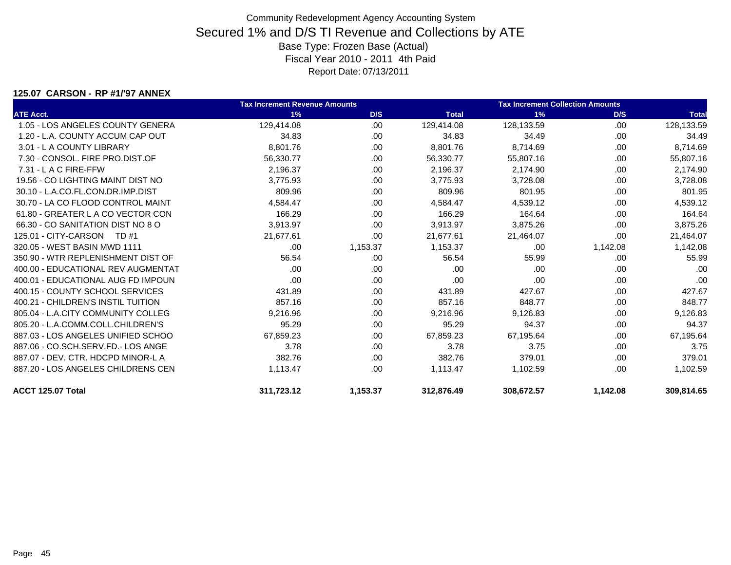Community Redevelopment Agency Accounting System

# Secured 1% and D/S TI Revenue and Collections by ATE

Base Type: Frozen Base (Actual)

Fiscal Year 2010 - 2011 4th Paid

Report Date: 07/13/2011

### 125.07 CARSON - RP #1/'97 ANNEX

| | Tax Increment Revenue Amounts | | | Tax Increment Collection Amounts | | |
|---|---|---|---|---|---|---|
| ATE Acct. | 1% | D/S | Total | 1% | D/S | Total |
| 1.05 - LOS ANGELES COUNTY GENERA | 129,414.08 | .00 | 129,414.08 | 128,133.59 | .00 | 128,133.59 |
| 1.20 - L.A. COUNTY ACCUM CAP OUT | 34.83 | .00 | 34.83 | 34.49 | .00 | 34.49 |
| 3.01 - L A COUNTY LIBRARY | 8,801.76 | .00 | 8,801.76 | 8,714.69 | .00 | 8,714.69 |
| 7.30 - CONSOL. FIRE PRO.DIST.OF | 56,330.77 | .00 | 56,330.77 | 55,807.16 | .00 | 55,807.16 |
| 7.31 - L A C FIRE-FFW | 2,196.37 | .00 | 2,196.37 | 2,174.90 | .00 | 2,174.90 |
| 19.56 - CO LIGHTING MAINT DIST NO | 3,775.93 | .00 | 3,775.93 | 3,728.08 | .00 | 3,728.08 |
| 30.10 - L.A.CO.FL.CON.DR.IMP.DIST | 809.96 | .00 | 809.96 | 801.95 | .00 | 801.95 |
| 30.70 - LA CO FLOOD CONTROL MAINT | 4,584.47 | .00 | 4,584.47 | 4,539.12 | .00 | 4,539.12 |
| 61.80 - GREATER L A CO VECTOR CON | 166.29 | .00 | 166.29 | 164.64 | .00 | 164.64 |
| 66.30 - CO SANITATION DIST NO 8 O | 3,913.97 | .00 | 3,913.97 | 3,875.26 | .00 | 3,875.26 |
| 125.01 - CITY-CARSON TD #1 | 21,677.61 | .00 | 21,677.61 | 21,464.07 | .00 | 21,464.07 |
| 320.05 - WEST BASIN MWD 1111 | .00 | 1,153.37 | 1,153.37 | .00 | 1,142.08 | 1,142.08 |
| 350.90 - WTR REPLENISHMENT DIST OF | 56.54 | .00 | 56.54 | 55.99 | .00 | 55.99 |
| 400.00 - EDUCATIONAL REV AUGMENTAT | .00 | .00 | .00 | .00 | .00 | .00 |
| 400.01 - EDUCATIONAL AUG FD IMPOUN | .00 | .00 | .00 | .00 | .00 | .00 |
| 400.15 - COUNTY SCHOOL SERVICES | 431.89 | .00 | 431.89 | 427.67 | .00 | 427.67 |
| 400.21 - CHILDREN'S INSTIL TUITION | 857.16 | .00 | 857.16 | 848.77 | .00 | 848.77 |
| 805.04 - L.A.CITY COMMUNITY COLLEG | 9,216.96 | .00 | 9,216.96 | 9,126.83 | .00 | 9,126.83 |
| 805.20 - L.A.COMM.COLL.CHILDREN'S | 95.29 | .00 | 95.29 | 94.37 | .00 | 94.37 |
| 887.03 - LOS ANGELES UNIFIED SCHOO | 67,859.23 | .00 | 67,859.23 | 67,195.64 | .00 | 67,195.64 |
| 887.06 - CO.SCH.SERV.FD.- LOS ANGE | 3.78 | .00 | 3.78 | 3.75 | .00 | 3.75 |
| 887.07 - DEV. CTR. HDCPD MINOR-L A | 382.76 | .00 | 382.76 | 379.01 | .00 | 379.01 |
| 887.20 - LOS ANGELES CHILDRENS CEN | 1,113.47 | .00 | 1,113.47 | 1,102.59 | .00 | 1,102.59 |
| **ACCT 125.07 Total** | **311,723.12** | **1,153.37** | **312,876.49** | **308,672.57** | **1,142.08** | **309,814.65** |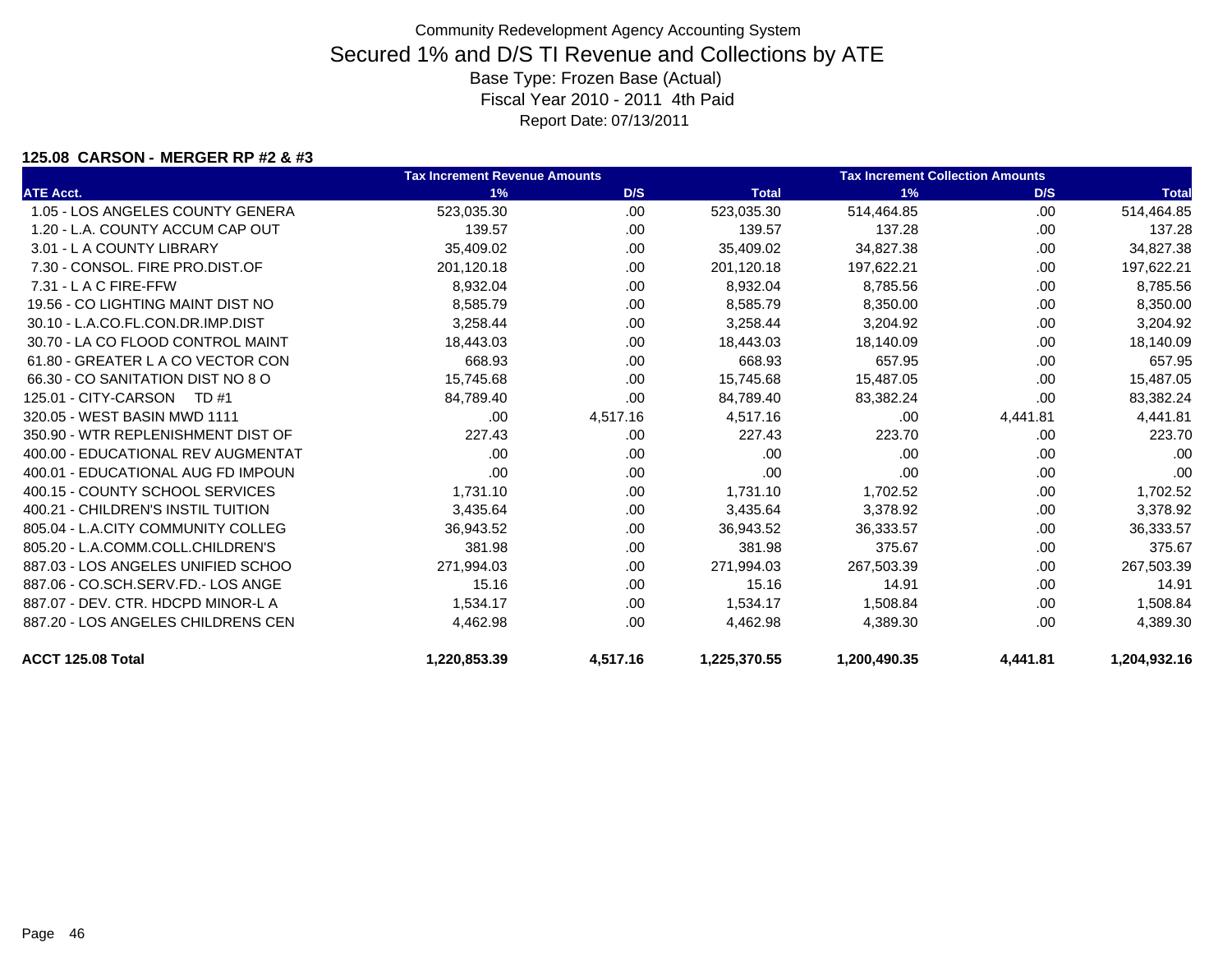# Community Redevelopment Agency Accounting System

## Secured 1% and D/S TI Revenue and Collections by ATE

Base Type: Frozen Base (Actual)

Fiscal Year 2010 - 2011 4th Paid

Report Date: 07/13/2011

### 125.08 CARSON - MERGER RP #2 & #3

| | Tax Increment Revenue Amounts | | | Tax Increment Collection Amounts | | |
|---|---|---|---|---|---|---|
| ATE Acct. | 1% | D/S | Total | 1% | D/S | Total |
| 1.05 - LOS ANGELES COUNTY GENERA | 523,035.30 | .00 | 523,035.30 | 514,464.85 | .00 | 514,464.85 |
| 1.20 - L.A. COUNTY ACCUM CAP OUT | 139.57 | .00 | 139.57 | 137.28 | .00 | 137.28 |
| 3.01 - L A COUNTY LIBRARY | 35,409.02 | .00 | 35,409.02 | 34,827.38 | .00 | 34,827.38 |
| 7.30 - CONSOL. FIRE PRO.DIST.OF | 201,120.18 | .00 | 201,120.18 | 197,622.21 | .00 | 197,622.21 |
| 7.31 - L A C FIRE-FFW | 8,932.04 | .00 | 8,932.04 | 8,785.56 | .00 | 8,785.56 |
| 19.56 - CO LIGHTING MAINT DIST NO | 8,585.79 | .00 | 8,585.79 | 8,350.00 | .00 | 8,350.00 |
| 30.10 - L.A.CO.FL.CON.DR.IMP.DIST | 3,258.44 | .00 | 3,258.44 | 3,204.92 | .00 | 3,204.92 |
| 30.70 - LA CO FLOOD CONTROL MAINT | 18,443.03 | .00 | 18,443.03 | 18,140.09 | .00 | 18,140.09 |
| 61.80 - GREATER L A CO VECTOR CON | 668.93 | .00 | 668.93 | 657.95 | .00 | 657.95 |
| 66.30 - CO SANITATION DIST NO 8 O | 15,745.68 | .00 | 15,745.68 | 15,487.05 | .00 | 15,487.05 |
| 125.01 - CITY-CARSON TD #1 | 84,789.40 | .00 | 84,789.40 | 83,382.24 | .00 | 83,382.24 |
| 320.05 - WEST BASIN MWD 1111 | .00 | 4,517.16 | 4,517.16 | .00 | 4,441.81 | 4,441.81 |
| 350.90 - WTR REPLENISHMENT DIST OF | 227.43 | .00 | 227.43 | 223.70 | .00 | 223.70 |
| 400.00 - EDUCATIONAL REV AUGMENTAT | .00 | .00 | .00 | .00 | .00 | .00 |
| 400.01 - EDUCATIONAL AUG FD IMPOUN | .00 | .00 | .00 | .00 | .00 | .00 |
| 400.15 - COUNTY SCHOOL SERVICES | 1,731.10 | .00 | 1,731.10 | 1,702.52 | .00 | 1,702.52 |
| 400.21 - CHILDREN'S INSTIL TUITION | 3,435.64 | .00 | 3,435.64 | 3,378.92 | .00 | 3,378.92 |
| 805.04 - L.A.CITY COMMUNITY COLLEG | 36,943.52 | .00 | 36,943.52 | 36,333.57 | .00 | 36,333.57 |
| 805.20 - L.A.COMM.COLL.CHILDREN'S | 381.98 | .00 | 381.98 | 375.67 | .00 | 375.67 |
| 887.03 - LOS ANGELES UNIFIED SCHOO | 271,994.03 | .00 | 271,994.03 | 267,503.39 | .00 | 267,503.39 |
| 887.06 - CO.SCH.SERV.FD.- LOS ANGE | 15.16 | .00 | 15.16 | 14.91 | .00 | 14.91 |
| 887.07 - DEV. CTR. HDCPD MINOR-L A | 1,534.17 | .00 | 1,534.17 | 1,508.84 | .00 | 1,508.84 |
| 887.20 - LOS ANGELES CHILDRENS CEN | 4,462.98 | .00 | 4,462.98 | 4,389.30 | .00 | 4,389.30 |
| **ACCT 125.08 Total** | **1,220,853.39** | **4,517.16** | **1,225,370.55** | **1,200,490.35** | **4,441.81** | **1,204,932.16** |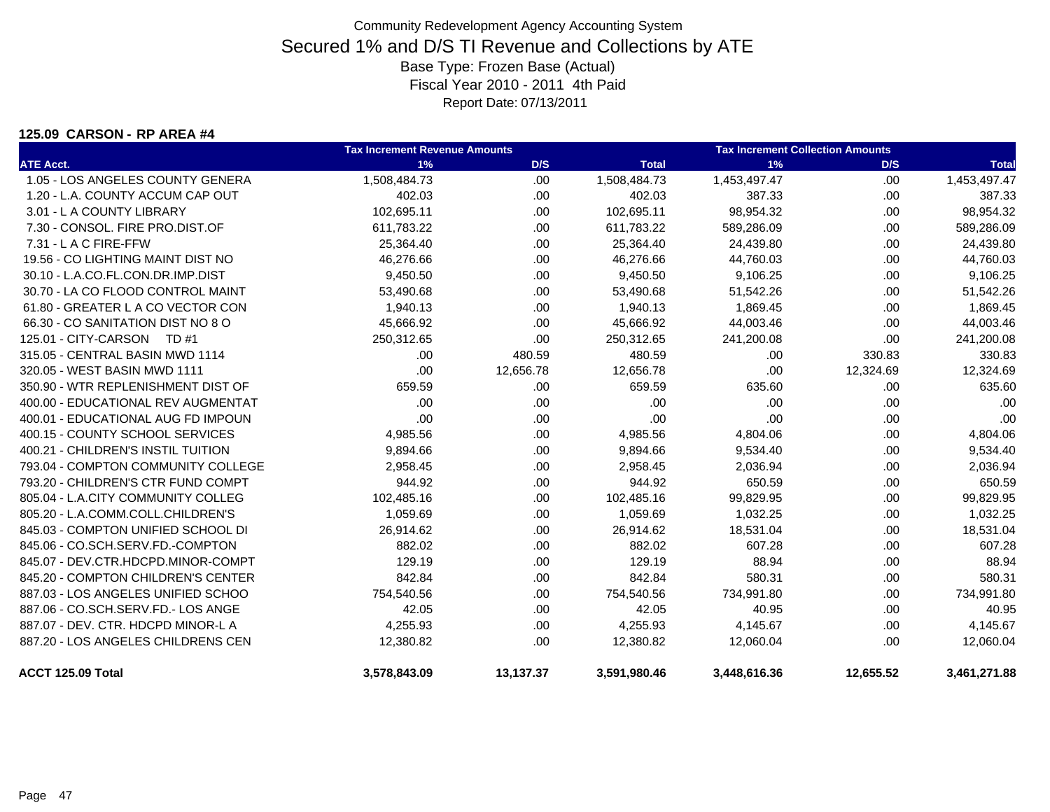Community Redevelopment Agency Accounting System

# Secured 1% and D/S TI Revenue and Collections by ATE

Base Type: Frozen Base (Actual)

Fiscal Year 2010 - 2011 4th Paid

Report Date: 07/13/2011

**125.09 CARSON - RP AREA #4**

| | Tax Increment Revenue Amounts | | | Tax Increment Collection Amounts | | |
|---|---|---|---|---|---|---|
| **ATE Acct.** | **1%** | **D/S** | **Total** | **1%** | **D/S** | **Total** |
| 1.05 - LOS ANGELES COUNTY GENERA | 1,508,484.73 | .00 | 1,508,484.73 | 1,453,497.47 | .00 | 1,453,497.47 |
| 1.20 - L.A. COUNTY ACCUM CAP OUT | 402.03 | .00 | 402.03 | 387.33 | .00 | 387.33 |
| 3.01 - L A COUNTY LIBRARY | 102,695.11 | .00 | 102,695.11 | 98,954.32 | .00 | 98,954.32 |
| 7.30 - CONSOL. FIRE PRO.DIST.OF | 611,783.22 | .00 | 611,783.22 | 589,286.09 | .00 | 589,286.09 |
| 7.31 - L A C FIRE-FFW | 25,364.40 | .00 | 25,364.40 | 24,439.80 | .00 | 24,439.80 |
| 19.56 - CO LIGHTING MAINT DIST NO | 46,276.66 | .00 | 46,276.66 | 44,760.03 | .00 | 44,760.03 |
| 30.10 - L.A.CO.FL.CON.DR.IMP.DIST | 9,450.50 | .00 | 9,450.50 | 9,106.25 | .00 | 9,106.25 |
| 30.70 - LA CO FLOOD CONTROL MAINT | 53,490.68 | .00 | 53,490.68 | 51,542.26 | .00 | 51,542.26 |
| 61.80 - GREATER L A CO VECTOR CON | 1,940.13 | .00 | 1,940.13 | 1,869.45 | .00 | 1,869.45 |
| 66.30 - CO SANITATION DIST NO 8 O | 45,666.92 | .00 | 45,666.92 | 44,003.46 | .00 | 44,003.46 |
| 125.01 - CITY-CARSON TD #1 | 250,312.65 | .00 | 250,312.65 | 241,200.08 | .00 | 241,200.08 |
| 315.05 - CENTRAL BASIN MWD 1114 | .00 | 480.59 | 480.59 | .00 | 330.83 | 330.83 |
| 320.05 - WEST BASIN MWD 1111 | .00 | 12,656.78 | 12,656.78 | .00 | 12,324.69 | 12,324.69 |
| 350.90 - WTR REPLENISHMENT DIST OF | 659.59 | .00 | 659.59 | 635.60 | .00 | 635.60 |
| 400.00 - EDUCATIONAL REV AUGMENTAT | .00 | .00 | .00 | .00 | .00 | .00 |
| 400.01 - EDUCATIONAL AUG FD IMPOUN | .00 | .00 | .00 | .00 | .00 | .00 |
| 400.15 - COUNTY SCHOOL SERVICES | 4,985.56 | .00 | 4,985.56 | 4,804.06 | .00 | 4,804.06 |
| 400.21 - CHILDREN'S INSTIL TUITION | 9,894.66 | .00 | 9,894.66 | 9,534.40 | .00 | 9,534.40 |
| 793.04 - COMPTON COMMUNITY COLLEGE | 2,958.45 | .00 | 2,958.45 | 2,036.94 | .00 | 2,036.94 |
| 793.20 - CHILDREN'S CTR FUND COMPT | 944.92 | .00 | 944.92 | 650.59 | .00 | 650.59 |
| 805.04 - L.A.CITY COMMUNITY COLLEG | 102,485.16 | .00 | 102,485.16 | 99,829.95 | .00 | 99,829.95 |
| 805.20 - L.A.COMM.COLL.CHILDREN'S | 1,059.69 | .00 | 1,059.69 | 1,032.25 | .00 | 1,032.25 |
| 845.03 - COMPTON UNIFIED SCHOOL DI | 26,914.62 | .00 | 26,914.62 | 18,531.04 | .00 | 18,531.04 |
| 845.06 - CO.SCH.SERV.FD.-COMPTON | 882.02 | .00 | 882.02 | 607.28 | .00 | 607.28 |
| 845.07 - DEV.CTR.HDCPD.MINOR-COMPT | 129.19 | .00 | 129.19 | 88.94 | .00 | 88.94 |
| 845.20 - COMPTON CHILDREN'S CENTER | 842.84 | .00 | 842.84 | 580.31 | .00 | 580.31 |
| 887.03 - LOS ANGELES UNIFIED SCHOO | 754,540.56 | .00 | 754,540.56 | 734,991.80 | .00 | 734,991.80 |
| 887.06 - CO.SCH.SERV.FD.- LOS ANGE | 42.05 | .00 | 42.05 | 40.95 | .00 | 40.95 |
| 887.07 - DEV. CTR. HDCPD MINOR-L A | 4,255.93 | .00 | 4,255.93 | 4,145.67 | .00 | 4,145.67 |
| 887.20 - LOS ANGELES CHILDRENS CEN | 12,380.82 | .00 | 12,380.82 | 12,060.04 | .00 | 12,060.04 |
| **ACCT 125.09 Total** | **3,578,843.09** | **13,137.37** | **3,591,980.46** | **3,448,616.36** | **12,655.52** | **3,461,271.88** |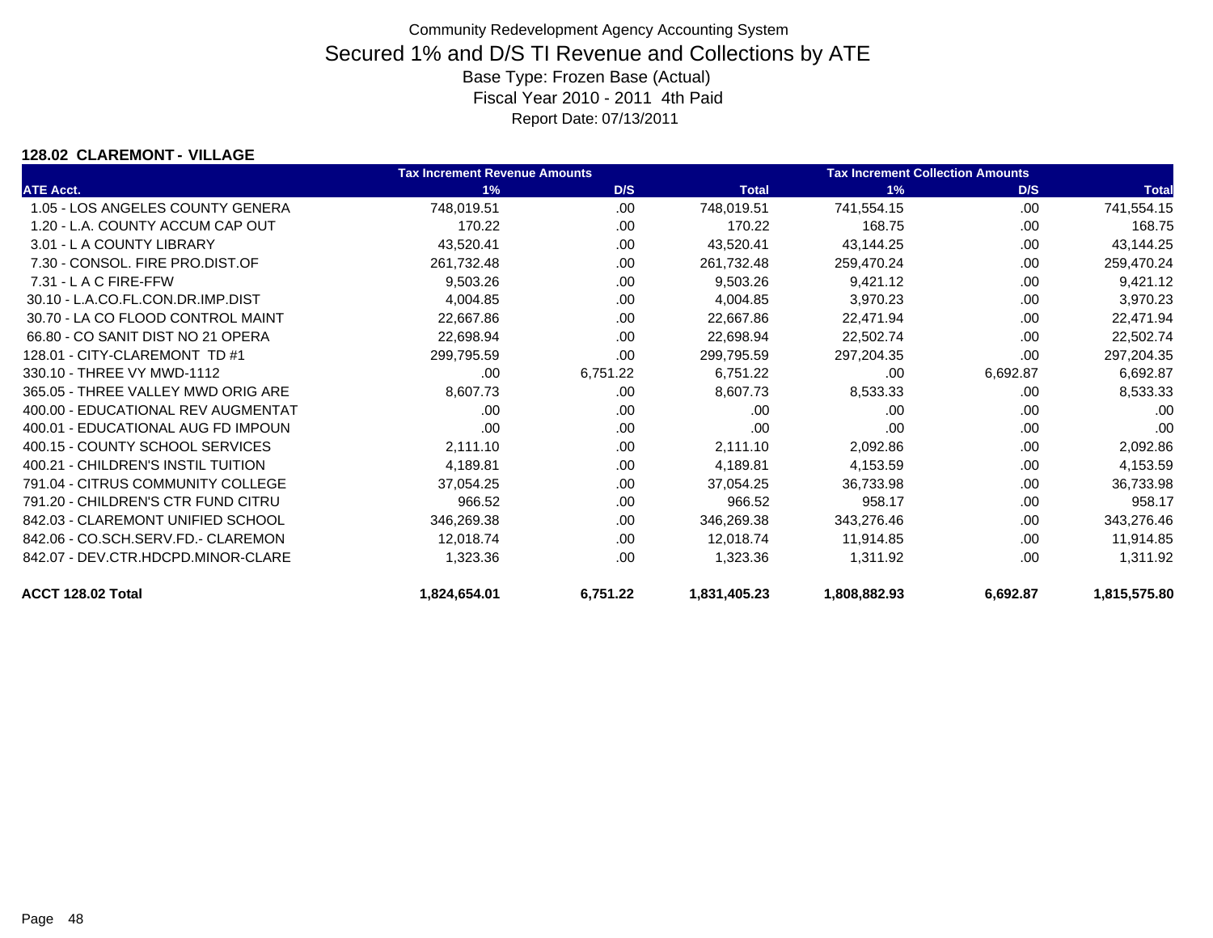Community Redevelopment Agency Accounting System

# Secured 1% and D/S TI Revenue and Collections by ATE

Base Type: Frozen Base (Actual)

Fiscal Year 2010 - 2011 4th Paid

Report Date: 07/13/2011

### 128.02 CLAREMONT - VILLAGE

| | Tax Increment Revenue Amounts | | | Tax Increment Collection Amounts | | |
|---|---|---|---|---|---|---|
| ATE Acct. | 1% | D/S | Total | 1% | D/S | Total |
| 1.05 - LOS ANGELES COUNTY GENERA | 748,019.51 | .00 | 748,019.51 | 741,554.15 | .00 | 741,554.15 |
| 1.20 - L.A. COUNTY ACCUM CAP OUT | 170.22 | .00 | 170.22 | 168.75 | .00 | 168.75 |
| 3.01 - L A COUNTY LIBRARY | 43,520.41 | .00 | 43,520.41 | 43,144.25 | .00 | 43,144.25 |
| 7.30 - CONSOL. FIRE PRO.DIST.OF | 261,732.48 | .00 | 261,732.48 | 259,470.24 | .00 | 259,470.24 |
| 7.31 - L A C FIRE-FFW | 9,503.26 | .00 | 9,503.26 | 9,421.12 | .00 | 9,421.12 |
| 30.10 - L.A.CO.FL.CON.DR.IMP.DIST | 4,004.85 | .00 | 4,004.85 | 3,970.23 | .00 | 3,970.23 |
| 30.70 - LA CO FLOOD CONTROL MAINT | 22,667.86 | .00 | 22,667.86 | 22,471.94 | .00 | 22,471.94 |
| 66.80 - CO SANIT DIST NO 21 OPERA | 22,698.94 | .00 | 22,698.94 | 22,502.74 | .00 | 22,502.74 |
| 128.01 - CITY-CLAREMONT TD #1 | 299,795.59 | .00 | 299,795.59 | 297,204.35 | .00 | 297,204.35 |
| 330.10 - THREE VY MWD-1112 | .00 | 6,751.22 | 6,751.22 | .00 | 6,692.87 | 6,692.87 |
| 365.05 - THREE VALLEY MWD ORIG ARE | 8,607.73 | .00 | 8,607.73 | 8,533.33 | .00 | 8,533.33 |
| 400.00 - EDUCATIONAL REV AUGMENTAT | .00 | .00 | .00 | .00 | .00 | .00 |
| 400.01 - EDUCATIONAL AUG FD IMPOUN | .00 | .00 | .00 | .00 | .00 | .00 |
| 400.15 - COUNTY SCHOOL SERVICES | 2,111.10 | .00 | 2,111.10 | 2,092.86 | .00 | 2,092.86 |
| 400.21 - CHILDREN'S INSTIL TUITION | 4,189.81 | .00 | 4,189.81 | 4,153.59 | .00 | 4,153.59 |
| 791.04 - CITRUS COMMUNITY COLLEGE | 37,054.25 | .00 | 37,054.25 | 36,733.98 | .00 | 36,733.98 |
| 791.20 - CHILDREN'S CTR FUND CITRU | 966.52 | .00 | 966.52 | 958.17 | .00 | 958.17 |
| 842.03 - CLAREMONT UNIFIED SCHOOL | 346,269.38 | .00 | 346,269.38 | 343,276.46 | .00 | 343,276.46 |
| 842.06 - CO.SCH.SERV.FD.- CLAREMON | 12,018.74 | .00 | 12,018.74 | 11,914.85 | .00 | 11,914.85 |
| 842.07 - DEV.CTR.HDCPD.MINOR-CLARE | 1,323.36 | .00 | 1,323.36 | 1,311.92 | .00 | 1,311.92 |
| **ACCT 128.02 Total** | **1,824,654.01** | **6,751.22** | **1,831,405.23** | **1,808,882.93** | **6,692.87** | **1,815,575.80** |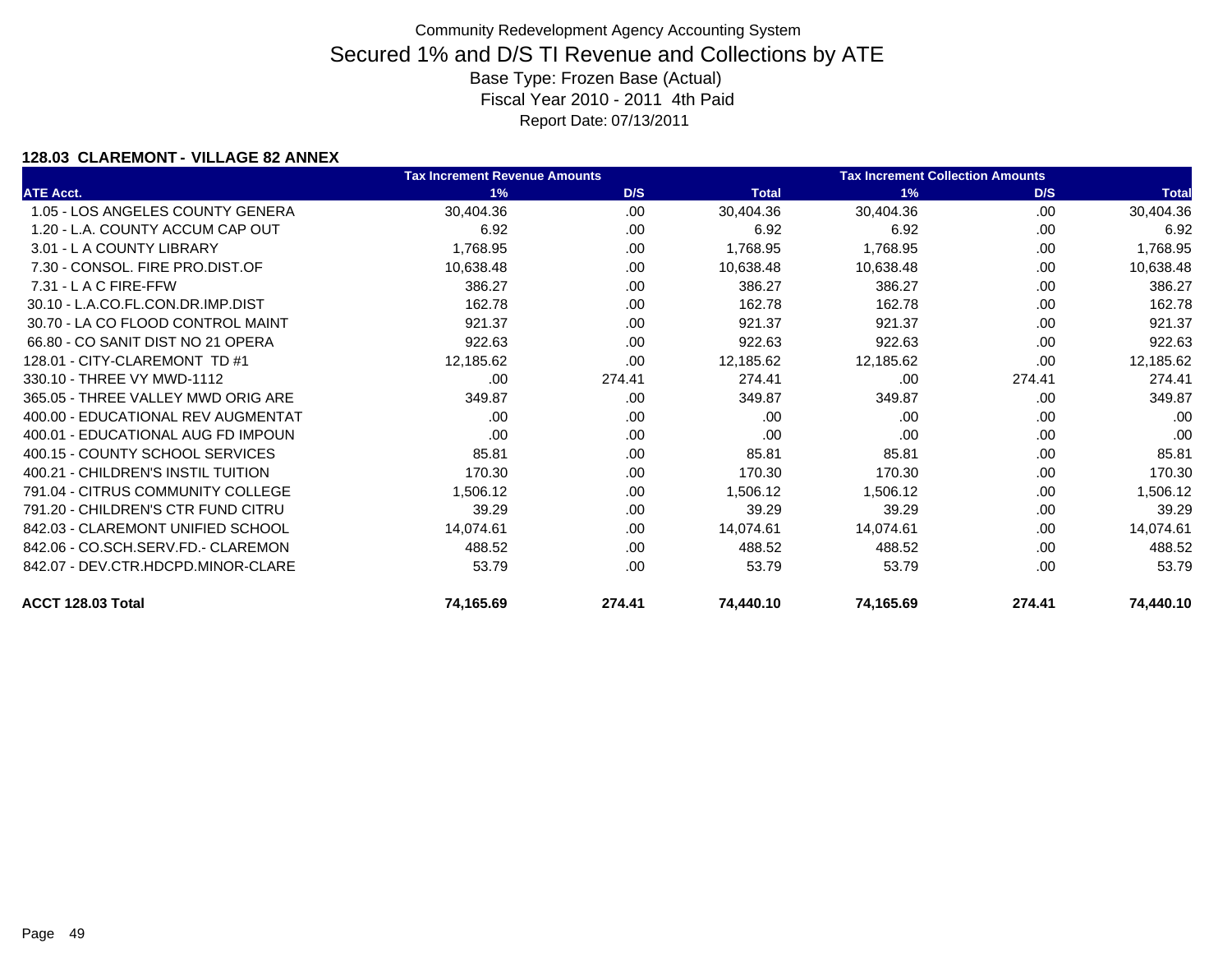Community Redevelopment Agency Accounting System

# Secured 1% and D/S TI Revenue and Collections by ATE

Base Type: Frozen Base (Actual)

Fiscal Year 2010 - 2011 4th Paid

Report Date: 07/13/2011

### 128.03 CLAREMONT - VILLAGE 82 ANNEX

| | Tax Increment Revenue Amounts | | | Tax Increment Collection Amounts | | |
|---|---|---|---|---|---|---|
| ATE Acct. | 1% | D/S | Total | 1% | D/S | Total |
| 1.05 - LOS ANGELES COUNTY GENERA | 30,404.36 | .00 | 30,404.36 | 30,404.36 | .00 | 30,404.36 |
| 1.20 - L.A. COUNTY ACCUM CAP OUT | 6.92 | .00 | 6.92 | 6.92 | .00 | 6.92 |
| 3.01 - L A COUNTY LIBRARY | 1,768.95 | .00 | 1,768.95 | 1,768.95 | .00 | 1,768.95 |
| 7.30 - CONSOL. FIRE PRO.DIST.OF | 10,638.48 | .00 | 10,638.48 | 10,638.48 | .00 | 10,638.48 |
| 7.31 - L A C FIRE-FFW | 386.27 | .00 | 386.27 | 386.27 | .00 | 386.27 |
| 30.10 - L.A.CO.FL.CON.DR.IMP.DIST | 162.78 | .00 | 162.78 | 162.78 | .00 | 162.78 |
| 30.70 - LA CO FLOOD CONTROL MAINT | 921.37 | .00 | 921.37 | 921.37 | .00 | 921.37 |
| 66.80 - CO SANIT DIST NO 21 OPERA | 922.63 | .00 | 922.63 | 922.63 | .00 | 922.63 |
| 128.01 - CITY-CLAREMONT TD #1 | 12,185.62 | .00 | 12,185.62 | 12,185.62 | .00 | 12,185.62 |
| 330.10 - THREE VY MWD-1112 | .00 | 274.41 | 274.41 | .00 | 274.41 | 274.41 |
| 365.05 - THREE VALLEY MWD ORIG ARE | 349.87 | .00 | 349.87 | 349.87 | .00 | 349.87 |
| 400.00 - EDUCATIONAL REV AUGMENTAT | .00 | .00 | .00 | .00 | .00 | .00 |
| 400.01 - EDUCATIONAL AUG FD IMPOUN | .00 | .00 | .00 | .00 | .00 | .00 |
| 400.15 - COUNTY SCHOOL SERVICES | 85.81 | .00 | 85.81 | 85.81 | .00 | 85.81 |
| 400.21 - CHILDREN'S INSTIL TUITION | 170.30 | .00 | 170.30 | 170.30 | .00 | 170.30 |
| 791.04 - CITRUS COMMUNITY COLLEGE | 1,506.12 | .00 | 1,506.12 | 1,506.12 | .00 | 1,506.12 |
| 791.20 - CHILDREN'S CTR FUND CITRU | 39.29 | .00 | 39.29 | 39.29 | .00 | 39.29 |
| 842.03 - CLAREMONT UNIFIED SCHOOL | 14,074.61 | .00 | 14,074.61 | 14,074.61 | .00 | 14,074.61 |
| 842.06 - CO.SCH.SERV.FD.- CLAREMON | 488.52 | .00 | 488.52 | 488.52 | .00 | 488.52 |
| 842.07 - DEV.CTR.HDCPD.MINOR-CLARE | 53.79 | .00 | 53.79 | 53.79 | .00 | 53.79 |
| **ACCT 128.03 Total** | **74,165.69** | **274.41** | **74,440.10** | **74,165.69** | **274.41** | **74,440.10** |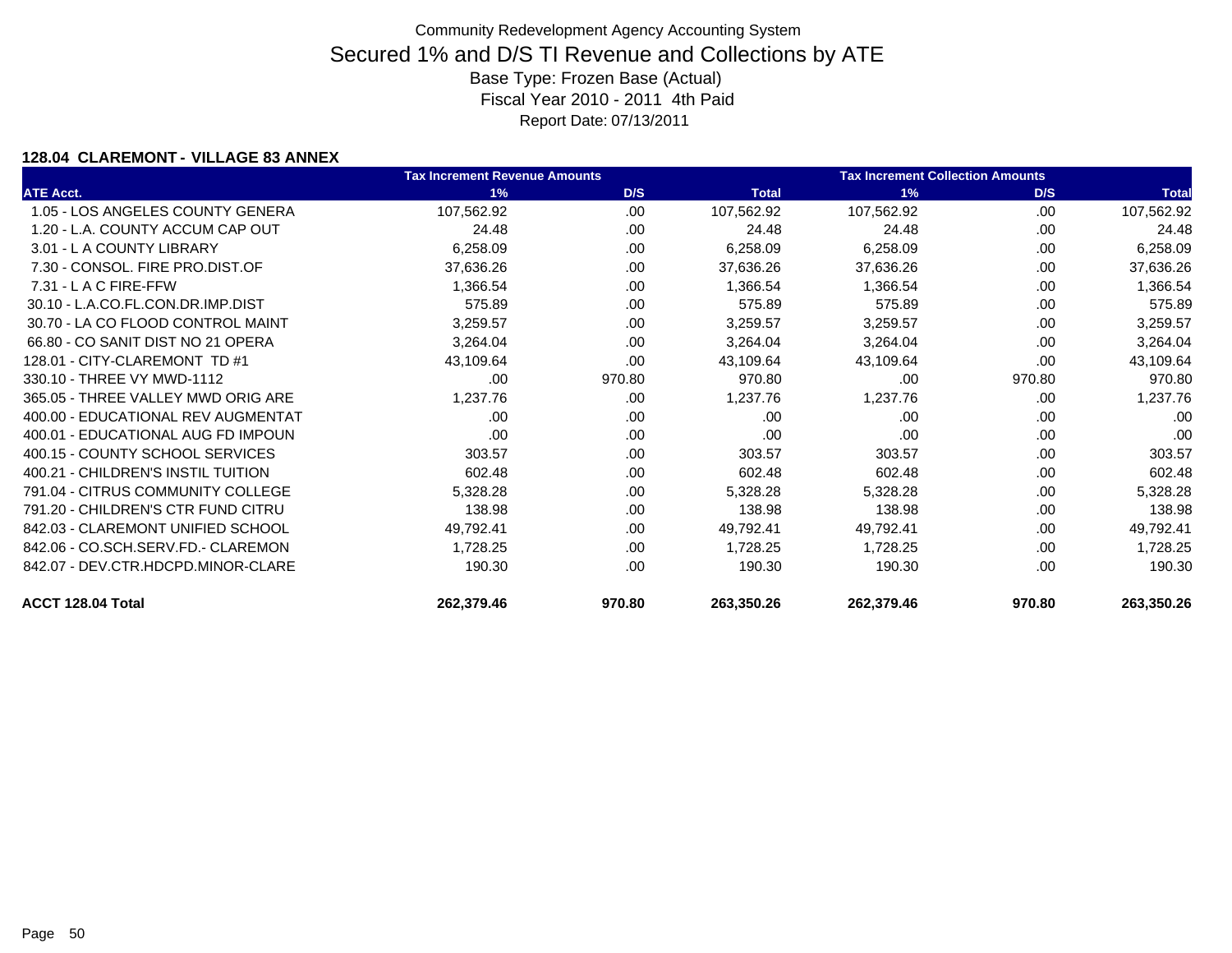Community Redevelopment Agency Accounting System

# Secured 1% and D/S TI Revenue and Collections by ATE

Base Type: Frozen Base (Actual)

Fiscal Year 2010 - 2011 4th Paid

Report Date: 07/13/2011

### 128.04 CLAREMONT - VILLAGE 83 ANNEX

| | Tax Increment Revenue Amounts | | | Tax Increment Collection Amounts | | |
|---|---|---|---|---|---|---|
| ATE Acct. | 1% | D/S | Total | 1% | D/S | Total |
| 1.05 - LOS ANGELES COUNTY GENERA | 107,562.92 | .00 | 107,562.92 | 107,562.92 | .00 | 107,562.92 |
| 1.20 - L.A. COUNTY ACCUM CAP OUT | 24.48 | .00 | 24.48 | 24.48 | .00 | 24.48 |
| 3.01 - L A COUNTY LIBRARY | 6,258.09 | .00 | 6,258.09 | 6,258.09 | .00 | 6,258.09 |
| 7.30 - CONSOL. FIRE PRO.DIST.OF | 37,636.26 | .00 | 37,636.26 | 37,636.26 | .00 | 37,636.26 |
| 7.31 - L A C FIRE-FFW | 1,366.54 | .00 | 1,366.54 | 1,366.54 | .00 | 1,366.54 |
| 30.10 - L.A.CO.FL.CON.DR.IMP.DIST | 575.89 | .00 | 575.89 | 575.89 | .00 | 575.89 |
| 30.70 - LA CO FLOOD CONTROL MAINT | 3,259.57 | .00 | 3,259.57 | 3,259.57 | .00 | 3,259.57 |
| 66.80 - CO SANIT DIST NO 21 OPERA | 3,264.04 | .00 | 3,264.04 | 3,264.04 | .00 | 3,264.04 |
| 128.01 - CITY-CLAREMONT TD #1 | 43,109.64 | .00 | 43,109.64 | 43,109.64 | .00 | 43,109.64 |
| 330.10 - THREE VY MWD-1112 | .00 | 970.80 | 970.80 | .00 | 970.80 | 970.80 |
| 365.05 - THREE VALLEY MWD ORIG ARE | 1,237.76 | .00 | 1,237.76 | 1,237.76 | .00 | 1,237.76 |
| 400.00 - EDUCATIONAL REV AUGMENTAT | .00 | .00 | .00 | .00 | .00 | .00 |
| 400.01 - EDUCATIONAL AUG FD IMPOUN | .00 | .00 | .00 | .00 | .00 | .00 |
| 400.15 - COUNTY SCHOOL SERVICES | 303.57 | .00 | 303.57 | 303.57 | .00 | 303.57 |
| 400.21 - CHILDREN'S INSTIL TUITION | 602.48 | .00 | 602.48 | 602.48 | .00 | 602.48 |
| 791.04 - CITRUS COMMUNITY COLLEGE | 5,328.28 | .00 | 5,328.28 | 5,328.28 | .00 | 5,328.28 |
| 791.20 - CHILDREN'S CTR FUND CITRU | 138.98 | .00 | 138.98 | 138.98 | .00 | 138.98 |
| 842.03 - CLAREMONT UNIFIED SCHOOL | 49,792.41 | .00 | 49,792.41 | 49,792.41 | .00 | 49,792.41 |
| 842.06 - CO.SCH.SERV.FD.- CLAREMON | 1,728.25 | .00 | 1,728.25 | 1,728.25 | .00 | 1,728.25 |
| 842.07 - DEV.CTR.HDCPD.MINOR-CLARE | 190.30 | .00 | 190.30 | 190.30 | .00 | 190.30 |
| **ACCT 128.04 Total** | **262,379.46** | **970.80** | **263,350.26** | **262,379.46** | **970.80** | **263,350.26** |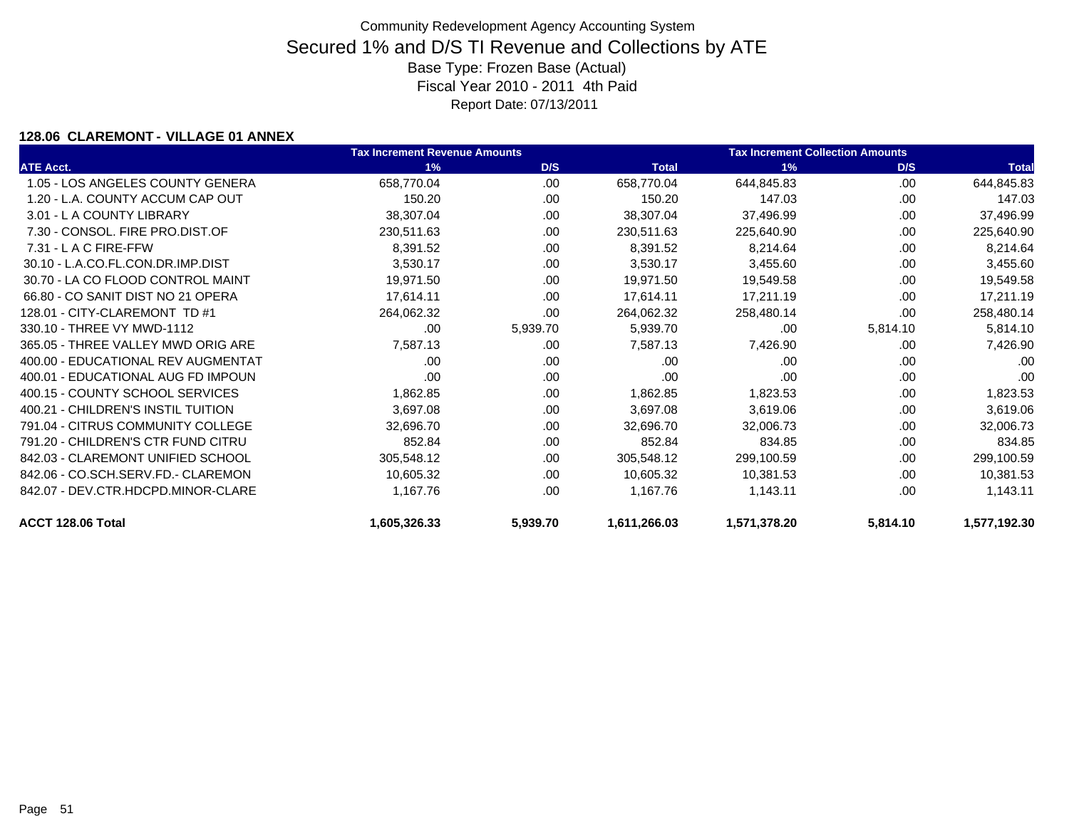# Community Redevelopment Agency Accounting System

## Secured 1% and D/S TI Revenue and Collections by ATE

Base Type: Frozen Base (Actual)

Fiscal Year 2010 - 2011 4th Paid

Report Date: 07/13/2011

### 128.06 CLAREMONT - VILLAGE 01 ANNEX

| | Tax Increment Revenue Amounts | | | Tax Increment Collection Amounts | | |
|---|---|---|---|---|---|---|
| ATE Acct. | 1% | D/S | Total | 1% | D/S | Total |
| 1.05 - LOS ANGELES COUNTY GENERA | 658,770.04 | .00 | 658,770.04 | 644,845.83 | .00 | 644,845.83 |
| 1.20 - L.A. COUNTY ACCUM CAP OUT | 150.20 | .00 | 150.20 | 147.03 | .00 | 147.03 |
| 3.01 - L A COUNTY LIBRARY | 38,307.04 | .00 | 38,307.04 | 37,496.99 | .00 | 37,496.99 |
| 7.30 - CONSOL. FIRE PRO.DIST.OF | 230,511.63 | .00 | 230,511.63 | 225,640.90 | .00 | 225,640.90 |
| 7.31 - L A C FIRE-FFW | 8,391.52 | .00 | 8,391.52 | 8,214.64 | .00 | 8,214.64 |
| 30.10 - L.A.CO.FL.CON.DR.IMP.DIST | 3,530.17 | .00 | 3,530.17 | 3,455.60 | .00 | 3,455.60 |
| 30.70 - LA CO FLOOD CONTROL MAINT | 19,971.50 | .00 | 19,971.50 | 19,549.58 | .00 | 19,549.58 |
| 66.80 - CO SANIT DIST NO 21 OPERA | 17,614.11 | .00 | 17,614.11 | 17,211.19 | .00 | 17,211.19 |
| 128.01 - CITY-CLAREMONT TD #1 | 264,062.32 | .00 | 264,062.32 | 258,480.14 | .00 | 258,480.14 |
| 330.10 - THREE VY MWD-1112 | .00 | 5,939.70 | 5,939.70 | .00 | 5,814.10 | 5,814.10 |
| 365.05 - THREE VALLEY MWD ORIG ARE | 7,587.13 | .00 | 7,587.13 | 7,426.90 | .00 | 7,426.90 |
| 400.00 - EDUCATIONAL REV AUGMENTAT | .00 | .00 | .00 | .00 | .00 | .00 |
| 400.01 - EDUCATIONAL AUG FD IMPOUN | .00 | .00 | .00 | .00 | .00 | .00 |
| 400.15 - COUNTY SCHOOL SERVICES | 1,862.85 | .00 | 1,862.85 | 1,823.53 | .00 | 1,823.53 |
| 400.21 - CHILDREN'S INSTIL TUITION | 3,697.08 | .00 | 3,697.08 | 3,619.06 | .00 | 3,619.06 |
| 791.04 - CITRUS COMMUNITY COLLEGE | 32,696.70 | .00 | 32,696.70 | 32,006.73 | .00 | 32,006.73 |
| 791.20 - CHILDREN'S CTR FUND CITRU | 852.84 | .00 | 852.84 | 834.85 | .00 | 834.85 |
| 842.03 - CLAREMONT UNIFIED SCHOOL | 305,548.12 | .00 | 305,548.12 | 299,100.59 | .00 | 299,100.59 |
| 842.06 - CO.SCH.SERV.FD.- CLAREMON | 10,605.32 | .00 | 10,605.32 | 10,381.53 | .00 | 10,381.53 |
| 842.07 - DEV.CTR.HDCPD.MINOR-CLARE | 1,167.76 | .00 | 1,167.76 | 1,143.11 | .00 | 1,143.11 |
| **ACCT 128.06 Total** | **1,605,326.33** | **5,939.70** | **1,611,266.03** | **1,571,378.20** | **5,814.10** | **1,577,192.30** |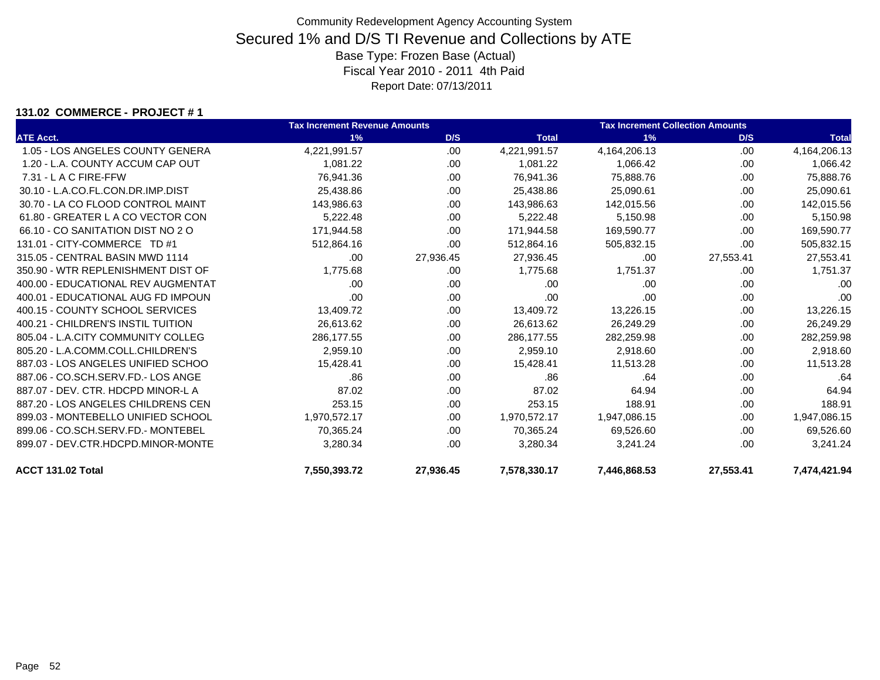Community Redevelopment Agency Accounting System

# Secured 1% and D/S TI Revenue and Collections by ATE

Base Type: Frozen Base (Actual)

Fiscal Year 2010 - 2011 4th Paid

Report Date: 07/13/2011

**131.02 COMMERCE - PROJECT # 1**

| | Tax Increment Revenue Amounts | | | Tax Increment Collection Amounts | | |
|---|---|---|---|---|---|---|
| **ATE Acct.** | **1%** | **D/S** | **Total** | **1%** | **D/S** | **Total** |
| 1.05 - LOS ANGELES COUNTY GENERA | 4,221,991.57 | .00 | 4,221,991.57 | 4,164,206.13 | .00 | 4,164,206.13 |
| 1.20 - L.A. COUNTY ACCUM CAP OUT | 1,081.22 | .00 | 1,081.22 | 1,066.42 | .00 | 1,066.42 |
| 7.31 - L A C FIRE-FFW | 76,941.36 | .00 | 76,941.36 | 75,888.76 | .00 | 75,888.76 |
| 30.10 - L.A.CO.FL.CON.DR.IMP.DIST | 25,438.86 | .00 | 25,438.86 | 25,090.61 | .00 | 25,090.61 |
| 30.70 - LA CO FLOOD CONTROL MAINT | 143,986.63 | .00 | 143,986.63 | 142,015.56 | .00 | 142,015.56 |
| 61.80 - GREATER L A CO VECTOR CON | 5,222.48 | .00 | 5,222.48 | 5,150.98 | .00 | 5,150.98 |
| 66.10 - CO SANITATION DIST NO 2 O | 171,944.58 | .00 | 171,944.58 | 169,590.77 | .00 | 169,590.77 |
| 131.01 - CITY-COMMERCE TD #1 | 512,864.16 | .00 | 512,864.16 | 505,832.15 | .00 | 505,832.15 |
| 315.05 - CENTRAL BASIN MWD 1114 | .00 | 27,936.45 | 27,936.45 | .00 | 27,553.41 | 27,553.41 |
| 350.90 - WTR REPLENISHMENT DIST OF | 1,775.68 | .00 | 1,775.68 | 1,751.37 | .00 | 1,751.37 |
| 400.00 - EDUCATIONAL REV AUGMENTAT | .00 | .00 | .00 | .00 | .00 | .00 |
| 400.01 - EDUCATIONAL AUG FD IMPOUN | .00 | .00 | .00 | .00 | .00 | .00 |
| 400.15 - COUNTY SCHOOL SERVICES | 13,409.72 | .00 | 13,409.72 | 13,226.15 | .00 | 13,226.15 |
| 400.21 - CHILDREN'S INSTIL TUITION | 26,613.62 | .00 | 26,613.62 | 26,249.29 | .00 | 26,249.29 |
| 805.04 - L.A.CITY COMMUNITY COLLEG | 286,177.55 | .00 | 286,177.55 | 282,259.98 | .00 | 282,259.98 |
| 805.20 - L.A.COMM.COLL.CHILDREN'S | 2,959.10 | .00 | 2,959.10 | 2,918.60 | .00 | 2,918.60 |
| 887.03 - LOS ANGELES UNIFIED SCHOO | 15,428.41 | .00 | 15,428.41 | 11,513.28 | .00 | 11,513.28 |
| 887.06 - CO.SCH.SERV.FD.- LOS ANGE | .86 | .00 | .86 | .64 | .00 | .64 |
| 887.07 - DEV. CTR. HDCPD MINOR-L A | 87.02 | .00 | 87.02 | 64.94 | .00 | 64.94 |
| 887.20 - LOS ANGELES CHILDRENS CEN | 253.15 | .00 | 253.15 | 188.91 | .00 | 188.91 |
| 899.03 - MONTEBELLO UNIFIED SCHOOL | 1,970,572.17 | .00 | 1,970,572.17 | 1,947,086.15 | .00 | 1,947,086.15 |
| 899.06 - CO.SCH.SERV.FD.- MONTEBEL | 70,365.24 | .00 | 70,365.24 | 69,526.60 | .00 | 69,526.60 |
| 899.07 - DEV.CTR.HDCPD.MINOR-MONTE | 3,280.34 | .00 | 3,280.34 | 3,241.24 | .00 | 3,241.24 |
| **ACCT 131.02 Total** | **7,550,393.72** | **27,936.45** | **7,578,330.17** | **7,446,868.53** | **27,553.41** | **7,474,421.94** |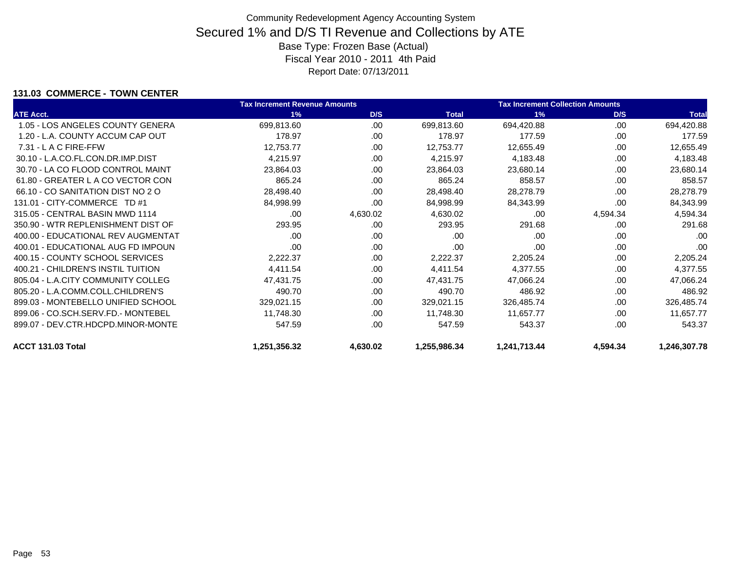Community Redevelopment Agency Accounting System

# Secured 1% and D/S TI Revenue and Collections by ATE

Base Type: Frozen Base (Actual)

Fiscal Year 2010 - 2011 4th Paid

Report Date: 07/13/2011

### 131.03 COMMERCE - TOWN CENTER

| | Tax Increment Revenue Amounts | | | Tax Increment Collection Amounts | | |
|---|---|---|---|---|---|---|
| ATE Acct. | 1% | D/S | Total | 1% | D/S | Total |
| 1.05 - LOS ANGELES COUNTY GENERA | 699,813.60 | .00 | 699,813.60 | 694,420.88 | .00 | 694,420.88 |
| 1.20 - L.A. COUNTY ACCUM CAP OUT | 178.97 | .00 | 178.97 | 177.59 | .00 | 177.59 |
| 7.31 - L A C FIRE-FFW | 12,753.77 | .00 | 12,753.77 | 12,655.49 | .00 | 12,655.49 |
| 30.10 - L.A.CO.FL.CON.DR.IMP.DIST | 4,215.97 | .00 | 4,215.97 | 4,183.48 | .00 | 4,183.48 |
| 30.70 - LA CO FLOOD CONTROL MAINT | 23,864.03 | .00 | 23,864.03 | 23,680.14 | .00 | 23,680.14 |
| 61.80 - GREATER L A CO VECTOR CON | 865.24 | .00 | 865.24 | 858.57 | .00 | 858.57 |
| 66.10 - CO SANITATION DIST NO 2 O | 28,498.40 | .00 | 28,498.40 | 28,278.79 | .00 | 28,278.79 |
| 131.01 - CITY-COMMERCE TD #1 | 84,998.99 | .00 | 84,998.99 | 84,343.99 | .00 | 84,343.99 |
| 315.05 - CENTRAL BASIN MWD 1114 | .00 | 4,630.02 | 4,630.02 | .00 | 4,594.34 | 4,594.34 |
| 350.90 - WTR REPLENISHMENT DIST OF | 293.95 | .00 | 293.95 | 291.68 | .00 | 291.68 |
| 400.00 - EDUCATIONAL REV AUGMENTAT | .00 | .00 | .00 | .00 | .00 | .00 |
| 400.01 - EDUCATIONAL AUG FD IMPOUN | .00 | .00 | .00 | .00 | .00 | .00 |
| 400.15 - COUNTY SCHOOL SERVICES | 2,222.37 | .00 | 2,222.37 | 2,205.24 | .00 | 2,205.24 |
| 400.21 - CHILDREN'S INSTIL TUITION | 4,411.54 | .00 | 4,411.54 | 4,377.55 | .00 | 4,377.55 |
| 805.04 - L.A.CITY COMMUNITY COLLEG | 47,431.75 | .00 | 47,431.75 | 47,066.24 | .00 | 47,066.24 |
| 805.20 - L.A.COMM.COLL.CHILDREN'S | 490.70 | .00 | 490.70 | 486.92 | .00 | 486.92 |
| 899.03 - MONTEBELLO UNIFIED SCHOOL | 329,021.15 | .00 | 329,021.15 | 326,485.74 | .00 | 326,485.74 |
| 899.06 - CO.SCH.SERV.FD.- MONTEBEL | 11,748.30 | .00 | 11,748.30 | 11,657.77 | .00 | 11,657.77 |
| 899.07 - DEV.CTR.HDCPD.MINOR-MONTE | 547.59 | .00 | 547.59 | 543.37 | .00 | 543.37 |
| **ACCT 131.03 Total** | **1,251,356.32** | **4,630.02** | **1,255,986.34** | **1,241,713.44** | **4,594.34** | **1,246,307.78** |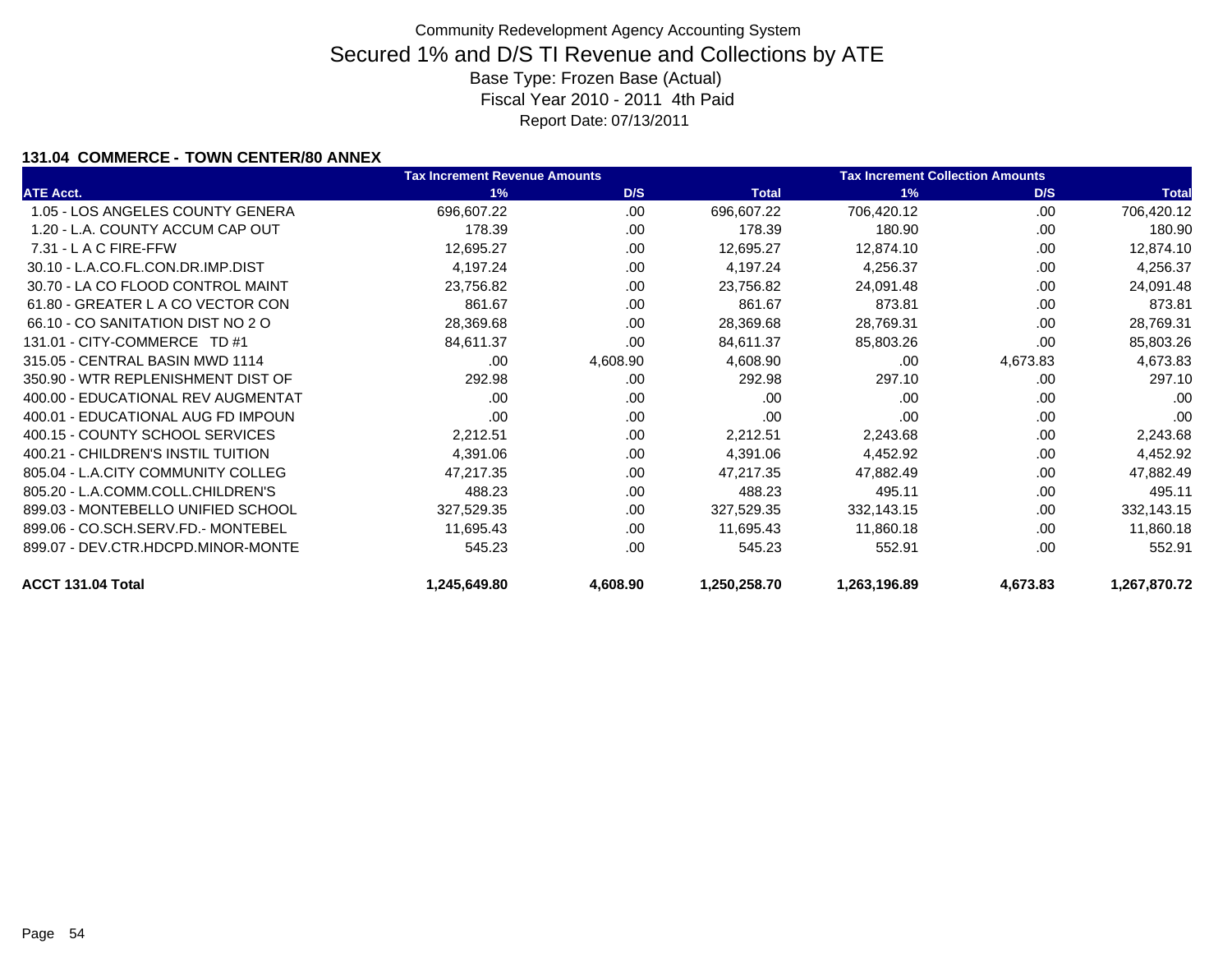Community Redevelopment Agency Accounting System

# Secured 1% and D/S TI Revenue and Collections by ATE

Base Type: Frozen Base (Actual)

Fiscal Year 2010 - 2011 4th Paid

Report Date: 07/13/2011

### 131.04 COMMERCE - TOWN CENTER/80 ANNEX

| | Tax Increment Revenue Amounts | | | Tax Increment Collection Amounts | | |
|---|---|---|---|---|---|---|
| ATE Acct. | 1% | D/S | Total | 1% | D/S | Total |
| 1.05 - LOS ANGELES COUNTY GENERA | 696,607.22 | .00 | 696,607.22 | 706,420.12 | .00 | 706,420.12 |
| 1.20 - L.A. COUNTY ACCUM CAP OUT | 178.39 | .00 | 178.39 | 180.90 | .00 | 180.90 |
| 7.31 - L A C FIRE-FFW | 12,695.27 | .00 | 12,695.27 | 12,874.10 | .00 | 12,874.10 |
| 30.10 - L.A.CO.FL.CON.DR.IMP.DIST | 4,197.24 | .00 | 4,197.24 | 4,256.37 | .00 | 4,256.37 |
| 30.70 - LA CO FLOOD CONTROL MAINT | 23,756.82 | .00 | 23,756.82 | 24,091.48 | .00 | 24,091.48 |
| 61.80 - GREATER L A CO VECTOR CON | 861.67 | .00 | 861.67 | 873.81 | .00 | 873.81 |
| 66.10 - CO SANITATION DIST NO 2 O | 28,369.68 | .00 | 28,369.68 | 28,769.31 | .00 | 28,769.31 |
| 131.01 - CITY-COMMERCE TD #1 | 84,611.37 | .00 | 84,611.37 | 85,803.26 | .00 | 85,803.26 |
| 315.05 - CENTRAL BASIN MWD 1114 | .00 | 4,608.90 | 4,608.90 | .00 | 4,673.83 | 4,673.83 |
| 350.90 - WTR REPLENISHMENT DIST OF | 292.98 | .00 | 292.98 | 297.10 | .00 | 297.10 |
| 400.00 - EDUCATIONAL REV AUGMENTAT | .00 | .00 | .00 | .00 | .00 | .00 |
| 400.01 - EDUCATIONAL AUG FD IMPOUN | .00 | .00 | .00 | .00 | .00 | .00 |
| 400.15 - COUNTY SCHOOL SERVICES | 2,212.51 | .00 | 2,212.51 | 2,243.68 | .00 | 2,243.68 |
| 400.21 - CHILDREN'S INSTIL TUITION | 4,391.06 | .00 | 4,391.06 | 4,452.92 | .00 | 4,452.92 |
| 805.04 - L.A.CITY COMMUNITY COLLEG | 47,217.35 | .00 | 47,217.35 | 47,882.49 | .00 | 47,882.49 |
| 805.20 - L.A.COMM.COLL.CHILDREN'S | 488.23 | .00 | 488.23 | 495.11 | .00 | 495.11 |
| 899.03 - MONTEBELLO UNIFIED SCHOOL | 327,529.35 | .00 | 327,529.35 | 332,143.15 | .00 | 332,143.15 |
| 899.06 - CO.SCH.SERV.FD.- MONTEBEL | 11,695.43 | .00 | 11,695.43 | 11,860.18 | .00 | 11,860.18 |
| 899.07 - DEV.CTR.HDCPD.MINOR-MONTE | 545.23 | .00 | 545.23 | 552.91 | .00 | 552.91 |
| **ACCT 131.04 Total** | **1,245,649.80** | **4,608.90** | **1,250,258.70** | **1,263,196.89** | **4,673.83** | **1,267,870.72** |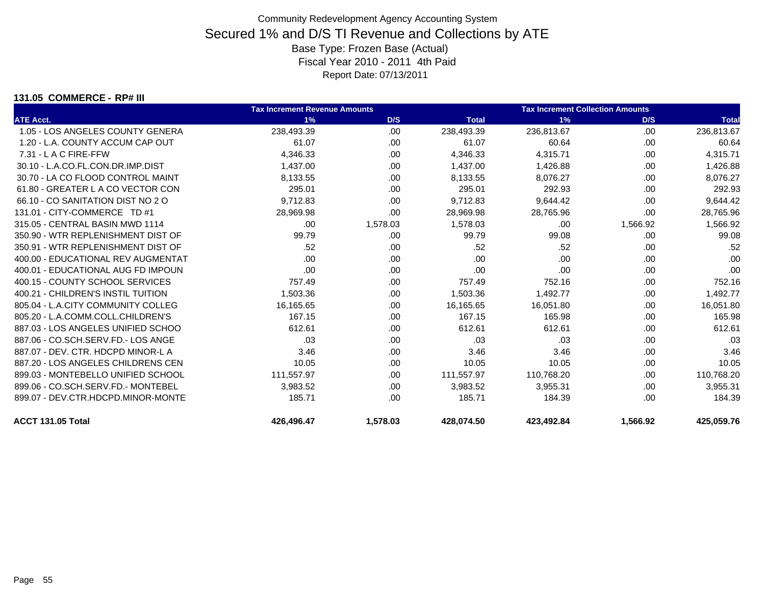# Community Redevelopment Agency Accounting System

## Secured 1% and D/S TI Revenue and Collections by ATE

Base Type: Frozen Base (Actual)

Fiscal Year 2010 - 2011 4th Paid

Report Date: 07/13/2011

### 131.05 COMMERCE - RP# III

| | Tax Increment Revenue Amounts | | | Tax Increment Collection Amounts | | |
|---|---|---|---|---|---|---|
| ATE Acct. | 1% | D/S | Total | 1% | D/S | Total |
| 1.05 - LOS ANGELES COUNTY GENERA | 238,493.39 | .00 | 238,493.39 | 236,813.67 | .00 | 236,813.67 |
| 1.20 - L.A. COUNTY ACCUM CAP OUT | 61.07 | .00 | 61.07 | 60.64 | .00 | 60.64 |
| 7.31 - L A C FIRE-FFW | 4,346.33 | .00 | 4,346.33 | 4,315.71 | .00 | 4,315.71 |
| 30.10 - L.A.CO.FL.CON.DR.IMP.DIST | 1,437.00 | .00 | 1,437.00 | 1,426.88 | .00 | 1,426.88 |
| 30.70 - LA CO FLOOD CONTROL MAINT | 8,133.55 | .00 | 8,133.55 | 8,076.27 | .00 | 8,076.27 |
| 61.80 - GREATER L A CO VECTOR CON | 295.01 | .00 | 295.01 | 292.93 | .00 | 292.93 |
| 66.10 - CO SANITATION DIST NO 2 O | 9,712.83 | .00 | 9,712.83 | 9,644.42 | .00 | 9,644.42 |
| 131.01 - CITY-COMMERCE TD #1 | 28,969.98 | .00 | 28,969.98 | 28,765.96 | .00 | 28,765.96 |
| 315.05 - CENTRAL BASIN MWD 1114 | .00 | 1,578.03 | 1,578.03 | .00 | 1,566.92 | 1,566.92 |
| 350.90 - WTR REPLENISHMENT DIST OF | 99.79 | .00 | 99.79 | 99.08 | .00 | 99.08 |
| 350.91 - WTR REPLENISHMENT DIST OF | .52 | .00 | .52 | .52 | .00 | .52 |
| 400.00 - EDUCATIONAL REV AUGMENTAT | .00 | .00 | .00 | .00 | .00 | .00 |
| 400.01 - EDUCATIONAL AUG FD IMPOUN | .00 | .00 | .00 | .00 | .00 | .00 |
| 400.15 - COUNTY SCHOOL SERVICES | 757.49 | .00 | 757.49 | 752.16 | .00 | 752.16 |
| 400.21 - CHILDREN'S INSTIL TUITION | 1,503.36 | .00 | 1,503.36 | 1,492.77 | .00 | 1,492.77 |
| 805.04 - L.A.CITY COMMUNITY COLLEG | 16,165.65 | .00 | 16,165.65 | 16,051.80 | .00 | 16,051.80 |
| 805.20 - L.A.COMM.COLL.CHILDREN'S | 167.15 | .00 | 167.15 | 165.98 | .00 | 165.98 |
| 887.03 - LOS ANGELES UNIFIED SCHOO | 612.61 | .00 | 612.61 | 612.61 | .00 | 612.61 |
| 887.06 - CO.SCH.SERV.FD.- LOS ANGE | .03 | .00 | .03 | .03 | .00 | .03 |
| 887.07 - DEV. CTR. HDCPD MINOR-L A | 3.46 | .00 | 3.46 | 3.46 | .00 | 3.46 |
| 887.20 - LOS ANGELES CHILDRENS CEN | 10.05 | .00 | 10.05 | 10.05 | .00 | 10.05 |
| 899.03 - MONTEBELLO UNIFIED SCHOOL | 111,557.97 | .00 | 111,557.97 | 110,768.20 | .00 | 110,768.20 |
| 899.06 - CO.SCH.SERV.FD.- MONTEBEL | 3,983.52 | .00 | 3,983.52 | 3,955.31 | .00 | 3,955.31 |
| 899.07 - DEV.CTR.HDCPD.MINOR-MONTE | 185.71 | .00 | 185.71 | 184.39 | .00 | 184.39 |
| **ACCT 131.05 Total** | **426,496.47** | **1,578.03** | **428,074.50** | **423,492.84** | **1,566.92** | **425,059.76** |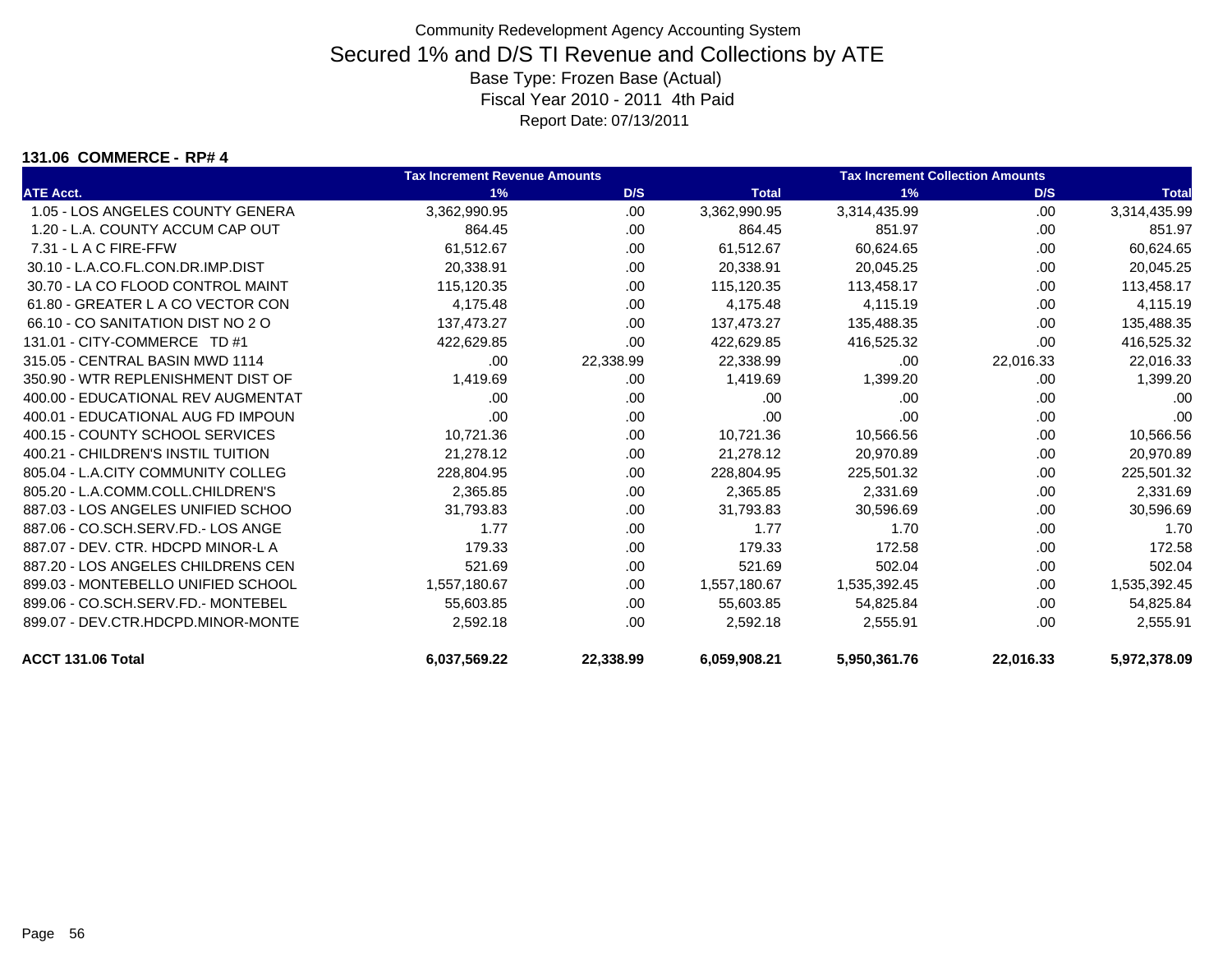Community Redevelopment Agency Accounting System

# Secured 1% and D/S TI Revenue and Collections by ATE

Base Type: Frozen Base (Actual)
Fiscal Year 2010 - 2011 4th Paid
Report Date: 07/13/2011

**131.06 COMMERCE - RP# 4**

| | Tax Increment Revenue Amounts | | | Tax Increment Collection Amounts | | |
|---|---|---|---|---|---|---|
| ATE Acct. | 1% | D/S | Total | 1% | D/S | Total |
| 1.05 - LOS ANGELES COUNTY GENERA | 3,362,990.95 | .00 | 3,362,990.95 | 3,314,435.99 | .00 | 3,314,435.99 |
| 1.20 - L.A. COUNTY ACCUM CAP OUT | 864.45 | .00 | 864.45 | 851.97 | .00 | 851.97 |
| 7.31 - L A C FIRE-FFW | 61,512.67 | .00 | 61,512.67 | 60,624.65 | .00 | 60,624.65 |
| 30.10 - L.A.CO.FL.CON.DR.IMP.DIST | 20,338.91 | .00 | 20,338.91 | 20,045.25 | .00 | 20,045.25 |
| 30.70 - LA CO FLOOD CONTROL MAINT | 115,120.35 | .00 | 115,120.35 | 113,458.17 | .00 | 113,458.17 |
| 61.80 - GREATER L A CO VECTOR CON | 4,175.48 | .00 | 4,175.48 | 4,115.19 | .00 | 4,115.19 |
| 66.10 - CO SANITATION DIST NO 2 O | 137,473.27 | .00 | 137,473.27 | 135,488.35 | .00 | 135,488.35 |
| 131.01 - CITY-COMMERCE TD #1 | 422,629.85 | .00 | 422,629.85 | 416,525.32 | .00 | 416,525.32 |
| 315.05 - CENTRAL BASIN MWD 1114 | .00 | 22,338.99 | 22,338.99 | .00 | 22,016.33 | 22,016.33 |
| 350.90 - WTR REPLENISHMENT DIST OF | 1,419.69 | .00 | 1,419.69 | 1,399.20 | .00 | 1,399.20 |
| 400.00 - EDUCATIONAL REV AUGMENTAT | .00 | .00 | .00 | .00 | .00 | .00 |
| 400.01 - EDUCATIONAL AUG FD IMPOUN | .00 | .00 | .00 | .00 | .00 | .00 |
| 400.15 - COUNTY SCHOOL SERVICES | 10,721.36 | .00 | 10,721.36 | 10,566.56 | .00 | 10,566.56 |
| 400.21 - CHILDREN'S INSTIL TUITION | 21,278.12 | .00 | 21,278.12 | 20,970.89 | .00 | 20,970.89 |
| 805.04 - L.A.CITY COMMUNITY COLLEG | 228,804.95 | .00 | 228,804.95 | 225,501.32 | .00 | 225,501.32 |
| 805.20 - L.A.COMM.COLL.CHILDREN'S | 2,365.85 | .00 | 2,365.85 | 2,331.69 | .00 | 2,331.69 |
| 887.03 - LOS ANGELES UNIFIED SCHOO | 31,793.83 | .00 | 31,793.83 | 30,596.69 | .00 | 30,596.69 |
| 887.06 - CO.SCH.SERV.FD.- LOS ANGE | 1.77 | .00 | 1.77 | 1.70 | .00 | 1.70 |
| 887.07 - DEV. CTR. HDCPD MINOR-L A | 179.33 | .00 | 179.33 | 172.58 | .00 | 172.58 |
| 887.20 - LOS ANGELES CHILDRENS CEN | 521.69 | .00 | 521.69 | 502.04 | .00 | 502.04 |
| 899.03 - MONTEBELLO UNIFIED SCHOOL | 1,557,180.67 | .00 | 1,557,180.67 | 1,535,392.45 | .00 | 1,535,392.45 |
| 899.06 - CO.SCH.SERV.FD.- MONTEBEL | 55,603.85 | .00 | 55,603.85 | 54,825.84 | .00 | 54,825.84 |
| 899.07 - DEV.CTR.HDCPD.MINOR-MONTE | 2,592.18 | .00 | 2,592.18 | 2,555.91 | .00 | 2,555.91 |
| **ACCT 131.06 Total** | **6,037,569.22** | **22,338.99** | **6,059,908.21** | **5,950,361.76** | **22,016.33** | **5,972,378.09** |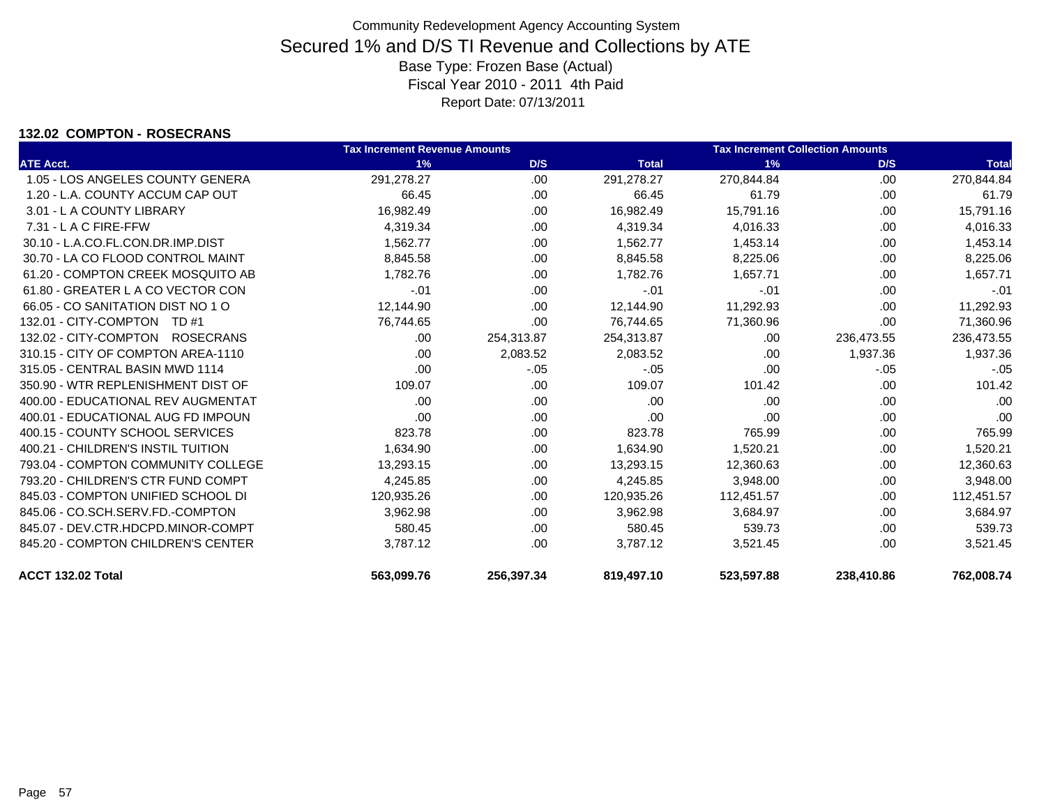Community Redevelopment Agency Accounting System

# Secured 1% and D/S TI Revenue and Collections by ATE

Base Type: Frozen Base (Actual)

Fiscal Year 2010 - 2011 4th Paid

Report Date: 07/13/2011

**132.02 COMPTON - ROSECRANS**

| | Tax Increment Revenue Amounts | | | Tax Increment Collection Amounts | | |
|---|---|---|---|---|---|---|
| **ATE Acct.** | **1%** | **D/S** | **Total** | **1%** | **D/S** | **Total** |
| 1.05 - LOS ANGELES COUNTY GENERA | 291,278.27 | .00 | 291,278.27 | 270,844.84 | .00 | 270,844.84 |
| 1.20 - L.A. COUNTY ACCUM CAP OUT | 66.45 | .00 | 66.45 | 61.79 | .00 | 61.79 |
| 3.01 - L A COUNTY LIBRARY | 16,982.49 | .00 | 16,982.49 | 15,791.16 | .00 | 15,791.16 |
| 7.31 - L A C FIRE-FFW | 4,319.34 | .00 | 4,319.34 | 4,016.33 | .00 | 4,016.33 |
| 30.10 - L.A.CO.FL.CON.DR.IMP.DIST | 1,562.77 | .00 | 1,562.77 | 1,453.14 | .00 | 1,453.14 |
| 30.70 - LA CO FLOOD CONTROL MAINT | 8,845.58 | .00 | 8,845.58 | 8,225.06 | .00 | 8,225.06 |
| 61.20 - COMPTON CREEK MOSQUITO AB | 1,782.76 | .00 | 1,782.76 | 1,657.71 | .00 | 1,657.71 |
| 61.80 - GREATER L A CO VECTOR CON | -.01 | .00 | -.01 | -.01 | .00 | -.01 |
| 66.05 - CO SANITATION DIST NO 1 O | 12,144.90 | .00 | 12,144.90 | 11,292.93 | .00 | 11,292.93 |
| 132.01 - CITY-COMPTON TD #1 | 76,744.65 | .00 | 76,744.65 | 71,360.96 | .00 | 71,360.96 |
| 132.02 - CITY-COMPTON ROSECRANS | .00 | 254,313.87 | 254,313.87 | .00 | 236,473.55 | 236,473.55 |
| 310.15 - CITY OF COMPTON AREA-1110 | .00 | 2,083.52 | 2,083.52 | .00 | 1,937.36 | 1,937.36 |
| 315.05 - CENTRAL BASIN MWD 1114 | .00 | -.05 | -.05 | .00 | -.05 | -.05 |
| 350.90 - WTR REPLENISHMENT DIST OF | 109.07 | .00 | 109.07 | 101.42 | .00 | 101.42 |
| 400.00 - EDUCATIONAL REV AUGMENTAT | .00 | .00 | .00 | .00 | .00 | .00 |
| 400.01 - EDUCATIONAL AUG FD IMPOUN | .00 | .00 | .00 | .00 | .00 | .00 |
| 400.15 - COUNTY SCHOOL SERVICES | 823.78 | .00 | 823.78 | 765.99 | .00 | 765.99 |
| 400.21 - CHILDREN'S INSTIL TUITION | 1,634.90 | .00 | 1,634.90 | 1,520.21 | .00 | 1,520.21 |
| 793.04 - COMPTON COMMUNITY COLLEGE | 13,293.15 | .00 | 13,293.15 | 12,360.63 | .00 | 12,360.63 |
| 793.20 - CHILDREN'S CTR FUND COMPT | 4,245.85 | .00 | 4,245.85 | 3,948.00 | .00 | 3,948.00 |
| 845.03 - COMPTON UNIFIED SCHOOL DI | 120,935.26 | .00 | 120,935.26 | 112,451.57 | .00 | 112,451.57 |
| 845.06 - CO.SCH.SERV.FD.-COMPTON | 3,962.98 | .00 | 3,962.98 | 3,684.97 | .00 | 3,684.97 |
| 845.07 - DEV.CTR.HDCPD.MINOR-COMPT | 580.45 | .00 | 580.45 | 539.73 | .00 | 539.73 |
| 845.20 - COMPTON CHILDREN'S CENTER | 3,787.12 | .00 | 3,787.12 | 3,521.45 | .00 | 3,521.45 |
| **ACCT 132.02 Total** | **563,099.76** | **256,397.34** | **819,497.10** | **523,597.88** | **238,410.86** | **762,008.74** |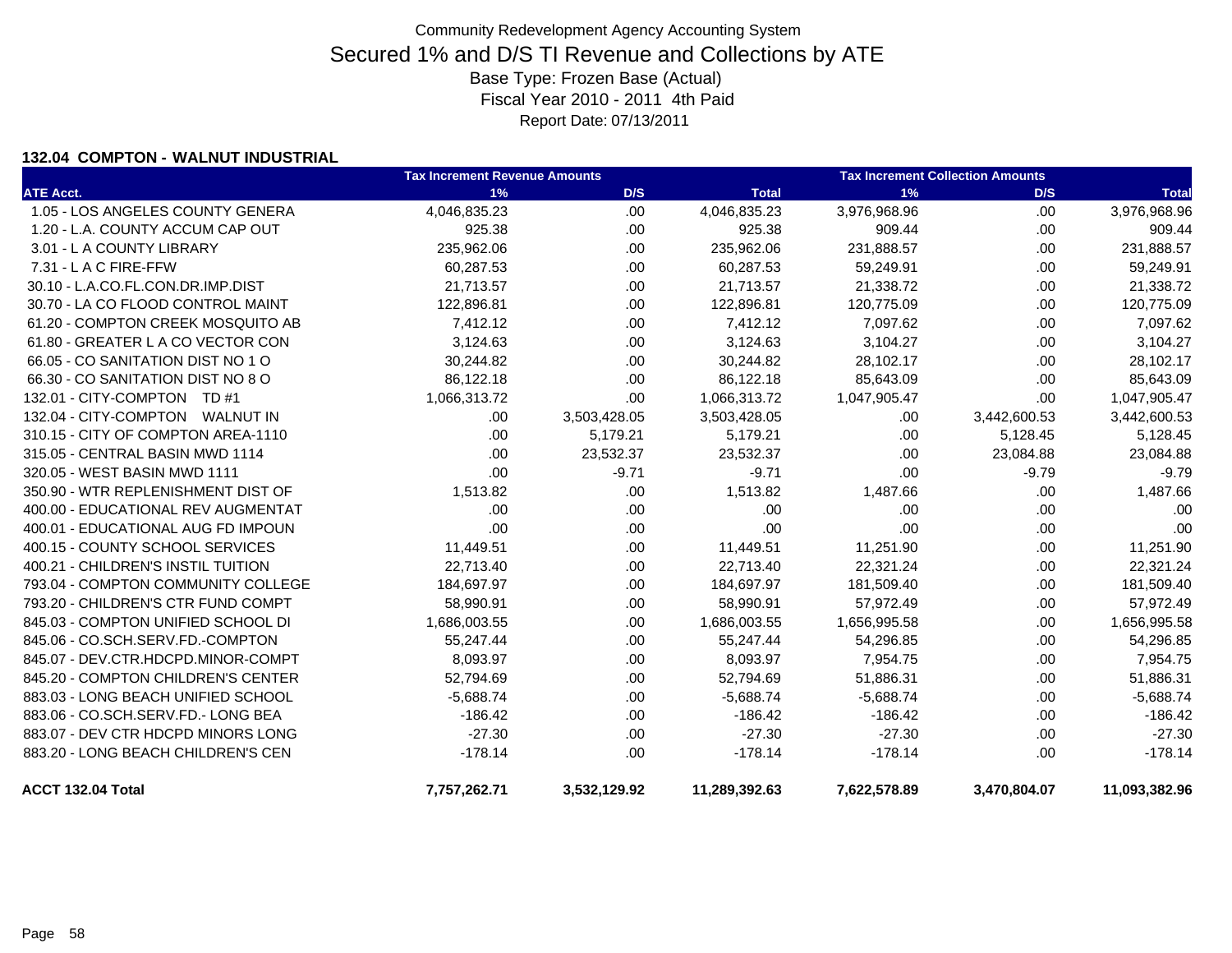Community Redevelopment Agency Accounting System

# Secured 1% and D/S TI Revenue and Collections by ATE

Base Type: Frozen Base (Actual)

Fiscal Year 2010 - 2011 4th Paid

Report Date: 07/13/2011

### 132.04 COMPTON - WALNUT INDUSTRIAL

| | Tax Increment Revenue Amounts | | | Tax Increment Collection Amounts | | |
|---|---|---|---|---|---|---|
| ATE Acct. | 1% | D/S | Total | 1% | D/S | Total |
| 1.05 - LOS ANGELES COUNTY GENERA | 4,046,835.23 | .00 | 4,046,835.23 | 3,976,968.96 | .00 | 3,976,968.96 |
| 1.20 - L.A. COUNTY ACCUM CAP OUT | 925.38 | .00 | 925.38 | 909.44 | .00 | 909.44 |
| 3.01 - L A COUNTY LIBRARY | 235,962.06 | .00 | 235,962.06 | 231,888.57 | .00 | 231,888.57 |
| 7.31 - L A C FIRE-FFW | 60,287.53 | .00 | 60,287.53 | 59,249.91 | .00 | 59,249.91 |
| 30.10 - L.A.CO.FL.CON.DR.IMP.DIST | 21,713.57 | .00 | 21,713.57 | 21,338.72 | .00 | 21,338.72 |
| 30.70 - LA CO FLOOD CONTROL MAINT | 122,896.81 | .00 | 122,896.81 | 120,775.09 | .00 | 120,775.09 |
| 61.20 - COMPTON CREEK MOSQUITO AB | 7,412.12 | .00 | 7,412.12 | 7,097.62 | .00 | 7,097.62 |
| 61.80 - GREATER L A CO VECTOR CON | 3,124.63 | .00 | 3,124.63 | 3,104.27 | .00 | 3,104.27 |
| 66.05 - CO SANITATION DIST NO 1 O | 30,244.82 | .00 | 30,244.82 | 28,102.17 | .00 | 28,102.17 |
| 66.30 - CO SANITATION DIST NO 8 O | 86,122.18 | .00 | 86,122.18 | 85,643.09 | .00 | 85,643.09 |
| 132.01 - CITY-COMPTON TD #1 | 1,066,313.72 | .00 | 1,066,313.72 | 1,047,905.47 | .00 | 1,047,905.47 |
| 132.04 - CITY-COMPTON WALNUT IN | .00 | 3,503,428.05 | 3,503,428.05 | .00 | 3,442,600.53 | 3,442,600.53 |
| 310.15 - CITY OF COMPTON AREA-1110 | .00 | 5,179.21 | 5,179.21 | .00 | 5,128.45 | 5,128.45 |
| 315.05 - CENTRAL BASIN MWD 1114 | .00 | 23,532.37 | 23,532.37 | .00 | 23,084.88 | 23,084.88 |
| 320.05 - WEST BASIN MWD 1111 | .00 | -9.71 | -9.71 | .00 | -9.79 | -9.79 |
| 350.90 - WTR REPLENISHMENT DIST OF | 1,513.82 | .00 | 1,513.82 | 1,487.66 | .00 | 1,487.66 |
| 400.00 - EDUCATIONAL REV AUGMENTAT | .00 | .00 | .00 | .00 | .00 | .00 |
| 400.01 - EDUCATIONAL AUG FD IMPOUN | .00 | .00 | .00 | .00 | .00 | .00 |
| 400.15 - COUNTY SCHOOL SERVICES | 11,449.51 | .00 | 11,449.51 | 11,251.90 | .00 | 11,251.90 |
| 400.21 - CHILDREN'S INSTIL TUITION | 22,713.40 | .00 | 22,713.40 | 22,321.24 | .00 | 22,321.24 |
| 793.04 - COMPTON COMMUNITY COLLEGE | 184,697.97 | .00 | 184,697.97 | 181,509.40 | .00 | 181,509.40 |
| 793.20 - CHILDREN'S CTR FUND COMPT | 58,990.91 | .00 | 58,990.91 | 57,972.49 | .00 | 57,972.49 |
| 845.03 - COMPTON UNIFIED SCHOOL DI | 1,686,003.55 | .00 | 1,686,003.55 | 1,656,995.58 | .00 | 1,656,995.58 |
| 845.06 - CO.SCH.SERV.FD.-COMPTON | 55,247.44 | .00 | 55,247.44 | 54,296.85 | .00 | 54,296.85 |
| 845.07 - DEV.CTR.HDCPD.MINOR-COMPT | 8,093.97 | .00 | 8,093.97 | 7,954.75 | .00 | 7,954.75 |
| 845.20 - COMPTON CHILDREN'S CENTER | 52,794.69 | .00 | 52,794.69 | 51,886.31 | .00 | 51,886.31 |
| 883.03 - LONG BEACH UNIFIED SCHOOL | -5,688.74 | .00 | -5,688.74 | -5,688.74 | .00 | -5,688.74 |
| 883.06 - CO.SCH.SERV.FD.- LONG BEA | -186.42 | .00 | -186.42 | -186.42 | .00 | -186.42 |
| 883.07 - DEV CTR HDCPD MINORS LONG | -27.30 | .00 | -27.30 | -27.30 | .00 | -27.30 |
| 883.20 - LONG BEACH CHILDREN'S CEN | -178.14 | .00 | -178.14 | -178.14 | .00 | -178.14 |
| **ACCT 132.04 Total** | **7,757,262.71** | **3,532,129.92** | **11,289,392.63** | **7,622,578.89** | **3,470,804.07** | **11,093,382.96** |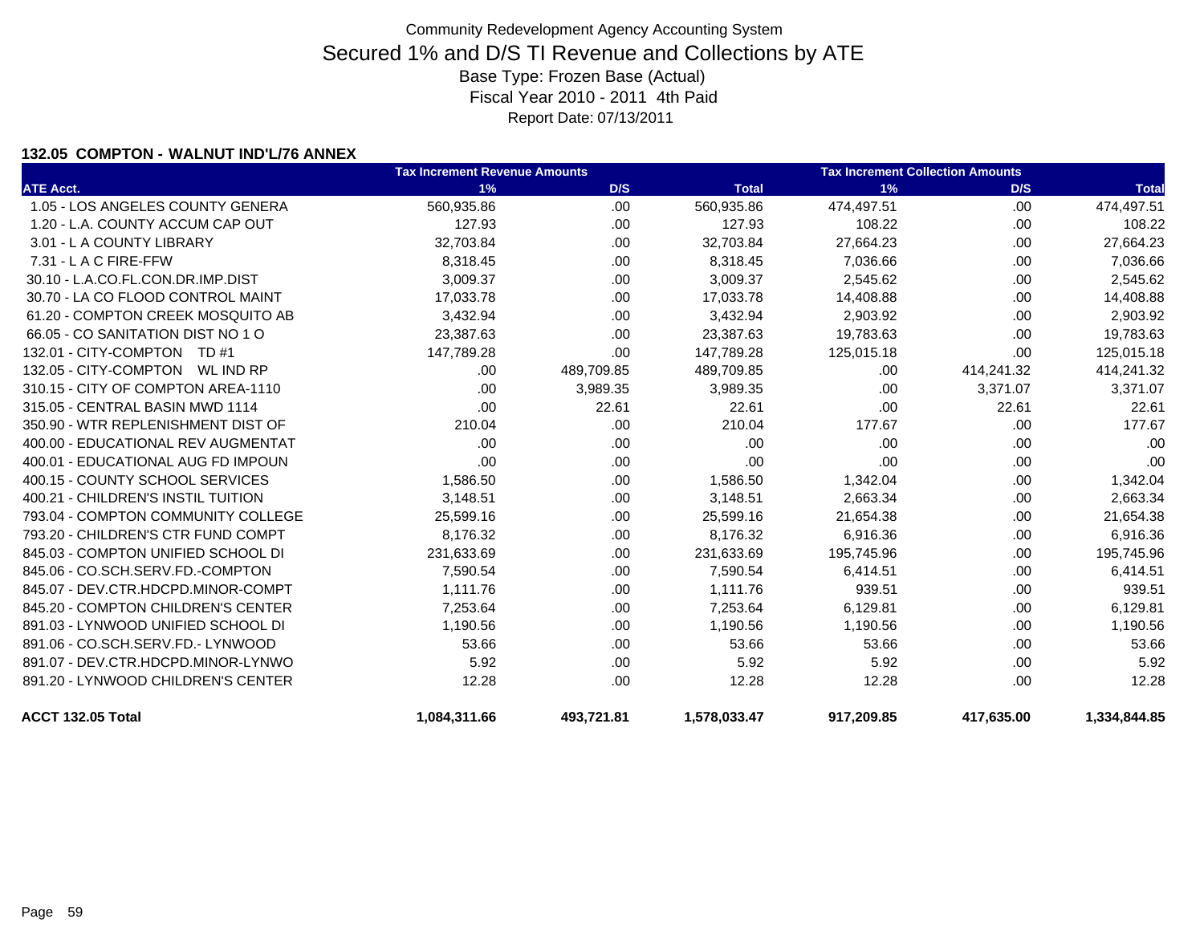Community Redevelopment Agency Accounting System

# Secured 1% and D/S TI Revenue and Collections by ATE

Base Type: Frozen Base (Actual)

Fiscal Year 2010 - 2011 4th Paid

Report Date: 07/13/2011

### 132.05 COMPTON - WALNUT IND'L/76 ANNEX

| | Tax Increment Revenue Amounts | | | Tax Increment Collection Amounts | | |
|---|---|---|---|---|---|---|
| ATE Acct. | 1% | D/S | Total | 1% | D/S | Total |
| 1.05 - LOS ANGELES COUNTY GENERA | 560,935.86 | .00 | 560,935.86 | 474,497.51 | .00 | 474,497.51 |
| 1.20 - L.A. COUNTY ACCUM CAP OUT | 127.93 | .00 | 127.93 | 108.22 | .00 | 108.22 |
| 3.01 - L A COUNTY LIBRARY | 32,703.84 | .00 | 32,703.84 | 27,664.23 | .00 | 27,664.23 |
| 7.31 - L A C FIRE-FFW | 8,318.45 | .00 | 8,318.45 | 7,036.66 | .00 | 7,036.66 |
| 30.10 - L.A.CO.FL.CON.DR.IMP.DIST | 3,009.37 | .00 | 3,009.37 | 2,545.62 | .00 | 2,545.62 |
| 30.70 - LA CO FLOOD CONTROL MAINT | 17,033.78 | .00 | 17,033.78 | 14,408.88 | .00 | 14,408.88 |
| 61.20 - COMPTON CREEK MOSQUITO AB | 3,432.94 | .00 | 3,432.94 | 2,903.92 | .00 | 2,903.92 |
| 66.05 - CO SANITATION DIST NO 1 O | 23,387.63 | .00 | 23,387.63 | 19,783.63 | .00 | 19,783.63 |
| 132.01 - CITY-COMPTON TD #1 | 147,789.28 | .00 | 147,789.28 | 125,015.18 | .00 | 125,015.18 |
| 132.05 - CITY-COMPTON WL IND RP | .00 | 489,709.85 | 489,709.85 | .00 | 414,241.32 | 414,241.32 |
| 310.15 - CITY OF COMPTON AREA-1110 | .00 | 3,989.35 | 3,989.35 | .00 | 3,371.07 | 3,371.07 |
| 315.05 - CENTRAL BASIN MWD 1114 | .00 | 22.61 | 22.61 | .00 | 22.61 | 22.61 |
| 350.90 - WTR REPLENISHMENT DIST OF | 210.04 | .00 | 210.04 | 177.67 | .00 | 177.67 |
| 400.00 - EDUCATIONAL REV AUGMENTAT | .00 | .00 | .00 | .00 | .00 | .00 |
| 400.01 - EDUCATIONAL AUG FD IMPOUN | .00 | .00 | .00 | .00 | .00 | .00 |
| 400.15 - COUNTY SCHOOL SERVICES | 1,586.50 | .00 | 1,586.50 | 1,342.04 | .00 | 1,342.04 |
| 400.21 - CHILDREN'S INSTIL TUITION | 3,148.51 | .00 | 3,148.51 | 2,663.34 | .00 | 2,663.34 |
| 793.04 - COMPTON COMMUNITY COLLEGE | 25,599.16 | .00 | 25,599.16 | 21,654.38 | .00 | 21,654.38 |
| 793.20 - CHILDREN'S CTR FUND COMPT | 8,176.32 | .00 | 8,176.32 | 6,916.36 | .00 | 6,916.36 |
| 845.03 - COMPTON UNIFIED SCHOOL DI | 231,633.69 | .00 | 231,633.69 | 195,745.96 | .00 | 195,745.96 |
| 845.06 - CO.SCH.SERV.FD.-COMPTON | 7,590.54 | .00 | 7,590.54 | 6,414.51 | .00 | 6,414.51 |
| 845.07 - DEV.CTR.HDCPD.MINOR-COMPT | 1,111.76 | .00 | 1,111.76 | 939.51 | .00 | 939.51 |
| 845.20 - COMPTON CHILDREN'S CENTER | 7,253.64 | .00 | 7,253.64 | 6,129.81 | .00 | 6,129.81 |
| 891.03 - LYNWOOD UNIFIED SCHOOL DI | 1,190.56 | .00 | 1,190.56 | 1,190.56 | .00 | 1,190.56 |
| 891.06 - CO.SCH.SERV.FD.- LYNWOOD | 53.66 | .00 | 53.66 | 53.66 | .00 | 53.66 |
| 891.07 - DEV.CTR.HDCPD.MINOR-LYNWO | 5.92 | .00 | 5.92 | 5.92 | .00 | 5.92 |
| 891.20 - LYNWOOD CHILDREN'S CENTER | 12.28 | .00 | 12.28 | 12.28 | .00 | 12.28 |
| **ACCT 132.05 Total** | **1,084,311.66** | **493,721.81** | **1,578,033.47** | **917,209.85** | **417,635.00** | **1,334,844.85** |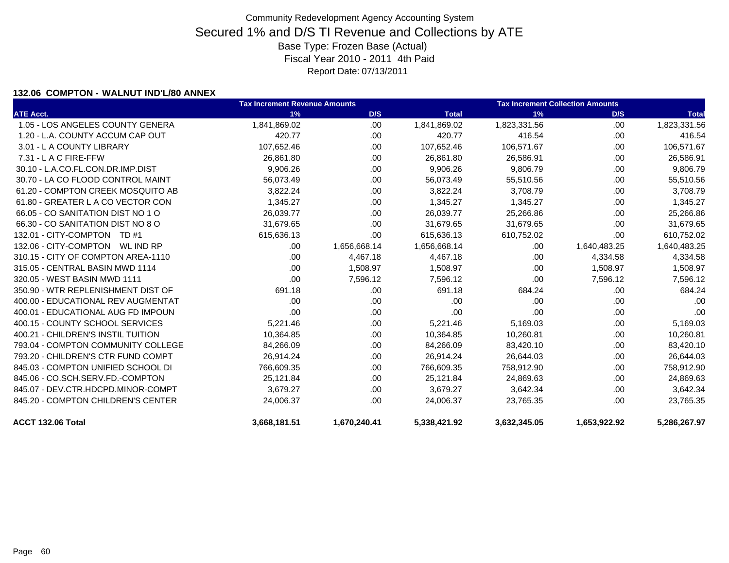Community Redevelopment Agency Accounting System

# Secured 1% and D/S TI Revenue and Collections by ATE

Base Type: Frozen Base (Actual)

Fiscal Year 2010 - 2011 4th Paid

Report Date: 07/13/2011

### 132.06 COMPTON - WALNUT IND'L/80 ANNEX

| | Tax Increment Revenue Amounts | | | Tax Increment Collection Amounts | | |
|---|---|---|---|---|---|---|
| ATE Acct. | 1% | D/S | Total | 1% | D/S | Total |
| 1.05 - LOS ANGELES COUNTY GENERA | 1,841,869.02 | .00 | 1,841,869.02 | 1,823,331.56 | .00 | 1,823,331.56 |
| 1.20 - L.A. COUNTY ACCUM CAP OUT | 420.77 | .00 | 420.77 | 416.54 | .00 | 416.54 |
| 3.01 - L A COUNTY LIBRARY | 107,652.46 | .00 | 107,652.46 | 106,571.67 | .00 | 106,571.67 |
| 7.31 - L A C FIRE-FFW | 26,861.80 | .00 | 26,861.80 | 26,586.91 | .00 | 26,586.91 |
| 30.10 - L.A.CO.FL.CON.DR.IMP.DIST | 9,906.26 | .00 | 9,906.26 | 9,806.79 | .00 | 9,806.79 |
| 30.70 - LA CO FLOOD CONTROL MAINT | 56,073.49 | .00 | 56,073.49 | 55,510.56 | .00 | 55,510.56 |
| 61.20 - COMPTON CREEK MOSQUITO AB | 3,822.24 | .00 | 3,822.24 | 3,708.79 | .00 | 3,708.79 |
| 61.80 - GREATER L A CO VECTOR CON | 1,345.27 | .00 | 1,345.27 | 1,345.27 | .00 | 1,345.27 |
| 66.05 - CO SANITATION DIST NO 1 O | 26,039.77 | .00 | 26,039.77 | 25,266.86 | .00 | 25,266.86 |
| 66.30 - CO SANITATION DIST NO 8 O | 31,679.65 | .00 | 31,679.65 | 31,679.65 | .00 | 31,679.65 |
| 132.01 - CITY-COMPTON TD #1 | 615,636.13 | .00 | 615,636.13 | 610,752.02 | .00 | 610,752.02 |
| 132.06 - CITY-COMPTON WL IND RP | .00 | 1,656,668.14 | 1,656,668.14 | .00 | 1,640,483.25 | 1,640,483.25 |
| 310.15 - CITY OF COMPTON AREA-1110 | .00 | 4,467.18 | 4,467.18 | .00 | 4,334.58 | 4,334.58 |
| 315.05 - CENTRAL BASIN MWD 1114 | .00 | 1,508.97 | 1,508.97 | .00 | 1,508.97 | 1,508.97 |
| 320.05 - WEST BASIN MWD 1111 | .00 | 7,596.12 | 7,596.12 | .00 | 7,596.12 | 7,596.12 |
| 350.90 - WTR REPLENISHMENT DIST OF | 691.18 | .00 | 691.18 | 684.24 | .00 | 684.24 |
| 400.00 - EDUCATIONAL REV AUGMENTAT | .00 | .00 | .00 | .00 | .00 | .00 |
| 400.01 - EDUCATIONAL AUG FD IMPOUN | .00 | .00 | .00 | .00 | .00 | .00 |
| 400.15 - COUNTY SCHOOL SERVICES | 5,221.46 | .00 | 5,221.46 | 5,169.03 | .00 | 5,169.03 |
| 400.21 - CHILDREN'S INSTIL TUITION | 10,364.85 | .00 | 10,364.85 | 10,260.81 | .00 | 10,260.81 |
| 793.04 - COMPTON COMMUNITY COLLEGE | 84,266.09 | .00 | 84,266.09 | 83,420.10 | .00 | 83,420.10 |
| 793.20 - CHILDREN'S CTR FUND COMPT | 26,914.24 | .00 | 26,914.24 | 26,644.03 | .00 | 26,644.03 |
| 845.03 - COMPTON UNIFIED SCHOOL DI | 766,609.35 | .00 | 766,609.35 | 758,912.90 | .00 | 758,912.90 |
| 845.06 - CO.SCH.SERV.FD.-COMPTON | 25,121.84 | .00 | 25,121.84 | 24,869.63 | .00 | 24,869.63 |
| 845.07 - DEV.CTR.HDCPD.MINOR-COMPT | 3,679.27 | .00 | 3,679.27 | 3,642.34 | .00 | 3,642.34 |
| 845.20 - COMPTON CHILDREN'S CENTER | 24,006.37 | .00 | 24,006.37 | 23,765.35 | .00 | 23,765.35 |
| **ACCT 132.06 Total** | **3,668,181.51** | **1,670,240.41** | **5,338,421.92** | **3,632,345.05** | **1,653,922.92** | **5,286,267.97** |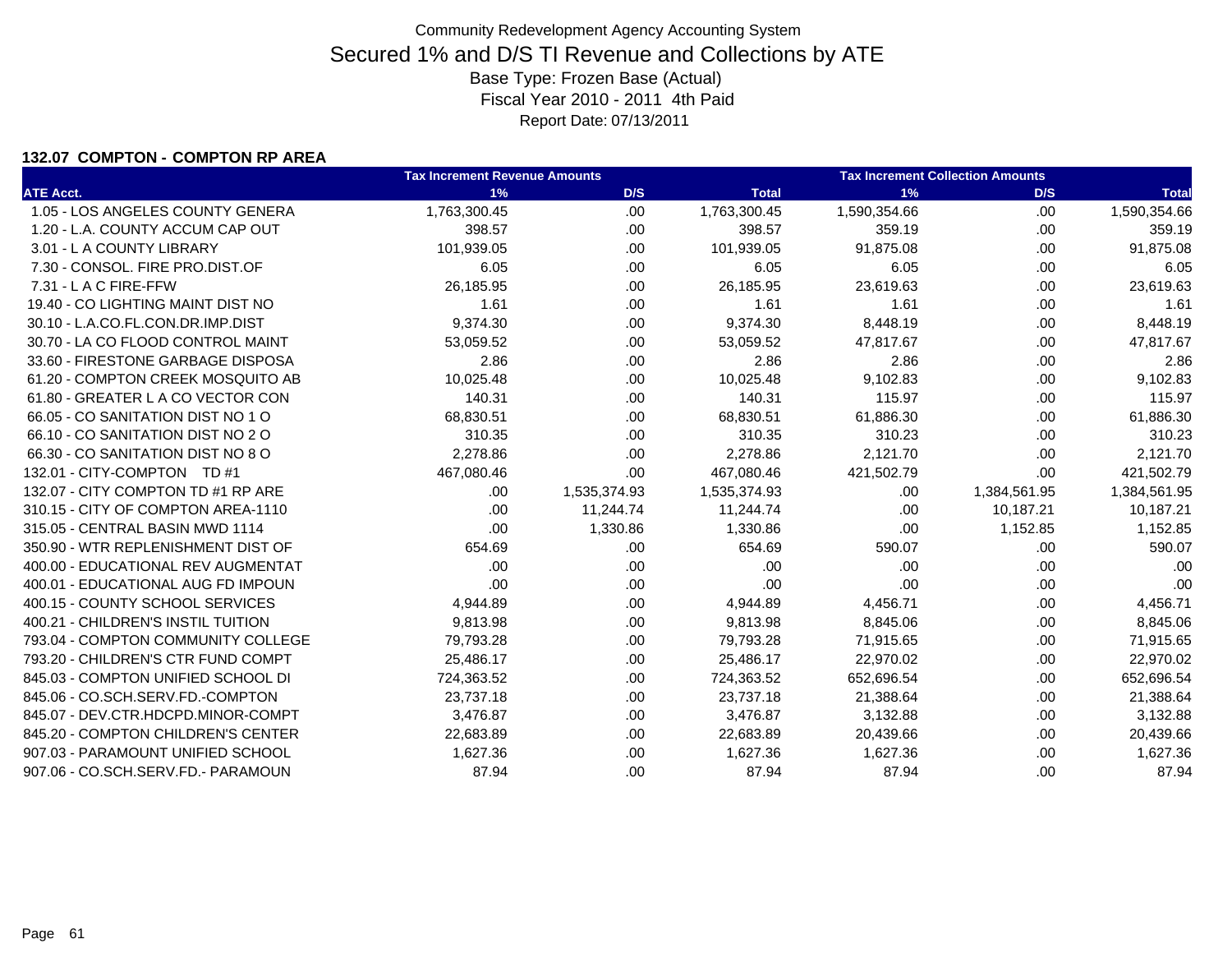Community Redevelopment Agency Accounting System

# Secured 1% and D/S TI Revenue and Collections by ATE

Base Type: Frozen Base (Actual)

Fiscal Year 2010 - 2011 4th Paid

Report Date: 07/13/2011

### 132.07 COMPTON - COMPTON RP AREA

| | Tax Increment Revenue Amounts | | | Tax Increment Collection Amounts | | |
|---|---|---|---|---|---|---|
| ATE Acct. | 1% | D/S | Total | 1% | D/S | Total |
| 1.05 - LOS ANGELES COUNTY GENERA | 1,763,300.45 | .00 | 1,763,300.45 | 1,590,354.66 | .00 | 1,590,354.66 |
| 1.20 - L.A. COUNTY ACCUM CAP OUT | 398.57 | .00 | 398.57 | 359.19 | .00 | 359.19 |
| 3.01 - L A COUNTY LIBRARY | 101,939.05 | .00 | 101,939.05 | 91,875.08 | .00 | 91,875.08 |
| 7.30 - CONSOL. FIRE PRO.DIST.OF | 6.05 | .00 | 6.05 | 6.05 | .00 | 6.05 |
| 7.31 - L A C FIRE-FFW | 26,185.95 | .00 | 26,185.95 | 23,619.63 | .00 | 23,619.63 |
| 19.40 - CO LIGHTING MAINT DIST NO | 1.61 | .00 | 1.61 | 1.61 | .00 | 1.61 |
| 30.10 - L.A.CO.FL.CON.DR.IMP.DIST | 9,374.30 | .00 | 9,374.30 | 8,448.19 | .00 | 8,448.19 |
| 30.70 - LA CO FLOOD CONTROL MAINT | 53,059.52 | .00 | 53,059.52 | 47,817.67 | .00 | 47,817.67 |
| 33.60 - FIRESTONE GARBAGE DISPOSA | 2.86 | .00 | 2.86 | 2.86 | .00 | 2.86 |
| 61.20 - COMPTON CREEK MOSQUITO AB | 10,025.48 | .00 | 10,025.48 | 9,102.83 | .00 | 9,102.83 |
| 61.80 - GREATER L A CO VECTOR CON | 140.31 | .00 | 140.31 | 115.97 | .00 | 115.97 |
| 66.05 - CO SANITATION DIST NO 1 O | 68,830.51 | .00 | 68,830.51 | 61,886.30 | .00 | 61,886.30 |
| 66.10 - CO SANITATION DIST NO 2 O | 310.35 | .00 | 310.35 | 310.23 | .00 | 310.23 |
| 66.30 - CO SANITATION DIST NO 8 O | 2,278.86 | .00 | 2,278.86 | 2,121.70 | .00 | 2,121.70 |
| 132.01 - CITY-COMPTON TD #1 | 467,080.46 | .00 | 467,080.46 | 421,502.79 | .00 | 421,502.79 |
| 132.07 - CITY COMPTON TD #1 RP ARE | .00 | 1,535,374.93 | 1,535,374.93 | .00 | 1,384,561.95 | 1,384,561.95 |
| 310.15 - CITY OF COMPTON AREA-1110 | .00 | 11,244.74 | 11,244.74 | .00 | 10,187.21 | 10,187.21 |
| 315.05 - CENTRAL BASIN MWD 1114 | .00 | 1,330.86 | 1,330.86 | .00 | 1,152.85 | 1,152.85 |
| 350.90 - WTR REPLENISHMENT DIST OF | 654.69 | .00 | 654.69 | 590.07 | .00 | 590.07 |
| 400.00 - EDUCATIONAL REV AUGMENTAT | .00 | .00 | .00 | .00 | .00 | .00 |
| 400.01 - EDUCATIONAL AUG FD IMPOUN | .00 | .00 | .00 | .00 | .00 | .00 |
| 400.15 - COUNTY SCHOOL SERVICES | 4,944.89 | .00 | 4,944.89 | 4,456.71 | .00 | 4,456.71 |
| 400.21 - CHILDREN'S INSTIL TUITION | 9,813.98 | .00 | 9,813.98 | 8,845.06 | .00 | 8,845.06 |
| 793.04 - COMPTON COMMUNITY COLLEGE | 79,793.28 | .00 | 79,793.28 | 71,915.65 | .00 | 71,915.65 |
| 793.20 - CHILDREN'S CTR FUND COMPT | 25,486.17 | .00 | 25,486.17 | 22,970.02 | .00 | 22,970.02 |
| 845.03 - COMPTON UNIFIED SCHOOL DI | 724,363.52 | .00 | 724,363.52 | 652,696.54 | .00 | 652,696.54 |
| 845.06 - CO.SCH.SERV.FD.-COMPTON | 23,737.18 | .00 | 23,737.18 | 21,388.64 | .00 | 21,388.64 |
| 845.07 - DEV.CTR.HDCPD.MINOR-COMPT | 3,476.87 | .00 | 3,476.87 | 3,132.88 | .00 | 3,132.88 |
| 845.20 - COMPTON CHILDREN'S CENTER | 22,683.89 | .00 | 22,683.89 | 20,439.66 | .00 | 20,439.66 |
| 907.03 - PARAMOUNT UNIFIED SCHOOL | 1,627.36 | .00 | 1,627.36 | 1,627.36 | .00 | 1,627.36 |
| 907.06 - CO.SCH.SERV.FD.- PARAMOUN | 87.94 | .00 | 87.94 | 87.94 | .00 | 87.94 |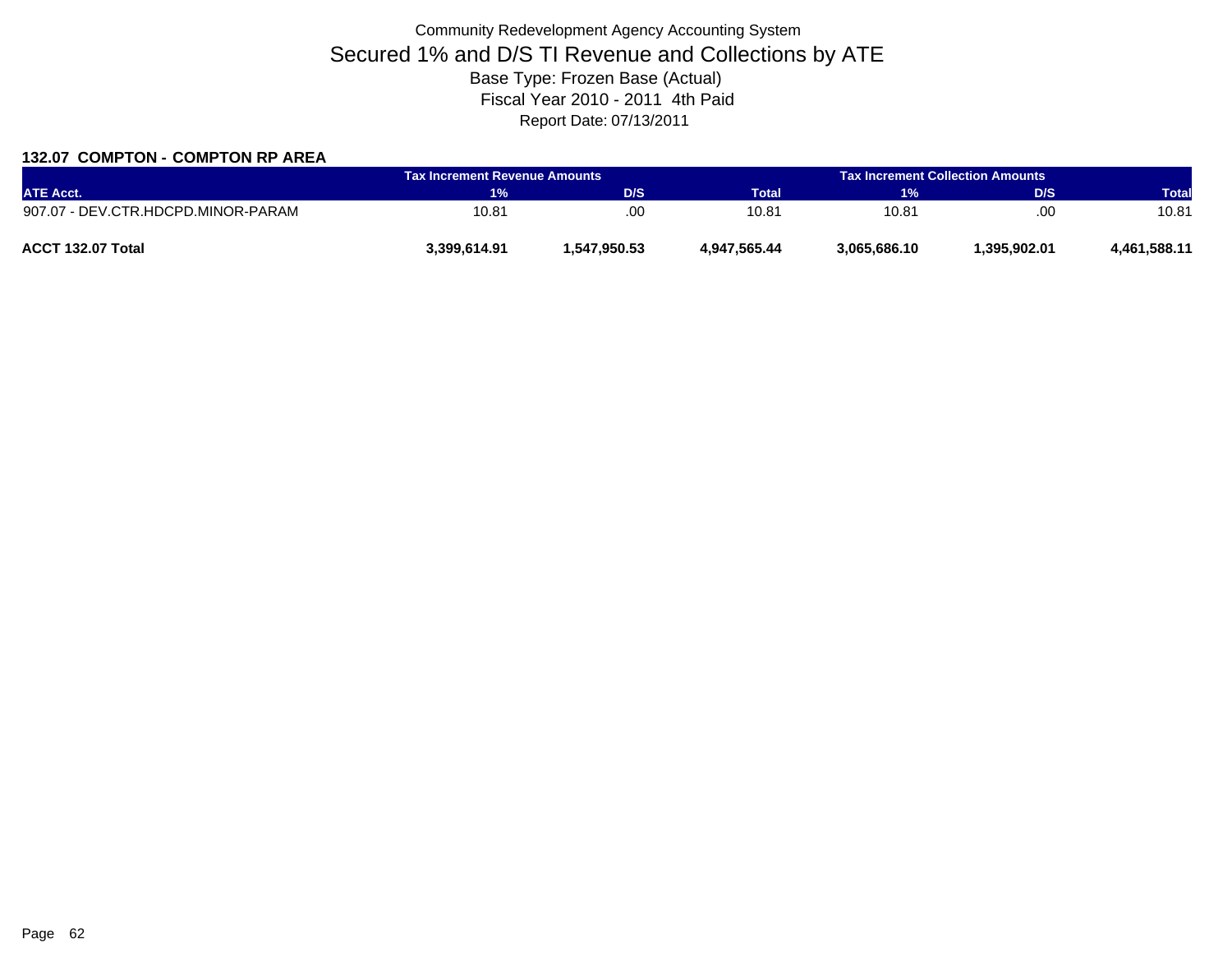Community Redevelopment Agency Accounting System

# Secured 1% and D/S TI Revenue and Collections by ATE

Base Type: Frozen Base (Actual)

Fiscal Year 2010 - 2011 4th Paid

Report Date: 07/13/2011

### 132.07 COMPTON - COMPTON RP AREA

| | Tax Increment Revenue Amounts | | | Tax Increment Collection Amounts | | |
|---|---|---|---|---|---|---|
| ATE Acct. | 1% | D/S | Total | 1% | D/S | Total |
| 907.07 - DEV.CTR.HDCPD.MINOR-PARAM | 10.81 | .00 | 10.81 | 10.81 | .00 | 10.81 |
| **ACCT 132.07 Total** | **3,399,614.91** | **1,547,950.53** | **4,947,565.44** | **3,065,686.10** | **1,395,902.01** | **4,461,588.11** |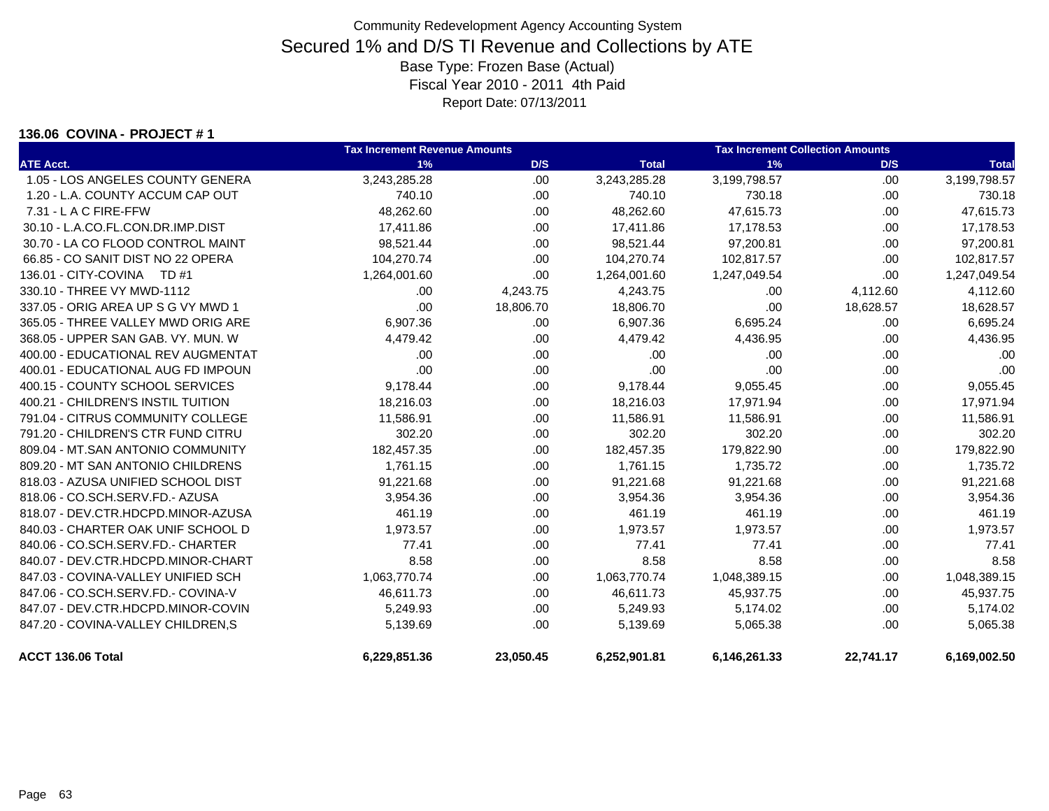Community Redevelopment Agency Accounting System

# Secured 1% and D/S TI Revenue and Collections by ATE

Base Type: Frozen Base (Actual)

Fiscal Year 2010 - 2011 4th Paid

Report Date: 07/13/2011

### 136.06 COVINA - PROJECT # 1

| | Tax Increment Revenue Amounts | | | Tax Increment Collection Amounts | | |
|---|---|---|---|---|---|---|
| ATE Acct. | 1% | D/S | Total | 1% | D/S | Total |
| 1.05 - LOS ANGELES COUNTY GENERA | 3,243,285.28 | .00 | 3,243,285.28 | 3,199,798.57 | .00 | 3,199,798.57 |
| 1.20 - L.A. COUNTY ACCUM CAP OUT | 740.10 | .00 | 740.10 | 730.18 | .00 | 730.18 |
| 7.31 - L A C FIRE-FFW | 48,262.60 | .00 | 48,262.60 | 47,615.73 | .00 | 47,615.73 |
| 30.10 - L.A.CO.FL.CON.DR.IMP.DIST | 17,411.86 | .00 | 17,411.86 | 17,178.53 | .00 | 17,178.53 |
| 30.70 - LA CO FLOOD CONTROL MAINT | 98,521.44 | .00 | 98,521.44 | 97,200.81 | .00 | 97,200.81 |
| 66.85 - CO SANIT DIST NO 22 OPERA | 104,270.74 | .00 | 104,270.74 | 102,817.57 | .00 | 102,817.57 |
| 136.01 - CITY-COVINA TD #1 | 1,264,001.60 | .00 | 1,264,001.60 | 1,247,049.54 | .00 | 1,247,049.54 |
| 330.10 - THREE VY MWD-1112 | .00 | 4,243.75 | 4,243.75 | .00 | 4,112.60 | 4,112.60 |
| 337.05 - ORIG AREA UP S G VY MWD 1 | .00 | 18,806.70 | 18,806.70 | .00 | 18,628.57 | 18,628.57 |
| 365.05 - THREE VALLEY MWD ORIG ARE | 6,907.36 | .00 | 6,907.36 | 6,695.24 | .00 | 6,695.24 |
| 368.05 - UPPER SAN GAB. VY. MUN. W | 4,479.42 | .00 | 4,479.42 | 4,436.95 | .00 | 4,436.95 |
| 400.00 - EDUCATIONAL REV AUGMENTAT | .00 | .00 | .00 | .00 | .00 | .00 |
| 400.01 - EDUCATIONAL AUG FD IMPOUN | .00 | .00 | .00 | .00 | .00 | .00 |
| 400.15 - COUNTY SCHOOL SERVICES | 9,178.44 | .00 | 9,178.44 | 9,055.45 | .00 | 9,055.45 |
| 400.21 - CHILDREN'S INSTIL TUITION | 18,216.03 | .00 | 18,216.03 | 17,971.94 | .00 | 17,971.94 |
| 791.04 - CITRUS COMMUNITY COLLEGE | 11,586.91 | .00 | 11,586.91 | 11,586.91 | .00 | 11,586.91 |
| 791.20 - CHILDREN'S CTR FUND CITRU | 302.20 | .00 | 302.20 | 302.20 | .00 | 302.20 |
| 809.04 - MT.SAN ANTONIO COMMUNITY | 182,457.35 | .00 | 182,457.35 | 179,822.90 | .00 | 179,822.90 |
| 809.20 - MT SAN ANTONIO CHILDRENS | 1,761.15 | .00 | 1,761.15 | 1,735.72 | .00 | 1,735.72 |
| 818.03 - AZUSA UNIFIED SCHOOL DIST | 91,221.68 | .00 | 91,221.68 | 91,221.68 | .00 | 91,221.68 |
| 818.06 - CO.SCH.SERV.FD.- AZUSA | 3,954.36 | .00 | 3,954.36 | 3,954.36 | .00 | 3,954.36 |
| 818.07 - DEV.CTR.HDCPD.MINOR-AZUSA | 461.19 | .00 | 461.19 | 461.19 | .00 | 461.19 |
| 840.03 - CHARTER OAK UNIF SCHOOL D | 1,973.57 | .00 | 1,973.57 | 1,973.57 | .00 | 1,973.57 |
| 840.06 - CO.SCH.SERV.FD.- CHARTER | 77.41 | .00 | 77.41 | 77.41 | .00 | 77.41 |
| 840.07 - DEV.CTR.HDCPD.MINOR-CHART | 8.58 | .00 | 8.58 | 8.58 | .00 | 8.58 |
| 847.03 - COVINA-VALLEY UNIFIED SCH | 1,063,770.74 | .00 | 1,063,770.74 | 1,048,389.15 | .00 | 1,048,389.15 |
| 847.06 - CO.SCH.SERV.FD.- COVINA-V | 46,611.73 | .00 | 46,611.73 | 45,937.75 | .00 | 45,937.75 |
| 847.07 - DEV.CTR.HDCPD.MINOR-COVIN | 5,249.93 | .00 | 5,249.93 | 5,174.02 | .00 | 5,174.02 |
| 847.20 - COVINA-VALLEY CHILDREN,S | 5,139.69 | .00 | 5,139.69 | 5,065.38 | .00 | 5,065.38 |
| **ACCT 136.06 Total** | **6,229,851.36** | **23,050.45** | **6,252,901.81** | **6,146,261.33** | **22,741.17** | **6,169,002.50** |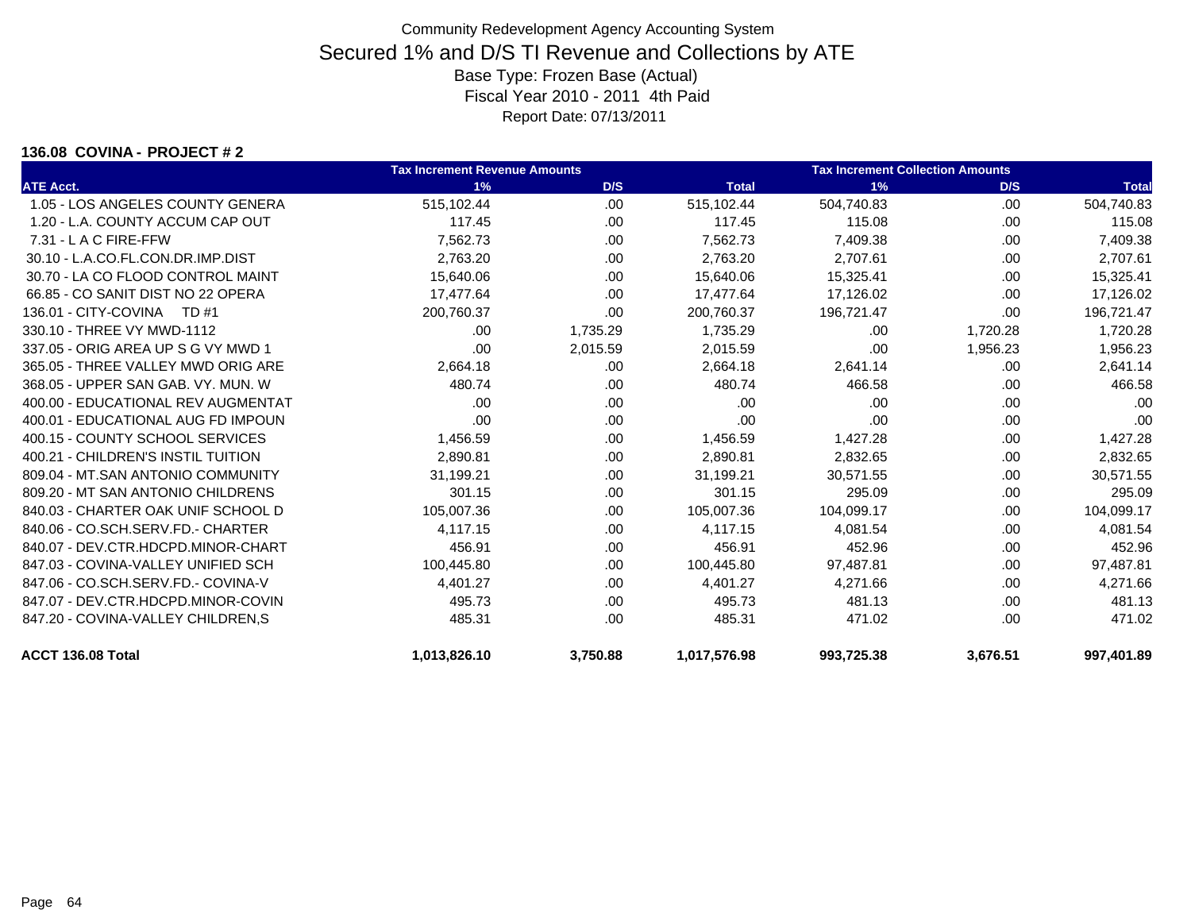Community Redevelopment Agency Accounting System

# Secured 1% and D/S TI Revenue and Collections by ATE

Base Type: Frozen Base (Actual)

Fiscal Year 2010 - 2011 4th Paid

Report Date: 07/13/2011

**136.08 COVINA - PROJECT # 2**

| | Tax Increment Revenue Amounts | | | Tax Increment Collection Amounts | | |
|---|---|---|---|---|---|---|
| ATE Acct. | 1% | D/S | Total | 1% | D/S | Total |
| 1.05 - LOS ANGELES COUNTY GENERA | 515,102.44 | .00 | 515,102.44 | 504,740.83 | .00 | 504,740.83 |
| 1.20 - L.A. COUNTY ACCUM CAP OUT | 117.45 | .00 | 117.45 | 115.08 | .00 | 115.08 |
| 7.31 - L A C FIRE-FFW | 7,562.73 | .00 | 7,562.73 | 7,409.38 | .00 | 7,409.38 |
| 30.10 - L.A.CO.FL.CON.DR.IMP.DIST | 2,763.20 | .00 | 2,763.20 | 2,707.61 | .00 | 2,707.61 |
| 30.70 - LA CO FLOOD CONTROL MAINT | 15,640.06 | .00 | 15,640.06 | 15,325.41 | .00 | 15,325.41 |
| 66.85 - CO SANIT DIST NO 22 OPERA | 17,477.64 | .00 | 17,477.64 | 17,126.02 | .00 | 17,126.02 |
| 136.01 - CITY-COVINA TD #1 | 200,760.37 | .00 | 200,760.37 | 196,721.47 | .00 | 196,721.47 |
| 330.10 - THREE VY MWD-1112 | .00 | 1,735.29 | 1,735.29 | .00 | 1,720.28 | 1,720.28 |
| 337.05 - ORIG AREA UP S G VY MWD 1 | .00 | 2,015.59 | 2,015.59 | .00 | 1,956.23 | 1,956.23 |
| 365.05 - THREE VALLEY MWD ORIG ARE | 2,664.18 | .00 | 2,664.18 | 2,641.14 | .00 | 2,641.14 |
| 368.05 - UPPER SAN GAB. VY. MUN. W | 480.74 | .00 | 480.74 | 466.58 | .00 | 466.58 |
| 400.00 - EDUCATIONAL REV AUGMENTAT | .00 | .00 | .00 | .00 | .00 | .00 |
| 400.01 - EDUCATIONAL AUG FD IMPOUN | .00 | .00 | .00 | .00 | .00 | .00 |
| 400.15 - COUNTY SCHOOL SERVICES | 1,456.59 | .00 | 1,456.59 | 1,427.28 | .00 | 1,427.28 |
| 400.21 - CHILDREN'S INSTIL TUITION | 2,890.81 | .00 | 2,890.81 | 2,832.65 | .00 | 2,832.65 |
| 809.04 - MT.SAN ANTONIO COMMUNITY | 31,199.21 | .00 | 31,199.21 | 30,571.55 | .00 | 30,571.55 |
| 809.20 - MT SAN ANTONIO CHILDRENS | 301.15 | .00 | 301.15 | 295.09 | .00 | 295.09 |
| 840.03 - CHARTER OAK UNIF SCHOOL D | 105,007.36 | .00 | 105,007.36 | 104,099.17 | .00 | 104,099.17 |
| 840.06 - CO.SCH.SERV.FD.- CHARTER | 4,117.15 | .00 | 4,117.15 | 4,081.54 | .00 | 4,081.54 |
| 840.07 - DEV.CTR.HDCPD.MINOR-CHART | 456.91 | .00 | 456.91 | 452.96 | .00 | 452.96 |
| 847.03 - COVINA-VALLEY UNIFIED SCH | 100,445.80 | .00 | 100,445.80 | 97,487.81 | .00 | 97,487.81 |
| 847.06 - CO.SCH.SERV.FD.- COVINA-V | 4,401.27 | .00 | 4,401.27 | 4,271.66 | .00 | 4,271.66 |
| 847.07 - DEV.CTR.HDCPD.MINOR-COVIN | 495.73 | .00 | 495.73 | 481.13 | .00 | 481.13 |
| 847.20 - COVINA-VALLEY CHILDREN,S | 485.31 | .00 | 485.31 | 471.02 | .00 | 471.02 |
| **ACCT 136.08 Total** | **1,013,826.10** | **3,750.88** | **1,017,576.98** | **993,725.38** | **3,676.51** | **997,401.89** |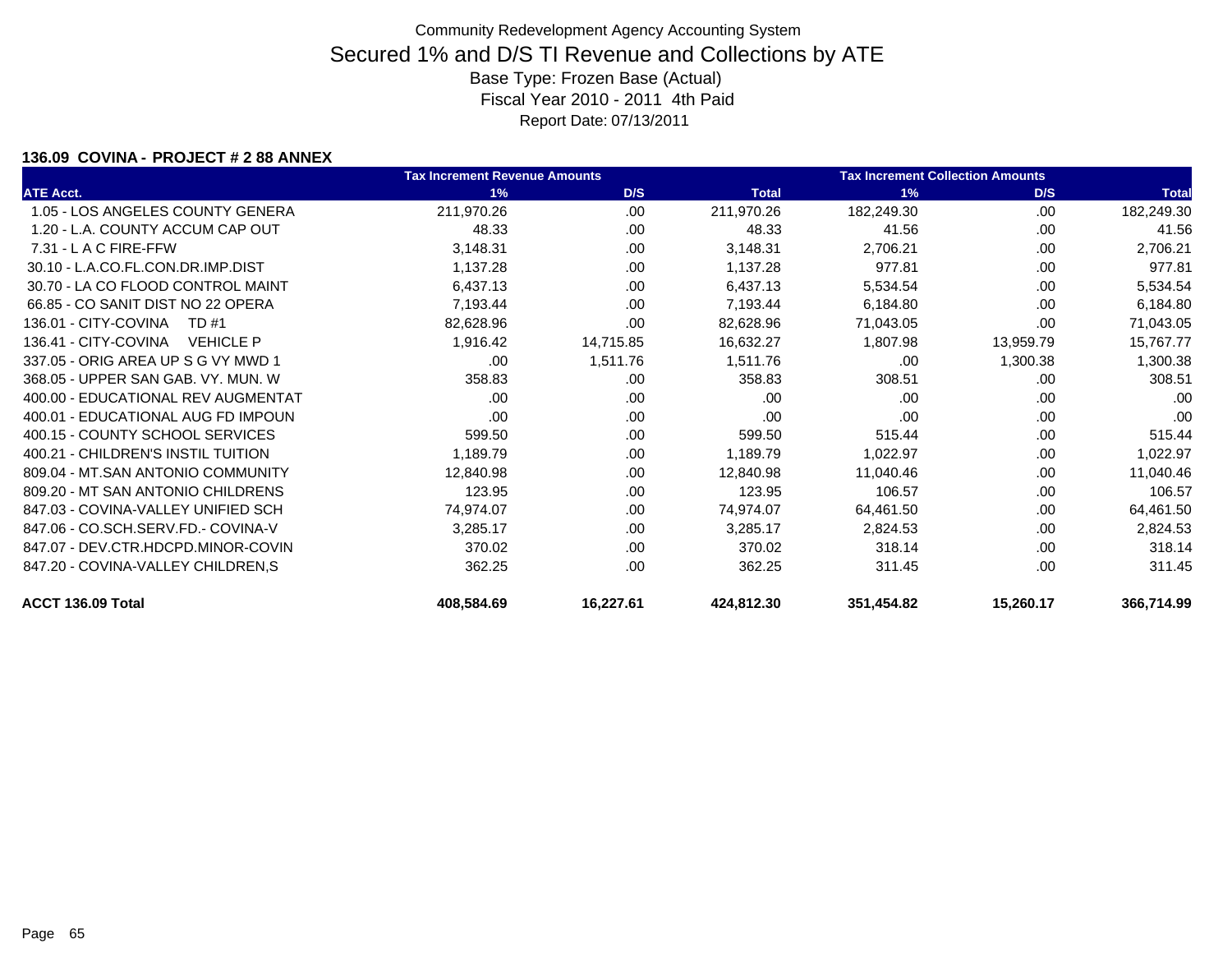Community Redevelopment Agency Accounting System

# Secured 1% and D/S TI Revenue and Collections by ATE

Base Type: Frozen Base (Actual)

Fiscal Year 2010 - 2011 4th Paid

Report Date: 07/13/2011

**136.09 COVINA - PROJECT # 2 88 ANNEX**

| ATE Acct. | Tax Increment Revenue Amounts 1% | D/S | Total | Tax Increment Collection Amounts 1% | D/S | Total |
|---|---|---|---|---|---|---|
| 1.05 - LOS ANGELES COUNTY GENERA | 211,970.26 | .00 | 211,970.26 | 182,249.30 | .00 | 182,249.30 |
| 1.20 - L.A. COUNTY ACCUM CAP OUT | 48.33 | .00 | 48.33 | 41.56 | .00 | 41.56 |
| 7.31 - L A C FIRE-FFW | 3,148.31 | .00 | 3,148.31 | 2,706.21 | .00 | 2,706.21 |
| 30.10 - L.A.CO.FL.CON.DR.IMP.DIST | 1,137.28 | .00 | 1,137.28 | 977.81 | .00 | 977.81 |
| 30.70 - LA CO FLOOD CONTROL MAINT | 6,437.13 | .00 | 6,437.13 | 5,534.54 | .00 | 5,534.54 |
| 66.85 - CO SANIT DIST NO 22 OPERA | 7,193.44 | .00 | 7,193.44 | 6,184.80 | .00 | 6,184.80 |
| 136.01 - CITY-COVINA TD #1 | 82,628.96 | .00 | 82,628.96 | 71,043.05 | .00 | 71,043.05 |
| 136.41 - CITY-COVINA VEHICLE P | 1,916.42 | 14,715.85 | 16,632.27 | 1,807.98 | 13,959.79 | 15,767.77 |
| 337.05 - ORIG AREA UP S G VY MWD 1 | .00 | 1,511.76 | 1,511.76 | .00 | 1,300.38 | 1,300.38 |
| 368.05 - UPPER SAN GAB. VY. MUN. W | 358.83 | .00 | 358.83 | 308.51 | .00 | 308.51 |
| 400.00 - EDUCATIONAL REV AUGMENTAT | .00 | .00 | .00 | .00 | .00 | .00 |
| 400.01 - EDUCATIONAL AUG FD IMPOUN | .00 | .00 | .00 | .00 | .00 | .00 |
| 400.15 - COUNTY SCHOOL SERVICES | 599.50 | .00 | 599.50 | 515.44 | .00 | 515.44 |
| 400.21 - CHILDREN'S INSTIL TUITION | 1,189.79 | .00 | 1,189.79 | 1,022.97 | .00 | 1,022.97 |
| 809.04 - MT.SAN ANTONIO COMMUNITY | 12,840.98 | .00 | 12,840.98 | 11,040.46 | .00 | 11,040.46 |
| 809.20 - MT SAN ANTONIO CHILDRENS | 123.95 | .00 | 123.95 | 106.57 | .00 | 106.57 |
| 847.03 - COVINA-VALLEY UNIFIED SCH | 74,974.07 | .00 | 74,974.07 | 64,461.50 | .00 | 64,461.50 |
| 847.06 - CO.SCH.SERV.FD.- COVINA-V | 3,285.17 | .00 | 3,285.17 | 2,824.53 | .00 | 2,824.53 |
| 847.07 - DEV.CTR.HDCPD.MINOR-COVIN | 370.02 | .00 | 370.02 | 318.14 | .00 | 318.14 |
| 847.20 - COVINA-VALLEY CHILDREN,S | 362.25 | .00 | 362.25 | 311.45 | .00 | 311.45 |
| **ACCT 136.09 Total** | **408,584.69** | **16,227.61** | **424,812.30** | **351,454.82** | **15,260.17** | **366,714.99** |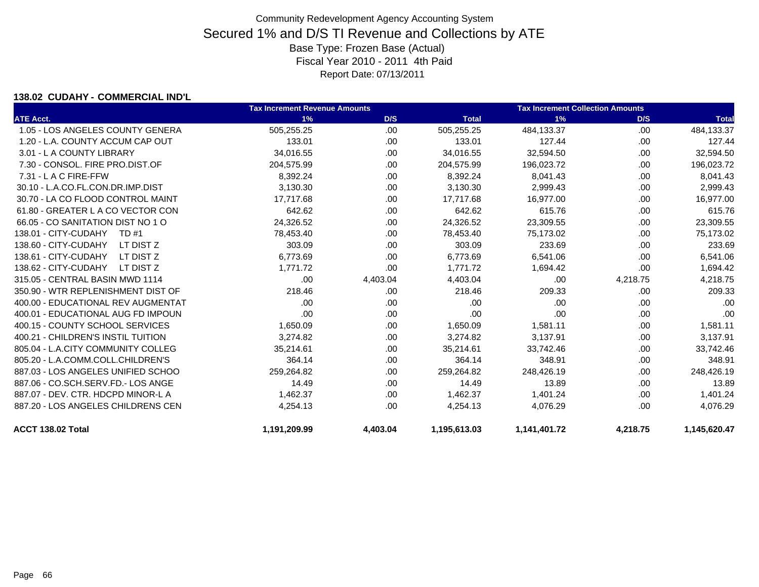Community Redevelopment Agency Accounting System

# Secured 1% and D/S TI Revenue and Collections by ATE

Base Type: Frozen Base (Actual)

Fiscal Year 2010 - 2011 4th Paid

Report Date: 07/13/2011

### 138.02 CUDAHY - COMMERCIAL IND'L

| | Tax Increment Revenue Amounts | | | Tax Increment Collection Amounts | | |
|---|---|---|---|---|---|---|
| ATE Acct. | 1% | D/S | Total | 1% | D/S | Total |
| 1.05 - LOS ANGELES COUNTY GENERA | 505,255.25 | .00 | 505,255.25 | 484,133.37 | .00 | 484,133.37 |
| 1.20 - L.A. COUNTY ACCUM CAP OUT | 133.01 | .00 | 133.01 | 127.44 | .00 | 127.44 |
| 3.01 - L A COUNTY LIBRARY | 34,016.55 | .00 | 34,016.55 | 32,594.50 | .00 | 32,594.50 |
| 7.30 - CONSOL. FIRE PRO.DIST.OF | 204,575.99 | .00 | 204,575.99 | 196,023.72 | .00 | 196,023.72 |
| 7.31 - L A C FIRE-FFW | 8,392.24 | .00 | 8,392.24 | 8,041.43 | .00 | 8,041.43 |
| 30.10 - L.A.CO.FL.CON.DR.IMP.DIST | 3,130.30 | .00 | 3,130.30 | 2,999.43 | .00 | 2,999.43 |
| 30.70 - LA CO FLOOD CONTROL MAINT | 17,717.68 | .00 | 17,717.68 | 16,977.00 | .00 | 16,977.00 |
| 61.80 - GREATER L A CO VECTOR CON | 642.62 | .00 | 642.62 | 615.76 | .00 | 615.76 |
| 66.05 - CO SANITATION DIST NO 1 O | 24,326.52 | .00 | 24,326.52 | 23,309.55 | .00 | 23,309.55 |
| 138.01 - CITY-CUDAHY TD #1 | 78,453.40 | .00 | 78,453.40 | 75,173.02 | .00 | 75,173.02 |
| 138.60 - CITY-CUDAHY LT DIST Z | 303.09 | .00 | 303.09 | 233.69 | .00 | 233.69 |
| 138.61 - CITY-CUDAHY LT DIST Z | 6,773.69 | .00 | 6,773.69 | 6,541.06 | .00 | 6,541.06 |
| 138.62 - CITY-CUDAHY LT DIST Z | 1,771.72 | .00 | 1,771.72 | 1,694.42 | .00 | 1,694.42 |
| 315.05 - CENTRAL BASIN MWD 1114 | .00 | 4,403.04 | 4,403.04 | .00 | 4,218.75 | 4,218.75 |
| 350.90 - WTR REPLENISHMENT DIST OF | 218.46 | .00 | 218.46 | 209.33 | .00 | 209.33 |
| 400.00 - EDUCATIONAL REV AUGMENTAT | .00 | .00 | .00 | .00 | .00 | .00 |
| 400.01 - EDUCATIONAL AUG FD IMPOUN | .00 | .00 | .00 | .00 | .00 | .00 |
| 400.15 - COUNTY SCHOOL SERVICES | 1,650.09 | .00 | 1,650.09 | 1,581.11 | .00 | 1,581.11 |
| 400.21 - CHILDREN'S INSTIL TUITION | 3,274.82 | .00 | 3,274.82 | 3,137.91 | .00 | 3,137.91 |
| 805.04 - L.A.CITY COMMUNITY COLLEG | 35,214.61 | .00 | 35,214.61 | 33,742.46 | .00 | 33,742.46 |
| 805.20 - L.A.COMM.COLL.CHILDREN'S | 364.14 | .00 | 364.14 | 348.91 | .00 | 348.91 |
| 887.03 - LOS ANGELES UNIFIED SCHOO | 259,264.82 | .00 | 259,264.82 | 248,426.19 | .00 | 248,426.19 |
| 887.06 - CO.SCH.SERV.FD.- LOS ANGE | 14.49 | .00 | 14.49 | 13.89 | .00 | 13.89 |
| 887.07 - DEV. CTR. HDCPD MINOR-L A | 1,462.37 | .00 | 1,462.37 | 1,401.24 | .00 | 1,401.24 |
| 887.20 - LOS ANGELES CHILDRENS CEN | 4,254.13 | .00 | 4,254.13 | 4,076.29 | .00 | 4,076.29 |
| **ACCT 138.02 Total** | **1,191,209.99** | **4,403.04** | **1,195,613.03** | **1,141,401.72** | **4,218.75** | **1,145,620.47** |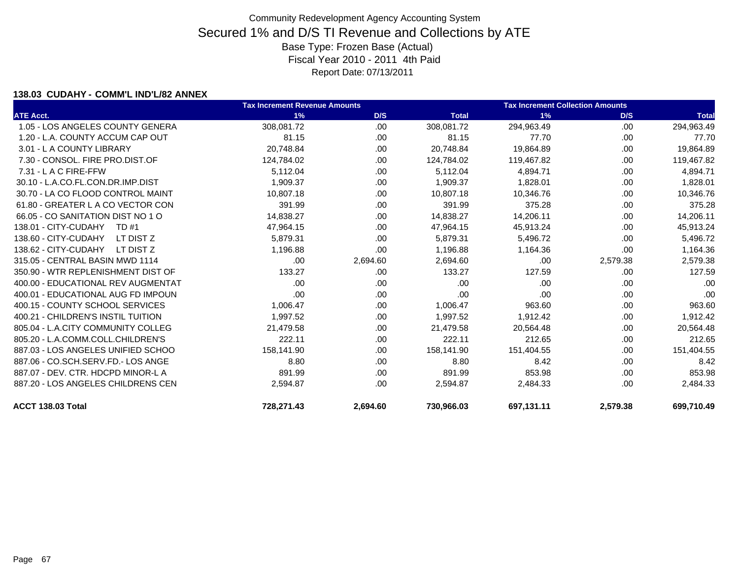Community Redevelopment Agency Accounting System

# Secured 1% and D/S TI Revenue and Collections by ATE

Base Type: Frozen Base (Actual)

Fiscal Year 2010 - 2011 4th Paid

Report Date: 07/13/2011

### 138.03 CUDAHY - COMM'L IND'L/82 ANNEX

| | Tax Increment Revenue Amounts | | | Tax Increment Collection Amounts | | |
|---|---|---|---|---|---|---|
| ATE Acct. | 1% | D/S | Total | 1% | D/S | Total |
| 1.05 - LOS ANGELES COUNTY GENERA | 308,081.72 | .00 | 308,081.72 | 294,963.49 | .00 | 294,963.49 |
| 1.20 - L.A. COUNTY ACCUM CAP OUT | 81.15 | .00 | 81.15 | 77.70 | .00 | 77.70 |
| 3.01 - L A COUNTY LIBRARY | 20,748.84 | .00 | 20,748.84 | 19,864.89 | .00 | 19,864.89 |
| 7.30 - CONSOL. FIRE PRO.DIST.OF | 124,784.02 | .00 | 124,784.02 | 119,467.82 | .00 | 119,467.82 |
| 7.31 - L A C FIRE-FFW | 5,112.04 | .00 | 5,112.04 | 4,894.71 | .00 | 4,894.71 |
| 30.10 - L.A.CO.FL.CON.DR.IMP.DIST | 1,909.37 | .00 | 1,909.37 | 1,828.01 | .00 | 1,828.01 |
| 30.70 - LA CO FLOOD CONTROL MAINT | 10,807.18 | .00 | 10,807.18 | 10,346.76 | .00 | 10,346.76 |
| 61.80 - GREATER L A CO VECTOR CON | 391.99 | .00 | 391.99 | 375.28 | .00 | 375.28 |
| 66.05 - CO SANITATION DIST NO 1 O | 14,838.27 | .00 | 14,838.27 | 14,206.11 | .00 | 14,206.11 |
| 138.01 - CITY-CUDAHY TD #1 | 47,964.15 | .00 | 47,964.15 | 45,913.24 | .00 | 45,913.24 |
| 138.60 - CITY-CUDAHY LT DIST Z | 5,879.31 | .00 | 5,879.31 | 5,496.72 | .00 | 5,496.72 |
| 138.62 - CITY-CUDAHY LT DIST Z | 1,196.88 | .00 | 1,196.88 | 1,164.36 | .00 | 1,164.36 |
| 315.05 - CENTRAL BASIN MWD 1114 | .00 | 2,694.60 | 2,694.60 | .00 | 2,579.38 | 2,579.38 |
| 350.90 - WTR REPLENISHMENT DIST OF | 133.27 | .00 | 133.27 | 127.59 | .00 | 127.59 |
| 400.00 - EDUCATIONAL REV AUGMENTAT | .00 | .00 | .00 | .00 | .00 | .00 |
| 400.01 - EDUCATIONAL AUG FD IMPOUN | .00 | .00 | .00 | .00 | .00 | .00 |
| 400.15 - COUNTY SCHOOL SERVICES | 1,006.47 | .00 | 1,006.47 | 963.60 | .00 | 963.60 |
| 400.21 - CHILDREN'S INSTIL TUITION | 1,997.52 | .00 | 1,997.52 | 1,912.42 | .00 | 1,912.42 |
| 805.04 - L.A.CITY COMMUNITY COLLEG | 21,479.58 | .00 | 21,479.58 | 20,564.48 | .00 | 20,564.48 |
| 805.20 - L.A.COMM.COLL.CHILDREN'S | 222.11 | .00 | 222.11 | 212.65 | .00 | 212.65 |
| 887.03 - LOS ANGELES UNIFIED SCHOO | 158,141.90 | .00 | 158,141.90 | 151,404.55 | .00 | 151,404.55 |
| 887.06 - CO.SCH.SERV.FD.- LOS ANGE | 8.80 | .00 | 8.80 | 8.42 | .00 | 8.42 |
| 887.07 - DEV. CTR. HDCPD MINOR-L A | 891.99 | .00 | 891.99 | 853.98 | .00 | 853.98 |
| 887.20 - LOS ANGELES CHILDRENS CEN | 2,594.87 | .00 | 2,594.87 | 2,484.33 | .00 | 2,484.33 |
| **ACCT 138.03 Total** | **728,271.43** | **2,694.60** | **730,966.03** | **697,131.11** | **2,579.38** | **699,710.49** |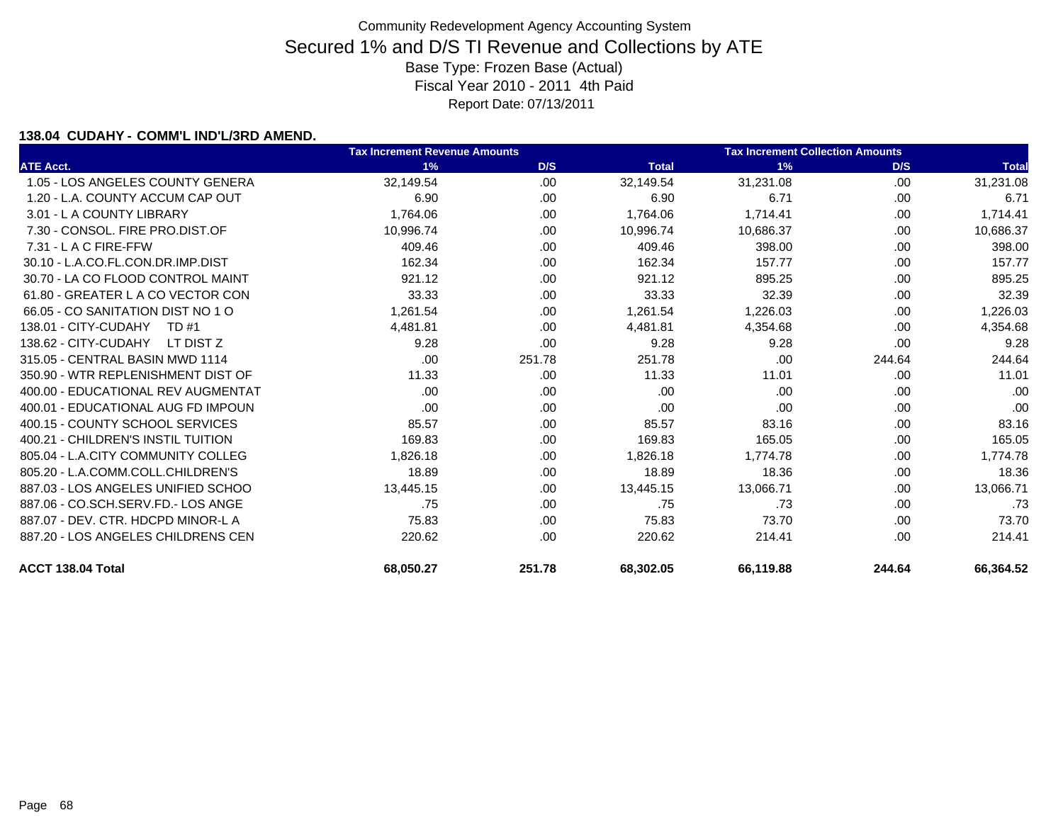Community Redevelopment Agency Accounting System

# Secured 1% and D/S TI Revenue and Collections by ATE

Base Type: Frozen Base (Actual)

Fiscal Year 2010 - 2011 4th Paid

Report Date: 07/13/2011

**138.04 CUDAHY - COMM'L IND'L/3RD AMEND.**

| | Tax Increment Revenue Amounts | | | Tax Increment Collection Amounts | | |
|---|---|---|---|---|---|---|
| ATE Acct. | 1% | D/S | Total | 1% | D/S | Total |
| 1.05 - LOS ANGELES COUNTY GENERA | 32,149.54 | .00 | 32,149.54 | 31,231.08 | .00 | 31,231.08 |
| 1.20 - L.A. COUNTY ACCUM CAP OUT | 6.90 | .00 | 6.90 | 6.71 | .00 | 6.71 |
| 3.01 - L A COUNTY LIBRARY | 1,764.06 | .00 | 1,764.06 | 1,714.41 | .00 | 1,714.41 |
| 7.30 - CONSOL. FIRE PRO.DIST.OF | 10,996.74 | .00 | 10,996.74 | 10,686.37 | .00 | 10,686.37 |
| 7.31 - L A C FIRE-FFW | 409.46 | .00 | 409.46 | 398.00 | .00 | 398.00 |
| 30.10 - L.A.CO.FL.CON.DR.IMP.DIST | 162.34 | .00 | 162.34 | 157.77 | .00 | 157.77 |
| 30.70 - LA CO FLOOD CONTROL MAINT | 921.12 | .00 | 921.12 | 895.25 | .00 | 895.25 |
| 61.80 - GREATER L A CO VECTOR CON | 33.33 | .00 | 33.33 | 32.39 | .00 | 32.39 |
| 66.05 - CO SANITATION DIST NO 1 O | 1,261.54 | .00 | 1,261.54 | 1,226.03 | .00 | 1,226.03 |
| 138.01 - CITY-CUDAHY TD #1 | 4,481.81 | .00 | 4,481.81 | 4,354.68 | .00 | 4,354.68 |
| 138.62 - CITY-CUDAHY LT DIST Z | 9.28 | .00 | 9.28 | 9.28 | .00 | 9.28 |
| 315.05 - CENTRAL BASIN MWD 1114 | .00 | 251.78 | 251.78 | .00 | 244.64 | 244.64 |
| 350.90 - WTR REPLENISHMENT DIST OF | 11.33 | .00 | 11.33 | 11.01 | .00 | 11.01 |
| 400.00 - EDUCATIONAL REV AUGMENTAT | .00 | .00 | .00 | .00 | .00 | .00 |
| 400.01 - EDUCATIONAL AUG FD IMPOUN | .00 | .00 | .00 | .00 | .00 | .00 |
| 400.15 - COUNTY SCHOOL SERVICES | 85.57 | .00 | 85.57 | 83.16 | .00 | 83.16 |
| 400.21 - CHILDREN'S INSTIL TUITION | 169.83 | .00 | 169.83 | 165.05 | .00 | 165.05 |
| 805.04 - L.A.CITY COMMUNITY COLLEG | 1,826.18 | .00 | 1,826.18 | 1,774.78 | .00 | 1,774.78 |
| 805.20 - L.A.COMM.COLL.CHILDREN'S | 18.89 | .00 | 18.89 | 18.36 | .00 | 18.36 |
| 887.03 - LOS ANGELES UNIFIED SCHOO | 13,445.15 | .00 | 13,445.15 | 13,066.71 | .00 | 13,066.71 |
| 887.06 - CO.SCH.SERV.FD.- LOS ANGE | .75 | .00 | .75 | .73 | .00 | .73 |
| 887.07 - DEV. CTR. HDCPD MINOR-L A | 75.83 | .00 | 75.83 | 73.70 | .00 | 73.70 |
| 887.20 - LOS ANGELES CHILDRENS CEN | 220.62 | .00 | 220.62 | 214.41 | .00 | 214.41 |
| **ACCT 138.04 Total** | **68,050.27** | **251.78** | **68,302.05** | **66,119.88** | **244.64** | **66,364.52** |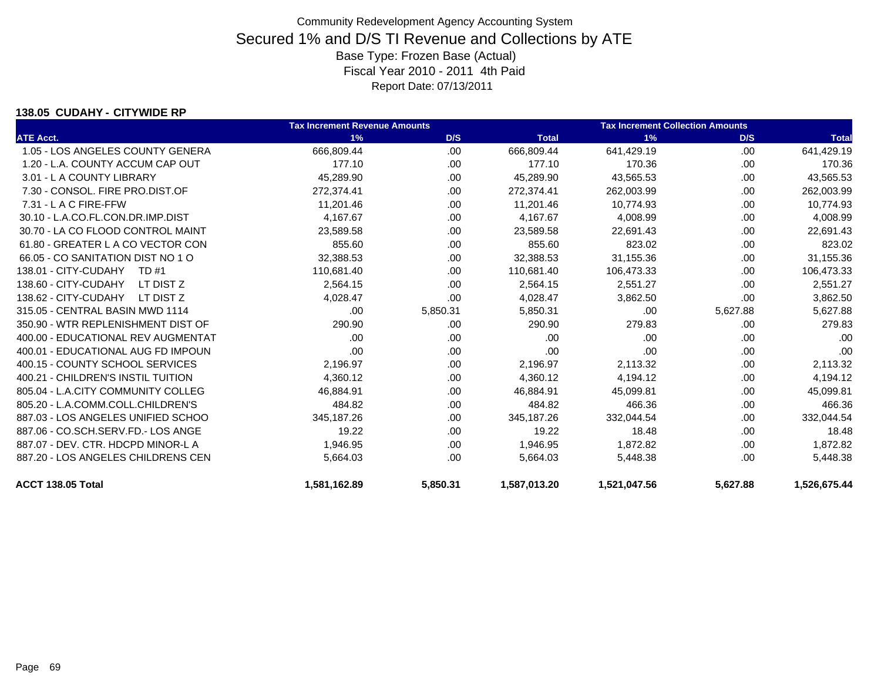Community Redevelopment Agency Accounting System

# Secured 1% and D/S TI Revenue and Collections by ATE

Base Type: Frozen Base (Actual)

Fiscal Year 2010 - 2011 4th Paid

Report Date: 07/13/2011

### 138.05 CUDAHY - CITYWIDE RP

| | Tax Increment Revenue Amounts | | | Tax Increment Collection Amounts | | |
|---|---|---|---|---|---|---|
| ATE Acct. | 1% | D/S | Total | 1% | D/S | Total |
| 1.05 - LOS ANGELES COUNTY GENERA | 666,809.44 | .00 | 666,809.44 | 641,429.19 | .00 | 641,429.19 |
| 1.20 - L.A. COUNTY ACCUM CAP OUT | 177.10 | .00 | 177.10 | 170.36 | .00 | 170.36 |
| 3.01 - L A COUNTY LIBRARY | 45,289.90 | .00 | 45,289.90 | 43,565.53 | .00 | 43,565.53 |
| 7.30 - CONSOL. FIRE PRO.DIST.OF | 272,374.41 | .00 | 272,374.41 | 262,003.99 | .00 | 262,003.99 |
| 7.31 - L A C FIRE-FFW | 11,201.46 | .00 | 11,201.46 | 10,774.93 | .00 | 10,774.93 |
| 30.10 - L.A.CO.FL.CON.DR.IMP.DIST | 4,167.67 | .00 | 4,167.67 | 4,008.99 | .00 | 4,008.99 |
| 30.70 - LA CO FLOOD CONTROL MAINT | 23,589.58 | .00 | 23,589.58 | 22,691.43 | .00 | 22,691.43 |
| 61.80 - GREATER L A CO VECTOR CON | 855.60 | .00 | 855.60 | 823.02 | .00 | 823.02 |
| 66.05 - CO SANITATION DIST NO 1 O | 32,388.53 | .00 | 32,388.53 | 31,155.36 | .00 | 31,155.36 |
| 138.01 - CITY-CUDAHY TD #1 | 110,681.40 | .00 | 110,681.40 | 106,473.33 | .00 | 106,473.33 |
| 138.60 - CITY-CUDAHY LT DIST Z | 2,564.15 | .00 | 2,564.15 | 2,551.27 | .00 | 2,551.27 |
| 138.62 - CITY-CUDAHY LT DIST Z | 4,028.47 | .00 | 4,028.47 | 3,862.50 | .00 | 3,862.50 |
| 315.05 - CENTRAL BASIN MWD 1114 | .00 | 5,850.31 | 5,850.31 | .00 | 5,627.88 | 5,627.88 |
| 350.90 - WTR REPLENISHMENT DIST OF | 290.90 | .00 | 290.90 | 279.83 | .00 | 279.83 |
| 400.00 - EDUCATIONAL REV AUGMENTAT | .00 | .00 | .00 | .00 | .00 | .00 |
| 400.01 - EDUCATIONAL AUG FD IMPOUN | .00 | .00 | .00 | .00 | .00 | .00 |
| 400.15 - COUNTY SCHOOL SERVICES | 2,196.97 | .00 | 2,196.97 | 2,113.32 | .00 | 2,113.32 |
| 400.21 - CHILDREN'S INSTIL TUITION | 4,360.12 | .00 | 4,360.12 | 4,194.12 | .00 | 4,194.12 |
| 805.04 - L.A.CITY COMMUNITY COLLEG | 46,884.91 | .00 | 46,884.91 | 45,099.81 | .00 | 45,099.81 |
| 805.20 - L.A.COMM.COLL.CHILDREN'S | 484.82 | .00 | 484.82 | 466.36 | .00 | 466.36 |
| 887.03 - LOS ANGELES UNIFIED SCHOO | 345,187.26 | .00 | 345,187.26 | 332,044.54 | .00 | 332,044.54 |
| 887.06 - CO.SCH.SERV.FD.- LOS ANGE | 19.22 | .00 | 19.22 | 18.48 | .00 | 18.48 |
| 887.07 - DEV. CTR. HDCPD MINOR-L A | 1,946.95 | .00 | 1,946.95 | 1,872.82 | .00 | 1,872.82 |
| 887.20 - LOS ANGELES CHILDRENS CEN | 5,664.03 | .00 | 5,664.03 | 5,448.38 | .00 | 5,448.38 |
| **ACCT 138.05 Total** | **1,581,162.89** | **5,850.31** | **1,587,013.20** | **1,521,047.56** | **5,627.88** | **1,526,675.44** |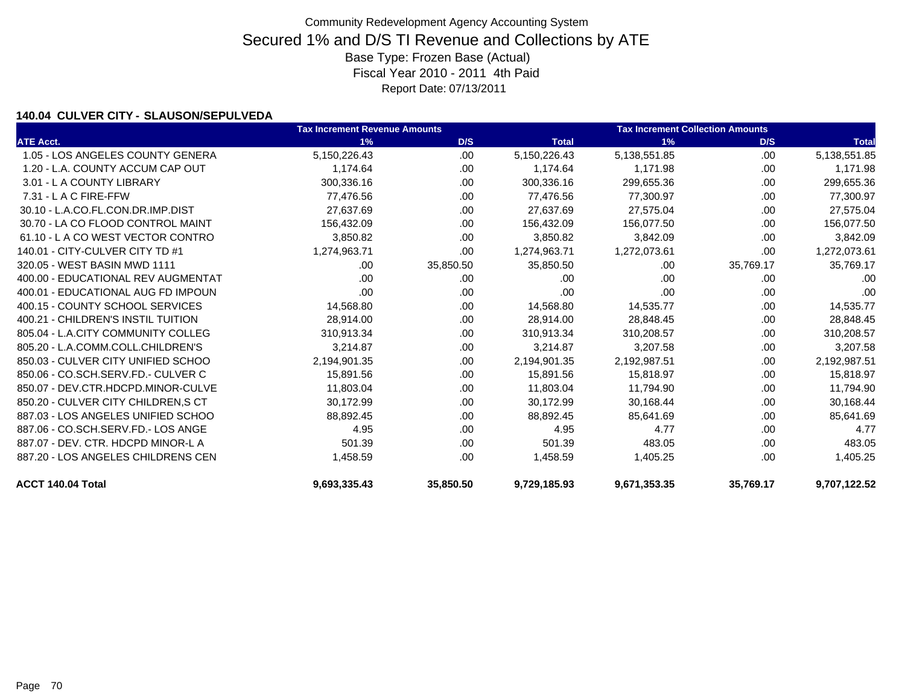Community Redevelopment Agency Accounting System

# Secured 1% and D/S TI Revenue and Collections by ATE

Base Type: Frozen Base (Actual)

Fiscal Year 2010 - 2011 4th Paid

Report Date: 07/13/2011

### 140.04 CULVER CITY - SLAUSON/SEPULVEDA

| | Tax Increment Revenue Amounts | | | Tax Increment Collection Amounts | | |
|---|---|---|---|---|---|---|
| ATE Acct. | 1% | D/S | Total | 1% | D/S | Total |
| 1.05 - LOS ANGELES COUNTY GENERA | 5,150,226.43 | .00 | 5,150,226.43 | 5,138,551.85 | .00 | 5,138,551.85 |
| 1.20 - L.A. COUNTY ACCUM CAP OUT | 1,174.64 | .00 | 1,174.64 | 1,171.98 | .00 | 1,171.98 |
| 3.01 - L A COUNTY LIBRARY | 300,336.16 | .00 | 300,336.16 | 299,655.36 | .00 | 299,655.36 |
| 7.31 - L A C FIRE-FFW | 77,476.56 | .00 | 77,476.56 | 77,300.97 | .00 | 77,300.97 |
| 30.10 - L.A.CO.FL.CON.DR.IMP.DIST | 27,637.69 | .00 | 27,637.69 | 27,575.04 | .00 | 27,575.04 |
| 30.70 - LA CO FLOOD CONTROL MAINT | 156,432.09 | .00 | 156,432.09 | 156,077.50 | .00 | 156,077.50 |
| 61.10 - L A CO WEST VECTOR CONTRO | 3,850.82 | .00 | 3,850.82 | 3,842.09 | .00 | 3,842.09 |
| 140.01 - CITY-CULVER CITY TD #1 | 1,274,963.71 | .00 | 1,274,963.71 | 1,272,073.61 | .00 | 1,272,073.61 |
| 320.05 - WEST BASIN MWD 1111 | .00 | 35,850.50 | 35,850.50 | .00 | 35,769.17 | 35,769.17 |
| 400.00 - EDUCATIONAL REV AUGMENTAT | .00 | .00 | .00 | .00 | .00 | .00 |
| 400.01 - EDUCATIONAL AUG FD IMPOUN | .00 | .00 | .00 | .00 | .00 | .00 |
| 400.15 - COUNTY SCHOOL SERVICES | 14,568.80 | .00 | 14,568.80 | 14,535.77 | .00 | 14,535.77 |
| 400.21 - CHILDREN'S INSTIL TUITION | 28,914.00 | .00 | 28,914.00 | 28,848.45 | .00 | 28,848.45 |
| 805.04 - L.A.CITY COMMUNITY COLLEG | 310,913.34 | .00 | 310,913.34 | 310,208.57 | .00 | 310,208.57 |
| 805.20 - L.A.COMM.COLL.CHILDREN'S | 3,214.87 | .00 | 3,214.87 | 3,207.58 | .00 | 3,207.58 |
| 850.03 - CULVER CITY UNIFIED SCHOO | 2,194,901.35 | .00 | 2,194,901.35 | 2,192,987.51 | .00 | 2,192,987.51 |
| 850.06 - CO.SCH.SERV.FD.- CULVER C | 15,891.56 | .00 | 15,891.56 | 15,818.97 | .00 | 15,818.97 |
| 850.07 - DEV.CTR.HDCPD.MINOR-CULVE | 11,803.04 | .00 | 11,803.04 | 11,794.90 | .00 | 11,794.90 |
| 850.20 - CULVER CITY CHILDREN,S CT | 30,172.99 | .00 | 30,172.99 | 30,168.44 | .00 | 30,168.44 |
| 887.03 - LOS ANGELES UNIFIED SCHOO | 88,892.45 | .00 | 88,892.45 | 85,641.69 | .00 | 85,641.69 |
| 887.06 - CO.SCH.SERV.FD.- LOS ANGE | 4.95 | .00 | 4.95 | 4.77 | .00 | 4.77 |
| 887.07 - DEV. CTR. HDCPD MINOR-L A | 501.39 | .00 | 501.39 | 483.05 | .00 | 483.05 |
| 887.20 - LOS ANGELES CHILDRENS CEN | 1,458.59 | .00 | 1,458.59 | 1,405.25 | .00 | 1,405.25 |
| **ACCT 140.04 Total** | **9,693,335.43** | **35,850.50** | **9,729,185.93** | **9,671,353.35** | **35,769.17** | **9,707,122.52** |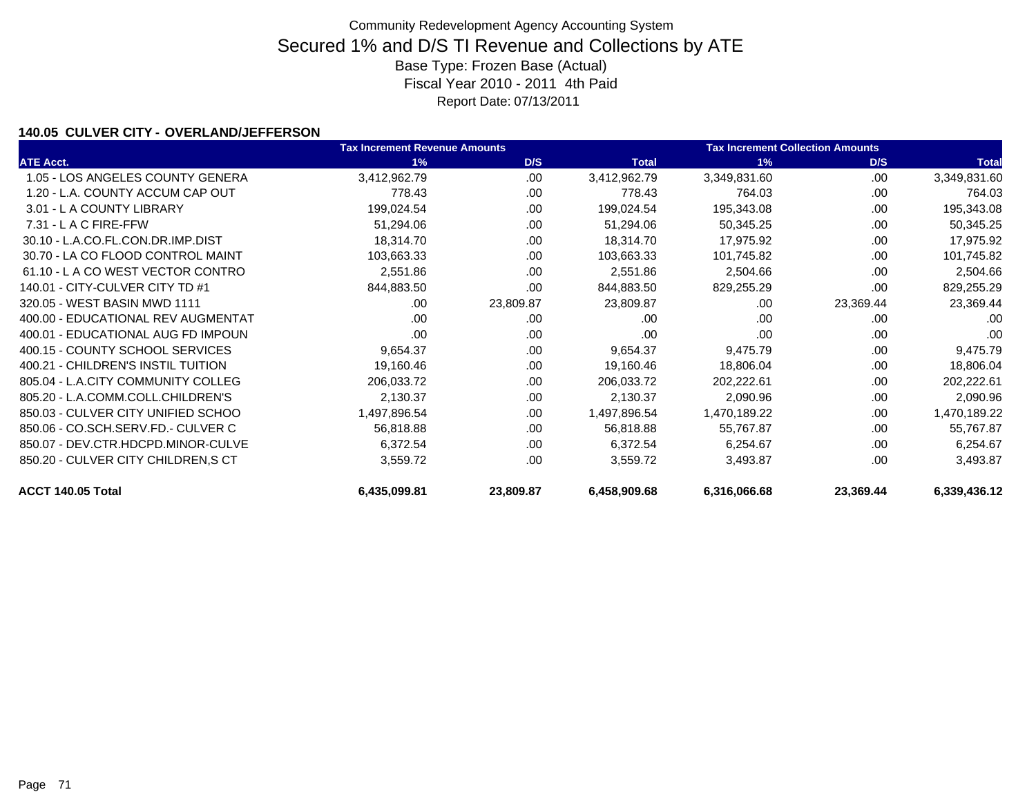Community Redevelopment Agency Accounting System

# Secured 1% and D/S TI Revenue and Collections by ATE

Base Type: Frozen Base (Actual)

Fiscal Year 2010 - 2011 4th Paid

Report Date: 07/13/2011

### 140.05 CULVER CITY - OVERLAND/JEFFERSON

| | Tax Increment Revenue Amounts | | | Tax Increment Collection Amounts | | |
|---|---|---|---|---|---|---|
| ATE Acct. | 1% | D/S | Total | 1% | D/S | Total |
| 1.05 - LOS ANGELES COUNTY GENERA | 3,412,962.79 | .00 | 3,412,962.79 | 3,349,831.60 | .00 | 3,349,831.60 |
| 1.20 - L.A. COUNTY ACCUM CAP OUT | 778.43 | .00 | 778.43 | 764.03 | .00 | 764.03 |
| 3.01 - L A COUNTY LIBRARY | 199,024.54 | .00 | 199,024.54 | 195,343.08 | .00 | 195,343.08 |
| 7.31 - L A C FIRE-FFW | 51,294.06 | .00 | 51,294.06 | 50,345.25 | .00 | 50,345.25 |
| 30.10 - L.A.CO.FL.CON.DR.IMP.DIST | 18,314.70 | .00 | 18,314.70 | 17,975.92 | .00 | 17,975.92 |
| 30.70 - LA CO FLOOD CONTROL MAINT | 103,663.33 | .00 | 103,663.33 | 101,745.82 | .00 | 101,745.82 |
| 61.10 - L A CO WEST VECTOR CONTRO | 2,551.86 | .00 | 2,551.86 | 2,504.66 | .00 | 2,504.66 |
| 140.01 - CITY-CULVER CITY TD #1 | 844,883.50 | .00 | 844,883.50 | 829,255.29 | .00 | 829,255.29 |
| 320.05 - WEST BASIN MWD 1111 | .00 | 23,809.87 | 23,809.87 | .00 | 23,369.44 | 23,369.44 |
| 400.00 - EDUCATIONAL REV AUGMENTAT | .00 | .00 | .00 | .00 | .00 | .00 |
| 400.01 - EDUCATIONAL AUG FD IMPOUN | .00 | .00 | .00 | .00 | .00 | .00 |
| 400.15 - COUNTY SCHOOL SERVICES | 9,654.37 | .00 | 9,654.37 | 9,475.79 | .00 | 9,475.79 |
| 400.21 - CHILDREN'S INSTIL TUITION | 19,160.46 | .00 | 19,160.46 | 18,806.04 | .00 | 18,806.04 |
| 805.04 - L.A.CITY COMMUNITY COLLEG | 206,033.72 | .00 | 206,033.72 | 202,222.61 | .00 | 202,222.61 |
| 805.20 - L.A.COMM.COLL.CHILDREN'S | 2,130.37 | .00 | 2,130.37 | 2,090.96 | .00 | 2,090.96 |
| 850.03 - CULVER CITY UNIFIED SCHOO | 1,497,896.54 | .00 | 1,497,896.54 | 1,470,189.22 | .00 | 1,470,189.22 |
| 850.06 - CO.SCH.SERV.FD.- CULVER C | 56,818.88 | .00 | 56,818.88 | 55,767.87 | .00 | 55,767.87 |
| 850.07 - DEV.CTR.HDCPD.MINOR-CULVE | 6,372.54 | .00 | 6,372.54 | 6,254.67 | .00 | 6,254.67 |
| 850.20 - CULVER CITY CHILDREN,S CT | 3,559.72 | .00 | 3,559.72 | 3,493.87 | .00 | 3,493.87 |
| **ACCT 140.05 Total** | **6,435,099.81** | **23,809.87** | **6,458,909.68** | **6,316,066.68** | **23,369.44** | **6,339,436.12** |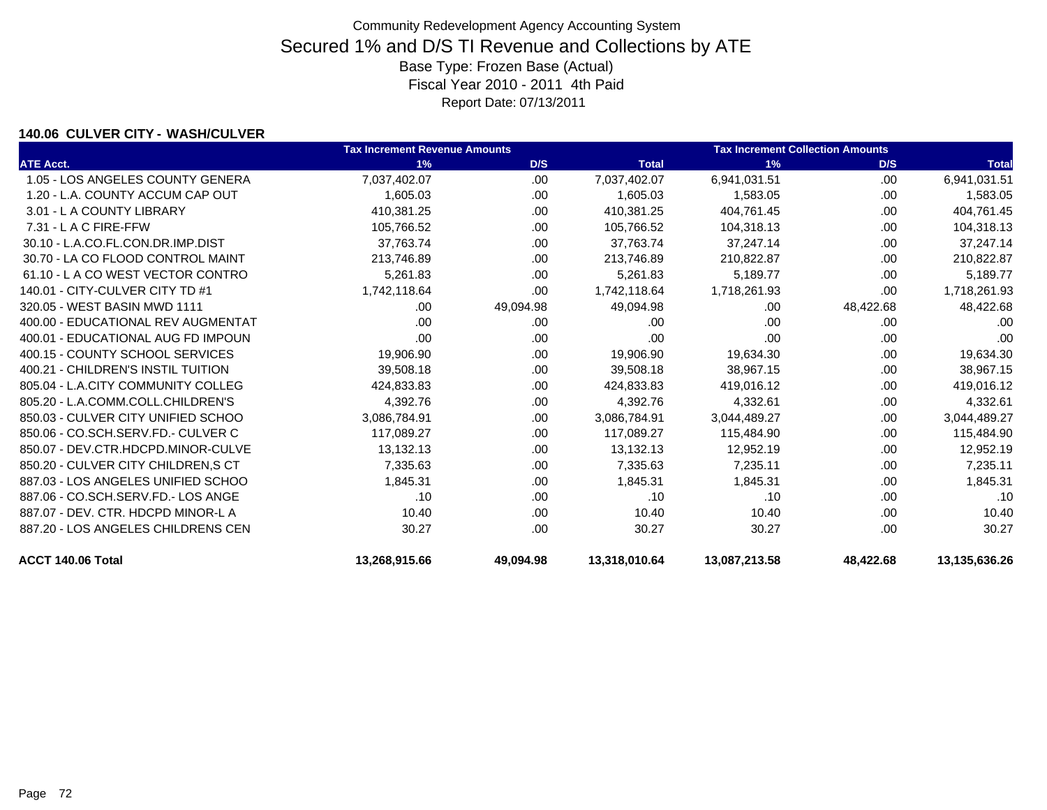Community Redevelopment Agency Accounting System

# Secured 1% and D/S TI Revenue and Collections by ATE

Base Type: Frozen Base (Actual)

Fiscal Year 2010 - 2011 4th Paid

Report Date: 07/13/2011

### 140.06 CULVER CITY - WASH/CULVER

| | Tax Increment Revenue Amounts | | | Tax Increment Collection Amounts | | |
|---|---|---|---|---|---|---|
| ATE Acct. | 1% | D/S | Total | 1% | D/S | Total |
| 1.05 - LOS ANGELES COUNTY GENERA | 7,037,402.07 | .00 | 7,037,402.07 | 6,941,031.51 | .00 | 6,941,031.51 |
| 1.20 - L.A. COUNTY ACCUM CAP OUT | 1,605.03 | .00 | 1,605.03 | 1,583.05 | .00 | 1,583.05 |
| 3.01 - L A COUNTY LIBRARY | 410,381.25 | .00 | 410,381.25 | 404,761.45 | .00 | 404,761.45 |
| 7.31 - L A C FIRE-FFW | 105,766.52 | .00 | 105,766.52 | 104,318.13 | .00 | 104,318.13 |
| 30.10 - L.A.CO.FL.CON.DR.IMP.DIST | 37,763.74 | .00 | 37,763.74 | 37,247.14 | .00 | 37,247.14 |
| 30.70 - LA CO FLOOD CONTROL MAINT | 213,746.89 | .00 | 213,746.89 | 210,822.87 | .00 | 210,822.87 |
| 61.10 - L A CO WEST VECTOR CONTRO | 5,261.83 | .00 | 5,261.83 | 5,189.77 | .00 | 5,189.77 |
| 140.01 - CITY-CULVER CITY TD #1 | 1,742,118.64 | .00 | 1,742,118.64 | 1,718,261.93 | .00 | 1,718,261.93 |
| 320.05 - WEST BASIN MWD 1111 | .00 | 49,094.98 | 49,094.98 | .00 | 48,422.68 | 48,422.68 |
| 400.00 - EDUCATIONAL REV AUGMENTAT | .00 | .00 | .00 | .00 | .00 | .00 |
| 400.01 - EDUCATIONAL AUG FD IMPOUN | .00 | .00 | .00 | .00 | .00 | .00 |
| 400.15 - COUNTY SCHOOL SERVICES | 19,906.90 | .00 | 19,906.90 | 19,634.30 | .00 | 19,634.30 |
| 400.21 - CHILDREN'S INSTIL TUITION | 39,508.18 | .00 | 39,508.18 | 38,967.15 | .00 | 38,967.15 |
| 805.04 - L.A.CITY COMMUNITY COLLEG | 424,833.83 | .00 | 424,833.83 | 419,016.12 | .00 | 419,016.12 |
| 805.20 - L.A.COMM.COLL.CHILDREN'S | 4,392.76 | .00 | 4,392.76 | 4,332.61 | .00 | 4,332.61 |
| 850.03 - CULVER CITY UNIFIED SCHOO | 3,086,784.91 | .00 | 3,086,784.91 | 3,044,489.27 | .00 | 3,044,489.27 |
| 850.06 - CO.SCH.SERV.FD.- CULVER C | 117,089.27 | .00 | 117,089.27 | 115,484.90 | .00 | 115,484.90 |
| 850.07 - DEV.CTR.HDCPD.MINOR-CULVE | 13,132.13 | .00 | 13,132.13 | 12,952.19 | .00 | 12,952.19 |
| 850.20 - CULVER CITY CHILDREN,S CT | 7,335.63 | .00 | 7,335.63 | 7,235.11 | .00 | 7,235.11 |
| 887.03 - LOS ANGELES UNIFIED SCHOO | 1,845.31 | .00 | 1,845.31 | 1,845.31 | .00 | 1,845.31 |
| 887.06 - CO.SCH.SERV.FD.- LOS ANGE | .10 | .00 | .10 | .10 | .00 | .10 |
| 887.07 - DEV. CTR. HDCPD MINOR-L A | 10.40 | .00 | 10.40 | 10.40 | .00 | 10.40 |
| 887.20 - LOS ANGELES CHILDRENS CEN | 30.27 | .00 | 30.27 | 30.27 | .00 | 30.27 |
| **ACCT 140.06 Total** | **13,268,915.66** | **49,094.98** | **13,318,010.64** | **13,087,213.58** | **48,422.68** | **13,135,636.26** |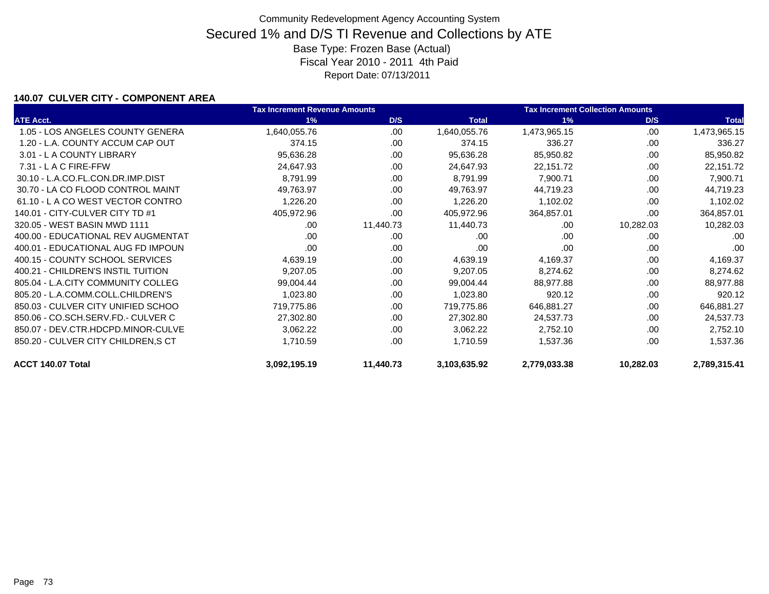# Community Redevelopment Agency Accounting System

## Secured 1% and D/S TI Revenue and Collections by ATE

Base Type: Frozen Base (Actual)

Fiscal Year 2010 - 2011 4th Paid

Report Date: 07/13/2011

### 140.07 CULVER CITY - COMPONENT AREA

| ATE Acct. | Tax Increment Revenue Amounts 1% | D/S | Total | Tax Increment Collection Amounts 1% | D/S | Total |
|---|---|---|---|---|---|---|
| 1.05 - LOS ANGELES COUNTY GENERA | 1,640,055.76 | .00 | 1,640,055.76 | 1,473,965.15 | .00 | 1,473,965.15 |
| 1.20 - L.A. COUNTY ACCUM CAP OUT | 374.15 | .00 | 374.15 | 336.27 | .00 | 336.27 |
| 3.01 - L A COUNTY LIBRARY | 95,636.28 | .00 | 95,636.28 | 85,950.82 | .00 | 85,950.82 |
| 7.31 - L A C FIRE-FFW | 24,647.93 | .00 | 24,647.93 | 22,151.72 | .00 | 22,151.72 |
| 30.10 - L.A.CO.FL.CON.DR.IMP.DIST | 8,791.99 | .00 | 8,791.99 | 7,900.71 | .00 | 7,900.71 |
| 30.70 - LA CO FLOOD CONTROL MAINT | 49,763.97 | .00 | 49,763.97 | 44,719.23 | .00 | 44,719.23 |
| 61.10 - L A CO WEST VECTOR CONTRO | 1,226.20 | .00 | 1,226.20 | 1,102.02 | .00 | 1,102.02 |
| 140.01 - CITY-CULVER CITY TD #1 | 405,972.96 | .00 | 405,972.96 | 364,857.01 | .00 | 364,857.01 |
| 320.05 - WEST BASIN MWD 1111 | .00 | 11,440.73 | 11,440.73 | .00 | 10,282.03 | 10,282.03 |
| 400.00 - EDUCATIONAL REV AUGMENTAT | .00 | .00 | .00 | .00 | .00 | .00 |
| 400.01 - EDUCATIONAL AUG FD IMPOUN | .00 | .00 | .00 | .00 | .00 | .00 |
| 400.15 - COUNTY SCHOOL SERVICES | 4,639.19 | .00 | 4,639.19 | 4,169.37 | .00 | 4,169.37 |
| 400.21 - CHILDREN'S INSTIL TUITION | 9,207.05 | .00 | 9,207.05 | 8,274.62 | .00 | 8,274.62 |
| 805.04 - L.A.CITY COMMUNITY COLLEG | 99,004.44 | .00 | 99,004.44 | 88,977.88 | .00 | 88,977.88 |
| 805.20 - L.A.COMM.COLL.CHILDREN'S | 1,023.80 | .00 | 1,023.80 | 920.12 | .00 | 920.12 |
| 850.03 - CULVER CITY UNIFIED SCHOO | 719,775.86 | .00 | 719,775.86 | 646,881.27 | .00 | 646,881.27 |
| 850.06 - CO.SCH.SERV.FD.- CULVER C | 27,302.80 | .00 | 27,302.80 | 24,537.73 | .00 | 24,537.73 |
| 850.07 - DEV.CTR.HDCPD.MINOR-CULVE | 3,062.22 | .00 | 3,062.22 | 2,752.10 | .00 | 2,752.10 |
| 850.20 - CULVER CITY CHILDREN,S CT | 1,710.59 | .00 | 1,710.59 | 1,537.36 | .00 | 1,537.36 |
| **ACCT 140.07 Total** | **3,092,195.19** | **11,440.73** | **3,103,635.92** | **2,779,033.38** | **10,282.03** | **2,789,315.41** |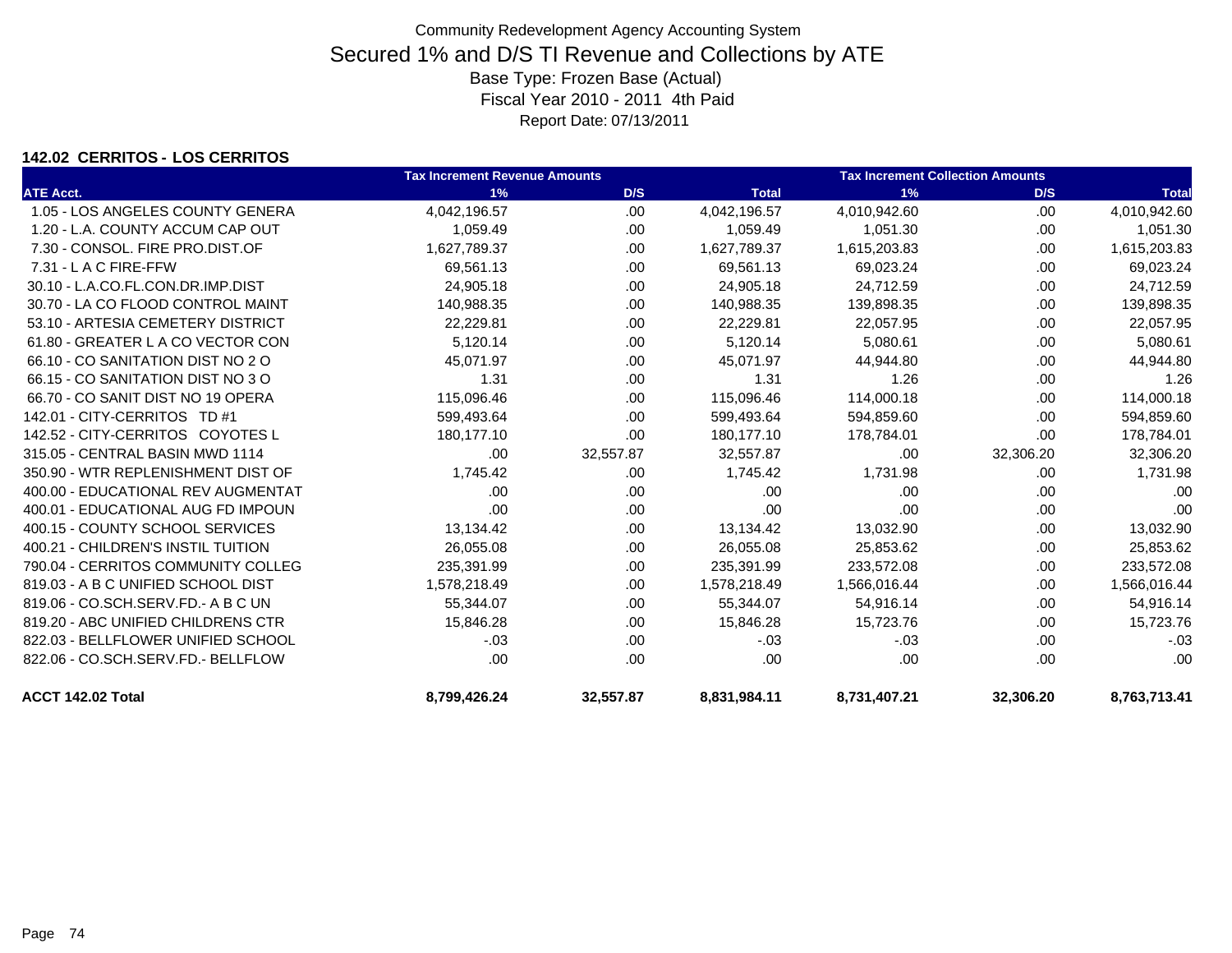Community Redevelopment Agency Accounting System

# Secured 1% and D/S TI Revenue and Collections by ATE

Base Type: Frozen Base (Actual)

Fiscal Year 2010 - 2011 4th Paid

Report Date: 07/13/2011

**142.02 CERRITOS - LOS CERRITOS**

| | Tax Increment Revenue Amounts | | | Tax Increment Collection Amounts | | |
|---|---|---|---|---|---|---|
| ATE Acct. | 1% | D/S | Total | 1% | D/S | Total |
| 1.05 - LOS ANGELES COUNTY GENERA | 4,042,196.57 | .00 | 4,042,196.57 | 4,010,942.60 | .00 | 4,010,942.60 |
| 1.20 - L.A. COUNTY ACCUM CAP OUT | 1,059.49 | .00 | 1,059.49 | 1,051.30 | .00 | 1,051.30 |
| 7.30 - CONSOL. FIRE PRO.DIST.OF | 1,627,789.37 | .00 | 1,627,789.37 | 1,615,203.83 | .00 | 1,615,203.83 |
| 7.31 - L A C FIRE-FFW | 69,561.13 | .00 | 69,561.13 | 69,023.24 | .00 | 69,023.24 |
| 30.10 - L.A.CO.FL.CON.DR.IMP.DIST | 24,905.18 | .00 | 24,905.18 | 24,712.59 | .00 | 24,712.59 |
| 30.70 - LA CO FLOOD CONTROL MAINT | 140,988.35 | .00 | 140,988.35 | 139,898.35 | .00 | 139,898.35 |
| 53.10 - ARTESIA CEMETERY DISTRICT | 22,229.81 | .00 | 22,229.81 | 22,057.95 | .00 | 22,057.95 |
| 61.80 - GREATER L A CO VECTOR CON | 5,120.14 | .00 | 5,120.14 | 5,080.61 | .00 | 5,080.61 |
| 66.10 - CO SANITATION DIST NO 2 O | 45,071.97 | .00 | 45,071.97 | 44,944.80 | .00 | 44,944.80 |
| 66.15 - CO SANITATION DIST NO 3 O | 1.31 | .00 | 1.31 | 1.26 | .00 | 1.26 |
| 66.70 - CO SANIT DIST NO 19 OPERA | 115,096.46 | .00 | 115,096.46 | 114,000.18 | .00 | 114,000.18 |
| 142.01 - CITY-CERRITOS TD #1 | 599,493.64 | .00 | 599,493.64 | 594,859.60 | .00 | 594,859.60 |
| 142.52 - CITY-CERRITOS COYOTES L | 180,177.10 | .00 | 180,177.10 | 178,784.01 | .00 | 178,784.01 |
| 315.05 - CENTRAL BASIN MWD 1114 | .00 | 32,557.87 | 32,557.87 | .00 | 32,306.20 | 32,306.20 |
| 350.90 - WTR REPLENISHMENT DIST OF | 1,745.42 | .00 | 1,745.42 | 1,731.98 | .00 | 1,731.98 |
| 400.00 - EDUCATIONAL REV AUGMENTAT | .00 | .00 | .00 | .00 | .00 | .00 |
| 400.01 - EDUCATIONAL AUG FD IMPOUN | .00 | .00 | .00 | .00 | .00 | .00 |
| 400.15 - COUNTY SCHOOL SERVICES | 13,134.42 | .00 | 13,134.42 | 13,032.90 | .00 | 13,032.90 |
| 400.21 - CHILDREN'S INSTIL TUITION | 26,055.08 | .00 | 26,055.08 | 25,853.62 | .00 | 25,853.62 |
| 790.04 - CERRITOS COMMUNITY COLLEG | 235,391.99 | .00 | 235,391.99 | 233,572.08 | .00 | 233,572.08 |
| 819.03 - A B C UNIFIED SCHOOL DIST | 1,578,218.49 | .00 | 1,578,218.49 | 1,566,016.44 | .00 | 1,566,016.44 |
| 819.06 - CO.SCH.SERV.FD.- A B C UN | 55,344.07 | .00 | 55,344.07 | 54,916.14 | .00 | 54,916.14 |
| 819.20 - ABC UNIFIED CHILDRENS CTR | 15,846.28 | .00 | 15,846.28 | 15,723.76 | .00 | 15,723.76 |
| 822.03 - BELLFLOWER UNIFIED SCHOOL | -.03 | .00 | -.03 | -.03 | .00 | -.03 |
| 822.06 - CO.SCH.SERV.FD.- BELLFLOW | .00 | .00 | .00 | .00 | .00 | .00 |
| **ACCT 142.02 Total** | **8,799,426.24** | **32,557.87** | **8,831,984.11** | **8,731,407.21** | **32,306.20** | **8,763,713.41** |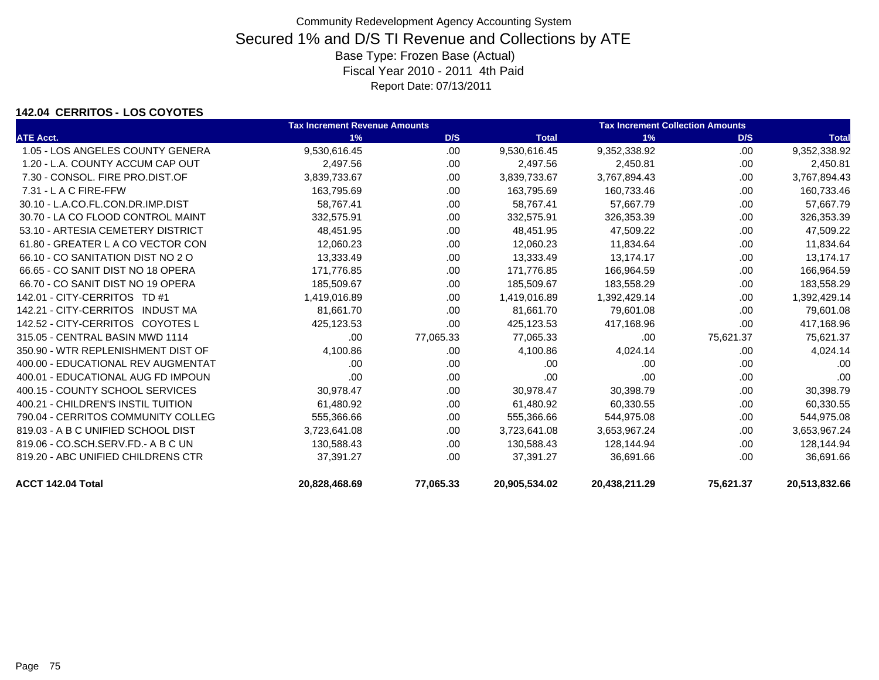Community Redevelopment Agency Accounting System

# Secured 1% and D/S TI Revenue and Collections by ATE

Base Type: Frozen Base (Actual)

Fiscal Year 2010 - 2011 4th Paid

Report Date: 07/13/2011

**142.04 CERRITOS - LOS COYOTES**

| ATE Acct. | Tax Increment Revenue Amounts 1% | D/S | Total | Tax Increment Collection Amounts 1% | D/S | Total |
|---|---|---|---|---|---|---|
| 1.05 - LOS ANGELES COUNTY GENERA | 9,530,616.45 | .00 | 9,530,616.45 | 9,352,338.92 | .00 | 9,352,338.92 |
| 1.20 - L.A. COUNTY ACCUM CAP OUT | 2,497.56 | .00 | 2,497.56 | 2,450.81 | .00 | 2,450.81 |
| 7.30 - CONSOL. FIRE PRO.DIST.OF | 3,839,733.67 | .00 | 3,839,733.67 | 3,767,894.43 | .00 | 3,767,894.43 |
| 7.31 - L A C FIRE-FFW | 163,795.69 | .00 | 163,795.69 | 160,733.46 | .00 | 160,733.46 |
| 30.10 - L.A.CO.FL.CON.DR.IMP.DIST | 58,767.41 | .00 | 58,767.41 | 57,667.79 | .00 | 57,667.79 |
| 30.70 - LA CO FLOOD CONTROL MAINT | 332,575.91 | .00 | 332,575.91 | 326,353.39 | .00 | 326,353.39 |
| 53.10 - ARTESIA CEMETERY DISTRICT | 48,451.95 | .00 | 48,451.95 | 47,509.22 | .00 | 47,509.22 |
| 61.80 - GREATER L A CO VECTOR CON | 12,060.23 | .00 | 12,060.23 | 11,834.64 | .00 | 11,834.64 |
| 66.10 - CO SANITATION DIST NO 2 O | 13,333.49 | .00 | 13,333.49 | 13,174.17 | .00 | 13,174.17 |
| 66.65 - CO SANIT DIST NO 18 OPERA | 171,776.85 | .00 | 171,776.85 | 166,964.59 | .00 | 166,964.59 |
| 66.70 - CO SANIT DIST NO 19 OPERA | 185,509.67 | .00 | 185,509.67 | 183,558.29 | .00 | 183,558.29 |
| 142.01 - CITY-CERRITOS TD #1 | 1,419,016.89 | .00 | 1,419,016.89 | 1,392,429.14 | .00 | 1,392,429.14 |
| 142.21 - CITY-CERRITOS INDUST MA | 81,661.70 | .00 | 81,661.70 | 79,601.08 | .00 | 79,601.08 |
| 142.52 - CITY-CERRITOS COYOTES L | 425,123.53 | .00 | 425,123.53 | 417,168.96 | .00 | 417,168.96 |
| 315.05 - CENTRAL BASIN MWD 1114 | .00 | 77,065.33 | 77,065.33 | .00 | 75,621.37 | 75,621.37 |
| 350.90 - WTR REPLENISHMENT DIST OF | 4,100.86 | .00 | 4,100.86 | 4,024.14 | .00 | 4,024.14 |
| 400.00 - EDUCATIONAL REV AUGMENTAT | .00 | .00 | .00 | .00 | .00 | .00 |
| 400.01 - EDUCATIONAL AUG FD IMPOUN | .00 | .00 | .00 | .00 | .00 | .00 |
| 400.15 - COUNTY SCHOOL SERVICES | 30,978.47 | .00 | 30,978.47 | 30,398.79 | .00 | 30,398.79 |
| 400.21 - CHILDREN'S INSTIL TUITION | 61,480.92 | .00 | 61,480.92 | 60,330.55 | .00 | 60,330.55 |
| 790.04 - CERRITOS COMMUNITY COLLEG | 555,366.66 | .00 | 555,366.66 | 544,975.08 | .00 | 544,975.08 |
| 819.03 - A B C UNIFIED SCHOOL DIST | 3,723,641.08 | .00 | 3,723,641.08 | 3,653,967.24 | .00 | 3,653,967.24 |
| 819.06 - CO.SCH.SERV.FD.- A B C UN | 130,588.43 | .00 | 130,588.43 | 128,144.94 | .00 | 128,144.94 |
| 819.20 - ABC UNIFIED CHILDRENS CTR | 37,391.27 | .00 | 37,391.27 | 36,691.66 | .00 | 36,691.66 |
| **ACCT 142.04 Total** | **20,828,468.69** | **77,065.33** | **20,905,534.02** | **20,438,211.29** | **75,621.37** | **20,513,832.66** |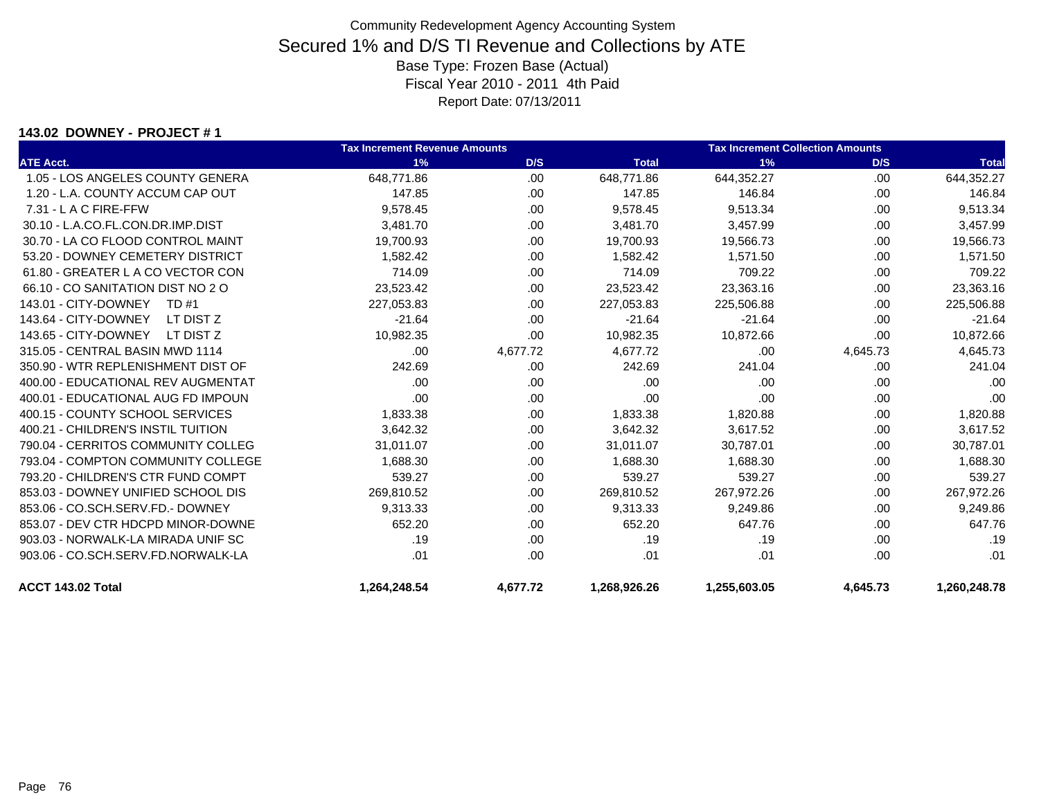Community Redevelopment Agency Accounting System

# Secured 1% and D/S TI Revenue and Collections by ATE

Base Type: Frozen Base (Actual)

Fiscal Year 2010 - 2011 4th Paid

Report Date: 07/13/2011

### 143.02 DOWNEY - PROJECT # 1

| | Tax Increment Revenue Amounts | | | Tax Increment Collection Amounts | | |
|---|---|---|---|---|---|---|
| ATE Acct. | 1% | D/S | Total | 1% | D/S | Total |
| 1.05 - LOS ANGELES COUNTY GENERA | 648,771.86 | .00 | 648,771.86 | 644,352.27 | .00 | 644,352.27 |
| 1.20 - L.A. COUNTY ACCUM CAP OUT | 147.85 | .00 | 147.85 | 146.84 | .00 | 146.84 |
| 7.31 - L A C FIRE-FFW | 9,578.45 | .00 | 9,578.45 | 9,513.34 | .00 | 9,513.34 |
| 30.10 - L.A.CO.FL.CON.DR.IMP.DIST | 3,481.70 | .00 | 3,481.70 | 3,457.99 | .00 | 3,457.99 |
| 30.70 - LA CO FLOOD CONTROL MAINT | 19,700.93 | .00 | 19,700.93 | 19,566.73 | .00 | 19,566.73 |
| 53.20 - DOWNEY CEMETERY DISTRICT | 1,582.42 | .00 | 1,582.42 | 1,571.50 | .00 | 1,571.50 |
| 61.80 - GREATER L A CO VECTOR CON | 714.09 | .00 | 714.09 | 709.22 | .00 | 709.22 |
| 66.10 - CO SANITATION DIST NO 2 O | 23,523.42 | .00 | 23,523.42 | 23,363.16 | .00 | 23,363.16 |
| 143.01 - CITY-DOWNEY TD #1 | 227,053.83 | .00 | 227,053.83 | 225,506.88 | .00 | 225,506.88 |
| 143.64 - CITY-DOWNEY LT DIST Z | -21.64 | .00 | -21.64 | -21.64 | .00 | -21.64 |
| 143.65 - CITY-DOWNEY LT DIST Z | 10,982.35 | .00 | 10,982.35 | 10,872.66 | .00 | 10,872.66 |
| 315.05 - CENTRAL BASIN MWD 1114 | .00 | 4,677.72 | 4,677.72 | .00 | 4,645.73 | 4,645.73 |
| 350.90 - WTR REPLENISHMENT DIST OF | 242.69 | .00 | 242.69 | 241.04 | .00 | 241.04 |
| 400.00 - EDUCATIONAL REV AUGMENTAT | .00 | .00 | .00 | .00 | .00 | .00 |
| 400.01 - EDUCATIONAL AUG FD IMPOUN | .00 | .00 | .00 | .00 | .00 | .00 |
| 400.15 - COUNTY SCHOOL SERVICES | 1,833.38 | .00 | 1,833.38 | 1,820.88 | .00 | 1,820.88 |
| 400.21 - CHILDREN'S INSTIL TUITION | 3,642.32 | .00 | 3,642.32 | 3,617.52 | .00 | 3,617.52 |
| 790.04 - CERRITOS COMMUNITY COLLEG | 31,011.07 | .00 | 31,011.07 | 30,787.01 | .00 | 30,787.01 |
| 793.04 - COMPTON COMMUNITY COLLEGE | 1,688.30 | .00 | 1,688.30 | 1,688.30 | .00 | 1,688.30 |
| 793.20 - CHILDREN'S CTR FUND COMPT | 539.27 | .00 | 539.27 | 539.27 | .00 | 539.27 |
| 853.03 - DOWNEY UNIFIED SCHOOL DIS | 269,810.52 | .00 | 269,810.52 | 267,972.26 | .00 | 267,972.26 |
| 853.06 - CO.SCH.SERV.FD.- DOWNEY | 9,313.33 | .00 | 9,313.33 | 9,249.86 | .00 | 9,249.86 |
| 853.07 - DEV CTR HDCPD MINOR-DOWNE | 652.20 | .00 | 652.20 | 647.76 | .00 | 647.76 |
| 903.03 - NORWALK-LA MIRADA UNIF SC | .19 | .00 | .19 | .19 | .00 | .19 |
| 903.06 - CO.SCH.SERV.FD.NORWALK-LA | .01 | .00 | .01 | .01 | .00 | .01 |
| **ACCT 143.02 Total** | **1,264,248.54** | **4,677.72** | **1,268,926.26** | **1,255,603.05** | **4,645.73** | **1,260,248.78** |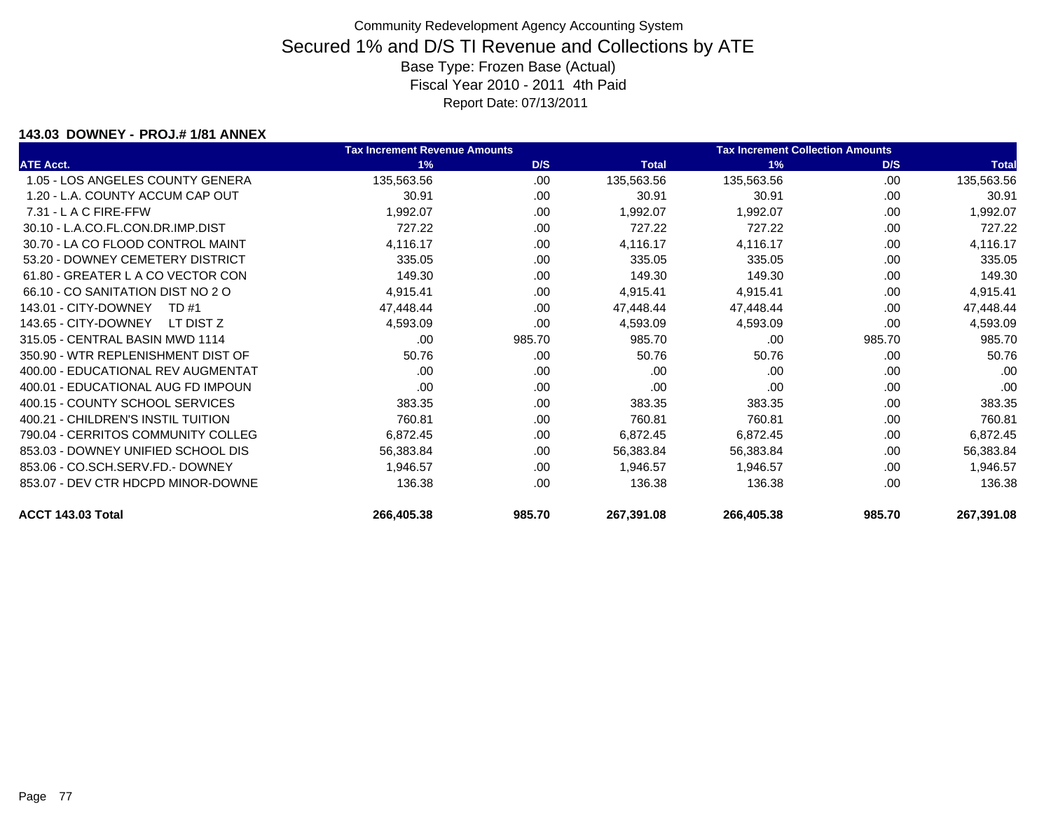Community Redevelopment Agency Accounting System

# Secured 1% and D/S TI Revenue and Collections by ATE

Base Type: Frozen Base (Actual)

Fiscal Year 2010 - 2011 4th Paid

Report Date: 07/13/2011

**143.03 DOWNEY - PROJ.# 1/81 ANNEX**

| | Tax Increment Revenue Amounts | | | Tax Increment Collection Amounts | | |
|---|---|---|---|---|---|---|
| **ATE Acct.** | **1%** | **D/S** | **Total** | **1%** | **D/S** | **Total** |
| 1.05 - LOS ANGELES COUNTY GENERA | 135,563.56 | .00 | 135,563.56 | 135,563.56 | .00 | 135,563.56 |
| 1.20 - L.A. COUNTY ACCUM CAP OUT | 30.91 | .00 | 30.91 | 30.91 | .00 | 30.91 |
| 7.31 - L A C FIRE-FFW | 1,992.07 | .00 | 1,992.07 | 1,992.07 | .00 | 1,992.07 |
| 30.10 - L.A.CO.FL.CON.DR.IMP.DIST | 727.22 | .00 | 727.22 | 727.22 | .00 | 727.22 |
| 30.70 - LA CO FLOOD CONTROL MAINT | 4,116.17 | .00 | 4,116.17 | 4,116.17 | .00 | 4,116.17 |
| 53.20 - DOWNEY CEMETERY DISTRICT | 335.05 | .00 | 335.05 | 335.05 | .00 | 335.05 |
| 61.80 - GREATER L A CO VECTOR CON | 149.30 | .00 | 149.30 | 149.30 | .00 | 149.30 |
| 66.10 - CO SANITATION DIST NO 2 O | 4,915.41 | .00 | 4,915.41 | 4,915.41 | .00 | 4,915.41 |
| 143.01 - CITY-DOWNEY TD #1 | 47,448.44 | .00 | 47,448.44 | 47,448.44 | .00 | 47,448.44 |
| 143.65 - CITY-DOWNEY LT DIST Z | 4,593.09 | .00 | 4,593.09 | 4,593.09 | .00 | 4,593.09 |
| 315.05 - CENTRAL BASIN MWD 1114 | .00 | 985.70 | 985.70 | .00 | 985.70 | 985.70 |
| 350.90 - WTR REPLENISHMENT DIST OF | 50.76 | .00 | 50.76 | 50.76 | .00 | 50.76 |
| 400.00 - EDUCATIONAL REV AUGMENTAT | .00 | .00 | .00 | .00 | .00 | .00 |
| 400.01 - EDUCATIONAL AUG FD IMPOUN | .00 | .00 | .00 | .00 | .00 | .00 |
| 400.15 - COUNTY SCHOOL SERVICES | 383.35 | .00 | 383.35 | 383.35 | .00 | 383.35 |
| 400.21 - CHILDREN'S INSTIL TUITION | 760.81 | .00 | 760.81 | 760.81 | .00 | 760.81 |
| 790.04 - CERRITOS COMMUNITY COLLEG | 6,872.45 | .00 | 6,872.45 | 6,872.45 | .00 | 6,872.45 |
| 853.03 - DOWNEY UNIFIED SCHOOL DIS | 56,383.84 | .00 | 56,383.84 | 56,383.84 | .00 | 56,383.84 |
| 853.06 - CO.SCH.SERV.FD.- DOWNEY | 1,946.57 | .00 | 1,946.57 | 1,946.57 | .00 | 1,946.57 |
| 853.07 - DEV CTR HDCPD MINOR-DOWNE | 136.38 | .00 | 136.38 | 136.38 | .00 | 136.38 |
| **ACCT 143.03 Total** | **266,405.38** | **985.70** | **267,391.08** | **266,405.38** | **985.70** | **267,391.08** |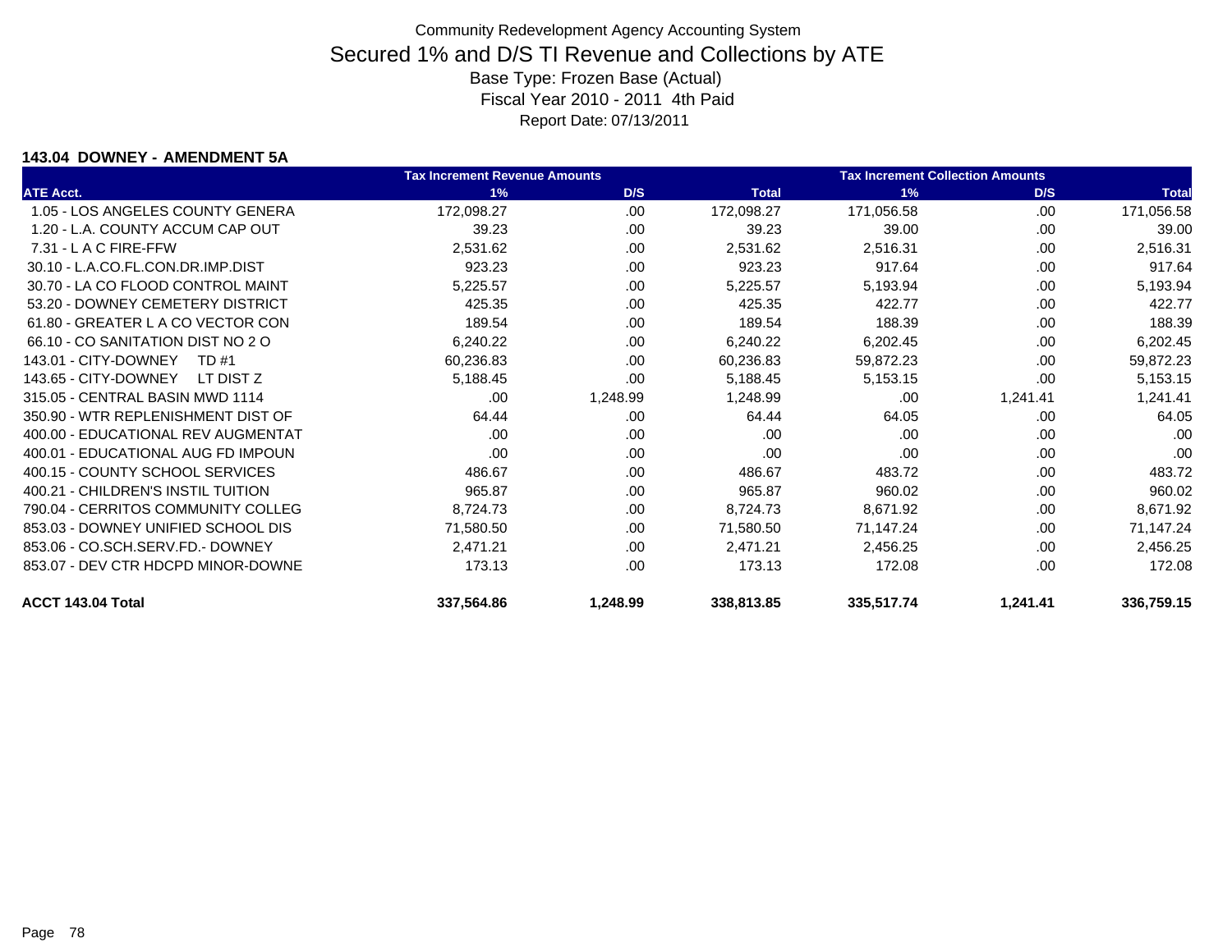# Community Redevelopment Agency Accounting System

## Secured 1% and D/S TI Revenue and Collections by ATE

Base Type: Frozen Base (Actual)

Fiscal Year 2010 - 2011 4th Paid

Report Date: 07/13/2011

### 143.04 DOWNEY - AMENDMENT 5A

| | Tax Increment Revenue Amounts | | | Tax Increment Collection Amounts | | |
|---|---|---|---|---|---|---|
| ATE Acct. | 1% | D/S | Total | 1% | D/S | Total |
| 1.05 - LOS ANGELES COUNTY GENERA | 172,098.27 | .00 | 172,098.27 | 171,056.58 | .00 | 171,056.58 |
| 1.20 - L.A. COUNTY ACCUM CAP OUT | 39.23 | .00 | 39.23 | 39.00 | .00 | 39.00 |
| 7.31 - L A C FIRE-FFW | 2,531.62 | .00 | 2,531.62 | 2,516.31 | .00 | 2,516.31 |
| 30.10 - L.A.CO.FL.CON.DR.IMP.DIST | 923.23 | .00 | 923.23 | 917.64 | .00 | 917.64 |
| 30.70 - LA CO FLOOD CONTROL MAINT | 5,225.57 | .00 | 5,225.57 | 5,193.94 | .00 | 5,193.94 |
| 53.20 - DOWNEY CEMETERY DISTRICT | 425.35 | .00 | 425.35 | 422.77 | .00 | 422.77 |
| 61.80 - GREATER L A CO VECTOR CON | 189.54 | .00 | 189.54 | 188.39 | .00 | 188.39 |
| 66.10 - CO SANITATION DIST NO 2 O | 6,240.22 | .00 | 6,240.22 | 6,202.45 | .00 | 6,202.45 |
| 143.01 - CITY-DOWNEY TD #1 | 60,236.83 | .00 | 60,236.83 | 59,872.23 | .00 | 59,872.23 |
| 143.65 - CITY-DOWNEY LT DIST Z | 5,188.45 | .00 | 5,188.45 | 5,153.15 | .00 | 5,153.15 |
| 315.05 - CENTRAL BASIN MWD 1114 | .00 | 1,248.99 | 1,248.99 | .00 | 1,241.41 | 1,241.41 |
| 350.90 - WTR REPLENISHMENT DIST OF | 64.44 | .00 | 64.44 | 64.05 | .00 | 64.05 |
| 400.00 - EDUCATIONAL REV AUGMENTAT | .00 | .00 | .00 | .00 | .00 | .00 |
| 400.01 - EDUCATIONAL AUG FD IMPOUN | .00 | .00 | .00 | .00 | .00 | .00 |
| 400.15 - COUNTY SCHOOL SERVICES | 486.67 | .00 | 486.67 | 483.72 | .00 | 483.72 |
| 400.21 - CHILDREN'S INSTIL TUITION | 965.87 | .00 | 965.87 | 960.02 | .00 | 960.02 |
| 790.04 - CERRITOS COMMUNITY COLLEG | 8,724.73 | .00 | 8,724.73 | 8,671.92 | .00 | 8,671.92 |
| 853.03 - DOWNEY UNIFIED SCHOOL DIS | 71,580.50 | .00 | 71,580.50 | 71,147.24 | .00 | 71,147.24 |
| 853.06 - CO.SCH.SERV.FD.- DOWNEY | 2,471.21 | .00 | 2,471.21 | 2,456.25 | .00 | 2,456.25 |
| 853.07 - DEV CTR HDCPD MINOR-DOWNE | 173.13 | .00 | 173.13 | 172.08 | .00 | 172.08 |
| **ACCT 143.04 Total** | **337,564.86** | **1,248.99** | **338,813.85** | **335,517.74** | **1,241.41** | **336,759.15** |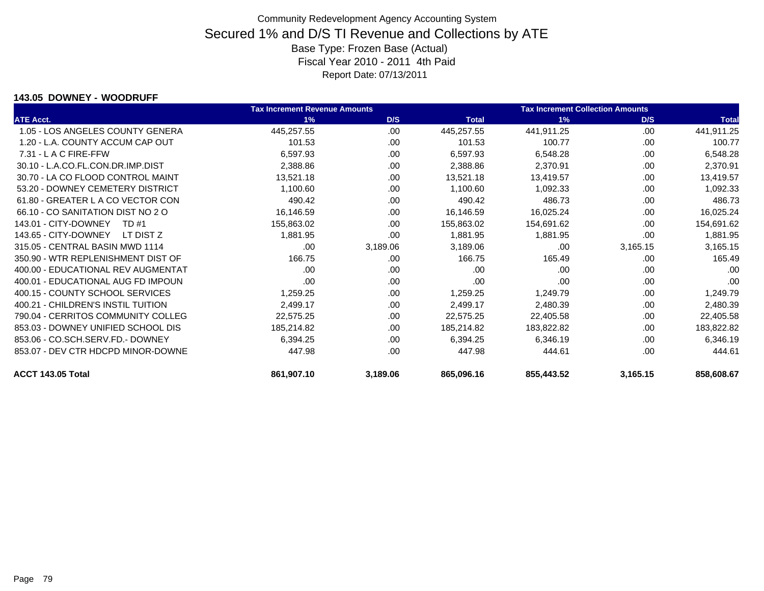# Community Redevelopment Agency Accounting System

## Secured 1% and D/S TI Revenue and Collections by ATE

Base Type: Frozen Base (Actual)

Fiscal Year 2010 - 2011 4th Paid

Report Date: 07/13/2011

### 143.05 DOWNEY - WOODRUFF

| | Tax Increment Revenue Amounts | | | Tax Increment Collection Amounts | | |
|---|---|---|---|---|---|---|
| ATE Acct. | 1% | D/S | Total | 1% | D/S | Total |
| 1.05 - LOS ANGELES COUNTY GENERA | 445,257.55 | .00 | 445,257.55 | 441,911.25 | .00 | 441,911.25 |
| 1.20 - L.A. COUNTY ACCUM CAP OUT | 101.53 | .00 | 101.53 | 100.77 | .00 | 100.77 |
| 7.31 - L A C FIRE-FFW | 6,597.93 | .00 | 6,597.93 | 6,548.28 | .00 | 6,548.28 |
| 30.10 - L.A.CO.FL.CON.DR.IMP.DIST | 2,388.86 | .00 | 2,388.86 | 2,370.91 | .00 | 2,370.91 |
| 30.70 - LA CO FLOOD CONTROL MAINT | 13,521.18 | .00 | 13,521.18 | 13,419.57 | .00 | 13,419.57 |
| 53.20 - DOWNEY CEMETERY DISTRICT | 1,100.60 | .00 | 1,100.60 | 1,092.33 | .00 | 1,092.33 |
| 61.80 - GREATER L A CO VECTOR CON | 490.42 | .00 | 490.42 | 486.73 | .00 | 486.73 |
| 66.10 - CO SANITATION DIST NO 2 O | 16,146.59 | .00 | 16,146.59 | 16,025.24 | .00 | 16,025.24 |
| 143.01 - CITY-DOWNEY TD #1 | 155,863.02 | .00 | 155,863.02 | 154,691.62 | .00 | 154,691.62 |
| 143.65 - CITY-DOWNEY LT DIST Z | 1,881.95 | .00 | 1,881.95 | 1,881.95 | .00 | 1,881.95 |
| 315.05 - CENTRAL BASIN MWD 1114 | .00 | 3,189.06 | 3,189.06 | .00 | 3,165.15 | 3,165.15 |
| 350.90 - WTR REPLENISHMENT DIST OF | 166.75 | .00 | 166.75 | 165.49 | .00 | 165.49 |
| 400.00 - EDUCATIONAL REV AUGMENTAT | .00 | .00 | .00 | .00 | .00 | .00 |
| 400.01 - EDUCATIONAL AUG FD IMPOUN | .00 | .00 | .00 | .00 | .00 | .00 |
| 400.15 - COUNTY SCHOOL SERVICES | 1,259.25 | .00 | 1,259.25 | 1,249.79 | .00 | 1,249.79 |
| 400.21 - CHILDREN'S INSTIL TUITION | 2,499.17 | .00 | 2,499.17 | 2,480.39 | .00 | 2,480.39 |
| 790.04 - CERRITOS COMMUNITY COLLEG | 22,575.25 | .00 | 22,575.25 | 22,405.58 | .00 | 22,405.58 |
| 853.03 - DOWNEY UNIFIED SCHOOL DIS | 185,214.82 | .00 | 185,214.82 | 183,822.82 | .00 | 183,822.82 |
| 853.06 - CO.SCH.SERV.FD.- DOWNEY | 6,394.25 | .00 | 6,394.25 | 6,346.19 | .00 | 6,346.19 |
| 853.07 - DEV CTR HDCPD MINOR-DOWNE | 447.98 | .00 | 447.98 | 444.61 | .00 | 444.61 |
| **ACCT 143.05 Total** | **861,907.10** | **3,189.06** | **865,096.16** | **855,443.52** | **3,165.15** | **858,608.67** |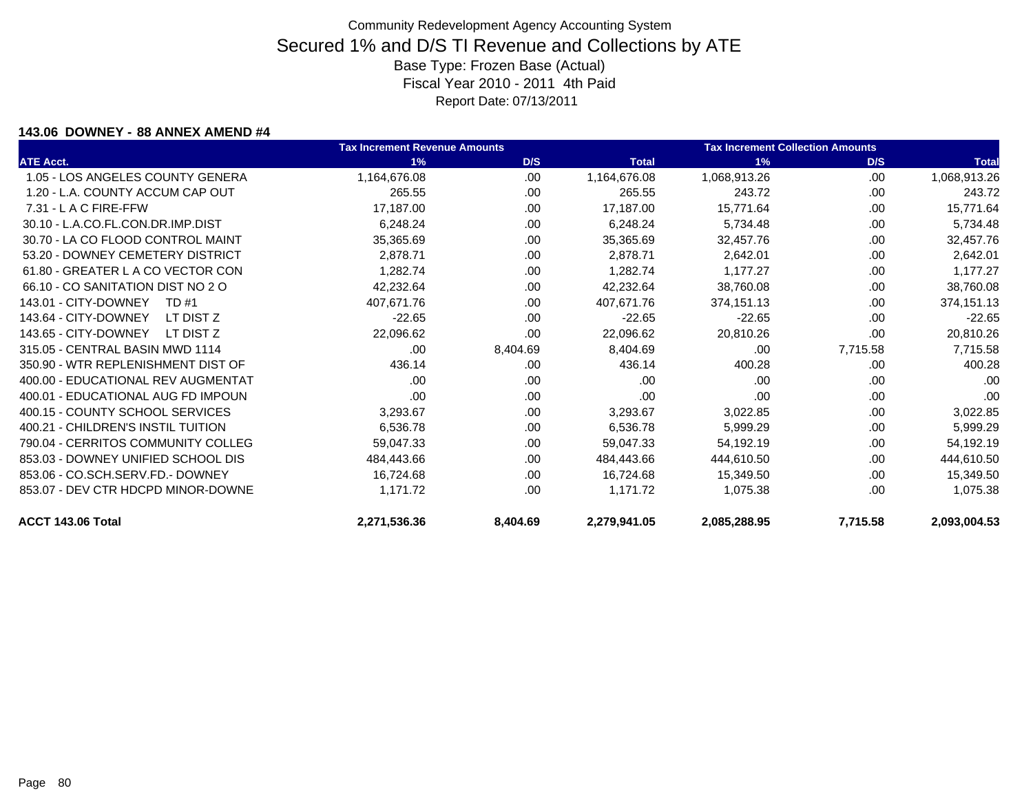# Community Redevelopment Agency Accounting System

## Secured 1% and D/S TI Revenue and Collections by ATE

Base Type: Frozen Base (Actual)

Fiscal Year 2010 - 2011 4th Paid

Report Date: 07/13/2011

### 143.06 DOWNEY - 88 ANNEX AMEND #4

| | Tax Increment Revenue Amounts | | | Tax Increment Collection Amounts | | |
|---|---|---|---|---|---|---|
| ATE Acct. | 1% | D/S | Total | 1% | D/S | Total |
| 1.05 - LOS ANGELES COUNTY GENERA | 1,164,676.08 | .00 | 1,164,676.08 | 1,068,913.26 | .00 | 1,068,913.26 |
| 1.20 - L.A. COUNTY ACCUM CAP OUT | 265.55 | .00 | 265.55 | 243.72 | .00 | 243.72 |
| 7.31 - L A C FIRE-FFW | 17,187.00 | .00 | 17,187.00 | 15,771.64 | .00 | 15,771.64 |
| 30.10 - L.A.CO.FL.CON.DR.IMP.DIST | 6,248.24 | .00 | 6,248.24 | 5,734.48 | .00 | 5,734.48 |
| 30.70 - LA CO FLOOD CONTROL MAINT | 35,365.69 | .00 | 35,365.69 | 32,457.76 | .00 | 32,457.76 |
| 53.20 - DOWNEY CEMETERY DISTRICT | 2,878.71 | .00 | 2,878.71 | 2,642.01 | .00 | 2,642.01 |
| 61.80 - GREATER L A CO VECTOR CON | 1,282.74 | .00 | 1,282.74 | 1,177.27 | .00 | 1,177.27 |
| 66.10 - CO SANITATION DIST NO 2 O | 42,232.64 | .00 | 42,232.64 | 38,760.08 | .00 | 38,760.08 |
| 143.01 - CITY-DOWNEY TD #1 | 407,671.76 | .00 | 407,671.76 | 374,151.13 | .00 | 374,151.13 |
| 143.64 - CITY-DOWNEY LT DIST Z | -22.65 | .00 | -22.65 | -22.65 | .00 | -22.65 |
| 143.65 - CITY-DOWNEY LT DIST Z | 22,096.62 | .00 | 22,096.62 | 20,810.26 | .00 | 20,810.26 |
| 315.05 - CENTRAL BASIN MWD 1114 | .00 | 8,404.69 | 8,404.69 | .00 | 7,715.58 | 7,715.58 |
| 350.90 - WTR REPLENISHMENT DIST OF | 436.14 | .00 | 436.14 | 400.28 | .00 | 400.28 |
| 400.00 - EDUCATIONAL REV AUGMENTAT | .00 | .00 | .00 | .00 | .00 | .00 |
| 400.01 - EDUCATIONAL AUG FD IMPOUN | .00 | .00 | .00 | .00 | .00 | .00 |
| 400.15 - COUNTY SCHOOL SERVICES | 3,293.67 | .00 | 3,293.67 | 3,022.85 | .00 | 3,022.85 |
| 400.21 - CHILDREN'S INSTIL TUITION | 6,536.78 | .00 | 6,536.78 | 5,999.29 | .00 | 5,999.29 |
| 790.04 - CERRITOS COMMUNITY COLLEG | 59,047.33 | .00 | 59,047.33 | 54,192.19 | .00 | 54,192.19 |
| 853.03 - DOWNEY UNIFIED SCHOOL DIS | 484,443.66 | .00 | 484,443.66 | 444,610.50 | .00 | 444,610.50 |
| 853.06 - CO.SCH.SERV.FD.- DOWNEY | 16,724.68 | .00 | 16,724.68 | 15,349.50 | .00 | 15,349.50 |
| 853.07 - DEV CTR HDCPD MINOR-DOWNE | 1,171.72 | .00 | 1,171.72 | 1,075.38 | .00 | 1,075.38 |
| **ACCT 143.06 Total** | **2,271,536.36** | **8,404.69** | **2,279,941.05** | **2,085,288.95** | **7,715.58** | **2,093,004.53** |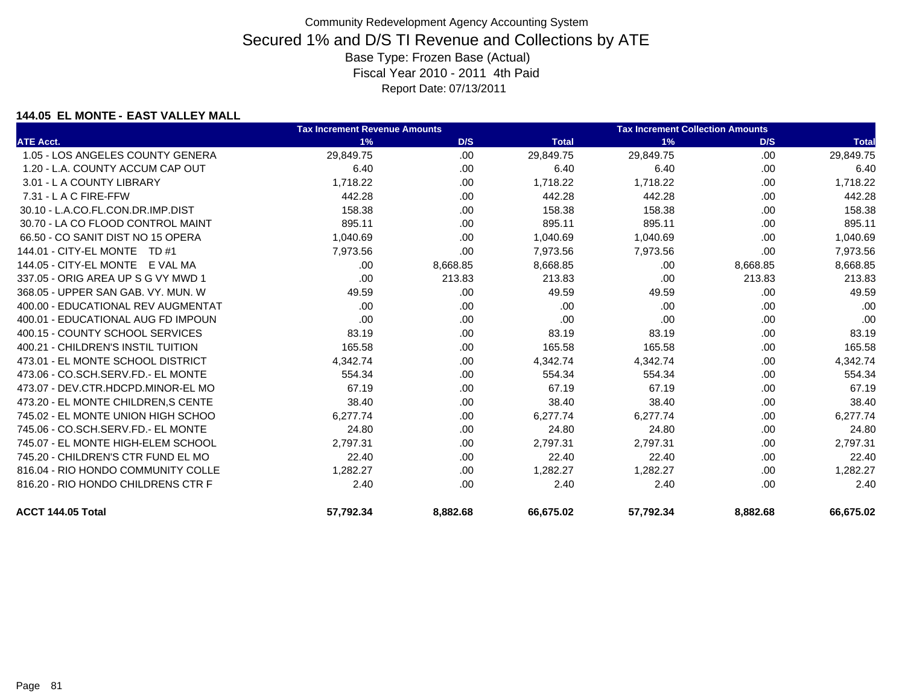Community Redevelopment Agency Accounting System

# Secured 1% and D/S TI Revenue and Collections by ATE

Base Type: Frozen Base (Actual)

Fiscal Year 2010 - 2011 4th Paid

Report Date: 07/13/2011

### 144.05 EL MONTE - EAST VALLEY MALL

| | Tax Increment Revenue Amounts | | | Tax Increment Collection Amounts | | |
|---|---|---|---|---|---|---|
| ATE Acct. | 1% | D/S | Total | 1% | D/S | Total |
| 1.05 - LOS ANGELES COUNTY GENERA | 29,849.75 | .00 | 29,849.75 | 29,849.75 | .00 | 29,849.75 |
| 1.20 - L.A. COUNTY ACCUM CAP OUT | 6.40 | .00 | 6.40 | 6.40 | .00 | 6.40 |
| 3.01 - L A COUNTY LIBRARY | 1,718.22 | .00 | 1,718.22 | 1,718.22 | .00 | 1,718.22 |
| 7.31 - L A C FIRE-FFW | 442.28 | .00 | 442.28 | 442.28 | .00 | 442.28 |
| 30.10 - L.A.CO.FL.CON.DR.IMP.DIST | 158.38 | .00 | 158.38 | 158.38 | .00 | 158.38 |
| 30.70 - LA CO FLOOD CONTROL MAINT | 895.11 | .00 | 895.11 | 895.11 | .00 | 895.11 |
| 66.50 - CO SANIT DIST NO 15 OPERA | 1,040.69 | .00 | 1,040.69 | 1,040.69 | .00 | 1,040.69 |
| 144.01 - CITY-EL MONTE TD #1 | 7,973.56 | .00 | 7,973.56 | 7,973.56 | .00 | 7,973.56 |
| 144.05 - CITY-EL MONTE E VAL MA | .00 | 8,668.85 | 8,668.85 | .00 | 8,668.85 | 8,668.85 |
| 337.05 - ORIG AREA UP S G VY MWD 1 | .00 | 213.83 | 213.83 | .00 | 213.83 | 213.83 |
| 368.05 - UPPER SAN GAB. VY. MUN. W | 49.59 | .00 | 49.59 | 49.59 | .00 | 49.59 |
| 400.00 - EDUCATIONAL REV AUGMENTAT | .00 | .00 | .00 | .00 | .00 | .00 |
| 400.01 - EDUCATIONAL AUG FD IMPOUN | .00 | .00 | .00 | .00 | .00 | .00 |
| 400.15 - COUNTY SCHOOL SERVICES | 83.19 | .00 | 83.19 | 83.19 | .00 | 83.19 |
| 400.21 - CHILDREN'S INSTIL TUITION | 165.58 | .00 | 165.58 | 165.58 | .00 | 165.58 |
| 473.01 - EL MONTE SCHOOL DISTRICT | 4,342.74 | .00 | 4,342.74 | 4,342.74 | .00 | 4,342.74 |
| 473.06 - CO.SCH.SERV.FD.- EL MONTE | 554.34 | .00 | 554.34 | 554.34 | .00 | 554.34 |
| 473.07 - DEV.CTR.HDCPD.MINOR-EL MO | 67.19 | .00 | 67.19 | 67.19 | .00 | 67.19 |
| 473.20 - EL MONTE CHILDREN,S CENTE | 38.40 | .00 | 38.40 | 38.40 | .00 | 38.40 |
| 745.02 - EL MONTE UNION HIGH SCHOO | 6,277.74 | .00 | 6,277.74 | 6,277.74 | .00 | 6,277.74 |
| 745.06 - CO.SCH.SERV.FD.- EL MONTE | 24.80 | .00 | 24.80 | 24.80 | .00 | 24.80 |
| 745.07 - EL MONTE HIGH-ELEM SCHOOL | 2,797.31 | .00 | 2,797.31 | 2,797.31 | .00 | 2,797.31 |
| 745.20 - CHILDREN'S CTR FUND EL MO | 22.40 | .00 | 22.40 | 22.40 | .00 | 22.40 |
| 816.04 - RIO HONDO COMMUNITY COLLE | 1,282.27 | .00 | 1,282.27 | 1,282.27 | .00 | 1,282.27 |
| 816.20 - RIO HONDO CHILDRENS CTR F | 2.40 | .00 | 2.40 | 2.40 | .00 | 2.40 |
| **ACCT 144.05 Total** | **57,792.34** | **8,882.68** | **66,675.02** | **57,792.34** | **8,882.68** | **66,675.02** |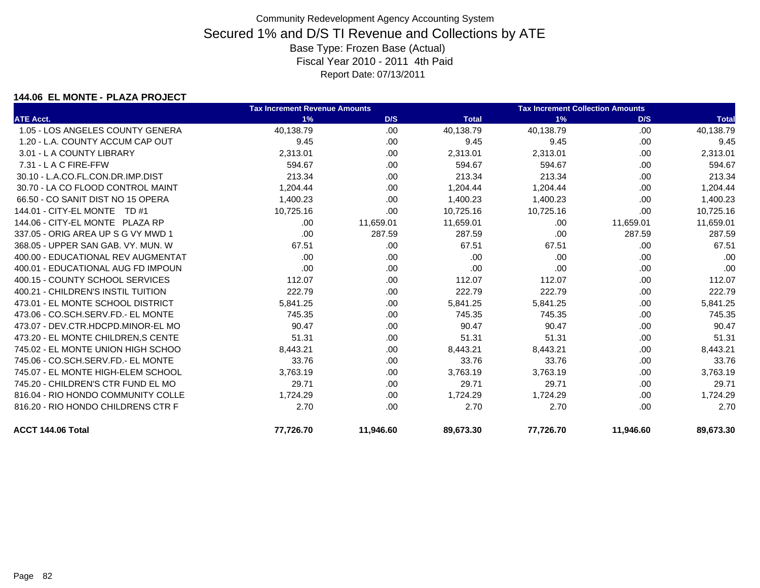Community Redevelopment Agency Accounting System

# Secured 1% and D/S TI Revenue and Collections by ATE

Base Type: Frozen Base (Actual)

Fiscal Year 2010 - 2011 4th Paid

Report Date: 07/13/2011

### 144.06 EL MONTE - PLAZA PROJECT

| | Tax Increment Revenue Amounts | | | Tax Increment Collection Amounts | | |
|---|---|---|---|---|---|---|
| ATE Acct. | 1% | D/S | Total | 1% | D/S | Total |
| 1.05 - LOS ANGELES COUNTY GENERA | 40,138.79 | .00 | 40,138.79 | 40,138.79 | .00 | 40,138.79 |
| 1.20 - L.A. COUNTY ACCUM CAP OUT | 9.45 | .00 | 9.45 | 9.45 | .00 | 9.45 |
| 3.01 - L A COUNTY LIBRARY | 2,313.01 | .00 | 2,313.01 | 2,313.01 | .00 | 2,313.01 |
| 7.31 - L A C FIRE-FFW | 594.67 | .00 | 594.67 | 594.67 | .00 | 594.67 |
| 30.10 - L.A.CO.FL.CON.DR.IMP.DIST | 213.34 | .00 | 213.34 | 213.34 | .00 | 213.34 |
| 30.70 - LA CO FLOOD CONTROL MAINT | 1,204.44 | .00 | 1,204.44 | 1,204.44 | .00 | 1,204.44 |
| 66.50 - CO SANIT DIST NO 15 OPERA | 1,400.23 | .00 | 1,400.23 | 1,400.23 | .00 | 1,400.23 |
| 144.01 - CITY-EL MONTE TD #1 | 10,725.16 | .00 | 10,725.16 | 10,725.16 | .00 | 10,725.16 |
| 144.06 - CITY-EL MONTE PLAZA RP | .00 | 11,659.01 | 11,659.01 | .00 | 11,659.01 | 11,659.01 |
| 337.05 - ORIG AREA UP S G VY MWD 1 | .00 | 287.59 | 287.59 | .00 | 287.59 | 287.59 |
| 368.05 - UPPER SAN GAB. VY. MUN. W | 67.51 | .00 | 67.51 | 67.51 | .00 | 67.51 |
| 400.00 - EDUCATIONAL REV AUGMENTAT | .00 | .00 | .00 | .00 | .00 | .00 |
| 400.01 - EDUCATIONAL AUG FD IMPOUN | .00 | .00 | .00 | .00 | .00 | .00 |
| 400.15 - COUNTY SCHOOL SERVICES | 112.07 | .00 | 112.07 | 112.07 | .00 | 112.07 |
| 400.21 - CHILDREN'S INSTIL TUITION | 222.79 | .00 | 222.79 | 222.79 | .00 | 222.79 |
| 473.01 - EL MONTE SCHOOL DISTRICT | 5,841.25 | .00 | 5,841.25 | 5,841.25 | .00 | 5,841.25 |
| 473.06 - CO.SCH.SERV.FD.- EL MONTE | 745.35 | .00 | 745.35 | 745.35 | .00 | 745.35 |
| 473.07 - DEV.CTR.HDCPD.MINOR-EL MO | 90.47 | .00 | 90.47 | 90.47 | .00 | 90.47 |
| 473.20 - EL MONTE CHILDREN,S CENTE | 51.31 | .00 | 51.31 | 51.31 | .00 | 51.31 |
| 745.02 - EL MONTE UNION HIGH SCHOO | 8,443.21 | .00 | 8,443.21 | 8,443.21 | .00 | 8,443.21 |
| 745.06 - CO.SCH.SERV.FD.- EL MONTE | 33.76 | .00 | 33.76 | 33.76 | .00 | 33.76 |
| 745.07 - EL MONTE HIGH-ELEM SCHOOL | 3,763.19 | .00 | 3,763.19 | 3,763.19 | .00 | 3,763.19 |
| 745.20 - CHILDREN'S CTR FUND EL MO | 29.71 | .00 | 29.71 | 29.71 | .00 | 29.71 |
| 816.04 - RIO HONDO COMMUNITY COLLE | 1,724.29 | .00 | 1,724.29 | 1,724.29 | .00 | 1,724.29 |
| 816.20 - RIO HONDO CHILDRENS CTR F | 2.70 | .00 | 2.70 | 2.70 | .00 | 2.70 |
| **ACCT 144.06 Total** | **77,726.70** | **11,946.60** | **89,673.30** | **77,726.70** | **11,946.60** | **89,673.30** |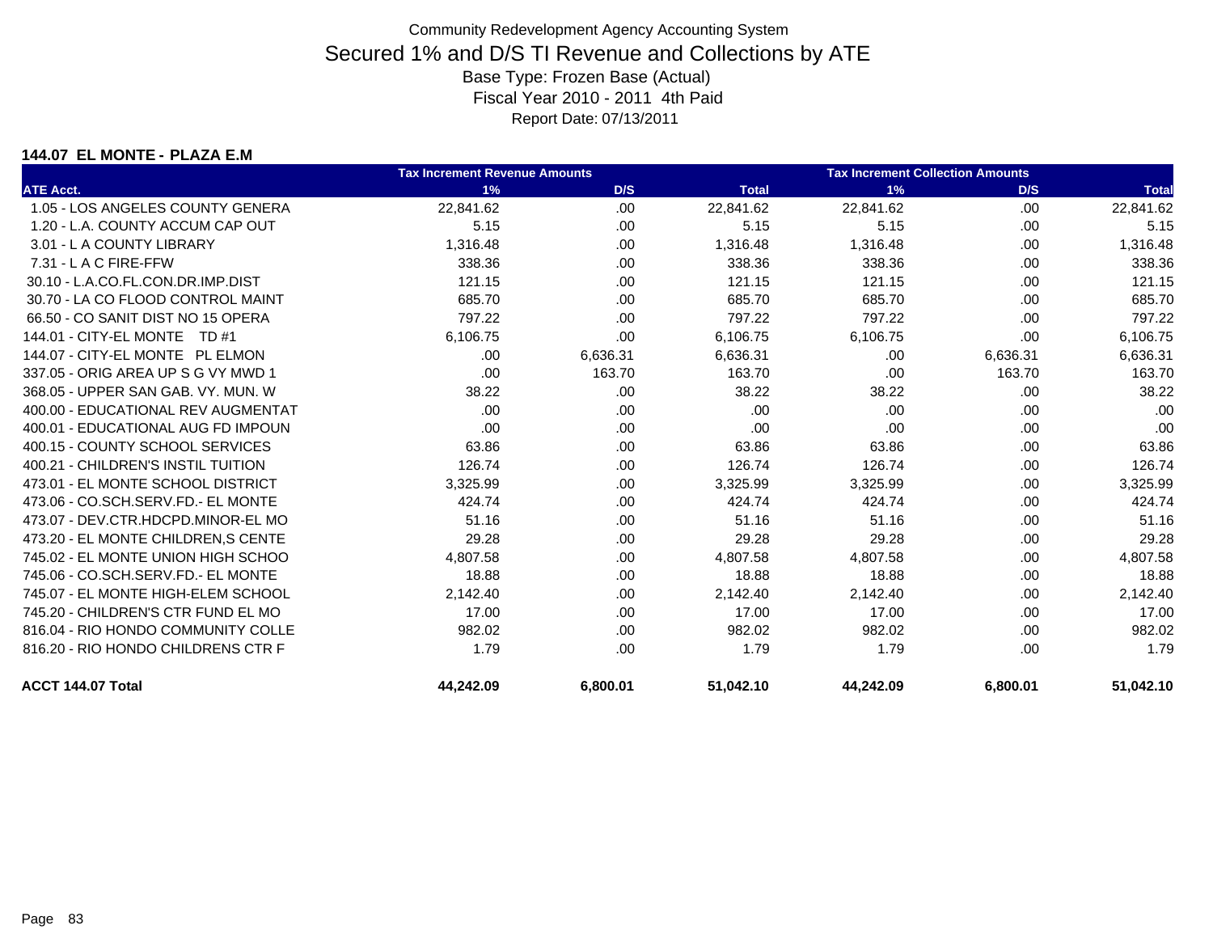Community Redevelopment Agency Accounting System

# Secured 1% and D/S TI Revenue and Collections by ATE

Base Type: Frozen Base (Actual)

Fiscal Year 2010 - 2011 4th Paid

Report Date: 07/13/2011

### 144.07 EL MONTE - PLAZA E.M

| | Tax Increment Revenue Amounts | | | Tax Increment Collection Amounts | | |
|---|---|---|---|---|---|---|
| ATE Acct. | 1% | D/S | Total | 1% | D/S | Total |
| 1.05 - LOS ANGELES COUNTY GENERA | 22,841.62 | .00 | 22,841.62 | 22,841.62 | .00 | 22,841.62 |
| 1.20 - L.A. COUNTY ACCUM CAP OUT | 5.15 | .00 | 5.15 | 5.15 | .00 | 5.15 |
| 3.01 - L A COUNTY LIBRARY | 1,316.48 | .00 | 1,316.48 | 1,316.48 | .00 | 1,316.48 |
| 7.31 - L A C FIRE-FFW | 338.36 | .00 | 338.36 | 338.36 | .00 | 338.36 |
| 30.10 - L.A.CO.FL.CON.DR.IMP.DIST | 121.15 | .00 | 121.15 | 121.15 | .00 | 121.15 |
| 30.70 - LA CO FLOOD CONTROL MAINT | 685.70 | .00 | 685.70 | 685.70 | .00 | 685.70 |
| 66.50 - CO SANIT DIST NO 15 OPERA | 797.22 | .00 | 797.22 | 797.22 | .00 | 797.22 |
| 144.01 - CITY-EL MONTE TD #1 | 6,106.75 | .00 | 6,106.75 | 6,106.75 | .00 | 6,106.75 |
| 144.07 - CITY-EL MONTE PL ELMON | .00 | 6,636.31 | 6,636.31 | .00 | 6,636.31 | 6,636.31 |
| 337.05 - ORIG AREA UP S G VY MWD 1 | .00 | 163.70 | 163.70 | .00 | 163.70 | 163.70 |
| 368.05 - UPPER SAN GAB. VY. MUN. W | 38.22 | .00 | 38.22 | 38.22 | .00 | 38.22 |
| 400.00 - EDUCATIONAL REV AUGMENTAT | .00 | .00 | .00 | .00 | .00 | .00 |
| 400.01 - EDUCATIONAL AUG FD IMPOUN | .00 | .00 | .00 | .00 | .00 | .00 |
| 400.15 - COUNTY SCHOOL SERVICES | 63.86 | .00 | 63.86 | 63.86 | .00 | 63.86 |
| 400.21 - CHILDREN'S INSTIL TUITION | 126.74 | .00 | 126.74 | 126.74 | .00 | 126.74 |
| 473.01 - EL MONTE SCHOOL DISTRICT | 3,325.99 | .00 | 3,325.99 | 3,325.99 | .00 | 3,325.99 |
| 473.06 - CO.SCH.SERV.FD.- EL MONTE | 424.74 | .00 | 424.74 | 424.74 | .00 | 424.74 |
| 473.07 - DEV.CTR.HDCPD.MINOR-EL MO | 51.16 | .00 | 51.16 | 51.16 | .00 | 51.16 |
| 473.20 - EL MONTE CHILDREN,S CENTE | 29.28 | .00 | 29.28 | 29.28 | .00 | 29.28 |
| 745.02 - EL MONTE UNION HIGH SCHOO | 4,807.58 | .00 | 4,807.58 | 4,807.58 | .00 | 4,807.58 |
| 745.06 - CO.SCH.SERV.FD.- EL MONTE | 18.88 | .00 | 18.88 | 18.88 | .00 | 18.88 |
| 745.07 - EL MONTE HIGH-ELEM SCHOOL | 2,142.40 | .00 | 2,142.40 | 2,142.40 | .00 | 2,142.40 |
| 745.20 - CHILDREN'S CTR FUND EL MO | 17.00 | .00 | 17.00 | 17.00 | .00 | 17.00 |
| 816.04 - RIO HONDO COMMUNITY COLLE | 982.02 | .00 | 982.02 | 982.02 | .00 | 982.02 |
| 816.20 - RIO HONDO CHILDRENS CTR F | 1.79 | .00 | 1.79 | 1.79 | .00 | 1.79 |
| **ACCT 144.07 Total** | **44,242.09** | **6,800.01** | **51,042.10** | **44,242.09** | **6,800.01** | **51,042.10** |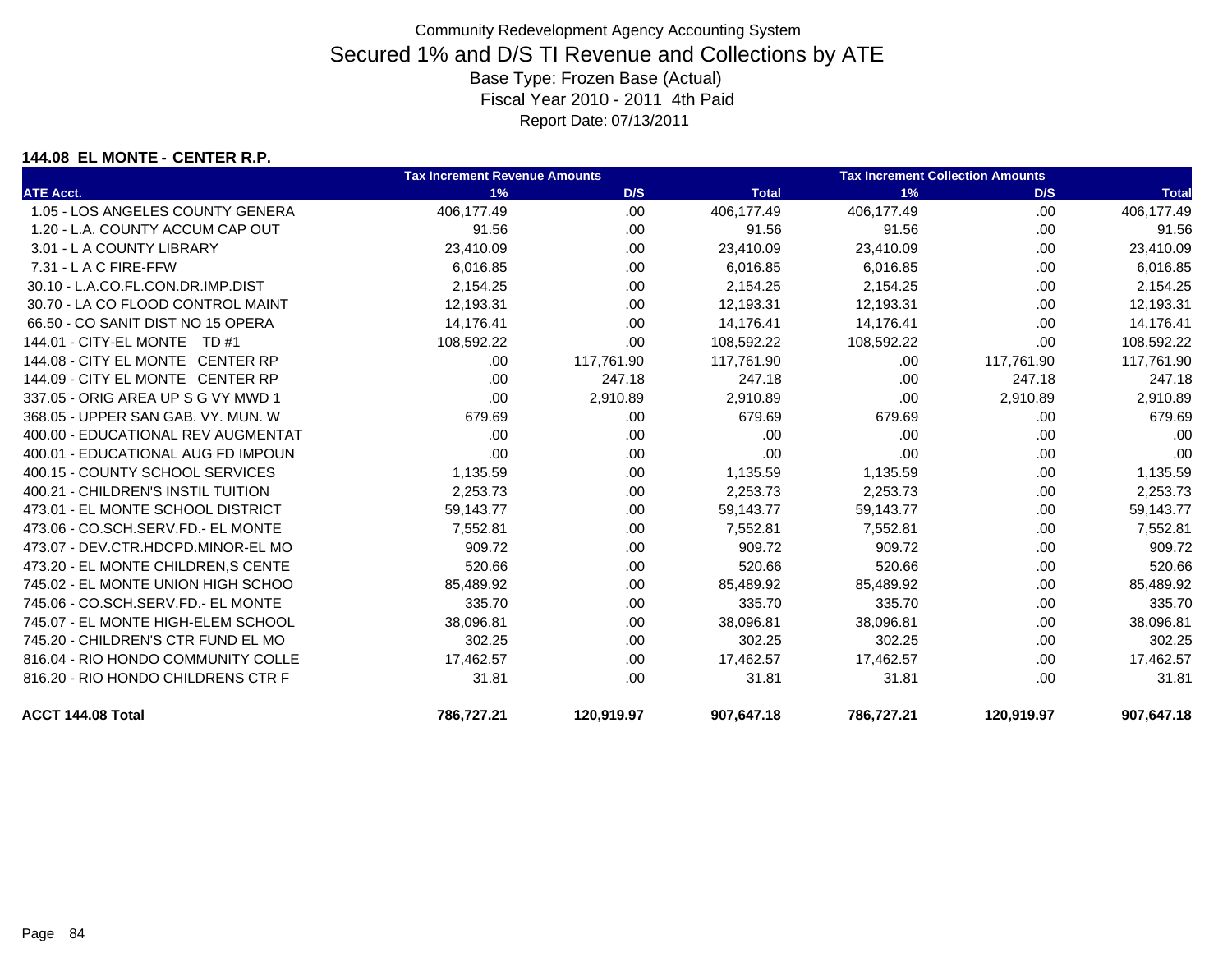Community Redevelopment Agency Accounting System

# Secured 1% and D/S TI Revenue and Collections by ATE

Base Type: Frozen Base (Actual)

Fiscal Year 2010 - 2011 4th Paid

Report Date: 07/13/2011

**144.08 EL MONTE - CENTER R.P.**

| | Tax Increment Revenue Amounts | | | Tax Increment Collection Amounts | | |
|---|---|---|---|---|---|---|
| **ATE Acct.** | **1%** | **D/S** | **Total** | **1%** | **D/S** | **Total** |
| 1.05 - LOS ANGELES COUNTY GENERA | 406,177.49 | .00 | 406,177.49 | 406,177.49 | .00 | 406,177.49 |
| 1.20 - L.A. COUNTY ACCUM CAP OUT | 91.56 | .00 | 91.56 | 91.56 | .00 | 91.56 |
| 3.01 - L A COUNTY LIBRARY | 23,410.09 | .00 | 23,410.09 | 23,410.09 | .00 | 23,410.09 |
| 7.31 - L A C FIRE-FFW | 6,016.85 | .00 | 6,016.85 | 6,016.85 | .00 | 6,016.85 |
| 30.10 - L.A.CO.FL.CON.DR.IMP.DIST | 2,154.25 | .00 | 2,154.25 | 2,154.25 | .00 | 2,154.25 |
| 30.70 - LA CO FLOOD CONTROL MAINT | 12,193.31 | .00 | 12,193.31 | 12,193.31 | .00 | 12,193.31 |
| 66.50 - CO SANIT DIST NO 15 OPERA | 14,176.41 | .00 | 14,176.41 | 14,176.41 | .00 | 14,176.41 |
| 144.01 - CITY-EL MONTE TD #1 | 108,592.22 | .00 | 108,592.22 | 108,592.22 | .00 | 108,592.22 |
| 144.08 - CITY EL MONTE CENTER RP | .00 | 117,761.90 | 117,761.90 | .00 | 117,761.90 | 117,761.90 |
| 144.09 - CITY EL MONTE CENTER RP | .00 | 247.18 | 247.18 | .00 | 247.18 | 247.18 |
| 337.05 - ORIG AREA UP S G VY MWD 1 | .00 | 2,910.89 | 2,910.89 | .00 | 2,910.89 | 2,910.89 |
| 368.05 - UPPER SAN GAB. VY. MUN. W | 679.69 | .00 | 679.69 | 679.69 | .00 | 679.69 |
| 400.00 - EDUCATIONAL REV AUGMENTAT | .00 | .00 | .00 | .00 | .00 | .00 |
| 400.01 - EDUCATIONAL AUG FD IMPOUN | .00 | .00 | .00 | .00 | .00 | .00 |
| 400.15 - COUNTY SCHOOL SERVICES | 1,135.59 | .00 | 1,135.59 | 1,135.59 | .00 | 1,135.59 |
| 400.21 - CHILDREN'S INSTIL TUITION | 2,253.73 | .00 | 2,253.73 | 2,253.73 | .00 | 2,253.73 |
| 473.01 - EL MONTE SCHOOL DISTRICT | 59,143.77 | .00 | 59,143.77 | 59,143.77 | .00 | 59,143.77 |
| 473.06 - CO.SCH.SERV.FD.- EL MONTE | 7,552.81 | .00 | 7,552.81 | 7,552.81 | .00 | 7,552.81 |
| 473.07 - DEV.CTR.HDCPD.MINOR-EL MO | 909.72 | .00 | 909.72 | 909.72 | .00 | 909.72 |
| 473.20 - EL MONTE CHILDREN,S CENTE | 520.66 | .00 | 520.66 | 520.66 | .00 | 520.66 |
| 745.02 - EL MONTE UNION HIGH SCHOO | 85,489.92 | .00 | 85,489.92 | 85,489.92 | .00 | 85,489.92 |
| 745.06 - CO.SCH.SERV.FD.- EL MONTE | 335.70 | .00 | 335.70 | 335.70 | .00 | 335.70 |
| 745.07 - EL MONTE HIGH-ELEM SCHOOL | 38,096.81 | .00 | 38,096.81 | 38,096.81 | .00 | 38,096.81 |
| 745.20 - CHILDREN'S CTR FUND EL MO | 302.25 | .00 | 302.25 | 302.25 | .00 | 302.25 |
| 816.04 - RIO HONDO COMMUNITY COLLE | 17,462.57 | .00 | 17,462.57 | 17,462.57 | .00 | 17,462.57 |
| 816.20 - RIO HONDO CHILDRENS CTR F | 31.81 | .00 | 31.81 | 31.81 | .00 | 31.81 |
| **ACCT 144.08 Total** | **786,727.21** | **120,919.97** | **907,647.18** | **786,727.21** | **120,919.97** | **907,647.18** |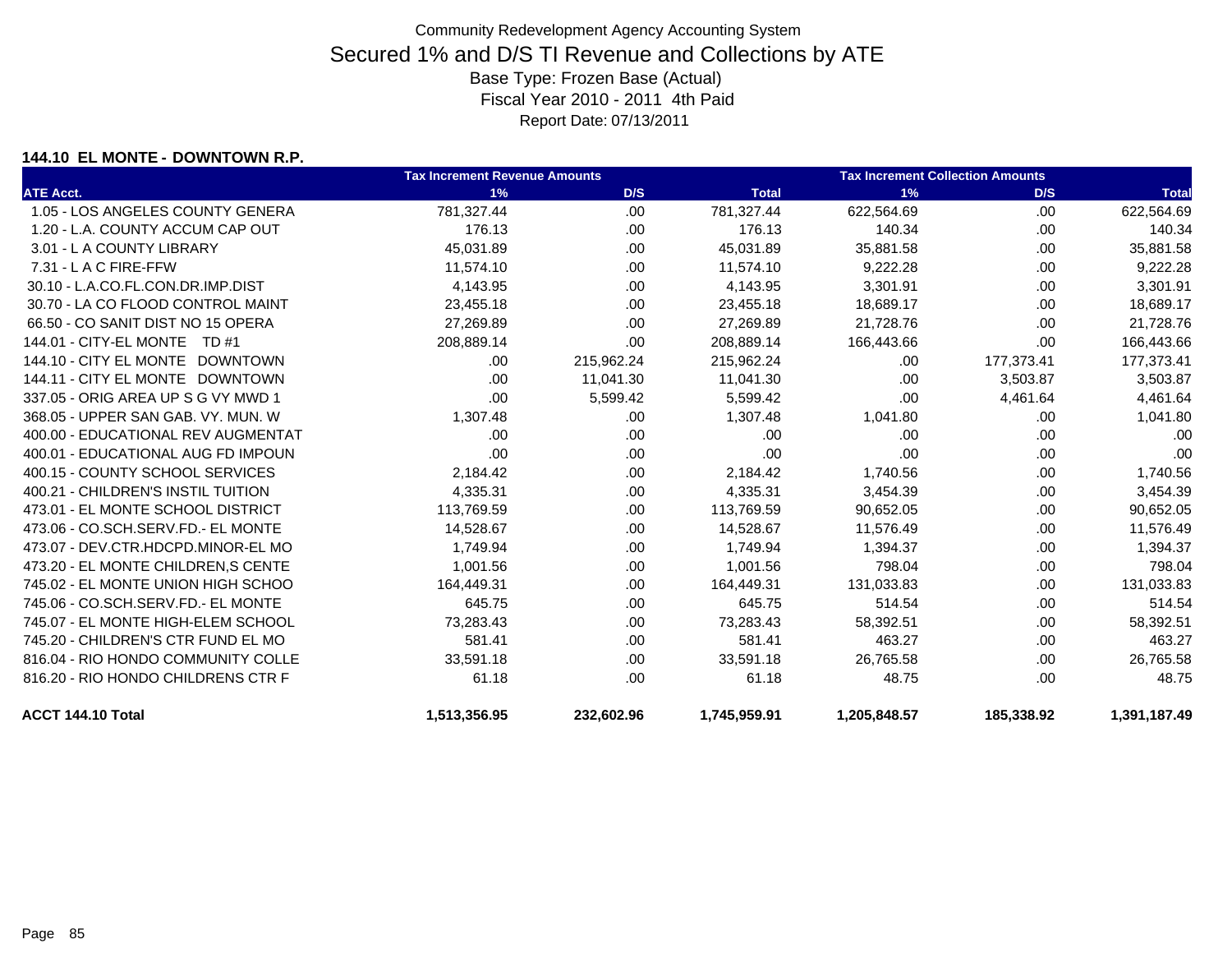# Community Redevelopment Agency Accounting System

## Secured 1% and D/S TI Revenue and Collections by ATE

Base Type: Frozen Base (Actual)

Fiscal Year 2010 - 2011 4th Paid

Report Date: 07/13/2011

### 144.10 EL MONTE - DOWNTOWN R.P.

| ATE Acct. | Tax Increment Revenue Amounts 1% | D/S | Total | Tax Increment Collection Amounts 1% | D/S | Total |
|---|---|---|---|---|---|---|
| 1.05 - LOS ANGELES COUNTY GENERA | 781,327.44 | .00 | 781,327.44 | 622,564.69 | .00 | 622,564.69 |
| 1.20 - L.A. COUNTY ACCUM CAP OUT | 176.13 | .00 | 176.13 | 140.34 | .00 | 140.34 |
| 3.01 - L A COUNTY LIBRARY | 45,031.89 | .00 | 45,031.89 | 35,881.58 | .00 | 35,881.58 |
| 7.31 - L A C FIRE-FFW | 11,574.10 | .00 | 11,574.10 | 9,222.28 | .00 | 9,222.28 |
| 30.10 - L.A.CO.FL.CON.DR.IMP.DIST | 4,143.95 | .00 | 4,143.95 | 3,301.91 | .00 | 3,301.91 |
| 30.70 - LA CO FLOOD CONTROL MAINT | 23,455.18 | .00 | 23,455.18 | 18,689.17 | .00 | 18,689.17 |
| 66.50 - CO SANIT DIST NO 15 OPERA | 27,269.89 | .00 | 27,269.89 | 21,728.76 | .00 | 21,728.76 |
| 144.01 - CITY-EL MONTE TD #1 | 208,889.14 | .00 | 208,889.14 | 166,443.66 | .00 | 166,443.66 |
| 144.10 - CITY EL MONTE DOWNTOWN | .00 | 215,962.24 | 215,962.24 | .00 | 177,373.41 | 177,373.41 |
| 144.11 - CITY EL MONTE DOWNTOWN | .00 | 11,041.30 | 11,041.30 | .00 | 3,503.87 | 3,503.87 |
| 337.05 - ORIG AREA UP S G VY MWD 1 | .00 | 5,599.42 | 5,599.42 | .00 | 4,461.64 | 4,461.64 |
| 368.05 - UPPER SAN GAB. VY. MUN. W | 1,307.48 | .00 | 1,307.48 | 1,041.80 | .00 | 1,041.80 |
| 400.00 - EDUCATIONAL REV AUGMENTAT | .00 | .00 | .00 | .00 | .00 | .00 |
| 400.01 - EDUCATIONAL AUG FD IMPOUN | .00 | .00 | .00 | .00 | .00 | .00 |
| 400.15 - COUNTY SCHOOL SERVICES | 2,184.42 | .00 | 2,184.42 | 1,740.56 | .00 | 1,740.56 |
| 400.21 - CHILDREN'S INSTIL TUITION | 4,335.31 | .00 | 4,335.31 | 3,454.39 | .00 | 3,454.39 |
| 473.01 - EL MONTE SCHOOL DISTRICT | 113,769.59 | .00 | 113,769.59 | 90,652.05 | .00 | 90,652.05 |
| 473.06 - CO.SCH.SERV.FD.- EL MONTE | 14,528.67 | .00 | 14,528.67 | 11,576.49 | .00 | 11,576.49 |
| 473.07 - DEV.CTR.HDCPD.MINOR-EL MO | 1,749.94 | .00 | 1,749.94 | 1,394.37 | .00 | 1,394.37 |
| 473.20 - EL MONTE CHILDREN,S CENTE | 1,001.56 | .00 | 1,001.56 | 798.04 | .00 | 798.04 |
| 745.02 - EL MONTE UNION HIGH SCHOO | 164,449.31 | .00 | 164,449.31 | 131,033.83 | .00 | 131,033.83 |
| 745.06 - CO.SCH.SERV.FD.- EL MONTE | 645.75 | .00 | 645.75 | 514.54 | .00 | 514.54 |
| 745.07 - EL MONTE HIGH-ELEM SCHOOL | 73,283.43 | .00 | 73,283.43 | 58,392.51 | .00 | 58,392.51 |
| 745.20 - CHILDREN'S CTR FUND EL MO | 581.41 | .00 | 581.41 | 463.27 | .00 | 463.27 |
| 816.04 - RIO HONDO COMMUNITY COLLE | 33,591.18 | .00 | 33,591.18 | 26,765.58 | .00 | 26,765.58 |
| 816.20 - RIO HONDO CHILDRENS CTR F | 61.18 | .00 | 61.18 | 48.75 | .00 | 48.75 |
| **ACCT 144.10 Total** | **1,513,356.95** | **232,602.96** | **1,745,959.91** | **1,205,848.57** | **185,338.92** | **1,391,187.49** |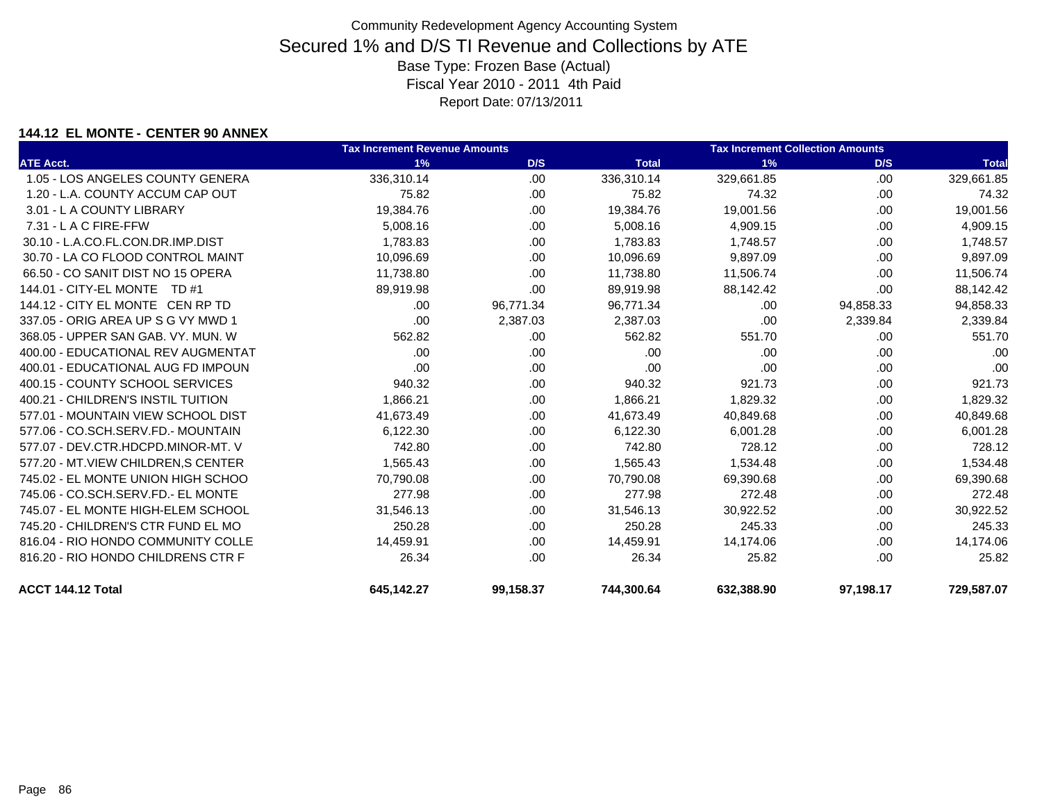Community Redevelopment Agency Accounting System

# Secured 1% and D/S TI Revenue and Collections by ATE

Base Type: Frozen Base (Actual)

Fiscal Year 2010 - 2011 4th Paid

Report Date: 07/13/2011

### 144.12 EL MONTE - CENTER 90 ANNEX

| | Tax Increment Revenue Amounts | | | Tax Increment Collection Amounts | | |
|---|---|---|---|---|---|---|
| ATE Acct. | 1% | D/S | Total | 1% | D/S | Total |
| 1.05 - LOS ANGELES COUNTY GENERA | 336,310.14 | .00 | 336,310.14 | 329,661.85 | .00 | 329,661.85 |
| 1.20 - L.A. COUNTY ACCUM CAP OUT | 75.82 | .00 | 75.82 | 74.32 | .00 | 74.32 |
| 3.01 - L A COUNTY LIBRARY | 19,384.76 | .00 | 19,384.76 | 19,001.56 | .00 | 19,001.56 |
| 7.31 - L A C FIRE-FFW | 5,008.16 | .00 | 5,008.16 | 4,909.15 | .00 | 4,909.15 |
| 30.10 - L.A.CO.FL.CON.DR.IMP.DIST | 1,783.83 | .00 | 1,783.83 | 1,748.57 | .00 | 1,748.57 |
| 30.70 - LA CO FLOOD CONTROL MAINT | 10,096.69 | .00 | 10,096.69 | 9,897.09 | .00 | 9,897.09 |
| 66.50 - CO SANIT DIST NO 15 OPERA | 11,738.80 | .00 | 11,738.80 | 11,506.74 | .00 | 11,506.74 |
| 144.01 - CITY-EL MONTE TD #1 | 89,919.98 | .00 | 89,919.98 | 88,142.42 | .00 | 88,142.42 |
| 144.12 - CITY EL MONTE CEN RP TD | .00 | 96,771.34 | 96,771.34 | .00 | 94,858.33 | 94,858.33 |
| 337.05 - ORIG AREA UP S G VY MWD 1 | .00 | 2,387.03 | 2,387.03 | .00 | 2,339.84 | 2,339.84 |
| 368.05 - UPPER SAN GAB. VY. MUN. W | 562.82 | .00 | 562.82 | 551.70 | .00 | 551.70 |
| 400.00 - EDUCATIONAL REV AUGMENTAT | .00 | .00 | .00 | .00 | .00 | .00 |
| 400.01 - EDUCATIONAL AUG FD IMPOUN | .00 | .00 | .00 | .00 | .00 | .00 |
| 400.15 - COUNTY SCHOOL SERVICES | 940.32 | .00 | 940.32 | 921.73 | .00 | 921.73 |
| 400.21 - CHILDREN'S INSTIL TUITION | 1,866.21 | .00 | 1,866.21 | 1,829.32 | .00 | 1,829.32 |
| 577.01 - MOUNTAIN VIEW SCHOOL DIST | 41,673.49 | .00 | 41,673.49 | 40,849.68 | .00 | 40,849.68 |
| 577.06 - CO.SCH.SERV.FD.- MOUNTAIN | 6,122.30 | .00 | 6,122.30 | 6,001.28 | .00 | 6,001.28 |
| 577.07 - DEV.CTR.HDCPD.MINOR-MT. V | 742.80 | .00 | 742.80 | 728.12 | .00 | 728.12 |
| 577.20 - MT.VIEW CHILDREN,S CENTER | 1,565.43 | .00 | 1,565.43 | 1,534.48 | .00 | 1,534.48 |
| 745.02 - EL MONTE UNION HIGH SCHOO | 70,790.08 | .00 | 70,790.08 | 69,390.68 | .00 | 69,390.68 |
| 745.06 - CO.SCH.SERV.FD.- EL MONTE | 277.98 | .00 | 277.98 | 272.48 | .00 | 272.48 |
| 745.07 - EL MONTE HIGH-ELEM SCHOOL | 31,546.13 | .00 | 31,546.13 | 30,922.52 | .00 | 30,922.52 |
| 745.20 - CHILDREN'S CTR FUND EL MO | 250.28 | .00 | 250.28 | 245.33 | .00 | 245.33 |
| 816.04 - RIO HONDO COMMUNITY COLLE | 14,459.91 | .00 | 14,459.91 | 14,174.06 | .00 | 14,174.06 |
| 816.20 - RIO HONDO CHILDRENS CTR F | 26.34 | .00 | 26.34 | 25.82 | .00 | 25.82 |
| **ACCT 144.12 Total** | **645,142.27** | **99,158.37** | **744,300.64** | **632,388.90** | **97,198.17** | **729,587.07** |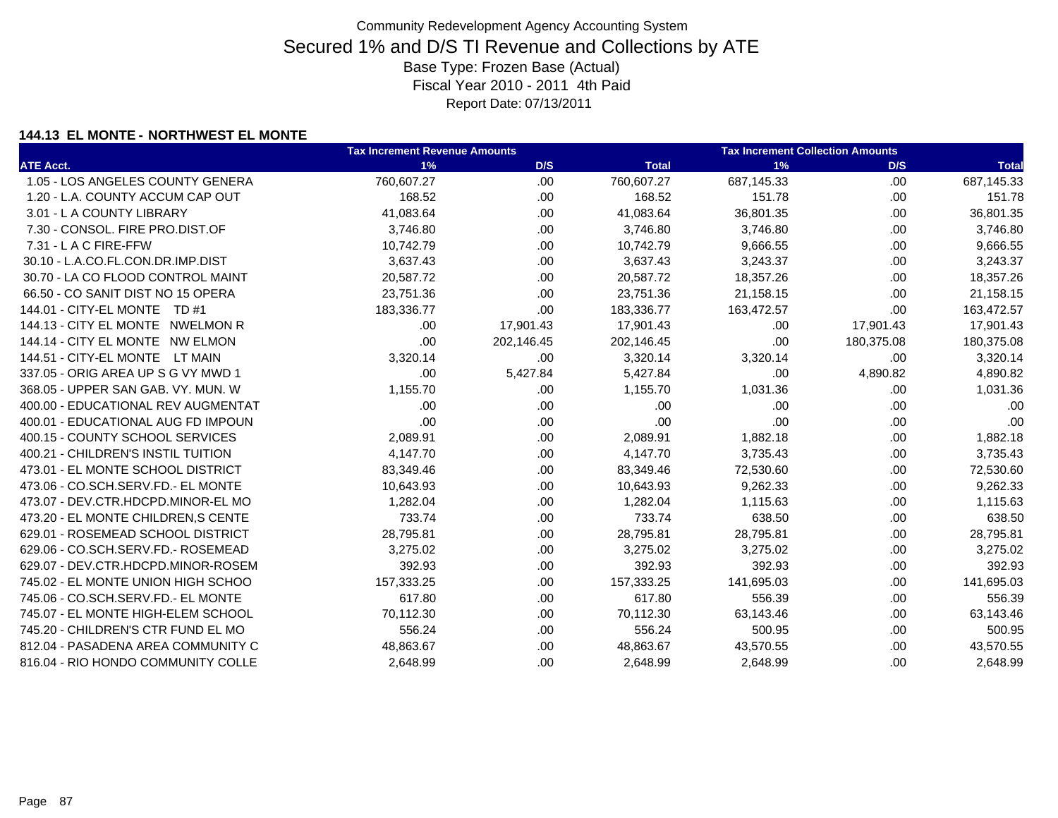Community Redevelopment Agency Accounting System

# Secured 1% and D/S TI Revenue and Collections by ATE

Base Type: Frozen Base (Actual)
Fiscal Year 2010 - 2011 4th Paid
Report Date: 07/13/2011

### 144.13 EL MONTE - NORTHWEST EL MONTE

| | Tax Increment Revenue Amounts | | | Tax Increment Collection Amounts | | |
|---|---|---|---|---|---|---|
| ATE Acct. | 1% | D/S | Total | 1% | D/S | Total |
| 1.05 - LOS ANGELES COUNTY GENERA | 760,607.27 | .00 | 760,607.27 | 687,145.33 | .00 | 687,145.33 |
| 1.20 - L.A. COUNTY ACCUM CAP OUT | 168.52 | .00 | 168.52 | 151.78 | .00 | 151.78 |
| 3.01 - L A COUNTY LIBRARY | 41,083.64 | .00 | 41,083.64 | 36,801.35 | .00 | 36,801.35 |
| 7.30 - CONSOL. FIRE PRO.DIST.OF | 3,746.80 | .00 | 3,746.80 | 3,746.80 | .00 | 3,746.80 |
| 7.31 - L A C FIRE-FFW | 10,742.79 | .00 | 10,742.79 | 9,666.55 | .00 | 9,666.55 |
| 30.10 - L.A.CO.FL.CON.DR.IMP.DIST | 3,637.43 | .00 | 3,637.43 | 3,243.37 | .00 | 3,243.37 |
| 30.70 - LA CO FLOOD CONTROL MAINT | 20,587.72 | .00 | 20,587.72 | 18,357.26 | .00 | 18,357.26 |
| 66.50 - CO SANIT DIST NO 15 OPERA | 23,751.36 | .00 | 23,751.36 | 21,158.15 | .00 | 21,158.15 |
| 144.01 - CITY-EL MONTE TD #1 | 183,336.77 | .00 | 183,336.77 | 163,472.57 | .00 | 163,472.57 |
| 144.13 - CITY EL MONTE NWELMON R | .00 | 17,901.43 | 17,901.43 | .00 | 17,901.43 | 17,901.43 |
| 144.14 - CITY EL MONTE NW ELMON | .00 | 202,146.45 | 202,146.45 | .00 | 180,375.08 | 180,375.08 |
| 144.51 - CITY-EL MONTE LT MAIN | 3,320.14 | .00 | 3,320.14 | 3,320.14 | .00 | 3,320.14 |
| 337.05 - ORIG AREA UP S G VY MWD 1 | .00 | 5,427.84 | 5,427.84 | .00 | 4,890.82 | 4,890.82 |
| 368.05 - UPPER SAN GAB. VY. MUN. W | 1,155.70 | .00 | 1,155.70 | 1,031.36 | .00 | 1,031.36 |
| 400.00 - EDUCATIONAL REV AUGMENTAT | .00 | .00 | .00 | .00 | .00 | .00 |
| 400.01 - EDUCATIONAL AUG FD IMPOUN | .00 | .00 | .00 | .00 | .00 | .00 |
| 400.15 - COUNTY SCHOOL SERVICES | 2,089.91 | .00 | 2,089.91 | 1,882.18 | .00 | 1,882.18 |
| 400.21 - CHILDREN'S INSTIL TUITION | 4,147.70 | .00 | 4,147.70 | 3,735.43 | .00 | 3,735.43 |
| 473.01 - EL MONTE SCHOOL DISTRICT | 83,349.46 | .00 | 83,349.46 | 72,530.60 | .00 | 72,530.60 |
| 473.06 - CO.SCH.SERV.FD.- EL MONTE | 10,643.93 | .00 | 10,643.93 | 9,262.33 | .00 | 9,262.33 |
| 473.07 - DEV.CTR.HDCPD.MINOR-EL MO | 1,282.04 | .00 | 1,282.04 | 1,115.63 | .00 | 1,115.63 |
| 473.20 - EL MONTE CHILDREN,S CENTE | 733.74 | .00 | 733.74 | 638.50 | .00 | 638.50 |
| 629.01 - ROSEMEAD SCHOOL DISTRICT | 28,795.81 | .00 | 28,795.81 | 28,795.81 | .00 | 28,795.81 |
| 629.06 - CO.SCH.SERV.FD.- ROSEMEAD | 3,275.02 | .00 | 3,275.02 | 3,275.02 | .00 | 3,275.02 |
| 629.07 - DEV.CTR.HDCPD.MINOR-ROSEM | 392.93 | .00 | 392.93 | 392.93 | .00 | 392.93 |
| 745.02 - EL MONTE UNION HIGH SCHOO | 157,333.25 | .00 | 157,333.25 | 141,695.03 | .00 | 141,695.03 |
| 745.06 - CO.SCH.SERV.FD.- EL MONTE | 617.80 | .00 | 617.80 | 556.39 | .00 | 556.39 |
| 745.07 - EL MONTE HIGH-ELEM SCHOOL | 70,112.30 | .00 | 70,112.30 | 63,143.46 | .00 | 63,143.46 |
| 745.20 - CHILDREN'S CTR FUND EL MO | 556.24 | .00 | 556.24 | 500.95 | .00 | 500.95 |
| 812.04 - PASADENA AREA COMMUNITY C | 48,863.67 | .00 | 48,863.67 | 43,570.55 | .00 | 43,570.55 |
| 816.04 - RIO HONDO COMMUNITY COLLE | 2,648.99 | .00 | 2,648.99 | 2,648.99 | .00 | 2,648.99 |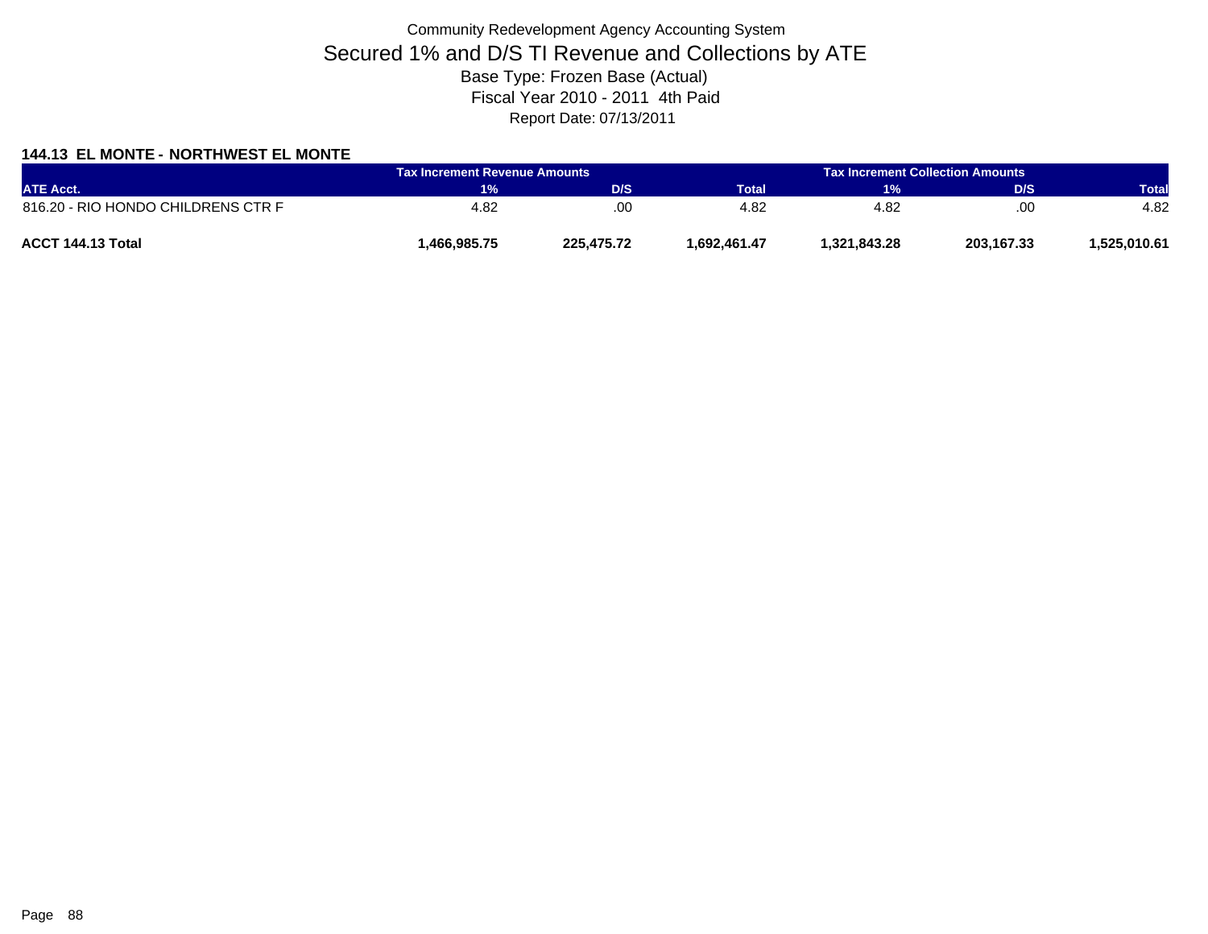Community Redevelopment Agency Accounting System

# Secured 1% and D/S TI Revenue and Collections by ATE

Base Type: Frozen Base (Actual)

Fiscal Year 2010 - 2011 4th Paid

Report Date: 07/13/2011

### 144.13 EL MONTE - NORTHWEST EL MONTE

| | Tax Increment Revenue Amounts | | | Tax Increment Collection Amounts | | |
|---|---|---|---|---|---|---|
| ATE Acct. | 1% | D/S | Total | 1% | D/S | Total |
| 816.20 - RIO HONDO CHILDRENS CTR F | 4.82 | .00 | 4.82 | 4.82 | .00 | 4.82 |
| **ACCT 144.13 Total** | **1,466,985.75** | **225,475.72** | **1,692,461.47** | **1,321,843.28** | **203,167.33** | **1,525,010.61** |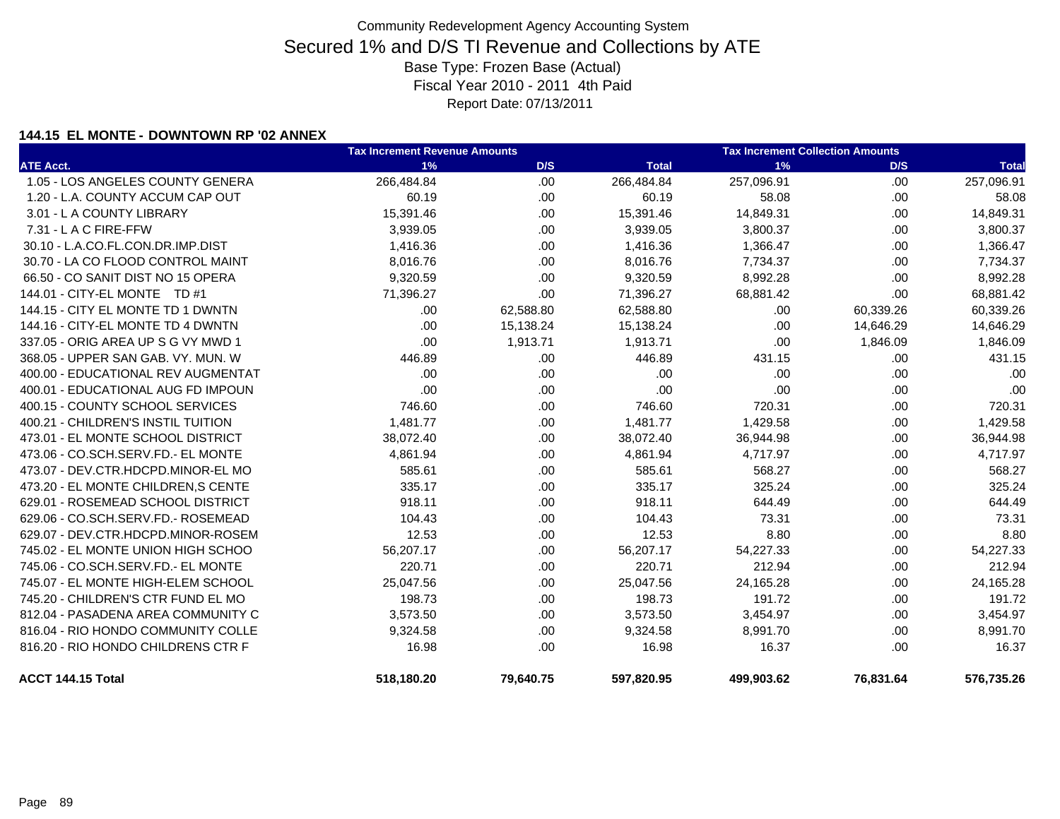# Community Redevelopment Agency Accounting System

## Secured 1% and D/S TI Revenue and Collections by ATE

Base Type: Frozen Base (Actual)

Fiscal Year 2010 - 2011 4th Paid

Report Date: 07/13/2011

### 144.15 EL MONTE - DOWNTOWN RP '02 ANNEX

| ATE Acct. | Tax Increment Revenue Amounts 1% | D/S | Total | Tax Increment Collection Amounts 1% | D/S | Total |
|---|---|---|---|---|---|---|
| 1.05 - LOS ANGELES COUNTY GENERA | 266,484.84 | .00 | 266,484.84 | 257,096.91 | .00 | 257,096.91 |
| 1.20 - L.A. COUNTY ACCUM CAP OUT | 60.19 | .00 | 60.19 | 58.08 | .00 | 58.08 |
| 3.01 - L A COUNTY LIBRARY | 15,391.46 | .00 | 15,391.46 | 14,849.31 | .00 | 14,849.31 |
| 7.31 - L A C FIRE-FFW | 3,939.05 | .00 | 3,939.05 | 3,800.37 | .00 | 3,800.37 |
| 30.10 - L.A.CO.FL.CON.DR.IMP.DIST | 1,416.36 | .00 | 1,416.36 | 1,366.47 | .00 | 1,366.47 |
| 30.70 - LA CO FLOOD CONTROL MAINT | 8,016.76 | .00 | 8,016.76 | 7,734.37 | .00 | 7,734.37 |
| 66.50 - CO SANIT DIST NO 15 OPERA | 9,320.59 | .00 | 9,320.59 | 8,992.28 | .00 | 8,992.28 |
| 144.01 - CITY-EL MONTE TD #1 | 71,396.27 | .00 | 71,396.27 | 68,881.42 | .00 | 68,881.42 |
| 144.15 - CITY EL MONTE TD 1 DWNTN | .00 | 62,588.80 | 62,588.80 | .00 | 60,339.26 | 60,339.26 |
| 144.16 - CITY-EL MONTE TD 4 DWNTN | .00 | 15,138.24 | 15,138.24 | .00 | 14,646.29 | 14,646.29 |
| 337.05 - ORIG AREA UP S G VY MWD 1 | .00 | 1,913.71 | 1,913.71 | .00 | 1,846.09 | 1,846.09 |
| 368.05 - UPPER SAN GAB. VY. MUN. W | 446.89 | .00 | 446.89 | 431.15 | .00 | 431.15 |
| 400.00 - EDUCATIONAL REV AUGMENTAT | .00 | .00 | .00 | .00 | .00 | .00 |
| 400.01 - EDUCATIONAL AUG FD IMPOUN | .00 | .00 | .00 | .00 | .00 | .00 |
| 400.15 - COUNTY SCHOOL SERVICES | 746.60 | .00 | 746.60 | 720.31 | .00 | 720.31 |
| 400.21 - CHILDREN'S INSTIL TUITION | 1,481.77 | .00 | 1,481.77 | 1,429.58 | .00 | 1,429.58 |
| 473.01 - EL MONTE SCHOOL DISTRICT | 38,072.40 | .00 | 38,072.40 | 36,944.98 | .00 | 36,944.98 |
| 473.06 - CO.SCH.SERV.FD.- EL MONTE | 4,861.94 | .00 | 4,861.94 | 4,717.97 | .00 | 4,717.97 |
| 473.07 - DEV.CTR.HDCPD.MINOR-EL MO | 585.61 | .00 | 585.61 | 568.27 | .00 | 568.27 |
| 473.20 - EL MONTE CHILDREN,S CENTE | 335.17 | .00 | 335.17 | 325.24 | .00 | 325.24 |
| 629.01 - ROSEMEAD SCHOOL DISTRICT | 918.11 | .00 | 918.11 | 644.49 | .00 | 644.49 |
| 629.06 - CO.SCH.SERV.FD.- ROSEMEAD | 104.43 | .00 | 104.43 | 73.31 | .00 | 73.31 |
| 629.07 - DEV.CTR.HDCPD.MINOR-ROSEM | 12.53 | .00 | 12.53 | 8.80 | .00 | 8.80 |
| 745.02 - EL MONTE UNION HIGH SCHOO | 56,207.17 | .00 | 56,207.17 | 54,227.33 | .00 | 54,227.33 |
| 745.06 - CO.SCH.SERV.FD.- EL MONTE | 220.71 | .00 | 220.71 | 212.94 | .00 | 212.94 |
| 745.07 - EL MONTE HIGH-ELEM SCHOOL | 25,047.56 | .00 | 25,047.56 | 24,165.28 | .00 | 24,165.28 |
| 745.20 - CHILDREN'S CTR FUND EL MO | 198.73 | .00 | 198.73 | 191.72 | .00 | 191.72 |
| 812.04 - PASADENA AREA COMMUNITY C | 3,573.50 | .00 | 3,573.50 | 3,454.97 | .00 | 3,454.97 |
| 816.04 - RIO HONDO COMMUNITY COLLE | 9,324.58 | .00 | 9,324.58 | 8,991.70 | .00 | 8,991.70 |
| 816.20 - RIO HONDO CHILDRENS CTR F | 16.98 | .00 | 16.98 | 16.37 | .00 | 16.37 |
| **ACCT 144.15 Total** | **518,180.20** | **79,640.75** | **597,820.95** | **499,903.62** | **76,831.64** | **576,735.26** |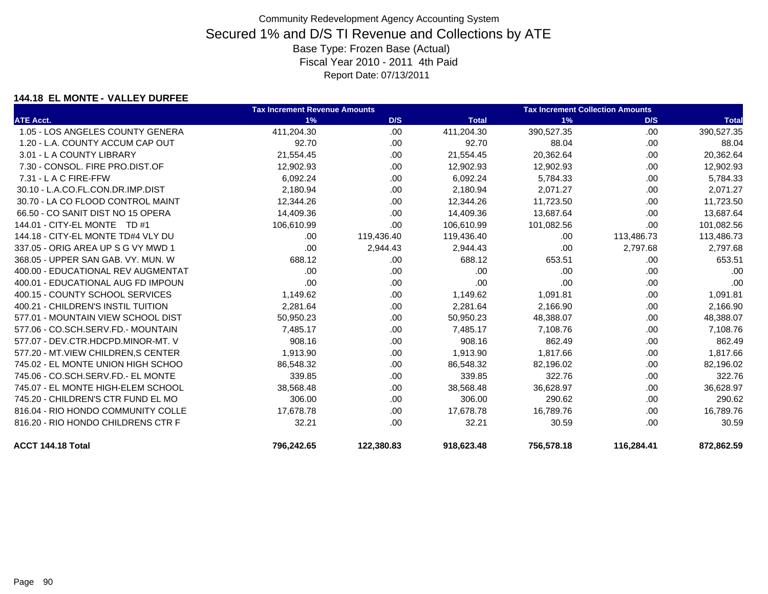# Community Redevelopment Agency Accounting System

## Secured 1% and D/S TI Revenue and Collections by ATE

Base Type: Frozen Base (Actual)

Fiscal Year 2010 - 2011 4th Paid

Report Date: 07/13/2011

### 144.18 EL MONTE - VALLEY DURFEE

| | Tax Increment Revenue Amounts | | | Tax Increment Collection Amounts | | |
|---|---|---|---|---|---|---|
| ATE Acct. | 1% | D/S | Total | 1% | D/S | Total |
| 1.05 - LOS ANGELES COUNTY GENERA | 411,204.30 | .00 | 411,204.30 | 390,527.35 | .00 | 390,527.35 |
| 1.20 - L.A. COUNTY ACCUM CAP OUT | 92.70 | .00 | 92.70 | 88.04 | .00 | 88.04 |
| 3.01 - L A COUNTY LIBRARY | 21,554.45 | .00 | 21,554.45 | 20,362.64 | .00 | 20,362.64 |
| 7.30 - CONSOL. FIRE PRO.DIST.OF | 12,902.93 | .00 | 12,902.93 | 12,902.93 | .00 | 12,902.93 |
| 7.31 - L A C FIRE-FFW | 6,092.24 | .00 | 6,092.24 | 5,784.33 | .00 | 5,784.33 |
| 30.10 - L.A.CO.FL.CON.DR.IMP.DIST | 2,180.94 | .00 | 2,180.94 | 2,071.27 | .00 | 2,071.27 |
| 30.70 - LA CO FLOOD CONTROL MAINT | 12,344.26 | .00 | 12,344.26 | 11,723.50 | .00 | 11,723.50 |
| 66.50 - CO SANIT DIST NO 15 OPERA | 14,409.36 | .00 | 14,409.36 | 13,687.64 | .00 | 13,687.64 |
| 144.01 - CITY-EL MONTE TD #1 | 106,610.99 | .00 | 106,610.99 | 101,082.56 | .00 | 101,082.56 |
| 144.18 - CITY-EL MONTE TD#4 VLY DU | .00 | 119,436.40 | 119,436.40 | .00 | 113,486.73 | 113,486.73 |
| 337.05 - ORIG AREA UP S G VY MWD 1 | .00 | 2,944.43 | 2,944.43 | .00 | 2,797.68 | 2,797.68 |
| 368.05 - UPPER SAN GAB. VY. MUN. W | 688.12 | .00 | 688.12 | 653.51 | .00 | 653.51 |
| 400.00 - EDUCATIONAL REV AUGMENTAT | .00 | .00 | .00 | .00 | .00 | .00 |
| 400.01 - EDUCATIONAL AUG FD IMPOUN | .00 | .00 | .00 | .00 | .00 | .00 |
| 400.15 - COUNTY SCHOOL SERVICES | 1,149.62 | .00 | 1,149.62 | 1,091.81 | .00 | 1,091.81 |
| 400.21 - CHILDREN'S INSTIL TUITION | 2,281.64 | .00 | 2,281.64 | 2,166.90 | .00 | 2,166.90 |
| 577.01 - MOUNTAIN VIEW SCHOOL DIST | 50,950.23 | .00 | 50,950.23 | 48,388.07 | .00 | 48,388.07 |
| 577.06 - CO.SCH.SERV.FD.- MOUNTAIN | 7,485.17 | .00 | 7,485.17 | 7,108.76 | .00 | 7,108.76 |
| 577.07 - DEV.CTR.HDCPD.MINOR-MT. V | 908.16 | .00 | 908.16 | 862.49 | .00 | 862.49 |
| 577.20 - MT.VIEW CHILDREN,S CENTER | 1,913.90 | .00 | 1,913.90 | 1,817.66 | .00 | 1,817.66 |
| 745.02 - EL MONTE UNION HIGH SCHOO | 86,548.32 | .00 | 86,548.32 | 82,196.02 | .00 | 82,196.02 |
| 745.06 - CO.SCH.SERV.FD.- EL MONTE | 339.85 | .00 | 339.85 | 322.76 | .00 | 322.76 |
| 745.07 - EL MONTE HIGH-ELEM SCHOOL | 38,568.48 | .00 | 38,568.48 | 36,628.97 | .00 | 36,628.97 |
| 745.20 - CHILDREN'S CTR FUND EL MO | 306.00 | .00 | 306.00 | 290.62 | .00 | 290.62 |
| 816.04 - RIO HONDO COMMUNITY COLLE | 17,678.78 | .00 | 17,678.78 | 16,789.76 | .00 | 16,789.76 |
| 816.20 - RIO HONDO CHILDRENS CTR F | 32.21 | .00 | 32.21 | 30.59 | .00 | 30.59 |
| **ACCT 144.18 Total** | **796,242.65** | **122,380.83** | **918,623.48** | **756,578.18** | **116,284.41** | **872,862.59** |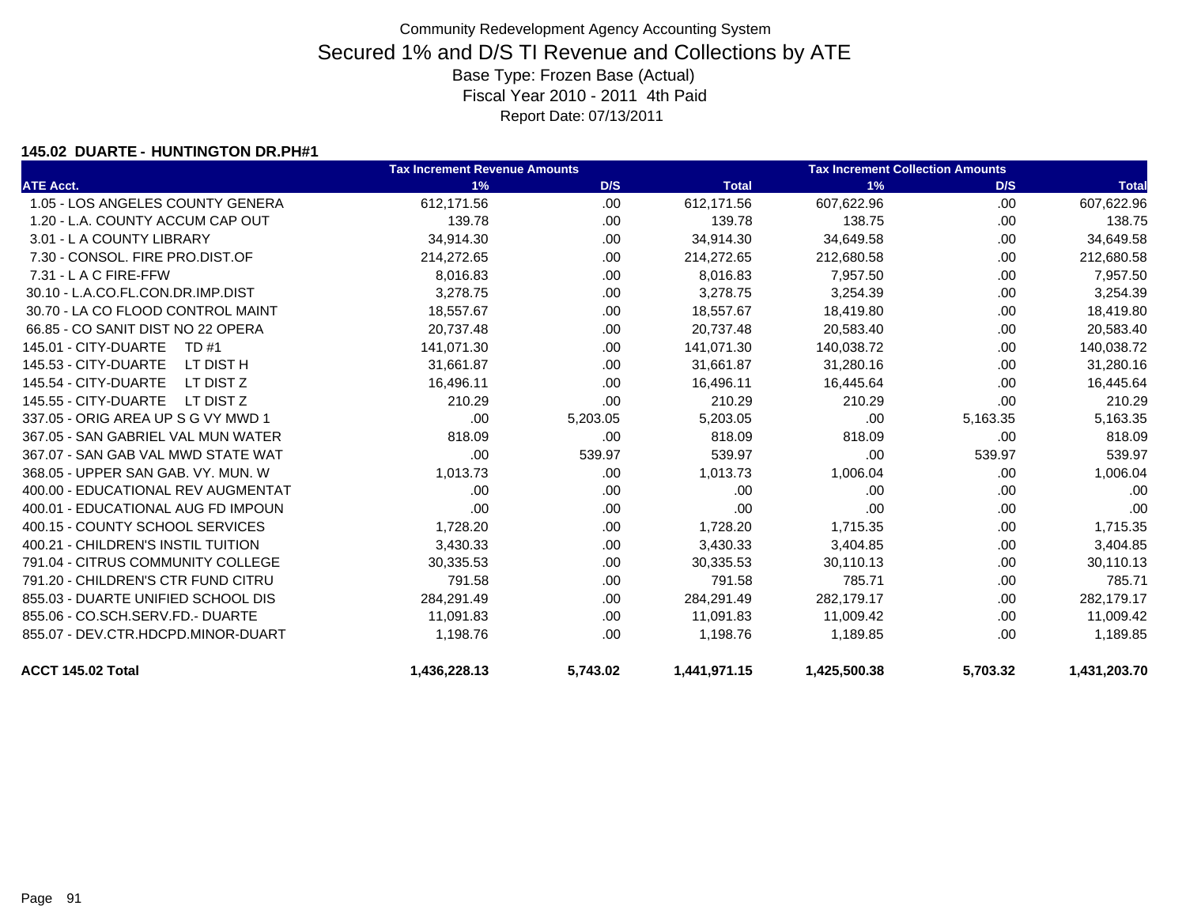Community Redevelopment Agency Accounting System

# Secured 1% and D/S TI Revenue and Collections by ATE

Base Type: Frozen Base (Actual)

Fiscal Year 2010 - 2011 4th Paid

Report Date: 07/13/2011

**145.02 DUARTE - HUNTINGTON DR.PH#1**

| | Tax Increment Revenue Amounts | | | Tax Increment Collection Amounts | | |
|---|---|---|---|---|---|---|
| **ATE Acct.** | **1%** | **D/S** | **Total** | **1%** | **D/S** | **Total** |
| 1.05 - LOS ANGELES COUNTY GENERA | 612,171.56 | .00 | 612,171.56 | 607,622.96 | .00 | 607,622.96 |
| 1.20 - L.A. COUNTY ACCUM CAP OUT | 139.78 | .00 | 139.78 | 138.75 | .00 | 138.75 |
| 3.01 - L A COUNTY LIBRARY | 34,914.30 | .00 | 34,914.30 | 34,649.58 | .00 | 34,649.58 |
| 7.30 - CONSOL. FIRE PRO.DIST.OF | 214,272.65 | .00 | 214,272.65 | 212,680.58 | .00 | 212,680.58 |
| 7.31 - L A C FIRE-FFW | 8,016.83 | .00 | 8,016.83 | 7,957.50 | .00 | 7,957.50 |
| 30.10 - L.A.CO.FL.CON.DR.IMP.DIST | 3,278.75 | .00 | 3,278.75 | 3,254.39 | .00 | 3,254.39 |
| 30.70 - LA CO FLOOD CONTROL MAINT | 18,557.67 | .00 | 18,557.67 | 18,419.80 | .00 | 18,419.80 |
| 66.85 - CO SANIT DIST NO 22 OPERA | 20,737.48 | .00 | 20,737.48 | 20,583.40 | .00 | 20,583.40 |
| 145.01 - CITY-DUARTE TD #1 | 141,071.30 | .00 | 141,071.30 | 140,038.72 | .00 | 140,038.72 |
| 145.53 - CITY-DUARTE LT DIST H | 31,661.87 | .00 | 31,661.87 | 31,280.16 | .00 | 31,280.16 |
| 145.54 - CITY-DUARTE LT DIST Z | 16,496.11 | .00 | 16,496.11 | 16,445.64 | .00 | 16,445.64 |
| 145.55 - CITY-DUARTE LT DIST Z | 210.29 | .00 | 210.29 | 210.29 | .00 | 210.29 |
| 337.05 - ORIG AREA UP S G VY MWD 1 | .00 | 5,203.05 | 5,203.05 | .00 | 5,163.35 | 5,163.35 |
| 367.05 - SAN GABRIEL VAL MUN WATER | 818.09 | .00 | 818.09 | 818.09 | .00 | 818.09 |
| 367.07 - SAN GAB VAL MWD STATE WAT | .00 | 539.97 | 539.97 | .00 | 539.97 | 539.97 |
| 368.05 - UPPER SAN GAB. VY. MUN. W | 1,013.73 | .00 | 1,013.73 | 1,006.04 | .00 | 1,006.04 |
| 400.00 - EDUCATIONAL REV AUGMENTAT | .00 | .00 | .00 | .00 | .00 | .00 |
| 400.01 - EDUCATIONAL AUG FD IMPOUN | .00 | .00 | .00 | .00 | .00 | .00 |
| 400.15 - COUNTY SCHOOL SERVICES | 1,728.20 | .00 | 1,728.20 | 1,715.35 | .00 | 1,715.35 |
| 400.21 - CHILDREN'S INSTIL TUITION | 3,430.33 | .00 | 3,430.33 | 3,404.85 | .00 | 3,404.85 |
| 791.04 - CITRUS COMMUNITY COLLEGE | 30,335.53 | .00 | 30,335.53 | 30,110.13 | .00 | 30,110.13 |
| 791.20 - CHILDREN'S CTR FUND CITRU | 791.58 | .00 | 791.58 | 785.71 | .00 | 785.71 |
| 855.03 - DUARTE UNIFIED SCHOOL DIS | 284,291.49 | .00 | 284,291.49 | 282,179.17 | .00 | 282,179.17 |
| 855.06 - CO.SCH.SERV.FD.- DUARTE | 11,091.83 | .00 | 11,091.83 | 11,009.42 | .00 | 11,009.42 |
| 855.07 - DEV.CTR.HDCPD.MINOR-DUART | 1,198.76 | .00 | 1,198.76 | 1,189.85 | .00 | 1,189.85 |
| **ACCT 145.02 Total** | **1,436,228.13** | **5,743.02** | **1,441,971.15** | **1,425,500.38** | **5,703.32** | **1,431,203.70** |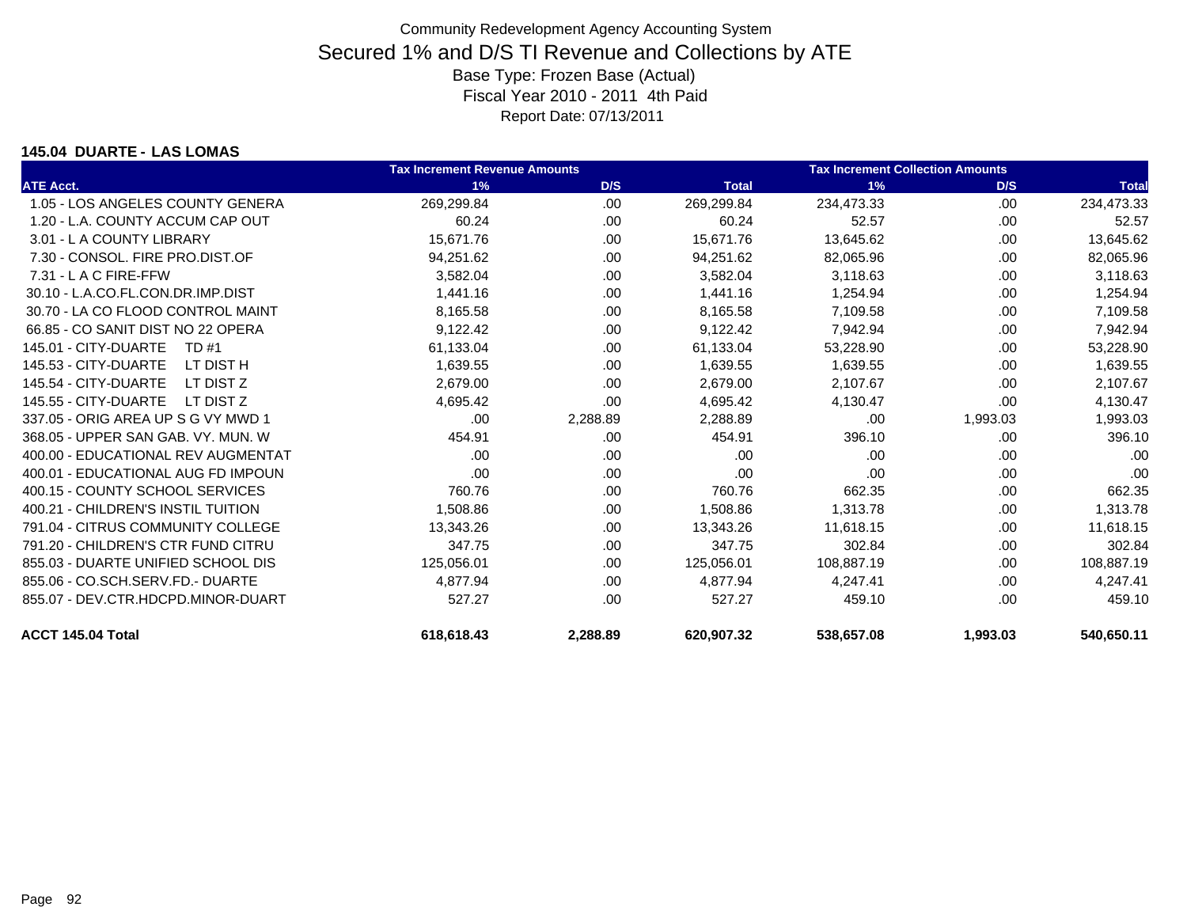Community Redevelopment Agency Accounting System

# Secured 1% and D/S TI Revenue and Collections by ATE

Base Type: Frozen Base (Actual)

Fiscal Year 2010 - 2011 4th Paid

Report Date: 07/13/2011

### 145.04 DUARTE - LAS LOMAS

| ATE Acct. | Tax Increment Revenue Amounts 1% | D/S | Total | Tax Increment Collection Amounts 1% | D/S | Total |
|---|---|---|---|---|---|---|
| 1.05 - LOS ANGELES COUNTY GENERA | 269,299.84 | .00 | 269,299.84 | 234,473.33 | .00 | 234,473.33 |
| 1.20 - L.A. COUNTY ACCUM CAP OUT | 60.24 | .00 | 60.24 | 52.57 | .00 | 52.57 |
| 3.01 - L A COUNTY LIBRARY | 15,671.76 | .00 | 15,671.76 | 13,645.62 | .00 | 13,645.62 |
| 7.30 - CONSOL. FIRE PRO.DIST.OF | 94,251.62 | .00 | 94,251.62 | 82,065.96 | .00 | 82,065.96 |
| 7.31 - L A C FIRE-FFW | 3,582.04 | .00 | 3,582.04 | 3,118.63 | .00 | 3,118.63 |
| 30.10 - L.A.CO.FL.CON.DR.IMP.DIST | 1,441.16 | .00 | 1,441.16 | 1,254.94 | .00 | 1,254.94 |
| 30.70 - LA CO FLOOD CONTROL MAINT | 8,165.58 | .00 | 8,165.58 | 7,109.58 | .00 | 7,109.58 |
| 66.85 - CO SANIT DIST NO 22 OPERA | 9,122.42 | .00 | 9,122.42 | 7,942.94 | .00 | 7,942.94 |
| 145.01 - CITY-DUARTE TD #1 | 61,133.04 | .00 | 61,133.04 | 53,228.90 | .00 | 53,228.90 |
| 145.53 - CITY-DUARTE LT DIST H | 1,639.55 | .00 | 1,639.55 | 1,639.55 | .00 | 1,639.55 |
| 145.54 - CITY-DUARTE LT DIST Z | 2,679.00 | .00 | 2,679.00 | 2,107.67 | .00 | 2,107.67 |
| 145.55 - CITY-DUARTE LT DIST Z | 4,695.42 | .00 | 4,695.42 | 4,130.47 | .00 | 4,130.47 |
| 337.05 - ORIG AREA UP S G VY MWD 1 | .00 | 2,288.89 | 2,288.89 | .00 | 1,993.03 | 1,993.03 |
| 368.05 - UPPER SAN GAB. VY. MUN. W | 454.91 | .00 | 454.91 | 396.10 | .00 | 396.10 |
| 400.00 - EDUCATIONAL REV AUGMENTAT | .00 | .00 | .00 | .00 | .00 | .00 |
| 400.01 - EDUCATIONAL AUG FD IMPOUN | .00 | .00 | .00 | .00 | .00 | .00 |
| 400.15 - COUNTY SCHOOL SERVICES | 760.76 | .00 | 760.76 | 662.35 | .00 | 662.35 |
| 400.21 - CHILDREN'S INSTIL TUITION | 1,508.86 | .00 | 1,508.86 | 1,313.78 | .00 | 1,313.78 |
| 791.04 - CITRUS COMMUNITY COLLEGE | 13,343.26 | .00 | 13,343.26 | 11,618.15 | .00 | 11,618.15 |
| 791.20 - CHILDREN'S CTR FUND CITRU | 347.75 | .00 | 347.75 | 302.84 | .00 | 302.84 |
| 855.03 - DUARTE UNIFIED SCHOOL DIS | 125,056.01 | .00 | 125,056.01 | 108,887.19 | .00 | 108,887.19 |
| 855.06 - CO.SCH.SERV.FD.- DUARTE | 4,877.94 | .00 | 4,877.94 | 4,247.41 | .00 | 4,247.41 |
| 855.07 - DEV.CTR.HDCPD.MINOR-DUART | 527.27 | .00 | 527.27 | 459.10 | .00 | 459.10 |
| **ACCT 145.04 Total** | **618,618.43** | **2,288.89** | **620,907.32** | **538,657.08** | **1,993.03** | **540,650.11** |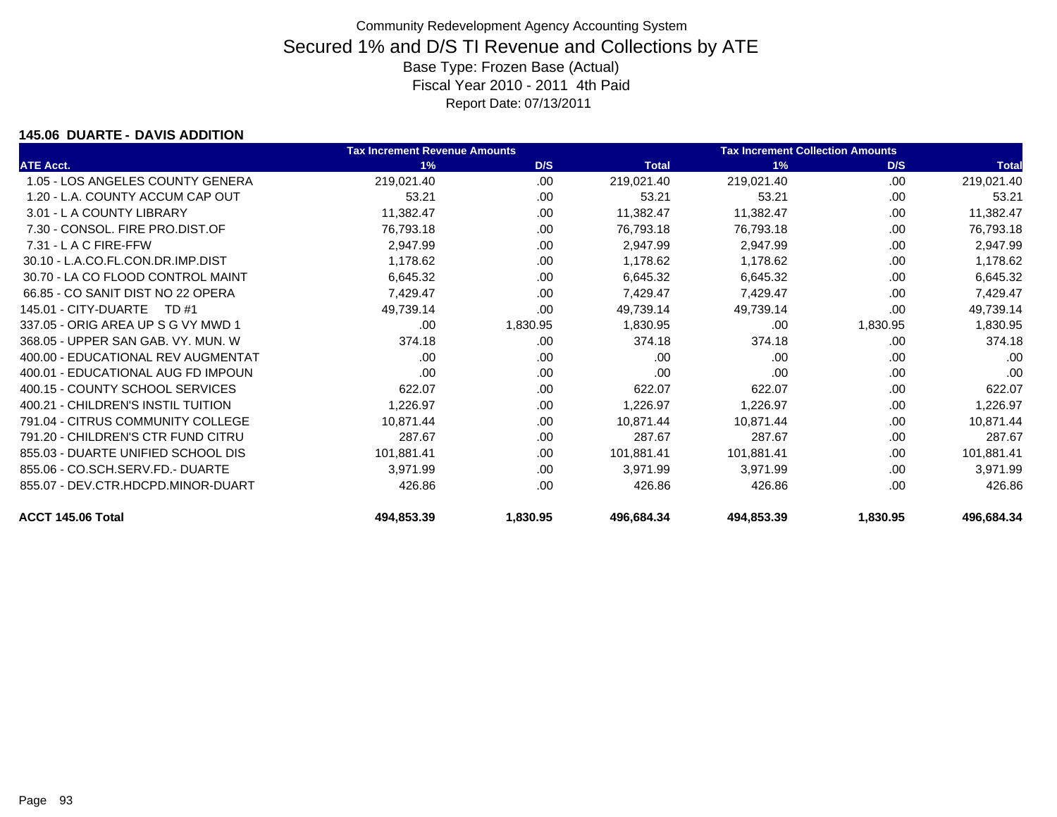Community Redevelopment Agency Accounting System

# Secured 1% and D/S TI Revenue and Collections by ATE

Base Type: Frozen Base (Actual)

Fiscal Year 2010 - 2011 4th Paid

Report Date: 07/13/2011

### 145.06 DUARTE - DAVIS ADDITION

| | Tax Increment Revenue Amounts | | | Tax Increment Collection Amounts | | |
|---|---|---|---|---|---|---|
| ATE Acct. | 1% | D/S | Total | 1% | D/S | Total |
| 1.05 - LOS ANGELES COUNTY GENERA | 219,021.40 | .00 | 219,021.40 | 219,021.40 | .00 | 219,021.40 |
| 1.20 - L.A. COUNTY ACCUM CAP OUT | 53.21 | .00 | 53.21 | 53.21 | .00 | 53.21 |
| 3.01 - L A COUNTY LIBRARY | 11,382.47 | .00 | 11,382.47 | 11,382.47 | .00 | 11,382.47 |
| 7.30 - CONSOL. FIRE PRO.DIST.OF | 76,793.18 | .00 | 76,793.18 | 76,793.18 | .00 | 76,793.18 |
| 7.31 - L A C FIRE-FFW | 2,947.99 | .00 | 2,947.99 | 2,947.99 | .00 | 2,947.99 |
| 30.10 - L.A.CO.FL.CON.DR.IMP.DIST | 1,178.62 | .00 | 1,178.62 | 1,178.62 | .00 | 1,178.62 |
| 30.70 - LA CO FLOOD CONTROL MAINT | 6,645.32 | .00 | 6,645.32 | 6,645.32 | .00 | 6,645.32 |
| 66.85 - CO SANIT DIST NO 22 OPERA | 7,429.47 | .00 | 7,429.47 | 7,429.47 | .00 | 7,429.47 |
| 145.01 - CITY-DUARTE TD #1 | 49,739.14 | .00 | 49,739.14 | 49,739.14 | .00 | 49,739.14 |
| 337.05 - ORIG AREA UP S G VY MWD 1 | .00 | 1,830.95 | 1,830.95 | .00 | 1,830.95 | 1,830.95 |
| 368.05 - UPPER SAN GAB. VY. MUN. W | 374.18 | .00 | 374.18 | 374.18 | .00 | 374.18 |
| 400.00 - EDUCATIONAL REV AUGMENTAT | .00 | .00 | .00 | .00 | .00 | .00 |
| 400.01 - EDUCATIONAL AUG FD IMPOUN | .00 | .00 | .00 | .00 | .00 | .00 |
| 400.15 - COUNTY SCHOOL SERVICES | 622.07 | .00 | 622.07 | 622.07 | .00 | 622.07 |
| 400.21 - CHILDREN'S INSTIL TUITION | 1,226.97 | .00 | 1,226.97 | 1,226.97 | .00 | 1,226.97 |
| 791.04 - CITRUS COMMUNITY COLLEGE | 10,871.44 | .00 | 10,871.44 | 10,871.44 | .00 | 10,871.44 |
| 791.20 - CHILDREN'S CTR FUND CITRU | 287.67 | .00 | 287.67 | 287.67 | .00 | 287.67 |
| 855.03 - DUARTE UNIFIED SCHOOL DIS | 101,881.41 | .00 | 101,881.41 | 101,881.41 | .00 | 101,881.41 |
| 855.06 - CO.SCH.SERV.FD.- DUARTE | 3,971.99 | .00 | 3,971.99 | 3,971.99 | .00 | 3,971.99 |
| 855.07 - DEV.CTR.HDCPD.MINOR-DUART | 426.86 | .00 | 426.86 | 426.86 | .00 | 426.86 |
| **ACCT 145.06 Total** | **494,853.39** | **1,830.95** | **496,684.34** | **494,853.39** | **1,830.95** | **496,684.34** |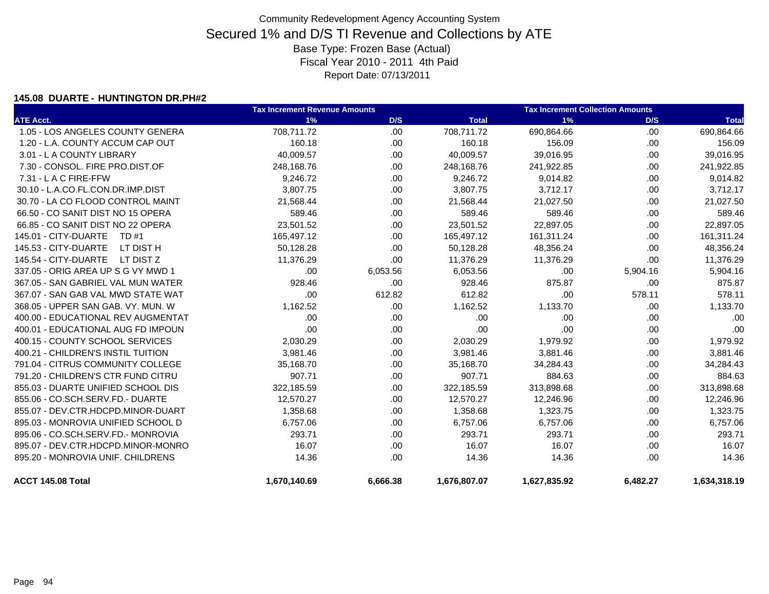# Community Redevelopment Agency Accounting System

## Secured 1% and D/S TI Revenue and Collections by ATE

Base Type: Frozen Base (Actual)
Fiscal Year 2010 - 2011 4th Paid
Report Date: 07/13/2011

### 145.08 DUARTE - HUNTINGTON DR.PH#2

| | Tax Increment Revenue Amounts | | | Tax Increment Collection Amounts | | |
|---|---|---|---|---|---|---|
| ATE Acct. | 1% | D/S | Total | 1% | D/S | Total |
| 1.05 - LOS ANGELES COUNTY GENERA | 708,711.72 | .00 | 708,711.72 | 690,864.66 | .00 | 690,864.66 |
| 1.20 - L.A. COUNTY ACCUM CAP OUT | 160.18 | .00 | 160.18 | 156.09 | .00 | 156.09 |
| 3.01 - L A COUNTY LIBRARY | 40,009.57 | .00 | 40,009.57 | 39,016.95 | .00 | 39,016.95 |
| 7.30 - CONSOL. FIRE PRO.DIST.OF | 248,168.76 | .00 | 248,168.76 | 241,922.85 | .00 | 241,922.85 |
| 7.31 - L A C FIRE-FFW | 9,246.72 | .00 | 9,246.72 | 9,014.82 | .00 | 9,014.82 |
| 30.10 - L.A.CO.FL.CON.DR.IMP.DIST | 3,807.75 | .00 | 3,807.75 | 3,712.17 | .00 | 3,712.17 |
| 30.70 - LA CO FLOOD CONTROL MAINT | 21,568.44 | .00 | 21,568.44 | 21,027.50 | .00 | 21,027.50 |
| 66.50 - CO SANIT DIST NO 15 OPERA | 589.46 | .00 | 589.46 | 589.46 | .00 | 589.46 |
| 66.85 - CO SANIT DIST NO 22 OPERA | 23,501.52 | .00 | 23,501.52 | 22,897.05 | .00 | 22,897.05 |
| 145.01 - CITY-DUARTE TD #1 | 165,497.12 | .00 | 165,497.12 | 161,311.24 | .00 | 161,311.24 |
| 145.53 - CITY-DUARTE LT DIST H | 50,128.28 | .00 | 50,128.28 | 48,356.24 | .00 | 48,356.24 |
| 145.54 - CITY-DUARTE LT DIST Z | 11,376.29 | .00 | 11,376.29 | 11,376.29 | .00 | 11,376.29 |
| 337.05 - ORIG AREA UP S G VY MWD 1 | .00 | 6,053.56 | 6,053.56 | .00 | 5,904.16 | 5,904.16 |
| 367.05 - SAN GABRIEL VAL MUN WATER | 928.46 | .00 | 928.46 | 875.87 | .00 | 875.87 |
| 367.07 - SAN GAB VAL MWD STATE WAT | .00 | 612.82 | 612.82 | .00 | 578.11 | 578.11 |
| 368.05 - UPPER SAN GAB. VY. MUN. W | 1,162.52 | .00 | 1,162.52 | 1,133.70 | .00 | 1,133.70 |
| 400.00 - EDUCATIONAL REV AUGMENTAT | .00 | .00 | .00 | .00 | .00 | .00 |
| 400.01 - EDUCATIONAL AUG FD IMPOUN | .00 | .00 | .00 | .00 | .00 | .00 |
| 400.15 - COUNTY SCHOOL SERVICES | 2,030.29 | .00 | 2,030.29 | 1,979.92 | .00 | 1,979.92 |
| 400.21 - CHILDREN'S INSTIL TUITION | 3,981.46 | .00 | 3,981.46 | 3,881.46 | .00 | 3,881.46 |
| 791.04 - CITRUS COMMUNITY COLLEGE | 35,168.70 | .00 | 35,168.70 | 34,284.43 | .00 | 34,284.43 |
| 791.20 - CHILDREN'S CTR FUND CITRU | 907.71 | .00 | 907.71 | 884.63 | .00 | 884.63 |
| 855.03 - DUARTE UNIFIED SCHOOL DIS | 322,185.59 | .00 | 322,185.59 | 313,898.68 | .00 | 313,898.68 |
| 855.06 - CO.SCH.SERV.FD.- DUARTE | 12,570.27 | .00 | 12,570.27 | 12,246.96 | .00 | 12,246.96 |
| 855.07 - DEV.CTR.HDCPD.MINOR-DUART | 1,358.68 | .00 | 1,358.68 | 1,323.75 | .00 | 1,323.75 |
| 895.03 - MONROVIA UNIFIED SCHOOL D | 6,757.06 | .00 | 6,757.06 | 6,757.06 | .00 | 6,757.06 |
| 895.06 - CO.SCH.SERV.FD.- MONROVIA | 293.71 | .00 | 293.71 | 293.71 | .00 | 293.71 |
| 895.07 - DEV.CTR.HDCPD.MINOR-MONRO | 16.07 | .00 | 16.07 | 16.07 | .00 | 16.07 |
| 895.20 - MONROVIA UNIF. CHILDRENS | 14.36 | .00 | 14.36 | 14.36 | .00 | 14.36 |
| **ACCT 145.08 Total** | **1,670,140.69** | **6,666.38** | **1,676,807.07** | **1,627,835.92** | **6,482.27** | **1,634,318.19** |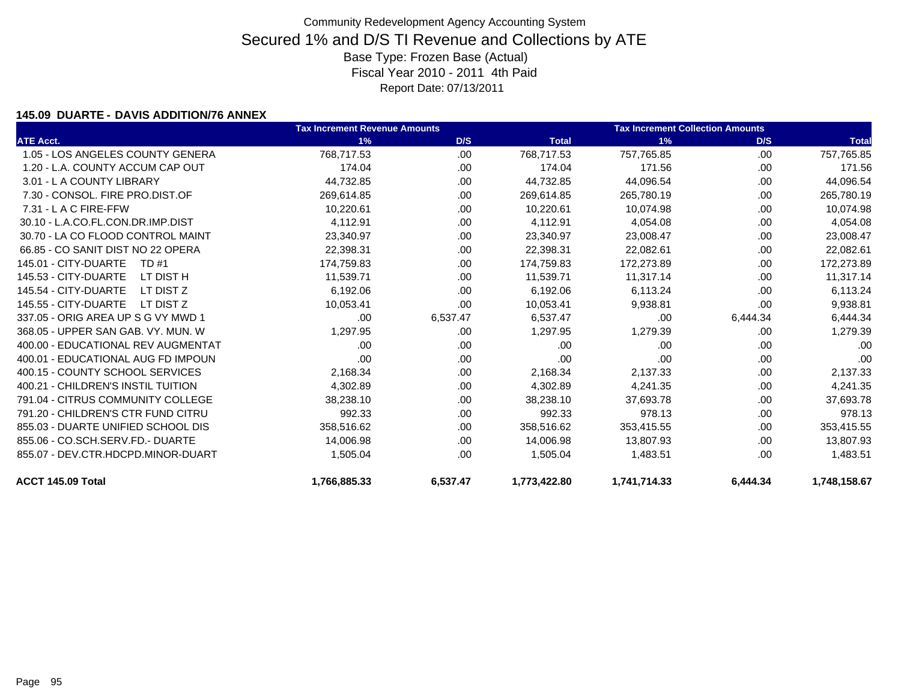Community Redevelopment Agency Accounting System

# Secured 1% and D/S TI Revenue and Collections by ATE

Base Type: Frozen Base (Actual)

Fiscal Year 2010 - 2011 4th Paid

Report Date: 07/13/2011

### 145.09 DUARTE - DAVIS ADDITION/76 ANNEX

| | Tax Increment Revenue Amounts | | | Tax Increment Collection Amounts | | |
|---|---|---|---|---|---|---|
| **ATE Acct.** | **1%** | **D/S** | **Total** | **1%** | **D/S** | **Total** |
| 1.05 - LOS ANGELES COUNTY GENERA | 768,717.53 | .00 | 768,717.53 | 757,765.85 | .00 | 757,765.85 |
| 1.20 - L.A. COUNTY ACCUM CAP OUT | 174.04 | .00 | 174.04 | 171.56 | .00 | 171.56 |
| 3.01 - L A COUNTY LIBRARY | 44,732.85 | .00 | 44,732.85 | 44,096.54 | .00 | 44,096.54 |
| 7.30 - CONSOL. FIRE PRO.DIST.OF | 269,614.85 | .00 | 269,614.85 | 265,780.19 | .00 | 265,780.19 |
| 7.31 - L A C FIRE-FFW | 10,220.61 | .00 | 10,220.61 | 10,074.98 | .00 | 10,074.98 |
| 30.10 - L.A.CO.FL.CON.DR.IMP.DIST | 4,112.91 | .00 | 4,112.91 | 4,054.08 | .00 | 4,054.08 |
| 30.70 - LA CO FLOOD CONTROL MAINT | 23,340.97 | .00 | 23,340.97 | 23,008.47 | .00 | 23,008.47 |
| 66.85 - CO SANIT DIST NO 22 OPERA | 22,398.31 | .00 | 22,398.31 | 22,082.61 | .00 | 22,082.61 |
| 145.01 - CITY-DUARTE TD #1 | 174,759.83 | .00 | 174,759.83 | 172,273.89 | .00 | 172,273.89 |
| 145.53 - CITY-DUARTE LT DIST H | 11,539.71 | .00 | 11,539.71 | 11,317.14 | .00 | 11,317.14 |
| 145.54 - CITY-DUARTE LT DIST Z | 6,192.06 | .00 | 6,192.06 | 6,113.24 | .00 | 6,113.24 |
| 145.55 - CITY-DUARTE LT DIST Z | 10,053.41 | .00 | 10,053.41 | 9,938.81 | .00 | 9,938.81 |
| 337.05 - ORIG AREA UP S G VY MWD 1 | .00 | 6,537.47 | 6,537.47 | .00 | 6,444.34 | 6,444.34 |
| 368.05 - UPPER SAN GAB. VY. MUN. W | 1,297.95 | .00 | 1,297.95 | 1,279.39 | .00 | 1,279.39 |
| 400.00 - EDUCATIONAL REV AUGMENTAT | .00 | .00 | .00 | .00 | .00 | .00 |
| 400.01 - EDUCATIONAL AUG FD IMPOUN | .00 | .00 | .00 | .00 | .00 | .00 |
| 400.15 - COUNTY SCHOOL SERVICES | 2,168.34 | .00 | 2,168.34 | 2,137.33 | .00 | 2,137.33 |
| 400.21 - CHILDREN'S INSTIL TUITION | 4,302.89 | .00 | 4,302.89 | 4,241.35 | .00 | 4,241.35 |
| 791.04 - CITRUS COMMUNITY COLLEGE | 38,238.10 | .00 | 38,238.10 | 37,693.78 | .00 | 37,693.78 |
| 791.20 - CHILDREN'S CTR FUND CITRU | 992.33 | .00 | 992.33 | 978.13 | .00 | 978.13 |
| 855.03 - DUARTE UNIFIED SCHOOL DIS | 358,516.62 | .00 | 358,516.62 | 353,415.55 | .00 | 353,415.55 |
| 855.06 - CO.SCH.SERV.FD.- DUARTE | 14,006.98 | .00 | 14,006.98 | 13,807.93 | .00 | 13,807.93 |
| 855.07 - DEV.CTR.HDCPD.MINOR-DUART | 1,505.04 | .00 | 1,505.04 | 1,483.51 | .00 | 1,483.51 |
| **ACCT 145.09 Total** | **1,766,885.33** | **6,537.47** | **1,773,422.80** | **1,741,714.33** | **6,444.34** | **1,748,158.67** |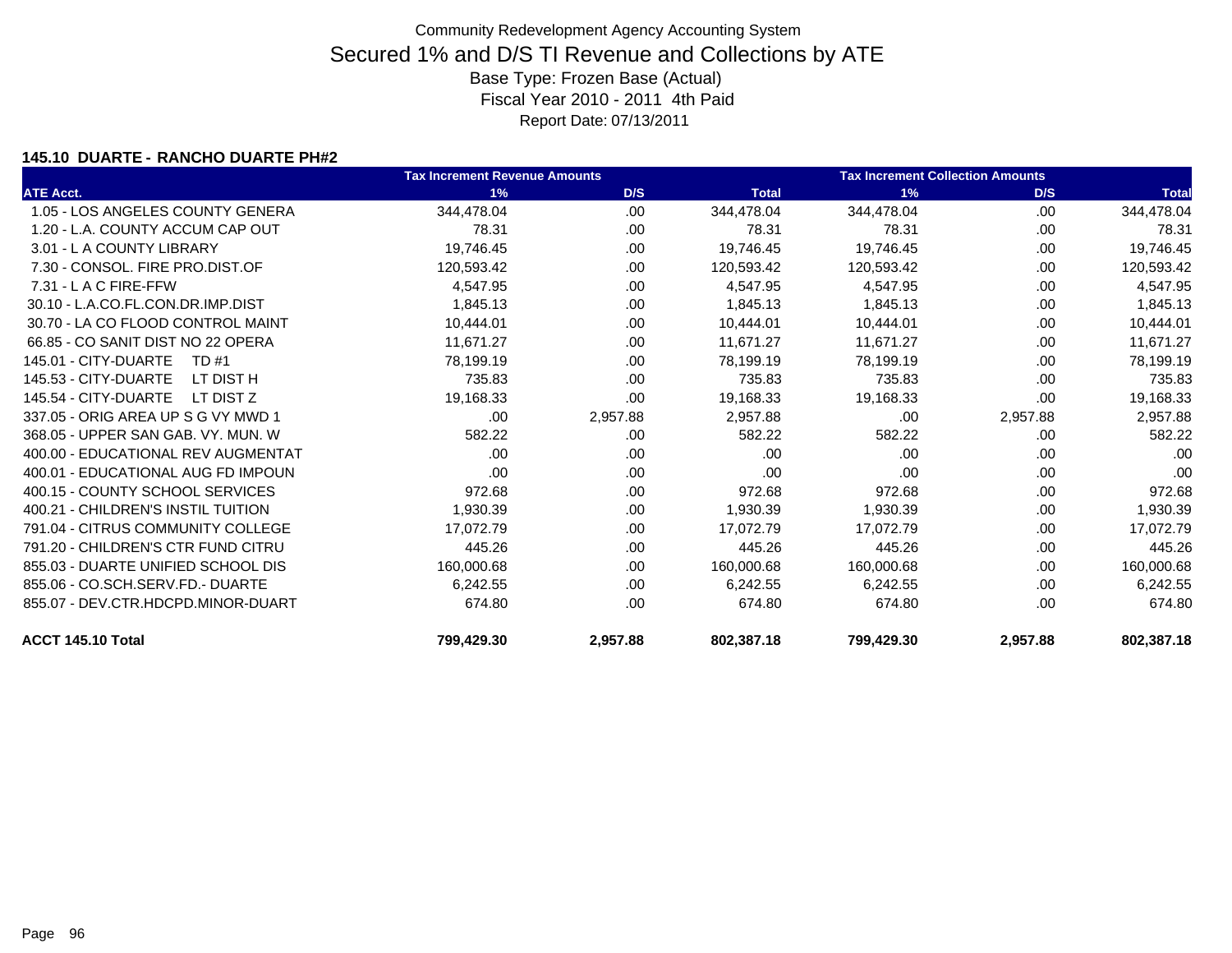Community Redevelopment Agency Accounting System

# Secured 1% and D/S TI Revenue and Collections by ATE

Base Type: Frozen Base (Actual)

Fiscal Year 2010 - 2011 4th Paid

Report Date: 07/13/2011

### 145.10 DUARTE - RANCHO DUARTE PH#2

| ATE Acct. | Tax Increment Revenue Amounts 1% | D/S | Total | Tax Increment Collection Amounts 1% | D/S | Total |
|---|---|---|---|---|---|---|
| 1.05 - LOS ANGELES COUNTY GENERA | 344,478.04 | .00 | 344,478.04 | 344,478.04 | .00 | 344,478.04 |
| 1.20 - L.A. COUNTY ACCUM CAP OUT | 78.31 | .00 | 78.31 | 78.31 | .00 | 78.31 |
| 3.01 - L A COUNTY LIBRARY | 19,746.45 | .00 | 19,746.45 | 19,746.45 | .00 | 19,746.45 |
| 7.30 - CONSOL. FIRE PRO.DIST.OF | 120,593.42 | .00 | 120,593.42 | 120,593.42 | .00 | 120,593.42 |
| 7.31 - L A C FIRE-FFW | 4,547.95 | .00 | 4,547.95 | 4,547.95 | .00 | 4,547.95 |
| 30.10 - L.A.CO.FL.CON.DR.IMP.DIST | 1,845.13 | .00 | 1,845.13 | 1,845.13 | .00 | 1,845.13 |
| 30.70 - LA CO FLOOD CONTROL MAINT | 10,444.01 | .00 | 10,444.01 | 10,444.01 | .00 | 10,444.01 |
| 66.85 - CO SANIT DIST NO 22 OPERA | 11,671.27 | .00 | 11,671.27 | 11,671.27 | .00 | 11,671.27 |
| 145.01 - CITY-DUARTE TD #1 | 78,199.19 | .00 | 78,199.19 | 78,199.19 | .00 | 78,199.19 |
| 145.53 - CITY-DUARTE LT DIST H | 735.83 | .00 | 735.83 | 735.83 | .00 | 735.83 |
| 145.54 - CITY-DUARTE LT DIST Z | 19,168.33 | .00 | 19,168.33 | 19,168.33 | .00 | 19,168.33 |
| 337.05 - ORIG AREA UP S G VY MWD 1 | .00 | 2,957.88 | 2,957.88 | .00 | 2,957.88 | 2,957.88 |
| 368.05 - UPPER SAN GAB. VY. MUN. W | 582.22 | .00 | 582.22 | 582.22 | .00 | 582.22 |
| 400.00 - EDUCATIONAL REV AUGMENTAT | .00 | .00 | .00 | .00 | .00 | .00 |
| 400.01 - EDUCATIONAL AUG FD IMPOUN | .00 | .00 | .00 | .00 | .00 | .00 |
| 400.15 - COUNTY SCHOOL SERVICES | 972.68 | .00 | 972.68 | 972.68 | .00 | 972.68 |
| 400.21 - CHILDREN'S INSTIL TUITION | 1,930.39 | .00 | 1,930.39 | 1,930.39 | .00 | 1,930.39 |
| 791.04 - CITRUS COMMUNITY COLLEGE | 17,072.79 | .00 | 17,072.79 | 17,072.79 | .00 | 17,072.79 |
| 791.20 - CHILDREN'S CTR FUND CITRU | 445.26 | .00 | 445.26 | 445.26 | .00 | 445.26 |
| 855.03 - DUARTE UNIFIED SCHOOL DIS | 160,000.68 | .00 | 160,000.68 | 160,000.68 | .00 | 160,000.68 |
| 855.06 - CO.SCH.SERV.FD.- DUARTE | 6,242.55 | .00 | 6,242.55 | 6,242.55 | .00 | 6,242.55 |
| 855.07 - DEV.CTR.HDCPD.MINOR-DUART | 674.80 | .00 | 674.80 | 674.80 | .00 | 674.80 |
| **ACCT 145.10 Total** | **799,429.30** | **2,957.88** | **802,387.18** | **799,429.30** | **2,957.88** | **802,387.18** |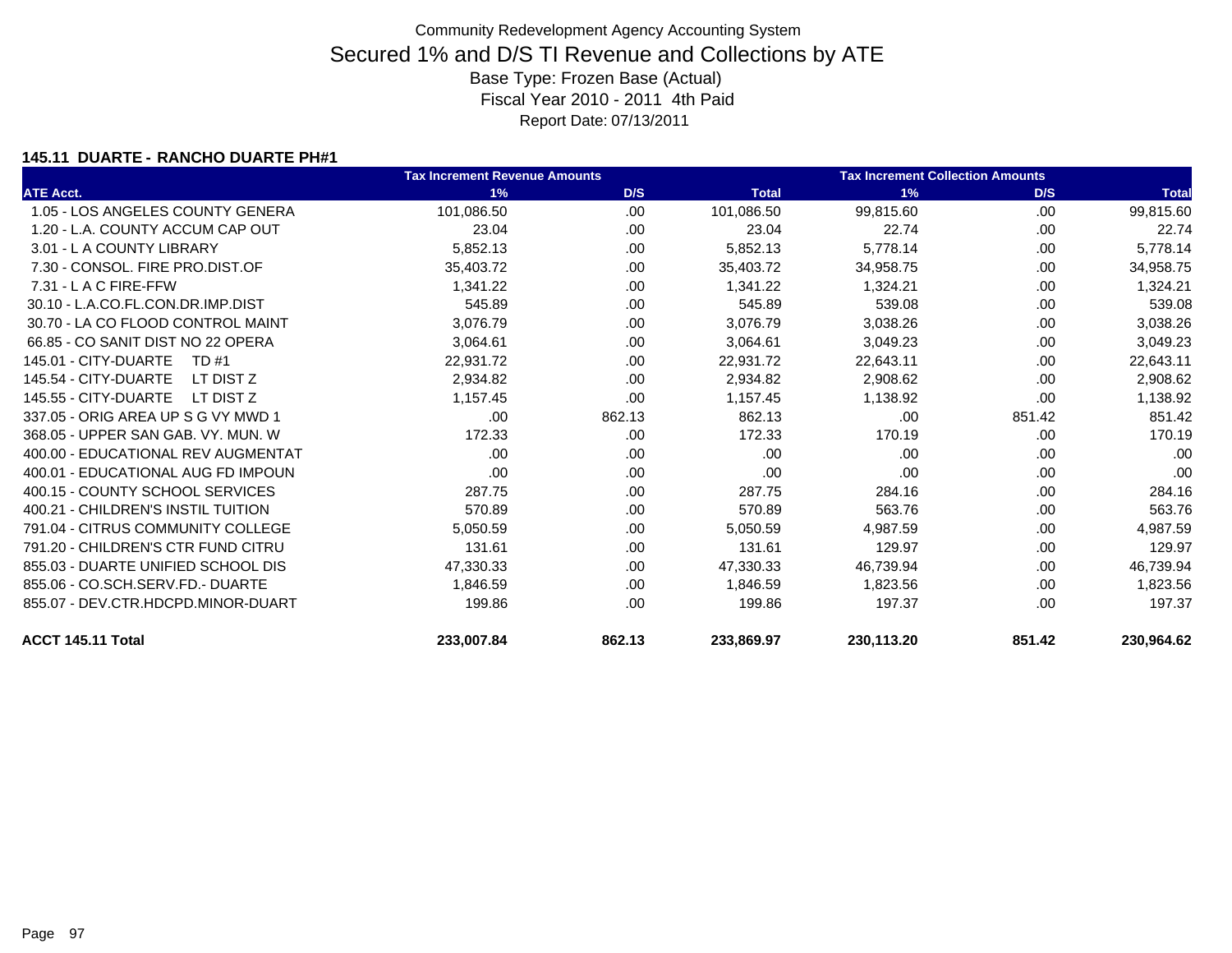Community Redevelopment Agency Accounting System

# Secured 1% and D/S TI Revenue and Collections by ATE

Base Type: Frozen Base (Actual)

Fiscal Year 2010 - 2011 4th Paid

Report Date: 07/13/2011

**145.11 DUARTE - RANCHO DUARTE PH#1**

| | Tax Increment Revenue Amounts | | | Tax Increment Collection Amounts | | |
|---|---|---|---|---|---|---|
| **ATE Acct.** | **1%** | **D/S** | **Total** | **1%** | **D/S** | **Total** |
| 1.05 - LOS ANGELES COUNTY GENERA | 101,086.50 | .00 | 101,086.50 | 99,815.60 | .00 | 99,815.60 |
| 1.20 - L.A. COUNTY ACCUM CAP OUT | 23.04 | .00 | 23.04 | 22.74 | .00 | 22.74 |
| 3.01 - L A COUNTY LIBRARY | 5,852.13 | .00 | 5,852.13 | 5,778.14 | .00 | 5,778.14 |
| 7.30 - CONSOL. FIRE PRO.DIST.OF | 35,403.72 | .00 | 35,403.72 | 34,958.75 | .00 | 34,958.75 |
| 7.31 - L A C FIRE-FFW | 1,341.22 | .00 | 1,341.22 | 1,324.21 | .00 | 1,324.21 |
| 30.10 - L.A.CO.FL.CON.DR.IMP.DIST | 545.89 | .00 | 545.89 | 539.08 | .00 | 539.08 |
| 30.70 - LA CO FLOOD CONTROL MAINT | 3,076.79 | .00 | 3,076.79 | 3,038.26 | .00 | 3,038.26 |
| 66.85 - CO SANIT DIST NO 22 OPERA | 3,064.61 | .00 | 3,064.61 | 3,049.23 | .00 | 3,049.23 |
| 145.01 - CITY-DUARTE TD #1 | 22,931.72 | .00 | 22,931.72 | 22,643.11 | .00 | 22,643.11 |
| 145.54 - CITY-DUARTE LT DIST Z | 2,934.82 | .00 | 2,934.82 | 2,908.62 | .00 | 2,908.62 |
| 145.55 - CITY-DUARTE LT DIST Z | 1,157.45 | .00 | 1,157.45 | 1,138.92 | .00 | 1,138.92 |
| 337.05 - ORIG AREA UP S G VY MWD 1 | .00 | 862.13 | 862.13 | .00 | 851.42 | 851.42 |
| 368.05 - UPPER SAN GAB. VY. MUN. W | 172.33 | .00 | 172.33 | 170.19 | .00 | 170.19 |
| 400.00 - EDUCATIONAL REV AUGMENTAT | .00 | .00 | .00 | .00 | .00 | .00 |
| 400.01 - EDUCATIONAL AUG FD IMPOUN | .00 | .00 | .00 | .00 | .00 | .00 |
| 400.15 - COUNTY SCHOOL SERVICES | 287.75 | .00 | 287.75 | 284.16 | .00 | 284.16 |
| 400.21 - CHILDREN'S INSTIL TUITION | 570.89 | .00 | 570.89 | 563.76 | .00 | 563.76 |
| 791.04 - CITRUS COMMUNITY COLLEGE | 5,050.59 | .00 | 5,050.59 | 4,987.59 | .00 | 4,987.59 |
| 791.20 - CHILDREN'S CTR FUND CITRU | 131.61 | .00 | 131.61 | 129.97 | .00 | 129.97 |
| 855.03 - DUARTE UNIFIED SCHOOL DIS | 47,330.33 | .00 | 47,330.33 | 46,739.94 | .00 | 46,739.94 |
| 855.06 - CO.SCH.SERV.FD.- DUARTE | 1,846.59 | .00 | 1,846.59 | 1,823.56 | .00 | 1,823.56 |
| 855.07 - DEV.CTR.HDCPD.MINOR-DUART | 199.86 | .00 | 199.86 | 197.37 | .00 | 197.37 |
| **ACCT 145.11 Total** | **233,007.84** | **862.13** | **233,869.97** | **230,113.20** | **851.42** | **230,964.62** |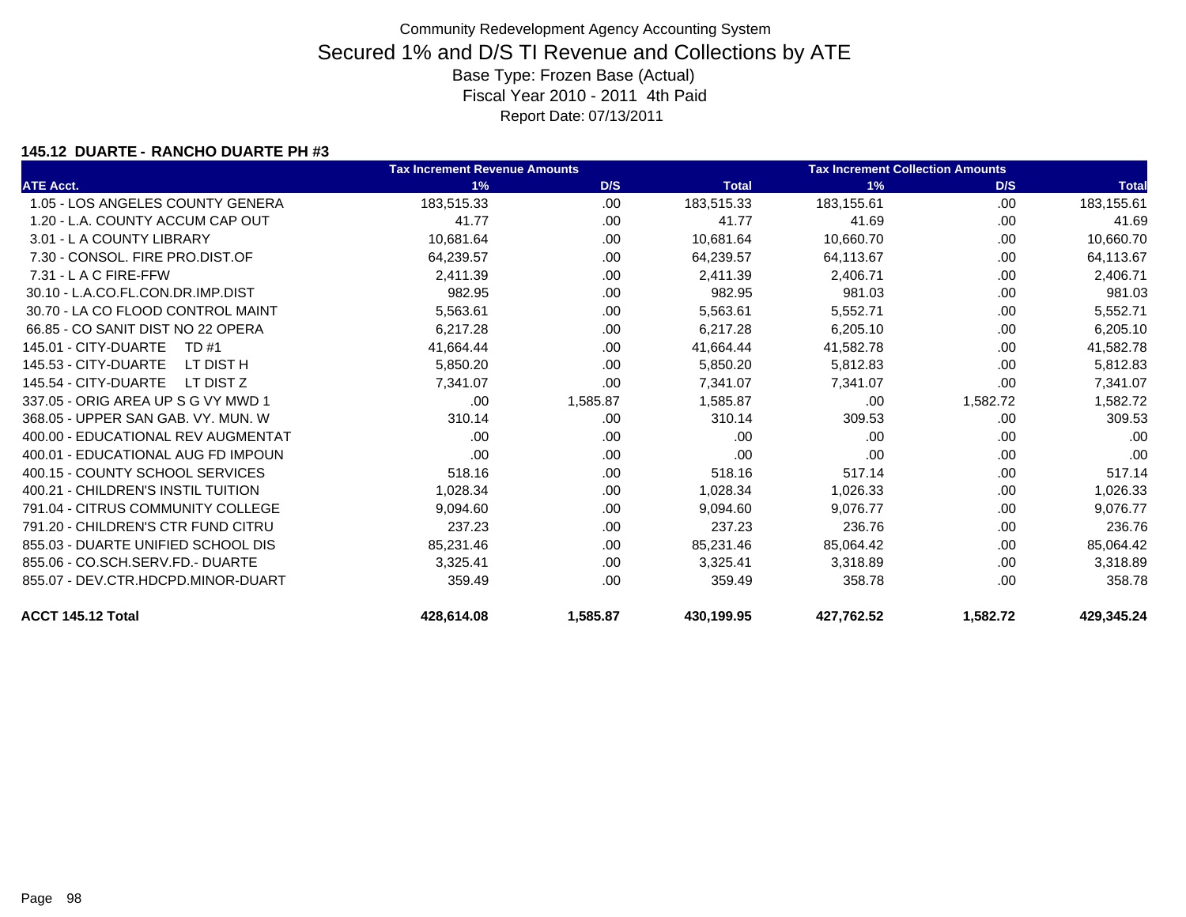# Community Redevelopment Agency Accounting System

## Secured 1% and D/S TI Revenue and Collections by ATE

Base Type: Frozen Base (Actual)

Fiscal Year 2010 - 2011 4th Paid

Report Date: 07/13/2011

### 145.12 DUARTE - RANCHO DUARTE PH #3

| | Tax Increment Revenue Amounts | | | Tax Increment Collection Amounts | | |
|---|---|---|---|---|---|---|
| ATE Acct. | 1% | D/S | Total | 1% | D/S | Total |
| 1.05 - LOS ANGELES COUNTY GENERA | 183,515.33 | .00 | 183,515.33 | 183,155.61 | .00 | 183,155.61 |
| 1.20 - L.A. COUNTY ACCUM CAP OUT | 41.77 | .00 | 41.77 | 41.69 | .00 | 41.69 |
| 3.01 - L A COUNTY LIBRARY | 10,681.64 | .00 | 10,681.64 | 10,660.70 | .00 | 10,660.70 |
| 7.30 - CONSOL. FIRE PRO.DIST.OF | 64,239.57 | .00 | 64,239.57 | 64,113.67 | .00 | 64,113.67 |
| 7.31 - L A C FIRE-FFW | 2,411.39 | .00 | 2,411.39 | 2,406.71 | .00 | 2,406.71 |
| 30.10 - L.A.CO.FL.CON.DR.IMP.DIST | 982.95 | .00 | 982.95 | 981.03 | .00 | 981.03 |
| 30.70 - LA CO FLOOD CONTROL MAINT | 5,563.61 | .00 | 5,563.61 | 5,552.71 | .00 | 5,552.71 |
| 66.85 - CO SANIT DIST NO 22 OPERA | 6,217.28 | .00 | 6,217.28 | 6,205.10 | .00 | 6,205.10 |
| 145.01 - CITY-DUARTE TD #1 | 41,664.44 | .00 | 41,664.44 | 41,582.78 | .00 | 41,582.78 |
| 145.53 - CITY-DUARTE LT DIST H | 5,850.20 | .00 | 5,850.20 | 5,812.83 | .00 | 5,812.83 |
| 145.54 - CITY-DUARTE LT DIST Z | 7,341.07 | .00 | 7,341.07 | 7,341.07 | .00 | 7,341.07 |
| 337.05 - ORIG AREA UP S G VY MWD 1 | .00 | 1,585.87 | 1,585.87 | .00 | 1,582.72 | 1,582.72 |
| 368.05 - UPPER SAN GAB. VY. MUN. W | 310.14 | .00 | 310.14 | 309.53 | .00 | 309.53 |
| 400.00 - EDUCATIONAL REV AUGMENTAT | .00 | .00 | .00 | .00 | .00 | .00 |
| 400.01 - EDUCATIONAL AUG FD IMPOUN | .00 | .00 | .00 | .00 | .00 | .00 |
| 400.15 - COUNTY SCHOOL SERVICES | 518.16 | .00 | 518.16 | 517.14 | .00 | 517.14 |
| 400.21 - CHILDREN'S INSTIL TUITION | 1,028.34 | .00 | 1,028.34 | 1,026.33 | .00 | 1,026.33 |
| 791.04 - CITRUS COMMUNITY COLLEGE | 9,094.60 | .00 | 9,094.60 | 9,076.77 | .00 | 9,076.77 |
| 791.20 - CHILDREN'S CTR FUND CITRU | 237.23 | .00 | 237.23 | 236.76 | .00 | 236.76 |
| 855.03 - DUARTE UNIFIED SCHOOL DIS | 85,231.46 | .00 | 85,231.46 | 85,064.42 | .00 | 85,064.42 |
| 855.06 - CO.SCH.SERV.FD.- DUARTE | 3,325.41 | .00 | 3,325.41 | 3,318.89 | .00 | 3,318.89 |
| 855.07 - DEV.CTR.HDCPD.MINOR-DUART | 359.49 | .00 | 359.49 | 358.78 | .00 | 358.78 |
| **ACCT 145.12 Total** | **428,614.08** | **1,585.87** | **430,199.95** | **427,762.52** | **1,582.72** | **429,345.24** |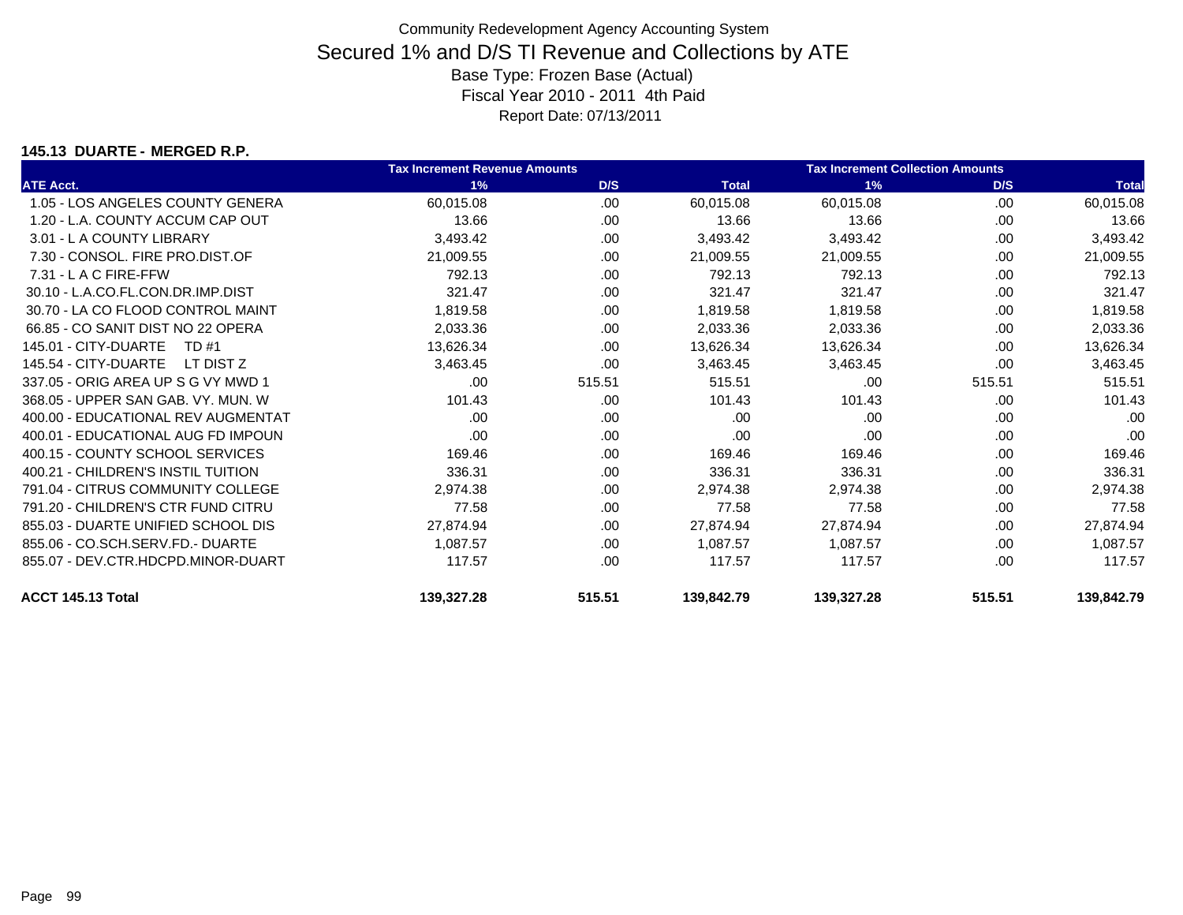Community Redevelopment Agency Accounting System

# Secured 1% and D/S TI Revenue and Collections by ATE

Base Type: Frozen Base (Actual)

Fiscal Year 2010 - 2011 4th Paid

Report Date: 07/13/2011

## 145.13 DUARTE - MERGED R.P.

| | Tax Increment Revenue Amounts | | | Tax Increment Collection Amounts | | |
|---|---|---|---|---|---|---|
| ATE Acct. | 1% | D/S | Total | 1% | D/S | Total |
| 1.05 - LOS ANGELES COUNTY GENERA | 60,015.08 | .00 | 60,015.08 | 60,015.08 | .00 | 60,015.08 |
| 1.20 - L.A. COUNTY ACCUM CAP OUT | 13.66 | .00 | 13.66 | 13.66 | .00 | 13.66 |
| 3.01 - L A COUNTY LIBRARY | 3,493.42 | .00 | 3,493.42 | 3,493.42 | .00 | 3,493.42 |
| 7.30 - CONSOL. FIRE PRO.DIST.OF | 21,009.55 | .00 | 21,009.55 | 21,009.55 | .00 | 21,009.55 |
| 7.31 - L A C FIRE-FFW | 792.13 | .00 | 792.13 | 792.13 | .00 | 792.13 |
| 30.10 - L.A.CO.FL.CON.DR.IMP.DIST | 321.47 | .00 | 321.47 | 321.47 | .00 | 321.47 |
| 30.70 - LA CO FLOOD CONTROL MAINT | 1,819.58 | .00 | 1,819.58 | 1,819.58 | .00 | 1,819.58 |
| 66.85 - CO SANIT DIST NO 22 OPERA | 2,033.36 | .00 | 2,033.36 | 2,033.36 | .00 | 2,033.36 |
| 145.01 - CITY-DUARTE TD #1 | 13,626.34 | .00 | 13,626.34 | 13,626.34 | .00 | 13,626.34 |
| 145.54 - CITY-DUARTE LT DIST Z | 3,463.45 | .00 | 3,463.45 | 3,463.45 | .00 | 3,463.45 |
| 337.05 - ORIG AREA UP S G VY MWD 1 | .00 | 515.51 | 515.51 | .00 | 515.51 | 515.51 |
| 368.05 - UPPER SAN GAB. VY. MUN. W | 101.43 | .00 | 101.43 | 101.43 | .00 | 101.43 |
| 400.00 - EDUCATIONAL REV AUGMENTAT | .00 | .00 | .00 | .00 | .00 | .00 |
| 400.01 - EDUCATIONAL AUG FD IMPOUN | .00 | .00 | .00 | .00 | .00 | .00 |
| 400.15 - COUNTY SCHOOL SERVICES | 169.46 | .00 | 169.46 | 169.46 | .00 | 169.46 |
| 400.21 - CHILDREN'S INSTIL TUITION | 336.31 | .00 | 336.31 | 336.31 | .00 | 336.31 |
| 791.04 - CITRUS COMMUNITY COLLEGE | 2,974.38 | .00 | 2,974.38 | 2,974.38 | .00 | 2,974.38 |
| 791.20 - CHILDREN'S CTR FUND CITRU | 77.58 | .00 | 77.58 | 77.58 | .00 | 77.58 |
| 855.03 - DUARTE UNIFIED SCHOOL DIS | 27,874.94 | .00 | 27,874.94 | 27,874.94 | .00 | 27,874.94 |
| 855.06 - CO.SCH.SERV.FD.- DUARTE | 1,087.57 | .00 | 1,087.57 | 1,087.57 | .00 | 1,087.57 |
| 855.07 - DEV.CTR.HDCPD.MINOR-DUART | 117.57 | .00 | 117.57 | 117.57 | .00 | 117.57 |
| **ACCT 145.13 Total** | **139,327.28** | **515.51** | **139,842.79** | **139,327.28** | **515.51** | **139,842.79** |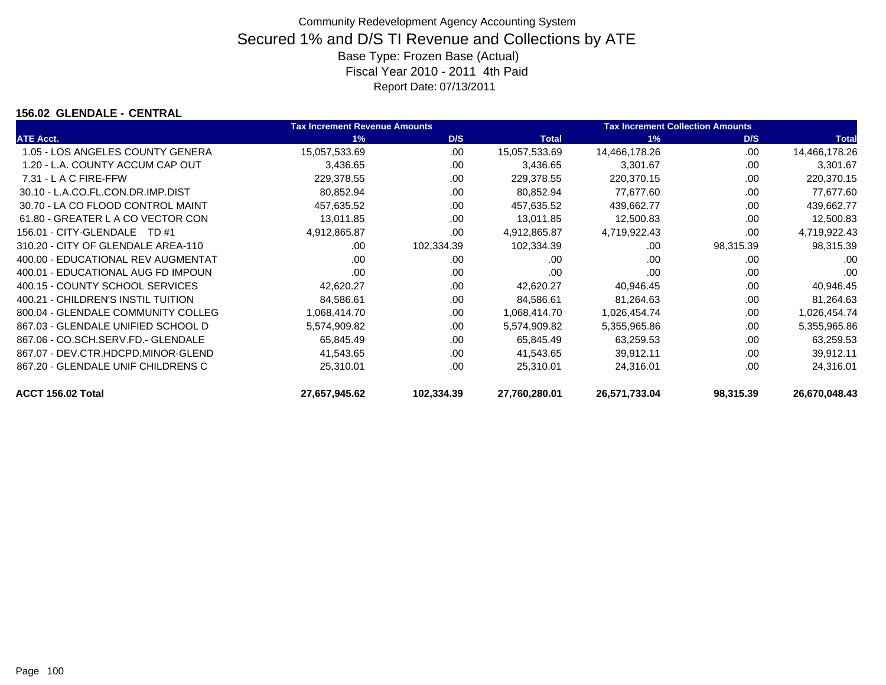# Community Redevelopment Agency Accounting System

## Secured 1% and D/S TI Revenue and Collections by ATE

Base Type: Frozen Base (Actual)
Fiscal Year 2010 - 2011 4th Paid
Report Date: 07/13/2011

### 156.02 GLENDALE - CENTRAL

| ATE Acct. | Tax Increment Revenue Amounts 1% | D/S | Total | Tax Increment Collection Amounts 1% | D/S | Total |
|---|---|---|---|---|---|---|
| 1.05 - LOS ANGELES COUNTY GENERA | 15,057,533.69 | .00 | 15,057,533.69 | 14,466,178.26 | .00 | 14,466,178.26 |
| 1.20 - L.A. COUNTY ACCUM CAP OUT | 3,436.65 | .00 | 3,436.65 | 3,301.67 | .00 | 3,301.67 |
| 7.31 - L A C FIRE-FFW | 229,378.55 | .00 | 229,378.55 | 220,370.15 | .00 | 220,370.15 |
| 30.10 - L.A.CO.FL.CON.DR.IMP.DIST | 80,852.94 | .00 | 80,852.94 | 77,677.60 | .00 | 77,677.60 |
| 30.70 - LA CO FLOOD CONTROL MAINT | 457,635.52 | .00 | 457,635.52 | 439,662.77 | .00 | 439,662.77 |
| 61.80 - GREATER L A CO VECTOR CON | 13,011.85 | .00 | 13,011.85 | 12,500.83 | .00 | 12,500.83 |
| 156.01 - CITY-GLENDALE TD #1 | 4,912,865.87 | .00 | 4,912,865.87 | 4,719,922.43 | .00 | 4,719,922.43 |
| 310.20 - CITY OF GLENDALE AREA-110 | .00 | 102,334.39 | 102,334.39 | .00 | 98,315.39 | 98,315.39 |
| 400.00 - EDUCATIONAL REV AUGMENTAT | .00 | .00 | .00 | .00 | .00 | .00 |
| 400.01 - EDUCATIONAL AUG FD IMPOUN | .00 | .00 | .00 | .00 | .00 | .00 |
| 400.15 - COUNTY SCHOOL SERVICES | 42,620.27 | .00 | 42,620.27 | 40,946.45 | .00 | 40,946.45 |
| 400.21 - CHILDREN'S INSTIL TUITION | 84,586.61 | .00 | 84,586.61 | 81,264.63 | .00 | 81,264.63 |
| 800.04 - GLENDALE COMMUNITY COLLEG | 1,068,414.70 | .00 | 1,068,414.70 | 1,026,454.74 | .00 | 1,026,454.74 |
| 867.03 - GLENDALE UNIFIED SCHOOL D | 5,574,909.82 | .00 | 5,574,909.82 | 5,355,965.86 | .00 | 5,355,965.86 |
| 867.06 - CO.SCH.SERV.FD.- GLENDALE | 65,845.49 | .00 | 65,845.49 | 63,259.53 | .00 | 63,259.53 |
| 867.07 - DEV.CTR.HDCPD.MINOR-GLEND | 41,543.65 | .00 | 41,543.65 | 39,912.11 | .00 | 39,912.11 |
| 867.20 - GLENDALE UNIF CHILDRENS C | 25,310.01 | .00 | 25,310.01 | 24,316.01 | .00 | 24,316.01 |
| **ACCT 156.02 Total** | **27,657,945.62** | **102,334.39** | **27,760,280.01** | **26,571,733.04** | **98,315.39** | **26,670,048.43** |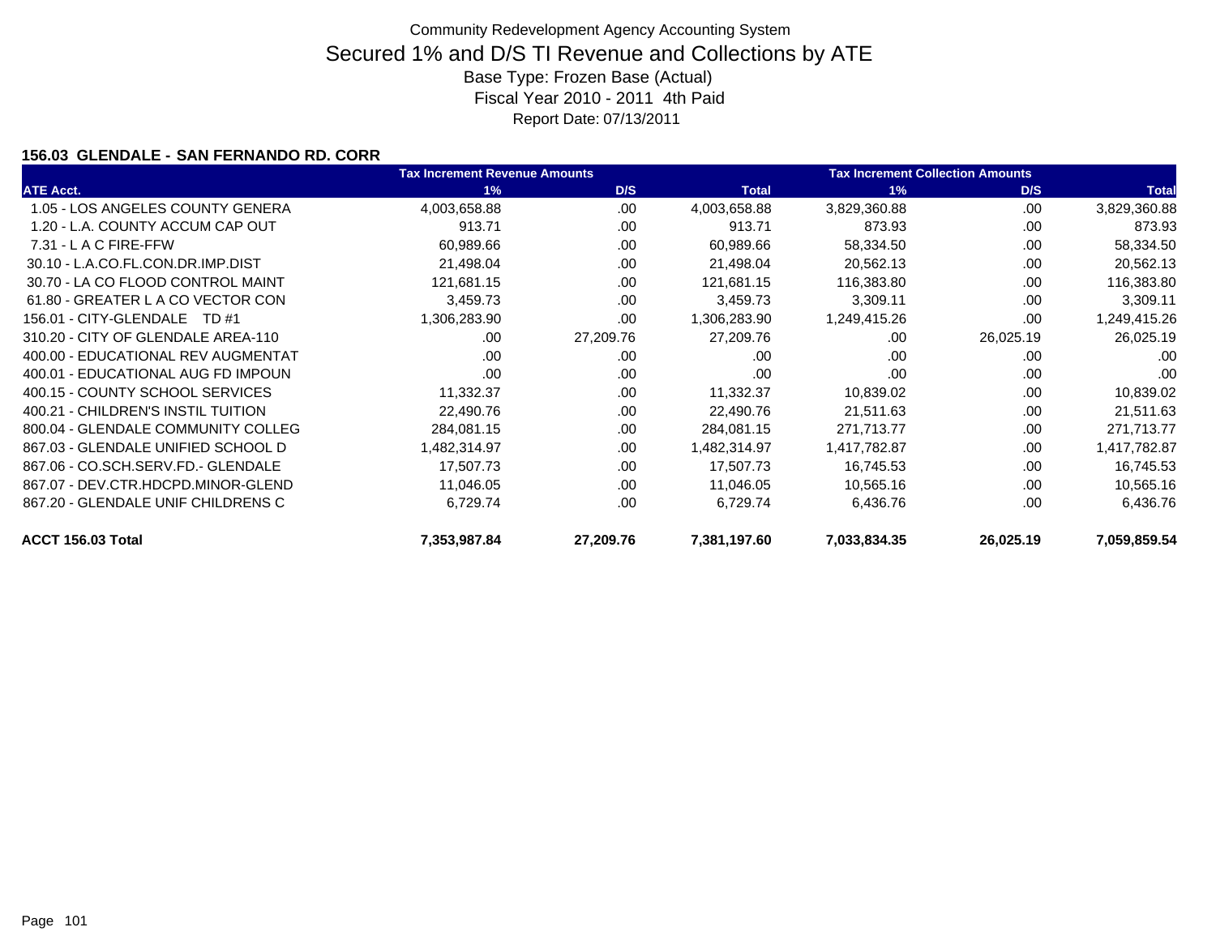Community Redevelopment Agency Accounting System

# Secured 1% and D/S TI Revenue and Collections by ATE

Base Type: Frozen Base (Actual)

Fiscal Year 2010 - 2011 4th Paid

Report Date: 07/13/2011

### 156.03 GLENDALE - SAN FERNANDO RD. CORR

| | Tax Increment Revenue Amounts | | | Tax Increment Collection Amounts | | |
|---|---|---|---|---|---|---|
| ATE Acct. | 1% | D/S | Total | 1% | D/S | Total |
| 1.05 - LOS ANGELES COUNTY GENERA | 4,003,658.88 | .00 | 4,003,658.88 | 3,829,360.88 | .00 | 3,829,360.88 |
| 1.20 - L.A. COUNTY ACCUM CAP OUT | 913.71 | .00 | 913.71 | 873.93 | .00 | 873.93 |
| 7.31 - L A C FIRE-FFW | 60,989.66 | .00 | 60,989.66 | 58,334.50 | .00 | 58,334.50 |
| 30.10 - L.A.CO.FL.CON.DR.IMP.DIST | 21,498.04 | .00 | 21,498.04 | 20,562.13 | .00 | 20,562.13 |
| 30.70 - LA CO FLOOD CONTROL MAINT | 121,681.15 | .00 | 121,681.15 | 116,383.80 | .00 | 116,383.80 |
| 61.80 - GREATER L A CO VECTOR CON | 3,459.73 | .00 | 3,459.73 | 3,309.11 | .00 | 3,309.11 |
| 156.01 - CITY-GLENDALE TD #1 | 1,306,283.90 | .00 | 1,306,283.90 | 1,249,415.26 | .00 | 1,249,415.26 |
| 310.20 - CITY OF GLENDALE AREA-110 | .00 | 27,209.76 | 27,209.76 | .00 | 26,025.19 | 26,025.19 |
| 400.00 - EDUCATIONAL REV AUGMENTAT | .00 | .00 | .00 | .00 | .00 | .00 |
| 400.01 - EDUCATIONAL AUG FD IMPOUN | .00 | .00 | .00 | .00 | .00 | .00 |
| 400.15 - COUNTY SCHOOL SERVICES | 11,332.37 | .00 | 11,332.37 | 10,839.02 | .00 | 10,839.02 |
| 400.21 - CHILDREN'S INSTIL TUITION | 22,490.76 | .00 | 22,490.76 | 21,511.63 | .00 | 21,511.63 |
| 800.04 - GLENDALE COMMUNITY COLLEG | 284,081.15 | .00 | 284,081.15 | 271,713.77 | .00 | 271,713.77 |
| 867.03 - GLENDALE UNIFIED SCHOOL D | 1,482,314.97 | .00 | 1,482,314.97 | 1,417,782.87 | .00 | 1,417,782.87 |
| 867.06 - CO.SCH.SERV.FD.- GLENDALE | 17,507.73 | .00 | 17,507.73 | 16,745.53 | .00 | 16,745.53 |
| 867.07 - DEV.CTR.HDCPD.MINOR-GLEND | 11,046.05 | .00 | 11,046.05 | 10,565.16 | .00 | 10,565.16 |
| 867.20 - GLENDALE UNIF CHILDRENS C | 6,729.74 | .00 | 6,729.74 | 6,436.76 | .00 | 6,436.76 |
| **ACCT 156.03 Total** | **7,353,987.84** | **27,209.76** | **7,381,197.60** | **7,033,834.35** | **26,025.19** | **7,059,859.54** |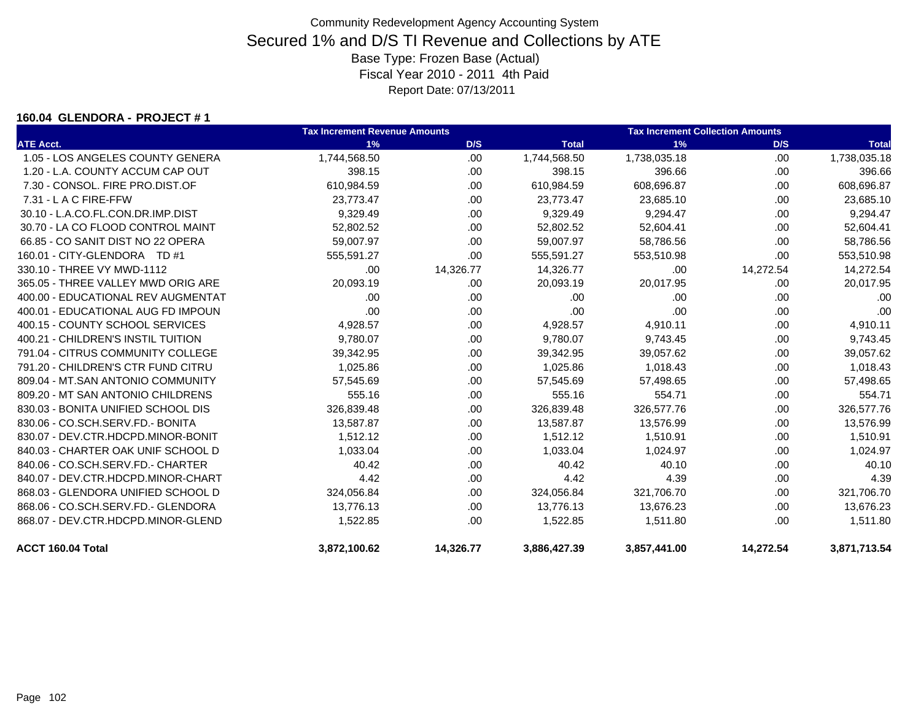Community Redevelopment Agency Accounting System

# Secured 1% and D/S TI Revenue and Collections by ATE

Base Type: Frozen Base (Actual)

Fiscal Year 2010 - 2011 4th Paid

Report Date: 07/13/2011

### 160.04 GLENDORA - PROJECT # 1

| | Tax Increment Revenue Amounts | | | Tax Increment Collection Amounts | | |
|---|---|---|---|---|---|---|
| ATE Acct. | 1% | D/S | Total | 1% | D/S | Total |
| 1.05 - LOS ANGELES COUNTY GENERA | 1,744,568.50 | .00 | 1,744,568.50 | 1,738,035.18 | .00 | 1,738,035.18 |
| 1.20 - L.A. COUNTY ACCUM CAP OUT | 398.15 | .00 | 398.15 | 396.66 | .00 | 396.66 |
| 7.30 - CONSOL. FIRE PRO.DIST.OF | 610,984.59 | .00 | 610,984.59 | 608,696.87 | .00 | 608,696.87 |
| 7.31 - L A C FIRE-FFW | 23,773.47 | .00 | 23,773.47 | 23,685.10 | .00 | 23,685.10 |
| 30.10 - L.A.CO.FL.CON.DR.IMP.DIST | 9,329.49 | .00 | 9,329.49 | 9,294.47 | .00 | 9,294.47 |
| 30.70 - LA CO FLOOD CONTROL MAINT | 52,802.52 | .00 | 52,802.52 | 52,604.41 | .00 | 52,604.41 |
| 66.85 - CO SANIT DIST NO 22 OPERA | 59,007.97 | .00 | 59,007.97 | 58,786.56 | .00 | 58,786.56 |
| 160.01 - CITY-GLENDORA TD #1 | 555,591.27 | .00 | 555,591.27 | 553,510.98 | .00 | 553,510.98 |
| 330.10 - THREE VY MWD-1112 | .00 | 14,326.77 | 14,326.77 | .00 | 14,272.54 | 14,272.54 |
| 365.05 - THREE VALLEY MWD ORIG ARE | 20,093.19 | .00 | 20,093.19 | 20,017.95 | .00 | 20,017.95 |
| 400.00 - EDUCATIONAL REV AUGMENTAT | .00 | .00 | .00 | .00 | .00 | .00 |
| 400.01 - EDUCATIONAL AUG FD IMPOUN | .00 | .00 | .00 | .00 | .00 | .00 |
| 400.15 - COUNTY SCHOOL SERVICES | 4,928.57 | .00 | 4,928.57 | 4,910.11 | .00 | 4,910.11 |
| 400.21 - CHILDREN'S INSTIL TUITION | 9,780.07 | .00 | 9,780.07 | 9,743.45 | .00 | 9,743.45 |
| 791.04 - CITRUS COMMUNITY COLLEGE | 39,342.95 | .00 | 39,342.95 | 39,057.62 | .00 | 39,057.62 |
| 791.20 - CHILDREN'S CTR FUND CITRU | 1,025.86 | .00 | 1,025.86 | 1,018.43 | .00 | 1,018.43 |
| 809.04 - MT.SAN ANTONIO COMMUNITY | 57,545.69 | .00 | 57,545.69 | 57,498.65 | .00 | 57,498.65 |
| 809.20 - MT SAN ANTONIO CHILDRENS | 555.16 | .00 | 555.16 | 554.71 | .00 | 554.71 |
| 830.03 - BONITA UNIFIED SCHOOL DIS | 326,839.48 | .00 | 326,839.48 | 326,577.76 | .00 | 326,577.76 |
| 830.06 - CO.SCH.SERV.FD.- BONITA | 13,587.87 | .00 | 13,587.87 | 13,576.99 | .00 | 13,576.99 |
| 830.07 - DEV.CTR.HDCPD.MINOR-BONIT | 1,512.12 | .00 | 1,512.12 | 1,510.91 | .00 | 1,510.91 |
| 840.03 - CHARTER OAK UNIF SCHOOL D | 1,033.04 | .00 | 1,033.04 | 1,024.97 | .00 | 1,024.97 |
| 840.06 - CO.SCH.SERV.FD.- CHARTER | 40.42 | .00 | 40.42 | 40.10 | .00 | 40.10 |
| 840.07 - DEV.CTR.HDCPD.MINOR-CHART | 4.42 | .00 | 4.42 | 4.39 | .00 | 4.39 |
| 868.03 - GLENDORA UNIFIED SCHOOL D | 324,056.84 | .00 | 324,056.84 | 321,706.70 | .00 | 321,706.70 |
| 868.06 - CO.SCH.SERV.FD.- GLENDORA | 13,776.13 | .00 | 13,776.13 | 13,676.23 | .00 | 13,676.23 |
| 868.07 - DEV.CTR.HDCPD.MINOR-GLEND | 1,522.85 | .00 | 1,522.85 | 1,511.80 | .00 | 1,511.80 |
| **ACCT 160.04 Total** | **3,872,100.62** | **14,326.77** | **3,886,427.39** | **3,857,441.00** | **14,272.54** | **3,871,713.54** |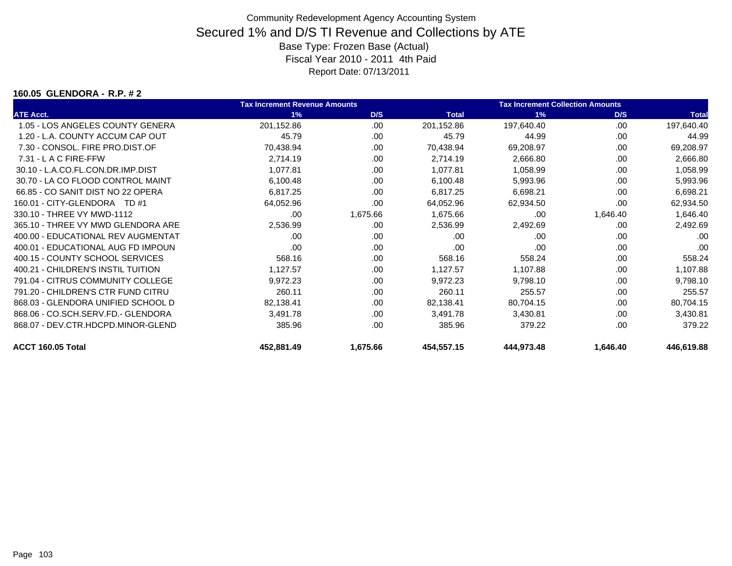Community Redevelopment Agency Accounting System

# Secured 1% and D/S TI Revenue and Collections by ATE

Base Type: Frozen Base (Actual)

Fiscal Year 2010 - 2011 4th Paid

Report Date: 07/13/2011

**160.05 GLENDORA - R.P. # 2**

| | Tax Increment Revenue Amounts | | | Tax Increment Collection Amounts | | |
|---|---|---|---|---|---|---|
| ATE Acct. | 1% | D/S | Total | 1% | D/S | Total |
| 1.05 - LOS ANGELES COUNTY GENERA | 201,152.86 | .00 | 201,152.86 | 197,640.40 | .00 | 197,640.40 |
| 1.20 - L.A. COUNTY ACCUM CAP OUT | 45.79 | .00 | 45.79 | 44.99 | .00 | 44.99 |
| 7.30 - CONSOL. FIRE PRO.DIST.OF | 70,438.94 | .00 | 70,438.94 | 69,208.97 | .00 | 69,208.97 |
| 7.31 - L A C FIRE-FFW | 2,714.19 | .00 | 2,714.19 | 2,666.80 | .00 | 2,666.80 |
| 30.10 - L.A.CO.FL.CON.DR.IMP.DIST | 1,077.81 | .00 | 1,077.81 | 1,058.99 | .00 | 1,058.99 |
| 30.70 - LA CO FLOOD CONTROL MAINT | 6,100.48 | .00 | 6,100.48 | 5,993.96 | .00 | 5,993.96 |
| 66.85 - CO SANIT DIST NO 22 OPERA | 6,817.25 | .00 | 6,817.25 | 6,698.21 | .00 | 6,698.21 |
| 160.01 - CITY-GLENDORA TD #1 | 64,052.96 | .00 | 64,052.96 | 62,934.50 | .00 | 62,934.50 |
| 330.10 - THREE VY MWD-1112 | .00 | 1,675.66 | 1,675.66 | .00 | 1,646.40 | 1,646.40 |
| 365.10 - THREE VY MWD GLENDORA ARE | 2,536.99 | .00 | 2,536.99 | 2,492.69 | .00 | 2,492.69 |
| 400.00 - EDUCATIONAL REV AUGMENTAT | .00 | .00 | .00 | .00 | .00 | .00 |
| 400.01 - EDUCATIONAL AUG FD IMPOUN | .00 | .00 | .00 | .00 | .00 | .00 |
| 400.15 - COUNTY SCHOOL SERVICES | 568.16 | .00 | 568.16 | 558.24 | .00 | 558.24 |
| 400.21 - CHILDREN'S INSTIL TUITION | 1,127.57 | .00 | 1,127.57 | 1,107.88 | .00 | 1,107.88 |
| 791.04 - CITRUS COMMUNITY COLLEGE | 9,972.23 | .00 | 9,972.23 | 9,798.10 | .00 | 9,798.10 |
| 791.20 - CHILDREN'S CTR FUND CITRU | 260.11 | .00 | 260.11 | 255.57 | .00 | 255.57 |
| 868.03 - GLENDORA UNIFIED SCHOOL D | 82,138.41 | .00 | 82,138.41 | 80,704.15 | .00 | 80,704.15 |
| 868.06 - CO.SCH.SERV.FD.- GLENDORA | 3,491.78 | .00 | 3,491.78 | 3,430.81 | .00 | 3,430.81 |
| 868.07 - DEV.CTR.HDCPD.MINOR-GLEND | 385.96 | .00 | 385.96 | 379.22 | .00 | 379.22 |
| **ACCT 160.05 Total** | **452,881.49** | **1,675.66** | **454,557.15** | **444,973.48** | **1,646.40** | **446,619.88** |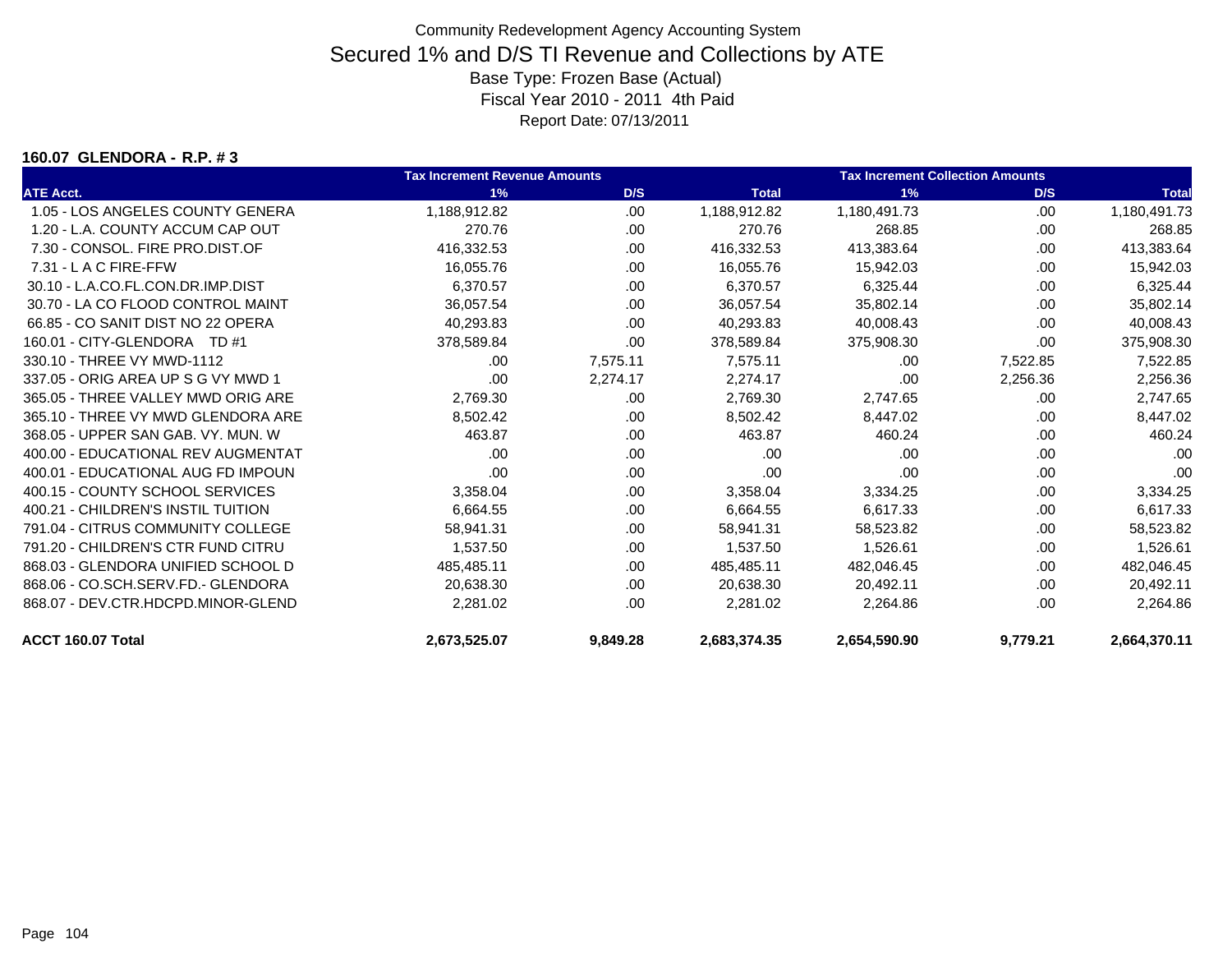Community Redevelopment Agency Accounting System

# Secured 1% and D/S TI Revenue and Collections by ATE

Base Type: Frozen Base (Actual)

Fiscal Year 2010 - 2011 4th Paid

Report Date: 07/13/2011

### 160.07 GLENDORA - R.P. # 3

| | Tax Increment Revenue Amounts | | | Tax Increment Collection Amounts | | |
|---|---|---|---|---|---|---|
| ATE Acct. | 1% | D/S | Total | 1% | D/S | Total |
| 1.05 - LOS ANGELES COUNTY GENERA | 1,188,912.82 | .00 | 1,188,912.82 | 1,180,491.73 | .00 | 1,180,491.73 |
| 1.20 - L.A. COUNTY ACCUM CAP OUT | 270.76 | .00 | 270.76 | 268.85 | .00 | 268.85 |
| 7.30 - CONSOL. FIRE PRO.DIST.OF | 416,332.53 | .00 | 416,332.53 | 413,383.64 | .00 | 413,383.64 |
| 7.31 - L A C FIRE-FFW | 16,055.76 | .00 | 16,055.76 | 15,942.03 | .00 | 15,942.03 |
| 30.10 - L.A.CO.FL.CON.DR.IMP.DIST | 6,370.57 | .00 | 6,370.57 | 6,325.44 | .00 | 6,325.44 |
| 30.70 - LA CO FLOOD CONTROL MAINT | 36,057.54 | .00 | 36,057.54 | 35,802.14 | .00 | 35,802.14 |
| 66.85 - CO SANIT DIST NO 22 OPERA | 40,293.83 | .00 | 40,293.83 | 40,008.43 | .00 | 40,008.43 |
| 160.01 - CITY-GLENDORA TD #1 | 378,589.84 | .00 | 378,589.84 | 375,908.30 | .00 | 375,908.30 |
| 330.10 - THREE VY MWD-1112 | .00 | 7,575.11 | 7,575.11 | .00 | 7,522.85 | 7,522.85 |
| 337.05 - ORIG AREA UP S G VY MWD 1 | .00 | 2,274.17 | 2,274.17 | .00 | 2,256.36 | 2,256.36 |
| 365.05 - THREE VALLEY MWD ORIG ARE | 2,769.30 | .00 | 2,769.30 | 2,747.65 | .00 | 2,747.65 |
| 365.10 - THREE VY MWD GLENDORA ARE | 8,502.42 | .00 | 8,502.42 | 8,447.02 | .00 | 8,447.02 |
| 368.05 - UPPER SAN GAB. VY. MUN. W | 463.87 | .00 | 463.87 | 460.24 | .00 | 460.24 |
| 400.00 - EDUCATIONAL REV AUGMENTAT | .00 | .00 | .00 | .00 | .00 | .00 |
| 400.01 - EDUCATIONAL AUG FD IMPOUN | .00 | .00 | .00 | .00 | .00 | .00 |
| 400.15 - COUNTY SCHOOL SERVICES | 3,358.04 | .00 | 3,358.04 | 3,334.25 | .00 | 3,334.25 |
| 400.21 - CHILDREN'S INSTIL TUITION | 6,664.55 | .00 | 6,664.55 | 6,617.33 | .00 | 6,617.33 |
| 791.04 - CITRUS COMMUNITY COLLEGE | 58,941.31 | .00 | 58,941.31 | 58,523.82 | .00 | 58,523.82 |
| 791.20 - CHILDREN'S CTR FUND CITRU | 1,537.50 | .00 | 1,537.50 | 1,526.61 | .00 | 1,526.61 |
| 868.03 - GLENDORA UNIFIED SCHOOL D | 485,485.11 | .00 | 485,485.11 | 482,046.45 | .00 | 482,046.45 |
| 868.06 - CO.SCH.SERV.FD.- GLENDORA | 20,638.30 | .00 | 20,638.30 | 20,492.11 | .00 | 20,492.11 |
| 868.07 - DEV.CTR.HDCPD.MINOR-GLEND | 2,281.02 | .00 | 2,281.02 | 2,264.86 | .00 | 2,264.86 |
| **ACCT 160.07 Total** | **2,673,525.07** | **9,849.28** | **2,683,374.35** | **2,654,590.90** | **9,779.21** | **2,664,370.11** |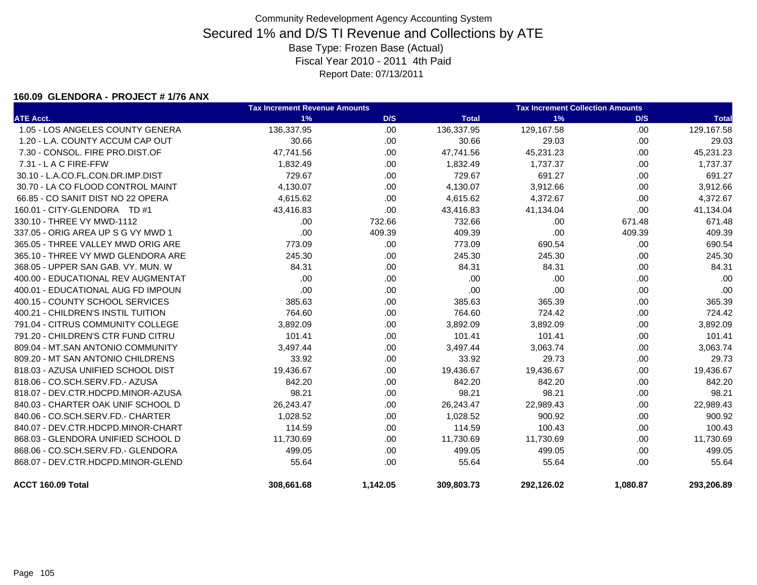Community Redevelopment Agency Accounting System

# Secured 1% and D/S TI Revenue and Collections by ATE

Base Type: Frozen Base (Actual)

Fiscal Year 2010 - 2011 4th Paid

Report Date: 07/13/2011

### 160.09 GLENDORA - PROJECT # 1/76 ANX

| | Tax Increment Revenue Amounts | | | Tax Increment Collection Amounts | | |
|---|---|---|---|---|---|---|
| ATE Acct. | 1% | D/S | Total | 1% | D/S | Total |
| 1.05 - LOS ANGELES COUNTY GENERA | 136,337.95 | .00 | 136,337.95 | 129,167.58 | .00 | 129,167.58 |
| 1.20 - L.A. COUNTY ACCUM CAP OUT | 30.66 | .00 | 30.66 | 29.03 | .00 | 29.03 |
| 7.30 - CONSOL. FIRE PRO.DIST.OF | 47,741.56 | .00 | 47,741.56 | 45,231.23 | .00 | 45,231.23 |
| 7.31 - L A C FIRE-FFW | 1,832.49 | .00 | 1,832.49 | 1,737.37 | .00 | 1,737.37 |
| 30.10 - L.A.CO.FL.CON.DR.IMP.DIST | 729.67 | .00 | 729.67 | 691.27 | .00 | 691.27 |
| 30.70 - LA CO FLOOD CONTROL MAINT | 4,130.07 | .00 | 4,130.07 | 3,912.66 | .00 | 3,912.66 |
| 66.85 - CO SANIT DIST NO 22 OPERA | 4,615.62 | .00 | 4,615.62 | 4,372.67 | .00 | 4,372.67 |
| 160.01 - CITY-GLENDORA TD #1 | 43,416.83 | .00 | 43,416.83 | 41,134.04 | .00 | 41,134.04 |
| 330.10 - THREE VY MWD-1112 | .00 | 732.66 | 732.66 | .00 | 671.48 | 671.48 |
| 337.05 - ORIG AREA UP S G VY MWD 1 | .00 | 409.39 | 409.39 | .00 | 409.39 | 409.39 |
| 365.05 - THREE VALLEY MWD ORIG ARE | 773.09 | .00 | 773.09 | 690.54 | .00 | 690.54 |
| 365.10 - THREE VY MWD GLENDORA ARE | 245.30 | .00 | 245.30 | 245.30 | .00 | 245.30 |
| 368.05 - UPPER SAN GAB. VY. MUN. W | 84.31 | .00 | 84.31 | 84.31 | .00 | 84.31 |
| 400.00 - EDUCATIONAL REV AUGMENTAT | .00 | .00 | .00 | .00 | .00 | .00 |
| 400.01 - EDUCATIONAL AUG FD IMPOUN | .00 | .00 | .00 | .00 | .00 | .00 |
| 400.15 - COUNTY SCHOOL SERVICES | 385.63 | .00 | 385.63 | 365.39 | .00 | 365.39 |
| 400.21 - CHILDREN'S INSTIL TUITION | 764.60 | .00 | 764.60 | 724.42 | .00 | 724.42 |
| 791.04 - CITRUS COMMUNITY COLLEGE | 3,892.09 | .00 | 3,892.09 | 3,892.09 | .00 | 3,892.09 |
| 791.20 - CHILDREN'S CTR FUND CITRU | 101.41 | .00 | 101.41 | 101.41 | .00 | 101.41 |
| 809.04 - MT.SAN ANTONIO COMMUNITY | 3,497.44 | .00 | 3,497.44 | 3,063.74 | .00 | 3,063.74 |
| 809.20 - MT SAN ANTONIO CHILDRENS | 33.92 | .00 | 33.92 | 29.73 | .00 | 29.73 |
| 818.03 - AZUSA UNIFIED SCHOOL DIST | 19,436.67 | .00 | 19,436.67 | 19,436.67 | .00 | 19,436.67 |
| 818.06 - CO.SCH.SERV.FD.- AZUSA | 842.20 | .00 | 842.20 | 842.20 | .00 | 842.20 |
| 818.07 - DEV.CTR.HDCPD.MINOR-AZUSA | 98.21 | .00 | 98.21 | 98.21 | .00 | 98.21 |
| 840.03 - CHARTER OAK UNIF SCHOOL D | 26,243.47 | .00 | 26,243.47 | 22,989.43 | .00 | 22,989.43 |
| 840.06 - CO.SCH.SERV.FD.- CHARTER | 1,028.52 | .00 | 1,028.52 | 900.92 | .00 | 900.92 |
| 840.07 - DEV.CTR.HDCPD.MINOR-CHART | 114.59 | .00 | 114.59 | 100.43 | .00 | 100.43 |
| 868.03 - GLENDORA UNIFIED SCHOOL D | 11,730.69 | .00 | 11,730.69 | 11,730.69 | .00 | 11,730.69 |
| 868.06 - CO.SCH.SERV.FD.- GLENDORA | 499.05 | .00 | 499.05 | 499.05 | .00 | 499.05 |
| 868.07 - DEV.CTR.HDCPD.MINOR-GLEND | 55.64 | .00 | 55.64 | 55.64 | .00 | 55.64 |
| **ACCT 160.09 Total** | **308,661.68** | **1,142.05** | **309,803.73** | **292,126.02** | **1,080.87** | **293,206.89** |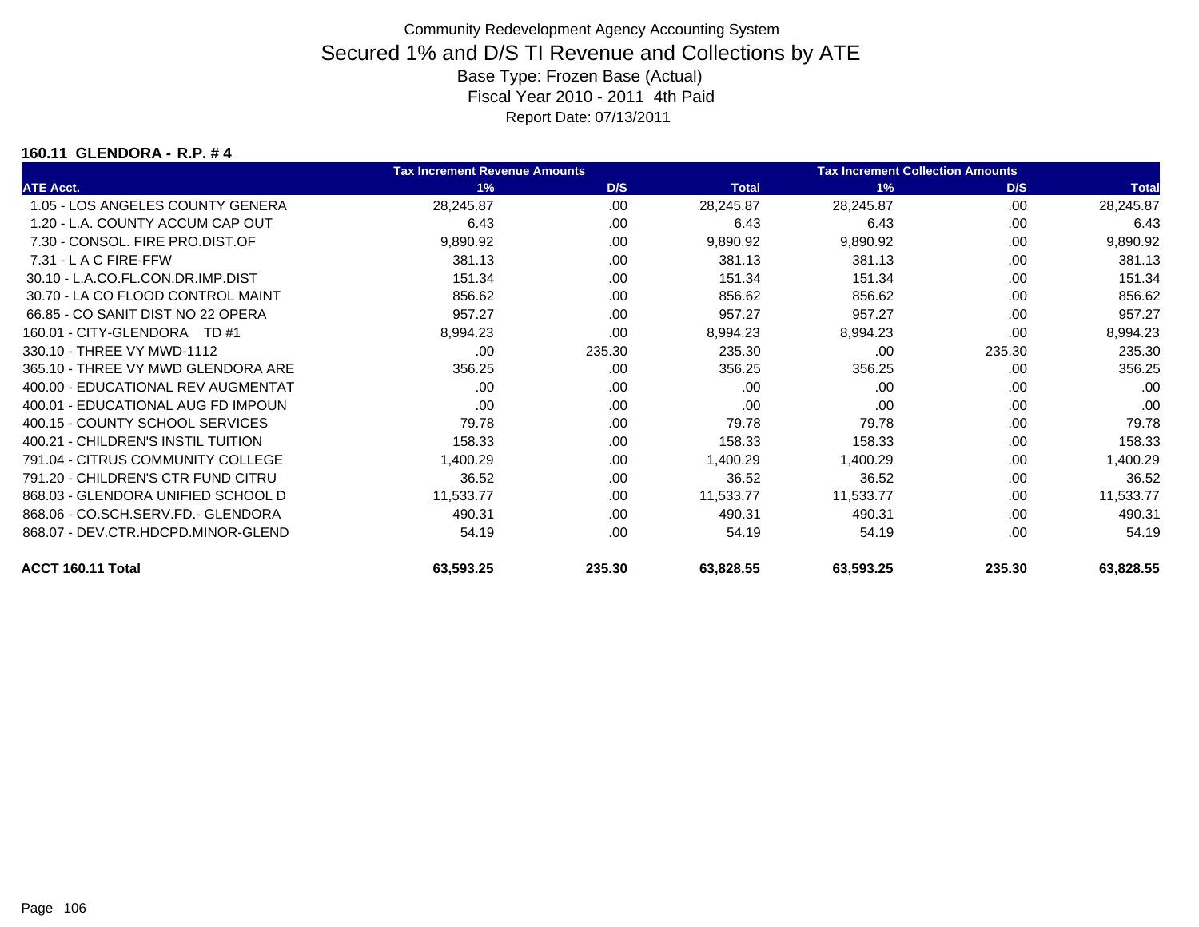Community Redevelopment Agency Accounting System

# Secured 1% and D/S TI Revenue and Collections by ATE

Base Type: Frozen Base (Actual)

Fiscal Year 2010 - 2011 4th Paid

Report Date: 07/13/2011

### 160.11 GLENDORA - R.P. # 4

| | Tax Increment Revenue Amounts | | | Tax Increment Collection Amounts | | |
|---|---|---|---|---|---|---|
| ATE Acct. | 1% | D/S | Total | 1% | D/S | Total |
| 1.05 - LOS ANGELES COUNTY GENERA | 28,245.87 | .00 | 28,245.87 | 28,245.87 | .00 | 28,245.87 |
| 1.20 - L.A. COUNTY ACCUM CAP OUT | 6.43 | .00 | 6.43 | 6.43 | .00 | 6.43 |
| 7.30 - CONSOL. FIRE PRO.DIST.OF | 9,890.92 | .00 | 9,890.92 | 9,890.92 | .00 | 9,890.92 |
| 7.31 - L A C FIRE-FFW | 381.13 | .00 | 381.13 | 381.13 | .00 | 381.13 |
| 30.10 - L.A.CO.FL.CON.DR.IMP.DIST | 151.34 | .00 | 151.34 | 151.34 | .00 | 151.34 |
| 30.70 - LA CO FLOOD CONTROL MAINT | 856.62 | .00 | 856.62 | 856.62 | .00 | 856.62 |
| 66.85 - CO SANIT DIST NO 22 OPERA | 957.27 | .00 | 957.27 | 957.27 | .00 | 957.27 |
| 160.01 - CITY-GLENDORA TD #1 | 8,994.23 | .00 | 8,994.23 | 8,994.23 | .00 | 8,994.23 |
| 330.10 - THREE VY MWD-1112 | .00 | 235.30 | 235.30 | .00 | 235.30 | 235.30 |
| 365.10 - THREE VY MWD GLENDORA ARE | 356.25 | .00 | 356.25 | 356.25 | .00 | 356.25 |
| 400.00 - EDUCATIONAL REV AUGMENTAT | .00 | .00 | .00 | .00 | .00 | .00 |
| 400.01 - EDUCATIONAL AUG FD IMPOUN | .00 | .00 | .00 | .00 | .00 | .00 |
| 400.15 - COUNTY SCHOOL SERVICES | 79.78 | .00 | 79.78 | 79.78 | .00 | 79.78 |
| 400.21 - CHILDREN'S INSTIL TUITION | 158.33 | .00 | 158.33 | 158.33 | .00 | 158.33 |
| 791.04 - CITRUS COMMUNITY COLLEGE | 1,400.29 | .00 | 1,400.29 | 1,400.29 | .00 | 1,400.29 |
| 791.20 - CHILDREN'S CTR FUND CITRU | 36.52 | .00 | 36.52 | 36.52 | .00 | 36.52 |
| 868.03 - GLENDORA UNIFIED SCHOOL D | 11,533.77 | .00 | 11,533.77 | 11,533.77 | .00 | 11,533.77 |
| 868.06 - CO.SCH.SERV.FD.- GLENDORA | 490.31 | .00 | 490.31 | 490.31 | .00 | 490.31 |
| 868.07 - DEV.CTR.HDCPD.MINOR-GLEND | 54.19 | .00 | 54.19 | 54.19 | .00 | 54.19 |
| **ACCT 160.11 Total** | **63,593.25** | **235.30** | **63,828.55** | **63,593.25** | **235.30** | **63,828.55** |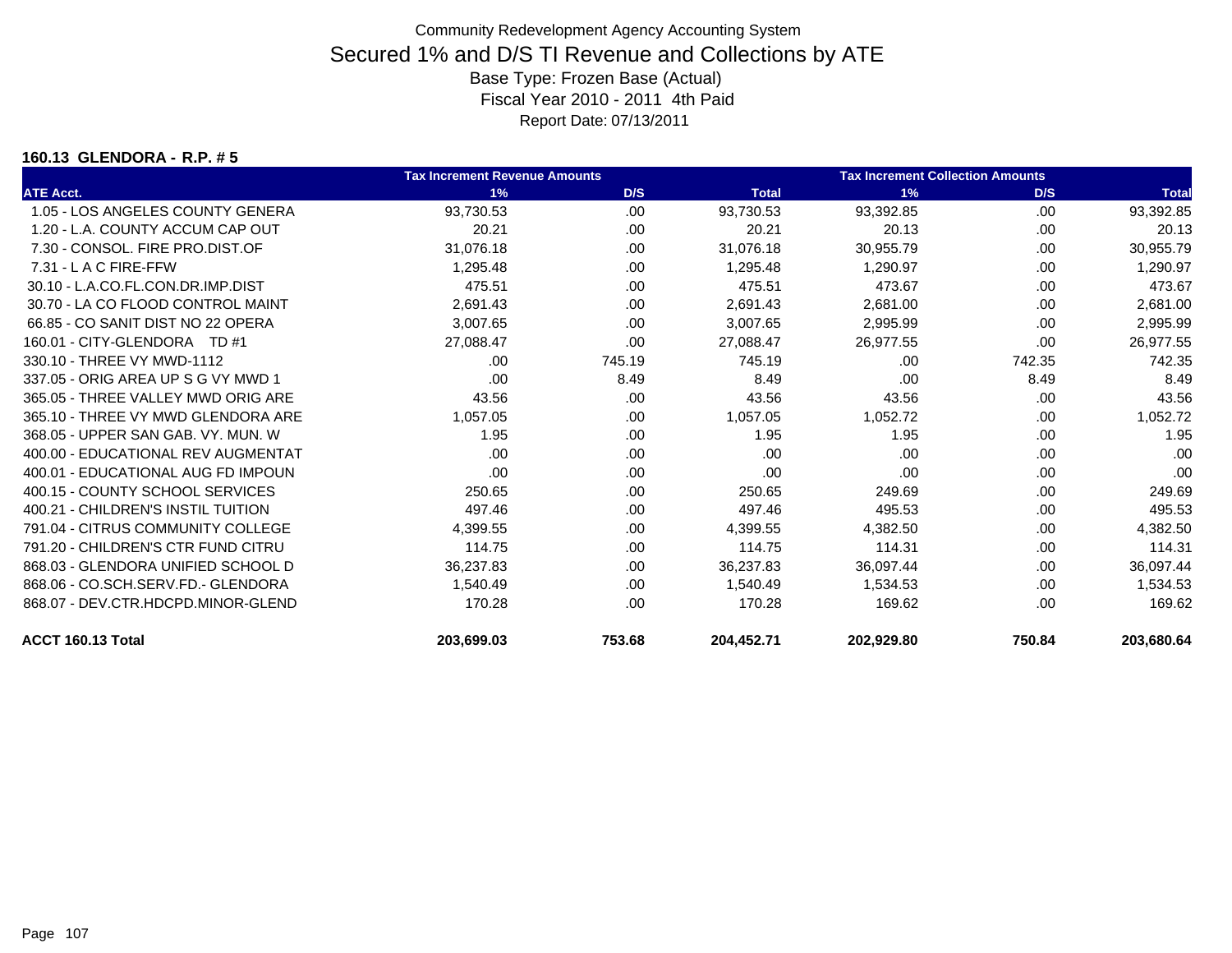Community Redevelopment Agency Accounting System

# Secured 1% and D/S TI Revenue and Collections by ATE

Base Type: Frozen Base (Actual)

Fiscal Year 2010 - 2011 4th Paid

Report Date: 07/13/2011

**160.13 GLENDORA - R.P. # 5**

| | Tax Increment Revenue Amounts | | | Tax Increment Collection Amounts | | |
|---|---|---|---|---|---|---|
| ATE Acct. | 1% | D/S | Total | 1% | D/S | Total |
| 1.05 - LOS ANGELES COUNTY GENERA | 93,730.53 | .00 | 93,730.53 | 93,392.85 | .00 | 93,392.85 |
| 1.20 - L.A. COUNTY ACCUM CAP OUT | 20.21 | .00 | 20.21 | 20.13 | .00 | 20.13 |
| 7.30 - CONSOL. FIRE PRO.DIST.OF | 31,076.18 | .00 | 31,076.18 | 30,955.79 | .00 | 30,955.79 |
| 7.31 - L A C FIRE-FFW | 1,295.48 | .00 | 1,295.48 | 1,290.97 | .00 | 1,290.97 |
| 30.10 - L.A.CO.FL.CON.DR.IMP.DIST | 475.51 | .00 | 475.51 | 473.67 | .00 | 473.67 |
| 30.70 - LA CO FLOOD CONTROL MAINT | 2,691.43 | .00 | 2,691.43 | 2,681.00 | .00 | 2,681.00 |
| 66.85 - CO SANIT DIST NO 22 OPERA | 3,007.65 | .00 | 3,007.65 | 2,995.99 | .00 | 2,995.99 |
| 160.01 - CITY-GLENDORA TD #1 | 27,088.47 | .00 | 27,088.47 | 26,977.55 | .00 | 26,977.55 |
| 330.10 - THREE VY MWD-1112 | .00 | 745.19 | 745.19 | .00 | 742.35 | 742.35 |
| 337.05 - ORIG AREA UP S G VY MWD 1 | .00 | 8.49 | 8.49 | .00 | 8.49 | 8.49 |
| 365.05 - THREE VALLEY MWD ORIG ARE | 43.56 | .00 | 43.56 | 43.56 | .00 | 43.56 |
| 365.10 - THREE VY MWD GLENDORA ARE | 1,057.05 | .00 | 1,057.05 | 1,052.72 | .00 | 1,052.72 |
| 368.05 - UPPER SAN GAB. VY. MUN. W | 1.95 | .00 | 1.95 | 1.95 | .00 | 1.95 |
| 400.00 - EDUCATIONAL REV AUGMENTAT | .00 | .00 | .00 | .00 | .00 | .00 |
| 400.01 - EDUCATIONAL AUG FD IMPOUN | .00 | .00 | .00 | .00 | .00 | .00 |
| 400.15 - COUNTY SCHOOL SERVICES | 250.65 | .00 | 250.65 | 249.69 | .00 | 249.69 |
| 400.21 - CHILDREN'S INSTIL TUITION | 497.46 | .00 | 497.46 | 495.53 | .00 | 495.53 |
| 791.04 - CITRUS COMMUNITY COLLEGE | 4,399.55 | .00 | 4,399.55 | 4,382.50 | .00 | 4,382.50 |
| 791.20 - CHILDREN'S CTR FUND CITRU | 114.75 | .00 | 114.75 | 114.31 | .00 | 114.31 |
| 868.03 - GLENDORA UNIFIED SCHOOL D | 36,237.83 | .00 | 36,237.83 | 36,097.44 | .00 | 36,097.44 |
| 868.06 - CO.SCH.SERV.FD.- GLENDORA | 1,540.49 | .00 | 1,540.49 | 1,534.53 | .00 | 1,534.53 |
| 868.07 - DEV.CTR.HDCPD.MINOR-GLEND | 170.28 | .00 | 170.28 | 169.62 | .00 | 169.62 |
| **ACCT 160.13 Total** | **203,699.03** | **753.68** | **204,452.71** | **202,929.80** | **750.84** | **203,680.64** |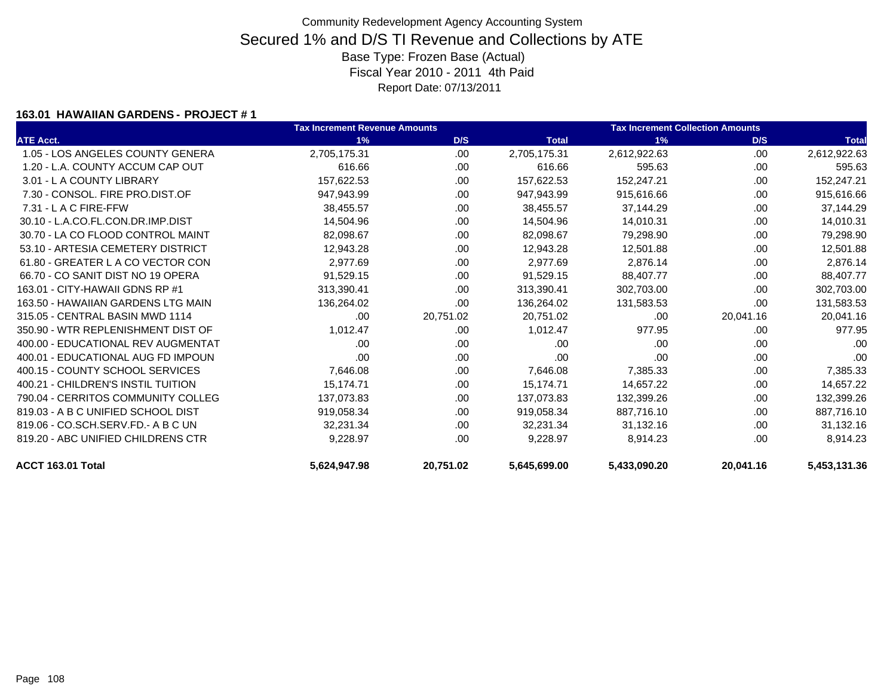Community Redevelopment Agency Accounting System

# Secured 1% and D/S TI Revenue and Collections by ATE

Base Type: Frozen Base (Actual)

Fiscal Year 2010 - 2011 4th Paid

Report Date: 07/13/2011

### 163.01 HAWAIIAN GARDENS - PROJECT # 1

| | Tax Increment Revenue Amounts | | | Tax Increment Collection Amounts | | |
|---|---|---|---|---|---|---|
| ATE Acct. | 1% | D/S | Total | 1% | D/S | Total |
| 1.05 - LOS ANGELES COUNTY GENERA | 2,705,175.31 | .00 | 2,705,175.31 | 2,612,922.63 | .00 | 2,612,922.63 |
| 1.20 - L.A. COUNTY ACCUM CAP OUT | 616.66 | .00 | 616.66 | 595.63 | .00 | 595.63 |
| 3.01 - L A COUNTY LIBRARY | 157,622.53 | .00 | 157,622.53 | 152,247.21 | .00 | 152,247.21 |
| 7.30 - CONSOL. FIRE PRO.DIST.OF | 947,943.99 | .00 | 947,943.99 | 915,616.66 | .00 | 915,616.66 |
| 7.31 - L A C FIRE-FFW | 38,455.57 | .00 | 38,455.57 | 37,144.29 | .00 | 37,144.29 |
| 30.10 - L.A.CO.FL.CON.DR.IMP.DIST | 14,504.96 | .00 | 14,504.96 | 14,010.31 | .00 | 14,010.31 |
| 30.70 - LA CO FLOOD CONTROL MAINT | 82,098.67 | .00 | 82,098.67 | 79,298.90 | .00 | 79,298.90 |
| 53.10 - ARTESIA CEMETERY DISTRICT | 12,943.28 | .00 | 12,943.28 | 12,501.88 | .00 | 12,501.88 |
| 61.80 - GREATER L A CO VECTOR CON | 2,977.69 | .00 | 2,977.69 | 2,876.14 | .00 | 2,876.14 |
| 66.70 - CO SANIT DIST NO 19 OPERA | 91,529.15 | .00 | 91,529.15 | 88,407.77 | .00 | 88,407.77 |
| 163.01 - CITY-HAWAII GDNS RP #1 | 313,390.41 | .00 | 313,390.41 | 302,703.00 | .00 | 302,703.00 |
| 163.50 - HAWAIIAN GARDENS LTG MAIN | 136,264.02 | .00 | 136,264.02 | 131,583.53 | .00 | 131,583.53 |
| 315.05 - CENTRAL BASIN MWD 1114 | .00 | 20,751.02 | 20,751.02 | .00 | 20,041.16 | 20,041.16 |
| 350.90 - WTR REPLENISHMENT DIST OF | 1,012.47 | .00 | 1,012.47 | 977.95 | .00 | 977.95 |
| 400.00 - EDUCATIONAL REV AUGMENTAT | .00 | .00 | .00 | .00 | .00 | .00 |
| 400.01 - EDUCATIONAL AUG FD IMPOUN | .00 | .00 | .00 | .00 | .00 | .00 |
| 400.15 - COUNTY SCHOOL SERVICES | 7,646.08 | .00 | 7,646.08 | 7,385.33 | .00 | 7,385.33 |
| 400.21 - CHILDREN'S INSTIL TUITION | 15,174.71 | .00 | 15,174.71 | 14,657.22 | .00 | 14,657.22 |
| 790.04 - CERRITOS COMMUNITY COLLEG | 137,073.83 | .00 | 137,073.83 | 132,399.26 | .00 | 132,399.26 |
| 819.03 - A B C UNIFIED SCHOOL DIST | 919,058.34 | .00 | 919,058.34 | 887,716.10 | .00 | 887,716.10 |
| 819.06 - CO.SCH.SERV.FD.- A B C UN | 32,231.34 | .00 | 32,231.34 | 31,132.16 | .00 | 31,132.16 |
| 819.20 - ABC UNIFIED CHILDRENS CTR | 9,228.97 | .00 | 9,228.97 | 8,914.23 | .00 | 8,914.23 |
| **ACCT 163.01 Total** | **5,624,947.98** | **20,751.02** | **5,645,699.00** | **5,433,090.20** | **20,041.16** | **5,453,131.36** |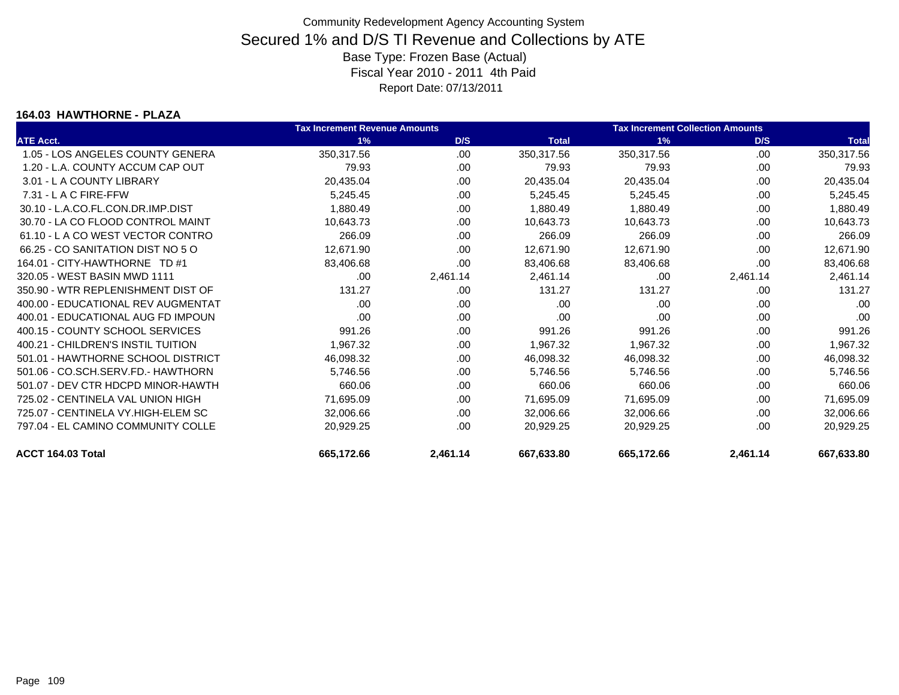Community Redevelopment Agency Accounting System

# Secured 1% and D/S TI Revenue and Collections by ATE

Base Type: Frozen Base (Actual)

Fiscal Year 2010 - 2011 4th Paid

Report Date: 07/13/2011

### 164.03 HAWTHORNE - PLAZA

| | Tax Increment Revenue Amounts | | | Tax Increment Collection Amounts | | |
|---|---|---|---|---|---|---|
| ATE Acct. | 1% | D/S | Total | 1% | D/S | Total |
| 1.05 - LOS ANGELES COUNTY GENERA | 350,317.56 | .00 | 350,317.56 | 350,317.56 | .00 | 350,317.56 |
| 1.20 - L.A. COUNTY ACCUM CAP OUT | 79.93 | .00 | 79.93 | 79.93 | .00 | 79.93 |
| 3.01 - L A COUNTY LIBRARY | 20,435.04 | .00 | 20,435.04 | 20,435.04 | .00 | 20,435.04 |
| 7.31 - L A C FIRE-FFW | 5,245.45 | .00 | 5,245.45 | 5,245.45 | .00 | 5,245.45 |
| 30.10 - L.A.CO.FL.CON.DR.IMP.DIST | 1,880.49 | .00 | 1,880.49 | 1,880.49 | .00 | 1,880.49 |
| 30.70 - LA CO FLOOD CONTROL MAINT | 10,643.73 | .00 | 10,643.73 | 10,643.73 | .00 | 10,643.73 |
| 61.10 - L A CO WEST VECTOR CONTRO | 266.09 | .00 | 266.09 | 266.09 | .00 | 266.09 |
| 66.25 - CO SANITATION DIST NO 5 O | 12,671.90 | .00 | 12,671.90 | 12,671.90 | .00 | 12,671.90 |
| 164.01 - CITY-HAWTHORNE TD #1 | 83,406.68 | .00 | 83,406.68 | 83,406.68 | .00 | 83,406.68 |
| 320.05 - WEST BASIN MWD 1111 | .00 | 2,461.14 | 2,461.14 | .00 | 2,461.14 | 2,461.14 |
| 350.90 - WTR REPLENISHMENT DIST OF | 131.27 | .00 | 131.27 | 131.27 | .00 | 131.27 |
| 400.00 - EDUCATIONAL REV AUGMENTAT | .00 | .00 | .00 | .00 | .00 | .00 |
| 400.01 - EDUCATIONAL AUG FD IMPOUN | .00 | .00 | .00 | .00 | .00 | .00 |
| 400.15 - COUNTY SCHOOL SERVICES | 991.26 | .00 | 991.26 | 991.26 | .00 | 991.26 |
| 400.21 - CHILDREN'S INSTIL TUITION | 1,967.32 | .00 | 1,967.32 | 1,967.32 | .00 | 1,967.32 |
| 501.01 - HAWTHORNE SCHOOL DISTRICT | 46,098.32 | .00 | 46,098.32 | 46,098.32 | .00 | 46,098.32 |
| 501.06 - CO.SCH.SERV.FD.- HAWTHORN | 5,746.56 | .00 | 5,746.56 | 5,746.56 | .00 | 5,746.56 |
| 501.07 - DEV CTR HDCPD MINOR-HAWTH | 660.06 | .00 | 660.06 | 660.06 | .00 | 660.06 |
| 725.02 - CENTINELA VAL UNION HIGH | 71,695.09 | .00 | 71,695.09 | 71,695.09 | .00 | 71,695.09 |
| 725.07 - CENTINELA VY.HIGH-ELEM SC | 32,006.66 | .00 | 32,006.66 | 32,006.66 | .00 | 32,006.66 |
| 797.04 - EL CAMINO COMMUNITY COLLE | 20,929.25 | .00 | 20,929.25 | 20,929.25 | .00 | 20,929.25 |
| **ACCT 164.03 Total** | **665,172.66** | **2,461.14** | **667,633.80** | **665,172.66** | **2,461.14** | **667,633.80** |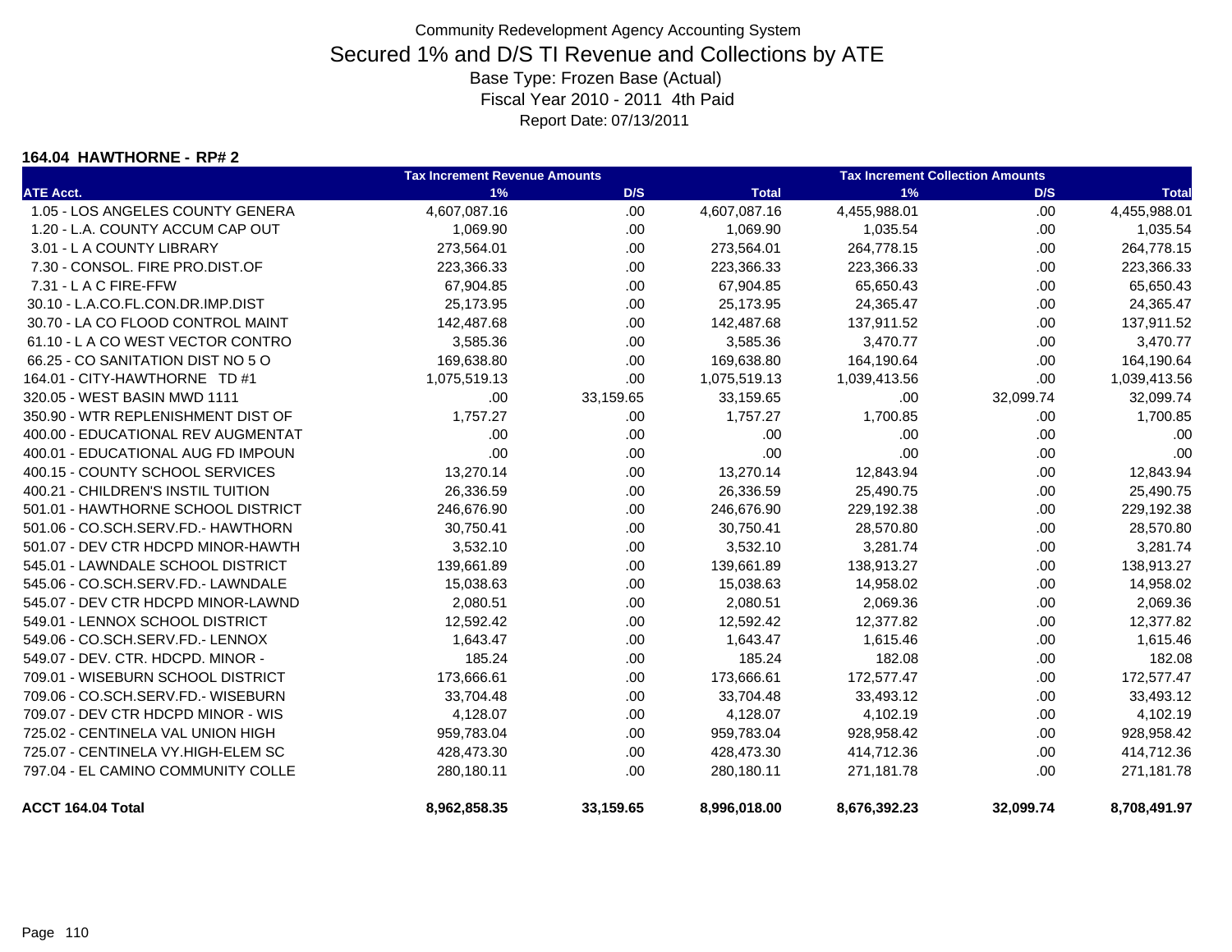Community Redevelopment Agency Accounting System

# Secured 1% and D/S TI Revenue and Collections by ATE

Base Type: Frozen Base (Actual)
Fiscal Year 2010 - 2011 4th Paid
Report Date: 07/13/2011

**164.04 HAWTHORNE - RP# 2**

| | Tax Increment Revenue Amounts | | | Tax Increment Collection Amounts | | |
|---|---|---|---|---|---|---|
| **ATE Acct.** | **1%** | **D/S** | **Total** | **1%** | **D/S** | **Total** |
| 1.05 - LOS ANGELES COUNTY GENERA | 4,607,087.16 | .00 | 4,607,087.16 | 4,455,988.01 | .00 | 4,455,988.01 |
| 1.20 - L.A. COUNTY ACCUM CAP OUT | 1,069.90 | .00 | 1,069.90 | 1,035.54 | .00 | 1,035.54 |
| 3.01 - L A COUNTY LIBRARY | 273,564.01 | .00 | 273,564.01 | 264,778.15 | .00 | 264,778.15 |
| 7.30 - CONSOL. FIRE PRO.DIST.OF | 223,366.33 | .00 | 223,366.33 | 223,366.33 | .00 | 223,366.33 |
| 7.31 - L A C FIRE-FFW | 67,904.85 | .00 | 67,904.85 | 65,650.43 | .00 | 65,650.43 |
| 30.10 - L.A.CO.FL.CON.DR.IMP.DIST | 25,173.95 | .00 | 25,173.95 | 24,365.47 | .00 | 24,365.47 |
| 30.70 - LA CO FLOOD CONTROL MAINT | 142,487.68 | .00 | 142,487.68 | 137,911.52 | .00 | 137,911.52 |
| 61.10 - L A CO WEST VECTOR CONTRO | 3,585.36 | .00 | 3,585.36 | 3,470.77 | .00 | 3,470.77 |
| 66.25 - CO SANITATION DIST NO 5 O | 169,638.80 | .00 | 169,638.80 | 164,190.64 | .00 | 164,190.64 |
| 164.01 - CITY-HAWTHORNE TD #1 | 1,075,519.13 | .00 | 1,075,519.13 | 1,039,413.56 | .00 | 1,039,413.56 |
| 320.05 - WEST BASIN MWD 1111 | .00 | 33,159.65 | 33,159.65 | .00 | 32,099.74 | 32,099.74 |
| 350.90 - WTR REPLENISHMENT DIST OF | 1,757.27 | .00 | 1,757.27 | 1,700.85 | .00 | 1,700.85 |
| 400.00 - EDUCATIONAL REV AUGMENTAT | .00 | .00 | .00 | .00 | .00 | .00 |
| 400.01 - EDUCATIONAL AUG FD IMPOUN | .00 | .00 | .00 | .00 | .00 | .00 |
| 400.15 - COUNTY SCHOOL SERVICES | 13,270.14 | .00 | 13,270.14 | 12,843.94 | .00 | 12,843.94 |
| 400.21 - CHILDREN'S INSTIL TUITION | 26,336.59 | .00 | 26,336.59 | 25,490.75 | .00 | 25,490.75 |
| 501.01 - HAWTHORNE SCHOOL DISTRICT | 246,676.90 | .00 | 246,676.90 | 229,192.38 | .00 | 229,192.38 |
| 501.06 - CO.SCH.SERV.FD.- HAWTHORN | 30,750.41 | .00 | 30,750.41 | 28,570.80 | .00 | 28,570.80 |
| 501.07 - DEV CTR HDCPD MINOR-HAWTH | 3,532.10 | .00 | 3,532.10 | 3,281.74 | .00 | 3,281.74 |
| 545.01 - LAWNDALE SCHOOL DISTRICT | 139,661.89 | .00 | 139,661.89 | 138,913.27 | .00 | 138,913.27 |
| 545.06 - CO.SCH.SERV.FD.- LAWNDALE | 15,038.63 | .00 | 15,038.63 | 14,958.02 | .00 | 14,958.02 |
| 545.07 - DEV CTR HDCPD MINOR-LAWND | 2,080.51 | .00 | 2,080.51 | 2,069.36 | .00 | 2,069.36 |
| 549.01 - LENNOX SCHOOL DISTRICT | 12,592.42 | .00 | 12,592.42 | 12,377.82 | .00 | 12,377.82 |
| 549.06 - CO.SCH.SERV.FD.- LENNOX | 1,643.47 | .00 | 1,643.47 | 1,615.46 | .00 | 1,615.46 |
| 549.07 - DEV. CTR. HDCPD. MINOR - | 185.24 | .00 | 185.24 | 182.08 | .00 | 182.08 |
| 709.01 - WISEBURN SCHOOL DISTRICT | 173,666.61 | .00 | 173,666.61 | 172,577.47 | .00 | 172,577.47 |
| 709.06 - CO.SCH.SERV.FD.- WISEBURN | 33,704.48 | .00 | 33,704.48 | 33,493.12 | .00 | 33,493.12 |
| 709.07 - DEV CTR HDCPD MINOR - WIS | 4,128.07 | .00 | 4,128.07 | 4,102.19 | .00 | 4,102.19 |
| 725.02 - CENTINELA VAL UNION HIGH | 959,783.04 | .00 | 959,783.04 | 928,958.42 | .00 | 928,958.42 |
| 725.07 - CENTINELA VY.HIGH-ELEM SC | 428,473.30 | .00 | 428,473.30 | 414,712.36 | .00 | 414,712.36 |
| 797.04 - EL CAMINO COMMUNITY COLLE | 280,180.11 | .00 | 280,180.11 | 271,181.78 | .00 | 271,181.78 |
| **ACCT 164.04 Total** | **8,962,858.35** | **33,159.65** | **8,996,018.00** | **8,676,392.23** | **32,099.74** | **8,708,491.97** |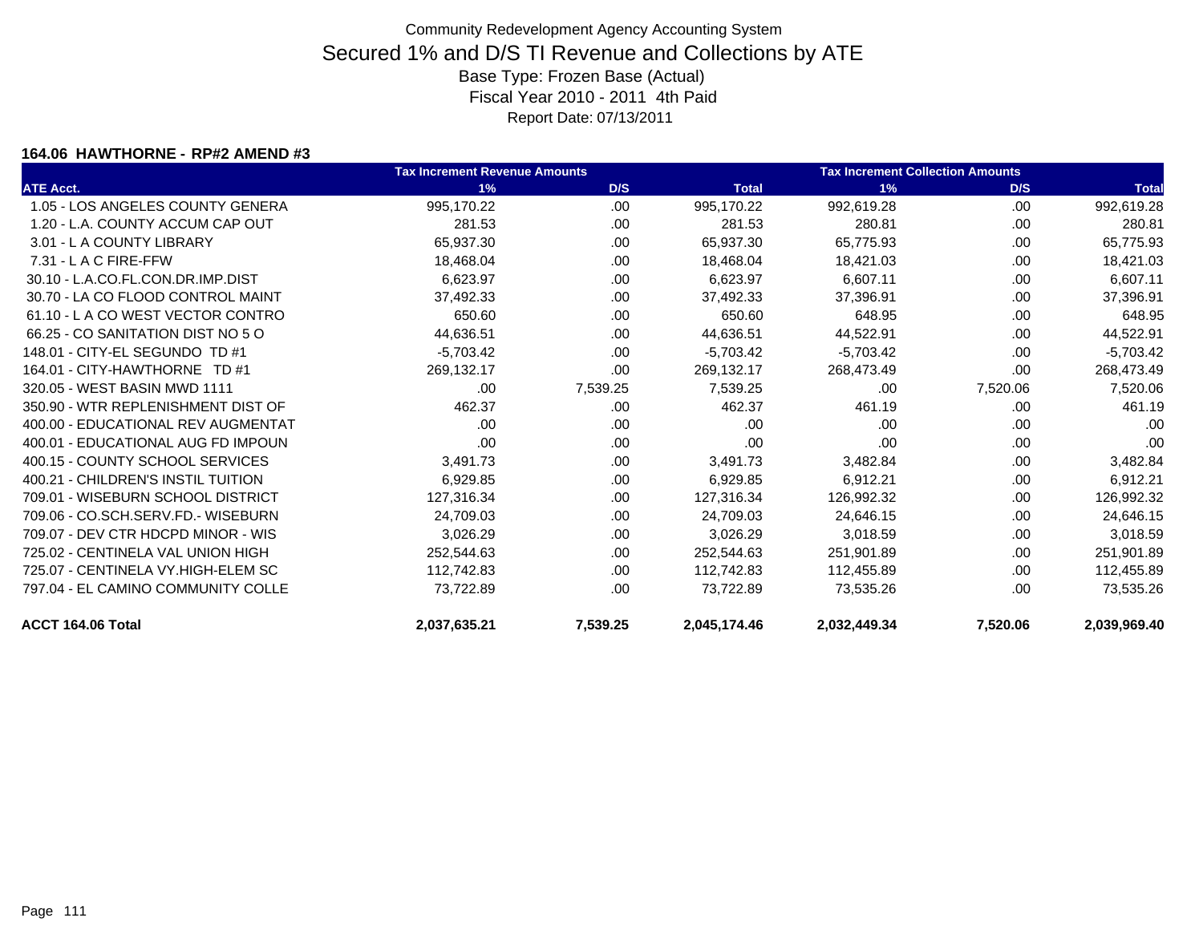Community Redevelopment Agency Accounting System

# Secured 1% and D/S TI Revenue and Collections by ATE

Base Type: Frozen Base (Actual)

Fiscal Year 2010 - 2011 4th Paid

Report Date: 07/13/2011

### 164.06 HAWTHORNE - RP#2 AMEND #3

| | Tax Increment Revenue Amounts | | | Tax Increment Collection Amounts | | |
|---|---|---|---|---|---|---|
| ATE Acct. | 1% | D/S | Total | 1% | D/S | Total |
| 1.05 - LOS ANGELES COUNTY GENERA | 995,170.22 | .00 | 995,170.22 | 992,619.28 | .00 | 992,619.28 |
| 1.20 - L.A. COUNTY ACCUM CAP OUT | 281.53 | .00 | 281.53 | 280.81 | .00 | 280.81 |
| 3.01 - L A COUNTY LIBRARY | 65,937.30 | .00 | 65,937.30 | 65,775.93 | .00 | 65,775.93 |
| 7.31 - L A C FIRE-FFW | 18,468.04 | .00 | 18,468.04 | 18,421.03 | .00 | 18,421.03 |
| 30.10 - L.A.CO.FL.CON.DR.IMP.DIST | 6,623.97 | .00 | 6,623.97 | 6,607.11 | .00 | 6,607.11 |
| 30.70 - LA CO FLOOD CONTROL MAINT | 37,492.33 | .00 | 37,492.33 | 37,396.91 | .00 | 37,396.91 |
| 61.10 - L A CO WEST VECTOR CONTRO | 650.60 | .00 | 650.60 | 648.95 | .00 | 648.95 |
| 66.25 - CO SANITATION DIST NO 5 O | 44,636.51 | .00 | 44,636.51 | 44,522.91 | .00 | 44,522.91 |
| 148.01 - CITY-EL SEGUNDO TD #1 | -5,703.42 | .00 | -5,703.42 | -5,703.42 | .00 | -5,703.42 |
| 164.01 - CITY-HAWTHORNE TD #1 | 269,132.17 | .00 | 269,132.17 | 268,473.49 | .00 | 268,473.49 |
| 320.05 - WEST BASIN MWD 1111 | .00 | 7,539.25 | 7,539.25 | .00 | 7,520.06 | 7,520.06 |
| 350.90 - WTR REPLENISHMENT DIST OF | 462.37 | .00 | 462.37 | 461.19 | .00 | 461.19 |
| 400.00 - EDUCATIONAL REV AUGMENTAT | .00 | .00 | .00 | .00 | .00 | .00 |
| 400.01 - EDUCATIONAL AUG FD IMPOUN | .00 | .00 | .00 | .00 | .00 | .00 |
| 400.15 - COUNTY SCHOOL SERVICES | 3,491.73 | .00 | 3,491.73 | 3,482.84 | .00 | 3,482.84 |
| 400.21 - CHILDREN'S INSTIL TUITION | 6,929.85 | .00 | 6,929.85 | 6,912.21 | .00 | 6,912.21 |
| 709.01 - WISEBURN SCHOOL DISTRICT | 127,316.34 | .00 | 127,316.34 | 126,992.32 | .00 | 126,992.32 |
| 709.06 - CO.SCH.SERV.FD.- WISEBURN | 24,709.03 | .00 | 24,709.03 | 24,646.15 | .00 | 24,646.15 |
| 709.07 - DEV CTR HDCPD MINOR - WIS | 3,026.29 | .00 | 3,026.29 | 3,018.59 | .00 | 3,018.59 |
| 725.02 - CENTINELA VAL UNION HIGH | 252,544.63 | .00 | 252,544.63 | 251,901.89 | .00 | 251,901.89 |
| 725.07 - CENTINELA VY.HIGH-ELEM SC | 112,742.83 | .00 | 112,742.83 | 112,455.89 | .00 | 112,455.89 |
| 797.04 - EL CAMINO COMMUNITY COLLE | 73,722.89 | .00 | 73,722.89 | 73,535.26 | .00 | 73,535.26 |
| **ACCT 164.06 Total** | **2,037,635.21** | **7,539.25** | **2,045,174.46** | **2,032,449.34** | **7,520.06** | **2,039,969.40** |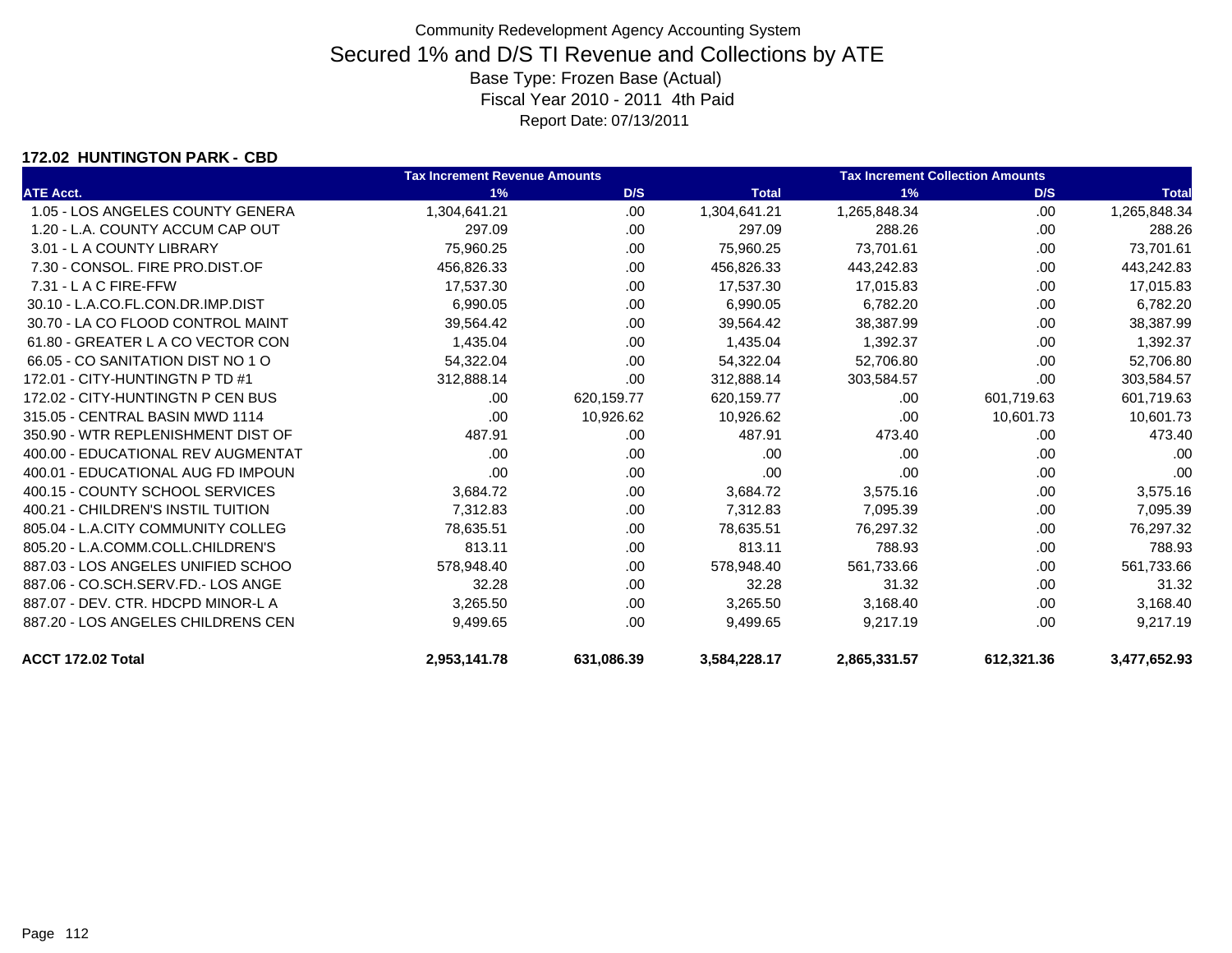# Community Redevelopment Agency Accounting System

## Secured 1% and D/S TI Revenue and Collections by ATE

Base Type: Frozen Base (Actual)

Fiscal Year 2010 - 2011 4th Paid

Report Date: 07/13/2011

### 172.02 HUNTINGTON PARK - CBD

| | Tax Increment Revenue Amounts | | | Tax Increment Collection Amounts | | |
|---|---|---|---|---|---|---|
| ATE Acct. | 1% | D/S | Total | 1% | D/S | Total |
| 1.05 - LOS ANGELES COUNTY GENERA | 1,304,641.21 | .00 | 1,304,641.21 | 1,265,848.34 | .00 | 1,265,848.34 |
| 1.20 - L.A. COUNTY ACCUM CAP OUT | 297.09 | .00 | 297.09 | 288.26 | .00 | 288.26 |
| 3.01 - L A COUNTY LIBRARY | 75,960.25 | .00 | 75,960.25 | 73,701.61 | .00 | 73,701.61 |
| 7.30 - CONSOL. FIRE PRO.DIST.OF | 456,826.33 | .00 | 456,826.33 | 443,242.83 | .00 | 443,242.83 |
| 7.31 - L A C FIRE-FFW | 17,537.30 | .00 | 17,537.30 | 17,015.83 | .00 | 17,015.83 |
| 30.10 - L.A.CO.FL.CON.DR.IMP.DIST | 6,990.05 | .00 | 6,990.05 | 6,782.20 | .00 | 6,782.20 |
| 30.70 - LA CO FLOOD CONTROL MAINT | 39,564.42 | .00 | 39,564.42 | 38,387.99 | .00 | 38,387.99 |
| 61.80 - GREATER L A CO VECTOR CON | 1,435.04 | .00 | 1,435.04 | 1,392.37 | .00 | 1,392.37 |
| 66.05 - CO SANITATION DIST NO 1 O | 54,322.04 | .00 | 54,322.04 | 52,706.80 | .00 | 52,706.80 |
| 172.01 - CITY-HUNTINGTN P TD #1 | 312,888.14 | .00 | 312,888.14 | 303,584.57 | .00 | 303,584.57 |
| 172.02 - CITY-HUNTINGTN P CEN BUS | .00 | 620,159.77 | 620,159.77 | .00 | 601,719.63 | 601,719.63 |
| 315.05 - CENTRAL BASIN MWD 1114 | .00 | 10,926.62 | 10,926.62 | .00 | 10,601.73 | 10,601.73 |
| 350.90 - WTR REPLENISHMENT DIST OF | 487.91 | .00 | 487.91 | 473.40 | .00 | 473.40 |
| 400.00 - EDUCATIONAL REV AUGMENTAT | .00 | .00 | .00 | .00 | .00 | .00 |
| 400.01 - EDUCATIONAL AUG FD IMPOUN | .00 | .00 | .00 | .00 | .00 | .00 |
| 400.15 - COUNTY SCHOOL SERVICES | 3,684.72 | .00 | 3,684.72 | 3,575.16 | .00 | 3,575.16 |
| 400.21 - CHILDREN'S INSTIL TUITION | 7,312.83 | .00 | 7,312.83 | 7,095.39 | .00 | 7,095.39 |
| 805.04 - L.A.CITY COMMUNITY COLLEG | 78,635.51 | .00 | 78,635.51 | 76,297.32 | .00 | 76,297.32 |
| 805.20 - L.A.COMM.COLL.CHILDREN'S | 813.11 | .00 | 813.11 | 788.93 | .00 | 788.93 |
| 887.03 - LOS ANGELES UNIFIED SCHOO | 578,948.40 | .00 | 578,948.40 | 561,733.66 | .00 | 561,733.66 |
| 887.06 - CO.SCH.SERV.FD.- LOS ANGE | 32.28 | .00 | 32.28 | 31.32 | .00 | 31.32 |
| 887.07 - DEV. CTR. HDCPD MINOR-L A | 3,265.50 | .00 | 3,265.50 | 3,168.40 | .00 | 3,168.40 |
| 887.20 - LOS ANGELES CHILDRENS CEN | 9,499.65 | .00 | 9,499.65 | 9,217.19 | .00 | 9,217.19 |
| **ACCT 172.02 Total** | **2,953,141.78** | **631,086.39** | **3,584,228.17** | **2,865,331.57** | **612,321.36** | **3,477,652.93** |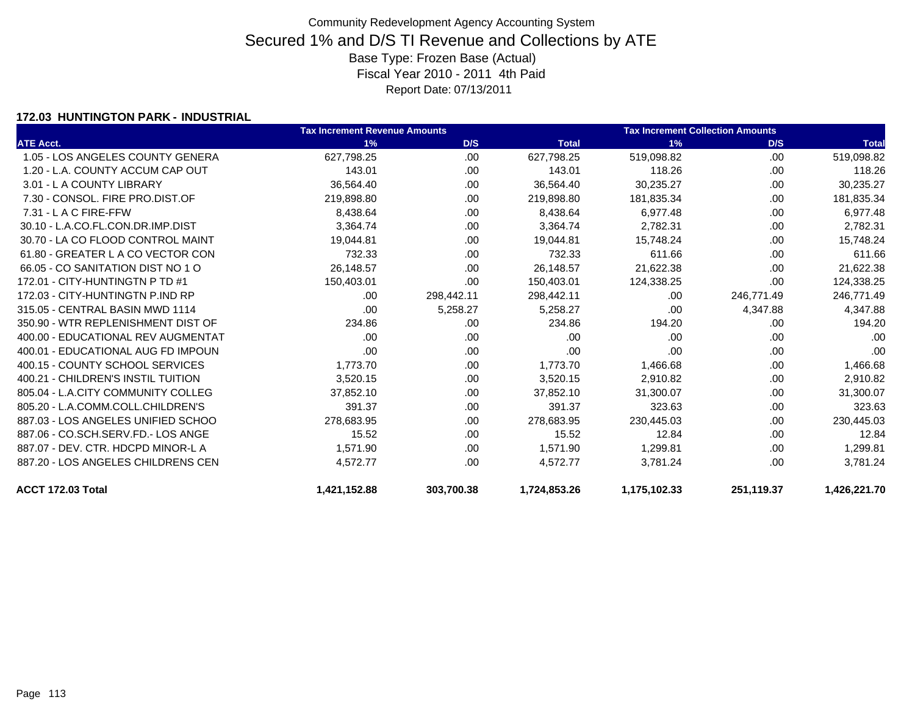# Community Redevelopment Agency Accounting System

## Secured 1% and D/S TI Revenue and Collections by ATE

Base Type: Frozen Base (Actual)

Fiscal Year 2010 - 2011 4th Paid

Report Date: 07/13/2011

### 172.03 HUNTINGTON PARK - INDUSTRIAL

| | Tax Increment Revenue Amounts | | | Tax Increment Collection Amounts | | |
|---|---|---|---|---|---|---|
| ATE Acct. | 1% | D/S | Total | 1% | D/S | Total |
| 1.05 - LOS ANGELES COUNTY GENERA | 627,798.25 | .00 | 627,798.25 | 519,098.82 | .00 | 519,098.82 |
| 1.20 - L.A. COUNTY ACCUM CAP OUT | 143.01 | .00 | 143.01 | 118.26 | .00 | 118.26 |
| 3.01 - L A COUNTY LIBRARY | 36,564.40 | .00 | 36,564.40 | 30,235.27 | .00 | 30,235.27 |
| 7.30 - CONSOL. FIRE PRO.DIST.OF | 219,898.80 | .00 | 219,898.80 | 181,835.34 | .00 | 181,835.34 |
| 7.31 - L A C FIRE-FFW | 8,438.64 | .00 | 8,438.64 | 6,977.48 | .00 | 6,977.48 |
| 30.10 - L.A.CO.FL.CON.DR.IMP.DIST | 3,364.74 | .00 | 3,364.74 | 2,782.31 | .00 | 2,782.31 |
| 30.70 - LA CO FLOOD CONTROL MAINT | 19,044.81 | .00 | 19,044.81 | 15,748.24 | .00 | 15,748.24 |
| 61.80 - GREATER L A CO VECTOR CON | 732.33 | .00 | 732.33 | 611.66 | .00 | 611.66 |
| 66.05 - CO SANITATION DIST NO 1 O | 26,148.57 | .00 | 26,148.57 | 21,622.38 | .00 | 21,622.38 |
| 172.01 - CITY-HUNTINGTN P TD #1 | 150,403.01 | .00 | 150,403.01 | 124,338.25 | .00 | 124,338.25 |
| 172.03 - CITY-HUNTINGTN P.IND RP | .00 | 298,442.11 | 298,442.11 | .00 | 246,771.49 | 246,771.49 |
| 315.05 - CENTRAL BASIN MWD 1114 | .00 | 5,258.27 | 5,258.27 | .00 | 4,347.88 | 4,347.88 |
| 350.90 - WTR REPLENISHMENT DIST OF | 234.86 | .00 | 234.86 | 194.20 | .00 | 194.20 |
| 400.00 - EDUCATIONAL REV AUGMENTAT | .00 | .00 | .00 | .00 | .00 | .00 |
| 400.01 - EDUCATIONAL AUG FD IMPOUN | .00 | .00 | .00 | .00 | .00 | .00 |
| 400.15 - COUNTY SCHOOL SERVICES | 1,773.70 | .00 | 1,773.70 | 1,466.68 | .00 | 1,466.68 |
| 400.21 - CHILDREN'S INSTIL TUITION | 3,520.15 | .00 | 3,520.15 | 2,910.82 | .00 | 2,910.82 |
| 805.04 - L.A.CITY COMMUNITY COLLEG | 37,852.10 | .00 | 37,852.10 | 31,300.07 | .00 | 31,300.07 |
| 805.20 - L.A.COMM.COLL.CHILDREN'S | 391.37 | .00 | 391.37 | 323.63 | .00 | 323.63 |
| 887.03 - LOS ANGELES UNIFIED SCHOO | 278,683.95 | .00 | 278,683.95 | 230,445.03 | .00 | 230,445.03 |
| 887.06 - CO.SCH.SERV.FD.- LOS ANGE | 15.52 | .00 | 15.52 | 12.84 | .00 | 12.84 |
| 887.07 - DEV. CTR. HDCPD MINOR-L A | 1,571.90 | .00 | 1,571.90 | 1,299.81 | .00 | 1,299.81 |
| 887.20 - LOS ANGELES CHILDRENS CEN | 4,572.77 | .00 | 4,572.77 | 3,781.24 | .00 | 3,781.24 |
| **ACCT 172.03 Total** | **1,421,152.88** | **303,700.38** | **1,724,853.26** | **1,175,102.33** | **251,119.37** | **1,426,221.70** |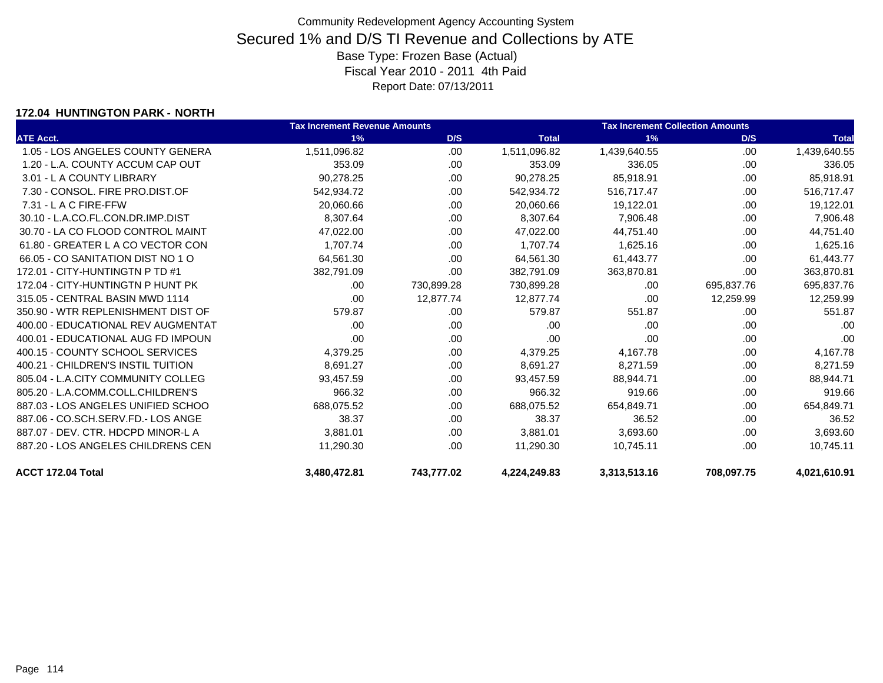Community Redevelopment Agency Accounting System

# Secured 1% and D/S TI Revenue and Collections by ATE

Base Type: Frozen Base (Actual)

Fiscal Year 2010 - 2011 4th Paid

Report Date: 07/13/2011

### 172.04 HUNTINGTON PARK - NORTH

| | Tax Increment Revenue Amounts | | | Tax Increment Collection Amounts | | |
|---|---|---|---|---|---|---|
| ATE Acct. | 1% | D/S | Total | 1% | D/S | Total |
| 1.05 - LOS ANGELES COUNTY GENERA | 1,511,096.82 | .00 | 1,511,096.82 | 1,439,640.55 | .00 | 1,439,640.55 |
| 1.20 - L.A. COUNTY ACCUM CAP OUT | 353.09 | .00 | 353.09 | 336.05 | .00 | 336.05 |
| 3.01 - L A COUNTY LIBRARY | 90,278.25 | .00 | 90,278.25 | 85,918.91 | .00 | 85,918.91 |
| 7.30 - CONSOL. FIRE PRO.DIST.OF | 542,934.72 | .00 | 542,934.72 | 516,717.47 | .00 | 516,717.47 |
| 7.31 - L A C FIRE-FFW | 20,060.66 | .00 | 20,060.66 | 19,122.01 | .00 | 19,122.01 |
| 30.10 - L.A.CO.FL.CON.DR.IMP.DIST | 8,307.64 | .00 | 8,307.64 | 7,906.48 | .00 | 7,906.48 |
| 30.70 - LA CO FLOOD CONTROL MAINT | 47,022.00 | .00 | 47,022.00 | 44,751.40 | .00 | 44,751.40 |
| 61.80 - GREATER L A CO VECTOR CON | 1,707.74 | .00 | 1,707.74 | 1,625.16 | .00 | 1,625.16 |
| 66.05 - CO SANITATION DIST NO 1 O | 64,561.30 | .00 | 64,561.30 | 61,443.77 | .00 | 61,443.77 |
| 172.01 - CITY-HUNTINGTN P TD #1 | 382,791.09 | .00 | 382,791.09 | 363,870.81 | .00 | 363,870.81 |
| 172.04 - CITY-HUNTINGTN P HUNT PK | .00 | 730,899.28 | 730,899.28 | .00 | 695,837.76 | 695,837.76 |
| 315.05 - CENTRAL BASIN MWD 1114 | .00 | 12,877.74 | 12,877.74 | .00 | 12,259.99 | 12,259.99 |
| 350.90 - WTR REPLENISHMENT DIST OF | 579.87 | .00 | 579.87 | 551.87 | .00 | 551.87 |
| 400.00 - EDUCATIONAL REV AUGMENTAT | .00 | .00 | .00 | .00 | .00 | .00 |
| 400.01 - EDUCATIONAL AUG FD IMPOUN | .00 | .00 | .00 | .00 | .00 | .00 |
| 400.15 - COUNTY SCHOOL SERVICES | 4,379.25 | .00 | 4,379.25 | 4,167.78 | .00 | 4,167.78 |
| 400.21 - CHILDREN'S INSTIL TUITION | 8,691.27 | .00 | 8,691.27 | 8,271.59 | .00 | 8,271.59 |
| 805.04 - L.A.CITY COMMUNITY COLLEG | 93,457.59 | .00 | 93,457.59 | 88,944.71 | .00 | 88,944.71 |
| 805.20 - L.A.COMM.COLL.CHILDREN'S | 966.32 | .00 | 966.32 | 919.66 | .00 | 919.66 |
| 887.03 - LOS ANGELES UNIFIED SCHOO | 688,075.52 | .00 | 688,075.52 | 654,849.71 | .00 | 654,849.71 |
| 887.06 - CO.SCH.SERV.FD.- LOS ANGE | 38.37 | .00 | 38.37 | 36.52 | .00 | 36.52 |
| 887.07 - DEV. CTR. HDCPD MINOR-L A | 3,881.01 | .00 | 3,881.01 | 3,693.60 | .00 | 3,693.60 |
| 887.20 - LOS ANGELES CHILDRENS CEN | 11,290.30 | .00 | 11,290.30 | 10,745.11 | .00 | 10,745.11 |
| **ACCT 172.04 Total** | **3,480,472.81** | **743,777.02** | **4,224,249.83** | **3,313,513.16** | **708,097.75** | **4,021,610.91** |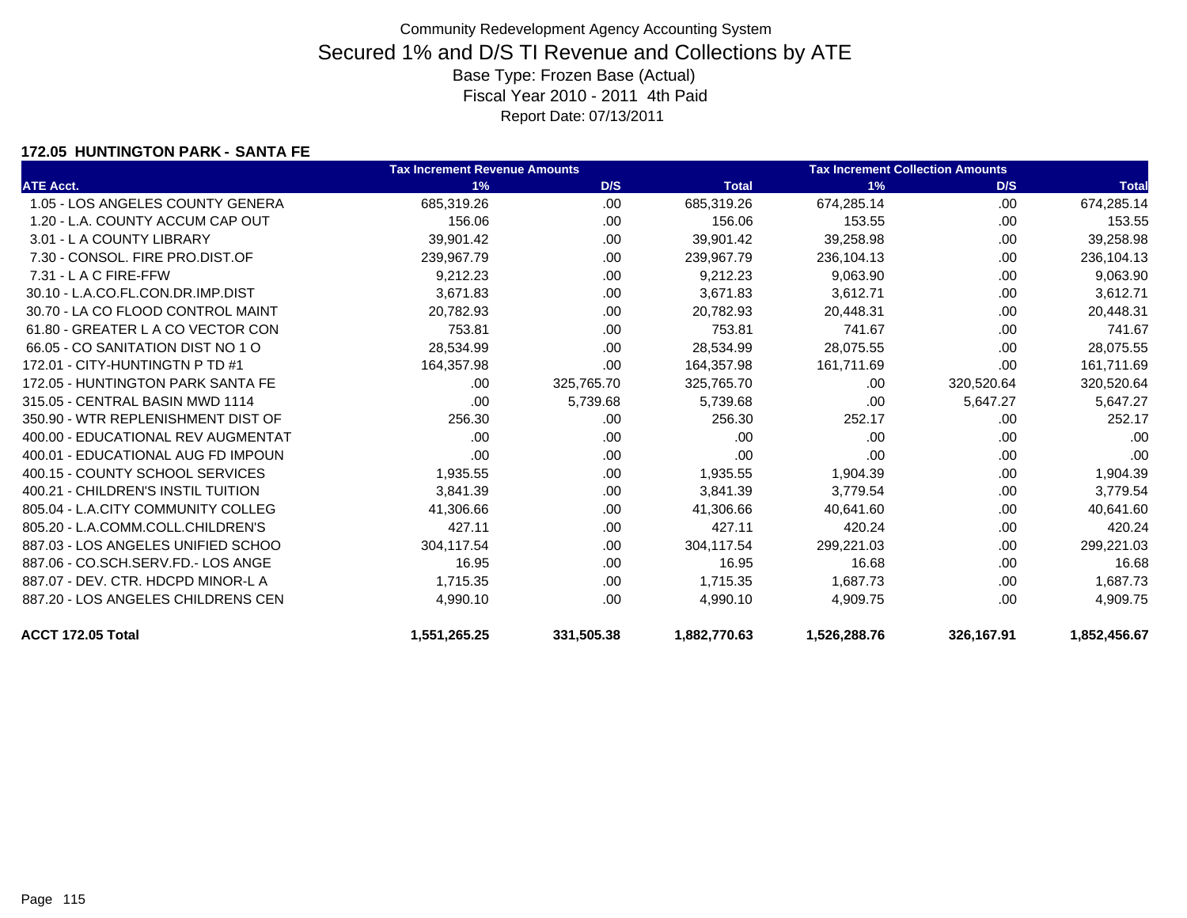Community Redevelopment Agency Accounting System

# Secured 1% and D/S TI Revenue and Collections by ATE

Base Type: Frozen Base (Actual)

Fiscal Year 2010 - 2011 4th Paid

Report Date: 07/13/2011

### 172.05 HUNTINGTON PARK - SANTA FE

| | Tax Increment Revenue Amounts | | | Tax Increment Collection Amounts | | |
|---|---|---|---|---|---|---|
| ATE Acct. | 1% | D/S | Total | 1% | D/S | Total |
| 1.05 - LOS ANGELES COUNTY GENERA | 685,319.26 | .00 | 685,319.26 | 674,285.14 | .00 | 674,285.14 |
| 1.20 - L.A. COUNTY ACCUM CAP OUT | 156.06 | .00 | 156.06 | 153.55 | .00 | 153.55 |
| 3.01 - L A COUNTY LIBRARY | 39,901.42 | .00 | 39,901.42 | 39,258.98 | .00 | 39,258.98 |
| 7.30 - CONSOL. FIRE PRO.DIST.OF | 239,967.79 | .00 | 239,967.79 | 236,104.13 | .00 | 236,104.13 |
| 7.31 - L A C FIRE-FFW | 9,212.23 | .00 | 9,212.23 | 9,063.90 | .00 | 9,063.90 |
| 30.10 - L.A.CO.FL.CON.DR.IMP.DIST | 3,671.83 | .00 | 3,671.83 | 3,612.71 | .00 | 3,612.71 |
| 30.70 - LA CO FLOOD CONTROL MAINT | 20,782.93 | .00 | 20,782.93 | 20,448.31 | .00 | 20,448.31 |
| 61.80 - GREATER L A CO VECTOR CON | 753.81 | .00 | 753.81 | 741.67 | .00 | 741.67 |
| 66.05 - CO SANITATION DIST NO 1 O | 28,534.99 | .00 | 28,534.99 | 28,075.55 | .00 | 28,075.55 |
| 172.01 - CITY-HUNTINGTN P TD #1 | 164,357.98 | .00 | 164,357.98 | 161,711.69 | .00 | 161,711.69 |
| 172.05 - HUNTINGTON PARK SANTA FE | .00 | 325,765.70 | 325,765.70 | .00 | 320,520.64 | 320,520.64 |
| 315.05 - CENTRAL BASIN MWD 1114 | .00 | 5,739.68 | 5,739.68 | .00 | 5,647.27 | 5,647.27 |
| 350.90 - WTR REPLENISHMENT DIST OF | 256.30 | .00 | 256.30 | 252.17 | .00 | 252.17 |
| 400.00 - EDUCATIONAL REV AUGMENTAT | .00 | .00 | .00 | .00 | .00 | .00 |
| 400.01 - EDUCATIONAL AUG FD IMPOUN | .00 | .00 | .00 | .00 | .00 | .00 |
| 400.15 - COUNTY SCHOOL SERVICES | 1,935.55 | .00 | 1,935.55 | 1,904.39 | .00 | 1,904.39 |
| 400.21 - CHILDREN'S INSTIL TUITION | 3,841.39 | .00 | 3,841.39 | 3,779.54 | .00 | 3,779.54 |
| 805.04 - L.A.CITY COMMUNITY COLLEG | 41,306.66 | .00 | 41,306.66 | 40,641.60 | .00 | 40,641.60 |
| 805.20 - L.A.COMM.COLL.CHILDREN'S | 427.11 | .00 | 427.11 | 420.24 | .00 | 420.24 |
| 887.03 - LOS ANGELES UNIFIED SCHOO | 304,117.54 | .00 | 304,117.54 | 299,221.03 | .00 | 299,221.03 |
| 887.06 - CO.SCH.SERV.FD.- LOS ANGE | 16.95 | .00 | 16.95 | 16.68 | .00 | 16.68 |
| 887.07 - DEV. CTR. HDCPD MINOR-L A | 1,715.35 | .00 | 1,715.35 | 1,687.73 | .00 | 1,687.73 |
| 887.20 - LOS ANGELES CHILDRENS CEN | 4,990.10 | .00 | 4,990.10 | 4,909.75 | .00 | 4,909.75 |
| **ACCT 172.05 Total** | **1,551,265.25** | **331,505.38** | **1,882,770.63** | **1,526,288.76** | **326,167.91** | **1,852,456.67** |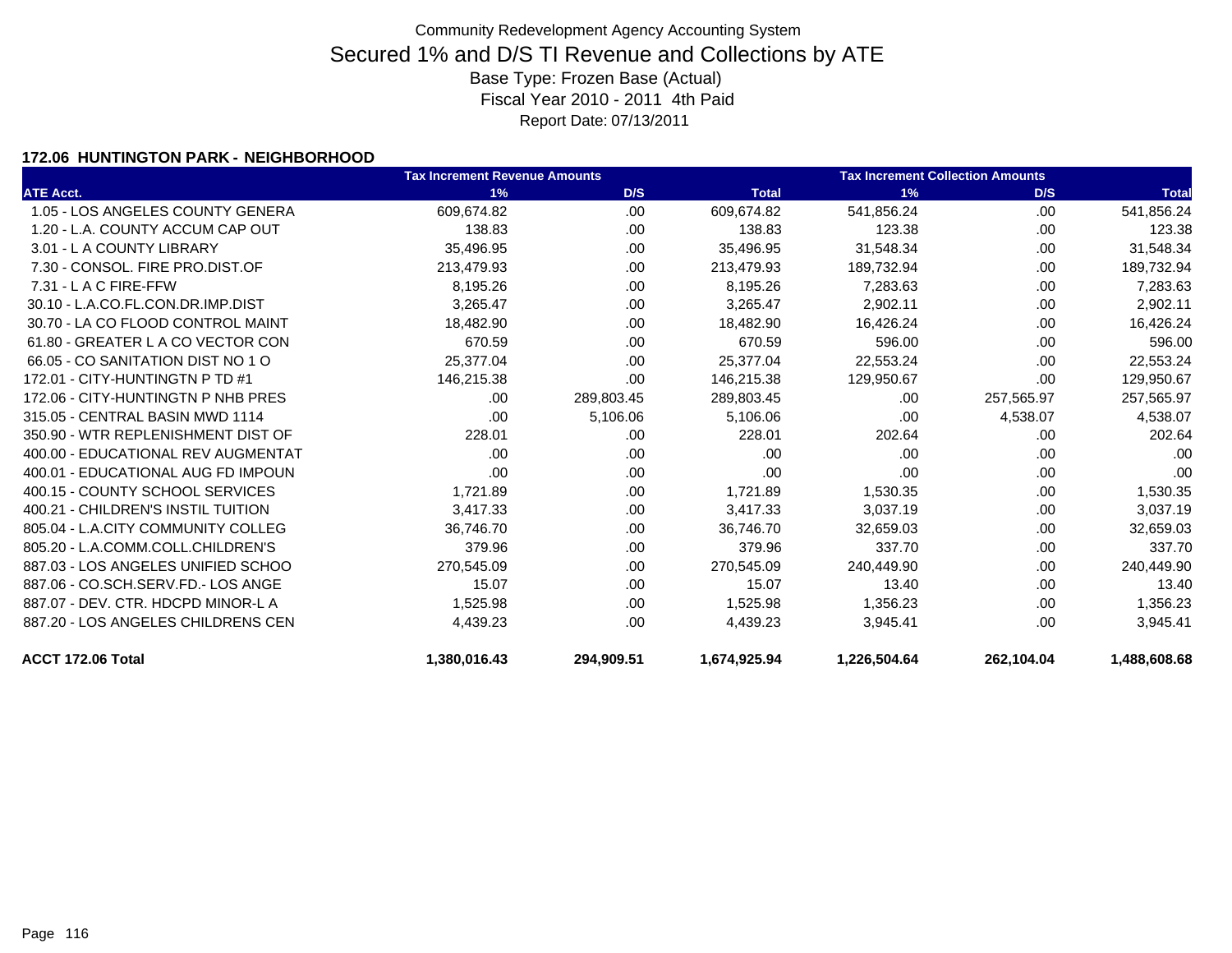Community Redevelopment Agency Accounting System

# Secured 1% and D/S TI Revenue and Collections by ATE

Base Type: Frozen Base (Actual)

Fiscal Year 2010 - 2011 4th Paid

Report Date: 07/13/2011

**172.06 HUNTINGTON PARK - NEIGHBORHOOD**

| | Tax Increment Revenue Amounts | | | Tax Increment Collection Amounts | | |
|---|---|---|---|---|---|---|
| ATE Acct. | 1% | D/S | Total | 1% | D/S | Total |
| 1.05 - LOS ANGELES COUNTY GENERA | 609,674.82 | .00 | 609,674.82 | 541,856.24 | .00 | 541,856.24 |
| 1.20 - L.A. COUNTY ACCUM CAP OUT | 138.83 | .00 | 138.83 | 123.38 | .00 | 123.38 |
| 3.01 - L A COUNTY LIBRARY | 35,496.95 | .00 | 35,496.95 | 31,548.34 | .00 | 31,548.34 |
| 7.30 - CONSOL. FIRE PRO.DIST.OF | 213,479.93 | .00 | 213,479.93 | 189,732.94 | .00 | 189,732.94 |
| 7.31 - L A C FIRE-FFW | 8,195.26 | .00 | 8,195.26 | 7,283.63 | .00 | 7,283.63 |
| 30.10 - L.A.CO.FL.CON.DR.IMP.DIST | 3,265.47 | .00 | 3,265.47 | 2,902.11 | .00 | 2,902.11 |
| 30.70 - LA CO FLOOD CONTROL MAINT | 18,482.90 | .00 | 18,482.90 | 16,426.24 | .00 | 16,426.24 |
| 61.80 - GREATER L A CO VECTOR CON | 670.59 | .00 | 670.59 | 596.00 | .00 | 596.00 |
| 66.05 - CO SANITATION DIST NO 1 O | 25,377.04 | .00 | 25,377.04 | 22,553.24 | .00 | 22,553.24 |
| 172.01 - CITY-HUNTINGTN P TD #1 | 146,215.38 | .00 | 146,215.38 | 129,950.67 | .00 | 129,950.67 |
| 172.06 - CITY-HUNTINGTN P NHB PRES | .00 | 289,803.45 | 289,803.45 | .00 | 257,565.97 | 257,565.97 |
| 315.05 - CENTRAL BASIN MWD 1114 | .00 | 5,106.06 | 5,106.06 | .00 | 4,538.07 | 4,538.07 |
| 350.90 - WTR REPLENISHMENT DIST OF | 228.01 | .00 | 228.01 | 202.64 | .00 | 202.64 |
| 400.00 - EDUCATIONAL REV AUGMENTAT | .00 | .00 | .00 | .00 | .00 | .00 |
| 400.01 - EDUCATIONAL AUG FD IMPOUN | .00 | .00 | .00 | .00 | .00 | .00 |
| 400.15 - COUNTY SCHOOL SERVICES | 1,721.89 | .00 | 1,721.89 | 1,530.35 | .00 | 1,530.35 |
| 400.21 - CHILDREN'S INSTIL TUITION | 3,417.33 | .00 | 3,417.33 | 3,037.19 | .00 | 3,037.19 |
| 805.04 - L.A.CITY COMMUNITY COLLEG | 36,746.70 | .00 | 36,746.70 | 32,659.03 | .00 | 32,659.03 |
| 805.20 - L.A.COMM.COLL.CHILDREN'S | 379.96 | .00 | 379.96 | 337.70 | .00 | 337.70 |
| 887.03 - LOS ANGELES UNIFIED SCHOO | 270,545.09 | .00 | 270,545.09 | 240,449.90 | .00 | 240,449.90 |
| 887.06 - CO.SCH.SERV.FD.- LOS ANGE | 15.07 | .00 | 15.07 | 13.40 | .00 | 13.40 |
| 887.07 - DEV. CTR. HDCPD MINOR-L A | 1,525.98 | .00 | 1,525.98 | 1,356.23 | .00 | 1,356.23 |
| 887.20 - LOS ANGELES CHILDRENS CEN | 4,439.23 | .00 | 4,439.23 | 3,945.41 | .00 | 3,945.41 |
| **ACCT 172.06 Total** | **1,380,016.43** | **294,909.51** | **1,674,925.94** | **1,226,504.64** | **262,104.04** | **1,488,608.68** |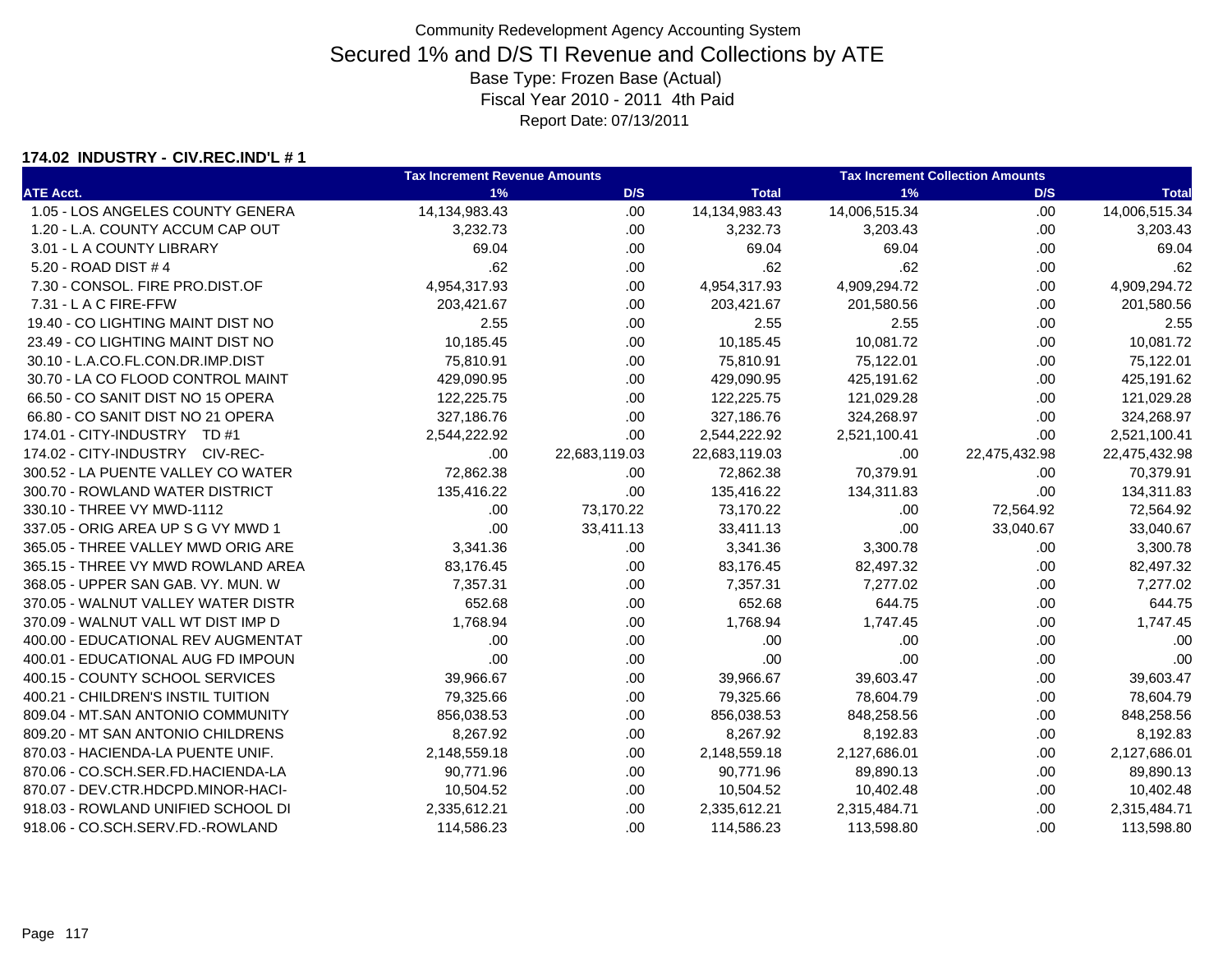Community Redevelopment Agency Accounting System

# Secured 1% and D/S TI Revenue and Collections by ATE

Base Type: Frozen Base (Actual)

Fiscal Year 2010 - 2011 4th Paid

Report Date: 07/13/2011

**174.02 INDUSTRY - CIV.REC.IND'L # 1**

| | Tax Increment Revenue Amounts | | | Tax Increment Collection Amounts | | |
|---|---|---|---|---|---|---|
| ATE Acct. | 1% | D/S | Total | 1% | D/S | Total |
| 1.05 - LOS ANGELES COUNTY GENERA | 14,134,983.43 | .00 | 14,134,983.43 | 14,006,515.34 | .00 | 14,006,515.34 |
| 1.20 - L.A. COUNTY ACCUM CAP OUT | 3,232.73 | .00 | 3,232.73 | 3,203.43 | .00 | 3,203.43 |
| 3.01 - L A COUNTY LIBRARY | 69.04 | .00 | 69.04 | 69.04 | .00 | 69.04 |
| 5.20 - ROAD DIST # 4 | .62 | .00 | .62 | .62 | .00 | .62 |
| 7.30 - CONSOL. FIRE PRO.DIST.OF | 4,954,317.93 | .00 | 4,954,317.93 | 4,909,294.72 | .00 | 4,909,294.72 |
| 7.31 - L A C FIRE-FFW | 203,421.67 | .00 | 203,421.67 | 201,580.56 | .00 | 201,580.56 |
| 19.40 - CO LIGHTING MAINT DIST NO | 2.55 | .00 | 2.55 | 2.55 | .00 | 2.55 |
| 23.49 - CO LIGHTING MAINT DIST NO | 10,185.45 | .00 | 10,185.45 | 10,081.72 | .00 | 10,081.72 |
| 30.10 - L.A.CO.FL.CON.DR.IMP.DIST | 75,810.91 | .00 | 75,810.91 | 75,122.01 | .00 | 75,122.01 |
| 30.70 - LA CO FLOOD CONTROL MAINT | 429,090.95 | .00 | 429,090.95 | 425,191.62 | .00 | 425,191.62 |
| 66.50 - CO SANIT DIST NO 15 OPERA | 122,225.75 | .00 | 122,225.75 | 121,029.28 | .00 | 121,029.28 |
| 66.80 - CO SANIT DIST NO 21 OPERA | 327,186.76 | .00 | 327,186.76 | 324,268.97 | .00 | 324,268.97 |
| 174.01 - CITY-INDUSTRY TD #1 | 2,544,222.92 | .00 | 2,544,222.92 | 2,521,100.41 | .00 | 2,521,100.41 |
| 174.02 - CITY-INDUSTRY CIV-REC- | .00 | 22,683,119.03 | 22,683,119.03 | .00 | 22,475,432.98 | 22,475,432.98 |
| 300.52 - LA PUENTE VALLEY CO WATER | 72,862.38 | .00 | 72,862.38 | 70,379.91 | .00 | 70,379.91 |
| 300.70 - ROWLAND WATER DISTRICT | 135,416.22 | .00 | 135,416.22 | 134,311.83 | .00 | 134,311.83 |
| 330.10 - THREE VY MWD-1112 | .00 | 73,170.22 | 73,170.22 | .00 | 72,564.92 | 72,564.92 |
| 337.05 - ORIG AREA UP S G VY MWD 1 | .00 | 33,411.13 | 33,411.13 | .00 | 33,040.67 | 33,040.67 |
| 365.05 - THREE VALLEY MWD ORIG ARE | 3,341.36 | .00 | 3,341.36 | 3,300.78 | .00 | 3,300.78 |
| 365.15 - THREE VY MWD ROWLAND AREA | 83,176.45 | .00 | 83,176.45 | 82,497.32 | .00 | 82,497.32 |
| 368.05 - UPPER SAN GAB. VY. MUN. W | 7,357.31 | .00 | 7,357.31 | 7,277.02 | .00 | 7,277.02 |
| 370.05 - WALNUT VALLEY WATER DISTR | 652.68 | .00 | 652.68 | 644.75 | .00 | 644.75 |
| 370.09 - WALNUT VALL WT DIST IMP D | 1,768.94 | .00 | 1,768.94 | 1,747.45 | .00 | 1,747.45 |
| 400.00 - EDUCATIONAL REV AUGMENTAT | .00 | .00 | .00 | .00 | .00 | .00 |
| 400.01 - EDUCATIONAL AUG FD IMPOUN | .00 | .00 | .00 | .00 | .00 | .00 |
| 400.15 - COUNTY SCHOOL SERVICES | 39,966.67 | .00 | 39,966.67 | 39,603.47 | .00 | 39,603.47 |
| 400.21 - CHILDREN'S INSTIL TUITION | 79,325.66 | .00 | 79,325.66 | 78,604.79 | .00 | 78,604.79 |
| 809.04 - MT.SAN ANTONIO COMMUNITY | 856,038.53 | .00 | 856,038.53 | 848,258.56 | .00 | 848,258.56 |
| 809.20 - MT SAN ANTONIO CHILDRENS | 8,267.92 | .00 | 8,267.92 | 8,192.83 | .00 | 8,192.83 |
| 870.03 - HACIENDA-LA PUENTE UNIF. | 2,148,559.18 | .00 | 2,148,559.18 | 2,127,686.01 | .00 | 2,127,686.01 |
| 870.06 - CO.SCH.SER.FD.HACIENDA-LA | 90,771.96 | .00 | 90,771.96 | 89,890.13 | .00 | 89,890.13 |
| 870.07 - DEV.CTR.HDCPD.MINOR-HACI- | 10,504.52 | .00 | 10,504.52 | 10,402.48 | .00 | 10,402.48 |
| 918.03 - ROWLAND UNIFIED SCHOOL DI | 2,335,612.21 | .00 | 2,335,612.21 | 2,315,484.71 | .00 | 2,315,484.71 |
| 918.06 - CO.SCH.SERV.FD.-ROWLAND | 114,586.23 | .00 | 114,586.23 | 113,598.80 | .00 | 113,598.80 |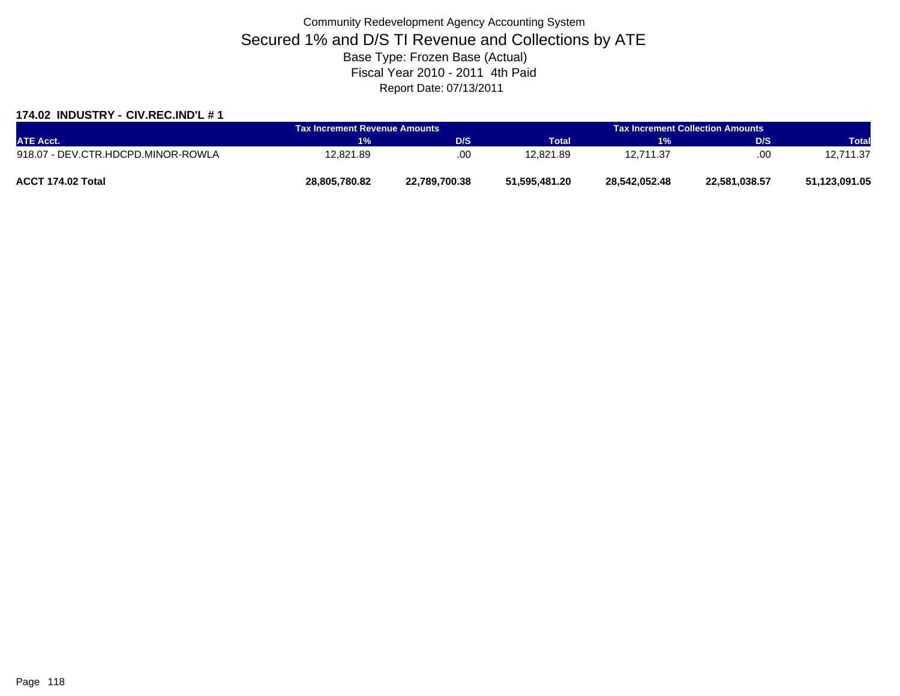Community Redevelopment Agency Accounting System

# Secured 1% and D/S TI Revenue and Collections by ATE

Base Type: Frozen Base (Actual)

Fiscal Year 2010 - 2011 4th Paid

Report Date: 07/13/2011

### 174.02 INDUSTRY - CIV.REC.IND'L # 1

| | Tax Increment Revenue Amounts | | | Tax Increment Collection Amounts | | |
|---|---|---|---|---|---|---|
| ATE Acct. | 1% | D/S | Total | 1% | D/S | Total |
| 918.07 - DEV.CTR.HDCPD.MINOR-ROWLA | 12,821.89 | .00 | 12,821.89 | 12,711.37 | .00 | 12,711.37 |
| **ACCT 174.02 Total** | **28,805,780.82** | **22,789,700.38** | **51,595,481.20** | **28,542,052.48** | **22,581,038.57** | **51,123,091.05** |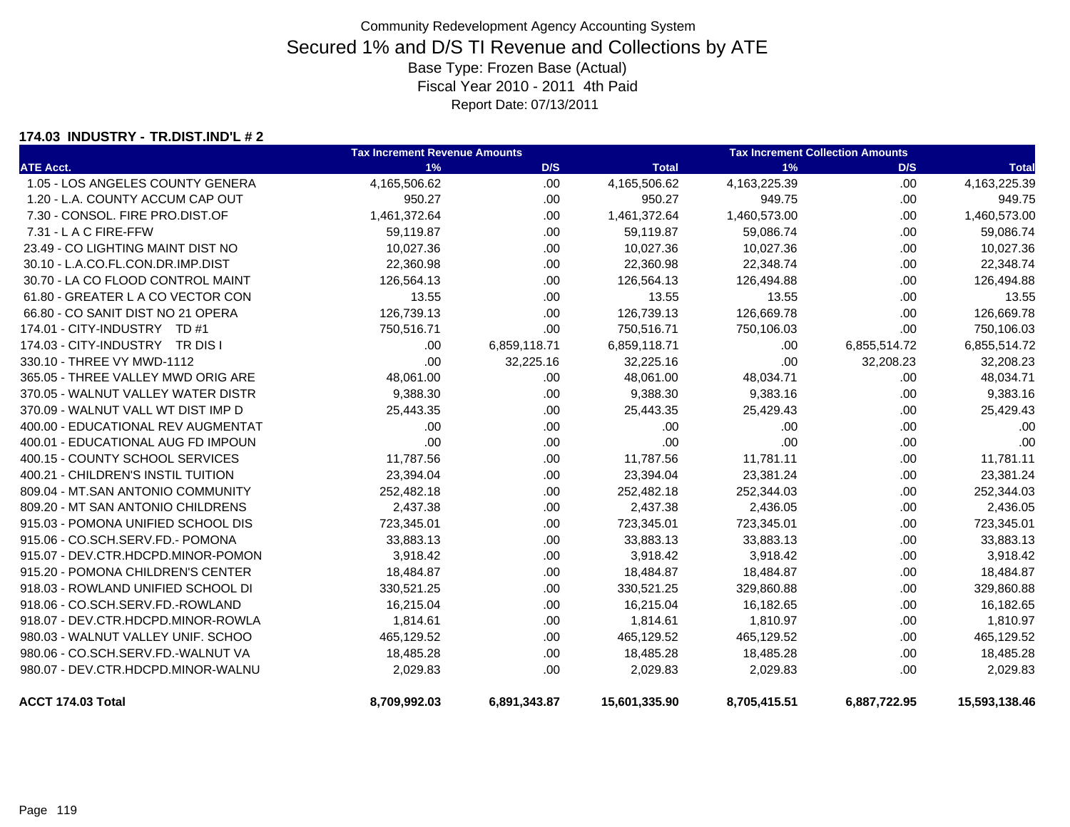Community Redevelopment Agency Accounting System

# Secured 1% and D/S TI Revenue and Collections by ATE

Base Type: Frozen Base (Actual)
Fiscal Year 2010 - 2011 4th Paid
Report Date: 07/13/2011

**174.03 INDUSTRY - TR.DIST.IND'L # 2**

| | Tax Increment Revenue Amounts | | | Tax Increment Collection Amounts | | |
|---|---|---|---|---|---|---|
| **ATE Acct.** | **1%** | **D/S** | **Total** | **1%** | **D/S** | **Total** |
| 1.05 - LOS ANGELES COUNTY GENERA | 4,165,506.62 | .00 | 4,165,506.62 | 4,163,225.39 | .00 | 4,163,225.39 |
| 1.20 - L.A. COUNTY ACCUM CAP OUT | 950.27 | .00 | 950.27 | 949.75 | .00 | 949.75 |
| 7.30 - CONSOL. FIRE PRO.DIST.OF | 1,461,372.64 | .00 | 1,461,372.64 | 1,460,573.00 | .00 | 1,460,573.00 |
| 7.31 - L A C FIRE-FFW | 59,119.87 | .00 | 59,119.87 | 59,086.74 | .00 | 59,086.74 |
| 23.49 - CO LIGHTING MAINT DIST NO | 10,027.36 | .00 | 10,027.36 | 10,027.36 | .00 | 10,027.36 |
| 30.10 - L.A.CO.FL.CON.DR.IMP.DIST | 22,360.98 | .00 | 22,360.98 | 22,348.74 | .00 | 22,348.74 |
| 30.70 - LA CO FLOOD CONTROL MAINT | 126,564.13 | .00 | 126,564.13 | 126,494.88 | .00 | 126,494.88 |
| 61.80 - GREATER L A CO VECTOR CON | 13.55 | .00 | 13.55 | 13.55 | .00 | 13.55 |
| 66.80 - CO SANIT DIST NO 21 OPERA | 126,739.13 | .00 | 126,739.13 | 126,669.78 | .00 | 126,669.78 |
| 174.01 - CITY-INDUSTRY TD #1 | 750,516.71 | .00 | 750,516.71 | 750,106.03 | .00 | 750,106.03 |
| 174.03 - CITY-INDUSTRY TR DIS I | .00 | 6,859,118.71 | 6,859,118.71 | .00 | 6,855,514.72 | 6,855,514.72 |
| 330.10 - THREE VY MWD-1112 | .00 | 32,225.16 | 32,225.16 | .00 | 32,208.23 | 32,208.23 |
| 365.05 - THREE VALLEY MWD ORIG ARE | 48,061.00 | .00 | 48,061.00 | 48,034.71 | .00 | 48,034.71 |
| 370.05 - WALNUT VALLEY WATER DISTR | 9,388.30 | .00 | 9,388.30 | 9,383.16 | .00 | 9,383.16 |
| 370.09 - WALNUT VALL WT DIST IMP D | 25,443.35 | .00 | 25,443.35 | 25,429.43 | .00 | 25,429.43 |
| 400.00 - EDUCATIONAL REV AUGMENTAT | .00 | .00 | .00 | .00 | .00 | .00 |
| 400.01 - EDUCATIONAL AUG FD IMPOUN | .00 | .00 | .00 | .00 | .00 | .00 |
| 400.15 - COUNTY SCHOOL SERVICES | 11,787.56 | .00 | 11,787.56 | 11,781.11 | .00 | 11,781.11 |
| 400.21 - CHILDREN'S INSTIL TUITION | 23,394.04 | .00 | 23,394.04 | 23,381.24 | .00 | 23,381.24 |
| 809.04 - MT.SAN ANTONIO COMMUNITY | 252,482.18 | .00 | 252,482.18 | 252,344.03 | .00 | 252,344.03 |
| 809.20 - MT SAN ANTONIO CHILDRENS | 2,437.38 | .00 | 2,437.38 | 2,436.05 | .00 | 2,436.05 |
| 915.03 - POMONA UNIFIED SCHOOL DIS | 723,345.01 | .00 | 723,345.01 | 723,345.01 | .00 | 723,345.01 |
| 915.06 - CO.SCH.SERV.FD.- POMONA | 33,883.13 | .00 | 33,883.13 | 33,883.13 | .00 | 33,883.13 |
| 915.07 - DEV.CTR.HDCPD.MINOR-POMON | 3,918.42 | .00 | 3,918.42 | 3,918.42 | .00 | 3,918.42 |
| 915.20 - POMONA CHILDREN'S CENTER | 18,484.87 | .00 | 18,484.87 | 18,484.87 | .00 | 18,484.87 |
| 918.03 - ROWLAND UNIFIED SCHOOL DI | 330,521.25 | .00 | 330,521.25 | 329,860.88 | .00 | 329,860.88 |
| 918.06 - CO.SCH.SERV.FD.-ROWLAND | 16,215.04 | .00 | 16,215.04 | 16,182.65 | .00 | 16,182.65 |
| 918.07 - DEV.CTR.HDCPD.MINOR-ROWLA | 1,814.61 | .00 | 1,814.61 | 1,810.97 | .00 | 1,810.97 |
| 980.03 - WALNUT VALLEY UNIF. SCHOO | 465,129.52 | .00 | 465,129.52 | 465,129.52 | .00 | 465,129.52 |
| 980.06 - CO.SCH.SERV.FD.-WALNUT VA | 18,485.28 | .00 | 18,485.28 | 18,485.28 | .00 | 18,485.28 |
| 980.07 - DEV.CTR.HDCPD.MINOR-WALNU | 2,029.83 | .00 | 2,029.83 | 2,029.83 | .00 | 2,029.83 |
| **ACCT 174.03 Total** | **8,709,992.03** | **6,891,343.87** | **15,601,335.90** | **8,705,415.51** | **6,887,722.95** | **15,593,138.46** |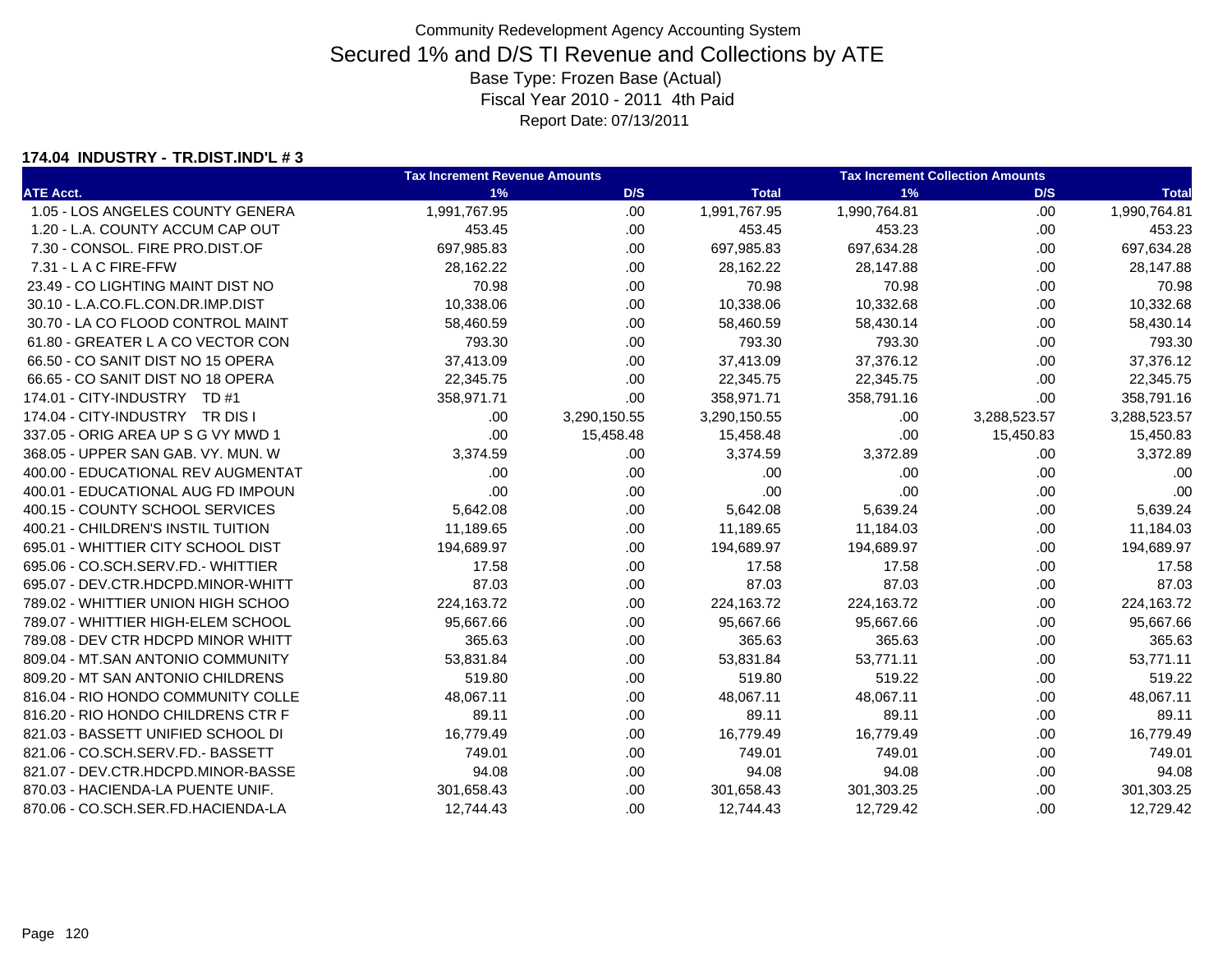Community Redevelopment Agency Accounting System

# Secured 1% and D/S TI Revenue and Collections by ATE

Base Type: Frozen Base (Actual)

Fiscal Year 2010 - 2011 4th Paid

Report Date: 07/13/2011

**174.04 INDUSTRY - TR.DIST.IND'L # 3**

| | Tax Increment Revenue Amounts | | | Tax Increment Collection Amounts | | |
|---|---|---|---|---|---|---|
| **ATE Acct.** | **1%** | **D/S** | **Total** | **1%** | **D/S** | **Total** |
| 1.05 - LOS ANGELES COUNTY GENERA | 1,991,767.95 | .00 | 1,991,767.95 | 1,990,764.81 | .00 | 1,990,764.81 |
| 1.20 - L.A. COUNTY ACCUM CAP OUT | 453.45 | .00 | 453.45 | 453.23 | .00 | 453.23 |
| 7.30 - CONSOL. FIRE PRO.DIST.OF | 697,985.83 | .00 | 697,985.83 | 697,634.28 | .00 | 697,634.28 |
| 7.31 - L A C FIRE-FFW | 28,162.22 | .00 | 28,162.22 | 28,147.88 | .00 | 28,147.88 |
| 23.49 - CO LIGHTING MAINT DIST NO | 70.98 | .00 | 70.98 | 70.98 | .00 | 70.98 |
| 30.10 - L.A.CO.FL.CON.DR.IMP.DIST | 10,338.06 | .00 | 10,338.06 | 10,332.68 | .00 | 10,332.68 |
| 30.70 - LA CO FLOOD CONTROL MAINT | 58,460.59 | .00 | 58,460.59 | 58,430.14 | .00 | 58,430.14 |
| 61.80 - GREATER L A CO VECTOR CON | 793.30 | .00 | 793.30 | 793.30 | .00 | 793.30 |
| 66.50 - CO SANIT DIST NO 15 OPERA | 37,413.09 | .00 | 37,413.09 | 37,376.12 | .00 | 37,376.12 |
| 66.65 - CO SANIT DIST NO 18 OPERA | 22,345.75 | .00 | 22,345.75 | 22,345.75 | .00 | 22,345.75 |
| 174.01 - CITY-INDUSTRY TD #1 | 358,971.71 | .00 | 358,971.71 | 358,791.16 | .00 | 358,791.16 |
| 174.04 - CITY-INDUSTRY TR DIS I | .00 | 3,290,150.55 | 3,290,150.55 | .00 | 3,288,523.57 | 3,288,523.57 |
| 337.05 - ORIG AREA UP S G VY MWD 1 | .00 | 15,458.48 | 15,458.48 | .00 | 15,450.83 | 15,450.83 |
| 368.05 - UPPER SAN GAB. VY. MUN. W | 3,374.59 | .00 | 3,374.59 | 3,372.89 | .00 | 3,372.89 |
| 400.00 - EDUCATIONAL REV AUGMENTAT | .00 | .00 | .00 | .00 | .00 | .00 |
| 400.01 - EDUCATIONAL AUG FD IMPOUN | .00 | .00 | .00 | .00 | .00 | .00 |
| 400.15 - COUNTY SCHOOL SERVICES | 5,642.08 | .00 | 5,642.08 | 5,639.24 | .00 | 5,639.24 |
| 400.21 - CHILDREN'S INSTIL TUITION | 11,189.65 | .00 | 11,189.65 | 11,184.03 | .00 | 11,184.03 |
| 695.01 - WHITTIER CITY SCHOOL DIST | 194,689.97 | .00 | 194,689.97 | 194,689.97 | .00 | 194,689.97 |
| 695.06 - CO.SCH.SERV.FD.- WHITTIER | 17.58 | .00 | 17.58 | 17.58 | .00 | 17.58 |
| 695.07 - DEV.CTR.HDCPD.MINOR-WHITT | 87.03 | .00 | 87.03 | 87.03 | .00 | 87.03 |
| 789.02 - WHITTIER UNION HIGH SCHOO | 224,163.72 | .00 | 224,163.72 | 224,163.72 | .00 | 224,163.72 |
| 789.07 - WHITTIER HIGH-ELEM SCHOOL | 95,667.66 | .00 | 95,667.66 | 95,667.66 | .00 | 95,667.66 |
| 789.08 - DEV CTR HDCPD MINOR WHITT | 365.63 | .00 | 365.63 | 365.63 | .00 | 365.63 |
| 809.04 - MT.SAN ANTONIO COMMUNITY | 53,831.84 | .00 | 53,831.84 | 53,771.11 | .00 | 53,771.11 |
| 809.20 - MT SAN ANTONIO CHILDRENS | 519.80 | .00 | 519.80 | 519.22 | .00 | 519.22 |
| 816.04 - RIO HONDO COMMUNITY COLLE | 48,067.11 | .00 | 48,067.11 | 48,067.11 | .00 | 48,067.11 |
| 816.20 - RIO HONDO CHILDRENS CTR F | 89.11 | .00 | 89.11 | 89.11 | .00 | 89.11 |
| 821.03 - BASSETT UNIFIED SCHOOL DI | 16,779.49 | .00 | 16,779.49 | 16,779.49 | .00 | 16,779.49 |
| 821.06 - CO.SCH.SERV.FD.- BASSETT | 749.01 | .00 | 749.01 | 749.01 | .00 | 749.01 |
| 821.07 - DEV.CTR.HDCPD.MINOR-BASSE | 94.08 | .00 | 94.08 | 94.08 | .00 | 94.08 |
| 870.03 - HACIENDA-LA PUENTE UNIF. | 301,658.43 | .00 | 301,658.43 | 301,303.25 | .00 | 301,303.25 |
| 870.06 - CO.SCH.SER.FD.HACIENDA-LA | 12,744.43 | .00 | 12,744.43 | 12,729.42 | .00 | 12,729.42 |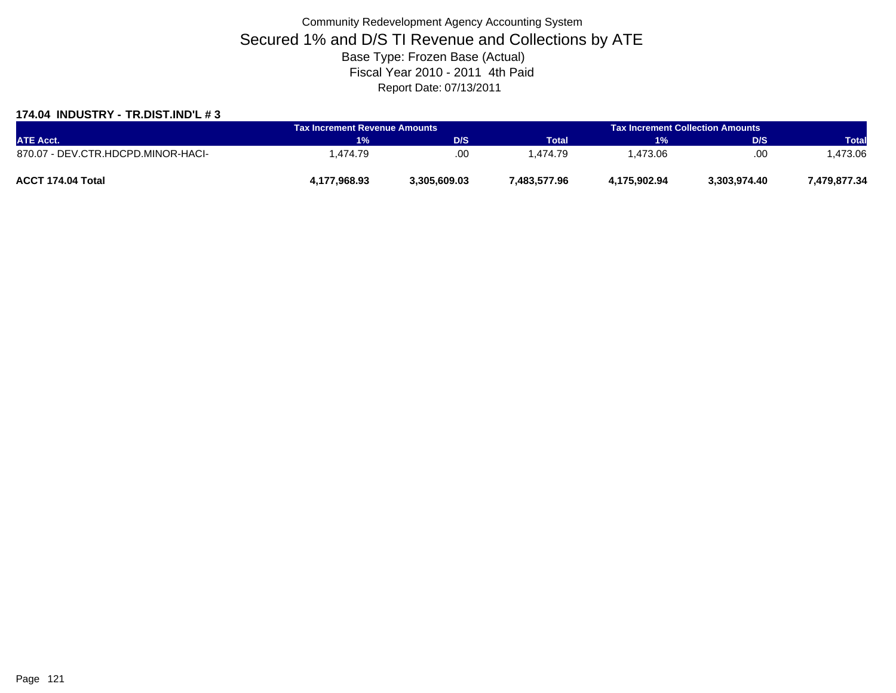Community Redevelopment Agency Accounting System

# Secured 1% and D/S TI Revenue and Collections by ATE

Base Type: Frozen Base (Actual)

Fiscal Year 2010 - 2011 4th Paid

Report Date: 07/13/2011

### 174.04 INDUSTRY - TR.DIST.IND'L # 3

| | Tax Increment Revenue Amounts | | | Tax Increment Collection Amounts | | |
|---|---|---|---|---|---|---|
| ATE Acct. | 1% | D/S | Total | 1% | D/S | Total |
| 870.07 - DEV.CTR.HDCPD.MINOR-HACI- | 1,474.79 | .00 | 1,474.79 | 1,473.06 | .00 | 1,473.06 |
| **ACCT 174.04 Total** | **4,177,968.93** | **3,305,609.03** | **7,483,577.96** | **4,175,902.94** | **3,303,974.40** | **7,479,877.34** |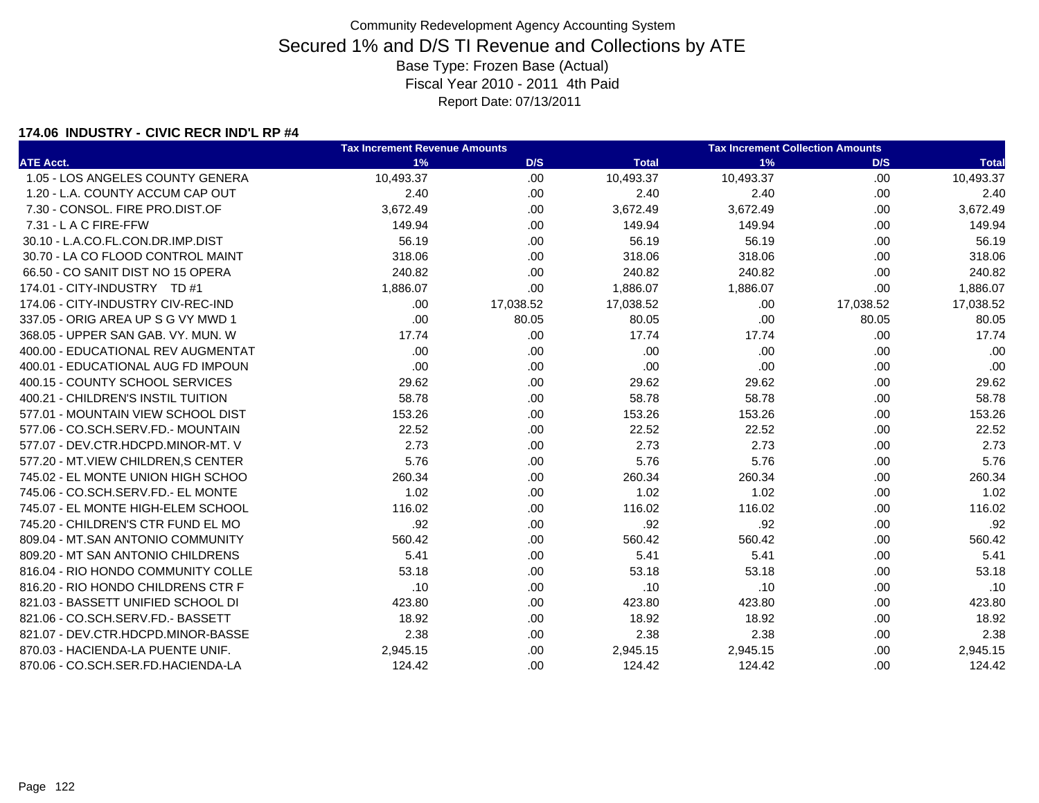Community Redevelopment Agency Accounting System

# Secured 1% and D/S TI Revenue and Collections by ATE

Base Type: Frozen Base (Actual)

Fiscal Year 2010 - 2011 4th Paid

Report Date: 07/13/2011

### 174.06 INDUSTRY - CIVIC RECR IND'L RP #4

| | Tax Increment Revenue Amounts | | | Tax Increment Collection Amounts | | |
|---|---|---|---|---|---|---|
| **ATE Acct.** | **1%** | **D/S** | **Total** | **1%** | **D/S** | **Total** |
| 1.05 - LOS ANGELES COUNTY GENERA | 10,493.37 | .00 | 10,493.37 | 10,493.37 | .00 | 10,493.37 |
| 1.20 - L.A. COUNTY ACCUM CAP OUT | 2.40 | .00 | 2.40 | 2.40 | .00 | 2.40 |
| 7.30 - CONSOL. FIRE PRO.DIST.OF | 3,672.49 | .00 | 3,672.49 | 3,672.49 | .00 | 3,672.49 |
| 7.31 - L A C FIRE-FFW | 149.94 | .00 | 149.94 | 149.94 | .00 | 149.94 |
| 30.10 - L.A.CO.FL.CON.DR.IMP.DIST | 56.19 | .00 | 56.19 | 56.19 | .00 | 56.19 |
| 30.70 - LA CO FLOOD CONTROL MAINT | 318.06 | .00 | 318.06 | 318.06 | .00 | 318.06 |
| 66.50 - CO SANIT DIST NO 15 OPERA | 240.82 | .00 | 240.82 | 240.82 | .00 | 240.82 |
| 174.01 - CITY-INDUSTRY TD #1 | 1,886.07 | .00 | 1,886.07 | 1,886.07 | .00 | 1,886.07 |
| 174.06 - CITY-INDUSTRY CIV-REC-IND | .00 | 17,038.52 | 17,038.52 | .00 | 17,038.52 | 17,038.52 |
| 337.05 - ORIG AREA UP S G VY MWD 1 | .00 | 80.05 | 80.05 | .00 | 80.05 | 80.05 |
| 368.05 - UPPER SAN GAB. VY. MUN. W | 17.74 | .00 | 17.74 | 17.74 | .00 | 17.74 |
| 400.00 - EDUCATIONAL REV AUGMENTAT | .00 | .00 | .00 | .00 | .00 | .00 |
| 400.01 - EDUCATIONAL AUG FD IMPOUN | .00 | .00 | .00 | .00 | .00 | .00 |
| 400.15 - COUNTY SCHOOL SERVICES | 29.62 | .00 | 29.62 | 29.62 | .00 | 29.62 |
| 400.21 - CHILDREN'S INSTIL TUITION | 58.78 | .00 | 58.78 | 58.78 | .00 | 58.78 |
| 577.01 - MOUNTAIN VIEW SCHOOL DIST | 153.26 | .00 | 153.26 | 153.26 | .00 | 153.26 |
| 577.06 - CO.SCH.SERV.FD.- MOUNTAIN | 22.52 | .00 | 22.52 | 22.52 | .00 | 22.52 |
| 577.07 - DEV.CTR.HDCPD.MINOR-MT. V | 2.73 | .00 | 2.73 | 2.73 | .00 | 2.73 |
| 577.20 - MT.VIEW CHILDREN,S CENTER | 5.76 | .00 | 5.76 | 5.76 | .00 | 5.76 |
| 745.02 - EL MONTE UNION HIGH SCHOO | 260.34 | .00 | 260.34 | 260.34 | .00 | 260.34 |
| 745.06 - CO.SCH.SERV.FD.- EL MONTE | 1.02 | .00 | 1.02 | 1.02 | .00 | 1.02 |
| 745.07 - EL MONTE HIGH-ELEM SCHOOL | 116.02 | .00 | 116.02 | 116.02 | .00 | 116.02 |
| 745.20 - CHILDREN'S CTR FUND EL MO | .92 | .00 | .92 | .92 | .00 | .92 |
| 809.04 - MT.SAN ANTONIO COMMUNITY | 560.42 | .00 | 560.42 | 560.42 | .00 | 560.42 |
| 809.20 - MT SAN ANTONIO CHILDRENS | 5.41 | .00 | 5.41 | 5.41 | .00 | 5.41 |
| 816.04 - RIO HONDO COMMUNITY COLLE | 53.18 | .00 | 53.18 | 53.18 | .00 | 53.18 |
| 816.20 - RIO HONDO CHILDRENS CTR F | .10 | .00 | .10 | .10 | .00 | .10 |
| 821.03 - BASSETT UNIFIED SCHOOL DI | 423.80 | .00 | 423.80 | 423.80 | .00 | 423.80 |
| 821.06 - CO.SCH.SERV.FD.- BASSETT | 18.92 | .00 | 18.92 | 18.92 | .00 | 18.92 |
| 821.07 - DEV.CTR.HDCPD.MINOR-BASSE | 2.38 | .00 | 2.38 | 2.38 | .00 | 2.38 |
| 870.03 - HACIENDA-LA PUENTE UNIF. | 2,945.15 | .00 | 2,945.15 | 2,945.15 | .00 | 2,945.15 |
| 870.06 - CO.SCH.SER.FD.HACIENDA-LA | 124.42 | .00 | 124.42 | 124.42 | .00 | 124.42 |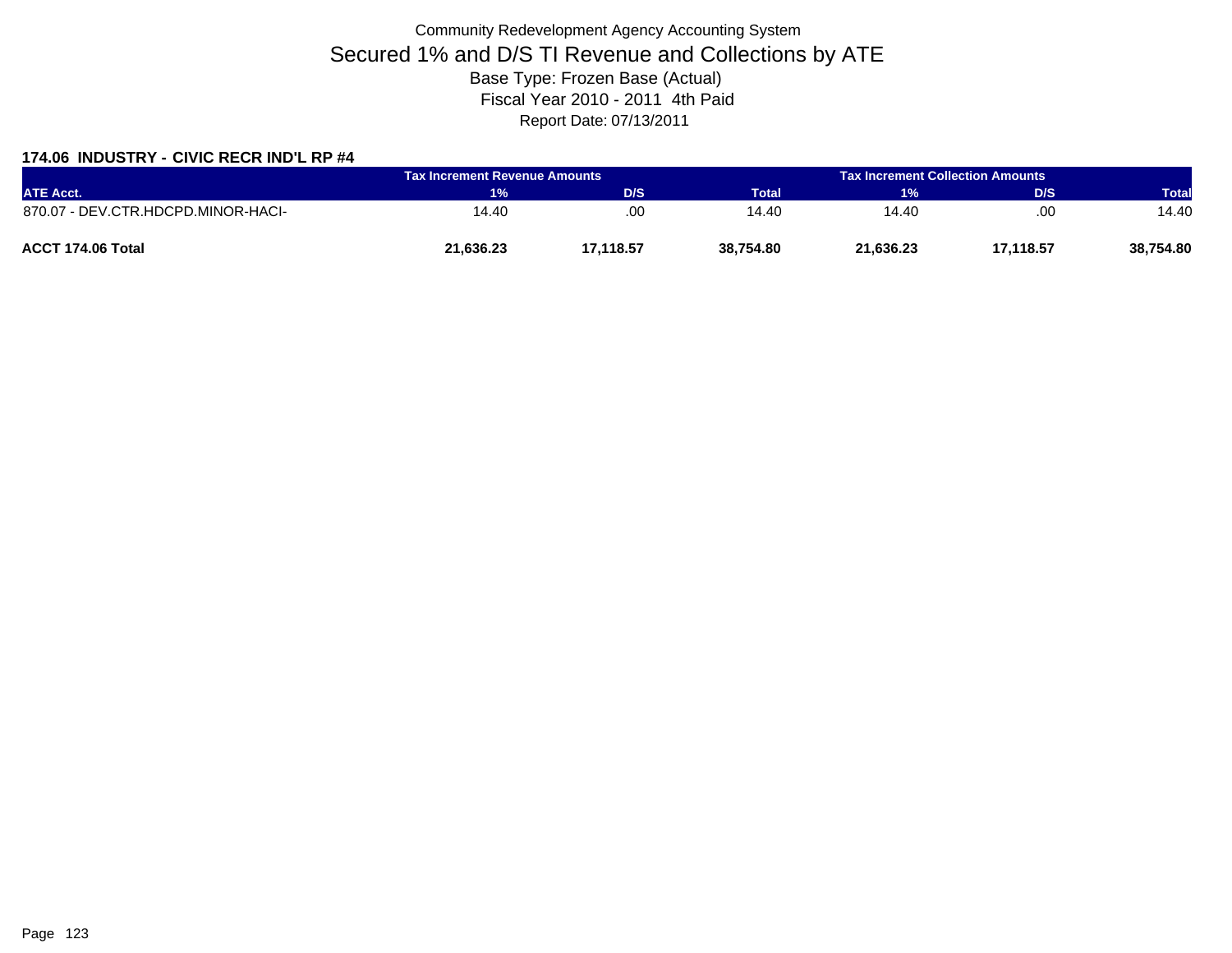Community Redevelopment Agency Accounting System

# Secured 1% and D/S TI Revenue and Collections by ATE

Base Type: Frozen Base (Actual)

Fiscal Year 2010 - 2011 4th Paid

Report Date: 07/13/2011

### 174.06 INDUSTRY - CIVIC RECR IND'L RP #4

| | Tax Increment Revenue Amounts | | | Tax Increment Collection Amounts | | |
|---|---|---|---|---|---|---|
| ATE Acct. | 1% | D/S | Total | 1% | D/S | Total |
| 870.07 - DEV.CTR.HDCPD.MINOR-HACI- | 14.40 | .00 | 14.40 | 14.40 | .00 | 14.40 |
| **ACCT 174.06 Total** | **21,636.23** | **17,118.57** | **38,754.80** | **21,636.23** | **17,118.57** | **38,754.80** |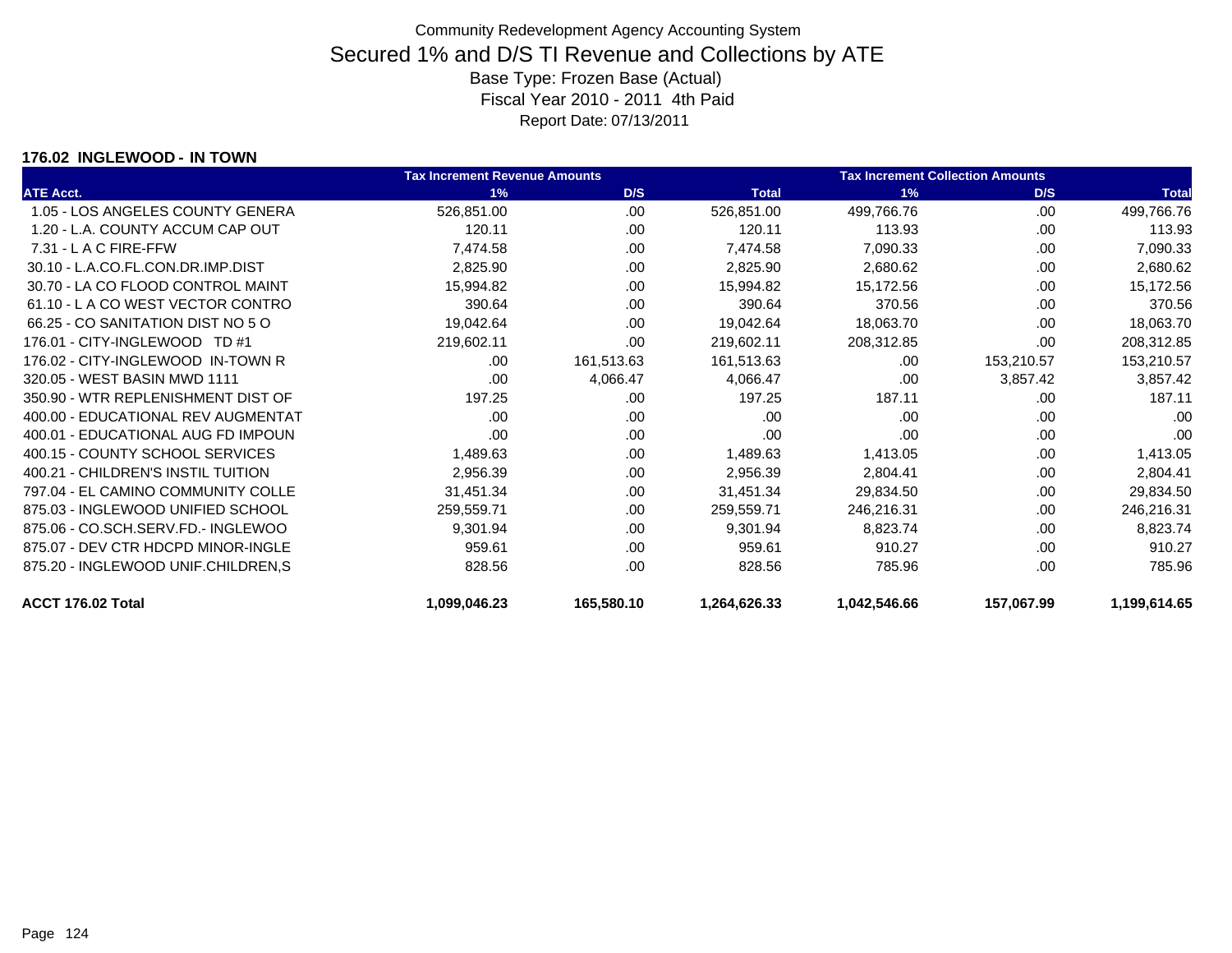Community Redevelopment Agency Accounting System

# Secured 1% and D/S TI Revenue and Collections by ATE

Base Type: Frozen Base (Actual)
Fiscal Year 2010 - 2011 4th Paid
Report Date: 07/13/2011

**176.02 INGLEWOOD - IN TOWN**

| | Tax Increment Revenue Amounts | | | Tax Increment Collection Amounts | | |
|---|---|---|---|---|---|---|
| **ATE Acct.** | **1%** | **D/S** | **Total** | **1%** | **D/S** | **Total** |
| 1.05 - LOS ANGELES COUNTY GENERA | 526,851.00 | .00 | 526,851.00 | 499,766.76 | .00 | 499,766.76 |
| 1.20 - L.A. COUNTY ACCUM CAP OUT | 120.11 | .00 | 120.11 | 113.93 | .00 | 113.93 |
| 7.31 - L A C FIRE-FFW | 7,474.58 | .00 | 7,474.58 | 7,090.33 | .00 | 7,090.33 |
| 30.10 - L.A.CO.FL.CON.DR.IMP.DIST | 2,825.90 | .00 | 2,825.90 | 2,680.62 | .00 | 2,680.62 |
| 30.70 - LA CO FLOOD CONTROL MAINT | 15,994.82 | .00 | 15,994.82 | 15,172.56 | .00 | 15,172.56 |
| 61.10 - L A CO WEST VECTOR CONTRO | 390.64 | .00 | 390.64 | 370.56 | .00 | 370.56 |
| 66.25 - CO SANITATION DIST NO 5 O | 19,042.64 | .00 | 19,042.64 | 18,063.70 | .00 | 18,063.70 |
| 176.01 - CITY-INGLEWOOD TD #1 | 219,602.11 | .00 | 219,602.11 | 208,312.85 | .00 | 208,312.85 |
| 176.02 - CITY-INGLEWOOD IN-TOWN R | .00 | 161,513.63 | 161,513.63 | .00 | 153,210.57 | 153,210.57 |
| 320.05 - WEST BASIN MWD 1111 | .00 | 4,066.47 | 4,066.47 | .00 | 3,857.42 | 3,857.42 |
| 350.90 - WTR REPLENISHMENT DIST OF | 197.25 | .00 | 197.25 | 187.11 | .00 | 187.11 |
| 400.00 - EDUCATIONAL REV AUGMENTAT | .00 | .00 | .00 | .00 | .00 | .00 |
| 400.01 - EDUCATIONAL AUG FD IMPOUN | .00 | .00 | .00 | .00 | .00 | .00 |
| 400.15 - COUNTY SCHOOL SERVICES | 1,489.63 | .00 | 1,489.63 | 1,413.05 | .00 | 1,413.05 |
| 400.21 - CHILDREN'S INSTIL TUITION | 2,956.39 | .00 | 2,956.39 | 2,804.41 | .00 | 2,804.41 |
| 797.04 - EL CAMINO COMMUNITY COLLE | 31,451.34 | .00 | 31,451.34 | 29,834.50 | .00 | 29,834.50 |
| 875.03 - INGLEWOOD UNIFIED SCHOOL | 259,559.71 | .00 | 259,559.71 | 246,216.31 | .00 | 246,216.31 |
| 875.06 - CO.SCH.SERV.FD.- INGLEWOO | 9,301.94 | .00 | 9,301.94 | 8,823.74 | .00 | 8,823.74 |
| 875.07 - DEV CTR HDCPD MINOR-INGLE | 959.61 | .00 | 959.61 | 910.27 | .00 | 910.27 |
| 875.20 - INGLEWOOD UNIF.CHILDREN,S | 828.56 | .00 | 828.56 | 785.96 | .00 | 785.96 |
| **ACCT 176.02 Total** | **1,099,046.23** | **165,580.10** | **1,264,626.33** | **1,042,546.66** | **157,067.99** | **1,199,614.65** |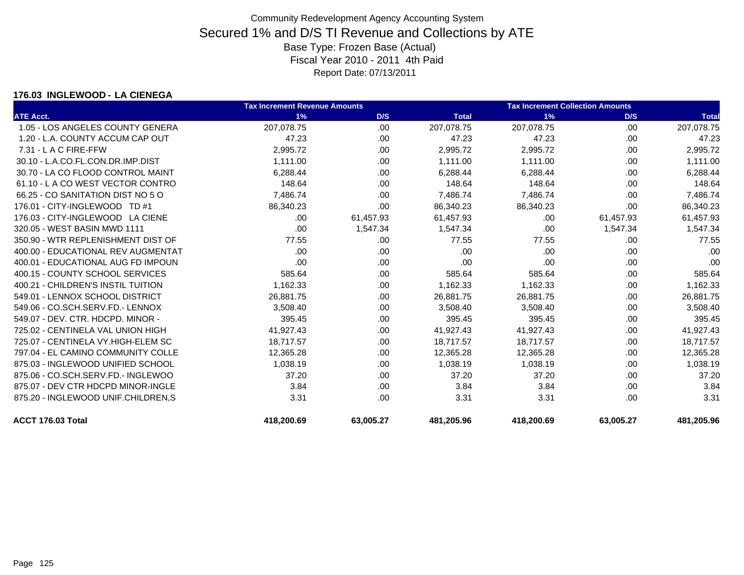Community Redevelopment Agency Accounting System

# Secured 1% and D/S TI Revenue and Collections by ATE

Base Type: Frozen Base (Actual)
Fiscal Year 2010 - 2011 4th Paid
Report Date: 07/13/2011

### 176.03 INGLEWOOD - LA CIENEGA

| ATE Acct. | Tax Increment Revenue Amounts 1% | D/S | Total | Tax Increment Collection Amounts 1% | D/S | Total |
|---|---|---|---|---|---|---|
| 1.05 - LOS ANGELES COUNTY GENERA | 207,078.75 | .00 | 207,078.75 | 207,078.75 | .00 | 207,078.75 |
| 1.20 - L.A. COUNTY ACCUM CAP OUT | 47.23 | .00 | 47.23 | 47.23 | .00 | 47.23 |
| 7.31 - L A C FIRE-FFW | 2,995.72 | .00 | 2,995.72 | 2,995.72 | .00 | 2,995.72 |
| 30.10 - L.A.CO.FL.CON.DR.IMP.DIST | 1,111.00 | .00 | 1,111.00 | 1,111.00 | .00 | 1,111.00 |
| 30.70 - LA CO FLOOD CONTROL MAINT | 6,288.44 | .00 | 6,288.44 | 6,288.44 | .00 | 6,288.44 |
| 61.10 - L A CO WEST VECTOR CONTRO | 148.64 | .00 | 148.64 | 148.64 | .00 | 148.64 |
| 66.25 - CO SANITATION DIST NO 5 O | 7,486.74 | .00 | 7,486.74 | 7,486.74 | .00 | 7,486.74 |
| 176.01 - CITY-INGLEWOOD TD #1 | 86,340.23 | .00 | 86,340.23 | 86,340.23 | .00 | 86,340.23 |
| 176.03 - CITY-INGLEWOOD LA CIENE | .00 | 61,457.93 | 61,457.93 | .00 | 61,457.93 | 61,457.93 |
| 320.05 - WEST BASIN MWD 1111 | .00 | 1,547.34 | 1,547.34 | .00 | 1,547.34 | 1,547.34 |
| 350.90 - WTR REPLENISHMENT DIST OF | 77.55 | .00 | 77.55 | 77.55 | .00 | 77.55 |
| 400.00 - EDUCATIONAL REV AUGMENTAT | .00 | .00 | .00 | .00 | .00 | .00 |
| 400.01 - EDUCATIONAL AUG FD IMPOUN | .00 | .00 | .00 | .00 | .00 | .00 |
| 400.15 - COUNTY SCHOOL SERVICES | 585.64 | .00 | 585.64 | 585.64 | .00 | 585.64 |
| 400.21 - CHILDREN'S INSTIL TUITION | 1,162.33 | .00 | 1,162.33 | 1,162.33 | .00 | 1,162.33 |
| 549.01 - LENNOX SCHOOL DISTRICT | 26,881.75 | .00 | 26,881.75 | 26,881.75 | .00 | 26,881.75 |
| 549.06 - CO.SCH.SERV.FD.- LENNOX | 3,508.40 | .00 | 3,508.40 | 3,508.40 | .00 | 3,508.40 |
| 549.07 - DEV. CTR. HDCPD. MINOR - | 395.45 | .00 | 395.45 | 395.45 | .00 | 395.45 |
| 725.02 - CENTINELA VAL UNION HIGH | 41,927.43 | .00 | 41,927.43 | 41,927.43 | .00 | 41,927.43 |
| 725.07 - CENTINELA VY.HIGH-ELEM SC | 18,717.57 | .00 | 18,717.57 | 18,717.57 | .00 | 18,717.57 |
| 797.04 - EL CAMINO COMMUNITY COLLE | 12,365.28 | .00 | 12,365.28 | 12,365.28 | .00 | 12,365.28 |
| 875.03 - INGLEWOOD UNIFIED SCHOOL | 1,038.19 | .00 | 1,038.19 | 1,038.19 | .00 | 1,038.19 |
| 875.06 - CO.SCH.SERV.FD.- INGLEWOO | 37.20 | .00 | 37.20 | 37.20 | .00 | 37.20 |
| 875.07 - DEV CTR HDCPD MINOR-INGLE | 3.84 | .00 | 3.84 | 3.84 | .00 | 3.84 |
| 875.20 - INGLEWOOD UNIF.CHILDREN,S | 3.31 | .00 | 3.31 | 3.31 | .00 | 3.31 |
| **ACCT 176.03 Total** | **418,200.69** | **63,005.27** | **481,205.96** | **418,200.69** | **63,005.27** | **481,205.96** |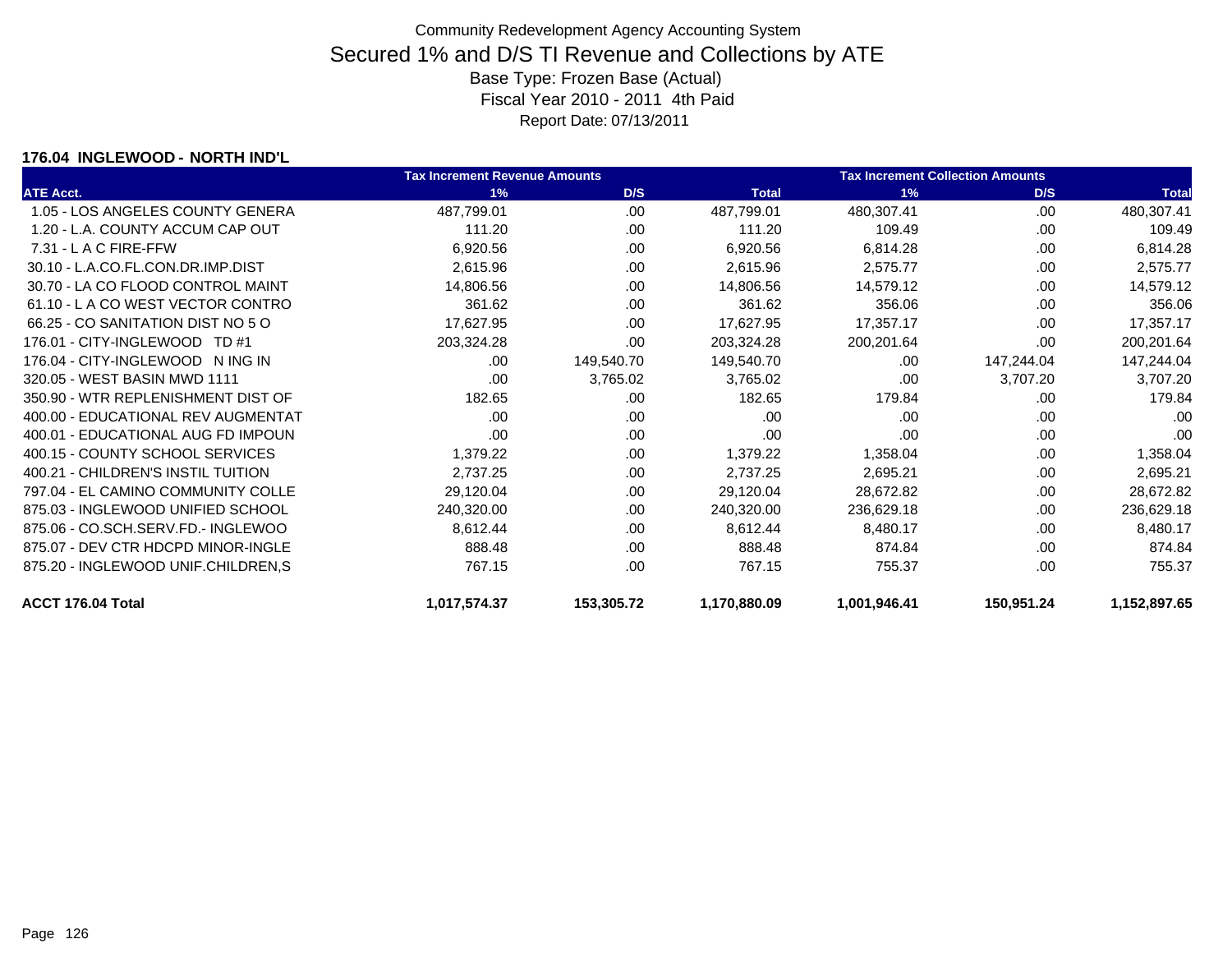Community Redevelopment Agency Accounting System

# Secured 1% and D/S TI Revenue and Collections by ATE

Base Type: Frozen Base (Actual)

Fiscal Year 2010 - 2011 4th Paid

Report Date: 07/13/2011

### 176.04 INGLEWOOD - NORTH IND'L

| | Tax Increment Revenue Amounts | | | Tax Increment Collection Amounts | | |
|---|---|---|---|---|---|---|
| ATE Acct. | 1% | D/S | Total | 1% | D/S | Total |
| 1.05 - LOS ANGELES COUNTY GENERA | 487,799.01 | .00 | 487,799.01 | 480,307.41 | .00 | 480,307.41 |
| 1.20 - L.A. COUNTY ACCUM CAP OUT | 111.20 | .00 | 111.20 | 109.49 | .00 | 109.49 |
| 7.31 - L A C FIRE-FFW | 6,920.56 | .00 | 6,920.56 | 6,814.28 | .00 | 6,814.28 |
| 30.10 - L.A.CO.FL.CON.DR.IMP.DIST | 2,615.96 | .00 | 2,615.96 | 2,575.77 | .00 | 2,575.77 |
| 30.70 - LA CO FLOOD CONTROL MAINT | 14,806.56 | .00 | 14,806.56 | 14,579.12 | .00 | 14,579.12 |
| 61.10 - L A CO WEST VECTOR CONTRO | 361.62 | .00 | 361.62 | 356.06 | .00 | 356.06 |
| 66.25 - CO SANITATION DIST NO 5 O | 17,627.95 | .00 | 17,627.95 | 17,357.17 | .00 | 17,357.17 |
| 176.01 - CITY-INGLEWOOD TD #1 | 203,324.28 | .00 | 203,324.28 | 200,201.64 | .00 | 200,201.64 |
| 176.04 - CITY-INGLEWOOD N ING IN | .00 | 149,540.70 | 149,540.70 | .00 | 147,244.04 | 147,244.04 |
| 320.05 - WEST BASIN MWD 1111 | .00 | 3,765.02 | 3,765.02 | .00 | 3,707.20 | 3,707.20 |
| 350.90 - WTR REPLENISHMENT DIST OF | 182.65 | .00 | 182.65 | 179.84 | .00 | 179.84 |
| 400.00 - EDUCATIONAL REV AUGMENTAT | .00 | .00 | .00 | .00 | .00 | .00 |
| 400.01 - EDUCATIONAL AUG FD IMPOUN | .00 | .00 | .00 | .00 | .00 | .00 |
| 400.15 - COUNTY SCHOOL SERVICES | 1,379.22 | .00 | 1,379.22 | 1,358.04 | .00 | 1,358.04 |
| 400.21 - CHILDREN'S INSTIL TUITION | 2,737.25 | .00 | 2,737.25 | 2,695.21 | .00 | 2,695.21 |
| 797.04 - EL CAMINO COMMUNITY COLLE | 29,120.04 | .00 | 29,120.04 | 28,672.82 | .00 | 28,672.82 |
| 875.03 - INGLEWOOD UNIFIED SCHOOL | 240,320.00 | .00 | 240,320.00 | 236,629.18 | .00 | 236,629.18 |
| 875.06 - CO.SCH.SERV.FD.- INGLEWOO | 8,612.44 | .00 | 8,612.44 | 8,480.17 | .00 | 8,480.17 |
| 875.07 - DEV CTR HDCPD MINOR-INGLE | 888.48 | .00 | 888.48 | 874.84 | .00 | 874.84 |
| 875.20 - INGLEWOOD UNIF.CHILDREN,S | 767.15 | .00 | 767.15 | 755.37 | .00 | 755.37 |
| **ACCT 176.04 Total** | **1,017,574.37** | **153,305.72** | **1,170,880.09** | **1,001,946.41** | **150,951.24** | **1,152,897.65** |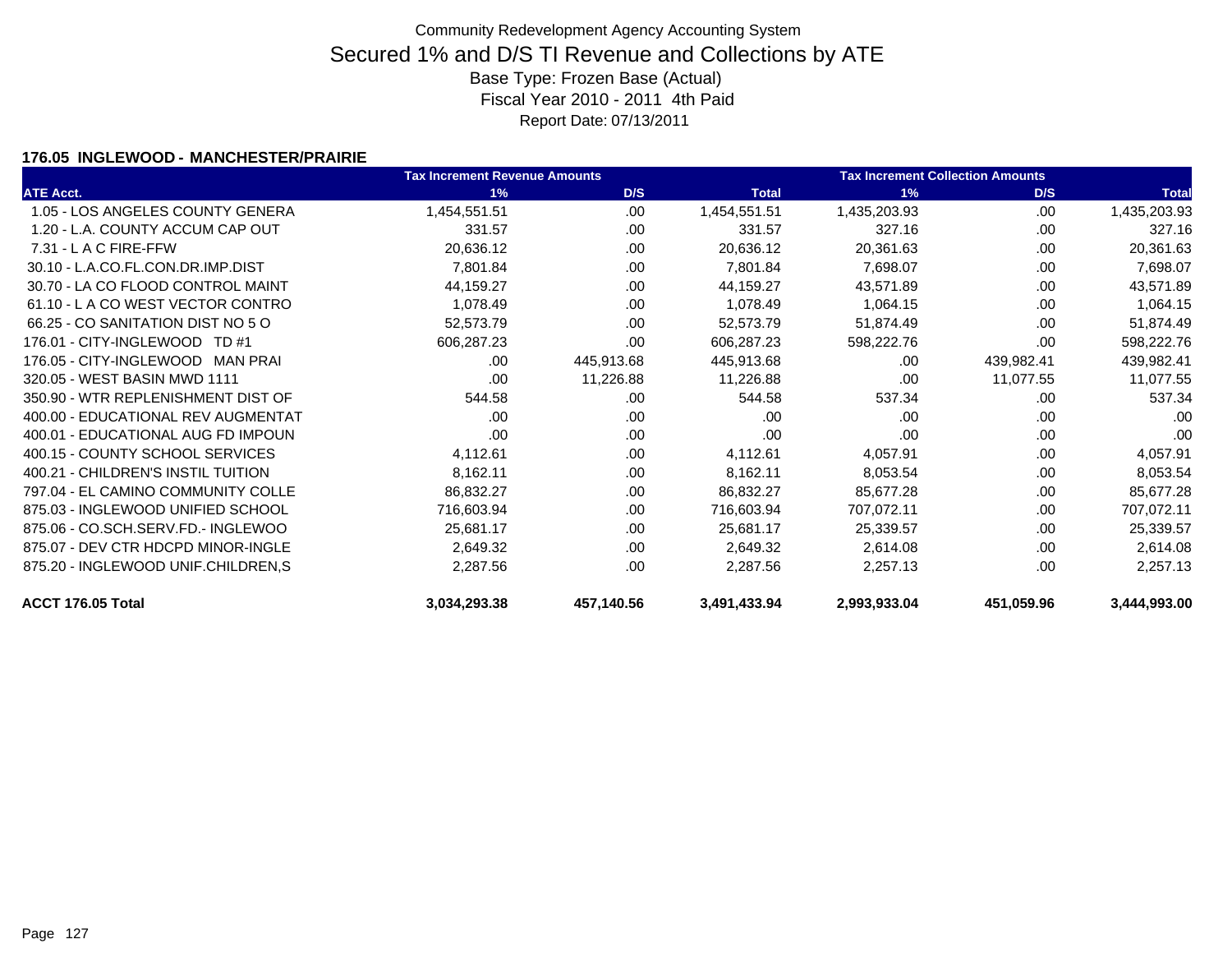Community Redevelopment Agency Accounting System

# Secured 1% and D/S TI Revenue and Collections by ATE

Base Type: Frozen Base (Actual)

Fiscal Year 2010 - 2011 4th Paid

Report Date: 07/13/2011

### 176.05 INGLEWOOD - MANCHESTER/PRAIRIE

| | Tax Increment Revenue Amounts | | | Tax Increment Collection Amounts | | |
|---|---|---|---|---|---|---|
| ATE Acct. | 1% | D/S | Total | 1% | D/S | Total |
| 1.05 - LOS ANGELES COUNTY GENERA | 1,454,551.51 | .00 | 1,454,551.51 | 1,435,203.93 | .00 | 1,435,203.93 |
| 1.20 - L.A. COUNTY ACCUM CAP OUT | 331.57 | .00 | 331.57 | 327.16 | .00 | 327.16 |
| 7.31 - L A C FIRE-FFW | 20,636.12 | .00 | 20,636.12 | 20,361.63 | .00 | 20,361.63 |
| 30.10 - L.A.CO.FL.CON.DR.IMP.DIST | 7,801.84 | .00 | 7,801.84 | 7,698.07 | .00 | 7,698.07 |
| 30.70 - LA CO FLOOD CONTROL MAINT | 44,159.27 | .00 | 44,159.27 | 43,571.89 | .00 | 43,571.89 |
| 61.10 - L A CO WEST VECTOR CONTRO | 1,078.49 | .00 | 1,078.49 | 1,064.15 | .00 | 1,064.15 |
| 66.25 - CO SANITATION DIST NO 5 O | 52,573.79 | .00 | 52,573.79 | 51,874.49 | .00 | 51,874.49 |
| 176.01 - CITY-INGLEWOOD TD #1 | 606,287.23 | .00 | 606,287.23 | 598,222.76 | .00 | 598,222.76 |
| 176.05 - CITY-INGLEWOOD MAN PRAI | .00 | 445,913.68 | 445,913.68 | .00 | 439,982.41 | 439,982.41 |
| 320.05 - WEST BASIN MWD 1111 | .00 | 11,226.88 | 11,226.88 | .00 | 11,077.55 | 11,077.55 |
| 350.90 - WTR REPLENISHMENT DIST OF | 544.58 | .00 | 544.58 | 537.34 | .00 | 537.34 |
| 400.00 - EDUCATIONAL REV AUGMENTAT | .00 | .00 | .00 | .00 | .00 | .00 |
| 400.01 - EDUCATIONAL AUG FD IMPOUN | .00 | .00 | .00 | .00 | .00 | .00 |
| 400.15 - COUNTY SCHOOL SERVICES | 4,112.61 | .00 | 4,112.61 | 4,057.91 | .00 | 4,057.91 |
| 400.21 - CHILDREN'S INSTIL TUITION | 8,162.11 | .00 | 8,162.11 | 8,053.54 | .00 | 8,053.54 |
| 797.04 - EL CAMINO COMMUNITY COLLE | 86,832.27 | .00 | 86,832.27 | 85,677.28 | .00 | 85,677.28 |
| 875.03 - INGLEWOOD UNIFIED SCHOOL | 716,603.94 | .00 | 716,603.94 | 707,072.11 | .00 | 707,072.11 |
| 875.06 - CO.SCH.SERV.FD.- INGLEWOO | 25,681.17 | .00 | 25,681.17 | 25,339.57 | .00 | 25,339.57 |
| 875.07 - DEV CTR HDCPD MINOR-INGLE | 2,649.32 | .00 | 2,649.32 | 2,614.08 | .00 | 2,614.08 |
| 875.20 - INGLEWOOD UNIF.CHILDREN,S | 2,287.56 | .00 | 2,287.56 | 2,257.13 | .00 | 2,257.13 |
| **ACCT 176.05 Total** | **3,034,293.38** | **457,140.56** | **3,491,433.94** | **2,993,933.04** | **451,059.96** | **3,444,993.00** |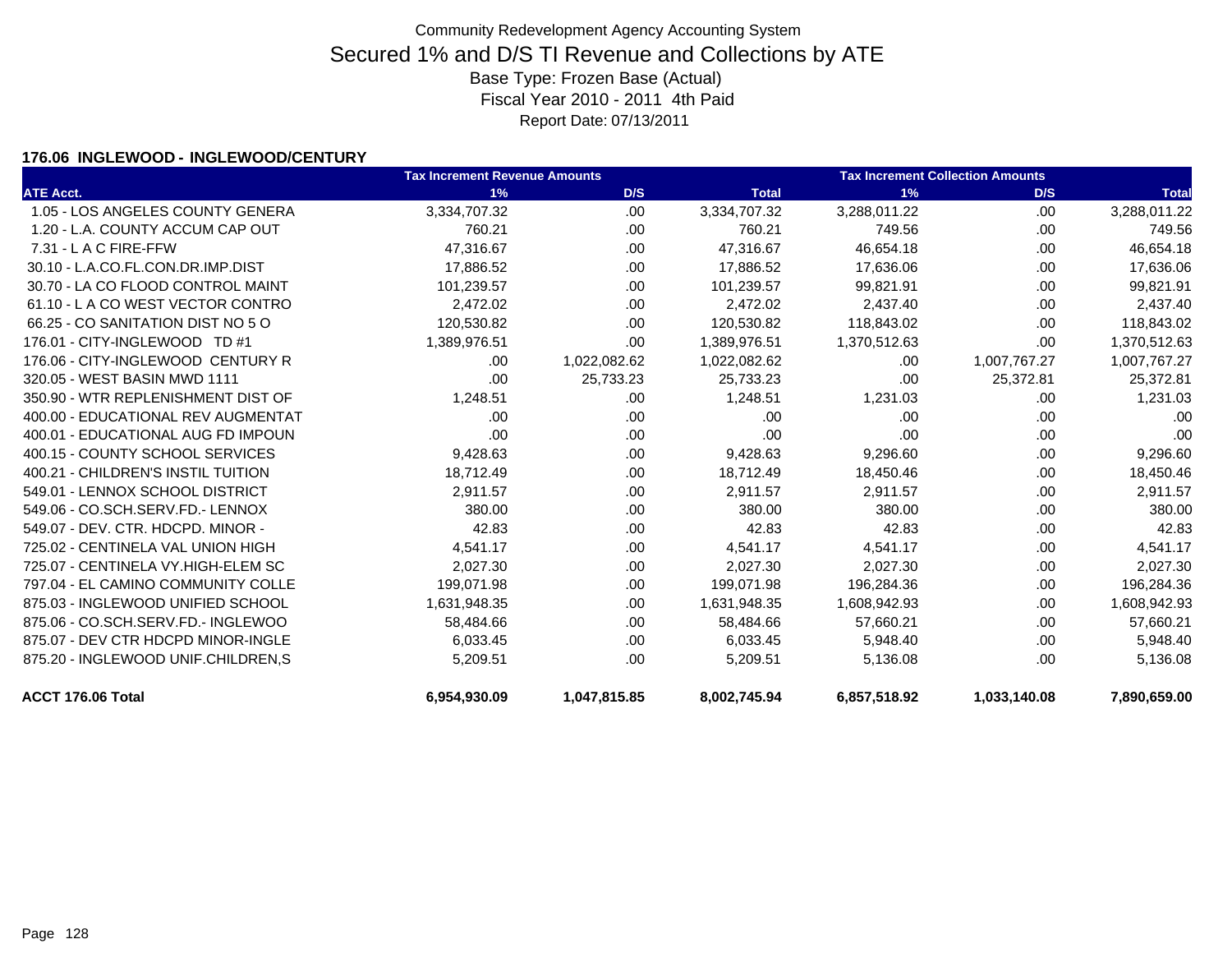Community Redevelopment Agency Accounting System

# Secured 1% and D/S TI Revenue and Collections by ATE

Base Type: Frozen Base (Actual)

Fiscal Year 2010 - 2011 4th Paid

Report Date: 07/13/2011

### 176.06 INGLEWOOD - INGLEWOOD/CENTURY

| | Tax Increment Revenue Amounts | | | Tax Increment Collection Amounts | | |
|---|---|---|---|---|---|---|
| ATE Acct. | 1% | D/S | Total | 1% | D/S | Total |
| 1.05 - LOS ANGELES COUNTY GENERA | 3,334,707.32 | .00 | 3,334,707.32 | 3,288,011.22 | .00 | 3,288,011.22 |
| 1.20 - L.A. COUNTY ACCUM CAP OUT | 760.21 | .00 | 760.21 | 749.56 | .00 | 749.56 |
| 7.31 - L A C FIRE-FFW | 47,316.67 | .00 | 47,316.67 | 46,654.18 | .00 | 46,654.18 |
| 30.10 - L.A.CO.FL.CON.DR.IMP.DIST | 17,886.52 | .00 | 17,886.52 | 17,636.06 | .00 | 17,636.06 |
| 30.70 - LA CO FLOOD CONTROL MAINT | 101,239.57 | .00 | 101,239.57 | 99,821.91 | .00 | 99,821.91 |
| 61.10 - L A CO WEST VECTOR CONTRO | 2,472.02 | .00 | 2,472.02 | 2,437.40 | .00 | 2,437.40 |
| 66.25 - CO SANITATION DIST NO 5 O | 120,530.82 | .00 | 120,530.82 | 118,843.02 | .00 | 118,843.02 |
| 176.01 - CITY-INGLEWOOD TD #1 | 1,389,976.51 | .00 | 1,389,976.51 | 1,370,512.63 | .00 | 1,370,512.63 |
| 176.06 - CITY-INGLEWOOD CENTURY R | .00 | 1,022,082.62 | 1,022,082.62 | .00 | 1,007,767.27 | 1,007,767.27 |
| 320.05 - WEST BASIN MWD 1111 | .00 | 25,733.23 | 25,733.23 | .00 | 25,372.81 | 25,372.81 |
| 350.90 - WTR REPLENISHMENT DIST OF | 1,248.51 | .00 | 1,248.51 | 1,231.03 | .00 | 1,231.03 |
| 400.00 - EDUCATIONAL REV AUGMENTAT | .00 | .00 | .00 | .00 | .00 | .00 |
| 400.01 - EDUCATIONAL AUG FD IMPOUN | .00 | .00 | .00 | .00 | .00 | .00 |
| 400.15 - COUNTY SCHOOL SERVICES | 9,428.63 | .00 | 9,428.63 | 9,296.60 | .00 | 9,296.60 |
| 400.21 - CHILDREN'S INSTIL TUITION | 18,712.49 | .00 | 18,712.49 | 18,450.46 | .00 | 18,450.46 |
| 549.01 - LENNOX SCHOOL DISTRICT | 2,911.57 | .00 | 2,911.57 | 2,911.57 | .00 | 2,911.57 |
| 549.06 - CO.SCH.SERV.FD.- LENNOX | 380.00 | .00 | 380.00 | 380.00 | .00 | 380.00 |
| 549.07 - DEV. CTR. HDCPD. MINOR - | 42.83 | .00 | 42.83 | 42.83 | .00 | 42.83 |
| 725.02 - CENTINELA VAL UNION HIGH | 4,541.17 | .00 | 4,541.17 | 4,541.17 | .00 | 4,541.17 |
| 725.07 - CENTINELA VY.HIGH-ELEM SC | 2,027.30 | .00 | 2,027.30 | 2,027.30 | .00 | 2,027.30 |
| 797.04 - EL CAMINO COMMUNITY COLLE | 199,071.98 | .00 | 199,071.98 | 196,284.36 | .00 | 196,284.36 |
| 875.03 - INGLEWOOD UNIFIED SCHOOL | 1,631,948.35 | .00 | 1,631,948.35 | 1,608,942.93 | .00 | 1,608,942.93 |
| 875.06 - CO.SCH.SERV.FD.- INGLEWOO | 58,484.66 | .00 | 58,484.66 | 57,660.21 | .00 | 57,660.21 |
| 875.07 - DEV CTR HDCPD MINOR-INGLE | 6,033.45 | .00 | 6,033.45 | 5,948.40 | .00 | 5,948.40 |
| 875.20 - INGLEWOOD UNIF.CHILDREN,S | 5,209.51 | .00 | 5,209.51 | 5,136.08 | .00 | 5,136.08 |
| **ACCT 176.06 Total** | **6,954,930.09** | **1,047,815.85** | **8,002,745.94** | **6,857,518.92** | **1,033,140.08** | **7,890,659.00** |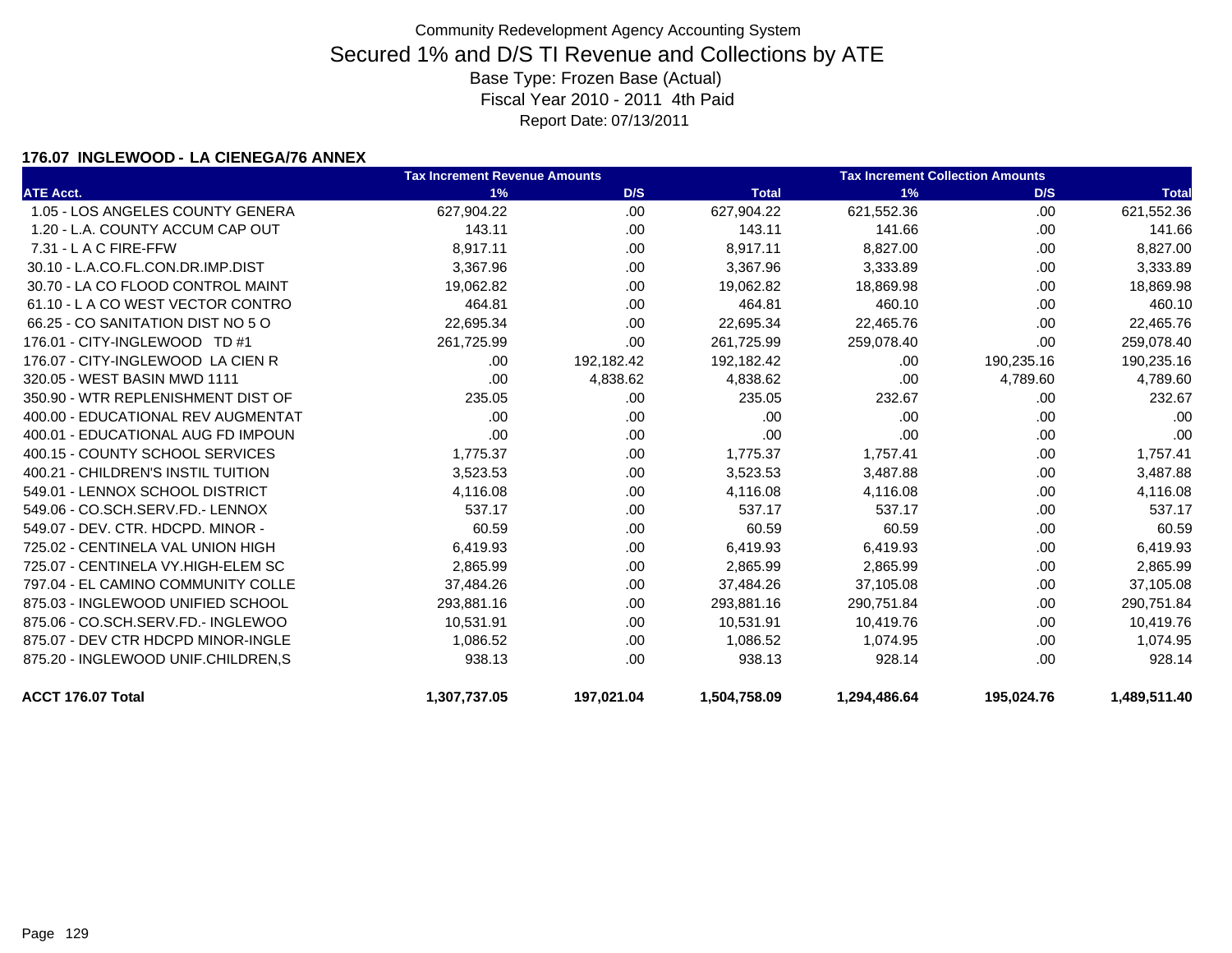# Community Redevelopment Agency Accounting System

## Secured 1% and D/S TI Revenue and Collections by ATE

Base Type: Frozen Base (Actual)

Fiscal Year 2010 - 2011 4th Paid

Report Date: 07/13/2011

### 176.07 INGLEWOOD - LA CIENEGA/76 ANNEX

| | Tax Increment Revenue Amounts | | | Tax Increment Collection Amounts | | |
|---|---|---|---|---|---|---|
| ATE Acct. | 1% | D/S | Total | 1% | D/S | Total |
| 1.05 - LOS ANGELES COUNTY GENERA | 627,904.22 | .00 | 627,904.22 | 621,552.36 | .00 | 621,552.36 |
| 1.20 - L.A. COUNTY ACCUM CAP OUT | 143.11 | .00 | 143.11 | 141.66 | .00 | 141.66 |
| 7.31 - L A C FIRE-FFW | 8,917.11 | .00 | 8,917.11 | 8,827.00 | .00 | 8,827.00 |
| 30.10 - L.A.CO.FL.CON.DR.IMP.DIST | 3,367.96 | .00 | 3,367.96 | 3,333.89 | .00 | 3,333.89 |
| 30.70 - LA CO FLOOD CONTROL MAINT | 19,062.82 | .00 | 19,062.82 | 18,869.98 | .00 | 18,869.98 |
| 61.10 - L A CO WEST VECTOR CONTRO | 464.81 | .00 | 464.81 | 460.10 | .00 | 460.10 |
| 66.25 - CO SANITATION DIST NO 5 O | 22,695.34 | .00 | 22,695.34 | 22,465.76 | .00 | 22,465.76 |
| 176.01 - CITY-INGLEWOOD TD #1 | 261,725.99 | .00 | 261,725.99 | 259,078.40 | .00 | 259,078.40 |
| 176.07 - CITY-INGLEWOOD LA CIEN R | .00 | 192,182.42 | 192,182.42 | .00 | 190,235.16 | 190,235.16 |
| 320.05 - WEST BASIN MWD 1111 | .00 | 4,838.62 | 4,838.62 | .00 | 4,789.60 | 4,789.60 |
| 350.90 - WTR REPLENISHMENT DIST OF | 235.05 | .00 | 235.05 | 232.67 | .00 | 232.67 |
| 400.00 - EDUCATIONAL REV AUGMENTAT | .00 | .00 | .00 | .00 | .00 | .00 |
| 400.01 - EDUCATIONAL AUG FD IMPOUN | .00 | .00 | .00 | .00 | .00 | .00 |
| 400.15 - COUNTY SCHOOL SERVICES | 1,775.37 | .00 | 1,775.37 | 1,757.41 | .00 | 1,757.41 |
| 400.21 - CHILDREN'S INSTIL TUITION | 3,523.53 | .00 | 3,523.53 | 3,487.88 | .00 | 3,487.88 |
| 549.01 - LENNOX SCHOOL DISTRICT | 4,116.08 | .00 | 4,116.08 | 4,116.08 | .00 | 4,116.08 |
| 549.06 - CO.SCH.SERV.FD.- LENNOX | 537.17 | .00 | 537.17 | 537.17 | .00 | 537.17 |
| 549.07 - DEV. CTR. HDCPD. MINOR - | 60.59 | .00 | 60.59 | 60.59 | .00 | 60.59 |
| 725.02 - CENTINELA VAL UNION HIGH | 6,419.93 | .00 | 6,419.93 | 6,419.93 | .00 | 6,419.93 |
| 725.07 - CENTINELA VY.HIGH-ELEM SC | 2,865.99 | .00 | 2,865.99 | 2,865.99 | .00 | 2,865.99 |
| 797.04 - EL CAMINO COMMUNITY COLLE | 37,484.26 | .00 | 37,484.26 | 37,105.08 | .00 | 37,105.08 |
| 875.03 - INGLEWOOD UNIFIED SCHOOL | 293,881.16 | .00 | 293,881.16 | 290,751.84 | .00 | 290,751.84 |
| 875.06 - CO.SCH.SERV.FD.- INGLEWOO | 10,531.91 | .00 | 10,531.91 | 10,419.76 | .00 | 10,419.76 |
| 875.07 - DEV CTR HDCPD MINOR-INGLE | 1,086.52 | .00 | 1,086.52 | 1,074.95 | .00 | 1,074.95 |
| 875.20 - INGLEWOOD UNIF.CHILDREN,S | 938.13 | .00 | 938.13 | 928.14 | .00 | 928.14 |
| **ACCT 176.07 Total** | **1,307,737.05** | **197,021.04** | **1,504,758.09** | **1,294,486.64** | **195,024.76** | **1,489,511.40** |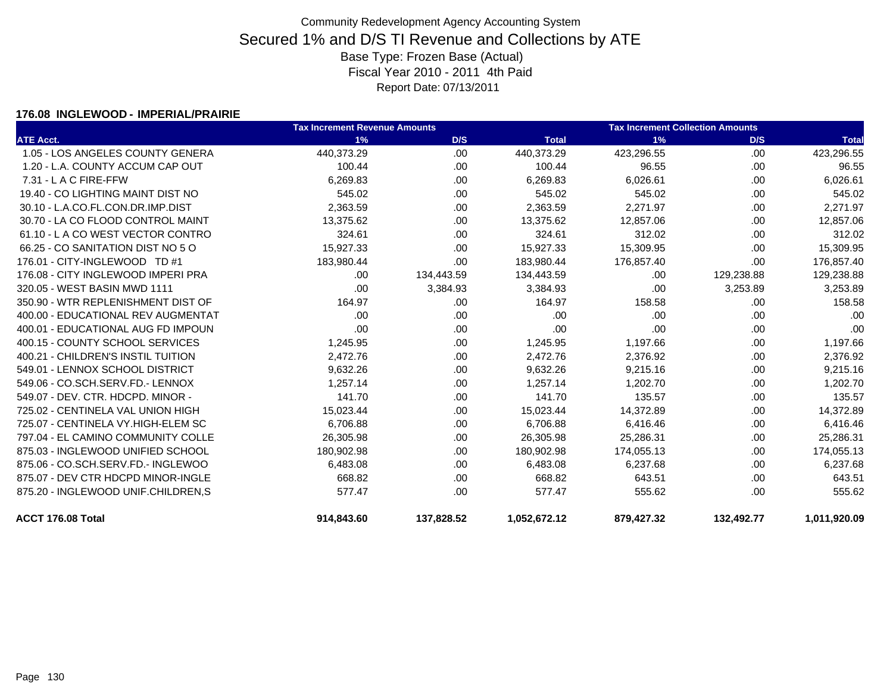Community Redevelopment Agency Accounting System

# Secured 1% and D/S TI Revenue and Collections by ATE

Base Type: Frozen Base (Actual)

Fiscal Year 2010 - 2011 4th Paid

Report Date: 07/13/2011

### 176.08 INGLEWOOD - IMPERIAL/PRAIRIE

| | Tax Increment Revenue Amounts | | | Tax Increment Collection Amounts | | |
|---|---|---|---|---|---|---|
| ATE Acct. | 1% | D/S | Total | 1% | D/S | Total |
| 1.05 - LOS ANGELES COUNTY GENERA | 440,373.29 | .00 | 440,373.29 | 423,296.55 | .00 | 423,296.55 |
| 1.20 - L.A. COUNTY ACCUM CAP OUT | 100.44 | .00 | 100.44 | 96.55 | .00 | 96.55 |
| 7.31 - L A C FIRE-FFW | 6,269.83 | .00 | 6,269.83 | 6,026.61 | .00 | 6,026.61 |
| 19.40 - CO LIGHTING MAINT DIST NO | 545.02 | .00 | 545.02 | 545.02 | .00 | 545.02 |
| 30.10 - L.A.CO.FL.CON.DR.IMP.DIST | 2,363.59 | .00 | 2,363.59 | 2,271.97 | .00 | 2,271.97 |
| 30.70 - LA CO FLOOD CONTROL MAINT | 13,375.62 | .00 | 13,375.62 | 12,857.06 | .00 | 12,857.06 |
| 61.10 - L A CO WEST VECTOR CONTRO | 324.61 | .00 | 324.61 | 312.02 | .00 | 312.02 |
| 66.25 - CO SANITATION DIST NO 5 O | 15,927.33 | .00 | 15,927.33 | 15,309.95 | .00 | 15,309.95 |
| 176.01 - CITY-INGLEWOOD TD #1 | 183,980.44 | .00 | 183,980.44 | 176,857.40 | .00 | 176,857.40 |
| 176.08 - CITY INGLEWOOD IMPERI PRA | .00 | 134,443.59 | 134,443.59 | .00 | 129,238.88 | 129,238.88 |
| 320.05 - WEST BASIN MWD 1111 | .00 | 3,384.93 | 3,384.93 | .00 | 3,253.89 | 3,253.89 |
| 350.90 - WTR REPLENISHMENT DIST OF | 164.97 | .00 | 164.97 | 158.58 | .00 | 158.58 |
| 400.00 - EDUCATIONAL REV AUGMENTAT | .00 | .00 | .00 | .00 | .00 | .00 |
| 400.01 - EDUCATIONAL AUG FD IMPOUN | .00 | .00 | .00 | .00 | .00 | .00 |
| 400.15 - COUNTY SCHOOL SERVICES | 1,245.95 | .00 | 1,245.95 | 1,197.66 | .00 | 1,197.66 |
| 400.21 - CHILDREN'S INSTIL TUITION | 2,472.76 | .00 | 2,472.76 | 2,376.92 | .00 | 2,376.92 |
| 549.01 - LENNOX SCHOOL DISTRICT | 9,632.26 | .00 | 9,632.26 | 9,215.16 | .00 | 9,215.16 |
| 549.06 - CO.SCH.SERV.FD.- LENNOX | 1,257.14 | .00 | 1,257.14 | 1,202.70 | .00 | 1,202.70 |
| 549.07 - DEV. CTR. HDCPD. MINOR - | 141.70 | .00 | 141.70 | 135.57 | .00 | 135.57 |
| 725.02 - CENTINELA VAL UNION HIGH | 15,023.44 | .00 | 15,023.44 | 14,372.89 | .00 | 14,372.89 |
| 725.07 - CENTINELA VY.HIGH-ELEM SC | 6,706.88 | .00 | 6,706.88 | 6,416.46 | .00 | 6,416.46 |
| 797.04 - EL CAMINO COMMUNITY COLLE | 26,305.98 | .00 | 26,305.98 | 25,286.31 | .00 | 25,286.31 |
| 875.03 - INGLEWOOD UNIFIED SCHOOL | 180,902.98 | .00 | 180,902.98 | 174,055.13 | .00 | 174,055.13 |
| 875.06 - CO.SCH.SERV.FD.- INGLEWOO | 6,483.08 | .00 | 6,483.08 | 6,237.68 | .00 | 6,237.68 |
| 875.07 - DEV CTR HDCPD MINOR-INGLE | 668.82 | .00 | 668.82 | 643.51 | .00 | 643.51 |
| 875.20 - INGLEWOOD UNIF.CHILDREN,S | 577.47 | .00 | 577.47 | 555.62 | .00 | 555.62 |
| **ACCT 176.08 Total** | **914,843.60** | **137,828.52** | **1,052,672.12** | **879,427.32** | **132,492.77** | **1,011,920.09** |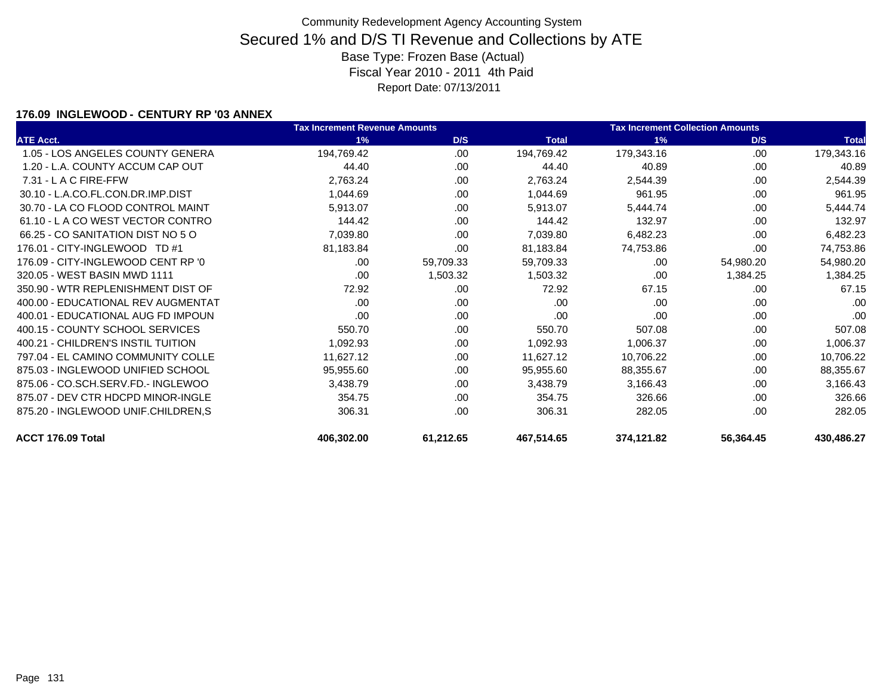# Community Redevelopment Agency Accounting System

## Secured 1% and D/S TI Revenue and Collections by ATE

Base Type: Frozen Base (Actual)
Fiscal Year 2010 - 2011 4th Paid
Report Date: 07/13/2011

### 176.09 INGLEWOOD - CENTURY RP '03 ANNEX

| | Tax Increment Revenue Amounts | | | Tax Increment Collection Amounts | | |
|---|---|---|---|---|---|---|
| ATE Acct. | 1% | D/S | Total | 1% | D/S | Total |
| 1.05 - LOS ANGELES COUNTY GENERA | 194,769.42 | .00 | 194,769.42 | 179,343.16 | .00 | 179,343.16 |
| 1.20 - L.A. COUNTY ACCUM CAP OUT | 44.40 | .00 | 44.40 | 40.89 | .00 | 40.89 |
| 7.31 - L A C FIRE-FFW | 2,763.24 | .00 | 2,763.24 | 2,544.39 | .00 | 2,544.39 |
| 30.10 - L.A.CO.FL.CON.DR.IMP.DIST | 1,044.69 | .00 | 1,044.69 | 961.95 | .00 | 961.95 |
| 30.70 - LA CO FLOOD CONTROL MAINT | 5,913.07 | .00 | 5,913.07 | 5,444.74 | .00 | 5,444.74 |
| 61.10 - L A CO WEST VECTOR CONTRO | 144.42 | .00 | 144.42 | 132.97 | .00 | 132.97 |
| 66.25 - CO SANITATION DIST NO 5 O | 7,039.80 | .00 | 7,039.80 | 6,482.23 | .00 | 6,482.23 |
| 176.01 - CITY-INGLEWOOD TD #1 | 81,183.84 | .00 | 81,183.84 | 74,753.86 | .00 | 74,753.86 |
| 176.09 - CITY-INGLEWOOD CENT RP '0 | .00 | 59,709.33 | 59,709.33 | .00 | 54,980.20 | 54,980.20 |
| 320.05 - WEST BASIN MWD 1111 | .00 | 1,503.32 | 1,503.32 | .00 | 1,384.25 | 1,384.25 |
| 350.90 - WTR REPLENISHMENT DIST OF | 72.92 | .00 | 72.92 | 67.15 | .00 | 67.15 |
| 400.00 - EDUCATIONAL REV AUGMENTAT | .00 | .00 | .00 | .00 | .00 | .00 |
| 400.01 - EDUCATIONAL AUG FD IMPOUN | .00 | .00 | .00 | .00 | .00 | .00 |
| 400.15 - COUNTY SCHOOL SERVICES | 550.70 | .00 | 550.70 | 507.08 | .00 | 507.08 |
| 400.21 - CHILDREN'S INSTIL TUITION | 1,092.93 | .00 | 1,092.93 | 1,006.37 | .00 | 1,006.37 |
| 797.04 - EL CAMINO COMMUNITY COLLE | 11,627.12 | .00 | 11,627.12 | 10,706.22 | .00 | 10,706.22 |
| 875.03 - INGLEWOOD UNIFIED SCHOOL | 95,955.60 | .00 | 95,955.60 | 88,355.67 | .00 | 88,355.67 |
| 875.06 - CO.SCH.SERV.FD.- INGLEWOO | 3,438.79 | .00 | 3,438.79 | 3,166.43 | .00 | 3,166.43 |
| 875.07 - DEV CTR HDCPD MINOR-INGLE | 354.75 | .00 | 354.75 | 326.66 | .00 | 326.66 |
| 875.20 - INGLEWOOD UNIF.CHILDREN,S | 306.31 | .00 | 306.31 | 282.05 | .00 | 282.05 |
| **ACCT 176.09 Total** | **406,302.00** | **61,212.65** | **467,514.65** | **374,121.82** | **56,364.45** | **430,486.27** |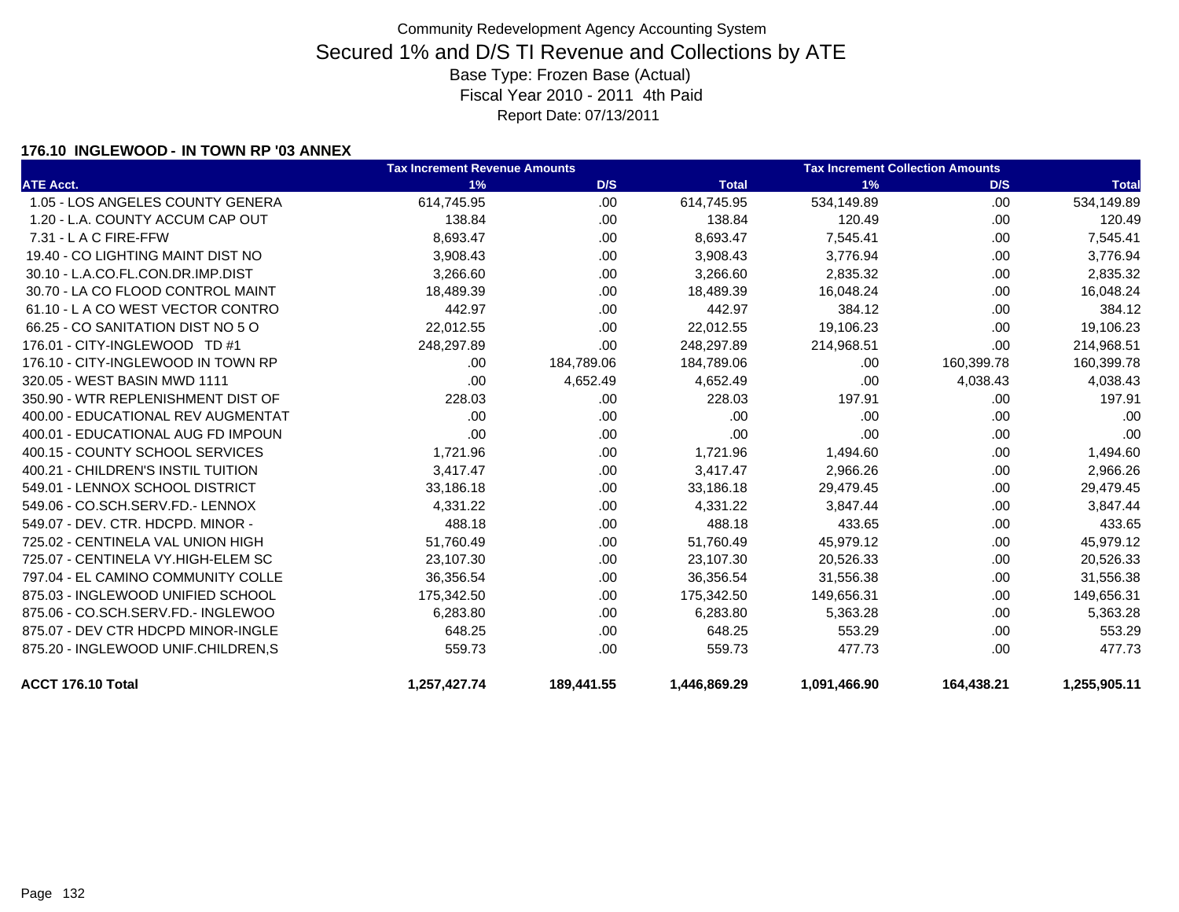Community Redevelopment Agency Accounting System

# Secured 1% and D/S TI Revenue and Collections by ATE

Base Type: Frozen Base (Actual)

Fiscal Year 2010 - 2011 4th Paid

Report Date: 07/13/2011

### 176.10 INGLEWOOD - IN TOWN RP '03 ANNEX

| | Tax Increment Revenue Amounts | | | Tax Increment Collection Amounts | | |
|---|---|---|---|---|---|---|
| ATE Acct. | 1% | D/S | Total | 1% | D/S | Total |
| 1.05 - LOS ANGELES COUNTY GENERA | 614,745.95 | .00 | 614,745.95 | 534,149.89 | .00 | 534,149.89 |
| 1.20 - L.A. COUNTY ACCUM CAP OUT | 138.84 | .00 | 138.84 | 120.49 | .00 | 120.49 |
| 7.31 - L A C FIRE-FFW | 8,693.47 | .00 | 8,693.47 | 7,545.41 | .00 | 7,545.41 |
| 19.40 - CO LIGHTING MAINT DIST NO | 3,908.43 | .00 | 3,908.43 | 3,776.94 | .00 | 3,776.94 |
| 30.10 - L.A.CO.FL.CON.DR.IMP.DIST | 3,266.60 | .00 | 3,266.60 | 2,835.32 | .00 | 2,835.32 |
| 30.70 - LA CO FLOOD CONTROL MAINT | 18,489.39 | .00 | 18,489.39 | 16,048.24 | .00 | 16,048.24 |
| 61.10 - L A CO WEST VECTOR CONTRO | 442.97 | .00 | 442.97 | 384.12 | .00 | 384.12 |
| 66.25 - CO SANITATION DIST NO 5 O | 22,012.55 | .00 | 22,012.55 | 19,106.23 | .00 | 19,106.23 |
| 176.01 - CITY-INGLEWOOD TD #1 | 248,297.89 | .00 | 248,297.89 | 214,968.51 | .00 | 214,968.51 |
| 176.10 - CITY-INGLEWOOD IN TOWN RP | .00 | 184,789.06 | 184,789.06 | .00 | 160,399.78 | 160,399.78 |
| 320.05 - WEST BASIN MWD 1111 | .00 | 4,652.49 | 4,652.49 | .00 | 4,038.43 | 4,038.43 |
| 350.90 - WTR REPLENISHMENT DIST OF | 228.03 | .00 | 228.03 | 197.91 | .00 | 197.91 |
| 400.00 - EDUCATIONAL REV AUGMENTAT | .00 | .00 | .00 | .00 | .00 | .00 |
| 400.01 - EDUCATIONAL AUG FD IMPOUN | .00 | .00 | .00 | .00 | .00 | .00 |
| 400.15 - COUNTY SCHOOL SERVICES | 1,721.96 | .00 | 1,721.96 | 1,494.60 | .00 | 1,494.60 |
| 400.21 - CHILDREN'S INSTIL TUITION | 3,417.47 | .00 | 3,417.47 | 2,966.26 | .00 | 2,966.26 |
| 549.01 - LENNOX SCHOOL DISTRICT | 33,186.18 | .00 | 33,186.18 | 29,479.45 | .00 | 29,479.45 |
| 549.06 - CO.SCH.SERV.FD.- LENNOX | 4,331.22 | .00 | 4,331.22 | 3,847.44 | .00 | 3,847.44 |
| 549.07 - DEV. CTR. HDCPD. MINOR - | 488.18 | .00 | 488.18 | 433.65 | .00 | 433.65 |
| 725.02 - CENTINELA VAL UNION HIGH | 51,760.49 | .00 | 51,760.49 | 45,979.12 | .00 | 45,979.12 |
| 725.07 - CENTINELA VY.HIGH-ELEM SC | 23,107.30 | .00 | 23,107.30 | 20,526.33 | .00 | 20,526.33 |
| 797.04 - EL CAMINO COMMUNITY COLLE | 36,356.54 | .00 | 36,356.54 | 31,556.38 | .00 | 31,556.38 |
| 875.03 - INGLEWOOD UNIFIED SCHOOL | 175,342.50 | .00 | 175,342.50 | 149,656.31 | .00 | 149,656.31 |
| 875.06 - CO.SCH.SERV.FD.- INGLEWOO | 6,283.80 | .00 | 6,283.80 | 5,363.28 | .00 | 5,363.28 |
| 875.07 - DEV CTR HDCPD MINOR-INGLE | 648.25 | .00 | 648.25 | 553.29 | .00 | 553.29 |
| 875.20 - INGLEWOOD UNIF.CHILDREN,S | 559.73 | .00 | 559.73 | 477.73 | .00 | 477.73 |
| **ACCT 176.10 Total** | **1,257,427.74** | **189,441.55** | **1,446,869.29** | **1,091,466.90** | **164,438.21** | **1,255,905.11** |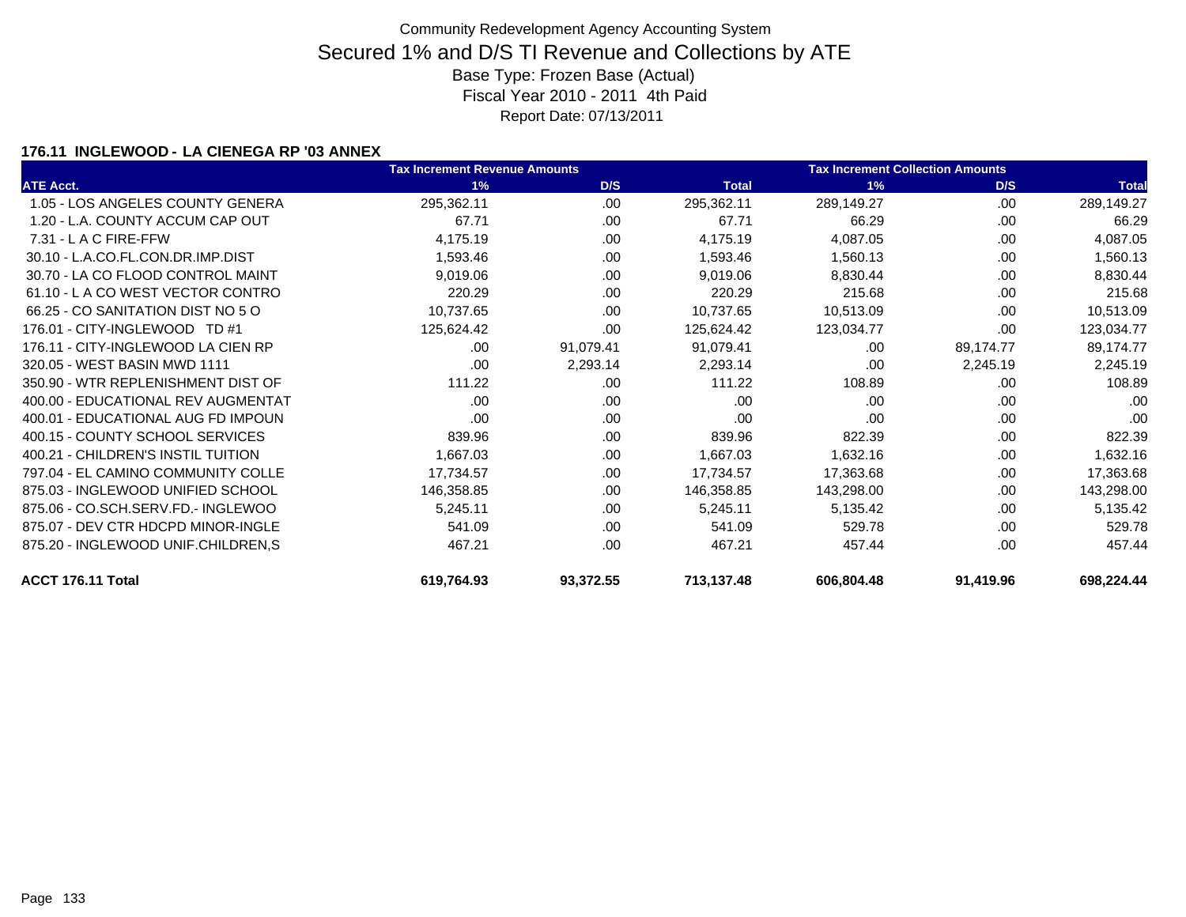Community Redevelopment Agency Accounting System

# Secured 1% and D/S TI Revenue and Collections by ATE

Base Type: Frozen Base (Actual)
Fiscal Year 2010 - 2011 4th Paid
Report Date: 07/13/2011

### 176.11 INGLEWOOD - LA CIENEGA RP '03 ANNEX

| | Tax Increment Revenue Amounts | | | Tax Increment Collection Amounts | | |
|---|---|---|---|---|---|---|
| ATE Acct. | 1% | D/S | Total | 1% | D/S | Total |
| 1.05 - LOS ANGELES COUNTY GENERA | 295,362.11 | .00 | 295,362.11 | 289,149.27 | .00 | 289,149.27 |
| 1.20 - L.A. COUNTY ACCUM CAP OUT | 67.71 | .00 | 67.71 | 66.29 | .00 | 66.29 |
| 7.31 - L A C FIRE-FFW | 4,175.19 | .00 | 4,175.19 | 4,087.05 | .00 | 4,087.05 |
| 30.10 - L.A.CO.FL.CON.DR.IMP.DIST | 1,593.46 | .00 | 1,593.46 | 1,560.13 | .00 | 1,560.13 |
| 30.70 - LA CO FLOOD CONTROL MAINT | 9,019.06 | .00 | 9,019.06 | 8,830.44 | .00 | 8,830.44 |
| 61.10 - L A CO WEST VECTOR CONTRO | 220.29 | .00 | 220.29 | 215.68 | .00 | 215.68 |
| 66.25 - CO SANITATION DIST NO 5 O | 10,737.65 | .00 | 10,737.65 | 10,513.09 | .00 | 10,513.09 |
| 176.01 - CITY-INGLEWOOD TD #1 | 125,624.42 | .00 | 125,624.42 | 123,034.77 | .00 | 123,034.77 |
| 176.11 - CITY-INGLEWOOD LA CIEN RP | .00 | 91,079.41 | 91,079.41 | .00 | 89,174.77 | 89,174.77 |
| 320.05 - WEST BASIN MWD 1111 | .00 | 2,293.14 | 2,293.14 | .00 | 2,245.19 | 2,245.19 |
| 350.90 - WTR REPLENISHMENT DIST OF | 111.22 | .00 | 111.22 | 108.89 | .00 | 108.89 |
| 400.00 - EDUCATIONAL REV AUGMENTAT | .00 | .00 | .00 | .00 | .00 | .00 |
| 400.01 - EDUCATIONAL AUG FD IMPOUN | .00 | .00 | .00 | .00 | .00 | .00 |
| 400.15 - COUNTY SCHOOL SERVICES | 839.96 | .00 | 839.96 | 822.39 | .00 | 822.39 |
| 400.21 - CHILDREN'S INSTIL TUITION | 1,667.03 | .00 | 1,667.03 | 1,632.16 | .00 | 1,632.16 |
| 797.04 - EL CAMINO COMMUNITY COLLE | 17,734.57 | .00 | 17,734.57 | 17,363.68 | .00 | 17,363.68 |
| 875.03 - INGLEWOOD UNIFIED SCHOOL | 146,358.85 | .00 | 146,358.85 | 143,298.00 | .00 | 143,298.00 |
| 875.06 - CO.SCH.SERV.FD.- INGLEWOO | 5,245.11 | .00 | 5,245.11 | 5,135.42 | .00 | 5,135.42 |
| 875.07 - DEV CTR HDCPD MINOR-INGLE | 541.09 | .00 | 541.09 | 529.78 | .00 | 529.78 |
| 875.20 - INGLEWOOD UNIF.CHILDREN,S | 467.21 | .00 | 467.21 | 457.44 | .00 | 457.44 |
| **ACCT 176.11 Total** | **619,764.93** | **93,372.55** | **713,137.48** | **606,804.48** | **91,419.96** | **698,224.44** |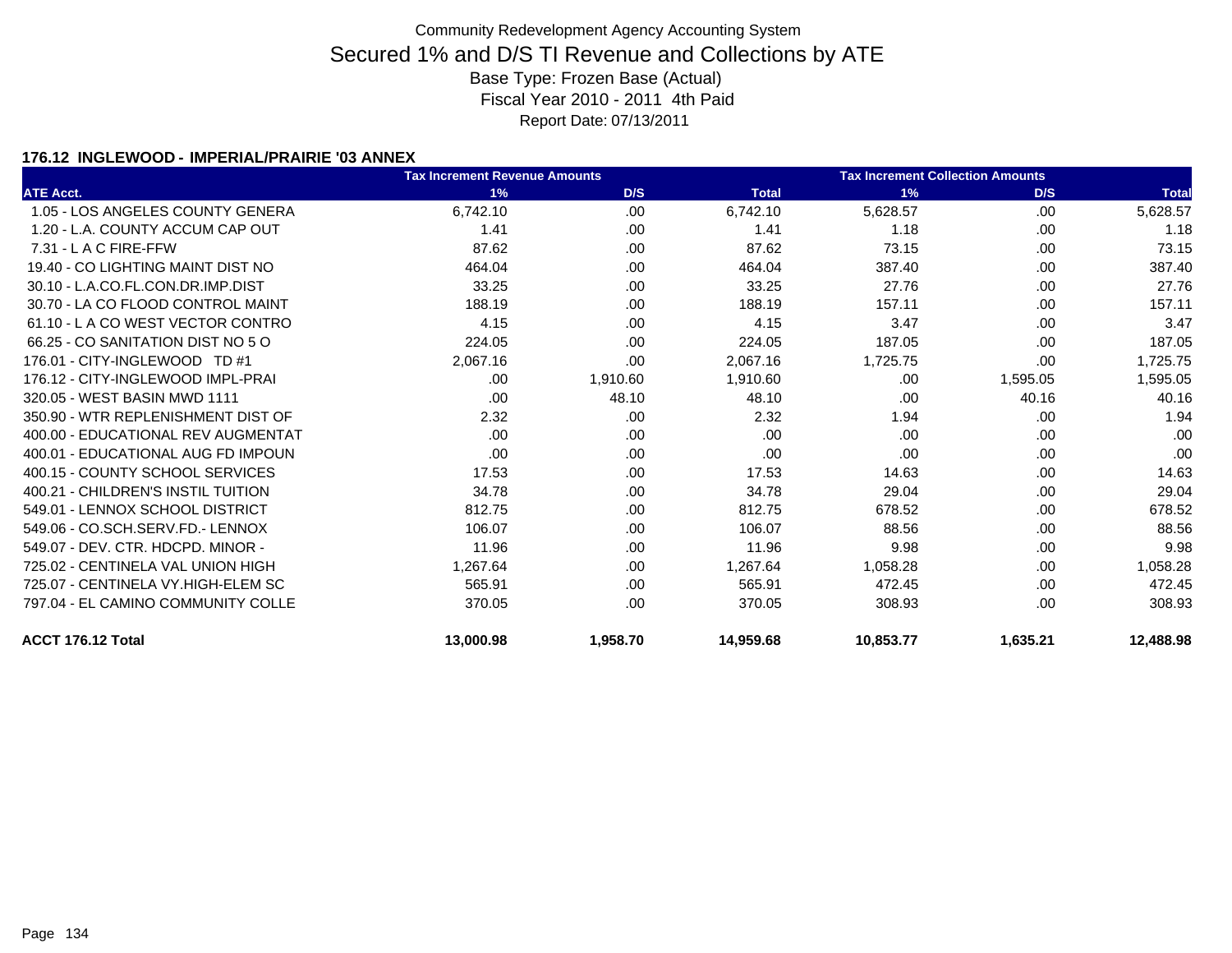Community Redevelopment Agency Accounting System

# Secured 1% and D/S TI Revenue and Collections by ATE

Base Type: Frozen Base (Actual)

Fiscal Year 2010 - 2011 4th Paid

Report Date: 07/13/2011

### 176.12 INGLEWOOD - IMPERIAL/PRAIRIE '03 ANNEX

| | Tax Increment Revenue Amounts | | | Tax Increment Collection Amounts | | |
|---|---|---|---|---|---|---|
| ATE Acct. | 1% | D/S | Total | 1% | D/S | Total |
| 1.05 - LOS ANGELES COUNTY GENERA | 6,742.10 | .00 | 6,742.10 | 5,628.57 | .00 | 5,628.57 |
| 1.20 - L.A. COUNTY ACCUM CAP OUT | 1.41 | .00 | 1.41 | 1.18 | .00 | 1.18 |
| 7.31 - L A C FIRE-FFW | 87.62 | .00 | 87.62 | 73.15 | .00 | 73.15 |
| 19.40 - CO LIGHTING MAINT DIST NO | 464.04 | .00 | 464.04 | 387.40 | .00 | 387.40 |
| 30.10 - L.A.CO.FL.CON.DR.IMP.DIST | 33.25 | .00 | 33.25 | 27.76 | .00 | 27.76 |
| 30.70 - LA CO FLOOD CONTROL MAINT | 188.19 | .00 | 188.19 | 157.11 | .00 | 157.11 |
| 61.10 - L A CO WEST VECTOR CONTRO | 4.15 | .00 | 4.15 | 3.47 | .00 | 3.47 |
| 66.25 - CO SANITATION DIST NO 5 O | 224.05 | .00 | 224.05 | 187.05 | .00 | 187.05 |
| 176.01 - CITY-INGLEWOOD TD #1 | 2,067.16 | .00 | 2,067.16 | 1,725.75 | .00 | 1,725.75 |
| 176.12 - CITY-INGLEWOOD IMPL-PRAI | .00 | 1,910.60 | 1,910.60 | .00 | 1,595.05 | 1,595.05 |
| 320.05 - WEST BASIN MWD 1111 | .00 | 48.10 | 48.10 | .00 | 40.16 | 40.16 |
| 350.90 - WTR REPLENISHMENT DIST OF | 2.32 | .00 | 2.32 | 1.94 | .00 | 1.94 |
| 400.00 - EDUCATIONAL REV AUGMENTAT | .00 | .00 | .00 | .00 | .00 | .00 |
| 400.01 - EDUCATIONAL AUG FD IMPOUN | .00 | .00 | .00 | .00 | .00 | .00 |
| 400.15 - COUNTY SCHOOL SERVICES | 17.53 | .00 | 17.53 | 14.63 | .00 | 14.63 |
| 400.21 - CHILDREN'S INSTIL TUITION | 34.78 | .00 | 34.78 | 29.04 | .00 | 29.04 |
| 549.01 - LENNOX SCHOOL DISTRICT | 812.75 | .00 | 812.75 | 678.52 | .00 | 678.52 |
| 549.06 - CO.SCH.SERV.FD.- LENNOX | 106.07 | .00 | 106.07 | 88.56 | .00 | 88.56 |
| 549.07 - DEV. CTR. HDCPD. MINOR - | 11.96 | .00 | 11.96 | 9.98 | .00 | 9.98 |
| 725.02 - CENTINELA VAL UNION HIGH | 1,267.64 | .00 | 1,267.64 | 1,058.28 | .00 | 1,058.28 |
| 725.07 - CENTINELA VY.HIGH-ELEM SC | 565.91 | .00 | 565.91 | 472.45 | .00 | 472.45 |
| 797.04 - EL CAMINO COMMUNITY COLLE | 370.05 | .00 | 370.05 | 308.93 | .00 | 308.93 |
| **ACCT 176.12 Total** | **13,000.98** | **1,958.70** | **14,959.68** | **10,853.77** | **1,635.21** | **12,488.98** |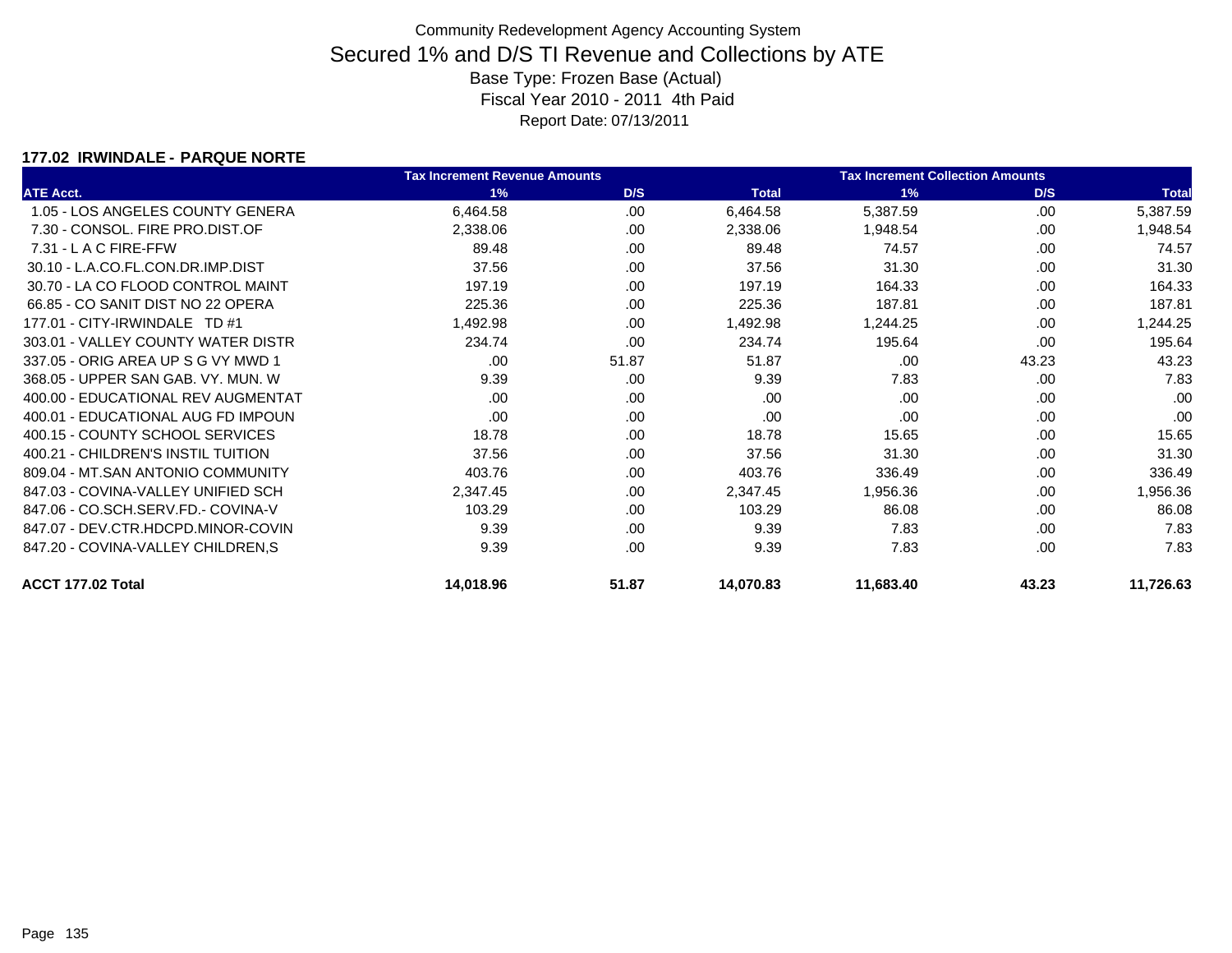Community Redevelopment Agency Accounting System

# Secured 1% and D/S TI Revenue and Collections by ATE

Base Type: Frozen Base (Actual)

Fiscal Year 2010 - 2011 4th Paid

Report Date: 07/13/2011

### 177.02 IRWINDALE - PARQUE NORTE

| | Tax Increment Revenue Amounts | | | Tax Increment Collection Amounts | | |
|---|---|---|---|---|---|---|
| **ATE Acct.** | **1%** | **D/S** | **Total** | **1%** | **D/S** | **Total** |
| 1.05 - LOS ANGELES COUNTY GENERA | 6,464.58 | .00 | 6,464.58 | 5,387.59 | .00 | 5,387.59 |
| 7.30 - CONSOL. FIRE PRO.DIST.OF | 2,338.06 | .00 | 2,338.06 | 1,948.54 | .00 | 1,948.54 |
| 7.31 - L A C FIRE-FFW | 89.48 | .00 | 89.48 | 74.57 | .00 | 74.57 |
| 30.10 - L.A.CO.FL.CON.DR.IMP.DIST | 37.56 | .00 | 37.56 | 31.30 | .00 | 31.30 |
| 30.70 - LA CO FLOOD CONTROL MAINT | 197.19 | .00 | 197.19 | 164.33 | .00 | 164.33 |
| 66.85 - CO SANIT DIST NO 22 OPERA | 225.36 | .00 | 225.36 | 187.81 | .00 | 187.81 |
| 177.01 - CITY-IRWINDALE TD #1 | 1,492.98 | .00 | 1,492.98 | 1,244.25 | .00 | 1,244.25 |
| 303.01 - VALLEY COUNTY WATER DISTR | 234.74 | .00 | 234.74 | 195.64 | .00 | 195.64 |
| 337.05 - ORIG AREA UP S G VY MWD 1 | .00 | 51.87 | 51.87 | .00 | 43.23 | 43.23 |
| 368.05 - UPPER SAN GAB. VY. MUN. W | 9.39 | .00 | 9.39 | 7.83 | .00 | 7.83 |
| 400.00 - EDUCATIONAL REV AUGMENTAT | .00 | .00 | .00 | .00 | .00 | .00 |
| 400.01 - EDUCATIONAL AUG FD IMPOUN | .00 | .00 | .00 | .00 | .00 | .00 |
| 400.15 - COUNTY SCHOOL SERVICES | 18.78 | .00 | 18.78 | 15.65 | .00 | 15.65 |
| 400.21 - CHILDREN'S INSTIL TUITION | 37.56 | .00 | 37.56 | 31.30 | .00 | 31.30 |
| 809.04 - MT.SAN ANTONIO COMMUNITY | 403.76 | .00 | 403.76 | 336.49 | .00 | 336.49 |
| 847.03 - COVINA-VALLEY UNIFIED SCH | 2,347.45 | .00 | 2,347.45 | 1,956.36 | .00 | 1,956.36 |
| 847.06 - CO.SCH.SERV.FD.- COVINA-V | 103.29 | .00 | 103.29 | 86.08 | .00 | 86.08 |
| 847.07 - DEV.CTR.HDCPD.MINOR-COVIN | 9.39 | .00 | 9.39 | 7.83 | .00 | 7.83 |
| 847.20 - COVINA-VALLEY CHILDREN,S | 9.39 | .00 | 9.39 | 7.83 | .00 | 7.83 |
| **ACCT 177.02 Total** | **14,018.96** | **51.87** | **14,070.83** | **11,683.40** | **43.23** | **11,726.63** |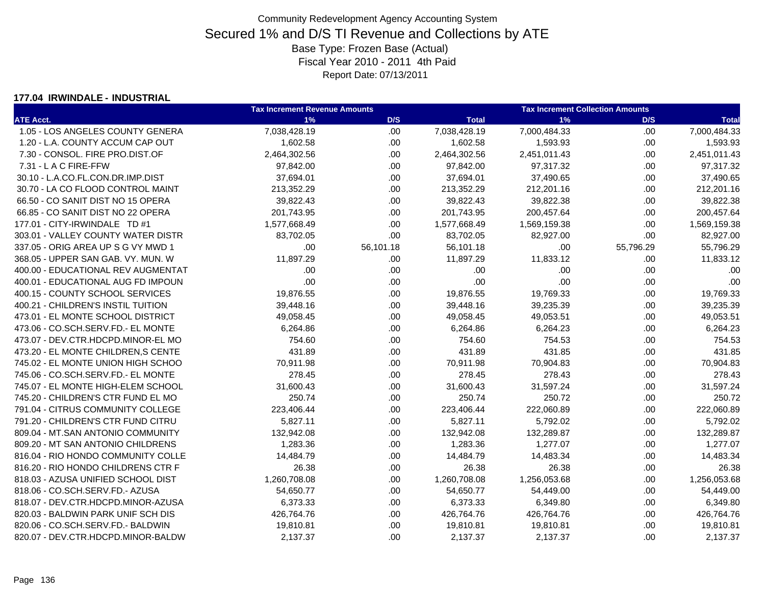Community Redevelopment Agency Accounting System

# Secured 1% and D/S TI Revenue and Collections by ATE

Base Type: Frozen Base (Actual)

Fiscal Year 2010 - 2011 4th Paid

Report Date: 07/13/2011

### 177.04 IRWINDALE - INDUSTRIAL

| ATE Acct. | Tax Increment Revenue Amounts 1% | D/S | Total | Tax Increment Collection Amounts 1% | D/S | Total |
|---|---|---|---|---|---|---|
| 1.05 - LOS ANGELES COUNTY GENERA | 7,038,428.19 | .00 | 7,038,428.19 | 7,000,484.33 | .00 | 7,000,484.33 |
| 1.20 - L.A. COUNTY ACCUM CAP OUT | 1,602.58 | .00 | 1,602.58 | 1,593.93 | .00 | 1,593.93 |
| 7.30 - CONSOL. FIRE PRO.DIST.OF | 2,464,302.56 | .00 | 2,464,302.56 | 2,451,011.43 | .00 | 2,451,011.43 |
| 7.31 - L A C FIRE-FFW | 97,842.00 | .00 | 97,842.00 | 97,317.32 | .00 | 97,317.32 |
| 30.10 - L.A.CO.FL.CON.DR.IMP.DIST | 37,694.01 | .00 | 37,694.01 | 37,490.65 | .00 | 37,490.65 |
| 30.70 - LA CO FLOOD CONTROL MAINT | 213,352.29 | .00 | 213,352.29 | 212,201.16 | .00 | 212,201.16 |
| 66.50 - CO SANIT DIST NO 15 OPERA | 39,822.43 | .00 | 39,822.43 | 39,822.38 | .00 | 39,822.38 |
| 66.85 - CO SANIT DIST NO 22 OPERA | 201,743.95 | .00 | 201,743.95 | 200,457.64 | .00 | 200,457.64 |
| 177.01 - CITY-IRWINDALE TD #1 | 1,577,668.49 | .00 | 1,577,668.49 | 1,569,159.38 | .00 | 1,569,159.38 |
| 303.01 - VALLEY COUNTY WATER DISTR | 83,702.05 | .00 | 83,702.05 | 82,927.00 | .00 | 82,927.00 |
| 337.05 - ORIG AREA UP S G VY MWD 1 | .00 | 56,101.18 | 56,101.18 | .00 | 55,796.29 | 55,796.29 |
| 368.05 - UPPER SAN GAB. VY. MUN. W | 11,897.29 | .00 | 11,897.29 | 11,833.12 | .00 | 11,833.12 |
| 400.00 - EDUCATIONAL REV AUGMENTAT | .00 | .00 | .00 | .00 | .00 | .00 |
| 400.01 - EDUCATIONAL AUG FD IMPOUN | .00 | .00 | .00 | .00 | .00 | .00 |
| 400.15 - COUNTY SCHOOL SERVICES | 19,876.55 | .00 | 19,876.55 | 19,769.33 | .00 | 19,769.33 |
| 400.21 - CHILDREN'S INSTIL TUITION | 39,448.16 | .00 | 39,448.16 | 39,235.39 | .00 | 39,235.39 |
| 473.01 - EL MONTE SCHOOL DISTRICT | 49,058.45 | .00 | 49,058.45 | 49,053.51 | .00 | 49,053.51 |
| 473.06 - CO.SCH.SERV.FD.- EL MONTE | 6,264.86 | .00 | 6,264.86 | 6,264.23 | .00 | 6,264.23 |
| 473.07 - DEV.CTR.HDCPD.MINOR-EL MO | 754.60 | .00 | 754.60 | 754.53 | .00 | 754.53 |
| 473.20 - EL MONTE CHILDREN,S CENTE | 431.89 | .00 | 431.89 | 431.85 | .00 | 431.85 |
| 745.02 - EL MONTE UNION HIGH SCHOO | 70,911.98 | .00 | 70,911.98 | 70,904.83 | .00 | 70,904.83 |
| 745.06 - CO.SCH.SERV.FD.- EL MONTE | 278.45 | .00 | 278.45 | 278.43 | .00 | 278.43 |
| 745.07 - EL MONTE HIGH-ELEM SCHOOL | 31,600.43 | .00 | 31,600.43 | 31,597.24 | .00 | 31,597.24 |
| 745.20 - CHILDREN'S CTR FUND EL MO | 250.74 | .00 | 250.74 | 250.72 | .00 | 250.72 |
| 791.04 - CITRUS COMMUNITY COLLEGE | 223,406.44 | .00 | 223,406.44 | 222,060.89 | .00 | 222,060.89 |
| 791.20 - CHILDREN'S CTR FUND CITRU | 5,827.11 | .00 | 5,827.11 | 5,792.02 | .00 | 5,792.02 |
| 809.04 - MT.SAN ANTONIO COMMUNITY | 132,942.08 | .00 | 132,942.08 | 132,289.87 | .00 | 132,289.87 |
| 809.20 - MT SAN ANTONIO CHILDRENS | 1,283.36 | .00 | 1,283.36 | 1,277.07 | .00 | 1,277.07 |
| 816.04 - RIO HONDO COMMUNITY COLLE | 14,484.79 | .00 | 14,484.79 | 14,483.34 | .00 | 14,483.34 |
| 816.20 - RIO HONDO CHILDRENS CTR F | 26.38 | .00 | 26.38 | 26.38 | .00 | 26.38 |
| 818.03 - AZUSA UNIFIED SCHOOL DIST | 1,260,708.08 | .00 | 1,260,708.08 | 1,256,053.68 | .00 | 1,256,053.68 |
| 818.06 - CO.SCH.SERV.FD.- AZUSA | 54,650.77 | .00 | 54,650.77 | 54,449.00 | .00 | 54,449.00 |
| 818.07 - DEV.CTR.HDCPD.MINOR-AZUSA | 6,373.33 | .00 | 6,373.33 | 6,349.80 | .00 | 6,349.80 |
| 820.03 - BALDWIN PARK UNIF SCH DIS | 426,764.76 | .00 | 426,764.76 | 426,764.76 | .00 | 426,764.76 |
| 820.06 - CO.SCH.SERV.FD.- BALDWIN | 19,810.81 | .00 | 19,810.81 | 19,810.81 | .00 | 19,810.81 |
| 820.07 - DEV.CTR.HDCPD.MINOR-BALDW | 2,137.37 | .00 | 2,137.37 | 2,137.37 | .00 | 2,137.37 |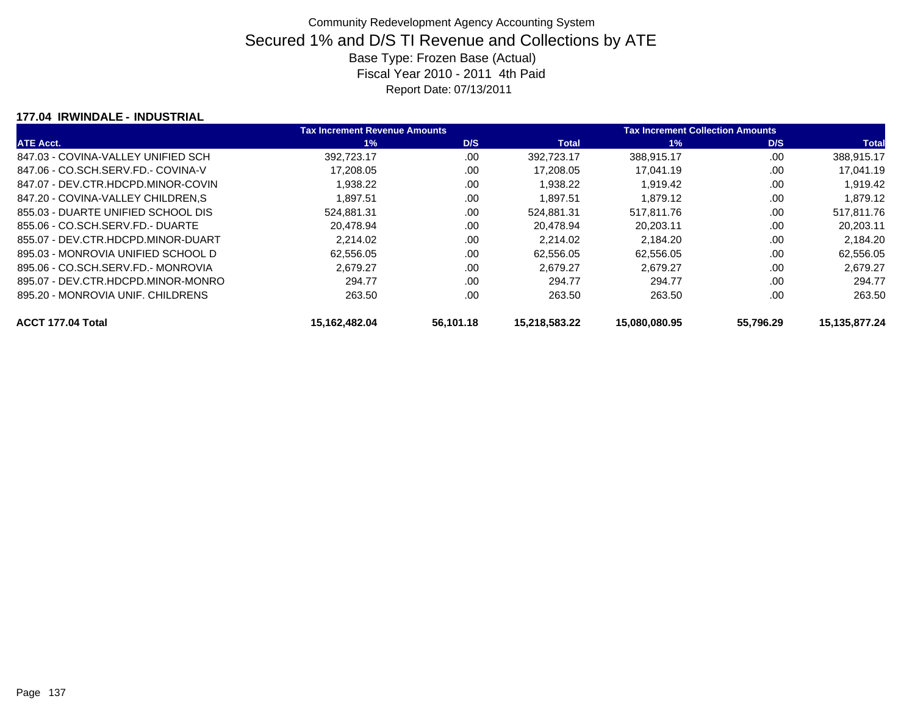Community Redevelopment Agency Accounting System

# Secured 1% and D/S TI Revenue and Collections by ATE

Base Type: Frozen Base (Actual)

Fiscal Year 2010 - 2011 4th Paid

Report Date: 07/13/2011

**177.04 IRWINDALE - INDUSTRIAL**

| | Tax Increment Revenue Amounts | | | Tax Increment Collection Amounts | | |
|---|---|---|---|---|---|---|
| **ATE Acct.** | **1%** | **D/S** | **Total** | **1%** | **D/S** | **Total** |
| 847.03 - COVINA-VALLEY UNIFIED SCH | 392,723.17 | .00 | 392,723.17 | 388,915.17 | .00 | 388,915.17 |
| 847.06 - CO.SCH.SERV.FD.- COVINA-V | 17,208.05 | .00 | 17,208.05 | 17,041.19 | .00 | 17,041.19 |
| 847.07 - DEV.CTR.HDCPD.MINOR-COVIN | 1,938.22 | .00 | 1,938.22 | 1,919.42 | .00 | 1,919.42 |
| 847.20 - COVINA-VALLEY CHILDREN,S | 1,897.51 | .00 | 1,897.51 | 1,879.12 | .00 | 1,879.12 |
| 855.03 - DUARTE UNIFIED SCHOOL DIS | 524,881.31 | .00 | 524,881.31 | 517,811.76 | .00 | 517,811.76 |
| 855.06 - CO.SCH.SERV.FD.- DUARTE | 20,478.94 | .00 | 20,478.94 | 20,203.11 | .00 | 20,203.11 |
| 855.07 - DEV.CTR.HDCPD.MINOR-DUART | 2,214.02 | .00 | 2,214.02 | 2,184.20 | .00 | 2,184.20 |
| 895.03 - MONROVIA UNIFIED SCHOOL D | 62,556.05 | .00 | 62,556.05 | 62,556.05 | .00 | 62,556.05 |
| 895.06 - CO.SCH.SERV.FD.- MONROVIA | 2,679.27 | .00 | 2,679.27 | 2,679.27 | .00 | 2,679.27 |
| 895.07 - DEV.CTR.HDCPD.MINOR-MONRO | 294.77 | .00 | 294.77 | 294.77 | .00 | 294.77 |
| 895.20 - MONROVIA UNIF. CHILDRENS | 263.50 | .00 | 263.50 | 263.50 | .00 | 263.50 |
| **ACCT 177.04 Total** | **15,162,482.04** | **56,101.18** | **15,218,583.22** | **15,080,080.95** | **55,796.29** | **15,135,877.24** |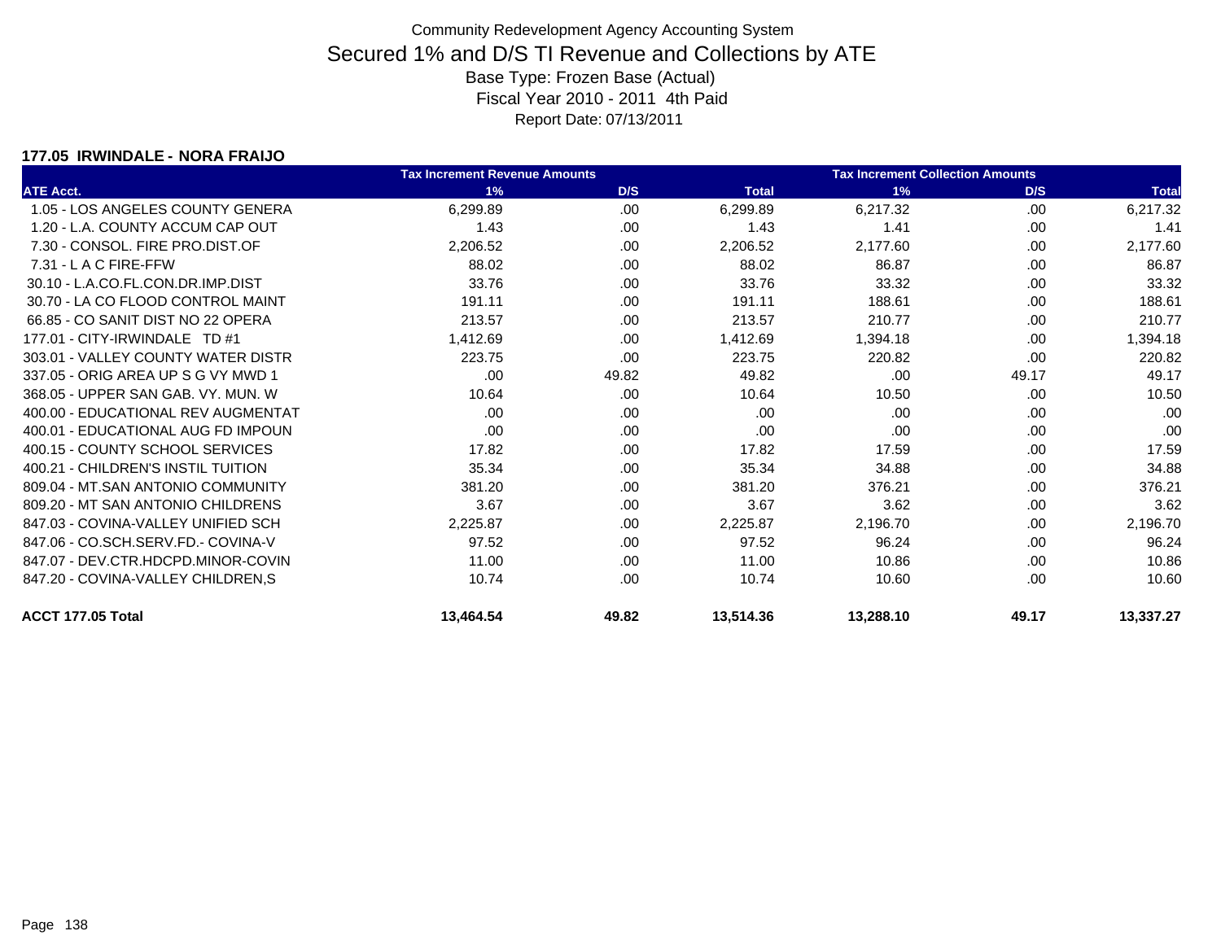Community Redevelopment Agency Accounting System

# Secured 1% and D/S TI Revenue and Collections by ATE

Base Type: Frozen Base (Actual)

Fiscal Year 2010 - 2011 4th Paid

Report Date: 07/13/2011

**177.05 IRWINDALE - NORA FRAIJO**

| | Tax Increment Revenue Amounts | | | Tax Increment Collection Amounts | | |
|---|---|---|---|---|---|---|
| ATE Acct. | 1% | D/S | Total | 1% | D/S | Total |
| 1.05 - LOS ANGELES COUNTY GENERA | 6,299.89 | .00 | 6,299.89 | 6,217.32 | .00 | 6,217.32 |
| 1.20 - L.A. COUNTY ACCUM CAP OUT | 1.43 | .00 | 1.43 | 1.41 | .00 | 1.41 |
| 7.30 - CONSOL. FIRE PRO.DIST.OF | 2,206.52 | .00 | 2,206.52 | 2,177.60 | .00 | 2,177.60 |
| 7.31 - L A C FIRE-FFW | 88.02 | .00 | 88.02 | 86.87 | .00 | 86.87 |
| 30.10 - L.A.CO.FL.CON.DR.IMP.DIST | 33.76 | .00 | 33.76 | 33.32 | .00 | 33.32 |
| 30.70 - LA CO FLOOD CONTROL MAINT | 191.11 | .00 | 191.11 | 188.61 | .00 | 188.61 |
| 66.85 - CO SANIT DIST NO 22 OPERA | 213.57 | .00 | 213.57 | 210.77 | .00 | 210.77 |
| 177.01 - CITY-IRWINDALE TD #1 | 1,412.69 | .00 | 1,412.69 | 1,394.18 | .00 | 1,394.18 |
| 303.01 - VALLEY COUNTY WATER DISTR | 223.75 | .00 | 223.75 | 220.82 | .00 | 220.82 |
| 337.05 - ORIG AREA UP S G VY MWD 1 | .00 | 49.82 | 49.82 | .00 | 49.17 | 49.17 |
| 368.05 - UPPER SAN GAB. VY. MUN. W | 10.64 | .00 | 10.64 | 10.50 | .00 | 10.50 |
| 400.00 - EDUCATIONAL REV AUGMENTAT | .00 | .00 | .00 | .00 | .00 | .00 |
| 400.01 - EDUCATIONAL AUG FD IMPOUN | .00 | .00 | .00 | .00 | .00 | .00 |
| 400.15 - COUNTY SCHOOL SERVICES | 17.82 | .00 | 17.82 | 17.59 | .00 | 17.59 |
| 400.21 - CHILDREN'S INSTIL TUITION | 35.34 | .00 | 35.34 | 34.88 | .00 | 34.88 |
| 809.04 - MT.SAN ANTONIO COMMUNITY | 381.20 | .00 | 381.20 | 376.21 | .00 | 376.21 |
| 809.20 - MT SAN ANTONIO CHILDRENS | 3.67 | .00 | 3.67 | 3.62 | .00 | 3.62 |
| 847.03 - COVINA-VALLEY UNIFIED SCH | 2,225.87 | .00 | 2,225.87 | 2,196.70 | .00 | 2,196.70 |
| 847.06 - CO.SCH.SERV.FD.- COVINA-V | 97.52 | .00 | 97.52 | 96.24 | .00 | 96.24 |
| 847.07 - DEV.CTR.HDCPD.MINOR-COVIN | 11.00 | .00 | 11.00 | 10.86 | .00 | 10.86 |
| 847.20 - COVINA-VALLEY CHILDREN,S | 10.74 | .00 | 10.74 | 10.60 | .00 | 10.60 |
| **ACCT 177.05 Total** | **13,464.54** | **49.82** | **13,514.36** | **13,288.10** | **49.17** | **13,337.27** |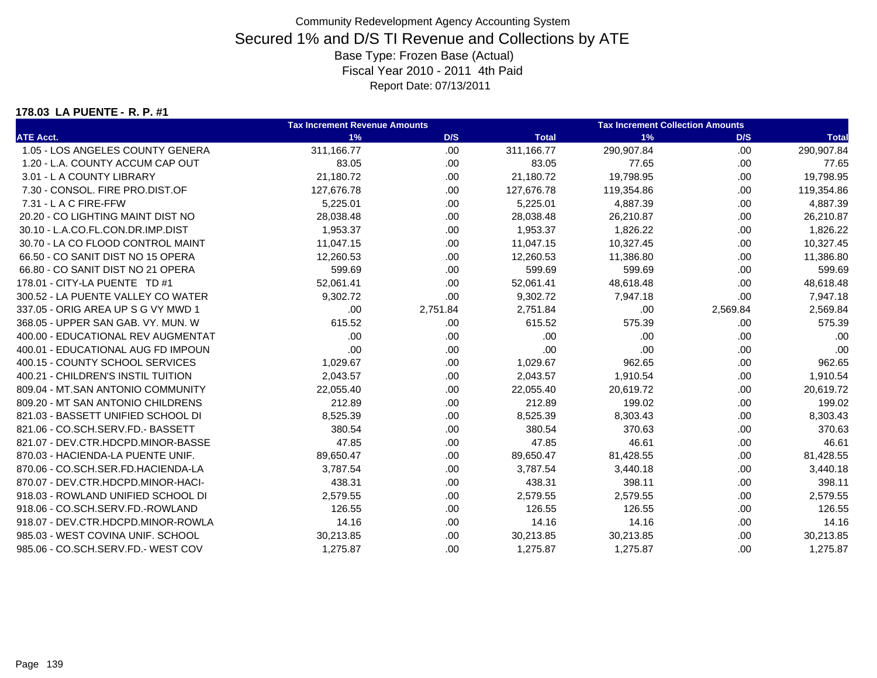Community Redevelopment Agency Accounting System

# Secured 1% and D/S TI Revenue and Collections by ATE

Base Type: Frozen Base (Actual)

Fiscal Year 2010 - 2011 4th Paid

Report Date: 07/13/2011

**178.03 LA PUENTE - R. P. #1**

| | Tax Increment Revenue Amounts | | | Tax Increment Collection Amounts | | |
|---|---|---|---|---|---|---|
| ATE Acct. | 1% | D/S | Total | 1% | D/S | Total |
| 1.05 - LOS ANGELES COUNTY GENERA | 311,166.77 | .00 | 311,166.77 | 290,907.84 | .00 | 290,907.84 |
| 1.20 - L.A. COUNTY ACCUM CAP OUT | 83.05 | .00 | 83.05 | 77.65 | .00 | 77.65 |
| 3.01 - L A COUNTY LIBRARY | 21,180.72 | .00 | 21,180.72 | 19,798.95 | .00 | 19,798.95 |
| 7.30 - CONSOL. FIRE PRO.DIST.OF | 127,676.78 | .00 | 127,676.78 | 119,354.86 | .00 | 119,354.86 |
| 7.31 - L A C FIRE-FFW | 5,225.01 | .00 | 5,225.01 | 4,887.39 | .00 | 4,887.39 |
| 20.20 - CO LIGHTING MAINT DIST NO | 28,038.48 | .00 | 28,038.48 | 26,210.87 | .00 | 26,210.87 |
| 30.10 - L.A.CO.FL.CON.DR.IMP.DIST | 1,953.37 | .00 | 1,953.37 | 1,826.22 | .00 | 1,826.22 |
| 30.70 - LA CO FLOOD CONTROL MAINT | 11,047.15 | .00 | 11,047.15 | 10,327.45 | .00 | 10,327.45 |
| 66.50 - CO SANIT DIST NO 15 OPERA | 12,260.53 | .00 | 12,260.53 | 11,386.80 | .00 | 11,386.80 |
| 66.80 - CO SANIT DIST NO 21 OPERA | 599.69 | .00 | 599.69 | 599.69 | .00 | 599.69 |
| 178.01 - CITY-LA PUENTE TD #1 | 52,061.41 | .00 | 52,061.41 | 48,618.48 | .00 | 48,618.48 |
| 300.52 - LA PUENTE VALLEY CO WATER | 9,302.72 | .00 | 9,302.72 | 7,947.18 | .00 | 7,947.18 |
| 337.05 - ORIG AREA UP S G VY MWD 1 | .00 | 2,751.84 | 2,751.84 | .00 | 2,569.84 | 2,569.84 |
| 368.05 - UPPER SAN GAB. VY. MUN. W | 615.52 | .00 | 615.52 | 575.39 | .00 | 575.39 |
| 400.00 - EDUCATIONAL REV AUGMENTAT | .00 | .00 | .00 | .00 | .00 | .00 |
| 400.01 - EDUCATIONAL AUG FD IMPOUN | .00 | .00 | .00 | .00 | .00 | .00 |
| 400.15 - COUNTY SCHOOL SERVICES | 1,029.67 | .00 | 1,029.67 | 962.65 | .00 | 962.65 |
| 400.21 - CHILDREN'S INSTIL TUITION | 2,043.57 | .00 | 2,043.57 | 1,910.54 | .00 | 1,910.54 |
| 809.04 - MT.SAN ANTONIO COMMUNITY | 22,055.40 | .00 | 22,055.40 | 20,619.72 | .00 | 20,619.72 |
| 809.20 - MT SAN ANTONIO CHILDRENS | 212.89 | .00 | 212.89 | 199.02 | .00 | 199.02 |
| 821.03 - BASSETT UNIFIED SCHOOL DI | 8,525.39 | .00 | 8,525.39 | 8,303.43 | .00 | 8,303.43 |
| 821.06 - CO.SCH.SERV.FD.- BASSETT | 380.54 | .00 | 380.54 | 370.63 | .00 | 370.63 |
| 821.07 - DEV.CTR.HDCPD.MINOR-BASSE | 47.85 | .00 | 47.85 | 46.61 | .00 | 46.61 |
| 870.03 - HACIENDA-LA PUENTE UNIF. | 89,650.47 | .00 | 89,650.47 | 81,428.55 | .00 | 81,428.55 |
| 870.06 - CO.SCH.SER.FD.HACIENDA-LA | 3,787.54 | .00 | 3,787.54 | 3,440.18 | .00 | 3,440.18 |
| 870.07 - DEV.CTR.HDCPD.MINOR-HACI- | 438.31 | .00 | 438.31 | 398.11 | .00 | 398.11 |
| 918.03 - ROWLAND UNIFIED SCHOOL DI | 2,579.55 | .00 | 2,579.55 | 2,579.55 | .00 | 2,579.55 |
| 918.06 - CO.SCH.SERV.FD.-ROWLAND | 126.55 | .00 | 126.55 | 126.55 | .00 | 126.55 |
| 918.07 - DEV.CTR.HDCPD.MINOR-ROWLA | 14.16 | .00 | 14.16 | 14.16 | .00 | 14.16 |
| 985.03 - WEST COVINA UNIF. SCHOOL | 30,213.85 | .00 | 30,213.85 | 30,213.85 | .00 | 30,213.85 |
| 985.06 - CO.SCH.SERV.FD.- WEST COV | 1,275.87 | .00 | 1,275.87 | 1,275.87 | .00 | 1,275.87 |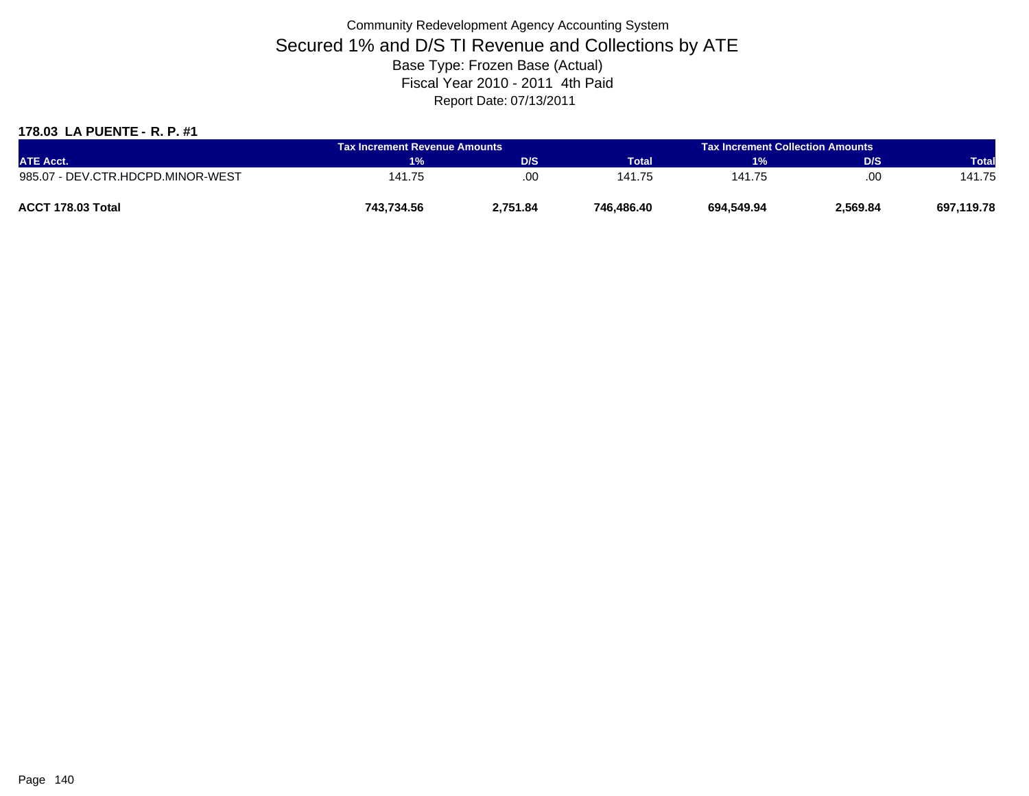Community Redevelopment Agency Accounting System

# Secured 1% and D/S TI Revenue and Collections by ATE

Base Type: Frozen Base (Actual)

Fiscal Year 2010 - 2011 4th Paid

Report Date: 07/13/2011

### 178.03 LA PUENTE - R. P. #1

| | Tax Increment Revenue Amounts | | | Tax Increment Collection Amounts | | |
|---|---|---|---|---|---|---|
| ATE Acct. | 1% | D/S | Total | 1% | D/S | Total |
| 985.07 - DEV.CTR.HDCPD.MINOR-WEST | 141.75 | .00 | 141.75 | 141.75 | .00 | 141.75 |
| **ACCT 178.03 Total** | **743,734.56** | **2,751.84** | **746,486.40** | **694,549.94** | **2,569.84** | **697,119.78** |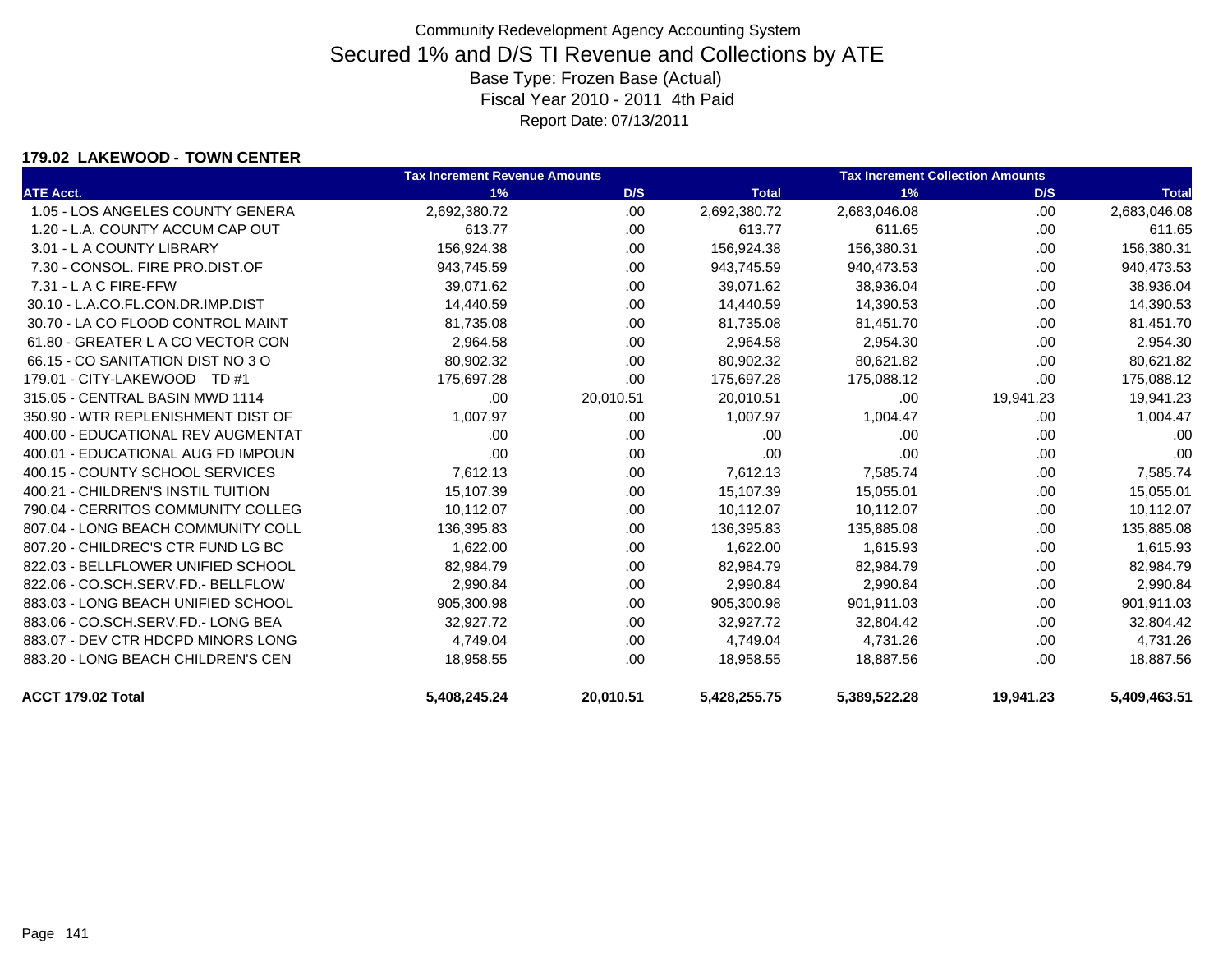Community Redevelopment Agency Accounting System

# Secured 1% and D/S TI Revenue and Collections by ATE

Base Type: Frozen Base (Actual)

Fiscal Year 2010 - 2011 4th Paid

Report Date: 07/13/2011

**179.02 LAKEWOOD - TOWN CENTER**

| | Tax Increment Revenue Amounts | | | Tax Increment Collection Amounts | | |
|---|---|---|---|---|---|---|
| ATE Acct. | 1% | D/S | Total | 1% | D/S | Total |
| 1.05 - LOS ANGELES COUNTY GENERA | 2,692,380.72 | .00 | 2,692,380.72 | 2,683,046.08 | .00 | 2,683,046.08 |
| 1.20 - L.A. COUNTY ACCUM CAP OUT | 613.77 | .00 | 613.77 | 611.65 | .00 | 611.65 |
| 3.01 - L A COUNTY LIBRARY | 156,924.38 | .00 | 156,924.38 | 156,380.31 | .00 | 156,380.31 |
| 7.30 - CONSOL. FIRE PRO.DIST.OF | 943,745.59 | .00 | 943,745.59 | 940,473.53 | .00 | 940,473.53 |
| 7.31 - L A C FIRE-FFW | 39,071.62 | .00 | 39,071.62 | 38,936.04 | .00 | 38,936.04 |
| 30.10 - L.A.CO.FL.CON.DR.IMP.DIST | 14,440.59 | .00 | 14,440.59 | 14,390.53 | .00 | 14,390.53 |
| 30.70 - LA CO FLOOD CONTROL MAINT | 81,735.08 | .00 | 81,735.08 | 81,451.70 | .00 | 81,451.70 |
| 61.80 - GREATER L A CO VECTOR CON | 2,964.58 | .00 | 2,964.58 | 2,954.30 | .00 | 2,954.30 |
| 66.15 - CO SANITATION DIST NO 3 O | 80,902.32 | .00 | 80,902.32 | 80,621.82 | .00 | 80,621.82 |
| 179.01 - CITY-LAKEWOOD TD #1 | 175,697.28 | .00 | 175,697.28 | 175,088.12 | .00 | 175,088.12 |
| 315.05 - CENTRAL BASIN MWD 1114 | .00 | 20,010.51 | 20,010.51 | .00 | 19,941.23 | 19,941.23 |
| 350.90 - WTR REPLENISHMENT DIST OF | 1,007.97 | .00 | 1,007.97 | 1,004.47 | .00 | 1,004.47 |
| 400.00 - EDUCATIONAL REV AUGMENTAT | .00 | .00 | .00 | .00 | .00 | .00 |
| 400.01 - EDUCATIONAL AUG FD IMPOUN | .00 | .00 | .00 | .00 | .00 | .00 |
| 400.15 - COUNTY SCHOOL SERVICES | 7,612.13 | .00 | 7,612.13 | 7,585.74 | .00 | 7,585.74 |
| 400.21 - CHILDREN'S INSTIL TUITION | 15,107.39 | .00 | 15,107.39 | 15,055.01 | .00 | 15,055.01 |
| 790.04 - CERRITOS COMMUNITY COLLEG | 10,112.07 | .00 | 10,112.07 | 10,112.07 | .00 | 10,112.07 |
| 807.04 - LONG BEACH COMMUNITY COLL | 136,395.83 | .00 | 136,395.83 | 135,885.08 | .00 | 135,885.08 |
| 807.20 - CHILDREC'S CTR FUND LG BC | 1,622.00 | .00 | 1,622.00 | 1,615.93 | .00 | 1,615.93 |
| 822.03 - BELLFLOWER UNIFIED SCHOOL | 82,984.79 | .00 | 82,984.79 | 82,984.79 | .00 | 82,984.79 |
| 822.06 - CO.SCH.SERV.FD.- BELLFLOW | 2,990.84 | .00 | 2,990.84 | 2,990.84 | .00 | 2,990.84 |
| 883.03 - LONG BEACH UNIFIED SCHOOL | 905,300.98 | .00 | 905,300.98 | 901,911.03 | .00 | 901,911.03 |
| 883.06 - CO.SCH.SERV.FD.- LONG BEA | 32,927.72 | .00 | 32,927.72 | 32,804.42 | .00 | 32,804.42 |
| 883.07 - DEV CTR HDCPD MINORS LONG | 4,749.04 | .00 | 4,749.04 | 4,731.26 | .00 | 4,731.26 |
| 883.20 - LONG BEACH CHILDREN'S CEN | 18,958.55 | .00 | 18,958.55 | 18,887.56 | .00 | 18,887.56 |
| **ACCT 179.02 Total** | **5,408,245.24** | **20,010.51** | **5,428,255.75** | **5,389,522.28** | **19,941.23** | **5,409,463.51** |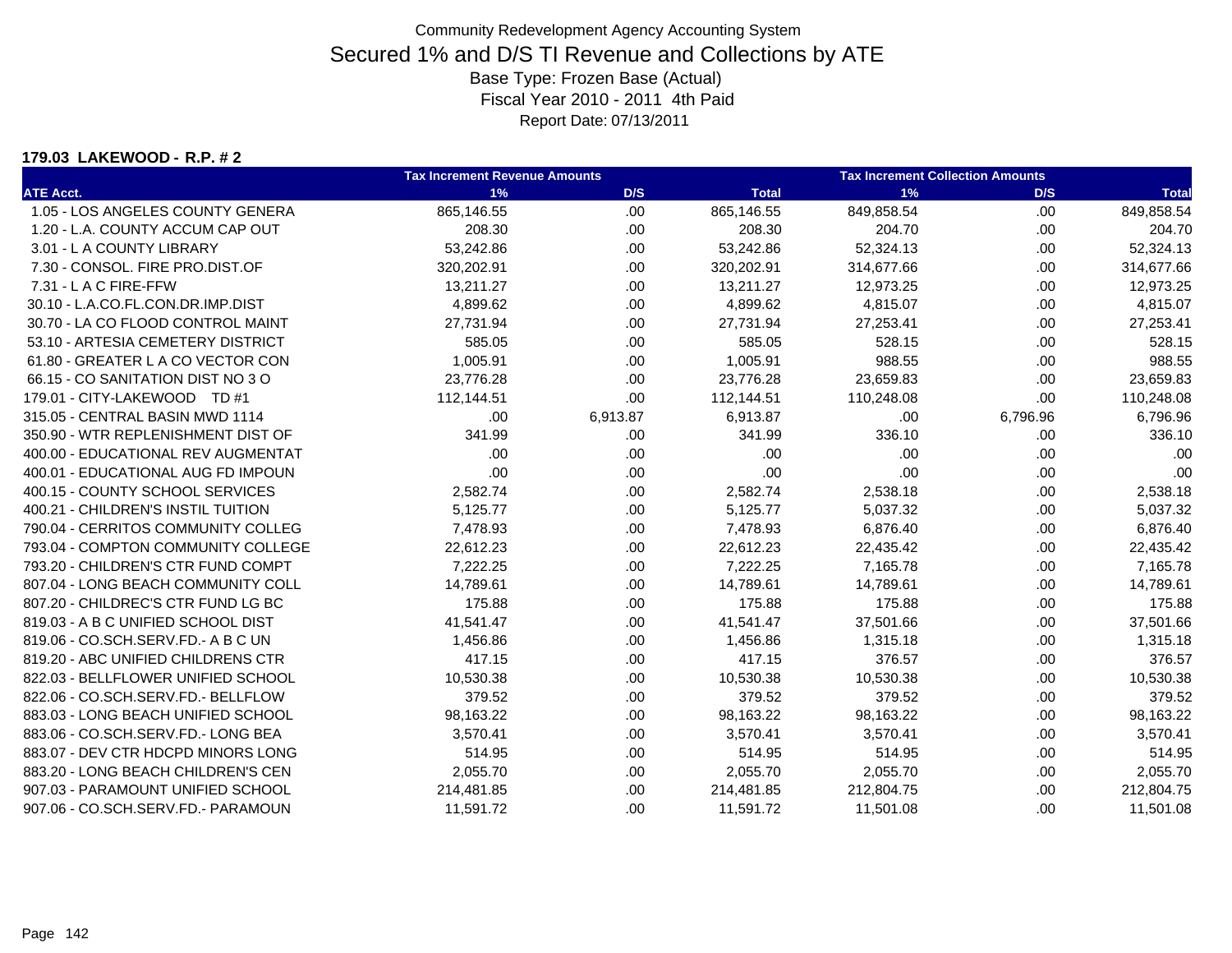Community Redevelopment Agency Accounting System

# Secured 1% and D/S TI Revenue and Collections by ATE

Base Type: Frozen Base (Actual)

Fiscal Year 2010 - 2011 4th Paid

Report Date: 07/13/2011

**179.03 LAKEWOOD - R.P. # 2**

| | Tax Increment Revenue Amounts | | | Tax Increment Collection Amounts | | |
|---|---|---|---|---|---|---|
| ATE Acct. | 1% | D/S | Total | 1% | D/S | Total |
| 1.05 - LOS ANGELES COUNTY GENERA | 865,146.55 | .00 | 865,146.55 | 849,858.54 | .00 | 849,858.54 |
| 1.20 - L.A. COUNTY ACCUM CAP OUT | 208.30 | .00 | 208.30 | 204.70 | .00 | 204.70 |
| 3.01 - L A COUNTY LIBRARY | 53,242.86 | .00 | 53,242.86 | 52,324.13 | .00 | 52,324.13 |
| 7.30 - CONSOL. FIRE PRO.DIST.OF | 320,202.91 | .00 | 320,202.91 | 314,677.66 | .00 | 314,677.66 |
| 7.31 - L A C FIRE-FFW | 13,211.27 | .00 | 13,211.27 | 12,973.25 | .00 | 12,973.25 |
| 30.10 - L.A.CO.FL.CON.DR.IMP.DIST | 4,899.62 | .00 | 4,899.62 | 4,815.07 | .00 | 4,815.07 |
| 30.70 - LA CO FLOOD CONTROL MAINT | 27,731.94 | .00 | 27,731.94 | 27,253.41 | .00 | 27,253.41 |
| 53.10 - ARTESIA CEMETERY DISTRICT | 585.05 | .00 | 585.05 | 528.15 | .00 | 528.15 |
| 61.80 - GREATER L A CO VECTOR CON | 1,005.91 | .00 | 1,005.91 | 988.55 | .00 | 988.55 |
| 66.15 - CO SANITATION DIST NO 3 O | 23,776.28 | .00 | 23,776.28 | 23,659.83 | .00 | 23,659.83 |
| 179.01 - CITY-LAKEWOOD TD #1 | 112,144.51 | .00 | 112,144.51 | 110,248.08 | .00 | 110,248.08 |
| 315.05 - CENTRAL BASIN MWD 1114 | .00 | 6,913.87 | 6,913.87 | .00 | 6,796.96 | 6,796.96 |
| 350.90 - WTR REPLENISHMENT DIST OF | 341.99 | .00 | 341.99 | 336.10 | .00 | 336.10 |
| 400.00 - EDUCATIONAL REV AUGMENTAT | .00 | .00 | .00 | .00 | .00 | .00 |
| 400.01 - EDUCATIONAL AUG FD IMPOUN | .00 | .00 | .00 | .00 | .00 | .00 |
| 400.15 - COUNTY SCHOOL SERVICES | 2,582.74 | .00 | 2,582.74 | 2,538.18 | .00 | 2,538.18 |
| 400.21 - CHILDREN'S INSTIL TUITION | 5,125.77 | .00 | 5,125.77 | 5,037.32 | .00 | 5,037.32 |
| 790.04 - CERRITOS COMMUNITY COLLEG | 7,478.93 | .00 | 7,478.93 | 6,876.40 | .00 | 6,876.40 |
| 793.04 - COMPTON COMMUNITY COLLEGE | 22,612.23 | .00 | 22,612.23 | 22,435.42 | .00 | 22,435.42 |
| 793.20 - CHILDREN'S CTR FUND COMPT | 7,222.25 | .00 | 7,222.25 | 7,165.78 | .00 | 7,165.78 |
| 807.04 - LONG BEACH COMMUNITY COLL | 14,789.61 | .00 | 14,789.61 | 14,789.61 | .00 | 14,789.61 |
| 807.20 - CHILDREC'S CTR FUND LG BC | 175.88 | .00 | 175.88 | 175.88 | .00 | 175.88 |
| 819.03 - A B C UNIFIED SCHOOL DIST | 41,541.47 | .00 | 41,541.47 | 37,501.66 | .00 | 37,501.66 |
| 819.06 - CO.SCH.SERV.FD.- A B C UN | 1,456.86 | .00 | 1,456.86 | 1,315.18 | .00 | 1,315.18 |
| 819.20 - ABC UNIFIED CHILDRENS CTR | 417.15 | .00 | 417.15 | 376.57 | .00 | 376.57 |
| 822.03 - BELLFLOWER UNIFIED SCHOOL | 10,530.38 | .00 | 10,530.38 | 10,530.38 | .00 | 10,530.38 |
| 822.06 - CO.SCH.SERV.FD.- BELLFLOW | 379.52 | .00 | 379.52 | 379.52 | .00 | 379.52 |
| 883.03 - LONG BEACH UNIFIED SCHOOL | 98,163.22 | .00 | 98,163.22 | 98,163.22 | .00 | 98,163.22 |
| 883.06 - CO.SCH.SERV.FD.- LONG BEA | 3,570.41 | .00 | 3,570.41 | 3,570.41 | .00 | 3,570.41 |
| 883.07 - DEV CTR HDCPD MINORS LONG | 514.95 | .00 | 514.95 | 514.95 | .00 | 514.95 |
| 883.20 - LONG BEACH CHILDREN'S CEN | 2,055.70 | .00 | 2,055.70 | 2,055.70 | .00 | 2,055.70 |
| 907.03 - PARAMOUNT UNIFIED SCHOOL | 214,481.85 | .00 | 214,481.85 | 212,804.75 | .00 | 212,804.75 |
| 907.06 - CO.SCH.SERV.FD.- PARAMOUN | 11,591.72 | .00 | 11,591.72 | 11,501.08 | .00 | 11,501.08 |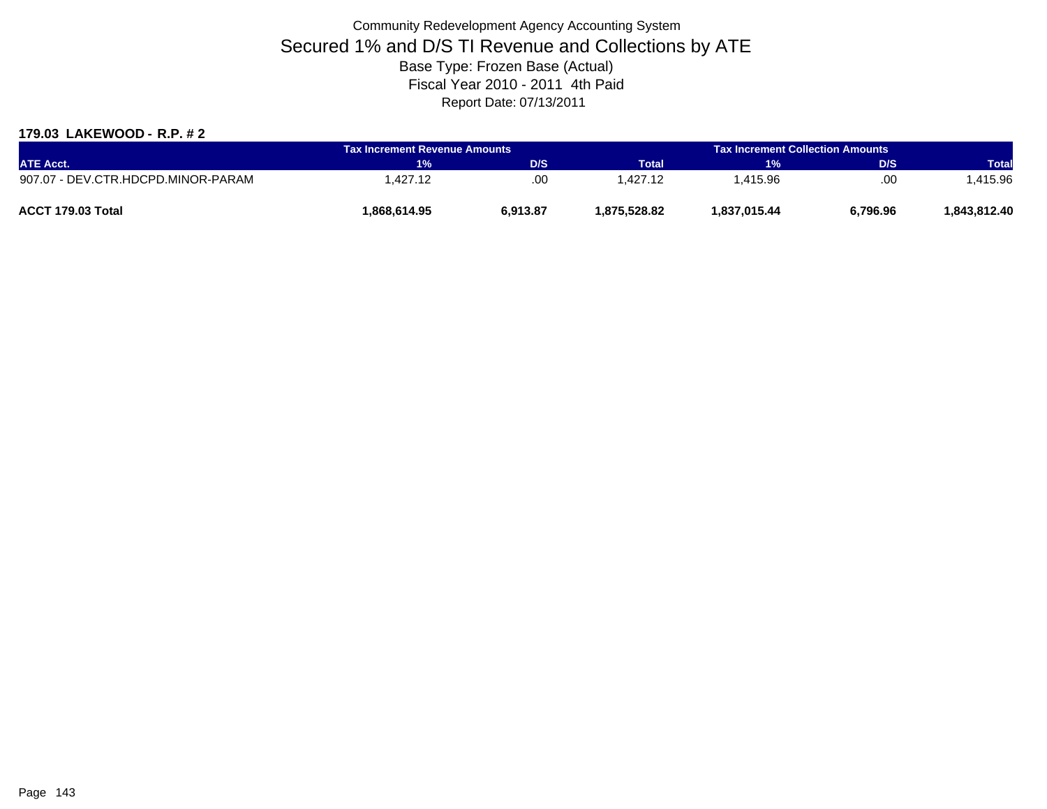Community Redevelopment Agency Accounting System

# Secured 1% and D/S TI Revenue and Collections by ATE

Base Type: Frozen Base (Actual)

Fiscal Year 2010 - 2011 4th Paid

Report Date: 07/13/2011

**179.03 LAKEWOOD - R.P. # 2**

| | Tax Increment Revenue Amounts | | | Tax Increment Collection Amounts | | |
|---|---|---|---|---|---|---|
| ATE Acct. | 1% | D/S | Total | 1% | D/S | Total |
| 907.07 - DEV.CTR.HDCPD.MINOR-PARAM | 1,427.12 | .00 | 1,427.12 | 1,415.96 | .00 | 1,415.96 |
| **ACCT 179.03 Total** | **1,868,614.95** | **6,913.87** | **1,875,528.82** | **1,837,015.44** | **6,796.96** | **1,843,812.40** |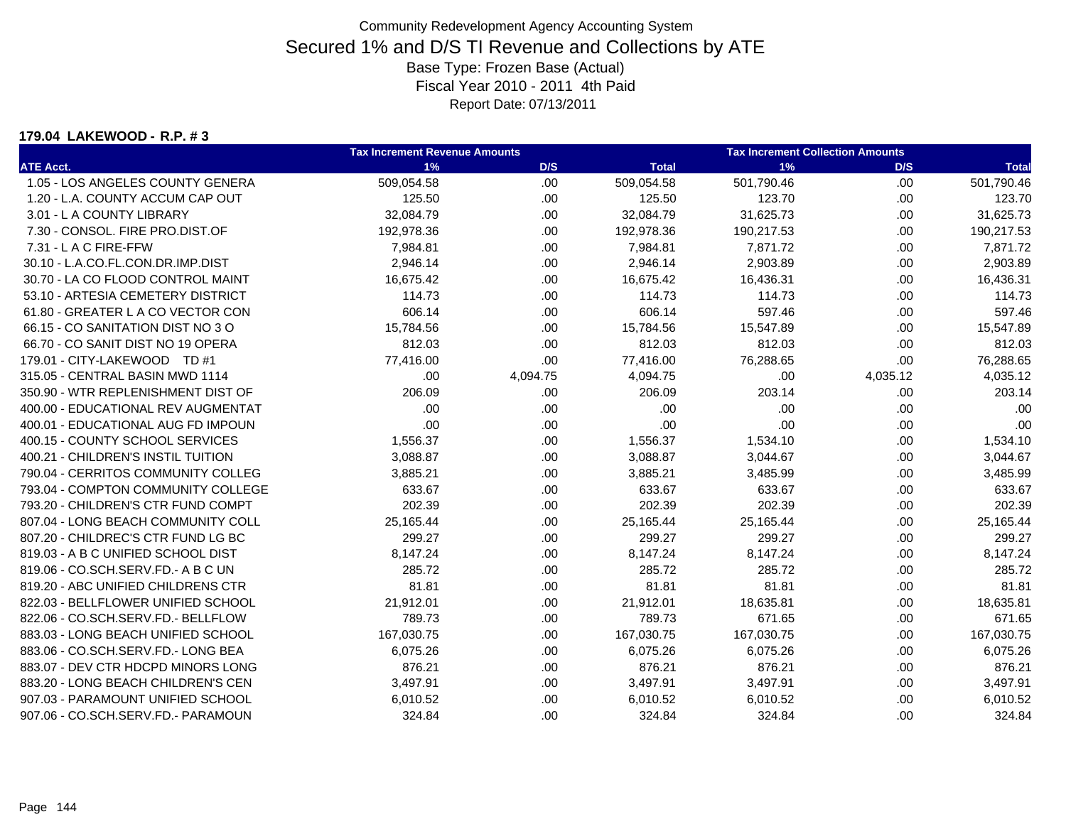Community Redevelopment Agency Accounting System

# Secured 1% and D/S TI Revenue and Collections by ATE

Base Type: Frozen Base (Actual)
Fiscal Year 2010 - 2011 4th Paid
Report Date: 07/13/2011

**179.04 LAKEWOOD - R.P. # 3**

| | Tax Increment Revenue Amounts | | | Tax Increment Collection Amounts | | |
|---|---|---|---|---|---|---|
| **ATE Acct.** | **1%** | **D/S** | **Total** | **1%** | **D/S** | **Total** |
| 1.05 - LOS ANGELES COUNTY GENERA | 509,054.58 | .00 | 509,054.58 | 501,790.46 | .00 | 501,790.46 |
| 1.20 - L.A. COUNTY ACCUM CAP OUT | 125.50 | .00 | 125.50 | 123.70 | .00 | 123.70 |
| 3.01 - L A COUNTY LIBRARY | 32,084.79 | .00 | 32,084.79 | 31,625.73 | .00 | 31,625.73 |
| 7.30 - CONSOL. FIRE PRO.DIST.OF | 192,978.36 | .00 | 192,978.36 | 190,217.53 | .00 | 190,217.53 |
| 7.31 - L A C FIRE-FFW | 7,984.81 | .00 | 7,984.81 | 7,871.72 | .00 | 7,871.72 |
| 30.10 - L.A.CO.FL.CON.DR.IMP.DIST | 2,946.14 | .00 | 2,946.14 | 2,903.89 | .00 | 2,903.89 |
| 30.70 - LA CO FLOOD CONTROL MAINT | 16,675.42 | .00 | 16,675.42 | 16,436.31 | .00 | 16,436.31 |
| 53.10 - ARTESIA CEMETERY DISTRICT | 114.73 | .00 | 114.73 | 114.73 | .00 | 114.73 |
| 61.80 - GREATER L A CO VECTOR CON | 606.14 | .00 | 606.14 | 597.46 | .00 | 597.46 |
| 66.15 - CO SANITATION DIST NO 3 O | 15,784.56 | .00 | 15,784.56 | 15,547.89 | .00 | 15,547.89 |
| 66.70 - CO SANIT DIST NO 19 OPERA | 812.03 | .00 | 812.03 | 812.03 | .00 | 812.03 |
| 179.01 - CITY-LAKEWOOD TD #1 | 77,416.00 | .00 | 77,416.00 | 76,288.65 | .00 | 76,288.65 |
| 315.05 - CENTRAL BASIN MWD 1114 | .00 | 4,094.75 | 4,094.75 | .00 | 4,035.12 | 4,035.12 |
| 350.90 - WTR REPLENISHMENT DIST OF | 206.09 | .00 | 206.09 | 203.14 | .00 | 203.14 |
| 400.00 - EDUCATIONAL REV AUGMENTAT | .00 | .00 | .00 | .00 | .00 | .00 |
| 400.01 - EDUCATIONAL AUG FD IMPOUN | .00 | .00 | .00 | .00 | .00 | .00 |
| 400.15 - COUNTY SCHOOL SERVICES | 1,556.37 | .00 | 1,556.37 | 1,534.10 | .00 | 1,534.10 |
| 400.21 - CHILDREN'S INSTIL TUITION | 3,088.87 | .00 | 3,088.87 | 3,044.67 | .00 | 3,044.67 |
| 790.04 - CERRITOS COMMUNITY COLLEG | 3,885.21 | .00 | 3,885.21 | 3,485.99 | .00 | 3,485.99 |
| 793.04 - COMPTON COMMUNITY COLLEGE | 633.67 | .00 | 633.67 | 633.67 | .00 | 633.67 |
| 793.20 - CHILDREN'S CTR FUND COMPT | 202.39 | .00 | 202.39 | 202.39 | .00 | 202.39 |
| 807.04 - LONG BEACH COMMUNITY COLL | 25,165.44 | .00 | 25,165.44 | 25,165.44 | .00 | 25,165.44 |
| 807.20 - CHILDREC'S CTR FUND LG BC | 299.27 | .00 | 299.27 | 299.27 | .00 | 299.27 |
| 819.03 - A B C UNIFIED SCHOOL DIST | 8,147.24 | .00 | 8,147.24 | 8,147.24 | .00 | 8,147.24 |
| 819.06 - CO.SCH.SERV.FD.- A B C UN | 285.72 | .00 | 285.72 | 285.72 | .00 | 285.72 |
| 819.20 - ABC UNIFIED CHILDRENS CTR | 81.81 | .00 | 81.81 | 81.81 | .00 | 81.81 |
| 822.03 - BELLFLOWER UNIFIED SCHOOL | 21,912.01 | .00 | 21,912.01 | 18,635.81 | .00 | 18,635.81 |
| 822.06 - CO.SCH.SERV.FD.- BELLFLOW | 789.73 | .00 | 789.73 | 671.65 | .00 | 671.65 |
| 883.03 - LONG BEACH UNIFIED SCHOOL | 167,030.75 | .00 | 167,030.75 | 167,030.75 | .00 | 167,030.75 |
| 883.06 - CO.SCH.SERV.FD.- LONG BEA | 6,075.26 | .00 | 6,075.26 | 6,075.26 | .00 | 6,075.26 |
| 883.07 - DEV CTR HDCPD MINORS LONG | 876.21 | .00 | 876.21 | 876.21 | .00 | 876.21 |
| 883.20 - LONG BEACH CHILDREN'S CEN | 3,497.91 | .00 | 3,497.91 | 3,497.91 | .00 | 3,497.91 |
| 907.03 - PARAMOUNT UNIFIED SCHOOL | 6,010.52 | .00 | 6,010.52 | 6,010.52 | .00 | 6,010.52 |
| 907.06 - CO.SCH.SERV.FD.- PARAMOUN | 324.84 | .00 | 324.84 | 324.84 | .00 | 324.84 |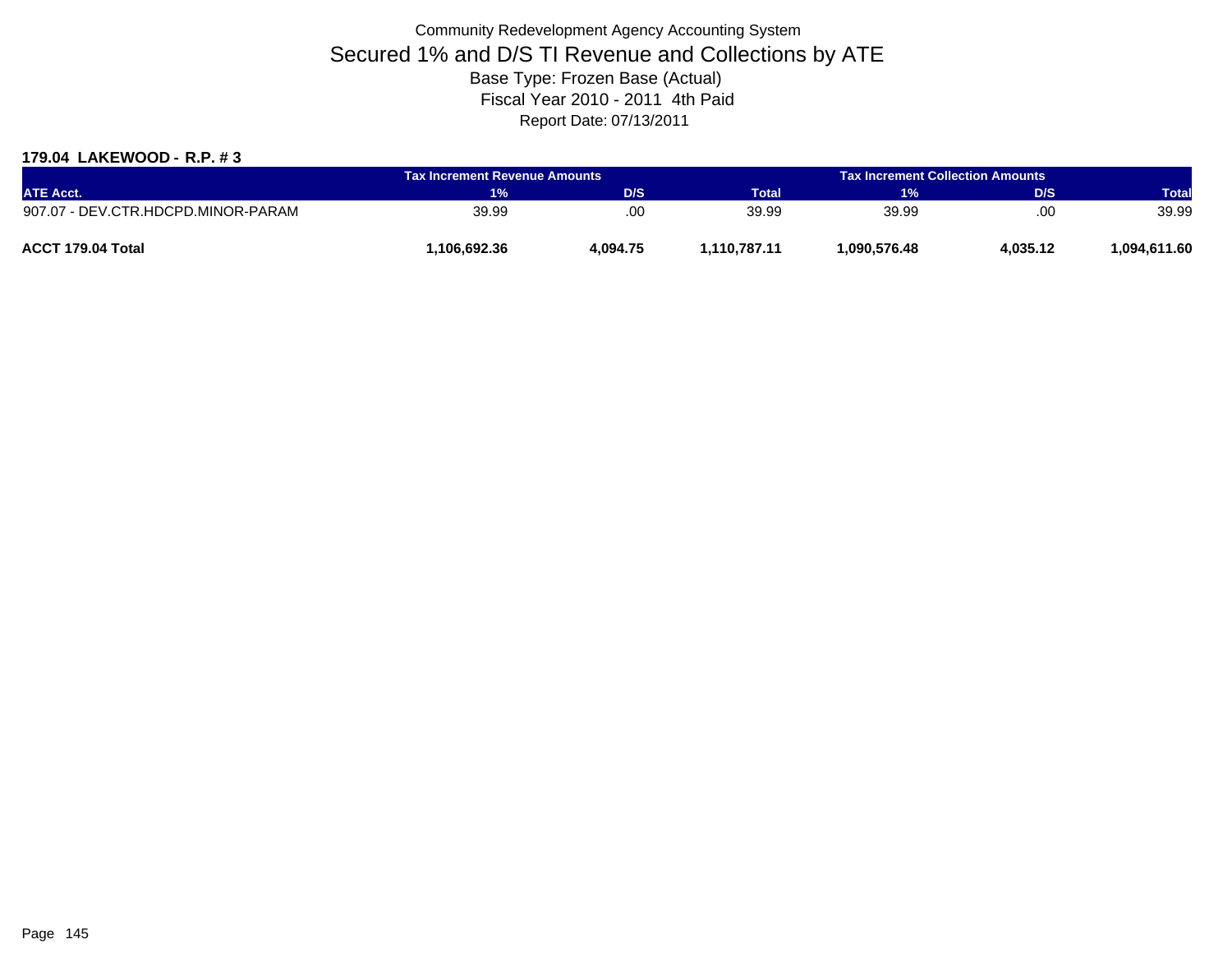Community Redevelopment Agency Accounting System

# Secured 1% and D/S TI Revenue and Collections by ATE

Base Type: Frozen Base (Actual)

Fiscal Year 2010 - 2011 4th Paid

Report Date: 07/13/2011

**179.04 LAKEWOOD - R.P. # 3**

| | Tax Increment Revenue Amounts | | | Tax Increment Collection Amounts | | |
|---|---|---|---|---|---|---|
| ATE Acct. | 1% | D/S | Total | 1% | D/S | Total |
| 907.07 - DEV.CTR.HDCPD.MINOR-PARAM | 39.99 | .00 | 39.99 | 39.99 | .00 | 39.99 |
| **ACCT 179.04 Total** | **1,106,692.36** | **4,094.75** | **1,110,787.11** | **1,090,576.48** | **4,035.12** | **1,094,611.60** |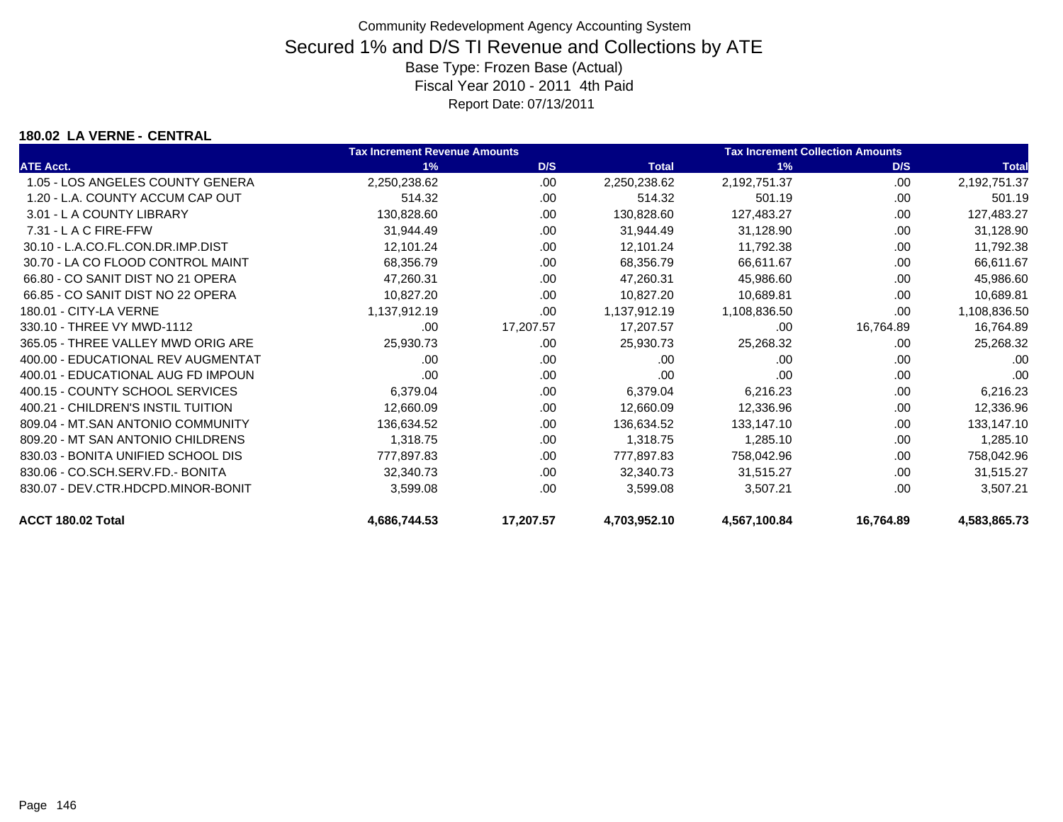Community Redevelopment Agency Accounting System

# Secured 1% and D/S TI Revenue and Collections by ATE

Base Type: Frozen Base (Actual)

Fiscal Year 2010 - 2011 4th Paid

Report Date: 07/13/2011

### 180.02 LA VERNE - CENTRAL

| | Tax Increment Revenue Amounts | | | Tax Increment Collection Amounts | | |
|---|---|---|---|---|---|---|
| ATE Acct. | 1% | D/S | Total | 1% | D/S | Total |
| 1.05 - LOS ANGELES COUNTY GENERA | 2,250,238.62 | .00 | 2,250,238.62 | 2,192,751.37 | .00 | 2,192,751.37 |
| 1.20 - L.A. COUNTY ACCUM CAP OUT | 514.32 | .00 | 514.32 | 501.19 | .00 | 501.19 |
| 3.01 - L A COUNTY LIBRARY | 130,828.60 | .00 | 130,828.60 | 127,483.27 | .00 | 127,483.27 |
| 7.31 - L A C FIRE-FFW | 31,944.49 | .00 | 31,944.49 | 31,128.90 | .00 | 31,128.90 |
| 30.10 - L.A.CO.FL.CON.DR.IMP.DIST | 12,101.24 | .00 | 12,101.24 | 11,792.38 | .00 | 11,792.38 |
| 30.70 - LA CO FLOOD CONTROL MAINT | 68,356.79 | .00 | 68,356.79 | 66,611.67 | .00 | 66,611.67 |
| 66.80 - CO SANIT DIST NO 21 OPERA | 47,260.31 | .00 | 47,260.31 | 45,986.60 | .00 | 45,986.60 |
| 66.85 - CO SANIT DIST NO 22 OPERA | 10,827.20 | .00 | 10,827.20 | 10,689.81 | .00 | 10,689.81 |
| 180.01 - CITY-LA VERNE | 1,137,912.19 | .00 | 1,137,912.19 | 1,108,836.50 | .00 | 1,108,836.50 |
| 330.10 - THREE VY MWD-1112 | .00 | 17,207.57 | 17,207.57 | .00 | 16,764.89 | 16,764.89 |
| 365.05 - THREE VALLEY MWD ORIG ARE | 25,930.73 | .00 | 25,930.73 | 25,268.32 | .00 | 25,268.32 |
| 400.00 - EDUCATIONAL REV AUGMENTAT | .00 | .00 | .00 | .00 | .00 | .00 |
| 400.01 - EDUCATIONAL AUG FD IMPOUN | .00 | .00 | .00 | .00 | .00 | .00 |
| 400.15 - COUNTY SCHOOL SERVICES | 6,379.04 | .00 | 6,379.04 | 6,216.23 | .00 | 6,216.23 |
| 400.21 - CHILDREN'S INSTIL TUITION | 12,660.09 | .00 | 12,660.09 | 12,336.96 | .00 | 12,336.96 |
| 809.04 - MT.SAN ANTONIO COMMUNITY | 136,634.52 | .00 | 136,634.52 | 133,147.10 | .00 | 133,147.10 |
| 809.20 - MT SAN ANTONIO CHILDRENS | 1,318.75 | .00 | 1,318.75 | 1,285.10 | .00 | 1,285.10 |
| 830.03 - BONITA UNIFIED SCHOOL DIS | 777,897.83 | .00 | 777,897.83 | 758,042.96 | .00 | 758,042.96 |
| 830.06 - CO.SCH.SERV.FD.- BONITA | 32,340.73 | .00 | 32,340.73 | 31,515.27 | .00 | 31,515.27 |
| 830.07 - DEV.CTR.HDCPD.MINOR-BONIT | 3,599.08 | .00 | 3,599.08 | 3,507.21 | .00 | 3,507.21 |
| **ACCT 180.02 Total** | **4,686,744.53** | **17,207.57** | **4,703,952.10** | **4,567,100.84** | **16,764.89** | **4,583,865.73** |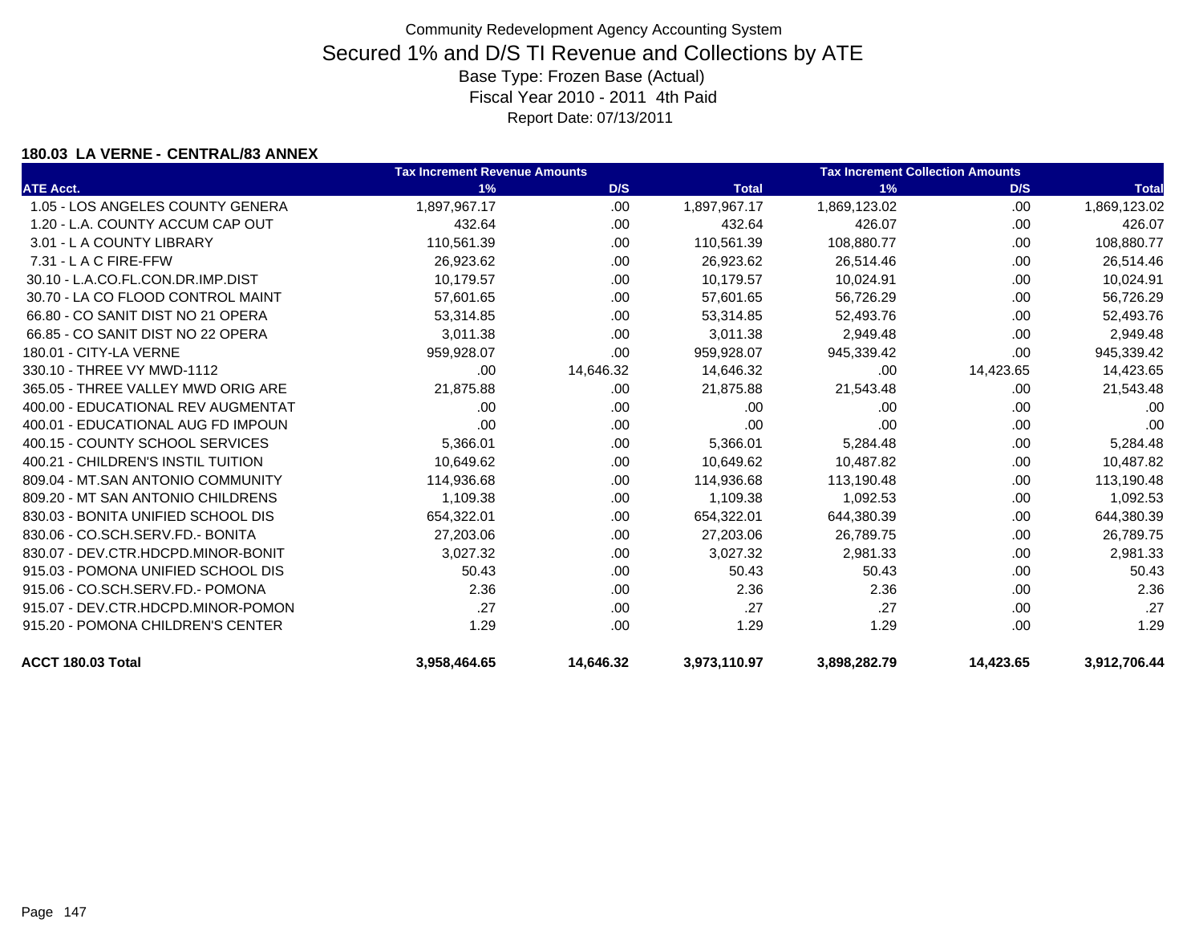Community Redevelopment Agency Accounting System

# Secured 1% and D/S TI Revenue and Collections by ATE

Base Type: Frozen Base (Actual)

Fiscal Year 2010 - 2011 4th Paid

Report Date: 07/13/2011

**180.03 LA VERNE - CENTRAL/83 ANNEX**

| | Tax Increment Revenue Amounts | | | Tax Increment Collection Amounts | | |
|---|---|---|---|---|---|---|
| **ATE Acct.** | **1%** | **D/S** | **Total** | **1%** | **D/S** | **Total** |
| 1.05 - LOS ANGELES COUNTY GENERA | 1,897,967.17 | .00 | 1,897,967.17 | 1,869,123.02 | .00 | 1,869,123.02 |
| 1.20 - L.A. COUNTY ACCUM CAP OUT | 432.64 | .00 | 432.64 | 426.07 | .00 | 426.07 |
| 3.01 - L A COUNTY LIBRARY | 110,561.39 | .00 | 110,561.39 | 108,880.77 | .00 | 108,880.77 |
| 7.31 - L A C FIRE-FFW | 26,923.62 | .00 | 26,923.62 | 26,514.46 | .00 | 26,514.46 |
| 30.10 - L.A.CO.FL.CON.DR.IMP.DIST | 10,179.57 | .00 | 10,179.57 | 10,024.91 | .00 | 10,024.91 |
| 30.70 - LA CO FLOOD CONTROL MAINT | 57,601.65 | .00 | 57,601.65 | 56,726.29 | .00 | 56,726.29 |
| 66.80 - CO SANIT DIST NO 21 OPERA | 53,314.85 | .00 | 53,314.85 | 52,493.76 | .00 | 52,493.76 |
| 66.85 - CO SANIT DIST NO 22 OPERA | 3,011.38 | .00 | 3,011.38 | 2,949.48 | .00 | 2,949.48 |
| 180.01 - CITY-LA VERNE | 959,928.07 | .00 | 959,928.07 | 945,339.42 | .00 | 945,339.42 |
| 330.10 - THREE VY MWD-1112 | .00 | 14,646.32 | 14,646.32 | .00 | 14,423.65 | 14,423.65 |
| 365.05 - THREE VALLEY MWD ORIG ARE | 21,875.88 | .00 | 21,875.88 | 21,543.48 | .00 | 21,543.48 |
| 400.00 - EDUCATIONAL REV AUGMENTAT | .00 | .00 | .00 | .00 | .00 | .00 |
| 400.01 - EDUCATIONAL AUG FD IMPOUN | .00 | .00 | .00 | .00 | .00 | .00 |
| 400.15 - COUNTY SCHOOL SERVICES | 5,366.01 | .00 | 5,366.01 | 5,284.48 | .00 | 5,284.48 |
| 400.21 - CHILDREN'S INSTIL TUITION | 10,649.62 | .00 | 10,649.62 | 10,487.82 | .00 | 10,487.82 |
| 809.04 - MT.SAN ANTONIO COMMUNITY | 114,936.68 | .00 | 114,936.68 | 113,190.48 | .00 | 113,190.48 |
| 809.20 - MT SAN ANTONIO CHILDRENS | 1,109.38 | .00 | 1,109.38 | 1,092.53 | .00 | 1,092.53 |
| 830.03 - BONITA UNIFIED SCHOOL DIS | 654,322.01 | .00 | 654,322.01 | 644,380.39 | .00 | 644,380.39 |
| 830.06 - CO.SCH.SERV.FD.- BONITA | 27,203.06 | .00 | 27,203.06 | 26,789.75 | .00 | 26,789.75 |
| 830.07 - DEV.CTR.HDCPD.MINOR-BONIT | 3,027.32 | .00 | 3,027.32 | 2,981.33 | .00 | 2,981.33 |
| 915.03 - POMONA UNIFIED SCHOOL DIS | 50.43 | .00 | 50.43 | 50.43 | .00 | 50.43 |
| 915.06 - CO.SCH.SERV.FD.- POMONA | 2.36 | .00 | 2.36 | 2.36 | .00 | 2.36 |
| 915.07 - DEV.CTR.HDCPD.MINOR-POMON | .27 | .00 | .27 | .27 | .00 | .27 |
| 915.20 - POMONA CHILDREN'S CENTER | 1.29 | .00 | 1.29 | 1.29 | .00 | 1.29 |
| **ACCT 180.03 Total** | **3,958,464.65** | **14,646.32** | **3,973,110.97** | **3,898,282.79** | **14,423.65** | **3,912,706.44** |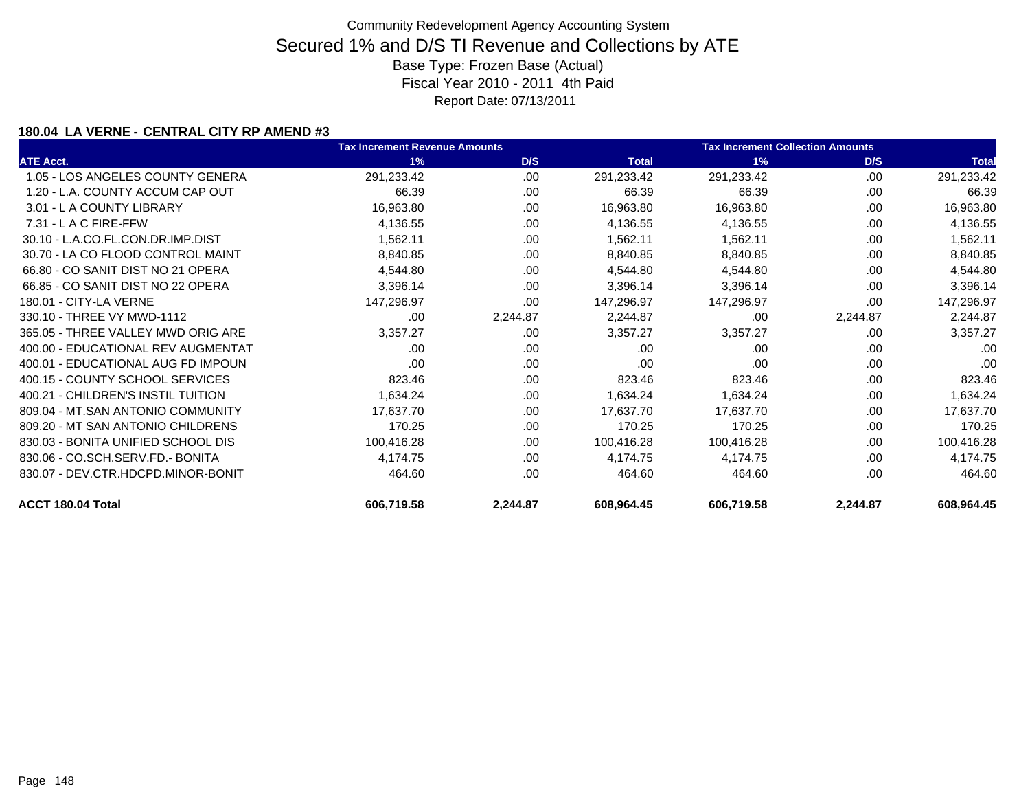Community Redevelopment Agency Accounting System

# Secured 1% and D/S TI Revenue and Collections by ATE

Base Type: Frozen Base (Actual)

Fiscal Year 2010 - 2011 4th Paid

Report Date: 07/13/2011

### 180.04 LA VERNE - CENTRAL CITY RP AMEND #3

| | Tax Increment Revenue Amounts | | | Tax Increment Collection Amounts | | |
|---|---|---|---|---|---|---|
| ATE Acct. | 1% | D/S | Total | 1% | D/S | Total |
| 1.05 - LOS ANGELES COUNTY GENERA | 291,233.42 | .00 | 291,233.42 | 291,233.42 | .00 | 291,233.42 |
| 1.20 - L.A. COUNTY ACCUM CAP OUT | 66.39 | .00 | 66.39 | 66.39 | .00 | 66.39 |
| 3.01 - L A COUNTY LIBRARY | 16,963.80 | .00 | 16,963.80 | 16,963.80 | .00 | 16,963.80 |
| 7.31 - L A C FIRE-FFW | 4,136.55 | .00 | 4,136.55 | 4,136.55 | .00 | 4,136.55 |
| 30.10 - L.A.CO.FL.CON.DR.IMP.DIST | 1,562.11 | .00 | 1,562.11 | 1,562.11 | .00 | 1,562.11 |
| 30.70 - LA CO FLOOD CONTROL MAINT | 8,840.85 | .00 | 8,840.85 | 8,840.85 | .00 | 8,840.85 |
| 66.80 - CO SANIT DIST NO 21 OPERA | 4,544.80 | .00 | 4,544.80 | 4,544.80 | .00 | 4,544.80 |
| 66.85 - CO SANIT DIST NO 22 OPERA | 3,396.14 | .00 | 3,396.14 | 3,396.14 | .00 | 3,396.14 |
| 180.01 - CITY-LA VERNE | 147,296.97 | .00 | 147,296.97 | 147,296.97 | .00 | 147,296.97 |
| 330.10 - THREE VY MWD-1112 | .00 | 2,244.87 | 2,244.87 | .00 | 2,244.87 | 2,244.87 |
| 365.05 - THREE VALLEY MWD ORIG ARE | 3,357.27 | .00 | 3,357.27 | 3,357.27 | .00 | 3,357.27 |
| 400.00 - EDUCATIONAL REV AUGMENTAT | .00 | .00 | .00 | .00 | .00 | .00 |
| 400.01 - EDUCATIONAL AUG FD IMPOUN | .00 | .00 | .00 | .00 | .00 | .00 |
| 400.15 - COUNTY SCHOOL SERVICES | 823.46 | .00 | 823.46 | 823.46 | .00 | 823.46 |
| 400.21 - CHILDREN'S INSTIL TUITION | 1,634.24 | .00 | 1,634.24 | 1,634.24 | .00 | 1,634.24 |
| 809.04 - MT.SAN ANTONIO COMMUNITY | 17,637.70 | .00 | 17,637.70 | 17,637.70 | .00 | 17,637.70 |
| 809.20 - MT SAN ANTONIO CHILDRENS | 170.25 | .00 | 170.25 | 170.25 | .00 | 170.25 |
| 830.03 - BONITA UNIFIED SCHOOL DIS | 100,416.28 | .00 | 100,416.28 | 100,416.28 | .00 | 100,416.28 |
| 830.06 - CO.SCH.SERV.FD.- BONITA | 4,174.75 | .00 | 4,174.75 | 4,174.75 | .00 | 4,174.75 |
| 830.07 - DEV.CTR.HDCPD.MINOR-BONIT | 464.60 | .00 | 464.60 | 464.60 | .00 | 464.60 |
| **ACCT 180.04 Total** | **606,719.58** | **2,244.87** | **608,964.45** | **606,719.58** | **2,244.87** | **608,964.45** |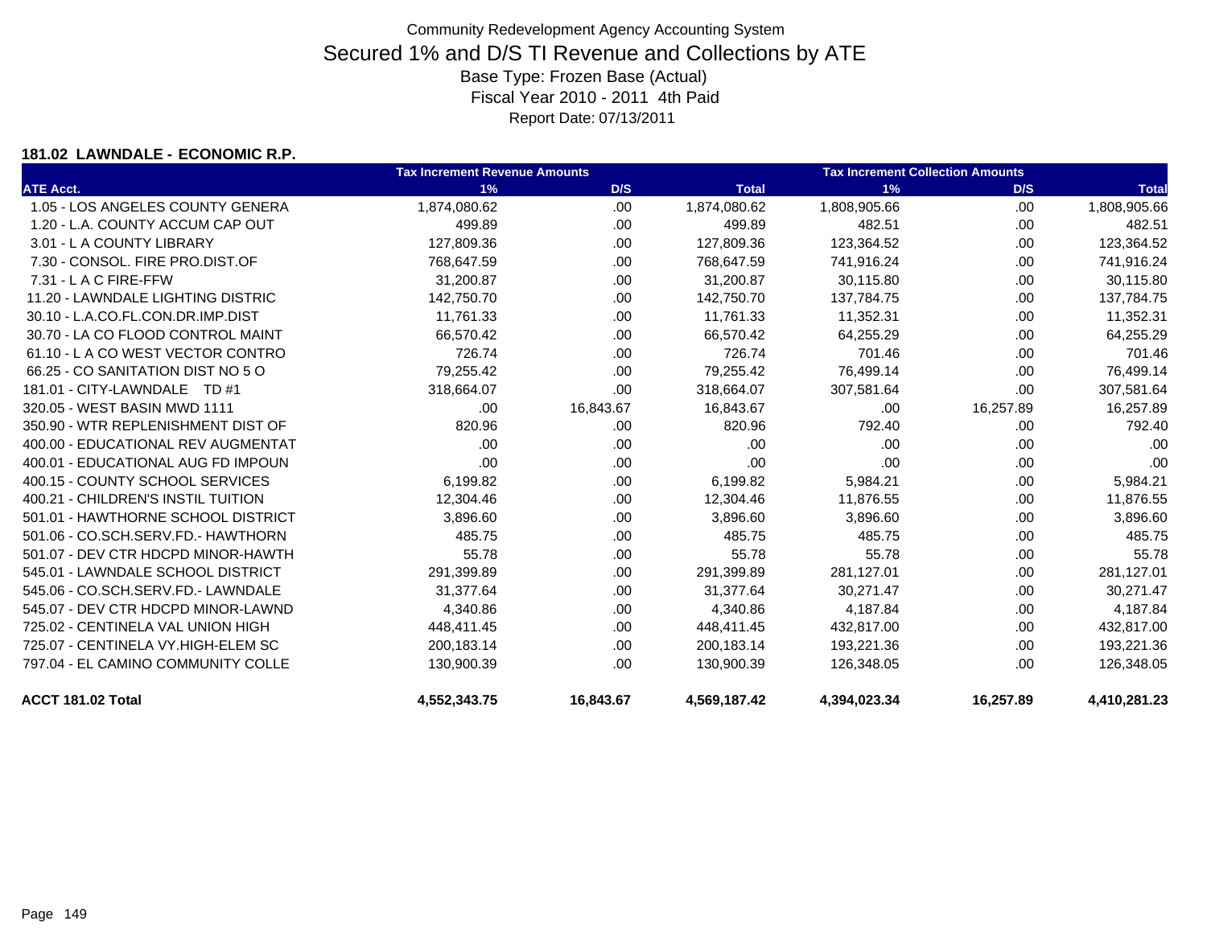Community Redevelopment Agency Accounting System

# Secured 1% and D/S TI Revenue and Collections by ATE

Base Type: Frozen Base (Actual)

Fiscal Year 2010 - 2011 4th Paid

Report Date: 07/13/2011

**181.02 LAWNDALE - ECONOMIC R.P.**

| | Tax Increment Revenue Amounts | | | Tax Increment Collection Amounts | | |
|---|---|---|---|---|---|---|
| ATE Acct. | 1% | D/S | Total | 1% | D/S | Total |
| 1.05 - LOS ANGELES COUNTY GENERA | 1,874,080.62 | .00 | 1,874,080.62 | 1,808,905.66 | .00 | 1,808,905.66 |
| 1.20 - L.A. COUNTY ACCUM CAP OUT | 499.89 | .00 | 499.89 | 482.51 | .00 | 482.51 |
| 3.01 - L A COUNTY LIBRARY | 127,809.36 | .00 | 127,809.36 | 123,364.52 | .00 | 123,364.52 |
| 7.30 - CONSOL. FIRE PRO.DIST.OF | 768,647.59 | .00 | 768,647.59 | 741,916.24 | .00 | 741,916.24 |
| 7.31 - L A C FIRE-FFW | 31,200.87 | .00 | 31,200.87 | 30,115.80 | .00 | 30,115.80 |
| 11.20 - LAWNDALE LIGHTING DISTRIC | 142,750.70 | .00 | 142,750.70 | 137,784.75 | .00 | 137,784.75 |
| 30.10 - L.A.CO.FL.CON.DR.IMP.DIST | 11,761.33 | .00 | 11,761.33 | 11,352.31 | .00 | 11,352.31 |
| 30.70 - LA CO FLOOD CONTROL MAINT | 66,570.42 | .00 | 66,570.42 | 64,255.29 | .00 | 64,255.29 |
| 61.10 - L A CO WEST VECTOR CONTRO | 726.74 | .00 | 726.74 | 701.46 | .00 | 701.46 |
| 66.25 - CO SANITATION DIST NO 5 O | 79,255.42 | .00 | 79,255.42 | 76,499.14 | .00 | 76,499.14 |
| 181.01 - CITY-LAWNDALE TD #1 | 318,664.07 | .00 | 318,664.07 | 307,581.64 | .00 | 307,581.64 |
| 320.05 - WEST BASIN MWD 1111 | .00 | 16,843.67 | 16,843.67 | .00 | 16,257.89 | 16,257.89 |
| 350.90 - WTR REPLENISHMENT DIST OF | 820.96 | .00 | 820.96 | 792.40 | .00 | 792.40 |
| 400.00 - EDUCATIONAL REV AUGMENTAT | .00 | .00 | .00 | .00 | .00 | .00 |
| 400.01 - EDUCATIONAL AUG FD IMPOUN | .00 | .00 | .00 | .00 | .00 | .00 |
| 400.15 - COUNTY SCHOOL SERVICES | 6,199.82 | .00 | 6,199.82 | 5,984.21 | .00 | 5,984.21 |
| 400.21 - CHILDREN'S INSTIL TUITION | 12,304.46 | .00 | 12,304.46 | 11,876.55 | .00 | 11,876.55 |
| 501.01 - HAWTHORNE SCHOOL DISTRICT | 3,896.60 | .00 | 3,896.60 | 3,896.60 | .00 | 3,896.60 |
| 501.06 - CO.SCH.SERV.FD.- HAWTHORN | 485.75 | .00 | 485.75 | 485.75 | .00 | 485.75 |
| 501.07 - DEV CTR HDCPD MINOR-HAWTH | 55.78 | .00 | 55.78 | 55.78 | .00 | 55.78 |
| 545.01 - LAWNDALE SCHOOL DISTRICT | 291,399.89 | .00 | 291,399.89 | 281,127.01 | .00 | 281,127.01 |
| 545.06 - CO.SCH.SERV.FD.- LAWNDALE | 31,377.64 | .00 | 31,377.64 | 30,271.47 | .00 | 30,271.47 |
| 545.07 - DEV CTR HDCPD MINOR-LAWND | 4,340.86 | .00 | 4,340.86 | 4,187.84 | .00 | 4,187.84 |
| 725.02 - CENTINELA VAL UNION HIGH | 448,411.45 | .00 | 448,411.45 | 432,817.00 | .00 | 432,817.00 |
| 725.07 - CENTINELA VY.HIGH-ELEM SC | 200,183.14 | .00 | 200,183.14 | 193,221.36 | .00 | 193,221.36 |
| 797.04 - EL CAMINO COMMUNITY COLLE | 130,900.39 | .00 | 130,900.39 | 126,348.05 | .00 | 126,348.05 |
| **ACCT 181.02 Total** | **4,552,343.75** | **16,843.67** | **4,569,187.42** | **4,394,023.34** | **16,257.89** | **4,410,281.23** |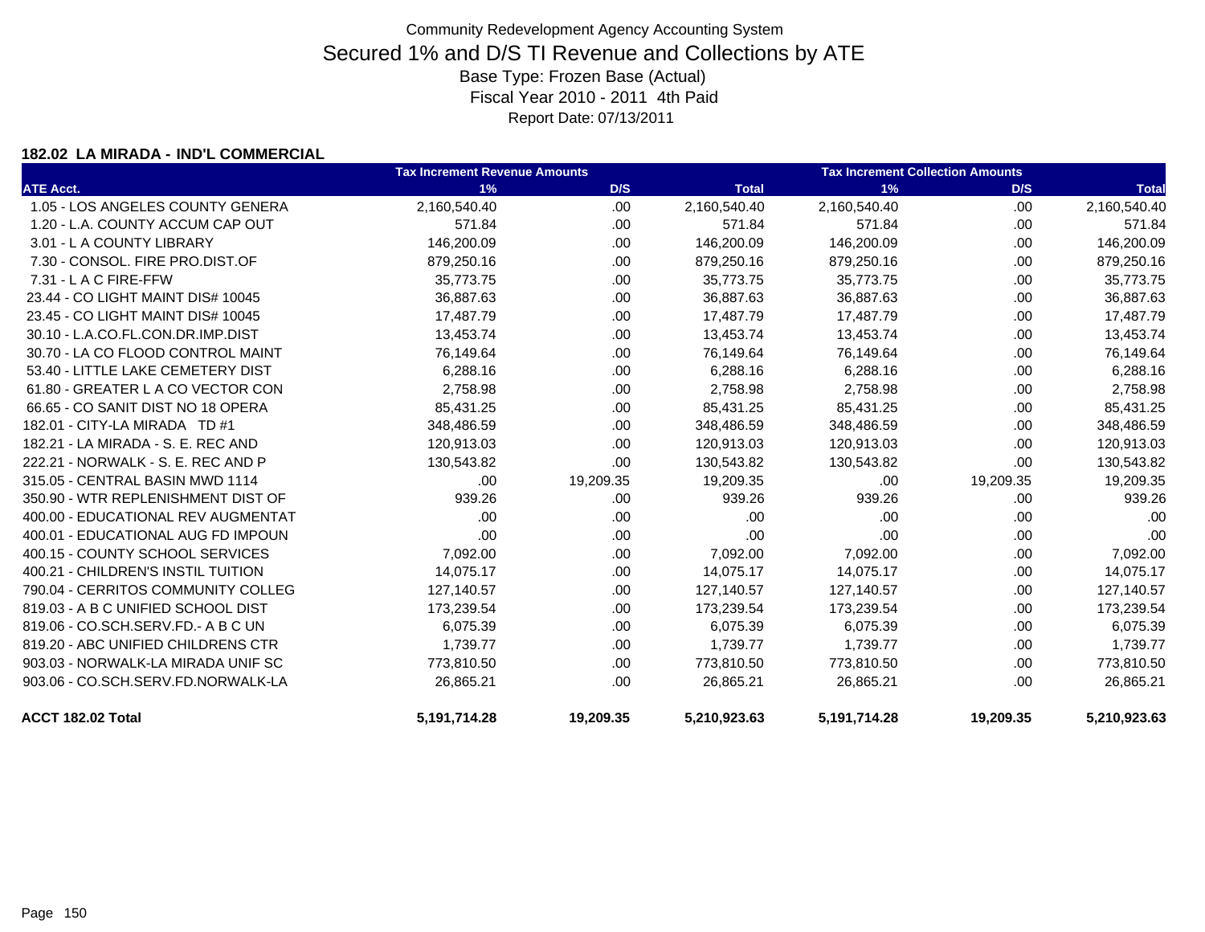Community Redevelopment Agency Accounting System

# Secured 1% and D/S TI Revenue and Collections by ATE

Base Type: Frozen Base (Actual)

Fiscal Year 2010 - 2011 4th Paid

Report Date: 07/13/2011

### 182.02 LA MIRADA - IND'L COMMERCIAL

| | Tax Increment Revenue Amounts | | | Tax Increment Collection Amounts | | |
|---|---|---|---|---|---|---|
| ATE Acct. | 1% | D/S | Total | 1% | D/S | Total |
| 1.05 - LOS ANGELES COUNTY GENERA | 2,160,540.40 | .00 | 2,160,540.40 | 2,160,540.40 | .00 | 2,160,540.40 |
| 1.20 - L.A. COUNTY ACCUM CAP OUT | 571.84 | .00 | 571.84 | 571.84 | .00 | 571.84 |
| 3.01 - L A COUNTY LIBRARY | 146,200.09 | .00 | 146,200.09 | 146,200.09 | .00 | 146,200.09 |
| 7.30 - CONSOL. FIRE PRO.DIST.OF | 879,250.16 | .00 | 879,250.16 | 879,250.16 | .00 | 879,250.16 |
| 7.31 - L A C FIRE-FFW | 35,773.75 | .00 | 35,773.75 | 35,773.75 | .00 | 35,773.75 |
| 23.44 - CO LIGHT MAINT DIS# 10045 | 36,887.63 | .00 | 36,887.63 | 36,887.63 | .00 | 36,887.63 |
| 23.45 - CO LIGHT MAINT DIS# 10045 | 17,487.79 | .00 | 17,487.79 | 17,487.79 | .00 | 17,487.79 |
| 30.10 - L.A.CO.FL.CON.DR.IMP.DIST | 13,453.74 | .00 | 13,453.74 | 13,453.74 | .00 | 13,453.74 |
| 30.70 - LA CO FLOOD CONTROL MAINT | 76,149.64 | .00 | 76,149.64 | 76,149.64 | .00 | 76,149.64 |
| 53.40 - LITTLE LAKE CEMETERY DIST | 6,288.16 | .00 | 6,288.16 | 6,288.16 | .00 | 6,288.16 |
| 61.80 - GREATER L A CO VECTOR CON | 2,758.98 | .00 | 2,758.98 | 2,758.98 | .00 | 2,758.98 |
| 66.65 - CO SANIT DIST NO 18 OPERA | 85,431.25 | .00 | 85,431.25 | 85,431.25 | .00 | 85,431.25 |
| 182.01 - CITY-LA MIRADA TD #1 | 348,486.59 | .00 | 348,486.59 | 348,486.59 | .00 | 348,486.59 |
| 182.21 - LA MIRADA - S. E. REC AND | 120,913.03 | .00 | 120,913.03 | 120,913.03 | .00 | 120,913.03 |
| 222.21 - NORWALK - S. E. REC AND P | 130,543.82 | .00 | 130,543.82 | 130,543.82 | .00 | 130,543.82 |
| 315.05 - CENTRAL BASIN MWD 1114 | .00 | 19,209.35 | 19,209.35 | .00 | 19,209.35 | 19,209.35 |
| 350.90 - WTR REPLENISHMENT DIST OF | 939.26 | .00 | 939.26 | 939.26 | .00 | 939.26 |
| 400.00 - EDUCATIONAL REV AUGMENTAT | .00 | .00 | .00 | .00 | .00 | .00 |
| 400.01 - EDUCATIONAL AUG FD IMPOUN | .00 | .00 | .00 | .00 | .00 | .00 |
| 400.15 - COUNTY SCHOOL SERVICES | 7,092.00 | .00 | 7,092.00 | 7,092.00 | .00 | 7,092.00 |
| 400.21 - CHILDREN'S INSTIL TUITION | 14,075.17 | .00 | 14,075.17 | 14,075.17 | .00 | 14,075.17 |
| 790.04 - CERRITOS COMMUNITY COLLEG | 127,140.57 | .00 | 127,140.57 | 127,140.57 | .00 | 127,140.57 |
| 819.03 - A B C UNIFIED SCHOOL DIST | 173,239.54 | .00 | 173,239.54 | 173,239.54 | .00 | 173,239.54 |
| 819.06 - CO.SCH.SERV.FD.- A B C UN | 6,075.39 | .00 | 6,075.39 | 6,075.39 | .00 | 6,075.39 |
| 819.20 - ABC UNIFIED CHILDRENS CTR | 1,739.77 | .00 | 1,739.77 | 1,739.77 | .00 | 1,739.77 |
| 903.03 - NORWALK-LA MIRADA UNIF SC | 773,810.50 | .00 | 773,810.50 | 773,810.50 | .00 | 773,810.50 |
| 903.06 - CO.SCH.SERV.FD.NORWALK-LA | 26,865.21 | .00 | 26,865.21 | 26,865.21 | .00 | 26,865.21 |
| **ACCT 182.02 Total** | **5,191,714.28** | **19,209.35** | **5,210,923.63** | **5,191,714.28** | **19,209.35** | **5,210,923.63** |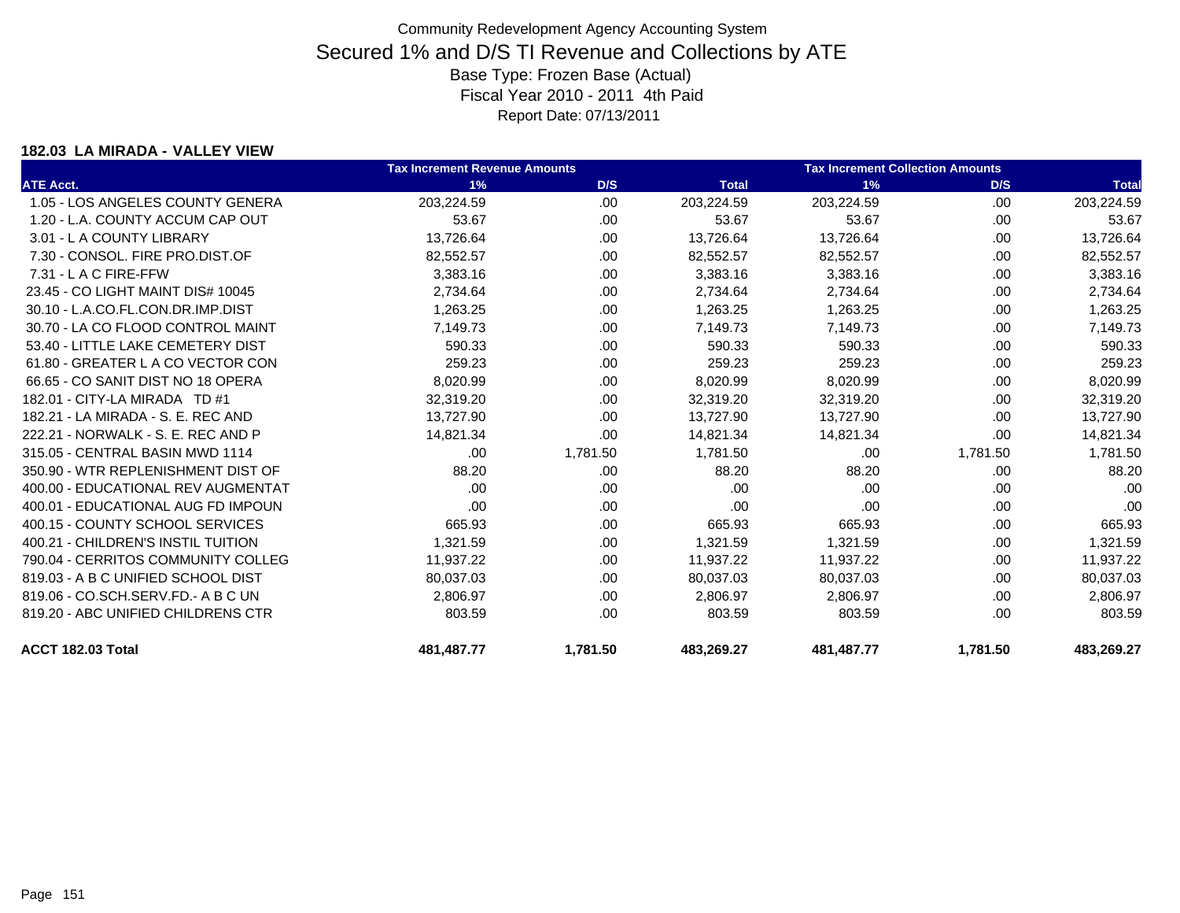Community Redevelopment Agency Accounting System

# Secured 1% and D/S TI Revenue and Collections by ATE

Base Type: Frozen Base (Actual)

Fiscal Year 2010 - 2011 4th Paid

Report Date: 07/13/2011

### 182.03 LA MIRADA - VALLEY VIEW

| | Tax Increment Revenue Amounts | | | Tax Increment Collection Amounts | | |
|---|---|---|---|---|---|---|
| **ATE Acct.** | **1%** | **D/S** | **Total** | **1%** | **D/S** | **Total** |
| 1.05 - LOS ANGELES COUNTY GENERA | 203,224.59 | .00 | 203,224.59 | 203,224.59 | .00 | 203,224.59 |
| 1.20 - L.A. COUNTY ACCUM CAP OUT | 53.67 | .00 | 53.67 | 53.67 | .00 | 53.67 |
| 3.01 - L A COUNTY LIBRARY | 13,726.64 | .00 | 13,726.64 | 13,726.64 | .00 | 13,726.64 |
| 7.30 - CONSOL. FIRE PRO.DIST.OF | 82,552.57 | .00 | 82,552.57 | 82,552.57 | .00 | 82,552.57 |
| 7.31 - L A C FIRE-FFW | 3,383.16 | .00 | 3,383.16 | 3,383.16 | .00 | 3,383.16 |
| 23.45 - CO LIGHT MAINT DIS# 10045 | 2,734.64 | .00 | 2,734.64 | 2,734.64 | .00 | 2,734.64 |
| 30.10 - L.A.CO.FL.CON.DR.IMP.DIST | 1,263.25 | .00 | 1,263.25 | 1,263.25 | .00 | 1,263.25 |
| 30.70 - LA CO FLOOD CONTROL MAINT | 7,149.73 | .00 | 7,149.73 | 7,149.73 | .00 | 7,149.73 |
| 53.40 - LITTLE LAKE CEMETERY DIST | 590.33 | .00 | 590.33 | 590.33 | .00 | 590.33 |
| 61.80 - GREATER L A CO VECTOR CON | 259.23 | .00 | 259.23 | 259.23 | .00 | 259.23 |
| 66.65 - CO SANIT DIST NO 18 OPERA | 8,020.99 | .00 | 8,020.99 | 8,020.99 | .00 | 8,020.99 |
| 182.01 - CITY-LA MIRADA TD #1 | 32,319.20 | .00 | 32,319.20 | 32,319.20 | .00 | 32,319.20 |
| 182.21 - LA MIRADA - S. E. REC AND | 13,727.90 | .00 | 13,727.90 | 13,727.90 | .00 | 13,727.90 |
| 222.21 - NORWALK - S. E. REC AND P | 14,821.34 | .00 | 14,821.34 | 14,821.34 | .00 | 14,821.34 |
| 315.05 - CENTRAL BASIN MWD 1114 | .00 | 1,781.50 | 1,781.50 | .00 | 1,781.50 | 1,781.50 |
| 350.90 - WTR REPLENISHMENT DIST OF | 88.20 | .00 | 88.20 | 88.20 | .00 | 88.20 |
| 400.00 - EDUCATIONAL REV AUGMENTAT | .00 | .00 | .00 | .00 | .00 | .00 |
| 400.01 - EDUCATIONAL AUG FD IMPOUN | .00 | .00 | .00 | .00 | .00 | .00 |
| 400.15 - COUNTY SCHOOL SERVICES | 665.93 | .00 | 665.93 | 665.93 | .00 | 665.93 |
| 400.21 - CHILDREN'S INSTIL TUITION | 1,321.59 | .00 | 1,321.59 | 1,321.59 | .00 | 1,321.59 |
| 790.04 - CERRITOS COMMUNITY COLLEG | 11,937.22 | .00 | 11,937.22 | 11,937.22 | .00 | 11,937.22 |
| 819.03 - A B C UNIFIED SCHOOL DIST | 80,037.03 | .00 | 80,037.03 | 80,037.03 | .00 | 80,037.03 |
| 819.06 - CO.SCH.SERV.FD.- A B C UN | 2,806.97 | .00 | 2,806.97 | 2,806.97 | .00 | 2,806.97 |
| 819.20 - ABC UNIFIED CHILDRENS CTR | 803.59 | .00 | 803.59 | 803.59 | .00 | 803.59 |
| **ACCT 182.03 Total** | **481,487.77** | **1,781.50** | **483,269.27** | **481,487.77** | **1,781.50** | **483,269.27** |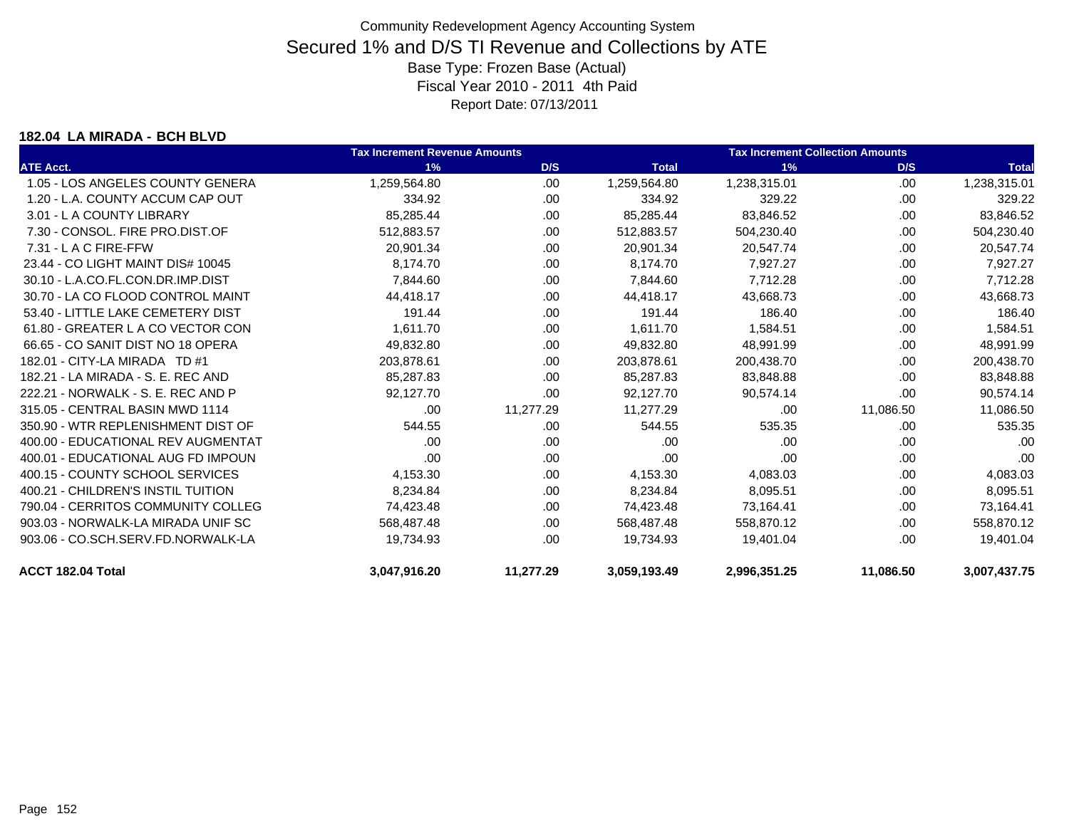Community Redevelopment Agency Accounting System

# Secured 1% and D/S TI Revenue and Collections by ATE

Base Type: Frozen Base (Actual)

Fiscal Year 2010 - 2011 4th Paid

Report Date: 07/13/2011

### 182.04 LA MIRADA - BCH BLVD

| | Tax Increment Revenue Amounts | | | Tax Increment Collection Amounts | | |
|---|---|---|---|---|---|---|
| ATE Acct. | 1% | D/S | Total | 1% | D/S | Total |
| 1.05 - LOS ANGELES COUNTY GENERA | 1,259,564.80 | .00 | 1,259,564.80 | 1,238,315.01 | .00 | 1,238,315.01 |
| 1.20 - L.A. COUNTY ACCUM CAP OUT | 334.92 | .00 | 334.92 | 329.22 | .00 | 329.22 |
| 3.01 - L A COUNTY LIBRARY | 85,285.44 | .00 | 85,285.44 | 83,846.52 | .00 | 83,846.52 |
| 7.30 - CONSOL. FIRE PRO.DIST.OF | 512,883.57 | .00 | 512,883.57 | 504,230.40 | .00 | 504,230.40 |
| 7.31 - L A C FIRE-FFW | 20,901.34 | .00 | 20,901.34 | 20,547.74 | .00 | 20,547.74 |
| 23.44 - CO LIGHT MAINT DIS# 10045 | 8,174.70 | .00 | 8,174.70 | 7,927.27 | .00 | 7,927.27 |
| 30.10 - L.A.CO.FL.CON.DR.IMP.DIST | 7,844.60 | .00 | 7,844.60 | 7,712.28 | .00 | 7,712.28 |
| 30.70 - LA CO FLOOD CONTROL MAINT | 44,418.17 | .00 | 44,418.17 | 43,668.73 | .00 | 43,668.73 |
| 53.40 - LITTLE LAKE CEMETERY DIST | 191.44 | .00 | 191.44 | 186.40 | .00 | 186.40 |
| 61.80 - GREATER L A CO VECTOR CON | 1,611.70 | .00 | 1,611.70 | 1,584.51 | .00 | 1,584.51 |
| 66.65 - CO SANIT DIST NO 18 OPERA | 49,832.80 | .00 | 49,832.80 | 48,991.99 | .00 | 48,991.99 |
| 182.01 - CITY-LA MIRADA TD #1 | 203,878.61 | .00 | 203,878.61 | 200,438.70 | .00 | 200,438.70 |
| 182.21 - LA MIRADA - S. E. REC AND | 85,287.83 | .00 | 85,287.83 | 83,848.88 | .00 | 83,848.88 |
| 222.21 - NORWALK - S. E. REC AND P | 92,127.70 | .00 | 92,127.70 | 90,574.14 | .00 | 90,574.14 |
| 315.05 - CENTRAL BASIN MWD 1114 | .00 | 11,277.29 | 11,277.29 | .00 | 11,086.50 | 11,086.50 |
| 350.90 - WTR REPLENISHMENT DIST OF | 544.55 | .00 | 544.55 | 535.35 | .00 | 535.35 |
| 400.00 - EDUCATIONAL REV AUGMENTAT | .00 | .00 | .00 | .00 | .00 | .00 |
| 400.01 - EDUCATIONAL AUG FD IMPOUN | .00 | .00 | .00 | .00 | .00 | .00 |
| 400.15 - COUNTY SCHOOL SERVICES | 4,153.30 | .00 | 4,153.30 | 4,083.03 | .00 | 4,083.03 |
| 400.21 - CHILDREN'S INSTIL TUITION | 8,234.84 | .00 | 8,234.84 | 8,095.51 | .00 | 8,095.51 |
| 790.04 - CERRITOS COMMUNITY COLLEG | 74,423.48 | .00 | 74,423.48 | 73,164.41 | .00 | 73,164.41 |
| 903.03 - NORWALK-LA MIRADA UNIF SC | 568,487.48 | .00 | 568,487.48 | 558,870.12 | .00 | 558,870.12 |
| 903.06 - CO.SCH.SERV.FD.NORWALK-LA | 19,734.93 | .00 | 19,734.93 | 19,401.04 | .00 | 19,401.04 |
| **ACCT 182.04 Total** | **3,047,916.20** | **11,277.29** | **3,059,193.49** | **2,996,351.25** | **11,086.50** | **3,007,437.75** |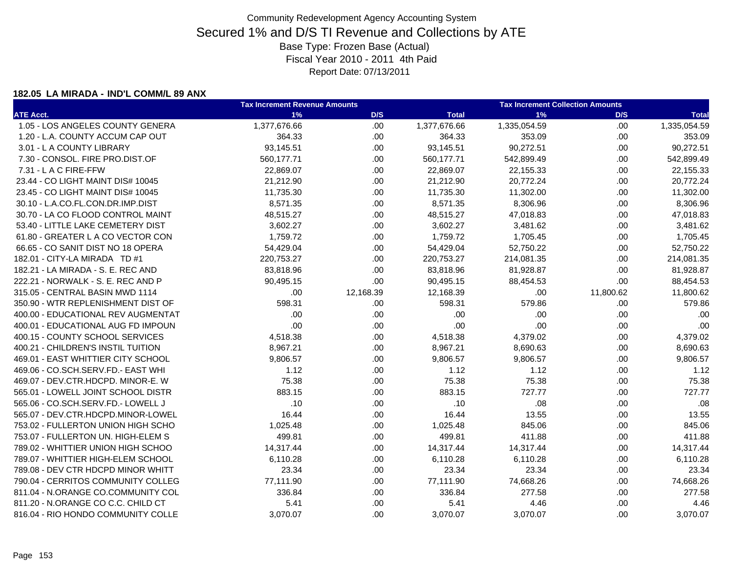Community Redevelopment Agency Accounting System

# Secured 1% and D/S TI Revenue and Collections by ATE

Base Type: Frozen Base (Actual)

Fiscal Year 2010 - 2011 4th Paid

Report Date: 07/13/2011

### 182.05 LA MIRADA - IND'L COMM/L 89 ANX

| | Tax Increment Revenue Amounts | | | Tax Increment Collection Amounts | | |
|---|---|---|---|---|---|---|
| ATE Acct. | 1% | D/S | Total | 1% | D/S | Total |
| 1.05 - LOS ANGELES COUNTY GENERA | 1,377,676.66 | .00 | 1,377,676.66 | 1,335,054.59 | .00 | 1,335,054.59 |
| 1.20 - L.A. COUNTY ACCUM CAP OUT | 364.33 | .00 | 364.33 | 353.09 | .00 | 353.09 |
| 3.01 - L A COUNTY LIBRARY | 93,145.51 | .00 | 93,145.51 | 90,272.51 | .00 | 90,272.51 |
| 7.30 - CONSOL. FIRE PRO.DIST.OF | 560,177.71 | .00 | 560,177.71 | 542,899.49 | .00 | 542,899.49 |
| 7.31 - L A C FIRE-FFW | 22,869.07 | .00 | 22,869.07 | 22,155.33 | .00 | 22,155.33 |
| 23.44 - CO LIGHT MAINT DIS# 10045 | 21,212.90 | .00 | 21,212.90 | 20,772.24 | .00 | 20,772.24 |
| 23.45 - CO LIGHT MAINT DIS# 10045 | 11,735.30 | .00 | 11,735.30 | 11,302.00 | .00 | 11,302.00 |
| 30.10 - L.A.CO.FL.CON.DR.IMP.DIST | 8,571.35 | .00 | 8,571.35 | 8,306.96 | .00 | 8,306.96 |
| 30.70 - LA CO FLOOD CONTROL MAINT | 48,515.27 | .00 | 48,515.27 | 47,018.83 | .00 | 47,018.83 |
| 53.40 - LITTLE LAKE CEMETERY DIST | 3,602.27 | .00 | 3,602.27 | 3,481.62 | .00 | 3,481.62 |
| 61.80 - GREATER L A CO VECTOR CON | 1,759.72 | .00 | 1,759.72 | 1,705.45 | .00 | 1,705.45 |
| 66.65 - CO SANIT DIST NO 18 OPERA | 54,429.04 | .00 | 54,429.04 | 52,750.22 | .00 | 52,750.22 |
| 182.01 - CITY-LA MIRADA TD #1 | 220,753.27 | .00 | 220,753.27 | 214,081.35 | .00 | 214,081.35 |
| 182.21 - LA MIRADA - S. E. REC AND | 83,818.96 | .00 | 83,818.96 | 81,928.87 | .00 | 81,928.87 |
| 222.21 - NORWALK - S. E. REC AND P | 90,495.15 | .00 | 90,495.15 | 88,454.53 | .00 | 88,454.53 |
| 315.05 - CENTRAL BASIN MWD 1114 | .00 | 12,168.39 | 12,168.39 | .00 | 11,800.62 | 11,800.62 |
| 350.90 - WTR REPLENISHMENT DIST OF | 598.31 | .00 | 598.31 | 579.86 | .00 | 579.86 |
| 400.00 - EDUCATIONAL REV AUGMENTAT | .00 | .00 | .00 | .00 | .00 | .00 |
| 400.01 - EDUCATIONAL AUG FD IMPOUN | .00 | .00 | .00 | .00 | .00 | .00 |
| 400.15 - COUNTY SCHOOL SERVICES | 4,518.38 | .00 | 4,518.38 | 4,379.02 | .00 | 4,379.02 |
| 400.21 - CHILDREN'S INSTIL TUITION | 8,967.21 | .00 | 8,967.21 | 8,690.63 | .00 | 8,690.63 |
| 469.01 - EAST WHITTIER CITY SCHOOL | 9,806.57 | .00 | 9,806.57 | 9,806.57 | .00 | 9,806.57 |
| 469.06 - CO.SCH.SERV.FD.- EAST WHI | 1.12 | .00 | 1.12 | 1.12 | .00 | 1.12 |
| 469.07 - DEV.CTR.HDCPD. MINOR-E. W | 75.38 | .00 | 75.38 | 75.38 | .00 | 75.38 |
| 565.01 - LOWELL JOINT SCHOOL DISTR | 883.15 | .00 | 883.15 | 727.77 | .00 | 727.77 |
| 565.06 - CO.SCH.SERV.FD.- LOWELL J | .10 | .00 | .10 | .08 | .00 | .08 |
| 565.07 - DEV.CTR.HDCPD.MINOR-LOWEL | 16.44 | .00 | 16.44 | 13.55 | .00 | 13.55 |
| 753.02 - FULLERTON UNION HIGH SCHO | 1,025.48 | .00 | 1,025.48 | 845.06 | .00 | 845.06 |
| 753.07 - FULLERTON UN. HIGH-ELEM S | 499.81 | .00 | 499.81 | 411.88 | .00 | 411.88 |
| 789.02 - WHITTIER UNION HIGH SCHOO | 14,317.44 | .00 | 14,317.44 | 14,317.44 | .00 | 14,317.44 |
| 789.07 - WHITTIER HIGH-ELEM SCHOOL | 6,110.28 | .00 | 6,110.28 | 6,110.28 | .00 | 6,110.28 |
| 789.08 - DEV CTR HDCPD MINOR WHITT | 23.34 | .00 | 23.34 | 23.34 | .00 | 23.34 |
| 790.04 - CERRITOS COMMUNITY COLLEG | 77,111.90 | .00 | 77,111.90 | 74,668.26 | .00 | 74,668.26 |
| 811.04 - N.ORANGE CO.COMMUNITY COL | 336.84 | .00 | 336.84 | 277.58 | .00 | 277.58 |
| 811.20 - N.ORANGE CO C.C. CHILD CT | 5.41 | .00 | 5.41 | 4.46 | .00 | 4.46 |
| 816.04 - RIO HONDO COMMUNITY COLLE | 3,070.07 | .00 | 3,070.07 | 3,070.07 | .00 | 3,070.07 |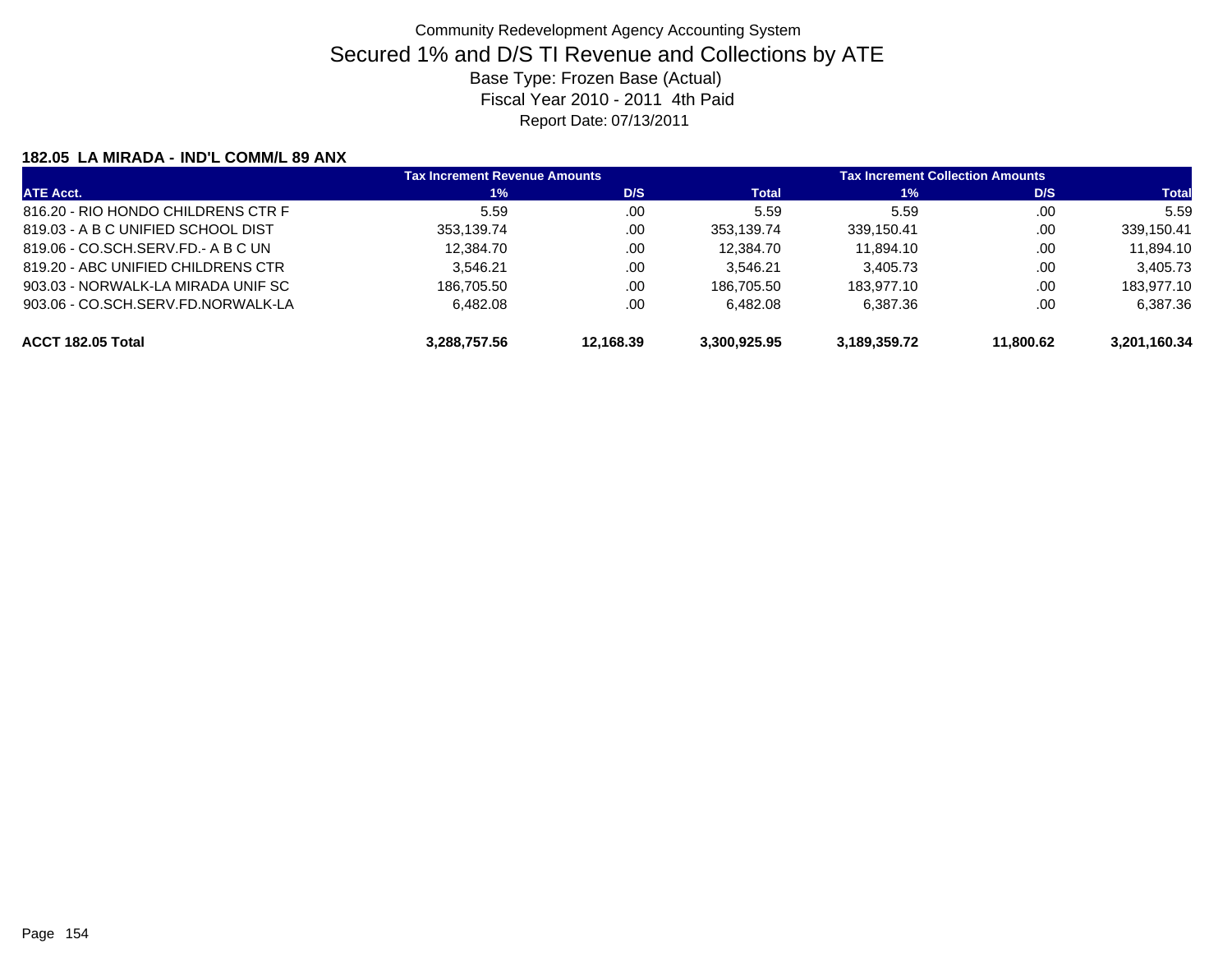Community Redevelopment Agency Accounting System

# Secured 1% and D/S TI Revenue and Collections by ATE

Base Type: Frozen Base (Actual)

Fiscal Year 2010 - 2011 4th Paid

Report Date: 07/13/2011

### 182.05 LA MIRADA - IND'L COMM/L 89 ANX

| | Tax Increment Revenue Amounts | | | Tax Increment Collection Amounts | | |
|---|---|---|---|---|---|---|
| ATE Acct. | 1% | D/S | Total | 1% | D/S | Total |
| 816.20 - RIO HONDO CHILDRENS CTR F | 5.59 | .00 | 5.59 | 5.59 | .00 | 5.59 |
| 819.03 - A B C UNIFIED SCHOOL DIST | 353,139.74 | .00 | 353,139.74 | 339,150.41 | .00 | 339,150.41 |
| 819.06 - CO.SCH.SERV.FD.- A B C UN | 12,384.70 | .00 | 12,384.70 | 11,894.10 | .00 | 11,894.10 |
| 819.20 - ABC UNIFIED CHILDRENS CTR | 3,546.21 | .00 | 3,546.21 | 3,405.73 | .00 | 3,405.73 |
| 903.03 - NORWALK-LA MIRADA UNIF SC | 186,705.50 | .00 | 186,705.50 | 183,977.10 | .00 | 183,977.10 |
| 903.06 - CO.SCH.SERV.FD.NORWALK-LA | 6,482.08 | .00 | 6,482.08 | 6,387.36 | .00 | 6,387.36 |
| **ACCT 182.05 Total** | **3,288,757.56** | **12,168.39** | **3,300,925.95** | **3,189,359.72** | **11,800.62** | **3,201,160.34** |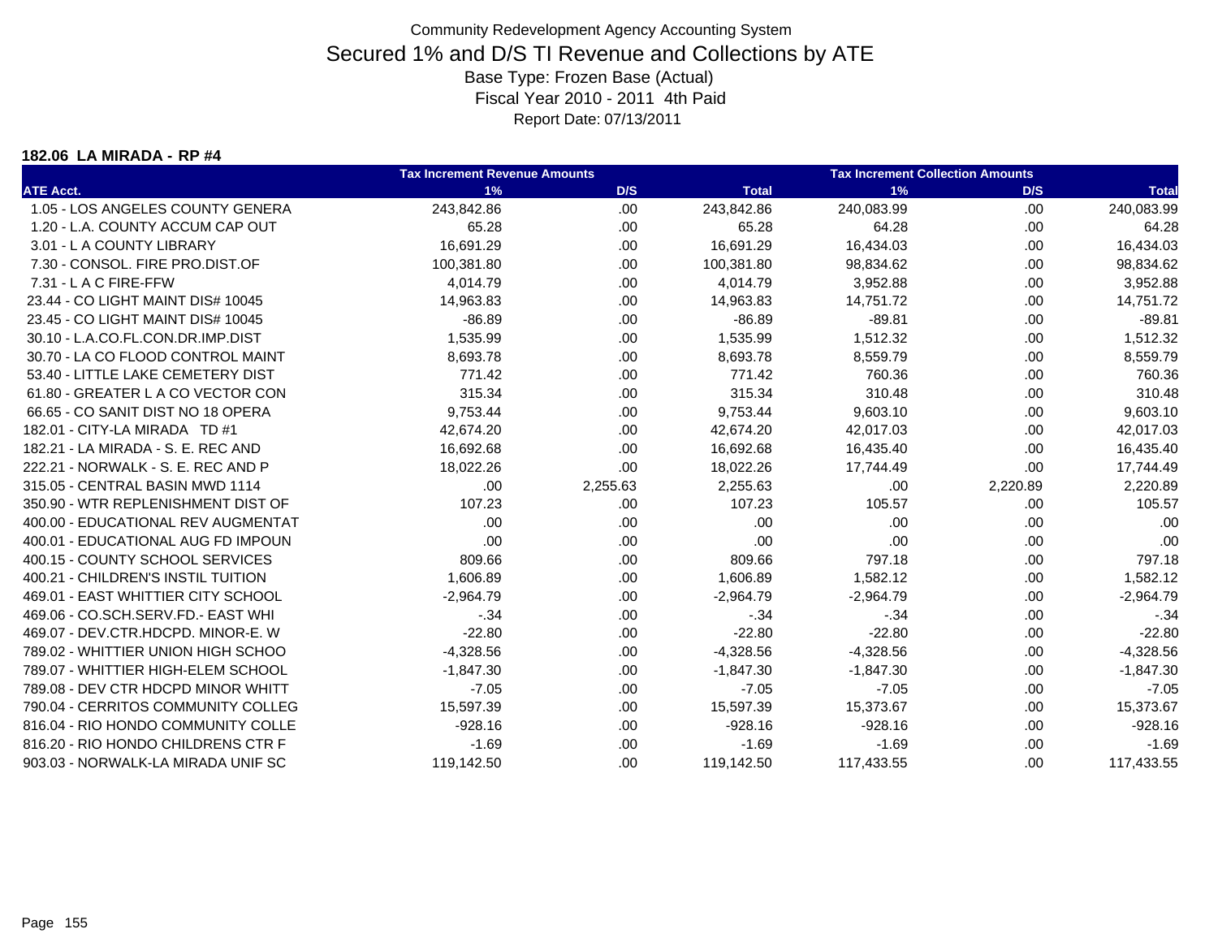Community Redevelopment Agency Accounting System

# Secured 1% and D/S TI Revenue and Collections by ATE

Base Type: Frozen Base (Actual)

Fiscal Year 2010 - 2011 4th Paid

Report Date: 07/13/2011

**182.06 LA MIRADA - RP #4**

| ATE Acct. | Tax Increment Revenue Amounts 1% | D/S | Total | Tax Increment Collection Amounts 1% | D/S | Total |
|---|---|---|---|---|---|---|
| 1.05 - LOS ANGELES COUNTY GENERA | 243,842.86 | .00 | 243,842.86 | 240,083.99 | .00 | 240,083.99 |
| 1.20 - L.A. COUNTY ACCUM CAP OUT | 65.28 | .00 | 65.28 | 64.28 | .00 | 64.28 |
| 3.01 - L A COUNTY LIBRARY | 16,691.29 | .00 | 16,691.29 | 16,434.03 | .00 | 16,434.03 |
| 7.30 - CONSOL. FIRE PRO.DIST.OF | 100,381.80 | .00 | 100,381.80 | 98,834.62 | .00 | 98,834.62 |
| 7.31 - L A C FIRE-FFW | 4,014.79 | .00 | 4,014.79 | 3,952.88 | .00 | 3,952.88 |
| 23.44 - CO LIGHT MAINT DIS# 10045 | 14,963.83 | .00 | 14,963.83 | 14,751.72 | .00 | 14,751.72 |
| 23.45 - CO LIGHT MAINT DIS# 10045 | -86.89 | .00 | -86.89 | -89.81 | .00 | -89.81 |
| 30.10 - L.A.CO.FL.CON.DR.IMP.DIST | 1,535.99 | .00 | 1,535.99 | 1,512.32 | .00 | 1,512.32 |
| 30.70 - LA CO FLOOD CONTROL MAINT | 8,693.78 | .00 | 8,693.78 | 8,559.79 | .00 | 8,559.79 |
| 53.40 - LITTLE LAKE CEMETERY DIST | 771.42 | .00 | 771.42 | 760.36 | .00 | 760.36 |
| 61.80 - GREATER L A CO VECTOR CON | 315.34 | .00 | 315.34 | 310.48 | .00 | 310.48 |
| 66.65 - CO SANIT DIST NO 18 OPERA | 9,753.44 | .00 | 9,753.44 | 9,603.10 | .00 | 9,603.10 |
| 182.01 - CITY-LA MIRADA TD #1 | 42,674.20 | .00 | 42,674.20 | 42,017.03 | .00 | 42,017.03 |
| 182.21 - LA MIRADA - S. E. REC AND | 16,692.68 | .00 | 16,692.68 | 16,435.40 | .00 | 16,435.40 |
| 222.21 - NORWALK - S. E. REC AND P | 18,022.26 | .00 | 18,022.26 | 17,744.49 | .00 | 17,744.49 |
| 315.05 - CENTRAL BASIN MWD 1114 | .00 | 2,255.63 | 2,255.63 | .00 | 2,220.89 | 2,220.89 |
| 350.90 - WTR REPLENISHMENT DIST OF | 107.23 | .00 | 107.23 | 105.57 | .00 | 105.57 |
| 400.00 - EDUCATIONAL REV AUGMENTAT | .00 | .00 | .00 | .00 | .00 | .00 |
| 400.01 - EDUCATIONAL AUG FD IMPOUN | .00 | .00 | .00 | .00 | .00 | .00 |
| 400.15 - COUNTY SCHOOL SERVICES | 809.66 | .00 | 809.66 | 797.18 | .00 | 797.18 |
| 400.21 - CHILDREN'S INSTIL TUITION | 1,606.89 | .00 | 1,606.89 | 1,582.12 | .00 | 1,582.12 |
| 469.01 - EAST WHITTIER CITY SCHOOL | -2,964.79 | .00 | -2,964.79 | -2,964.79 | .00 | -2,964.79 |
| 469.06 - CO.SCH.SERV.FD.- EAST WHI | -.34 | .00 | -.34 | -.34 | .00 | -.34 |
| 469.07 - DEV.CTR.HDCPD. MINOR-E. W | -22.80 | .00 | -22.80 | -22.80 | .00 | -22.80 |
| 789.02 - WHITTIER UNION HIGH SCHOO | -4,328.56 | .00 | -4,328.56 | -4,328.56 | .00 | -4,328.56 |
| 789.07 - WHITTIER HIGH-ELEM SCHOOL | -1,847.30 | .00 | -1,847.30 | -1,847.30 | .00 | -1,847.30 |
| 789.08 - DEV CTR HDCPD MINOR WHITT | -7.05 | .00 | -7.05 | -7.05 | .00 | -7.05 |
| 790.04 - CERRITOS COMMUNITY COLLEG | 15,597.39 | .00 | 15,597.39 | 15,373.67 | .00 | 15,373.67 |
| 816.04 - RIO HONDO COMMUNITY COLLE | -928.16 | .00 | -928.16 | -928.16 | .00 | -928.16 |
| 816.20 - RIO HONDO CHILDRENS CTR F | -1.69 | .00 | -1.69 | -1.69 | .00 | -1.69 |
| 903.03 - NORWALK-LA MIRADA UNIF SC | 119,142.50 | .00 | 119,142.50 | 117,433.55 | .00 | 117,433.55 |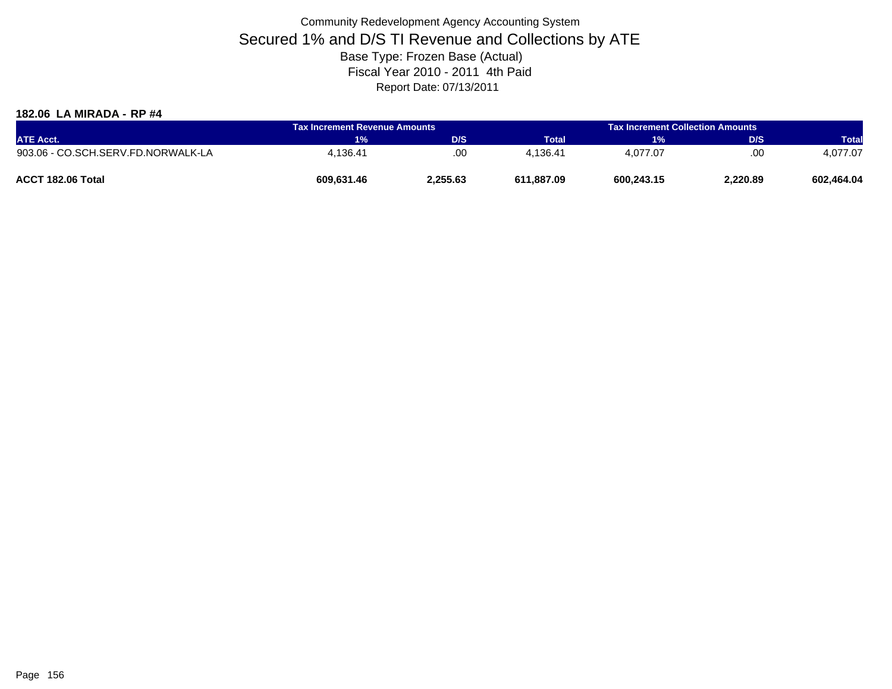# Community Redevelopment Agency Accounting System

## Secured 1% and D/S TI Revenue and Collections by ATE

Base Type: Frozen Base (Actual)

Fiscal Year 2010 - 2011 4th Paid

Report Date: 07/13/2011

### 182.06 LA MIRADA - RP #4

| | Tax Increment Revenue Amounts | | | Tax Increment Collection Amounts | | |
|---|---|---|---|---|---|---|
| ATE Acct. | 1% | D/S | Total | 1% | D/S | Total |
| 903.06 - CO.SCH.SERV.FD.NORWALK-LA | 4,136.41 | .00 | 4,136.41 | 4,077.07 | .00 | 4,077.07 |
| **ACCT 182.06 Total** | **609,631.46** | **2,255.63** | **611,887.09** | **600,243.15** | **2,220.89** | **602,464.04** |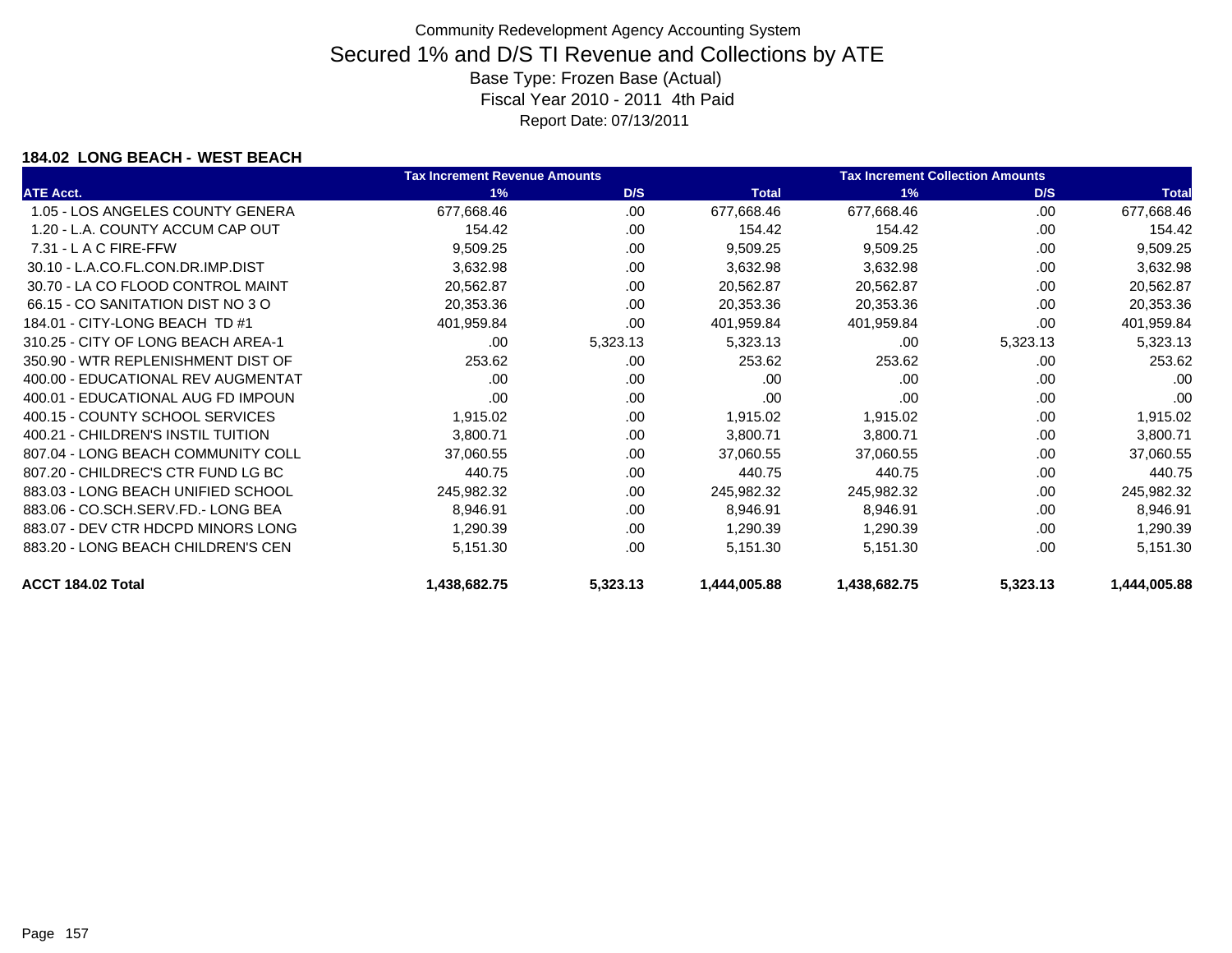Community Redevelopment Agency Accounting System

# Secured 1% and D/S TI Revenue and Collections by ATE

Base Type: Frozen Base (Actual)

Fiscal Year 2010 - 2011 4th Paid

Report Date: 07/13/2011

### 184.02 LONG BEACH - WEST BEACH

| | Tax Increment Revenue Amounts | | | Tax Increment Collection Amounts | | |
|---|---|---|---|---|---|---|
| ATE Acct. | 1% | D/S | Total | 1% | D/S | Total |
| 1.05 - LOS ANGELES COUNTY GENERA | 677,668.46 | .00 | 677,668.46 | 677,668.46 | .00 | 677,668.46 |
| 1.20 - L.A. COUNTY ACCUM CAP OUT | 154.42 | .00 | 154.42 | 154.42 | .00 | 154.42 |
| 7.31 - L A C FIRE-FFW | 9,509.25 | .00 | 9,509.25 | 9,509.25 | .00 | 9,509.25 |
| 30.10 - L.A.CO.FL.CON.DR.IMP.DIST | 3,632.98 | .00 | 3,632.98 | 3,632.98 | .00 | 3,632.98 |
| 30.70 - LA CO FLOOD CONTROL MAINT | 20,562.87 | .00 | 20,562.87 | 20,562.87 | .00 | 20,562.87 |
| 66.15 - CO SANITATION DIST NO 3 O | 20,353.36 | .00 | 20,353.36 | 20,353.36 | .00 | 20,353.36 |
| 184.01 - CITY-LONG BEACH TD #1 | 401,959.84 | .00 | 401,959.84 | 401,959.84 | .00 | 401,959.84 |
| 310.25 - CITY OF LONG BEACH AREA-1 | .00 | 5,323.13 | 5,323.13 | .00 | 5,323.13 | 5,323.13 |
| 350.90 - WTR REPLENISHMENT DIST OF | 253.62 | .00 | 253.62 | 253.62 | .00 | 253.62 |
| 400.00 - EDUCATIONAL REV AUGMENTAT | .00 | .00 | .00 | .00 | .00 | .00 |
| 400.01 - EDUCATIONAL AUG FD IMPOUN | .00 | .00 | .00 | .00 | .00 | .00 |
| 400.15 - COUNTY SCHOOL SERVICES | 1,915.02 | .00 | 1,915.02 | 1,915.02 | .00 | 1,915.02 |
| 400.21 - CHILDREN'S INSTIL TUITION | 3,800.71 | .00 | 3,800.71 | 3,800.71 | .00 | 3,800.71 |
| 807.04 - LONG BEACH COMMUNITY COLL | 37,060.55 | .00 | 37,060.55 | 37,060.55 | .00 | 37,060.55 |
| 807.20 - CHILDREC'S CTR FUND LG BC | 440.75 | .00 | 440.75 | 440.75 | .00 | 440.75 |
| 883.03 - LONG BEACH UNIFIED SCHOOL | 245,982.32 | .00 | 245,982.32 | 245,982.32 | .00 | 245,982.32 |
| 883.06 - CO.SCH.SERV.FD.- LONG BEA | 8,946.91 | .00 | 8,946.91 | 8,946.91 | .00 | 8,946.91 |
| 883.07 - DEV CTR HDCPD MINORS LONG | 1,290.39 | .00 | 1,290.39 | 1,290.39 | .00 | 1,290.39 |
| 883.20 - LONG BEACH CHILDREN'S CEN | 5,151.30 | .00 | 5,151.30 | 5,151.30 | .00 | 5,151.30 |
| **ACCT 184.02 Total** | **1,438,682.75** | **5,323.13** | **1,444,005.88** | **1,438,682.75** | **5,323.13** | **1,444,005.88** |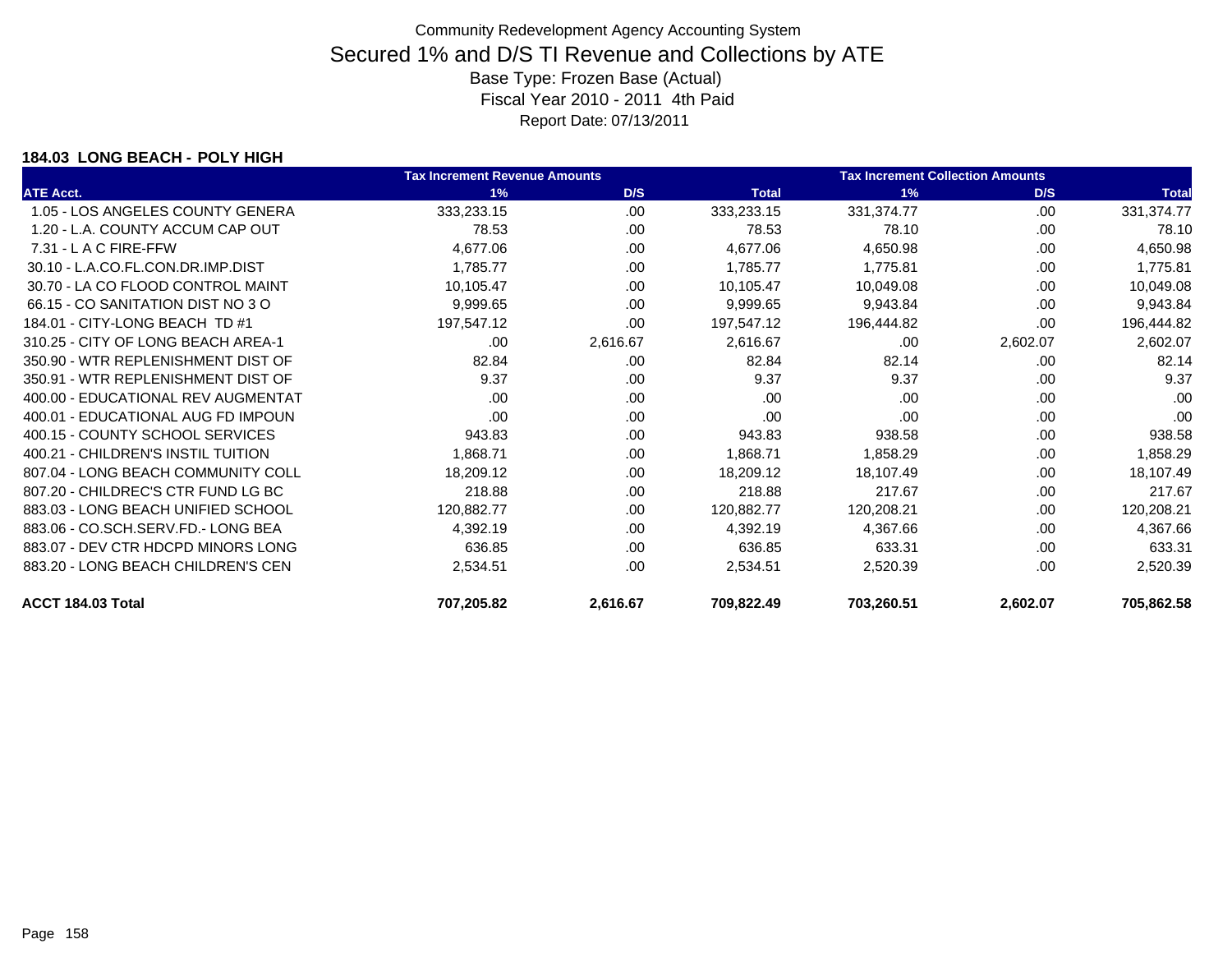# Community Redevelopment Agency Accounting System

## Secured 1% and D/S TI Revenue and Collections by ATE

Base Type: Frozen Base (Actual)

Fiscal Year 2010 - 2011 4th Paid

Report Date: 07/13/2011

### 184.03 LONG BEACH - POLY HIGH

| | Tax Increment Revenue Amounts | | | Tax Increment Collection Amounts | | |
|---|---|---|---|---|---|---|
| ATE Acct. | 1% | D/S | Total | 1% | D/S | Total |
| 1.05 - LOS ANGELES COUNTY GENERA | 333,233.15 | .00 | 333,233.15 | 331,374.77 | .00 | 331,374.77 |
| 1.20 - L.A. COUNTY ACCUM CAP OUT | 78.53 | .00 | 78.53 | 78.10 | .00 | 78.10 |
| 7.31 - L A C FIRE-FFW | 4,677.06 | .00 | 4,677.06 | 4,650.98 | .00 | 4,650.98 |
| 30.10 - L.A.CO.FL.CON.DR.IMP.DIST | 1,785.77 | .00 | 1,785.77 | 1,775.81 | .00 | 1,775.81 |
| 30.70 - LA CO FLOOD CONTROL MAINT | 10,105.47 | .00 | 10,105.47 | 10,049.08 | .00 | 10,049.08 |
| 66.15 - CO SANITATION DIST NO 3 O | 9,999.65 | .00 | 9,999.65 | 9,943.84 | .00 | 9,943.84 |
| 184.01 - CITY-LONG BEACH TD #1 | 197,547.12 | .00 | 197,547.12 | 196,444.82 | .00 | 196,444.82 |
| 310.25 - CITY OF LONG BEACH AREA-1 | .00 | 2,616.67 | 2,616.67 | .00 | 2,602.07 | 2,602.07 |
| 350.90 - WTR REPLENISHMENT DIST OF | 82.84 | .00 | 82.84 | 82.14 | .00 | 82.14 |
| 350.91 - WTR REPLENISHMENT DIST OF | 9.37 | .00 | 9.37 | 9.37 | .00 | 9.37 |
| 400.00 - EDUCATIONAL REV AUGMENTAT | .00 | .00 | .00 | .00 | .00 | .00 |
| 400.01 - EDUCATIONAL AUG FD IMPOUN | .00 | .00 | .00 | .00 | .00 | .00 |
| 400.15 - COUNTY SCHOOL SERVICES | 943.83 | .00 | 943.83 | 938.58 | .00 | 938.58 |
| 400.21 - CHILDREN'S INSTIL TUITION | 1,868.71 | .00 | 1,868.71 | 1,858.29 | .00 | 1,858.29 |
| 807.04 - LONG BEACH COMMUNITY COLL | 18,209.12 | .00 | 18,209.12 | 18,107.49 | .00 | 18,107.49 |
| 807.20 - CHILDREC'S CTR FUND LG BC | 218.88 | .00 | 218.88 | 217.67 | .00 | 217.67 |
| 883.03 - LONG BEACH UNIFIED SCHOOL | 120,882.77 | .00 | 120,882.77 | 120,208.21 | .00 | 120,208.21 |
| 883.06 - CO.SCH.SERV.FD.- LONG BEA | 4,392.19 | .00 | 4,392.19 | 4,367.66 | .00 | 4,367.66 |
| 883.07 - DEV CTR HDCPD MINORS LONG | 636.85 | .00 | 636.85 | 633.31 | .00 | 633.31 |
| 883.20 - LONG BEACH CHILDREN'S CEN | 2,534.51 | .00 | 2,534.51 | 2,520.39 | .00 | 2,520.39 |
| **ACCT 184.03 Total** | **707,205.82** | **2,616.67** | **709,822.49** | **703,260.51** | **2,602.07** | **705,862.58** |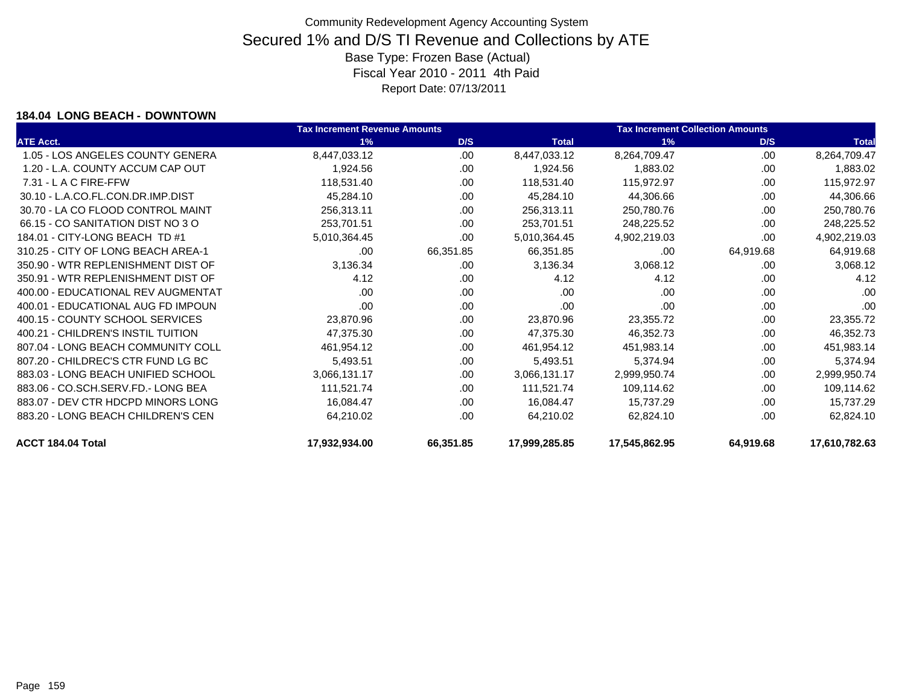Community Redevelopment Agency Accounting System

# Secured 1% and D/S TI Revenue and Collections by ATE

Base Type: Frozen Base (Actual)

Fiscal Year 2010 - 2011 4th Paid

Report Date: 07/13/2011

**184.04 LONG BEACH - DOWNTOWN**

| | Tax Increment Revenue Amounts | | | Tax Increment Collection Amounts | | |
|---|---|---|---|---|---|---|
| **ATE Acct.** | **1%** | **D/S** | **Total** | **1%** | **D/S** | **Total** |
| 1.05 - LOS ANGELES COUNTY GENERA | 8,447,033.12 | .00 | 8,447,033.12 | 8,264,709.47 | .00 | 8,264,709.47 |
| 1.20 - L.A. COUNTY ACCUM CAP OUT | 1,924.56 | .00 | 1,924.56 | 1,883.02 | .00 | 1,883.02 |
| 7.31 - L A C FIRE-FFW | 118,531.40 | .00 | 118,531.40 | 115,972.97 | .00 | 115,972.97 |
| 30.10 - L.A.CO.FL.CON.DR.IMP.DIST | 45,284.10 | .00 | 45,284.10 | 44,306.66 | .00 | 44,306.66 |
| 30.70 - LA CO FLOOD CONTROL MAINT | 256,313.11 | .00 | 256,313.11 | 250,780.76 | .00 | 250,780.76 |
| 66.15 - CO SANITATION DIST NO 3 O | 253,701.51 | .00 | 253,701.51 | 248,225.52 | .00 | 248,225.52 |
| 184.01 - CITY-LONG BEACH TD #1 | 5,010,364.45 | .00 | 5,010,364.45 | 4,902,219.03 | .00 | 4,902,219.03 |
| 310.25 - CITY OF LONG BEACH AREA-1 | .00 | 66,351.85 | 66,351.85 | .00 | 64,919.68 | 64,919.68 |
| 350.90 - WTR REPLENISHMENT DIST OF | 3,136.34 | .00 | 3,136.34 | 3,068.12 | .00 | 3,068.12 |
| 350.91 - WTR REPLENISHMENT DIST OF | 4.12 | .00 | 4.12 | 4.12 | .00 | 4.12 |
| 400.00 - EDUCATIONAL REV AUGMENTAT | .00 | .00 | .00 | .00 | .00 | .00 |
| 400.01 - EDUCATIONAL AUG FD IMPOUN | .00 | .00 | .00 | .00 | .00 | .00 |
| 400.15 - COUNTY SCHOOL SERVICES | 23,870.96 | .00 | 23,870.96 | 23,355.72 | .00 | 23,355.72 |
| 400.21 - CHILDREN'S INSTIL TUITION | 47,375.30 | .00 | 47,375.30 | 46,352.73 | .00 | 46,352.73 |
| 807.04 - LONG BEACH COMMUNITY COLL | 461,954.12 | .00 | 461,954.12 | 451,983.14 | .00 | 451,983.14 |
| 807.20 - CHILDREC'S CTR FUND LG BC | 5,493.51 | .00 | 5,493.51 | 5,374.94 | .00 | 5,374.94 |
| 883.03 - LONG BEACH UNIFIED SCHOOL | 3,066,131.17 | .00 | 3,066,131.17 | 2,999,950.74 | .00 | 2,999,950.74 |
| 883.06 - CO.SCH.SERV.FD.- LONG BEA | 111,521.74 | .00 | 111,521.74 | 109,114.62 | .00 | 109,114.62 |
| 883.07 - DEV CTR HDCPD MINORS LONG | 16,084.47 | .00 | 16,084.47 | 15,737.29 | .00 | 15,737.29 |
| 883.20 - LONG BEACH CHILDREN'S CEN | 64,210.02 | .00 | 64,210.02 | 62,824.10 | .00 | 62,824.10 |
| **ACCT 184.04 Total** | **17,932,934.00** | **66,351.85** | **17,999,285.85** | **17,545,862.95** | **64,919.68** | **17,610,782.63** |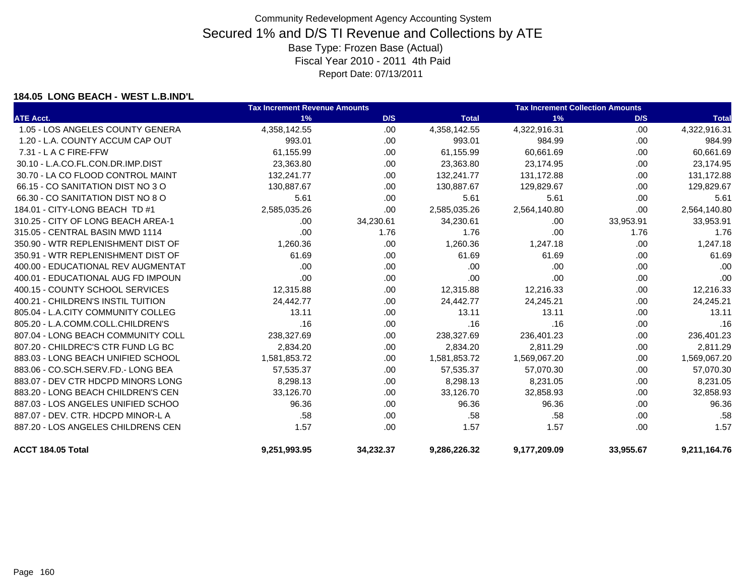# Community Redevelopment Agency Accounting System

## Secured 1% and D/S TI Revenue and Collections by ATE

Base Type: Frozen Base (Actual)

Fiscal Year 2010 - 2011 4th Paid

Report Date: 07/13/2011

### 184.05 LONG BEACH - WEST L.B.IND'L

| | Tax Increment Revenue Amounts | | | Tax Increment Collection Amounts | | |
|---|---|---|---|---|---|---|
| **ATE Acct.** | **1%** | **D/S** | **Total** | **1%** | **D/S** | **Total** |
| 1.05 - LOS ANGELES COUNTY GENERA | 4,358,142.55 | .00 | 4,358,142.55 | 4,322,916.31 | .00 | 4,322,916.31 |
| 1.20 - L.A. COUNTY ACCUM CAP OUT | 993.01 | .00 | 993.01 | 984.99 | .00 | 984.99 |
| 7.31 - L A C FIRE-FFW | 61,155.99 | .00 | 61,155.99 | 60,661.69 | .00 | 60,661.69 |
| 30.10 - L.A.CO.FL.CON.DR.IMP.DIST | 23,363.80 | .00 | 23,363.80 | 23,174.95 | .00 | 23,174.95 |
| 30.70 - LA CO FLOOD CONTROL MAINT | 132,241.77 | .00 | 132,241.77 | 131,172.88 | .00 | 131,172.88 |
| 66.15 - CO SANITATION DIST NO 3 O | 130,887.67 | .00 | 130,887.67 | 129,829.67 | .00 | 129,829.67 |
| 66.30 - CO SANITATION DIST NO 8 O | 5.61 | .00 | 5.61 | 5.61 | .00 | 5.61 |
| 184.01 - CITY-LONG BEACH TD #1 | 2,585,035.26 | .00 | 2,585,035.26 | 2,564,140.80 | .00 | 2,564,140.80 |
| 310.25 - CITY OF LONG BEACH AREA-1 | .00 | 34,230.61 | 34,230.61 | .00 | 33,953.91 | 33,953.91 |
| 315.05 - CENTRAL BASIN MWD 1114 | .00 | 1.76 | 1.76 | .00 | 1.76 | 1.76 |
| 350.90 - WTR REPLENISHMENT DIST OF | 1,260.36 | .00 | 1,260.36 | 1,247.18 | .00 | 1,247.18 |
| 350.91 - WTR REPLENISHMENT DIST OF | 61.69 | .00 | 61.69 | 61.69 | .00 | 61.69 |
| 400.00 - EDUCATIONAL REV AUGMENTAT | .00 | .00 | .00 | .00 | .00 | .00 |
| 400.01 - EDUCATIONAL AUG FD IMPOUN | .00 | .00 | .00 | .00 | .00 | .00 |
| 400.15 - COUNTY SCHOOL SERVICES | 12,315.88 | .00 | 12,315.88 | 12,216.33 | .00 | 12,216.33 |
| 400.21 - CHILDREN'S INSTIL TUITION | 24,442.77 | .00 | 24,442.77 | 24,245.21 | .00 | 24,245.21 |
| 805.04 - L.A.CITY COMMUNITY COLLEG | 13.11 | .00 | 13.11 | 13.11 | .00 | 13.11 |
| 805.20 - L.A.COMM.COLL.CHILDREN'S | .16 | .00 | .16 | .16 | .00 | .16 |
| 807.04 - LONG BEACH COMMUNITY COLL | 238,327.69 | .00 | 238,327.69 | 236,401.23 | .00 | 236,401.23 |
| 807.20 - CHILDREC'S CTR FUND LG BC | 2,834.20 | .00 | 2,834.20 | 2,811.29 | .00 | 2,811.29 |
| 883.03 - LONG BEACH UNIFIED SCHOOL | 1,581,853.72 | .00 | 1,581,853.72 | 1,569,067.20 | .00 | 1,569,067.20 |
| 883.06 - CO.SCH.SERV.FD.- LONG BEA | 57,535.37 | .00 | 57,535.37 | 57,070.30 | .00 | 57,070.30 |
| 883.07 - DEV CTR HDCPD MINORS LONG | 8,298.13 | .00 | 8,298.13 | 8,231.05 | .00 | 8,231.05 |
| 883.20 - LONG BEACH CHILDREN'S CEN | 33,126.70 | .00 | 33,126.70 | 32,858.93 | .00 | 32,858.93 |
| 887.03 - LOS ANGELES UNIFIED SCHOO | 96.36 | .00 | 96.36 | 96.36 | .00 | 96.36 |
| 887.07 - DEV. CTR. HDCPD MINOR-L A | .58 | .00 | .58 | .58 | .00 | .58 |
| 887.20 - LOS ANGELES CHILDRENS CEN | 1.57 | .00 | 1.57 | 1.57 | .00 | 1.57 |
| **ACCT 184.05 Total** | **9,251,993.95** | **34,232.37** | **9,286,226.32** | **9,177,209.09** | **33,955.67** | **9,211,164.76** |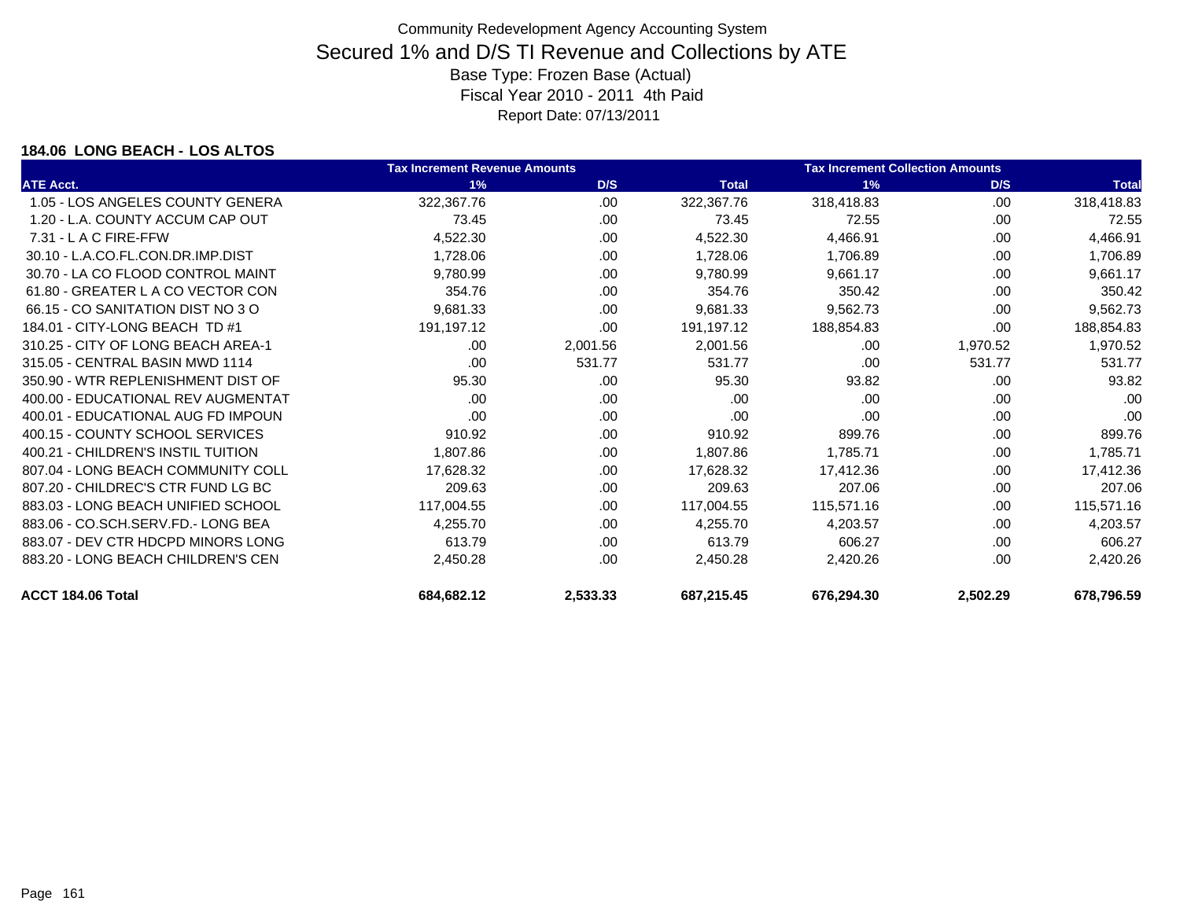Community Redevelopment Agency Accounting System

# Secured 1% and D/S TI Revenue and Collections by ATE

Base Type: Frozen Base (Actual)

Fiscal Year 2010 - 2011 4th Paid

Report Date: 07/13/2011

### 184.06 LONG BEACH - LOS ALTOS

| | Tax Increment Revenue Amounts | | | Tax Increment Collection Amounts | | |
|---|---|---|---|---|---|---|
| ATE Acct. | 1% | D/S | Total | 1% | D/S | Total |
| 1.05 - LOS ANGELES COUNTY GENERA | 322,367.76 | .00 | 322,367.76 | 318,418.83 | .00 | 318,418.83 |
| 1.20 - L.A. COUNTY ACCUM CAP OUT | 73.45 | .00 | 73.45 | 72.55 | .00 | 72.55 |
| 7.31 - L A C FIRE-FFW | 4,522.30 | .00 | 4,522.30 | 4,466.91 | .00 | 4,466.91 |
| 30.10 - L.A.CO.FL.CON.DR.IMP.DIST | 1,728.06 | .00 | 1,728.06 | 1,706.89 | .00 | 1,706.89 |
| 30.70 - LA CO FLOOD CONTROL MAINT | 9,780.99 | .00 | 9,780.99 | 9,661.17 | .00 | 9,661.17 |
| 61.80 - GREATER L A CO VECTOR CON | 354.76 | .00 | 354.76 | 350.42 | .00 | 350.42 |
| 66.15 - CO SANITATION DIST NO 3 O | 9,681.33 | .00 | 9,681.33 | 9,562.73 | .00 | 9,562.73 |
| 184.01 - CITY-LONG BEACH TD #1 | 191,197.12 | .00 | 191,197.12 | 188,854.83 | .00 | 188,854.83 |
| 310.25 - CITY OF LONG BEACH AREA-1 | .00 | 2,001.56 | 2,001.56 | .00 | 1,970.52 | 1,970.52 |
| 315.05 - CENTRAL BASIN MWD 1114 | .00 | 531.77 | 531.77 | .00 | 531.77 | 531.77 |
| 350.90 - WTR REPLENISHMENT DIST OF | 95.30 | .00 | 95.30 | 93.82 | .00 | 93.82 |
| 400.00 - EDUCATIONAL REV AUGMENTAT | .00 | .00 | .00 | .00 | .00 | .00 |
| 400.01 - EDUCATIONAL AUG FD IMPOUN | .00 | .00 | .00 | .00 | .00 | .00 |
| 400.15 - COUNTY SCHOOL SERVICES | 910.92 | .00 | 910.92 | 899.76 | .00 | 899.76 |
| 400.21 - CHILDREN'S INSTIL TUITION | 1,807.86 | .00 | 1,807.86 | 1,785.71 | .00 | 1,785.71 |
| 807.04 - LONG BEACH COMMUNITY COLL | 17,628.32 | .00 | 17,628.32 | 17,412.36 | .00 | 17,412.36 |
| 807.20 - CHILDREC'S CTR FUND LG BC | 209.63 | .00 | 209.63 | 207.06 | .00 | 207.06 |
| 883.03 - LONG BEACH UNIFIED SCHOOL | 117,004.55 | .00 | 117,004.55 | 115,571.16 | .00 | 115,571.16 |
| 883.06 - CO.SCH.SERV.FD.- LONG BEA | 4,255.70 | .00 | 4,255.70 | 4,203.57 | .00 | 4,203.57 |
| 883.07 - DEV CTR HDCPD MINORS LONG | 613.79 | .00 | 613.79 | 606.27 | .00 | 606.27 |
| 883.20 - LONG BEACH CHILDREN'S CEN | 2,450.28 | .00 | 2,450.28 | 2,420.26 | .00 | 2,420.26 |
| **ACCT 184.06 Total** | **684,682.12** | **2,533.33** | **687,215.45** | **676,294.30** | **2,502.29** | **678,796.59** |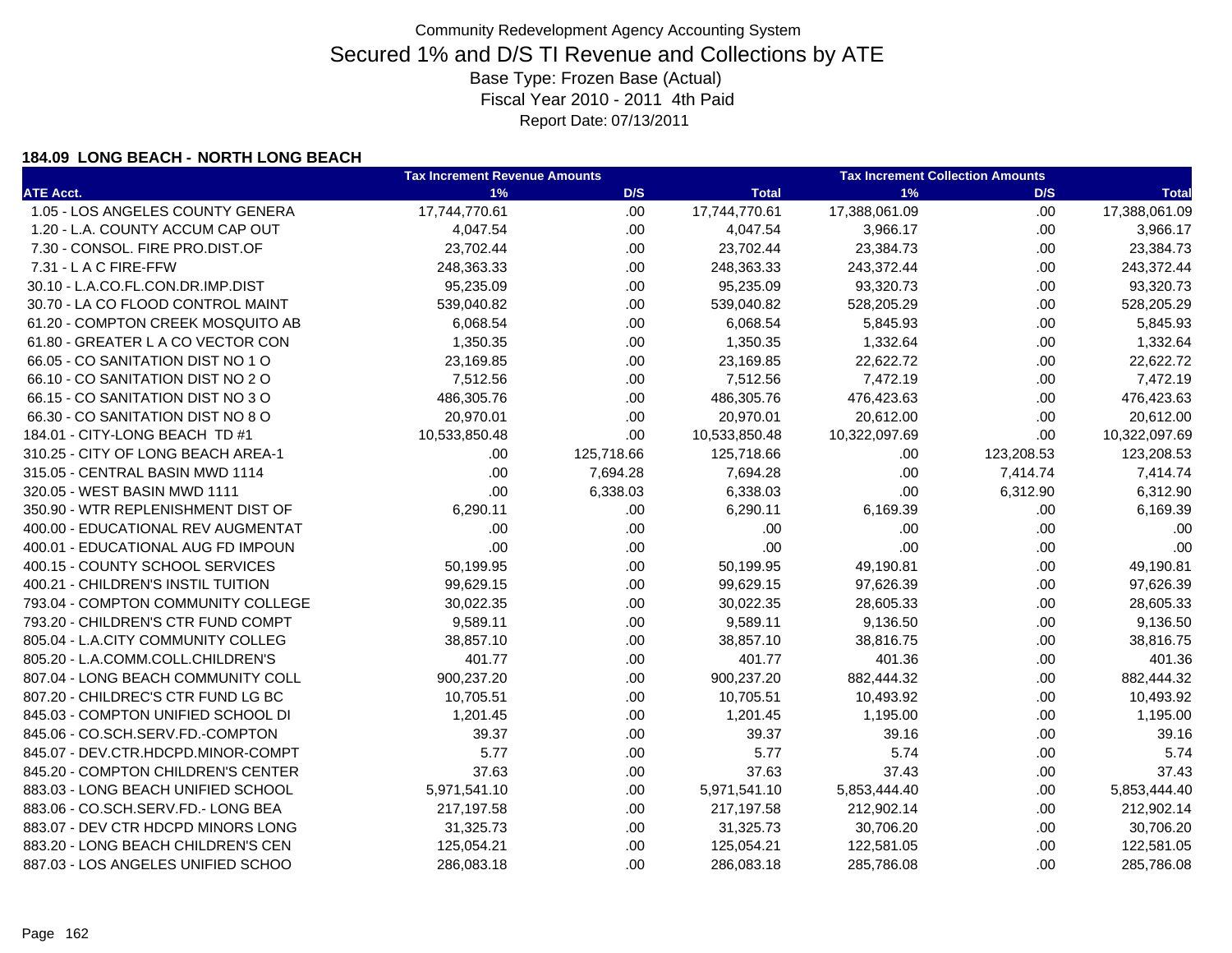Community Redevelopment Agency Accounting System

# Secured 1% and D/S TI Revenue and Collections by ATE

Base Type: Frozen Base (Actual)

Fiscal Year 2010 - 2011 4th Paid

Report Date: 07/13/2011

### 184.09 LONG BEACH - NORTH LONG BEACH

| | Tax Increment Revenue Amounts | | | Tax Increment Collection Amounts | | |
|---|---|---|---|---|---|---|
| ATE Acct. | 1% | D/S | Total | 1% | D/S | Total |
| 1.05 - LOS ANGELES COUNTY GENERA | 17,744,770.61 | .00 | 17,744,770.61 | 17,388,061.09 | .00 | 17,388,061.09 |
| 1.20 - L.A. COUNTY ACCUM CAP OUT | 4,047.54 | .00 | 4,047.54 | 3,966.17 | .00 | 3,966.17 |
| 7.30 - CONSOL. FIRE PRO.DIST.OF | 23,702.44 | .00 | 23,702.44 | 23,384.73 | .00 | 23,384.73 |
| 7.31 - L A C FIRE-FFW | 248,363.33 | .00 | 248,363.33 | 243,372.44 | .00 | 243,372.44 |
| 30.10 - L.A.CO.FL.CON.DR.IMP.DIST | 95,235.09 | .00 | 95,235.09 | 93,320.73 | .00 | 93,320.73 |
| 30.70 - LA CO FLOOD CONTROL MAINT | 539,040.82 | .00 | 539,040.82 | 528,205.29 | .00 | 528,205.29 |
| 61.20 - COMPTON CREEK MOSQUITO AB | 6,068.54 | .00 | 6,068.54 | 5,845.93 | .00 | 5,845.93 |
| 61.80 - GREATER L A CO VECTOR CON | 1,350.35 | .00 | 1,350.35 | 1,332.64 | .00 | 1,332.64 |
| 66.05 - CO SANITATION DIST NO 1 O | 23,169.85 | .00 | 23,169.85 | 22,622.72 | .00 | 22,622.72 |
| 66.10 - CO SANITATION DIST NO 2 O | 7,512.56 | .00 | 7,512.56 | 7,472.19 | .00 | 7,472.19 |
| 66.15 - CO SANITATION DIST NO 3 O | 486,305.76 | .00 | 486,305.76 | 476,423.63 | .00 | 476,423.63 |
| 66.30 - CO SANITATION DIST NO 8 O | 20,970.01 | .00 | 20,970.01 | 20,612.00 | .00 | 20,612.00 |
| 184.01 - CITY-LONG BEACH TD #1 | 10,533,850.48 | .00 | 10,533,850.48 | 10,322,097.69 | .00 | 10,322,097.69 |
| 310.25 - CITY OF LONG BEACH AREA-1 | .00 | 125,718.66 | 125,718.66 | .00 | 123,208.53 | 123,208.53 |
| 315.05 - CENTRAL BASIN MWD 1114 | .00 | 7,694.28 | 7,694.28 | .00 | 7,414.74 | 7,414.74 |
| 320.05 - WEST BASIN MWD 1111 | .00 | 6,338.03 | 6,338.03 | .00 | 6,312.90 | 6,312.90 |
| 350.90 - WTR REPLENISHMENT DIST OF | 6,290.11 | .00 | 6,290.11 | 6,169.39 | .00 | 6,169.39 |
| 400.00 - EDUCATIONAL REV AUGMENTAT | .00 | .00 | .00 | .00 | .00 | .00 |
| 400.01 - EDUCATIONAL AUG FD IMPOUN | .00 | .00 | .00 | .00 | .00 | .00 |
| 400.15 - COUNTY SCHOOL SERVICES | 50,199.95 | .00 | 50,199.95 | 49,190.81 | .00 | 49,190.81 |
| 400.21 - CHILDREN'S INSTIL TUITION | 99,629.15 | .00 | 99,629.15 | 97,626.39 | .00 | 97,626.39 |
| 793.04 - COMPTON COMMUNITY COLLEGE | 30,022.35 | .00 | 30,022.35 | 28,605.33 | .00 | 28,605.33 |
| 793.20 - CHILDREN'S CTR FUND COMPT | 9,589.11 | .00 | 9,589.11 | 9,136.50 | .00 | 9,136.50 |
| 805.04 - L.A.CITY COMMUNITY COLLEG | 38,857.10 | .00 | 38,857.10 | 38,816.75 | .00 | 38,816.75 |
| 805.20 - L.A.COMM.COLL.CHILDREN'S | 401.77 | .00 | 401.77 | 401.36 | .00 | 401.36 |
| 807.04 - LONG BEACH COMMUNITY COLL | 900,237.20 | .00 | 900,237.20 | 882,444.32 | .00 | 882,444.32 |
| 807.20 - CHILDREC'S CTR FUND LG BC | 10,705.51 | .00 | 10,705.51 | 10,493.92 | .00 | 10,493.92 |
| 845.03 - COMPTON UNIFIED SCHOOL DI | 1,201.45 | .00 | 1,201.45 | 1,195.00 | .00 | 1,195.00 |
| 845.06 - CO.SCH.SERV.FD.-COMPTON | 39.37 | .00 | 39.37 | 39.16 | .00 | 39.16 |
| 845.07 - DEV.CTR.HDCPD.MINOR-COMPT | 5.77 | .00 | 5.77 | 5.74 | .00 | 5.74 |
| 845.20 - COMPTON CHILDREN'S CENTER | 37.63 | .00 | 37.63 | 37.43 | .00 | 37.43 |
| 883.03 - LONG BEACH UNIFIED SCHOOL | 5,971,541.10 | .00 | 5,971,541.10 | 5,853,444.40 | .00 | 5,853,444.40 |
| 883.06 - CO.SCH.SERV.FD.- LONG BEA | 217,197.58 | .00 | 217,197.58 | 212,902.14 | .00 | 212,902.14 |
| 883.07 - DEV CTR HDCPD MINORS LONG | 31,325.73 | .00 | 31,325.73 | 30,706.20 | .00 | 30,706.20 |
| 883.20 - LONG BEACH CHILDREN'S CEN | 125,054.21 | .00 | 125,054.21 | 122,581.05 | .00 | 122,581.05 |
| 887.03 - LOS ANGELES UNIFIED SCHOO | 286,083.18 | .00 | 286,083.18 | 285,786.08 | .00 | 285,786.08 |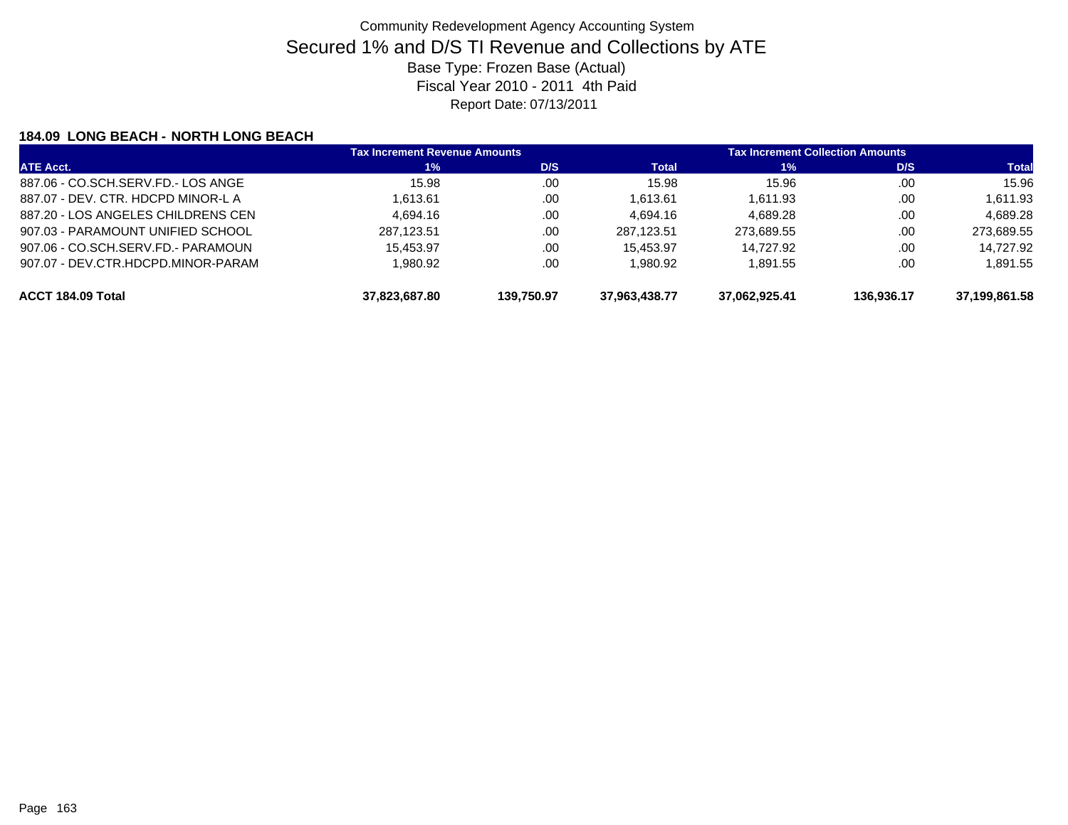Community Redevelopment Agency Accounting System

# Secured 1% and D/S TI Revenue and Collections by ATE

Base Type: Frozen Base (Actual)

Fiscal Year 2010 - 2011 4th Paid

Report Date: 07/13/2011

### 184.09 LONG BEACH - NORTH LONG BEACH

| | Tax Increment Revenue Amounts | | | Tax Increment Collection Amounts | | |
|---|---|---|---|---|---|---|
| ATE Acct. | 1% | D/S | Total | 1% | D/S | Total |
| 887.06 - CO.SCH.SERV.FD.- LOS ANGE | 15.98 | .00 | 15.98 | 15.96 | .00 | 15.96 |
| 887.07 - DEV. CTR. HDCPD MINOR-L A | 1,613.61 | .00 | 1,613.61 | 1,611.93 | .00 | 1,611.93 |
| 887.20 - LOS ANGELES CHILDRENS CEN | 4,694.16 | .00 | 4,694.16 | 4,689.28 | .00 | 4,689.28 |
| 907.03 - PARAMOUNT UNIFIED SCHOOL | 287,123.51 | .00 | 287,123.51 | 273,689.55 | .00 | 273,689.55 |
| 907.06 - CO.SCH.SERV.FD.- PARAMOUN | 15,453.97 | .00 | 15,453.97 | 14,727.92 | .00 | 14,727.92 |
| 907.07 - DEV.CTR.HDCPD.MINOR-PARAM | 1,980.92 | .00 | 1,980.92 | 1,891.55 | .00 | 1,891.55 |
| **ACCT 184.09 Total** | **37,823,687.80** | **139,750.97** | **37,963,438.77** | **37,062,925.41** | **136,936.17** | **37,199,861.58** |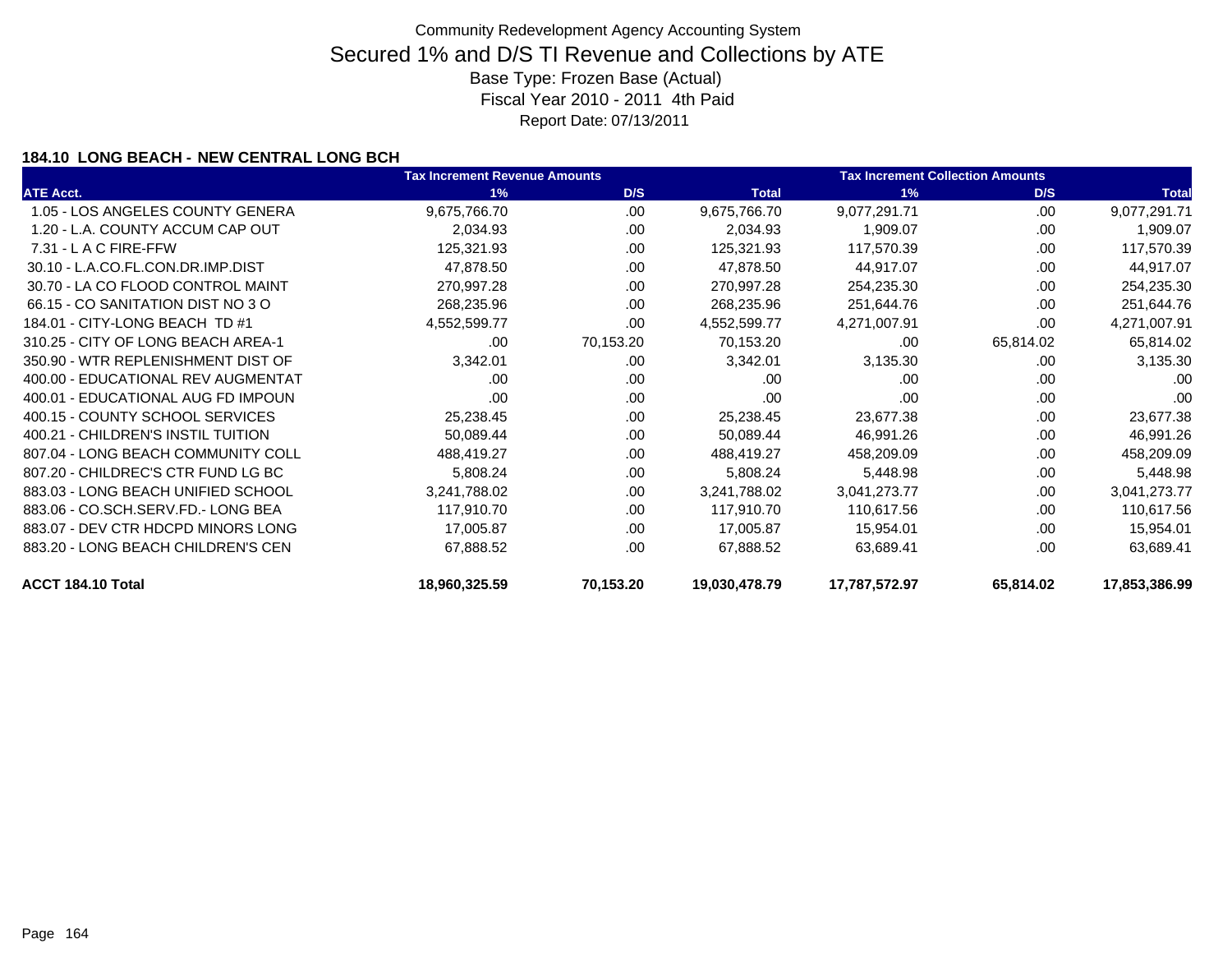Community Redevelopment Agency Accounting System

# Secured 1% and D/S TI Revenue and Collections by ATE

Base Type: Frozen Base (Actual)

Fiscal Year 2010 - 2011 4th Paid

Report Date: 07/13/2011

### 184.10 LONG BEACH - NEW CENTRAL LONG BCH

| | Tax Increment Revenue Amounts | | | Tax Increment Collection Amounts | | |
|---|---|---|---|---|---|---|
| **ATE Acct.** | **1%** | **D/S** | **Total** | **1%** | **D/S** | **Total** |
| 1.05 - LOS ANGELES COUNTY GENERA | 9,675,766.70 | .00 | 9,675,766.70 | 9,077,291.71 | .00 | 9,077,291.71 |
| 1.20 - L.A. COUNTY ACCUM CAP OUT | 2,034.93 | .00 | 2,034.93 | 1,909.07 | .00 | 1,909.07 |
| 7.31 - L A C FIRE-FFW | 125,321.93 | .00 | 125,321.93 | 117,570.39 | .00 | 117,570.39 |
| 30.10 - L.A.CO.FL.CON.DR.IMP.DIST | 47,878.50 | .00 | 47,878.50 | 44,917.07 | .00 | 44,917.07 |
| 30.70 - LA CO FLOOD CONTROL MAINT | 270,997.28 | .00 | 270,997.28 | 254,235.30 | .00 | 254,235.30 |
| 66.15 - CO SANITATION DIST NO 3 O | 268,235.96 | .00 | 268,235.96 | 251,644.76 | .00 | 251,644.76 |
| 184.01 - CITY-LONG BEACH TD #1 | 4,552,599.77 | .00 | 4,552,599.77 | 4,271,007.91 | .00 | 4,271,007.91 |
| 310.25 - CITY OF LONG BEACH AREA-1 | .00 | 70,153.20 | 70,153.20 | .00 | 65,814.02 | 65,814.02 |
| 350.90 - WTR REPLENISHMENT DIST OF | 3,342.01 | .00 | 3,342.01 | 3,135.30 | .00 | 3,135.30 |
| 400.00 - EDUCATIONAL REV AUGMENTAT | .00 | .00 | .00 | .00 | .00 | .00 |
| 400.01 - EDUCATIONAL AUG FD IMPOUN | .00 | .00 | .00 | .00 | .00 | .00 |
| 400.15 - COUNTY SCHOOL SERVICES | 25,238.45 | .00 | 25,238.45 | 23,677.38 | .00 | 23,677.38 |
| 400.21 - CHILDREN'S INSTIL TUITION | 50,089.44 | .00 | 50,089.44 | 46,991.26 | .00 | 46,991.26 |
| 807.04 - LONG BEACH COMMUNITY COLL | 488,419.27 | .00 | 488,419.27 | 458,209.09 | .00 | 458,209.09 |
| 807.20 - CHILDREC'S CTR FUND LG BC | 5,808.24 | .00 | 5,808.24 | 5,448.98 | .00 | 5,448.98 |
| 883.03 - LONG BEACH UNIFIED SCHOOL | 3,241,788.02 | .00 | 3,241,788.02 | 3,041,273.77 | .00 | 3,041,273.77 |
| 883.06 - CO.SCH.SERV.FD.- LONG BEA | 117,910.70 | .00 | 117,910.70 | 110,617.56 | .00 | 110,617.56 |
| 883.07 - DEV CTR HDCPD MINORS LONG | 17,005.87 | .00 | 17,005.87 | 15,954.01 | .00 | 15,954.01 |
| 883.20 - LONG BEACH CHILDREN'S CEN | 67,888.52 | .00 | 67,888.52 | 63,689.41 | .00 | 63,689.41 |
| **ACCT 184.10 Total** | **18,960,325.59** | **70,153.20** | **19,030,478.79** | **17,787,572.97** | **65,814.02** | **17,853,386.99** |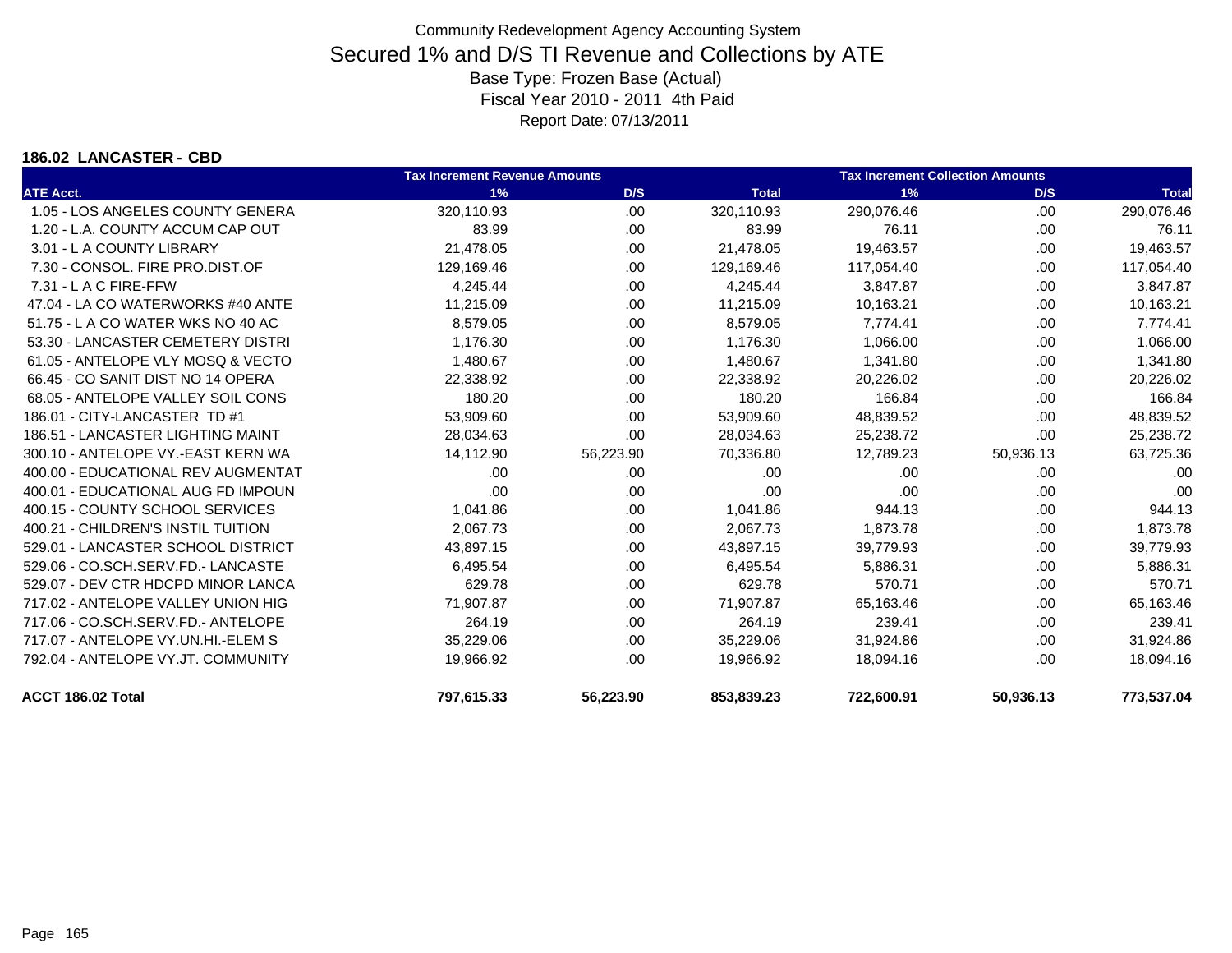Community Redevelopment Agency Accounting System

# Secured 1% and D/S TI Revenue and Collections by ATE

Base Type: Frozen Base (Actual)

Fiscal Year 2010 - 2011 4th Paid

Report Date: 07/13/2011

**186.02 LANCASTER - CBD**

| | Tax Increment Revenue Amounts | | | Tax Increment Collection Amounts | | |
|---|---|---|---|---|---|---|
| ATE Acct. | 1% | D/S | Total | 1% | D/S | Total |
| 1.05 - LOS ANGELES COUNTY GENERA | 320,110.93 | .00 | 320,110.93 | 290,076.46 | .00 | 290,076.46 |
| 1.20 - L.A. COUNTY ACCUM CAP OUT | 83.99 | .00 | 83.99 | 76.11 | .00 | 76.11 |
| 3.01 - L A COUNTY LIBRARY | 21,478.05 | .00 | 21,478.05 | 19,463.57 | .00 | 19,463.57 |
| 7.30 - CONSOL. FIRE PRO.DIST.OF | 129,169.46 | .00 | 129,169.46 | 117,054.40 | .00 | 117,054.40 |
| 7.31 - L A C FIRE-FFW | 4,245.44 | .00 | 4,245.44 | 3,847.87 | .00 | 3,847.87 |
| 47.04 - LA CO WATERWORKS #40 ANTE | 11,215.09 | .00 | 11,215.09 | 10,163.21 | .00 | 10,163.21 |
| 51.75 - L A CO WATER WKS NO 40 AC | 8,579.05 | .00 | 8,579.05 | 7,774.41 | .00 | 7,774.41 |
| 53.30 - LANCASTER CEMETERY DISTRI | 1,176.30 | .00 | 1,176.30 | 1,066.00 | .00 | 1,066.00 |
| 61.05 - ANTELOPE VLY MOSQ & VECTO | 1,480.67 | .00 | 1,480.67 | 1,341.80 | .00 | 1,341.80 |
| 66.45 - CO SANIT DIST NO 14 OPERA | 22,338.92 | .00 | 22,338.92 | 20,226.02 | .00 | 20,226.02 |
| 68.05 - ANTELOPE VALLEY SOIL CONS | 180.20 | .00 | 180.20 | 166.84 | .00 | 166.84 |
| 186.01 - CITY-LANCASTER TD #1 | 53,909.60 | .00 | 53,909.60 | 48,839.52 | .00 | 48,839.52 |
| 186.51 - LANCASTER LIGHTING MAINT | 28,034.63 | .00 | 28,034.63 | 25,238.72 | .00 | 25,238.72 |
| 300.10 - ANTELOPE VY.-EAST KERN WA | 14,112.90 | 56,223.90 | 70,336.80 | 12,789.23 | 50,936.13 | 63,725.36 |
| 400.00 - EDUCATIONAL REV AUGMENTAT | .00 | .00 | .00 | .00 | .00 | .00 |
| 400.01 - EDUCATIONAL AUG FD IMPOUN | .00 | .00 | .00 | .00 | .00 | .00 |
| 400.15 - COUNTY SCHOOL SERVICES | 1,041.86 | .00 | 1,041.86 | 944.13 | .00 | 944.13 |
| 400.21 - CHILDREN'S INSTIL TUITION | 2,067.73 | .00 | 2,067.73 | 1,873.78 | .00 | 1,873.78 |
| 529.01 - LANCASTER SCHOOL DISTRICT | 43,897.15 | .00 | 43,897.15 | 39,779.93 | .00 | 39,779.93 |
| 529.06 - CO.SCH.SERV.FD.- LANCASTE | 6,495.54 | .00 | 6,495.54 | 5,886.31 | .00 | 5,886.31 |
| 529.07 - DEV CTR HDCPD MINOR LANCA | 629.78 | .00 | 629.78 | 570.71 | .00 | 570.71 |
| 717.02 - ANTELOPE VALLEY UNION HIG | 71,907.87 | .00 | 71,907.87 | 65,163.46 | .00 | 65,163.46 |
| 717.06 - CO.SCH.SERV.FD.- ANTELOPE | 264.19 | .00 | 264.19 | 239.41 | .00 | 239.41 |
| 717.07 - ANTELOPE VY.UN.HI.-ELEM S | 35,229.06 | .00 | 35,229.06 | 31,924.86 | .00 | 31,924.86 |
| 792.04 - ANTELOPE VY.JT. COMMUNITY | 19,966.92 | .00 | 19,966.92 | 18,094.16 | .00 | 18,094.16 |
| **ACCT 186.02 Total** | **797,615.33** | **56,223.90** | **853,839.23** | **722,600.91** | **50,936.13** | **773,537.04** |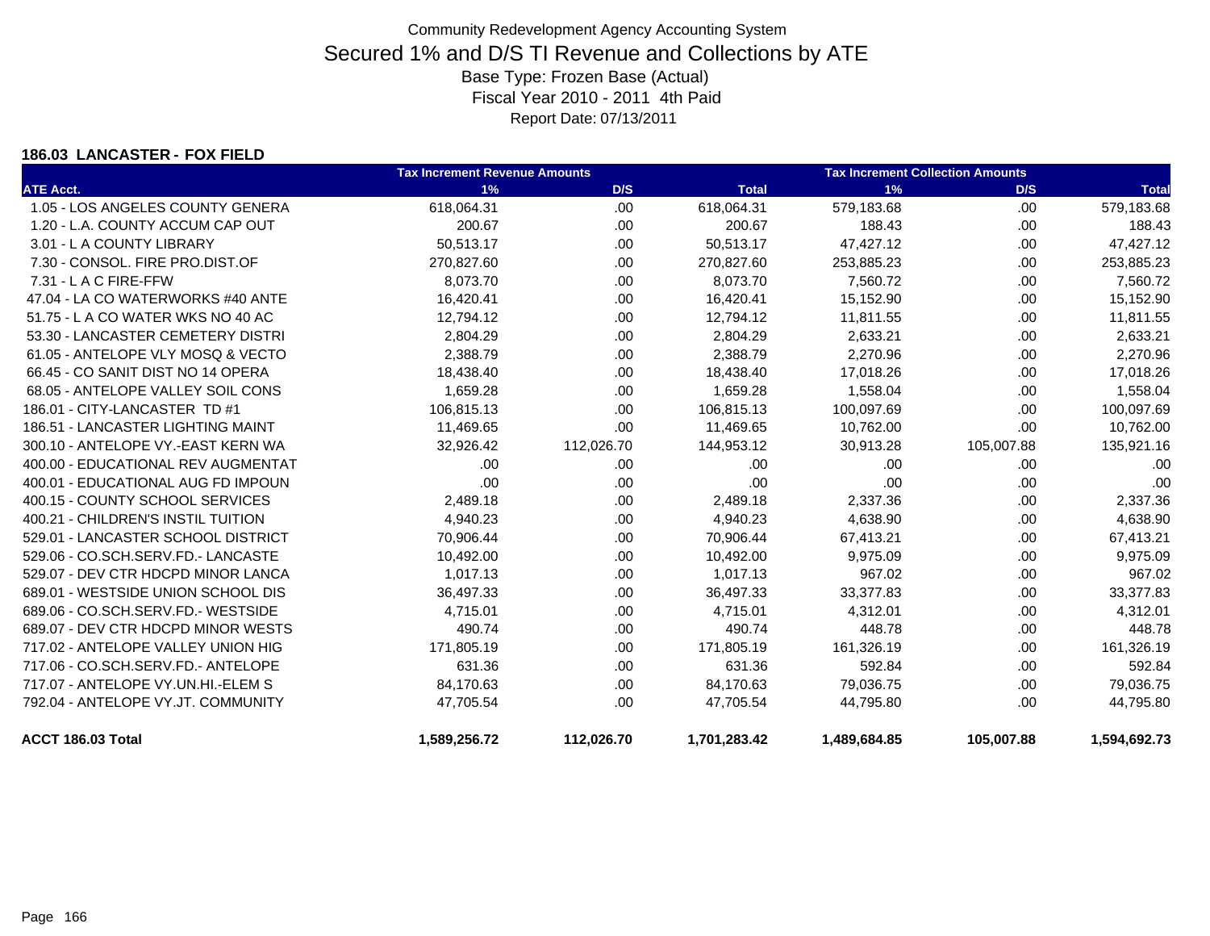Community Redevelopment Agency Accounting System

# Secured 1% and D/S TI Revenue and Collections by ATE

Base Type: Frozen Base (Actual)

Fiscal Year 2010 - 2011 4th Paid

Report Date: 07/13/2011

### 186.03 LANCASTER - FOX FIELD

| | Tax Increment Revenue Amounts | | | Tax Increment Collection Amounts | | |
|---|---|---|---|---|---|---|
| ATE Acct. | 1% | D/S | Total | 1% | D/S | Total |
| 1.05 - LOS ANGELES COUNTY GENERA | 618,064.31 | .00 | 618,064.31 | 579,183.68 | .00 | 579,183.68 |
| 1.20 - L.A. COUNTY ACCUM CAP OUT | 200.67 | .00 | 200.67 | 188.43 | .00 | 188.43 |
| 3.01 - L A COUNTY LIBRARY | 50,513.17 | .00 | 50,513.17 | 47,427.12 | .00 | 47,427.12 |
| 7.30 - CONSOL. FIRE PRO.DIST.OF | 270,827.60 | .00 | 270,827.60 | 253,885.23 | .00 | 253,885.23 |
| 7.31 - L A C FIRE-FFW | 8,073.70 | .00 | 8,073.70 | 7,560.72 | .00 | 7,560.72 |
| 47.04 - LA CO WATERWORKS #40 ANTE | 16,420.41 | .00 | 16,420.41 | 15,152.90 | .00 | 15,152.90 |
| 51.75 - L A CO WATER WKS NO 40 AC | 12,794.12 | .00 | 12,794.12 | 11,811.55 | .00 | 11,811.55 |
| 53.30 - LANCASTER CEMETERY DISTRI | 2,804.29 | .00 | 2,804.29 | 2,633.21 | .00 | 2,633.21 |
| 61.05 - ANTELOPE VLY MOSQ & VECTO | 2,388.79 | .00 | 2,388.79 | 2,270.96 | .00 | 2,270.96 |
| 66.45 - CO SANIT DIST NO 14 OPERA | 18,438.40 | .00 | 18,438.40 | 17,018.26 | .00 | 17,018.26 |
| 68.05 - ANTELOPE VALLEY SOIL CONS | 1,659.28 | .00 | 1,659.28 | 1,558.04 | .00 | 1,558.04 |
| 186.01 - CITY-LANCASTER TD #1 | 106,815.13 | .00 | 106,815.13 | 100,097.69 | .00 | 100,097.69 |
| 186.51 - LANCASTER LIGHTING MAINT | 11,469.65 | .00 | 11,469.65 | 10,762.00 | .00 | 10,762.00 |
| 300.10 - ANTELOPE VY.-EAST KERN WA | 32,926.42 | 112,026.70 | 144,953.12 | 30,913.28 | 105,007.88 | 135,921.16 |
| 400.00 - EDUCATIONAL REV AUGMENTAT | .00 | .00 | .00 | .00 | .00 | .00 |
| 400.01 - EDUCATIONAL AUG FD IMPOUN | .00 | .00 | .00 | .00 | .00 | .00 |
| 400.15 - COUNTY SCHOOL SERVICES | 2,489.18 | .00 | 2,489.18 | 2,337.36 | .00 | 2,337.36 |
| 400.21 - CHILDREN'S INSTIL TUITION | 4,940.23 | .00 | 4,940.23 | 4,638.90 | .00 | 4,638.90 |
| 529.01 - LANCASTER SCHOOL DISTRICT | 70,906.44 | .00 | 70,906.44 | 67,413.21 | .00 | 67,413.21 |
| 529.06 - CO.SCH.SERV.FD.- LANCASTE | 10,492.00 | .00 | 10,492.00 | 9,975.09 | .00 | 9,975.09 |
| 529.07 - DEV CTR HDCPD MINOR LANCA | 1,017.13 | .00 | 1,017.13 | 967.02 | .00 | 967.02 |
| 689.01 - WESTSIDE UNION SCHOOL DIS | 36,497.33 | .00 | 36,497.33 | 33,377.83 | .00 | 33,377.83 |
| 689.06 - CO.SCH.SERV.FD.- WESTSIDE | 4,715.01 | .00 | 4,715.01 | 4,312.01 | .00 | 4,312.01 |
| 689.07 - DEV CTR HDCPD MINOR WESTS | 490.74 | .00 | 490.74 | 448.78 | .00 | 448.78 |
| 717.02 - ANTELOPE VALLEY UNION HIG | 171,805.19 | .00 | 171,805.19 | 161,326.19 | .00 | 161,326.19 |
| 717.06 - CO.SCH.SERV.FD.- ANTELOPE | 631.36 | .00 | 631.36 | 592.84 | .00 | 592.84 |
| 717.07 - ANTELOPE VY.UN.HI.-ELEM S | 84,170.63 | .00 | 84,170.63 | 79,036.75 | .00 | 79,036.75 |
| 792.04 - ANTELOPE VY.JT. COMMUNITY | 47,705.54 | .00 | 47,705.54 | 44,795.80 | .00 | 44,795.80 |
| **ACCT 186.03 Total** | **1,589,256.72** | **112,026.70** | **1,701,283.42** | **1,489,684.85** | **105,007.88** | **1,594,692.73** |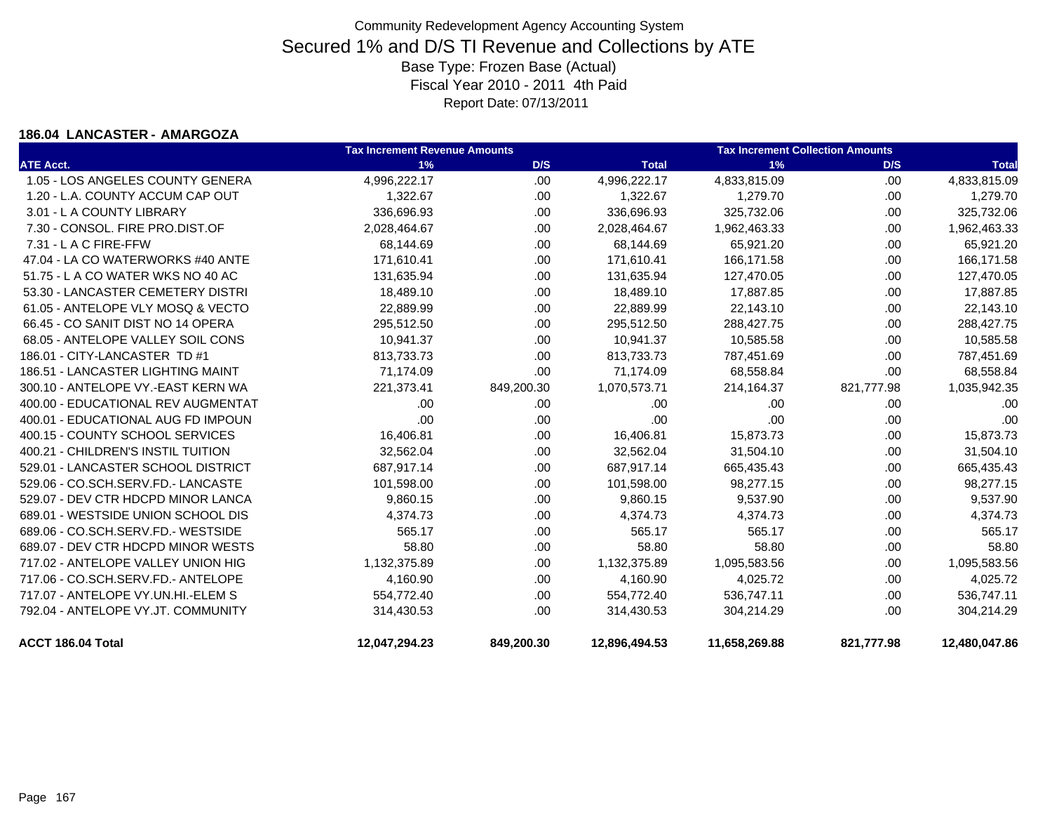Community Redevelopment Agency Accounting System

# Secured 1% and D/S TI Revenue and Collections by ATE

Base Type: Frozen Base (Actual)

Fiscal Year 2010 - 2011 4th Paid

Report Date: 07/13/2011

### 186.04 LANCASTER - AMARGOZA

| | Tax Increment Revenue Amounts | | | Tax Increment Collection Amounts | | |
|---|---|---|---|---|---|---|
| ATE Acct. | 1% | D/S | Total | 1% | D/S | Total |
| 1.05 - LOS ANGELES COUNTY GENERA | 4,996,222.17 | .00 | 4,996,222.17 | 4,833,815.09 | .00 | 4,833,815.09 |
| 1.20 - L.A. COUNTY ACCUM CAP OUT | 1,322.67 | .00 | 1,322.67 | 1,279.70 | .00 | 1,279.70 |
| 3.01 - L A COUNTY LIBRARY | 336,696.93 | .00 | 336,696.93 | 325,732.06 | .00 | 325,732.06 |
| 7.30 - CONSOL. FIRE PRO.DIST.OF | 2,028,464.67 | .00 | 2,028,464.67 | 1,962,463.33 | .00 | 1,962,463.33 |
| 7.31 - L A C FIRE-FFW | 68,144.69 | .00 | 68,144.69 | 65,921.20 | .00 | 65,921.20 |
| 47.04 - LA CO WATERWORKS #40 ANTE | 171,610.41 | .00 | 171,610.41 | 166,171.58 | .00 | 166,171.58 |
| 51.75 - L A CO WATER WKS NO 40 AC | 131,635.94 | .00 | 131,635.94 | 127,470.05 | .00 | 127,470.05 |
| 53.30 - LANCASTER CEMETERY DISTRI | 18,489.10 | .00 | 18,489.10 | 17,887.85 | .00 | 17,887.85 |
| 61.05 - ANTELOPE VLY MOSQ & VECTO | 22,889.99 | .00 | 22,889.99 | 22,143.10 | .00 | 22,143.10 |
| 66.45 - CO SANIT DIST NO 14 OPERA | 295,512.50 | .00 | 295,512.50 | 288,427.75 | .00 | 288,427.75 |
| 68.05 - ANTELOPE VALLEY SOIL CONS | 10,941.37 | .00 | 10,941.37 | 10,585.58 | .00 | 10,585.58 |
| 186.01 - CITY-LANCASTER TD #1 | 813,733.73 | .00 | 813,733.73 | 787,451.69 | .00 | 787,451.69 |
| 186.51 - LANCASTER LIGHTING MAINT | 71,174.09 | .00 | 71,174.09 | 68,558.84 | .00 | 68,558.84 |
| 300.10 - ANTELOPE VY.-EAST KERN WA | 221,373.41 | 849,200.30 | 1,070,573.71 | 214,164.37 | 821,777.98 | 1,035,942.35 |
| 400.00 - EDUCATIONAL REV AUGMENTAT | .00 | .00 | .00 | .00 | .00 | .00 |
| 400.01 - EDUCATIONAL AUG FD IMPOUN | .00 | .00 | .00 | .00 | .00 | .00 |
| 400.15 - COUNTY SCHOOL SERVICES | 16,406.81 | .00 | 16,406.81 | 15,873.73 | .00 | 15,873.73 |
| 400.21 - CHILDREN'S INSTIL TUITION | 32,562.04 | .00 | 32,562.04 | 31,504.10 | .00 | 31,504.10 |
| 529.01 - LANCASTER SCHOOL DISTRICT | 687,917.14 | .00 | 687,917.14 | 665,435.43 | .00 | 665,435.43 |
| 529.06 - CO.SCH.SERV.FD.- LANCASTE | 101,598.00 | .00 | 101,598.00 | 98,277.15 | .00 | 98,277.15 |
| 529.07 - DEV CTR HDCPD MINOR LANCA | 9,860.15 | .00 | 9,860.15 | 9,537.90 | .00 | 9,537.90 |
| 689.01 - WESTSIDE UNION SCHOOL DIS | 4,374.73 | .00 | 4,374.73 | 4,374.73 | .00 | 4,374.73 |
| 689.06 - CO.SCH.SERV.FD.- WESTSIDE | 565.17 | .00 | 565.17 | 565.17 | .00 | 565.17 |
| 689.07 - DEV CTR HDCPD MINOR WESTS | 58.80 | .00 | 58.80 | 58.80 | .00 | 58.80 |
| 717.02 - ANTELOPE VALLEY UNION HIG | 1,132,375.89 | .00 | 1,132,375.89 | 1,095,583.56 | .00 | 1,095,583.56 |
| 717.06 - CO.SCH.SERV.FD.- ANTELOPE | 4,160.90 | .00 | 4,160.90 | 4,025.72 | .00 | 4,025.72 |
| 717.07 - ANTELOPE VY.UN.HI.-ELEM S | 554,772.40 | .00 | 554,772.40 | 536,747.11 | .00 | 536,747.11 |
| 792.04 - ANTELOPE VY.JT. COMMUNITY | 314,430.53 | .00 | 314,430.53 | 304,214.29 | .00 | 304,214.29 |
| **ACCT 186.04 Total** | **12,047,294.23** | **849,200.30** | **12,896,494.53** | **11,658,269.88** | **821,777.98** | **12,480,047.86** |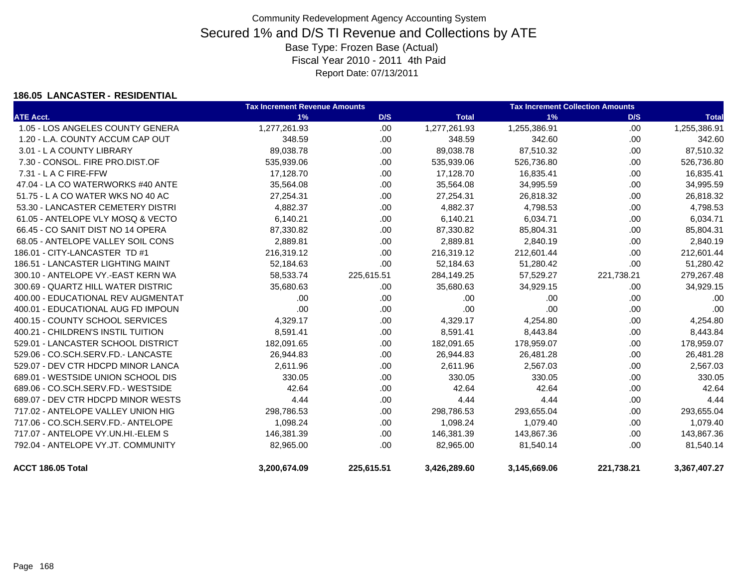Community Redevelopment Agency Accounting System

# Secured 1% and D/S TI Revenue and Collections by ATE

Base Type: Frozen Base (Actual)

Fiscal Year 2010 - 2011 4th Paid

Report Date: 07/13/2011

### 186.05 LANCASTER - RESIDENTIAL

| | Tax Increment Revenue Amounts | | | Tax Increment Collection Amounts | | |
|---|---|---|---|---|---|---|
| ATE Acct. | 1% | D/S | Total | 1% | D/S | Total |
| 1.05 - LOS ANGELES COUNTY GENERA | 1,277,261.93 | .00 | 1,277,261.93 | 1,255,386.91 | .00 | 1,255,386.91 |
| 1.20 - L.A. COUNTY ACCUM CAP OUT | 348.59 | .00 | 348.59 | 342.60 | .00 | 342.60 |
| 3.01 - L A COUNTY LIBRARY | 89,038.78 | .00 | 89,038.78 | 87,510.32 | .00 | 87,510.32 |
| 7.30 - CONSOL. FIRE PRO.DIST.OF | 535,939.06 | .00 | 535,939.06 | 526,736.80 | .00 | 526,736.80 |
| 7.31 - L A C FIRE-FFW | 17,128.70 | .00 | 17,128.70 | 16,835.41 | .00 | 16,835.41 |
| 47.04 - LA CO WATERWORKS #40 ANTE | 35,564.08 | .00 | 35,564.08 | 34,995.59 | .00 | 34,995.59 |
| 51.75 - L A CO WATER WKS NO 40 AC | 27,254.31 | .00 | 27,254.31 | 26,818.32 | .00 | 26,818.32 |
| 53.30 - LANCASTER CEMETERY DISTRI | 4,882.37 | .00 | 4,882.37 | 4,798.53 | .00 | 4,798.53 |
| 61.05 - ANTELOPE VLY MOSQ & VECTO | 6,140.21 | .00 | 6,140.21 | 6,034.71 | .00 | 6,034.71 |
| 66.45 - CO SANIT DIST NO 14 OPERA | 87,330.82 | .00 | 87,330.82 | 85,804.31 | .00 | 85,804.31 |
| 68.05 - ANTELOPE VALLEY SOIL CONS | 2,889.81 | .00 | 2,889.81 | 2,840.19 | .00 | 2,840.19 |
| 186.01 - CITY-LANCASTER TD #1 | 216,319.12 | .00 | 216,319.12 | 212,601.44 | .00 | 212,601.44 |
| 186.51 - LANCASTER LIGHTING MAINT | 52,184.63 | .00 | 52,184.63 | 51,280.42 | .00 | 51,280.42 |
| 300.10 - ANTELOPE VY.-EAST KERN WA | 58,533.74 | 225,615.51 | 284,149.25 | 57,529.27 | 221,738.21 | 279,267.48 |
| 300.69 - QUARTZ HILL WATER DISTRIC | 35,680.63 | .00 | 35,680.63 | 34,929.15 | .00 | 34,929.15 |
| 400.00 - EDUCATIONAL REV AUGMENTAT | .00 | .00 | .00 | .00 | .00 | .00 |
| 400.01 - EDUCATIONAL AUG FD IMPOUN | .00 | .00 | .00 | .00 | .00 | .00 |
| 400.15 - COUNTY SCHOOL SERVICES | 4,329.17 | .00 | 4,329.17 | 4,254.80 | .00 | 4,254.80 |
| 400.21 - CHILDREN'S INSTIL TUITION | 8,591.41 | .00 | 8,591.41 | 8,443.84 | .00 | 8,443.84 |
| 529.01 - LANCASTER SCHOOL DISTRICT | 182,091.65 | .00 | 182,091.65 | 178,959.07 | .00 | 178,959.07 |
| 529.06 - CO.SCH.SERV.FD.- LANCASTE | 26,944.83 | .00 | 26,944.83 | 26,481.28 | .00 | 26,481.28 |
| 529.07 - DEV CTR HDCPD MINOR LANCA | 2,611.96 | .00 | 2,611.96 | 2,567.03 | .00 | 2,567.03 |
| 689.01 - WESTSIDE UNION SCHOOL DIS | 330.05 | .00 | 330.05 | 330.05 | .00 | 330.05 |
| 689.06 - CO.SCH.SERV.FD.- WESTSIDE | 42.64 | .00 | 42.64 | 42.64 | .00 | 42.64 |
| 689.07 - DEV CTR HDCPD MINOR WESTS | 4.44 | .00 | 4.44 | 4.44 | .00 | 4.44 |
| 717.02 - ANTELOPE VALLEY UNION HIG | 298,786.53 | .00 | 298,786.53 | 293,655.04 | .00 | 293,655.04 |
| 717.06 - CO.SCH.SERV.FD.- ANTELOPE | 1,098.24 | .00 | 1,098.24 | 1,079.40 | .00 | 1,079.40 |
| 717.07 - ANTELOPE VY.UN.HI.-ELEM S | 146,381.39 | .00 | 146,381.39 | 143,867.36 | .00 | 143,867.36 |
| 792.04 - ANTELOPE VY.JT. COMMUNITY | 82,965.00 | .00 | 82,965.00 | 81,540.14 | .00 | 81,540.14 |
| **ACCT 186.05 Total** | **3,200,674.09** | **225,615.51** | **3,426,289.60** | **3,145,669.06** | **221,738.21** | **3,367,407.27** |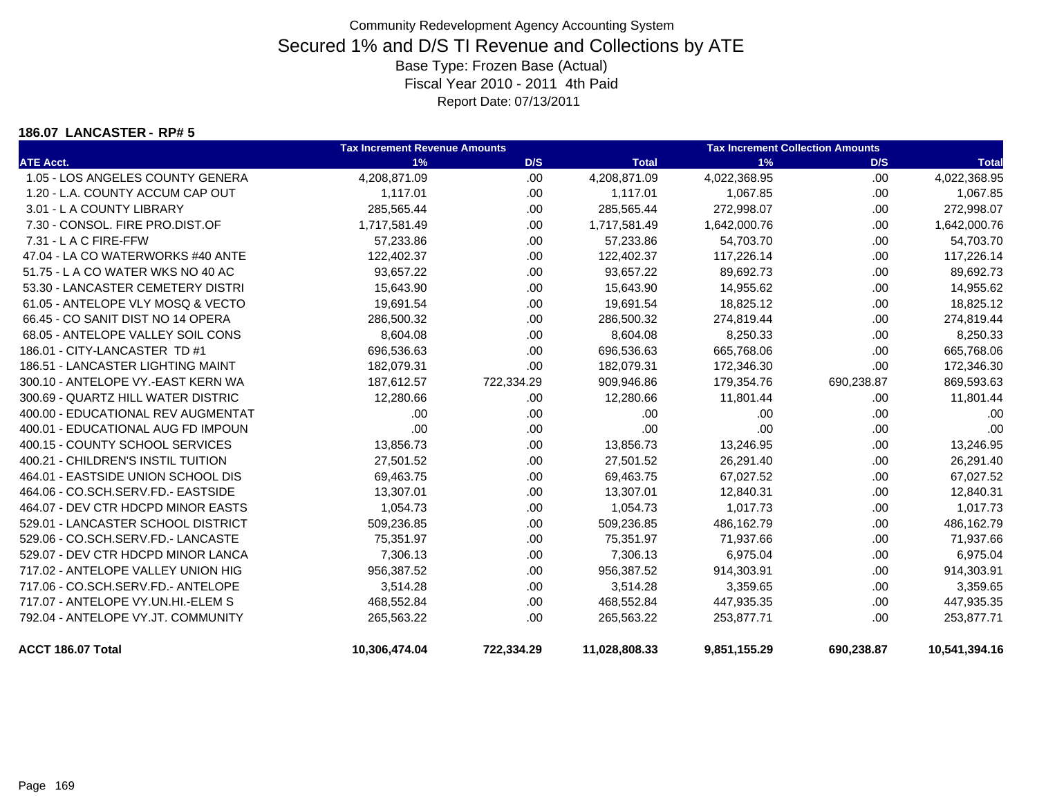Community Redevelopment Agency Accounting System

# Secured 1% and D/S TI Revenue and Collections by ATE

Base Type: Frozen Base (Actual)
Fiscal Year 2010 - 2011 4th Paid
Report Date: 07/13/2011

## 186.07 LANCASTER - RP# 5

| | Tax Increment Revenue Amounts | | | Tax Increment Collection Amounts | | |
|---|---|---|---|---|---|---|
| ATE Acct. | 1% | D/S | Total | 1% | D/S | Total |
| 1.05 - LOS ANGELES COUNTY GENERA | 4,208,871.09 | .00 | 4,208,871.09 | 4,022,368.95 | .00 | 4,022,368.95 |
| 1.20 - L.A. COUNTY ACCUM CAP OUT | 1,117.01 | .00 | 1,117.01 | 1,067.85 | .00 | 1,067.85 |
| 3.01 - L A COUNTY LIBRARY | 285,565.44 | .00 | 285,565.44 | 272,998.07 | .00 | 272,998.07 |
| 7.30 - CONSOL. FIRE PRO.DIST.OF | 1,717,581.49 | .00 | 1,717,581.49 | 1,642,000.76 | .00 | 1,642,000.76 |
| 7.31 - L A C FIRE-FFW | 57,233.86 | .00 | 57,233.86 | 54,703.70 | .00 | 54,703.70 |
| 47.04 - LA CO WATERWORKS #40 ANTE | 122,402.37 | .00 | 122,402.37 | 117,226.14 | .00 | 117,226.14 |
| 51.75 - L A CO WATER WKS NO 40 AC | 93,657.22 | .00 | 93,657.22 | 89,692.73 | .00 | 89,692.73 |
| 53.30 - LANCASTER CEMETERY DISTRI | 15,643.90 | .00 | 15,643.90 | 14,955.62 | .00 | 14,955.62 |
| 61.05 - ANTELOPE VLY MOSQ & VECTO | 19,691.54 | .00 | 19,691.54 | 18,825.12 | .00 | 18,825.12 |
| 66.45 - CO SANIT DIST NO 14 OPERA | 286,500.32 | .00 | 286,500.32 | 274,819.44 | .00 | 274,819.44 |
| 68.05 - ANTELOPE VALLEY SOIL CONS | 8,604.08 | .00 | 8,604.08 | 8,250.33 | .00 | 8,250.33 |
| 186.01 - CITY-LANCASTER TD #1 | 696,536.63 | .00 | 696,536.63 | 665,768.06 | .00 | 665,768.06 |
| 186.51 - LANCASTER LIGHTING MAINT | 182,079.31 | .00 | 182,079.31 | 172,346.30 | .00 | 172,346.30 |
| 300.10 - ANTELOPE VY.-EAST KERN WA | 187,612.57 | 722,334.29 | 909,946.86 | 179,354.76 | 690,238.87 | 869,593.63 |
| 300.69 - QUARTZ HILL WATER DISTRIC | 12,280.66 | .00 | 12,280.66 | 11,801.44 | .00 | 11,801.44 |
| 400.00 - EDUCATIONAL REV AUGMENTAT | .00 | .00 | .00 | .00 | .00 | .00 |
| 400.01 - EDUCATIONAL AUG FD IMPOUN | .00 | .00 | .00 | .00 | .00 | .00 |
| 400.15 - COUNTY SCHOOL SERVICES | 13,856.73 | .00 | 13,856.73 | 13,246.95 | .00 | 13,246.95 |
| 400.21 - CHILDREN'S INSTIL TUITION | 27,501.52 | .00 | 27,501.52 | 26,291.40 | .00 | 26,291.40 |
| 464.01 - EASTSIDE UNION SCHOOL DIS | 69,463.75 | .00 | 69,463.75 | 67,027.52 | .00 | 67,027.52 |
| 464.06 - CO.SCH.SERV.FD.- EASTSIDE | 13,307.01 | .00 | 13,307.01 | 12,840.31 | .00 | 12,840.31 |
| 464.07 - DEV CTR HDCPD MINOR EASTS | 1,054.73 | .00 | 1,054.73 | 1,017.73 | .00 | 1,017.73 |
| 529.01 - LANCASTER SCHOOL DISTRICT | 509,236.85 | .00 | 509,236.85 | 486,162.79 | .00 | 486,162.79 |
| 529.06 - CO.SCH.SERV.FD.- LANCASTE | 75,351.97 | .00 | 75,351.97 | 71,937.66 | .00 | 71,937.66 |
| 529.07 - DEV CTR HDCPD MINOR LANCA | 7,306.13 | .00 | 7,306.13 | 6,975.04 | .00 | 6,975.04 |
| 717.02 - ANTELOPE VALLEY UNION HIG | 956,387.52 | .00 | 956,387.52 | 914,303.91 | .00 | 914,303.91 |
| 717.06 - CO.SCH.SERV.FD.- ANTELOPE | 3,514.28 | .00 | 3,514.28 | 3,359.65 | .00 | 3,359.65 |
| 717.07 - ANTELOPE VY.UN.HI.-ELEM S | 468,552.84 | .00 | 468,552.84 | 447,935.35 | .00 | 447,935.35 |
| 792.04 - ANTELOPE VY.JT. COMMUNITY | 265,563.22 | .00 | 265,563.22 | 253,877.71 | .00 | 253,877.71 |
| **ACCT 186.07 Total** | **10,306,474.04** | **722,334.29** | **11,028,808.33** | **9,851,155.29** | **690,238.87** | **10,541,394.16** |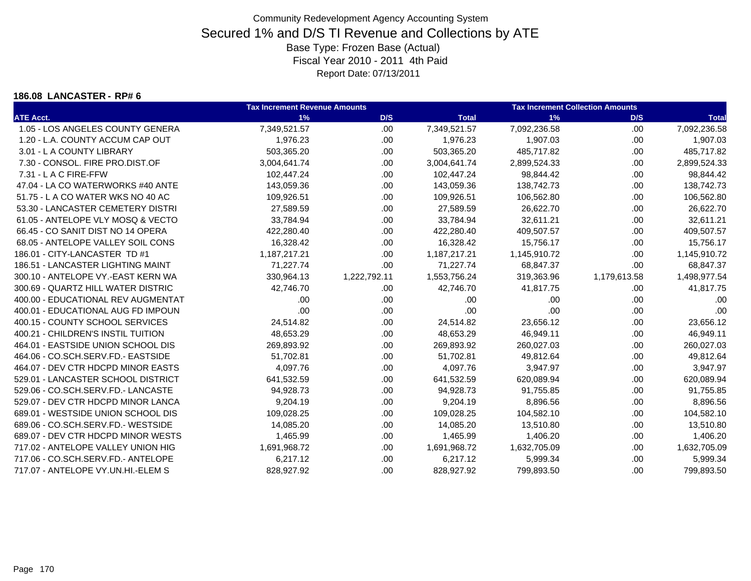# Community Redevelopment Agency Accounting System

## Secured 1% and D/S TI Revenue and Collections by ATE

Base Type: Frozen Base (Actual)

Fiscal Year 2010 - 2011 4th Paid

Report Date: 07/13/2011

### 186.08 LANCASTER - RP# 6

| ATE Acct. | Tax Increment Revenue Amounts 1% | D/S | Total | Tax Increment Collection Amounts 1% | D/S | Total |
|---|---|---|---|---|---|---|
| 1.05 - LOS ANGELES COUNTY GENERA | 7,349,521.57 | .00 | 7,349,521.57 | 7,092,236.58 | .00 | 7,092,236.58 |
| 1.20 - L.A. COUNTY ACCUM CAP OUT | 1,976.23 | .00 | 1,976.23 | 1,907.03 | .00 | 1,907.03 |
| 3.01 - L A COUNTY LIBRARY | 503,365.20 | .00 | 503,365.20 | 485,717.82 | .00 | 485,717.82 |
| 7.30 - CONSOL. FIRE PRO.DIST.OF | 3,004,641.74 | .00 | 3,004,641.74 | 2,899,524.33 | .00 | 2,899,524.33 |
| 7.31 - L A C FIRE-FFW | 102,447.24 | .00 | 102,447.24 | 98,844.42 | .00 | 98,844.42 |
| 47.04 - LA CO WATERWORKS #40 ANTE | 143,059.36 | .00 | 143,059.36 | 138,742.73 | .00 | 138,742.73 |
| 51.75 - L A CO WATER WKS NO 40 AC | 109,926.51 | .00 | 109,926.51 | 106,562.80 | .00 | 106,562.80 |
| 53.30 - LANCASTER CEMETERY DISTRI | 27,589.59 | .00 | 27,589.59 | 26,622.70 | .00 | 26,622.70 |
| 61.05 - ANTELOPE VLY MOSQ & VECTO | 33,784.94 | .00 | 33,784.94 | 32,611.21 | .00 | 32,611.21 |
| 66.45 - CO SANIT DIST NO 14 OPERA | 422,280.40 | .00 | 422,280.40 | 409,507.57 | .00 | 409,507.57 |
| 68.05 - ANTELOPE VALLEY SOIL CONS | 16,328.42 | .00 | 16,328.42 | 15,756.17 | .00 | 15,756.17 |
| 186.01 - CITY-LANCASTER TD #1 | 1,187,217.21 | .00 | 1,187,217.21 | 1,145,910.72 | .00 | 1,145,910.72 |
| 186.51 - LANCASTER LIGHTING MAINT | 71,227.74 | .00 | 71,227.74 | 68,847.37 | .00 | 68,847.37 |
| 300.10 - ANTELOPE VY.-EAST KERN WA | 330,964.13 | 1,222,792.11 | 1,553,756.24 | 319,363.96 | 1,179,613.58 | 1,498,977.54 |
| 300.69 - QUARTZ HILL WATER DISTRIC | 42,746.70 | .00 | 42,746.70 | 41,817.75 | .00 | 41,817.75 |
| 400.00 - EDUCATIONAL REV AUGMENTAT | .00 | .00 | .00 | .00 | .00 | .00 |
| 400.01 - EDUCATIONAL AUG FD IMPOUN | .00 | .00 | .00 | .00 | .00 | .00 |
| 400.15 - COUNTY SCHOOL SERVICES | 24,514.82 | .00 | 24,514.82 | 23,656.12 | .00 | 23,656.12 |
| 400.21 - CHILDREN'S INSTIL TUITION | 48,653.29 | .00 | 48,653.29 | 46,949.11 | .00 | 46,949.11 |
| 464.01 - EASTSIDE UNION SCHOOL DIS | 269,893.92 | .00 | 269,893.92 | 260,027.03 | .00 | 260,027.03 |
| 464.06 - CO.SCH.SERV.FD.- EASTSIDE | 51,702.81 | .00 | 51,702.81 | 49,812.64 | .00 | 49,812.64 |
| 464.07 - DEV CTR HDCPD MINOR EASTS | 4,097.76 | .00 | 4,097.76 | 3,947.97 | .00 | 3,947.97 |
| 529.01 - LANCASTER SCHOOL DISTRICT | 641,532.59 | .00 | 641,532.59 | 620,089.94 | .00 | 620,089.94 |
| 529.06 - CO.SCH.SERV.FD.- LANCASTE | 94,928.73 | .00 | 94,928.73 | 91,755.85 | .00 | 91,755.85 |
| 529.07 - DEV CTR HDCPD MINOR LANCA | 9,204.19 | .00 | 9,204.19 | 8,896.56 | .00 | 8,896.56 |
| 689.01 - WESTSIDE UNION SCHOOL DIS | 109,028.25 | .00 | 109,028.25 | 104,582.10 | .00 | 104,582.10 |
| 689.06 - CO.SCH.SERV.FD.- WESTSIDE | 14,085.20 | .00 | 14,085.20 | 13,510.80 | .00 | 13,510.80 |
| 689.07 - DEV CTR HDCPD MINOR WESTS | 1,465.99 | .00 | 1,465.99 | 1,406.20 | .00 | 1,406.20 |
| 717.02 - ANTELOPE VALLEY UNION HIG | 1,691,968.72 | .00 | 1,691,968.72 | 1,632,705.09 | .00 | 1,632,705.09 |
| 717.06 - CO.SCH.SERV.FD.- ANTELOPE | 6,217.12 | .00 | 6,217.12 | 5,999.34 | .00 | 5,999.34 |
| 717.07 - ANTELOPE VY.UN.HI.-ELEM S | 828,927.92 | .00 | 828,927.92 | 799,893.50 | .00 | 799,893.50 |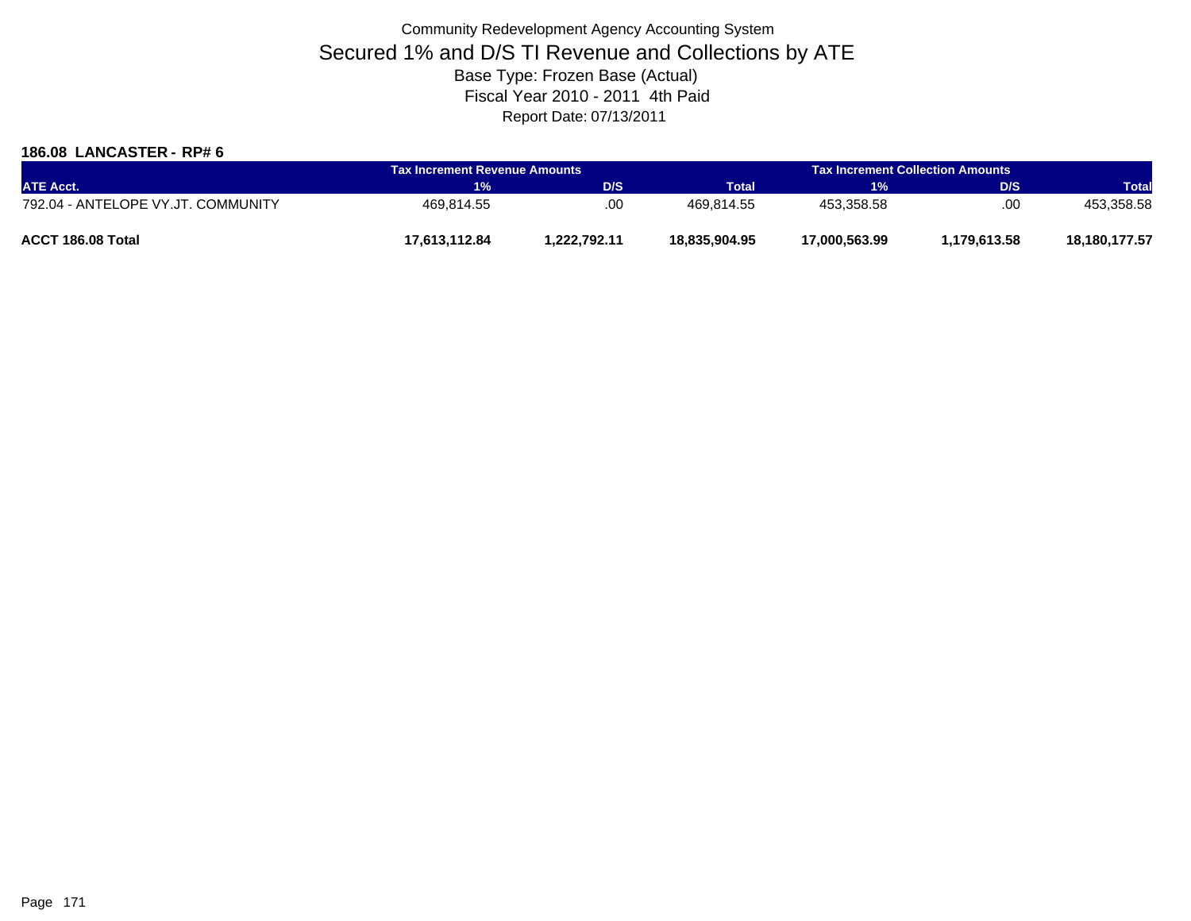Community Redevelopment Agency Accounting System

# Secured 1% and D/S TI Revenue and Collections by ATE

Base Type: Frozen Base (Actual)

Fiscal Year 2010 - 2011 4th Paid

Report Date: 07/13/2011

### 186.08 LANCASTER - RP# 6

| | Tax Increment Revenue Amounts | | | Tax Increment Collection Amounts | | |
|---|---|---|---|---|---|---|
| ATE Acct. | 1% | D/S | Total | 1% | D/S | Total |
| 792.04 - ANTELOPE VY.JT. COMMUNITY | 469,814.55 | .00 | 469,814.55 | 453,358.58 | .00 | 453,358.58 |
| **ACCT 186.08 Total** | **17,613,112.84** | **1,222,792.11** | **18,835,904.95** | **17,000,563.99** | **1,179,613.58** | **18,180,177.57** |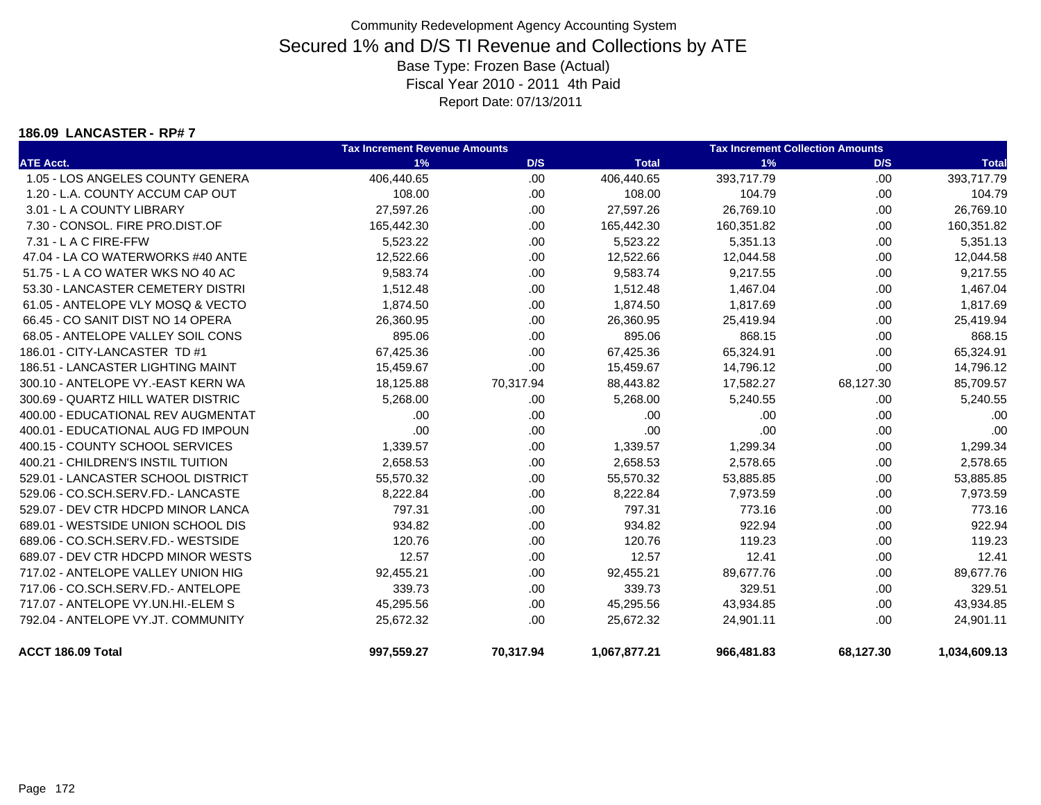Community Redevelopment Agency Accounting System

# Secured 1% and D/S TI Revenue and Collections by ATE

Base Type: Frozen Base (Actual)
Fiscal Year 2010 - 2011 4th Paid
Report Date: 07/13/2011

### 186.09 LANCASTER - RP# 7

| | Tax Increment Revenue Amounts | | | Tax Increment Collection Amounts | | |
|---|---|---|---|---|---|---|
| ATE Acct. | 1% | D/S | Total | 1% | D/S | Total |
| 1.05 - LOS ANGELES COUNTY GENERA | 406,440.65 | .00 | 406,440.65 | 393,717.79 | .00 | 393,717.79 |
| 1.20 - L.A. COUNTY ACCUM CAP OUT | 108.00 | .00 | 108.00 | 104.79 | .00 | 104.79 |
| 3.01 - L A COUNTY LIBRARY | 27,597.26 | .00 | 27,597.26 | 26,769.10 | .00 | 26,769.10 |
| 7.30 - CONSOL. FIRE PRO.DIST.OF | 165,442.30 | .00 | 165,442.30 | 160,351.82 | .00 | 160,351.82 |
| 7.31 - L A C FIRE-FFW | 5,523.22 | .00 | 5,523.22 | 5,351.13 | .00 | 5,351.13 |
| 47.04 - LA CO WATERWORKS #40 ANTE | 12,522.66 | .00 | 12,522.66 | 12,044.58 | .00 | 12,044.58 |
| 51.75 - L A CO WATER WKS NO 40 AC | 9,583.74 | .00 | 9,583.74 | 9,217.55 | .00 | 9,217.55 |
| 53.30 - LANCASTER CEMETERY DISTRI | 1,512.48 | .00 | 1,512.48 | 1,467.04 | .00 | 1,467.04 |
| 61.05 - ANTELOPE VLY MOSQ & VECTO | 1,874.50 | .00 | 1,874.50 | 1,817.69 | .00 | 1,817.69 |
| 66.45 - CO SANIT DIST NO 14 OPERA | 26,360.95 | .00 | 26,360.95 | 25,419.94 | .00 | 25,419.94 |
| 68.05 - ANTELOPE VALLEY SOIL CONS | 895.06 | .00 | 895.06 | 868.15 | .00 | 868.15 |
| 186.01 - CITY-LANCASTER TD #1 | 67,425.36 | .00 | 67,425.36 | 65,324.91 | .00 | 65,324.91 |
| 186.51 - LANCASTER LIGHTING MAINT | 15,459.67 | .00 | 15,459.67 | 14,796.12 | .00 | 14,796.12 |
| 300.10 - ANTELOPE VY.-EAST KERN WA | 18,125.88 | 70,317.94 | 88,443.82 | 17,582.27 | 68,127.30 | 85,709.57 |
| 300.69 - QUARTZ HILL WATER DISTRIC | 5,268.00 | .00 | 5,268.00 | 5,240.55 | .00 | 5,240.55 |
| 400.00 - EDUCATIONAL REV AUGMENTAT | .00 | .00 | .00 | .00 | .00 | .00 |
| 400.01 - EDUCATIONAL AUG FD IMPOUN | .00 | .00 | .00 | .00 | .00 | .00 |
| 400.15 - COUNTY SCHOOL SERVICES | 1,339.57 | .00 | 1,339.57 | 1,299.34 | .00 | 1,299.34 |
| 400.21 - CHILDREN'S INSTIL TUITION | 2,658.53 | .00 | 2,658.53 | 2,578.65 | .00 | 2,578.65 |
| 529.01 - LANCASTER SCHOOL DISTRICT | 55,570.32 | .00 | 55,570.32 | 53,885.85 | .00 | 53,885.85 |
| 529.06 - CO.SCH.SERV.FD.- LANCASTE | 8,222.84 | .00 | 8,222.84 | 7,973.59 | .00 | 7,973.59 |
| 529.07 - DEV CTR HDCPD MINOR LANCA | 797.31 | .00 | 797.31 | 773.16 | .00 | 773.16 |
| 689.01 - WESTSIDE UNION SCHOOL DIS | 934.82 | .00 | 934.82 | 922.94 | .00 | 922.94 |
| 689.06 - CO.SCH.SERV.FD.- WESTSIDE | 120.76 | .00 | 120.76 | 119.23 | .00 | 119.23 |
| 689.07 - DEV CTR HDCPD MINOR WESTS | 12.57 | .00 | 12.57 | 12.41 | .00 | 12.41 |
| 717.02 - ANTELOPE VALLEY UNION HIG | 92,455.21 | .00 | 92,455.21 | 89,677.76 | .00 | 89,677.76 |
| 717.06 - CO.SCH.SERV.FD.- ANTELOPE | 339.73 | .00 | 339.73 | 329.51 | .00 | 329.51 |
| 717.07 - ANTELOPE VY.UN.HI.-ELEM S | 45,295.56 | .00 | 45,295.56 | 43,934.85 | .00 | 43,934.85 |
| 792.04 - ANTELOPE VY.JT. COMMUNITY | 25,672.32 | .00 | 25,672.32 | 24,901.11 | .00 | 24,901.11 |
| **ACCT 186.09 Total** | **997,559.27** | **70,317.94** | **1,067,877.21** | **966,481.83** | **68,127.30** | **1,034,609.13** |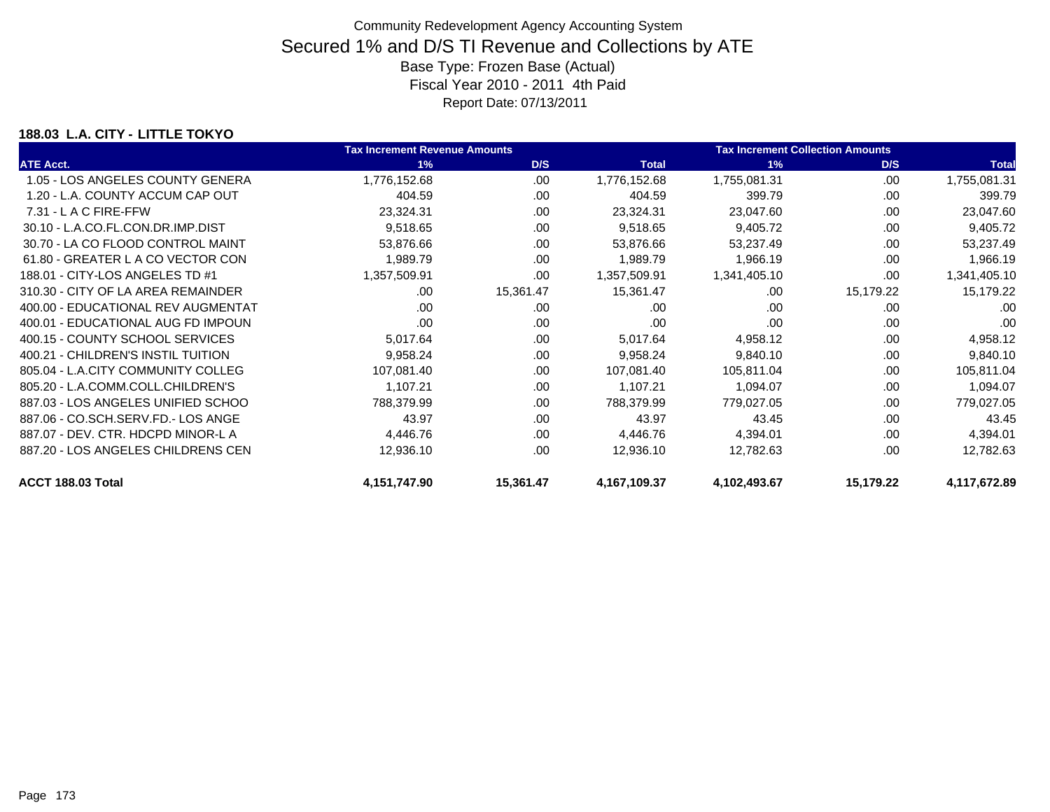Community Redevelopment Agency Accounting System

# Secured 1% and D/S TI Revenue and Collections by ATE

Base Type: Frozen Base (Actual)

Fiscal Year 2010 - 2011 4th Paid

Report Date: 07/13/2011

### 188.03 L.A. CITY - LITTLE TOKYO

| | Tax Increment Revenue Amounts | | | Tax Increment Collection Amounts | | |
|---|---|---|---|---|---|---|
| ATE Acct. | 1% | D/S | Total | 1% | D/S | Total |
| 1.05 - LOS ANGELES COUNTY GENERA | 1,776,152.68 | .00 | 1,776,152.68 | 1,755,081.31 | .00 | 1,755,081.31 |
| 1.20 - L.A. COUNTY ACCUM CAP OUT | 404.59 | .00 | 404.59 | 399.79 | .00 | 399.79 |
| 7.31 - L A C FIRE-FFW | 23,324.31 | .00 | 23,324.31 | 23,047.60 | .00 | 23,047.60 |
| 30.10 - L.A.CO.FL.CON.DR.IMP.DIST | 9,518.65 | .00 | 9,518.65 | 9,405.72 | .00 | 9,405.72 |
| 30.70 - LA CO FLOOD CONTROL MAINT | 53,876.66 | .00 | 53,876.66 | 53,237.49 | .00 | 53,237.49 |
| 61.80 - GREATER L A CO VECTOR CON | 1,989.79 | .00 | 1,989.79 | 1,966.19 | .00 | 1,966.19 |
| 188.01 - CITY-LOS ANGELES TD #1 | 1,357,509.91 | .00 | 1,357,509.91 | 1,341,405.10 | .00 | 1,341,405.10 |
| 310.30 - CITY OF LA AREA REMAINDER | .00 | 15,361.47 | 15,361.47 | .00 | 15,179.22 | 15,179.22 |
| 400.00 - EDUCATIONAL REV AUGMENTAT | .00 | .00 | .00 | .00 | .00 | .00 |
| 400.01 - EDUCATIONAL AUG FD IMPOUN | .00 | .00 | .00 | .00 | .00 | .00 |
| 400.15 - COUNTY SCHOOL SERVICES | 5,017.64 | .00 | 5,017.64 | 4,958.12 | .00 | 4,958.12 |
| 400.21 - CHILDREN'S INSTIL TUITION | 9,958.24 | .00 | 9,958.24 | 9,840.10 | .00 | 9,840.10 |
| 805.04 - L.A.CITY COMMUNITY COLLEG | 107,081.40 | .00 | 107,081.40 | 105,811.04 | .00 | 105,811.04 |
| 805.20 - L.A.COMM.COLL.CHILDREN'S | 1,107.21 | .00 | 1,107.21 | 1,094.07 | .00 | 1,094.07 |
| 887.03 - LOS ANGELES UNIFIED SCHOO | 788,379.99 | .00 | 788,379.99 | 779,027.05 | .00 | 779,027.05 |
| 887.06 - CO.SCH.SERV.FD.- LOS ANGE | 43.97 | .00 | 43.97 | 43.45 | .00 | 43.45 |
| 887.07 - DEV. CTR. HDCPD MINOR-L A | 4,446.76 | .00 | 4,446.76 | 4,394.01 | .00 | 4,394.01 |
| 887.20 - LOS ANGELES CHILDRENS CEN | 12,936.10 | .00 | 12,936.10 | 12,782.63 | .00 | 12,782.63 |
| **ACCT 188.03 Total** | **4,151,747.90** | **15,361.47** | **4,167,109.37** | **4,102,493.67** | **15,179.22** | **4,117,672.89** |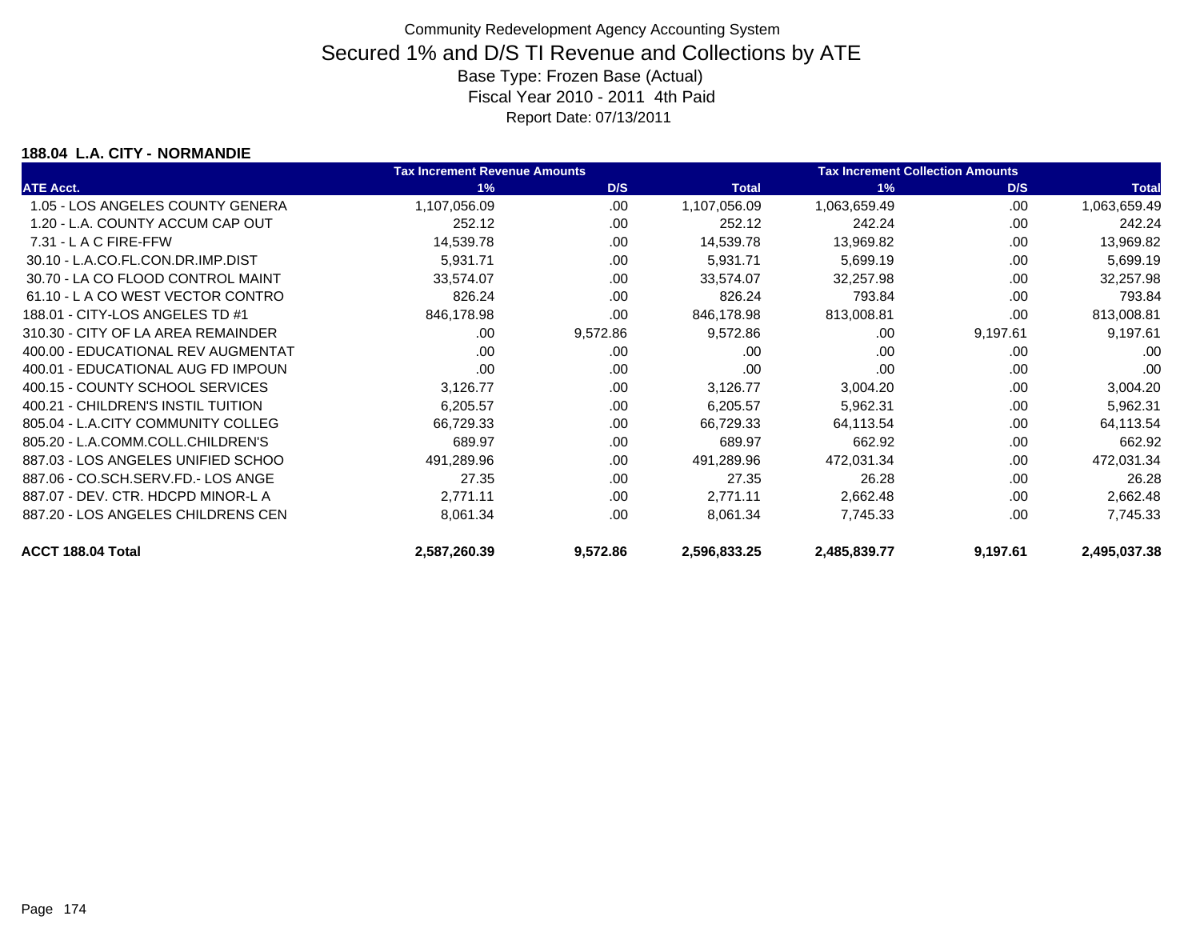# Community Redevelopment Agency Accounting System

## Secured 1% and D/S TI Revenue and Collections by ATE

Base Type: Frozen Base (Actual)
Fiscal Year 2010 - 2011 4th Paid
Report Date: 07/13/2011

### 188.04 L.A. CITY - NORMANDIE

| | Tax Increment Revenue Amounts | | | Tax Increment Collection Amounts | | |
|---|---|---|---|---|---|---|
| ATE Acct. | 1% | D/S | Total | 1% | D/S | Total |
| 1.05 - LOS ANGELES COUNTY GENERA | 1,107,056.09 | .00 | 1,107,056.09 | 1,063,659.49 | .00 | 1,063,659.49 |
| 1.20 - L.A. COUNTY ACCUM CAP OUT | 252.12 | .00 | 252.12 | 242.24 | .00 | 242.24 |
| 7.31 - L A C FIRE-FFW | 14,539.78 | .00 | 14,539.78 | 13,969.82 | .00 | 13,969.82 |
| 30.10 - L.A.CO.FL.CON.DR.IMP.DIST | 5,931.71 | .00 | 5,931.71 | 5,699.19 | .00 | 5,699.19 |
| 30.70 - LA CO FLOOD CONTROL MAINT | 33,574.07 | .00 | 33,574.07 | 32,257.98 | .00 | 32,257.98 |
| 61.10 - L A CO WEST VECTOR CONTRO | 826.24 | .00 | 826.24 | 793.84 | .00 | 793.84 |
| 188.01 - CITY-LOS ANGELES TD #1 | 846,178.98 | .00 | 846,178.98 | 813,008.81 | .00 | 813,008.81 |
| 310.30 - CITY OF LA AREA REMAINDER | .00 | 9,572.86 | 9,572.86 | .00 | 9,197.61 | 9,197.61 |
| 400.00 - EDUCATIONAL REV AUGMENTAT | .00 | .00 | .00 | .00 | .00 | .00 |
| 400.01 - EDUCATIONAL AUG FD IMPOUN | .00 | .00 | .00 | .00 | .00 | .00 |
| 400.15 - COUNTY SCHOOL SERVICES | 3,126.77 | .00 | 3,126.77 | 3,004.20 | .00 | 3,004.20 |
| 400.21 - CHILDREN'S INSTIL TUITION | 6,205.57 | .00 | 6,205.57 | 5,962.31 | .00 | 5,962.31 |
| 805.04 - L.A.CITY COMMUNITY COLLEG | 66,729.33 | .00 | 66,729.33 | 64,113.54 | .00 | 64,113.54 |
| 805.20 - L.A.COMM.COLL.CHILDREN'S | 689.97 | .00 | 689.97 | 662.92 | .00 | 662.92 |
| 887.03 - LOS ANGELES UNIFIED SCHOO | 491,289.96 | .00 | 491,289.96 | 472,031.34 | .00 | 472,031.34 |
| 887.06 - CO.SCH.SERV.FD.- LOS ANGE | 27.35 | .00 | 27.35 | 26.28 | .00 | 26.28 |
| 887.07 - DEV. CTR. HDCPD MINOR-L A | 2,771.11 | .00 | 2,771.11 | 2,662.48 | .00 | 2,662.48 |
| 887.20 - LOS ANGELES CHILDRENS CEN | 8,061.34 | .00 | 8,061.34 | 7,745.33 | .00 | 7,745.33 |
| **ACCT 188.04 Total** | **2,587,260.39** | **9,572.86** | **2,596,833.25** | **2,485,839.77** | **9,197.61** | **2,495,037.38** |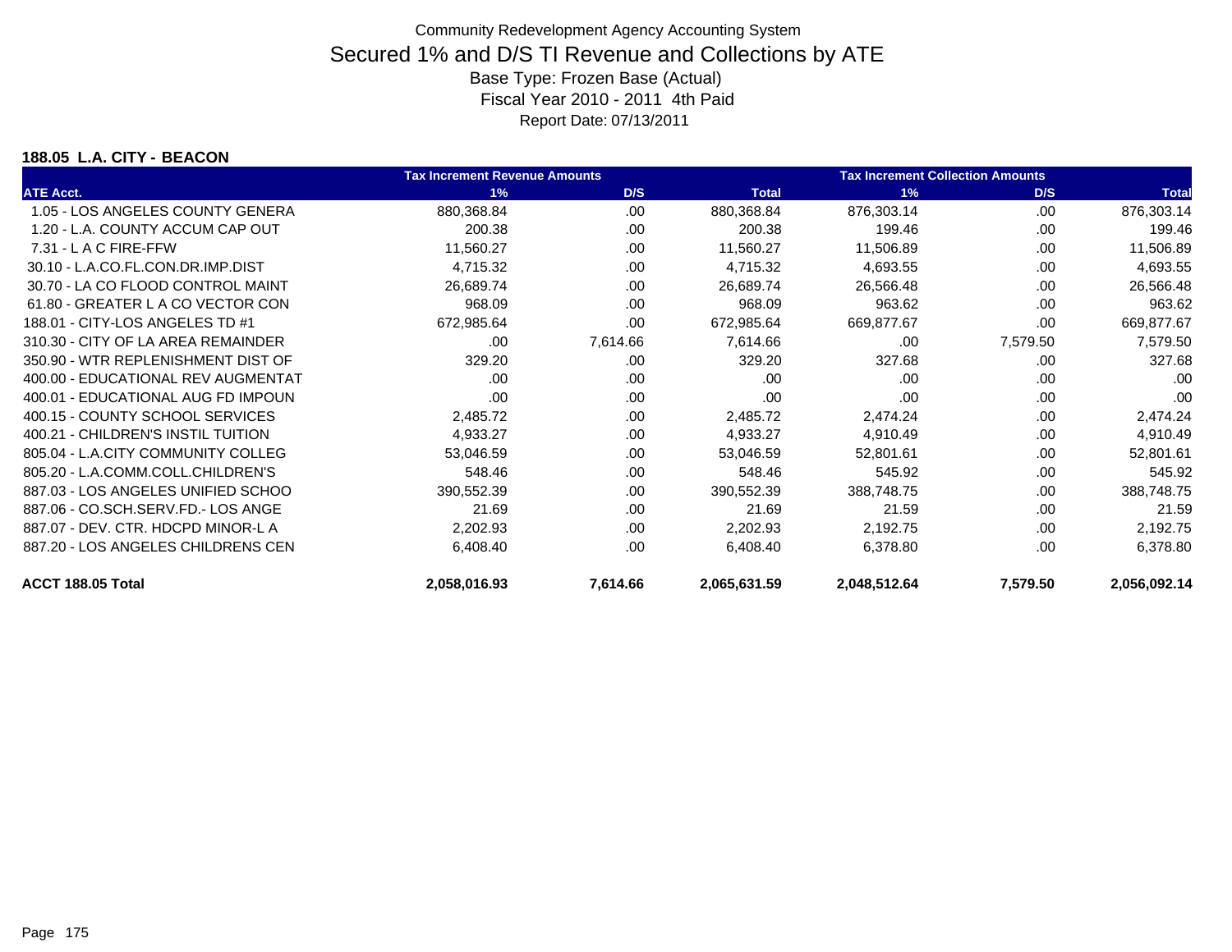Community Redevelopment Agency Accounting System

# Secured 1% and D/S TI Revenue and Collections by ATE

Base Type: Frozen Base (Actual)

Fiscal Year 2010 - 2011 4th Paid

Report Date: 07/13/2011

## 188.05 L.A. CITY - BEACON

| | Tax Increment Revenue Amounts | | | Tax Increment Collection Amounts | | |
|---|---|---|---|---|---|---|
| ATE Acct. | 1% | D/S | Total | 1% | D/S | Total |
| 1.05 - LOS ANGELES COUNTY GENERA | 880,368.84 | .00 | 880,368.84 | 876,303.14 | .00 | 876,303.14 |
| 1.20 - L.A. COUNTY ACCUM CAP OUT | 200.38 | .00 | 200.38 | 199.46 | .00 | 199.46 |
| 7.31 - L A C FIRE-FFW | 11,560.27 | .00 | 11,560.27 | 11,506.89 | .00 | 11,506.89 |
| 30.10 - L.A.CO.FL.CON.DR.IMP.DIST | 4,715.32 | .00 | 4,715.32 | 4,693.55 | .00 | 4,693.55 |
| 30.70 - LA CO FLOOD CONTROL MAINT | 26,689.74 | .00 | 26,689.74 | 26,566.48 | .00 | 26,566.48 |
| 61.80 - GREATER L A CO VECTOR CON | 968.09 | .00 | 968.09 | 963.62 | .00 | 963.62 |
| 188.01 - CITY-LOS ANGELES TD #1 | 672,985.64 | .00 | 672,985.64 | 669,877.67 | .00 | 669,877.67 |
| 310.30 - CITY OF LA AREA REMAINDER | .00 | 7,614.66 | 7,614.66 | .00 | 7,579.50 | 7,579.50 |
| 350.90 - WTR REPLENISHMENT DIST OF | 329.20 | .00 | 329.20 | 327.68 | .00 | 327.68 |
| 400.00 - EDUCATIONAL REV AUGMENTAT | .00 | .00 | .00 | .00 | .00 | .00 |
| 400.01 - EDUCATIONAL AUG FD IMPOUN | .00 | .00 | .00 | .00 | .00 | .00 |
| 400.15 - COUNTY SCHOOL SERVICES | 2,485.72 | .00 | 2,485.72 | 2,474.24 | .00 | 2,474.24 |
| 400.21 - CHILDREN'S INSTIL TUITION | 4,933.27 | .00 | 4,933.27 | 4,910.49 | .00 | 4,910.49 |
| 805.04 - L.A.CITY COMMUNITY COLLEG | 53,046.59 | .00 | 53,046.59 | 52,801.61 | .00 | 52,801.61 |
| 805.20 - L.A.COMM.COLL.CHILDREN'S | 548.46 | .00 | 548.46 | 545.92 | .00 | 545.92 |
| 887.03 - LOS ANGELES UNIFIED SCHOO | 390,552.39 | .00 | 390,552.39 | 388,748.75 | .00 | 388,748.75 |
| 887.06 - CO.SCH.SERV.FD.- LOS ANGE | 21.69 | .00 | 21.69 | 21.59 | .00 | 21.59 |
| 887.07 - DEV. CTR. HDCPD MINOR-L A | 2,202.93 | .00 | 2,202.93 | 2,192.75 | .00 | 2,192.75 |
| 887.20 - LOS ANGELES CHILDRENS CEN | 6,408.40 | .00 | 6,408.40 | 6,378.80 | .00 | 6,378.80 |
| **ACCT 188.05 Total** | **2,058,016.93** | **7,614.66** | **2,065,631.59** | **2,048,512.64** | **7,579.50** | **2,056,092.14** |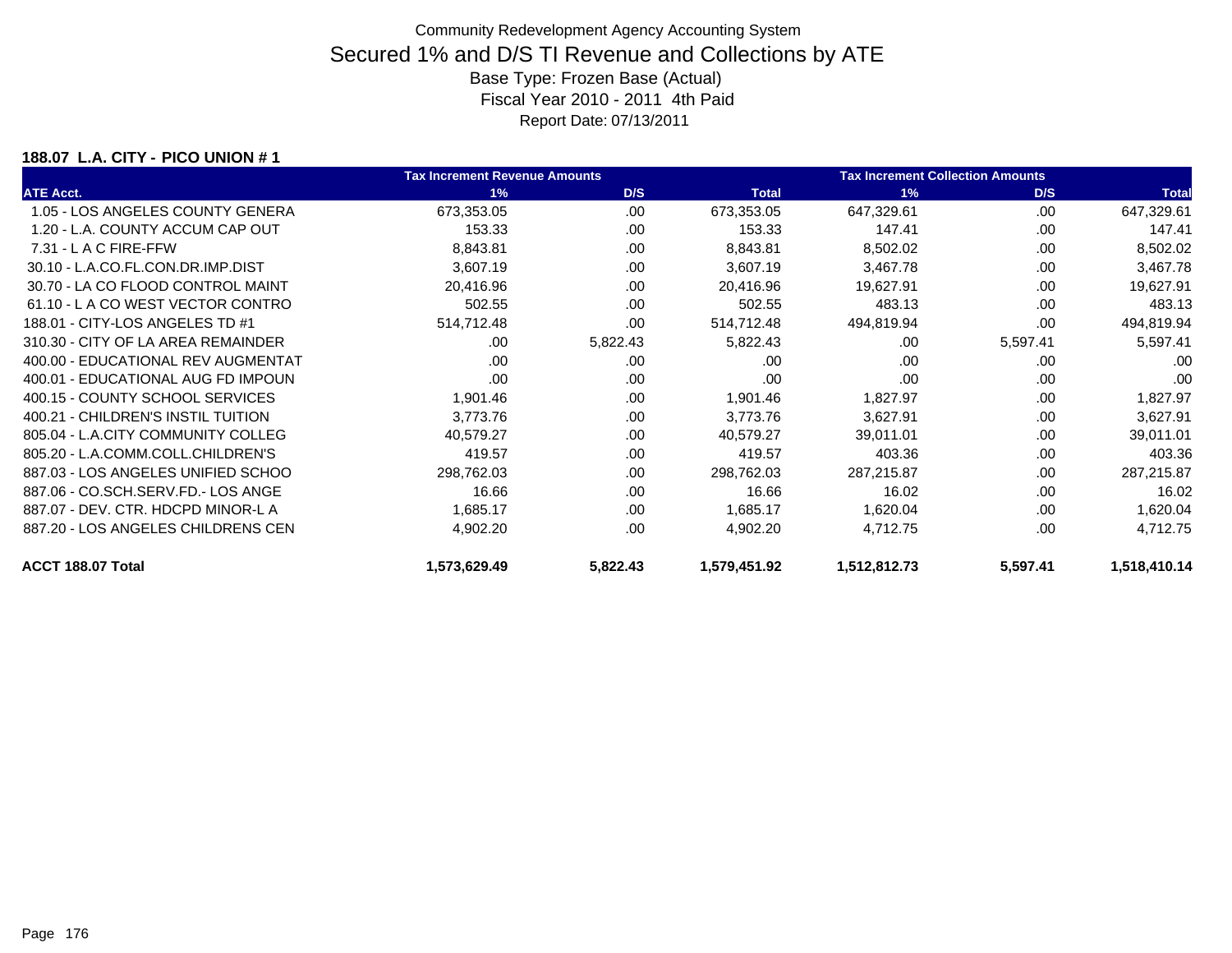Community Redevelopment Agency Accounting System

# Secured 1% and D/S TI Revenue and Collections by ATE

Base Type: Frozen Base (Actual)

Fiscal Year 2010 - 2011 4th Paid

Report Date: 07/13/2011

### 188.07 L.A. CITY - PICO UNION # 1

| | Tax Increment Revenue Amounts | | | Tax Increment Collection Amounts | | |
|---|---|---|---|---|---|---|
| ATE Acct. | 1% | D/S | Total | 1% | D/S | Total |
| 1.05 - LOS ANGELES COUNTY GENERA | 673,353.05 | .00 | 673,353.05 | 647,329.61 | .00 | 647,329.61 |
| 1.20 - L.A. COUNTY ACCUM CAP OUT | 153.33 | .00 | 153.33 | 147.41 | .00 | 147.41 |
| 7.31 - L A C FIRE-FFW | 8,843.81 | .00 | 8,843.81 | 8,502.02 | .00 | 8,502.02 |
| 30.10 - L.A.CO.FL.CON.DR.IMP.DIST | 3,607.19 | .00 | 3,607.19 | 3,467.78 | .00 | 3,467.78 |
| 30.70 - LA CO FLOOD CONTROL MAINT | 20,416.96 | .00 | 20,416.96 | 19,627.91 | .00 | 19,627.91 |
| 61.10 - L A CO WEST VECTOR CONTRO | 502.55 | .00 | 502.55 | 483.13 | .00 | 483.13 |
| 188.01 - CITY-LOS ANGELES TD #1 | 514,712.48 | .00 | 514,712.48 | 494,819.94 | .00 | 494,819.94 |
| 310.30 - CITY OF LA AREA REMAINDER | .00 | 5,822.43 | 5,822.43 | .00 | 5,597.41 | 5,597.41 |
| 400.00 - EDUCATIONAL REV AUGMENTAT | .00 | .00 | .00 | .00 | .00 | .00 |
| 400.01 - EDUCATIONAL AUG FD IMPOUN | .00 | .00 | .00 | .00 | .00 | .00 |
| 400.15 - COUNTY SCHOOL SERVICES | 1,901.46 | .00 | 1,901.46 | 1,827.97 | .00 | 1,827.97 |
| 400.21 - CHILDREN'S INSTIL TUITION | 3,773.76 | .00 | 3,773.76 | 3,627.91 | .00 | 3,627.91 |
| 805.04 - L.A.CITY COMMUNITY COLLEG | 40,579.27 | .00 | 40,579.27 | 39,011.01 | .00 | 39,011.01 |
| 805.20 - L.A.COMM.COLL.CHILDREN'S | 419.57 | .00 | 419.57 | 403.36 | .00 | 403.36 |
| 887.03 - LOS ANGELES UNIFIED SCHOO | 298,762.03 | .00 | 298,762.03 | 287,215.87 | .00 | 287,215.87 |
| 887.06 - CO.SCH.SERV.FD.- LOS ANGE | 16.66 | .00 | 16.66 | 16.02 | .00 | 16.02 |
| 887.07 - DEV. CTR. HDCPD MINOR-L A | 1,685.17 | .00 | 1,685.17 | 1,620.04 | .00 | 1,620.04 |
| 887.20 - LOS ANGELES CHILDRENS CEN | 4,902.20 | .00 | 4,902.20 | 4,712.75 | .00 | 4,712.75 |
| **ACCT 188.07 Total** | **1,573,629.49** | **5,822.43** | **1,579,451.92** | **1,512,812.73** | **5,597.41** | **1,518,410.14** |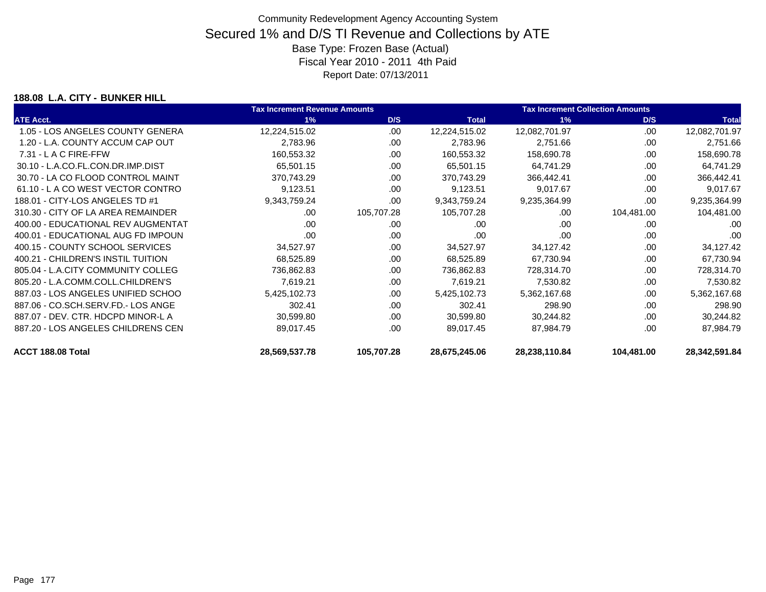Community Redevelopment Agency Accounting System

# Secured 1% and D/S TI Revenue and Collections by ATE

Base Type: Frozen Base (Actual)

Fiscal Year 2010 - 2011 4th Paid

Report Date: 07/13/2011

### 188.08 L.A. CITY - BUNKER HILL

| | Tax Increment Revenue Amounts | | | Tax Increment Collection Amounts | | |
|---|---|---|---|---|---|---|
| ATE Acct. | 1% | D/S | Total | 1% | D/S | Total |
| 1.05 - LOS ANGELES COUNTY GENERA | 12,224,515.02 | .00 | 12,224,515.02 | 12,082,701.97 | .00 | 12,082,701.97 |
| 1.20 - L.A. COUNTY ACCUM CAP OUT | 2,783.96 | .00 | 2,783.96 | 2,751.66 | .00 | 2,751.66 |
| 7.31 - L A C FIRE-FFW | 160,553.32 | .00 | 160,553.32 | 158,690.78 | .00 | 158,690.78 |
| 30.10 - L.A.CO.FL.CON.DR.IMP.DIST | 65,501.15 | .00 | 65,501.15 | 64,741.29 | .00 | 64,741.29 |
| 30.70 - LA CO FLOOD CONTROL MAINT | 370,743.29 | .00 | 370,743.29 | 366,442.41 | .00 | 366,442.41 |
| 61.10 - L A CO WEST VECTOR CONTRO | 9,123.51 | .00 | 9,123.51 | 9,017.67 | .00 | 9,017.67 |
| 188.01 - CITY-LOS ANGELES TD #1 | 9,343,759.24 | .00 | 9,343,759.24 | 9,235,364.99 | .00 | 9,235,364.99 |
| 310.30 - CITY OF LA AREA REMAINDER | .00 | 105,707.28 | 105,707.28 | .00 | 104,481.00 | 104,481.00 |
| 400.00 - EDUCATIONAL REV AUGMENTAT | .00 | .00 | .00 | .00 | .00 | .00 |
| 400.01 - EDUCATIONAL AUG FD IMPOUN | .00 | .00 | .00 | .00 | .00 | .00 |
| 400.15 - COUNTY SCHOOL SERVICES | 34,527.97 | .00 | 34,527.97 | 34,127.42 | .00 | 34,127.42 |
| 400.21 - CHILDREN'S INSTIL TUITION | 68,525.89 | .00 | 68,525.89 | 67,730.94 | .00 | 67,730.94 |
| 805.04 - L.A.CITY COMMUNITY COLLEG | 736,862.83 | .00 | 736,862.83 | 728,314.70 | .00 | 728,314.70 |
| 805.20 - L.A.COMM.COLL.CHILDREN'S | 7,619.21 | .00 | 7,619.21 | 7,530.82 | .00 | 7,530.82 |
| 887.03 - LOS ANGELES UNIFIED SCHOO | 5,425,102.73 | .00 | 5,425,102.73 | 5,362,167.68 | .00 | 5,362,167.68 |
| 887.06 - CO.SCH.SERV.FD.- LOS ANGE | 302.41 | .00 | 302.41 | 298.90 | .00 | 298.90 |
| 887.07 - DEV. CTR. HDCPD MINOR-L A | 30,599.80 | .00 | 30,599.80 | 30,244.82 | .00 | 30,244.82 |
| 887.20 - LOS ANGELES CHILDRENS CEN | 89,017.45 | .00 | 89,017.45 | 87,984.79 | .00 | 87,984.79 |
| **ACCT 188.08 Total** | **28,569,537.78** | **105,707.28** | **28,675,245.06** | **28,238,110.84** | **104,481.00** | **28,342,591.84** |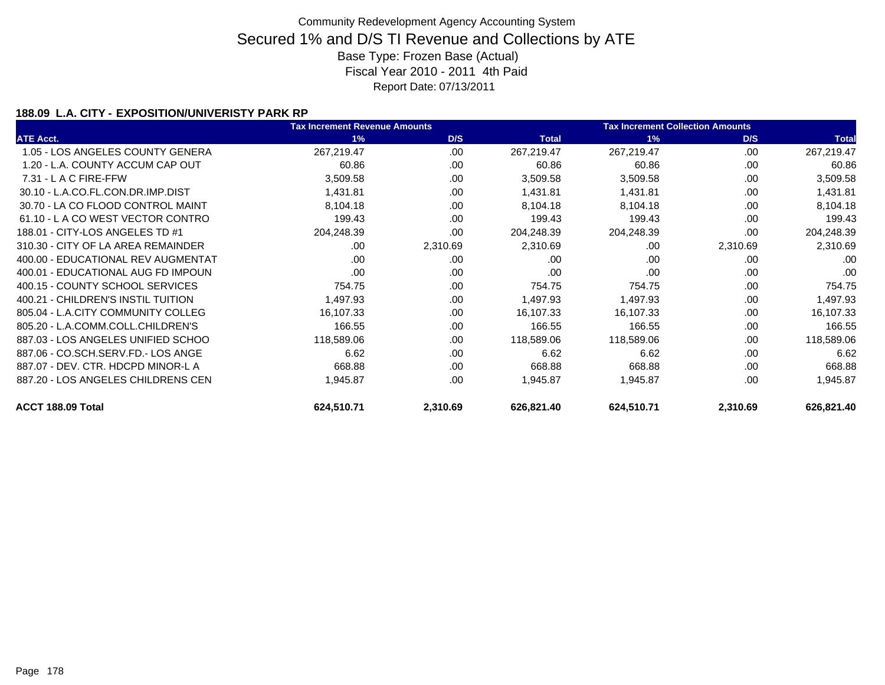Community Redevelopment Agency Accounting System

# Secured 1% and D/S TI Revenue and Collections by ATE

Base Type: Frozen Base (Actual)

Fiscal Year 2010 - 2011 4th Paid

Report Date: 07/13/2011

### 188.09 L.A. CITY - EXPOSITION/UNIVERISTY PARK RP

| | Tax Increment Revenue Amounts | | | Tax Increment Collection Amounts | | |
|---|---|---|---|---|---|---|
| ATE Acct. | 1% | D/S | Total | 1% | D/S | Total |
| 1.05 - LOS ANGELES COUNTY GENERA | 267,219.47 | .00 | 267,219.47 | 267,219.47 | .00 | 267,219.47 |
| 1.20 - L.A. COUNTY ACCUM CAP OUT | 60.86 | .00 | 60.86 | 60.86 | .00 | 60.86 |
| 7.31 - L A C FIRE-FFW | 3,509.58 | .00 | 3,509.58 | 3,509.58 | .00 | 3,509.58 |
| 30.10 - L.A.CO.FL.CON.DR.IMP.DIST | 1,431.81 | .00 | 1,431.81 | 1,431.81 | .00 | 1,431.81 |
| 30.70 - LA CO FLOOD CONTROL MAINT | 8,104.18 | .00 | 8,104.18 | 8,104.18 | .00 | 8,104.18 |
| 61.10 - L A CO WEST VECTOR CONTRO | 199.43 | .00 | 199.43 | 199.43 | .00 | 199.43 |
| 188.01 - CITY-LOS ANGELES TD #1 | 204,248.39 | .00 | 204,248.39 | 204,248.39 | .00 | 204,248.39 |
| 310.30 - CITY OF LA AREA REMAINDER | .00 | 2,310.69 | 2,310.69 | .00 | 2,310.69 | 2,310.69 |
| 400.00 - EDUCATIONAL REV AUGMENTAT | .00 | .00 | .00 | .00 | .00 | .00 |
| 400.01 - EDUCATIONAL AUG FD IMPOUN | .00 | .00 | .00 | .00 | .00 | .00 |
| 400.15 - COUNTY SCHOOL SERVICES | 754.75 | .00 | 754.75 | 754.75 | .00 | 754.75 |
| 400.21 - CHILDREN'S INSTIL TUITION | 1,497.93 | .00 | 1,497.93 | 1,497.93 | .00 | 1,497.93 |
| 805.04 - L.A.CITY COMMUNITY COLLEG | 16,107.33 | .00 | 16,107.33 | 16,107.33 | .00 | 16,107.33 |
| 805.20 - L.A.COMM.COLL.CHILDREN'S | 166.55 | .00 | 166.55 | 166.55 | .00 | 166.55 |
| 887.03 - LOS ANGELES UNIFIED SCHOO | 118,589.06 | .00 | 118,589.06 | 118,589.06 | .00 | 118,589.06 |
| 887.06 - CO.SCH.SERV.FD.- LOS ANGE | 6.62 | .00 | 6.62 | 6.62 | .00 | 6.62 |
| 887.07 - DEV. CTR. HDCPD MINOR-L A | 668.88 | .00 | 668.88 | 668.88 | .00 | 668.88 |
| 887.20 - LOS ANGELES CHILDRENS CEN | 1,945.87 | .00 | 1,945.87 | 1,945.87 | .00 | 1,945.87 |
| **ACCT 188.09 Total** | **624,510.71** | **2,310.69** | **626,821.40** | **624,510.71** | **2,310.69** | **626,821.40** |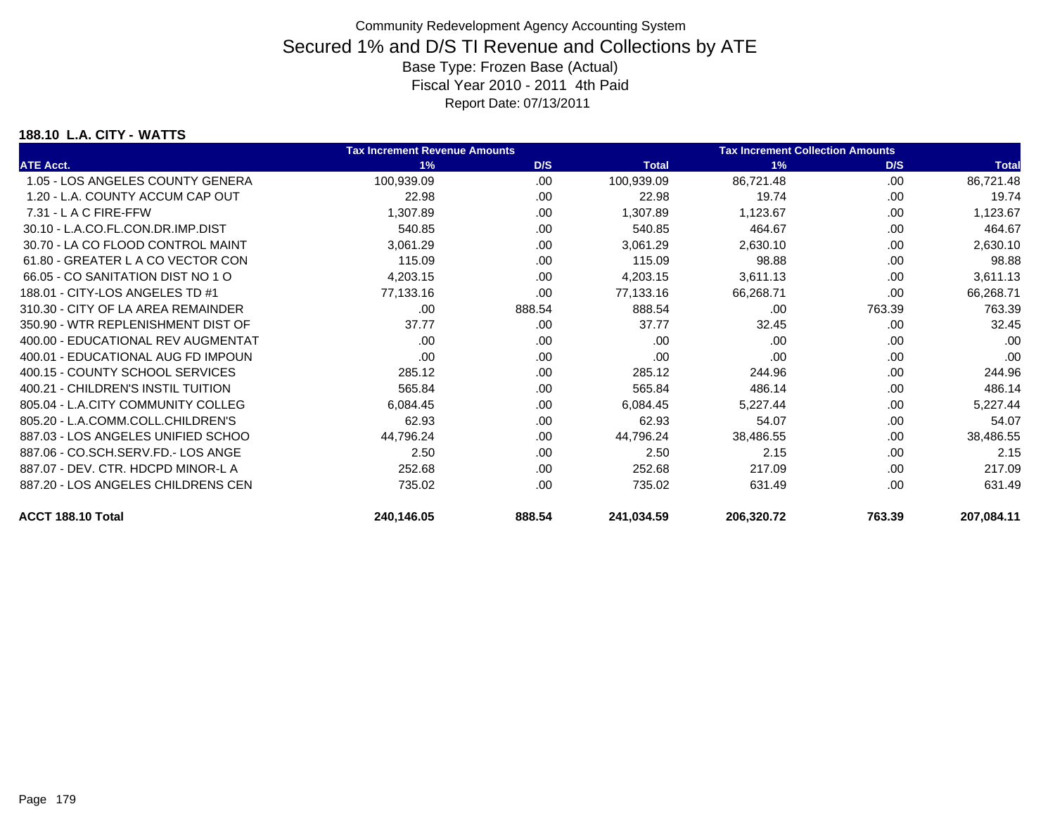# Community Redevelopment Agency Accounting System

## Secured 1% and D/S TI Revenue and Collections by ATE

Base Type: Frozen Base (Actual)

Fiscal Year 2010 - 2011 4th Paid

Report Date: 07/13/2011

### 188.10 L.A. CITY - WATTS

| | Tax Increment Revenue Amounts | | | Tax Increment Collection Amounts | | |
|---|---|---|---|---|---|---|
| ATE Acct. | 1% | D/S | Total | 1% | D/S | Total |
| 1.05 - LOS ANGELES COUNTY GENERA | 100,939.09 | .00 | 100,939.09 | 86,721.48 | .00 | 86,721.48 |
| 1.20 - L.A. COUNTY ACCUM CAP OUT | 22.98 | .00 | 22.98 | 19.74 | .00 | 19.74 |
| 7.31 - L A C FIRE-FFW | 1,307.89 | .00 | 1,307.89 | 1,123.67 | .00 | 1,123.67 |
| 30.10 - L.A.CO.FL.CON.DR.IMP.DIST | 540.85 | .00 | 540.85 | 464.67 | .00 | 464.67 |
| 30.70 - LA CO FLOOD CONTROL MAINT | 3,061.29 | .00 | 3,061.29 | 2,630.10 | .00 | 2,630.10 |
| 61.80 - GREATER L A CO VECTOR CON | 115.09 | .00 | 115.09 | 98.88 | .00 | 98.88 |
| 66.05 - CO SANITATION DIST NO 1 O | 4,203.15 | .00 | 4,203.15 | 3,611.13 | .00 | 3,611.13 |
| 188.01 - CITY-LOS ANGELES TD #1 | 77,133.16 | .00 | 77,133.16 | 66,268.71 | .00 | 66,268.71 |
| 310.30 - CITY OF LA AREA REMAINDER | .00 | 888.54 | 888.54 | .00 | 763.39 | 763.39 |
| 350.90 - WTR REPLENISHMENT DIST OF | 37.77 | .00 | 37.77 | 32.45 | .00 | 32.45 |
| 400.00 - EDUCATIONAL REV AUGMENTAT | .00 | .00 | .00 | .00 | .00 | .00 |
| 400.01 - EDUCATIONAL AUG FD IMPOUN | .00 | .00 | .00 | .00 | .00 | .00 |
| 400.15 - COUNTY SCHOOL SERVICES | 285.12 | .00 | 285.12 | 244.96 | .00 | 244.96 |
| 400.21 - CHILDREN'S INSTIL TUITION | 565.84 | .00 | 565.84 | 486.14 | .00 | 486.14 |
| 805.04 - L.A.CITY COMMUNITY COLLEG | 6,084.45 | .00 | 6,084.45 | 5,227.44 | .00 | 5,227.44 |
| 805.20 - L.A.COMM.COLL.CHILDREN'S | 62.93 | .00 | 62.93 | 54.07 | .00 | 54.07 |
| 887.03 - LOS ANGELES UNIFIED SCHOO | 44,796.24 | .00 | 44,796.24 | 38,486.55 | .00 | 38,486.55 |
| 887.06 - CO.SCH.SERV.FD.- LOS ANGE | 2.50 | .00 | 2.50 | 2.15 | .00 | 2.15 |
| 887.07 - DEV. CTR. HDCPD MINOR-L A | 252.68 | .00 | 252.68 | 217.09 | .00 | 217.09 |
| 887.20 - LOS ANGELES CHILDRENS CEN | 735.02 | .00 | 735.02 | 631.49 | .00 | 631.49 |
| **ACCT 188.10 Total** | **240,146.05** | **888.54** | **241,034.59** | **206,320.72** | **763.39** | **207,084.11** |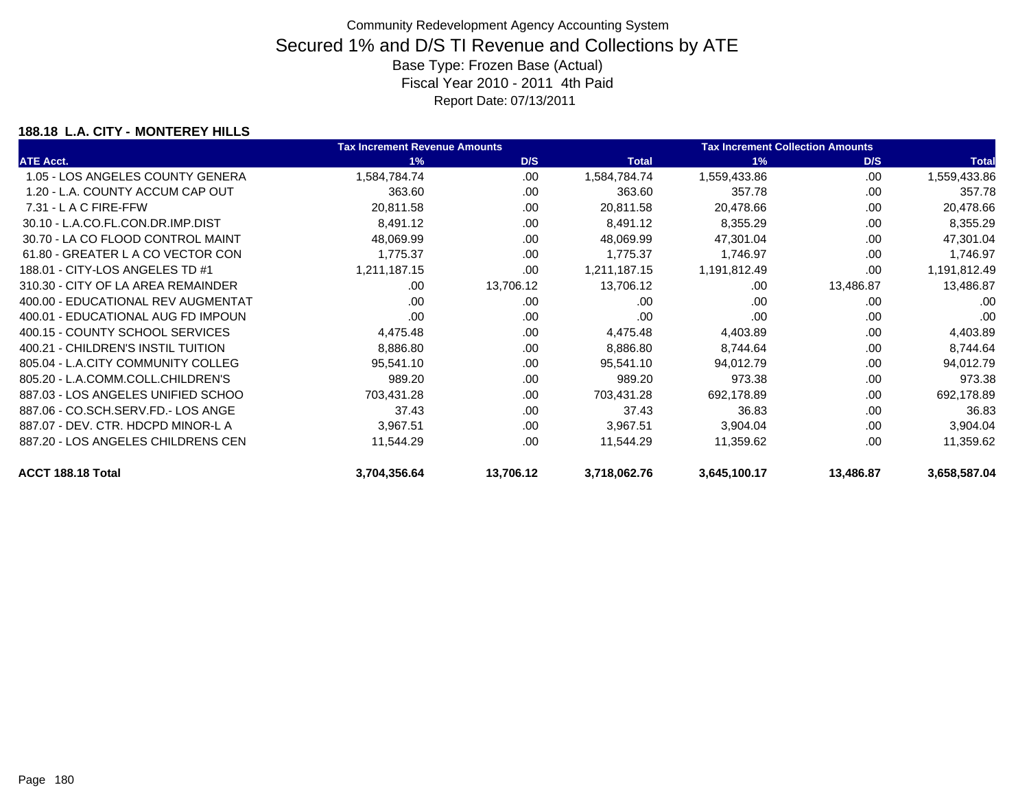Community Redevelopment Agency Accounting System

# Secured 1% and D/S TI Revenue and Collections by ATE

Base Type: Frozen Base (Actual)

Fiscal Year 2010 - 2011 4th Paid

Report Date: 07/13/2011

### 188.18 L.A. CITY - MONTEREY HILLS

| | Tax Increment Revenue Amounts | | | Tax Increment Collection Amounts | | |
|---|---|---|---|---|---|---|
| ATE Acct. | 1% | D/S | Total | 1% | D/S | Total |
| 1.05 - LOS ANGELES COUNTY GENERA | 1,584,784.74 | .00 | 1,584,784.74 | 1,559,433.86 | .00 | 1,559,433.86 |
| 1.20 - L.A. COUNTY ACCUM CAP OUT | 363.60 | .00 | 363.60 | 357.78 | .00 | 357.78 |
| 7.31 - L A C FIRE-FFW | 20,811.58 | .00 | 20,811.58 | 20,478.66 | .00 | 20,478.66 |
| 30.10 - L.A.CO.FL.CON.DR.IMP.DIST | 8,491.12 | .00 | 8,491.12 | 8,355.29 | .00 | 8,355.29 |
| 30.70 - LA CO FLOOD CONTROL MAINT | 48,069.99 | .00 | 48,069.99 | 47,301.04 | .00 | 47,301.04 |
| 61.80 - GREATER L A CO VECTOR CON | 1,775.37 | .00 | 1,775.37 | 1,746.97 | .00 | 1,746.97 |
| 188.01 - CITY-LOS ANGELES TD #1 | 1,211,187.15 | .00 | 1,211,187.15 | 1,191,812.49 | .00 | 1,191,812.49 |
| 310.30 - CITY OF LA AREA REMAINDER | .00 | 13,706.12 | 13,706.12 | .00 | 13,486.87 | 13,486.87 |
| 400.00 - EDUCATIONAL REV AUGMENTAT | .00 | .00 | .00 | .00 | .00 | .00 |
| 400.01 - EDUCATIONAL AUG FD IMPOUN | .00 | .00 | .00 | .00 | .00 | .00 |
| 400.15 - COUNTY SCHOOL SERVICES | 4,475.48 | .00 | 4,475.48 | 4,403.89 | .00 | 4,403.89 |
| 400.21 - CHILDREN'S INSTIL TUITION | 8,886.80 | .00 | 8,886.80 | 8,744.64 | .00 | 8,744.64 |
| 805.04 - L.A.CITY COMMUNITY COLLEG | 95,541.10 | .00 | 95,541.10 | 94,012.79 | .00 | 94,012.79 |
| 805.20 - L.A.COMM.COLL.CHILDREN'S | 989.20 | .00 | 989.20 | 973.38 | .00 | 973.38 |
| 887.03 - LOS ANGELES UNIFIED SCHOO | 703,431.28 | .00 | 703,431.28 | 692,178.89 | .00 | 692,178.89 |
| 887.06 - CO.SCH.SERV.FD.- LOS ANGE | 37.43 | .00 | 37.43 | 36.83 | .00 | 36.83 |
| 887.07 - DEV. CTR. HDCPD MINOR-L A | 3,967.51 | .00 | 3,967.51 | 3,904.04 | .00 | 3,904.04 |
| 887.20 - LOS ANGELES CHILDRENS CEN | 11,544.29 | .00 | 11,544.29 | 11,359.62 | .00 | 11,359.62 |
| **ACCT 188.18 Total** | **3,704,356.64** | **13,706.12** | **3,718,062.76** | **3,645,100.17** | **13,486.87** | **3,658,587.04** |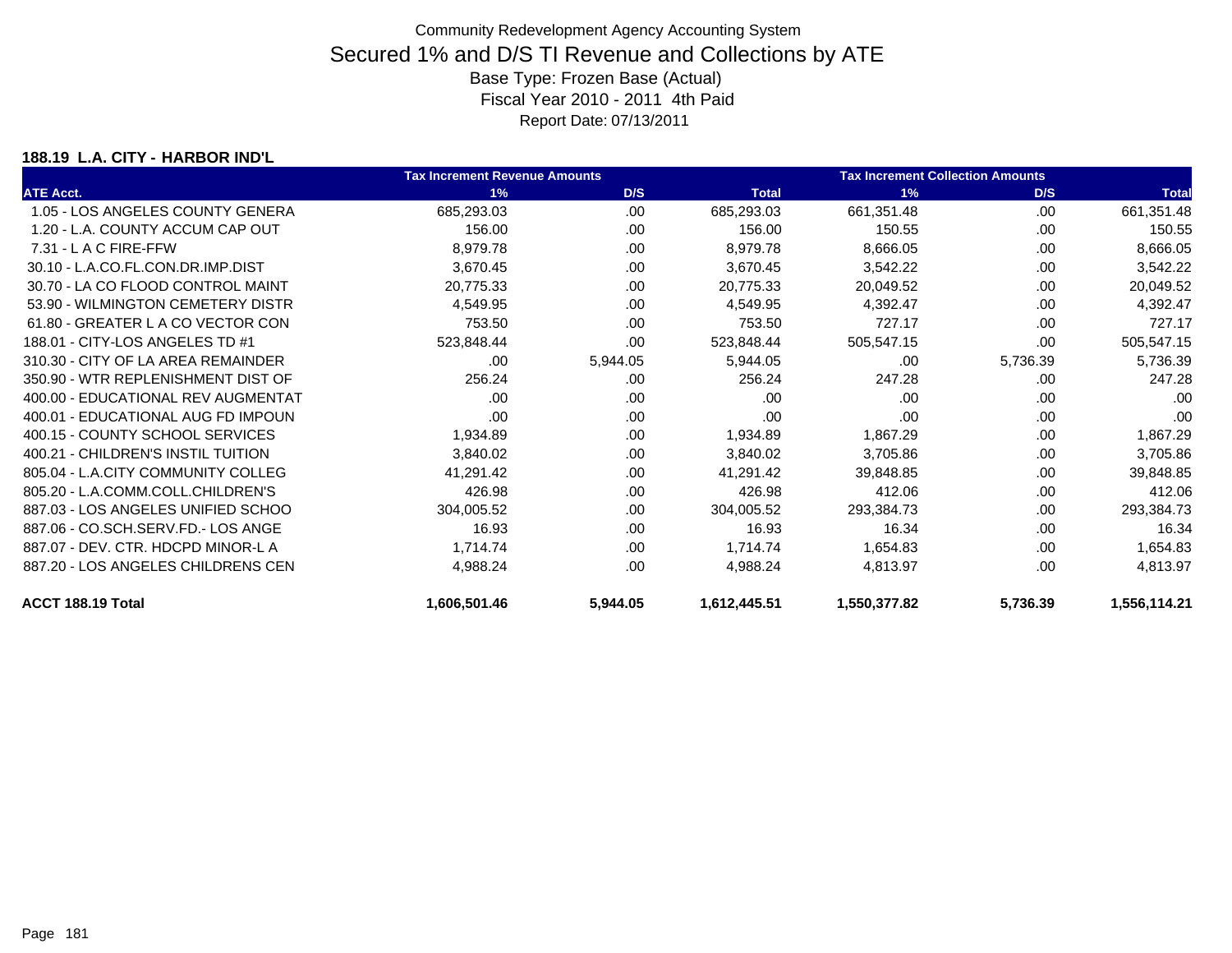# Community Redevelopment Agency Accounting System

## Secured 1% and D/S TI Revenue and Collections by ATE

Base Type: Frozen Base (Actual)

Fiscal Year 2010 - 2011 4th Paid

Report Date: 07/13/2011

### 188.19 L.A. CITY - HARBOR IND'L

| | Tax Increment Revenue Amounts | | | Tax Increment Collection Amounts | | |
|---|---|---|---|---|---|---|
| ATE Acct. | 1% | D/S | Total | 1% | D/S | Total |
| 1.05 - LOS ANGELES COUNTY GENERA | 685,293.03 | .00 | 685,293.03 | 661,351.48 | .00 | 661,351.48 |
| 1.20 - L.A. COUNTY ACCUM CAP OUT | 156.00 | .00 | 156.00 | 150.55 | .00 | 150.55 |
| 7.31 - L A C FIRE-FFW | 8,979.78 | .00 | 8,979.78 | 8,666.05 | .00 | 8,666.05 |
| 30.10 - L.A.CO.FL.CON.DR.IMP.DIST | 3,670.45 | .00 | 3,670.45 | 3,542.22 | .00 | 3,542.22 |
| 30.70 - LA CO FLOOD CONTROL MAINT | 20,775.33 | .00 | 20,775.33 | 20,049.52 | .00 | 20,049.52 |
| 53.90 - WILMINGTON CEMETERY DISTR | 4,549.95 | .00 | 4,549.95 | 4,392.47 | .00 | 4,392.47 |
| 61.80 - GREATER L A CO VECTOR CON | 753.50 | .00 | 753.50 | 727.17 | .00 | 727.17 |
| 188.01 - CITY-LOS ANGELES TD #1 | 523,848.44 | .00 | 523,848.44 | 505,547.15 | .00 | 505,547.15 |
| 310.30 - CITY OF LA AREA REMAINDER | .00 | 5,944.05 | 5,944.05 | .00 | 5,736.39 | 5,736.39 |
| 350.90 - WTR REPLENISHMENT DIST OF | 256.24 | .00 | 256.24 | 247.28 | .00 | 247.28 |
| 400.00 - EDUCATIONAL REV AUGMENTAT | .00 | .00 | .00 | .00 | .00 | .00 |
| 400.01 - EDUCATIONAL AUG FD IMPOUN | .00 | .00 | .00 | .00 | .00 | .00 |
| 400.15 - COUNTY SCHOOL SERVICES | 1,934.89 | .00 | 1,934.89 | 1,867.29 | .00 | 1,867.29 |
| 400.21 - CHILDREN'S INSTIL TUITION | 3,840.02 | .00 | 3,840.02 | 3,705.86 | .00 | 3,705.86 |
| 805.04 - L.A.CITY COMMUNITY COLLEG | 41,291.42 | .00 | 41,291.42 | 39,848.85 | .00 | 39,848.85 |
| 805.20 - L.A.COMM.COLL.CHILDREN'S | 426.98 | .00 | 426.98 | 412.06 | .00 | 412.06 |
| 887.03 - LOS ANGELES UNIFIED SCHOO | 304,005.52 | .00 | 304,005.52 | 293,384.73 | .00 | 293,384.73 |
| 887.06 - CO.SCH.SERV.FD.- LOS ANGE | 16.93 | .00 | 16.93 | 16.34 | .00 | 16.34 |
| 887.07 - DEV. CTR. HDCPD MINOR-L A | 1,714.74 | .00 | 1,714.74 | 1,654.83 | .00 | 1,654.83 |
| 887.20 - LOS ANGELES CHILDRENS CEN | 4,988.24 | .00 | 4,988.24 | 4,813.97 | .00 | 4,813.97 |
| **ACCT 188.19 Total** | **1,606,501.46** | **5,944.05** | **1,612,445.51** | **1,550,377.82** | **5,736.39** | **1,556,114.21** |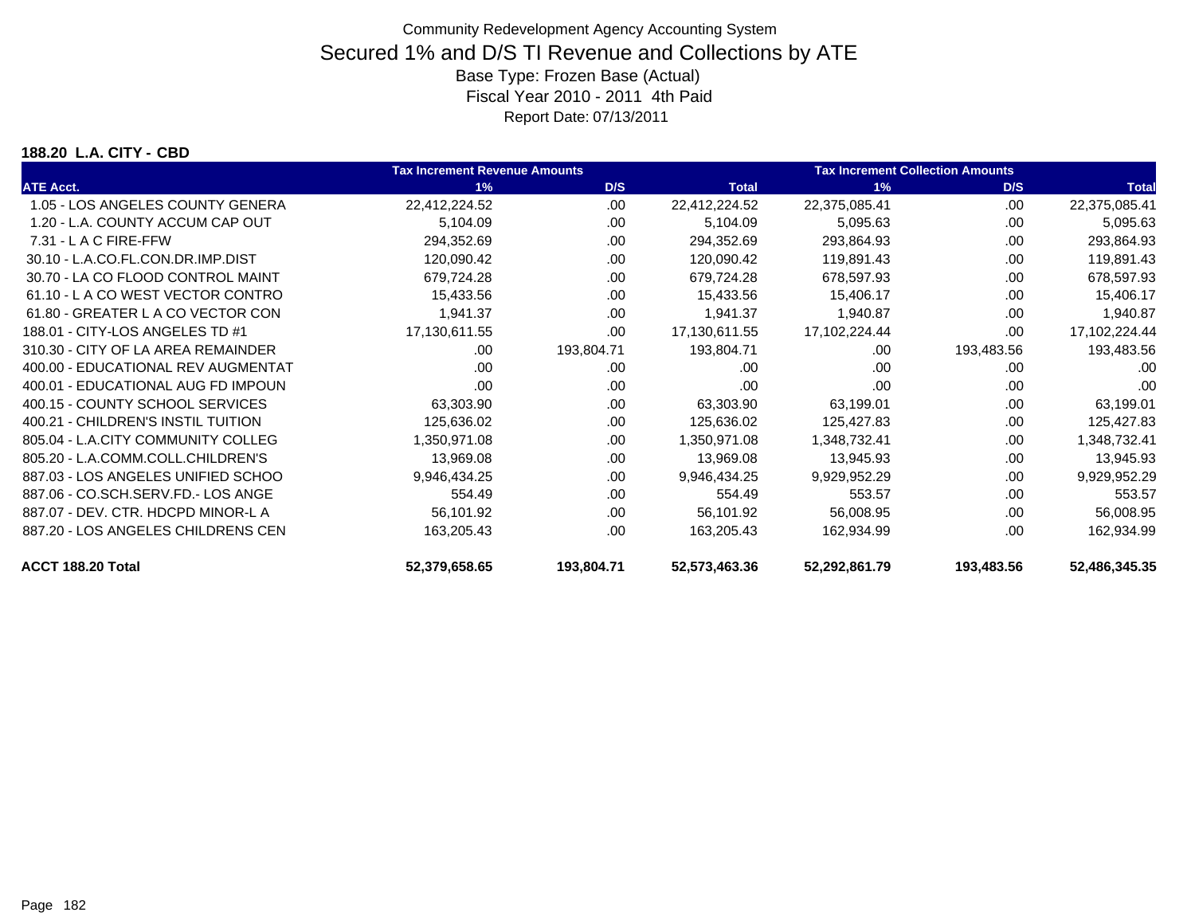Community Redevelopment Agency Accounting System

# Secured 1% and D/S TI Revenue and Collections by ATE

Base Type: Frozen Base (Actual)

Fiscal Year 2010 - 2011 4th Paid

Report Date: 07/13/2011

**188.20 L.A. CITY - CBD**

| | Tax Increment Revenue Amounts | | | Tax Increment Collection Amounts | | |
|---|---|---|---|---|---|---|
| ATE Acct. | 1% | D/S | Total | 1% | D/S | Total |
| 1.05 - LOS ANGELES COUNTY GENERA | 22,412,224.52 | .00 | 22,412,224.52 | 22,375,085.41 | .00 | 22,375,085.41 |
| 1.20 - L.A. COUNTY ACCUM CAP OUT | 5,104.09 | .00 | 5,104.09 | 5,095.63 | .00 | 5,095.63 |
| 7.31 - L A C FIRE-FFW | 294,352.69 | .00 | 294,352.69 | 293,864.93 | .00 | 293,864.93 |
| 30.10 - L.A.CO.FL.CON.DR.IMP.DIST | 120,090.42 | .00 | 120,090.42 | 119,891.43 | .00 | 119,891.43 |
| 30.70 - LA CO FLOOD CONTROL MAINT | 679,724.28 | .00 | 679,724.28 | 678,597.93 | .00 | 678,597.93 |
| 61.10 - L A CO WEST VECTOR CONTRO | 15,433.56 | .00 | 15,433.56 | 15,406.17 | .00 | 15,406.17 |
| 61.80 - GREATER L A CO VECTOR CON | 1,941.37 | .00 | 1,941.37 | 1,940.87 | .00 | 1,940.87 |
| 188.01 - CITY-LOS ANGELES TD #1 | 17,130,611.55 | .00 | 17,130,611.55 | 17,102,224.44 | .00 | 17,102,224.44 |
| 310.30 - CITY OF LA AREA REMAINDER | .00 | 193,804.71 | 193,804.71 | .00 | 193,483.56 | 193,483.56 |
| 400.00 - EDUCATIONAL REV AUGMENTAT | .00 | .00 | .00 | .00 | .00 | .00 |
| 400.01 - EDUCATIONAL AUG FD IMPOUN | .00 | .00 | .00 | .00 | .00 | .00 |
| 400.15 - COUNTY SCHOOL SERVICES | 63,303.90 | .00 | 63,303.90 | 63,199.01 | .00 | 63,199.01 |
| 400.21 - CHILDREN'S INSTIL TUITION | 125,636.02 | .00 | 125,636.02 | 125,427.83 | .00 | 125,427.83 |
| 805.04 - L.A.CITY COMMUNITY COLLEG | 1,350,971.08 | .00 | 1,350,971.08 | 1,348,732.41 | .00 | 1,348,732.41 |
| 805.20 - L.A.COMM.COLL.CHILDREN'S | 13,969.08 | .00 | 13,969.08 | 13,945.93 | .00 | 13,945.93 |
| 887.03 - LOS ANGELES UNIFIED SCHOO | 9,946,434.25 | .00 | 9,946,434.25 | 9,929,952.29 | .00 | 9,929,952.29 |
| 887.06 - CO.SCH.SERV.FD.- LOS ANGE | 554.49 | .00 | 554.49 | 553.57 | .00 | 553.57 |
| 887.07 - DEV. CTR. HDCPD MINOR-L A | 56,101.92 | .00 | 56,101.92 | 56,008.95 | .00 | 56,008.95 |
| 887.20 - LOS ANGELES CHILDRENS CEN | 163,205.43 | .00 | 163,205.43 | 162,934.99 | .00 | 162,934.99 |
| **ACCT 188.20 Total** | **52,379,658.65** | **193,804.71** | **52,573,463.36** | **52,292,861.79** | **193,483.56** | **52,486,345.35** |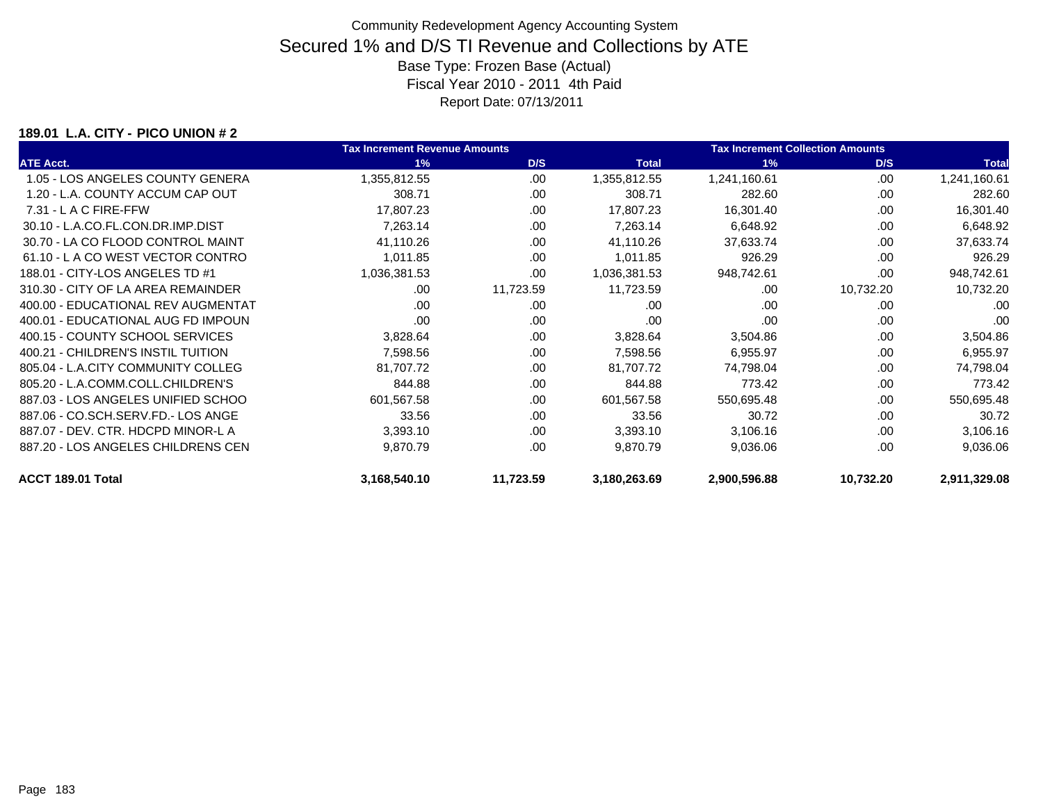# Community Redevelopment Agency Accounting System

## Secured 1% and D/S TI Revenue and Collections by ATE

Base Type: Frozen Base (Actual)

Fiscal Year 2010 - 2011 4th Paid

Report Date: 07/13/2011

### 189.01 L.A. CITY - PICO UNION # 2

| ATE Acct. | Tax Increment Revenue Amounts 1% | D/S | Total | Tax Increment Collection Amounts 1% | D/S | Total |
|---|---|---|---|---|---|---|
| 1.05 - LOS ANGELES COUNTY GENERA | 1,355,812.55 | .00 | 1,355,812.55 | 1,241,160.61 | .00 | 1,241,160.61 |
| 1.20 - L.A. COUNTY ACCUM CAP OUT | 308.71 | .00 | 308.71 | 282.60 | .00 | 282.60 |
| 7.31 - L A C FIRE-FFW | 17,807.23 | .00 | 17,807.23 | 16,301.40 | .00 | 16,301.40 |
| 30.10 - L.A.CO.FL.CON.DR.IMP.DIST | 7,263.14 | .00 | 7,263.14 | 6,648.92 | .00 | 6,648.92 |
| 30.70 - LA CO FLOOD CONTROL MAINT | 41,110.26 | .00 | 41,110.26 | 37,633.74 | .00 | 37,633.74 |
| 61.10 - L A CO WEST VECTOR CONTRO | 1,011.85 | .00 | 1,011.85 | 926.29 | .00 | 926.29 |
| 188.01 - CITY-LOS ANGELES TD #1 | 1,036,381.53 | .00 | 1,036,381.53 | 948,742.61 | .00 | 948,742.61 |
| 310.30 - CITY OF LA AREA REMAINDER | .00 | 11,723.59 | 11,723.59 | .00 | 10,732.20 | 10,732.20 |
| 400.00 - EDUCATIONAL REV AUGMENTAT | .00 | .00 | .00 | .00 | .00 | .00 |
| 400.01 - EDUCATIONAL AUG FD IMPOUN | .00 | .00 | .00 | .00 | .00 | .00 |
| 400.15 - COUNTY SCHOOL SERVICES | 3,828.64 | .00 | 3,828.64 | 3,504.86 | .00 | 3,504.86 |
| 400.21 - CHILDREN'S INSTIL TUITION | 7,598.56 | .00 | 7,598.56 | 6,955.97 | .00 | 6,955.97 |
| 805.04 - L.A.CITY COMMUNITY COLLEG | 81,707.72 | .00 | 81,707.72 | 74,798.04 | .00 | 74,798.04 |
| 805.20 - L.A.COMM.COLL.CHILDREN'S | 844.88 | .00 | 844.88 | 773.42 | .00 | 773.42 |
| 887.03 - LOS ANGELES UNIFIED SCHOO | 601,567.58 | .00 | 601,567.58 | 550,695.48 | .00 | 550,695.48 |
| 887.06 - CO.SCH.SERV.FD.- LOS ANGE | 33.56 | .00 | 33.56 | 30.72 | .00 | 30.72 |
| 887.07 - DEV. CTR. HDCPD MINOR-L A | 3,393.10 | .00 | 3,393.10 | 3,106.16 | .00 | 3,106.16 |
| 887.20 - LOS ANGELES CHILDRENS CEN | 9,870.79 | .00 | 9,870.79 | 9,036.06 | .00 | 9,036.06 |
| **ACCT 189.01 Total** | **3,168,540.10** | **11,723.59** | **3,180,263.69** | **2,900,596.88** | **10,732.20** | **2,911,329.08** |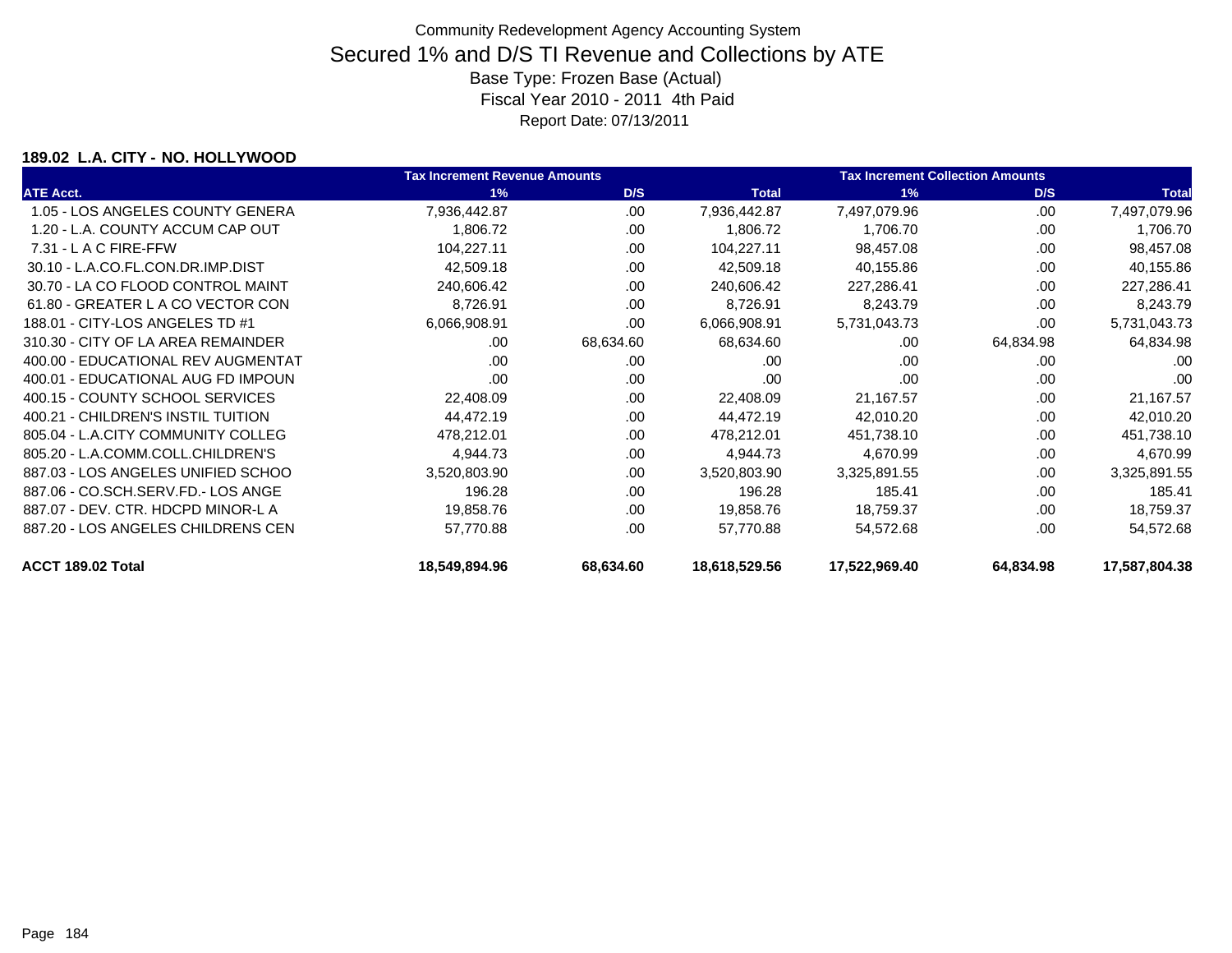Community Redevelopment Agency Accounting System

# Secured 1% and D/S TI Revenue and Collections by ATE

Base Type: Frozen Base (Actual)

Fiscal Year 2010 - 2011 4th Paid

Report Date: 07/13/2011

### 189.02 L.A. CITY - NO. HOLLYWOOD

| | Tax Increment Revenue Amounts | | | Tax Increment Collection Amounts | | |
|---|---|---|---|---|---|---|
| ATE Acct. | 1% | D/S | Total | 1% | D/S | Total |
| 1.05 - LOS ANGELES COUNTY GENERA | 7,936,442.87 | .00 | 7,936,442.87 | 7,497,079.96 | .00 | 7,497,079.96 |
| 1.20 - L.A. COUNTY ACCUM CAP OUT | 1,806.72 | .00 | 1,806.72 | 1,706.70 | .00 | 1,706.70 |
| 7.31 - L A C FIRE-FFW | 104,227.11 | .00 | 104,227.11 | 98,457.08 | .00 | 98,457.08 |
| 30.10 - L.A.CO.FL.CON.DR.IMP.DIST | 42,509.18 | .00 | 42,509.18 | 40,155.86 | .00 | 40,155.86 |
| 30.70 - LA CO FLOOD CONTROL MAINT | 240,606.42 | .00 | 240,606.42 | 227,286.41 | .00 | 227,286.41 |
| 61.80 - GREATER L A CO VECTOR CON | 8,726.91 | .00 | 8,726.91 | 8,243.79 | .00 | 8,243.79 |
| 188.01 - CITY-LOS ANGELES TD #1 | 6,066,908.91 | .00 | 6,066,908.91 | 5,731,043.73 | .00 | 5,731,043.73 |
| 310.30 - CITY OF LA AREA REMAINDER | .00 | 68,634.60 | 68,634.60 | .00 | 64,834.98 | 64,834.98 |
| 400.00 - EDUCATIONAL REV AUGMENTAT | .00 | .00 | .00 | .00 | .00 | .00 |
| 400.01 - EDUCATIONAL AUG FD IMPOUN | .00 | .00 | .00 | .00 | .00 | .00 |
| 400.15 - COUNTY SCHOOL SERVICES | 22,408.09 | .00 | 22,408.09 | 21,167.57 | .00 | 21,167.57 |
| 400.21 - CHILDREN'S INSTIL TUITION | 44,472.19 | .00 | 44,472.19 | 42,010.20 | .00 | 42,010.20 |
| 805.04 - L.A.CITY COMMUNITY COLLEG | 478,212.01 | .00 | 478,212.01 | 451,738.10 | .00 | 451,738.10 |
| 805.20 - L.A.COMM.COLL.CHILDREN'S | 4,944.73 | .00 | 4,944.73 | 4,670.99 | .00 | 4,670.99 |
| 887.03 - LOS ANGELES UNIFIED SCHOO | 3,520,803.90 | .00 | 3,520,803.90 | 3,325,891.55 | .00 | 3,325,891.55 |
| 887.06 - CO.SCH.SERV.FD.- LOS ANGE | 196.28 | .00 | 196.28 | 185.41 | .00 | 185.41 |
| 887.07 - DEV. CTR. HDCPD MINOR-L A | 19,858.76 | .00 | 19,858.76 | 18,759.37 | .00 | 18,759.37 |
| 887.20 - LOS ANGELES CHILDRENS CEN | 57,770.88 | .00 | 57,770.88 | 54,572.68 | .00 | 54,572.68 |
| **ACCT 189.02 Total** | **18,549,894.96** | **68,634.60** | **18,618,529.56** | **17,522,969.40** | **64,834.98** | **17,587,804.38** |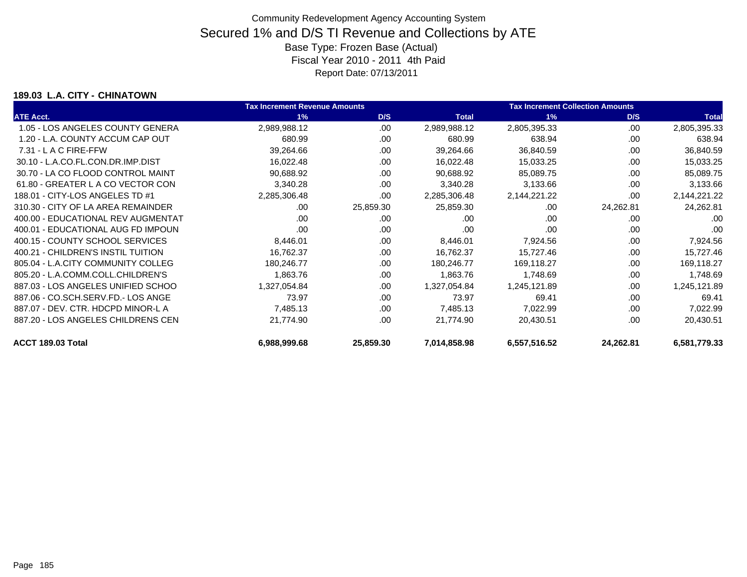Community Redevelopment Agency Accounting System

# Secured 1% and D/S TI Revenue and Collections by ATE

Base Type: Frozen Base (Actual)

Fiscal Year 2010 - 2011 4th Paid

Report Date: 07/13/2011

**189.03 L.A. CITY - CHINATOWN**

| | Tax Increment Revenue Amounts | | | Tax Increment Collection Amounts | | |
|---|---|---|---|---|---|---|
| ATE Acct. | 1% | D/S | Total | 1% | D/S | Total |
| 1.05 - LOS ANGELES COUNTY GENERA | 2,989,988.12 | .00 | 2,989,988.12 | 2,805,395.33 | .00 | 2,805,395.33 |
| 1.20 - L.A. COUNTY ACCUM CAP OUT | 680.99 | .00 | 680.99 | 638.94 | .00 | 638.94 |
| 7.31 - L A C FIRE-FFW | 39,264.66 | .00 | 39,264.66 | 36,840.59 | .00 | 36,840.59 |
| 30.10 - L.A.CO.FL.CON.DR.IMP.DIST | 16,022.48 | .00 | 16,022.48 | 15,033.25 | .00 | 15,033.25 |
| 30.70 - LA CO FLOOD CONTROL MAINT | 90,688.92 | .00 | 90,688.92 | 85,089.75 | .00 | 85,089.75 |
| 61.80 - GREATER L A CO VECTOR CON | 3,340.28 | .00 | 3,340.28 | 3,133.66 | .00 | 3,133.66 |
| 188.01 - CITY-LOS ANGELES TD #1 | 2,285,306.48 | .00 | 2,285,306.48 | 2,144,221.22 | .00 | 2,144,221.22 |
| 310.30 - CITY OF LA AREA REMAINDER | .00 | 25,859.30 | 25,859.30 | .00 | 24,262.81 | 24,262.81 |
| 400.00 - EDUCATIONAL REV AUGMENTAT | .00 | .00 | .00 | .00 | .00 | .00 |
| 400.01 - EDUCATIONAL AUG FD IMPOUN | .00 | .00 | .00 | .00 | .00 | .00 |
| 400.15 - COUNTY SCHOOL SERVICES | 8,446.01 | .00 | 8,446.01 | 7,924.56 | .00 | 7,924.56 |
| 400.21 - CHILDREN'S INSTIL TUITION | 16,762.37 | .00 | 16,762.37 | 15,727.46 | .00 | 15,727.46 |
| 805.04 - L.A.CITY COMMUNITY COLLEG | 180,246.77 | .00 | 180,246.77 | 169,118.27 | .00 | 169,118.27 |
| 805.20 - L.A.COMM.COLL.CHILDREN'S | 1,863.76 | .00 | 1,863.76 | 1,748.69 | .00 | 1,748.69 |
| 887.03 - LOS ANGELES UNIFIED SCHOO | 1,327,054.84 | .00 | 1,327,054.84 | 1,245,121.89 | .00 | 1,245,121.89 |
| 887.06 - CO.SCH.SERV.FD.- LOS ANGE | 73.97 | .00 | 73.97 | 69.41 | .00 | 69.41 |
| 887.07 - DEV. CTR. HDCPD MINOR-L A | 7,485.13 | .00 | 7,485.13 | 7,022.99 | .00 | 7,022.99 |
| 887.20 - LOS ANGELES CHILDRENS CEN | 21,774.90 | .00 | 21,774.90 | 20,430.51 | .00 | 20,430.51 |
| **ACCT 189.03 Total** | **6,988,999.68** | **25,859.30** | **7,014,858.98** | **6,557,516.52** | **24,262.81** | **6,581,779.33** |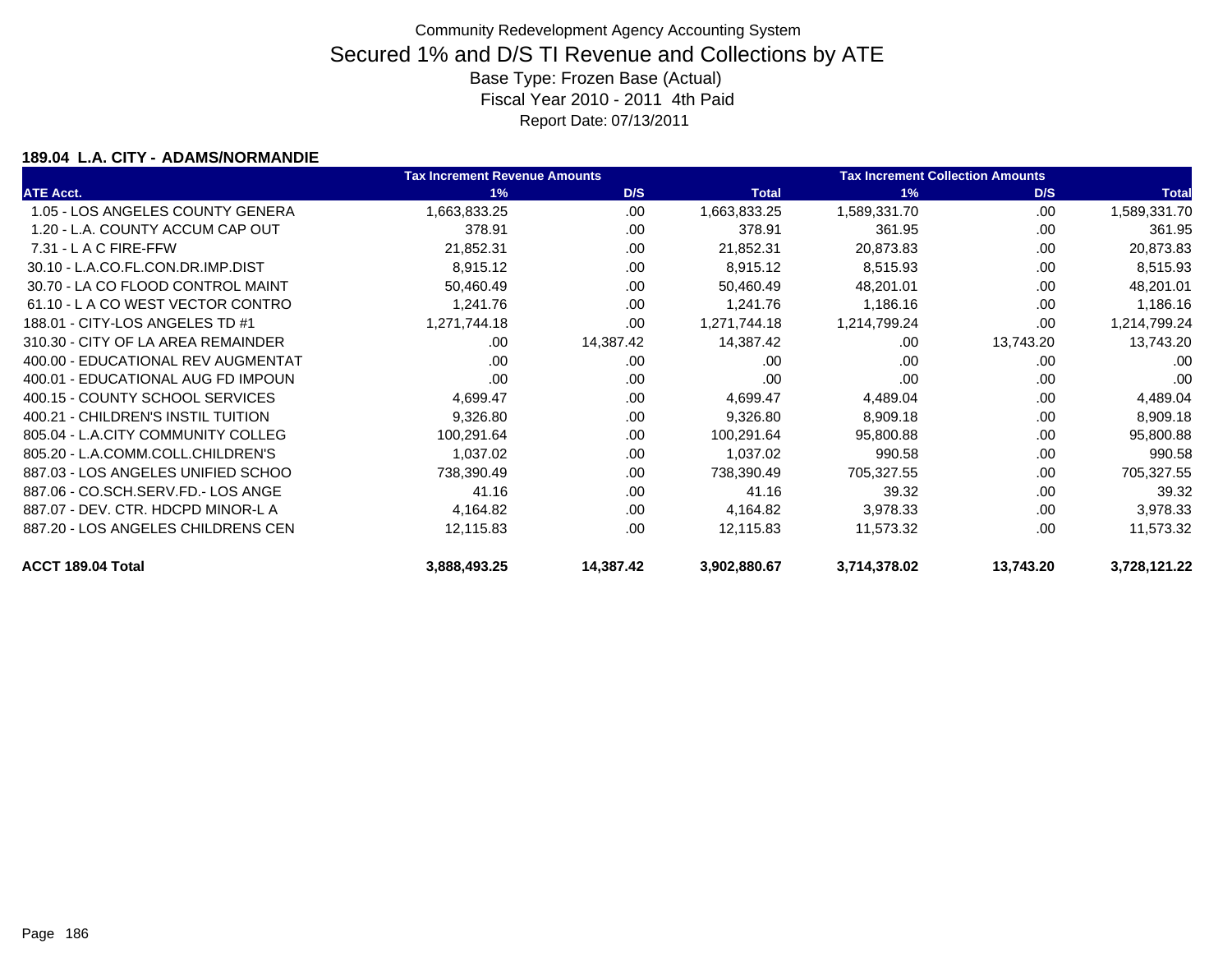Community Redevelopment Agency Accounting System

# Secured 1% and D/S TI Revenue and Collections by ATE

Base Type: Frozen Base (Actual)

Fiscal Year 2010 - 2011 4th Paid

Report Date: 07/13/2011

### 189.04 L.A. CITY - ADAMS/NORMANDIE

| | Tax Increment Revenue Amounts | | | Tax Increment Collection Amounts | | |
|---|---|---|---|---|---|---|
| ATE Acct. | 1% | D/S | Total | 1% | D/S | Total |
| 1.05 - LOS ANGELES COUNTY GENERA | 1,663,833.25 | .00 | 1,663,833.25 | 1,589,331.70 | .00 | 1,589,331.70 |
| 1.20 - L.A. COUNTY ACCUM CAP OUT | 378.91 | .00 | 378.91 | 361.95 | .00 | 361.95 |
| 7.31 - L A C FIRE-FFW | 21,852.31 | .00 | 21,852.31 | 20,873.83 | .00 | 20,873.83 |
| 30.10 - L.A.CO.FL.CON.DR.IMP.DIST | 8,915.12 | .00 | 8,915.12 | 8,515.93 | .00 | 8,515.93 |
| 30.70 - LA CO FLOOD CONTROL MAINT | 50,460.49 | .00 | 50,460.49 | 48,201.01 | .00 | 48,201.01 |
| 61.10 - L A CO WEST VECTOR CONTRO | 1,241.76 | .00 | 1,241.76 | 1,186.16 | .00 | 1,186.16 |
| 188.01 - CITY-LOS ANGELES TD #1 | 1,271,744.18 | .00 | 1,271,744.18 | 1,214,799.24 | .00 | 1,214,799.24 |
| 310.30 - CITY OF LA AREA REMAINDER | .00 | 14,387.42 | 14,387.42 | .00 | 13,743.20 | 13,743.20 |
| 400.00 - EDUCATIONAL REV AUGMENTAT | .00 | .00 | .00 | .00 | .00 | .00 |
| 400.01 - EDUCATIONAL AUG FD IMPOUN | .00 | .00 | .00 | .00 | .00 | .00 |
| 400.15 - COUNTY SCHOOL SERVICES | 4,699.47 | .00 | 4,699.47 | 4,489.04 | .00 | 4,489.04 |
| 400.21 - CHILDREN'S INSTIL TUITION | 9,326.80 | .00 | 9,326.80 | 8,909.18 | .00 | 8,909.18 |
| 805.04 - L.A.CITY COMMUNITY COLLEG | 100,291.64 | .00 | 100,291.64 | 95,800.88 | .00 | 95,800.88 |
| 805.20 - L.A.COMM.COLL.CHILDREN'S | 1,037.02 | .00 | 1,037.02 | 990.58 | .00 | 990.58 |
| 887.03 - LOS ANGELES UNIFIED SCHOO | 738,390.49 | .00 | 738,390.49 | 705,327.55 | .00 | 705,327.55 |
| 887.06 - CO.SCH.SERV.FD.- LOS ANGE | 41.16 | .00 | 41.16 | 39.32 | .00 | 39.32 |
| 887.07 - DEV. CTR. HDCPD MINOR-L A | 4,164.82 | .00 | 4,164.82 | 3,978.33 | .00 | 3,978.33 |
| 887.20 - LOS ANGELES CHILDRENS CEN | 12,115.83 | .00 | 12,115.83 | 11,573.32 | .00 | 11,573.32 |
| **ACCT 189.04 Total** | **3,888,493.25** | **14,387.42** | **3,902,880.67** | **3,714,378.02** | **13,743.20** | **3,728,121.22** |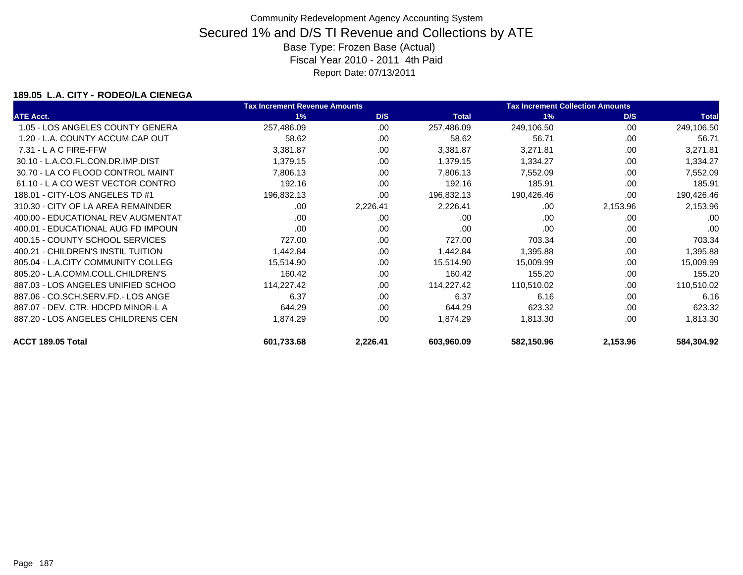Community Redevelopment Agency Accounting System

# Secured 1% and D/S TI Revenue and Collections by ATE

Base Type: Frozen Base (Actual)

Fiscal Year 2010 - 2011 4th Paid

Report Date: 07/13/2011

### 189.05 L.A. CITY - RODEO/LA CIENEGA

| | Tax Increment Revenue Amounts | | | Tax Increment Collection Amounts | | |
|---|---|---|---|---|---|---|
| ATE Acct. | 1% | D/S | Total | 1% | D/S | Total |
| 1.05 - LOS ANGELES COUNTY GENERA | 257,486.09 | .00 | 257,486.09 | 249,106.50 | .00 | 249,106.50 |
| 1.20 - L.A. COUNTY ACCUM CAP OUT | 58.62 | .00 | 58.62 | 56.71 | .00 | 56.71 |
| 7.31 - L A C FIRE-FFW | 3,381.87 | .00 | 3,381.87 | 3,271.81 | .00 | 3,271.81 |
| 30.10 - L.A.CO.FL.CON.DR.IMP.DIST | 1,379.15 | .00 | 1,379.15 | 1,334.27 | .00 | 1,334.27 |
| 30.70 - LA CO FLOOD CONTROL MAINT | 7,806.13 | .00 | 7,806.13 | 7,552.09 | .00 | 7,552.09 |
| 61.10 - L A CO WEST VECTOR CONTRO | 192.16 | .00 | 192.16 | 185.91 | .00 | 185.91 |
| 188.01 - CITY-LOS ANGELES TD #1 | 196,832.13 | .00 | 196,832.13 | 190,426.46 | .00 | 190,426.46 |
| 310.30 - CITY OF LA AREA REMAINDER | .00 | 2,226.41 | 2,226.41 | .00 | 2,153.96 | 2,153.96 |
| 400.00 - EDUCATIONAL REV AUGMENTAT | .00 | .00 | .00 | .00 | .00 | .00 |
| 400.01 - EDUCATIONAL AUG FD IMPOUN | .00 | .00 | .00 | .00 | .00 | .00 |
| 400.15 - COUNTY SCHOOL SERVICES | 727.00 | .00 | 727.00 | 703.34 | .00 | 703.34 |
| 400.21 - CHILDREN'S INSTIL TUITION | 1,442.84 | .00 | 1,442.84 | 1,395.88 | .00 | 1,395.88 |
| 805.04 - L.A.CITY COMMUNITY COLLEG | 15,514.90 | .00 | 15,514.90 | 15,009.99 | .00 | 15,009.99 |
| 805.20 - L.A.COMM.COLL.CHILDREN'S | 160.42 | .00 | 160.42 | 155.20 | .00 | 155.20 |
| 887.03 - LOS ANGELES UNIFIED SCHOO | 114,227.42 | .00 | 114,227.42 | 110,510.02 | .00 | 110,510.02 |
| 887.06 - CO.SCH.SERV.FD.- LOS ANGE | 6.37 | .00 | 6.37 | 6.16 | .00 | 6.16 |
| 887.07 - DEV. CTR. HDCPD MINOR-L A | 644.29 | .00 | 644.29 | 623.32 | .00 | 623.32 |
| 887.20 - LOS ANGELES CHILDRENS CEN | 1,874.29 | .00 | 1,874.29 | 1,813.30 | .00 | 1,813.30 |
| **ACCT 189.05 Total** | **601,733.68** | **2,226.41** | **603,960.09** | **582,150.96** | **2,153.96** | **584,304.92** |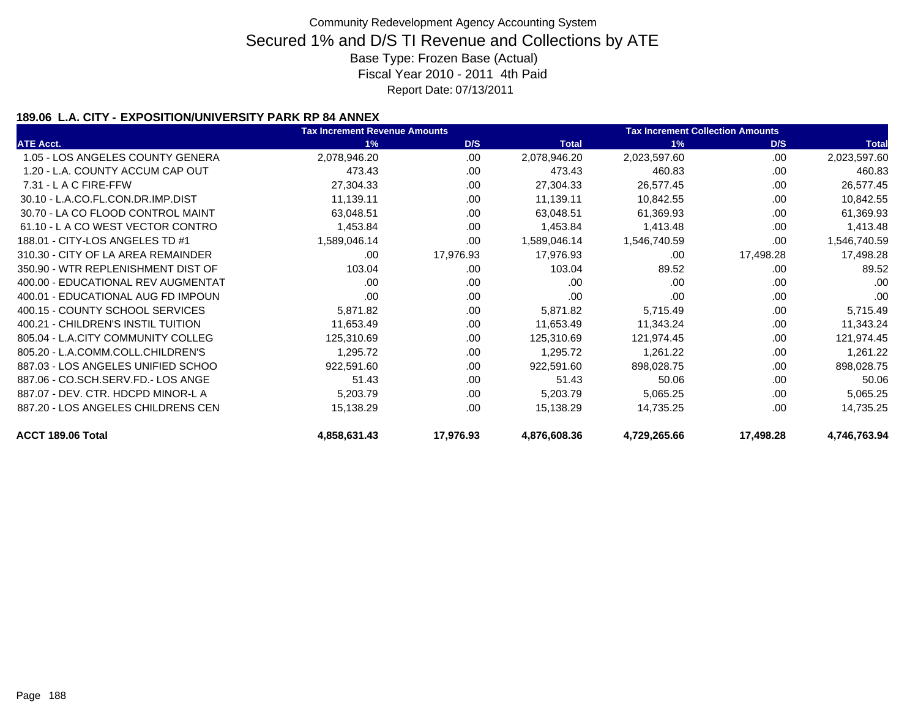Community Redevelopment Agency Accounting System

# Secured 1% and D/S TI Revenue and Collections by ATE

Base Type: Frozen Base (Actual)

Fiscal Year 2010 - 2011 4th Paid

Report Date: 07/13/2011

### 189.06 L.A. CITY - EXPOSITION/UNIVERSITY PARK RP 84 ANNEX

| | Tax Increment Revenue Amounts | | | Tax Increment Collection Amounts | | |
|---|---|---|---|---|---|---|
| ATE Acct. | 1% | D/S | Total | 1% | D/S | Total |
| 1.05 - LOS ANGELES COUNTY GENERA | 2,078,946.20 | .00 | 2,078,946.20 | 2,023,597.60 | .00 | 2,023,597.60 |
| 1.20 - L.A. COUNTY ACCUM CAP OUT | 473.43 | .00 | 473.43 | 460.83 | .00 | 460.83 |
| 7.31 - L A C FIRE-FFW | 27,304.33 | .00 | 27,304.33 | 26,577.45 | .00 | 26,577.45 |
| 30.10 - L.A.CO.FL.CON.DR.IMP.DIST | 11,139.11 | .00 | 11,139.11 | 10,842.55 | .00 | 10,842.55 |
| 30.70 - LA CO FLOOD CONTROL MAINT | 63,048.51 | .00 | 63,048.51 | 61,369.93 | .00 | 61,369.93 |
| 61.10 - L A CO WEST VECTOR CONTRO | 1,453.84 | .00 | 1,453.84 | 1,413.48 | .00 | 1,413.48 |
| 188.01 - CITY-LOS ANGELES TD #1 | 1,589,046.14 | .00 | 1,589,046.14 | 1,546,740.59 | .00 | 1,546,740.59 |
| 310.30 - CITY OF LA AREA REMAINDER | .00 | 17,976.93 | 17,976.93 | .00 | 17,498.28 | 17,498.28 |
| 350.90 - WTR REPLENISHMENT DIST OF | 103.04 | .00 | 103.04 | 89.52 | .00 | 89.52 |
| 400.00 - EDUCATIONAL REV AUGMENTAT | .00 | .00 | .00 | .00 | .00 | .00 |
| 400.01 - EDUCATIONAL AUG FD IMPOUN | .00 | .00 | .00 | .00 | .00 | .00 |
| 400.15 - COUNTY SCHOOL SERVICES | 5,871.82 | .00 | 5,871.82 | 5,715.49 | .00 | 5,715.49 |
| 400.21 - CHILDREN'S INSTIL TUITION | 11,653.49 | .00 | 11,653.49 | 11,343.24 | .00 | 11,343.24 |
| 805.04 - L.A.CITY COMMUNITY COLLEG | 125,310.69 | .00 | 125,310.69 | 121,974.45 | .00 | 121,974.45 |
| 805.20 - L.A.COMM.COLL.CHILDREN'S | 1,295.72 | .00 | 1,295.72 | 1,261.22 | .00 | 1,261.22 |
| 887.03 - LOS ANGELES UNIFIED SCHOO | 922,591.60 | .00 | 922,591.60 | 898,028.75 | .00 | 898,028.75 |
| 887.06 - CO.SCH.SERV.FD.- LOS ANGE | 51.43 | .00 | 51.43 | 50.06 | .00 | 50.06 |
| 887.07 - DEV. CTR. HDCPD MINOR-L A | 5,203.79 | .00 | 5,203.79 | 5,065.25 | .00 | 5,065.25 |
| 887.20 - LOS ANGELES CHILDRENS CEN | 15,138.29 | .00 | 15,138.29 | 14,735.25 | .00 | 14,735.25 |
| **ACCT 189.06 Total** | **4,858,631.43** | **17,976.93** | **4,876,608.36** | **4,729,265.66** | **17,498.28** | **4,746,763.94** |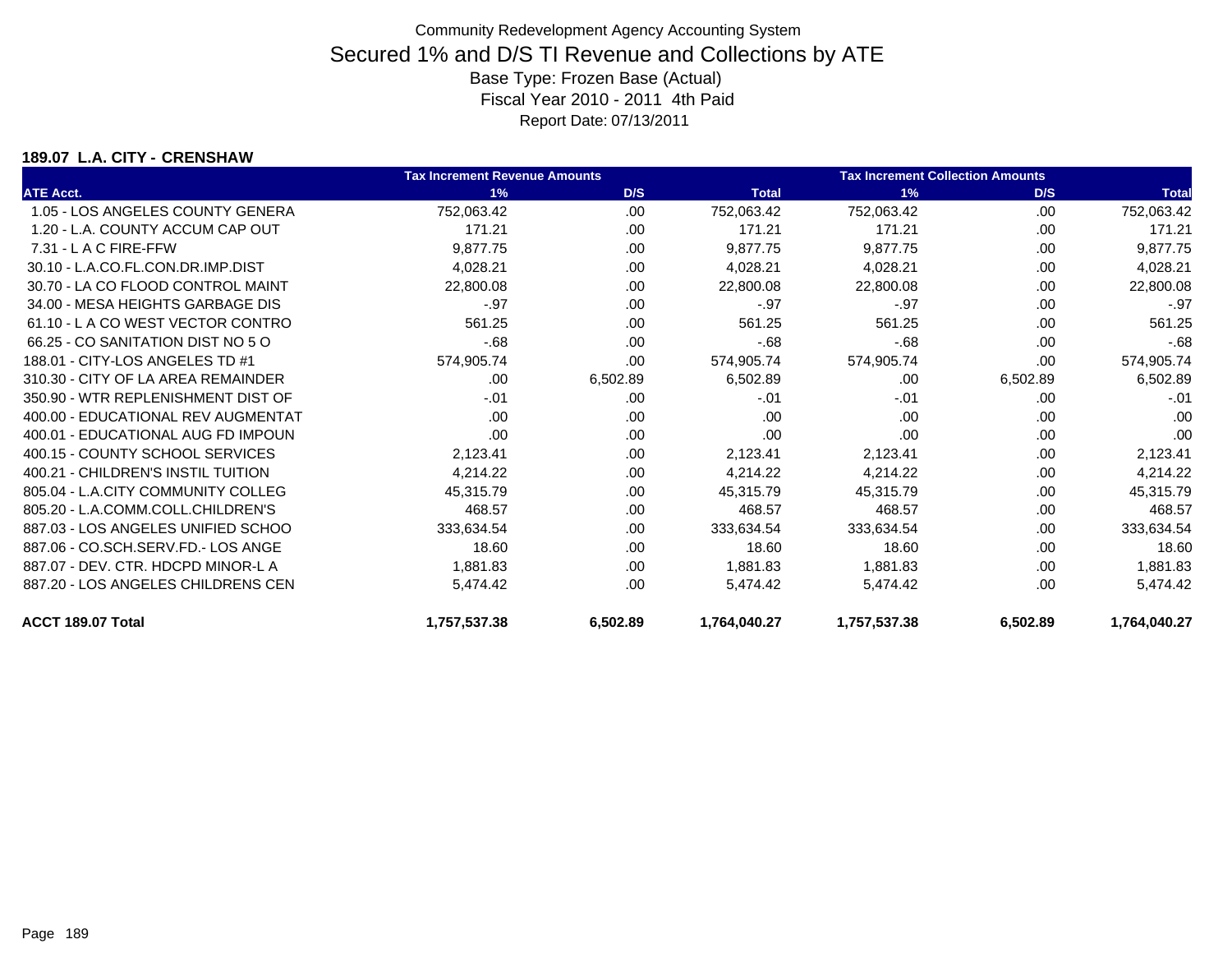Community Redevelopment Agency Accounting System

# Secured 1% and D/S TI Revenue and Collections by ATE

Base Type: Frozen Base (Actual)

Fiscal Year 2010 - 2011 4th Paid

Report Date: 07/13/2011

### 189.07 L.A. CITY - CRENSHAW

| | Tax Increment Revenue Amounts | | | Tax Increment Collection Amounts | | |
|---|---|---|---|---|---|---|
| ATE Acct. | 1% | D/S | Total | 1% | D/S | Total |
| 1.05 - LOS ANGELES COUNTY GENERA | 752,063.42 | .00 | 752,063.42 | 752,063.42 | .00 | 752,063.42 |
| 1.20 - L.A. COUNTY ACCUM CAP OUT | 171.21 | .00 | 171.21 | 171.21 | .00 | 171.21 |
| 7.31 - L A C FIRE-FFW | 9,877.75 | .00 | 9,877.75 | 9,877.75 | .00 | 9,877.75 |
| 30.10 - L.A.CO.FL.CON.DR.IMP.DIST | 4,028.21 | .00 | 4,028.21 | 4,028.21 | .00 | 4,028.21 |
| 30.70 - LA CO FLOOD CONTROL MAINT | 22,800.08 | .00 | 22,800.08 | 22,800.08 | .00 | 22,800.08 |
| 34.00 - MESA HEIGHTS GARBAGE DIS | -.97 | .00 | -.97 | -.97 | .00 | -.97 |
| 61.10 - L A CO WEST VECTOR CONTRO | 561.25 | .00 | 561.25 | 561.25 | .00 | 561.25 |
| 66.25 - CO SANITATION DIST NO 5 O | -.68 | .00 | -.68 | -.68 | .00 | -.68 |
| 188.01 - CITY-LOS ANGELES TD #1 | 574,905.74 | .00 | 574,905.74 | 574,905.74 | .00 | 574,905.74 |
| 310.30 - CITY OF LA AREA REMAINDER | .00 | 6,502.89 | 6,502.89 | .00 | 6,502.89 | 6,502.89 |
| 350.90 - WTR REPLENISHMENT DIST OF | -.01 | .00 | -.01 | -.01 | .00 | -.01 |
| 400.00 - EDUCATIONAL REV AUGMENTAT | .00 | .00 | .00 | .00 | .00 | .00 |
| 400.01 - EDUCATIONAL AUG FD IMPOUN | .00 | .00 | .00 | .00 | .00 | .00 |
| 400.15 - COUNTY SCHOOL SERVICES | 2,123.41 | .00 | 2,123.41 | 2,123.41 | .00 | 2,123.41 |
| 400.21 - CHILDREN'S INSTIL TUITION | 4,214.22 | .00 | 4,214.22 | 4,214.22 | .00 | 4,214.22 |
| 805.04 - L.A.CITY COMMUNITY COLLEG | 45,315.79 | .00 | 45,315.79 | 45,315.79 | .00 | 45,315.79 |
| 805.20 - L.A.COMM.COLL.CHILDREN'S | 468.57 | .00 | 468.57 | 468.57 | .00 | 468.57 |
| 887.03 - LOS ANGELES UNIFIED SCHOO | 333,634.54 | .00 | 333,634.54 | 333,634.54 | .00 | 333,634.54 |
| 887.06 - CO.SCH.SERV.FD.- LOS ANGE | 18.60 | .00 | 18.60 | 18.60 | .00 | 18.60 |
| 887.07 - DEV. CTR. HDCPD MINOR-L A | 1,881.83 | .00 | 1,881.83 | 1,881.83 | .00 | 1,881.83 |
| 887.20 - LOS ANGELES CHILDRENS CEN | 5,474.42 | .00 | 5,474.42 | 5,474.42 | .00 | 5,474.42 |
| **ACCT 189.07 Total** | **1,757,537.38** | **6,502.89** | **1,764,040.27** | **1,757,537.38** | **6,502.89** | **1,764,040.27** |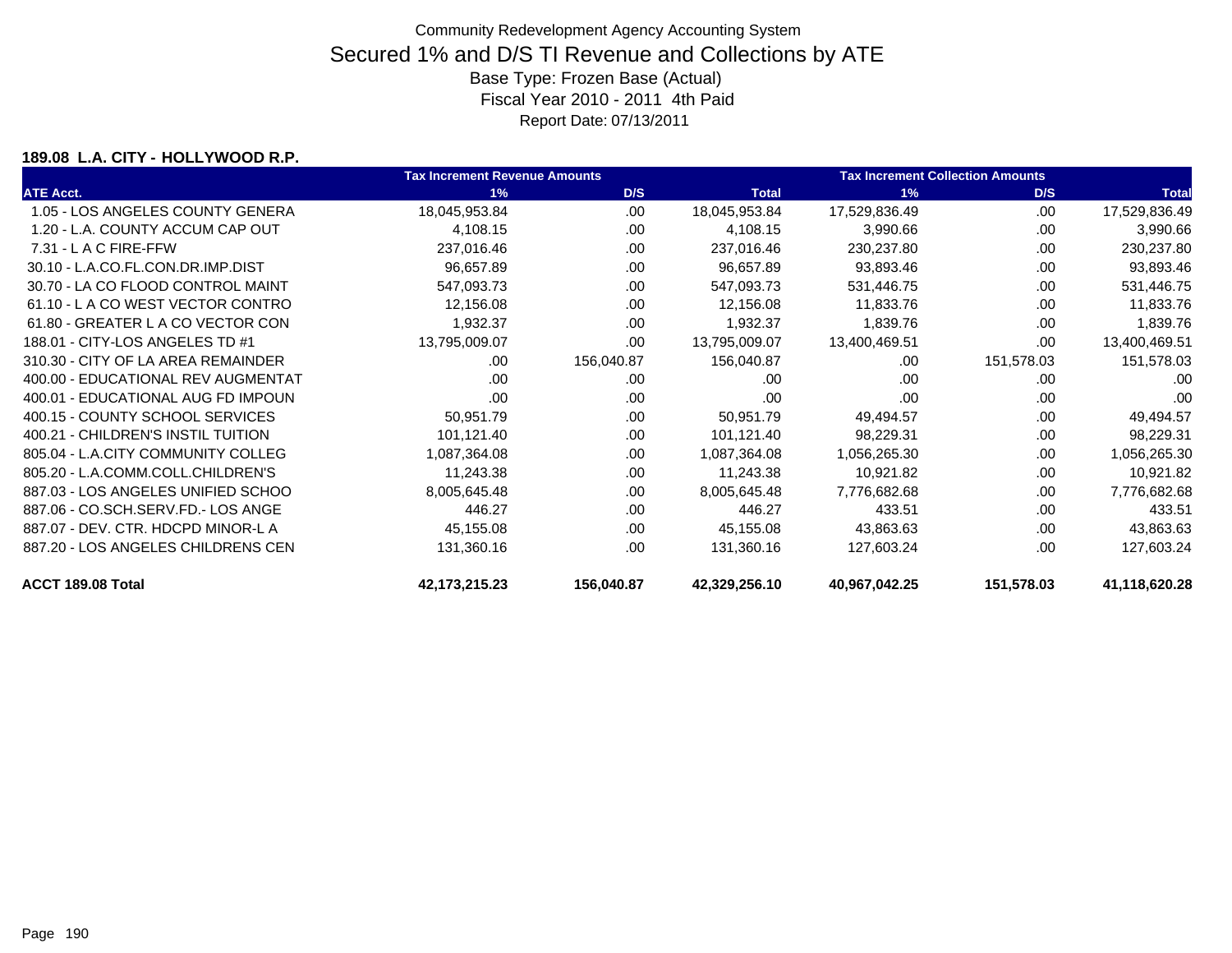Community Redevelopment Agency Accounting System

# Secured 1% and D/S TI Revenue and Collections by ATE

Base Type: Frozen Base (Actual)

Fiscal Year 2010 - 2011 4th Paid

Report Date: 07/13/2011

### 189.08 L.A. CITY - HOLLYWOOD R.P.

| | Tax Increment Revenue Amounts | | | Tax Increment Collection Amounts | | |
|---|---|---|---|---|---|---|
| ATE Acct. | 1% | D/S | Total | 1% | D/S | Total |
| 1.05 - LOS ANGELES COUNTY GENERA | 18,045,953.84 | .00 | 18,045,953.84 | 17,529,836.49 | .00 | 17,529,836.49 |
| 1.20 - L.A. COUNTY ACCUM CAP OUT | 4,108.15 | .00 | 4,108.15 | 3,990.66 | .00 | 3,990.66 |
| 7.31 - L A C FIRE-FFW | 237,016.46 | .00 | 237,016.46 | 230,237.80 | .00 | 230,237.80 |
| 30.10 - L.A.CO.FL.CON.DR.IMP.DIST | 96,657.89 | .00 | 96,657.89 | 93,893.46 | .00 | 93,893.46 |
| 30.70 - LA CO FLOOD CONTROL MAINT | 547,093.73 | .00 | 547,093.73 | 531,446.75 | .00 | 531,446.75 |
| 61.10 - L A CO WEST VECTOR CONTRO | 12,156.08 | .00 | 12,156.08 | 11,833.76 | .00 | 11,833.76 |
| 61.80 - GREATER L A CO VECTOR CON | 1,932.37 | .00 | 1,932.37 | 1,839.76 | .00 | 1,839.76 |
| 188.01 - CITY-LOS ANGELES TD #1 | 13,795,009.07 | .00 | 13,795,009.07 | 13,400,469.51 | .00 | 13,400,469.51 |
| 310.30 - CITY OF LA AREA REMAINDER | .00 | 156,040.87 | 156,040.87 | .00 | 151,578.03 | 151,578.03 |
| 400.00 - EDUCATIONAL REV AUGMENTAT | .00 | .00 | .00 | .00 | .00 | .00 |
| 400.01 - EDUCATIONAL AUG FD IMPOUN | .00 | .00 | .00 | .00 | .00 | .00 |
| 400.15 - COUNTY SCHOOL SERVICES | 50,951.79 | .00 | 50,951.79 | 49,494.57 | .00 | 49,494.57 |
| 400.21 - CHILDREN'S INSTIL TUITION | 101,121.40 | .00 | 101,121.40 | 98,229.31 | .00 | 98,229.31 |
| 805.04 - L.A.CITY COMMUNITY COLLEG | 1,087,364.08 | .00 | 1,087,364.08 | 1,056,265.30 | .00 | 1,056,265.30 |
| 805.20 - L.A.COMM.COLL.CHILDREN'S | 11,243.38 | .00 | 11,243.38 | 10,921.82 | .00 | 10,921.82 |
| 887.03 - LOS ANGELES UNIFIED SCHOO | 8,005,645.48 | .00 | 8,005,645.48 | 7,776,682.68 | .00 | 7,776,682.68 |
| 887.06 - CO.SCH.SERV.FD.- LOS ANGE | 446.27 | .00 | 446.27 | 433.51 | .00 | 433.51 |
| 887.07 - DEV. CTR. HDCPD MINOR-L A | 45,155.08 | .00 | 45,155.08 | 43,863.63 | .00 | 43,863.63 |
| 887.20 - LOS ANGELES CHILDRENS CEN | 131,360.16 | .00 | 131,360.16 | 127,603.24 | .00 | 127,603.24 |
| **ACCT 189.08 Total** | **42,173,215.23** | **156,040.87** | **42,329,256.10** | **40,967,042.25** | **151,578.03** | **41,118,620.28** |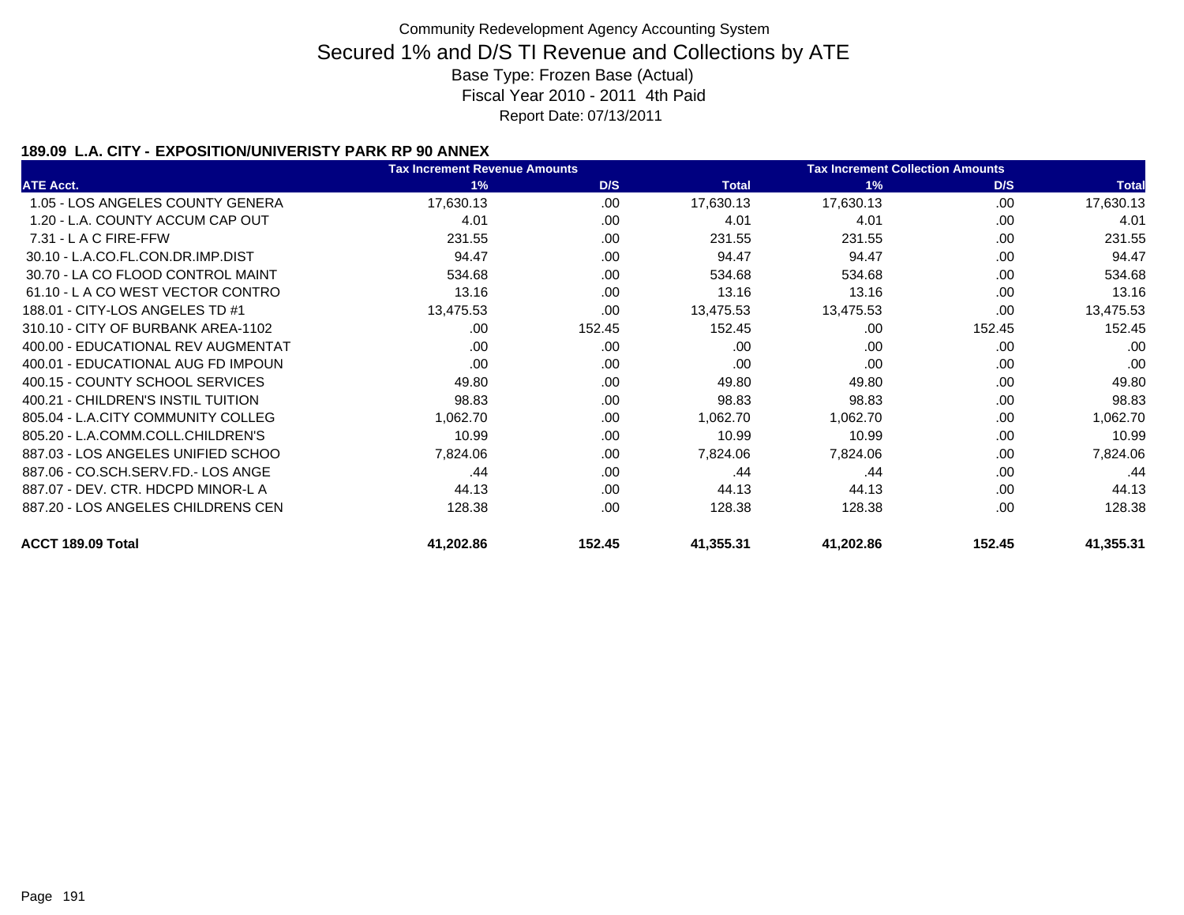Community Redevelopment Agency Accounting System

# Secured 1% and D/S TI Revenue and Collections by ATE

Base Type: Frozen Base (Actual)

Fiscal Year 2010 - 2011 4th Paid

Report Date: 07/13/2011

### 189.09 L.A. CITY - EXPOSITION/UNIVERISTY PARK RP 90 ANNEX

| | Tax Increment Revenue Amounts | | | Tax Increment Collection Amounts | | |
|---|---|---|---|---|---|---|
| ATE Acct. | 1% | D/S | Total | 1% | D/S | Total |
| 1.05 - LOS ANGELES COUNTY GENERA | 17,630.13 | .00 | 17,630.13 | 17,630.13 | .00 | 17,630.13 |
| 1.20 - L.A. COUNTY ACCUM CAP OUT | 4.01 | .00 | 4.01 | 4.01 | .00 | 4.01 |
| 7.31 - L A C FIRE-FFW | 231.55 | .00 | 231.55 | 231.55 | .00 | 231.55 |
| 30.10 - L.A.CO.FL.CON.DR.IMP.DIST | 94.47 | .00 | 94.47 | 94.47 | .00 | 94.47 |
| 30.70 - LA CO FLOOD CONTROL MAINT | 534.68 | .00 | 534.68 | 534.68 | .00 | 534.68 |
| 61.10 - L A CO WEST VECTOR CONTRO | 13.16 | .00 | 13.16 | 13.16 | .00 | 13.16 |
| 188.01 - CITY-LOS ANGELES TD #1 | 13,475.53 | .00 | 13,475.53 | 13,475.53 | .00 | 13,475.53 |
| 310.10 - CITY OF BURBANK AREA-1102 | .00 | 152.45 | 152.45 | .00 | 152.45 | 152.45 |
| 400.00 - EDUCATIONAL REV AUGMENTAT | .00 | .00 | .00 | .00 | .00 | .00 |
| 400.01 - EDUCATIONAL AUG FD IMPOUN | .00 | .00 | .00 | .00 | .00 | .00 |
| 400.15 - COUNTY SCHOOL SERVICES | 49.80 | .00 | 49.80 | 49.80 | .00 | 49.80 |
| 400.21 - CHILDREN'S INSTIL TUITION | 98.83 | .00 | 98.83 | 98.83 | .00 | 98.83 |
| 805.04 - L.A.CITY COMMUNITY COLLEG | 1,062.70 | .00 | 1,062.70 | 1,062.70 | .00 | 1,062.70 |
| 805.20 - L.A.COMM.COLL.CHILDREN'S | 10.99 | .00 | 10.99 | 10.99 | .00 | 10.99 |
| 887.03 - LOS ANGELES UNIFIED SCHOO | 7,824.06 | .00 | 7,824.06 | 7,824.06 | .00 | 7,824.06 |
| 887.06 - CO.SCH.SERV.FD.- LOS ANGE | .44 | .00 | .44 | .44 | .00 | .44 |
| 887.07 - DEV. CTR. HDCPD MINOR-L A | 44.13 | .00 | 44.13 | 44.13 | .00 | 44.13 |
| 887.20 - LOS ANGELES CHILDRENS CEN | 128.38 | .00 | 128.38 | 128.38 | .00 | 128.38 |
| **ACCT 189.09 Total** | **41,202.86** | **152.45** | **41,355.31** | **41,202.86** | **152.45** | **41,355.31** |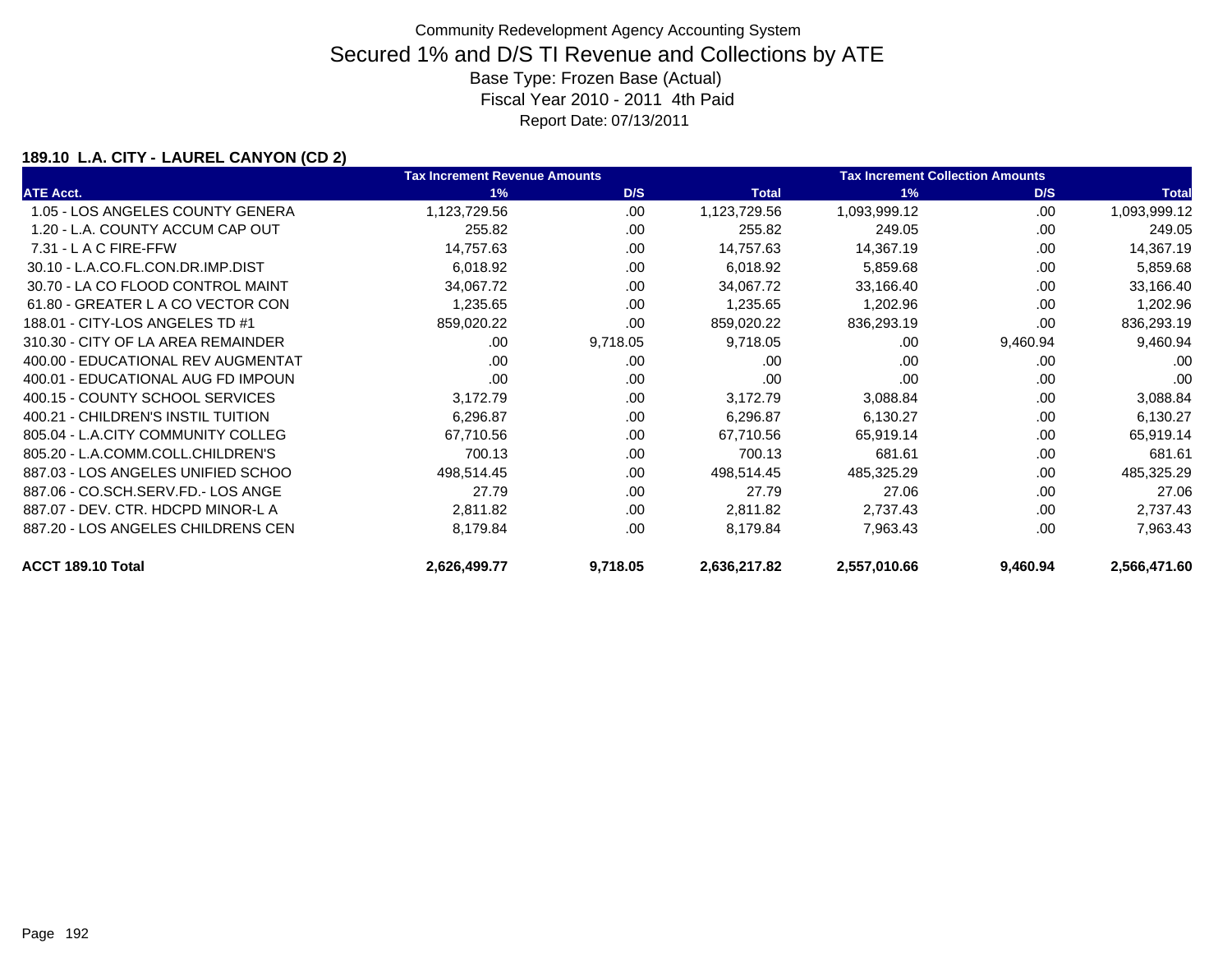Community Redevelopment Agency Accounting System

# Secured 1% and D/S TI Revenue and Collections by ATE

Base Type: Frozen Base (Actual)

Fiscal Year 2010 - 2011 4th Paid

Report Date: 07/13/2011

### 189.10 L.A. CITY - LAUREL CANYON (CD 2)

| | Tax Increment Revenue Amounts | | | Tax Increment Collection Amounts | | |
|---|---|---|---|---|---|---|
| ATE Acct. | 1% | D/S | Total | 1% | D/S | Total |
| 1.05 - LOS ANGELES COUNTY GENERA | 1,123,729.56 | .00 | 1,123,729.56 | 1,093,999.12 | .00 | 1,093,999.12 |
| 1.20 - L.A. COUNTY ACCUM CAP OUT | 255.82 | .00 | 255.82 | 249.05 | .00 | 249.05 |
| 7.31 - L A C FIRE-FFW | 14,757.63 | .00 | 14,757.63 | 14,367.19 | .00 | 14,367.19 |
| 30.10 - L.A.CO.FL.CON.DR.IMP.DIST | 6,018.92 | .00 | 6,018.92 | 5,859.68 | .00 | 5,859.68 |
| 30.70 - LA CO FLOOD CONTROL MAINT | 34,067.72 | .00 | 34,067.72 | 33,166.40 | .00 | 33,166.40 |
| 61.80 - GREATER L A CO VECTOR CON | 1,235.65 | .00 | 1,235.65 | 1,202.96 | .00 | 1,202.96 |
| 188.01 - CITY-LOS ANGELES TD #1 | 859,020.22 | .00 | 859,020.22 | 836,293.19 | .00 | 836,293.19 |
| 310.30 - CITY OF LA AREA REMAINDER | .00 | 9,718.05 | 9,718.05 | .00 | 9,460.94 | 9,460.94 |
| 400.00 - EDUCATIONAL REV AUGMENTAT | .00 | .00 | .00 | .00 | .00 | .00 |
| 400.01 - EDUCATIONAL AUG FD IMPOUN | .00 | .00 | .00 | .00 | .00 | .00 |
| 400.15 - COUNTY SCHOOL SERVICES | 3,172.79 | .00 | 3,172.79 | 3,088.84 | .00 | 3,088.84 |
| 400.21 - CHILDREN'S INSTIL TUITION | 6,296.87 | .00 | 6,296.87 | 6,130.27 | .00 | 6,130.27 |
| 805.04 - L.A.CITY COMMUNITY COLLEG | 67,710.56 | .00 | 67,710.56 | 65,919.14 | .00 | 65,919.14 |
| 805.20 - L.A.COMM.COLL.CHILDREN'S | 700.13 | .00 | 700.13 | 681.61 | .00 | 681.61 |
| 887.03 - LOS ANGELES UNIFIED SCHOO | 498,514.45 | .00 | 498,514.45 | 485,325.29 | .00 | 485,325.29 |
| 887.06 - CO.SCH.SERV.FD.- LOS ANGE | 27.79 | .00 | 27.79 | 27.06 | .00 | 27.06 |
| 887.07 - DEV. CTR. HDCPD MINOR-L A | 2,811.82 | .00 | 2,811.82 | 2,737.43 | .00 | 2,737.43 |
| 887.20 - LOS ANGELES CHILDRENS CEN | 8,179.84 | .00 | 8,179.84 | 7,963.43 | .00 | 7,963.43 |
| **ACCT 189.10 Total** | **2,626,499.77** | **9,718.05** | **2,636,217.82** | **2,557,010.66** | **9,460.94** | **2,566,471.60** |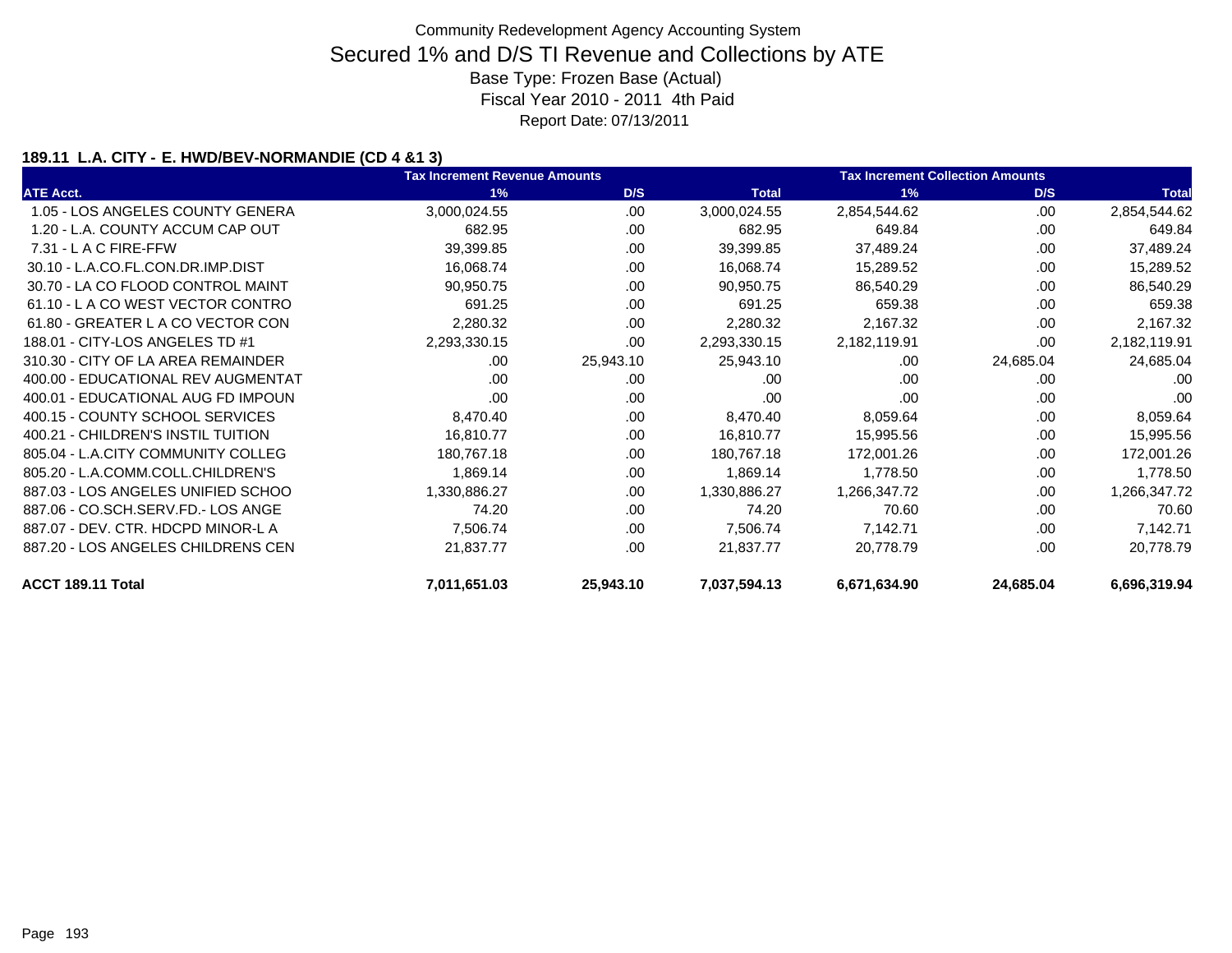Community Redevelopment Agency Accounting System

# Secured 1% and D/S TI Revenue and Collections by ATE

Base Type: Frozen Base (Actual)

Fiscal Year 2010 - 2011 4th Paid

Report Date: 07/13/2011

### 189.11 L.A. CITY - E. HWD/BEV-NORMANDIE (CD 4 &1 3)

| | Tax Increment Revenue Amounts | | | Tax Increment Collection Amounts | | |
|---|---|---|---|---|---|---|
| **ATE Acct.** | **1%** | **D/S** | **Total** | **1%** | **D/S** | **Total** |
| 1.05 - LOS ANGELES COUNTY GENERA | 3,000,024.55 | .00 | 3,000,024.55 | 2,854,544.62 | .00 | 2,854,544.62 |
| 1.20 - L.A. COUNTY ACCUM CAP OUT | 682.95 | .00 | 682.95 | 649.84 | .00 | 649.84 |
| 7.31 - L A C FIRE-FFW | 39,399.85 | .00 | 39,399.85 | 37,489.24 | .00 | 37,489.24 |
| 30.10 - L.A.CO.FL.CON.DR.IMP.DIST | 16,068.74 | .00 | 16,068.74 | 15,289.52 | .00 | 15,289.52 |
| 30.70 - LA CO FLOOD CONTROL MAINT | 90,950.75 | .00 | 90,950.75 | 86,540.29 | .00 | 86,540.29 |
| 61.10 - L A CO WEST VECTOR CONTRO | 691.25 | .00 | 691.25 | 659.38 | .00 | 659.38 |
| 61.80 - GREATER L A CO VECTOR CON | 2,280.32 | .00 | 2,280.32 | 2,167.32 | .00 | 2,167.32 |
| 188.01 - CITY-LOS ANGELES TD #1 | 2,293,330.15 | .00 | 2,293,330.15 | 2,182,119.91 | .00 | 2,182,119.91 |
| 310.30 - CITY OF LA AREA REMAINDER | .00 | 25,943.10 | 25,943.10 | .00 | 24,685.04 | 24,685.04 |
| 400.00 - EDUCATIONAL REV AUGMENTAT | .00 | .00 | .00 | .00 | .00 | .00 |
| 400.01 - EDUCATIONAL AUG FD IMPOUN | .00 | .00 | .00 | .00 | .00 | .00 |
| 400.15 - COUNTY SCHOOL SERVICES | 8,470.40 | .00 | 8,470.40 | 8,059.64 | .00 | 8,059.64 |
| 400.21 - CHILDREN'S INSTIL TUITION | 16,810.77 | .00 | 16,810.77 | 15,995.56 | .00 | 15,995.56 |
| 805.04 - L.A.CITY COMMUNITY COLLEG | 180,767.18 | .00 | 180,767.18 | 172,001.26 | .00 | 172,001.26 |
| 805.20 - L.A.COMM.COLL.CHILDREN'S | 1,869.14 | .00 | 1,869.14 | 1,778.50 | .00 | 1,778.50 |
| 887.03 - LOS ANGELES UNIFIED SCHOO | 1,330,886.27 | .00 | 1,330,886.27 | 1,266,347.72 | .00 | 1,266,347.72 |
| 887.06 - CO.SCH.SERV.FD.- LOS ANGE | 74.20 | .00 | 74.20 | 70.60 | .00 | 70.60 |
| 887.07 - DEV. CTR. HDCPD MINOR-L A | 7,506.74 | .00 | 7,506.74 | 7,142.71 | .00 | 7,142.71 |
| 887.20 - LOS ANGELES CHILDRENS CEN | 21,837.77 | .00 | 21,837.77 | 20,778.79 | .00 | 20,778.79 |
| **ACCT 189.11 Total** | **7,011,651.03** | **25,943.10** | **7,037,594.13** | **6,671,634.90** | **24,685.04** | **6,696,319.94** |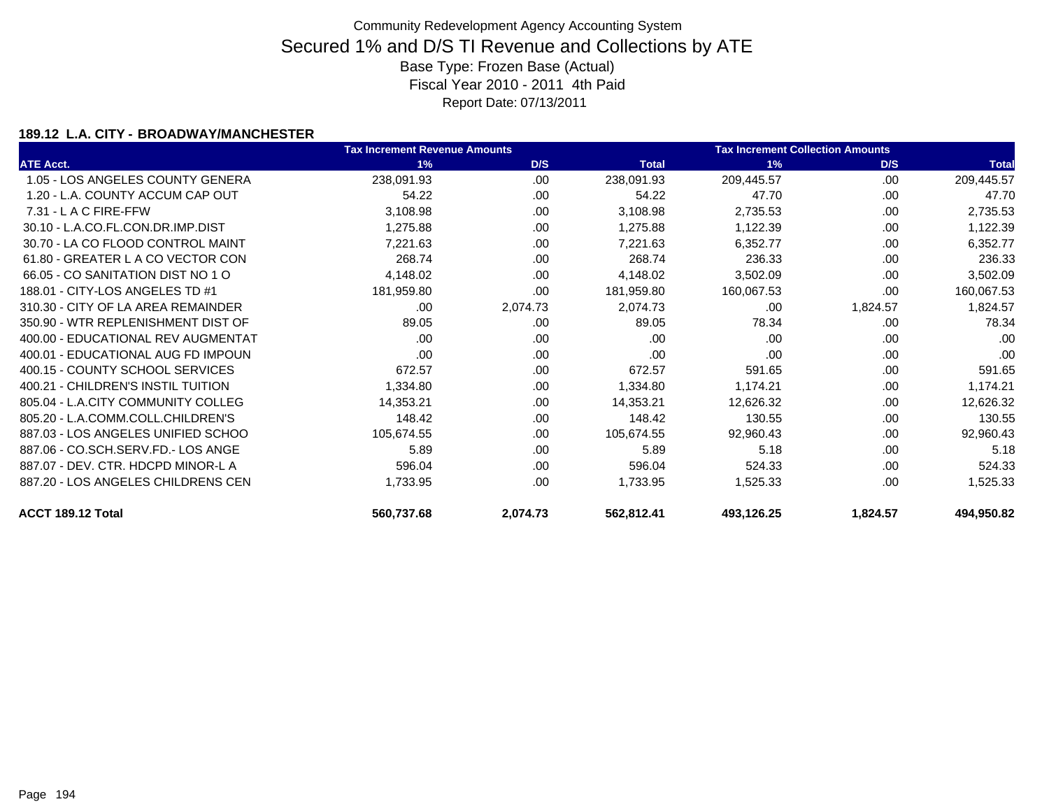Community Redevelopment Agency Accounting System

# Secured 1% and D/S TI Revenue and Collections by ATE

Base Type: Frozen Base (Actual)

Fiscal Year 2010 - 2011 4th Paid

Report Date: 07/13/2011

### 189.12 L.A. CITY - BROADWAY/MANCHESTER

| | Tax Increment Revenue Amounts | | | Tax Increment Collection Amounts | | |
|---|---|---|---|---|---|---|
| ATE Acct. | 1% | D/S | Total | 1% | D/S | Total |
| 1.05 - LOS ANGELES COUNTY GENERA | 238,091.93 | .00 | 238,091.93 | 209,445.57 | .00 | 209,445.57 |
| 1.20 - L.A. COUNTY ACCUM CAP OUT | 54.22 | .00 | 54.22 | 47.70 | .00 | 47.70 |
| 7.31 - L A C FIRE-FFW | 3,108.98 | .00 | 3,108.98 | 2,735.53 | .00 | 2,735.53 |
| 30.10 - L.A.CO.FL.CON.DR.IMP.DIST | 1,275.88 | .00 | 1,275.88 | 1,122.39 | .00 | 1,122.39 |
| 30.70 - LA CO FLOOD CONTROL MAINT | 7,221.63 | .00 | 7,221.63 | 6,352.77 | .00 | 6,352.77 |
| 61.80 - GREATER L A CO VECTOR CON | 268.74 | .00 | 268.74 | 236.33 | .00 | 236.33 |
| 66.05 - CO SANITATION DIST NO 1 O | 4,148.02 | .00 | 4,148.02 | 3,502.09 | .00 | 3,502.09 |
| 188.01 - CITY-LOS ANGELES TD #1 | 181,959.80 | .00 | 181,959.80 | 160,067.53 | .00 | 160,067.53 |
| 310.30 - CITY OF LA AREA REMAINDER | .00 | 2,074.73 | 2,074.73 | .00 | 1,824.57 | 1,824.57 |
| 350.90 - WTR REPLENISHMENT DIST OF | 89.05 | .00 | 89.05 | 78.34 | .00 | 78.34 |
| 400.00 - EDUCATIONAL REV AUGMENTAT | .00 | .00 | .00 | .00 | .00 | .00 |
| 400.01 - EDUCATIONAL AUG FD IMPOUN | .00 | .00 | .00 | .00 | .00 | .00 |
| 400.15 - COUNTY SCHOOL SERVICES | 672.57 | .00 | 672.57 | 591.65 | .00 | 591.65 |
| 400.21 - CHILDREN'S INSTIL TUITION | 1,334.80 | .00 | 1,334.80 | 1,174.21 | .00 | 1,174.21 |
| 805.04 - L.A.CITY COMMUNITY COLLEG | 14,353.21 | .00 | 14,353.21 | 12,626.32 | .00 | 12,626.32 |
| 805.20 - L.A.COMM.COLL.CHILDREN'S | 148.42 | .00 | 148.42 | 130.55 | .00 | 130.55 |
| 887.03 - LOS ANGELES UNIFIED SCHOO | 105,674.55 | .00 | 105,674.55 | 92,960.43 | .00 | 92,960.43 |
| 887.06 - CO.SCH.SERV.FD.- LOS ANGE | 5.89 | .00 | 5.89 | 5.18 | .00 | 5.18 |
| 887.07 - DEV. CTR. HDCPD MINOR-L A | 596.04 | .00 | 596.04 | 524.33 | .00 | 524.33 |
| 887.20 - LOS ANGELES CHILDRENS CEN | 1,733.95 | .00 | 1,733.95 | 1,525.33 | .00 | 1,525.33 |
| **ACCT 189.12 Total** | **560,737.68** | **2,074.73** | **562,812.41** | **493,126.25** | **1,824.57** | **494,950.82** |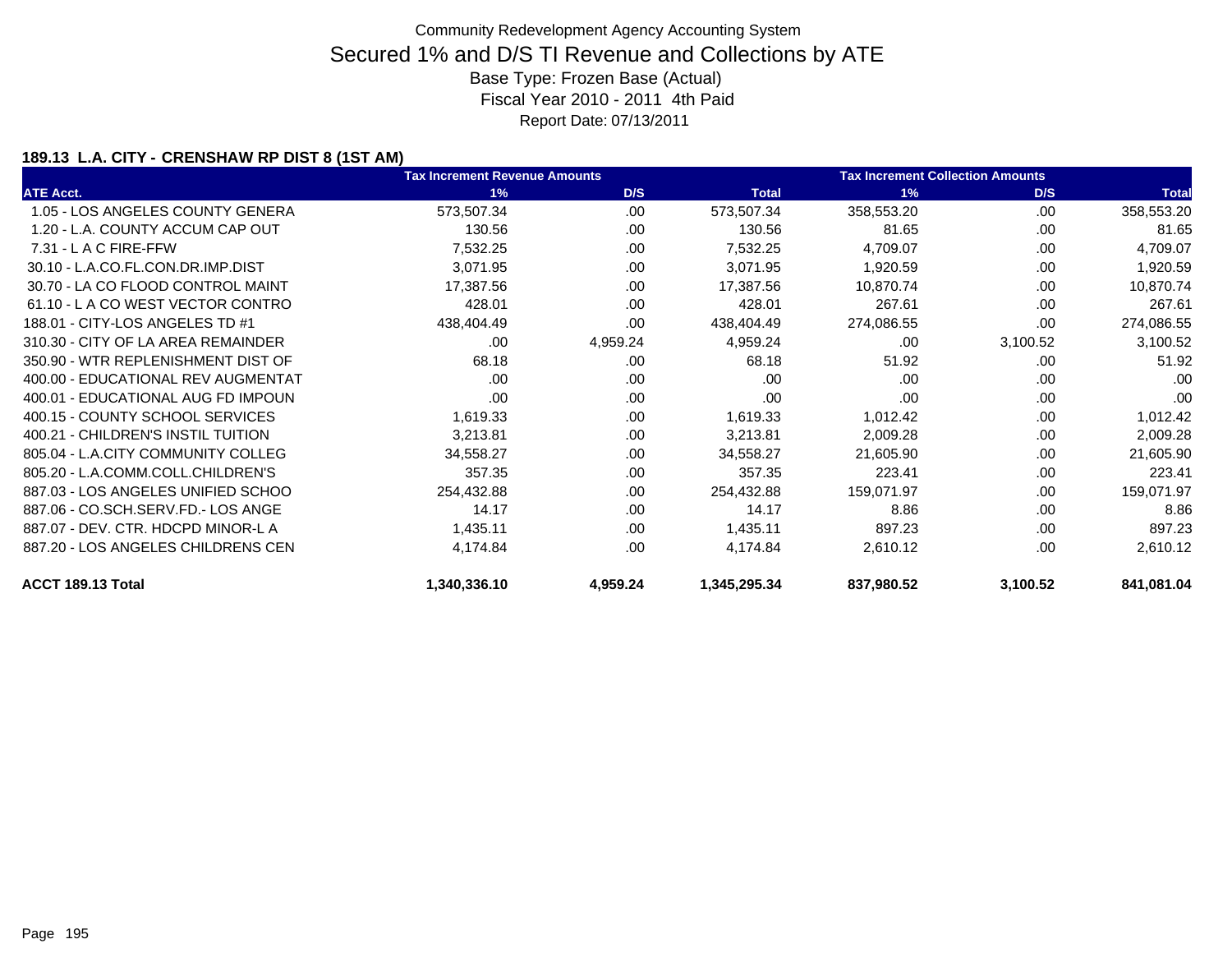# Community Redevelopment Agency Accounting System

## Secured 1% and D/S TI Revenue and Collections by ATE

Base Type: Frozen Base (Actual)

Fiscal Year 2010 - 2011 4th Paid

Report Date: 07/13/2011

### 189.13 L.A. CITY - CRENSHAW RP DIST 8 (1ST AM)

| ATE Acct. | Tax Increment Revenue Amounts 1% | D/S | Total | Tax Increment Collection Amounts 1% | D/S | Total |
|---|---|---|---|---|---|---|
| 1.05 - LOS ANGELES COUNTY GENERA | 573,507.34 | .00 | 573,507.34 | 358,553.20 | .00 | 358,553.20 |
| 1.20 - L.A. COUNTY ACCUM CAP OUT | 130.56 | .00 | 130.56 | 81.65 | .00 | 81.65 |
| 7.31 - L A C FIRE-FFW | 7,532.25 | .00 | 7,532.25 | 4,709.07 | .00 | 4,709.07 |
| 30.10 - L.A.CO.FL.CON.DR.IMP.DIST | 3,071.95 | .00 | 3,071.95 | 1,920.59 | .00 | 1,920.59 |
| 30.70 - LA CO FLOOD CONTROL MAINT | 17,387.56 | .00 | 17,387.56 | 10,870.74 | .00 | 10,870.74 |
| 61.10 - L A CO WEST VECTOR CONTRO | 428.01 | .00 | 428.01 | 267.61 | .00 | 267.61 |
| 188.01 - CITY-LOS ANGELES TD #1 | 438,404.49 | .00 | 438,404.49 | 274,086.55 | .00 | 274,086.55 |
| 310.30 - CITY OF LA AREA REMAINDER | .00 | 4,959.24 | 4,959.24 | .00 | 3,100.52 | 3,100.52 |
| 350.90 - WTR REPLENISHMENT DIST OF | 68.18 | .00 | 68.18 | 51.92 | .00 | 51.92 |
| 400.00 - EDUCATIONAL REV AUGMENTAT | .00 | .00 | .00 | .00 | .00 | .00 |
| 400.01 - EDUCATIONAL AUG FD IMPOUN | .00 | .00 | .00 | .00 | .00 | .00 |
| 400.15 - COUNTY SCHOOL SERVICES | 1,619.33 | .00 | 1,619.33 | 1,012.42 | .00 | 1,012.42 |
| 400.21 - CHILDREN'S INSTIL TUITION | 3,213.81 | .00 | 3,213.81 | 2,009.28 | .00 | 2,009.28 |
| 805.04 - L.A.CITY COMMUNITY COLLEG | 34,558.27 | .00 | 34,558.27 | 21,605.90 | .00 | 21,605.90 |
| 805.20 - L.A.COMM.COLL.CHILDREN'S | 357.35 | .00 | 357.35 | 223.41 | .00 | 223.41 |
| 887.03 - LOS ANGELES UNIFIED SCHOO | 254,432.88 | .00 | 254,432.88 | 159,071.97 | .00 | 159,071.97 |
| 887.06 - CO.SCH.SERV.FD.- LOS ANGE | 14.17 | .00 | 14.17 | 8.86 | .00 | 8.86 |
| 887.07 - DEV. CTR. HDCPD MINOR-L A | 1,435.11 | .00 | 1,435.11 | 897.23 | .00 | 897.23 |
| 887.20 - LOS ANGELES CHILDRENS CEN | 4,174.84 | .00 | 4,174.84 | 2,610.12 | .00 | 2,610.12 |
| **ACCT 189.13 Total** | **1,340,336.10** | **4,959.24** | **1,345,295.34** | **837,980.52** | **3,100.52** | **841,081.04** |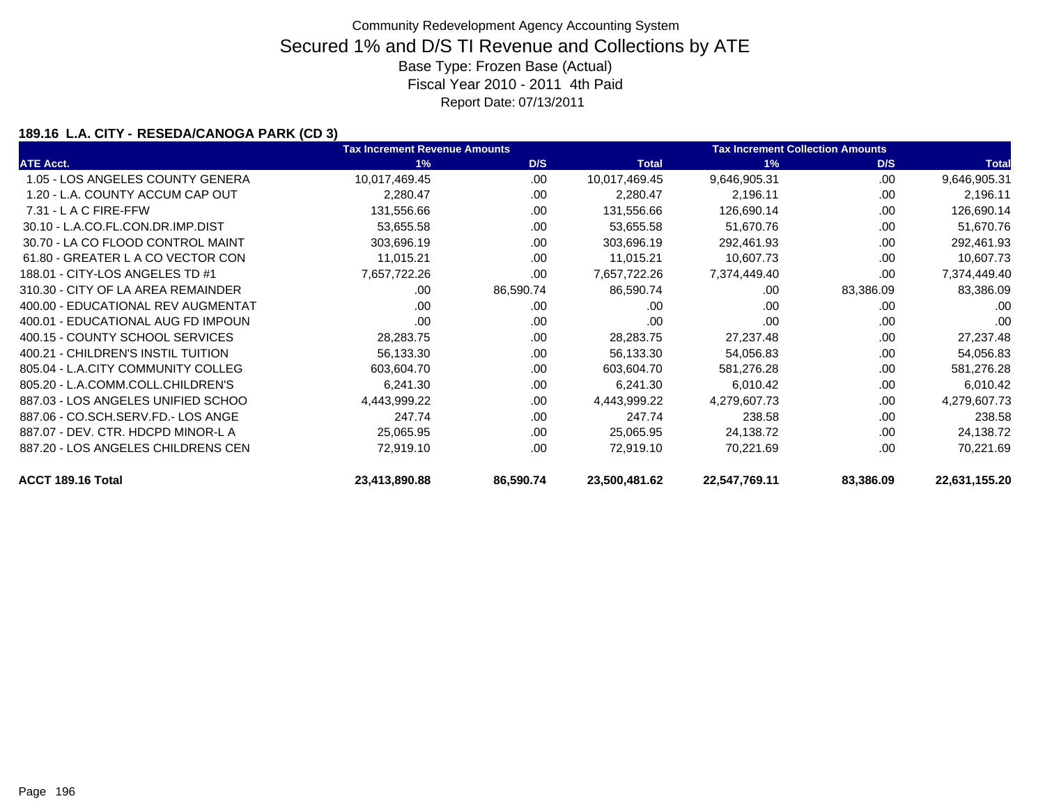Community Redevelopment Agency Accounting System

# Secured 1% and D/S TI Revenue and Collections by ATE

Base Type: Frozen Base (Actual)

Fiscal Year 2010 - 2011 4th Paid

Report Date: 07/13/2011

### 189.16 L.A. CITY - RESEDA/CANOGA PARK (CD 3)

| ATE Acct. | Tax Increment Revenue Amounts 1% | D/S | Total | Tax Increment Collection Amounts 1% | D/S | Total |
|---|---|---|---|---|---|---|
| 1.05 - LOS ANGELES COUNTY GENERA | 10,017,469.45 | .00 | 10,017,469.45 | 9,646,905.31 | .00 | 9,646,905.31 |
| 1.20 - L.A. COUNTY ACCUM CAP OUT | 2,280.47 | .00 | 2,280.47 | 2,196.11 | .00 | 2,196.11 |
| 7.31 - L A C FIRE-FFW | 131,556.66 | .00 | 131,556.66 | 126,690.14 | .00 | 126,690.14 |
| 30.10 - L.A.CO.FL.CON.DR.IMP.DIST | 53,655.58 | .00 | 53,655.58 | 51,670.76 | .00 | 51,670.76 |
| 30.70 - LA CO FLOOD CONTROL MAINT | 303,696.19 | .00 | 303,696.19 | 292,461.93 | .00 | 292,461.93 |
| 61.80 - GREATER L A CO VECTOR CON | 11,015.21 | .00 | 11,015.21 | 10,607.73 | .00 | 10,607.73 |
| 188.01 - CITY-LOS ANGELES TD #1 | 7,657,722.26 | .00 | 7,657,722.26 | 7,374,449.40 | .00 | 7,374,449.40 |
| 310.30 - CITY OF LA AREA REMAINDER | .00 | 86,590.74 | 86,590.74 | .00 | 83,386.09 | 83,386.09 |
| 400.00 - EDUCATIONAL REV AUGMENTAT | .00 | .00 | .00 | .00 | .00 | .00 |
| 400.01 - EDUCATIONAL AUG FD IMPOUN | .00 | .00 | .00 | .00 | .00 | .00 |
| 400.15 - COUNTY SCHOOL SERVICES | 28,283.75 | .00 | 28,283.75 | 27,237.48 | .00 | 27,237.48 |
| 400.21 - CHILDREN'S INSTIL TUITION | 56,133.30 | .00 | 56,133.30 | 54,056.83 | .00 | 54,056.83 |
| 805.04 - L.A.CITY COMMUNITY COLLEG | 603,604.70 | .00 | 603,604.70 | 581,276.28 | .00 | 581,276.28 |
| 805.20 - L.A.COMM.COLL.CHILDREN'S | 6,241.30 | .00 | 6,241.30 | 6,010.42 | .00 | 6,010.42 |
| 887.03 - LOS ANGELES UNIFIED SCHOO | 4,443,999.22 | .00 | 4,443,999.22 | 4,279,607.73 | .00 | 4,279,607.73 |
| 887.06 - CO.SCH.SERV.FD.- LOS ANGE | 247.74 | .00 | 247.74 | 238.58 | .00 | 238.58 |
| 887.07 - DEV. CTR. HDCPD MINOR-L A | 25,065.95 | .00 | 25,065.95 | 24,138.72 | .00 | 24,138.72 |
| 887.20 - LOS ANGELES CHILDRENS CEN | 72,919.10 | .00 | 72,919.10 | 70,221.69 | .00 | 70,221.69 |
| **ACCT 189.16 Total** | **23,413,890.88** | **86,590.74** | **23,500,481.62** | **22,547,769.11** | **83,386.09** | **22,631,155.20** |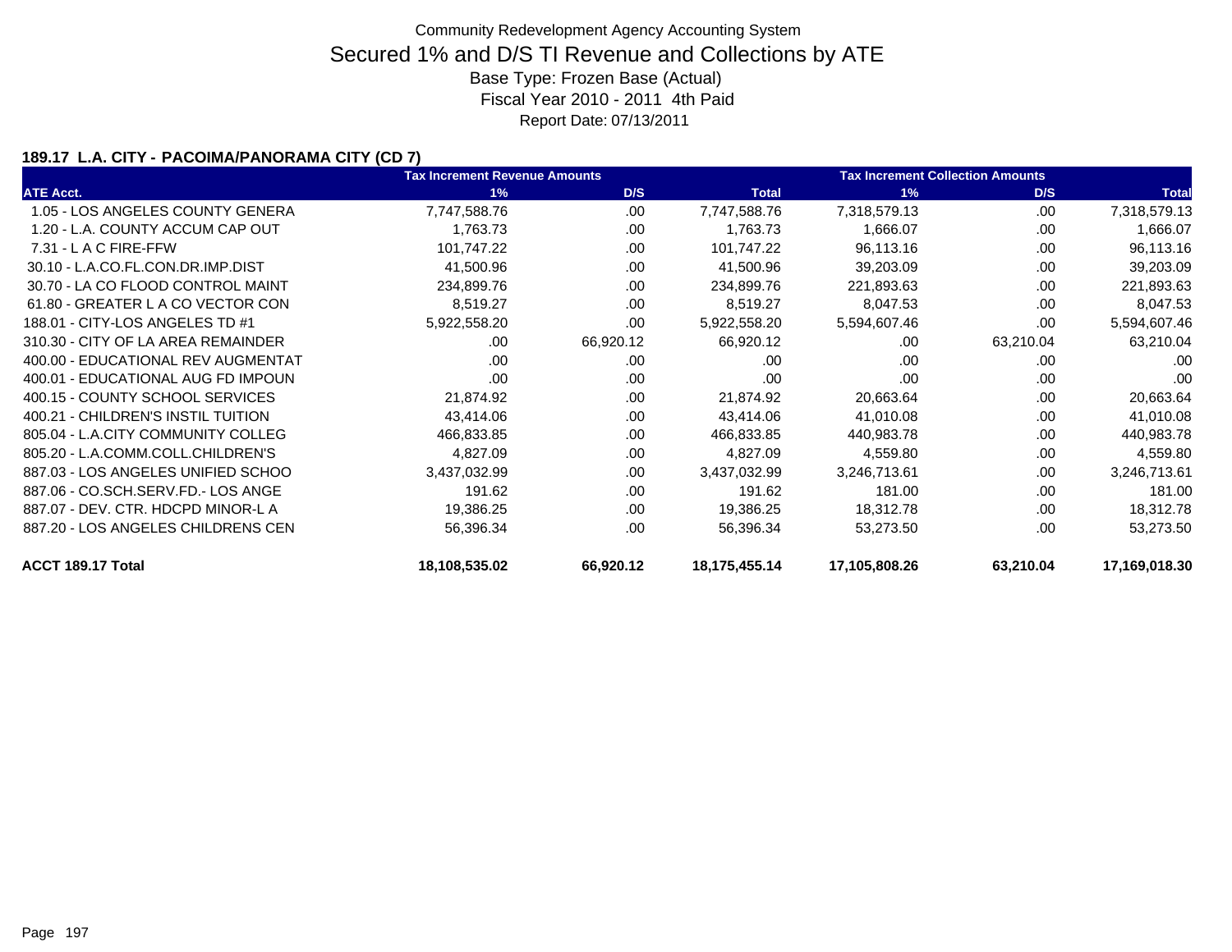Community Redevelopment Agency Accounting System

# Secured 1% and D/S TI Revenue and Collections by ATE

Base Type: Frozen Base (Actual)

Fiscal Year 2010 - 2011 4th Paid

Report Date: 07/13/2011

### 189.17 L.A. CITY - PACOIMA/PANORAMA CITY (CD 7)

| | Tax Increment Revenue Amounts | | | Tax Increment Collection Amounts | | |
|---|---|---|---|---|---|---|
| ATE Acct. | 1% | D/S | Total | 1% | D/S | Total |
| 1.05 - LOS ANGELES COUNTY GENERA | 7,747,588.76 | .00 | 7,747,588.76 | 7,318,579.13 | .00 | 7,318,579.13 |
| 1.20 - L.A. COUNTY ACCUM CAP OUT | 1,763.73 | .00 | 1,763.73 | 1,666.07 | .00 | 1,666.07 |
| 7.31 - L A C FIRE-FFW | 101,747.22 | .00 | 101,747.22 | 96,113.16 | .00 | 96,113.16 |
| 30.10 - L.A.CO.FL.CON.DR.IMP.DIST | 41,500.96 | .00 | 41,500.96 | 39,203.09 | .00 | 39,203.09 |
| 30.70 - LA CO FLOOD CONTROL MAINT | 234,899.76 | .00 | 234,899.76 | 221,893.63 | .00 | 221,893.63 |
| 61.80 - GREATER L A CO VECTOR CON | 8,519.27 | .00 | 8,519.27 | 8,047.53 | .00 | 8,047.53 |
| 188.01 - CITY-LOS ANGELES TD #1 | 5,922,558.20 | .00 | 5,922,558.20 | 5,594,607.46 | .00 | 5,594,607.46 |
| 310.30 - CITY OF LA AREA REMAINDER | .00 | 66,920.12 | 66,920.12 | .00 | 63,210.04 | 63,210.04 |
| 400.00 - EDUCATIONAL REV AUGMENTAT | .00 | .00 | .00 | .00 | .00 | .00 |
| 400.01 - EDUCATIONAL AUG FD IMPOUN | .00 | .00 | .00 | .00 | .00 | .00 |
| 400.15 - COUNTY SCHOOL SERVICES | 21,874.92 | .00 | 21,874.92 | 20,663.64 | .00 | 20,663.64 |
| 400.21 - CHILDREN'S INSTIL TUITION | 43,414.06 | .00 | 43,414.06 | 41,010.08 | .00 | 41,010.08 |
| 805.04 - L.A.CITY COMMUNITY COLLEG | 466,833.85 | .00 | 466,833.85 | 440,983.78 | .00 | 440,983.78 |
| 805.20 - L.A.COMM.COLL.CHILDREN'S | 4,827.09 | .00 | 4,827.09 | 4,559.80 | .00 | 4,559.80 |
| 887.03 - LOS ANGELES UNIFIED SCHOO | 3,437,032.99 | .00 | 3,437,032.99 | 3,246,713.61 | .00 | 3,246,713.61 |
| 887.06 - CO.SCH.SERV.FD.- LOS ANGE | 191.62 | .00 | 191.62 | 181.00 | .00 | 181.00 |
| 887.07 - DEV. CTR. HDCPD MINOR-L A | 19,386.25 | .00 | 19,386.25 | 18,312.78 | .00 | 18,312.78 |
| 887.20 - LOS ANGELES CHILDRENS CEN | 56,396.34 | .00 | 56,396.34 | 53,273.50 | .00 | 53,273.50 |
| **ACCT 189.17 Total** | **18,108,535.02** | **66,920.12** | **18,175,455.14** | **17,105,808.26** | **63,210.04** | **17,169,018.30** |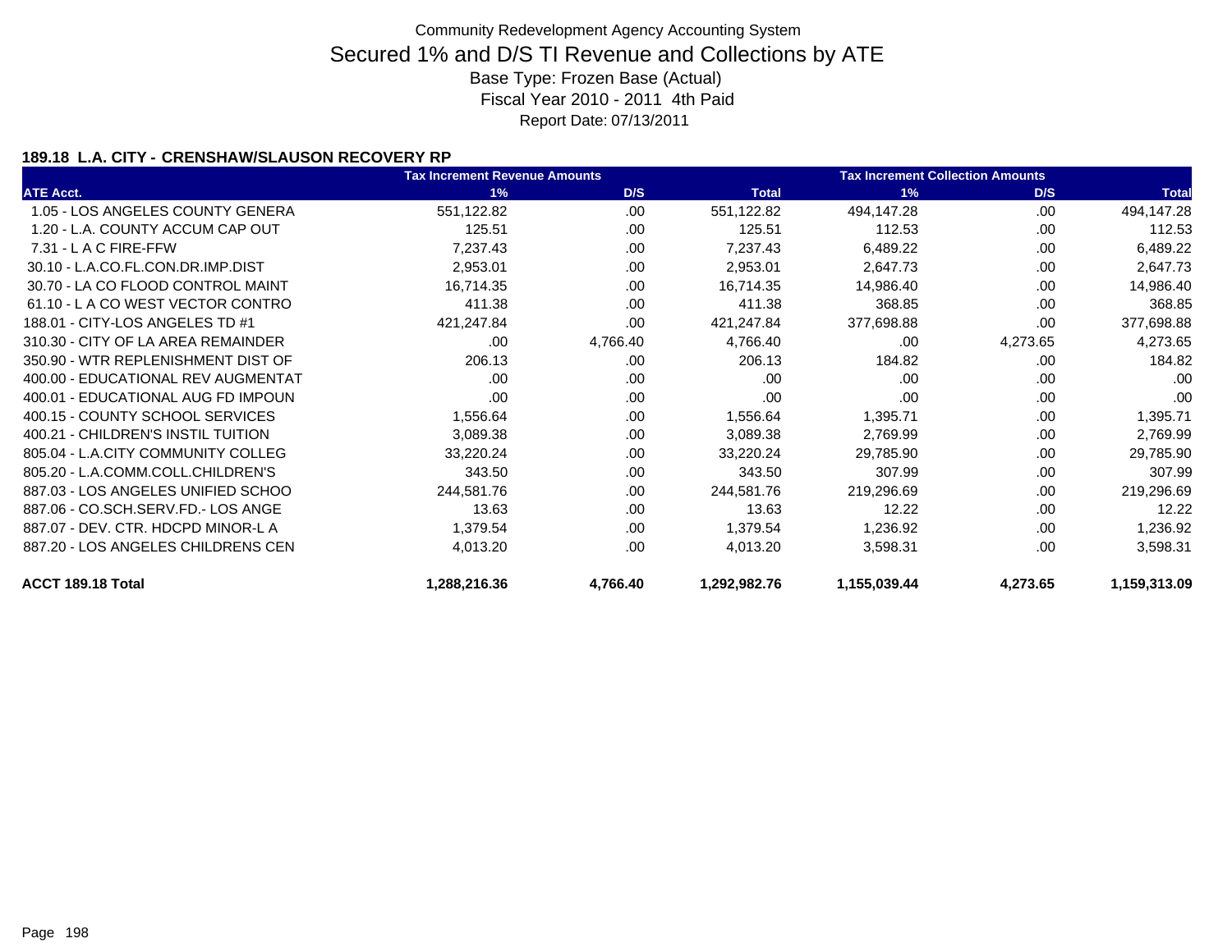Community Redevelopment Agency Accounting System

# Secured 1% and D/S TI Revenue and Collections by ATE

Base Type: Frozen Base (Actual)

Fiscal Year 2010 - 2011 4th Paid

Report Date: 07/13/2011

### 189.18 L.A. CITY - CRENSHAW/SLAUSON RECOVERY RP

| | Tax Increment Revenue Amounts | | | Tax Increment Collection Amounts | | |
|---|---|---|---|---|---|---|
| ATE Acct. | 1% | D/S | Total | 1% | D/S | Total |
| 1.05 - LOS ANGELES COUNTY GENERA | 551,122.82 | .00 | 551,122.82 | 494,147.28 | .00 | 494,147.28 |
| 1.20 - L.A. COUNTY ACCUM CAP OUT | 125.51 | .00 | 125.51 | 112.53 | .00 | 112.53 |
| 7.31 - L A C FIRE-FFW | 7,237.43 | .00 | 7,237.43 | 6,489.22 | .00 | 6,489.22 |
| 30.10 - L.A.CO.FL.CON.DR.IMP.DIST | 2,953.01 | .00 | 2,953.01 | 2,647.73 | .00 | 2,647.73 |
| 30.70 - LA CO FLOOD CONTROL MAINT | 16,714.35 | .00 | 16,714.35 | 14,986.40 | .00 | 14,986.40 |
| 61.10 - L A CO WEST VECTOR CONTRO | 411.38 | .00 | 411.38 | 368.85 | .00 | 368.85 |
| 188.01 - CITY-LOS ANGELES TD #1 | 421,247.84 | .00 | 421,247.84 | 377,698.88 | .00 | 377,698.88 |
| 310.30 - CITY OF LA AREA REMAINDER | .00 | 4,766.40 | 4,766.40 | .00 | 4,273.65 | 4,273.65 |
| 350.90 - WTR REPLENISHMENT DIST OF | 206.13 | .00 | 206.13 | 184.82 | .00 | 184.82 |
| 400.00 - EDUCATIONAL REV AUGMENTAT | .00 | .00 | .00 | .00 | .00 | .00 |
| 400.01 - EDUCATIONAL AUG FD IMPOUN | .00 | .00 | .00 | .00 | .00 | .00 |
| 400.15 - COUNTY SCHOOL SERVICES | 1,556.64 | .00 | 1,556.64 | 1,395.71 | .00 | 1,395.71 |
| 400.21 - CHILDREN'S INSTIL TUITION | 3,089.38 | .00 | 3,089.38 | 2,769.99 | .00 | 2,769.99 |
| 805.04 - L.A.CITY COMMUNITY COLLEG | 33,220.24 | .00 | 33,220.24 | 29,785.90 | .00 | 29,785.90 |
| 805.20 - L.A.COMM.COLL.CHILDREN'S | 343.50 | .00 | 343.50 | 307.99 | .00 | 307.99 |
| 887.03 - LOS ANGELES UNIFIED SCHOO | 244,581.76 | .00 | 244,581.76 | 219,296.69 | .00 | 219,296.69 |
| 887.06 - CO.SCH.SERV.FD.- LOS ANGE | 13.63 | .00 | 13.63 | 12.22 | .00 | 12.22 |
| 887.07 - DEV. CTR. HDCPD MINOR-L A | 1,379.54 | .00 | 1,379.54 | 1,236.92 | .00 | 1,236.92 |
| 887.20 - LOS ANGELES CHILDRENS CEN | 4,013.20 | .00 | 4,013.20 | 3,598.31 | .00 | 3,598.31 |
| **ACCT 189.18 Total** | **1,288,216.36** | **4,766.40** | **1,292,982.76** | **1,155,039.44** | **4,273.65** | **1,159,313.09** |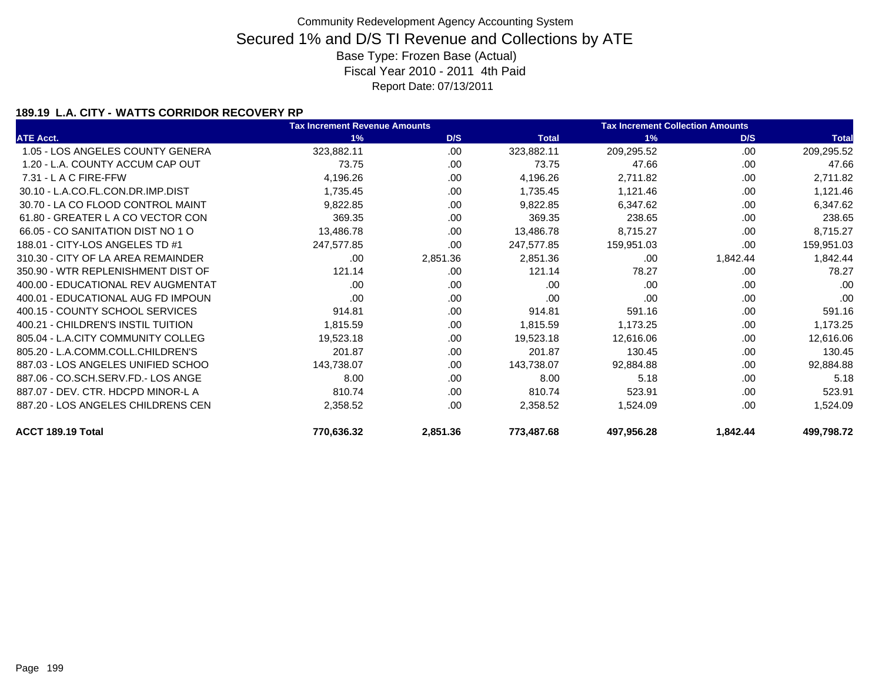Community Redevelopment Agency Accounting System

# Secured 1% and D/S TI Revenue and Collections by ATE

Base Type: Frozen Base (Actual)

Fiscal Year 2010 - 2011 4th Paid

Report Date: 07/13/2011

### 189.19 L.A. CITY - WATTS CORRIDOR RECOVERY RP

| | Tax Increment Revenue Amounts | | | Tax Increment Collection Amounts | | |
|---|---|---|---|---|---|---|
| ATE Acct. | 1% | D/S | Total | 1% | D/S | Total |
| 1.05 - LOS ANGELES COUNTY GENERA | 323,882.11 | .00 | 323,882.11 | 209,295.52 | .00 | 209,295.52 |
| 1.20 - L.A. COUNTY ACCUM CAP OUT | 73.75 | .00 | 73.75 | 47.66 | .00 | 47.66 |
| 7.31 - L A C FIRE-FFW | 4,196.26 | .00 | 4,196.26 | 2,711.82 | .00 | 2,711.82 |
| 30.10 - L.A.CO.FL.CON.DR.IMP.DIST | 1,735.45 | .00 | 1,735.45 | 1,121.46 | .00 | 1,121.46 |
| 30.70 - LA CO FLOOD CONTROL MAINT | 9,822.85 | .00 | 9,822.85 | 6,347.62 | .00 | 6,347.62 |
| 61.80 - GREATER L A CO VECTOR CON | 369.35 | .00 | 369.35 | 238.65 | .00 | 238.65 |
| 66.05 - CO SANITATION DIST NO 1 O | 13,486.78 | .00 | 13,486.78 | 8,715.27 | .00 | 8,715.27 |
| 188.01 - CITY-LOS ANGELES TD #1 | 247,577.85 | .00 | 247,577.85 | 159,951.03 | .00 | 159,951.03 |
| 310.30 - CITY OF LA AREA REMAINDER | .00 | 2,851.36 | 2,851.36 | .00 | 1,842.44 | 1,842.44 |
| 350.90 - WTR REPLENISHMENT DIST OF | 121.14 | .00 | 121.14 | 78.27 | .00 | 78.27 |
| 400.00 - EDUCATIONAL REV AUGMENTAT | .00 | .00 | .00 | .00 | .00 | .00 |
| 400.01 - EDUCATIONAL AUG FD IMPOUN | .00 | .00 | .00 | .00 | .00 | .00 |
| 400.15 - COUNTY SCHOOL SERVICES | 914.81 | .00 | 914.81 | 591.16 | .00 | 591.16 |
| 400.21 - CHILDREN'S INSTIL TUITION | 1,815.59 | .00 | 1,815.59 | 1,173.25 | .00 | 1,173.25 |
| 805.04 - L.A.CITY COMMUNITY COLLEG | 19,523.18 | .00 | 19,523.18 | 12,616.06 | .00 | 12,616.06 |
| 805.20 - L.A.COMM.COLL.CHILDREN'S | 201.87 | .00 | 201.87 | 130.45 | .00 | 130.45 |
| 887.03 - LOS ANGELES UNIFIED SCHOO | 143,738.07 | .00 | 143,738.07 | 92,884.88 | .00 | 92,884.88 |
| 887.06 - CO.SCH.SERV.FD.- LOS ANGE | 8.00 | .00 | 8.00 | 5.18 | .00 | 5.18 |
| 887.07 - DEV. CTR. HDCPD MINOR-L A | 810.74 | .00 | 810.74 | 523.91 | .00 | 523.91 |
| 887.20 - LOS ANGELES CHILDRENS CEN | 2,358.52 | .00 | 2,358.52 | 1,524.09 | .00 | 1,524.09 |
| **ACCT 189.19 Total** | **770,636.32** | **2,851.36** | **773,487.68** | **497,956.28** | **1,842.44** | **499,798.72** |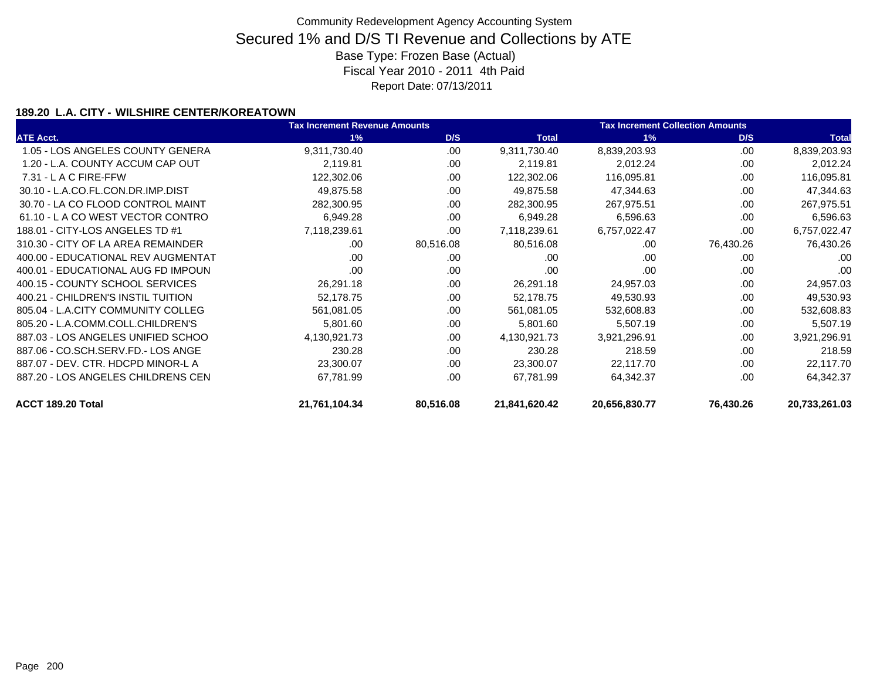Community Redevelopment Agency Accounting System

# Secured 1% and D/S TI Revenue and Collections by ATE

Base Type: Frozen Base (Actual)

Fiscal Year 2010 - 2011 4th Paid

Report Date: 07/13/2011

### 189.20 L.A. CITY - WILSHIRE CENTER/KOREATOWN

| | Tax Increment Revenue Amounts | | | Tax Increment Collection Amounts | | |
|---|---|---|---|---|---|---|
| ATE Acct. | 1% | D/S | Total | 1% | D/S | Total |
| 1.05 - LOS ANGELES COUNTY GENERA | 9,311,730.40 | .00 | 9,311,730.40 | 8,839,203.93 | .00 | 8,839,203.93 |
| 1.20 - L.A. COUNTY ACCUM CAP OUT | 2,119.81 | .00 | 2,119.81 | 2,012.24 | .00 | 2,012.24 |
| 7.31 - L A C FIRE-FFW | 122,302.06 | .00 | 122,302.06 | 116,095.81 | .00 | 116,095.81 |
| 30.10 - L.A.CO.FL.CON.DR.IMP.DIST | 49,875.58 | .00 | 49,875.58 | 47,344.63 | .00 | 47,344.63 |
| 30.70 - LA CO FLOOD CONTROL MAINT | 282,300.95 | .00 | 282,300.95 | 267,975.51 | .00 | 267,975.51 |
| 61.10 - L A CO WEST VECTOR CONTRO | 6,949.28 | .00 | 6,949.28 | 6,596.63 | .00 | 6,596.63 |
| 188.01 - CITY-LOS ANGELES TD #1 | 7,118,239.61 | .00 | 7,118,239.61 | 6,757,022.47 | .00 | 6,757,022.47 |
| 310.30 - CITY OF LA AREA REMAINDER | .00 | 80,516.08 | 80,516.08 | .00 | 76,430.26 | 76,430.26 |
| 400.00 - EDUCATIONAL REV AUGMENTAT | .00 | .00 | .00 | .00 | .00 | .00 |
| 400.01 - EDUCATIONAL AUG FD IMPOUN | .00 | .00 | .00 | .00 | .00 | .00 |
| 400.15 - COUNTY SCHOOL SERVICES | 26,291.18 | .00 | 26,291.18 | 24,957.03 | .00 | 24,957.03 |
| 400.21 - CHILDREN'S INSTIL TUITION | 52,178.75 | .00 | 52,178.75 | 49,530.93 | .00 | 49,530.93 |
| 805.04 - L.A.CITY COMMUNITY COLLEG | 561,081.05 | .00 | 561,081.05 | 532,608.83 | .00 | 532,608.83 |
| 805.20 - L.A.COMM.COLL.CHILDREN'S | 5,801.60 | .00 | 5,801.60 | 5,507.19 | .00 | 5,507.19 |
| 887.03 - LOS ANGELES UNIFIED SCHOO | 4,130,921.73 | .00 | 4,130,921.73 | 3,921,296.91 | .00 | 3,921,296.91 |
| 887.06 - CO.SCH.SERV.FD.- LOS ANGE | 230.28 | .00 | 230.28 | 218.59 | .00 | 218.59 |
| 887.07 - DEV. CTR. HDCPD MINOR-L A | 23,300.07 | .00 | 23,300.07 | 22,117.70 | .00 | 22,117.70 |
| 887.20 - LOS ANGELES CHILDRENS CEN | 67,781.99 | .00 | 67,781.99 | 64,342.37 | .00 | 64,342.37 |
| **ACCT 189.20 Total** | **21,761,104.34** | **80,516.08** | **21,841,620.42** | **20,656,830.77** | **76,430.26** | **20,733,261.03** |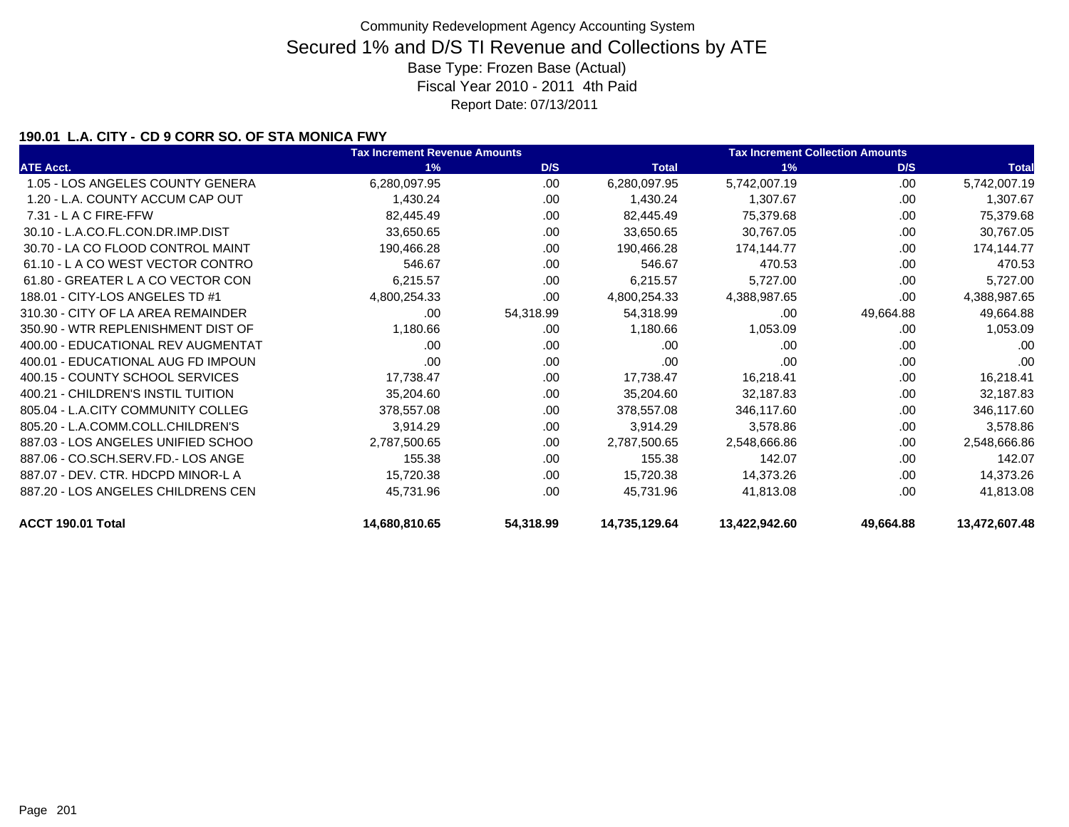Community Redevelopment Agency Accounting System

# Secured 1% and D/S TI Revenue and Collections by ATE

Base Type: Frozen Base (Actual)

Fiscal Year 2010 - 2011 4th Paid

Report Date: 07/13/2011

### 190.01 L.A. CITY - CD 9 CORR SO. OF STA MONICA FWY

| | Tax Increment Revenue Amounts | | | Tax Increment Collection Amounts | | |
|---|---|---|---|---|---|---|
| **ATE Acct.** | **1%** | **D/S** | **Total** | **1%** | **D/S** | **Total** |
| 1.05 - LOS ANGELES COUNTY GENERA | 6,280,097.95 | .00 | 6,280,097.95 | 5,742,007.19 | .00 | 5,742,007.19 |
| 1.20 - L.A. COUNTY ACCUM CAP OUT | 1,430.24 | .00 | 1,430.24 | 1,307.67 | .00 | 1,307.67 |
| 7.31 - L A C FIRE-FFW | 82,445.49 | .00 | 82,445.49 | 75,379.68 | .00 | 75,379.68 |
| 30.10 - L.A.CO.FL.CON.DR.IMP.DIST | 33,650.65 | .00 | 33,650.65 | 30,767.05 | .00 | 30,767.05 |
| 30.70 - LA CO FLOOD CONTROL MAINT | 190,466.28 | .00 | 190,466.28 | 174,144.77 | .00 | 174,144.77 |
| 61.10 - L A CO WEST VECTOR CONTRO | 546.67 | .00 | 546.67 | 470.53 | .00 | 470.53 |
| 61.80 - GREATER L A CO VECTOR CON | 6,215.57 | .00 | 6,215.57 | 5,727.00 | .00 | 5,727.00 |
| 188.01 - CITY-LOS ANGELES TD #1 | 4,800,254.33 | .00 | 4,800,254.33 | 4,388,987.65 | .00 | 4,388,987.65 |
| 310.30 - CITY OF LA AREA REMAINDER | .00 | 54,318.99 | 54,318.99 | .00 | 49,664.88 | 49,664.88 |
| 350.90 - WTR REPLENISHMENT DIST OF | 1,180.66 | .00 | 1,180.66 | 1,053.09 | .00 | 1,053.09 |
| 400.00 - EDUCATIONAL REV AUGMENTAT | .00 | .00 | .00 | .00 | .00 | .00 |
| 400.01 - EDUCATIONAL AUG FD IMPOUN | .00 | .00 | .00 | .00 | .00 | .00 |
| 400.15 - COUNTY SCHOOL SERVICES | 17,738.47 | .00 | 17,738.47 | 16,218.41 | .00 | 16,218.41 |
| 400.21 - CHILDREN'S INSTIL TUITION | 35,204.60 | .00 | 35,204.60 | 32,187.83 | .00 | 32,187.83 |
| 805.04 - L.A.CITY COMMUNITY COLLEG | 378,557.08 | .00 | 378,557.08 | 346,117.60 | .00 | 346,117.60 |
| 805.20 - L.A.COMM.COLL.CHILDREN'S | 3,914.29 | .00 | 3,914.29 | 3,578.86 | .00 | 3,578.86 |
| 887.03 - LOS ANGELES UNIFIED SCHOO | 2,787,500.65 | .00 | 2,787,500.65 | 2,548,666.86 | .00 | 2,548,666.86 |
| 887.06 - CO.SCH.SERV.FD.- LOS ANGE | 155.38 | .00 | 155.38 | 142.07 | .00 | 142.07 |
| 887.07 - DEV. CTR. HDCPD MINOR-L A | 15,720.38 | .00 | 15,720.38 | 14,373.26 | .00 | 14,373.26 |
| 887.20 - LOS ANGELES CHILDRENS CEN | 45,731.96 | .00 | 45,731.96 | 41,813.08 | .00 | 41,813.08 |
| **ACCT 190.01 Total** | **14,680,810.65** | **54,318.99** | **14,735,129.64** | **13,422,942.60** | **49,664.88** | **13,472,607.48** |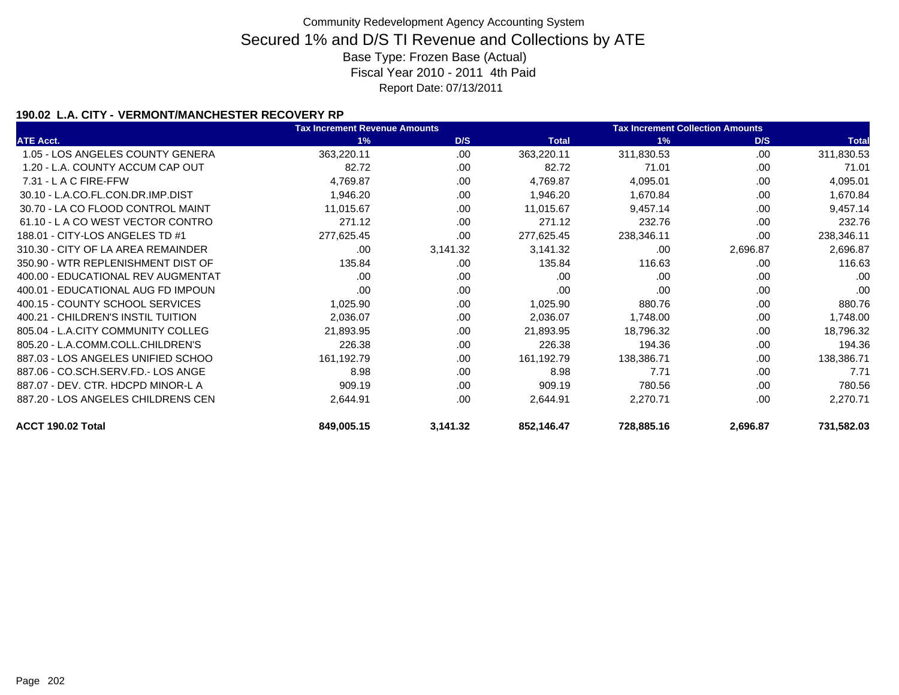Community Redevelopment Agency Accounting System

# Secured 1% and D/S TI Revenue and Collections by ATE

Base Type: Frozen Base (Actual)
Fiscal Year 2010 - 2011 4th Paid
Report Date: 07/13/2011

### 190.02 L.A. CITY - VERMONT/MANCHESTER RECOVERY RP

| | Tax Increment Revenue Amounts | | | Tax Increment Collection Amounts | | |
|---|---|---|---|---|---|---|
| ATE Acct. | 1% | D/S | Total | 1% | D/S | Total |
| 1.05 - LOS ANGELES COUNTY GENERA | 363,220.11 | .00 | 363,220.11 | 311,830.53 | .00 | 311,830.53 |
| 1.20 - L.A. COUNTY ACCUM CAP OUT | 82.72 | .00 | 82.72 | 71.01 | .00 | 71.01 |
| 7.31 - L A C FIRE-FFW | 4,769.87 | .00 | 4,769.87 | 4,095.01 | .00 | 4,095.01 |
| 30.10 - L.A.CO.FL.CON.DR.IMP.DIST | 1,946.20 | .00 | 1,946.20 | 1,670.84 | .00 | 1,670.84 |
| 30.70 - LA CO FLOOD CONTROL MAINT | 11,015.67 | .00 | 11,015.67 | 9,457.14 | .00 | 9,457.14 |
| 61.10 - L A CO WEST VECTOR CONTRO | 271.12 | .00 | 271.12 | 232.76 | .00 | 232.76 |
| 188.01 - CITY-LOS ANGELES TD #1 | 277,625.45 | .00 | 277,625.45 | 238,346.11 | .00 | 238,346.11 |
| 310.30 - CITY OF LA AREA REMAINDER | .00 | 3,141.32 | 3,141.32 | .00 | 2,696.87 | 2,696.87 |
| 350.90 - WTR REPLENISHMENT DIST OF | 135.84 | .00 | 135.84 | 116.63 | .00 | 116.63 |
| 400.00 - EDUCATIONAL REV AUGMENTAT | .00 | .00 | .00 | .00 | .00 | .00 |
| 400.01 - EDUCATIONAL AUG FD IMPOUN | .00 | .00 | .00 | .00 | .00 | .00 |
| 400.15 - COUNTY SCHOOL SERVICES | 1,025.90 | .00 | 1,025.90 | 880.76 | .00 | 880.76 |
| 400.21 - CHILDREN'S INSTIL TUITION | 2,036.07 | .00 | 2,036.07 | 1,748.00 | .00 | 1,748.00 |
| 805.04 - L.A.CITY COMMUNITY COLLEG | 21,893.95 | .00 | 21,893.95 | 18,796.32 | .00 | 18,796.32 |
| 805.20 - L.A.COMM.COLL.CHILDREN'S | 226.38 | .00 | 226.38 | 194.36 | .00 | 194.36 |
| 887.03 - LOS ANGELES UNIFIED SCHOO | 161,192.79 | .00 | 161,192.79 | 138,386.71 | .00 | 138,386.71 |
| 887.06 - CO.SCH.SERV.FD.- LOS ANGE | 8.98 | .00 | 8.98 | 7.71 | .00 | 7.71 |
| 887.07 - DEV. CTR. HDCPD MINOR-L A | 909.19 | .00 | 909.19 | 780.56 | .00 | 780.56 |
| 887.20 - LOS ANGELES CHILDRENS CEN | 2,644.91 | .00 | 2,644.91 | 2,270.71 | .00 | 2,270.71 |
| **ACCT 190.02 Total** | **849,005.15** | **3,141.32** | **852,146.47** | **728,885.16** | **2,696.87** | **731,582.03** |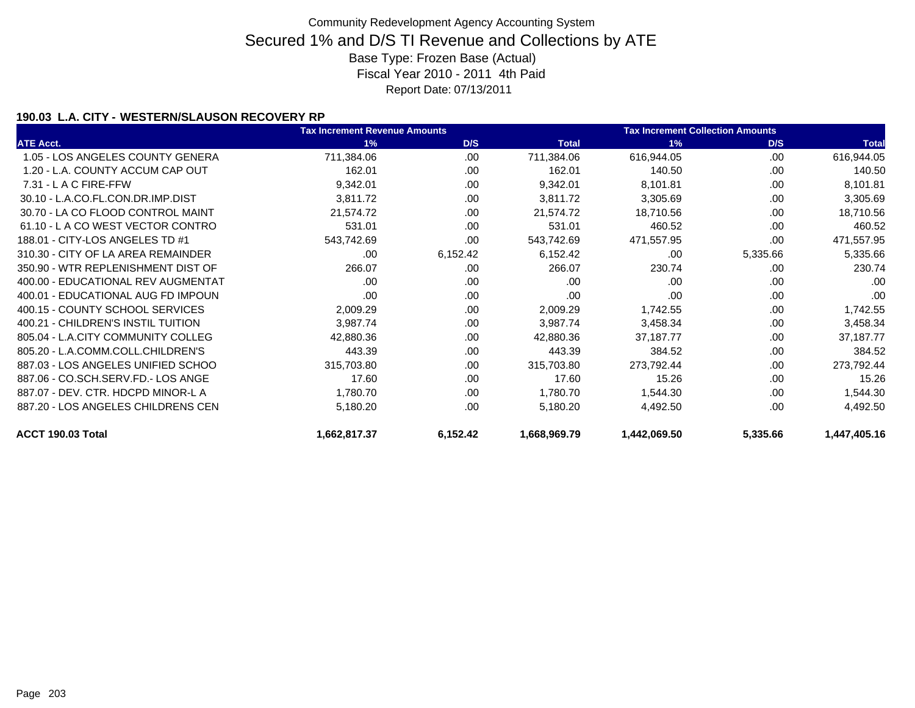Community Redevelopment Agency Accounting System

# Secured 1% and D/S TI Revenue and Collections by ATE

Base Type: Frozen Base (Actual)

Fiscal Year 2010 - 2011 4th Paid

Report Date: 07/13/2011

### 190.03 L.A. CITY - WESTERN/SLAUSON RECOVERY RP

| | Tax Increment Revenue Amounts | | | Tax Increment Collection Amounts | | |
|---|---|---|---|---|---|---|
| **ATE Acct.** | **1%** | **D/S** | **Total** | **1%** | **D/S** | **Total** |
| 1.05 - LOS ANGELES COUNTY GENERA | 711,384.06 | .00 | 711,384.06 | 616,944.05 | .00 | 616,944.05 |
| 1.20 - L.A. COUNTY ACCUM CAP OUT | 162.01 | .00 | 162.01 | 140.50 | .00 | 140.50 |
| 7.31 - L A C FIRE-FFW | 9,342.01 | .00 | 9,342.01 | 8,101.81 | .00 | 8,101.81 |
| 30.10 - L.A.CO.FL.CON.DR.IMP.DIST | 3,811.72 | .00 | 3,811.72 | 3,305.69 | .00 | 3,305.69 |
| 30.70 - LA CO FLOOD CONTROL MAINT | 21,574.72 | .00 | 21,574.72 | 18,710.56 | .00 | 18,710.56 |
| 61.10 - L A CO WEST VECTOR CONTRO | 531.01 | .00 | 531.01 | 460.52 | .00 | 460.52 |
| 188.01 - CITY-LOS ANGELES TD #1 | 543,742.69 | .00 | 543,742.69 | 471,557.95 | .00 | 471,557.95 |
| 310.30 - CITY OF LA AREA REMAINDER | .00 | 6,152.42 | 6,152.42 | .00 | 5,335.66 | 5,335.66 |
| 350.90 - WTR REPLENISHMENT DIST OF | 266.07 | .00 | 266.07 | 230.74 | .00 | 230.74 |
| 400.00 - EDUCATIONAL REV AUGMENTAT | .00 | .00 | .00 | .00 | .00 | .00 |
| 400.01 - EDUCATIONAL AUG FD IMPOUN | .00 | .00 | .00 | .00 | .00 | .00 |
| 400.15 - COUNTY SCHOOL SERVICES | 2,009.29 | .00 | 2,009.29 | 1,742.55 | .00 | 1,742.55 |
| 400.21 - CHILDREN'S INSTIL TUITION | 3,987.74 | .00 | 3,987.74 | 3,458.34 | .00 | 3,458.34 |
| 805.04 - L.A.CITY COMMUNITY COLLEG | 42,880.36 | .00 | 42,880.36 | 37,187.77 | .00 | 37,187.77 |
| 805.20 - L.A.COMM.COLL.CHILDREN'S | 443.39 | .00 | 443.39 | 384.52 | .00 | 384.52 |
| 887.03 - LOS ANGELES UNIFIED SCHOO | 315,703.80 | .00 | 315,703.80 | 273,792.44 | .00 | 273,792.44 |
| 887.06 - CO.SCH.SERV.FD.- LOS ANGE | 17.60 | .00 | 17.60 | 15.26 | .00 | 15.26 |
| 887.07 - DEV. CTR. HDCPD MINOR-L A | 1,780.70 | .00 | 1,780.70 | 1,544.30 | .00 | 1,544.30 |
| 887.20 - LOS ANGELES CHILDRENS CEN | 5,180.20 | .00 | 5,180.20 | 4,492.50 | .00 | 4,492.50 |
| **ACCT 190.03 Total** | **1,662,817.37** | **6,152.42** | **1,668,969.79** | **1,442,069.50** | **5,335.66** | **1,447,405.16** |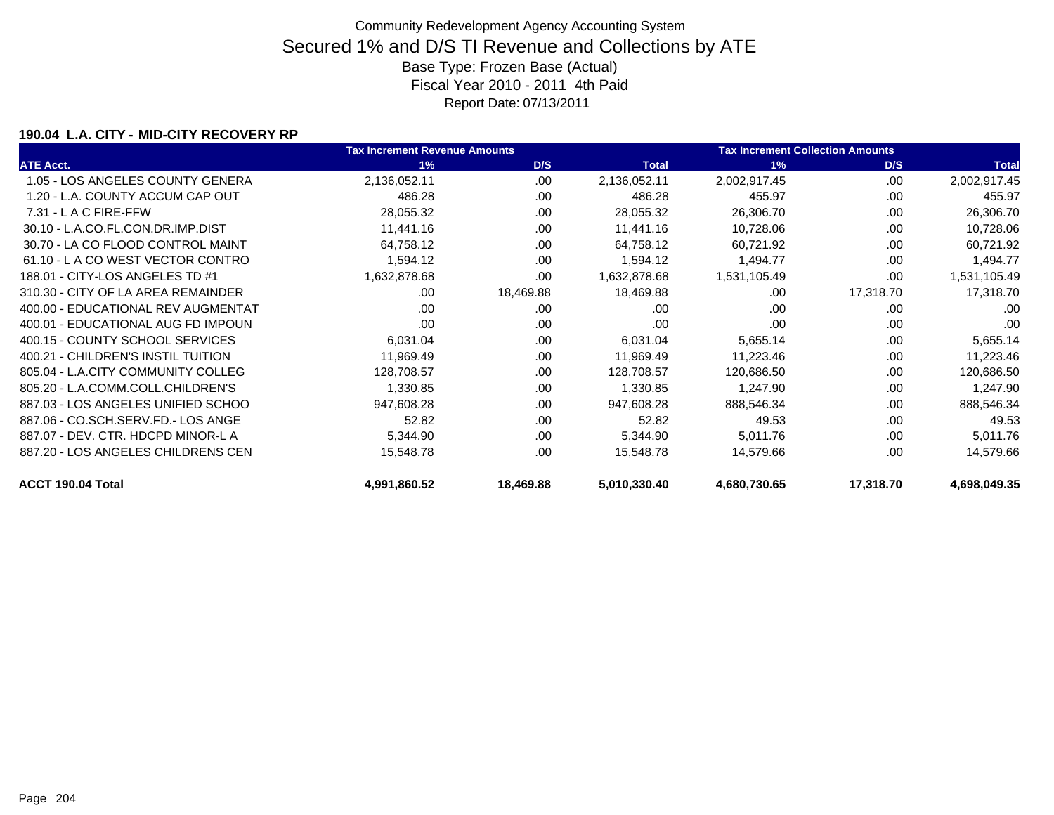# Community Redevelopment Agency Accounting System

## Secured 1% and D/S TI Revenue and Collections by ATE

Base Type: Frozen Base (Actual)

Fiscal Year 2010 - 2011 4th Paid

Report Date: 07/13/2011

### 190.04 L.A. CITY - MID-CITY RECOVERY RP

| | Tax Increment Revenue Amounts | | | Tax Increment Collection Amounts | | |
|---|---|---|---|---|---|---|
| ATE Acct. | 1% | D/S | Total | 1% | D/S | Total |
| 1.05 - LOS ANGELES COUNTY GENERA | 2,136,052.11 | .00 | 2,136,052.11 | 2,002,917.45 | .00 | 2,002,917.45 |
| 1.20 - L.A. COUNTY ACCUM CAP OUT | 486.28 | .00 | 486.28 | 455.97 | .00 | 455.97 |
| 7.31 - L A C FIRE-FFW | 28,055.32 | .00 | 28,055.32 | 26,306.70 | .00 | 26,306.70 |
| 30.10 - L.A.CO.FL.CON.DR.IMP.DIST | 11,441.16 | .00 | 11,441.16 | 10,728.06 | .00 | 10,728.06 |
| 30.70 - LA CO FLOOD CONTROL MAINT | 64,758.12 | .00 | 64,758.12 | 60,721.92 | .00 | 60,721.92 |
| 61.10 - L A CO WEST VECTOR CONTRO | 1,594.12 | .00 | 1,594.12 | 1,494.77 | .00 | 1,494.77 |
| 188.01 - CITY-LOS ANGELES TD #1 | 1,632,878.68 | .00 | 1,632,878.68 | 1,531,105.49 | .00 | 1,531,105.49 |
| 310.30 - CITY OF LA AREA REMAINDER | .00 | 18,469.88 | 18,469.88 | .00 | 17,318.70 | 17,318.70 |
| 400.00 - EDUCATIONAL REV AUGMENTAT | .00 | .00 | .00 | .00 | .00 | .00 |
| 400.01 - EDUCATIONAL AUG FD IMPOUN | .00 | .00 | .00 | .00 | .00 | .00 |
| 400.15 - COUNTY SCHOOL SERVICES | 6,031.04 | .00 | 6,031.04 | 5,655.14 | .00 | 5,655.14 |
| 400.21 - CHILDREN'S INSTIL TUITION | 11,969.49 | .00 | 11,969.49 | 11,223.46 | .00 | 11,223.46 |
| 805.04 - L.A.CITY COMMUNITY COLLEG | 128,708.57 | .00 | 128,708.57 | 120,686.50 | .00 | 120,686.50 |
| 805.20 - L.A.COMM.COLL.CHILDREN'S | 1,330.85 | .00 | 1,330.85 | 1,247.90 | .00 | 1,247.90 |
| 887.03 - LOS ANGELES UNIFIED SCHOO | 947,608.28 | .00 | 947,608.28 | 888,546.34 | .00 | 888,546.34 |
| 887.06 - CO.SCH.SERV.FD.- LOS ANGE | 52.82 | .00 | 52.82 | 49.53 | .00 | 49.53 |
| 887.07 - DEV. CTR. HDCPD MINOR-L A | 5,344.90 | .00 | 5,344.90 | 5,011.76 | .00 | 5,011.76 |
| 887.20 - LOS ANGELES CHILDRENS CEN | 15,548.78 | .00 | 15,548.78 | 14,579.66 | .00 | 14,579.66 |
| **ACCT 190.04 Total** | **4,991,860.52** | **18,469.88** | **5,010,330.40** | **4,680,730.65** | **17,318.70** | **4,698,049.35** |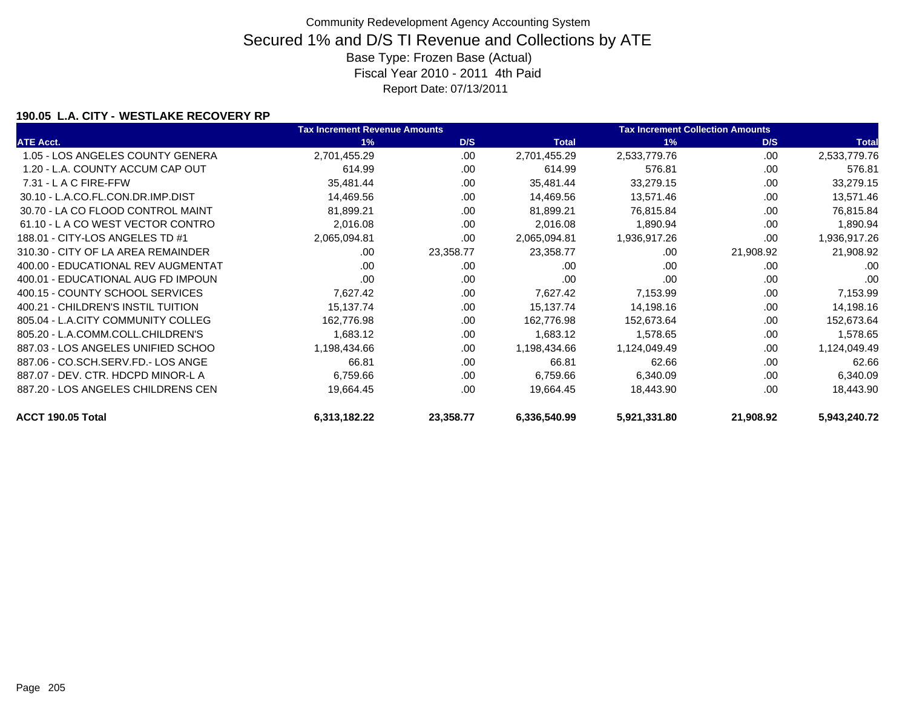Community Redevelopment Agency Accounting System

# Secured 1% and D/S TI Revenue and Collections by ATE

Base Type: Frozen Base (Actual)

Fiscal Year 2010 - 2011 4th Paid

Report Date: 07/13/2011

### 190.05 L.A. CITY - WESTLAKE RECOVERY RP

| | Tax Increment Revenue Amounts | | | Tax Increment Collection Amounts | | |
|---|---|---|---|---|---|---|
| ATE Acct. | 1% | D/S | Total | 1% | D/S | Total |
| 1.05 - LOS ANGELES COUNTY GENERA | 2,701,455.29 | .00 | 2,701,455.29 | 2,533,779.76 | .00 | 2,533,779.76 |
| 1.20 - L.A. COUNTY ACCUM CAP OUT | 614.99 | .00 | 614.99 | 576.81 | .00 | 576.81 |
| 7.31 - L A C FIRE-FFW | 35,481.44 | .00 | 35,481.44 | 33,279.15 | .00 | 33,279.15 |
| 30.10 - L.A.CO.FL.CON.DR.IMP.DIST | 14,469.56 | .00 | 14,469.56 | 13,571.46 | .00 | 13,571.46 |
| 30.70 - LA CO FLOOD CONTROL MAINT | 81,899.21 | .00 | 81,899.21 | 76,815.84 | .00 | 76,815.84 |
| 61.10 - L A CO WEST VECTOR CONTRO | 2,016.08 | .00 | 2,016.08 | 1,890.94 | .00 | 1,890.94 |
| 188.01 - CITY-LOS ANGELES TD #1 | 2,065,094.81 | .00 | 2,065,094.81 | 1,936,917.26 | .00 | 1,936,917.26 |
| 310.30 - CITY OF LA AREA REMAINDER | .00 | 23,358.77 | 23,358.77 | .00 | 21,908.92 | 21,908.92 |
| 400.00 - EDUCATIONAL REV AUGMENTAT | .00 | .00 | .00 | .00 | .00 | .00 |
| 400.01 - EDUCATIONAL AUG FD IMPOUN | .00 | .00 | .00 | .00 | .00 | .00 |
| 400.15 - COUNTY SCHOOL SERVICES | 7,627.42 | .00 | 7,627.42 | 7,153.99 | .00 | 7,153.99 |
| 400.21 - CHILDREN'S INSTIL TUITION | 15,137.74 | .00 | 15,137.74 | 14,198.16 | .00 | 14,198.16 |
| 805.04 - L.A.CITY COMMUNITY COLLEG | 162,776.98 | .00 | 162,776.98 | 152,673.64 | .00 | 152,673.64 |
| 805.20 - L.A.COMM.COLL.CHILDREN'S | 1,683.12 | .00 | 1,683.12 | 1,578.65 | .00 | 1,578.65 |
| 887.03 - LOS ANGELES UNIFIED SCHOO | 1,198,434.66 | .00 | 1,198,434.66 | 1,124,049.49 | .00 | 1,124,049.49 |
| 887.06 - CO.SCH.SERV.FD.- LOS ANGE | 66.81 | .00 | 66.81 | 62.66 | .00 | 62.66 |
| 887.07 - DEV. CTR. HDCPD MINOR-L A | 6,759.66 | .00 | 6,759.66 | 6,340.09 | .00 | 6,340.09 |
| 887.20 - LOS ANGELES CHILDRENS CEN | 19,664.45 | .00 | 19,664.45 | 18,443.90 | .00 | 18,443.90 |
| **ACCT 190.05 Total** | **6,313,182.22** | **23,358.77** | **6,336,540.99** | **5,921,331.80** | **21,908.92** | **5,943,240.72** |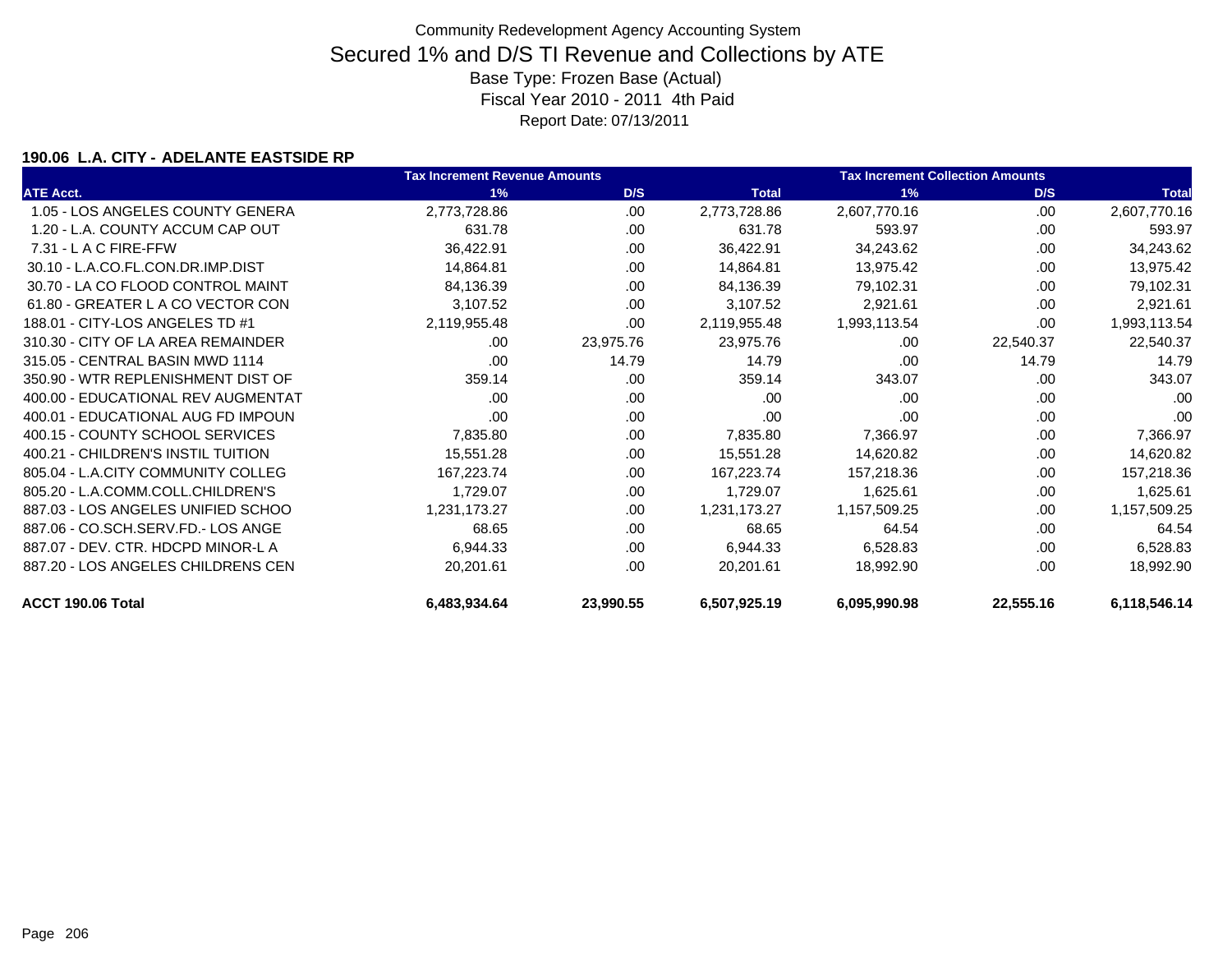Community Redevelopment Agency Accounting System

# Secured 1% and D/S TI Revenue and Collections by ATE

Base Type: Frozen Base (Actual)

Fiscal Year 2010 - 2011 4th Paid

Report Date: 07/13/2011

**190.06 L.A. CITY - ADELANTE EASTSIDE RP**

| | Tax Increment Revenue Amounts | | | Tax Increment Collection Amounts | | |
|---|---|---|---|---|---|---|
| ATE Acct. | 1% | D/S | Total | 1% | D/S | Total |
| 1.05 - LOS ANGELES COUNTY GENERA | 2,773,728.86 | .00 | 2,773,728.86 | 2,607,770.16 | .00 | 2,607,770.16 |
| 1.20 - L.A. COUNTY ACCUM CAP OUT | 631.78 | .00 | 631.78 | 593.97 | .00 | 593.97 |
| 7.31 - L A C FIRE-FFW | 36,422.91 | .00 | 36,422.91 | 34,243.62 | .00 | 34,243.62 |
| 30.10 - L.A.CO.FL.CON.DR.IMP.DIST | 14,864.81 | .00 | 14,864.81 | 13,975.42 | .00 | 13,975.42 |
| 30.70 - LA CO FLOOD CONTROL MAINT | 84,136.39 | .00 | 84,136.39 | 79,102.31 | .00 | 79,102.31 |
| 61.80 - GREATER L A CO VECTOR CON | 3,107.52 | .00 | 3,107.52 | 2,921.61 | .00 | 2,921.61 |
| 188.01 - CITY-LOS ANGELES TD #1 | 2,119,955.48 | .00 | 2,119,955.48 | 1,993,113.54 | .00 | 1,993,113.54 |
| 310.30 - CITY OF LA AREA REMAINDER | .00 | 23,975.76 | 23,975.76 | .00 | 22,540.37 | 22,540.37 |
| 315.05 - CENTRAL BASIN MWD 1114 | .00 | 14.79 | 14.79 | .00 | 14.79 | 14.79 |
| 350.90 - WTR REPLENISHMENT DIST OF | 359.14 | .00 | 359.14 | 343.07 | .00 | 343.07 |
| 400.00 - EDUCATIONAL REV AUGMENTAT | .00 | .00 | .00 | .00 | .00 | .00 |
| 400.01 - EDUCATIONAL AUG FD IMPOUN | .00 | .00 | .00 | .00 | .00 | .00 |
| 400.15 - COUNTY SCHOOL SERVICES | 7,835.80 | .00 | 7,835.80 | 7,366.97 | .00 | 7,366.97 |
| 400.21 - CHILDREN'S INSTIL TUITION | 15,551.28 | .00 | 15,551.28 | 14,620.82 | .00 | 14,620.82 |
| 805.04 - L.A.CITY COMMUNITY COLLEG | 167,223.74 | .00 | 167,223.74 | 157,218.36 | .00 | 157,218.36 |
| 805.20 - L.A.COMM.COLL.CHILDREN'S | 1,729.07 | .00 | 1,729.07 | 1,625.61 | .00 | 1,625.61 |
| 887.03 - LOS ANGELES UNIFIED SCHOO | 1,231,173.27 | .00 | 1,231,173.27 | 1,157,509.25 | .00 | 1,157,509.25 |
| 887.06 - CO.SCH.SERV.FD.- LOS ANGE | 68.65 | .00 | 68.65 | 64.54 | .00 | 64.54 |
| 887.07 - DEV. CTR. HDCPD MINOR-L A | 6,944.33 | .00 | 6,944.33 | 6,528.83 | .00 | 6,528.83 |
| 887.20 - LOS ANGELES CHILDRENS CEN | 20,201.61 | .00 | 20,201.61 | 18,992.90 | .00 | 18,992.90 |
| **ACCT 190.06 Total** | **6,483,934.64** | **23,990.55** | **6,507,925.19** | **6,095,990.98** | **22,555.16** | **6,118,546.14** |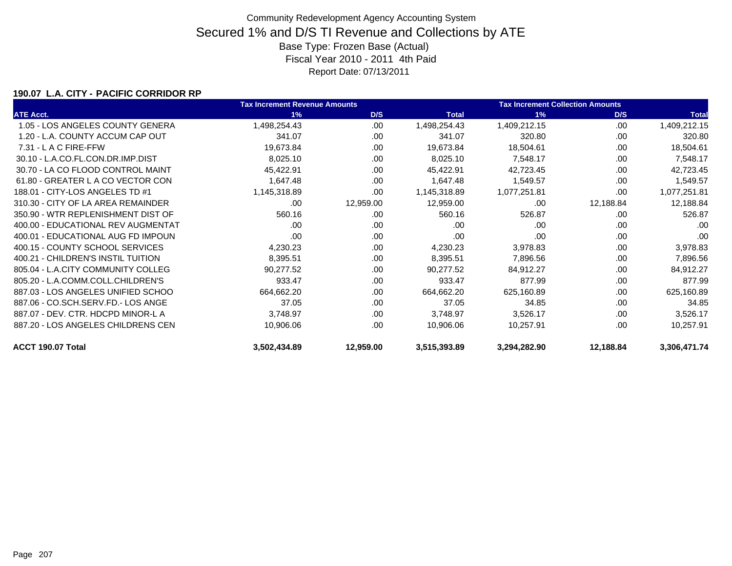Community Redevelopment Agency Accounting System

# Secured 1% and D/S TI Revenue and Collections by ATE

Base Type: Frozen Base (Actual)

Fiscal Year 2010 - 2011 4th Paid

Report Date: 07/13/2011

### 190.07 L.A. CITY - PACIFIC CORRIDOR RP

| | Tax Increment Revenue Amounts | | | Tax Increment Collection Amounts | | |
|---|---|---|---|---|---|---|
| ATE Acct. | 1% | D/S | Total | 1% | D/S | Total |
| 1.05 - LOS ANGELES COUNTY GENERA | 1,498,254.43 | .00 | 1,498,254.43 | 1,409,212.15 | .00 | 1,409,212.15 |
| 1.20 - L.A. COUNTY ACCUM CAP OUT | 341.07 | .00 | 341.07 | 320.80 | .00 | 320.80 |
| 7.31 - L A C FIRE-FFW | 19,673.84 | .00 | 19,673.84 | 18,504.61 | .00 | 18,504.61 |
| 30.10 - L.A.CO.FL.CON.DR.IMP.DIST | 8,025.10 | .00 | 8,025.10 | 7,548.17 | .00 | 7,548.17 |
| 30.70 - LA CO FLOOD CONTROL MAINT | 45,422.91 | .00 | 45,422.91 | 42,723.45 | .00 | 42,723.45 |
| 61.80 - GREATER L A CO VECTOR CON | 1,647.48 | .00 | 1,647.48 | 1,549.57 | .00 | 1,549.57 |
| 188.01 - CITY-LOS ANGELES TD #1 | 1,145,318.89 | .00 | 1,145,318.89 | 1,077,251.81 | .00 | 1,077,251.81 |
| 310.30 - CITY OF LA AREA REMAINDER | .00 | 12,959.00 | 12,959.00 | .00 | 12,188.84 | 12,188.84 |
| 350.90 - WTR REPLENISHMENT DIST OF | 560.16 | .00 | 560.16 | 526.87 | .00 | 526.87 |
| 400.00 - EDUCATIONAL REV AUGMENTAT | .00 | .00 | .00 | .00 | .00 | .00 |
| 400.01 - EDUCATIONAL AUG FD IMPOUN | .00 | .00 | .00 | .00 | .00 | .00 |
| 400.15 - COUNTY SCHOOL SERVICES | 4,230.23 | .00 | 4,230.23 | 3,978.83 | .00 | 3,978.83 |
| 400.21 - CHILDREN'S INSTIL TUITION | 8,395.51 | .00 | 8,395.51 | 7,896.56 | .00 | 7,896.56 |
| 805.04 - L.A.CITY COMMUNITY COLLEG | 90,277.52 | .00 | 90,277.52 | 84,912.27 | .00 | 84,912.27 |
| 805.20 - L.A.COMM.COLL.CHILDREN'S | 933.47 | .00 | 933.47 | 877.99 | .00 | 877.99 |
| 887.03 - LOS ANGELES UNIFIED SCHOO | 664,662.20 | .00 | 664,662.20 | 625,160.89 | .00 | 625,160.89 |
| 887.06 - CO.SCH.SERV.FD.- LOS ANGE | 37.05 | .00 | 37.05 | 34.85 | .00 | 34.85 |
| 887.07 - DEV. CTR. HDCPD MINOR-L A | 3,748.97 | .00 | 3,748.97 | 3,526.17 | .00 | 3,526.17 |
| 887.20 - LOS ANGELES CHILDRENS CEN | 10,906.06 | .00 | 10,906.06 | 10,257.91 | .00 | 10,257.91 |
| **ACCT 190.07 Total** | **3,502,434.89** | **12,959.00** | **3,515,393.89** | **3,294,282.90** | **12,188.84** | **3,306,471.74** |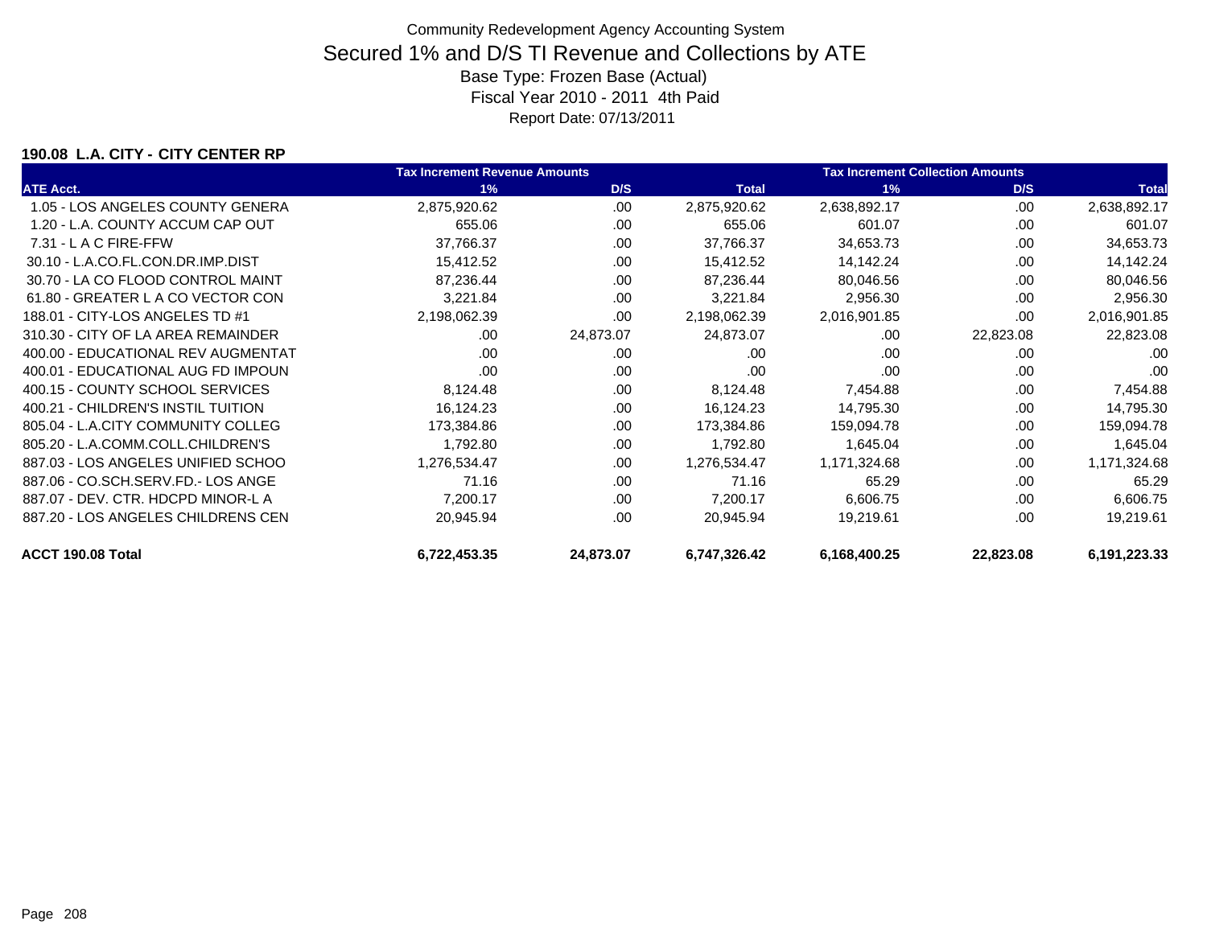Community Redevelopment Agency Accounting System

# Secured 1% and D/S TI Revenue and Collections by ATE

Base Type: Frozen Base (Actual)

Fiscal Year 2010 - 2011 4th Paid

Report Date: 07/13/2011

### 190.08 L.A. CITY - CITY CENTER RP

| ATE Acct. | Tax Increment Revenue Amounts 1% | D/S | Total | Tax Increment Collection Amounts 1% | D/S | Total |
|---|---|---|---|---|---|---|
| 1.05 - LOS ANGELES COUNTY GENERA | 2,875,920.62 | .00 | 2,875,920.62 | 2,638,892.17 | .00 | 2,638,892.17 |
| 1.20 - L.A. COUNTY ACCUM CAP OUT | 655.06 | .00 | 655.06 | 601.07 | .00 | 601.07 |
| 7.31 - L A C FIRE-FFW | 37,766.37 | .00 | 37,766.37 | 34,653.73 | .00 | 34,653.73 |
| 30.10 - L.A.CO.FL.CON.DR.IMP.DIST | 15,412.52 | .00 | 15,412.52 | 14,142.24 | .00 | 14,142.24 |
| 30.70 - LA CO FLOOD CONTROL MAINT | 87,236.44 | .00 | 87,236.44 | 80,046.56 | .00 | 80,046.56 |
| 61.80 - GREATER L A CO VECTOR CON | 3,221.84 | .00 | 3,221.84 | 2,956.30 | .00 | 2,956.30 |
| 188.01 - CITY-LOS ANGELES TD #1 | 2,198,062.39 | .00 | 2,198,062.39 | 2,016,901.85 | .00 | 2,016,901.85 |
| 310.30 - CITY OF LA AREA REMAINDER | .00 | 24,873.07 | 24,873.07 | .00 | 22,823.08 | 22,823.08 |
| 400.00 - EDUCATIONAL REV AUGMENTAT | .00 | .00 | .00 | .00 | .00 | .00 |
| 400.01 - EDUCATIONAL AUG FD IMPOUN | .00 | .00 | .00 | .00 | .00 | .00 |
| 400.15 - COUNTY SCHOOL SERVICES | 8,124.48 | .00 | 8,124.48 | 7,454.88 | .00 | 7,454.88 |
| 400.21 - CHILDREN'S INSTIL TUITION | 16,124.23 | .00 | 16,124.23 | 14,795.30 | .00 | 14,795.30 |
| 805.04 - L.A.CITY COMMUNITY COLLEG | 173,384.86 | .00 | 173,384.86 | 159,094.78 | .00 | 159,094.78 |
| 805.20 - L.A.COMM.COLL.CHILDREN'S | 1,792.80 | .00 | 1,792.80 | 1,645.04 | .00 | 1,645.04 |
| 887.03 - LOS ANGELES UNIFIED SCHOO | 1,276,534.47 | .00 | 1,276,534.47 | 1,171,324.68 | .00 | 1,171,324.68 |
| 887.06 - CO.SCH.SERV.FD.- LOS ANGE | 71.16 | .00 | 71.16 | 65.29 | .00 | 65.29 |
| 887.07 - DEV. CTR. HDCPD MINOR-L A | 7,200.17 | .00 | 7,200.17 | 6,606.75 | .00 | 6,606.75 |
| 887.20 - LOS ANGELES CHILDRENS CEN | 20,945.94 | .00 | 20,945.94 | 19,219.61 | .00 | 19,219.61 |
| **ACCT 190.08 Total** | **6,722,453.35** | **24,873.07** | **6,747,326.42** | **6,168,400.25** | **22,823.08** | **6,191,223.33** |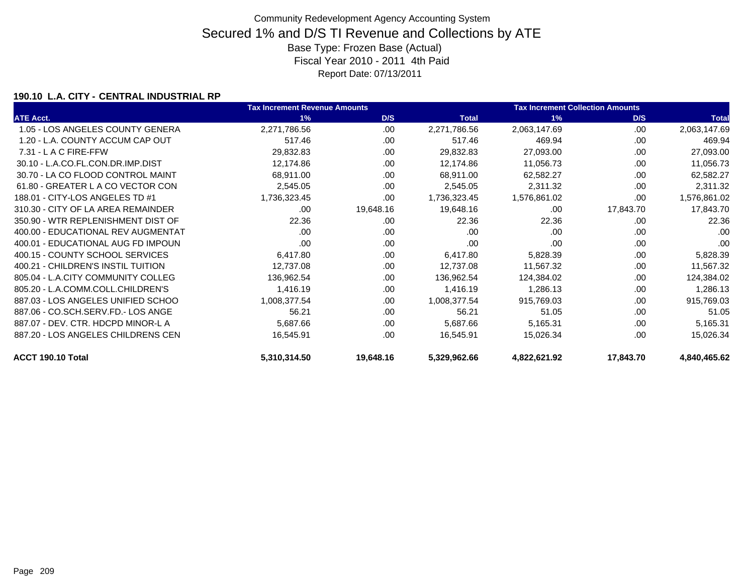Community Redevelopment Agency Accounting System

# Secured 1% and D/S TI Revenue and Collections by ATE

Base Type: Frozen Base (Actual)

Fiscal Year 2010 - 2011 4th Paid

Report Date: 07/13/2011

### 190.10 L.A. CITY - CENTRAL INDUSTRIAL RP

| | Tax Increment Revenue Amounts | | | Tax Increment Collection Amounts | | |
|---|---|---|---|---|---|---|
| ATE Acct. | 1% | D/S | Total | 1% | D/S | Total |
| 1.05 - LOS ANGELES COUNTY GENERA | 2,271,786.56 | .00 | 2,271,786.56 | 2,063,147.69 | .00 | 2,063,147.69 |
| 1.20 - L.A. COUNTY ACCUM CAP OUT | 517.46 | .00 | 517.46 | 469.94 | .00 | 469.94 |
| 7.31 - L A C FIRE-FFW | 29,832.83 | .00 | 29,832.83 | 27,093.00 | .00 | 27,093.00 |
| 30.10 - L.A.CO.FL.CON.DR.IMP.DIST | 12,174.86 | .00 | 12,174.86 | 11,056.73 | .00 | 11,056.73 |
| 30.70 - LA CO FLOOD CONTROL MAINT | 68,911.00 | .00 | 68,911.00 | 62,582.27 | .00 | 62,582.27 |
| 61.80 - GREATER L A CO VECTOR CON | 2,545.05 | .00 | 2,545.05 | 2,311.32 | .00 | 2,311.32 |
| 188.01 - CITY-LOS ANGELES TD #1 | 1,736,323.45 | .00 | 1,736,323.45 | 1,576,861.02 | .00 | 1,576,861.02 |
| 310.30 - CITY OF LA AREA REMAINDER | .00 | 19,648.16 | 19,648.16 | .00 | 17,843.70 | 17,843.70 |
| 350.90 - WTR REPLENISHMENT DIST OF | 22.36 | .00 | 22.36 | 22.36 | .00 | 22.36 |
| 400.00 - EDUCATIONAL REV AUGMENTAT | .00 | .00 | .00 | .00 | .00 | .00 |
| 400.01 - EDUCATIONAL AUG FD IMPOUN | .00 | .00 | .00 | .00 | .00 | .00 |
| 400.15 - COUNTY SCHOOL SERVICES | 6,417.80 | .00 | 6,417.80 | 5,828.39 | .00 | 5,828.39 |
| 400.21 - CHILDREN'S INSTIL TUITION | 12,737.08 | .00 | 12,737.08 | 11,567.32 | .00 | 11,567.32 |
| 805.04 - L.A.CITY COMMUNITY COLLEG | 136,962.54 | .00 | 136,962.54 | 124,384.02 | .00 | 124,384.02 |
| 805.20 - L.A.COMM.COLL.CHILDREN'S | 1,416.19 | .00 | 1,416.19 | 1,286.13 | .00 | 1,286.13 |
| 887.03 - LOS ANGELES UNIFIED SCHOO | 1,008,377.54 | .00 | 1,008,377.54 | 915,769.03 | .00 | 915,769.03 |
| 887.06 - CO.SCH.SERV.FD.- LOS ANGE | 56.21 | .00 | 56.21 | 51.05 | .00 | 51.05 |
| 887.07 - DEV. CTR. HDCPD MINOR-L A | 5,687.66 | .00 | 5,687.66 | 5,165.31 | .00 | 5,165.31 |
| 887.20 - LOS ANGELES CHILDRENS CEN | 16,545.91 | .00 | 16,545.91 | 15,026.34 | .00 | 15,026.34 |
| **ACCT 190.10 Total** | **5,310,314.50** | **19,648.16** | **5,329,962.66** | **4,822,621.92** | **17,843.70** | **4,840,465.62** |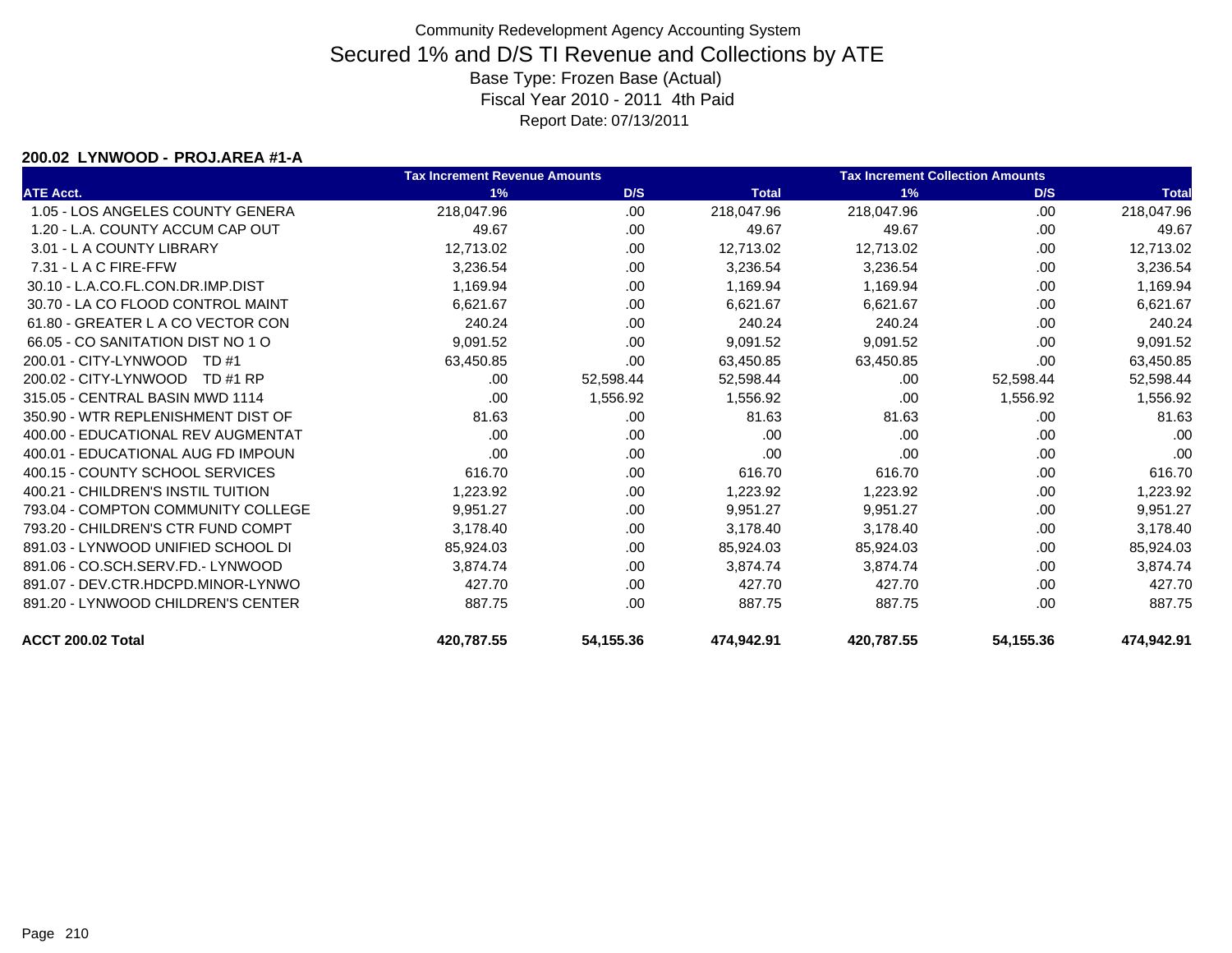Community Redevelopment Agency Accounting System

# Secured 1% and D/S TI Revenue and Collections by ATE

Base Type: Frozen Base (Actual)

Fiscal Year 2010 - 2011 4th Paid

Report Date: 07/13/2011

### 200.02 LYNWOOD - PROJ.AREA #1-A

| | Tax Increment Revenue Amounts | | | Tax Increment Collection Amounts | | |
|---|---|---|---|---|---|---|
| ATE Acct. | 1% | D/S | Total | 1% | D/S | Total |
| 1.05 - LOS ANGELES COUNTY GENERA | 218,047.96 | .00 | 218,047.96 | 218,047.96 | .00 | 218,047.96 |
| 1.20 - L.A. COUNTY ACCUM CAP OUT | 49.67 | .00 | 49.67 | 49.67 | .00 | 49.67 |
| 3.01 - L A COUNTY LIBRARY | 12,713.02 | .00 | 12,713.02 | 12,713.02 | .00 | 12,713.02 |
| 7.31 - L A C FIRE-FFW | 3,236.54 | .00 | 3,236.54 | 3,236.54 | .00 | 3,236.54 |
| 30.10 - L.A.CO.FL.CON.DR.IMP.DIST | 1,169.94 | .00 | 1,169.94 | 1,169.94 | .00 | 1,169.94 |
| 30.70 - LA CO FLOOD CONTROL MAINT | 6,621.67 | .00 | 6,621.67 | 6,621.67 | .00 | 6,621.67 |
| 61.80 - GREATER L A CO VECTOR CON | 240.24 | .00 | 240.24 | 240.24 | .00 | 240.24 |
| 66.05 - CO SANITATION DIST NO 1 O | 9,091.52 | .00 | 9,091.52 | 9,091.52 | .00 | 9,091.52 |
| 200.01 - CITY-LYNWOOD TD #1 | 63,450.85 | .00 | 63,450.85 | 63,450.85 | .00 | 63,450.85 |
| 200.02 - CITY-LYNWOOD TD #1 RP | .00 | 52,598.44 | 52,598.44 | .00 | 52,598.44 | 52,598.44 |
| 315.05 - CENTRAL BASIN MWD 1114 | .00 | 1,556.92 | 1,556.92 | .00 | 1,556.92 | 1,556.92 |
| 350.90 - WTR REPLENISHMENT DIST OF | 81.63 | .00 | 81.63 | 81.63 | .00 | 81.63 |
| 400.00 - EDUCATIONAL REV AUGMENTAT | .00 | .00 | .00 | .00 | .00 | .00 |
| 400.01 - EDUCATIONAL AUG FD IMPOUN | .00 | .00 | .00 | .00 | .00 | .00 |
| 400.15 - COUNTY SCHOOL SERVICES | 616.70 | .00 | 616.70 | 616.70 | .00 | 616.70 |
| 400.21 - CHILDREN'S INSTIL TUITION | 1,223.92 | .00 | 1,223.92 | 1,223.92 | .00 | 1,223.92 |
| 793.04 - COMPTON COMMUNITY COLLEGE | 9,951.27 | .00 | 9,951.27 | 9,951.27 | .00 | 9,951.27 |
| 793.20 - CHILDREN'S CTR FUND COMPT | 3,178.40 | .00 | 3,178.40 | 3,178.40 | .00 | 3,178.40 |
| 891.03 - LYNWOOD UNIFIED SCHOOL DI | 85,924.03 | .00 | 85,924.03 | 85,924.03 | .00 | 85,924.03 |
| 891.06 - CO.SCH.SERV.FD.- LYNWOOD | 3,874.74 | .00 | 3,874.74 | 3,874.74 | .00 | 3,874.74 |
| 891.07 - DEV.CTR.HDCPD.MINOR-LYNWO | 427.70 | .00 | 427.70 | 427.70 | .00 | 427.70 |
| 891.20 - LYNWOOD CHILDREN'S CENTER | 887.75 | .00 | 887.75 | 887.75 | .00 | 887.75 |
| **ACCT 200.02 Total** | **420,787.55** | **54,155.36** | **474,942.91** | **420,787.55** | **54,155.36** | **474,942.91** |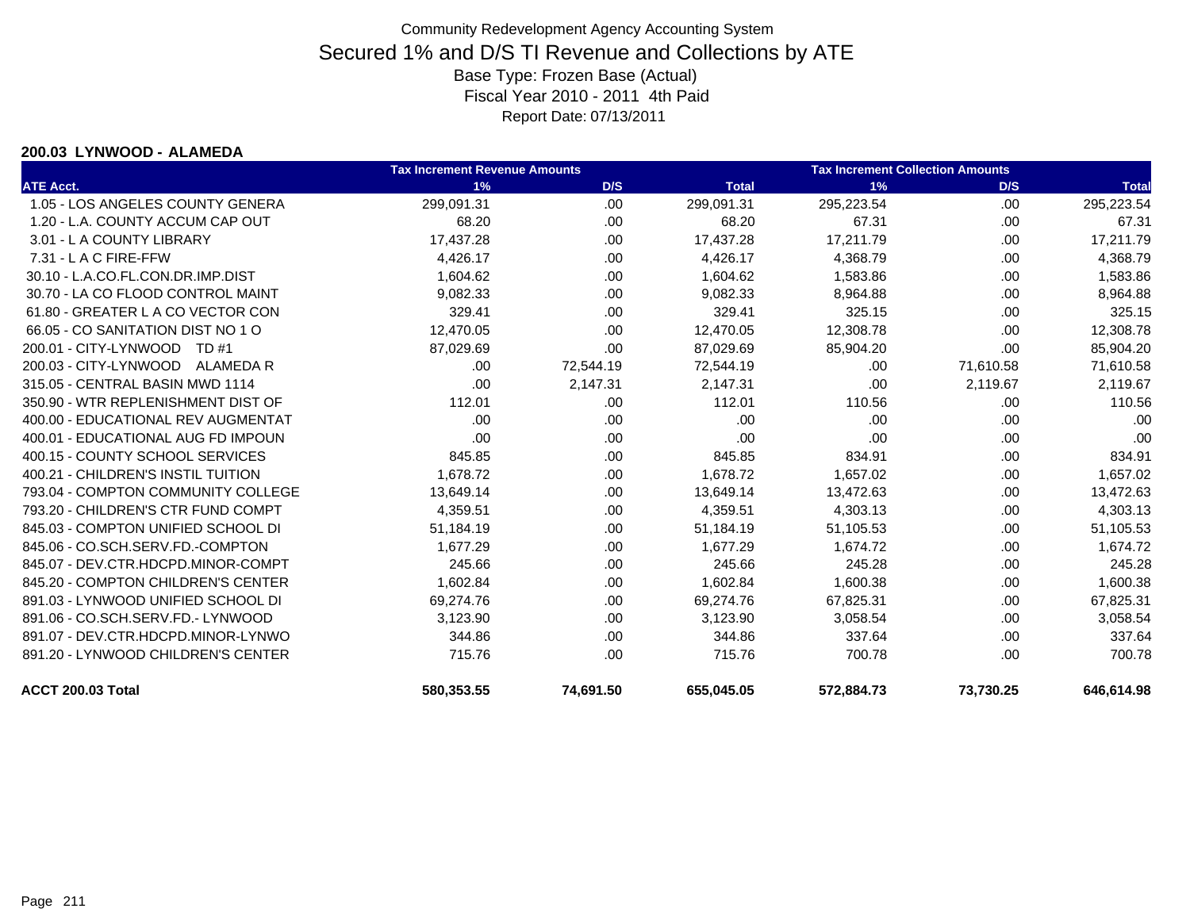Community Redevelopment Agency Accounting System

# Secured 1% and D/S TI Revenue and Collections by ATE

Base Type: Frozen Base (Actual)

Fiscal Year 2010 - 2011 4th Paid

Report Date: 07/13/2011

**200.03 LYNWOOD - ALAMEDA**

| | Tax Increment Revenue Amounts | | | Tax Increment Collection Amounts | | |
|---|---|---|---|---|---|---|
| **ATE Acct.** | **1%** | **D/S** | **Total** | **1%** | **D/S** | **Total** |
| 1.05 - LOS ANGELES COUNTY GENERA | 299,091.31 | .00 | 299,091.31 | 295,223.54 | .00 | 295,223.54 |
| 1.20 - L.A. COUNTY ACCUM CAP OUT | 68.20 | .00 | 68.20 | 67.31 | .00 | 67.31 |
| 3.01 - L A COUNTY LIBRARY | 17,437.28 | .00 | 17,437.28 | 17,211.79 | .00 | 17,211.79 |
| 7.31 - L A C FIRE-FFW | 4,426.17 | .00 | 4,426.17 | 4,368.79 | .00 | 4,368.79 |
| 30.10 - L.A.CO.FL.CON.DR.IMP.DIST | 1,604.62 | .00 | 1,604.62 | 1,583.86 | .00 | 1,583.86 |
| 30.70 - LA CO FLOOD CONTROL MAINT | 9,082.33 | .00 | 9,082.33 | 8,964.88 | .00 | 8,964.88 |
| 61.80 - GREATER L A CO VECTOR CON | 329.41 | .00 | 329.41 | 325.15 | .00 | 325.15 |
| 66.05 - CO SANITATION DIST NO 1 O | 12,470.05 | .00 | 12,470.05 | 12,308.78 | .00 | 12,308.78 |
| 200.01 - CITY-LYNWOOD TD #1 | 87,029.69 | .00 | 87,029.69 | 85,904.20 | .00 | 85,904.20 |
| 200.03 - CITY-LYNWOOD ALAMEDA R | .00 | 72,544.19 | 72,544.19 | .00 | 71,610.58 | 71,610.58 |
| 315.05 - CENTRAL BASIN MWD 1114 | .00 | 2,147.31 | 2,147.31 | .00 | 2,119.67 | 2,119.67 |
| 350.90 - WTR REPLENISHMENT DIST OF | 112.01 | .00 | 112.01 | 110.56 | .00 | 110.56 |
| 400.00 - EDUCATIONAL REV AUGMENTAT | .00 | .00 | .00 | .00 | .00 | .00 |
| 400.01 - EDUCATIONAL AUG FD IMPOUN | .00 | .00 | .00 | .00 | .00 | .00 |
| 400.15 - COUNTY SCHOOL SERVICES | 845.85 | .00 | 845.85 | 834.91 | .00 | 834.91 |
| 400.21 - CHILDREN'S INSTIL TUITION | 1,678.72 | .00 | 1,678.72 | 1,657.02 | .00 | 1,657.02 |
| 793.04 - COMPTON COMMUNITY COLLEGE | 13,649.14 | .00 | 13,649.14 | 13,472.63 | .00 | 13,472.63 |
| 793.20 - CHILDREN'S CTR FUND COMPT | 4,359.51 | .00 | 4,359.51 | 4,303.13 | .00 | 4,303.13 |
| 845.03 - COMPTON UNIFIED SCHOOL DI | 51,184.19 | .00 | 51,184.19 | 51,105.53 | .00 | 51,105.53 |
| 845.06 - CO.SCH.SERV.FD.-COMPTON | 1,677.29 | .00 | 1,677.29 | 1,674.72 | .00 | 1,674.72 |
| 845.07 - DEV.CTR.HDCPD.MINOR-COMPT | 245.66 | .00 | 245.66 | 245.28 | .00 | 245.28 |
| 845.20 - COMPTON CHILDREN'S CENTER | 1,602.84 | .00 | 1,602.84 | 1,600.38 | .00 | 1,600.38 |
| 891.03 - LYNWOOD UNIFIED SCHOOL DI | 69,274.76 | .00 | 69,274.76 | 67,825.31 | .00 | 67,825.31 |
| 891.06 - CO.SCH.SERV.FD.- LYNWOOD | 3,123.90 | .00 | 3,123.90 | 3,058.54 | .00 | 3,058.54 |
| 891.07 - DEV.CTR.HDCPD.MINOR-LYNWO | 344.86 | .00 | 344.86 | 337.64 | .00 | 337.64 |
| 891.20 - LYNWOOD CHILDREN'S CENTER | 715.76 | .00 | 715.76 | 700.78 | .00 | 700.78 |
| **ACCT 200.03 Total** | **580,353.55** | **74,691.50** | **655,045.05** | **572,884.73** | **73,730.25** | **646,614.98** |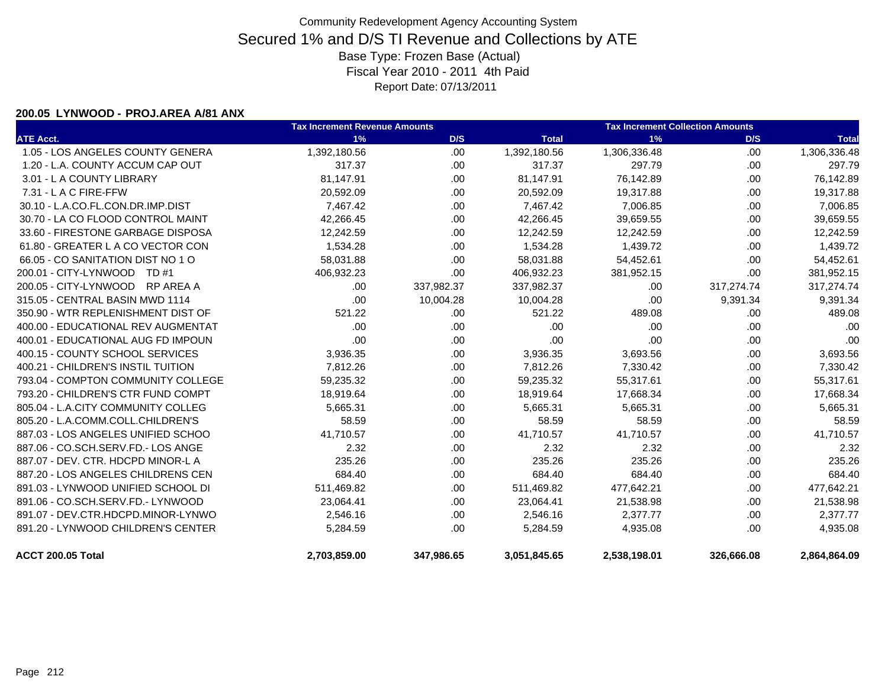# Community Redevelopment Agency Accounting System

## Secured 1% and D/S TI Revenue and Collections by ATE

Base Type: Frozen Base (Actual)

Fiscal Year 2010 - 2011 4th Paid

Report Date: 07/13/2011

### 200.05 LYNWOOD - PROJ.AREA A/81 ANX

| | Tax Increment Revenue Amounts | | | Tax Increment Collection Amounts | | |
|---|---|---|---|---|---|---|
| **ATE Acct.** | **1%** | **D/S** | **Total** | **1%** | **D/S** | **Total** |
| 1.05 - LOS ANGELES COUNTY GENERA | 1,392,180.56 | .00 | 1,392,180.56 | 1,306,336.48 | .00 | 1,306,336.48 |
| 1.20 - L.A. COUNTY ACCUM CAP OUT | 317.37 | .00 | 317.37 | 297.79 | .00 | 297.79 |
| 3.01 - L A COUNTY LIBRARY | 81,147.91 | .00 | 81,147.91 | 76,142.89 | .00 | 76,142.89 |
| 7.31 - L A C FIRE-FFW | 20,592.09 | .00 | 20,592.09 | 19,317.88 | .00 | 19,317.88 |
| 30.10 - L.A.CO.FL.CON.DR.IMP.DIST | 7,467.42 | .00 | 7,467.42 | 7,006.85 | .00 | 7,006.85 |
| 30.70 - LA CO FLOOD CONTROL MAINT | 42,266.45 | .00 | 42,266.45 | 39,659.55 | .00 | 39,659.55 |
| 33.60 - FIRESTONE GARBAGE DISPOSA | 12,242.59 | .00 | 12,242.59 | 12,242.59 | .00 | 12,242.59 |
| 61.80 - GREATER L A CO VECTOR CON | 1,534.28 | .00 | 1,534.28 | 1,439.72 | .00 | 1,439.72 |
| 66.05 - CO SANITATION DIST NO 1 O | 58,031.88 | .00 | 58,031.88 | 54,452.61 | .00 | 54,452.61 |
| 200.01 - CITY-LYNWOOD TD #1 | 406,932.23 | .00 | 406,932.23 | 381,952.15 | .00 | 381,952.15 |
| 200.05 - CITY-LYNWOOD RP AREA A | .00 | 337,982.37 | 337,982.37 | .00 | 317,274.74 | 317,274.74 |
| 315.05 - CENTRAL BASIN MWD 1114 | .00 | 10,004.28 | 10,004.28 | .00 | 9,391.34 | 9,391.34 |
| 350.90 - WTR REPLENISHMENT DIST OF | 521.22 | .00 | 521.22 | 489.08 | .00 | 489.08 |
| 400.00 - EDUCATIONAL REV AUGMENTAT | .00 | .00 | .00 | .00 | .00 | .00 |
| 400.01 - EDUCATIONAL AUG FD IMPOUN | .00 | .00 | .00 | .00 | .00 | .00 |
| 400.15 - COUNTY SCHOOL SERVICES | 3,936.35 | .00 | 3,936.35 | 3,693.56 | .00 | 3,693.56 |
| 400.21 - CHILDREN'S INSTIL TUITION | 7,812.26 | .00 | 7,812.26 | 7,330.42 | .00 | 7,330.42 |
| 793.04 - COMPTON COMMUNITY COLLEGE | 59,235.32 | .00 | 59,235.32 | 55,317.61 | .00 | 55,317.61 |
| 793.20 - CHILDREN'S CTR FUND COMPT | 18,919.64 | .00 | 18,919.64 | 17,668.34 | .00 | 17,668.34 |
| 805.04 - L.A.CITY COMMUNITY COLLEG | 5,665.31 | .00 | 5,665.31 | 5,665.31 | .00 | 5,665.31 |
| 805.20 - L.A.COMM.COLL.CHILDREN'S | 58.59 | .00 | 58.59 | 58.59 | .00 | 58.59 |
| 887.03 - LOS ANGELES UNIFIED SCHOO | 41,710.57 | .00 | 41,710.57 | 41,710.57 | .00 | 41,710.57 |
| 887.06 - CO.SCH.SERV.FD.- LOS ANGE | 2.32 | .00 | 2.32 | 2.32 | .00 | 2.32 |
| 887.07 - DEV. CTR. HDCPD MINOR-L A | 235.26 | .00 | 235.26 | 235.26 | .00 | 235.26 |
| 887.20 - LOS ANGELES CHILDRENS CEN | 684.40 | .00 | 684.40 | 684.40 | .00 | 684.40 |
| 891.03 - LYNWOOD UNIFIED SCHOOL DI | 511,469.82 | .00 | 511,469.82 | 477,642.21 | .00 | 477,642.21 |
| 891.06 - CO.SCH.SERV.FD.- LYNWOOD | 23,064.41 | .00 | 23,064.41 | 21,538.98 | .00 | 21,538.98 |
| 891.07 - DEV.CTR.HDCPD.MINOR-LYNWO | 2,546.16 | .00 | 2,546.16 | 2,377.77 | .00 | 2,377.77 |
| 891.20 - LYNWOOD CHILDREN'S CENTER | 5,284.59 | .00 | 5,284.59 | 4,935.08 | .00 | 4,935.08 |
| **ACCT 200.05 Total** | **2,703,859.00** | **347,986.65** | **3,051,845.65** | **2,538,198.01** | **326,666.08** | **2,864,864.09** |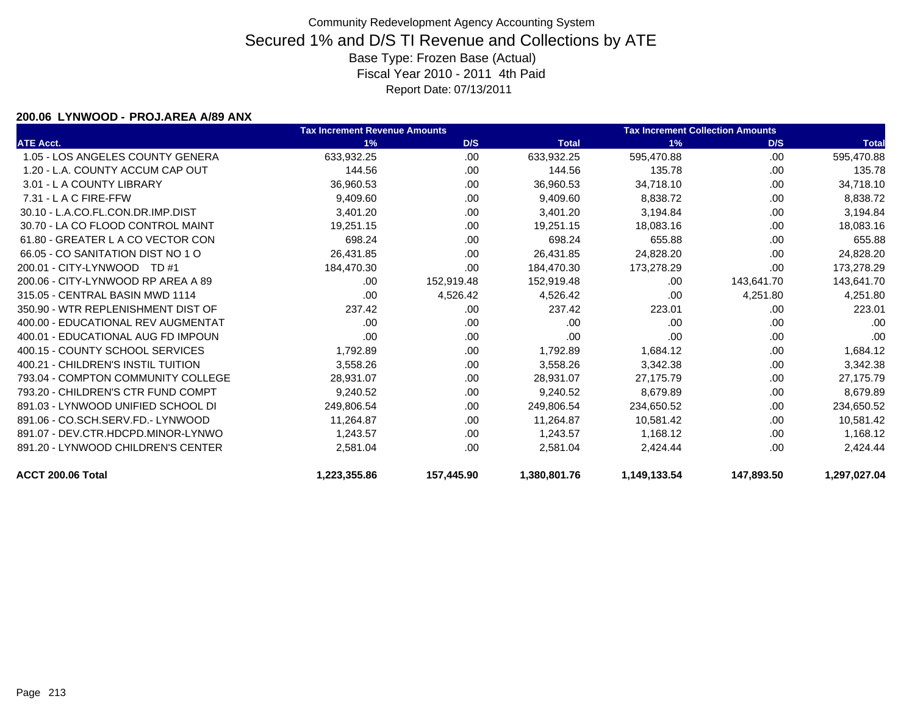Community Redevelopment Agency Accounting System

# Secured 1% and D/S TI Revenue and Collections by ATE

Base Type: Frozen Base (Actual)

Fiscal Year 2010 - 2011 4th Paid

Report Date: 07/13/2011

**200.06 LYNWOOD - PROJ.AREA A/89 ANX**

| | Tax Increment Revenue Amounts | | | Tax Increment Collection Amounts | | |
|---|---|---|---|---|---|---|
| ATE Acct. | 1% | D/S | Total | 1% | D/S | Total |
| 1.05 - LOS ANGELES COUNTY GENERA | 633,932.25 | .00 | 633,932.25 | 595,470.88 | .00 | 595,470.88 |
| 1.20 - L.A. COUNTY ACCUM CAP OUT | 144.56 | .00 | 144.56 | 135.78 | .00 | 135.78 |
| 3.01 - L A COUNTY LIBRARY | 36,960.53 | .00 | 36,960.53 | 34,718.10 | .00 | 34,718.10 |
| 7.31 - L A C FIRE-FFW | 9,409.60 | .00 | 9,409.60 | 8,838.72 | .00 | 8,838.72 |
| 30.10 - L.A.CO.FL.CON.DR.IMP.DIST | 3,401.20 | .00 | 3,401.20 | 3,194.84 | .00 | 3,194.84 |
| 30.70 - LA CO FLOOD CONTROL MAINT | 19,251.15 | .00 | 19,251.15 | 18,083.16 | .00 | 18,083.16 |
| 61.80 - GREATER L A CO VECTOR CON | 698.24 | .00 | 698.24 | 655.88 | .00 | 655.88 |
| 66.05 - CO SANITATION DIST NO 1 O | 26,431.85 | .00 | 26,431.85 | 24,828.20 | .00 | 24,828.20 |
| 200.01 - CITY-LYNWOOD TD #1 | 184,470.30 | .00 | 184,470.30 | 173,278.29 | .00 | 173,278.29 |
| 200.06 - CITY-LYNWOOD RP AREA A 89 | .00 | 152,919.48 | 152,919.48 | .00 | 143,641.70 | 143,641.70 |
| 315.05 - CENTRAL BASIN MWD 1114 | .00 | 4,526.42 | 4,526.42 | .00 | 4,251.80 | 4,251.80 |
| 350.90 - WTR REPLENISHMENT DIST OF | 237.42 | .00 | 237.42 | 223.01 | .00 | 223.01 |
| 400.00 - EDUCATIONAL REV AUGMENTAT | .00 | .00 | .00 | .00 | .00 | .00 |
| 400.01 - EDUCATIONAL AUG FD IMPOUN | .00 | .00 | .00 | .00 | .00 | .00 |
| 400.15 - COUNTY SCHOOL SERVICES | 1,792.89 | .00 | 1,792.89 | 1,684.12 | .00 | 1,684.12 |
| 400.21 - CHILDREN'S INSTIL TUITION | 3,558.26 | .00 | 3,558.26 | 3,342.38 | .00 | 3,342.38 |
| 793.04 - COMPTON COMMUNITY COLLEGE | 28,931.07 | .00 | 28,931.07 | 27,175.79 | .00 | 27,175.79 |
| 793.20 - CHILDREN'S CTR FUND COMPT | 9,240.52 | .00 | 9,240.52 | 8,679.89 | .00 | 8,679.89 |
| 891.03 - LYNWOOD UNIFIED SCHOOL DI | 249,806.54 | .00 | 249,806.54 | 234,650.52 | .00 | 234,650.52 |
| 891.06 - CO.SCH.SERV.FD.- LYNWOOD | 11,264.87 | .00 | 11,264.87 | 10,581.42 | .00 | 10,581.42 |
| 891.07 - DEV.CTR.HDCPD.MINOR-LYNWO | 1,243.57 | .00 | 1,243.57 | 1,168.12 | .00 | 1,168.12 |
| 891.20 - LYNWOOD CHILDREN'S CENTER | 2,581.04 | .00 | 2,581.04 | 2,424.44 | .00 | 2,424.44 |
| **ACCT 200.06 Total** | **1,223,355.86** | **157,445.90** | **1,380,801.76** | **1,149,133.54** | **147,893.50** | **1,297,027.04** |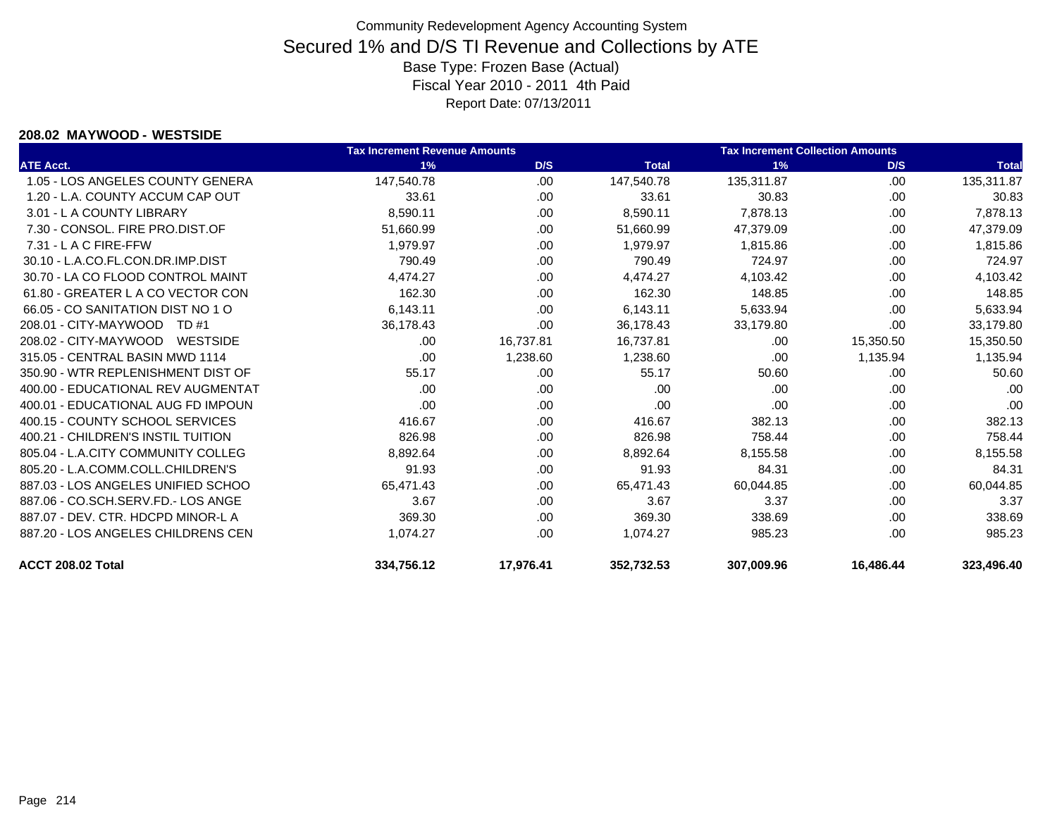Community Redevelopment Agency Accounting System

# Secured 1% and D/S TI Revenue and Collections by ATE

Base Type: Frozen Base (Actual)

Fiscal Year 2010 - 2011 4th Paid

Report Date: 07/13/2011

**208.02 MAYWOOD - WESTSIDE**

| | Tax Increment Revenue Amounts | | | Tax Increment Collection Amounts | | |
|---|---|---|---|---|---|---|
| ATE Acct. | 1% | D/S | Total | 1% | D/S | Total |
| 1.05 - LOS ANGELES COUNTY GENERA | 147,540.78 | .00 | 147,540.78 | 135,311.87 | .00 | 135,311.87 |
| 1.20 - L.A. COUNTY ACCUM CAP OUT | 33.61 | .00 | 33.61 | 30.83 | .00 | 30.83 |
| 3.01 - L A COUNTY LIBRARY | 8,590.11 | .00 | 8,590.11 | 7,878.13 | .00 | 7,878.13 |
| 7.30 - CONSOL. FIRE PRO.DIST.OF | 51,660.99 | .00 | 51,660.99 | 47,379.09 | .00 | 47,379.09 |
| 7.31 - L A C FIRE-FFW | 1,979.97 | .00 | 1,979.97 | 1,815.86 | .00 | 1,815.86 |
| 30.10 - L.A.CO.FL.CON.DR.IMP.DIST | 790.49 | .00 | 790.49 | 724.97 | .00 | 724.97 |
| 30.70 - LA CO FLOOD CONTROL MAINT | 4,474.27 | .00 | 4,474.27 | 4,103.42 | .00 | 4,103.42 |
| 61.80 - GREATER L A CO VECTOR CON | 162.30 | .00 | 162.30 | 148.85 | .00 | 148.85 |
| 66.05 - CO SANITATION DIST NO 1 O | 6,143.11 | .00 | 6,143.11 | 5,633.94 | .00 | 5,633.94 |
| 208.01 - CITY-MAYWOOD TD #1 | 36,178.43 | .00 | 36,178.43 | 33,179.80 | .00 | 33,179.80 |
| 208.02 - CITY-MAYWOOD WESTSIDE | .00 | 16,737.81 | 16,737.81 | .00 | 15,350.50 | 15,350.50 |
| 315.05 - CENTRAL BASIN MWD 1114 | .00 | 1,238.60 | 1,238.60 | .00 | 1,135.94 | 1,135.94 |
| 350.90 - WTR REPLENISHMENT DIST OF | 55.17 | .00 | 55.17 | 50.60 | .00 | 50.60 |
| 400.00 - EDUCATIONAL REV AUGMENTAT | .00 | .00 | .00 | .00 | .00 | .00 |
| 400.01 - EDUCATIONAL AUG FD IMPOUN | .00 | .00 | .00 | .00 | .00 | .00 |
| 400.15 - COUNTY SCHOOL SERVICES | 416.67 | .00 | 416.67 | 382.13 | .00 | 382.13 |
| 400.21 - CHILDREN'S INSTIL TUITION | 826.98 | .00 | 826.98 | 758.44 | .00 | 758.44 |
| 805.04 - L.A.CITY COMMUNITY COLLEG | 8,892.64 | .00 | 8,892.64 | 8,155.58 | .00 | 8,155.58 |
| 805.20 - L.A.COMM.COLL.CHILDREN'S | 91.93 | .00 | 91.93 | 84.31 | .00 | 84.31 |
| 887.03 - LOS ANGELES UNIFIED SCHOO | 65,471.43 | .00 | 65,471.43 | 60,044.85 | .00 | 60,044.85 |
| 887.06 - CO.SCH.SERV.FD.- LOS ANGE | 3.67 | .00 | 3.67 | 3.37 | .00 | 3.37 |
| 887.07 - DEV. CTR. HDCPD MINOR-L A | 369.30 | .00 | 369.30 | 338.69 | .00 | 338.69 |
| 887.20 - LOS ANGELES CHILDRENS CEN | 1,074.27 | .00 | 1,074.27 | 985.23 | .00 | 985.23 |
| **ACCT 208.02 Total** | **334,756.12** | **17,976.41** | **352,732.53** | **307,009.96** | **16,486.44** | **323,496.40** |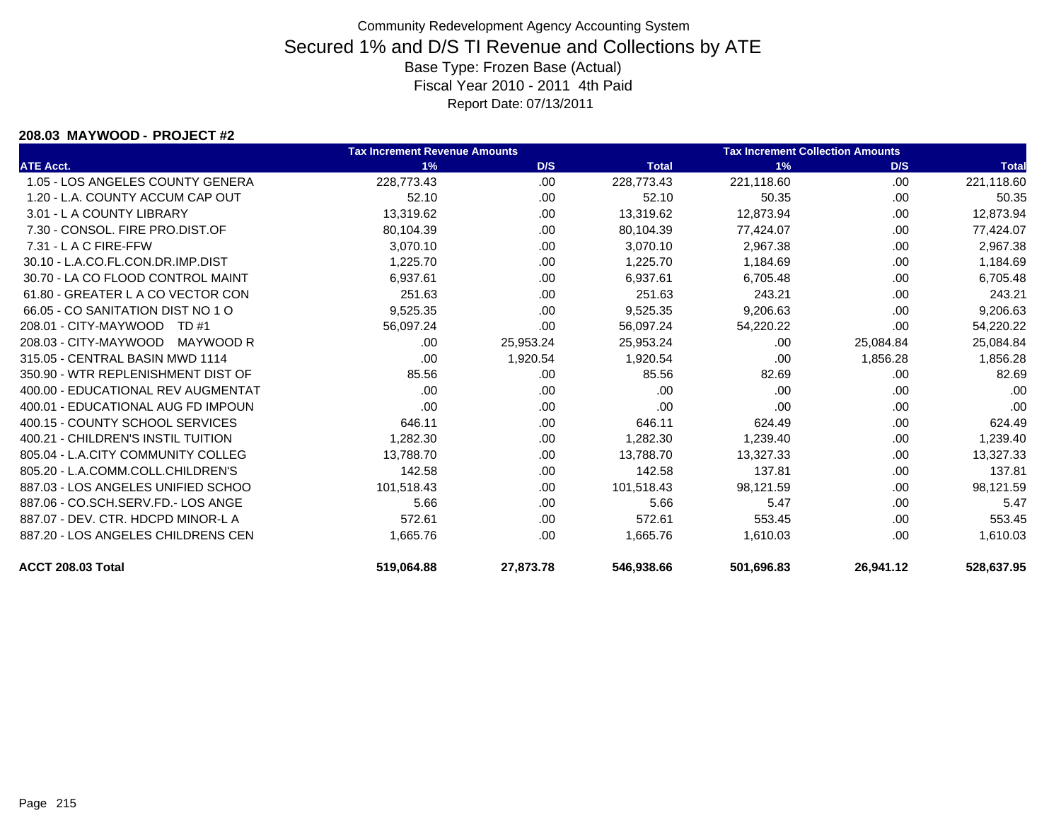Community Redevelopment Agency Accounting System

# Secured 1% and D/S TI Revenue and Collections by ATE

Base Type: Frozen Base (Actual)

Fiscal Year 2010 - 2011 4th Paid

Report Date: 07/13/2011

**208.03 MAYWOOD - PROJECT #2**

| | Tax Increment Revenue Amounts | | | Tax Increment Collection Amounts | | |
|---|---|---|---|---|---|---|
| ATE Acct. | 1% | D/S | Total | 1% | D/S | Total |
| 1.05 - LOS ANGELES COUNTY GENERA | 228,773.43 | .00 | 228,773.43 | 221,118.60 | .00 | 221,118.60 |
| 1.20 - L.A. COUNTY ACCUM CAP OUT | 52.10 | .00 | 52.10 | 50.35 | .00 | 50.35 |
| 3.01 - L A COUNTY LIBRARY | 13,319.62 | .00 | 13,319.62 | 12,873.94 | .00 | 12,873.94 |
| 7.30 - CONSOL. FIRE PRO.DIST.OF | 80,104.39 | .00 | 80,104.39 | 77,424.07 | .00 | 77,424.07 |
| 7.31 - L A C FIRE-FFW | 3,070.10 | .00 | 3,070.10 | 2,967.38 | .00 | 2,967.38 |
| 30.10 - L.A.CO.FL.CON.DR.IMP.DIST | 1,225.70 | .00 | 1,225.70 | 1,184.69 | .00 | 1,184.69 |
| 30.70 - LA CO FLOOD CONTROL MAINT | 6,937.61 | .00 | 6,937.61 | 6,705.48 | .00 | 6,705.48 |
| 61.80 - GREATER L A CO VECTOR CON | 251.63 | .00 | 251.63 | 243.21 | .00 | 243.21 |
| 66.05 - CO SANITATION DIST NO 1 O | 9,525.35 | .00 | 9,525.35 | 9,206.63 | .00 | 9,206.63 |
| 208.01 - CITY-MAYWOOD TD #1 | 56,097.24 | .00 | 56,097.24 | 54,220.22 | .00 | 54,220.22 |
| 208.03 - CITY-MAYWOOD MAYWOOD R | .00 | 25,953.24 | 25,953.24 | .00 | 25,084.84 | 25,084.84 |
| 315.05 - CENTRAL BASIN MWD 1114 | .00 | 1,920.54 | 1,920.54 | .00 | 1,856.28 | 1,856.28 |
| 350.90 - WTR REPLENISHMENT DIST OF | 85.56 | .00 | 85.56 | 82.69 | .00 | 82.69 |
| 400.00 - EDUCATIONAL REV AUGMENTAT | .00 | .00 | .00 | .00 | .00 | .00 |
| 400.01 - EDUCATIONAL AUG FD IMPOUN | .00 | .00 | .00 | .00 | .00 | .00 |
| 400.15 - COUNTY SCHOOL SERVICES | 646.11 | .00 | 646.11 | 624.49 | .00 | 624.49 |
| 400.21 - CHILDREN'S INSTIL TUITION | 1,282.30 | .00 | 1,282.30 | 1,239.40 | .00 | 1,239.40 |
| 805.04 - L.A.CITY COMMUNITY COLLEG | 13,788.70 | .00 | 13,788.70 | 13,327.33 | .00 | 13,327.33 |
| 805.20 - L.A.COMM.COLL.CHILDREN'S | 142.58 | .00 | 142.58 | 137.81 | .00 | 137.81 |
| 887.03 - LOS ANGELES UNIFIED SCHOO | 101,518.43 | .00 | 101,518.43 | 98,121.59 | .00 | 98,121.59 |
| 887.06 - CO.SCH.SERV.FD.- LOS ANGE | 5.66 | .00 | 5.66 | 5.47 | .00 | 5.47 |
| 887.07 - DEV. CTR. HDCPD MINOR-L A | 572.61 | .00 | 572.61 | 553.45 | .00 | 553.45 |
| 887.20 - LOS ANGELES CHILDRENS CEN | 1,665.76 | .00 | 1,665.76 | 1,610.03 | .00 | 1,610.03 |
| **ACCT 208.03 Total** | **519,064.88** | **27,873.78** | **546,938.66** | **501,696.83** | **26,941.12** | **528,637.95** |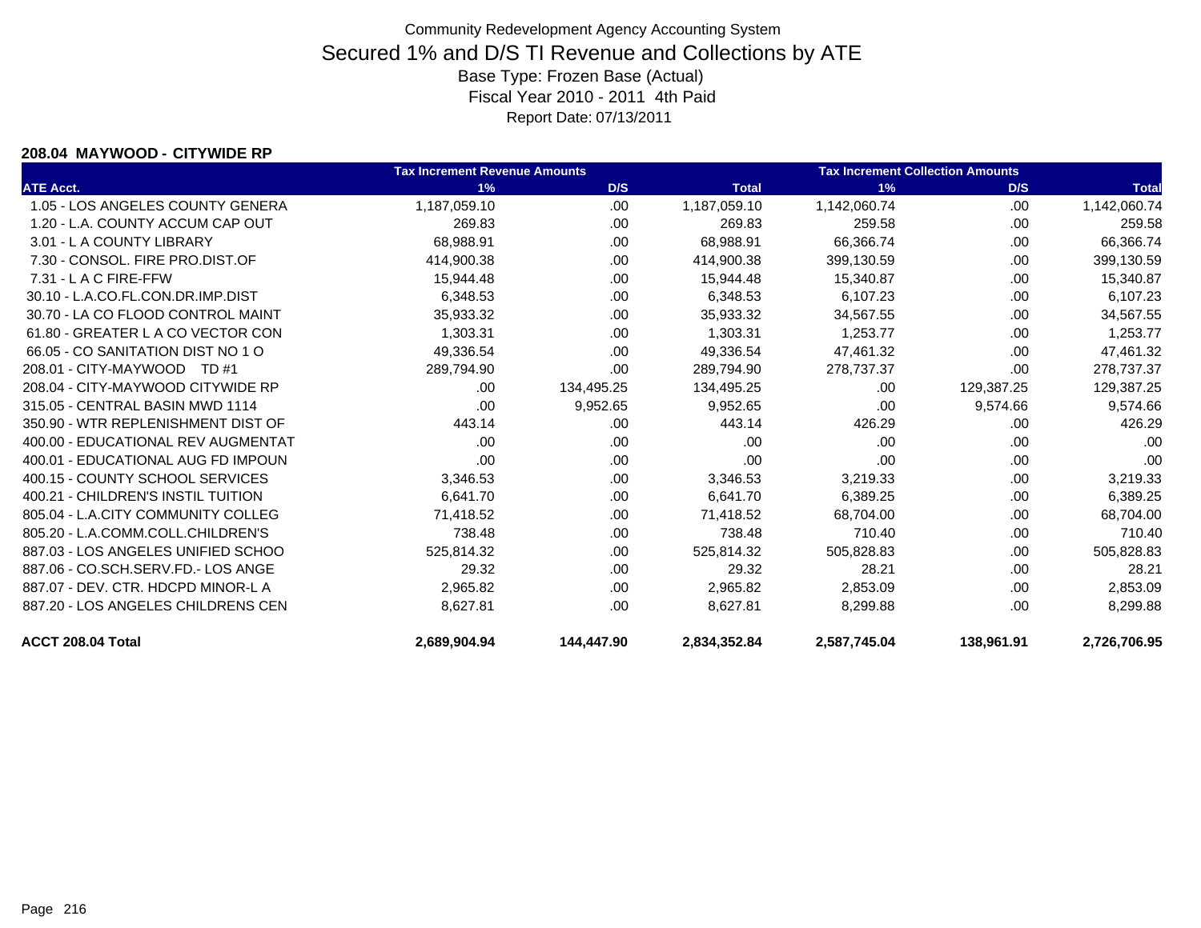# Community Redevelopment Agency Accounting System

## Secured 1% and D/S TI Revenue and Collections by ATE

Base Type: Frozen Base (Actual)

Fiscal Year 2010 - 2011 4th Paid

Report Date: 07/13/2011

### 208.04 MAYWOOD - CITYWIDE RP

| ATE Acct. | Tax Increment Revenue Amounts 1% | D/S | Total | Tax Increment Collection Amounts 1% | D/S | Total |
|---|---|---|---|---|---|---|
| 1.05 - LOS ANGELES COUNTY GENERA | 1,187,059.10 | .00 | 1,187,059.10 | 1,142,060.74 | .00 | 1,142,060.74 |
| 1.20 - L.A. COUNTY ACCUM CAP OUT | 269.83 | .00 | 269.83 | 259.58 | .00 | 259.58 |
| 3.01 - L A COUNTY LIBRARY | 68,988.91 | .00 | 68,988.91 | 66,366.74 | .00 | 66,366.74 |
| 7.30 - CONSOL. FIRE PRO.DIST.OF | 414,900.38 | .00 | 414,900.38 | 399,130.59 | .00 | 399,130.59 |
| 7.31 - L A C FIRE-FFW | 15,944.48 | .00 | 15,944.48 | 15,340.87 | .00 | 15,340.87 |
| 30.10 - L.A.CO.FL.CON.DR.IMP.DIST | 6,348.53 | .00 | 6,348.53 | 6,107.23 | .00 | 6,107.23 |
| 30.70 - LA CO FLOOD CONTROL MAINT | 35,933.32 | .00 | 35,933.32 | 34,567.55 | .00 | 34,567.55 |
| 61.80 - GREATER L A CO VECTOR CON | 1,303.31 | .00 | 1,303.31 | 1,253.77 | .00 | 1,253.77 |
| 66.05 - CO SANITATION DIST NO 1 O | 49,336.54 | .00 | 49,336.54 | 47,461.32 | .00 | 47,461.32 |
| 208.01 - CITY-MAYWOOD TD #1 | 289,794.90 | .00 | 289,794.90 | 278,737.37 | .00 | 278,737.37 |
| 208.04 - CITY-MAYWOOD CITYWIDE RP | .00 | 134,495.25 | 134,495.25 | .00 | 129,387.25 | 129,387.25 |
| 315.05 - CENTRAL BASIN MWD 1114 | .00 | 9,952.65 | 9,952.65 | .00 | 9,574.66 | 9,574.66 |
| 350.90 - WTR REPLENISHMENT DIST OF | 443.14 | .00 | 443.14 | 426.29 | .00 | 426.29 |
| 400.00 - EDUCATIONAL REV AUGMENTAT | .00 | .00 | .00 | .00 | .00 | .00 |
| 400.01 - EDUCATIONAL AUG FD IMPOUN | .00 | .00 | .00 | .00 | .00 | .00 |
| 400.15 - COUNTY SCHOOL SERVICES | 3,346.53 | .00 | 3,346.53 | 3,219.33 | .00 | 3,219.33 |
| 400.21 - CHILDREN'S INSTIL TUITION | 6,641.70 | .00 | 6,641.70 | 6,389.25 | .00 | 6,389.25 |
| 805.04 - L.A.CITY COMMUNITY COLLEG | 71,418.52 | .00 | 71,418.52 | 68,704.00 | .00 | 68,704.00 |
| 805.20 - L.A.COMM.COLL.CHILDREN'S | 738.48 | .00 | 738.48 | 710.40 | .00 | 710.40 |
| 887.03 - LOS ANGELES UNIFIED SCHOO | 525,814.32 | .00 | 525,814.32 | 505,828.83 | .00 | 505,828.83 |
| 887.06 - CO.SCH.SERV.FD.- LOS ANGE | 29.32 | .00 | 29.32 | 28.21 | .00 | 28.21 |
| 887.07 - DEV. CTR. HDCPD MINOR-L A | 2,965.82 | .00 | 2,965.82 | 2,853.09 | .00 | 2,853.09 |
| 887.20 - LOS ANGELES CHILDRENS CEN | 8,627.81 | .00 | 8,627.81 | 8,299.88 | .00 | 8,299.88 |
| **ACCT 208.04 Total** | **2,689,904.94** | **144,447.90** | **2,834,352.84** | **2,587,745.04** | **138,961.91** | **2,726,706.95** |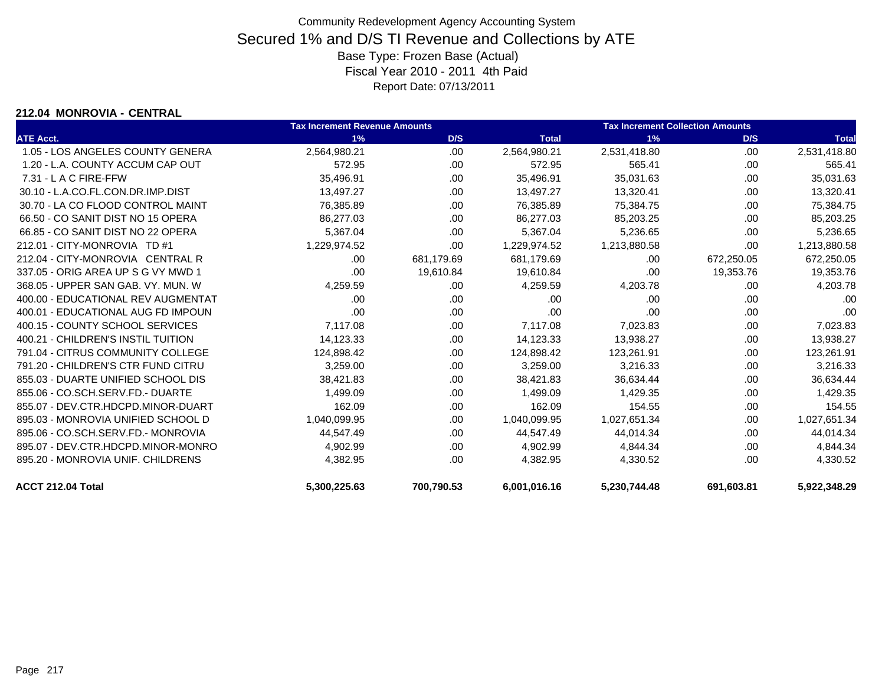Community Redevelopment Agency Accounting System

# Secured 1% and D/S TI Revenue and Collections by ATE

Base Type: Frozen Base (Actual)

Fiscal Year 2010 - 2011 4th Paid

Report Date: 07/13/2011

## 212.04 MONROVIA - CENTRAL

| ATE Acct. | Tax Increment Revenue Amounts 1% | D/S | Total | Tax Increment Collection Amounts 1% | D/S | Total |
|---|---|---|---|---|---|---|
| 1.05 - LOS ANGELES COUNTY GENERA | 2,564,980.21 | .00 | 2,564,980.21 | 2,531,418.80 | .00 | 2,531,418.80 |
| 1.20 - L.A. COUNTY ACCUM CAP OUT | 572.95 | .00 | 572.95 | 565.41 | .00 | 565.41 |
| 7.31 - L A C FIRE-FFW | 35,496.91 | .00 | 35,496.91 | 35,031.63 | .00 | 35,031.63 |
| 30.10 - L.A.CO.FL.CON.DR.IMP.DIST | 13,497.27 | .00 | 13,497.27 | 13,320.41 | .00 | 13,320.41 |
| 30.70 - LA CO FLOOD CONTROL MAINT | 76,385.89 | .00 | 76,385.89 | 75,384.75 | .00 | 75,384.75 |
| 66.50 - CO SANIT DIST NO 15 OPERA | 86,277.03 | .00 | 86,277.03 | 85,203.25 | .00 | 85,203.25 |
| 66.85 - CO SANIT DIST NO 22 OPERA | 5,367.04 | .00 | 5,367.04 | 5,236.65 | .00 | 5,236.65 |
| 212.01 - CITY-MONROVIA TD #1 | 1,229,974.52 | .00 | 1,229,974.52 | 1,213,880.58 | .00 | 1,213,880.58 |
| 212.04 - CITY-MONROVIA CENTRAL R | .00 | 681,179.69 | 681,179.69 | .00 | 672,250.05 | 672,250.05 |
| 337.05 - ORIG AREA UP S G VY MWD 1 | .00 | 19,610.84 | 19,610.84 | .00 | 19,353.76 | 19,353.76 |
| 368.05 - UPPER SAN GAB. VY. MUN. W | 4,259.59 | .00 | 4,259.59 | 4,203.78 | .00 | 4,203.78 |
| 400.00 - EDUCATIONAL REV AUGMENTAT | .00 | .00 | .00 | .00 | .00 | .00 |
| 400.01 - EDUCATIONAL AUG FD IMPOUN | .00 | .00 | .00 | .00 | .00 | .00 |
| 400.15 - COUNTY SCHOOL SERVICES | 7,117.08 | .00 | 7,117.08 | 7,023.83 | .00 | 7,023.83 |
| 400.21 - CHILDREN'S INSTIL TUITION | 14,123.33 | .00 | 14,123.33 | 13,938.27 | .00 | 13,938.27 |
| 791.04 - CITRUS COMMUNITY COLLEGE | 124,898.42 | .00 | 124,898.42 | 123,261.91 | .00 | 123,261.91 |
| 791.20 - CHILDREN'S CTR FUND CITRU | 3,259.00 | .00 | 3,259.00 | 3,216.33 | .00 | 3,216.33 |
| 855.03 - DUARTE UNIFIED SCHOOL DIS | 38,421.83 | .00 | 38,421.83 | 36,634.44 | .00 | 36,634.44 |
| 855.06 - CO.SCH.SERV.FD.- DUARTE | 1,499.09 | .00 | 1,499.09 | 1,429.35 | .00 | 1,429.35 |
| 855.07 - DEV.CTR.HDCPD.MINOR-DUART | 162.09 | .00 | 162.09 | 154.55 | .00 | 154.55 |
| 895.03 - MONROVIA UNIFIED SCHOOL D | 1,040,099.95 | .00 | 1,040,099.95 | 1,027,651.34 | .00 | 1,027,651.34 |
| 895.06 - CO.SCH.SERV.FD.- MONROVIA | 44,547.49 | .00 | 44,547.49 | 44,014.34 | .00 | 44,014.34 |
| 895.07 - DEV.CTR.HDCPD.MINOR-MONRO | 4,902.99 | .00 | 4,902.99 | 4,844.34 | .00 | 4,844.34 |
| 895.20 - MONROVIA UNIF. CHILDRENS | 4,382.95 | .00 | 4,382.95 | 4,330.52 | .00 | 4,330.52 |
| **ACCT 212.04 Total** | **5,300,225.63** | **700,790.53** | **6,001,016.16** | **5,230,744.48** | **691,603.81** | **5,922,348.29** |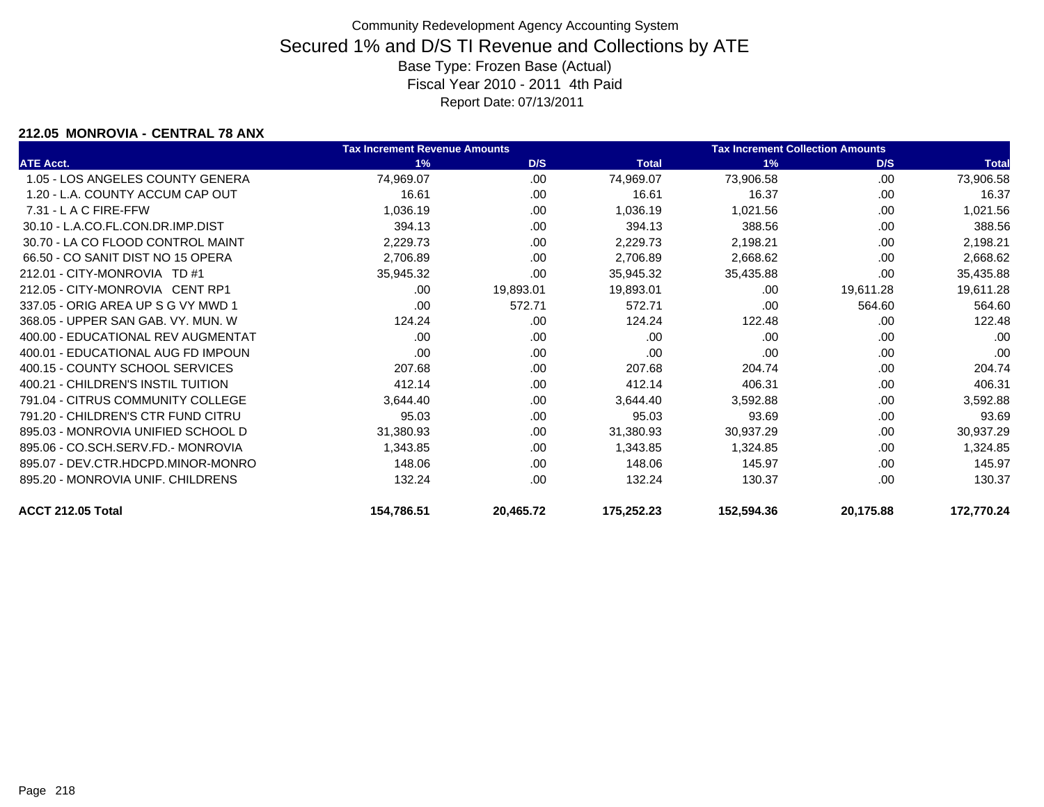Community Redevelopment Agency Accounting System

# Secured 1% and D/S TI Revenue and Collections by ATE

Base Type: Frozen Base (Actual)
Fiscal Year 2010 - 2011 4th Paid
Report Date: 07/13/2011

### 212.05 MONROVIA - CENTRAL 78 ANX

| | Tax Increment Revenue Amounts | | | Tax Increment Collection Amounts | | |
|---|---|---|---|---|---|---|
| ATE Acct. | 1% | D/S | Total | 1% | D/S | Total |
| 1.05 - LOS ANGELES COUNTY GENERA | 74,969.07 | .00 | 74,969.07 | 73,906.58 | .00 | 73,906.58 |
| 1.20 - L.A. COUNTY ACCUM CAP OUT | 16.61 | .00 | 16.61 | 16.37 | .00 | 16.37 |
| 7.31 - L A C FIRE-FFW | 1,036.19 | .00 | 1,036.19 | 1,021.56 | .00 | 1,021.56 |
| 30.10 - L.A.CO.FL.CON.DR.IMP.DIST | 394.13 | .00 | 394.13 | 388.56 | .00 | 388.56 |
| 30.70 - LA CO FLOOD CONTROL MAINT | 2,229.73 | .00 | 2,229.73 | 2,198.21 | .00 | 2,198.21 |
| 66.50 - CO SANIT DIST NO 15 OPERA | 2,706.89 | .00 | 2,706.89 | 2,668.62 | .00 | 2,668.62 |
| 212.01 - CITY-MONROVIA TD #1 | 35,945.32 | .00 | 35,945.32 | 35,435.88 | .00 | 35,435.88 |
| 212.05 - CITY-MONROVIA CENT RP1 | .00 | 19,893.01 | 19,893.01 | .00 | 19,611.28 | 19,611.28 |
| 337.05 - ORIG AREA UP S G VY MWD 1 | .00 | 572.71 | 572.71 | .00 | 564.60 | 564.60 |
| 368.05 - UPPER SAN GAB. VY. MUN. W | 124.24 | .00 | 124.24 | 122.48 | .00 | 122.48 |
| 400.00 - EDUCATIONAL REV AUGMENTAT | .00 | .00 | .00 | .00 | .00 | .00 |
| 400.01 - EDUCATIONAL AUG FD IMPOUN | .00 | .00 | .00 | .00 | .00 | .00 |
| 400.15 - COUNTY SCHOOL SERVICES | 207.68 | .00 | 207.68 | 204.74 | .00 | 204.74 |
| 400.21 - CHILDREN'S INSTIL TUITION | 412.14 | .00 | 412.14 | 406.31 | .00 | 406.31 |
| 791.04 - CITRUS COMMUNITY COLLEGE | 3,644.40 | .00 | 3,644.40 | 3,592.88 | .00 | 3,592.88 |
| 791.20 - CHILDREN'S CTR FUND CITRU | 95.03 | .00 | 95.03 | 93.69 | .00 | 93.69 |
| 895.03 - MONROVIA UNIFIED SCHOOL D | 31,380.93 | .00 | 31,380.93 | 30,937.29 | .00 | 30,937.29 |
| 895.06 - CO.SCH.SERV.FD.- MONROVIA | 1,343.85 | .00 | 1,343.85 | 1,324.85 | .00 | 1,324.85 |
| 895.07 - DEV.CTR.HDCPD.MINOR-MONRO | 148.06 | .00 | 148.06 | 145.97 | .00 | 145.97 |
| 895.20 - MONROVIA UNIF. CHILDRENS | 132.24 | .00 | 132.24 | 130.37 | .00 | 130.37 |
| **ACCT 212.05 Total** | **154,786.51** | **20,465.72** | **175,252.23** | **152,594.36** | **20,175.88** | **172,770.24** |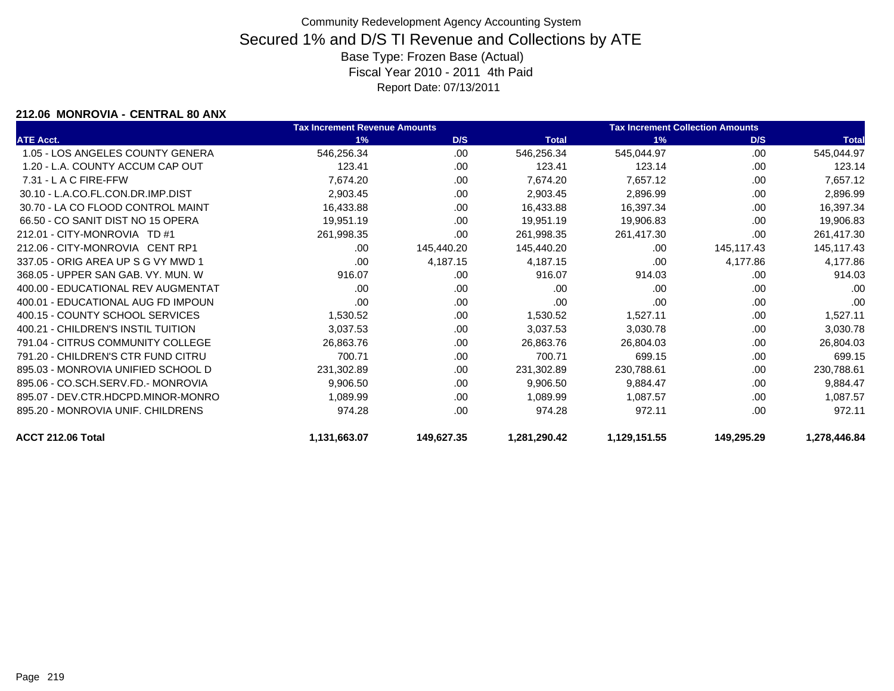Community Redevelopment Agency Accounting System

# Secured 1% and D/S TI Revenue and Collections by ATE

Base Type: Frozen Base (Actual)

Fiscal Year 2010 - 2011 4th Paid

Report Date: 07/13/2011

### 212.06 MONROVIA - CENTRAL 80 ANX

| ATE Acct. | Tax Increment Revenue Amounts 1% | D/S | Total | Tax Increment Collection Amounts 1% | D/S | Total |
|---|---|---|---|---|---|---|
| 1.05 - LOS ANGELES COUNTY GENERA | 546,256.34 | .00 | 546,256.34 | 545,044.97 | .00 | 545,044.97 |
| 1.20 - L.A. COUNTY ACCUM CAP OUT | 123.41 | .00 | 123.41 | 123.14 | .00 | 123.14 |
| 7.31 - L A C FIRE-FFW | 7,674.20 | .00 | 7,674.20 | 7,657.12 | .00 | 7,657.12 |
| 30.10 - L.A.CO.FL.CON.DR.IMP.DIST | 2,903.45 | .00 | 2,903.45 | 2,896.99 | .00 | 2,896.99 |
| 30.70 - LA CO FLOOD CONTROL MAINT | 16,433.88 | .00 | 16,433.88 | 16,397.34 | .00 | 16,397.34 |
| 66.50 - CO SANIT DIST NO 15 OPERA | 19,951.19 | .00 | 19,951.19 | 19,906.83 | .00 | 19,906.83 |
| 212.01 - CITY-MONROVIA TD #1 | 261,998.35 | .00 | 261,998.35 | 261,417.30 | .00 | 261,417.30 |
| 212.06 - CITY-MONROVIA CENT RP1 | .00 | 145,440.20 | 145,440.20 | .00 | 145,117.43 | 145,117.43 |
| 337.05 - ORIG AREA UP S G VY MWD 1 | .00 | 4,187.15 | 4,187.15 | .00 | 4,177.86 | 4,177.86 |
| 368.05 - UPPER SAN GAB. VY. MUN. W | 916.07 | .00 | 916.07 | 914.03 | .00 | 914.03 |
| 400.00 - EDUCATIONAL REV AUGMENTAT | .00 | .00 | .00 | .00 | .00 | .00 |
| 400.01 - EDUCATIONAL AUG FD IMPOUN | .00 | .00 | .00 | .00 | .00 | .00 |
| 400.15 - COUNTY SCHOOL SERVICES | 1,530.52 | .00 | 1,530.52 | 1,527.11 | .00 | 1,527.11 |
| 400.21 - CHILDREN'S INSTIL TUITION | 3,037.53 | .00 | 3,037.53 | 3,030.78 | .00 | 3,030.78 |
| 791.04 - CITRUS COMMUNITY COLLEGE | 26,863.76 | .00 | 26,863.76 | 26,804.03 | .00 | 26,804.03 |
| 791.20 - CHILDREN'S CTR FUND CITRU | 700.71 | .00 | 700.71 | 699.15 | .00 | 699.15 |
| 895.03 - MONROVIA UNIFIED SCHOOL D | 231,302.89 | .00 | 231,302.89 | 230,788.61 | .00 | 230,788.61 |
| 895.06 - CO.SCH.SERV.FD.- MONROVIA | 9,906.50 | .00 | 9,906.50 | 9,884.47 | .00 | 9,884.47 |
| 895.07 - DEV.CTR.HDCPD.MINOR-MONRO | 1,089.99 | .00 | 1,089.99 | 1,087.57 | .00 | 1,087.57 |
| 895.20 - MONROVIA UNIF. CHILDRENS | 974.28 | .00 | 974.28 | 972.11 | .00 | 972.11 |
| **ACCT 212.06 Total** | **1,131,663.07** | **149,627.35** | **1,281,290.42** | **1,129,151.55** | **149,295.29** | **1,278,446.84** |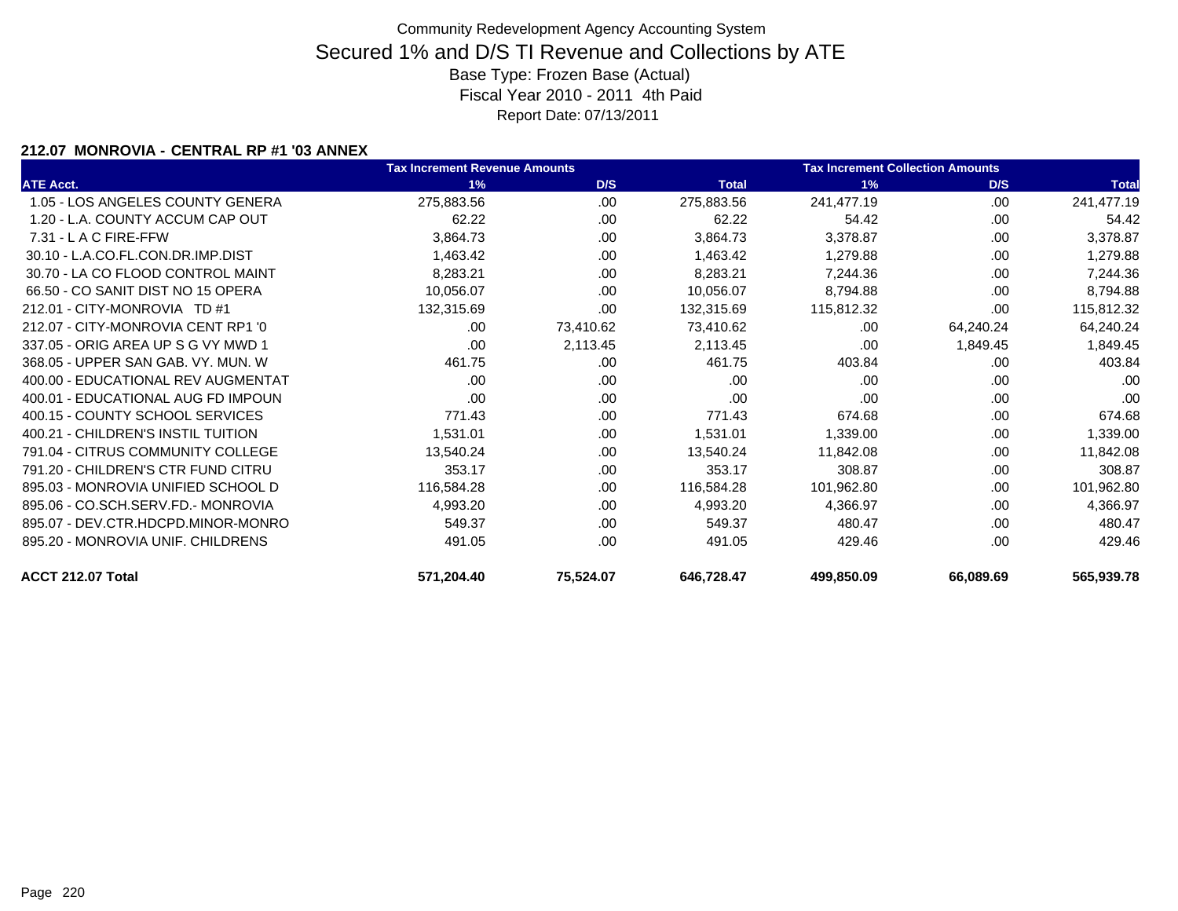Community Redevelopment Agency Accounting System

# Secured 1% and D/S TI Revenue and Collections by ATE

Base Type: Frozen Base (Actual)

Fiscal Year 2010 - 2011 4th Paid

Report Date: 07/13/2011

## 212.07 MONROVIA - CENTRAL RP #1 '03 ANNEX

| | Tax Increment Revenue Amounts | | | Tax Increment Collection Amounts | | |
|---|---|---|---|---|---|---|
| ATE Acct. | 1% | D/S | Total | 1% | D/S | Total |
| 1.05 - LOS ANGELES COUNTY GENERA | 275,883.56 | .00 | 275,883.56 | 241,477.19 | .00 | 241,477.19 |
| 1.20 - L.A. COUNTY ACCUM CAP OUT | 62.22 | .00 | 62.22 | 54.42 | .00 | 54.42 |
| 7.31 - L A C FIRE-FFW | 3,864.73 | .00 | 3,864.73 | 3,378.87 | .00 | 3,378.87 |
| 30.10 - L.A.CO.FL.CON.DR.IMP.DIST | 1,463.42 | .00 | 1,463.42 | 1,279.88 | .00 | 1,279.88 |
| 30.70 - LA CO FLOOD CONTROL MAINT | 8,283.21 | .00 | 8,283.21 | 7,244.36 | .00 | 7,244.36 |
| 66.50 - CO SANIT DIST NO 15 OPERA | 10,056.07 | .00 | 10,056.07 | 8,794.88 | .00 | 8,794.88 |
| 212.01 - CITY-MONROVIA TD #1 | 132,315.69 | .00 | 132,315.69 | 115,812.32 | .00 | 115,812.32 |
| 212.07 - CITY-MONROVIA CENT RP1 '0 | .00 | 73,410.62 | 73,410.62 | .00 | 64,240.24 | 64,240.24 |
| 337.05 - ORIG AREA UP S G VY MWD 1 | .00 | 2,113.45 | 2,113.45 | .00 | 1,849.45 | 1,849.45 |
| 368.05 - UPPER SAN GAB. VY. MUN. W | 461.75 | .00 | 461.75 | 403.84 | .00 | 403.84 |
| 400.00 - EDUCATIONAL REV AUGMENTAT | .00 | .00 | .00 | .00 | .00 | .00 |
| 400.01 - EDUCATIONAL AUG FD IMPOUN | .00 | .00 | .00 | .00 | .00 | .00 |
| 400.15 - COUNTY SCHOOL SERVICES | 771.43 | .00 | 771.43 | 674.68 | .00 | 674.68 |
| 400.21 - CHILDREN'S INSTIL TUITION | 1,531.01 | .00 | 1,531.01 | 1,339.00 | .00 | 1,339.00 |
| 791.04 - CITRUS COMMUNITY COLLEGE | 13,540.24 | .00 | 13,540.24 | 11,842.08 | .00 | 11,842.08 |
| 791.20 - CHILDREN'S CTR FUND CITRU | 353.17 | .00 | 353.17 | 308.87 | .00 | 308.87 |
| 895.03 - MONROVIA UNIFIED SCHOOL D | 116,584.28 | .00 | 116,584.28 | 101,962.80 | .00 | 101,962.80 |
| 895.06 - CO.SCH.SERV.FD.- MONROVIA | 4,993.20 | .00 | 4,993.20 | 4,366.97 | .00 | 4,366.97 |
| 895.07 - DEV.CTR.HDCPD.MINOR-MONRO | 549.37 | .00 | 549.37 | 480.47 | .00 | 480.47 |
| 895.20 - MONROVIA UNIF. CHILDRENS | 491.05 | .00 | 491.05 | 429.46 | .00 | 429.46 |
| **ACCT 212.07 Total** | **571,204.40** | **75,524.07** | **646,728.47** | **499,850.09** | **66,089.69** | **565,939.78** |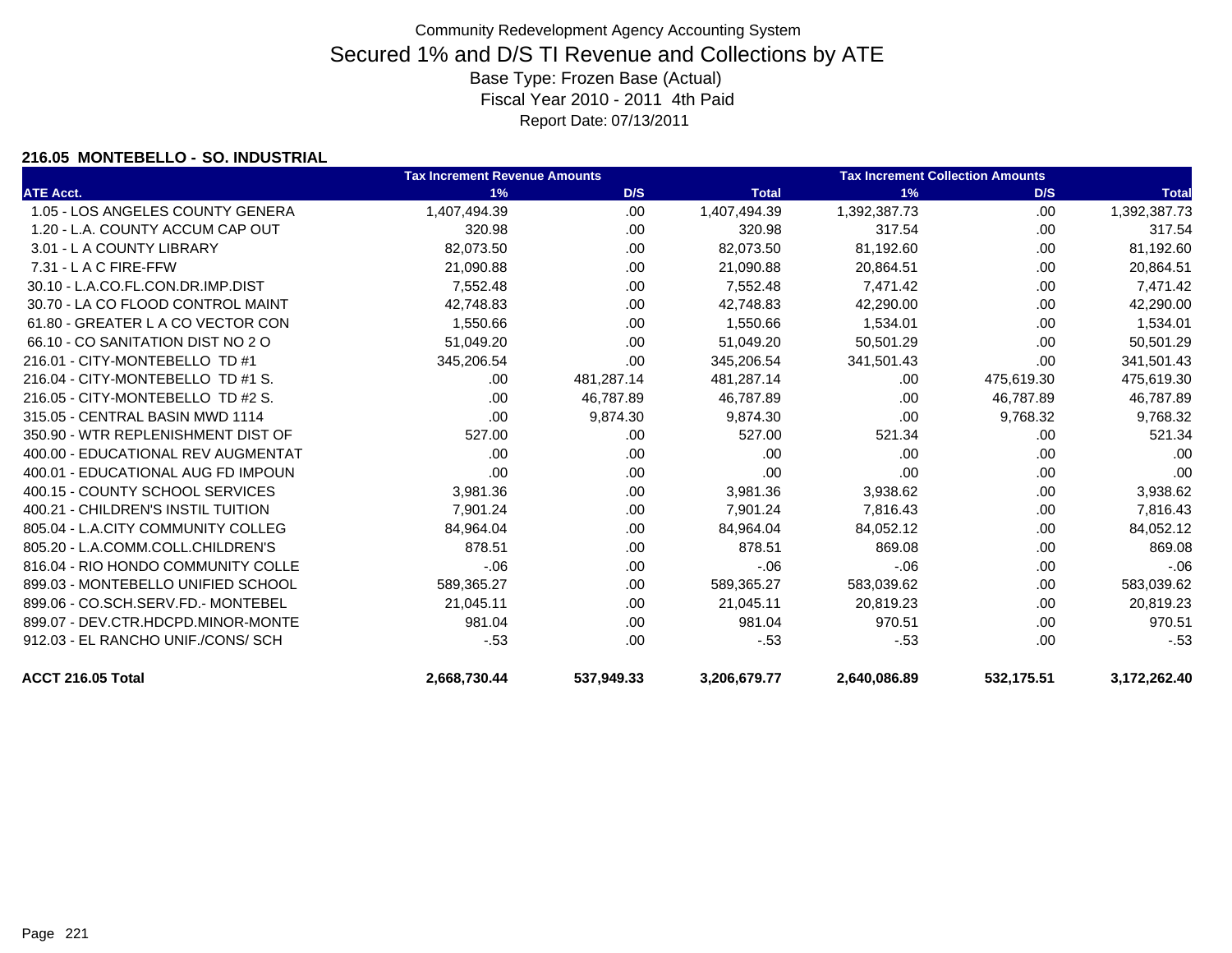Community Redevelopment Agency Accounting System

# Secured 1% and D/S TI Revenue and Collections by ATE

Base Type: Frozen Base (Actual)
Fiscal Year 2010 - 2011 4th Paid
Report Date: 07/13/2011

### 216.05 MONTEBELLO - SO. INDUSTRIAL

| | Tax Increment Revenue Amounts | | | Tax Increment Collection Amounts | | |
|---|---|---|---|---|---|---|
| ATE Acct. | 1% | D/S | Total | 1% | D/S | Total |
| 1.05 - LOS ANGELES COUNTY GENERA | 1,407,494.39 | .00 | 1,407,494.39 | 1,392,387.73 | .00 | 1,392,387.73 |
| 1.20 - L.A. COUNTY ACCUM CAP OUT | 320.98 | .00 | 320.98 | 317.54 | .00 | 317.54 |
| 3.01 - L A COUNTY LIBRARY | 82,073.50 | .00 | 82,073.50 | 81,192.60 | .00 | 81,192.60 |
| 7.31 - L A C FIRE-FFW | 21,090.88 | .00 | 21,090.88 | 20,864.51 | .00 | 20,864.51 |
| 30.10 - L.A.CO.FL.CON.DR.IMP.DIST | 7,552.48 | .00 | 7,552.48 | 7,471.42 | .00 | 7,471.42 |
| 30.70 - LA CO FLOOD CONTROL MAINT | 42,748.83 | .00 | 42,748.83 | 42,290.00 | .00 | 42,290.00 |
| 61.80 - GREATER L A CO VECTOR CON | 1,550.66 | .00 | 1,550.66 | 1,534.01 | .00 | 1,534.01 |
| 66.10 - CO SANITATION DIST NO 2 O | 51,049.20 | .00 | 51,049.20 | 50,501.29 | .00 | 50,501.29 |
| 216.01 - CITY-MONTEBELLO TD #1 | 345,206.54 | .00 | 345,206.54 | 341,501.43 | .00 | 341,501.43 |
| 216.04 - CITY-MONTEBELLO TD #1 S. | .00 | 481,287.14 | 481,287.14 | .00 | 475,619.30 | 475,619.30 |
| 216.05 - CITY-MONTEBELLO TD #2 S. | .00 | 46,787.89 | 46,787.89 | .00 | 46,787.89 | 46,787.89 |
| 315.05 - CENTRAL BASIN MWD 1114 | .00 | 9,874.30 | 9,874.30 | .00 | 9,768.32 | 9,768.32 |
| 350.90 - WTR REPLENISHMENT DIST OF | 527.00 | .00 | 527.00 | 521.34 | .00 | 521.34 |
| 400.00 - EDUCATIONAL REV AUGMENTAT | .00 | .00 | .00 | .00 | .00 | .00 |
| 400.01 - EDUCATIONAL AUG FD IMPOUN | .00 | .00 | .00 | .00 | .00 | .00 |
| 400.15 - COUNTY SCHOOL SERVICES | 3,981.36 | .00 | 3,981.36 | 3,938.62 | .00 | 3,938.62 |
| 400.21 - CHILDREN'S INSTIL TUITION | 7,901.24 | .00 | 7,901.24 | 7,816.43 | .00 | 7,816.43 |
| 805.04 - L.A.CITY COMMUNITY COLLEG | 84,964.04 | .00 | 84,964.04 | 84,052.12 | .00 | 84,052.12 |
| 805.20 - L.A.COMM.COLL.CHILDREN'S | 878.51 | .00 | 878.51 | 869.08 | .00 | 869.08 |
| 816.04 - RIO HONDO COMMUNITY COLLE | -.06 | .00 | -.06 | -.06 | .00 | -.06 |
| 899.03 - MONTEBELLO UNIFIED SCHOOL | 589,365.27 | .00 | 589,365.27 | 583,039.62 | .00 | 583,039.62 |
| 899.06 - CO.SCH.SERV.FD.- MONTEBEL | 21,045.11 | .00 | 21,045.11 | 20,819.23 | .00 | 20,819.23 |
| 899.07 - DEV.CTR.HDCPD.MINOR-MONTE | 981.04 | .00 | 981.04 | 970.51 | .00 | 970.51 |
| 912.03 - EL RANCHO UNIF./CONS/ SCH | -.53 | .00 | -.53 | -.53 | .00 | -.53 |
| **ACCT 216.05 Total** | **2,668,730.44** | **537,949.33** | **3,206,679.77** | **2,640,086.89** | **532,175.51** | **3,172,262.40** |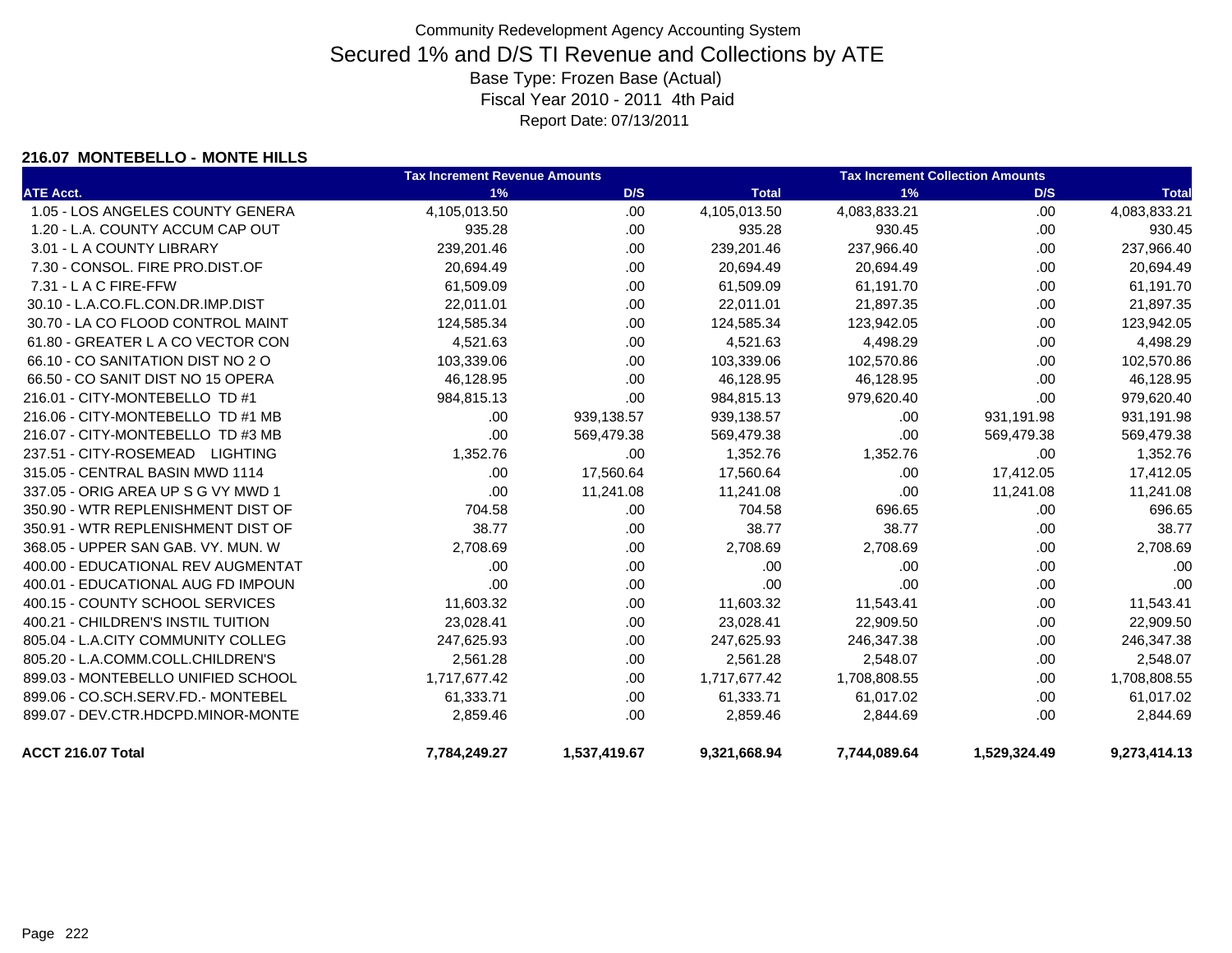Community Redevelopment Agency Accounting System

# Secured 1% and D/S TI Revenue and Collections by ATE

Base Type: Frozen Base (Actual)

Fiscal Year 2010 - 2011 4th Paid

Report Date: 07/13/2011

### 216.07 MONTEBELLO - MONTE HILLS

| | Tax Increment Revenue Amounts | | | Tax Increment Collection Amounts | | |
|---|---|---|---|---|---|---|
| ATE Acct. | 1% | D/S | Total | 1% | D/S | Total |
| 1.05 - LOS ANGELES COUNTY GENERA | 4,105,013.50 | .00 | 4,105,013.50 | 4,083,833.21 | .00 | 4,083,833.21 |
| 1.20 - L.A. COUNTY ACCUM CAP OUT | 935.28 | .00 | 935.28 | 930.45 | .00 | 930.45 |
| 3.01 - L A COUNTY LIBRARY | 239,201.46 | .00 | 239,201.46 | 237,966.40 | .00 | 237,966.40 |
| 7.30 - CONSOL. FIRE PRO.DIST.OF | 20,694.49 | .00 | 20,694.49 | 20,694.49 | .00 | 20,694.49 |
| 7.31 - L A C FIRE-FFW | 61,509.09 | .00 | 61,509.09 | 61,191.70 | .00 | 61,191.70 |
| 30.10 - L.A.CO.FL.CON.DR.IMP.DIST | 22,011.01 | .00 | 22,011.01 | 21,897.35 | .00 | 21,897.35 |
| 30.70 - LA CO FLOOD CONTROL MAINT | 124,585.34 | .00 | 124,585.34 | 123,942.05 | .00 | 123,942.05 |
| 61.80 - GREATER L A CO VECTOR CON | 4,521.63 | .00 | 4,521.63 | 4,498.29 | .00 | 4,498.29 |
| 66.10 - CO SANITATION DIST NO 2 O | 103,339.06 | .00 | 103,339.06 | 102,570.86 | .00 | 102,570.86 |
| 66.50 - CO SANIT DIST NO 15 OPERA | 46,128.95 | .00 | 46,128.95 | 46,128.95 | .00 | 46,128.95 |
| 216.01 - CITY-MONTEBELLO TD #1 | 984,815.13 | .00 | 984,815.13 | 979,620.40 | .00 | 979,620.40 |
| 216.06 - CITY-MONTEBELLO TD #1 MB | .00 | 939,138.57 | 939,138.57 | .00 | 931,191.98 | 931,191.98 |
| 216.07 - CITY-MONTEBELLO TD #3 MB | .00 | 569,479.38 | 569,479.38 | .00 | 569,479.38 | 569,479.38 |
| 237.51 - CITY-ROSEMEAD LIGHTING | 1,352.76 | .00 | 1,352.76 | 1,352.76 | .00 | 1,352.76 |
| 315.05 - CENTRAL BASIN MWD 1114 | .00 | 17,560.64 | 17,560.64 | .00 | 17,412.05 | 17,412.05 |
| 337.05 - ORIG AREA UP S G VY MWD 1 | .00 | 11,241.08 | 11,241.08 | .00 | 11,241.08 | 11,241.08 |
| 350.90 - WTR REPLENISHMENT DIST OF | 704.58 | .00 | 704.58 | 696.65 | .00 | 696.65 |
| 350.91 - WTR REPLENISHMENT DIST OF | 38.77 | .00 | 38.77 | 38.77 | .00 | 38.77 |
| 368.05 - UPPER SAN GAB. VY. MUN. W | 2,708.69 | .00 | 2,708.69 | 2,708.69 | .00 | 2,708.69 |
| 400.00 - EDUCATIONAL REV AUGMENTAT | .00 | .00 | .00 | .00 | .00 | .00 |
| 400.01 - EDUCATIONAL AUG FD IMPOUN | .00 | .00 | .00 | .00 | .00 | .00 |
| 400.15 - COUNTY SCHOOL SERVICES | 11,603.32 | .00 | 11,603.32 | 11,543.41 | .00 | 11,543.41 |
| 400.21 - CHILDREN'S INSTIL TUITION | 23,028.41 | .00 | 23,028.41 | 22,909.50 | .00 | 22,909.50 |
| 805.04 - L.A.CITY COMMUNITY COLLEG | 247,625.93 | .00 | 247,625.93 | 246,347.38 | .00 | 246,347.38 |
| 805.20 - L.A.COMM.COLL.CHILDREN'S | 2,561.28 | .00 | 2,561.28 | 2,548.07 | .00 | 2,548.07 |
| 899.03 - MONTEBELLO UNIFIED SCHOOL | 1,717,677.42 | .00 | 1,717,677.42 | 1,708,808.55 | .00 | 1,708,808.55 |
| 899.06 - CO.SCH.SERV.FD.- MONTEBEL | 61,333.71 | .00 | 61,333.71 | 61,017.02 | .00 | 61,017.02 |
| 899.07 - DEV.CTR.HDCPD.MINOR-MONTE | 2,859.46 | .00 | 2,859.46 | 2,844.69 | .00 | 2,844.69 |
| **ACCT 216.07 Total** | **7,784,249.27** | **1,537,419.67** | **9,321,668.94** | **7,744,089.64** | **1,529,324.49** | **9,273,414.13** |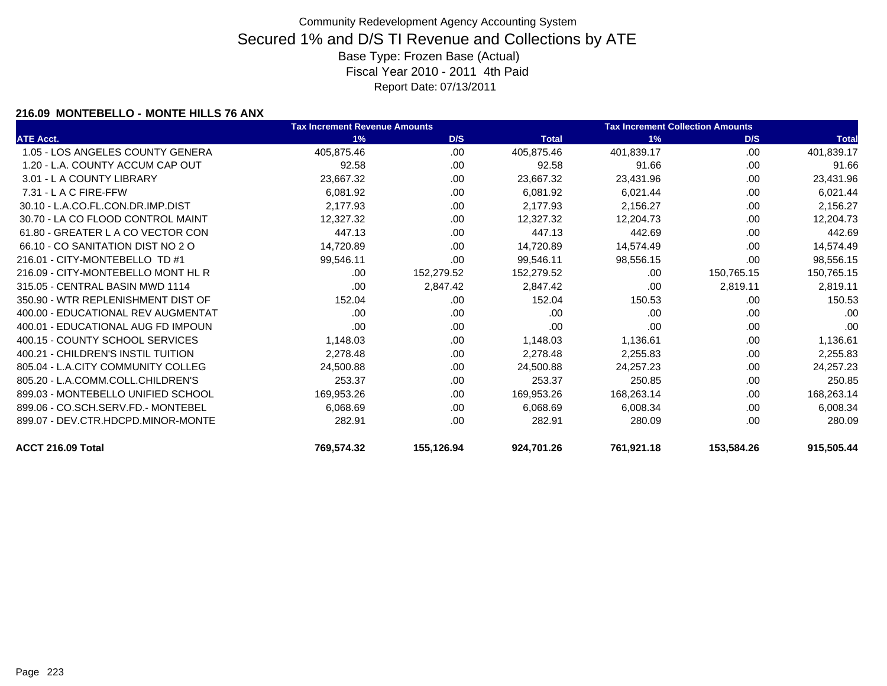Community Redevelopment Agency Accounting System

# Secured 1% and D/S TI Revenue and Collections by ATE

Base Type: Frozen Base (Actual)

Fiscal Year 2010 - 2011 4th Paid

Report Date: 07/13/2011

### 216.09 MONTEBELLO - MONTE HILLS 76 ANX

| | Tax Increment Revenue Amounts | | | Tax Increment Collection Amounts | | |
|---|---|---|---|---|---|---|
| ATE Acct. | 1% | D/S | Total | 1% | D/S | Total |
| 1.05 - LOS ANGELES COUNTY GENERA | 405,875.46 | .00 | 405,875.46 | 401,839.17 | .00 | 401,839.17 |
| 1.20 - L.A. COUNTY ACCUM CAP OUT | 92.58 | .00 | 92.58 | 91.66 | .00 | 91.66 |
| 3.01 - L A COUNTY LIBRARY | 23,667.32 | .00 | 23,667.32 | 23,431.96 | .00 | 23,431.96 |
| 7.31 - L A C FIRE-FFW | 6,081.92 | .00 | 6,081.92 | 6,021.44 | .00 | 6,021.44 |
| 30.10 - L.A.CO.FL.CON.DR.IMP.DIST | 2,177.93 | .00 | 2,177.93 | 2,156.27 | .00 | 2,156.27 |
| 30.70 - LA CO FLOOD CONTROL MAINT | 12,327.32 | .00 | 12,327.32 | 12,204.73 | .00 | 12,204.73 |
| 61.80 - GREATER L A CO VECTOR CON | 447.13 | .00 | 447.13 | 442.69 | .00 | 442.69 |
| 66.10 - CO SANITATION DIST NO 2 O | 14,720.89 | .00 | 14,720.89 | 14,574.49 | .00 | 14,574.49 |
| 216.01 - CITY-MONTEBELLO TD #1 | 99,546.11 | .00 | 99,546.11 | 98,556.15 | .00 | 98,556.15 |
| 216.09 - CITY-MONTEBELLO MONT HL R | .00 | 152,279.52 | 152,279.52 | .00 | 150,765.15 | 150,765.15 |
| 315.05 - CENTRAL BASIN MWD 1114 | .00 | 2,847.42 | 2,847.42 | .00 | 2,819.11 | 2,819.11 |
| 350.90 - WTR REPLENISHMENT DIST OF | 152.04 | .00 | 152.04 | 150.53 | .00 | 150.53 |
| 400.00 - EDUCATIONAL REV AUGMENTAT | .00 | .00 | .00 | .00 | .00 | .00 |
| 400.01 - EDUCATIONAL AUG FD IMPOUN | .00 | .00 | .00 | .00 | .00 | .00 |
| 400.15 - COUNTY SCHOOL SERVICES | 1,148.03 | .00 | 1,148.03 | 1,136.61 | .00 | 1,136.61 |
| 400.21 - CHILDREN'S INSTIL TUITION | 2,278.48 | .00 | 2,278.48 | 2,255.83 | .00 | 2,255.83 |
| 805.04 - L.A.CITY COMMUNITY COLLEG | 24,500.88 | .00 | 24,500.88 | 24,257.23 | .00 | 24,257.23 |
| 805.20 - L.A.COMM.COLL.CHILDREN'S | 253.37 | .00 | 253.37 | 250.85 | .00 | 250.85 |
| 899.03 - MONTEBELLO UNIFIED SCHOOL | 169,953.26 | .00 | 169,953.26 | 168,263.14 | .00 | 168,263.14 |
| 899.06 - CO.SCH.SERV.FD.- MONTEBEL | 6,068.69 | .00 | 6,068.69 | 6,008.34 | .00 | 6,008.34 |
| 899.07 - DEV.CTR.HDCPD.MINOR-MONTE | 282.91 | .00 | 282.91 | 280.09 | .00 | 280.09 |
| **ACCT 216.09 Total** | **769,574.32** | **155,126.94** | **924,701.26** | **761,921.18** | **153,584.26** | **915,505.44** |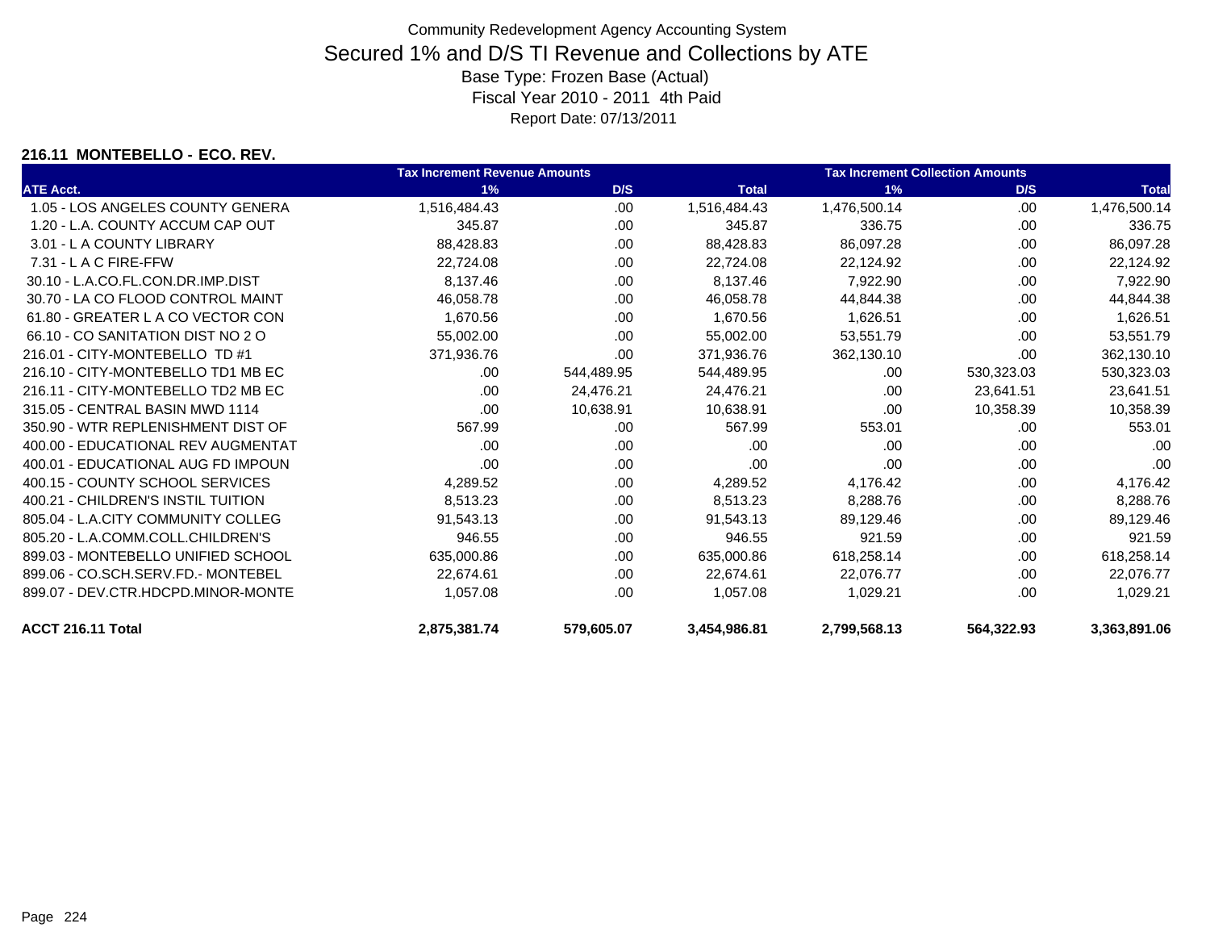Community Redevelopment Agency Accounting System

# Secured 1% and D/S TI Revenue and Collections by ATE

Base Type: Frozen Base (Actual)

Fiscal Year 2010 - 2011 4th Paid

Report Date: 07/13/2011

### 216.11 MONTEBELLO - ECO. REV.

| | Tax Increment Revenue Amounts | | | Tax Increment Collection Amounts | | |
|---|---|---|---|---|---|---|
| ATE Acct. | 1% | D/S | Total | 1% | D/S | Total |
| 1.05 - LOS ANGELES COUNTY GENERA | 1,516,484.43 | .00 | 1,516,484.43 | 1,476,500.14 | .00 | 1,476,500.14 |
| 1.20 - L.A. COUNTY ACCUM CAP OUT | 345.87 | .00 | 345.87 | 336.75 | .00 | 336.75 |
| 3.01 - L A COUNTY LIBRARY | 88,428.83 | .00 | 88,428.83 | 86,097.28 | .00 | 86,097.28 |
| 7.31 - L A C FIRE-FFW | 22,724.08 | .00 | 22,724.08 | 22,124.92 | .00 | 22,124.92 |
| 30.10 - L.A.CO.FL.CON.DR.IMP.DIST | 8,137.46 | .00 | 8,137.46 | 7,922.90 | .00 | 7,922.90 |
| 30.70 - LA CO FLOOD CONTROL MAINT | 46,058.78 | .00 | 46,058.78 | 44,844.38 | .00 | 44,844.38 |
| 61.80 - GREATER L A CO VECTOR CON | 1,670.56 | .00 | 1,670.56 | 1,626.51 | .00 | 1,626.51 |
| 66.10 - CO SANITATION DIST NO 2 O | 55,002.00 | .00 | 55,002.00 | 53,551.79 | .00 | 53,551.79 |
| 216.01 - CITY-MONTEBELLO TD #1 | 371,936.76 | .00 | 371,936.76 | 362,130.10 | .00 | 362,130.10 |
| 216.10 - CITY-MONTEBELLO TD1 MB EC | .00 | 544,489.95 | 544,489.95 | .00 | 530,323.03 | 530,323.03 |
| 216.11 - CITY-MONTEBELLO TD2 MB EC | .00 | 24,476.21 | 24,476.21 | .00 | 23,641.51 | 23,641.51 |
| 315.05 - CENTRAL BASIN MWD 1114 | .00 | 10,638.91 | 10,638.91 | .00 | 10,358.39 | 10,358.39 |
| 350.90 - WTR REPLENISHMENT DIST OF | 567.99 | .00 | 567.99 | 553.01 | .00 | 553.01 |
| 400.00 - EDUCATIONAL REV AUGMENTAT | .00 | .00 | .00 | .00 | .00 | .00 |
| 400.01 - EDUCATIONAL AUG FD IMPOUN | .00 | .00 | .00 | .00 | .00 | .00 |
| 400.15 - COUNTY SCHOOL SERVICES | 4,289.52 | .00 | 4,289.52 | 4,176.42 | .00 | 4,176.42 |
| 400.21 - CHILDREN'S INSTIL TUITION | 8,513.23 | .00 | 8,513.23 | 8,288.76 | .00 | 8,288.76 |
| 805.04 - L.A.CITY COMMUNITY COLLEG | 91,543.13 | .00 | 91,543.13 | 89,129.46 | .00 | 89,129.46 |
| 805.20 - L.A.COMM.COLL.CHILDREN'S | 946.55 | .00 | 946.55 | 921.59 | .00 | 921.59 |
| 899.03 - MONTEBELLO UNIFIED SCHOOL | 635,000.86 | .00 | 635,000.86 | 618,258.14 | .00 | 618,258.14 |
| 899.06 - CO.SCH.SERV.FD.- MONTEBEL | 22,674.61 | .00 | 22,674.61 | 22,076.77 | .00 | 22,076.77 |
| 899.07 - DEV.CTR.HDCPD.MINOR-MONTE | 1,057.08 | .00 | 1,057.08 | 1,029.21 | .00 | 1,029.21 |
| **ACCT 216.11 Total** | **2,875,381.74** | **579,605.07** | **3,454,986.81** | **2,799,568.13** | **564,322.93** | **3,363,891.06** |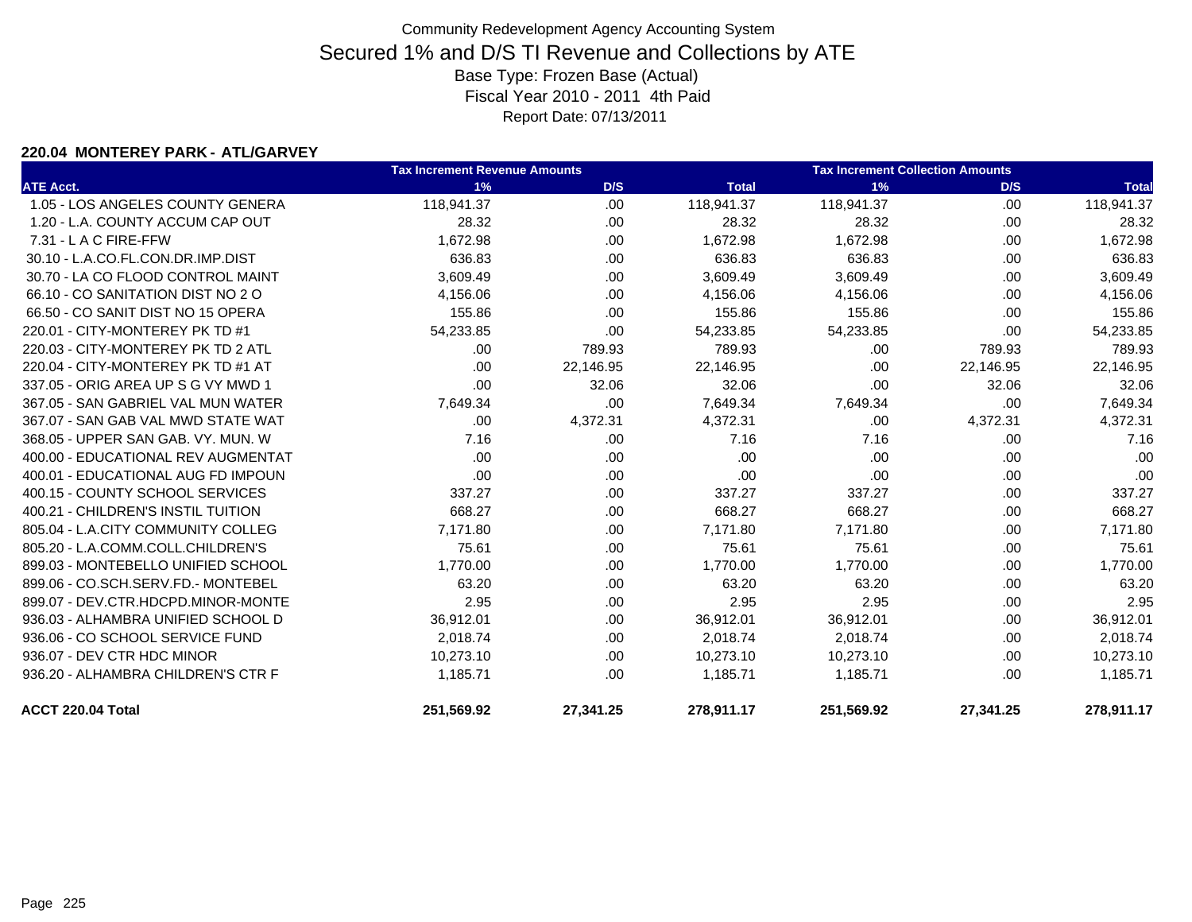Community Redevelopment Agency Accounting System

# Secured 1% and D/S TI Revenue and Collections by ATE

Base Type: Frozen Base (Actual)

Fiscal Year 2010 - 2011 4th Paid

Report Date: 07/13/2011

**220.04 MONTEREY PARK - ATL/GARVEY**

| | Tax Increment Revenue Amounts | | | Tax Increment Collection Amounts | | |
|---|---|---|---|---|---|---|
| ATE Acct. | 1% | D/S | Total | 1% | D/S | Total |
| 1.05 - LOS ANGELES COUNTY GENERA | 118,941.37 | .00 | 118,941.37 | 118,941.37 | .00 | 118,941.37 |
| 1.20 - L.A. COUNTY ACCUM CAP OUT | 28.32 | .00 | 28.32 | 28.32 | .00 | 28.32 |
| 7.31 - L A C FIRE-FFW | 1,672.98 | .00 | 1,672.98 | 1,672.98 | .00 | 1,672.98 |
| 30.10 - L.A.CO.FL.CON.DR.IMP.DIST | 636.83 | .00 | 636.83 | 636.83 | .00 | 636.83 |
| 30.70 - LA CO FLOOD CONTROL MAINT | 3,609.49 | .00 | 3,609.49 | 3,609.49 | .00 | 3,609.49 |
| 66.10 - CO SANITATION DIST NO 2 O | 4,156.06 | .00 | 4,156.06 | 4,156.06 | .00 | 4,156.06 |
| 66.50 - CO SANIT DIST NO 15 OPERA | 155.86 | .00 | 155.86 | 155.86 | .00 | 155.86 |
| 220.01 - CITY-MONTEREY PK TD #1 | 54,233.85 | .00 | 54,233.85 | 54,233.85 | .00 | 54,233.85 |
| 220.03 - CITY-MONTEREY PK TD 2 ATL | .00 | 789.93 | 789.93 | .00 | 789.93 | 789.93 |
| 220.04 - CITY-MONTEREY PK TD #1 AT | .00 | 22,146.95 | 22,146.95 | .00 | 22,146.95 | 22,146.95 |
| 337.05 - ORIG AREA UP S G VY MWD 1 | .00 | 32.06 | 32.06 | .00 | 32.06 | 32.06 |
| 367.05 - SAN GABRIEL VAL MUN WATER | 7,649.34 | .00 | 7,649.34 | 7,649.34 | .00 | 7,649.34 |
| 367.07 - SAN GAB VAL MWD STATE WAT | .00 | 4,372.31 | 4,372.31 | .00 | 4,372.31 | 4,372.31 |
| 368.05 - UPPER SAN GAB. VY. MUN. W | 7.16 | .00 | 7.16 | 7.16 | .00 | 7.16 |
| 400.00 - EDUCATIONAL REV AUGMENTAT | .00 | .00 | .00 | .00 | .00 | .00 |
| 400.01 - EDUCATIONAL AUG FD IMPOUN | .00 | .00 | .00 | .00 | .00 | .00 |
| 400.15 - COUNTY SCHOOL SERVICES | 337.27 | .00 | 337.27 | 337.27 | .00 | 337.27 |
| 400.21 - CHILDREN'S INSTIL TUITION | 668.27 | .00 | 668.27 | 668.27 | .00 | 668.27 |
| 805.04 - L.A.CITY COMMUNITY COLLEG | 7,171.80 | .00 | 7,171.80 | 7,171.80 | .00 | 7,171.80 |
| 805.20 - L.A.COMM.COLL.CHILDREN'S | 75.61 | .00 | 75.61 | 75.61 | .00 | 75.61 |
| 899.03 - MONTEBELLO UNIFIED SCHOOL | 1,770.00 | .00 | 1,770.00 | 1,770.00 | .00 | 1,770.00 |
| 899.06 - CO.SCH.SERV.FD.- MONTEBEL | 63.20 | .00 | 63.20 | 63.20 | .00 | 63.20 |
| 899.07 - DEV.CTR.HDCPD.MINOR-MONTE | 2.95 | .00 | 2.95 | 2.95 | .00 | 2.95 |
| 936.03 - ALHAMBRA UNIFIED SCHOOL D | 36,912.01 | .00 | 36,912.01 | 36,912.01 | .00 | 36,912.01 |
| 936.06 - CO SCHOOL SERVICE FUND | 2,018.74 | .00 | 2,018.74 | 2,018.74 | .00 | 2,018.74 |
| 936.07 - DEV CTR HDC MINOR | 10,273.10 | .00 | 10,273.10 | 10,273.10 | .00 | 10,273.10 |
| 936.20 - ALHAMBRA CHILDREN'S CTR F | 1,185.71 | .00 | 1,185.71 | 1,185.71 | .00 | 1,185.71 |
| **ACCT 220.04 Total** | **251,569.92** | **27,341.25** | **278,911.17** | **251,569.92** | **27,341.25** | **278,911.17** |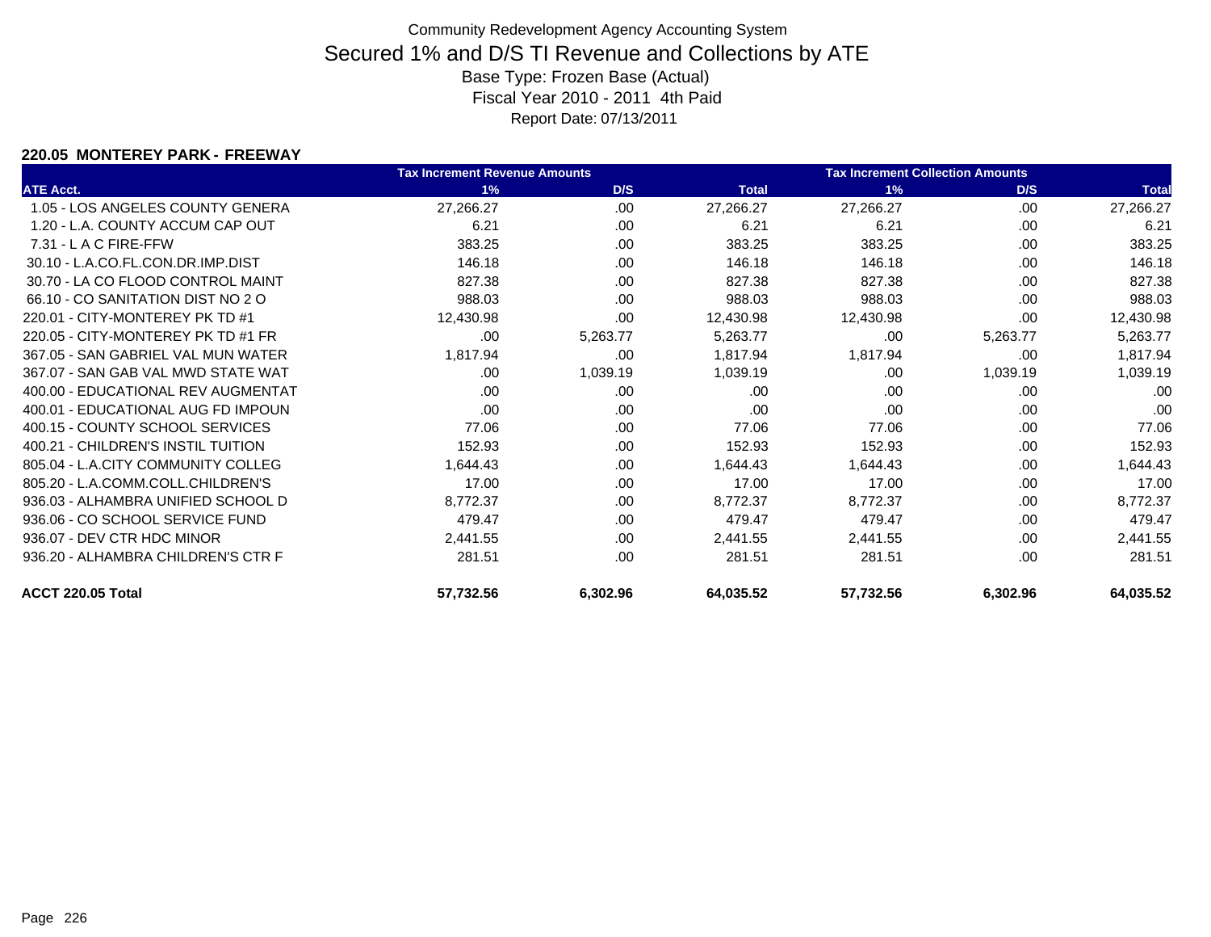Community Redevelopment Agency Accounting System

# Secured 1% and D/S TI Revenue and Collections by ATE

Base Type: Frozen Base (Actual)

Fiscal Year 2010 - 2011 4th Paid

Report Date: 07/13/2011

### 220.05 MONTEREY PARK - FREEWAY

| | Tax Increment Revenue Amounts | | | Tax Increment Collection Amounts | | |
|---|---|---|---|---|---|---|
| ATE Acct. | 1% | D/S | Total | 1% | D/S | Total |
| 1.05 - LOS ANGELES COUNTY GENERA | 27,266.27 | .00 | 27,266.27 | 27,266.27 | .00 | 27,266.27 |
| 1.20 - L.A. COUNTY ACCUM CAP OUT | 6.21 | .00 | 6.21 | 6.21 | .00 | 6.21 |
| 7.31 - L A C FIRE-FFW | 383.25 | .00 | 383.25 | 383.25 | .00 | 383.25 |
| 30.10 - L.A.CO.FL.CON.DR.IMP.DIST | 146.18 | .00 | 146.18 | 146.18 | .00 | 146.18 |
| 30.70 - LA CO FLOOD CONTROL MAINT | 827.38 | .00 | 827.38 | 827.38 | .00 | 827.38 |
| 66.10 - CO SANITATION DIST NO 2 O | 988.03 | .00 | 988.03 | 988.03 | .00 | 988.03 |
| 220.01 - CITY-MONTEREY PK TD #1 | 12,430.98 | .00 | 12,430.98 | 12,430.98 | .00 | 12,430.98 |
| 220.05 - CITY-MONTEREY PK TD #1 FR | .00 | 5,263.77 | 5,263.77 | .00 | 5,263.77 | 5,263.77 |
| 367.05 - SAN GABRIEL VAL MUN WATER | 1,817.94 | .00 | 1,817.94 | 1,817.94 | .00 | 1,817.94 |
| 367.07 - SAN GAB VAL MWD STATE WAT | .00 | 1,039.19 | 1,039.19 | .00 | 1,039.19 | 1,039.19 |
| 400.00 - EDUCATIONAL REV AUGMENTAT | .00 | .00 | .00 | .00 | .00 | .00 |
| 400.01 - EDUCATIONAL AUG FD IMPOUN | .00 | .00 | .00 | .00 | .00 | .00 |
| 400.15 - COUNTY SCHOOL SERVICES | 77.06 | .00 | 77.06 | 77.06 | .00 | 77.06 |
| 400.21 - CHILDREN'S INSTIL TUITION | 152.93 | .00 | 152.93 | 152.93 | .00 | 152.93 |
| 805.04 - L.A.CITY COMMUNITY COLLEG | 1,644.43 | .00 | 1,644.43 | 1,644.43 | .00 | 1,644.43 |
| 805.20 - L.A.COMM.COLL.CHILDREN'S | 17.00 | .00 | 17.00 | 17.00 | .00 | 17.00 |
| 936.03 - ALHAMBRA UNIFIED SCHOOL D | 8,772.37 | .00 | 8,772.37 | 8,772.37 | .00 | 8,772.37 |
| 936.06 - CO SCHOOL SERVICE FUND | 479.47 | .00 | 479.47 | 479.47 | .00 | 479.47 |
| 936.07 - DEV CTR HDC MINOR | 2,441.55 | .00 | 2,441.55 | 2,441.55 | .00 | 2,441.55 |
| 936.20 - ALHAMBRA CHILDREN'S CTR F | 281.51 | .00 | 281.51 | 281.51 | .00 | 281.51 |
| **ACCT 220.05 Total** | **57,732.56** | **6,302.96** | **64,035.52** | **57,732.56** | **6,302.96** | **64,035.52** |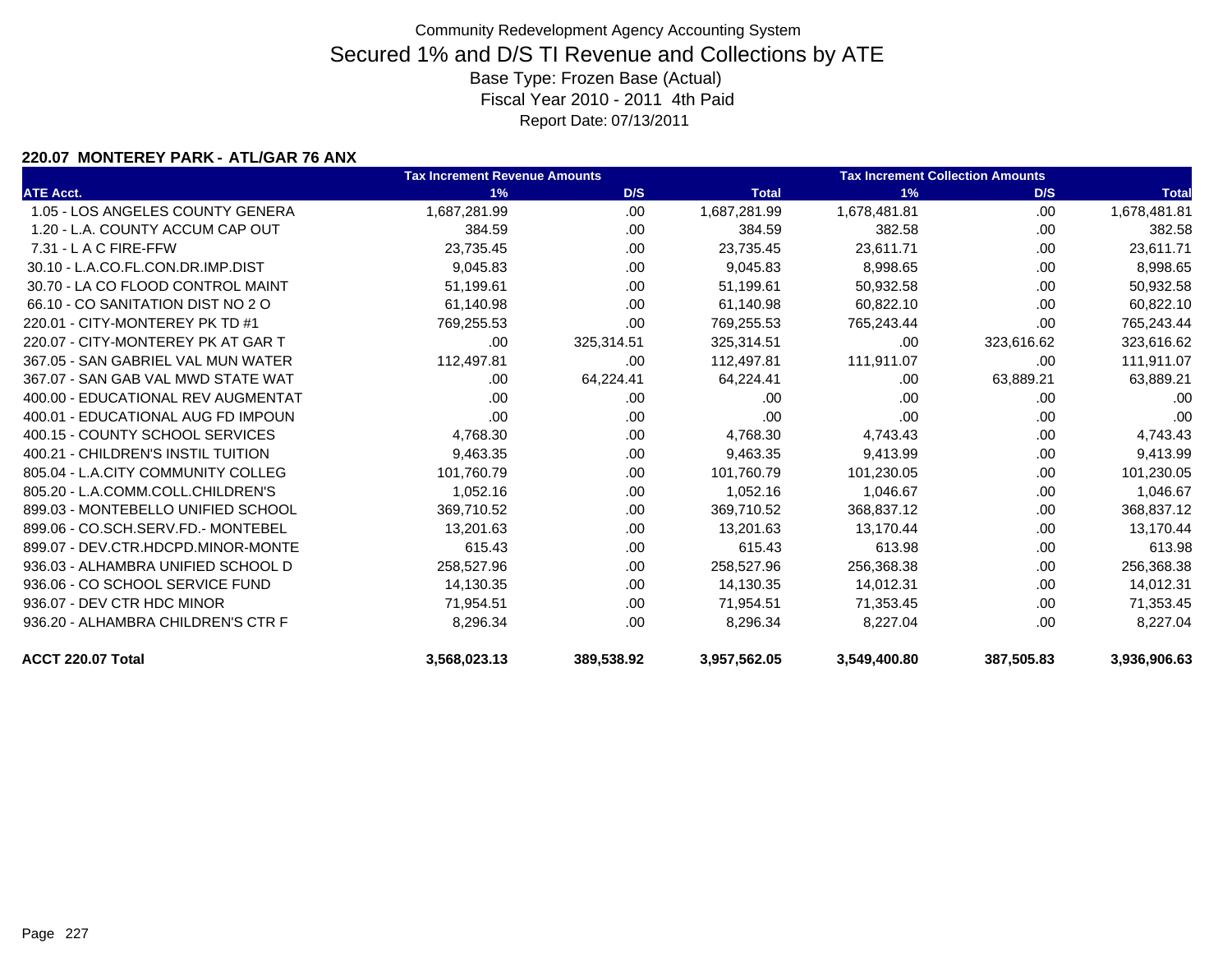Community Redevelopment Agency Accounting System

# Secured 1% and D/S TI Revenue and Collections by ATE

Base Type: Frozen Base (Actual)

Fiscal Year 2010 - 2011 4th Paid

Report Date: 07/13/2011

### 220.07 MONTEREY PARK - ATL/GAR 76 ANX

| | Tax Increment Revenue Amounts | | | Tax Increment Collection Amounts | | |
|---|---|---|---|---|---|---|
| ATE Acct. | 1% | D/S | Total | 1% | D/S | Total |
| 1.05 - LOS ANGELES COUNTY GENERA | 1,687,281.99 | .00 | 1,687,281.99 | 1,678,481.81 | .00 | 1,678,481.81 |
| 1.20 - L.A. COUNTY ACCUM CAP OUT | 384.59 | .00 | 384.59 | 382.58 | .00 | 382.58 |
| 7.31 - L A C FIRE-FFW | 23,735.45 | .00 | 23,735.45 | 23,611.71 | .00 | 23,611.71 |
| 30.10 - L.A.CO.FL.CON.DR.IMP.DIST | 9,045.83 | .00 | 9,045.83 | 8,998.65 | .00 | 8,998.65 |
| 30.70 - LA CO FLOOD CONTROL MAINT | 51,199.61 | .00 | 51,199.61 | 50,932.58 | .00 | 50,932.58 |
| 66.10 - CO SANITATION DIST NO 2 O | 61,140.98 | .00 | 61,140.98 | 60,822.10 | .00 | 60,822.10 |
| 220.01 - CITY-MONTEREY PK TD #1 | 769,255.53 | .00 | 769,255.53 | 765,243.44 | .00 | 765,243.44 |
| 220.07 - CITY-MONTEREY PK AT GAR T | .00 | 325,314.51 | 325,314.51 | .00 | 323,616.62 | 323,616.62 |
| 367.05 - SAN GABRIEL VAL MUN WATER | 112,497.81 | .00 | 112,497.81 | 111,911.07 | .00 | 111,911.07 |
| 367.07 - SAN GAB VAL MWD STATE WAT | .00 | 64,224.41 | 64,224.41 | .00 | 63,889.21 | 63,889.21 |
| 400.00 - EDUCATIONAL REV AUGMENTAT | .00 | .00 | .00 | .00 | .00 | .00 |
| 400.01 - EDUCATIONAL AUG FD IMPOUN | .00 | .00 | .00 | .00 | .00 | .00 |
| 400.15 - COUNTY SCHOOL SERVICES | 4,768.30 | .00 | 4,768.30 | 4,743.43 | .00 | 4,743.43 |
| 400.21 - CHILDREN'S INSTIL TUITION | 9,463.35 | .00 | 9,463.35 | 9,413.99 | .00 | 9,413.99 |
| 805.04 - L.A.CITY COMMUNITY COLLEG | 101,760.79 | .00 | 101,760.79 | 101,230.05 | .00 | 101,230.05 |
| 805.20 - L.A.COMM.COLL.CHILDREN'S | 1,052.16 | .00 | 1,052.16 | 1,046.67 | .00 | 1,046.67 |
| 899.03 - MONTEBELLO UNIFIED SCHOOL | 369,710.52 | .00 | 369,710.52 | 368,837.12 | .00 | 368,837.12 |
| 899.06 - CO.SCH.SERV.FD.- MONTEBEL | 13,201.63 | .00 | 13,201.63 | 13,170.44 | .00 | 13,170.44 |
| 899.07 - DEV.CTR.HDCPD.MINOR-MONTE | 615.43 | .00 | 615.43 | 613.98 | .00 | 613.98 |
| 936.03 - ALHAMBRA UNIFIED SCHOOL D | 258,527.96 | .00 | 258,527.96 | 256,368.38 | .00 | 256,368.38 |
| 936.06 - CO SCHOOL SERVICE FUND | 14,130.35 | .00 | 14,130.35 | 14,012.31 | .00 | 14,012.31 |
| 936.07 - DEV CTR HDC MINOR | 71,954.51 | .00 | 71,954.51 | 71,353.45 | .00 | 71,353.45 |
| 936.20 - ALHAMBRA CHILDREN'S CTR F | 8,296.34 | .00 | 8,296.34 | 8,227.04 | .00 | 8,227.04 |
| **ACCT 220.07 Total** | **3,568,023.13** | **389,538.92** | **3,957,562.05** | **3,549,400.80** | **387,505.83** | **3,936,906.63** |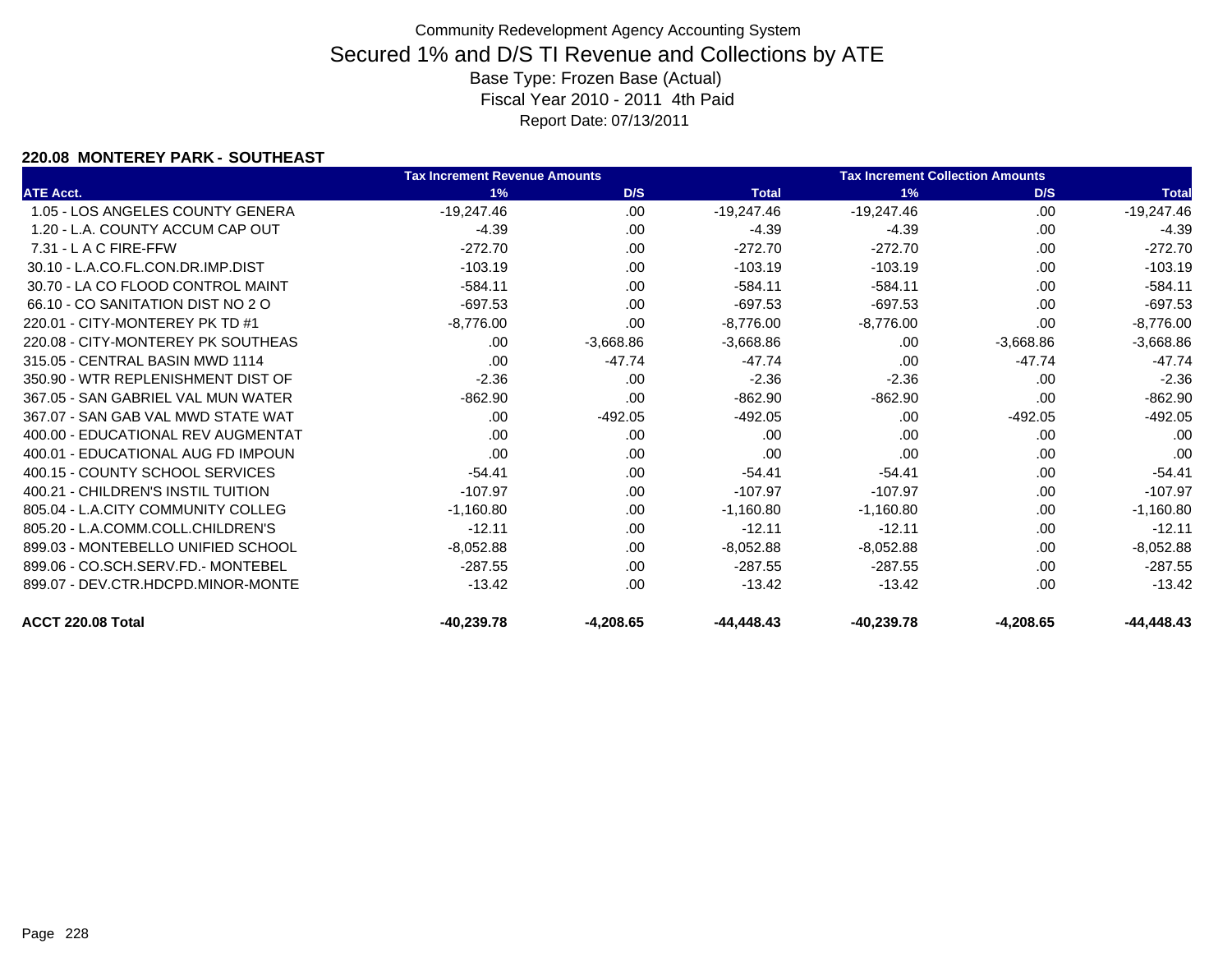Community Redevelopment Agency Accounting System

# Secured 1% and D/S TI Revenue and Collections by ATE

Base Type: Frozen Base (Actual)

Fiscal Year 2010 - 2011 4th Paid

Report Date: 07/13/2011

## 220.08 MONTEREY PARK - SOUTHEAST

| | Tax Increment Revenue Amounts | | | Tax Increment Collection Amounts | | |
|---|---|---|---|---|---|---|
| ATE Acct. | 1% | D/S | Total | 1% | D/S | Total |
| 1.05 - LOS ANGELES COUNTY GENERA | -19,247.46 | .00 | -19,247.46 | -19,247.46 | .00 | -19,247.46 |
| 1.20 - L.A. COUNTY ACCUM CAP OUT | -4.39 | .00 | -4.39 | -4.39 | .00 | -4.39 |
| 7.31 - L A C FIRE-FFW | -272.70 | .00 | -272.70 | -272.70 | .00 | -272.70 |
| 30.10 - L.A.CO.FL.CON.DR.IMP.DIST | -103.19 | .00 | -103.19 | -103.19 | .00 | -103.19 |
| 30.70 - LA CO FLOOD CONTROL MAINT | -584.11 | .00 | -584.11 | -584.11 | .00 | -584.11 |
| 66.10 - CO SANITATION DIST NO 2 O | -697.53 | .00 | -697.53 | -697.53 | .00 | -697.53 |
| 220.01 - CITY-MONTEREY PK TD #1 | -8,776.00 | .00 | -8,776.00 | -8,776.00 | .00 | -8,776.00 |
| 220.08 - CITY-MONTEREY PK SOUTHEAS | .00 | -3,668.86 | -3,668.86 | .00 | -3,668.86 | -3,668.86 |
| 315.05 - CENTRAL BASIN MWD 1114 | .00 | -47.74 | -47.74 | .00 | -47.74 | -47.74 |
| 350.90 - WTR REPLENISHMENT DIST OF | -2.36 | .00 | -2.36 | -2.36 | .00 | -2.36 |
| 367.05 - SAN GABRIEL VAL MUN WATER | -862.90 | .00 | -862.90 | -862.90 | .00 | -862.90 |
| 367.07 - SAN GAB VAL MWD STATE WAT | .00 | -492.05 | -492.05 | .00 | -492.05 | -492.05 |
| 400.00 - EDUCATIONAL REV AUGMENTAT | .00 | .00 | .00 | .00 | .00 | .00 |
| 400.01 - EDUCATIONAL AUG FD IMPOUN | .00 | .00 | .00 | .00 | .00 | .00 |
| 400.15 - COUNTY SCHOOL SERVICES | -54.41 | .00 | -54.41 | -54.41 | .00 | -54.41 |
| 400.21 - CHILDREN'S INSTIL TUITION | -107.97 | .00 | -107.97 | -107.97 | .00 | -107.97 |
| 805.04 - L.A.CITY COMMUNITY COLLEG | -1,160.80 | .00 | -1,160.80 | -1,160.80 | .00 | -1,160.80 |
| 805.20 - L.A.COMM.COLL.CHILDREN'S | -12.11 | .00 | -12.11 | -12.11 | .00 | -12.11 |
| 899.03 - MONTEBELLO UNIFIED SCHOOL | -8,052.88 | .00 | -8,052.88 | -8,052.88 | .00 | -8,052.88 |
| 899.06 - CO.SCH.SERV.FD.- MONTEBEL | -287.55 | .00 | -287.55 | -287.55 | .00 | -287.55 |
| 899.07 - DEV.CTR.HDCPD.MINOR-MONTE | -13.42 | .00 | -13.42 | -13.42 | .00 | -13.42 |
| **ACCT 220.08 Total** | **-40,239.78** | **-4,208.65** | **-44,448.43** | **-40,239.78** | **-4,208.65** | **-44,448.43** |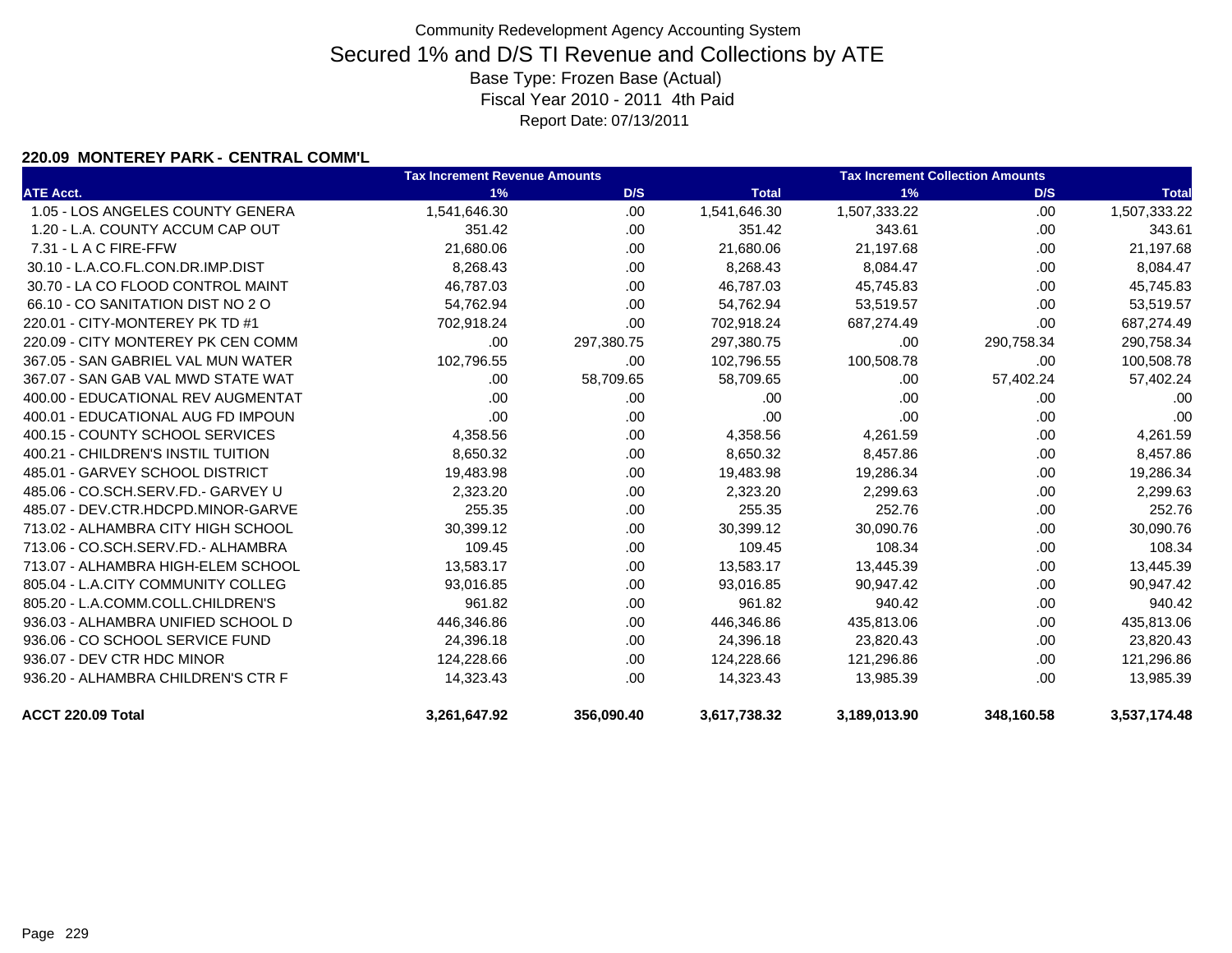Community Redevelopment Agency Accounting System

# Secured 1% and D/S TI Revenue and Collections by ATE

Base Type: Frozen Base (Actual)

Fiscal Year 2010 - 2011 4th Paid

Report Date: 07/13/2011

## 220.09 MONTEREY PARK - CENTRAL COMM'L

| | Tax Increment Revenue Amounts | | | Tax Increment Collection Amounts | | |
|---|---|---|---|---|---|---|
| ATE Acct. | 1% | D/S | Total | 1% | D/S | Total |
| 1.05 - LOS ANGELES COUNTY GENERA | 1,541,646.30 | .00 | 1,541,646.30 | 1,507,333.22 | .00 | 1,507,333.22 |
| 1.20 - L.A. COUNTY ACCUM CAP OUT | 351.42 | .00 | 351.42 | 343.61 | .00 | 343.61 |
| 7.31 - L A C FIRE-FFW | 21,680.06 | .00 | 21,680.06 | 21,197.68 | .00 | 21,197.68 |
| 30.10 - L.A.CO.FL.CON.DR.IMP.DIST | 8,268.43 | .00 | 8,268.43 | 8,084.47 | .00 | 8,084.47 |
| 30.70 - LA CO FLOOD CONTROL MAINT | 46,787.03 | .00 | 46,787.03 | 45,745.83 | .00 | 45,745.83 |
| 66.10 - CO SANITATION DIST NO 2 O | 54,762.94 | .00 | 54,762.94 | 53,519.57 | .00 | 53,519.57 |
| 220.01 - CITY-MONTEREY PK TD #1 | 702,918.24 | .00 | 702,918.24 | 687,274.49 | .00 | 687,274.49 |
| 220.09 - CITY MONTEREY PK CEN COMM | .00 | 297,380.75 | 297,380.75 | .00 | 290,758.34 | 290,758.34 |
| 367.05 - SAN GABRIEL VAL MUN WATER | 102,796.55 | .00 | 102,796.55 | 100,508.78 | .00 | 100,508.78 |
| 367.07 - SAN GAB VAL MWD STATE WAT | .00 | 58,709.65 | 58,709.65 | .00 | 57,402.24 | 57,402.24 |
| 400.00 - EDUCATIONAL REV AUGMENTAT | .00 | .00 | .00 | .00 | .00 | .00 |
| 400.01 - EDUCATIONAL AUG FD IMPOUN | .00 | .00 | .00 | .00 | .00 | .00 |
| 400.15 - COUNTY SCHOOL SERVICES | 4,358.56 | .00 | 4,358.56 | 4,261.59 | .00 | 4,261.59 |
| 400.21 - CHILDREN'S INSTIL TUITION | 8,650.32 | .00 | 8,650.32 | 8,457.86 | .00 | 8,457.86 |
| 485.01 - GARVEY SCHOOL DISTRICT | 19,483.98 | .00 | 19,483.98 | 19,286.34 | .00 | 19,286.34 |
| 485.06 - CO.SCH.SERV.FD.- GARVEY U | 2,323.20 | .00 | 2,323.20 | 2,299.63 | .00 | 2,299.63 |
| 485.07 - DEV.CTR.HDCPD.MINOR-GARVE | 255.35 | .00 | 255.35 | 252.76 | .00 | 252.76 |
| 713.02 - ALHAMBRA CITY HIGH SCHOOL | 30,399.12 | .00 | 30,399.12 | 30,090.76 | .00 | 30,090.76 |
| 713.06 - CO.SCH.SERV.FD.- ALHAMBRA | 109.45 | .00 | 109.45 | 108.34 | .00 | 108.34 |
| 713.07 - ALHAMBRA HIGH-ELEM SCHOOL | 13,583.17 | .00 | 13,583.17 | 13,445.39 | .00 | 13,445.39 |
| 805.04 - L.A.CITY COMMUNITY COLLEG | 93,016.85 | .00 | 93,016.85 | 90,947.42 | .00 | 90,947.42 |
| 805.20 - L.A.COMM.COLL.CHILDREN'S | 961.82 | .00 | 961.82 | 940.42 | .00 | 940.42 |
| 936.03 - ALHAMBRA UNIFIED SCHOOL D | 446,346.86 | .00 | 446,346.86 | 435,813.06 | .00 | 435,813.06 |
| 936.06 - CO SCHOOL SERVICE FUND | 24,396.18 | .00 | 24,396.18 | 23,820.43 | .00 | 23,820.43 |
| 936.07 - DEV CTR HDC MINOR | 124,228.66 | .00 | 124,228.66 | 121,296.86 | .00 | 121,296.86 |
| 936.20 - ALHAMBRA CHILDREN'S CTR F | 14,323.43 | .00 | 14,323.43 | 13,985.39 | .00 | 13,985.39 |
| **ACCT 220.09 Total** | **3,261,647.92** | **356,090.40** | **3,617,738.32** | **3,189,013.90** | **348,160.58** | **3,537,174.48** |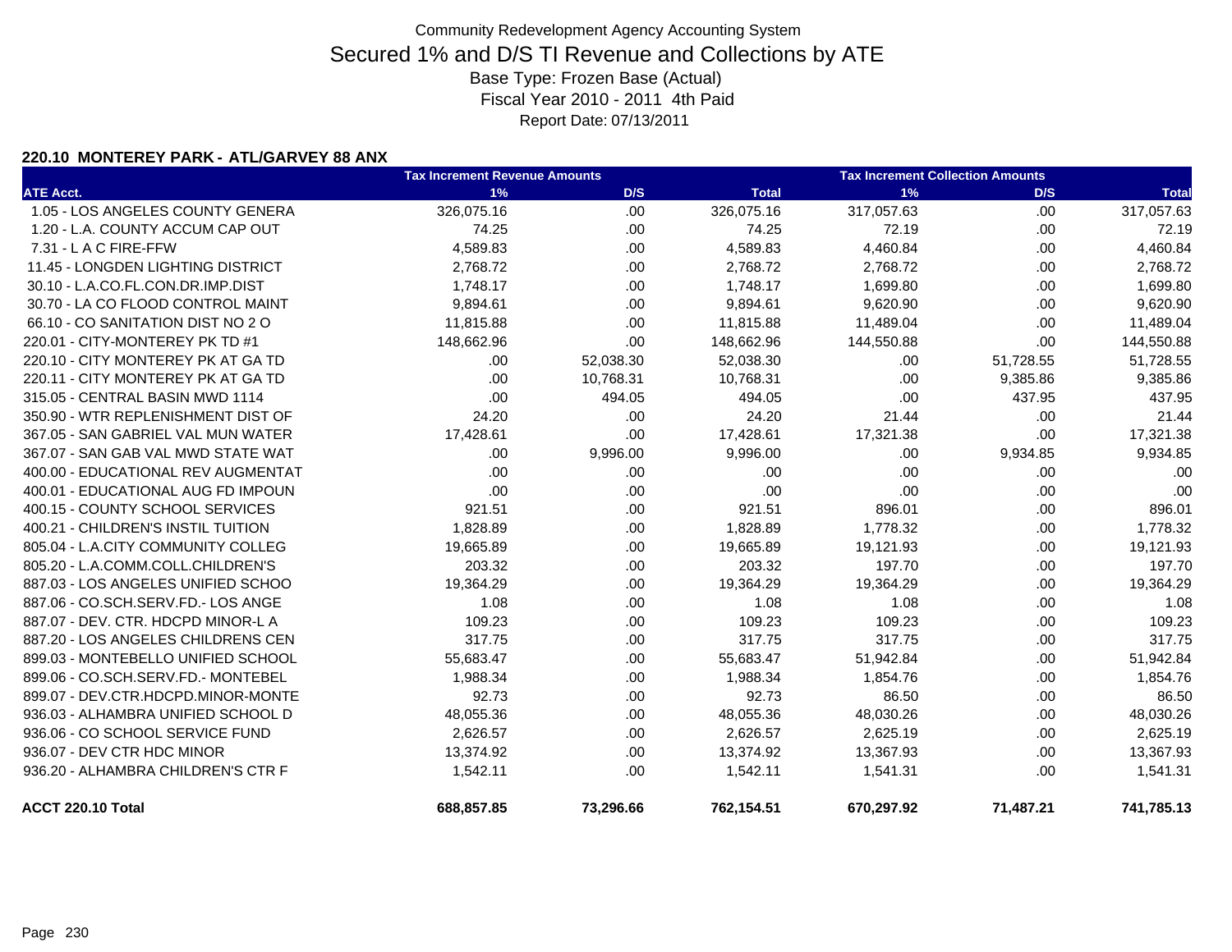Community Redevelopment Agency Accounting System

# Secured 1% and D/S TI Revenue and Collections by ATE

Base Type: Frozen Base (Actual)

Fiscal Year 2010 - 2011 4th Paid

Report Date: 07/13/2011

## 220.10 MONTEREY PARK - ATL/GARVEY 88 ANX

| | Tax Increment Revenue Amounts | | | Tax Increment Collection Amounts | | |
|---|---|---|---|---|---|---|
| ATE Acct. | 1% | D/S | Total | 1% | D/S | Total |
| 1.05 - LOS ANGELES COUNTY GENERA | 326,075.16 | .00 | 326,075.16 | 317,057.63 | .00 | 317,057.63 |
| 1.20 - L.A. COUNTY ACCUM CAP OUT | 74.25 | .00 | 74.25 | 72.19 | .00 | 72.19 |
| 7.31 - L A C FIRE-FFW | 4,589.83 | .00 | 4,589.83 | 4,460.84 | .00 | 4,460.84 |
| 11.45 - LONGDEN LIGHTING DISTRICT | 2,768.72 | .00 | 2,768.72 | 2,768.72 | .00 | 2,768.72 |
| 30.10 - L.A.CO.FL.CON.DR.IMP.DIST | 1,748.17 | .00 | 1,748.17 | 1,699.80 | .00 | 1,699.80 |
| 30.70 - LA CO FLOOD CONTROL MAINT | 9,894.61 | .00 | 9,894.61 | 9,620.90 | .00 | 9,620.90 |
| 66.10 - CO SANITATION DIST NO 2 O | 11,815.88 | .00 | 11,815.88 | 11,489.04 | .00 | 11,489.04 |
| 220.01 - CITY-MONTEREY PK TD #1 | 148,662.96 | .00 | 148,662.96 | 144,550.88 | .00 | 144,550.88 |
| 220.10 - CITY MONTEREY PK AT GA TD | .00 | 52,038.30 | 52,038.30 | .00 | 51,728.55 | 51,728.55 |
| 220.11 - CITY MONTEREY PK AT GA TD | .00 | 10,768.31 | 10,768.31 | .00 | 9,385.86 | 9,385.86 |
| 315.05 - CENTRAL BASIN MWD 1114 | .00 | 494.05 | 494.05 | .00 | 437.95 | 437.95 |
| 350.90 - WTR REPLENISHMENT DIST OF | 24.20 | .00 | 24.20 | 21.44 | .00 | 21.44 |
| 367.05 - SAN GABRIEL VAL MUN WATER | 17,428.61 | .00 | 17,428.61 | 17,321.38 | .00 | 17,321.38 |
| 367.07 - SAN GAB VAL MWD STATE WAT | .00 | 9,996.00 | 9,996.00 | .00 | 9,934.85 | 9,934.85 |
| 400.00 - EDUCATIONAL REV AUGMENTAT | .00 | .00 | .00 | .00 | .00 | .00 |
| 400.01 - EDUCATIONAL AUG FD IMPOUN | .00 | .00 | .00 | .00 | .00 | .00 |
| 400.15 - COUNTY SCHOOL SERVICES | 921.51 | .00 | 921.51 | 896.01 | .00 | 896.01 |
| 400.21 - CHILDREN'S INSTIL TUITION | 1,828.89 | .00 | 1,828.89 | 1,778.32 | .00 | 1,778.32 |
| 805.04 - L.A.CITY COMMUNITY COLLEG | 19,665.89 | .00 | 19,665.89 | 19,121.93 | .00 | 19,121.93 |
| 805.20 - L.A.COMM.COLL.CHILDREN'S | 203.32 | .00 | 203.32 | 197.70 | .00 | 197.70 |
| 887.03 - LOS ANGELES UNIFIED SCHOO | 19,364.29 | .00 | 19,364.29 | 19,364.29 | .00 | 19,364.29 |
| 887.06 - CO.SCH.SERV.FD.- LOS ANGE | 1.08 | .00 | 1.08 | 1.08 | .00 | 1.08 |
| 887.07 - DEV. CTR. HDCPD MINOR-L A | 109.23 | .00 | 109.23 | 109.23 | .00 | 109.23 |
| 887.20 - LOS ANGELES CHILDRENS CEN | 317.75 | .00 | 317.75 | 317.75 | .00 | 317.75 |
| 899.03 - MONTEBELLO UNIFIED SCHOOL | 55,683.47 | .00 | 55,683.47 | 51,942.84 | .00 | 51,942.84 |
| 899.06 - CO.SCH.SERV.FD.- MONTEBEL | 1,988.34 | .00 | 1,988.34 | 1,854.76 | .00 | 1,854.76 |
| 899.07 - DEV.CTR.HDCPD.MINOR-MONTE | 92.73 | .00 | 92.73 | 86.50 | .00 | 86.50 |
| 936.03 - ALHAMBRA UNIFIED SCHOOL D | 48,055.36 | .00 | 48,055.36 | 48,030.26 | .00 | 48,030.26 |
| 936.06 - CO SCHOOL SERVICE FUND | 2,626.57 | .00 | 2,626.57 | 2,625.19 | .00 | 2,625.19 |
| 936.07 - DEV CTR HDC MINOR | 13,374.92 | .00 | 13,374.92 | 13,367.93 | .00 | 13,367.93 |
| 936.20 - ALHAMBRA CHILDREN'S CTR F | 1,542.11 | .00 | 1,542.11 | 1,541.31 | .00 | 1,541.31 |
| **ACCT 220.10 Total** | **688,857.85** | **73,296.66** | **762,154.51** | **670,297.92** | **71,487.21** | **741,785.13** |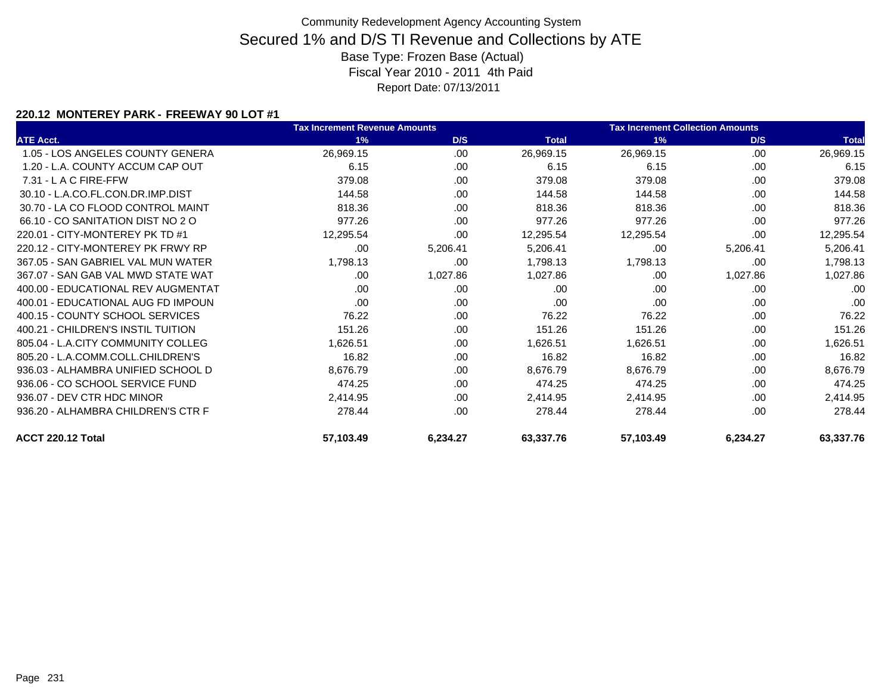Community Redevelopment Agency Accounting System

# Secured 1% and D/S TI Revenue and Collections by ATE

Base Type: Frozen Base (Actual)

Fiscal Year 2010 - 2011 4th Paid

Report Date: 07/13/2011

### 220.12 MONTEREY PARK - FREEWAY 90 LOT #1

| | Tax Increment Revenue Amounts | | | Tax Increment Collection Amounts | | |
|---|---|---|---|---|---|---|
| ATE Acct. | 1% | D/S | Total | 1% | D/S | Total |
| 1.05 - LOS ANGELES COUNTY GENERA | 26,969.15 | .00 | 26,969.15 | 26,969.15 | .00 | 26,969.15 |
| 1.20 - L.A. COUNTY ACCUM CAP OUT | 6.15 | .00 | 6.15 | 6.15 | .00 | 6.15 |
| 7.31 - L A C FIRE-FFW | 379.08 | .00 | 379.08 | 379.08 | .00 | 379.08 |
| 30.10 - L.A.CO.FL.CON.DR.IMP.DIST | 144.58 | .00 | 144.58 | 144.58 | .00 | 144.58 |
| 30.70 - LA CO FLOOD CONTROL MAINT | 818.36 | .00 | 818.36 | 818.36 | .00 | 818.36 |
| 66.10 - CO SANITATION DIST NO 2 O | 977.26 | .00 | 977.26 | 977.26 | .00 | 977.26 |
| 220.01 - CITY-MONTEREY PK TD #1 | 12,295.54 | .00 | 12,295.54 | 12,295.54 | .00 | 12,295.54 |
| 220.12 - CITY-MONTEREY PK FRWY RP | .00 | 5,206.41 | 5,206.41 | .00 | 5,206.41 | 5,206.41 |
| 367.05 - SAN GABRIEL VAL MUN WATER | 1,798.13 | .00 | 1,798.13 | 1,798.13 | .00 | 1,798.13 |
| 367.07 - SAN GAB VAL MWD STATE WAT | .00 | 1,027.86 | 1,027.86 | .00 | 1,027.86 | 1,027.86 |
| 400.00 - EDUCATIONAL REV AUGMENTAT | .00 | .00 | .00 | .00 | .00 | .00 |
| 400.01 - EDUCATIONAL AUG FD IMPOUN | .00 | .00 | .00 | .00 | .00 | .00 |
| 400.15 - COUNTY SCHOOL SERVICES | 76.22 | .00 | 76.22 | 76.22 | .00 | 76.22 |
| 400.21 - CHILDREN'S INSTIL TUITION | 151.26 | .00 | 151.26 | 151.26 | .00 | 151.26 |
| 805.04 - L.A.CITY COMMUNITY COLLEG | 1,626.51 | .00 | 1,626.51 | 1,626.51 | .00 | 1,626.51 |
| 805.20 - L.A.COMM.COLL.CHILDREN'S | 16.82 | .00 | 16.82 | 16.82 | .00 | 16.82 |
| 936.03 - ALHAMBRA UNIFIED SCHOOL D | 8,676.79 | .00 | 8,676.79 | 8,676.79 | .00 | 8,676.79 |
| 936.06 - CO SCHOOL SERVICE FUND | 474.25 | .00 | 474.25 | 474.25 | .00 | 474.25 |
| 936.07 - DEV CTR HDC MINOR | 2,414.95 | .00 | 2,414.95 | 2,414.95 | .00 | 2,414.95 |
| 936.20 - ALHAMBRA CHILDREN'S CTR F | 278.44 | .00 | 278.44 | 278.44 | .00 | 278.44 |
| **ACCT 220.12 Total** | **57,103.49** | **6,234.27** | **63,337.76** | **57,103.49** | **6,234.27** | **63,337.76** |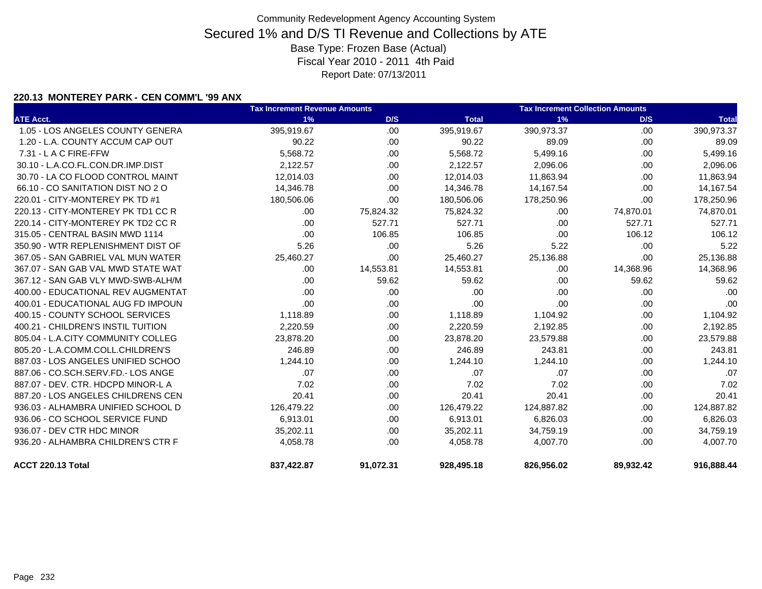Community Redevelopment Agency Accounting System

# Secured 1% and D/S TI Revenue and Collections by ATE

Base Type: Frozen Base (Actual)

Fiscal Year 2010 - 2011 4th Paid

Report Date: 07/13/2011

**220.13 MONTEREY PARK - CEN COMM'L '99 ANX**

| | Tax Increment Revenue Amounts | | | Tax Increment Collection Amounts | | |
|---|---|---|---|---|---|---|
| ATE Acct. | 1% | D/S | Total | 1% | D/S | Total |
| 1.05 - LOS ANGELES COUNTY GENERA | 395,919.67 | .00 | 395,919.67 | 390,973.37 | .00 | 390,973.37 |
| 1.20 - L.A. COUNTY ACCUM CAP OUT | 90.22 | .00 | 90.22 | 89.09 | .00 | 89.09 |
| 7.31 - L A C FIRE-FFW | 5,568.72 | .00 | 5,568.72 | 5,499.16 | .00 | 5,499.16 |
| 30.10 - L.A.CO.FL.CON.DR.IMP.DIST | 2,122.57 | .00 | 2,122.57 | 2,096.06 | .00 | 2,096.06 |
| 30.70 - LA CO FLOOD CONTROL MAINT | 12,014.03 | .00 | 12,014.03 | 11,863.94 | .00 | 11,863.94 |
| 66.10 - CO SANITATION DIST NO 2 O | 14,346.78 | .00 | 14,346.78 | 14,167.54 | .00 | 14,167.54 |
| 220.01 - CITY-MONTEREY PK TD #1 | 180,506.06 | .00 | 180,506.06 | 178,250.96 | .00 | 178,250.96 |
| 220.13 - CITY-MONTEREY PK TD1 CC R | .00 | 75,824.32 | 75,824.32 | .00 | 74,870.01 | 74,870.01 |
| 220.14 - CITY-MONTEREY PK TD2 CC R | .00 | 527.71 | 527.71 | .00 | 527.71 | 527.71 |
| 315.05 - CENTRAL BASIN MWD 1114 | .00 | 106.85 | 106.85 | .00 | 106.12 | 106.12 |
| 350.90 - WTR REPLENISHMENT DIST OF | 5.26 | .00 | 5.26 | 5.22 | .00 | 5.22 |
| 367.05 - SAN GABRIEL VAL MUN WATER | 25,460.27 | .00 | 25,460.27 | 25,136.88 | .00 | 25,136.88 |
| 367.07 - SAN GAB VAL MWD STATE WAT | .00 | 14,553.81 | 14,553.81 | .00 | 14,368.96 | 14,368.96 |
| 367.12 - SAN GAB VLY MWD-SWB-ALH/M | .00 | 59.62 | 59.62 | .00 | 59.62 | 59.62 |
| 400.00 - EDUCATIONAL REV AUGMENTAT | .00 | .00 | .00 | .00 | .00 | .00 |
| 400.01 - EDUCATIONAL AUG FD IMPOUN | .00 | .00 | .00 | .00 | .00 | .00 |
| 400.15 - COUNTY SCHOOL SERVICES | 1,118.89 | .00 | 1,118.89 | 1,104.92 | .00 | 1,104.92 |
| 400.21 - CHILDREN'S INSTIL TUITION | 2,220.59 | .00 | 2,220.59 | 2,192.85 | .00 | 2,192.85 |
| 805.04 - L.A.CITY COMMUNITY COLLEG | 23,878.20 | .00 | 23,878.20 | 23,579.88 | .00 | 23,579.88 |
| 805.20 - L.A.COMM.COLL.CHILDREN'S | 246.89 | .00 | 246.89 | 243.81 | .00 | 243.81 |
| 887.03 - LOS ANGELES UNIFIED SCHOO | 1,244.10 | .00 | 1,244.10 | 1,244.10 | .00 | 1,244.10 |
| 887.06 - CO.SCH.SERV.FD.- LOS ANGE | .07 | .00 | .07 | .07 | .00 | .07 |
| 887.07 - DEV. CTR. HDCPD MINOR-L A | 7.02 | .00 | 7.02 | 7.02 | .00 | 7.02 |
| 887.20 - LOS ANGELES CHILDRENS CEN | 20.41 | .00 | 20.41 | 20.41 | .00 | 20.41 |
| 936.03 - ALHAMBRA UNIFIED SCHOOL D | 126,479.22 | .00 | 126,479.22 | 124,887.82 | .00 | 124,887.82 |
| 936.06 - CO SCHOOL SERVICE FUND | 6,913.01 | .00 | 6,913.01 | 6,826.03 | .00 | 6,826.03 |
| 936.07 - DEV CTR HDC MINOR | 35,202.11 | .00 | 35,202.11 | 34,759.19 | .00 | 34,759.19 |
| 936.20 - ALHAMBRA CHILDREN'S CTR F | 4,058.78 | .00 | 4,058.78 | 4,007.70 | .00 | 4,007.70 |
| **ACCT 220.13 Total** | **837,422.87** | **91,072.31** | **928,495.18** | **826,956.02** | **89,932.42** | **916,888.44** |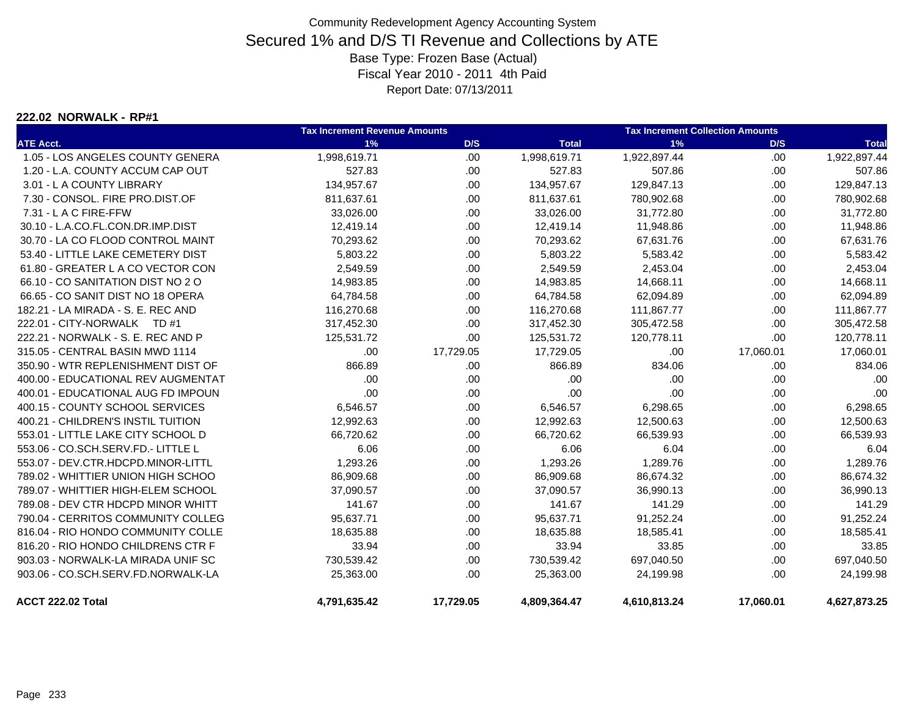Community Redevelopment Agency Accounting System

# Secured 1% and D/S TI Revenue and Collections by ATE

Base Type: Frozen Base (Actual)
Fiscal Year 2010 - 2011 4th Paid
Report Date: 07/13/2011

## 222.02 NORWALK - RP#1

| | Tax Increment Revenue Amounts | | | Tax Increment Collection Amounts | | |
|---|---|---|---|---|---|---|
| **ATE Acct.** | **1%** | **D/S** | **Total** | **1%** | **D/S** | **Total** |
| 1.05 - LOS ANGELES COUNTY GENERA | 1,998,619.71 | .00 | 1,998,619.71 | 1,922,897.44 | .00 | 1,922,897.44 |
| 1.20 - L.A. COUNTY ACCUM CAP OUT | 527.83 | .00 | 527.83 | 507.86 | .00 | 507.86 |
| 3.01 - L A COUNTY LIBRARY | 134,957.67 | .00 | 134,957.67 | 129,847.13 | .00 | 129,847.13 |
| 7.30 - CONSOL. FIRE PRO.DIST.OF | 811,637.61 | .00 | 811,637.61 | 780,902.68 | .00 | 780,902.68 |
| 7.31 - L A C FIRE-FFW | 33,026.00 | .00 | 33,026.00 | 31,772.80 | .00 | 31,772.80 |
| 30.10 - L.A.CO.FL.CON.DR.IMP.DIST | 12,419.14 | .00 | 12,419.14 | 11,948.86 | .00 | 11,948.86 |
| 30.70 - LA CO FLOOD CONTROL MAINT | 70,293.62 | .00 | 70,293.62 | 67,631.76 | .00 | 67,631.76 |
| 53.40 - LITTLE LAKE CEMETERY DIST | 5,803.22 | .00 | 5,803.22 | 5,583.42 | .00 | 5,583.42 |
| 61.80 - GREATER L A CO VECTOR CON | 2,549.59 | .00 | 2,549.59 | 2,453.04 | .00 | 2,453.04 |
| 66.10 - CO SANITATION DIST NO 2 O | 14,983.85 | .00 | 14,983.85 | 14,668.11 | .00 | 14,668.11 |
| 66.65 - CO SANIT DIST NO 18 OPERA | 64,784.58 | .00 | 64,784.58 | 62,094.89 | .00 | 62,094.89 |
| 182.21 - LA MIRADA - S. E. REC AND | 116,270.68 | .00 | 116,270.68 | 111,867.77 | .00 | 111,867.77 |
| 222.01 - CITY-NORWALK TD #1 | 317,452.30 | .00 | 317,452.30 | 305,472.58 | .00 | 305,472.58 |
| 222.21 - NORWALK - S. E. REC AND P | 125,531.72 | .00 | 125,531.72 | 120,778.11 | .00 | 120,778.11 |
| 315.05 - CENTRAL BASIN MWD 1114 | .00 | 17,729.05 | 17,729.05 | .00 | 17,060.01 | 17,060.01 |
| 350.90 - WTR REPLENISHMENT DIST OF | 866.89 | .00 | 866.89 | 834.06 | .00 | 834.06 |
| 400.00 - EDUCATIONAL REV AUGMENTAT | .00 | .00 | .00 | .00 | .00 | .00 |
| 400.01 - EDUCATIONAL AUG FD IMPOUN | .00 | .00 | .00 | .00 | .00 | .00 |
| 400.15 - COUNTY SCHOOL SERVICES | 6,546.57 | .00 | 6,546.57 | 6,298.65 | .00 | 6,298.65 |
| 400.21 - CHILDREN'S INSTIL TUITION | 12,992.63 | .00 | 12,992.63 | 12,500.63 | .00 | 12,500.63 |
| 553.01 - LITTLE LAKE CITY SCHOOL D | 66,720.62 | .00 | 66,720.62 | 66,539.93 | .00 | 66,539.93 |
| 553.06 - CO.SCH.SERV.FD.- LITTLE L | 6.06 | .00 | 6.06 | 6.04 | .00 | 6.04 |
| 553.07 - DEV.CTR.HDCPD.MINOR-LITTL | 1,293.26 | .00 | 1,293.26 | 1,289.76 | .00 | 1,289.76 |
| 789.02 - WHITTIER UNION HIGH SCHOO | 86,909.68 | .00 | 86,909.68 | 86,674.32 | .00 | 86,674.32 |
| 789.07 - WHITTIER HIGH-ELEM SCHOOL | 37,090.57 | .00 | 37,090.57 | 36,990.13 | .00 | 36,990.13 |
| 789.08 - DEV CTR HDCPD MINOR WHITT | 141.67 | .00 | 141.67 | 141.29 | .00 | 141.29 |
| 790.04 - CERRITOS COMMUNITY COLLEG | 95,637.71 | .00 | 95,637.71 | 91,252.24 | .00 | 91,252.24 |
| 816.04 - RIO HONDO COMMUNITY COLLE | 18,635.88 | .00 | 18,635.88 | 18,585.41 | .00 | 18,585.41 |
| 816.20 - RIO HONDO CHILDRENS CTR F | 33.94 | .00 | 33.94 | 33.85 | .00 | 33.85 |
| 903.03 - NORWALK-LA MIRADA UNIF SC | 730,539.42 | .00 | 730,539.42 | 697,040.50 | .00 | 697,040.50 |
| 903.06 - CO.SCH.SERV.FD.NORWALK-LA | 25,363.00 | .00 | 25,363.00 | 24,199.98 | .00 | 24,199.98 |
| **ACCT 222.02 Total** | **4,791,635.42** | **17,729.05** | **4,809,364.47** | **4,610,813.24** | **17,060.01** | **4,627,873.25** |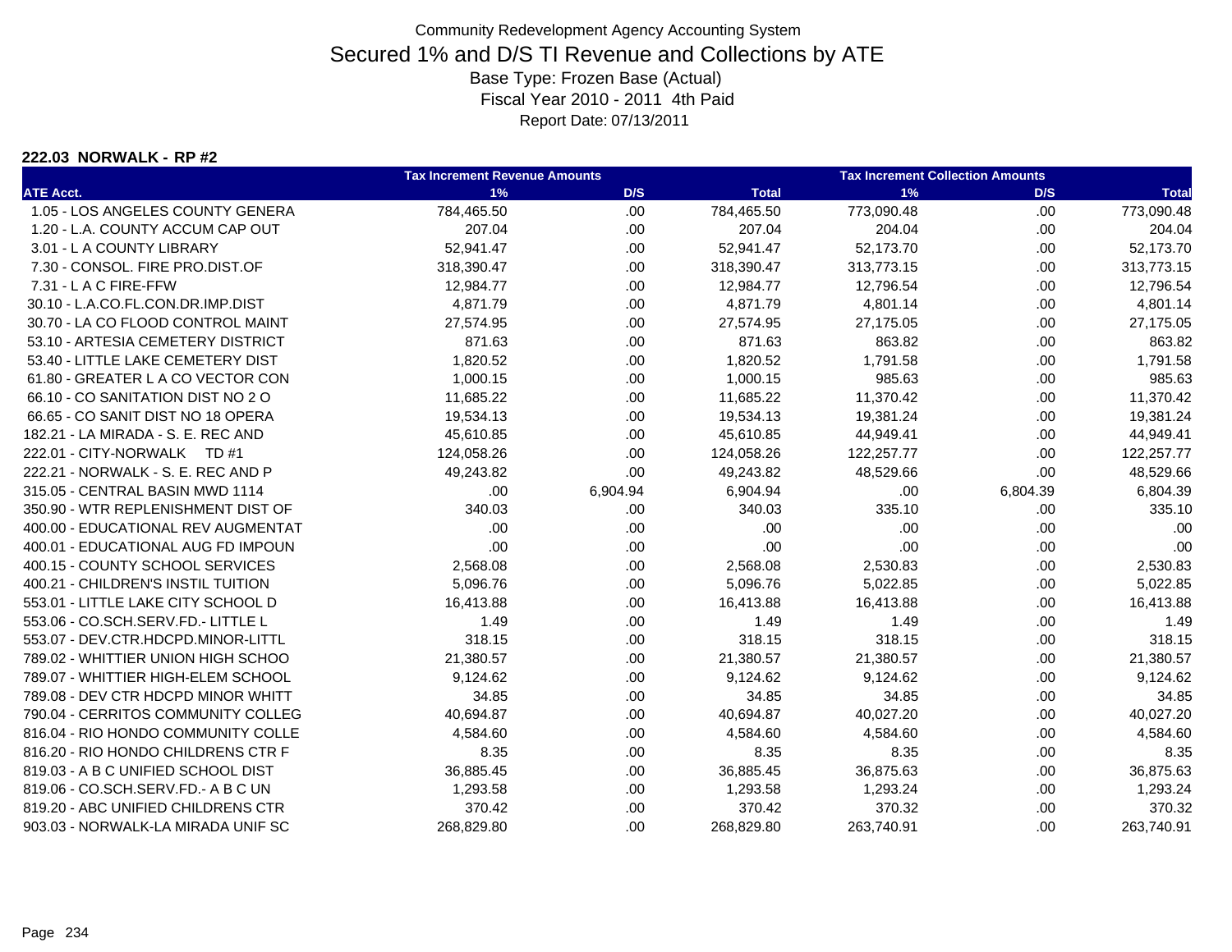Community Redevelopment Agency Accounting System

# Secured 1% and D/S TI Revenue and Collections by ATE

Base Type: Frozen Base (Actual)
Fiscal Year 2010 - 2011 4th Paid
Report Date: 07/13/2011

**222.03 NORWALK - RP #2**

| | Tax Increment Revenue Amounts | | | Tax Increment Collection Amounts | | |
|---|---|---|---|---|---|---|
| ATE Acct. | 1% | D/S | Total | 1% | D/S | Total |
| 1.05 - LOS ANGELES COUNTY GENERA | 784,465.50 | .00 | 784,465.50 | 773,090.48 | .00 | 773,090.48 |
| 1.20 - L.A. COUNTY ACCUM CAP OUT | 207.04 | .00 | 207.04 | 204.04 | .00 | 204.04 |
| 3.01 - L A COUNTY LIBRARY | 52,941.47 | .00 | 52,941.47 | 52,173.70 | .00 | 52,173.70 |
| 7.30 - CONSOL. FIRE PRO.DIST.OF | 318,390.47 | .00 | 318,390.47 | 313,773.15 | .00 | 313,773.15 |
| 7.31 - L A C FIRE-FFW | 12,984.77 | .00 | 12,984.77 | 12,796.54 | .00 | 12,796.54 |
| 30.10 - L.A.CO.FL.CON.DR.IMP.DIST | 4,871.79 | .00 | 4,871.79 | 4,801.14 | .00 | 4,801.14 |
| 30.70 - LA CO FLOOD CONTROL MAINT | 27,574.95 | .00 | 27,574.95 | 27,175.05 | .00 | 27,175.05 |
| 53.10 - ARTESIA CEMETERY DISTRICT | 871.63 | .00 | 871.63 | 863.82 | .00 | 863.82 |
| 53.40 - LITTLE LAKE CEMETERY DIST | 1,820.52 | .00 | 1,820.52 | 1,791.58 | .00 | 1,791.58 |
| 61.80 - GREATER L A CO VECTOR CON | 1,000.15 | .00 | 1,000.15 | 985.63 | .00 | 985.63 |
| 66.10 - CO SANITATION DIST NO 2 O | 11,685.22 | .00 | 11,685.22 | 11,370.42 | .00 | 11,370.42 |
| 66.65 - CO SANIT DIST NO 18 OPERA | 19,534.13 | .00 | 19,534.13 | 19,381.24 | .00 | 19,381.24 |
| 182.21 - LA MIRADA - S. E. REC AND | 45,610.85 | .00 | 45,610.85 | 44,949.41 | .00 | 44,949.41 |
| 222.01 - CITY-NORWALK TD #1 | 124,058.26 | .00 | 124,058.26 | 122,257.77 | .00 | 122,257.77 |
| 222.21 - NORWALK - S. E. REC AND P | 49,243.82 | .00 | 49,243.82 | 48,529.66 | .00 | 48,529.66 |
| 315.05 - CENTRAL BASIN MWD 1114 | .00 | 6,904.94 | 6,904.94 | .00 | 6,804.39 | 6,804.39 |
| 350.90 - WTR REPLENISHMENT DIST OF | 340.03 | .00 | 340.03 | 335.10 | .00 | 335.10 |
| 400.00 - EDUCATIONAL REV AUGMENTAT | .00 | .00 | .00 | .00 | .00 | .00 |
| 400.01 - EDUCATIONAL AUG FD IMPOUN | .00 | .00 | .00 | .00 | .00 | .00 |
| 400.15 - COUNTY SCHOOL SERVICES | 2,568.08 | .00 | 2,568.08 | 2,530.83 | .00 | 2,530.83 |
| 400.21 - CHILDREN'S INSTIL TUITION | 5,096.76 | .00 | 5,096.76 | 5,022.85 | .00 | 5,022.85 |
| 553.01 - LITTLE LAKE CITY SCHOOL D | 16,413.88 | .00 | 16,413.88 | 16,413.88 | .00 | 16,413.88 |
| 553.06 - CO.SCH.SERV.FD.- LITTLE L | 1.49 | .00 | 1.49 | 1.49 | .00 | 1.49 |
| 553.07 - DEV.CTR.HDCPD.MINOR-LITTL | 318.15 | .00 | 318.15 | 318.15 | .00 | 318.15 |
| 789.02 - WHITTIER UNION HIGH SCHOO | 21,380.57 | .00 | 21,380.57 | 21,380.57 | .00 | 21,380.57 |
| 789.07 - WHITTIER HIGH-ELEM SCHOOL | 9,124.62 | .00 | 9,124.62 | 9,124.62 | .00 | 9,124.62 |
| 789.08 - DEV CTR HDCPD MINOR WHITT | 34.85 | .00 | 34.85 | 34.85 | .00 | 34.85 |
| 790.04 - CERRITOS COMMUNITY COLLEG | 40,694.87 | .00 | 40,694.87 | 40,027.20 | .00 | 40,027.20 |
| 816.04 - RIO HONDO COMMUNITY COLLE | 4,584.60 | .00 | 4,584.60 | 4,584.60 | .00 | 4,584.60 |
| 816.20 - RIO HONDO CHILDRENS CTR F | 8.35 | .00 | 8.35 | 8.35 | .00 | 8.35 |
| 819.03 - A B C UNIFIED SCHOOL DIST | 36,885.45 | .00 | 36,885.45 | 36,875.63 | .00 | 36,875.63 |
| 819.06 - CO.SCH.SERV.FD.- A B C UN | 1,293.58 | .00 | 1,293.58 | 1,293.24 | .00 | 1,293.24 |
| 819.20 - ABC UNIFIED CHILDRENS CTR | 370.42 | .00 | 370.42 | 370.32 | .00 | 370.32 |
| 903.03 - NORWALK-LA MIRADA UNIF SC | 268,829.80 | .00 | 268,829.80 | 263,740.91 | .00 | 263,740.91 |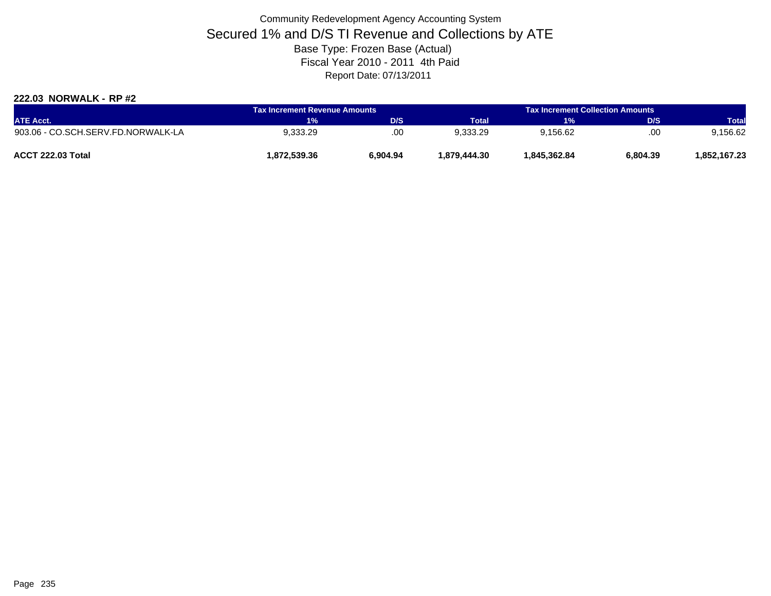Community Redevelopment Agency Accounting System

# Secured 1% and D/S TI Revenue and Collections by ATE

Base Type: Frozen Base (Actual)

Fiscal Year 2010 - 2011 4th Paid

Report Date: 07/13/2011

**222.03 NORWALK - RP #2**

| | Tax Increment Revenue Amounts | | | Tax Increment Collection Amounts | | |
|---|---|---|---|---|---|---|
| ATE Acct. | 1% | D/S | Total | 1% | D/S | Total |
| 903.06 - CO.SCH.SERV.FD.NORWALK-LA | 9,333.29 | .00 | 9,333.29 | 9,156.62 | .00 | 9,156.62 |
| **ACCT 222.03 Total** | **1,872,539.36** | **6,904.94** | **1,879,444.30** | **1,845,362.84** | **6,804.39** | **1,852,167.23** |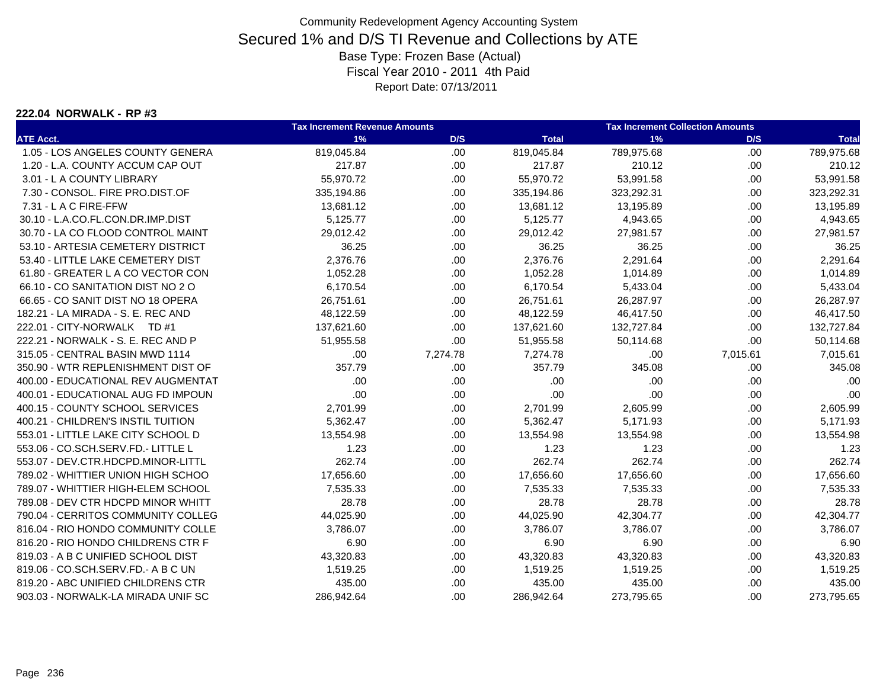Community Redevelopment Agency Accounting System

# Secured 1% and D/S TI Revenue and Collections by ATE

Base Type: Frozen Base (Actual)

Fiscal Year 2010 - 2011 4th Paid

Report Date: 07/13/2011

**222.04 NORWALK - RP #3**

| | Tax Increment Revenue Amounts | | | Tax Increment Collection Amounts | | |
|---|---|---|---|---|---|---|
| ATE Acct. | 1% | D/S | Total | 1% | D/S | Total |
| 1.05 - LOS ANGELES COUNTY GENERA | 819,045.84 | .00 | 819,045.84 | 789,975.68 | .00 | 789,975.68 |
| 1.20 - L.A. COUNTY ACCUM CAP OUT | 217.87 | .00 | 217.87 | 210.12 | .00 | 210.12 |
| 3.01 - L A COUNTY LIBRARY | 55,970.72 | .00 | 55,970.72 | 53,991.58 | .00 | 53,991.58 |
| 7.30 - CONSOL. FIRE PRO.DIST.OF | 335,194.86 | .00 | 335,194.86 | 323,292.31 | .00 | 323,292.31 |
| 7.31 - L A C FIRE-FFW | 13,681.12 | .00 | 13,681.12 | 13,195.89 | .00 | 13,195.89 |
| 30.10 - L.A.CO.FL.CON.DR.IMP.DIST | 5,125.77 | .00 | 5,125.77 | 4,943.65 | .00 | 4,943.65 |
| 30.70 - LA CO FLOOD CONTROL MAINT | 29,012.42 | .00 | 29,012.42 | 27,981.57 | .00 | 27,981.57 |
| 53.10 - ARTESIA CEMETERY DISTRICT | 36.25 | .00 | 36.25 | 36.25 | .00 | 36.25 |
| 53.40 - LITTLE LAKE CEMETERY DIST | 2,376.76 | .00 | 2,376.76 | 2,291.64 | .00 | 2,291.64 |
| 61.80 - GREATER L A CO VECTOR CON | 1,052.28 | .00 | 1,052.28 | 1,014.89 | .00 | 1,014.89 |
| 66.10 - CO SANITATION DIST NO 2 O | 6,170.54 | .00 | 6,170.54 | 5,433.04 | .00 | 5,433.04 |
| 66.65 - CO SANIT DIST NO 18 OPERA | 26,751.61 | .00 | 26,751.61 | 26,287.97 | .00 | 26,287.97 |
| 182.21 - LA MIRADA - S. E. REC AND | 48,122.59 | .00 | 48,122.59 | 46,417.50 | .00 | 46,417.50 |
| 222.01 - CITY-NORWALK TD #1 | 137,621.60 | .00 | 137,621.60 | 132,727.84 | .00 | 132,727.84 |
| 222.21 - NORWALK - S. E. REC AND P | 51,955.58 | .00 | 51,955.58 | 50,114.68 | .00 | 50,114.68 |
| 315.05 - CENTRAL BASIN MWD 1114 | .00 | 7,274.78 | 7,274.78 | .00 | 7,015.61 | 7,015.61 |
| 350.90 - WTR REPLENISHMENT DIST OF | 357.79 | .00 | 357.79 | 345.08 | .00 | 345.08 |
| 400.00 - EDUCATIONAL REV AUGMENTAT | .00 | .00 | .00 | .00 | .00 | .00 |
| 400.01 - EDUCATIONAL AUG FD IMPOUN | .00 | .00 | .00 | .00 | .00 | .00 |
| 400.15 - COUNTY SCHOOL SERVICES | 2,701.99 | .00 | 2,701.99 | 2,605.99 | .00 | 2,605.99 |
| 400.21 - CHILDREN'S INSTIL TUITION | 5,362.47 | .00 | 5,362.47 | 5,171.93 | .00 | 5,171.93 |
| 553.01 - LITTLE LAKE CITY SCHOOL D | 13,554.98 | .00 | 13,554.98 | 13,554.98 | .00 | 13,554.98 |
| 553.06 - CO.SCH.SERV.FD.- LITTLE L | 1.23 | .00 | 1.23 | 1.23 | .00 | 1.23 |
| 553.07 - DEV.CTR.HDCPD.MINOR-LITTL | 262.74 | .00 | 262.74 | 262.74 | .00 | 262.74 |
| 789.02 - WHITTIER UNION HIGH SCHOO | 17,656.60 | .00 | 17,656.60 | 17,656.60 | .00 | 17,656.60 |
| 789.07 - WHITTIER HIGH-ELEM SCHOOL | 7,535.33 | .00 | 7,535.33 | 7,535.33 | .00 | 7,535.33 |
| 789.08 - DEV CTR HDCPD MINOR WHITT | 28.78 | .00 | 28.78 | 28.78 | .00 | 28.78 |
| 790.04 - CERRITOS COMMUNITY COLLEG | 44,025.90 | .00 | 44,025.90 | 42,304.77 | .00 | 42,304.77 |
| 816.04 - RIO HONDO COMMUNITY COLLE | 3,786.07 | .00 | 3,786.07 | 3,786.07 | .00 | 3,786.07 |
| 816.20 - RIO HONDO CHILDRENS CTR F | 6.90 | .00 | 6.90 | 6.90 | .00 | 6.90 |
| 819.03 - A B C UNIFIED SCHOOL DIST | 43,320.83 | .00 | 43,320.83 | 43,320.83 | .00 | 43,320.83 |
| 819.06 - CO.SCH.SERV.FD.- A B C UN | 1,519.25 | .00 | 1,519.25 | 1,519.25 | .00 | 1,519.25 |
| 819.20 - ABC UNIFIED CHILDRENS CTR | 435.00 | .00 | 435.00 | 435.00 | .00 | 435.00 |
| 903.03 - NORWALK-LA MIRADA UNIF SC | 286,942.64 | .00 | 286,942.64 | 273,795.65 | .00 | 273,795.65 |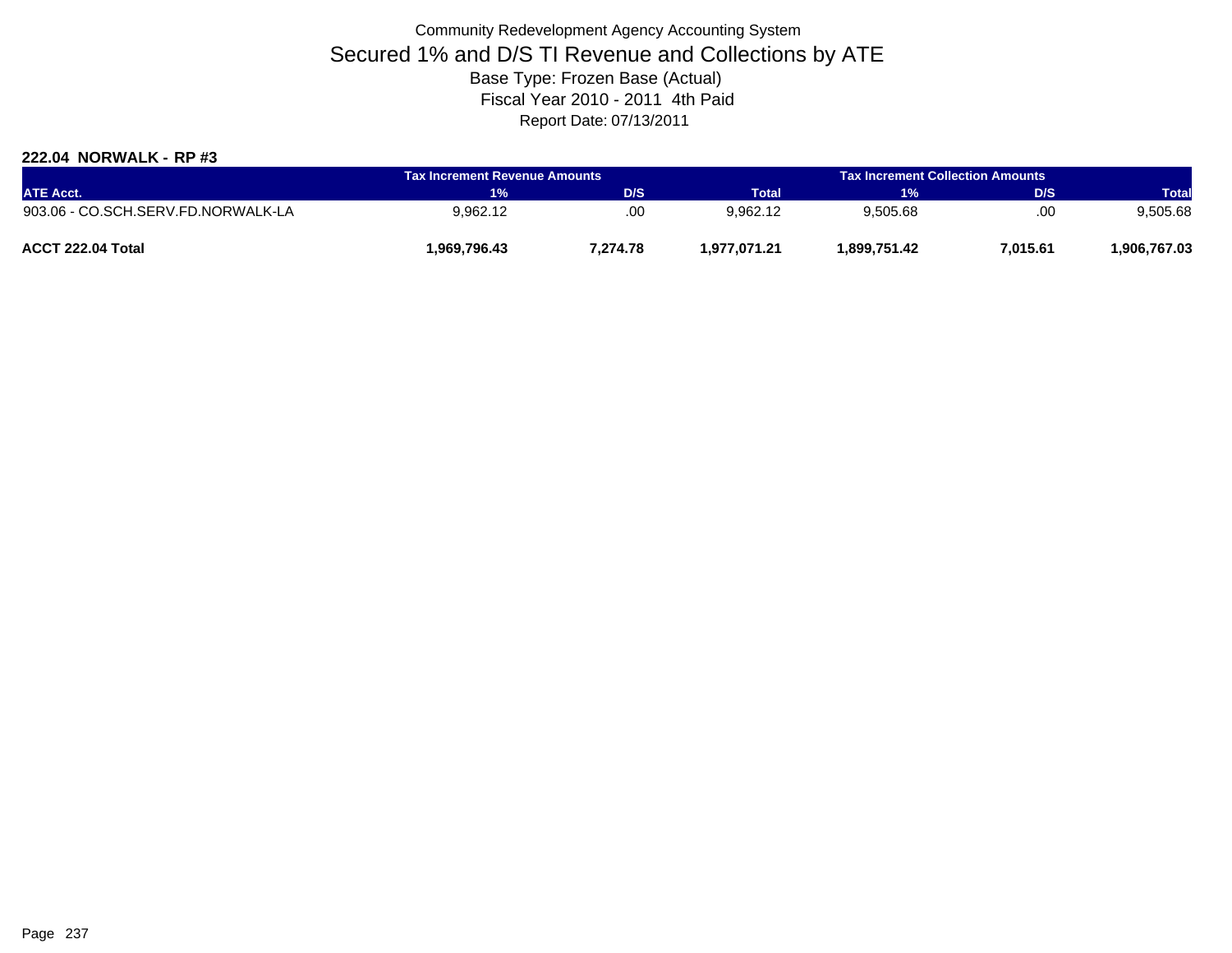Community Redevelopment Agency Accounting System

# Secured 1% and D/S TI Revenue and Collections by ATE

Base Type: Frozen Base (Actual)

Fiscal Year 2010 - 2011 4th Paid

Report Date: 07/13/2011

### 222.04 NORWALK - RP #3

| | Tax Increment Revenue Amounts | | | Tax Increment Collection Amounts | | |
|---|---|---|---|---|---|---|
| ATE Acct. | 1% | D/S | Total | 1% | D/S | Total |
| 903.06 - CO.SCH.SERV.FD.NORWALK-LA | 9,962.12 | .00 | 9,962.12 | 9,505.68 | .00 | 9,505.68 |
| **ACCT 222.04 Total** | **1,969,796.43** | **7,274.78** | **1,977,071.21** | **1,899,751.42** | **7,015.61** | **1,906,767.03** |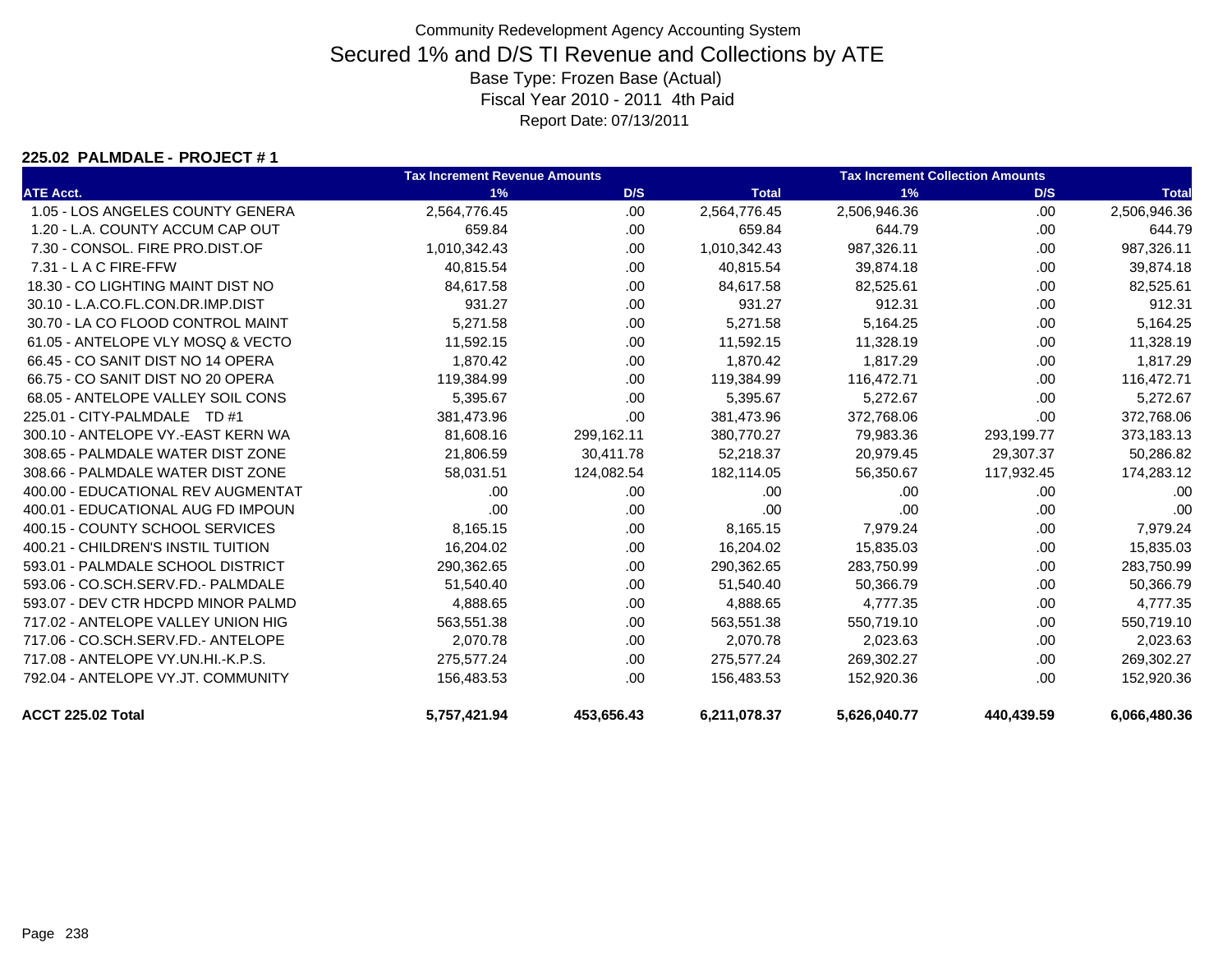Community Redevelopment Agency Accounting System

# Secured 1% and D/S TI Revenue and Collections by ATE

Base Type: Frozen Base (Actual)

Fiscal Year 2010 - 2011 4th Paid

Report Date: 07/13/2011

**225.02 PALMDALE - PROJECT # 1**

| | Tax Increment Revenue Amounts | | | Tax Increment Collection Amounts | | |
|---|---|---|---|---|---|---|
| ATE Acct. | 1% | D/S | Total | 1% | D/S | Total |
| 1.05 - LOS ANGELES COUNTY GENERA | 2,564,776.45 | .00 | 2,564,776.45 | 2,506,946.36 | .00 | 2,506,946.36 |
| 1.20 - L.A. COUNTY ACCUM CAP OUT | 659.84 | .00 | 659.84 | 644.79 | .00 | 644.79 |
| 7.30 - CONSOL. FIRE PRO.DIST.OF | 1,010,342.43 | .00 | 1,010,342.43 | 987,326.11 | .00 | 987,326.11 |
| 7.31 - L A C FIRE-FFW | 40,815.54 | .00 | 40,815.54 | 39,874.18 | .00 | 39,874.18 |
| 18.30 - CO LIGHTING MAINT DIST NO | 84,617.58 | .00 | 84,617.58 | 82,525.61 | .00 | 82,525.61 |
| 30.10 - L.A.CO.FL.CON.DR.IMP.DIST | 931.27 | .00 | 931.27 | 912.31 | .00 | 912.31 |
| 30.70 - LA CO FLOOD CONTROL MAINT | 5,271.58 | .00 | 5,271.58 | 5,164.25 | .00 | 5,164.25 |
| 61.05 - ANTELOPE VLY MOSQ & VECTO | 11,592.15 | .00 | 11,592.15 | 11,328.19 | .00 | 11,328.19 |
| 66.45 - CO SANIT DIST NO 14 OPERA | 1,870.42 | .00 | 1,870.42 | 1,817.29 | .00 | 1,817.29 |
| 66.75 - CO SANIT DIST NO 20 OPERA | 119,384.99 | .00 | 119,384.99 | 116,472.71 | .00 | 116,472.71 |
| 68.05 - ANTELOPE VALLEY SOIL CONS | 5,395.67 | .00 | 5,395.67 | 5,272.67 | .00 | 5,272.67 |
| 225.01 - CITY-PALMDALE TD #1 | 381,473.96 | .00 | 381,473.96 | 372,768.06 | .00 | 372,768.06 |
| 300.10 - ANTELOPE VY.-EAST KERN WA | 81,608.16 | 299,162.11 | 380,770.27 | 79,983.36 | 293,199.77 | 373,183.13 |
| 308.65 - PALMDALE WATER DIST ZONE | 21,806.59 | 30,411.78 | 52,218.37 | 20,979.45 | 29,307.37 | 50,286.82 |
| 308.66 - PALMDALE WATER DIST ZONE | 58,031.51 | 124,082.54 | 182,114.05 | 56,350.67 | 117,932.45 | 174,283.12 |
| 400.00 - EDUCATIONAL REV AUGMENTAT | .00 | .00 | .00 | .00 | .00 | .00 |
| 400.01 - EDUCATIONAL AUG FD IMPOUN | .00 | .00 | .00 | .00 | .00 | .00 |
| 400.15 - COUNTY SCHOOL SERVICES | 8,165.15 | .00 | 8,165.15 | 7,979.24 | .00 | 7,979.24 |
| 400.21 - CHILDREN'S INSTIL TUITION | 16,204.02 | .00 | 16,204.02 | 15,835.03 | .00 | 15,835.03 |
| 593.01 - PALMDALE SCHOOL DISTRICT | 290,362.65 | .00 | 290,362.65 | 283,750.99 | .00 | 283,750.99 |
| 593.06 - CO.SCH.SERV.FD.- PALMDALE | 51,540.40 | .00 | 51,540.40 | 50,366.79 | .00 | 50,366.79 |
| 593.07 - DEV CTR HDCPD MINOR PALMD | 4,888.65 | .00 | 4,888.65 | 4,777.35 | .00 | 4,777.35 |
| 717.02 - ANTELOPE VALLEY UNION HIG | 563,551.38 | .00 | 563,551.38 | 550,719.10 | .00 | 550,719.10 |
| 717.06 - CO.SCH.SERV.FD.- ANTELOPE | 2,070.78 | .00 | 2,070.78 | 2,023.63 | .00 | 2,023.63 |
| 717.08 - ANTELOPE VY.UN.HI.-K.P.S. | 275,577.24 | .00 | 275,577.24 | 269,302.27 | .00 | 269,302.27 |
| 792.04 - ANTELOPE VY.JT. COMMUNITY | 156,483.53 | .00 | 156,483.53 | 152,920.36 | .00 | 152,920.36 |
| **ACCT 225.02 Total** | **5,757,421.94** | **453,656.43** | **6,211,078.37** | **5,626,040.77** | **440,439.59** | **6,066,480.36** |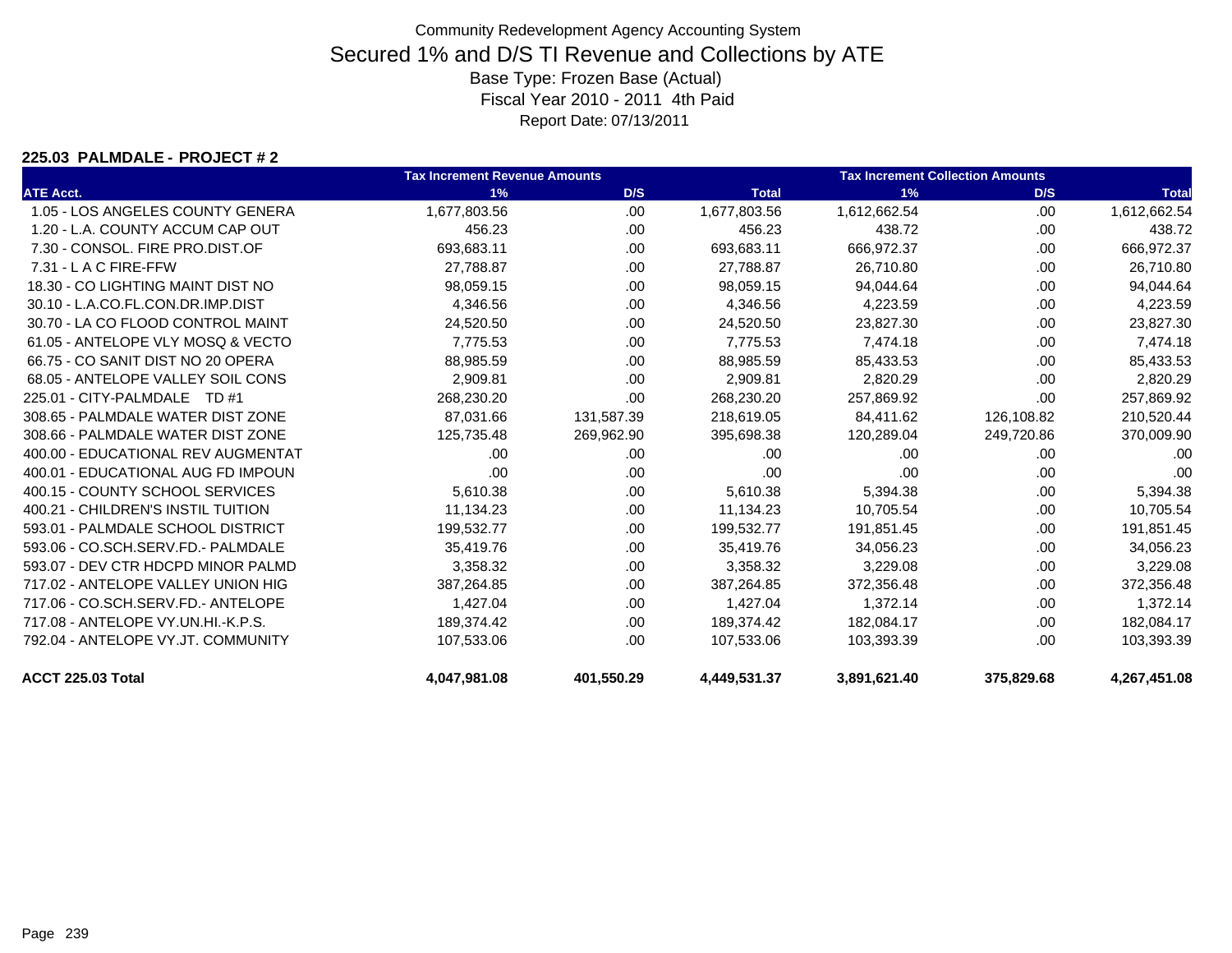# Community Redevelopment Agency Accounting System

## Secured 1% and D/S TI Revenue and Collections by ATE

Base Type: Frozen Base (Actual)

Fiscal Year 2010 - 2011 4th Paid

Report Date: 07/13/2011

### 225.03 PALMDALE - PROJECT # 2

| ATE Acct. | Tax Increment Revenue Amounts 1% | D/S | Total | Tax Increment Collection Amounts 1% | D/S | Total |
|---|---|---|---|---|---|---|
| 1.05 - LOS ANGELES COUNTY GENERA | 1,677,803.56 | .00 | 1,677,803.56 | 1,612,662.54 | .00 | 1,612,662.54 |
| 1.20 - L.A. COUNTY ACCUM CAP OUT | 456.23 | .00 | 456.23 | 438.72 | .00 | 438.72 |
| 7.30 - CONSOL. FIRE PRO.DIST.OF | 693,683.11 | .00 | 693,683.11 | 666,972.37 | .00 | 666,972.37 |
| 7.31 - L A C FIRE-FFW | 27,788.87 | .00 | 27,788.87 | 26,710.80 | .00 | 26,710.80 |
| 18.30 - CO LIGHTING MAINT DIST NO | 98,059.15 | .00 | 98,059.15 | 94,044.64 | .00 | 94,044.64 |
| 30.10 - L.A.CO.FL.CON.DR.IMP.DIST | 4,346.56 | .00 | 4,346.56 | 4,223.59 | .00 | 4,223.59 |
| 30.70 - LA CO FLOOD CONTROL MAINT | 24,520.50 | .00 | 24,520.50 | 23,827.30 | .00 | 23,827.30 |
| 61.05 - ANTELOPE VLY MOSQ & VECTO | 7,775.53 | .00 | 7,775.53 | 7,474.18 | .00 | 7,474.18 |
| 66.75 - CO SANIT DIST NO 20 OPERA | 88,985.59 | .00 | 88,985.59 | 85,433.53 | .00 | 85,433.53 |
| 68.05 - ANTELOPE VALLEY SOIL CONS | 2,909.81 | .00 | 2,909.81 | 2,820.29 | .00 | 2,820.29 |
| 225.01 - CITY-PALMDALE TD #1 | 268,230.20 | .00 | 268,230.20 | 257,869.92 | .00 | 257,869.92 |
| 308.65 - PALMDALE WATER DIST ZONE | 87,031.66 | 131,587.39 | 218,619.05 | 84,411.62 | 126,108.82 | 210,520.44 |
| 308.66 - PALMDALE WATER DIST ZONE | 125,735.48 | 269,962.90 | 395,698.38 | 120,289.04 | 249,720.86 | 370,009.90 |
| 400.00 - EDUCATIONAL REV AUGMENTAT | .00 | .00 | .00 | .00 | .00 | .00 |
| 400.01 - EDUCATIONAL AUG FD IMPOUN | .00 | .00 | .00 | .00 | .00 | .00 |
| 400.15 - COUNTY SCHOOL SERVICES | 5,610.38 | .00 | 5,610.38 | 5,394.38 | .00 | 5,394.38 |
| 400.21 - CHILDREN'S INSTIL TUITION | 11,134.23 | .00 | 11,134.23 | 10,705.54 | .00 | 10,705.54 |
| 593.01 - PALMDALE SCHOOL DISTRICT | 199,532.77 | .00 | 199,532.77 | 191,851.45 | .00 | 191,851.45 |
| 593.06 - CO.SCH.SERV.FD.- PALMDALE | 35,419.76 | .00 | 35,419.76 | 34,056.23 | .00 | 34,056.23 |
| 593.07 - DEV CTR HDCPD MINOR PALMD | 3,358.32 | .00 | 3,358.32 | 3,229.08 | .00 | 3,229.08 |
| 717.02 - ANTELOPE VALLEY UNION HIG | 387,264.85 | .00 | 387,264.85 | 372,356.48 | .00 | 372,356.48 |
| 717.06 - CO.SCH.SERV.FD.- ANTELOPE | 1,427.04 | .00 | 1,427.04 | 1,372.14 | .00 | 1,372.14 |
| 717.08 - ANTELOPE VY.UN.HI.-K.P.S. | 189,374.42 | .00 | 189,374.42 | 182,084.17 | .00 | 182,084.17 |
| 792.04 - ANTELOPE VY.JT. COMMUNITY | 107,533.06 | .00 | 107,533.06 | 103,393.39 | .00 | 103,393.39 |
| **ACCT 225.03 Total** | **4,047,981.08** | **401,550.29** | **4,449,531.37** | **3,891,621.40** | **375,829.68** | **4,267,451.08** |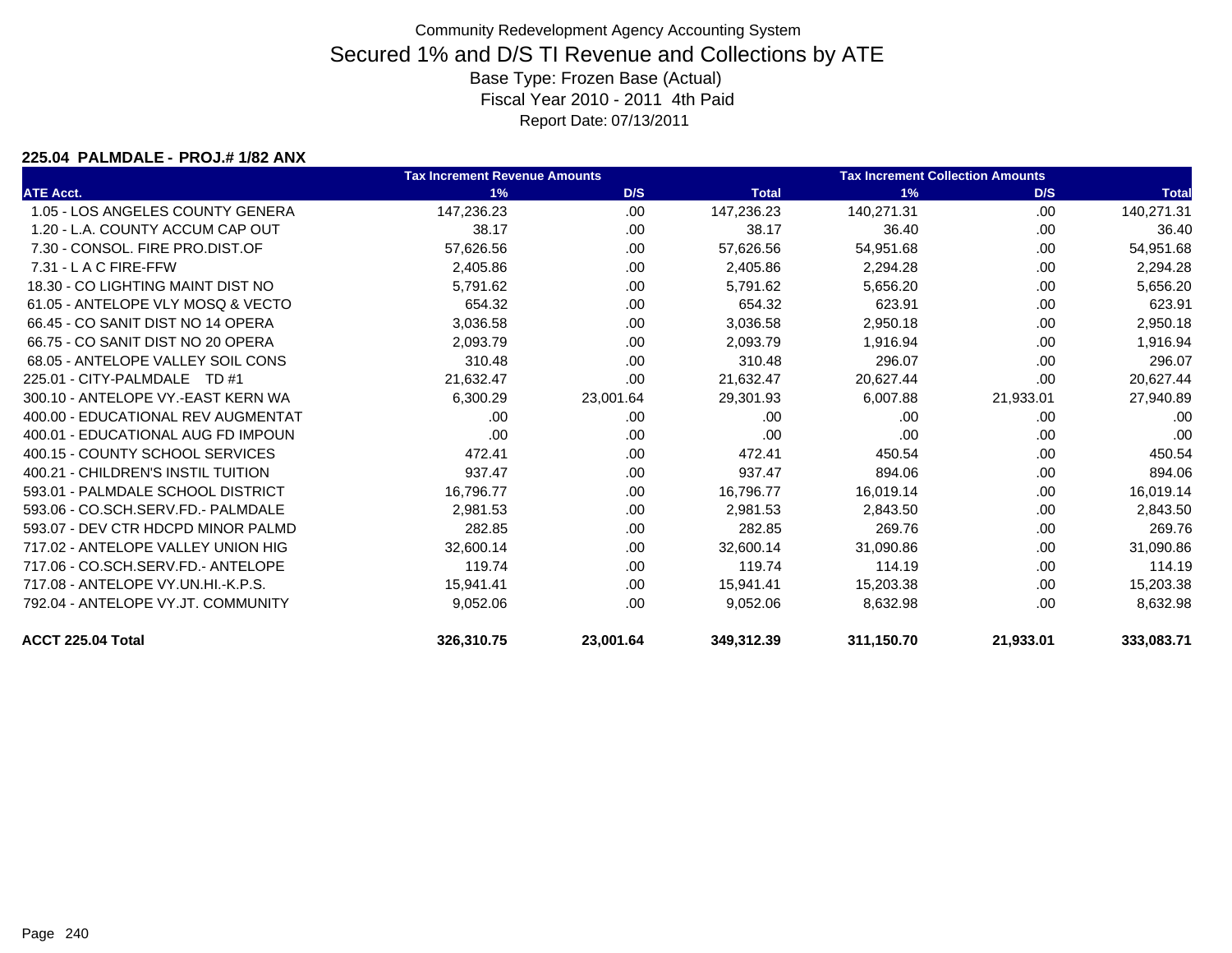Community Redevelopment Agency Accounting System

# Secured 1% and D/S TI Revenue and Collections by ATE

Base Type: Frozen Base (Actual)

Fiscal Year 2010 - 2011 4th Paid

Report Date: 07/13/2011

**225.04 PALMDALE - PROJ.# 1/82 ANX**

| | Tax Increment Revenue Amounts | | | Tax Increment Collection Amounts | | |
|---|---|---|---|---|---|---|
| **ATE Acct.** | **1%** | **D/S** | **Total** | **1%** | **D/S** | **Total** |
| 1.05 - LOS ANGELES COUNTY GENERA | 147,236.23 | .00 | 147,236.23 | 140,271.31 | .00 | 140,271.31 |
| 1.20 - L.A. COUNTY ACCUM CAP OUT | 38.17 | .00 | 38.17 | 36.40 | .00 | 36.40 |
| 7.30 - CONSOL. FIRE PRO.DIST.OF | 57,626.56 | .00 | 57,626.56 | 54,951.68 | .00 | 54,951.68 |
| 7.31 - L A C FIRE-FFW | 2,405.86 | .00 | 2,405.86 | 2,294.28 | .00 | 2,294.28 |
| 18.30 - CO LIGHTING MAINT DIST NO | 5,791.62 | .00 | 5,791.62 | 5,656.20 | .00 | 5,656.20 |
| 61.05 - ANTELOPE VLY MOSQ & VECTO | 654.32 | .00 | 654.32 | 623.91 | .00 | 623.91 |
| 66.45 - CO SANIT DIST NO 14 OPERA | 3,036.58 | .00 | 3,036.58 | 2,950.18 | .00 | 2,950.18 |
| 66.75 - CO SANIT DIST NO 20 OPERA | 2,093.79 | .00 | 2,093.79 | 1,916.94 | .00 | 1,916.94 |
| 68.05 - ANTELOPE VALLEY SOIL CONS | 310.48 | .00 | 310.48 | 296.07 | .00 | 296.07 |
| 225.01 - CITY-PALMDALE TD #1 | 21,632.47 | .00 | 21,632.47 | 20,627.44 | .00 | 20,627.44 |
| 300.10 - ANTELOPE VY.-EAST KERN WA | 6,300.29 | 23,001.64 | 29,301.93 | 6,007.88 | 21,933.01 | 27,940.89 |
| 400.00 - EDUCATIONAL REV AUGMENTAT | .00 | .00 | .00 | .00 | .00 | .00 |
| 400.01 - EDUCATIONAL AUG FD IMPOUN | .00 | .00 | .00 | .00 | .00 | .00 |
| 400.15 - COUNTY SCHOOL SERVICES | 472.41 | .00 | 472.41 | 450.54 | .00 | 450.54 |
| 400.21 - CHILDREN'S INSTIL TUITION | 937.47 | .00 | 937.47 | 894.06 | .00 | 894.06 |
| 593.01 - PALMDALE SCHOOL DISTRICT | 16,796.77 | .00 | 16,796.77 | 16,019.14 | .00 | 16,019.14 |
| 593.06 - CO.SCH.SERV.FD.- PALMDALE | 2,981.53 | .00 | 2,981.53 | 2,843.50 | .00 | 2,843.50 |
| 593.07 - DEV CTR HDCPD MINOR PALMD | 282.85 | .00 | 282.85 | 269.76 | .00 | 269.76 |
| 717.02 - ANTELOPE VALLEY UNION HIG | 32,600.14 | .00 | 32,600.14 | 31,090.86 | .00 | 31,090.86 |
| 717.06 - CO.SCH.SERV.FD.- ANTELOPE | 119.74 | .00 | 119.74 | 114.19 | .00 | 114.19 |
| 717.08 - ANTELOPE VY.UN.HI.-K.P.S. | 15,941.41 | .00 | 15,941.41 | 15,203.38 | .00 | 15,203.38 |
| 792.04 - ANTELOPE VY.JT. COMMUNITY | 9,052.06 | .00 | 9,052.06 | 8,632.98 | .00 | 8,632.98 |
| **ACCT 225.04 Total** | **326,310.75** | **23,001.64** | **349,312.39** | **311,150.70** | **21,933.01** | **333,083.71** |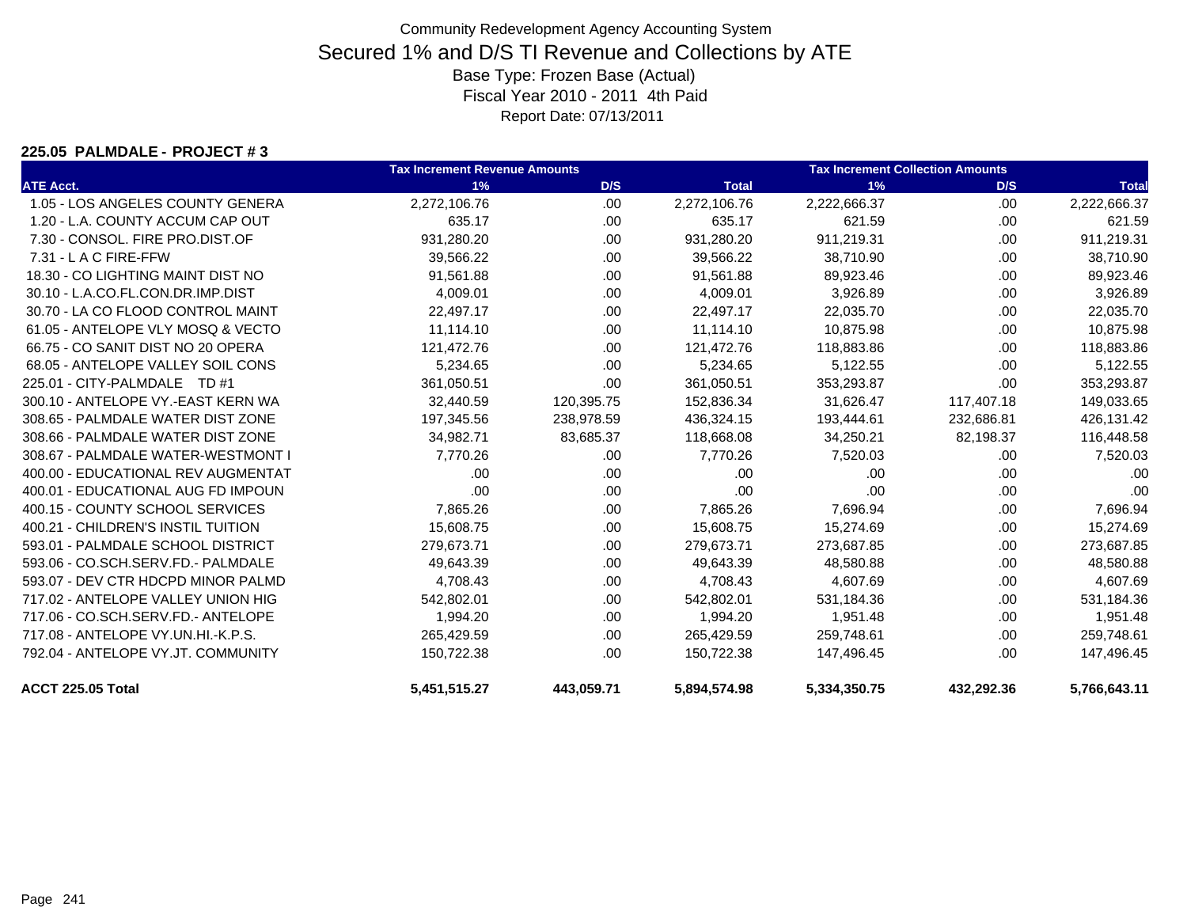Community Redevelopment Agency Accounting System

# Secured 1% and D/S TI Revenue and Collections by ATE

Base Type: Frozen Base (Actual)

Fiscal Year 2010 - 2011 4th Paid

Report Date: 07/13/2011

**225.05 PALMDALE - PROJECT # 3**

| | Tax Increment Revenue Amounts | | | Tax Increment Collection Amounts | | |
|---|---|---|---|---|---|---|
| **ATE Acct.** | **1%** | **D/S** | **Total** | **1%** | **D/S** | **Total** |
| 1.05 - LOS ANGELES COUNTY GENERA | 2,272,106.76 | .00 | 2,272,106.76 | 2,222,666.37 | .00 | 2,222,666.37 |
| 1.20 - L.A. COUNTY ACCUM CAP OUT | 635.17 | .00 | 635.17 | 621.59 | .00 | 621.59 |
| 7.30 - CONSOL. FIRE PRO.DIST.OF | 931,280.20 | .00 | 931,280.20 | 911,219.31 | .00 | 911,219.31 |
| 7.31 - L A C FIRE-FFW | 39,566.22 | .00 | 39,566.22 | 38,710.90 | .00 | 38,710.90 |
| 18.30 - CO LIGHTING MAINT DIST NO | 91,561.88 | .00 | 91,561.88 | 89,923.46 | .00 | 89,923.46 |
| 30.10 - L.A.CO.FL.CON.DR.IMP.DIST | 4,009.01 | .00 | 4,009.01 | 3,926.89 | .00 | 3,926.89 |
| 30.70 - LA CO FLOOD CONTROL MAINT | 22,497.17 | .00 | 22,497.17 | 22,035.70 | .00 | 22,035.70 |
| 61.05 - ANTELOPE VLY MOSQ & VECTO | 11,114.10 | .00 | 11,114.10 | 10,875.98 | .00 | 10,875.98 |
| 66.75 - CO SANIT DIST NO 20 OPERA | 121,472.76 | .00 | 121,472.76 | 118,883.86 | .00 | 118,883.86 |
| 68.05 - ANTELOPE VALLEY SOIL CONS | 5,234.65 | .00 | 5,234.65 | 5,122.55 | .00 | 5,122.55 |
| 225.01 - CITY-PALMDALE TD #1 | 361,050.51 | .00 | 361,050.51 | 353,293.87 | .00 | 353,293.87 |
| 300.10 - ANTELOPE VY.-EAST KERN WA | 32,440.59 | 120,395.75 | 152,836.34 | 31,626.47 | 117,407.18 | 149,033.65 |
| 308.65 - PALMDALE WATER DIST ZONE | 197,345.56 | 238,978.59 | 436,324.15 | 193,444.61 | 232,686.81 | 426,131.42 |
| 308.66 - PALMDALE WATER DIST ZONE | 34,982.71 | 83,685.37 | 118,668.08 | 34,250.21 | 82,198.37 | 116,448.58 |
| 308.67 - PALMDALE WATER-WESTMONT I | 7,770.26 | .00 | 7,770.26 | 7,520.03 | .00 | 7,520.03 |
| 400.00 - EDUCATIONAL REV AUGMENTAT | .00 | .00 | .00 | .00 | .00 | .00 |
| 400.01 - EDUCATIONAL AUG FD IMPOUN | .00 | .00 | .00 | .00 | .00 | .00 |
| 400.15 - COUNTY SCHOOL SERVICES | 7,865.26 | .00 | 7,865.26 | 7,696.94 | .00 | 7,696.94 |
| 400.21 - CHILDREN'S INSTIL TUITION | 15,608.75 | .00 | 15,608.75 | 15,274.69 | .00 | 15,274.69 |
| 593.01 - PALMDALE SCHOOL DISTRICT | 279,673.71 | .00 | 279,673.71 | 273,687.85 | .00 | 273,687.85 |
| 593.06 - CO.SCH.SERV.FD.- PALMDALE | 49,643.39 | .00 | 49,643.39 | 48,580.88 | .00 | 48,580.88 |
| 593.07 - DEV CTR HDCPD MINOR PALMD | 4,708.43 | .00 | 4,708.43 | 4,607.69 | .00 | 4,607.69 |
| 717.02 - ANTELOPE VALLEY UNION HIG | 542,802.01 | .00 | 542,802.01 | 531,184.36 | .00 | 531,184.36 |
| 717.06 - CO.SCH.SERV.FD.- ANTELOPE | 1,994.20 | .00 | 1,994.20 | 1,951.48 | .00 | 1,951.48 |
| 717.08 - ANTELOPE VY.UN.HI.-K.P.S. | 265,429.59 | .00 | 265,429.59 | 259,748.61 | .00 | 259,748.61 |
| 792.04 - ANTELOPE VY.JT. COMMUNITY | 150,722.38 | .00 | 150,722.38 | 147,496.45 | .00 | 147,496.45 |
| **ACCT 225.05 Total** | **5,451,515.27** | **443,059.71** | **5,894,574.98** | **5,334,350.75** | **432,292.36** | **5,766,643.11** |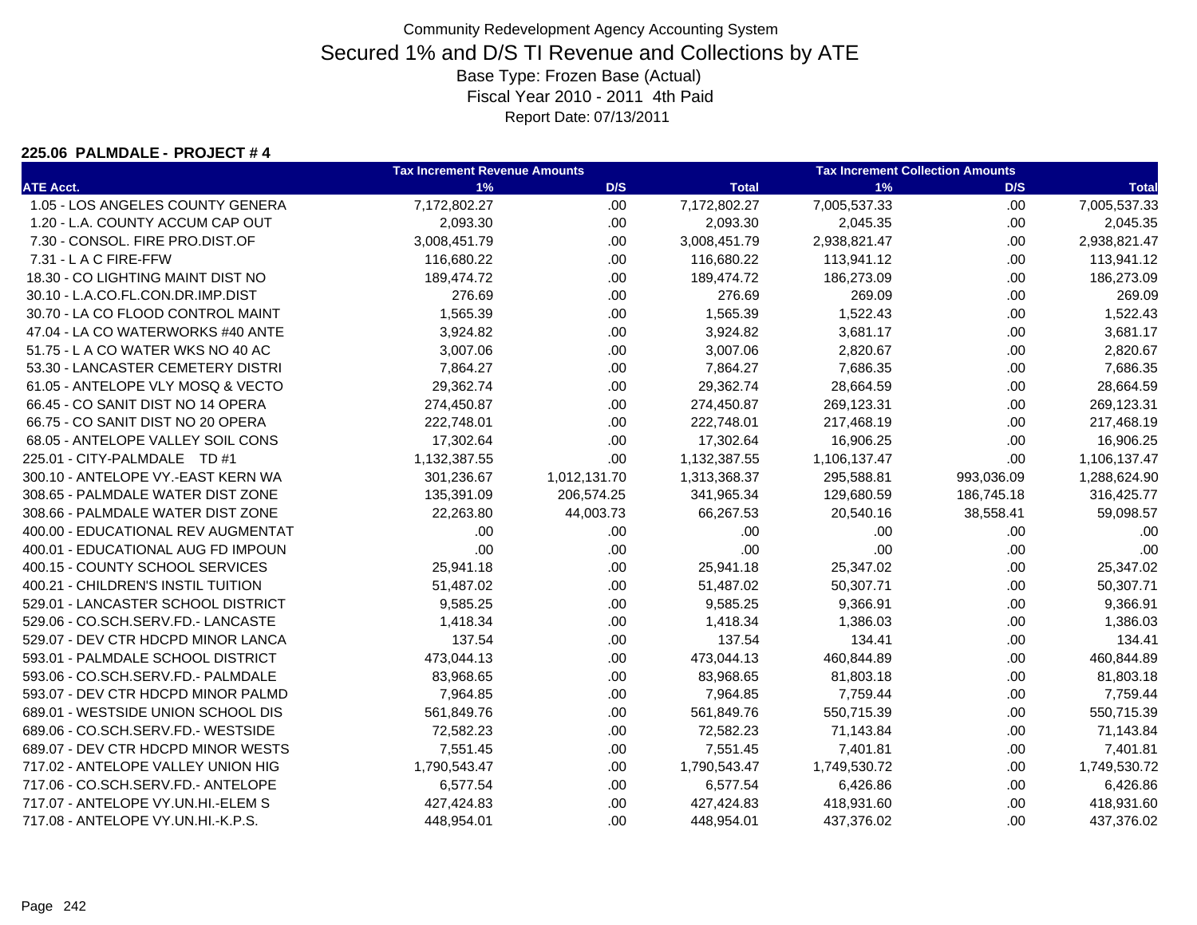Community Redevelopment Agency Accounting System

# Secured 1% and D/S TI Revenue and Collections by ATE

Base Type: Frozen Base (Actual)

Fiscal Year 2010 - 2011 4th Paid

Report Date: 07/13/2011

### 225.06 PALMDALE - PROJECT # 4

| | Tax Increment Revenue Amounts | | | Tax Increment Collection Amounts | | |
|---|---|---|---|---|---|---|
| ATE Acct. | 1% | D/S | Total | 1% | D/S | Total |
| 1.05 - LOS ANGELES COUNTY GENERA | 7,172,802.27 | .00 | 7,172,802.27 | 7,005,537.33 | .00 | 7,005,537.33 |
| 1.20 - L.A. COUNTY ACCUM CAP OUT | 2,093.30 | .00 | 2,093.30 | 2,045.35 | .00 | 2,045.35 |
| 7.30 - CONSOL. FIRE PRO.DIST.OF | 3,008,451.79 | .00 | 3,008,451.79 | 2,938,821.47 | .00 | 2,938,821.47 |
| 7.31 - L A C FIRE-FFW | 116,680.22 | .00 | 116,680.22 | 113,941.12 | .00 | 113,941.12 |
| 18.30 - CO LIGHTING MAINT DIST NO | 189,474.72 | .00 | 189,474.72 | 186,273.09 | .00 | 186,273.09 |
| 30.10 - L.A.CO.FL.CON.DR.IMP.DIST | 276.69 | .00 | 276.69 | 269.09 | .00 | 269.09 |
| 30.70 - LA CO FLOOD CONTROL MAINT | 1,565.39 | .00 | 1,565.39 | 1,522.43 | .00 | 1,522.43 |
| 47.04 - LA CO WATERWORKS #40 ANTE | 3,924.82 | .00 | 3,924.82 | 3,681.17 | .00 | 3,681.17 |
| 51.75 - L A CO WATER WKS NO 40 AC | 3,007.06 | .00 | 3,007.06 | 2,820.67 | .00 | 2,820.67 |
| 53.30 - LANCASTER CEMETERY DISTRI | 7,864.27 | .00 | 7,864.27 | 7,686.35 | .00 | 7,686.35 |
| 61.05 - ANTELOPE VLY MOSQ & VECTO | 29,362.74 | .00 | 29,362.74 | 28,664.59 | .00 | 28,664.59 |
| 66.45 - CO SANIT DIST NO 14 OPERA | 274,450.87 | .00 | 274,450.87 | 269,123.31 | .00 | 269,123.31 |
| 66.75 - CO SANIT DIST NO 20 OPERA | 222,748.01 | .00 | 222,748.01 | 217,468.19 | .00 | 217,468.19 |
| 68.05 - ANTELOPE VALLEY SOIL CONS | 17,302.64 | .00 | 17,302.64 | 16,906.25 | .00 | 16,906.25 |
| 225.01 - CITY-PALMDALE TD #1 | 1,132,387.55 | .00 | 1,132,387.55 | 1,106,137.47 | .00 | 1,106,137.47 |
| 300.10 - ANTELOPE VY.-EAST KERN WA | 301,236.67 | 1,012,131.70 | 1,313,368.37 | 295,588.81 | 993,036.09 | 1,288,624.90 |
| 308.65 - PALMDALE WATER DIST ZONE | 135,391.09 | 206,574.25 | 341,965.34 | 129,680.59 | 186,745.18 | 316,425.77 |
| 308.66 - PALMDALE WATER DIST ZONE | 22,263.80 | 44,003.73 | 66,267.53 | 20,540.16 | 38,558.41 | 59,098.57 |
| 400.00 - EDUCATIONAL REV AUGMENTAT | .00 | .00 | .00 | .00 | .00 | .00 |
| 400.01 - EDUCATIONAL AUG FD IMPOUN | .00 | .00 | .00 | .00 | .00 | .00 |
| 400.15 - COUNTY SCHOOL SERVICES | 25,941.18 | .00 | 25,941.18 | 25,347.02 | .00 | 25,347.02 |
| 400.21 - CHILDREN'S INSTIL TUITION | 51,487.02 | .00 | 51,487.02 | 50,307.71 | .00 | 50,307.71 |
| 529.01 - LANCASTER SCHOOL DISTRICT | 9,585.25 | .00 | 9,585.25 | 9,366.91 | .00 | 9,366.91 |
| 529.06 - CO.SCH.SERV.FD.- LANCASTE | 1,418.34 | .00 | 1,418.34 | 1,386.03 | .00 | 1,386.03 |
| 529.07 - DEV CTR HDCPD MINOR LANCA | 137.54 | .00 | 137.54 | 134.41 | .00 | 134.41 |
| 593.01 - PALMDALE SCHOOL DISTRICT | 473,044.13 | .00 | 473,044.13 | 460,844.89 | .00 | 460,844.89 |
| 593.06 - CO.SCH.SERV.FD.- PALMDALE | 83,968.65 | .00 | 83,968.65 | 81,803.18 | .00 | 81,803.18 |
| 593.07 - DEV CTR HDCPD MINOR PALMD | 7,964.85 | .00 | 7,964.85 | 7,759.44 | .00 | 7,759.44 |
| 689.01 - WESTSIDE UNION SCHOOL DIS | 561,849.76 | .00 | 561,849.76 | 550,715.39 | .00 | 550,715.39 |
| 689.06 - CO.SCH.SERV.FD.- WESTSIDE | 72,582.23 | .00 | 72,582.23 | 71,143.84 | .00 | 71,143.84 |
| 689.07 - DEV CTR HDCPD MINOR WESTS | 7,551.45 | .00 | 7,551.45 | 7,401.81 | .00 | 7,401.81 |
| 717.02 - ANTELOPE VALLEY UNION HIG | 1,790,543.47 | .00 | 1,790,543.47 | 1,749,530.72 | .00 | 1,749,530.72 |
| 717.06 - CO.SCH.SERV.FD.- ANTELOPE | 6,577.54 | .00 | 6,577.54 | 6,426.86 | .00 | 6,426.86 |
| 717.07 - ANTELOPE VY.UN.HI.-ELEM S | 427,424.83 | .00 | 427,424.83 | 418,931.60 | .00 | 418,931.60 |
| 717.08 - ANTELOPE VY.UN.HI.-K.P.S. | 448,954.01 | .00 | 448,954.01 | 437,376.02 | .00 | 437,376.02 |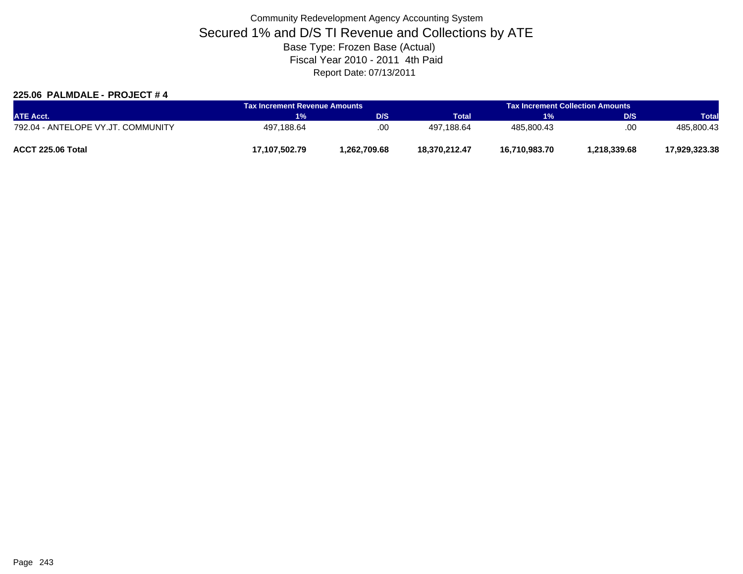Community Redevelopment Agency Accounting System

# Secured 1% and D/S TI Revenue and Collections by ATE

Base Type: Frozen Base (Actual)

Fiscal Year 2010 - 2011 4th Paid

Report Date: 07/13/2011

### 225.06 PALMDALE - PROJECT # 4

| | Tax Increment Revenue Amounts | | | Tax Increment Collection Amounts | | |
|---|---|---|---|---|---|---|
| ATE Acct. | 1% | D/S | Total | 1% | D/S | Total |
| 792.04 - ANTELOPE VY.JT. COMMUNITY | 497,188.64 | .00 | 497,188.64 | 485,800.43 | .00 | 485,800.43 |
| **ACCT 225.06 Total** | **17,107,502.79** | **1,262,709.68** | **18,370,212.47** | **16,710,983.70** | **1,218,339.68** | **17,929,323.38** |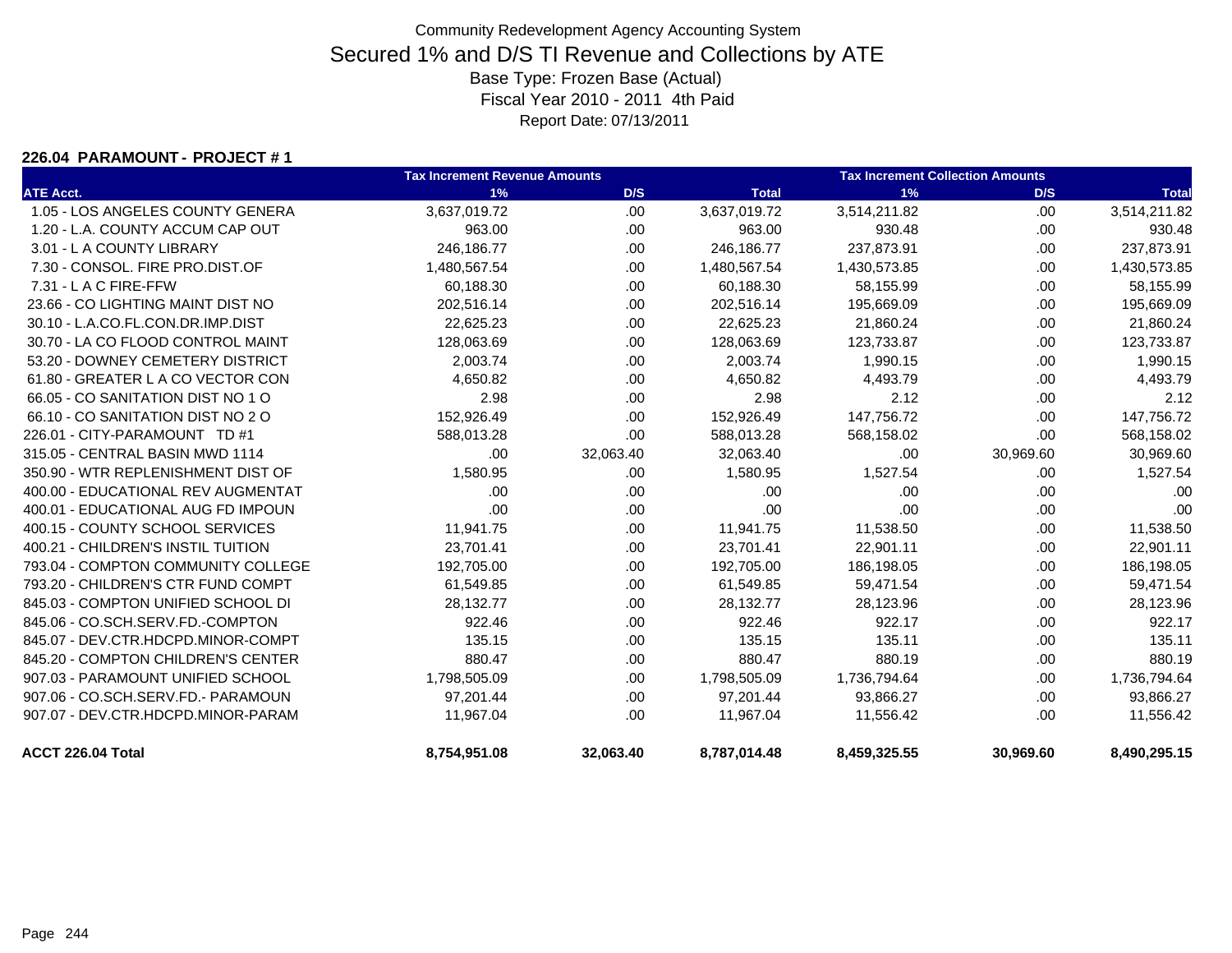Community Redevelopment Agency Accounting System

# Secured 1% and D/S TI Revenue and Collections by ATE

Base Type: Frozen Base (Actual)

Fiscal Year 2010 - 2011 4th Paid

Report Date: 07/13/2011

**226.04 PARAMOUNT - PROJECT # 1**

| ATE Acct. | Tax Increment Revenue Amounts 1% | D/S | Total | Tax Increment Collection Amounts 1% | D/S | Total |
|---|---|---|---|---|---|---|
| 1.05 - LOS ANGELES COUNTY GENERA | 3,637,019.72 | .00 | 3,637,019.72 | 3,514,211.82 | .00 | 3,514,211.82 |
| 1.20 - L.A. COUNTY ACCUM CAP OUT | 963.00 | .00 | 963.00 | 930.48 | .00 | 930.48 |
| 3.01 - L A COUNTY LIBRARY | 246,186.77 | .00 | 246,186.77 | 237,873.91 | .00 | 237,873.91 |
| 7.30 - CONSOL. FIRE PRO.DIST.OF | 1,480,567.54 | .00 | 1,480,567.54 | 1,430,573.85 | .00 | 1,430,573.85 |
| 7.31 - L A C FIRE-FFW | 60,188.30 | .00 | 60,188.30 | 58,155.99 | .00 | 58,155.99 |
| 23.66 - CO LIGHTING MAINT DIST NO | 202,516.14 | .00 | 202,516.14 | 195,669.09 | .00 | 195,669.09 |
| 30.10 - L.A.CO.FL.CON.DR.IMP.DIST | 22,625.23 | .00 | 22,625.23 | 21,860.24 | .00 | 21,860.24 |
| 30.70 - LA CO FLOOD CONTROL MAINT | 128,063.69 | .00 | 128,063.69 | 123,733.87 | .00 | 123,733.87 |
| 53.20 - DOWNEY CEMETERY DISTRICT | 2,003.74 | .00 | 2,003.74 | 1,990.15 | .00 | 1,990.15 |
| 61.80 - GREATER L A CO VECTOR CON | 4,650.82 | .00 | 4,650.82 | 4,493.79 | .00 | 4,493.79 |
| 66.05 - CO SANITATION DIST NO 1 O | 2.98 | .00 | 2.98 | 2.12 | .00 | 2.12 |
| 66.10 - CO SANITATION DIST NO 2 O | 152,926.49 | .00 | 152,926.49 | 147,756.72 | .00 | 147,756.72 |
| 226.01 - CITY-PARAMOUNT TD #1 | 588,013.28 | .00 | 588,013.28 | 568,158.02 | .00 | 568,158.02 |
| 315.05 - CENTRAL BASIN MWD 1114 | .00 | 32,063.40 | 32,063.40 | .00 | 30,969.60 | 30,969.60 |
| 350.90 - WTR REPLENISHMENT DIST OF | 1,580.95 | .00 | 1,580.95 | 1,527.54 | .00 | 1,527.54 |
| 400.00 - EDUCATIONAL REV AUGMENTAT | .00 | .00 | .00 | .00 | .00 | .00 |
| 400.01 - EDUCATIONAL AUG FD IMPOUN | .00 | .00 | .00 | .00 | .00 | .00 |
| 400.15 - COUNTY SCHOOL SERVICES | 11,941.75 | .00 | 11,941.75 | 11,538.50 | .00 | 11,538.50 |
| 400.21 - CHILDREN'S INSTIL TUITION | 23,701.41 | .00 | 23,701.41 | 22,901.11 | .00 | 22,901.11 |
| 793.04 - COMPTON COMMUNITY COLLEGE | 192,705.00 | .00 | 192,705.00 | 186,198.05 | .00 | 186,198.05 |
| 793.20 - CHILDREN'S CTR FUND COMPT | 61,549.85 | .00 | 61,549.85 | 59,471.54 | .00 | 59,471.54 |
| 845.03 - COMPTON UNIFIED SCHOOL DI | 28,132.77 | .00 | 28,132.77 | 28,123.96 | .00 | 28,123.96 |
| 845.06 - CO.SCH.SERV.FD.-COMPTON | 922.46 | .00 | 922.46 | 922.17 | .00 | 922.17 |
| 845.07 - DEV.CTR.HDCPD.MINOR-COMPT | 135.15 | .00 | 135.15 | 135.11 | .00 | 135.11 |
| 845.20 - COMPTON CHILDREN'S CENTER | 880.47 | .00 | 880.47 | 880.19 | .00 | 880.19 |
| 907.03 - PARAMOUNT UNIFIED SCHOOL | 1,798,505.09 | .00 | 1,798,505.09 | 1,736,794.64 | .00 | 1,736,794.64 |
| 907.06 - CO.SCH.SERV.FD.- PARAMOUN | 97,201.44 | .00 | 97,201.44 | 93,866.27 | .00 | 93,866.27 |
| 907.07 - DEV.CTR.HDCPD.MINOR-PARAM | 11,967.04 | .00 | 11,967.04 | 11,556.42 | .00 | 11,556.42 |
| **ACCT 226.04 Total** | **8,754,951.08** | **32,063.40** | **8,787,014.48** | **8,459,325.55** | **30,969.60** | **8,490,295.15** |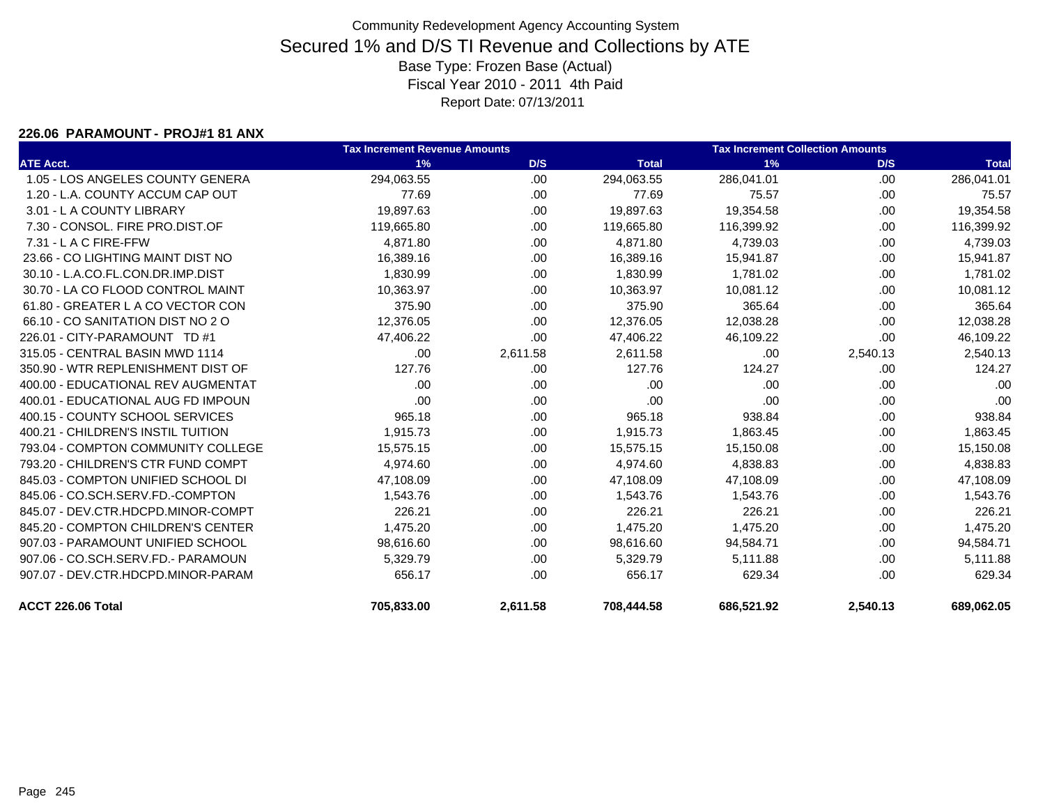Community Redevelopment Agency Accounting System

# Secured 1% and D/S TI Revenue and Collections by ATE

Base Type: Frozen Base (Actual)

Fiscal Year 2010 - 2011 4th Paid

Report Date: 07/13/2011

**226.06 PARAMOUNT - PROJ#1 81 ANX**

| ATE Acct. | Tax Increment Revenue Amounts 1% | D/S | Total | Tax Increment Collection Amounts 1% | D/S | Total |
|---|---|---|---|---|---|---|
| 1.05 - LOS ANGELES COUNTY GENERA | 294,063.55 | .00 | 294,063.55 | 286,041.01 | .00 | 286,041.01 |
| 1.20 - L.A. COUNTY ACCUM CAP OUT | 77.69 | .00 | 77.69 | 75.57 | .00 | 75.57 |
| 3.01 - L A COUNTY LIBRARY | 19,897.63 | .00 | 19,897.63 | 19,354.58 | .00 | 19,354.58 |
| 7.30 - CONSOL. FIRE PRO.DIST.OF | 119,665.80 | .00 | 119,665.80 | 116,399.92 | .00 | 116,399.92 |
| 7.31 - L A C FIRE-FFW | 4,871.80 | .00 | 4,871.80 | 4,739.03 | .00 | 4,739.03 |
| 23.66 - CO LIGHTING MAINT DIST NO | 16,389.16 | .00 | 16,389.16 | 15,941.87 | .00 | 15,941.87 |
| 30.10 - L.A.CO.FL.CON.DR.IMP.DIST | 1,830.99 | .00 | 1,830.99 | 1,781.02 | .00 | 1,781.02 |
| 30.70 - LA CO FLOOD CONTROL MAINT | 10,363.97 | .00 | 10,363.97 | 10,081.12 | .00 | 10,081.12 |
| 61.80 - GREATER L A CO VECTOR CON | 375.90 | .00 | 375.90 | 365.64 | .00 | 365.64 |
| 66.10 - CO SANITATION DIST NO 2 O | 12,376.05 | .00 | 12,376.05 | 12,038.28 | .00 | 12,038.28 |
| 226.01 - CITY-PARAMOUNT TD #1 | 47,406.22 | .00 | 47,406.22 | 46,109.22 | .00 | 46,109.22 |
| 315.05 - CENTRAL BASIN MWD 1114 | .00 | 2,611.58 | 2,611.58 | .00 | 2,540.13 | 2,540.13 |
| 350.90 - WTR REPLENISHMENT DIST OF | 127.76 | .00 | 127.76 | 124.27 | .00 | 124.27 |
| 400.00 - EDUCATIONAL REV AUGMENTAT | .00 | .00 | .00 | .00 | .00 | .00 |
| 400.01 - EDUCATIONAL AUG FD IMPOUN | .00 | .00 | .00 | .00 | .00 | .00 |
| 400.15 - COUNTY SCHOOL SERVICES | 965.18 | .00 | 965.18 | 938.84 | .00 | 938.84 |
| 400.21 - CHILDREN'S INSTIL TUITION | 1,915.73 | .00 | 1,915.73 | 1,863.45 | .00 | 1,863.45 |
| 793.04 - COMPTON COMMUNITY COLLEGE | 15,575.15 | .00 | 15,575.15 | 15,150.08 | .00 | 15,150.08 |
| 793.20 - CHILDREN'S CTR FUND COMPT | 4,974.60 | .00 | 4,974.60 | 4,838.83 | .00 | 4,838.83 |
| 845.03 - COMPTON UNIFIED SCHOOL DI | 47,108.09 | .00 | 47,108.09 | 47,108.09 | .00 | 47,108.09 |
| 845.06 - CO.SCH.SERV.FD.-COMPTON | 1,543.76 | .00 | 1,543.76 | 1,543.76 | .00 | 1,543.76 |
| 845.07 - DEV.CTR.HDCPD.MINOR-COMPT | 226.21 | .00 | 226.21 | 226.21 | .00 | 226.21 |
| 845.20 - COMPTON CHILDREN'S CENTER | 1,475.20 | .00 | 1,475.20 | 1,475.20 | .00 | 1,475.20 |
| 907.03 - PARAMOUNT UNIFIED SCHOOL | 98,616.60 | .00 | 98,616.60 | 94,584.71 | .00 | 94,584.71 |
| 907.06 - CO.SCH.SERV.FD.- PARAMOUN | 5,329.79 | .00 | 5,329.79 | 5,111.88 | .00 | 5,111.88 |
| 907.07 - DEV.CTR.HDCPD.MINOR-PARAM | 656.17 | .00 | 656.17 | 629.34 | .00 | 629.34 |
| **ACCT 226.06 Total** | **705,833.00** | **2,611.58** | **708,444.58** | **686,521.92** | **2,540.13** | **689,062.05** |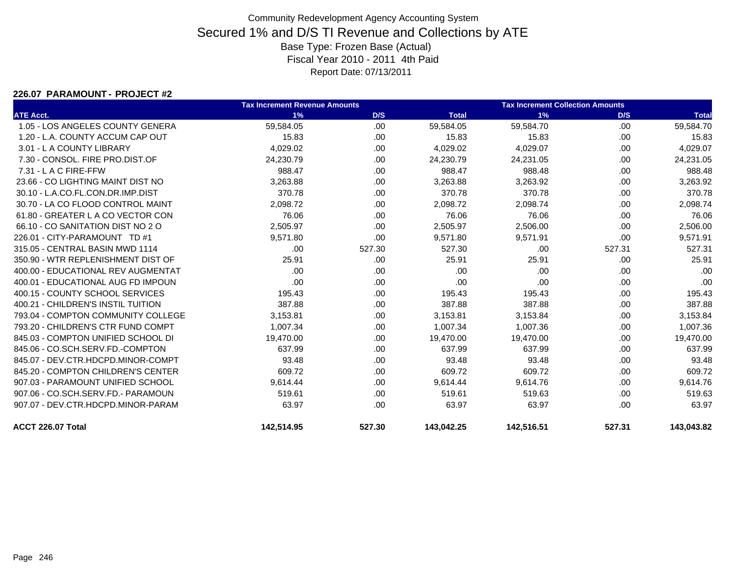Community Redevelopment Agency Accounting System

# Secured 1% and D/S TI Revenue and Collections by ATE

Base Type: Frozen Base (Actual)
Fiscal Year 2010 - 2011 4th Paid
Report Date: 07/13/2011

**226.07 PARAMOUNT - PROJECT #2**

| | Tax Increment Revenue Amounts | | | Tax Increment Collection Amounts | | |
|---|---|---|---|---|---|---|
| ATE Acct. | 1% | D/S | Total | 1% | D/S | Total |
| 1.05 - LOS ANGELES COUNTY GENERA | 59,584.05 | .00 | 59,584.05 | 59,584.70 | .00 | 59,584.70 |
| 1.20 - L.A. COUNTY ACCUM CAP OUT | 15.83 | .00 | 15.83 | 15.83 | .00 | 15.83 |
| 3.01 - L A COUNTY LIBRARY | 4,029.02 | .00 | 4,029.02 | 4,029.07 | .00 | 4,029.07 |
| 7.30 - CONSOL. FIRE PRO.DIST.OF | 24,230.79 | .00 | 24,230.79 | 24,231.05 | .00 | 24,231.05 |
| 7.31 - L A C FIRE-FFW | 988.47 | .00 | 988.47 | 988.48 | .00 | 988.48 |
| 23.66 - CO LIGHTING MAINT DIST NO | 3,263.88 | .00 | 3,263.88 | 3,263.92 | .00 | 3,263.92 |
| 30.10 - L.A.CO.FL.CON.DR.IMP.DIST | 370.78 | .00 | 370.78 | 370.78 | .00 | 370.78 |
| 30.70 - LA CO FLOOD CONTROL MAINT | 2,098.72 | .00 | 2,098.72 | 2,098.74 | .00 | 2,098.74 |
| 61.80 - GREATER L A CO VECTOR CON | 76.06 | .00 | 76.06 | 76.06 | .00 | 76.06 |
| 66.10 - CO SANITATION DIST NO 2 O | 2,505.97 | .00 | 2,505.97 | 2,506.00 | .00 | 2,506.00 |
| 226.01 - CITY-PARAMOUNT TD #1 | 9,571.80 | .00 | 9,571.80 | 9,571.91 | .00 | 9,571.91 |
| 315.05 - CENTRAL BASIN MWD 1114 | .00 | 527.30 | 527.30 | .00 | 527.31 | 527.31 |
| 350.90 - WTR REPLENISHMENT DIST OF | 25.91 | .00 | 25.91 | 25.91 | .00 | 25.91 |
| 400.00 - EDUCATIONAL REV AUGMENTAT | .00 | .00 | .00 | .00 | .00 | .00 |
| 400.01 - EDUCATIONAL AUG FD IMPOUN | .00 | .00 | .00 | .00 | .00 | .00 |
| 400.15 - COUNTY SCHOOL SERVICES | 195.43 | .00 | 195.43 | 195.43 | .00 | 195.43 |
| 400.21 - CHILDREN'S INSTIL TUITION | 387.88 | .00 | 387.88 | 387.88 | .00 | 387.88 |
| 793.04 - COMPTON COMMUNITY COLLEGE | 3,153.81 | .00 | 3,153.81 | 3,153.84 | .00 | 3,153.84 |
| 793.20 - CHILDREN'S CTR FUND COMPT | 1,007.34 | .00 | 1,007.34 | 1,007.36 | .00 | 1,007.36 |
| 845.03 - COMPTON UNIFIED SCHOOL DI | 19,470.00 | .00 | 19,470.00 | 19,470.00 | .00 | 19,470.00 |
| 845.06 - CO.SCH.SERV.FD.-COMPTON | 637.99 | .00 | 637.99 | 637.99 | .00 | 637.99 |
| 845.07 - DEV.CTR.HDCPD.MINOR-COMPT | 93.48 | .00 | 93.48 | 93.48 | .00 | 93.48 |
| 845.20 - COMPTON CHILDREN'S CENTER | 609.72 | .00 | 609.72 | 609.72 | .00 | 609.72 |
| 907.03 - PARAMOUNT UNIFIED SCHOOL | 9,614.44 | .00 | 9,614.44 | 9,614.76 | .00 | 9,614.76 |
| 907.06 - CO.SCH.SERV.FD.- PARAMOUN | 519.61 | .00 | 519.61 | 519.63 | .00 | 519.63 |
| 907.07 - DEV.CTR.HDCPD.MINOR-PARAM | 63.97 | .00 | 63.97 | 63.97 | .00 | 63.97 |
| **ACCT 226.07 Total** | **142,514.95** | **527.30** | **143,042.25** | **142,516.51** | **527.31** | **143,043.82** |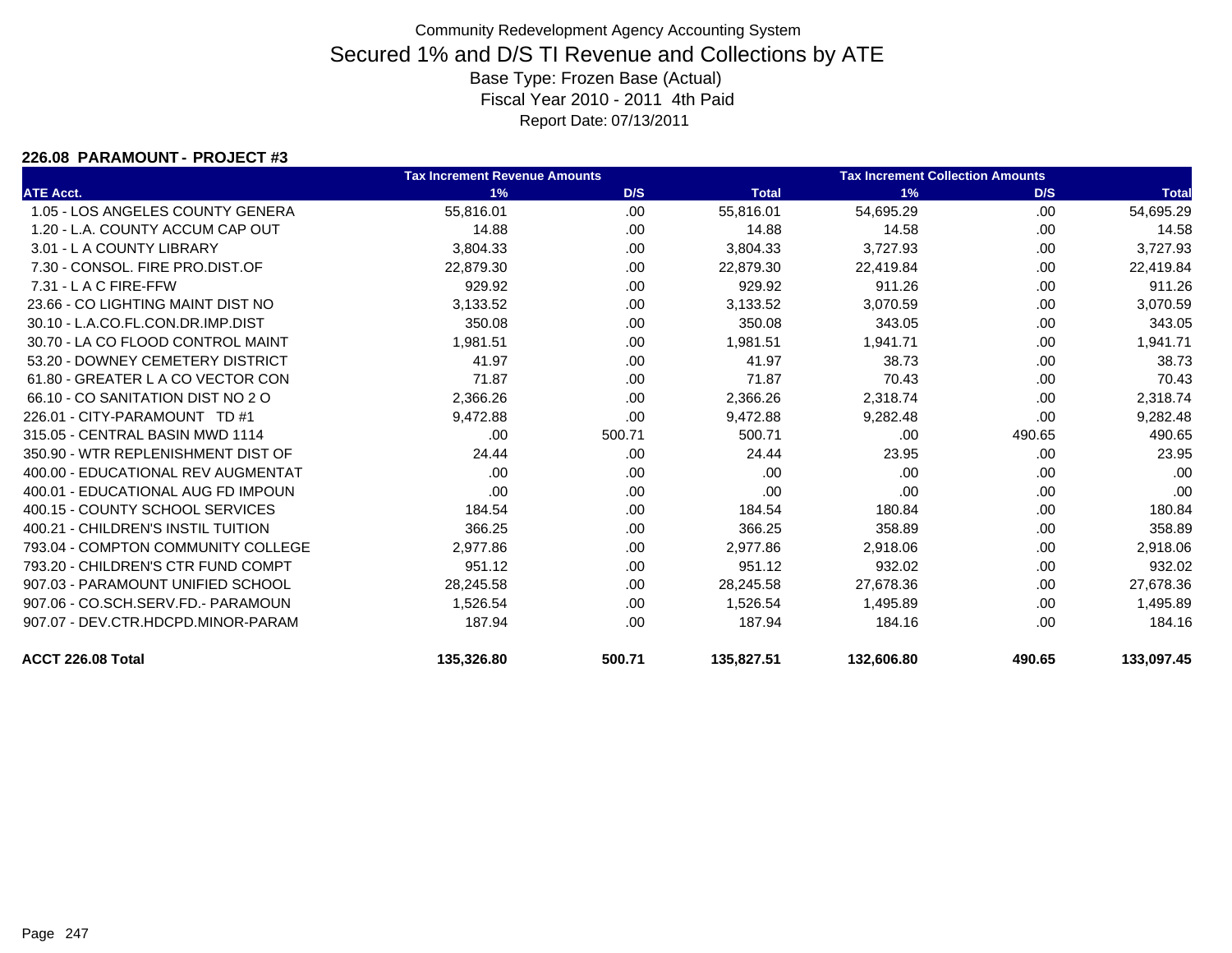Community Redevelopment Agency Accounting System

# Secured 1% and D/S TI Revenue and Collections by ATE

Base Type: Frozen Base (Actual)

Fiscal Year 2010 - 2011 4th Paid

Report Date: 07/13/2011

### 226.08 PARAMOUNT - PROJECT #3

| | Tax Increment Revenue Amounts | | | Tax Increment Collection Amounts | | |
|---|---|---|---|---|---|---|
| ATE Acct. | 1% | D/S | Total | 1% | D/S | Total |
| 1.05 - LOS ANGELES COUNTY GENERA | 55,816.01 | .00 | 55,816.01 | 54,695.29 | .00 | 54,695.29 |
| 1.20 - L.A. COUNTY ACCUM CAP OUT | 14.88 | .00 | 14.88 | 14.58 | .00 | 14.58 |
| 3.01 - L A COUNTY LIBRARY | 3,804.33 | .00 | 3,804.33 | 3,727.93 | .00 | 3,727.93 |
| 7.30 - CONSOL. FIRE PRO.DIST.OF | 22,879.30 | .00 | 22,879.30 | 22,419.84 | .00 | 22,419.84 |
| 7.31 - L A C FIRE-FFW | 929.92 | .00 | 929.92 | 911.26 | .00 | 911.26 |
| 23.66 - CO LIGHTING MAINT DIST NO | 3,133.52 | .00 | 3,133.52 | 3,070.59 | .00 | 3,070.59 |
| 30.10 - L.A.CO.FL.CON.DR.IMP.DIST | 350.08 | .00 | 350.08 | 343.05 | .00 | 343.05 |
| 30.70 - LA CO FLOOD CONTROL MAINT | 1,981.51 | .00 | 1,981.51 | 1,941.71 | .00 | 1,941.71 |
| 53.20 - DOWNEY CEMETERY DISTRICT | 41.97 | .00 | 41.97 | 38.73 | .00 | 38.73 |
| 61.80 - GREATER L A CO VECTOR CON | 71.87 | .00 | 71.87 | 70.43 | .00 | 70.43 |
| 66.10 - CO SANITATION DIST NO 2 O | 2,366.26 | .00 | 2,366.26 | 2,318.74 | .00 | 2,318.74 |
| 226.01 - CITY-PARAMOUNT TD #1 | 9,472.88 | .00 | 9,472.88 | 9,282.48 | .00 | 9,282.48 |
| 315.05 - CENTRAL BASIN MWD 1114 | .00 | 500.71 | 500.71 | .00 | 490.65 | 490.65 |
| 350.90 - WTR REPLENISHMENT DIST OF | 24.44 | .00 | 24.44 | 23.95 | .00 | 23.95 |
| 400.00 - EDUCATIONAL REV AUGMENTAT | .00 | .00 | .00 | .00 | .00 | .00 |
| 400.01 - EDUCATIONAL AUG FD IMPOUN | .00 | .00 | .00 | .00 | .00 | .00 |
| 400.15 - COUNTY SCHOOL SERVICES | 184.54 | .00 | 184.54 | 180.84 | .00 | 180.84 |
| 400.21 - CHILDREN'S INSTIL TUITION | 366.25 | .00 | 366.25 | 358.89 | .00 | 358.89 |
| 793.04 - COMPTON COMMUNITY COLLEGE | 2,977.86 | .00 | 2,977.86 | 2,918.06 | .00 | 2,918.06 |
| 793.20 - CHILDREN'S CTR FUND COMPT | 951.12 | .00 | 951.12 | 932.02 | .00 | 932.02 |
| 907.03 - PARAMOUNT UNIFIED SCHOOL | 28,245.58 | .00 | 28,245.58 | 27,678.36 | .00 | 27,678.36 |
| 907.06 - CO.SCH.SERV.FD.- PARAMOUN | 1,526.54 | .00 | 1,526.54 | 1,495.89 | .00 | 1,495.89 |
| 907.07 - DEV.CTR.HDCPD.MINOR-PARAM | 187.94 | .00 | 187.94 | 184.16 | .00 | 184.16 |
| **ACCT 226.08 Total** | **135,326.80** | **500.71** | **135,827.51** | **132,606.80** | **490.65** | **133,097.45** |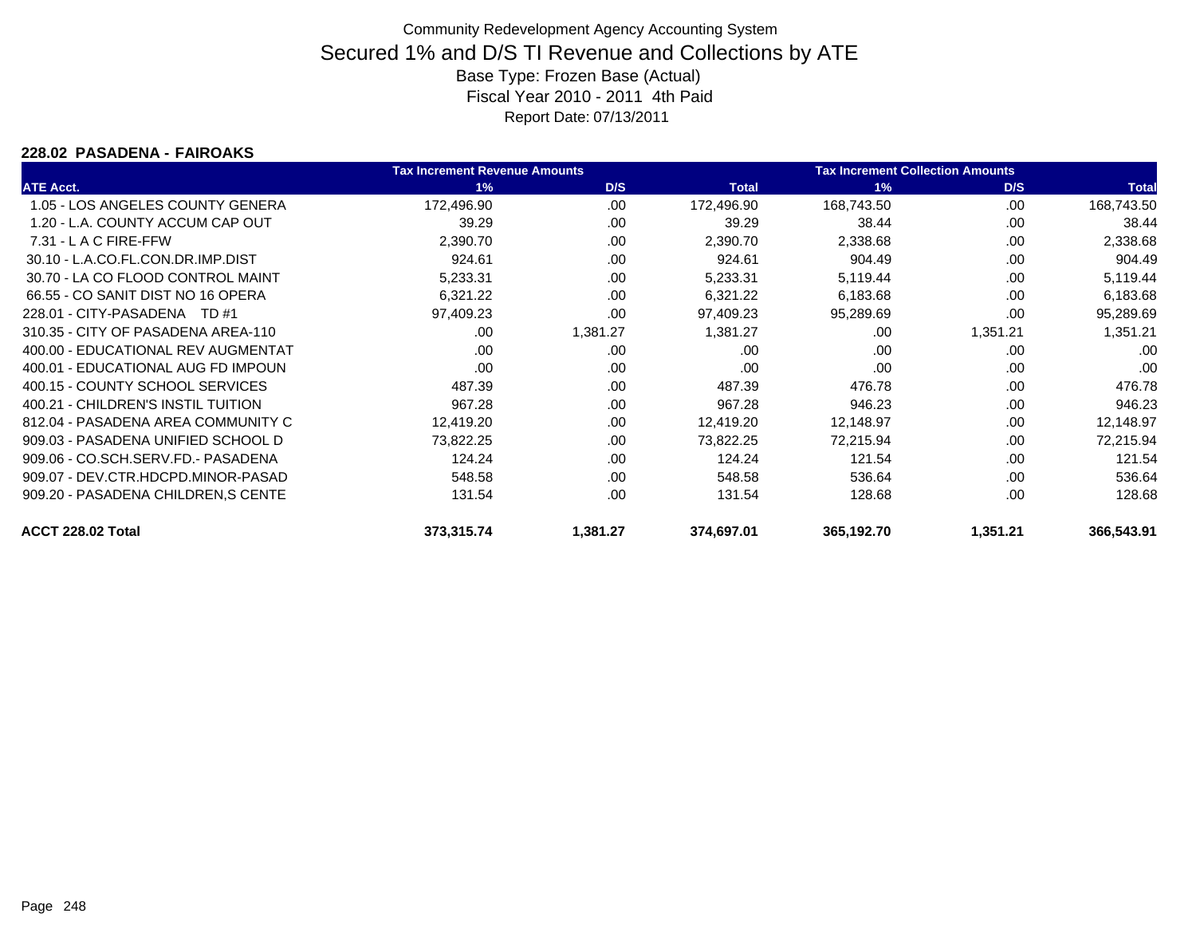# Community Redevelopment Agency Accounting System

## Secured 1% and D/S TI Revenue and Collections by ATE

Base Type: Frozen Base (Actual)

Fiscal Year 2010 - 2011 4th Paid

Report Date: 07/13/2011

### 228.02 PASADENA - FAIROAKS

| | Tax Increment Revenue Amounts | | | Tax Increment Collection Amounts | | |
|---|---|---|---|---|---|---|
| ATE Acct. | 1% | D/S | Total | 1% | D/S | Total |
| 1.05 - LOS ANGELES COUNTY GENERA | 172,496.90 | .00 | 172,496.90 | 168,743.50 | .00 | 168,743.50 |
| 1.20 - L.A. COUNTY ACCUM CAP OUT | 39.29 | .00 | 39.29 | 38.44 | .00 | 38.44 |
| 7.31 - L A C FIRE-FFW | 2,390.70 | .00 | 2,390.70 | 2,338.68 | .00 | 2,338.68 |
| 30.10 - L.A.CO.FL.CON.DR.IMP.DIST | 924.61 | .00 | 924.61 | 904.49 | .00 | 904.49 |
| 30.70 - LA CO FLOOD CONTROL MAINT | 5,233.31 | .00 | 5,233.31 | 5,119.44 | .00 | 5,119.44 |
| 66.55 - CO SANIT DIST NO 16 OPERA | 6,321.22 | .00 | 6,321.22 | 6,183.68 | .00 | 6,183.68 |
| 228.01 - CITY-PASADENA TD #1 | 97,409.23 | .00 | 97,409.23 | 95,289.69 | .00 | 95,289.69 |
| 310.35 - CITY OF PASADENA AREA-110 | .00 | 1,381.27 | 1,381.27 | .00 | 1,351.21 | 1,351.21 |
| 400.00 - EDUCATIONAL REV AUGMENTAT | .00 | .00 | .00 | .00 | .00 | .00 |
| 400.01 - EDUCATIONAL AUG FD IMPOUN | .00 | .00 | .00 | .00 | .00 | .00 |
| 400.15 - COUNTY SCHOOL SERVICES | 487.39 | .00 | 487.39 | 476.78 | .00 | 476.78 |
| 400.21 - CHILDREN'S INSTIL TUITION | 967.28 | .00 | 967.28 | 946.23 | .00 | 946.23 |
| 812.04 - PASADENA AREA COMMUNITY C | 12,419.20 | .00 | 12,419.20 | 12,148.97 | .00 | 12,148.97 |
| 909.03 - PASADENA UNIFIED SCHOOL D | 73,822.25 | .00 | 73,822.25 | 72,215.94 | .00 | 72,215.94 |
| 909.06 - CO.SCH.SERV.FD.- PASADENA | 124.24 | .00 | 124.24 | 121.54 | .00 | 121.54 |
| 909.07 - DEV.CTR.HDCPD.MINOR-PASAD | 548.58 | .00 | 548.58 | 536.64 | .00 | 536.64 |
| 909.20 - PASADENA CHILDREN,S CENTE | 131.54 | .00 | 131.54 | 128.68 | .00 | 128.68 |
| **ACCT 228.02 Total** | **373,315.74** | **1,381.27** | **374,697.01** | **365,192.70** | **1,351.21** | **366,543.91** |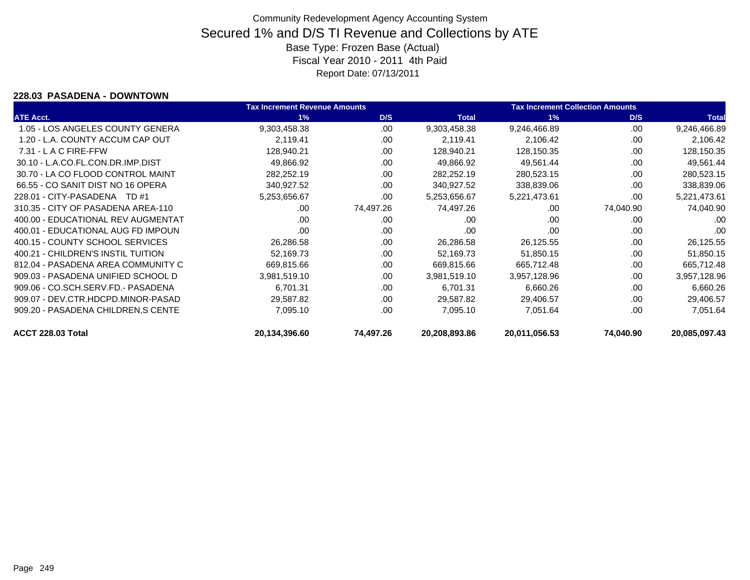# Community Redevelopment Agency Accounting System

## Secured 1% and D/S TI Revenue and Collections by ATE

Base Type: Frozen Base (Actual)

Fiscal Year 2010 - 2011 4th Paid

Report Date: 07/13/2011

### 228.03 PASADENA - DOWNTOWN

| | Tax Increment Revenue Amounts | | | Tax Increment Collection Amounts | | |
|---|---|---|---|---|---|---|
| ATE Acct. | 1% | D/S | Total | 1% | D/S | Total |
| 1.05 - LOS ANGELES COUNTY GENERA | 9,303,458.38 | .00 | 9,303,458.38 | 9,246,466.89 | .00 | 9,246,466.89 |
| 1.20 - L.A. COUNTY ACCUM CAP OUT | 2,119.41 | .00 | 2,119.41 | 2,106.42 | .00 | 2,106.42 |
| 7.31 - L A C FIRE-FFW | 128,940.21 | .00 | 128,940.21 | 128,150.35 | .00 | 128,150.35 |
| 30.10 - L.A.CO.FL.CON.DR.IMP.DIST | 49,866.92 | .00 | 49,866.92 | 49,561.44 | .00 | 49,561.44 |
| 30.70 - LA CO FLOOD CONTROL MAINT | 282,252.19 | .00 | 282,252.19 | 280,523.15 | .00 | 280,523.15 |
| 66.55 - CO SANIT DIST NO 16 OPERA | 340,927.52 | .00 | 340,927.52 | 338,839.06 | .00 | 338,839.06 |
| 228.01 - CITY-PASADENA TD #1 | 5,253,656.67 | .00 | 5,253,656.67 | 5,221,473.61 | .00 | 5,221,473.61 |
| 310.35 - CITY OF PASADENA AREA-110 | .00 | 74,497.26 | 74,497.26 | .00 | 74,040.90 | 74,040.90 |
| 400.00 - EDUCATIONAL REV AUGMENTAT | .00 | .00 | .00 | .00 | .00 | .00 |
| 400.01 - EDUCATIONAL AUG FD IMPOUN | .00 | .00 | .00 | .00 | .00 | .00 |
| 400.15 - COUNTY SCHOOL SERVICES | 26,286.58 | .00 | 26,286.58 | 26,125.55 | .00 | 26,125.55 |
| 400.21 - CHILDREN'S INSTIL TUITION | 52,169.73 | .00 | 52,169.73 | 51,850.15 | .00 | 51,850.15 |
| 812.04 - PASADENA AREA COMMUNITY C | 669,815.66 | .00 | 669,815.66 | 665,712.48 | .00 | 665,712.48 |
| 909.03 - PASADENA UNIFIED SCHOOL D | 3,981,519.10 | .00 | 3,981,519.10 | 3,957,128.96 | .00 | 3,957,128.96 |
| 909.06 - CO.SCH.SERV.FD.- PASADENA | 6,701.31 | .00 | 6,701.31 | 6,660.26 | .00 | 6,660.26 |
| 909.07 - DEV.CTR.HDCPD.MINOR-PASAD | 29,587.82 | .00 | 29,587.82 | 29,406.57 | .00 | 29,406.57 |
| 909.20 - PASADENA CHILDREN,S CENTE | 7,095.10 | .00 | 7,095.10 | 7,051.64 | .00 | 7,051.64 |
| **ACCT 228.03 Total** | **20,134,396.60** | **74,497.26** | **20,208,893.86** | **20,011,056.53** | **74,040.90** | **20,085,097.43** |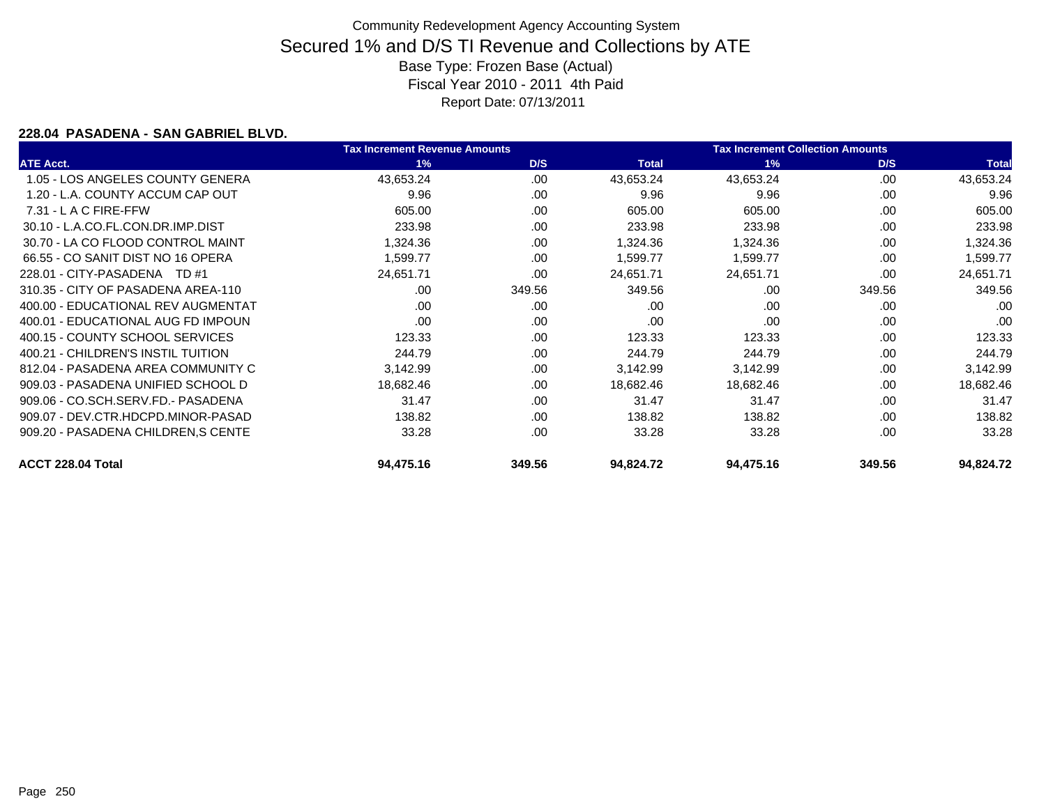Community Redevelopment Agency Accounting System

# Secured 1% and D/S TI Revenue and Collections by ATE

Base Type: Frozen Base (Actual)

Fiscal Year 2010 - 2011 4th Paid

Report Date: 07/13/2011

### 228.04 PASADENA - SAN GABRIEL BLVD.

| | Tax Increment Revenue Amounts | | | Tax Increment Collection Amounts | | |
|---|---|---|---|---|---|---|
| ATE Acct. | 1% | D/S | Total | 1% | D/S | Total |
| 1.05 - LOS ANGELES COUNTY GENERA | 43,653.24 | .00 | 43,653.24 | 43,653.24 | .00 | 43,653.24 |
| 1.20 - L.A. COUNTY ACCUM CAP OUT | 9.96 | .00 | 9.96 | 9.96 | .00 | 9.96 |
| 7.31 - L A C FIRE-FFW | 605.00 | .00 | 605.00 | 605.00 | .00 | 605.00 |
| 30.10 - L.A.CO.FL.CON.DR.IMP.DIST | 233.98 | .00 | 233.98 | 233.98 | .00 | 233.98 |
| 30.70 - LA CO FLOOD CONTROL MAINT | 1,324.36 | .00 | 1,324.36 | 1,324.36 | .00 | 1,324.36 |
| 66.55 - CO SANIT DIST NO 16 OPERA | 1,599.77 | .00 | 1,599.77 | 1,599.77 | .00 | 1,599.77 |
| 228.01 - CITY-PASADENA TD #1 | 24,651.71 | .00 | 24,651.71 | 24,651.71 | .00 | 24,651.71 |
| 310.35 - CITY OF PASADENA AREA-110 | .00 | 349.56 | 349.56 | .00 | 349.56 | 349.56 |
| 400.00 - EDUCATIONAL REV AUGMENTAT | .00 | .00 | .00 | .00 | .00 | .00 |
| 400.01 - EDUCATIONAL AUG FD IMPOUN | .00 | .00 | .00 | .00 | .00 | .00 |
| 400.15 - COUNTY SCHOOL SERVICES | 123.33 | .00 | 123.33 | 123.33 | .00 | 123.33 |
| 400.21 - CHILDREN'S INSTIL TUITION | 244.79 | .00 | 244.79 | 244.79 | .00 | 244.79 |
| 812.04 - PASADENA AREA COMMUNITY C | 3,142.99 | .00 | 3,142.99 | 3,142.99 | .00 | 3,142.99 |
| 909.03 - PASADENA UNIFIED SCHOOL D | 18,682.46 | .00 | 18,682.46 | 18,682.46 | .00 | 18,682.46 |
| 909.06 - CO.SCH.SERV.FD.- PASADENA | 31.47 | .00 | 31.47 | 31.47 | .00 | 31.47 |
| 909.07 - DEV.CTR.HDCPD.MINOR-PASAD | 138.82 | .00 | 138.82 | 138.82 | .00 | 138.82 |
| 909.20 - PASADENA CHILDREN,S CENTE | 33.28 | .00 | 33.28 | 33.28 | .00 | 33.28 |
| **ACCT 228.04 Total** | **94,475.16** | **349.56** | **94,824.72** | **94,475.16** | **349.56** | **94,824.72** |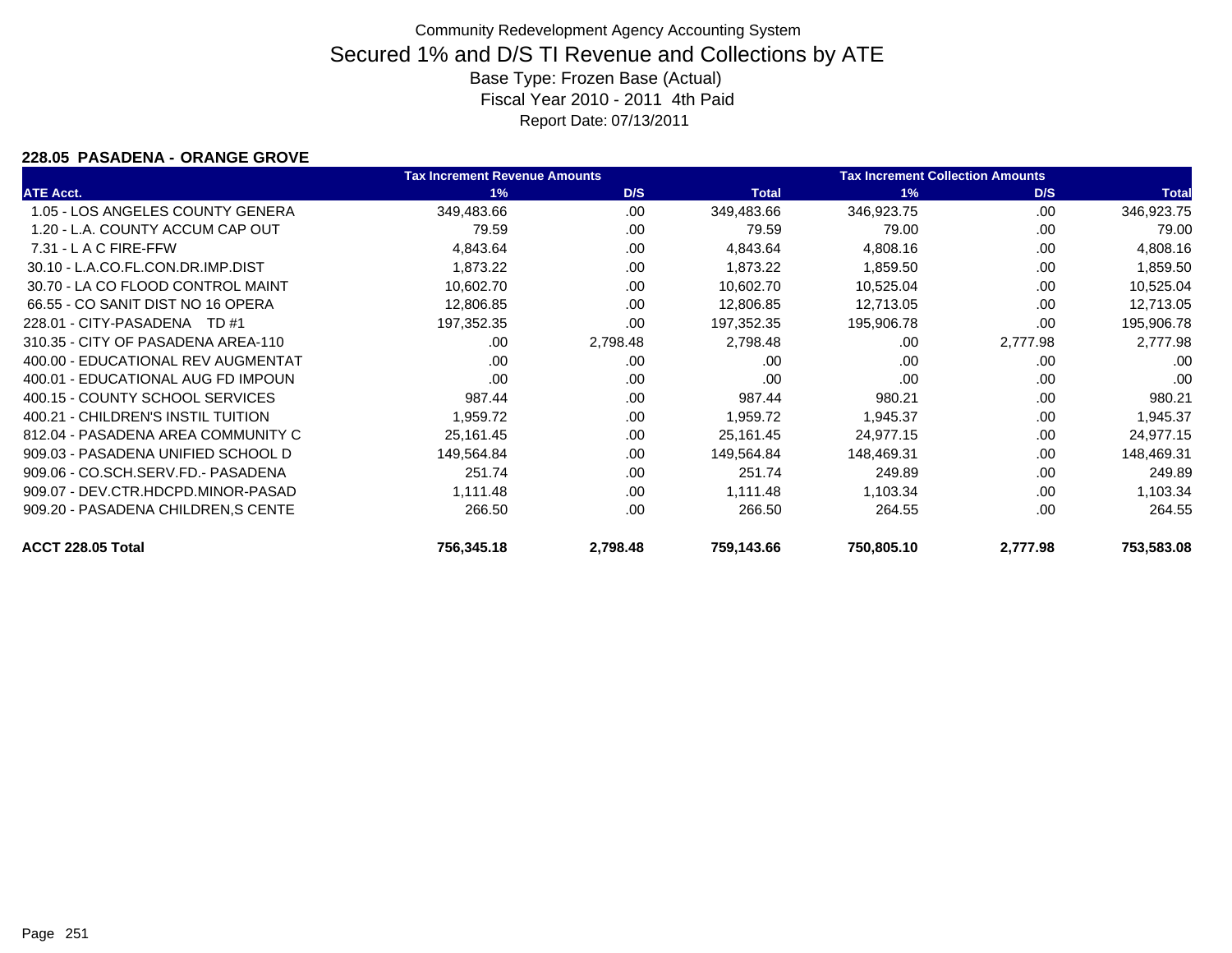# Community Redevelopment Agency Accounting System

## Secured 1% and D/S TI Revenue and Collections by ATE

Base Type: Frozen Base (Actual)

Fiscal Year 2010 - 2011 4th Paid

Report Date: 07/13/2011

### 228.05 PASADENA - ORANGE GROVE

| | Tax Increment Revenue Amounts | | | Tax Increment Collection Amounts | | |
|---|---|---|---|---|---|---|
| ATE Acct. | 1% | D/S | Total | 1% | D/S | Total |
| 1.05 - LOS ANGELES COUNTY GENERA | 349,483.66 | .00 | 349,483.66 | 346,923.75 | .00 | 346,923.75 |
| 1.20 - L.A. COUNTY ACCUM CAP OUT | 79.59 | .00 | 79.59 | 79.00 | .00 | 79.00 |
| 7.31 - L A C FIRE-FFW | 4,843.64 | .00 | 4,843.64 | 4,808.16 | .00 | 4,808.16 |
| 30.10 - L.A.CO.FL.CON.DR.IMP.DIST | 1,873.22 | .00 | 1,873.22 | 1,859.50 | .00 | 1,859.50 |
| 30.70 - LA CO FLOOD CONTROL MAINT | 10,602.70 | .00 | 10,602.70 | 10,525.04 | .00 | 10,525.04 |
| 66.55 - CO SANIT DIST NO 16 OPERA | 12,806.85 | .00 | 12,806.85 | 12,713.05 | .00 | 12,713.05 |
| 228.01 - CITY-PASADENA TD #1 | 197,352.35 | .00 | 197,352.35 | 195,906.78 | .00 | 195,906.78 |
| 310.35 - CITY OF PASADENA AREA-110 | .00 | 2,798.48 | 2,798.48 | .00 | 2,777.98 | 2,777.98 |
| 400.00 - EDUCATIONAL REV AUGMENTAT | .00 | .00 | .00 | .00 | .00 | .00 |
| 400.01 - EDUCATIONAL AUG FD IMPOUN | .00 | .00 | .00 | .00 | .00 | .00 |
| 400.15 - COUNTY SCHOOL SERVICES | 987.44 | .00 | 987.44 | 980.21 | .00 | 980.21 |
| 400.21 - CHILDREN'S INSTIL TUITION | 1,959.72 | .00 | 1,959.72 | 1,945.37 | .00 | 1,945.37 |
| 812.04 - PASADENA AREA COMMUNITY C | 25,161.45 | .00 | 25,161.45 | 24,977.15 | .00 | 24,977.15 |
| 909.03 - PASADENA UNIFIED SCHOOL D | 149,564.84 | .00 | 149,564.84 | 148,469.31 | .00 | 148,469.31 |
| 909.06 - CO.SCH.SERV.FD.- PASADENA | 251.74 | .00 | 251.74 | 249.89 | .00 | 249.89 |
| 909.07 - DEV.CTR.HDCPD.MINOR-PASAD | 1,111.48 | .00 | 1,111.48 | 1,103.34 | .00 | 1,103.34 |
| 909.20 - PASADENA CHILDREN,S CENTE | 266.50 | .00 | 266.50 | 264.55 | .00 | 264.55 |
| **ACCT 228.05 Total** | **756,345.18** | **2,798.48** | **759,143.66** | **750,805.10** | **2,777.98** | **753,583.08** |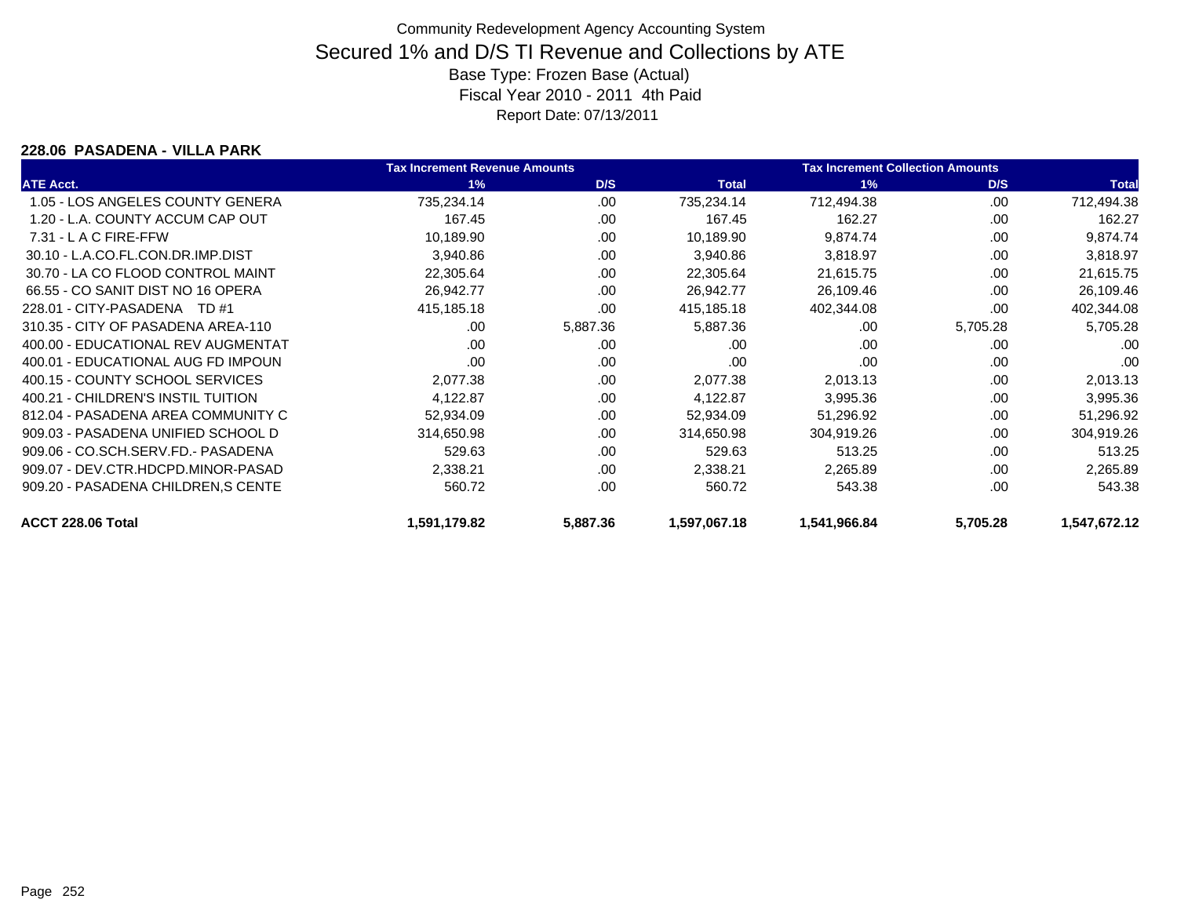# Community Redevelopment Agency Accounting System

## Secured 1% and D/S TI Revenue and Collections by ATE

Base Type: Frozen Base (Actual)

Fiscal Year 2010 - 2011 4th Paid

Report Date: 07/13/2011

### 228.06 PASADENA - VILLA PARK

| | Tax Increment Revenue Amounts | | | Tax Increment Collection Amounts | | |
|---|---|---|---|---|---|---|
| ATE Acct. | 1% | D/S | Total | 1% | D/S | Total |
| 1.05 - LOS ANGELES COUNTY GENERA | 735,234.14 | .00 | 735,234.14 | 712,494.38 | .00 | 712,494.38 |
| 1.20 - L.A. COUNTY ACCUM CAP OUT | 167.45 | .00 | 167.45 | 162.27 | .00 | 162.27 |
| 7.31 - L A C FIRE-FFW | 10,189.90 | .00 | 10,189.90 | 9,874.74 | .00 | 9,874.74 |
| 30.10 - L.A.CO.FL.CON.DR.IMP.DIST | 3,940.86 | .00 | 3,940.86 | 3,818.97 | .00 | 3,818.97 |
| 30.70 - LA CO FLOOD CONTROL MAINT | 22,305.64 | .00 | 22,305.64 | 21,615.75 | .00 | 21,615.75 |
| 66.55 - CO SANIT DIST NO 16 OPERA | 26,942.77 | .00 | 26,942.77 | 26,109.46 | .00 | 26,109.46 |
| 228.01 - CITY-PASADENA TD #1 | 415,185.18 | .00 | 415,185.18 | 402,344.08 | .00 | 402,344.08 |
| 310.35 - CITY OF PASADENA AREA-110 | .00 | 5,887.36 | 5,887.36 | .00 | 5,705.28 | 5,705.28 |
| 400.00 - EDUCATIONAL REV AUGMENTAT | .00 | .00 | .00 | .00 | .00 | .00 |
| 400.01 - EDUCATIONAL AUG FD IMPOUN | .00 | .00 | .00 | .00 | .00 | .00 |
| 400.15 - COUNTY SCHOOL SERVICES | 2,077.38 | .00 | 2,077.38 | 2,013.13 | .00 | 2,013.13 |
| 400.21 - CHILDREN'S INSTIL TUITION | 4,122.87 | .00 | 4,122.87 | 3,995.36 | .00 | 3,995.36 |
| 812.04 - PASADENA AREA COMMUNITY C | 52,934.09 | .00 | 52,934.09 | 51,296.92 | .00 | 51,296.92 |
| 909.03 - PASADENA UNIFIED SCHOOL D | 314,650.98 | .00 | 314,650.98 | 304,919.26 | .00 | 304,919.26 |
| 909.06 - CO.SCH.SERV.FD.- PASADENA | 529.63 | .00 | 529.63 | 513.25 | .00 | 513.25 |
| 909.07 - DEV.CTR.HDCPD.MINOR-PASAD | 2,338.21 | .00 | 2,338.21 | 2,265.89 | .00 | 2,265.89 |
| 909.20 - PASADENA CHILDREN,S CENTE | 560.72 | .00 | 560.72 | 543.38 | .00 | 543.38 |
| **ACCT 228.06 Total** | **1,591,179.82** | **5,887.36** | **1,597,067.18** | **1,541,966.84** | **5,705.28** | **1,547,672.12** |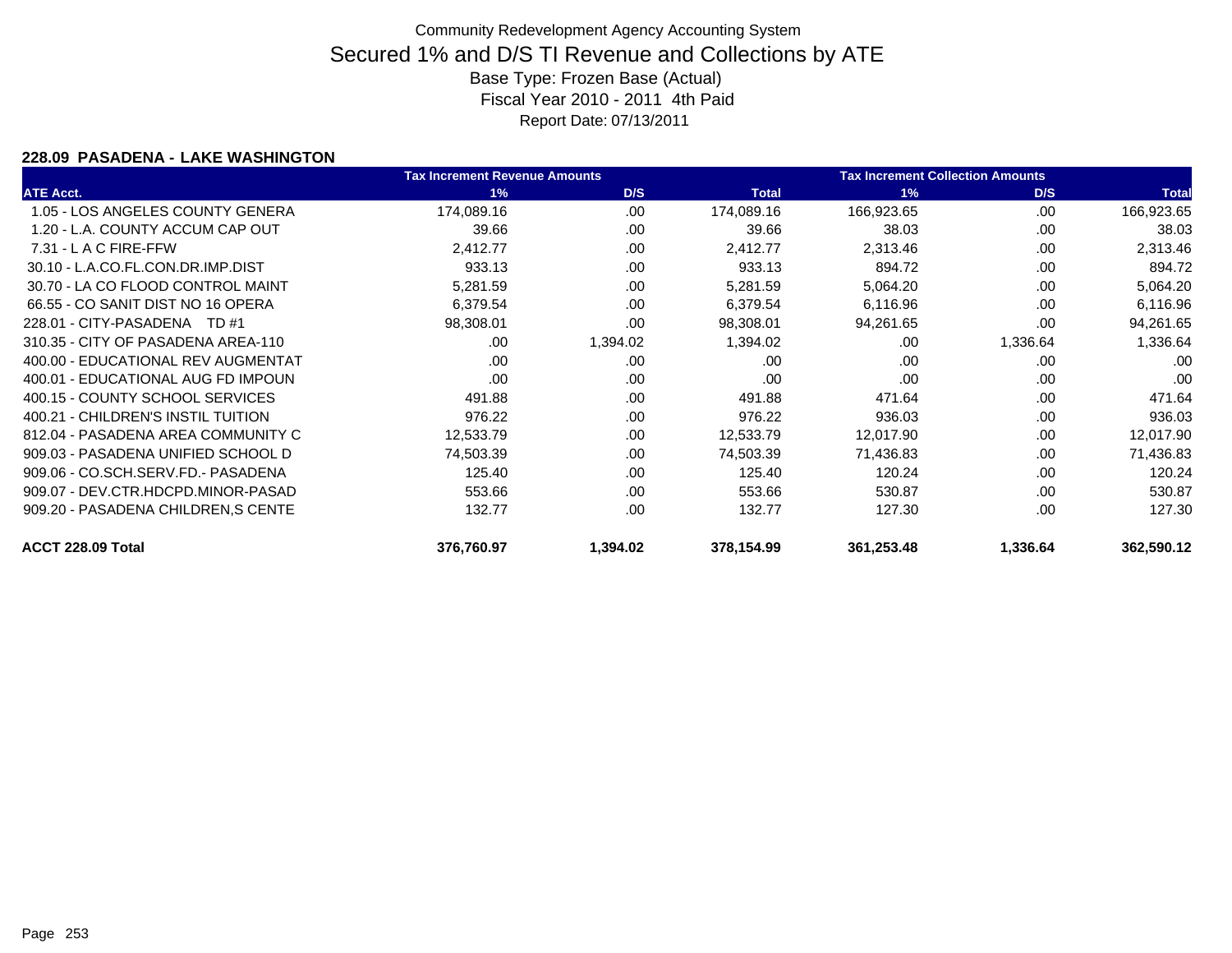# Community Redevelopment Agency Accounting System

## Secured 1% and D/S TI Revenue and Collections by ATE

Base Type: Frozen Base (Actual)

Fiscal Year 2010 - 2011 4th Paid

Report Date: 07/13/2011

### 228.09 PASADENA - LAKE WASHINGTON

| | Tax Increment Revenue Amounts | | | Tax Increment Collection Amounts | | |
|---|---|---|---|---|---|---|
| ATE Acct. | 1% | D/S | Total | 1% | D/S | Total |
| 1.05 - LOS ANGELES COUNTY GENERA | 174,089.16 | .00 | 174,089.16 | 166,923.65 | .00 | 166,923.65 |
| 1.20 - L.A. COUNTY ACCUM CAP OUT | 39.66 | .00 | 39.66 | 38.03 | .00 | 38.03 |
| 7.31 - L A C FIRE-FFW | 2,412.77 | .00 | 2,412.77 | 2,313.46 | .00 | 2,313.46 |
| 30.10 - L.A.CO.FL.CON.DR.IMP.DIST | 933.13 | .00 | 933.13 | 894.72 | .00 | 894.72 |
| 30.70 - LA CO FLOOD CONTROL MAINT | 5,281.59 | .00 | 5,281.59 | 5,064.20 | .00 | 5,064.20 |
| 66.55 - CO SANIT DIST NO 16 OPERA | 6,379.54 | .00 | 6,379.54 | 6,116.96 | .00 | 6,116.96 |
| 228.01 - CITY-PASADENA TD #1 | 98,308.01 | .00 | 98,308.01 | 94,261.65 | .00 | 94,261.65 |
| 310.35 - CITY OF PASADENA AREA-110 | .00 | 1,394.02 | 1,394.02 | .00 | 1,336.64 | 1,336.64 |
| 400.00 - EDUCATIONAL REV AUGMENTAT | .00 | .00 | .00 | .00 | .00 | .00 |
| 400.01 - EDUCATIONAL AUG FD IMPOUN | .00 | .00 | .00 | .00 | .00 | .00 |
| 400.15 - COUNTY SCHOOL SERVICES | 491.88 | .00 | 491.88 | 471.64 | .00 | 471.64 |
| 400.21 - CHILDREN'S INSTIL TUITION | 976.22 | .00 | 976.22 | 936.03 | .00 | 936.03 |
| 812.04 - PASADENA AREA COMMUNITY C | 12,533.79 | .00 | 12,533.79 | 12,017.90 | .00 | 12,017.90 |
| 909.03 - PASADENA UNIFIED SCHOOL D | 74,503.39 | .00 | 74,503.39 | 71,436.83 | .00 | 71,436.83 |
| 909.06 - CO.SCH.SERV.FD.- PASADENA | 125.40 | .00 | 125.40 | 120.24 | .00 | 120.24 |
| 909.07 - DEV.CTR.HDCPD.MINOR-PASAD | 553.66 | .00 | 553.66 | 530.87 | .00 | 530.87 |
| 909.20 - PASADENA CHILDREN,S CENTE | 132.77 | .00 | 132.77 | 127.30 | .00 | 127.30 |
| **ACCT 228.09 Total** | **376,760.97** | **1,394.02** | **378,154.99** | **361,253.48** | **1,336.64** | **362,590.12** |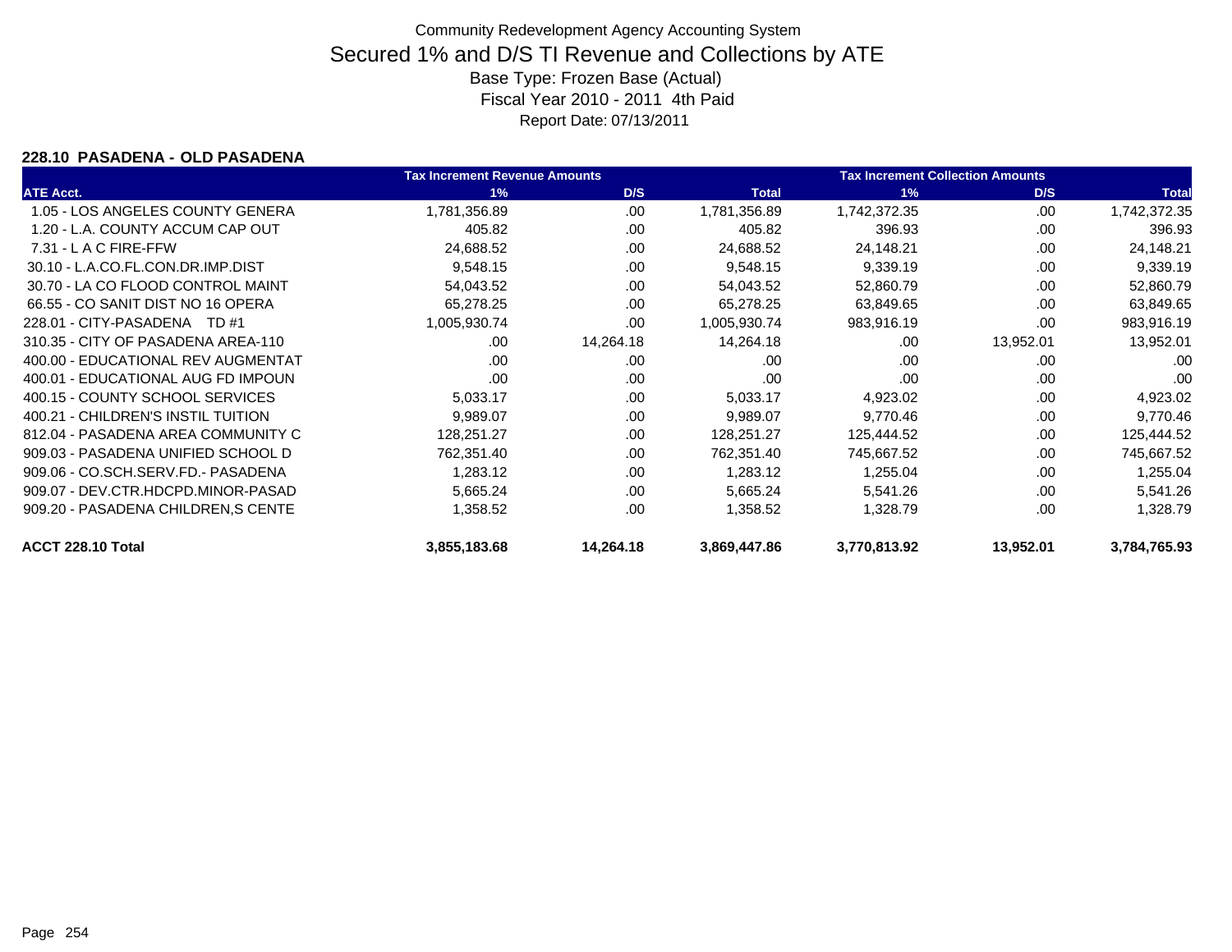Community Redevelopment Agency Accounting System

# Secured 1% and D/S TI Revenue and Collections by ATE

Base Type: Frozen Base (Actual)

Fiscal Year 2010 - 2011 4th Paid

Report Date: 07/13/2011

## 228.10 PASADENA - OLD PASADENA

| | Tax Increment Revenue Amounts | | | Tax Increment Collection Amounts | | |
|---|---|---|---|---|---|---|
| ATE Acct. | 1% | D/S | Total | 1% | D/S | Total |
| 1.05 - LOS ANGELES COUNTY GENERA | 1,781,356.89 | .00 | 1,781,356.89 | 1,742,372.35 | .00 | 1,742,372.35 |
| 1.20 - L.A. COUNTY ACCUM CAP OUT | 405.82 | .00 | 405.82 | 396.93 | .00 | 396.93 |
| 7.31 - L A C FIRE-FFW | 24,688.52 | .00 | 24,688.52 | 24,148.21 | .00 | 24,148.21 |
| 30.10 - L.A.CO.FL.CON.DR.IMP.DIST | 9,548.15 | .00 | 9,548.15 | 9,339.19 | .00 | 9,339.19 |
| 30.70 - LA CO FLOOD CONTROL MAINT | 54,043.52 | .00 | 54,043.52 | 52,860.79 | .00 | 52,860.79 |
| 66.55 - CO SANIT DIST NO 16 OPERA | 65,278.25 | .00 | 65,278.25 | 63,849.65 | .00 | 63,849.65 |
| 228.01 - CITY-PASADENA TD #1 | 1,005,930.74 | .00 | 1,005,930.74 | 983,916.19 | .00 | 983,916.19 |
| 310.35 - CITY OF PASADENA AREA-110 | .00 | 14,264.18 | 14,264.18 | .00 | 13,952.01 | 13,952.01 |
| 400.00 - EDUCATIONAL REV AUGMENTAT | .00 | .00 | .00 | .00 | .00 | .00 |
| 400.01 - EDUCATIONAL AUG FD IMPOUN | .00 | .00 | .00 | .00 | .00 | .00 |
| 400.15 - COUNTY SCHOOL SERVICES | 5,033.17 | .00 | 5,033.17 | 4,923.02 | .00 | 4,923.02 |
| 400.21 - CHILDREN'S INSTIL TUITION | 9,989.07 | .00 | 9,989.07 | 9,770.46 | .00 | 9,770.46 |
| 812.04 - PASADENA AREA COMMUNITY C | 128,251.27 | .00 | 128,251.27 | 125,444.52 | .00 | 125,444.52 |
| 909.03 - PASADENA UNIFIED SCHOOL D | 762,351.40 | .00 | 762,351.40 | 745,667.52 | .00 | 745,667.52 |
| 909.06 - CO.SCH.SERV.FD.- PASADENA | 1,283.12 | .00 | 1,283.12 | 1,255.04 | .00 | 1,255.04 |
| 909.07 - DEV.CTR.HDCPD.MINOR-PASAD | 5,665.24 | .00 | 5,665.24 | 5,541.26 | .00 | 5,541.26 |
| 909.20 - PASADENA CHILDREN,S CENTE | 1,358.52 | .00 | 1,358.52 | 1,328.79 | .00 | 1,328.79 |
| **ACCT 228.10 Total** | **3,855,183.68** | **14,264.18** | **3,869,447.86** | **3,770,813.92** | **13,952.01** | **3,784,765.93** |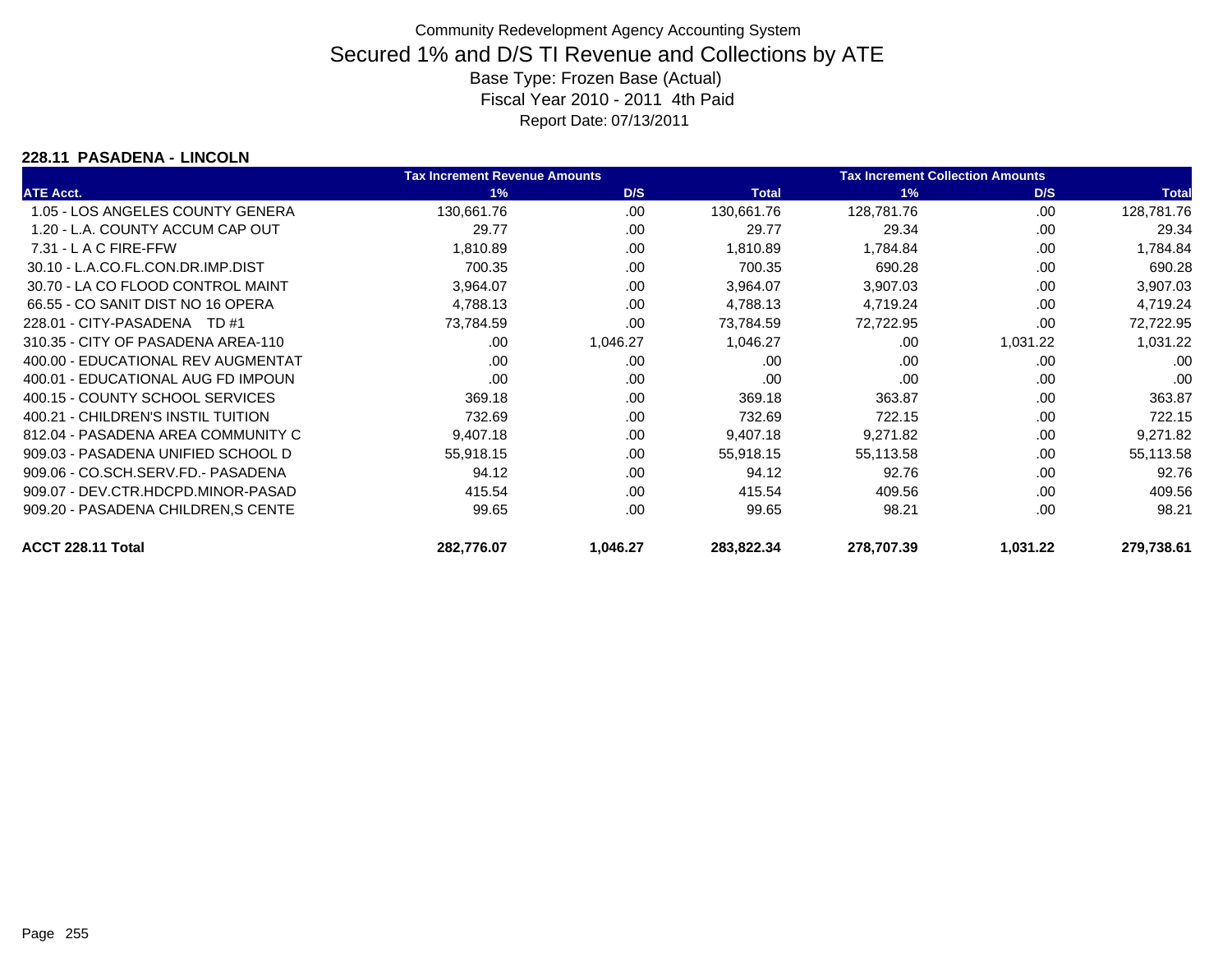# Community Redevelopment Agency Accounting System

## Secured 1% and D/S TI Revenue and Collections by ATE

Base Type: Frozen Base (Actual)

Fiscal Year 2010 - 2011 4th Paid

Report Date: 07/13/2011

### 228.11 PASADENA - LINCOLN

| ATE Acct. | Tax Increment Revenue Amounts 1% | Tax Increment Revenue Amounts D/S | Tax Increment Revenue Amounts Total | Tax Increment Collection Amounts 1% | Tax Increment Collection Amounts D/S | Tax Increment Collection Amounts Total |
|---|---|---|---|---|---|---|
| 1.05 - LOS ANGELES COUNTY GENERA | 130,661.76 | .00 | 130,661.76 | 128,781.76 | .00 | 128,781.76 |
| 1.20 - L.A. COUNTY ACCUM CAP OUT | 29.77 | .00 | 29.77 | 29.34 | .00 | 29.34 |
| 7.31 - L A C FIRE-FFW | 1,810.89 | .00 | 1,810.89 | 1,784.84 | .00 | 1,784.84 |
| 30.10 - L.A.CO.FL.CON.DR.IMP.DIST | 700.35 | .00 | 700.35 | 690.28 | .00 | 690.28 |
| 30.70 - LA CO FLOOD CONTROL MAINT | 3,964.07 | .00 | 3,964.07 | 3,907.03 | .00 | 3,907.03 |
| 66.55 - CO SANIT DIST NO 16 OPERA | 4,788.13 | .00 | 4,788.13 | 4,719.24 | .00 | 4,719.24 |
| 228.01 - CITY-PASADENA TD #1 | 73,784.59 | .00 | 73,784.59 | 72,722.95 | .00 | 72,722.95 |
| 310.35 - CITY OF PASADENA AREA-110 | .00 | 1,046.27 | 1,046.27 | .00 | 1,031.22 | 1,031.22 |
| 400.00 - EDUCATIONAL REV AUGMENTAT | .00 | .00 | .00 | .00 | .00 | .00 |
| 400.01 - EDUCATIONAL AUG FD IMPOUN | .00 | .00 | .00 | .00 | .00 | .00 |
| 400.15 - COUNTY SCHOOL SERVICES | 369.18 | .00 | 369.18 | 363.87 | .00 | 363.87 |
| 400.21 - CHILDREN'S INSTIL TUITION | 732.69 | .00 | 732.69 | 722.15 | .00 | 722.15 |
| 812.04 - PASADENA AREA COMMUNITY C | 9,407.18 | .00 | 9,407.18 | 9,271.82 | .00 | 9,271.82 |
| 909.03 - PASADENA UNIFIED SCHOOL D | 55,918.15 | .00 | 55,918.15 | 55,113.58 | .00 | 55,113.58 |
| 909.06 - CO.SCH.SERV.FD.- PASADENA | 94.12 | .00 | 94.12 | 92.76 | .00 | 92.76 |
| 909.07 - DEV.CTR.HDCPD.MINOR-PASAD | 415.54 | .00 | 415.54 | 409.56 | .00 | 409.56 |
| 909.20 - PASADENA CHILDREN,S CENTE | 99.65 | .00 | 99.65 | 98.21 | .00 | 98.21 |
| **ACCT 228.11 Total** | **282,776.07** | **1,046.27** | **283,822.34** | **278,707.39** | **1,031.22** | **279,738.61** |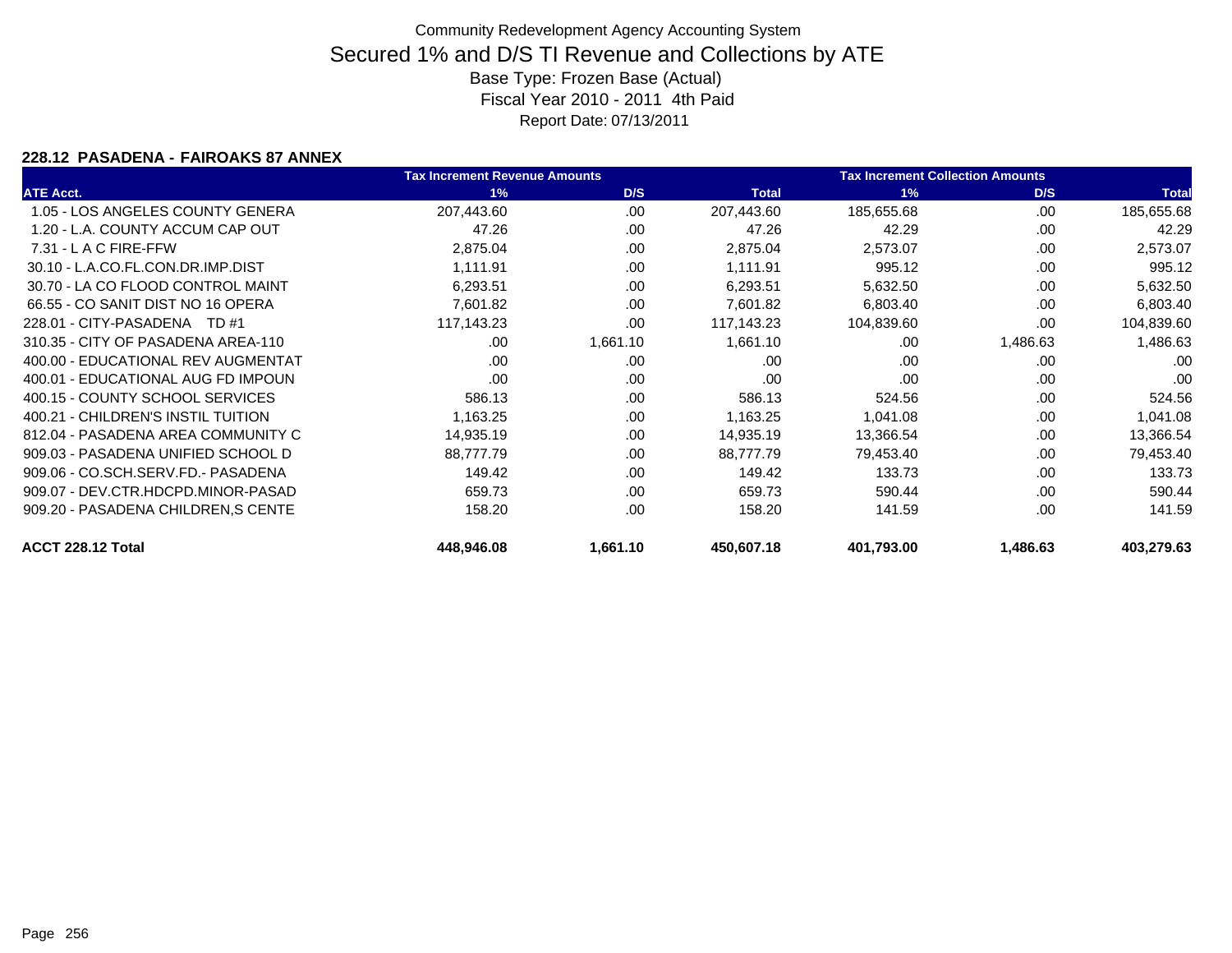Community Redevelopment Agency Accounting System

# Secured 1% and D/S TI Revenue and Collections by ATE

Base Type: Frozen Base (Actual)

Fiscal Year 2010 - 2011 4th Paid

Report Date: 07/13/2011

### 228.12 PASADENA - FAIROAKS 87 ANNEX

| | Tax Increment Revenue Amounts | | | Tax Increment Collection Amounts | | |
|---|---|---|---|---|---|---|
| ATE Acct. | 1% | D/S | Total | 1% | D/S | Total |
| 1.05 - LOS ANGELES COUNTY GENERA | 207,443.60 | .00 | 207,443.60 | 185,655.68 | .00 | 185,655.68 |
| 1.20 - L.A. COUNTY ACCUM CAP OUT | 47.26 | .00 | 47.26 | 42.29 | .00 | 42.29 |
| 7.31 - L A C FIRE-FFW | 2,875.04 | .00 | 2,875.04 | 2,573.07 | .00 | 2,573.07 |
| 30.10 - L.A.CO.FL.CON.DR.IMP.DIST | 1,111.91 | .00 | 1,111.91 | 995.12 | .00 | 995.12 |
| 30.70 - LA CO FLOOD CONTROL MAINT | 6,293.51 | .00 | 6,293.51 | 5,632.50 | .00 | 5,632.50 |
| 66.55 - CO SANIT DIST NO 16 OPERA | 7,601.82 | .00 | 7,601.82 | 6,803.40 | .00 | 6,803.40 |
| 228.01 - CITY-PASADENA TD #1 | 117,143.23 | .00 | 117,143.23 | 104,839.60 | .00 | 104,839.60 |
| 310.35 - CITY OF PASADENA AREA-110 | .00 | 1,661.10 | 1,661.10 | .00 | 1,486.63 | 1,486.63 |
| 400.00 - EDUCATIONAL REV AUGMENTAT | .00 | .00 | .00 | .00 | .00 | .00 |
| 400.01 - EDUCATIONAL AUG FD IMPOUN | .00 | .00 | .00 | .00 | .00 | .00 |
| 400.15 - COUNTY SCHOOL SERVICES | 586.13 | .00 | 586.13 | 524.56 | .00 | 524.56 |
| 400.21 - CHILDREN'S INSTIL TUITION | 1,163.25 | .00 | 1,163.25 | 1,041.08 | .00 | 1,041.08 |
| 812.04 - PASADENA AREA COMMUNITY C | 14,935.19 | .00 | 14,935.19 | 13,366.54 | .00 | 13,366.54 |
| 909.03 - PASADENA UNIFIED SCHOOL D | 88,777.79 | .00 | 88,777.79 | 79,453.40 | .00 | 79,453.40 |
| 909.06 - CO.SCH.SERV.FD.- PASADENA | 149.42 | .00 | 149.42 | 133.73 | .00 | 133.73 |
| 909.07 - DEV.CTR.HDCPD.MINOR-PASAD | 659.73 | .00 | 659.73 | 590.44 | .00 | 590.44 |
| 909.20 - PASADENA CHILDREN,S CENTE | 158.20 | .00 | 158.20 | 141.59 | .00 | 141.59 |
| **ACCT 228.12 Total** | **448,946.08** | **1,661.10** | **450,607.18** | **401,793.00** | **1,486.63** | **403,279.63** |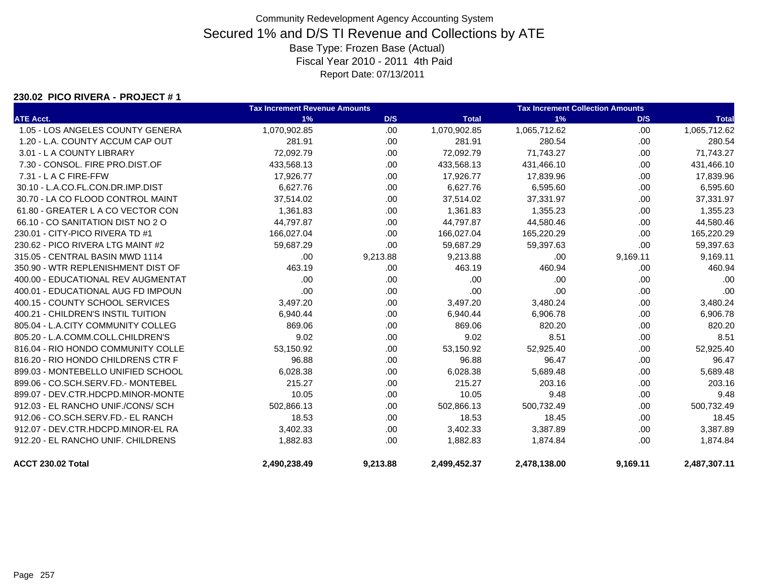Community Redevelopment Agency Accounting System

# Secured 1% and D/S TI Revenue and Collections by ATE

Base Type: Frozen Base (Actual)

Fiscal Year 2010 - 2011 4th Paid

Report Date: 07/13/2011

### 230.02 PICO RIVERA - PROJECT # 1

| | Tax Increment Revenue Amounts | | | Tax Increment Collection Amounts | | |
|---|---|---|---|---|---|---|
| ATE Acct. | 1% | D/S | Total | 1% | D/S | Total |
| 1.05 - LOS ANGELES COUNTY GENERA | 1,070,902.85 | .00 | 1,070,902.85 | 1,065,712.62 | .00 | 1,065,712.62 |
| 1.20 - L.A. COUNTY ACCUM CAP OUT | 281.91 | .00 | 281.91 | 280.54 | .00 | 280.54 |
| 3.01 - L A COUNTY LIBRARY | 72,092.79 | .00 | 72,092.79 | 71,743.27 | .00 | 71,743.27 |
| 7.30 - CONSOL. FIRE PRO.DIST.OF | 433,568.13 | .00 | 433,568.13 | 431,466.10 | .00 | 431,466.10 |
| 7.31 - L A C FIRE-FFW | 17,926.77 | .00 | 17,926.77 | 17,839.96 | .00 | 17,839.96 |
| 30.10 - L.A.CO.FL.CON.DR.IMP.DIST | 6,627.76 | .00 | 6,627.76 | 6,595.60 | .00 | 6,595.60 |
| 30.70 - LA CO FLOOD CONTROL MAINT | 37,514.02 | .00 | 37,514.02 | 37,331.97 | .00 | 37,331.97 |
| 61.80 - GREATER L A CO VECTOR CON | 1,361.83 | .00 | 1,361.83 | 1,355.23 | .00 | 1,355.23 |
| 66.10 - CO SANITATION DIST NO 2 O | 44,797.87 | .00 | 44,797.87 | 44,580.46 | .00 | 44,580.46 |
| 230.01 - CITY-PICO RIVERA TD #1 | 166,027.04 | .00 | 166,027.04 | 165,220.29 | .00 | 165,220.29 |
| 230.62 - PICO RIVERA LTG MAINT #2 | 59,687.29 | .00 | 59,687.29 | 59,397.63 | .00 | 59,397.63 |
| 315.05 - CENTRAL BASIN MWD 1114 | .00 | 9,213.88 | 9,213.88 | .00 | 9,169.11 | 9,169.11 |
| 350.90 - WTR REPLENISHMENT DIST OF | 463.19 | .00 | 463.19 | 460.94 | .00 | 460.94 |
| 400.00 - EDUCATIONAL REV AUGMENTAT | .00 | .00 | .00 | .00 | .00 | .00 |
| 400.01 - EDUCATIONAL AUG FD IMPOUN | .00 | .00 | .00 | .00 | .00 | .00 |
| 400.15 - COUNTY SCHOOL SERVICES | 3,497.20 | .00 | 3,497.20 | 3,480.24 | .00 | 3,480.24 |
| 400.21 - CHILDREN'S INSTIL TUITION | 6,940.44 | .00 | 6,940.44 | 6,906.78 | .00 | 6,906.78 |
| 805.04 - L.A.CITY COMMUNITY COLLEG | 869.06 | .00 | 869.06 | 820.20 | .00 | 820.20 |
| 805.20 - L.A.COMM.COLL.CHILDREN'S | 9.02 | .00 | 9.02 | 8.51 | .00 | 8.51 |
| 816.04 - RIO HONDO COMMUNITY COLLE | 53,150.92 | .00 | 53,150.92 | 52,925.40 | .00 | 52,925.40 |
| 816.20 - RIO HONDO CHILDRENS CTR F | 96.88 | .00 | 96.88 | 96.47 | .00 | 96.47 |
| 899.03 - MONTEBELLO UNIFIED SCHOOL | 6,028.38 | .00 | 6,028.38 | 5,689.48 | .00 | 5,689.48 |
| 899.06 - CO.SCH.SERV.FD.- MONTEBEL | 215.27 | .00 | 215.27 | 203.16 | .00 | 203.16 |
| 899.07 - DEV.CTR.HDCPD.MINOR-MONTE | 10.05 | .00 | 10.05 | 9.48 | .00 | 9.48 |
| 912.03 - EL RANCHO UNIF./CONS/ SCH | 502,866.13 | .00 | 502,866.13 | 500,732.49 | .00 | 500,732.49 |
| 912.06 - CO.SCH.SERV.FD.- EL RANCH | 18.53 | .00 | 18.53 | 18.45 | .00 | 18.45 |
| 912.07 - DEV.CTR.HDCPD.MINOR-EL RA | 3,402.33 | .00 | 3,402.33 | 3,387.89 | .00 | 3,387.89 |
| 912.20 - EL RANCHO UNIF. CHILDRENS | 1,882.83 | .00 | 1,882.83 | 1,874.84 | .00 | 1,874.84 |
| **ACCT 230.02 Total** | **2,490,238.49** | **9,213.88** | **2,499,452.37** | **2,478,138.00** | **9,169.11** | **2,487,307.11** |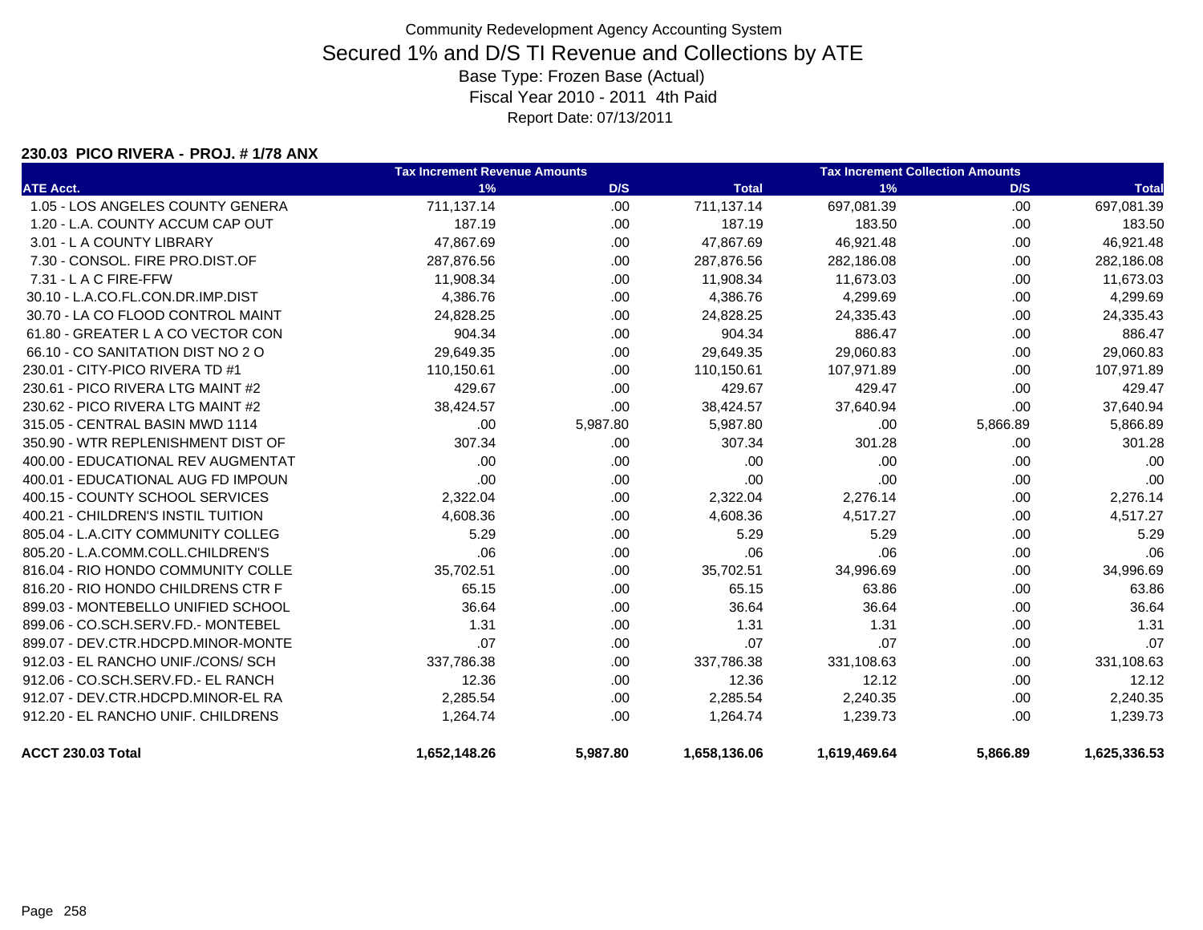Community Redevelopment Agency Accounting System

# Secured 1% and D/S TI Revenue and Collections by ATE

Base Type: Frozen Base (Actual)

Fiscal Year 2010 - 2011 4th Paid

Report Date: 07/13/2011

### 230.03 PICO RIVERA - PROJ. # 1/78 ANX

| | Tax Increment Revenue Amounts | | | Tax Increment Collection Amounts | | |
|---|---|---|---|---|---|---|
| ATE Acct. | 1% | D/S | Total | 1% | D/S | Total |
| 1.05 - LOS ANGELES COUNTY GENERA | 711,137.14 | .00 | 711,137.14 | 697,081.39 | .00 | 697,081.39 |
| 1.20 - L.A. COUNTY ACCUM CAP OUT | 187.19 | .00 | 187.19 | 183.50 | .00 | 183.50 |
| 3.01 - L A COUNTY LIBRARY | 47,867.69 | .00 | 47,867.69 | 46,921.48 | .00 | 46,921.48 |
| 7.30 - CONSOL. FIRE PRO.DIST.OF | 287,876.56 | .00 | 287,876.56 | 282,186.08 | .00 | 282,186.08 |
| 7.31 - L A C FIRE-FFW | 11,908.34 | .00 | 11,908.34 | 11,673.03 | .00 | 11,673.03 |
| 30.10 - L.A.CO.FL.CON.DR.IMP.DIST | 4,386.76 | .00 | 4,386.76 | 4,299.69 | .00 | 4,299.69 |
| 30.70 - LA CO FLOOD CONTROL MAINT | 24,828.25 | .00 | 24,828.25 | 24,335.43 | .00 | 24,335.43 |
| 61.80 - GREATER L A CO VECTOR CON | 904.34 | .00 | 904.34 | 886.47 | .00 | 886.47 |
| 66.10 - CO SANITATION DIST NO 2 O | 29,649.35 | .00 | 29,649.35 | 29,060.83 | .00 | 29,060.83 |
| 230.01 - CITY-PICO RIVERA TD #1 | 110,150.61 | .00 | 110,150.61 | 107,971.89 | .00 | 107,971.89 |
| 230.61 - PICO RIVERA LTG MAINT #2 | 429.67 | .00 | 429.67 | 429.47 | .00 | 429.47 |
| 230.62 - PICO RIVERA LTG MAINT #2 | 38,424.57 | .00 | 38,424.57 | 37,640.94 | .00 | 37,640.94 |
| 315.05 - CENTRAL BASIN MWD 1114 | .00 | 5,987.80 | 5,987.80 | .00 | 5,866.89 | 5,866.89 |
| 350.90 - WTR REPLENISHMENT DIST OF | 307.34 | .00 | 307.34 | 301.28 | .00 | 301.28 |
| 400.00 - EDUCATIONAL REV AUGMENTAT | .00 | .00 | .00 | .00 | .00 | .00 |
| 400.01 - EDUCATIONAL AUG FD IMPOUN | .00 | .00 | .00 | .00 | .00 | .00 |
| 400.15 - COUNTY SCHOOL SERVICES | 2,322.04 | .00 | 2,322.04 | 2,276.14 | .00 | 2,276.14 |
| 400.21 - CHILDREN'S INSTIL TUITION | 4,608.36 | .00 | 4,608.36 | 4,517.27 | .00 | 4,517.27 |
| 805.04 - L.A.CITY COMMUNITY COLLEG | 5.29 | .00 | 5.29 | 5.29 | .00 | 5.29 |
| 805.20 - L.A.COMM.COLL.CHILDREN'S | .06 | .00 | .06 | .06 | .00 | .06 |
| 816.04 - RIO HONDO COMMUNITY COLLE | 35,702.51 | .00 | 35,702.51 | 34,996.69 | .00 | 34,996.69 |
| 816.20 - RIO HONDO CHILDRENS CTR F | 65.15 | .00 | 65.15 | 63.86 | .00 | 63.86 |
| 899.03 - MONTEBELLO UNIFIED SCHOOL | 36.64 | .00 | 36.64 | 36.64 | .00 | 36.64 |
| 899.06 - CO.SCH.SERV.FD.- MONTEBEL | 1.31 | .00 | 1.31 | 1.31 | .00 | 1.31 |
| 899.07 - DEV.CTR.HDCPD.MINOR-MONTE | .07 | .00 | .07 | .07 | .00 | .07 |
| 912.03 - EL RANCHO UNIF./CONS/ SCH | 337,786.38 | .00 | 337,786.38 | 331,108.63 | .00 | 331,108.63 |
| 912.06 - CO.SCH.SERV.FD.- EL RANCH | 12.36 | .00 | 12.36 | 12.12 | .00 | 12.12 |
| 912.07 - DEV.CTR.HDCPD.MINOR-EL RA | 2,285.54 | .00 | 2,285.54 | 2,240.35 | .00 | 2,240.35 |
| 912.20 - EL RANCHO UNIF. CHILDRENS | 1,264.74 | .00 | 1,264.74 | 1,239.73 | .00 | 1,239.73 |
| **ACCT 230.03 Total** | **1,652,148.26** | **5,987.80** | **1,658,136.06** | **1,619,469.64** | **5,866.89** | **1,625,336.53** |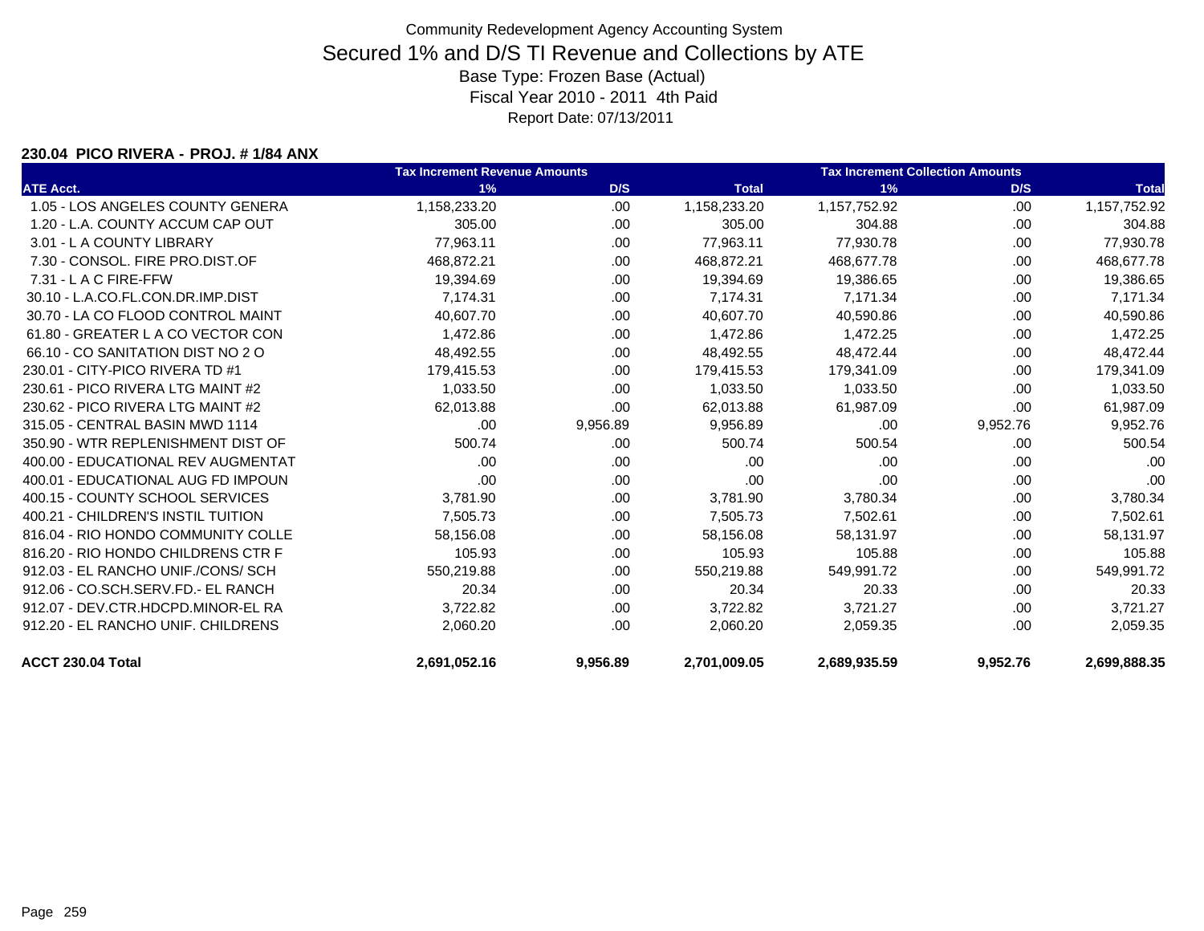Community Redevelopment Agency Accounting System

# Secured 1% and D/S TI Revenue and Collections by ATE

Base Type: Frozen Base (Actual)
Fiscal Year 2010 - 2011 4th Paid
Report Date: 07/13/2011

**230.04 PICO RIVERA - PROJ. # 1/84 ANX**

| | Tax Increment Revenue Amounts | | | Tax Increment Collection Amounts | | |
|---|---|---|---|---|---|---|
| ATE Acct. | 1% | D/S | Total | 1% | D/S | Total |
| 1.05 - LOS ANGELES COUNTY GENERA | 1,158,233.20 | .00 | 1,158,233.20 | 1,157,752.92 | .00 | 1,157,752.92 |
| 1.20 - L.A. COUNTY ACCUM CAP OUT | 305.00 | .00 | 305.00 | 304.88 | .00 | 304.88 |
| 3.01 - L A COUNTY LIBRARY | 77,963.11 | .00 | 77,963.11 | 77,930.78 | .00 | 77,930.78 |
| 7.30 - CONSOL. FIRE PRO.DIST.OF | 468,872.21 | .00 | 468,872.21 | 468,677.78 | .00 | 468,677.78 |
| 7.31 - L A C FIRE-FFW | 19,394.69 | .00 | 19,394.69 | 19,386.65 | .00 | 19,386.65 |
| 30.10 - L.A.CO.FL.CON.DR.IMP.DIST | 7,174.31 | .00 | 7,174.31 | 7,171.34 | .00 | 7,171.34 |
| 30.70 - LA CO FLOOD CONTROL MAINT | 40,607.70 | .00 | 40,607.70 | 40,590.86 | .00 | 40,590.86 |
| 61.80 - GREATER L A CO VECTOR CON | 1,472.86 | .00 | 1,472.86 | 1,472.25 | .00 | 1,472.25 |
| 66.10 - CO SANITATION DIST NO 2 O | 48,492.55 | .00 | 48,492.55 | 48,472.44 | .00 | 48,472.44 |
| 230.01 - CITY-PICO RIVERA TD #1 | 179,415.53 | .00 | 179,415.53 | 179,341.09 | .00 | 179,341.09 |
| 230.61 - PICO RIVERA LTG MAINT #2 | 1,033.50 | .00 | 1,033.50 | 1,033.50 | .00 | 1,033.50 |
| 230.62 - PICO RIVERA LTG MAINT #2 | 62,013.88 | .00 | 62,013.88 | 61,987.09 | .00 | 61,987.09 |
| 315.05 - CENTRAL BASIN MWD 1114 | .00 | 9,956.89 | 9,956.89 | .00 | 9,952.76 | 9,952.76 |
| 350.90 - WTR REPLENISHMENT DIST OF | 500.74 | .00 | 500.74 | 500.54 | .00 | 500.54 |
| 400.00 - EDUCATIONAL REV AUGMENTAT | .00 | .00 | .00 | .00 | .00 | .00 |
| 400.01 - EDUCATIONAL AUG FD IMPOUN | .00 | .00 | .00 | .00 | .00 | .00 |
| 400.15 - COUNTY SCHOOL SERVICES | 3,781.90 | .00 | 3,781.90 | 3,780.34 | .00 | 3,780.34 |
| 400.21 - CHILDREN'S INSTIL TUITION | 7,505.73 | .00 | 7,505.73 | 7,502.61 | .00 | 7,502.61 |
| 816.04 - RIO HONDO COMMUNITY COLLE | 58,156.08 | .00 | 58,156.08 | 58,131.97 | .00 | 58,131.97 |
| 816.20 - RIO HONDO CHILDRENS CTR F | 105.93 | .00 | 105.93 | 105.88 | .00 | 105.88 |
| 912.03 - EL RANCHO UNIF./CONS/ SCH | 550,219.88 | .00 | 550,219.88 | 549,991.72 | .00 | 549,991.72 |
| 912.06 - CO.SCH.SERV.FD.- EL RANCH | 20.34 | .00 | 20.34 | 20.33 | .00 | 20.33 |
| 912.07 - DEV.CTR.HDCPD.MINOR-EL RA | 3,722.82 | .00 | 3,722.82 | 3,721.27 | .00 | 3,721.27 |
| 912.20 - EL RANCHO UNIF. CHILDRENS | 2,060.20 | .00 | 2,060.20 | 2,059.35 | .00 | 2,059.35 |
| **ACCT 230.04 Total** | **2,691,052.16** | **9,956.89** | **2,701,009.05** | **2,689,935.59** | **9,952.76** | **2,699,888.35** |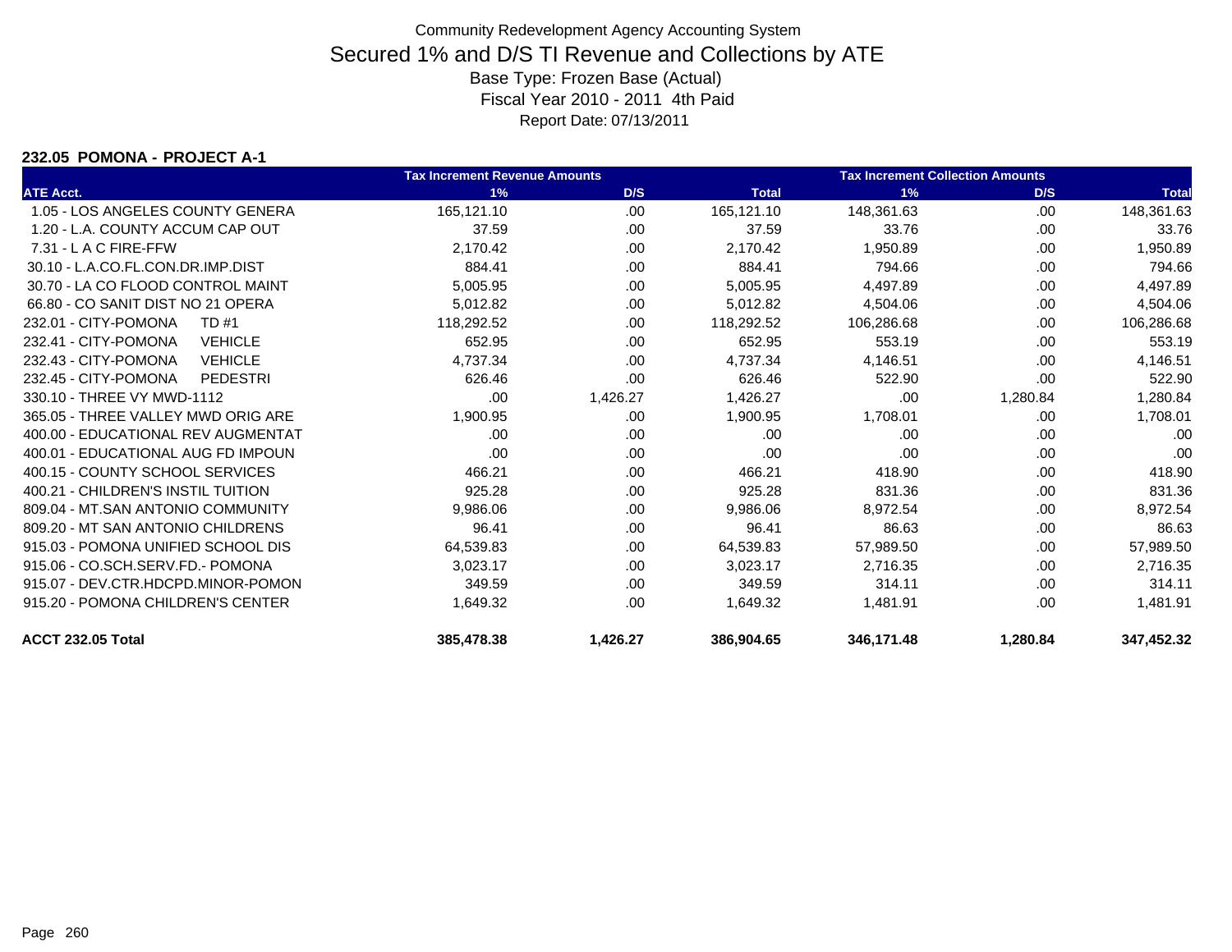# Community Redevelopment Agency Accounting System

## Secured 1% and D/S TI Revenue and Collections by ATE

Base Type: Frozen Base (Actual)
Fiscal Year 2010 - 2011 4th Paid
Report Date: 07/13/2011

### 232.05 POMONA - PROJECT A-1

| ATE Acct. | Tax Increment Revenue Amounts 1% | D/S | Total | Tax Increment Collection Amounts 1% | D/S | Total |
|---|---|---|---|---|---|---|
| 1.05 - LOS ANGELES COUNTY GENERA | 165,121.10 | .00 | 165,121.10 | 148,361.63 | .00 | 148,361.63 |
| 1.20 - L.A. COUNTY ACCUM CAP OUT | 37.59 | .00 | 37.59 | 33.76 | .00 | 33.76 |
| 7.31 - L A C FIRE-FFW | 2,170.42 | .00 | 2,170.42 | 1,950.89 | .00 | 1,950.89 |
| 30.10 - L.A.CO.FL.CON.DR.IMP.DIST | 884.41 | .00 | 884.41 | 794.66 | .00 | 794.66 |
| 30.70 - LA CO FLOOD CONTROL MAINT | 5,005.95 | .00 | 5,005.95 | 4,497.89 | .00 | 4,497.89 |
| 66.80 - CO SANIT DIST NO 21 OPERA | 5,012.82 | .00 | 5,012.82 | 4,504.06 | .00 | 4,504.06 |
| 232.01 - CITY-POMONA TD #1 | 118,292.52 | .00 | 118,292.52 | 106,286.68 | .00 | 106,286.68 |
| 232.41 - CITY-POMONA VEHICLE | 652.95 | .00 | 652.95 | 553.19 | .00 | 553.19 |
| 232.43 - CITY-POMONA VEHICLE | 4,737.34 | .00 | 4,737.34 | 4,146.51 | .00 | 4,146.51 |
| 232.45 - CITY-POMONA PEDESTRI | 626.46 | .00 | 626.46 | 522.90 | .00 | 522.90 |
| 330.10 - THREE VY MWD-1112 | .00 | 1,426.27 | 1,426.27 | .00 | 1,280.84 | 1,280.84 |
| 365.05 - THREE VALLEY MWD ORIG ARE | 1,900.95 | .00 | 1,900.95 | 1,708.01 | .00 | 1,708.01 |
| 400.00 - EDUCATIONAL REV AUGMENTAT | .00 | .00 | .00 | .00 | .00 | .00 |
| 400.01 - EDUCATIONAL AUG FD IMPOUN | .00 | .00 | .00 | .00 | .00 | .00 |
| 400.15 - COUNTY SCHOOL SERVICES | 466.21 | .00 | 466.21 | 418.90 | .00 | 418.90 |
| 400.21 - CHILDREN'S INSTIL TUITION | 925.28 | .00 | 925.28 | 831.36 | .00 | 831.36 |
| 809.04 - MT.SAN ANTONIO COMMUNITY | 9,986.06 | .00 | 9,986.06 | 8,972.54 | .00 | 8,972.54 |
| 809.20 - MT SAN ANTONIO CHILDRENS | 96.41 | .00 | 96.41 | 86.63 | .00 | 86.63 |
| 915.03 - POMONA UNIFIED SCHOOL DIS | 64,539.83 | .00 | 64,539.83 | 57,989.50 | .00 | 57,989.50 |
| 915.06 - CO.SCH.SERV.FD.- POMONA | 3,023.17 | .00 | 3,023.17 | 2,716.35 | .00 | 2,716.35 |
| 915.07 - DEV.CTR.HDCPD.MINOR-POMON | 349.59 | .00 | 349.59 | 314.11 | .00 | 314.11 |
| 915.20 - POMONA CHILDREN'S CENTER | 1,649.32 | .00 | 1,649.32 | 1,481.91 | .00 | 1,481.91 |
| **ACCT 232.05 Total** | **385,478.38** | **1,426.27** | **386,904.65** | **346,171.48** | **1,280.84** | **347,452.32** |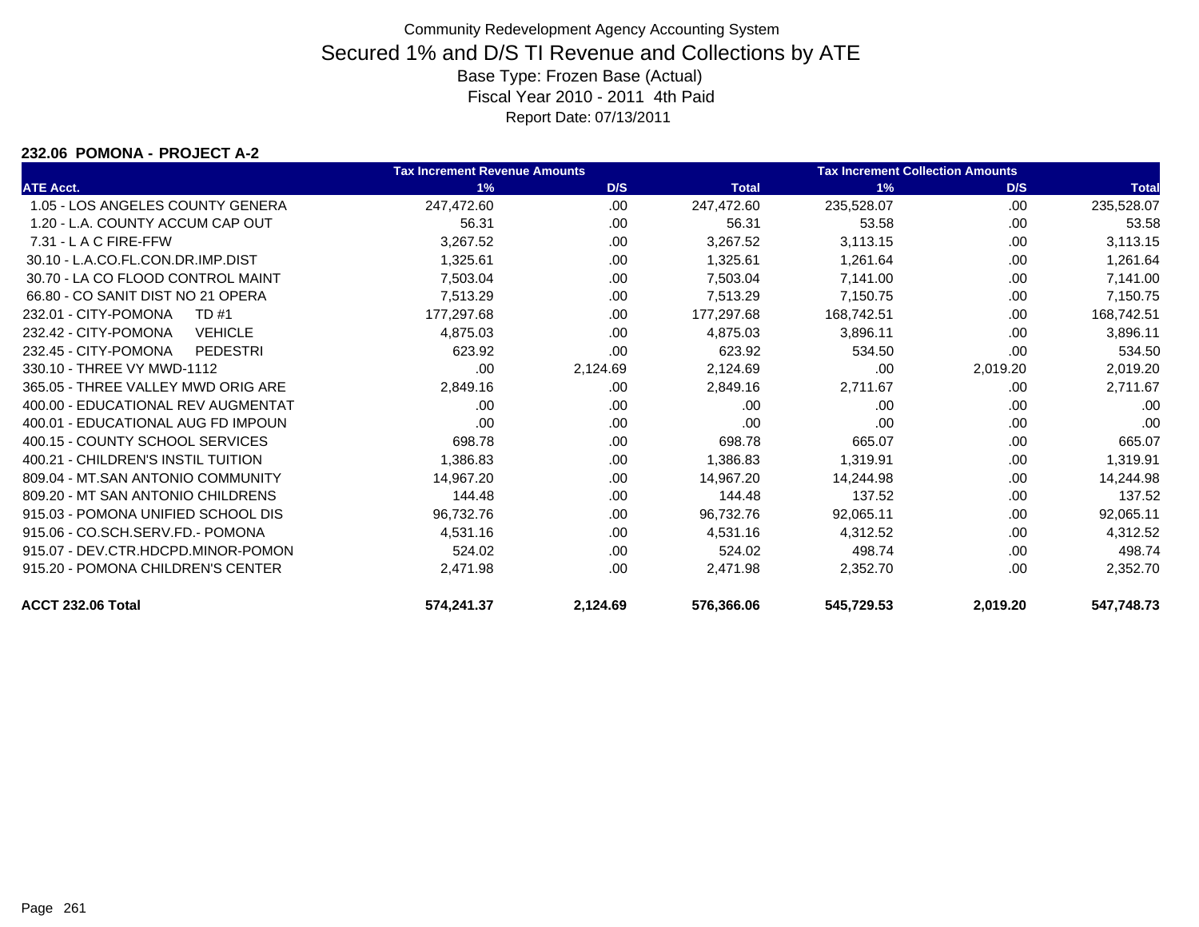Community Redevelopment Agency Accounting System

# Secured 1% and D/S TI Revenue and Collections by ATE

Base Type: Frozen Base (Actual)

Fiscal Year 2010 - 2011 4th Paid

Report Date: 07/13/2011

**232.06 POMONA - PROJECT A-2**

| | Tax Increment Revenue Amounts | | | Tax Increment Collection Amounts | | |
|---|---|---|---|---|---|---|
| **ATE Acct.** | **1%** | **D/S** | **Total** | **1%** | **D/S** | **Total** |
| 1.05 - LOS ANGELES COUNTY GENERA | 247,472.60 | .00 | 247,472.60 | 235,528.07 | .00 | 235,528.07 |
| 1.20 - L.A. COUNTY ACCUM CAP OUT | 56.31 | .00 | 56.31 | 53.58 | .00 | 53.58 |
| 7.31 - L A C FIRE-FFW | 3,267.52 | .00 | 3,267.52 | 3,113.15 | .00 | 3,113.15 |
| 30.10 - L.A.CO.FL.CON.DR.IMP.DIST | 1,325.61 | .00 | 1,325.61 | 1,261.64 | .00 | 1,261.64 |
| 30.70 - LA CO FLOOD CONTROL MAINT | 7,503.04 | .00 | 7,503.04 | 7,141.00 | .00 | 7,141.00 |
| 66.80 - CO SANIT DIST NO 21 OPERA | 7,513.29 | .00 | 7,513.29 | 7,150.75 | .00 | 7,150.75 |
| 232.01 - CITY-POMONA TD #1 | 177,297.68 | .00 | 177,297.68 | 168,742.51 | .00 | 168,742.51 |
| 232.42 - CITY-POMONA VEHICLE | 4,875.03 | .00 | 4,875.03 | 3,896.11 | .00 | 3,896.11 |
| 232.45 - CITY-POMONA PEDESTRI | 623.92 | .00 | 623.92 | 534.50 | .00 | 534.50 |
| 330.10 - THREE VY MWD-1112 | .00 | 2,124.69 | 2,124.69 | .00 | 2,019.20 | 2,019.20 |
| 365.05 - THREE VALLEY MWD ORIG ARE | 2,849.16 | .00 | 2,849.16 | 2,711.67 | .00 | 2,711.67 |
| 400.00 - EDUCATIONAL REV AUGMENTAT | .00 | .00 | .00 | .00 | .00 | .00 |
| 400.01 - EDUCATIONAL AUG FD IMPOUN | .00 | .00 | .00 | .00 | .00 | .00 |
| 400.15 - COUNTY SCHOOL SERVICES | 698.78 | .00 | 698.78 | 665.07 | .00 | 665.07 |
| 400.21 - CHILDREN'S INSTIL TUITION | 1,386.83 | .00 | 1,386.83 | 1,319.91 | .00 | 1,319.91 |
| 809.04 - MT.SAN ANTONIO COMMUNITY | 14,967.20 | .00 | 14,967.20 | 14,244.98 | .00 | 14,244.98 |
| 809.20 - MT SAN ANTONIO CHILDRENS | 144.48 | .00 | 144.48 | 137.52 | .00 | 137.52 |
| 915.03 - POMONA UNIFIED SCHOOL DIS | 96,732.76 | .00 | 96,732.76 | 92,065.11 | .00 | 92,065.11 |
| 915.06 - CO.SCH.SERV.FD.- POMONA | 4,531.16 | .00 | 4,531.16 | 4,312.52 | .00 | 4,312.52 |
| 915.07 - DEV.CTR.HDCPD.MINOR-POMON | 524.02 | .00 | 524.02 | 498.74 | .00 | 498.74 |
| 915.20 - POMONA CHILDREN'S CENTER | 2,471.98 | .00 | 2,471.98 | 2,352.70 | .00 | 2,352.70 |
| **ACCT 232.06 Total** | **574,241.37** | **2,124.69** | **576,366.06** | **545,729.53** | **2,019.20** | **547,748.73** |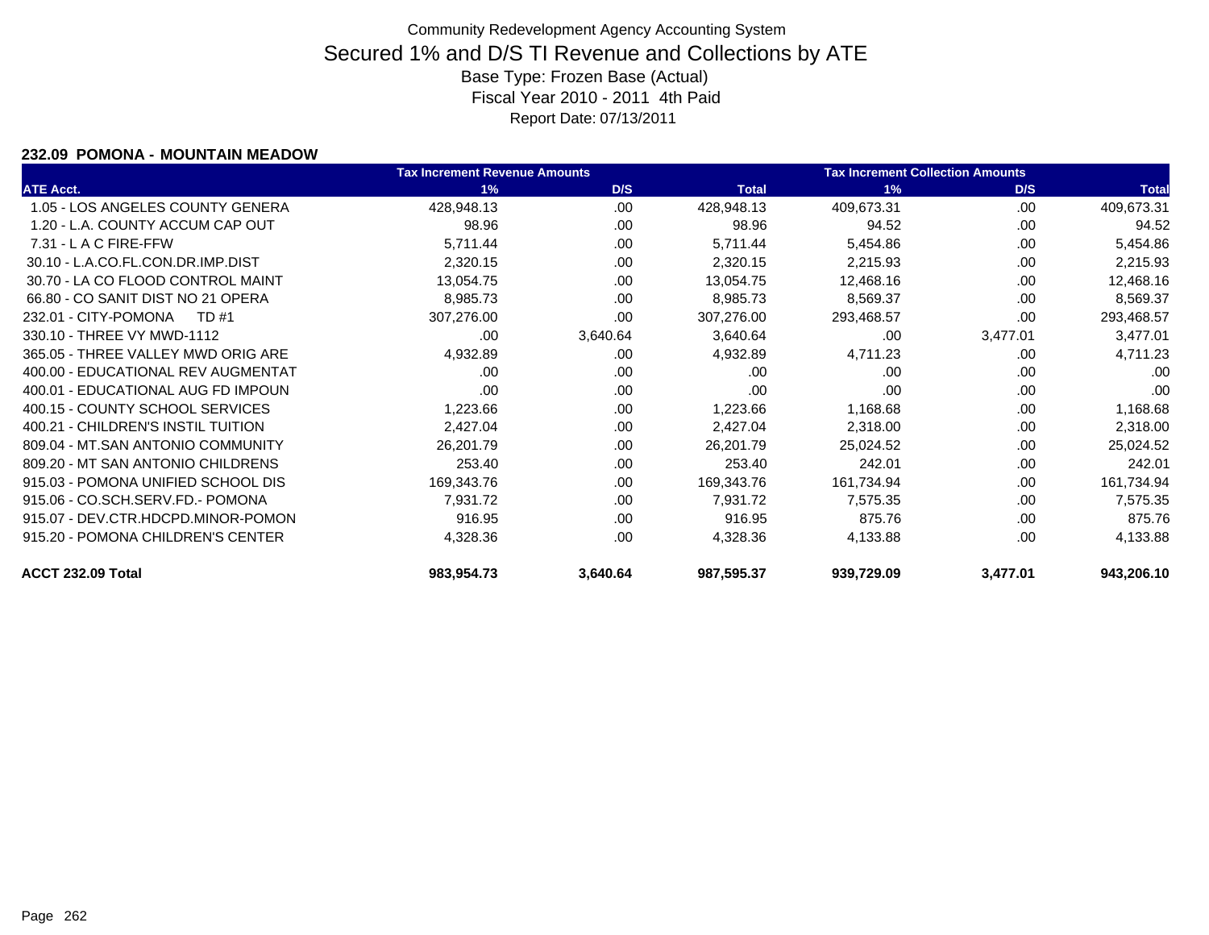# Community Redevelopment Agency Accounting System

## Secured 1% and D/S TI Revenue and Collections by ATE

Base Type: Frozen Base (Actual)

Fiscal Year 2010 - 2011 4th Paid

Report Date: 07/13/2011

### 232.09 POMONA - MOUNTAIN MEADOW

| | Tax Increment Revenue Amounts | | | Tax Increment Collection Amounts | | |
|---|---|---|---|---|---|---|
| ATE Acct. | 1% | D/S | Total | 1% | D/S | Total |
| 1.05 - LOS ANGELES COUNTY GENERA | 428,948.13 | .00 | 428,948.13 | 409,673.31 | .00 | 409,673.31 |
| 1.20 - L.A. COUNTY ACCUM CAP OUT | 98.96 | .00 | 98.96 | 94.52 | .00 | 94.52 |
| 7.31 - L A C FIRE-FFW | 5,711.44 | .00 | 5,711.44 | 5,454.86 | .00 | 5,454.86 |
| 30.10 - L.A.CO.FL.CON.DR.IMP.DIST | 2,320.15 | .00 | 2,320.15 | 2,215.93 | .00 | 2,215.93 |
| 30.70 - LA CO FLOOD CONTROL MAINT | 13,054.75 | .00 | 13,054.75 | 12,468.16 | .00 | 12,468.16 |
| 66.80 - CO SANIT DIST NO 21 OPERA | 8,985.73 | .00 | 8,985.73 | 8,569.37 | .00 | 8,569.37 |
| 232.01 - CITY-POMONA TD #1 | 307,276.00 | .00 | 307,276.00 | 293,468.57 | .00 | 293,468.57 |
| 330.10 - THREE VY MWD-1112 | .00 | 3,640.64 | 3,640.64 | .00 | 3,477.01 | 3,477.01 |
| 365.05 - THREE VALLEY MWD ORIG ARE | 4,932.89 | .00 | 4,932.89 | 4,711.23 | .00 | 4,711.23 |
| 400.00 - EDUCATIONAL REV AUGMENTAT | .00 | .00 | .00 | .00 | .00 | .00 |
| 400.01 - EDUCATIONAL AUG FD IMPOUN | .00 | .00 | .00 | .00 | .00 | .00 |
| 400.15 - COUNTY SCHOOL SERVICES | 1,223.66 | .00 | 1,223.66 | 1,168.68 | .00 | 1,168.68 |
| 400.21 - CHILDREN'S INSTIL TUITION | 2,427.04 | .00 | 2,427.04 | 2,318.00 | .00 | 2,318.00 |
| 809.04 - MT.SAN ANTONIO COMMUNITY | 26,201.79 | .00 | 26,201.79 | 25,024.52 | .00 | 25,024.52 |
| 809.20 - MT SAN ANTONIO CHILDRENS | 253.40 | .00 | 253.40 | 242.01 | .00 | 242.01 |
| 915.03 - POMONA UNIFIED SCHOOL DIS | 169,343.76 | .00 | 169,343.76 | 161,734.94 | .00 | 161,734.94 |
| 915.06 - CO.SCH.SERV.FD.- POMONA | 7,931.72 | .00 | 7,931.72 | 7,575.35 | .00 | 7,575.35 |
| 915.07 - DEV.CTR.HDCPD.MINOR-POMON | 916.95 | .00 | 916.95 | 875.76 | .00 | 875.76 |
| 915.20 - POMONA CHILDREN'S CENTER | 4,328.36 | .00 | 4,328.36 | 4,133.88 | .00 | 4,133.88 |
| **ACCT 232.09 Total** | **983,954.73** | **3,640.64** | **987,595.37** | **939,729.09** | **3,477.01** | **943,206.10** |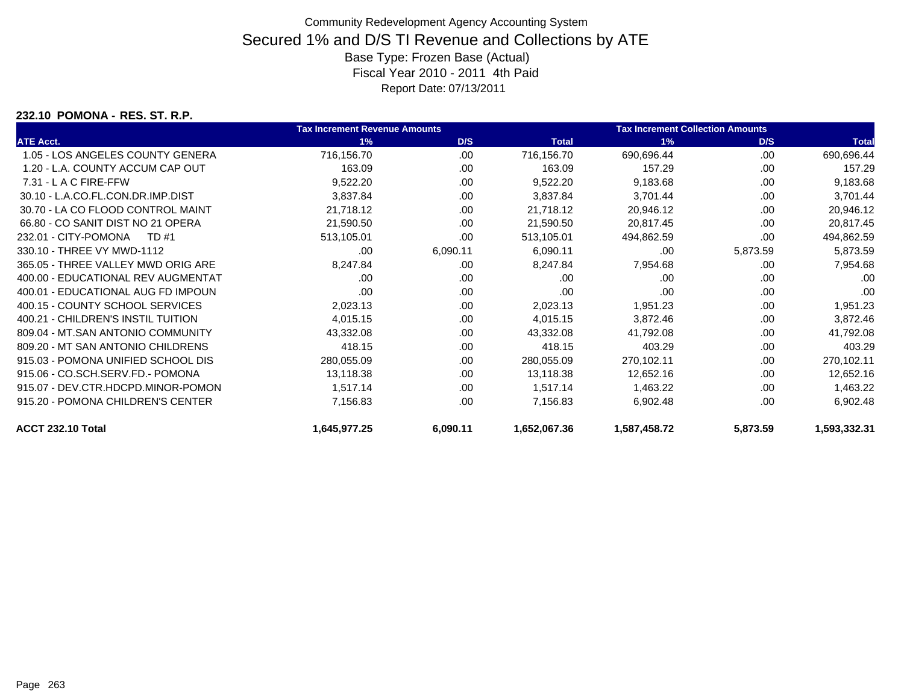# Community Redevelopment Agency Accounting System

## Secured 1% and D/S TI Revenue and Collections by ATE

Base Type: Frozen Base (Actual)

Fiscal Year 2010 - 2011 4th Paid

Report Date: 07/13/2011

### 232.10 POMONA - RES. ST. R.P.

| ATE Acct. | Tax Increment Revenue Amounts 1% | D/S | Total | Tax Increment Collection Amounts 1% | D/S | Total |
|---|---|---|---|---|---|---|
| 1.05 - LOS ANGELES COUNTY GENERA | 716,156.70 | .00 | 716,156.70 | 690,696.44 | .00 | 690,696.44 |
| 1.20 - L.A. COUNTY ACCUM CAP OUT | 163.09 | .00 | 163.09 | 157.29 | .00 | 157.29 |
| 7.31 - L A C FIRE-FFW | 9,522.20 | .00 | 9,522.20 | 9,183.68 | .00 | 9,183.68 |
| 30.10 - L.A.CO.FL.CON.DR.IMP.DIST | 3,837.84 | .00 | 3,837.84 | 3,701.44 | .00 | 3,701.44 |
| 30.70 - LA CO FLOOD CONTROL MAINT | 21,718.12 | .00 | 21,718.12 | 20,946.12 | .00 | 20,946.12 |
| 66.80 - CO SANIT DIST NO 21 OPERA | 21,590.50 | .00 | 21,590.50 | 20,817.45 | .00 | 20,817.45 |
| 232.01 - CITY-POMONA TD #1 | 513,105.01 | .00 | 513,105.01 | 494,862.59 | .00 | 494,862.59 |
| 330.10 - THREE VY MWD-1112 | .00 | 6,090.11 | 6,090.11 | .00 | 5,873.59 | 5,873.59 |
| 365.05 - THREE VALLEY MWD ORIG ARE | 8,247.84 | .00 | 8,247.84 | 7,954.68 | .00 | 7,954.68 |
| 400.00 - EDUCATIONAL REV AUGMENTAT | .00 | .00 | .00 | .00 | .00 | .00 |
| 400.01 - EDUCATIONAL AUG FD IMPOUN | .00 | .00 | .00 | .00 | .00 | .00 |
| 400.15 - COUNTY SCHOOL SERVICES | 2,023.13 | .00 | 2,023.13 | 1,951.23 | .00 | 1,951.23 |
| 400.21 - CHILDREN'S INSTIL TUITION | 4,015.15 | .00 | 4,015.15 | 3,872.46 | .00 | 3,872.46 |
| 809.04 - MT.SAN ANTONIO COMMUNITY | 43,332.08 | .00 | 43,332.08 | 41,792.08 | .00 | 41,792.08 |
| 809.20 - MT SAN ANTONIO CHILDRENS | 418.15 | .00 | 418.15 | 403.29 | .00 | 403.29 |
| 915.03 - POMONA UNIFIED SCHOOL DIS | 280,055.09 | .00 | 280,055.09 | 270,102.11 | .00 | 270,102.11 |
| 915.06 - CO.SCH.SERV.FD.- POMONA | 13,118.38 | .00 | 13,118.38 | 12,652.16 | .00 | 12,652.16 |
| 915.07 - DEV.CTR.HDCPD.MINOR-POMON | 1,517.14 | .00 | 1,517.14 | 1,463.22 | .00 | 1,463.22 |
| 915.20 - POMONA CHILDREN'S CENTER | 7,156.83 | .00 | 7,156.83 | 6,902.48 | .00 | 6,902.48 |
| **ACCT 232.10 Total** | **1,645,977.25** | **6,090.11** | **1,652,067.36** | **1,587,458.72** | **5,873.59** | **1,593,332.31** |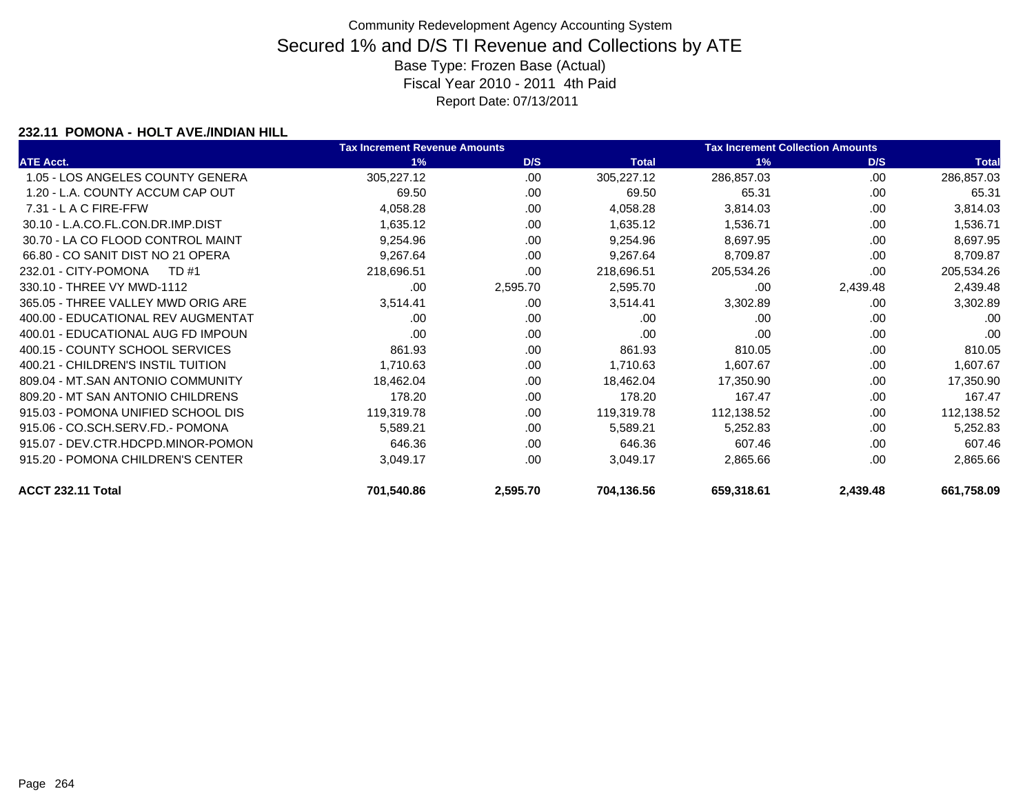Community Redevelopment Agency Accounting System

# Secured 1% and D/S TI Revenue and Collections by ATE

Base Type: Frozen Base (Actual)

Fiscal Year 2010 - 2011 4th Paid

Report Date: 07/13/2011

### 232.11 POMONA - HOLT AVE./INDIAN HILL

| | Tax Increment Revenue Amounts | | | Tax Increment Collection Amounts | | |
|---|---|---|---|---|---|---|
| ATE Acct. | 1% | D/S | Total | 1% | D/S | Total |
| 1.05 - LOS ANGELES COUNTY GENERA | 305,227.12 | .00 | 305,227.12 | 286,857.03 | .00 | 286,857.03 |
| 1.20 - L.A. COUNTY ACCUM CAP OUT | 69.50 | .00 | 69.50 | 65.31 | .00 | 65.31 |
| 7.31 - L A C FIRE-FFW | 4,058.28 | .00 | 4,058.28 | 3,814.03 | .00 | 3,814.03 |
| 30.10 - L.A.CO.FL.CON.DR.IMP.DIST | 1,635.12 | .00 | 1,635.12 | 1,536.71 | .00 | 1,536.71 |
| 30.70 - LA CO FLOOD CONTROL MAINT | 9,254.96 | .00 | 9,254.96 | 8,697.95 | .00 | 8,697.95 |
| 66.80 - CO SANIT DIST NO 21 OPERA | 9,267.64 | .00 | 9,267.64 | 8,709.87 | .00 | 8,709.87 |
| 232.01 - CITY-POMONA TD #1 | 218,696.51 | .00 | 218,696.51 | 205,534.26 | .00 | 205,534.26 |
| 330.10 - THREE VY MWD-1112 | .00 | 2,595.70 | 2,595.70 | .00 | 2,439.48 | 2,439.48 |
| 365.05 - THREE VALLEY MWD ORIG ARE | 3,514.41 | .00 | 3,514.41 | 3,302.89 | .00 | 3,302.89 |
| 400.00 - EDUCATIONAL REV AUGMENTAT | .00 | .00 | .00 | .00 | .00 | .00 |
| 400.01 - EDUCATIONAL AUG FD IMPOUN | .00 | .00 | .00 | .00 | .00 | .00 |
| 400.15 - COUNTY SCHOOL SERVICES | 861.93 | .00 | 861.93 | 810.05 | .00 | 810.05 |
| 400.21 - CHILDREN'S INSTIL TUITION | 1,710.63 | .00 | 1,710.63 | 1,607.67 | .00 | 1,607.67 |
| 809.04 - MT.SAN ANTONIO COMMUNITY | 18,462.04 | .00 | 18,462.04 | 17,350.90 | .00 | 17,350.90 |
| 809.20 - MT SAN ANTONIO CHILDRENS | 178.20 | .00 | 178.20 | 167.47 | .00 | 167.47 |
| 915.03 - POMONA UNIFIED SCHOOL DIS | 119,319.78 | .00 | 119,319.78 | 112,138.52 | .00 | 112,138.52 |
| 915.06 - CO.SCH.SERV.FD.- POMONA | 5,589.21 | .00 | 5,589.21 | 5,252.83 | .00 | 5,252.83 |
| 915.07 - DEV.CTR.HDCPD.MINOR-POMON | 646.36 | .00 | 646.36 | 607.46 | .00 | 607.46 |
| 915.20 - POMONA CHILDREN'S CENTER | 3,049.17 | .00 | 3,049.17 | 2,865.66 | .00 | 2,865.66 |
| **ACCT 232.11 Total** | **701,540.86** | **2,595.70** | **704,136.56** | **659,318.61** | **2,439.48** | **661,758.09** |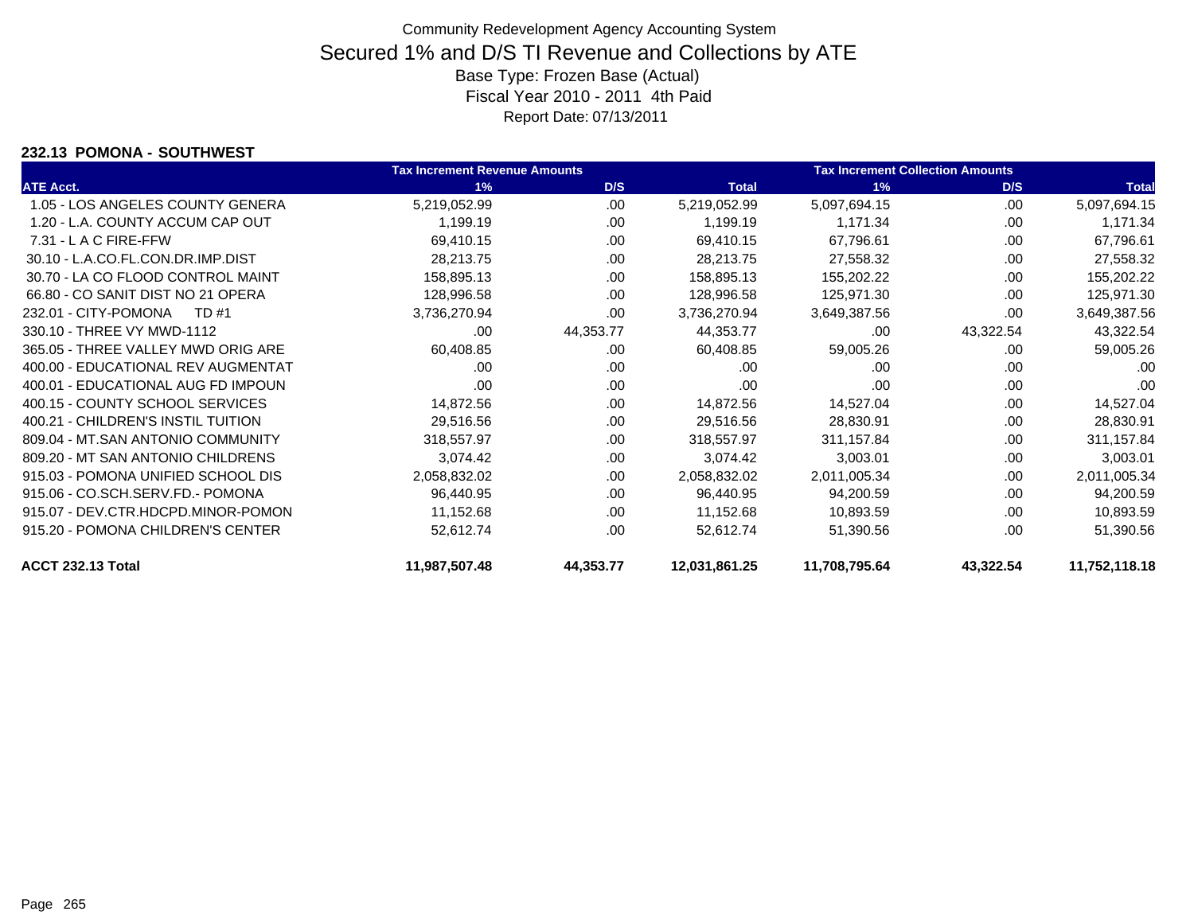Community Redevelopment Agency Accounting System

# Secured 1% and D/S TI Revenue and Collections by ATE

Base Type: Frozen Base (Actual)

Fiscal Year 2010 - 2011 4th Paid

Report Date: 07/13/2011

## 232.13 POMONA - SOUTHWEST

| | Tax Increment Revenue Amounts | | | Tax Increment Collection Amounts | | |
|---|---|---|---|---|---|---|
| ATE Acct. | 1% | D/S | Total | 1% | D/S | Total |
| 1.05 - LOS ANGELES COUNTY GENERA | 5,219,052.99 | .00 | 5,219,052.99 | 5,097,694.15 | .00 | 5,097,694.15 |
| 1.20 - L.A. COUNTY ACCUM CAP OUT | 1,199.19 | .00 | 1,199.19 | 1,171.34 | .00 | 1,171.34 |
| 7.31 - L A C FIRE-FFW | 69,410.15 | .00 | 69,410.15 | 67,796.61 | .00 | 67,796.61 |
| 30.10 - L.A.CO.FL.CON.DR.IMP.DIST | 28,213.75 | .00 | 28,213.75 | 27,558.32 | .00 | 27,558.32 |
| 30.70 - LA CO FLOOD CONTROL MAINT | 158,895.13 | .00 | 158,895.13 | 155,202.22 | .00 | 155,202.22 |
| 66.80 - CO SANIT DIST NO 21 OPERA | 128,996.58 | .00 | 128,996.58 | 125,971.30 | .00 | 125,971.30 |
| 232.01 - CITY-POMONA TD #1 | 3,736,270.94 | .00 | 3,736,270.94 | 3,649,387.56 | .00 | 3,649,387.56 |
| 330.10 - THREE VY MWD-1112 | .00 | 44,353.77 | 44,353.77 | .00 | 43,322.54 | 43,322.54 |
| 365.05 - THREE VALLEY MWD ORIG ARE | 60,408.85 | .00 | 60,408.85 | 59,005.26 | .00 | 59,005.26 |
| 400.00 - EDUCATIONAL REV AUGMENTAT | .00 | .00 | .00 | .00 | .00 | .00 |
| 400.01 - EDUCATIONAL AUG FD IMPOUN | .00 | .00 | .00 | .00 | .00 | .00 |
| 400.15 - COUNTY SCHOOL SERVICES | 14,872.56 | .00 | 14,872.56 | 14,527.04 | .00 | 14,527.04 |
| 400.21 - CHILDREN'S INSTIL TUITION | 29,516.56 | .00 | 29,516.56 | 28,830.91 | .00 | 28,830.91 |
| 809.04 - MT.SAN ANTONIO COMMUNITY | 318,557.97 | .00 | 318,557.97 | 311,157.84 | .00 | 311,157.84 |
| 809.20 - MT SAN ANTONIO CHILDRENS | 3,074.42 | .00 | 3,074.42 | 3,003.01 | .00 | 3,003.01 |
| 915.03 - POMONA UNIFIED SCHOOL DIS | 2,058,832.02 | .00 | 2,058,832.02 | 2,011,005.34 | .00 | 2,011,005.34 |
| 915.06 - CO.SCH.SERV.FD.- POMONA | 96,440.95 | .00 | 96,440.95 | 94,200.59 | .00 | 94,200.59 |
| 915.07 - DEV.CTR.HDCPD.MINOR-POMON | 11,152.68 | .00 | 11,152.68 | 10,893.59 | .00 | 10,893.59 |
| 915.20 - POMONA CHILDREN'S CENTER | 52,612.74 | .00 | 52,612.74 | 51,390.56 | .00 | 51,390.56 |
| **ACCT 232.13 Total** | **11,987,507.48** | **44,353.77** | **12,031,861.25** | **11,708,795.64** | **43,322.54** | **11,752,118.18** |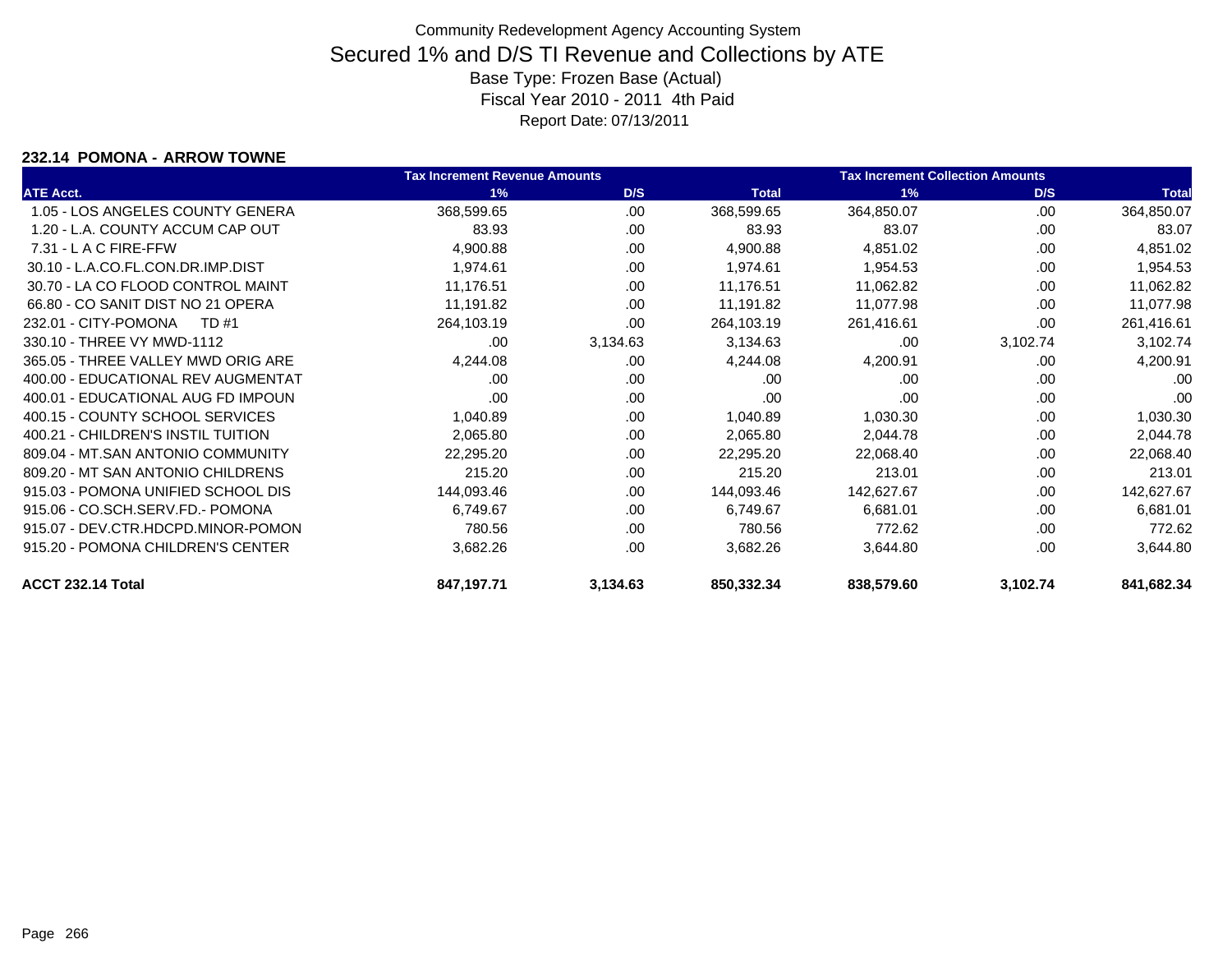Community Redevelopment Agency Accounting System

# Secured 1% and D/S TI Revenue and Collections by ATE

Base Type: Frozen Base (Actual)

Fiscal Year 2010 - 2011 4th Paid

Report Date: 07/13/2011

### 232.14 POMONA - ARROW TOWNE

| | Tax Increment Revenue Amounts | | | Tax Increment Collection Amounts | | |
|---|---|---|---|---|---|---|
| ATE Acct. | 1% | D/S | Total | 1% | D/S | Total |
| 1.05 - LOS ANGELES COUNTY GENERA | 368,599.65 | .00 | 368,599.65 | 364,850.07 | .00 | 364,850.07 |
| 1.20 - L.A. COUNTY ACCUM CAP OUT | 83.93 | .00 | 83.93 | 83.07 | .00 | 83.07 |
| 7.31 - L A C FIRE-FFW | 4,900.88 | .00 | 4,900.88 | 4,851.02 | .00 | 4,851.02 |
| 30.10 - L.A.CO.FL.CON.DR.IMP.DIST | 1,974.61 | .00 | 1,974.61 | 1,954.53 | .00 | 1,954.53 |
| 30.70 - LA CO FLOOD CONTROL MAINT | 11,176.51 | .00 | 11,176.51 | 11,062.82 | .00 | 11,062.82 |
| 66.80 - CO SANIT DIST NO 21 OPERA | 11,191.82 | .00 | 11,191.82 | 11,077.98 | .00 | 11,077.98 |
| 232.01 - CITY-POMONA TD #1 | 264,103.19 | .00 | 264,103.19 | 261,416.61 | .00 | 261,416.61 |
| 330.10 - THREE VY MWD-1112 | .00 | 3,134.63 | 3,134.63 | .00 | 3,102.74 | 3,102.74 |
| 365.05 - THREE VALLEY MWD ORIG ARE | 4,244.08 | .00 | 4,244.08 | 4,200.91 | .00 | 4,200.91 |
| 400.00 - EDUCATIONAL REV AUGMENTAT | .00 | .00 | .00 | .00 | .00 | .00 |
| 400.01 - EDUCATIONAL AUG FD IMPOUN | .00 | .00 | .00 | .00 | .00 | .00 |
| 400.15 - COUNTY SCHOOL SERVICES | 1,040.89 | .00 | 1,040.89 | 1,030.30 | .00 | 1,030.30 |
| 400.21 - CHILDREN'S INSTIL TUITION | 2,065.80 | .00 | 2,065.80 | 2,044.78 | .00 | 2,044.78 |
| 809.04 - MT.SAN ANTONIO COMMUNITY | 22,295.20 | .00 | 22,295.20 | 22,068.40 | .00 | 22,068.40 |
| 809.20 - MT SAN ANTONIO CHILDRENS | 215.20 | .00 | 215.20 | 213.01 | .00 | 213.01 |
| 915.03 - POMONA UNIFIED SCHOOL DIS | 144,093.46 | .00 | 144,093.46 | 142,627.67 | .00 | 142,627.67 |
| 915.06 - CO.SCH.SERV.FD.- POMONA | 6,749.67 | .00 | 6,749.67 | 6,681.01 | .00 | 6,681.01 |
| 915.07 - DEV.CTR.HDCPD.MINOR-POMON | 780.56 | .00 | 780.56 | 772.62 | .00 | 772.62 |
| 915.20 - POMONA CHILDREN'S CENTER | 3,682.26 | .00 | 3,682.26 | 3,644.80 | .00 | 3,644.80 |
| **ACCT 232.14 Total** | **847,197.71** | **3,134.63** | **850,332.34** | **838,579.60** | **3,102.74** | **841,682.34** |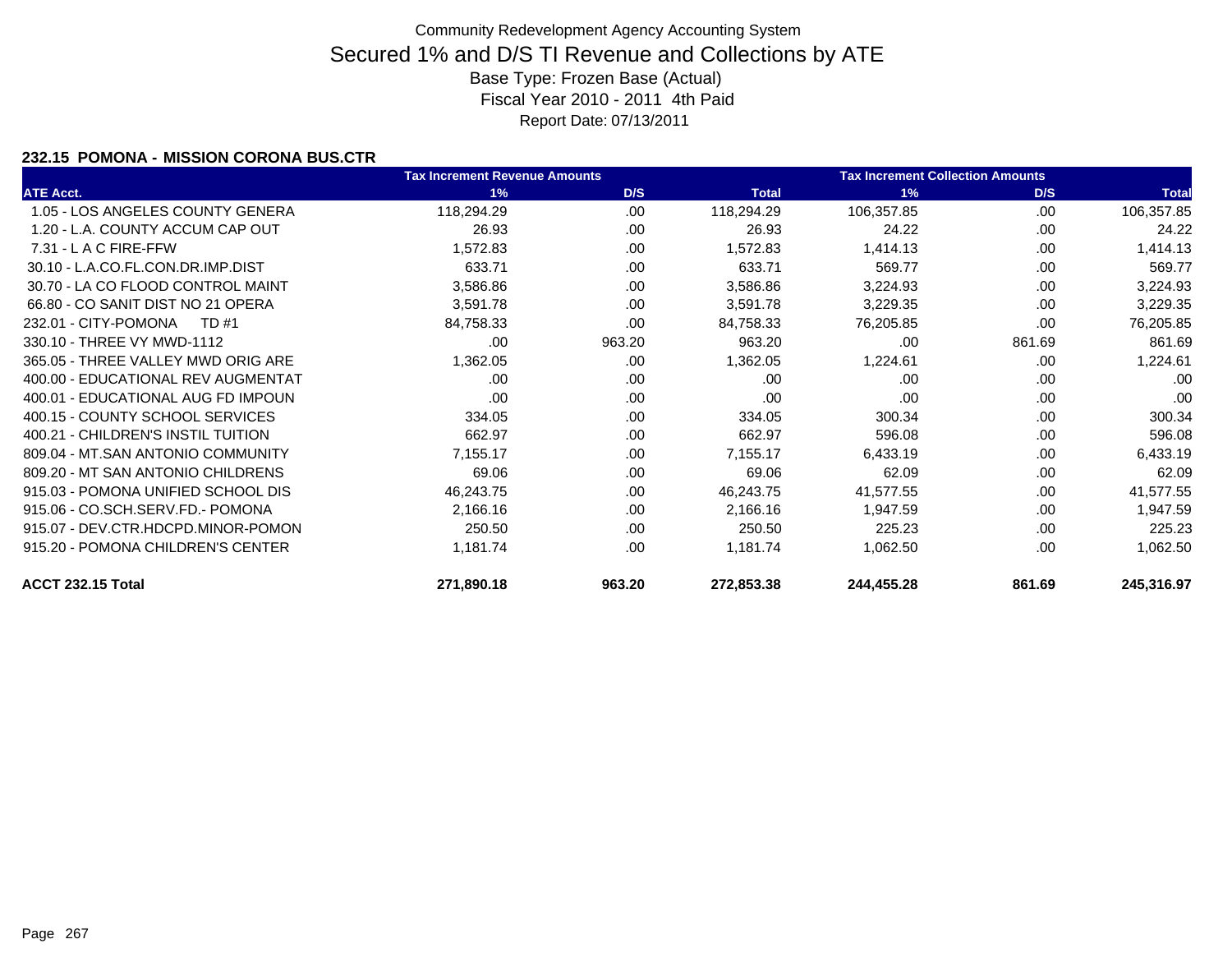Community Redevelopment Agency Accounting System

# Secured 1% and D/S TI Revenue and Collections by ATE

Base Type: Frozen Base (Actual)

Fiscal Year 2010 - 2011 4th Paid

Report Date: 07/13/2011

### 232.15 POMONA - MISSION CORONA BUS.CTR

| | Tax Increment Revenue Amounts | | | Tax Increment Collection Amounts | | |
|---|---|---|---|---|---|---|
| ATE Acct. | 1% | D/S | Total | 1% | D/S | Total |
| 1.05 - LOS ANGELES COUNTY GENERA | 118,294.29 | .00 | 118,294.29 | 106,357.85 | .00 | 106,357.85 |
| 1.20 - L.A. COUNTY ACCUM CAP OUT | 26.93 | .00 | 26.93 | 24.22 | .00 | 24.22 |
| 7.31 - L A C FIRE-FFW | 1,572.83 | .00 | 1,572.83 | 1,414.13 | .00 | 1,414.13 |
| 30.10 - L.A.CO.FL.CON.DR.IMP.DIST | 633.71 | .00 | 633.71 | 569.77 | .00 | 569.77 |
| 30.70 - LA CO FLOOD CONTROL MAINT | 3,586.86 | .00 | 3,586.86 | 3,224.93 | .00 | 3,224.93 |
| 66.80 - CO SANIT DIST NO 21 OPERA | 3,591.78 | .00 | 3,591.78 | 3,229.35 | .00 | 3,229.35 |
| 232.01 - CITY-POMONA TD #1 | 84,758.33 | .00 | 84,758.33 | 76,205.85 | .00 | 76,205.85 |
| 330.10 - THREE VY MWD-1112 | .00 | 963.20 | 963.20 | .00 | 861.69 | 861.69 |
| 365.05 - THREE VALLEY MWD ORIG ARE | 1,362.05 | .00 | 1,362.05 | 1,224.61 | .00 | 1,224.61 |
| 400.00 - EDUCATIONAL REV AUGMENTAT | .00 | .00 | .00 | .00 | .00 | .00 |
| 400.01 - EDUCATIONAL AUG FD IMPOUN | .00 | .00 | .00 | .00 | .00 | .00 |
| 400.15 - COUNTY SCHOOL SERVICES | 334.05 | .00 | 334.05 | 300.34 | .00 | 300.34 |
| 400.21 - CHILDREN'S INSTIL TUITION | 662.97 | .00 | 662.97 | 596.08 | .00 | 596.08 |
| 809.04 - MT.SAN ANTONIO COMMUNITY | 7,155.17 | .00 | 7,155.17 | 6,433.19 | .00 | 6,433.19 |
| 809.20 - MT SAN ANTONIO CHILDRENS | 69.06 | .00 | 69.06 | 62.09 | .00 | 62.09 |
| 915.03 - POMONA UNIFIED SCHOOL DIS | 46,243.75 | .00 | 46,243.75 | 41,577.55 | .00 | 41,577.55 |
| 915.06 - CO.SCH.SERV.FD.- POMONA | 2,166.16 | .00 | 2,166.16 | 1,947.59 | .00 | 1,947.59 |
| 915.07 - DEV.CTR.HDCPD.MINOR-POMON | 250.50 | .00 | 250.50 | 225.23 | .00 | 225.23 |
| 915.20 - POMONA CHILDREN'S CENTER | 1,181.74 | .00 | 1,181.74 | 1,062.50 | .00 | 1,062.50 |
| **ACCT 232.15 Total** | **271,890.18** | **963.20** | **272,853.38** | **244,455.28** | **861.69** | **245,316.97** |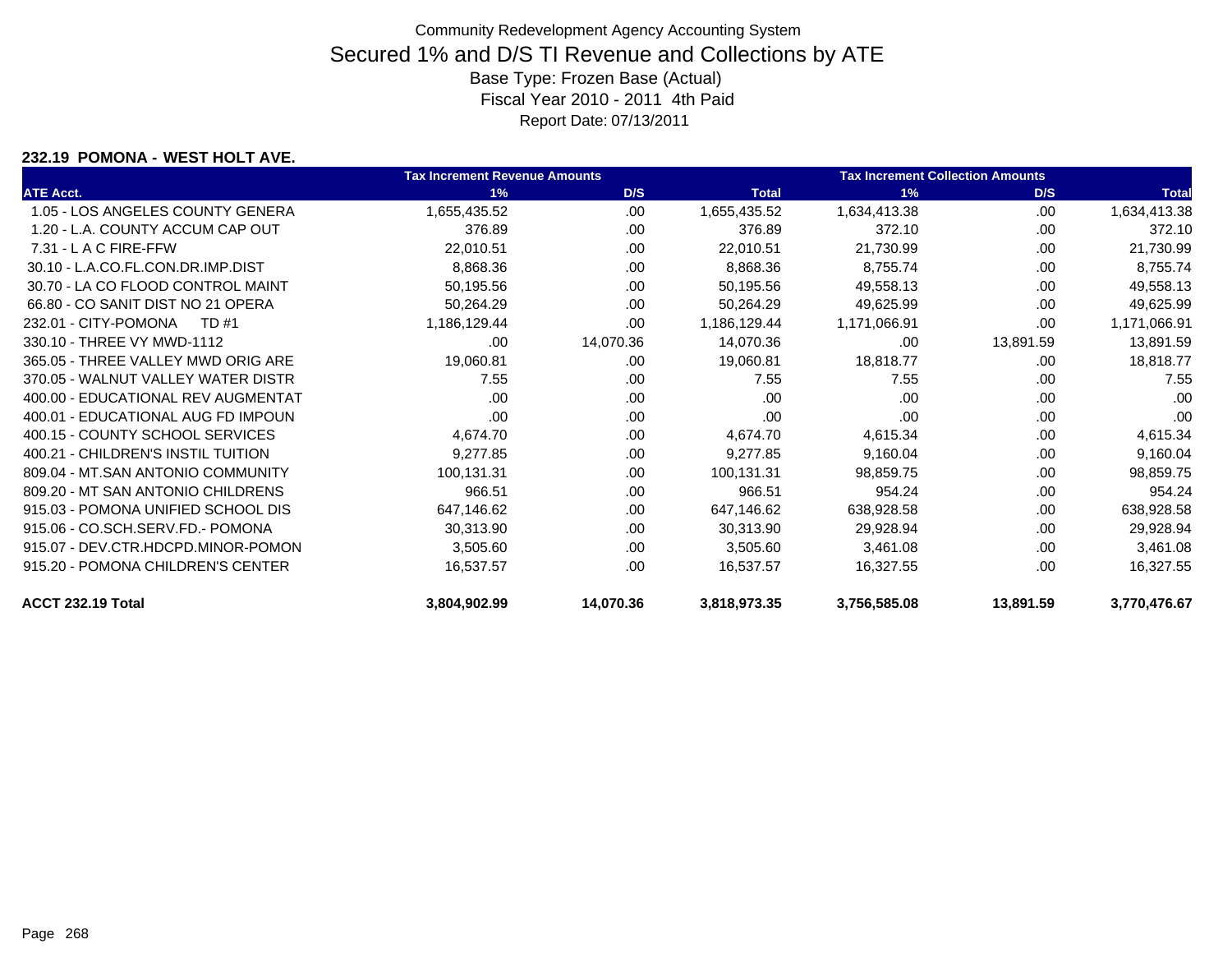# Community Redevelopment Agency Accounting System

## Secured 1% and D/S TI Revenue and Collections by ATE

Base Type: Frozen Base (Actual)

Fiscal Year 2010 - 2011 4th Paid

Report Date: 07/13/2011

### 232.19 POMONA - WEST HOLT AVE.

| | Tax Increment Revenue Amounts | | | Tax Increment Collection Amounts | | |
|---|---|---|---|---|---|---|
| **ATE Acct.** | **1%** | **D/S** | **Total** | **1%** | **D/S** | **Total** |
| 1.05 - LOS ANGELES COUNTY GENERA | 1,655,435.52 | .00 | 1,655,435.52 | 1,634,413.38 | .00 | 1,634,413.38 |
| 1.20 - L.A. COUNTY ACCUM CAP OUT | 376.89 | .00 | 376.89 | 372.10 | .00 | 372.10 |
| 7.31 - L A C FIRE-FFW | 22,010.51 | .00 | 22,010.51 | 21,730.99 | .00 | 21,730.99 |
| 30.10 - L.A.CO.FL.CON.DR.IMP.DIST | 8,868.36 | .00 | 8,868.36 | 8,755.74 | .00 | 8,755.74 |
| 30.70 - LA CO FLOOD CONTROL MAINT | 50,195.56 | .00 | 50,195.56 | 49,558.13 | .00 | 49,558.13 |
| 66.80 - CO SANIT DIST NO 21 OPERA | 50,264.29 | .00 | 50,264.29 | 49,625.99 | .00 | 49,625.99 |
| 232.01 - CITY-POMONA TD #1 | 1,186,129.44 | .00 | 1,186,129.44 | 1,171,066.91 | .00 | 1,171,066.91 |
| 330.10 - THREE VY MWD-1112 | .00 | 14,070.36 | 14,070.36 | .00 | 13,891.59 | 13,891.59 |
| 365.05 - THREE VALLEY MWD ORIG ARE | 19,060.81 | .00 | 19,060.81 | 18,818.77 | .00 | 18,818.77 |
| 370.05 - WALNUT VALLEY WATER DISTR | 7.55 | .00 | 7.55 | 7.55 | .00 | 7.55 |
| 400.00 - EDUCATIONAL REV AUGMENTAT | .00 | .00 | .00 | .00 | .00 | .00 |
| 400.01 - EDUCATIONAL AUG FD IMPOUN | .00 | .00 | .00 | .00 | .00 | .00 |
| 400.15 - COUNTY SCHOOL SERVICES | 4,674.70 | .00 | 4,674.70 | 4,615.34 | .00 | 4,615.34 |
| 400.21 - CHILDREN'S INSTIL TUITION | 9,277.85 | .00 | 9,277.85 | 9,160.04 | .00 | 9,160.04 |
| 809.04 - MT.SAN ANTONIO COMMUNITY | 100,131.31 | .00 | 100,131.31 | 98,859.75 | .00 | 98,859.75 |
| 809.20 - MT SAN ANTONIO CHILDRENS | 966.51 | .00 | 966.51 | 954.24 | .00 | 954.24 |
| 915.03 - POMONA UNIFIED SCHOOL DIS | 647,146.62 | .00 | 647,146.62 | 638,928.58 | .00 | 638,928.58 |
| 915.06 - CO.SCH.SERV.FD.- POMONA | 30,313.90 | .00 | 30,313.90 | 29,928.94 | .00 | 29,928.94 |
| 915.07 - DEV.CTR.HDCPD.MINOR-POMON | 3,505.60 | .00 | 3,505.60 | 3,461.08 | .00 | 3,461.08 |
| 915.20 - POMONA CHILDREN'S CENTER | 16,537.57 | .00 | 16,537.57 | 16,327.55 | .00 | 16,327.55 |
| **ACCT 232.19 Total** | **3,804,902.99** | **14,070.36** | **3,818,973.35** | **3,756,585.08** | **13,891.59** | **3,770,476.67** |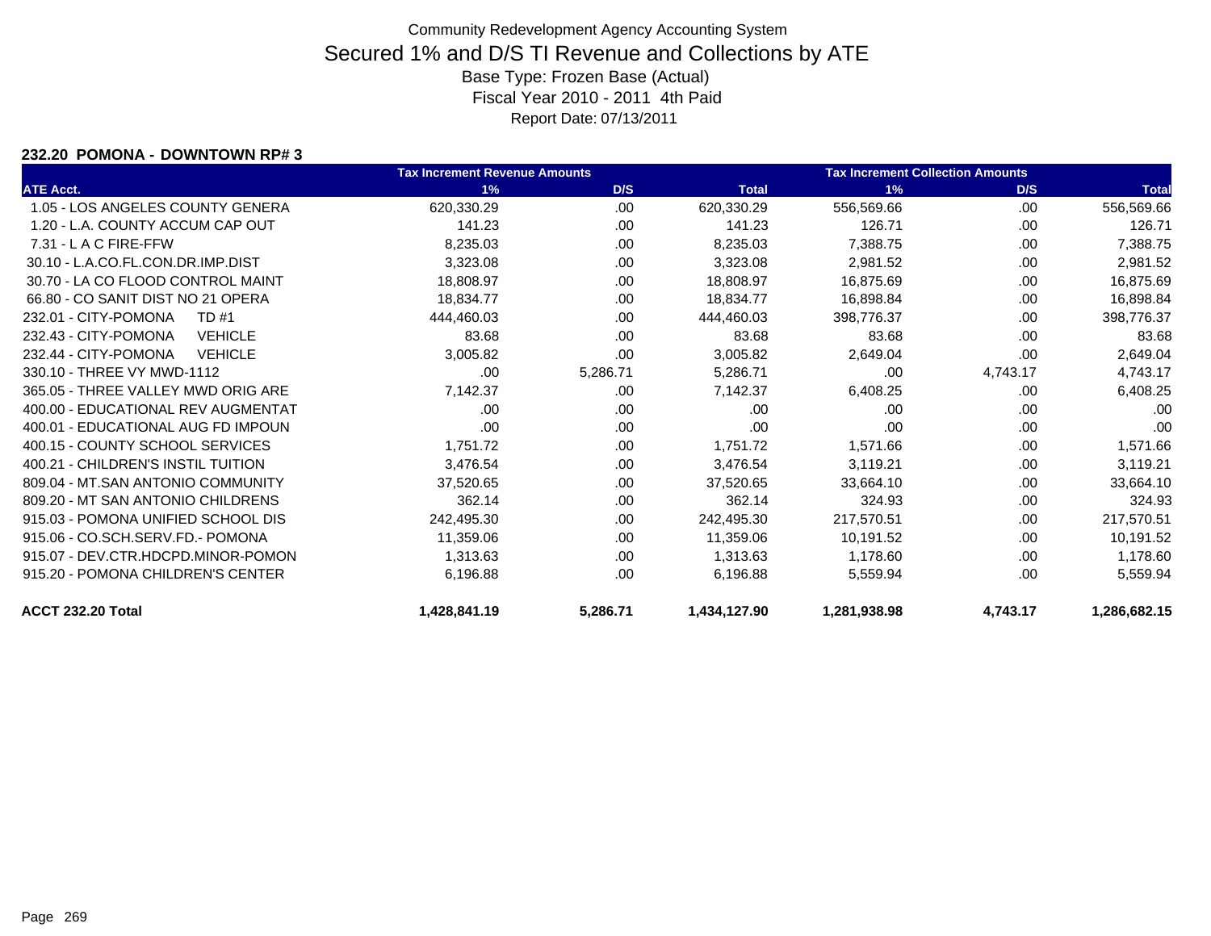# Community Redevelopment Agency Accounting System

## Secured 1% and D/S TI Revenue and Collections by ATE

Base Type: Frozen Base (Actual)

Fiscal Year 2010 - 2011 4th Paid

Report Date: 07/13/2011

### 232.20 POMONA - DOWNTOWN RP# 3

| | Tax Increment Revenue Amounts | | | Tax Increment Collection Amounts | | |
|---|---|---|---|---|---|---|
| ATE Acct. | 1% | D/S | Total | 1% | D/S | Total |
| 1.05 - LOS ANGELES COUNTY GENERA | 620,330.29 | .00 | 620,330.29 | 556,569.66 | .00 | 556,569.66 |
| 1.20 - L.A. COUNTY ACCUM CAP OUT | 141.23 | .00 | 141.23 | 126.71 | .00 | 126.71 |
| 7.31 - L A C FIRE-FFW | 8,235.03 | .00 | 8,235.03 | 7,388.75 | .00 | 7,388.75 |
| 30.10 - L.A.CO.FL.CON.DR.IMP.DIST | 3,323.08 | .00 | 3,323.08 | 2,981.52 | .00 | 2,981.52 |
| 30.70 - LA CO FLOOD CONTROL MAINT | 18,808.97 | .00 | 18,808.97 | 16,875.69 | .00 | 16,875.69 |
| 66.80 - CO SANIT DIST NO 21 OPERA | 18,834.77 | .00 | 18,834.77 | 16,898.84 | .00 | 16,898.84 |
| 232.01 - CITY-POMONA TD #1 | 444,460.03 | .00 | 444,460.03 | 398,776.37 | .00 | 398,776.37 |
| 232.43 - CITY-POMONA VEHICLE | 83.68 | .00 | 83.68 | 83.68 | .00 | 83.68 |
| 232.44 - CITY-POMONA VEHICLE | 3,005.82 | .00 | 3,005.82 | 2,649.04 | .00 | 2,649.04 |
| 330.10 - THREE VY MWD-1112 | .00 | 5,286.71 | 5,286.71 | .00 | 4,743.17 | 4,743.17 |
| 365.05 - THREE VALLEY MWD ORIG ARE | 7,142.37 | .00 | 7,142.37 | 6,408.25 | .00 | 6,408.25 |
| 400.00 - EDUCATIONAL REV AUGMENTAT | .00 | .00 | .00 | .00 | .00 | .00 |
| 400.01 - EDUCATIONAL AUG FD IMPOUN | .00 | .00 | .00 | .00 | .00 | .00 |
| 400.15 - COUNTY SCHOOL SERVICES | 1,751.72 | .00 | 1,751.72 | 1,571.66 | .00 | 1,571.66 |
| 400.21 - CHILDREN'S INSTIL TUITION | 3,476.54 | .00 | 3,476.54 | 3,119.21 | .00 | 3,119.21 |
| 809.04 - MT.SAN ANTONIO COMMUNITY | 37,520.65 | .00 | 37,520.65 | 33,664.10 | .00 | 33,664.10 |
| 809.20 - MT SAN ANTONIO CHILDRENS | 362.14 | .00 | 362.14 | 324.93 | .00 | 324.93 |
| 915.03 - POMONA UNIFIED SCHOOL DIS | 242,495.30 | .00 | 242,495.30 | 217,570.51 | .00 | 217,570.51 |
| 915.06 - CO.SCH.SERV.FD.- POMONA | 11,359.06 | .00 | 11,359.06 | 10,191.52 | .00 | 10,191.52 |
| 915.07 - DEV.CTR.HDCPD.MINOR-POMON | 1,313.63 | .00 | 1,313.63 | 1,178.60 | .00 | 1,178.60 |
| 915.20 - POMONA CHILDREN'S CENTER | 6,196.88 | .00 | 6,196.88 | 5,559.94 | .00 | 5,559.94 |
| **ACCT 232.20 Total** | **1,428,841.19** | **5,286.71** | **1,434,127.90** | **1,281,938.98** | **4,743.17** | **1,286,682.15** |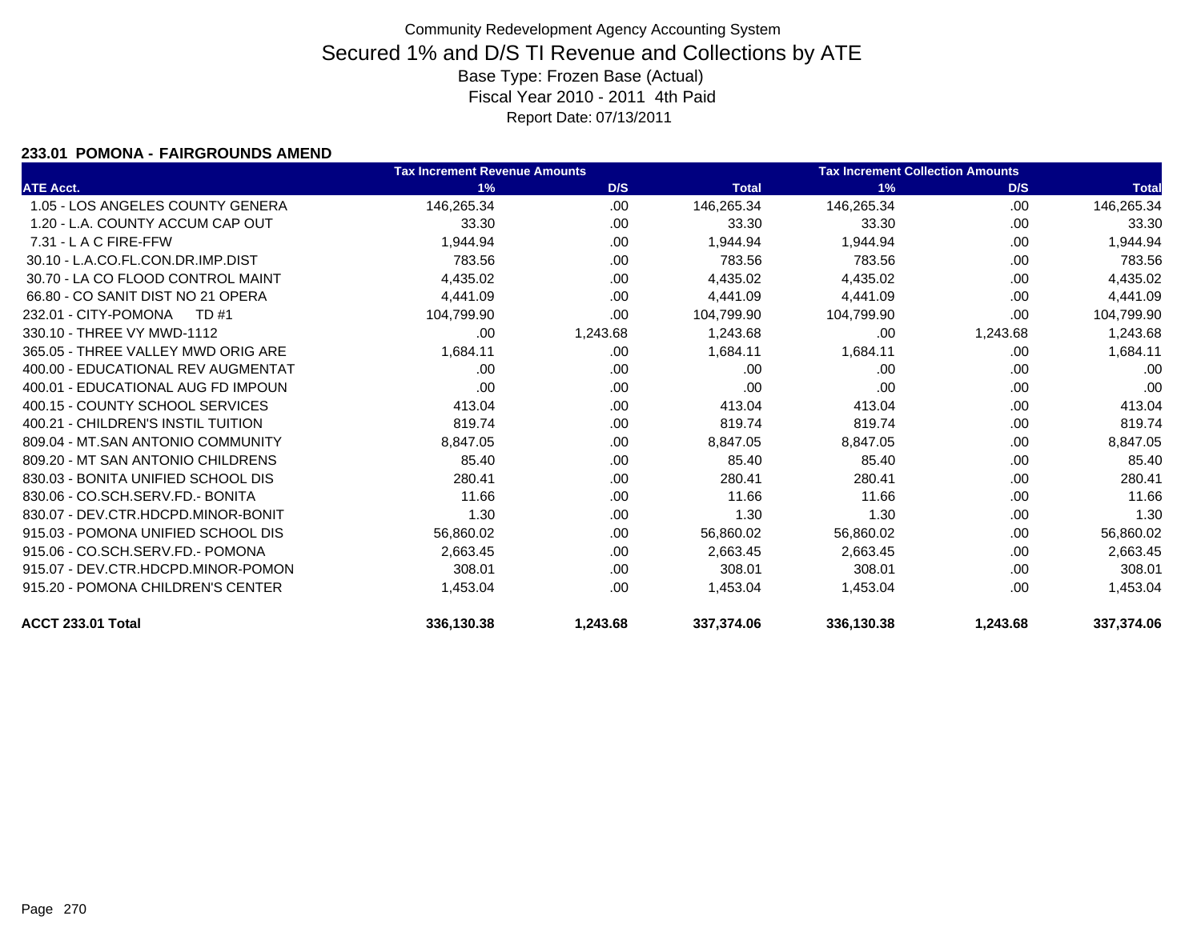Community Redevelopment Agency Accounting System

# Secured 1% and D/S TI Revenue and Collections by ATE

Base Type: Frozen Base (Actual)

Fiscal Year 2010 - 2011 4th Paid

Report Date: 07/13/2011

### 233.01 POMONA - FAIRGROUNDS AMEND

| | Tax Increment Revenue Amounts | | | Tax Increment Collection Amounts | | |
|---|---|---|---|---|---|---|
| ATE Acct. | 1% | D/S | Total | 1% | D/S | Total |
| 1.05 - LOS ANGELES COUNTY GENERA | 146,265.34 | .00 | 146,265.34 | 146,265.34 | .00 | 146,265.34 |
| 1.20 - L.A. COUNTY ACCUM CAP OUT | 33.30 | .00 | 33.30 | 33.30 | .00 | 33.30 |
| 7.31 - L A C FIRE-FFW | 1,944.94 | .00 | 1,944.94 | 1,944.94 | .00 | 1,944.94 |
| 30.10 - L.A.CO.FL.CON.DR.IMP.DIST | 783.56 | .00 | 783.56 | 783.56 | .00 | 783.56 |
| 30.70 - LA CO FLOOD CONTROL MAINT | 4,435.02 | .00 | 4,435.02 | 4,435.02 | .00 | 4,435.02 |
| 66.80 - CO SANIT DIST NO 21 OPERA | 4,441.09 | .00 | 4,441.09 | 4,441.09 | .00 | 4,441.09 |
| 232.01 - CITY-POMONA TD #1 | 104,799.90 | .00 | 104,799.90 | 104,799.90 | .00 | 104,799.90 |
| 330.10 - THREE VY MWD-1112 | .00 | 1,243.68 | 1,243.68 | .00 | 1,243.68 | 1,243.68 |
| 365.05 - THREE VALLEY MWD ORIG ARE | 1,684.11 | .00 | 1,684.11 | 1,684.11 | .00 | 1,684.11 |
| 400.00 - EDUCATIONAL REV AUGMENTAT | .00 | .00 | .00 | .00 | .00 | .00 |
| 400.01 - EDUCATIONAL AUG FD IMPOUN | .00 | .00 | .00 | .00 | .00 | .00 |
| 400.15 - COUNTY SCHOOL SERVICES | 413.04 | .00 | 413.04 | 413.04 | .00 | 413.04 |
| 400.21 - CHILDREN'S INSTIL TUITION | 819.74 | .00 | 819.74 | 819.74 | .00 | 819.74 |
| 809.04 - MT.SAN ANTONIO COMMUNITY | 8,847.05 | .00 | 8,847.05 | 8,847.05 | .00 | 8,847.05 |
| 809.20 - MT SAN ANTONIO CHILDRENS | 85.40 | .00 | 85.40 | 85.40 | .00 | 85.40 |
| 830.03 - BONITA UNIFIED SCHOOL DIS | 280.41 | .00 | 280.41 | 280.41 | .00 | 280.41 |
| 830.06 - CO.SCH.SERV.FD.- BONITA | 11.66 | .00 | 11.66 | 11.66 | .00 | 11.66 |
| 830.07 - DEV.CTR.HDCPD.MINOR-BONIT | 1.30 | .00 | 1.30 | 1.30 | .00 | 1.30 |
| 915.03 - POMONA UNIFIED SCHOOL DIS | 56,860.02 | .00 | 56,860.02 | 56,860.02 | .00 | 56,860.02 |
| 915.06 - CO.SCH.SERV.FD.- POMONA | 2,663.45 | .00 | 2,663.45 | 2,663.45 | .00 | 2,663.45 |
| 915.07 - DEV.CTR.HDCPD.MINOR-POMON | 308.01 | .00 | 308.01 | 308.01 | .00 | 308.01 |
| 915.20 - POMONA CHILDREN'S CENTER | 1,453.04 | .00 | 1,453.04 | 1,453.04 | .00 | 1,453.04 |
| **ACCT 233.01 Total** | **336,130.38** | **1,243.68** | **337,374.06** | **336,130.38** | **1,243.68** | **337,374.06** |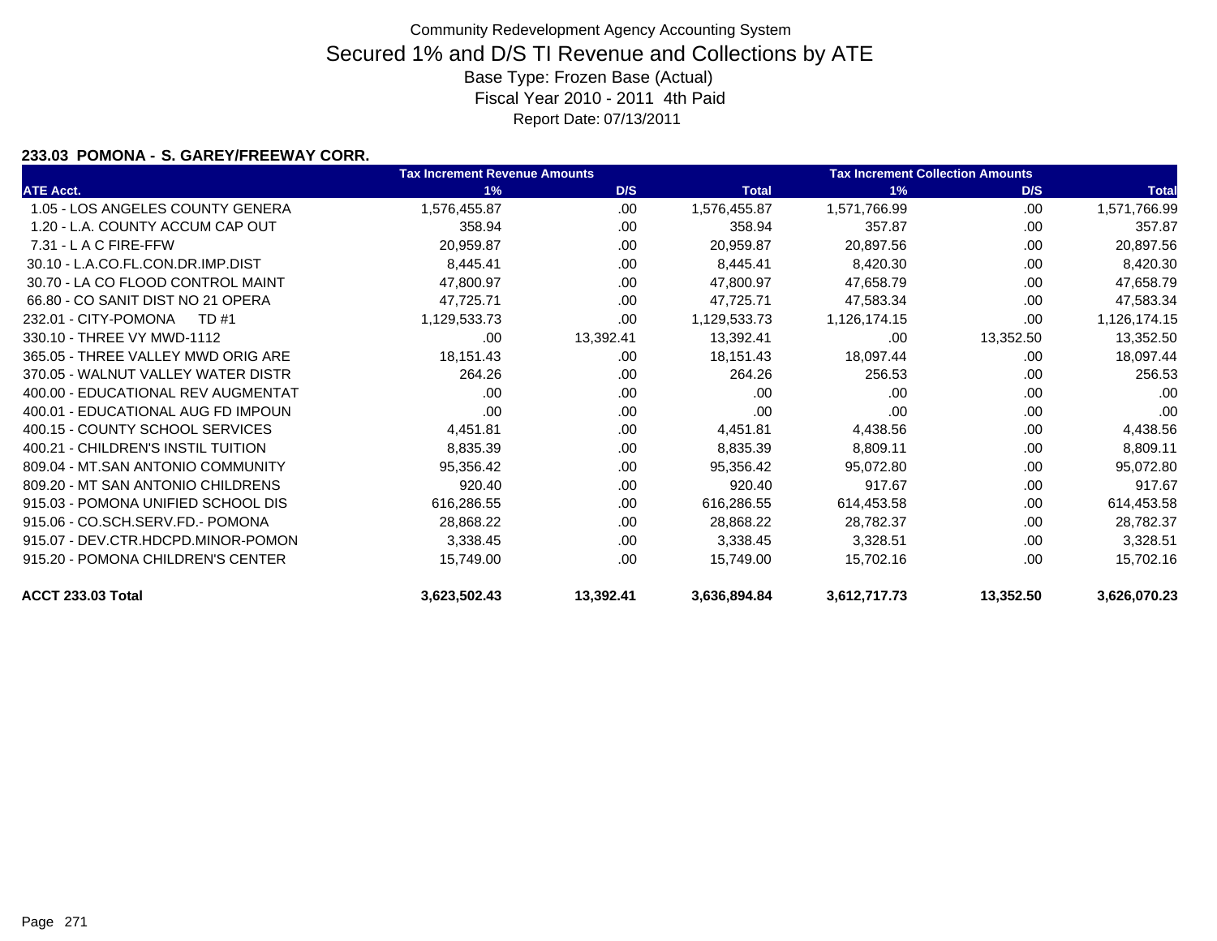Community Redevelopment Agency Accounting System

# Secured 1% and D/S TI Revenue and Collections by ATE

Base Type: Frozen Base (Actual)

Fiscal Year 2010 - 2011 4th Paid

Report Date: 07/13/2011

### 233.03 POMONA - S. GAREY/FREEWAY CORR.

| | Tax Increment Revenue Amounts | | | Tax Increment Collection Amounts | | |
|---|---|---|---|---|---|---|
| ATE Acct. | 1% | D/S | Total | 1% | D/S | Total |
| 1.05 - LOS ANGELES COUNTY GENERA | 1,576,455.87 | .00 | 1,576,455.87 | 1,571,766.99 | .00 | 1,571,766.99 |
| 1.20 - L.A. COUNTY ACCUM CAP OUT | 358.94 | .00 | 358.94 | 357.87 | .00 | 357.87 |
| 7.31 - L A C FIRE-FFW | 20,959.87 | .00 | 20,959.87 | 20,897.56 | .00 | 20,897.56 |
| 30.10 - L.A.CO.FL.CON.DR.IMP.DIST | 8,445.41 | .00 | 8,445.41 | 8,420.30 | .00 | 8,420.30 |
| 30.70 - LA CO FLOOD CONTROL MAINT | 47,800.97 | .00 | 47,800.97 | 47,658.79 | .00 | 47,658.79 |
| 66.80 - CO SANIT DIST NO 21 OPERA | 47,725.71 | .00 | 47,725.71 | 47,583.34 | .00 | 47,583.34 |
| 232.01 - CITY-POMONA TD #1 | 1,129,533.73 | .00 | 1,129,533.73 | 1,126,174.15 | .00 | 1,126,174.15 |
| 330.10 - THREE VY MWD-1112 | .00 | 13,392.41 | 13,392.41 | .00 | 13,352.50 | 13,352.50 |
| 365.05 - THREE VALLEY MWD ORIG ARE | 18,151.43 | .00 | 18,151.43 | 18,097.44 | .00 | 18,097.44 |
| 370.05 - WALNUT VALLEY WATER DISTR | 264.26 | .00 | 264.26 | 256.53 | .00 | 256.53 |
| 400.00 - EDUCATIONAL REV AUGMENTAT | .00 | .00 | .00 | .00 | .00 | .00 |
| 400.01 - EDUCATIONAL AUG FD IMPOUN | .00 | .00 | .00 | .00 | .00 | .00 |
| 400.15 - COUNTY SCHOOL SERVICES | 4,451.81 | .00 | 4,451.81 | 4,438.56 | .00 | 4,438.56 |
| 400.21 - CHILDREN'S INSTIL TUITION | 8,835.39 | .00 | 8,835.39 | 8,809.11 | .00 | 8,809.11 |
| 809.04 - MT.SAN ANTONIO COMMUNITY | 95,356.42 | .00 | 95,356.42 | 95,072.80 | .00 | 95,072.80 |
| 809.20 - MT SAN ANTONIO CHILDRENS | 920.40 | .00 | 920.40 | 917.67 | .00 | 917.67 |
| 915.03 - POMONA UNIFIED SCHOOL DIS | 616,286.55 | .00 | 616,286.55 | 614,453.58 | .00 | 614,453.58 |
| 915.06 - CO.SCH.SERV.FD.- POMONA | 28,868.22 | .00 | 28,868.22 | 28,782.37 | .00 | 28,782.37 |
| 915.07 - DEV.CTR.HDCPD.MINOR-POMON | 3,338.45 | .00 | 3,338.45 | 3,328.51 | .00 | 3,328.51 |
| 915.20 - POMONA CHILDREN'S CENTER | 15,749.00 | .00 | 15,749.00 | 15,702.16 | .00 | 15,702.16 |
| **ACCT 233.03 Total** | **3,623,502.43** | **13,392.41** | **3,636,894.84** | **3,612,717.73** | **13,352.50** | **3,626,070.23** |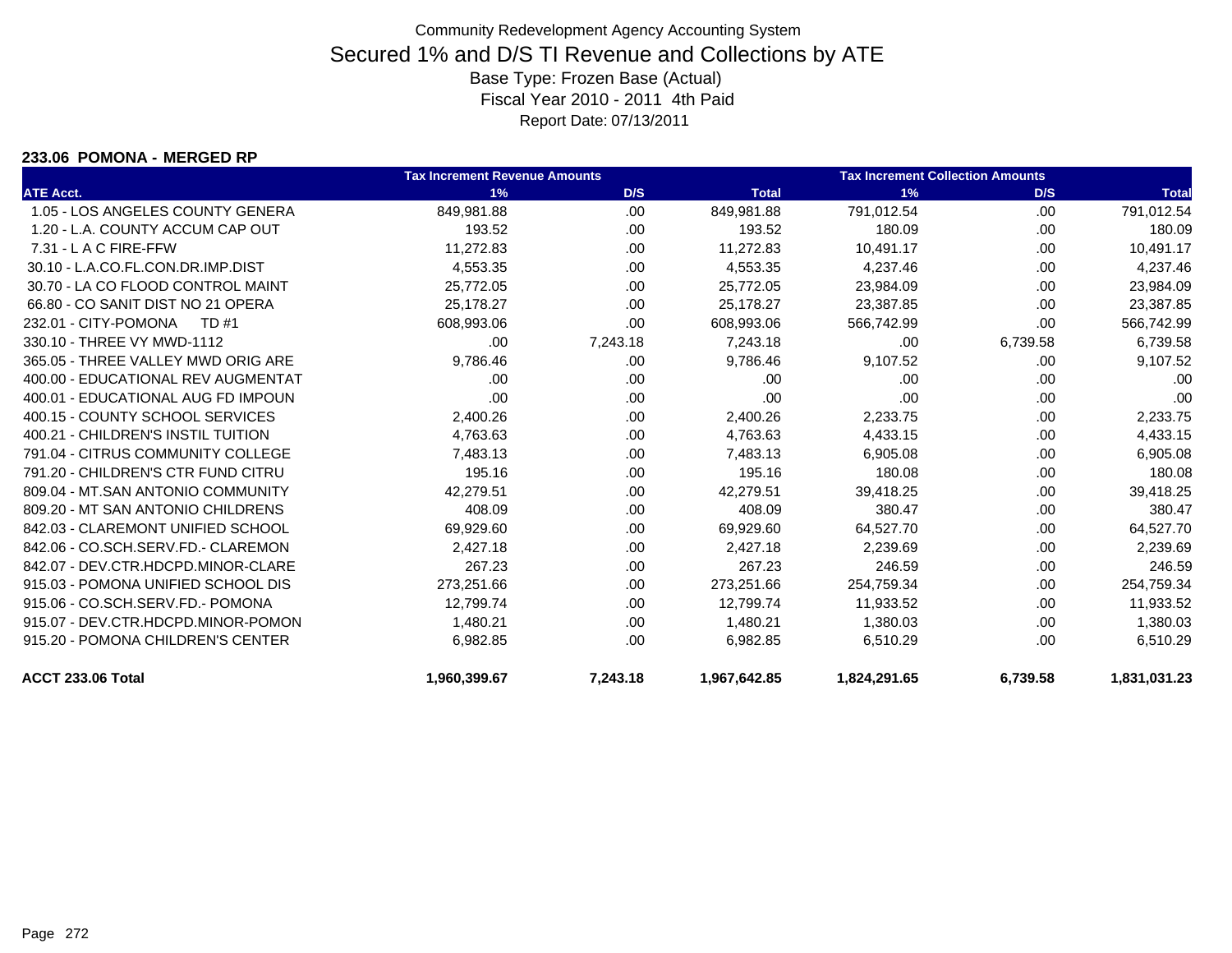Community Redevelopment Agency Accounting System

# Secured 1% and D/S TI Revenue and Collections by ATE

Base Type: Frozen Base (Actual)

Fiscal Year 2010 - 2011 4th Paid

Report Date: 07/13/2011

## 233.06 POMONA - MERGED RP

| | Tax Increment Revenue Amounts | | | Tax Increment Collection Amounts | | |
|---|---|---|---|---|---|---|
| ATE Acct. | 1% | D/S | Total | 1% | D/S | Total |
| 1.05 - LOS ANGELES COUNTY GENERA | 849,981.88 | .00 | 849,981.88 | 791,012.54 | .00 | 791,012.54 |
| 1.20 - L.A. COUNTY ACCUM CAP OUT | 193.52 | .00 | 193.52 | 180.09 | .00 | 180.09 |
| 7.31 - L A C FIRE-FFW | 11,272.83 | .00 | 11,272.83 | 10,491.17 | .00 | 10,491.17 |
| 30.10 - L.A.CO.FL.CON.DR.IMP.DIST | 4,553.35 | .00 | 4,553.35 | 4,237.46 | .00 | 4,237.46 |
| 30.70 - LA CO FLOOD CONTROL MAINT | 25,772.05 | .00 | 25,772.05 | 23,984.09 | .00 | 23,984.09 |
| 66.80 - CO SANIT DIST NO 21 OPERA | 25,178.27 | .00 | 25,178.27 | 23,387.85 | .00 | 23,387.85 |
| 232.01 - CITY-POMONA TD #1 | 608,993.06 | .00 | 608,993.06 | 566,742.99 | .00 | 566,742.99 |
| 330.10 - THREE VY MWD-1112 | .00 | 7,243.18 | 7,243.18 | .00 | 6,739.58 | 6,739.58 |
| 365.05 - THREE VALLEY MWD ORIG ARE | 9,786.46 | .00 | 9,786.46 | 9,107.52 | .00 | 9,107.52 |
| 400.00 - EDUCATIONAL REV AUGMENTAT | .00 | .00 | .00 | .00 | .00 | .00 |
| 400.01 - EDUCATIONAL AUG FD IMPOUN | .00 | .00 | .00 | .00 | .00 | .00 |
| 400.15 - COUNTY SCHOOL SERVICES | 2,400.26 | .00 | 2,400.26 | 2,233.75 | .00 | 2,233.75 |
| 400.21 - CHILDREN'S INSTIL TUITION | 4,763.63 | .00 | 4,763.63 | 4,433.15 | .00 | 4,433.15 |
| 791.04 - CITRUS COMMUNITY COLLEGE | 7,483.13 | .00 | 7,483.13 | 6,905.08 | .00 | 6,905.08 |
| 791.20 - CHILDREN'S CTR FUND CITRU | 195.16 | .00 | 195.16 | 180.08 | .00 | 180.08 |
| 809.04 - MT.SAN ANTONIO COMMUNITY | 42,279.51 | .00 | 42,279.51 | 39,418.25 | .00 | 39,418.25 |
| 809.20 - MT SAN ANTONIO CHILDRENS | 408.09 | .00 | 408.09 | 380.47 | .00 | 380.47 |
| 842.03 - CLAREMONT UNIFIED SCHOOL | 69,929.60 | .00 | 69,929.60 | 64,527.70 | .00 | 64,527.70 |
| 842.06 - CO.SCH.SERV.FD.- CLAREMON | 2,427.18 | .00 | 2,427.18 | 2,239.69 | .00 | 2,239.69 |
| 842.07 - DEV.CTR.HDCPD.MINOR-CLARE | 267.23 | .00 | 267.23 | 246.59 | .00 | 246.59 |
| 915.03 - POMONA UNIFIED SCHOOL DIS | 273,251.66 | .00 | 273,251.66 | 254,759.34 | .00 | 254,759.34 |
| 915.06 - CO.SCH.SERV.FD.- POMONA | 12,799.74 | .00 | 12,799.74 | 11,933.52 | .00 | 11,933.52 |
| 915.07 - DEV.CTR.HDCPD.MINOR-POMON | 1,480.21 | .00 | 1,480.21 | 1,380.03 | .00 | 1,380.03 |
| 915.20 - POMONA CHILDREN'S CENTER | 6,982.85 | .00 | 6,982.85 | 6,510.29 | .00 | 6,510.29 |
| **ACCT 233.06 Total** | **1,960,399.67** | **7,243.18** | **1,967,642.85** | **1,824,291.65** | **6,739.58** | **1,831,031.23** |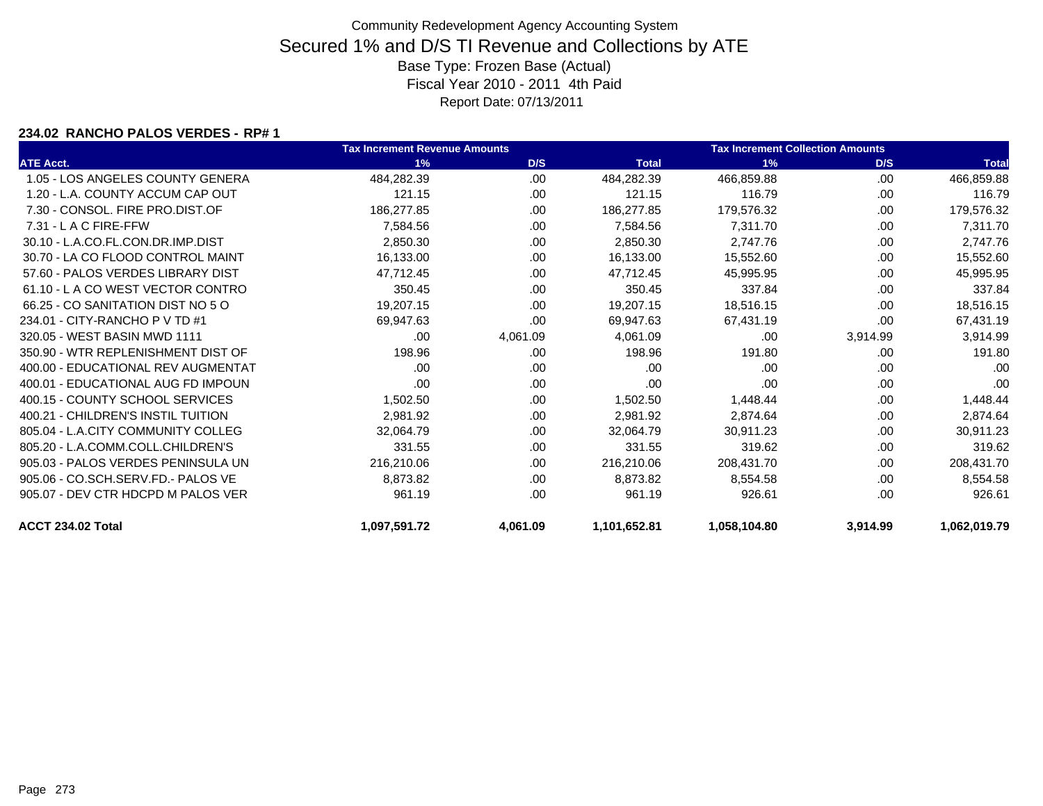Community Redevelopment Agency Accounting System

# Secured 1% and D/S TI Revenue and Collections by ATE

Base Type: Frozen Base (Actual)

Fiscal Year 2010 - 2011 4th Paid

Report Date: 07/13/2011

### 234.02 RANCHO PALOS VERDES - RP# 1

| | Tax Increment Revenue Amounts | | | Tax Increment Collection Amounts | | |
|---|---|---|---|---|---|---|
| ATE Acct. | 1% | D/S | Total | 1% | D/S | Total |
| 1.05 - LOS ANGELES COUNTY GENERA | 484,282.39 | .00 | 484,282.39 | 466,859.88 | .00 | 466,859.88 |
| 1.20 - L.A. COUNTY ACCUM CAP OUT | 121.15 | .00 | 121.15 | 116.79 | .00 | 116.79 |
| 7.30 - CONSOL. FIRE PRO.DIST.OF | 186,277.85 | .00 | 186,277.85 | 179,576.32 | .00 | 179,576.32 |
| 7.31 - L A C FIRE-FFW | 7,584.56 | .00 | 7,584.56 | 7,311.70 | .00 | 7,311.70 |
| 30.10 - L.A.CO.FL.CON.DR.IMP.DIST | 2,850.30 | .00 | 2,850.30 | 2,747.76 | .00 | 2,747.76 |
| 30.70 - LA CO FLOOD CONTROL MAINT | 16,133.00 | .00 | 16,133.00 | 15,552.60 | .00 | 15,552.60 |
| 57.60 - PALOS VERDES LIBRARY DIST | 47,712.45 | .00 | 47,712.45 | 45,995.95 | .00 | 45,995.95 |
| 61.10 - L A CO WEST VECTOR CONTRO | 350.45 | .00 | 350.45 | 337.84 | .00 | 337.84 |
| 66.25 - CO SANITATION DIST NO 5 O | 19,207.15 | .00 | 19,207.15 | 18,516.15 | .00 | 18,516.15 |
| 234.01 - CITY-RANCHO P V TD #1 | 69,947.63 | .00 | 69,947.63 | 67,431.19 | .00 | 67,431.19 |
| 320.05 - WEST BASIN MWD 1111 | .00 | 4,061.09 | 4,061.09 | .00 | 3,914.99 | 3,914.99 |
| 350.90 - WTR REPLENISHMENT DIST OF | 198.96 | .00 | 198.96 | 191.80 | .00 | 191.80 |
| 400.00 - EDUCATIONAL REV AUGMENTAT | .00 | .00 | .00 | .00 | .00 | .00 |
| 400.01 - EDUCATIONAL AUG FD IMPOUN | .00 | .00 | .00 | .00 | .00 | .00 |
| 400.15 - COUNTY SCHOOL SERVICES | 1,502.50 | .00 | 1,502.50 | 1,448.44 | .00 | 1,448.44 |
| 400.21 - CHILDREN'S INSTIL TUITION | 2,981.92 | .00 | 2,981.92 | 2,874.64 | .00 | 2,874.64 |
| 805.04 - L.A.CITY COMMUNITY COLLEG | 32,064.79 | .00 | 32,064.79 | 30,911.23 | .00 | 30,911.23 |
| 805.20 - L.A.COMM.COLL.CHILDREN'S | 331.55 | .00 | 331.55 | 319.62 | .00 | 319.62 |
| 905.03 - PALOS VERDES PENINSULA UN | 216,210.06 | .00 | 216,210.06 | 208,431.70 | .00 | 208,431.70 |
| 905.06 - CO.SCH.SERV.FD.- PALOS VE | 8,873.82 | .00 | 8,873.82 | 8,554.58 | .00 | 8,554.58 |
| 905.07 - DEV CTR HDCPD M PALOS VER | 961.19 | .00 | 961.19 | 926.61 | .00 | 926.61 |
| **ACCT 234.02 Total** | **1,097,591.72** | **4,061.09** | **1,101,652.81** | **1,058,104.80** | **3,914.99** | **1,062,019.79** |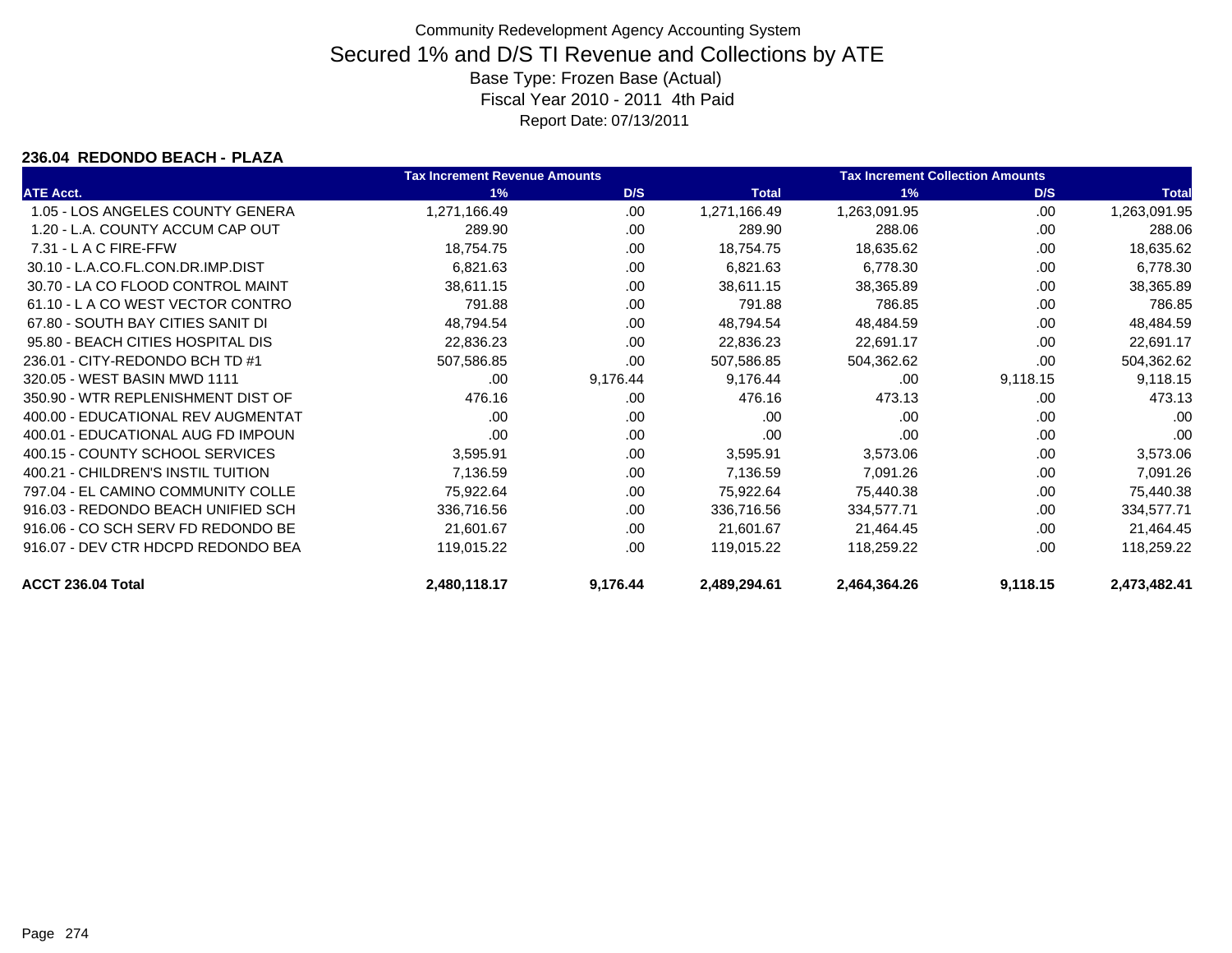# Community Redevelopment Agency Accounting System

## Secured 1% and D/S TI Revenue and Collections by ATE

Base Type: Frozen Base (Actual)

Fiscal Year 2010 - 2011 4th Paid

Report Date: 07/13/2011

### 236.04 REDONDO BEACH - PLAZA

| ATE Acct. | Tax Increment Revenue Amounts 1% | D/S | Total | Tax Increment Collection Amounts 1% | D/S | Total |
|---|---|---|---|---|---|---|
| 1.05 - LOS ANGELES COUNTY GENERA | 1,271,166.49 | .00 | 1,271,166.49 | 1,263,091.95 | .00 | 1,263,091.95 |
| 1.20 - L.A. COUNTY ACCUM CAP OUT | 289.90 | .00 | 289.90 | 288.06 | .00 | 288.06 |
| 7.31 - L A C FIRE-FFW | 18,754.75 | .00 | 18,754.75 | 18,635.62 | .00 | 18,635.62 |
| 30.10 - L.A.CO.FL.CON.DR.IMP.DIST | 6,821.63 | .00 | 6,821.63 | 6,778.30 | .00 | 6,778.30 |
| 30.70 - LA CO FLOOD CONTROL MAINT | 38,611.15 | .00 | 38,611.15 | 38,365.89 | .00 | 38,365.89 |
| 61.10 - L A CO WEST VECTOR CONTRO | 791.88 | .00 | 791.88 | 786.85 | .00 | 786.85 |
| 67.80 - SOUTH BAY CITIES SANIT DI | 48,794.54 | .00 | 48,794.54 | 48,484.59 | .00 | 48,484.59 |
| 95.80 - BEACH CITIES HOSPITAL DIS | 22,836.23 | .00 | 22,836.23 | 22,691.17 | .00 | 22,691.17 |
| 236.01 - CITY-REDONDO BCH TD #1 | 507,586.85 | .00 | 507,586.85 | 504,362.62 | .00 | 504,362.62 |
| 320.05 - WEST BASIN MWD 1111 | .00 | 9,176.44 | 9,176.44 | .00 | 9,118.15 | 9,118.15 |
| 350.90 - WTR REPLENISHMENT DIST OF | 476.16 | .00 | 476.16 | 473.13 | .00 | 473.13 |
| 400.00 - EDUCATIONAL REV AUGMENTAT | .00 | .00 | .00 | .00 | .00 | .00 |
| 400.01 - EDUCATIONAL AUG FD IMPOUN | .00 | .00 | .00 | .00 | .00 | .00 |
| 400.15 - COUNTY SCHOOL SERVICES | 3,595.91 | .00 | 3,595.91 | 3,573.06 | .00 | 3,573.06 |
| 400.21 - CHILDREN'S INSTIL TUITION | 7,136.59 | .00 | 7,136.59 | 7,091.26 | .00 | 7,091.26 |
| 797.04 - EL CAMINO COMMUNITY COLLE | 75,922.64 | .00 | 75,922.64 | 75,440.38 | .00 | 75,440.38 |
| 916.03 - REDONDO BEACH UNIFIED SCH | 336,716.56 | .00 | 336,716.56 | 334,577.71 | .00 | 334,577.71 |
| 916.06 - CO SCH SERV FD REDONDO BE | 21,601.67 | .00 | 21,601.67 | 21,464.45 | .00 | 21,464.45 |
| 916.07 - DEV CTR HDCPD REDONDO BEA | 119,015.22 | .00 | 119,015.22 | 118,259.22 | .00 | 118,259.22 |
| **ACCT 236.04 Total** | **2,480,118.17** | **9,176.44** | **2,489,294.61** | **2,464,364.26** | **9,118.15** | **2,473,482.41** |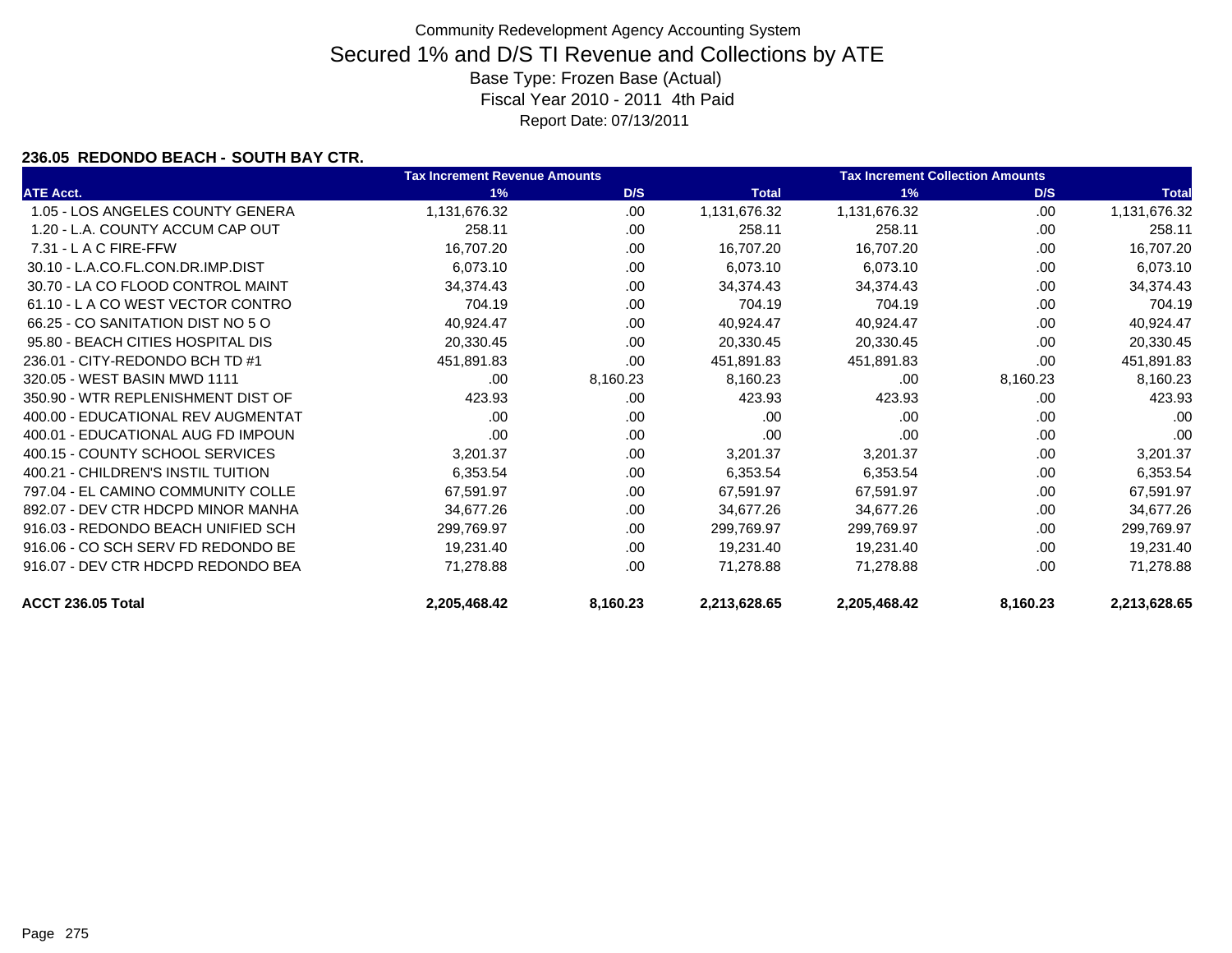Community Redevelopment Agency Accounting System

# Secured 1% and D/S TI Revenue and Collections by ATE

Base Type: Frozen Base (Actual)

Fiscal Year 2010 - 2011 4th Paid

Report Date: 07/13/2011

### 236.05 REDONDO BEACH - SOUTH BAY CTR.

| | Tax Increment Revenue Amounts | | | Tax Increment Collection Amounts | | |
|---|---|---|---|---|---|---|
| ATE Acct. | 1% | D/S | Total | 1% | D/S | Total |
| 1.05 - LOS ANGELES COUNTY GENERA | 1,131,676.32 | .00 | 1,131,676.32 | 1,131,676.32 | .00 | 1,131,676.32 |
| 1.20 - L.A. COUNTY ACCUM CAP OUT | 258.11 | .00 | 258.11 | 258.11 | .00 | 258.11 |
| 7.31 - L A C FIRE-FFW | 16,707.20 | .00 | 16,707.20 | 16,707.20 | .00 | 16,707.20 |
| 30.10 - L.A.CO.FL.CON.DR.IMP.DIST | 6,073.10 | .00 | 6,073.10 | 6,073.10 | .00 | 6,073.10 |
| 30.70 - LA CO FLOOD CONTROL MAINT | 34,374.43 | .00 | 34,374.43 | 34,374.43 | .00 | 34,374.43 |
| 61.10 - L A CO WEST VECTOR CONTRO | 704.19 | .00 | 704.19 | 704.19 | .00 | 704.19 |
| 66.25 - CO SANITATION DIST NO 5 O | 40,924.47 | .00 | 40,924.47 | 40,924.47 | .00 | 40,924.47 |
| 95.80 - BEACH CITIES HOSPITAL DIS | 20,330.45 | .00 | 20,330.45 | 20,330.45 | .00 | 20,330.45 |
| 236.01 - CITY-REDONDO BCH TD #1 | 451,891.83 | .00 | 451,891.83 | 451,891.83 | .00 | 451,891.83 |
| 320.05 - WEST BASIN MWD 1111 | .00 | 8,160.23 | 8,160.23 | .00 | 8,160.23 | 8,160.23 |
| 350.90 - WTR REPLENISHMENT DIST OF | 423.93 | .00 | 423.93 | 423.93 | .00 | 423.93 |
| 400.00 - EDUCATIONAL REV AUGMENTAT | .00 | .00 | .00 | .00 | .00 | .00 |
| 400.01 - EDUCATIONAL AUG FD IMPOUN | .00 | .00 | .00 | .00 | .00 | .00 |
| 400.15 - COUNTY SCHOOL SERVICES | 3,201.37 | .00 | 3,201.37 | 3,201.37 | .00 | 3,201.37 |
| 400.21 - CHILDREN'S INSTIL TUITION | 6,353.54 | .00 | 6,353.54 | 6,353.54 | .00 | 6,353.54 |
| 797.04 - EL CAMINO COMMUNITY COLLE | 67,591.97 | .00 | 67,591.97 | 67,591.97 | .00 | 67,591.97 |
| 892.07 - DEV CTR HDCPD MINOR MANHA | 34,677.26 | .00 | 34,677.26 | 34,677.26 | .00 | 34,677.26 |
| 916.03 - REDONDO BEACH UNIFIED SCH | 299,769.97 | .00 | 299,769.97 | 299,769.97 | .00 | 299,769.97 |
| 916.06 - CO SCH SERV FD REDONDO BE | 19,231.40 | .00 | 19,231.40 | 19,231.40 | .00 | 19,231.40 |
| 916.07 - DEV CTR HDCPD REDONDO BEA | 71,278.88 | .00 | 71,278.88 | 71,278.88 | .00 | 71,278.88 |
| **ACCT 236.05 Total** | **2,205,468.42** | **8,160.23** | **2,213,628.65** | **2,205,468.42** | **8,160.23** | **2,213,628.65** |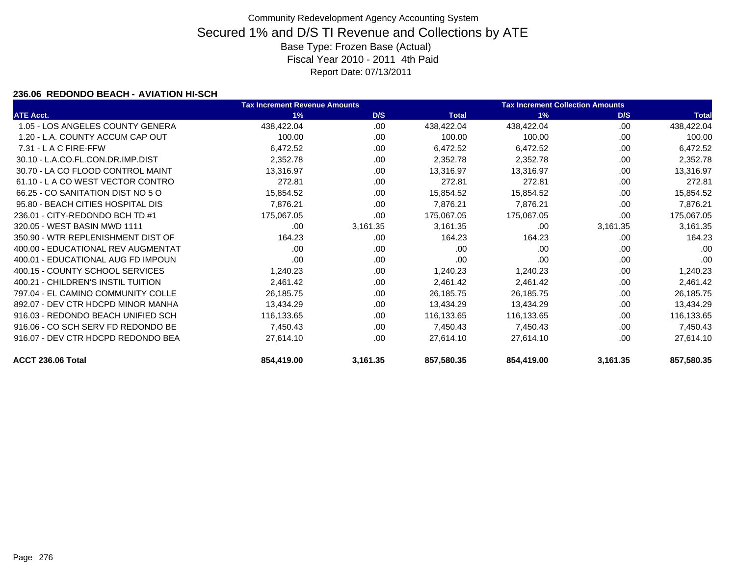Community Redevelopment Agency Accounting System

# Secured 1% and D/S TI Revenue and Collections by ATE

Base Type: Frozen Base (Actual)

Fiscal Year 2010 - 2011 4th Paid

Report Date: 07/13/2011

### 236.06 REDONDO BEACH - AVIATION HI-SCH

| | Tax Increment Revenue Amounts | | | Tax Increment Collection Amounts | | |
|---|---|---|---|---|---|---|
| ATE Acct. | 1% | D/S | Total | 1% | D/S | Total |
| 1.05 - LOS ANGELES COUNTY GENERA | 438,422.04 | .00 | 438,422.04 | 438,422.04 | .00 | 438,422.04 |
| 1.20 - L.A. COUNTY ACCUM CAP OUT | 100.00 | .00 | 100.00 | 100.00 | .00 | 100.00 |
| 7.31 - L A C FIRE-FFW | 6,472.52 | .00 | 6,472.52 | 6,472.52 | .00 | 6,472.52 |
| 30.10 - L.A.CO.FL.CON.DR.IMP.DIST | 2,352.78 | .00 | 2,352.78 | 2,352.78 | .00 | 2,352.78 |
| 30.70 - LA CO FLOOD CONTROL MAINT | 13,316.97 | .00 | 13,316.97 | 13,316.97 | .00 | 13,316.97 |
| 61.10 - L A CO WEST VECTOR CONTRO | 272.81 | .00 | 272.81 | 272.81 | .00 | 272.81 |
| 66.25 - CO SANITATION DIST NO 5 O | 15,854.52 | .00 | 15,854.52 | 15,854.52 | .00 | 15,854.52 |
| 95.80 - BEACH CITIES HOSPITAL DIS | 7,876.21 | .00 | 7,876.21 | 7,876.21 | .00 | 7,876.21 |
| 236.01 - CITY-REDONDO BCH TD #1 | 175,067.05 | .00 | 175,067.05 | 175,067.05 | .00 | 175,067.05 |
| 320.05 - WEST BASIN MWD 1111 | .00 | 3,161.35 | 3,161.35 | .00 | 3,161.35 | 3,161.35 |
| 350.90 - WTR REPLENISHMENT DIST OF | 164.23 | .00 | 164.23 | 164.23 | .00 | 164.23 |
| 400.00 - EDUCATIONAL REV AUGMENTAT | .00 | .00 | .00 | .00 | .00 | .00 |
| 400.01 - EDUCATIONAL AUG FD IMPOUN | .00 | .00 | .00 | .00 | .00 | .00 |
| 400.15 - COUNTY SCHOOL SERVICES | 1,240.23 | .00 | 1,240.23 | 1,240.23 | .00 | 1,240.23 |
| 400.21 - CHILDREN'S INSTIL TUITION | 2,461.42 | .00 | 2,461.42 | 2,461.42 | .00 | 2,461.42 |
| 797.04 - EL CAMINO COMMUNITY COLLE | 26,185.75 | .00 | 26,185.75 | 26,185.75 | .00 | 26,185.75 |
| 892.07 - DEV CTR HDCPD MINOR MANHA | 13,434.29 | .00 | 13,434.29 | 13,434.29 | .00 | 13,434.29 |
| 916.03 - REDONDO BEACH UNIFIED SCH | 116,133.65 | .00 | 116,133.65 | 116,133.65 | .00 | 116,133.65 |
| 916.06 - CO SCH SERV FD REDONDO BE | 7,450.43 | .00 | 7,450.43 | 7,450.43 | .00 | 7,450.43 |
| 916.07 - DEV CTR HDCPD REDONDO BEA | 27,614.10 | .00 | 27,614.10 | 27,614.10 | .00 | 27,614.10 |
| **ACCT 236.06 Total** | **854,419.00** | **3,161.35** | **857,580.35** | **854,419.00** | **3,161.35** | **857,580.35** |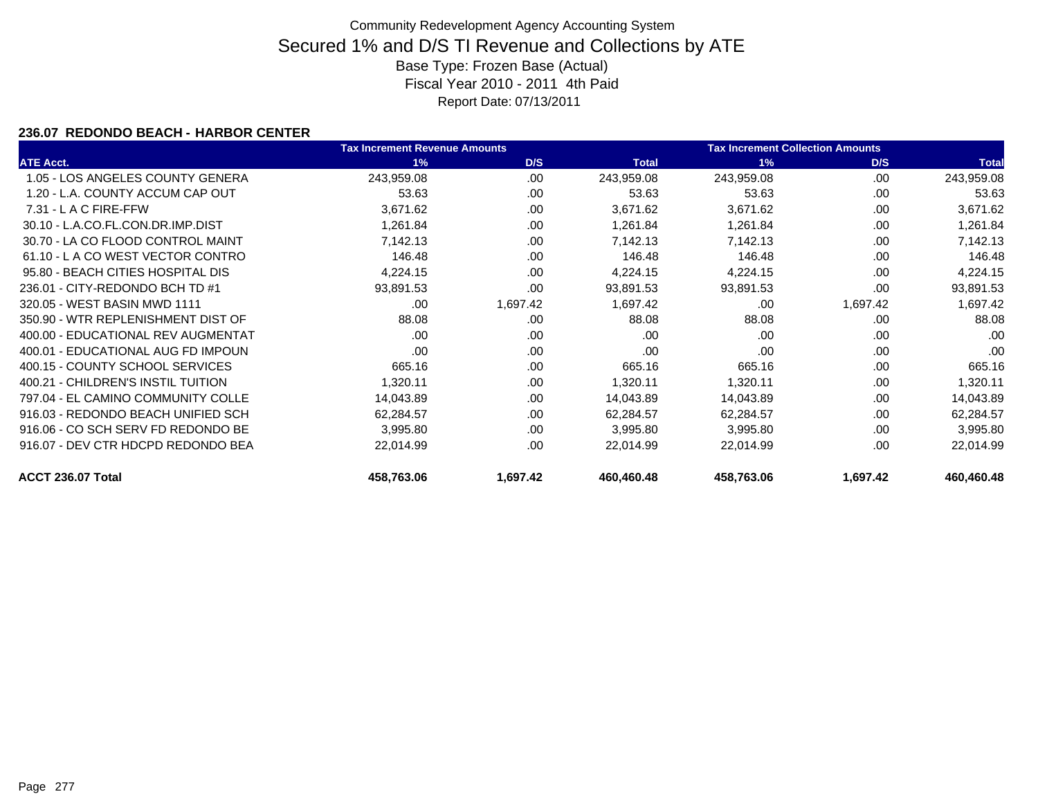Community Redevelopment Agency Accounting System

# Secured 1% and D/S TI Revenue and Collections by ATE

Base Type: Frozen Base (Actual)
Fiscal Year 2010 - 2011 4th Paid
Report Date: 07/13/2011

### 236.07 REDONDO BEACH - HARBOR CENTER

| | Tax Increment Revenue Amounts | | | Tax Increment Collection Amounts | | |
|---|---|---|---|---|---|---|
| ATE Acct. | 1% | D/S | Total | 1% | D/S | Total |
| 1.05 - LOS ANGELES COUNTY GENERA | 243,959.08 | .00 | 243,959.08 | 243,959.08 | .00 | 243,959.08 |
| 1.20 - L.A. COUNTY ACCUM CAP OUT | 53.63 | .00 | 53.63 | 53.63 | .00 | 53.63 |
| 7.31 - L A C FIRE-FFW | 3,671.62 | .00 | 3,671.62 | 3,671.62 | .00 | 3,671.62 |
| 30.10 - L.A.CO.FL.CON.DR.IMP.DIST | 1,261.84 | .00 | 1,261.84 | 1,261.84 | .00 | 1,261.84 |
| 30.70 - LA CO FLOOD CONTROL MAINT | 7,142.13 | .00 | 7,142.13 | 7,142.13 | .00 | 7,142.13 |
| 61.10 - L A CO WEST VECTOR CONTRO | 146.48 | .00 | 146.48 | 146.48 | .00 | 146.48 |
| 95.80 - BEACH CITIES HOSPITAL DIS | 4,224.15 | .00 | 4,224.15 | 4,224.15 | .00 | 4,224.15 |
| 236.01 - CITY-REDONDO BCH TD #1 | 93,891.53 | .00 | 93,891.53 | 93,891.53 | .00 | 93,891.53 |
| 320.05 - WEST BASIN MWD 1111 | .00 | 1,697.42 | 1,697.42 | .00 | 1,697.42 | 1,697.42 |
| 350.90 - WTR REPLENISHMENT DIST OF | 88.08 | .00 | 88.08 | 88.08 | .00 | 88.08 |
| 400.00 - EDUCATIONAL REV AUGMENTAT | .00 | .00 | .00 | .00 | .00 | .00 |
| 400.01 - EDUCATIONAL AUG FD IMPOUN | .00 | .00 | .00 | .00 | .00 | .00 |
| 400.15 - COUNTY SCHOOL SERVICES | 665.16 | .00 | 665.16 | 665.16 | .00 | 665.16 |
| 400.21 - CHILDREN'S INSTIL TUITION | 1,320.11 | .00 | 1,320.11 | 1,320.11 | .00 | 1,320.11 |
| 797.04 - EL CAMINO COMMUNITY COLLE | 14,043.89 | .00 | 14,043.89 | 14,043.89 | .00 | 14,043.89 |
| 916.03 - REDONDO BEACH UNIFIED SCH | 62,284.57 | .00 | 62,284.57 | 62,284.57 | .00 | 62,284.57 |
| 916.06 - CO SCH SERV FD REDONDO BE | 3,995.80 | .00 | 3,995.80 | 3,995.80 | .00 | 3,995.80 |
| 916.07 - DEV CTR HDCPD REDONDO BEA | 22,014.99 | .00 | 22,014.99 | 22,014.99 | .00 | 22,014.99 |
| **ACCT 236.07 Total** | **458,763.06** | **1,697.42** | **460,460.48** | **458,763.06** | **1,697.42** | **460,460.48** |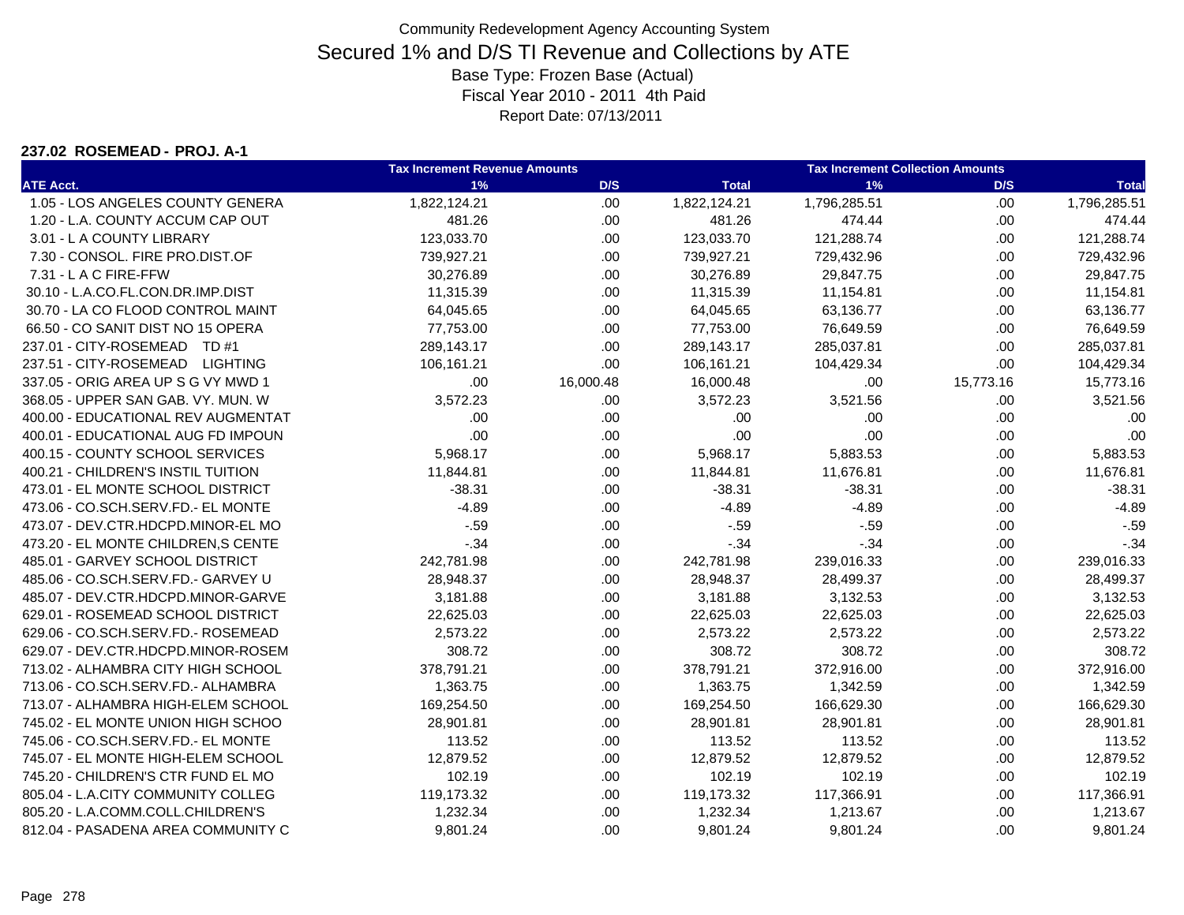Community Redevelopment Agency Accounting System

# Secured 1% and D/S TI Revenue and Collections by ATE

Base Type: Frozen Base (Actual)

Fiscal Year 2010 - 2011 4th Paid

Report Date: 07/13/2011

**237.02 ROSEMEAD - PROJ. A-1**

| | Tax Increment Revenue Amounts | | | Tax Increment Collection Amounts | | |
|---|---|---|---|---|---|---|
| **ATE Acct.** | **1%** | **D/S** | **Total** | **1%** | **D/S** | **Total** |
| 1.05 - LOS ANGELES COUNTY GENERA | 1,822,124.21 | .00 | 1,822,124.21 | 1,796,285.51 | .00 | 1,796,285.51 |
| 1.20 - L.A. COUNTY ACCUM CAP OUT | 481.26 | .00 | 481.26 | 474.44 | .00 | 474.44 |
| 3.01 - L A COUNTY LIBRARY | 123,033.70 | .00 | 123,033.70 | 121,288.74 | .00 | 121,288.74 |
| 7.30 - CONSOL. FIRE PRO.DIST.OF | 739,927.21 | .00 | 739,927.21 | 729,432.96 | .00 | 729,432.96 |
| 7.31 - L A C FIRE-FFW | 30,276.89 | .00 | 30,276.89 | 29,847.75 | .00 | 29,847.75 |
| 30.10 - L.A.CO.FL.CON.DR.IMP.DIST | 11,315.39 | .00 | 11,315.39 | 11,154.81 | .00 | 11,154.81 |
| 30.70 - LA CO FLOOD CONTROL MAINT | 64,045.65 | .00 | 64,045.65 | 63,136.77 | .00 | 63,136.77 |
| 66.50 - CO SANIT DIST NO 15 OPERA | 77,753.00 | .00 | 77,753.00 | 76,649.59 | .00 | 76,649.59 |
| 237.01 - CITY-ROSEMEAD TD #1 | 289,143.17 | .00 | 289,143.17 | 285,037.81 | .00 | 285,037.81 |
| 237.51 - CITY-ROSEMEAD LIGHTING | 106,161.21 | .00 | 106,161.21 | 104,429.34 | .00 | 104,429.34 |
| 337.05 - ORIG AREA UP S G VY MWD 1 | .00 | 16,000.48 | 16,000.48 | .00 | 15,773.16 | 15,773.16 |
| 368.05 - UPPER SAN GAB. VY. MUN. W | 3,572.23 | .00 | 3,572.23 | 3,521.56 | .00 | 3,521.56 |
| 400.00 - EDUCATIONAL REV AUGMENTAT | .00 | .00 | .00 | .00 | .00 | .00 |
| 400.01 - EDUCATIONAL AUG FD IMPOUN | .00 | .00 | .00 | .00 | .00 | .00 |
| 400.15 - COUNTY SCHOOL SERVICES | 5,968.17 | .00 | 5,968.17 | 5,883.53 | .00 | 5,883.53 |
| 400.21 - CHILDREN'S INSTIL TUITION | 11,844.81 | .00 | 11,844.81 | 11,676.81 | .00 | 11,676.81 |
| 473.01 - EL MONTE SCHOOL DISTRICT | -38.31 | .00 | -38.31 | -38.31 | .00 | -38.31 |
| 473.06 - CO.SCH.SERV.FD.- EL MONTE | -4.89 | .00 | -4.89 | -4.89 | .00 | -4.89 |
| 473.07 - DEV.CTR.HDCPD.MINOR-EL MO | -.59 | .00 | -.59 | -.59 | .00 | -.59 |
| 473.20 - EL MONTE CHILDREN,S CENTE | -.34 | .00 | -.34 | -.34 | .00 | -.34 |
| 485.01 - GARVEY SCHOOL DISTRICT | 242,781.98 | .00 | 242,781.98 | 239,016.33 | .00 | 239,016.33 |
| 485.06 - CO.SCH.SERV.FD.- GARVEY U | 28,948.37 | .00 | 28,948.37 | 28,499.37 | .00 | 28,499.37 |
| 485.07 - DEV.CTR.HDCPD.MINOR-GARVE | 3,181.88 | .00 | 3,181.88 | 3,132.53 | .00 | 3,132.53 |
| 629.01 - ROSEMEAD SCHOOL DISTRICT | 22,625.03 | .00 | 22,625.03 | 22,625.03 | .00 | 22,625.03 |
| 629.06 - CO.SCH.SERV.FD.- ROSEMEAD | 2,573.22 | .00 | 2,573.22 | 2,573.22 | .00 | 2,573.22 |
| 629.07 - DEV.CTR.HDCPD.MINOR-ROSEM | 308.72 | .00 | 308.72 | 308.72 | .00 | 308.72 |
| 713.02 - ALHAMBRA CITY HIGH SCHOOL | 378,791.21 | .00 | 378,791.21 | 372,916.00 | .00 | 372,916.00 |
| 713.06 - CO.SCH.SERV.FD.- ALHAMBRA | 1,363.75 | .00 | 1,363.75 | 1,342.59 | .00 | 1,342.59 |
| 713.07 - ALHAMBRA HIGH-ELEM SCHOOL | 169,254.50 | .00 | 169,254.50 | 166,629.30 | .00 | 166,629.30 |
| 745.02 - EL MONTE UNION HIGH SCHOO | 28,901.81 | .00 | 28,901.81 | 28,901.81 | .00 | 28,901.81 |
| 745.06 - CO.SCH.SERV.FD.- EL MONTE | 113.52 | .00 | 113.52 | 113.52 | .00 | 113.52 |
| 745.07 - EL MONTE HIGH-ELEM SCHOOL | 12,879.52 | .00 | 12,879.52 | 12,879.52 | .00 | 12,879.52 |
| 745.20 - CHILDREN'S CTR FUND EL MO | 102.19 | .00 | 102.19 | 102.19 | .00 | 102.19 |
| 805.04 - L.A.CITY COMMUNITY COLLEG | 119,173.32 | .00 | 119,173.32 | 117,366.91 | .00 | 117,366.91 |
| 805.20 - L.A.COMM.COLL.CHILDREN'S | 1,232.34 | .00 | 1,232.34 | 1,213.67 | .00 | 1,213.67 |
| 812.04 - PASADENA AREA COMMUNITY C | 9,801.24 | .00 | 9,801.24 | 9,801.24 | .00 | 9,801.24 |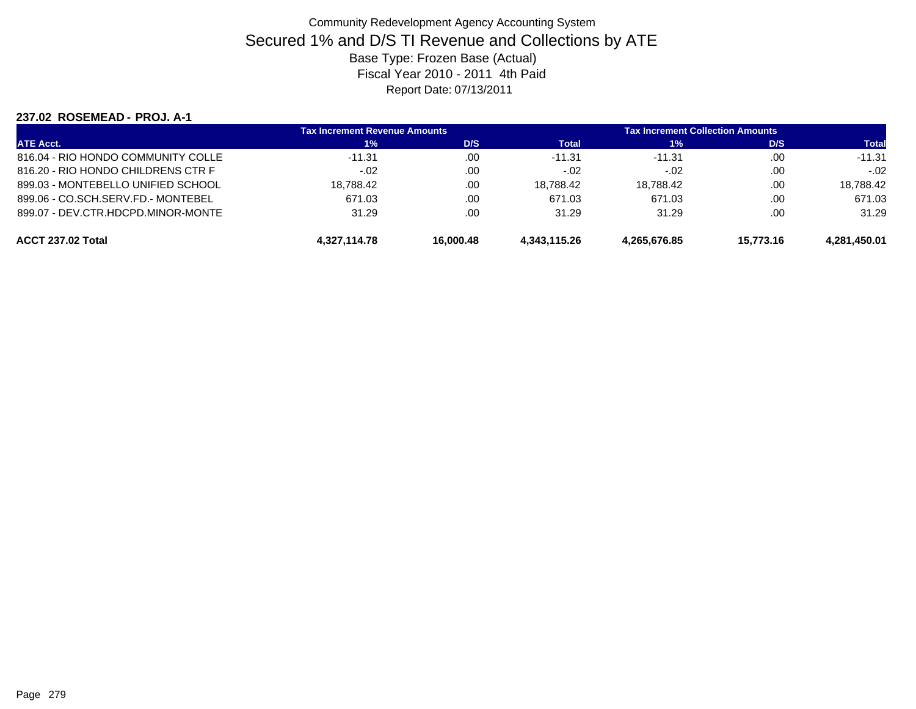Community Redevelopment Agency Accounting System

# Secured 1% and D/S TI Revenue and Collections by ATE

Base Type: Frozen Base (Actual)

Fiscal Year 2010 - 2011 4th Paid

Report Date: 07/13/2011

### 237.02 ROSEMEAD - PROJ. A-1

| | Tax Increment Revenue Amounts | | | Tax Increment Collection Amounts | | |
|---|---|---|---|---|---|---|
| ATE Acct. | 1% | D/S | Total | 1% | D/S | Total |
| 816.04 - RIO HONDO COMMUNITY COLLE | -11.31 | .00 | -11.31 | -11.31 | .00 | -11.31 |
| 816.20 - RIO HONDO CHILDRENS CTR F | -.02 | .00 | -.02 | -.02 | .00 | -.02 |
| 899.03 - MONTEBELLO UNIFIED SCHOOL | 18,788.42 | .00 | 18,788.42 | 18,788.42 | .00 | 18,788.42 |
| 899.06 - CO.SCH.SERV.FD.- MONTEBEL | 671.03 | .00 | 671.03 | 671.03 | .00 | 671.03 |
| 899.07 - DEV.CTR.HDCPD.MINOR-MONTE | 31.29 | .00 | 31.29 | 31.29 | .00 | 31.29 |
| **ACCT 237.02 Total** | **4,327,114.78** | **16,000.48** | **4,343,115.26** | **4,265,676.85** | **15,773.16** | **4,281,450.01** |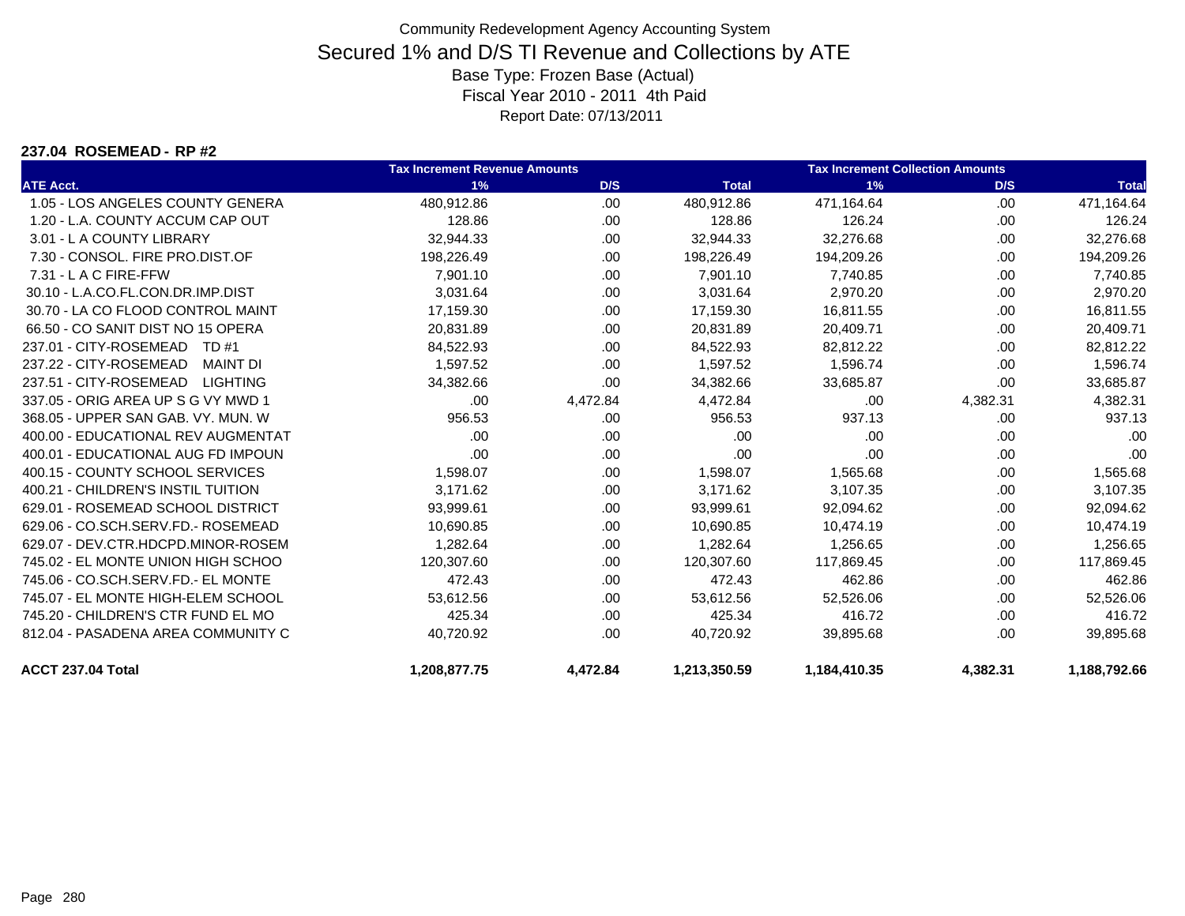Community Redevelopment Agency Accounting System

# Secured 1% and D/S TI Revenue and Collections by ATE

Base Type: Frozen Base (Actual)
Fiscal Year 2010 - 2011 4th Paid
Report Date: 07/13/2011

### 237.04 ROSEMEAD - RP #2

| | Tax Increment Revenue Amounts | | | Tax Increment Collection Amounts | | |
|---|---|---|---|---|---|---|
| **ATE Acct.** | **1%** | **D/S** | **Total** | **1%** | **D/S** | **Total** |
| 1.05 - LOS ANGELES COUNTY GENERA | 480,912.86 | .00 | 480,912.86 | 471,164.64 | .00 | 471,164.64 |
| 1.20 - L.A. COUNTY ACCUM CAP OUT | 128.86 | .00 | 128.86 | 126.24 | .00 | 126.24 |
| 3.01 - L A COUNTY LIBRARY | 32,944.33 | .00 | 32,944.33 | 32,276.68 | .00 | 32,276.68 |
| 7.30 - CONSOL. FIRE PRO.DIST.OF | 198,226.49 | .00 | 198,226.49 | 194,209.26 | .00 | 194,209.26 |
| 7.31 - L A C FIRE-FFW | 7,901.10 | .00 | 7,901.10 | 7,740.85 | .00 | 7,740.85 |
| 30.10 - L.A.CO.FL.CON.DR.IMP.DIST | 3,031.64 | .00 | 3,031.64 | 2,970.20 | .00 | 2,970.20 |
| 30.70 - LA CO FLOOD CONTROL MAINT | 17,159.30 | .00 | 17,159.30 | 16,811.55 | .00 | 16,811.55 |
| 66.50 - CO SANIT DIST NO 15 OPERA | 20,831.89 | .00 | 20,831.89 | 20,409.71 | .00 | 20,409.71 |
| 237.01 - CITY-ROSEMEAD TD #1 | 84,522.93 | .00 | 84,522.93 | 82,812.22 | .00 | 82,812.22 |
| 237.22 - CITY-ROSEMEAD MAINT DI | 1,597.52 | .00 | 1,597.52 | 1,596.74 | .00 | 1,596.74 |
| 237.51 - CITY-ROSEMEAD LIGHTING | 34,382.66 | .00 | 34,382.66 | 33,685.87 | .00 | 33,685.87 |
| 337.05 - ORIG AREA UP S G VY MWD 1 | .00 | 4,472.84 | 4,472.84 | .00 | 4,382.31 | 4,382.31 |
| 368.05 - UPPER SAN GAB. VY. MUN. W | 956.53 | .00 | 956.53 | 937.13 | .00 | 937.13 |
| 400.00 - EDUCATIONAL REV AUGMENTAT | .00 | .00 | .00 | .00 | .00 | .00 |
| 400.01 - EDUCATIONAL AUG FD IMPOUN | .00 | .00 | .00 | .00 | .00 | .00 |
| 400.15 - COUNTY SCHOOL SERVICES | 1,598.07 | .00 | 1,598.07 | 1,565.68 | .00 | 1,565.68 |
| 400.21 - CHILDREN'S INSTIL TUITION | 3,171.62 | .00 | 3,171.62 | 3,107.35 | .00 | 3,107.35 |
| 629.01 - ROSEMEAD SCHOOL DISTRICT | 93,999.61 | .00 | 93,999.61 | 92,094.62 | .00 | 92,094.62 |
| 629.06 - CO.SCH.SERV.FD.- ROSEMEAD | 10,690.85 | .00 | 10,690.85 | 10,474.19 | .00 | 10,474.19 |
| 629.07 - DEV.CTR.HDCPD.MINOR-ROSEM | 1,282.64 | .00 | 1,282.64 | 1,256.65 | .00 | 1,256.65 |
| 745.02 - EL MONTE UNION HIGH SCHOO | 120,307.60 | .00 | 120,307.60 | 117,869.45 | .00 | 117,869.45 |
| 745.06 - CO.SCH.SERV.FD.- EL MONTE | 472.43 | .00 | 472.43 | 462.86 | .00 | 462.86 |
| 745.07 - EL MONTE HIGH-ELEM SCHOOL | 53,612.56 | .00 | 53,612.56 | 52,526.06 | .00 | 52,526.06 |
| 745.20 - CHILDREN'S CTR FUND EL MO | 425.34 | .00 | 425.34 | 416.72 | .00 | 416.72 |
| 812.04 - PASADENA AREA COMMUNITY C | 40,720.92 | .00 | 40,720.92 | 39,895.68 | .00 | 39,895.68 |
| **ACCT 237.04 Total** | **1,208,877.75** | **4,472.84** | **1,213,350.59** | **1,184,410.35** | **4,382.31** | **1,188,792.66** |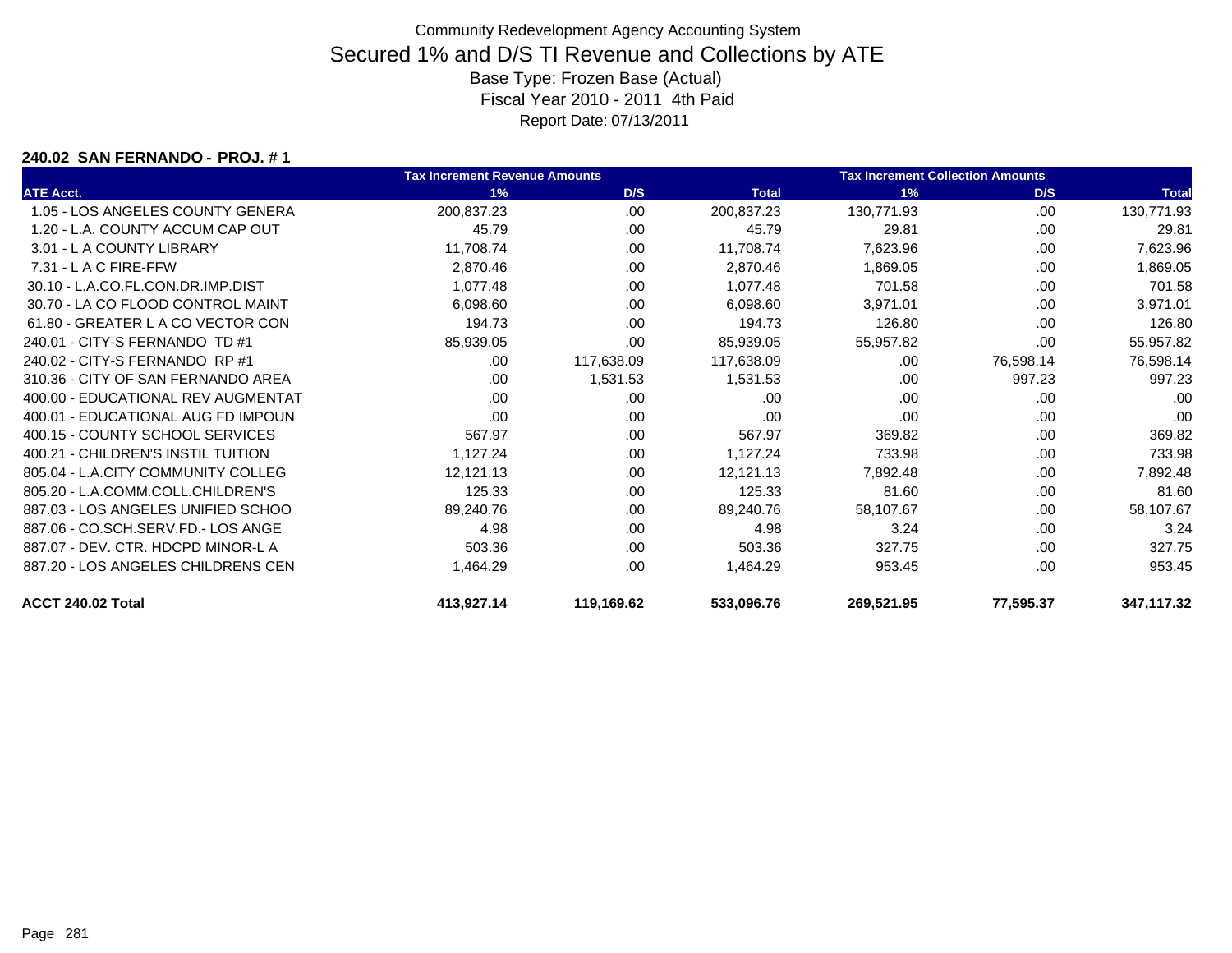Community Redevelopment Agency Accounting System

# Secured 1% and D/S TI Revenue and Collections by ATE

Base Type: Frozen Base (Actual)

Fiscal Year 2010 - 2011 4th Paid

Report Date: 07/13/2011

**240.02 SAN FERNANDO - PROJ. # 1**

| | Tax Increment Revenue Amounts | | | Tax Increment Collection Amounts | | |
|---|---|---|---|---|---|---|
| ATE Acct. | 1% | D/S | Total | 1% | D/S | Total |
| 1.05 - LOS ANGELES COUNTY GENERA | 200,837.23 | .00 | 200,837.23 | 130,771.93 | .00 | 130,771.93 |
| 1.20 - L.A. COUNTY ACCUM CAP OUT | 45.79 | .00 | 45.79 | 29.81 | .00 | 29.81 |
| 3.01 - L A COUNTY LIBRARY | 11,708.74 | .00 | 11,708.74 | 7,623.96 | .00 | 7,623.96 |
| 7.31 - L A C FIRE-FFW | 2,870.46 | .00 | 2,870.46 | 1,869.05 | .00 | 1,869.05 |
| 30.10 - L.A.CO.FL.CON.DR.IMP.DIST | 1,077.48 | .00 | 1,077.48 | 701.58 | .00 | 701.58 |
| 30.70 - LA CO FLOOD CONTROL MAINT | 6,098.60 | .00 | 6,098.60 | 3,971.01 | .00 | 3,971.01 |
| 61.80 - GREATER L A CO VECTOR CON | 194.73 | .00 | 194.73 | 126.80 | .00 | 126.80 |
| 240.01 - CITY-S FERNANDO TD #1 | 85,939.05 | .00 | 85,939.05 | 55,957.82 | .00 | 55,957.82 |
| 240.02 - CITY-S FERNANDO RP #1 | .00 | 117,638.09 | 117,638.09 | .00 | 76,598.14 | 76,598.14 |
| 310.36 - CITY OF SAN FERNANDO AREA | .00 | 1,531.53 | 1,531.53 | .00 | 997.23 | 997.23 |
| 400.00 - EDUCATIONAL REV AUGMENTAT | .00 | .00 | .00 | .00 | .00 | .00 |
| 400.01 - EDUCATIONAL AUG FD IMPOUN | .00 | .00 | .00 | .00 | .00 | .00 |
| 400.15 - COUNTY SCHOOL SERVICES | 567.97 | .00 | 567.97 | 369.82 | .00 | 369.82 |
| 400.21 - CHILDREN'S INSTIL TUITION | 1,127.24 | .00 | 1,127.24 | 733.98 | .00 | 733.98 |
| 805.04 - L.A.CITY COMMUNITY COLLEG | 12,121.13 | .00 | 12,121.13 | 7,892.48 | .00 | 7,892.48 |
| 805.20 - L.A.COMM.COLL.CHILDREN'S | 125.33 | .00 | 125.33 | 81.60 | .00 | 81.60 |
| 887.03 - LOS ANGELES UNIFIED SCHOO | 89,240.76 | .00 | 89,240.76 | 58,107.67 | .00 | 58,107.67 |
| 887.06 - CO.SCH.SERV.FD.- LOS ANGE | 4.98 | .00 | 4.98 | 3.24 | .00 | 3.24 |
| 887.07 - DEV. CTR. HDCPD MINOR-L A | 503.36 | .00 | 503.36 | 327.75 | .00 | 327.75 |
| 887.20 - LOS ANGELES CHILDRENS CEN | 1,464.29 | .00 | 1,464.29 | 953.45 | .00 | 953.45 |
| **ACCT 240.02 Total** | **413,927.14** | **119,169.62** | **533,096.76** | **269,521.95** | **77,595.37** | **347,117.32** |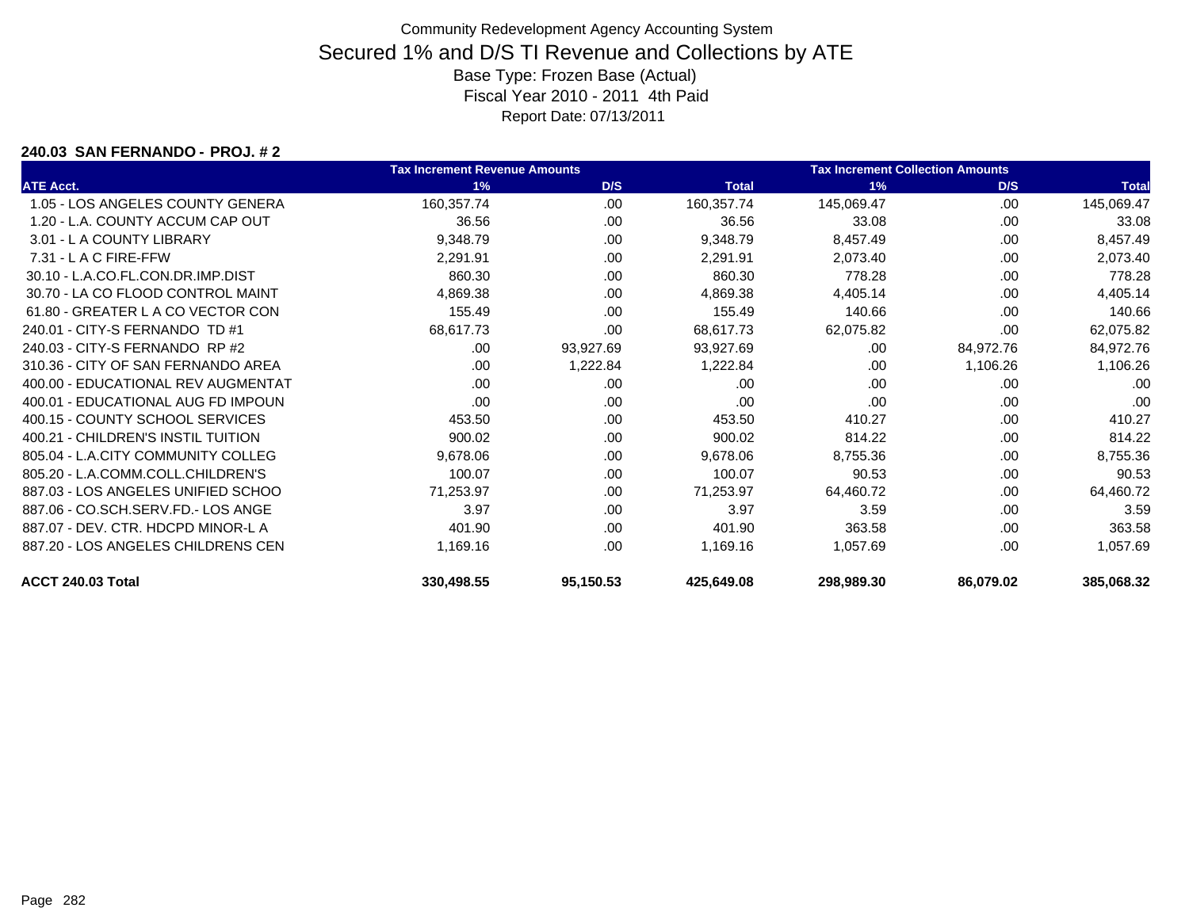Community Redevelopment Agency Accounting System

# Secured 1% and D/S TI Revenue and Collections by ATE

Base Type: Frozen Base (Actual)

Fiscal Year 2010 - 2011 4th Paid

Report Date: 07/13/2011

### 240.03 SAN FERNANDO - PROJ. # 2

| | Tax Increment Revenue Amounts | | | Tax Increment Collection Amounts | | |
|---|---|---|---|---|---|---|
| ATE Acct. | 1% | D/S | Total | 1% | D/S | Total |
| 1.05 - LOS ANGELES COUNTY GENERA | 160,357.74 | .00 | 160,357.74 | 145,069.47 | .00 | 145,069.47 |
| 1.20 - L.A. COUNTY ACCUM CAP OUT | 36.56 | .00 | 36.56 | 33.08 | .00 | 33.08 |
| 3.01 - L A COUNTY LIBRARY | 9,348.79 | .00 | 9,348.79 | 8,457.49 | .00 | 8,457.49 |
| 7.31 - L A C FIRE-FFW | 2,291.91 | .00 | 2,291.91 | 2,073.40 | .00 | 2,073.40 |
| 30.10 - L.A.CO.FL.CON.DR.IMP.DIST | 860.30 | .00 | 860.30 | 778.28 | .00 | 778.28 |
| 30.70 - LA CO FLOOD CONTROL MAINT | 4,869.38 | .00 | 4,869.38 | 4,405.14 | .00 | 4,405.14 |
| 61.80 - GREATER L A CO VECTOR CON | 155.49 | .00 | 155.49 | 140.66 | .00 | 140.66 |
| 240.01 - CITY-S FERNANDO TD #1 | 68,617.73 | .00 | 68,617.73 | 62,075.82 | .00 | 62,075.82 |
| 240.03 - CITY-S FERNANDO RP #2 | .00 | 93,927.69 | 93,927.69 | .00 | 84,972.76 | 84,972.76 |
| 310.36 - CITY OF SAN FERNANDO AREA | .00 | 1,222.84 | 1,222.84 | .00 | 1,106.26 | 1,106.26 |
| 400.00 - EDUCATIONAL REV AUGMENTAT | .00 | .00 | .00 | .00 | .00 | .00 |
| 400.01 - EDUCATIONAL AUG FD IMPOUN | .00 | .00 | .00 | .00 | .00 | .00 |
| 400.15 - COUNTY SCHOOL SERVICES | 453.50 | .00 | 453.50 | 410.27 | .00 | 410.27 |
| 400.21 - CHILDREN'S INSTIL TUITION | 900.02 | .00 | 900.02 | 814.22 | .00 | 814.22 |
| 805.04 - L.A.CITY COMMUNITY COLLEG | 9,678.06 | .00 | 9,678.06 | 8,755.36 | .00 | 8,755.36 |
| 805.20 - L.A.COMM.COLL.CHILDREN'S | 100.07 | .00 | 100.07 | 90.53 | .00 | 90.53 |
| 887.03 - LOS ANGELES UNIFIED SCHOO | 71,253.97 | .00 | 71,253.97 | 64,460.72 | .00 | 64,460.72 |
| 887.06 - CO.SCH.SERV.FD.- LOS ANGE | 3.97 | .00 | 3.97 | 3.59 | .00 | 3.59 |
| 887.07 - DEV. CTR. HDCPD MINOR-L A | 401.90 | .00 | 401.90 | 363.58 | .00 | 363.58 |
| 887.20 - LOS ANGELES CHILDRENS CEN | 1,169.16 | .00 | 1,169.16 | 1,057.69 | .00 | 1,057.69 |
| **ACCT 240.03 Total** | **330,498.55** | **95,150.53** | **425,649.08** | **298,989.30** | **86,079.02** | **385,068.32** |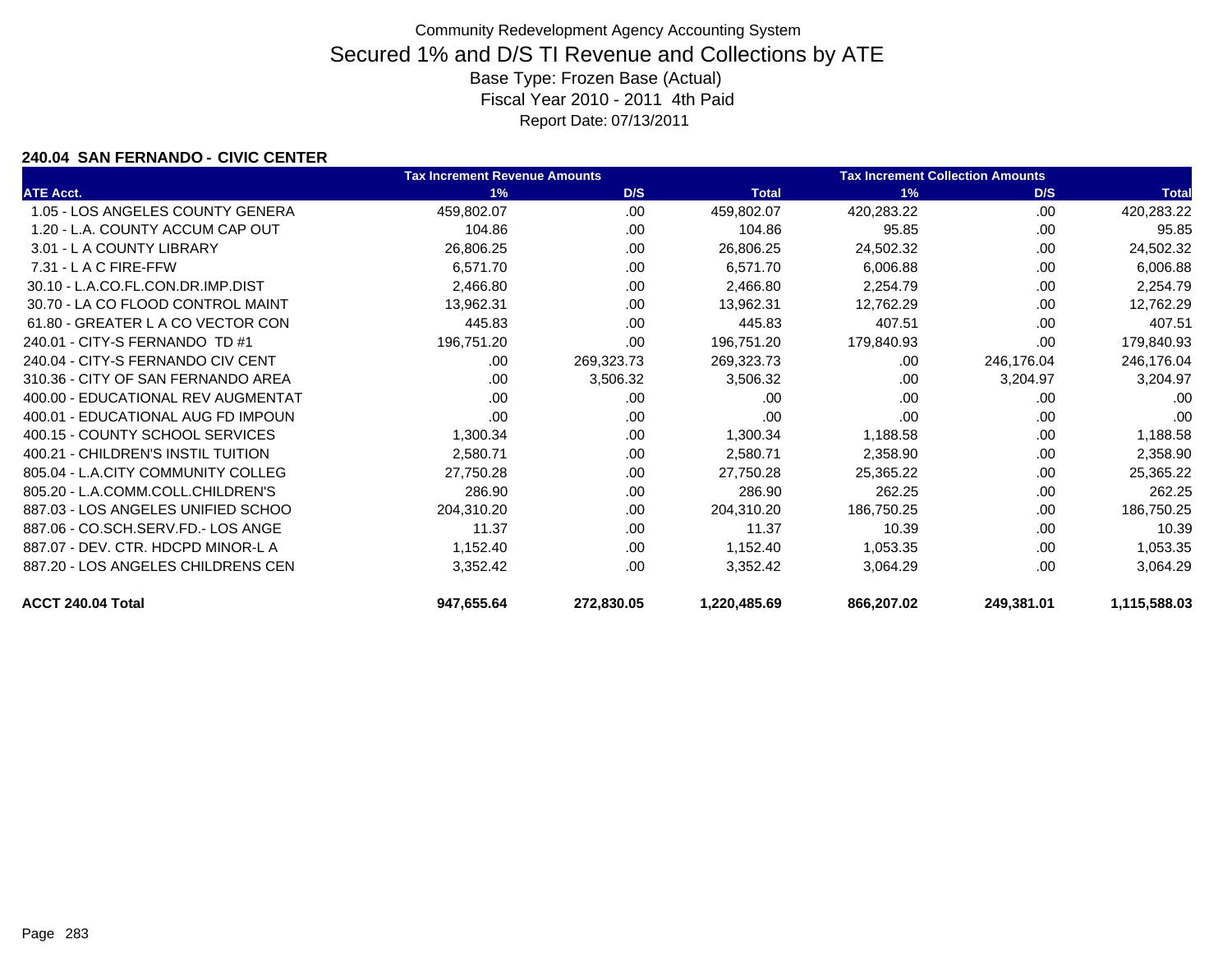# Community Redevelopment Agency Accounting System

## Secured 1% and D/S TI Revenue and Collections by ATE

Base Type: Frozen Base (Actual)

Fiscal Year 2010 - 2011 4th Paid

Report Date: 07/13/2011

### 240.04 SAN FERNANDO - CIVIC CENTER

| | Tax Increment Revenue Amounts | | | Tax Increment Collection Amounts | | |
|---|---|---|---|---|---|---|
| **ATE Acct.** | **1%** | **D/S** | **Total** | **1%** | **D/S** | **Total** |
| 1.05 - LOS ANGELES COUNTY GENERA | 459,802.07 | .00 | 459,802.07 | 420,283.22 | .00 | 420,283.22 |
| 1.20 - L.A. COUNTY ACCUM CAP OUT | 104.86 | .00 | 104.86 | 95.85 | .00 | 95.85 |
| 3.01 - L A COUNTY LIBRARY | 26,806.25 | .00 | 26,806.25 | 24,502.32 | .00 | 24,502.32 |
| 7.31 - L A C FIRE-FFW | 6,571.70 | .00 | 6,571.70 | 6,006.88 | .00 | 6,006.88 |
| 30.10 - L.A.CO.FL.CON.DR.IMP.DIST | 2,466.80 | .00 | 2,466.80 | 2,254.79 | .00 | 2,254.79 |
| 30.70 - LA CO FLOOD CONTROL MAINT | 13,962.31 | .00 | 13,962.31 | 12,762.29 | .00 | 12,762.29 |
| 61.80 - GREATER L A CO VECTOR CON | 445.83 | .00 | 445.83 | 407.51 | .00 | 407.51 |
| 240.01 - CITY-S FERNANDO TD #1 | 196,751.20 | .00 | 196,751.20 | 179,840.93 | .00 | 179,840.93 |
| 240.04 - CITY-S FERNANDO CIV CENT | .00 | 269,323.73 | 269,323.73 | .00 | 246,176.04 | 246,176.04 |
| 310.36 - CITY OF SAN FERNANDO AREA | .00 | 3,506.32 | 3,506.32 | .00 | 3,204.97 | 3,204.97 |
| 400.00 - EDUCATIONAL REV AUGMENTAT | .00 | .00 | .00 | .00 | .00 | .00 |
| 400.01 - EDUCATIONAL AUG FD IMPOUN | .00 | .00 | .00 | .00 | .00 | .00 |
| 400.15 - COUNTY SCHOOL SERVICES | 1,300.34 | .00 | 1,300.34 | 1,188.58 | .00 | 1,188.58 |
| 400.21 - CHILDREN'S INSTIL TUITION | 2,580.71 | .00 | 2,580.71 | 2,358.90 | .00 | 2,358.90 |
| 805.04 - L.A.CITY COMMUNITY COLLEG | 27,750.28 | .00 | 27,750.28 | 25,365.22 | .00 | 25,365.22 |
| 805.20 - L.A.COMM.COLL.CHILDREN'S | 286.90 | .00 | 286.90 | 262.25 | .00 | 262.25 |
| 887.03 - LOS ANGELES UNIFIED SCHOO | 204,310.20 | .00 | 204,310.20 | 186,750.25 | .00 | 186,750.25 |
| 887.06 - CO.SCH.SERV.FD.- LOS ANGE | 11.37 | .00 | 11.37 | 10.39 | .00 | 10.39 |
| 887.07 - DEV. CTR. HDCPD MINOR-L A | 1,152.40 | .00 | 1,152.40 | 1,053.35 | .00 | 1,053.35 |
| 887.20 - LOS ANGELES CHILDRENS CEN | 3,352.42 | .00 | 3,352.42 | 3,064.29 | .00 | 3,064.29 |
| **ACCT 240.04 Total** | **947,655.64** | **272,830.05** | **1,220,485.69** | **866,207.02** | **249,381.01** | **1,115,588.03** |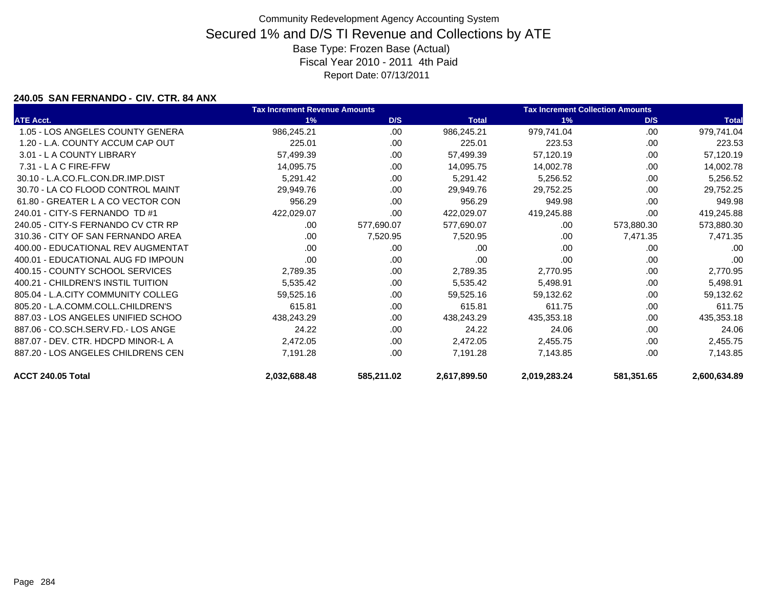Community Redevelopment Agency Accounting System

# Secured 1% and D/S TI Revenue and Collections by ATE

Base Type: Frozen Base (Actual)

Fiscal Year 2010 - 2011 4th Paid

Report Date: 07/13/2011

### 240.05 SAN FERNANDO - CIV. CTR. 84 ANX

| | Tax Increment Revenue Amounts | | | Tax Increment Collection Amounts | | |
|---|---|---|---|---|---|---|
| ATE Acct. | 1% | D/S | Total | 1% | D/S | Total |
| 1.05 - LOS ANGELES COUNTY GENERA | 986,245.21 | .00 | 986,245.21 | 979,741.04 | .00 | 979,741.04 |
| 1.20 - L.A. COUNTY ACCUM CAP OUT | 225.01 | .00 | 225.01 | 223.53 | .00 | 223.53 |
| 3.01 - L A COUNTY LIBRARY | 57,499.39 | .00 | 57,499.39 | 57,120.19 | .00 | 57,120.19 |
| 7.31 - L A C FIRE-FFW | 14,095.75 | .00 | 14,095.75 | 14,002.78 | .00 | 14,002.78 |
| 30.10 - L.A.CO.FL.CON.DR.IMP.DIST | 5,291.42 | .00 | 5,291.42 | 5,256.52 | .00 | 5,256.52 |
| 30.70 - LA CO FLOOD CONTROL MAINT | 29,949.76 | .00 | 29,949.76 | 29,752.25 | .00 | 29,752.25 |
| 61.80 - GREATER L A CO VECTOR CON | 956.29 | .00 | 956.29 | 949.98 | .00 | 949.98 |
| 240.01 - CITY-S FERNANDO TD #1 | 422,029.07 | .00 | 422,029.07 | 419,245.88 | .00 | 419,245.88 |
| 240.05 - CITY-S FERNANDO CV CTR RP | .00 | 577,690.07 | 577,690.07 | .00 | 573,880.30 | 573,880.30 |
| 310.36 - CITY OF SAN FERNANDO AREA | .00 | 7,520.95 | 7,520.95 | .00 | 7,471.35 | 7,471.35 |
| 400.00 - EDUCATIONAL REV AUGMENTAT | .00 | .00 | .00 | .00 | .00 | .00 |
| 400.01 - EDUCATIONAL AUG FD IMPOUN | .00 | .00 | .00 | .00 | .00 | .00 |
| 400.15 - COUNTY SCHOOL SERVICES | 2,789.35 | .00 | 2,789.35 | 2,770.95 | .00 | 2,770.95 |
| 400.21 - CHILDREN'S INSTIL TUITION | 5,535.42 | .00 | 5,535.42 | 5,498.91 | .00 | 5,498.91 |
| 805.04 - L.A.CITY COMMUNITY COLLEG | 59,525.16 | .00 | 59,525.16 | 59,132.62 | .00 | 59,132.62 |
| 805.20 - L.A.COMM.COLL.CHILDREN'S | 615.81 | .00 | 615.81 | 611.75 | .00 | 611.75 |
| 887.03 - LOS ANGELES UNIFIED SCHOO | 438,243.29 | .00 | 438,243.29 | 435,353.18 | .00 | 435,353.18 |
| 887.06 - CO.SCH.SERV.FD.- LOS ANGE | 24.22 | .00 | 24.22 | 24.06 | .00 | 24.06 |
| 887.07 - DEV. CTR. HDCPD MINOR-L A | 2,472.05 | .00 | 2,472.05 | 2,455.75 | .00 | 2,455.75 |
| 887.20 - LOS ANGELES CHILDRENS CEN | 7,191.28 | .00 | 7,191.28 | 7,143.85 | .00 | 7,143.85 |
| **ACCT 240.05 Total** | **2,032,688.48** | **585,211.02** | **2,617,899.50** | **2,019,283.24** | **581,351.65** | **2,600,634.89** |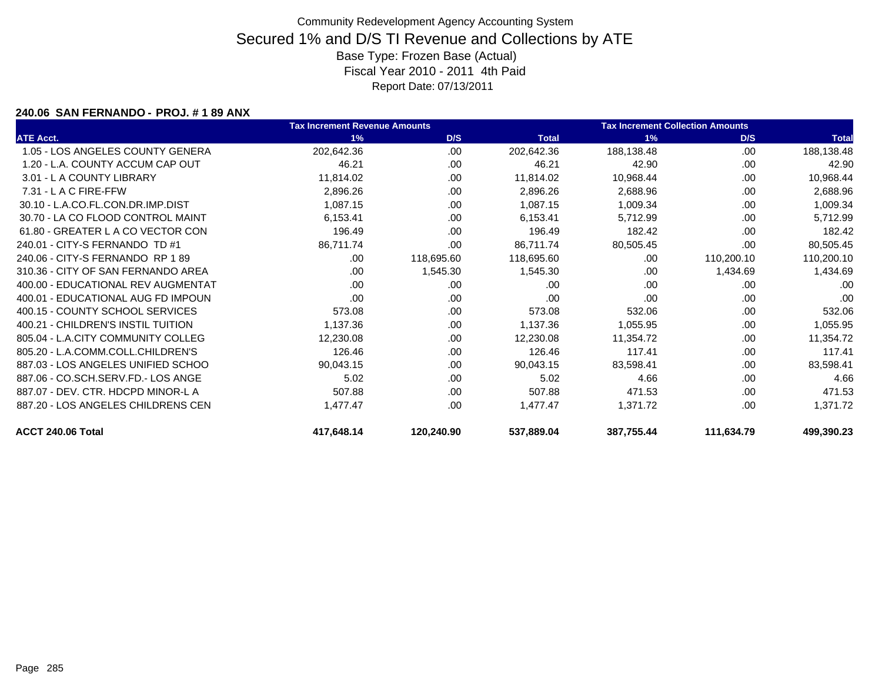Community Redevelopment Agency Accounting System

# Secured 1% and D/S TI Revenue and Collections by ATE

Base Type: Frozen Base (Actual)
Fiscal Year 2010 - 2011 4th Paid
Report Date: 07/13/2011

**240.06 SAN FERNANDO - PROJ. # 1 89 ANX**

| | Tax Increment Revenue Amounts | | | Tax Increment Collection Amounts | | |
|---|---|---|---|---|---|---|
| **ATE Acct.** | **1%** | **D/S** | **Total** | **1%** | **D/S** | **Total** |
| 1.05 - LOS ANGELES COUNTY GENERA | 202,642.36 | .00 | 202,642.36 | 188,138.48 | .00 | 188,138.48 |
| 1.20 - L.A. COUNTY ACCUM CAP OUT | 46.21 | .00 | 46.21 | 42.90 | .00 | 42.90 |
| 3.01 - L A COUNTY LIBRARY | 11,814.02 | .00 | 11,814.02 | 10,968.44 | .00 | 10,968.44 |
| 7.31 - L A C FIRE-FFW | 2,896.26 | .00 | 2,896.26 | 2,688.96 | .00 | 2,688.96 |
| 30.10 - L.A.CO.FL.CON.DR.IMP.DIST | 1,087.15 | .00 | 1,087.15 | 1,009.34 | .00 | 1,009.34 |
| 30.70 - LA CO FLOOD CONTROL MAINT | 6,153.41 | .00 | 6,153.41 | 5,712.99 | .00 | 5,712.99 |
| 61.80 - GREATER L A CO VECTOR CON | 196.49 | .00 | 196.49 | 182.42 | .00 | 182.42 |
| 240.01 - CITY-S FERNANDO TD #1 | 86,711.74 | .00 | 86,711.74 | 80,505.45 | .00 | 80,505.45 |
| 240.06 - CITY-S FERNANDO RP 1 89 | .00 | 118,695.60 | 118,695.60 | .00 | 110,200.10 | 110,200.10 |
| 310.36 - CITY OF SAN FERNANDO AREA | .00 | 1,545.30 | 1,545.30 | .00 | 1,434.69 | 1,434.69 |
| 400.00 - EDUCATIONAL REV AUGMENTAT | .00 | .00 | .00 | .00 | .00 | .00 |
| 400.01 - EDUCATIONAL AUG FD IMPOUN | .00 | .00 | .00 | .00 | .00 | .00 |
| 400.15 - COUNTY SCHOOL SERVICES | 573.08 | .00 | 573.08 | 532.06 | .00 | 532.06 |
| 400.21 - CHILDREN'S INSTIL TUITION | 1,137.36 | .00 | 1,137.36 | 1,055.95 | .00 | 1,055.95 |
| 805.04 - L.A.CITY COMMUNITY COLLEG | 12,230.08 | .00 | 12,230.08 | 11,354.72 | .00 | 11,354.72 |
| 805.20 - L.A.COMM.COLL.CHILDREN'S | 126.46 | .00 | 126.46 | 117.41 | .00 | 117.41 |
| 887.03 - LOS ANGELES UNIFIED SCHOO | 90,043.15 | .00 | 90,043.15 | 83,598.41 | .00 | 83,598.41 |
| 887.06 - CO.SCH.SERV.FD.- LOS ANGE | 5.02 | .00 | 5.02 | 4.66 | .00 | 4.66 |
| 887.07 - DEV. CTR. HDCPD MINOR-L A | 507.88 | .00 | 507.88 | 471.53 | .00 | 471.53 |
| 887.20 - LOS ANGELES CHILDRENS CEN | 1,477.47 | .00 | 1,477.47 | 1,371.72 | .00 | 1,371.72 |
| **ACCT 240.06 Total** | **417,648.14** | **120,240.90** | **537,889.04** | **387,755.44** | **111,634.79** | **499,390.23** |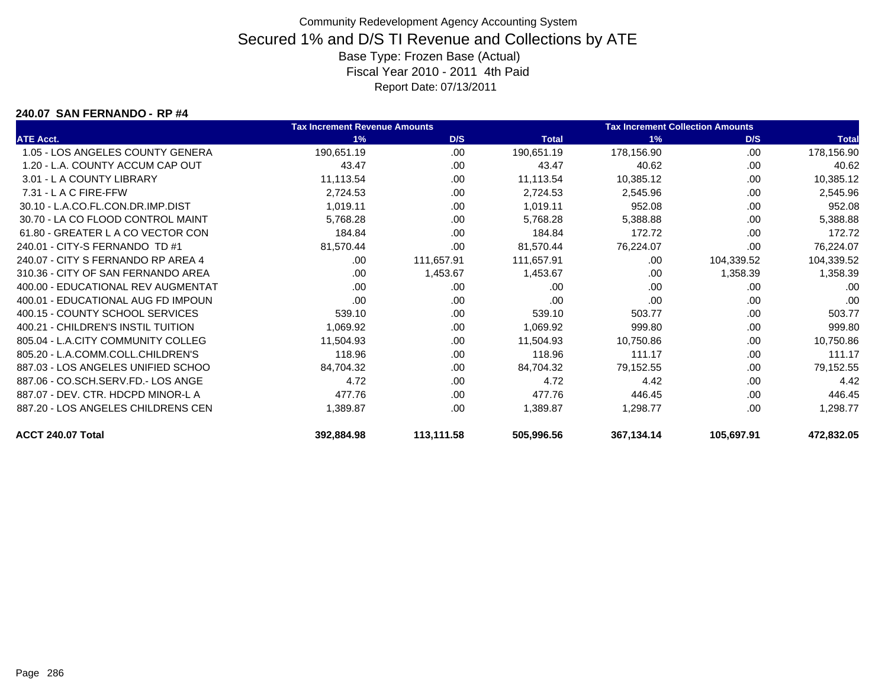Community Redevelopment Agency Accounting System

# Secured 1% and D/S TI Revenue and Collections by ATE

Base Type: Frozen Base (Actual)

Fiscal Year 2010 - 2011 4th Paid

Report Date: 07/13/2011

**240.07 SAN FERNANDO - RP #4**

| | Tax Increment Revenue Amounts | | | Tax Increment Collection Amounts | | |
|---|---|---|---|---|---|---|
| ATE Acct. | 1% | D/S | Total | 1% | D/S | Total |
| 1.05 - LOS ANGELES COUNTY GENERA | 190,651.19 | .00 | 190,651.19 | 178,156.90 | .00 | 178,156.90 |
| 1.20 - L.A. COUNTY ACCUM CAP OUT | 43.47 | .00 | 43.47 | 40.62 | .00 | 40.62 |
| 3.01 - L A COUNTY LIBRARY | 11,113.54 | .00 | 11,113.54 | 10,385.12 | .00 | 10,385.12 |
| 7.31 - L A C FIRE-FFW | 2,724.53 | .00 | 2,724.53 | 2,545.96 | .00 | 2,545.96 |
| 30.10 - L.A.CO.FL.CON.DR.IMP.DIST | 1,019.11 | .00 | 1,019.11 | 952.08 | .00 | 952.08 |
| 30.70 - LA CO FLOOD CONTROL MAINT | 5,768.28 | .00 | 5,768.28 | 5,388.88 | .00 | 5,388.88 |
| 61.80 - GREATER L A CO VECTOR CON | 184.84 | .00 | 184.84 | 172.72 | .00 | 172.72 |
| 240.01 - CITY-S FERNANDO TD #1 | 81,570.44 | .00 | 81,570.44 | 76,224.07 | .00 | 76,224.07 |
| 240.07 - CITY S FERNANDO RP AREA 4 | .00 | 111,657.91 | 111,657.91 | .00 | 104,339.52 | 104,339.52 |
| 310.36 - CITY OF SAN FERNANDO AREA | .00 | 1,453.67 | 1,453.67 | .00 | 1,358.39 | 1,358.39 |
| 400.00 - EDUCATIONAL REV AUGMENTAT | .00 | .00 | .00 | .00 | .00 | .00 |
| 400.01 - EDUCATIONAL AUG FD IMPOUN | .00 | .00 | .00 | .00 | .00 | .00 |
| 400.15 - COUNTY SCHOOL SERVICES | 539.10 | .00 | 539.10 | 503.77 | .00 | 503.77 |
| 400.21 - CHILDREN'S INSTIL TUITION | 1,069.92 | .00 | 1,069.92 | 999.80 | .00 | 999.80 |
| 805.04 - L.A.CITY COMMUNITY COLLEG | 11,504.93 | .00 | 11,504.93 | 10,750.86 | .00 | 10,750.86 |
| 805.20 - L.A.COMM.COLL.CHILDREN'S | 118.96 | .00 | 118.96 | 111.17 | .00 | 111.17 |
| 887.03 - LOS ANGELES UNIFIED SCHOO | 84,704.32 | .00 | 84,704.32 | 79,152.55 | .00 | 79,152.55 |
| 887.06 - CO.SCH.SERV.FD.- LOS ANGE | 4.72 | .00 | 4.72 | 4.42 | .00 | 4.42 |
| 887.07 - DEV. CTR. HDCPD MINOR-L A | 477.76 | .00 | 477.76 | 446.45 | .00 | 446.45 |
| 887.20 - LOS ANGELES CHILDRENS CEN | 1,389.87 | .00 | 1,389.87 | 1,298.77 | .00 | 1,298.77 |
| **ACCT 240.07 Total** | **392,884.98** | **113,111.58** | **505,996.56** | **367,134.14** | **105,697.91** | **472,832.05** |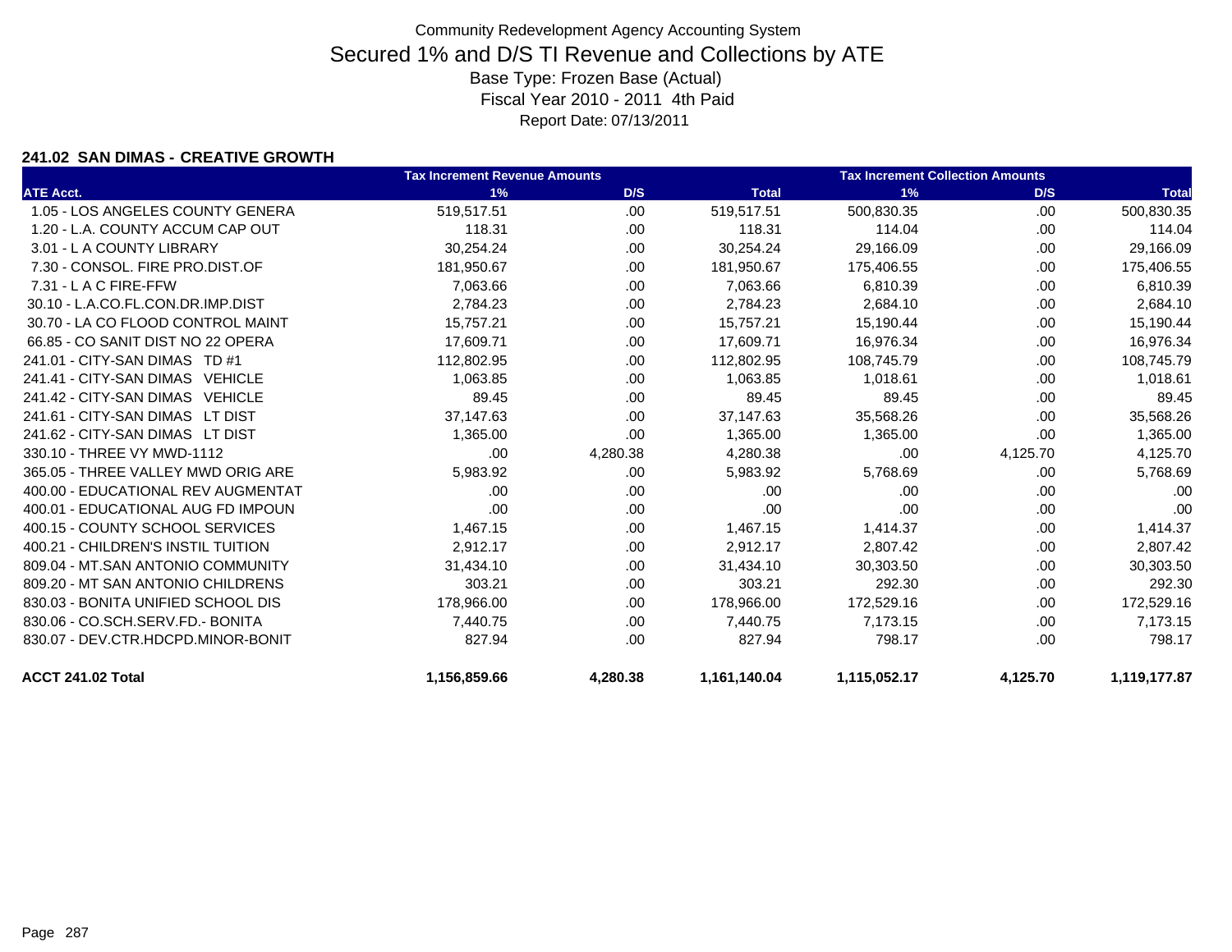Community Redevelopment Agency Accounting System

# Secured 1% and D/S TI Revenue and Collections by ATE

Base Type: Frozen Base (Actual)

Fiscal Year 2010 - 2011 4th Paid

Report Date: 07/13/2011

### 241.02 SAN DIMAS - CREATIVE GROWTH

| | Tax Increment Revenue Amounts | | | Tax Increment Collection Amounts | | |
|---|---|---|---|---|---|---|
| ATE Acct. | 1% | D/S | Total | 1% | D/S | Total |
| 1.05 - LOS ANGELES COUNTY GENERA | 519,517.51 | .00 | 519,517.51 | 500,830.35 | .00 | 500,830.35 |
| 1.20 - L.A. COUNTY ACCUM CAP OUT | 118.31 | .00 | 118.31 | 114.04 | .00 | 114.04 |
| 3.01 - L A COUNTY LIBRARY | 30,254.24 | .00 | 30,254.24 | 29,166.09 | .00 | 29,166.09 |
| 7.30 - CONSOL. FIRE PRO.DIST.OF | 181,950.67 | .00 | 181,950.67 | 175,406.55 | .00 | 175,406.55 |
| 7.31 - L A C FIRE-FFW | 7,063.66 | .00 | 7,063.66 | 6,810.39 | .00 | 6,810.39 |
| 30.10 - L.A.CO.FL.CON.DR.IMP.DIST | 2,784.23 | .00 | 2,784.23 | 2,684.10 | .00 | 2,684.10 |
| 30.70 - LA CO FLOOD CONTROL MAINT | 15,757.21 | .00 | 15,757.21 | 15,190.44 | .00 | 15,190.44 |
| 66.85 - CO SANIT DIST NO 22 OPERA | 17,609.71 | .00 | 17,609.71 | 16,976.34 | .00 | 16,976.34 |
| 241.01 - CITY-SAN DIMAS TD #1 | 112,802.95 | .00 | 112,802.95 | 108,745.79 | .00 | 108,745.79 |
| 241.41 - CITY-SAN DIMAS VEHICLE | 1,063.85 | .00 | 1,063.85 | 1,018.61 | .00 | 1,018.61 |
| 241.42 - CITY-SAN DIMAS VEHICLE | 89.45 | .00 | 89.45 | 89.45 | .00 | 89.45 |
| 241.61 - CITY-SAN DIMAS LT DIST | 37,147.63 | .00 | 37,147.63 | 35,568.26 | .00 | 35,568.26 |
| 241.62 - CITY-SAN DIMAS LT DIST | 1,365.00 | .00 | 1,365.00 | 1,365.00 | .00 | 1,365.00 |
| 330.10 - THREE VY MWD-1112 | .00 | 4,280.38 | 4,280.38 | .00 | 4,125.70 | 4,125.70 |
| 365.05 - THREE VALLEY MWD ORIG ARE | 5,983.92 | .00 | 5,983.92 | 5,768.69 | .00 | 5,768.69 |
| 400.00 - EDUCATIONAL REV AUGMENTAT | .00 | .00 | .00 | .00 | .00 | .00 |
| 400.01 - EDUCATIONAL AUG FD IMPOUN | .00 | .00 | .00 | .00 | .00 | .00 |
| 400.15 - COUNTY SCHOOL SERVICES | 1,467.15 | .00 | 1,467.15 | 1,414.37 | .00 | 1,414.37 |
| 400.21 - CHILDREN'S INSTIL TUITION | 2,912.17 | .00 | 2,912.17 | 2,807.42 | .00 | 2,807.42 |
| 809.04 - MT.SAN ANTONIO COMMUNITY | 31,434.10 | .00 | 31,434.10 | 30,303.50 | .00 | 30,303.50 |
| 809.20 - MT SAN ANTONIO CHILDRENS | 303.21 | .00 | 303.21 | 292.30 | .00 | 292.30 |
| 830.03 - BONITA UNIFIED SCHOOL DIS | 178,966.00 | .00 | 178,966.00 | 172,529.16 | .00 | 172,529.16 |
| 830.06 - CO.SCH.SERV.FD.- BONITA | 7,440.75 | .00 | 7,440.75 | 7,173.15 | .00 | 7,173.15 |
| 830.07 - DEV.CTR.HDCPD.MINOR-BONIT | 827.94 | .00 | 827.94 | 798.17 | .00 | 798.17 |
| **ACCT 241.02 Total** | **1,156,859.66** | **4,280.38** | **1,161,140.04** | **1,115,052.17** | **4,125.70** | **1,119,177.87** |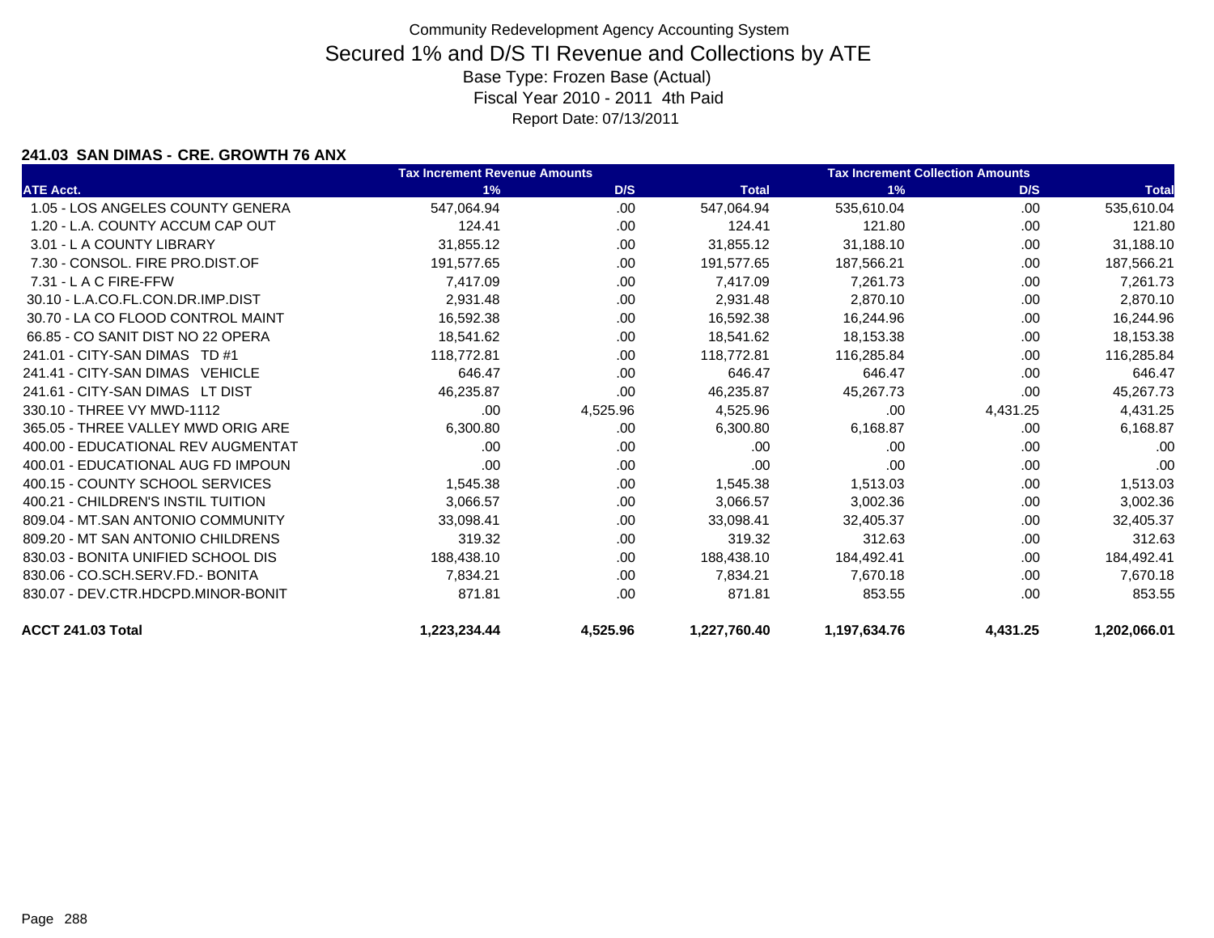Community Redevelopment Agency Accounting System

# Secured 1% and D/S TI Revenue and Collections by ATE

Base Type: Frozen Base (Actual)

Fiscal Year 2010 - 2011 4th Paid

Report Date: 07/13/2011

### 241.03 SAN DIMAS - CRE. GROWTH 76 ANX

| | Tax Increment Revenue Amounts | | | Tax Increment Collection Amounts | | |
|---|---|---|---|---|---|---|
| ATE Acct. | 1% | D/S | Total | 1% | D/S | Total |
| 1.05 - LOS ANGELES COUNTY GENERA | 547,064.94 | .00 | 547,064.94 | 535,610.04 | .00 | 535,610.04 |
| 1.20 - L.A. COUNTY ACCUM CAP OUT | 124.41 | .00 | 124.41 | 121.80 | .00 | 121.80 |
| 3.01 - L A COUNTY LIBRARY | 31,855.12 | .00 | 31,855.12 | 31,188.10 | .00 | 31,188.10 |
| 7.30 - CONSOL. FIRE PRO.DIST.OF | 191,577.65 | .00 | 191,577.65 | 187,566.21 | .00 | 187,566.21 |
| 7.31 - L A C FIRE-FFW | 7,417.09 | .00 | 7,417.09 | 7,261.73 | .00 | 7,261.73 |
| 30.10 - L.A.CO.FL.CON.DR.IMP.DIST | 2,931.48 | .00 | 2,931.48 | 2,870.10 | .00 | 2,870.10 |
| 30.70 - LA CO FLOOD CONTROL MAINT | 16,592.38 | .00 | 16,592.38 | 16,244.96 | .00 | 16,244.96 |
| 66.85 - CO SANIT DIST NO 22 OPERA | 18,541.62 | .00 | 18,541.62 | 18,153.38 | .00 | 18,153.38 |
| 241.01 - CITY-SAN DIMAS TD #1 | 118,772.81 | .00 | 118,772.81 | 116,285.84 | .00 | 116,285.84 |
| 241.41 - CITY-SAN DIMAS VEHICLE | 646.47 | .00 | 646.47 | 646.47 | .00 | 646.47 |
| 241.61 - CITY-SAN DIMAS LT DIST | 46,235.87 | .00 | 46,235.87 | 45,267.73 | .00 | 45,267.73 |
| 330.10 - THREE VY MWD-1112 | .00 | 4,525.96 | 4,525.96 | .00 | 4,431.25 | 4,431.25 |
| 365.05 - THREE VALLEY MWD ORIG ARE | 6,300.80 | .00 | 6,300.80 | 6,168.87 | .00 | 6,168.87 |
| 400.00 - EDUCATIONAL REV AUGMENTAT | .00 | .00 | .00 | .00 | .00 | .00 |
| 400.01 - EDUCATIONAL AUG FD IMPOUN | .00 | .00 | .00 | .00 | .00 | .00 |
| 400.15 - COUNTY SCHOOL SERVICES | 1,545.38 | .00 | 1,545.38 | 1,513.03 | .00 | 1,513.03 |
| 400.21 - CHILDREN'S INSTIL TUITION | 3,066.57 | .00 | 3,066.57 | 3,002.36 | .00 | 3,002.36 |
| 809.04 - MT.SAN ANTONIO COMMUNITY | 33,098.41 | .00 | 33,098.41 | 32,405.37 | .00 | 32,405.37 |
| 809.20 - MT SAN ANTONIO CHILDRENS | 319.32 | .00 | 319.32 | 312.63 | .00 | 312.63 |
| 830.03 - BONITA UNIFIED SCHOOL DIS | 188,438.10 | .00 | 188,438.10 | 184,492.41 | .00 | 184,492.41 |
| 830.06 - CO.SCH.SERV.FD.- BONITA | 7,834.21 | .00 | 7,834.21 | 7,670.18 | .00 | 7,670.18 |
| 830.07 - DEV.CTR.HDCPD.MINOR-BONIT | 871.81 | .00 | 871.81 | 853.55 | .00 | 853.55 |
| **ACCT 241.03 Total** | **1,223,234.44** | **4,525.96** | **1,227,760.40** | **1,197,634.76** | **4,431.25** | **1,202,066.01** |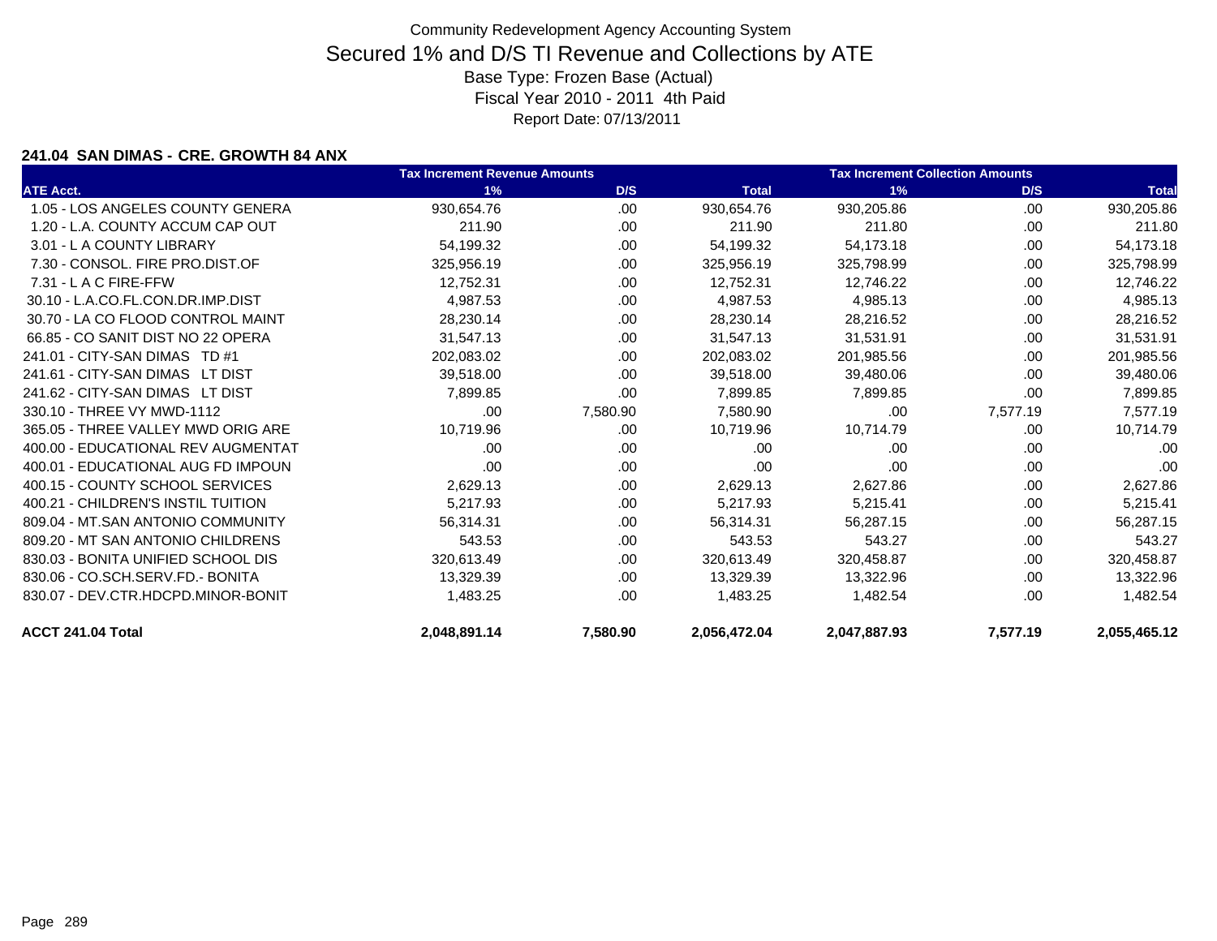Community Redevelopment Agency Accounting System

# Secured 1% and D/S TI Revenue and Collections by ATE

Base Type: Frozen Base (Actual)
Fiscal Year 2010 - 2011 4th Paid
Report Date: 07/13/2011

**241.04 SAN DIMAS - CRE. GROWTH 84 ANX**

| | Tax Increment Revenue Amounts | | | Tax Increment Collection Amounts | | |
|---|---|---|---|---|---|---|
| ATE Acct. | 1% | D/S | Total | 1% | D/S | Total |
| 1.05 - LOS ANGELES COUNTY GENERA | 930,654.76 | .00 | 930,654.76 | 930,205.86 | .00 | 930,205.86 |
| 1.20 - L.A. COUNTY ACCUM CAP OUT | 211.90 | .00 | 211.90 | 211.80 | .00 | 211.80 |
| 3.01 - L A COUNTY LIBRARY | 54,199.32 | .00 | 54,199.32 | 54,173.18 | .00 | 54,173.18 |
| 7.30 - CONSOL. FIRE PRO.DIST.OF | 325,956.19 | .00 | 325,956.19 | 325,798.99 | .00 | 325,798.99 |
| 7.31 - L A C FIRE-FFW | 12,752.31 | .00 | 12,752.31 | 12,746.22 | .00 | 12,746.22 |
| 30.10 - L.A.CO.FL.CON.DR.IMP.DIST | 4,987.53 | .00 | 4,987.53 | 4,985.13 | .00 | 4,985.13 |
| 30.70 - LA CO FLOOD CONTROL MAINT | 28,230.14 | .00 | 28,230.14 | 28,216.52 | .00 | 28,216.52 |
| 66.85 - CO SANIT DIST NO 22 OPERA | 31,547.13 | .00 | 31,547.13 | 31,531.91 | .00 | 31,531.91 |
| 241.01 - CITY-SAN DIMAS TD #1 | 202,083.02 | .00 | 202,083.02 | 201,985.56 | .00 | 201,985.56 |
| 241.61 - CITY-SAN DIMAS LT DIST | 39,518.00 | .00 | 39,518.00 | 39,480.06 | .00 | 39,480.06 |
| 241.62 - CITY-SAN DIMAS LT DIST | 7,899.85 | .00 | 7,899.85 | 7,899.85 | .00 | 7,899.85 |
| 330.10 - THREE VY MWD-1112 | .00 | 7,580.90 | 7,580.90 | .00 | 7,577.19 | 7,577.19 |
| 365.05 - THREE VALLEY MWD ORIG ARE | 10,719.96 | .00 | 10,719.96 | 10,714.79 | .00 | 10,714.79 |
| 400.00 - EDUCATIONAL REV AUGMENTAT | .00 | .00 | .00 | .00 | .00 | .00 |
| 400.01 - EDUCATIONAL AUG FD IMPOUN | .00 | .00 | .00 | .00 | .00 | .00 |
| 400.15 - COUNTY SCHOOL SERVICES | 2,629.13 | .00 | 2,629.13 | 2,627.86 | .00 | 2,627.86 |
| 400.21 - CHILDREN'S INSTIL TUITION | 5,217.93 | .00 | 5,217.93 | 5,215.41 | .00 | 5,215.41 |
| 809.04 - MT.SAN ANTONIO COMMUNITY | 56,314.31 | .00 | 56,314.31 | 56,287.15 | .00 | 56,287.15 |
| 809.20 - MT SAN ANTONIO CHILDRENS | 543.53 | .00 | 543.53 | 543.27 | .00 | 543.27 |
| 830.03 - BONITA UNIFIED SCHOOL DIS | 320,613.49 | .00 | 320,613.49 | 320,458.87 | .00 | 320,458.87 |
| 830.06 - CO.SCH.SERV.FD.- BONITA | 13,329.39 | .00 | 13,329.39 | 13,322.96 | .00 | 13,322.96 |
| 830.07 - DEV.CTR.HDCPD.MINOR-BONIT | 1,483.25 | .00 | 1,483.25 | 1,482.54 | .00 | 1,482.54 |
| **ACCT 241.04 Total** | **2,048,891.14** | **7,580.90** | **2,056,472.04** | **2,047,887.93** | **7,577.19** | **2,055,465.12** |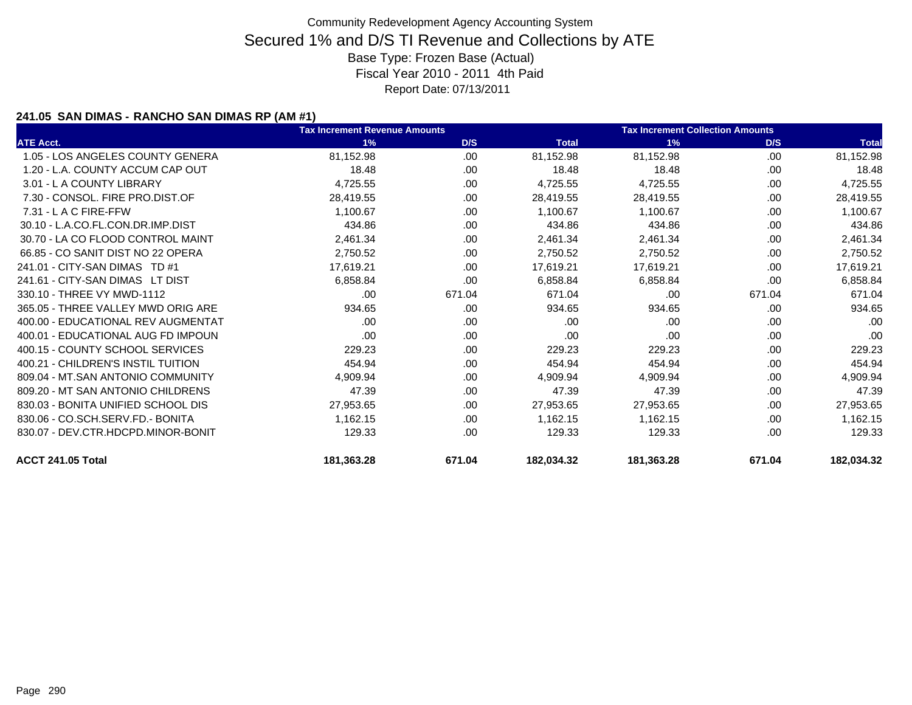Community Redevelopment Agency Accounting System

# Secured 1% and D/S TI Revenue and Collections by ATE

Base Type: Frozen Base (Actual)

Fiscal Year 2010 - 2011 4th Paid

Report Date: 07/13/2011

### 241.05 SAN DIMAS - RANCHO SAN DIMAS RP (AM #1)

| | Tax Increment Revenue Amounts | | | Tax Increment Collection Amounts | | |
|---|---|---|---|---|---|---|
| ATE Acct. | 1% | D/S | Total | 1% | D/S | Total |
| 1.05 - LOS ANGELES COUNTY GENERA | 81,152.98 | .00 | 81,152.98 | 81,152.98 | .00 | 81,152.98 |
| 1.20 - L.A. COUNTY ACCUM CAP OUT | 18.48 | .00 | 18.48 | 18.48 | .00 | 18.48 |
| 3.01 - L A COUNTY LIBRARY | 4,725.55 | .00 | 4,725.55 | 4,725.55 | .00 | 4,725.55 |
| 7.30 - CONSOL. FIRE PRO.DIST.OF | 28,419.55 | .00 | 28,419.55 | 28,419.55 | .00 | 28,419.55 |
| 7.31 - L A C FIRE-FFW | 1,100.67 | .00 | 1,100.67 | 1,100.67 | .00 | 1,100.67 |
| 30.10 - L.A.CO.FL.CON.DR.IMP.DIST | 434.86 | .00 | 434.86 | 434.86 | .00 | 434.86 |
| 30.70 - LA CO FLOOD CONTROL MAINT | 2,461.34 | .00 | 2,461.34 | 2,461.34 | .00 | 2,461.34 |
| 66.85 - CO SANIT DIST NO 22 OPERA | 2,750.52 | .00 | 2,750.52 | 2,750.52 | .00 | 2,750.52 |
| 241.01 - CITY-SAN DIMAS TD #1 | 17,619.21 | .00 | 17,619.21 | 17,619.21 | .00 | 17,619.21 |
| 241.61 - CITY-SAN DIMAS LT DIST | 6,858.84 | .00 | 6,858.84 | 6,858.84 | .00 | 6,858.84 |
| 330.10 - THREE VY MWD-1112 | .00 | 671.04 | 671.04 | .00 | 671.04 | 671.04 |
| 365.05 - THREE VALLEY MWD ORIG ARE | 934.65 | .00 | 934.65 | 934.65 | .00 | 934.65 |
| 400.00 - EDUCATIONAL REV AUGMENTAT | .00 | .00 | .00 | .00 | .00 | .00 |
| 400.01 - EDUCATIONAL AUG FD IMPOUN | .00 | .00 | .00 | .00 | .00 | .00 |
| 400.15 - COUNTY SCHOOL SERVICES | 229.23 | .00 | 229.23 | 229.23 | .00 | 229.23 |
| 400.21 - CHILDREN'S INSTIL TUITION | 454.94 | .00 | 454.94 | 454.94 | .00 | 454.94 |
| 809.04 - MT.SAN ANTONIO COMMUNITY | 4,909.94 | .00 | 4,909.94 | 4,909.94 | .00 | 4,909.94 |
| 809.20 - MT SAN ANTONIO CHILDRENS | 47.39 | .00 | 47.39 | 47.39 | .00 | 47.39 |
| 830.03 - BONITA UNIFIED SCHOOL DIS | 27,953.65 | .00 | 27,953.65 | 27,953.65 | .00 | 27,953.65 |
| 830.06 - CO.SCH.SERV.FD.- BONITA | 1,162.15 | .00 | 1,162.15 | 1,162.15 | .00 | 1,162.15 |
| 830.07 - DEV.CTR.HDCPD.MINOR-BONIT | 129.33 | .00 | 129.33 | 129.33 | .00 | 129.33 |
| **ACCT 241.05 Total** | **181,363.28** | **671.04** | **182,034.32** | **181,363.28** | **671.04** | **182,034.32** |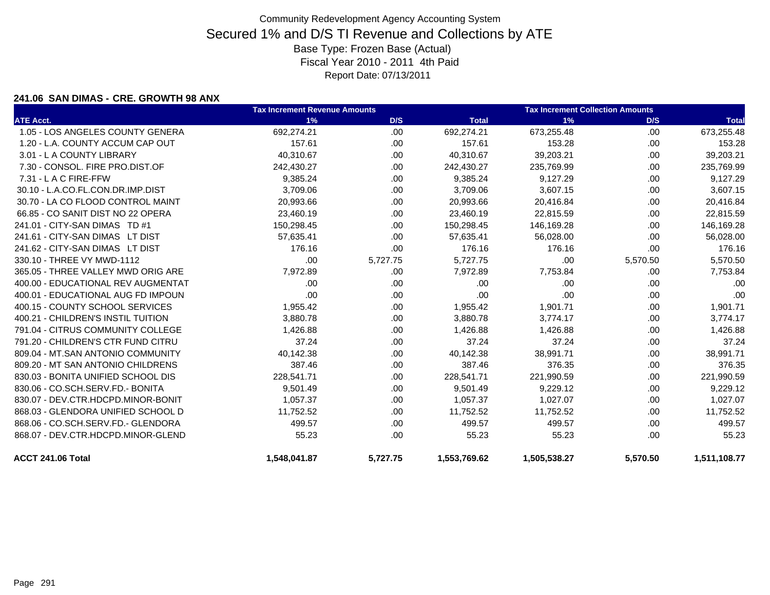# Community Redevelopment Agency Accounting System

## Secured 1% and D/S TI Revenue and Collections by ATE

Base Type: Frozen Base (Actual)

Fiscal Year 2010 - 2011 4th Paid

Report Date: 07/13/2011

### 241.06 SAN DIMAS - CRE. GROWTH 98 ANX

| | Tax Increment Revenue Amounts | | | Tax Increment Collection Amounts | | |
|---|---|---|---|---|---|---|
| ATE Acct. | 1% | D/S | Total | 1% | D/S | Total |
| 1.05 - LOS ANGELES COUNTY GENERA | 692,274.21 | .00 | 692,274.21 | 673,255.48 | .00 | 673,255.48 |
| 1.20 - L.A. COUNTY ACCUM CAP OUT | 157.61 | .00 | 157.61 | 153.28 | .00 | 153.28 |
| 3.01 - L A COUNTY LIBRARY | 40,310.67 | .00 | 40,310.67 | 39,203.21 | .00 | 39,203.21 |
| 7.30 - CONSOL. FIRE PRO.DIST.OF | 242,430.27 | .00 | 242,430.27 | 235,769.99 | .00 | 235,769.99 |
| 7.31 - L A C FIRE-FFW | 9,385.24 | .00 | 9,385.24 | 9,127.29 | .00 | 9,127.29 |
| 30.10 - L.A.CO.FL.CON.DR.IMP.DIST | 3,709.06 | .00 | 3,709.06 | 3,607.15 | .00 | 3,607.15 |
| 30.70 - LA CO FLOOD CONTROL MAINT | 20,993.66 | .00 | 20,993.66 | 20,416.84 | .00 | 20,416.84 |
| 66.85 - CO SANIT DIST NO 22 OPERA | 23,460.19 | .00 | 23,460.19 | 22,815.59 | .00 | 22,815.59 |
| 241.01 - CITY-SAN DIMAS TD #1 | 150,298.45 | .00 | 150,298.45 | 146,169.28 | .00 | 146,169.28 |
| 241.61 - CITY-SAN DIMAS LT DIST | 57,635.41 | .00 | 57,635.41 | 56,028.00 | .00 | 56,028.00 |
| 241.62 - CITY-SAN DIMAS LT DIST | 176.16 | .00 | 176.16 | 176.16 | .00 | 176.16 |
| 330.10 - THREE VY MWD-1112 | .00 | 5,727.75 | 5,727.75 | .00 | 5,570.50 | 5,570.50 |
| 365.05 - THREE VALLEY MWD ORIG ARE | 7,972.89 | .00 | 7,972.89 | 7,753.84 | .00 | 7,753.84 |
| 400.00 - EDUCATIONAL REV AUGMENTAT | .00 | .00 | .00 | .00 | .00 | .00 |
| 400.01 - EDUCATIONAL AUG FD IMPOUN | .00 | .00 | .00 | .00 | .00 | .00 |
| 400.15 - COUNTY SCHOOL SERVICES | 1,955.42 | .00 | 1,955.42 | 1,901.71 | .00 | 1,901.71 |
| 400.21 - CHILDREN'S INSTIL TUITION | 3,880.78 | .00 | 3,880.78 | 3,774.17 | .00 | 3,774.17 |
| 791.04 - CITRUS COMMUNITY COLLEGE | 1,426.88 | .00 | 1,426.88 | 1,426.88 | .00 | 1,426.88 |
| 791.20 - CHILDREN'S CTR FUND CITRU | 37.24 | .00 | 37.24 | 37.24 | .00 | 37.24 |
| 809.04 - MT.SAN ANTONIO COMMUNITY | 40,142.38 | .00 | 40,142.38 | 38,991.71 | .00 | 38,991.71 |
| 809.20 - MT SAN ANTONIO CHILDRENS | 387.46 | .00 | 387.46 | 376.35 | .00 | 376.35 |
| 830.03 - BONITA UNIFIED SCHOOL DIS | 228,541.71 | .00 | 228,541.71 | 221,990.59 | .00 | 221,990.59 |
| 830.06 - CO.SCH.SERV.FD.- BONITA | 9,501.49 | .00 | 9,501.49 | 9,229.12 | .00 | 9,229.12 |
| 830.07 - DEV.CTR.HDCPD.MINOR-BONIT | 1,057.37 | .00 | 1,057.37 | 1,027.07 | .00 | 1,027.07 |
| 868.03 - GLENDORA UNIFIED SCHOOL D | 11,752.52 | .00 | 11,752.52 | 11,752.52 | .00 | 11,752.52 |
| 868.06 - CO.SCH.SERV.FD.- GLENDORA | 499.57 | .00 | 499.57 | 499.57 | .00 | 499.57 |
| 868.07 - DEV.CTR.HDCPD.MINOR-GLEND | 55.23 | .00 | 55.23 | 55.23 | .00 | 55.23 |
| **ACCT 241.06 Total** | **1,548,041.87** | **5,727.75** | **1,553,769.62** | **1,505,538.27** | **5,570.50** | **1,511,108.77** |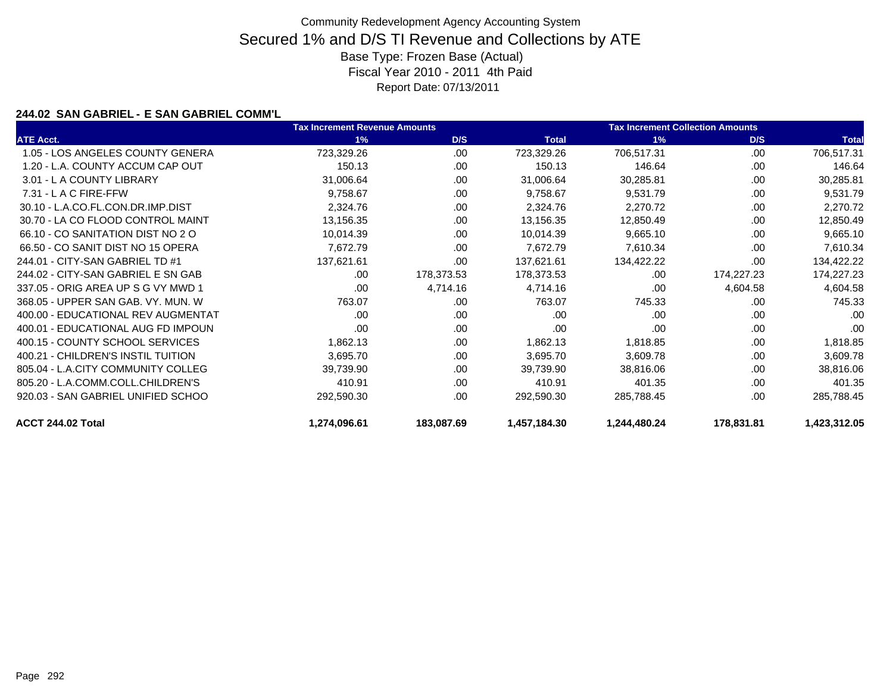Community Redevelopment Agency Accounting System

# Secured 1% and D/S TI Revenue and Collections by ATE

Base Type: Frozen Base (Actual)

Fiscal Year 2010 - 2011 4th Paid

Report Date: 07/13/2011

### 244.02 SAN GABRIEL - E SAN GABRIEL COMM'L

| | Tax Increment Revenue Amounts | | | Tax Increment Collection Amounts | | |
|---|---|---|---|---|---|---|
| ATE Acct. | 1% | D/S | Total | 1% | D/S | Total |
| 1.05 - LOS ANGELES COUNTY GENERA | 723,329.26 | .00 | 723,329.26 | 706,517.31 | .00 | 706,517.31 |
| 1.20 - L.A. COUNTY ACCUM CAP OUT | 150.13 | .00 | 150.13 | 146.64 | .00 | 146.64 |
| 3.01 - L A COUNTY LIBRARY | 31,006.64 | .00 | 31,006.64 | 30,285.81 | .00 | 30,285.81 |
| 7.31 - L A C FIRE-FFW | 9,758.67 | .00 | 9,758.67 | 9,531.79 | .00 | 9,531.79 |
| 30.10 - L.A.CO.FL.CON.DR.IMP.DIST | 2,324.76 | .00 | 2,324.76 | 2,270.72 | .00 | 2,270.72 |
| 30.70 - LA CO FLOOD CONTROL MAINT | 13,156.35 | .00 | 13,156.35 | 12,850.49 | .00 | 12,850.49 |
| 66.10 - CO SANITATION DIST NO 2 O | 10,014.39 | .00 | 10,014.39 | 9,665.10 | .00 | 9,665.10 |
| 66.50 - CO SANIT DIST NO 15 OPERA | 7,672.79 | .00 | 7,672.79 | 7,610.34 | .00 | 7,610.34 |
| 244.01 - CITY-SAN GABRIEL TD #1 | 137,621.61 | .00 | 137,621.61 | 134,422.22 | .00 | 134,422.22 |
| 244.02 - CITY-SAN GABRIEL E SN GAB | .00 | 178,373.53 | 178,373.53 | .00 | 174,227.23 | 174,227.23 |
| 337.05 - ORIG AREA UP S G VY MWD 1 | .00 | 4,714.16 | 4,714.16 | .00 | 4,604.58 | 4,604.58 |
| 368.05 - UPPER SAN GAB. VY. MUN. W | 763.07 | .00 | 763.07 | 745.33 | .00 | 745.33 |
| 400.00 - EDUCATIONAL REV AUGMENTAT | .00 | .00 | .00 | .00 | .00 | .00 |
| 400.01 - EDUCATIONAL AUG FD IMPOUN | .00 | .00 | .00 | .00 | .00 | .00 |
| 400.15 - COUNTY SCHOOL SERVICES | 1,862.13 | .00 | 1,862.13 | 1,818.85 | .00 | 1,818.85 |
| 400.21 - CHILDREN'S INSTIL TUITION | 3,695.70 | .00 | 3,695.70 | 3,609.78 | .00 | 3,609.78 |
| 805.04 - L.A.CITY COMMUNITY COLLEG | 39,739.90 | .00 | 39,739.90 | 38,816.06 | .00 | 38,816.06 |
| 805.20 - L.A.COMM.COLL.CHILDREN'S | 410.91 | .00 | 410.91 | 401.35 | .00 | 401.35 |
| 920.03 - SAN GABRIEL UNIFIED SCHOO | 292,590.30 | .00 | 292,590.30 | 285,788.45 | .00 | 285,788.45 |
| **ACCT 244.02 Total** | **1,274,096.61** | **183,087.69** | **1,457,184.30** | **1,244,480.24** | **178,831.81** | **1,423,312.05** |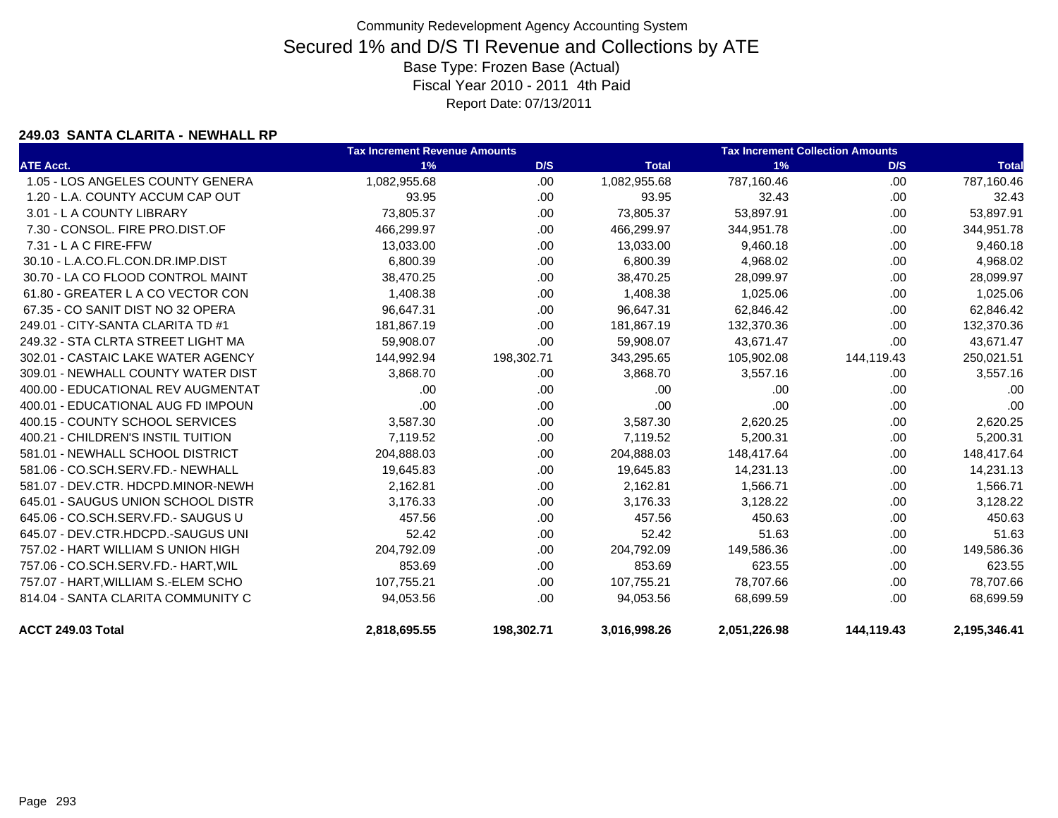Community Redevelopment Agency Accounting System

# Secured 1% and D/S TI Revenue and Collections by ATE

Base Type: Frozen Base (Actual)

Fiscal Year 2010 - 2011 4th Paid

Report Date: 07/13/2011

**249.03 SANTA CLARITA - NEWHALL RP**

| | Tax Increment Revenue Amounts | | | Tax Increment Collection Amounts | | |
|---|---|---|---|---|---|---|
| ATE Acct. | 1% | D/S | Total | 1% | D/S | Total |
| 1.05 - LOS ANGELES COUNTY GENERA | 1,082,955.68 | .00 | 1,082,955.68 | 787,160.46 | .00 | 787,160.46 |
| 1.20 - L.A. COUNTY ACCUM CAP OUT | 93.95 | .00 | 93.95 | 32.43 | .00 | 32.43 |
| 3.01 - L A COUNTY LIBRARY | 73,805.37 | .00 | 73,805.37 | 53,897.91 | .00 | 53,897.91 |
| 7.30 - CONSOL. FIRE PRO.DIST.OF | 466,299.97 | .00 | 466,299.97 | 344,951.78 | .00 | 344,951.78 |
| 7.31 - L A C FIRE-FFW | 13,033.00 | .00 | 13,033.00 | 9,460.18 | .00 | 9,460.18 |
| 30.10 - L.A.CO.FL.CON.DR.IMP.DIST | 6,800.39 | .00 | 6,800.39 | 4,968.02 | .00 | 4,968.02 |
| 30.70 - LA CO FLOOD CONTROL MAINT | 38,470.25 | .00 | 38,470.25 | 28,099.97 | .00 | 28,099.97 |
| 61.80 - GREATER L A CO VECTOR CON | 1,408.38 | .00 | 1,408.38 | 1,025.06 | .00 | 1,025.06 |
| 67.35 - CO SANIT DIST NO 32 OPERA | 96,647.31 | .00 | 96,647.31 | 62,846.42 | .00 | 62,846.42 |
| 249.01 - CITY-SANTA CLARITA TD #1 | 181,867.19 | .00 | 181,867.19 | 132,370.36 | .00 | 132,370.36 |
| 249.32 - STA CLRTA STREET LIGHT MA | 59,908.07 | .00 | 59,908.07 | 43,671.47 | .00 | 43,671.47 |
| 302.01 - CASTAIC LAKE WATER AGENCY | 144,992.94 | 198,302.71 | 343,295.65 | 105,902.08 | 144,119.43 | 250,021.51 |
| 309.01 - NEWHALL COUNTY WATER DIST | 3,868.70 | .00 | 3,868.70 | 3,557.16 | .00 | 3,557.16 |
| 400.00 - EDUCATIONAL REV AUGMENTAT | .00 | .00 | .00 | .00 | .00 | .00 |
| 400.01 - EDUCATIONAL AUG FD IMPOUN | .00 | .00 | .00 | .00 | .00 | .00 |
| 400.15 - COUNTY SCHOOL SERVICES | 3,587.30 | .00 | 3,587.30 | 2,620.25 | .00 | 2,620.25 |
| 400.21 - CHILDREN'S INSTIL TUITION | 7,119.52 | .00 | 7,119.52 | 5,200.31 | .00 | 5,200.31 |
| 581.01 - NEWHALL SCHOOL DISTRICT | 204,888.03 | .00 | 204,888.03 | 148,417.64 | .00 | 148,417.64 |
| 581.06 - CO.SCH.SERV.FD.- NEWHALL | 19,645.83 | .00 | 19,645.83 | 14,231.13 | .00 | 14,231.13 |
| 581.07 - DEV.CTR. HDCPD.MINOR-NEWH | 2,162.81 | .00 | 2,162.81 | 1,566.71 | .00 | 1,566.71 |
| 645.01 - SAUGUS UNION SCHOOL DISTR | 3,176.33 | .00 | 3,176.33 | 3,128.22 | .00 | 3,128.22 |
| 645.06 - CO.SCH.SERV.FD.- SAUGUS U | 457.56 | .00 | 457.56 | 450.63 | .00 | 450.63 |
| 645.07 - DEV.CTR.HDCPD.-SAUGUS UNI | 52.42 | .00 | 52.42 | 51.63 | .00 | 51.63 |
| 757.02 - HART WILLIAM S UNION HIGH | 204,792.09 | .00 | 204,792.09 | 149,586.36 | .00 | 149,586.36 |
| 757.06 - CO.SCH.SERV.FD.- HART,WIL | 853.69 | .00 | 853.69 | 623.55 | .00 | 623.55 |
| 757.07 - HART,WILLIAM S.-ELEM SCHO | 107,755.21 | .00 | 107,755.21 | 78,707.66 | .00 | 78,707.66 |
| 814.04 - SANTA CLARITA COMMUNITY C | 94,053.56 | .00 | 94,053.56 | 68,699.59 | .00 | 68,699.59 |
| **ACCT 249.03 Total** | **2,818,695.55** | **198,302.71** | **3,016,998.26** | **2,051,226.98** | **144,119.43** | **2,195,346.41** |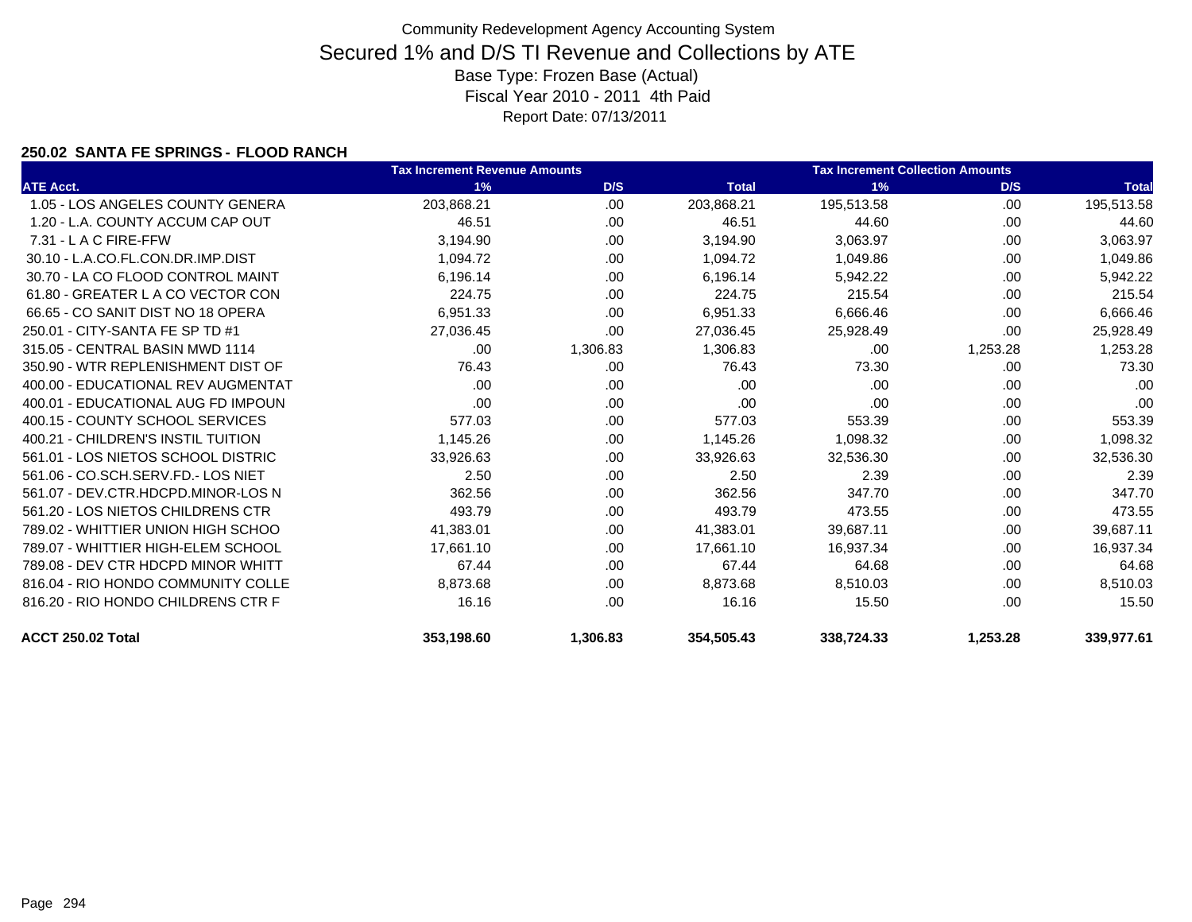Community Redevelopment Agency Accounting System

# Secured 1% and D/S TI Revenue and Collections by ATE

Base Type: Frozen Base (Actual)

Fiscal Year 2010 - 2011 4th Paid

Report Date: 07/13/2011

### 250.02 SANTA FE SPRINGS - FLOOD RANCH

| | Tax Increment Revenue Amounts | | | Tax Increment Collection Amounts | | |
|---|---|---|---|---|---|---|
| **ATE Acct.** | **1%** | **D/S** | **Total** | **1%** | **D/S** | **Total** |
| 1.05 - LOS ANGELES COUNTY GENERA | 203,868.21 | .00 | 203,868.21 | 195,513.58 | .00 | 195,513.58 |
| 1.20 - L.A. COUNTY ACCUM CAP OUT | 46.51 | .00 | 46.51 | 44.60 | .00 | 44.60 |
| 7.31 - L A C FIRE-FFW | 3,194.90 | .00 | 3,194.90 | 3,063.97 | .00 | 3,063.97 |
| 30.10 - L.A.CO.FL.CON.DR.IMP.DIST | 1,094.72 | .00 | 1,094.72 | 1,049.86 | .00 | 1,049.86 |
| 30.70 - LA CO FLOOD CONTROL MAINT | 6,196.14 | .00 | 6,196.14 | 5,942.22 | .00 | 5,942.22 |
| 61.80 - GREATER L A CO VECTOR CON | 224.75 | .00 | 224.75 | 215.54 | .00 | 215.54 |
| 66.65 - CO SANIT DIST NO 18 OPERA | 6,951.33 | .00 | 6,951.33 | 6,666.46 | .00 | 6,666.46 |
| 250.01 - CITY-SANTA FE SP TD #1 | 27,036.45 | .00 | 27,036.45 | 25,928.49 | .00 | 25,928.49 |
| 315.05 - CENTRAL BASIN MWD 1114 | .00 | 1,306.83 | 1,306.83 | .00 | 1,253.28 | 1,253.28 |
| 350.90 - WTR REPLENISHMENT DIST OF | 76.43 | .00 | 76.43 | 73.30 | .00 | 73.30 |
| 400.00 - EDUCATIONAL REV AUGMENTAT | .00 | .00 | .00 | .00 | .00 | .00 |
| 400.01 - EDUCATIONAL AUG FD IMPOUN | .00 | .00 | .00 | .00 | .00 | .00 |
| 400.15 - COUNTY SCHOOL SERVICES | 577.03 | .00 | 577.03 | 553.39 | .00 | 553.39 |
| 400.21 - CHILDREN'S INSTIL TUITION | 1,145.26 | .00 | 1,145.26 | 1,098.32 | .00 | 1,098.32 |
| 561.01 - LOS NIETOS SCHOOL DISTRIC | 33,926.63 | .00 | 33,926.63 | 32,536.30 | .00 | 32,536.30 |
| 561.06 - CO.SCH.SERV.FD.- LOS NIET | 2.50 | .00 | 2.50 | 2.39 | .00 | 2.39 |
| 561.07 - DEV.CTR.HDCPD.MINOR-LOS N | 362.56 | .00 | 362.56 | 347.70 | .00 | 347.70 |
| 561.20 - LOS NIETOS CHILDRENS CTR | 493.79 | .00 | 493.79 | 473.55 | .00 | 473.55 |
| 789.02 - WHITTIER UNION HIGH SCHOO | 41,383.01 | .00 | 41,383.01 | 39,687.11 | .00 | 39,687.11 |
| 789.07 - WHITTIER HIGH-ELEM SCHOOL | 17,661.10 | .00 | 17,661.10 | 16,937.34 | .00 | 16,937.34 |
| 789.08 - DEV CTR HDCPD MINOR WHITT | 67.44 | .00 | 67.44 | 64.68 | .00 | 64.68 |
| 816.04 - RIO HONDO COMMUNITY COLLE | 8,873.68 | .00 | 8,873.68 | 8,510.03 | .00 | 8,510.03 |
| 816.20 - RIO HONDO CHILDRENS CTR F | 16.16 | .00 | 16.16 | 15.50 | .00 | 15.50 |
| **ACCT 250.02 Total** | **353,198.60** | **1,306.83** | **354,505.43** | **338,724.33** | **1,253.28** | **339,977.61** |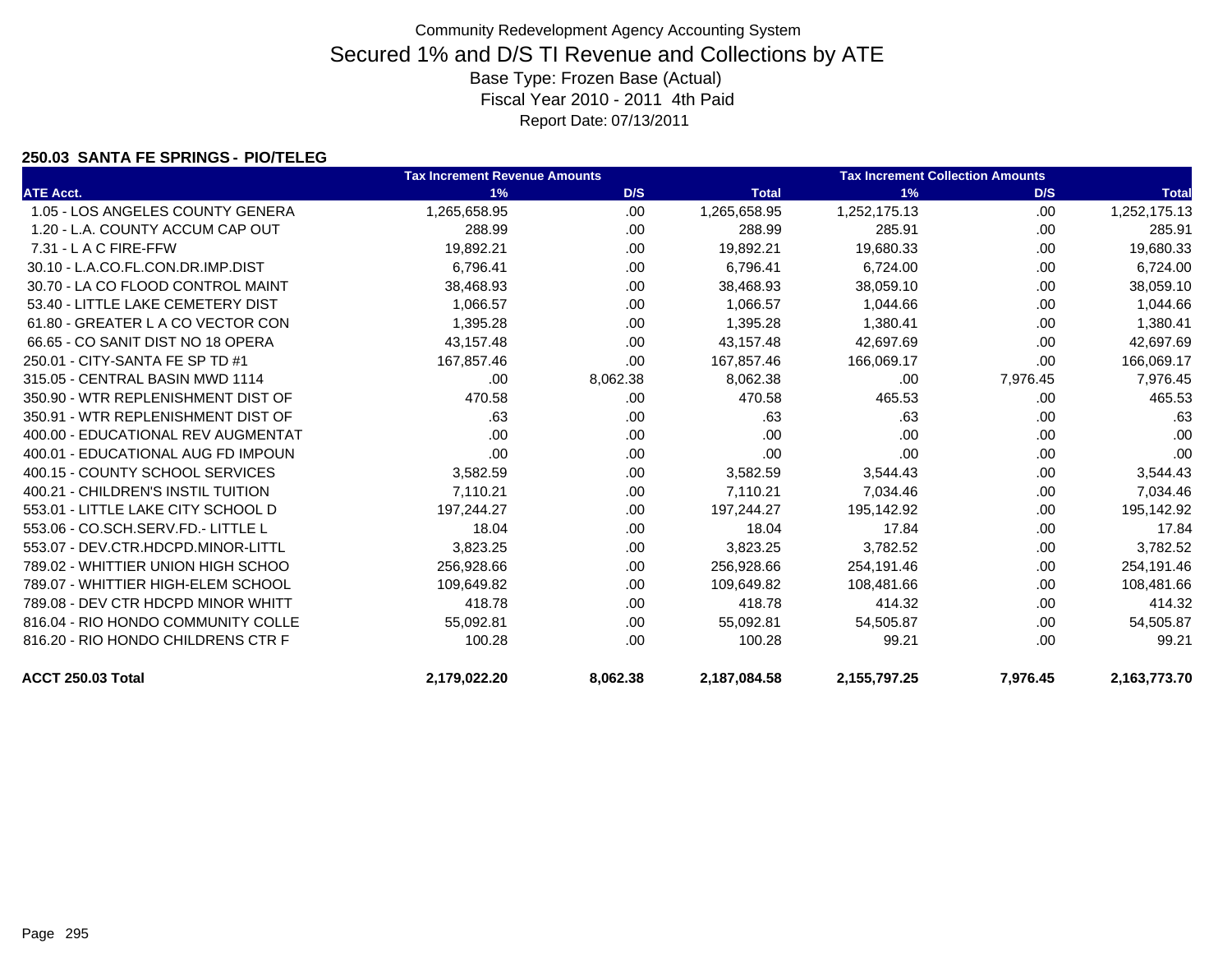# Community Redevelopment Agency Accounting System

## Secured 1% and D/S TI Revenue and Collections by ATE

Base Type: Frozen Base (Actual)

Fiscal Year 2010 - 2011 4th Paid

Report Date: 07/13/2011

### 250.03 SANTA FE SPRINGS - PIO/TELEG

| | Tax Increment Revenue Amounts | | | Tax Increment Collection Amounts | | |
|---|---|---|---|---|---|---|
| ATE Acct. | 1% | D/S | Total | 1% | D/S | Total |
| 1.05 - LOS ANGELES COUNTY GENERA | 1,265,658.95 | .00 | 1,265,658.95 | 1,252,175.13 | .00 | 1,252,175.13 |
| 1.20 - L.A. COUNTY ACCUM CAP OUT | 288.99 | .00 | 288.99 | 285.91 | .00 | 285.91 |
| 7.31 - L A C FIRE-FFW | 19,892.21 | .00 | 19,892.21 | 19,680.33 | .00 | 19,680.33 |
| 30.10 - L.A.CO.FL.CON.DR.IMP.DIST | 6,796.41 | .00 | 6,796.41 | 6,724.00 | .00 | 6,724.00 |
| 30.70 - LA CO FLOOD CONTROL MAINT | 38,468.93 | .00 | 38,468.93 | 38,059.10 | .00 | 38,059.10 |
| 53.40 - LITTLE LAKE CEMETERY DIST | 1,066.57 | .00 | 1,066.57 | 1,044.66 | .00 | 1,044.66 |
| 61.80 - GREATER L A CO VECTOR CON | 1,395.28 | .00 | 1,395.28 | 1,380.41 | .00 | 1,380.41 |
| 66.65 - CO SANIT DIST NO 18 OPERA | 43,157.48 | .00 | 43,157.48 | 42,697.69 | .00 | 42,697.69 |
| 250.01 - CITY-SANTA FE SP TD #1 | 167,857.46 | .00 | 167,857.46 | 166,069.17 | .00 | 166,069.17 |
| 315.05 - CENTRAL BASIN MWD 1114 | .00 | 8,062.38 | 8,062.38 | .00 | 7,976.45 | 7,976.45 |
| 350.90 - WTR REPLENISHMENT DIST OF | 470.58 | .00 | 470.58 | 465.53 | .00 | 465.53 |
| 350.91 - WTR REPLENISHMENT DIST OF | .63 | .00 | .63 | .63 | .00 | .63 |
| 400.00 - EDUCATIONAL REV AUGMENTAT | .00 | .00 | .00 | .00 | .00 | .00 |
| 400.01 - EDUCATIONAL AUG FD IMPOUN | .00 | .00 | .00 | .00 | .00 | .00 |
| 400.15 - COUNTY SCHOOL SERVICES | 3,582.59 | .00 | 3,582.59 | 3,544.43 | .00 | 3,544.43 |
| 400.21 - CHILDREN'S INSTIL TUITION | 7,110.21 | .00 | 7,110.21 | 7,034.46 | .00 | 7,034.46 |
| 553.01 - LITTLE LAKE CITY SCHOOL D | 197,244.27 | .00 | 197,244.27 | 195,142.92 | .00 | 195,142.92 |
| 553.06 - CO.SCH.SERV.FD.- LITTLE L | 18.04 | .00 | 18.04 | 17.84 | .00 | 17.84 |
| 553.07 - DEV.CTR.HDCPD.MINOR-LITTL | 3,823.25 | .00 | 3,823.25 | 3,782.52 | .00 | 3,782.52 |
| 789.02 - WHITTIER UNION HIGH SCHOO | 256,928.66 | .00 | 256,928.66 | 254,191.46 | .00 | 254,191.46 |
| 789.07 - WHITTIER HIGH-ELEM SCHOOL | 109,649.82 | .00 | 109,649.82 | 108,481.66 | .00 | 108,481.66 |
| 789.08 - DEV CTR HDCPD MINOR WHITT | 418.78 | .00 | 418.78 | 414.32 | .00 | 414.32 |
| 816.04 - RIO HONDO COMMUNITY COLLE | 55,092.81 | .00 | 55,092.81 | 54,505.87 | .00 | 54,505.87 |
| 816.20 - RIO HONDO CHILDRENS CTR F | 100.28 | .00 | 100.28 | 99.21 | .00 | 99.21 |
| **ACCT 250.03 Total** | **2,179,022.20** | **8,062.38** | **2,187,084.58** | **2,155,797.25** | **7,976.45** | **2,163,773.70** |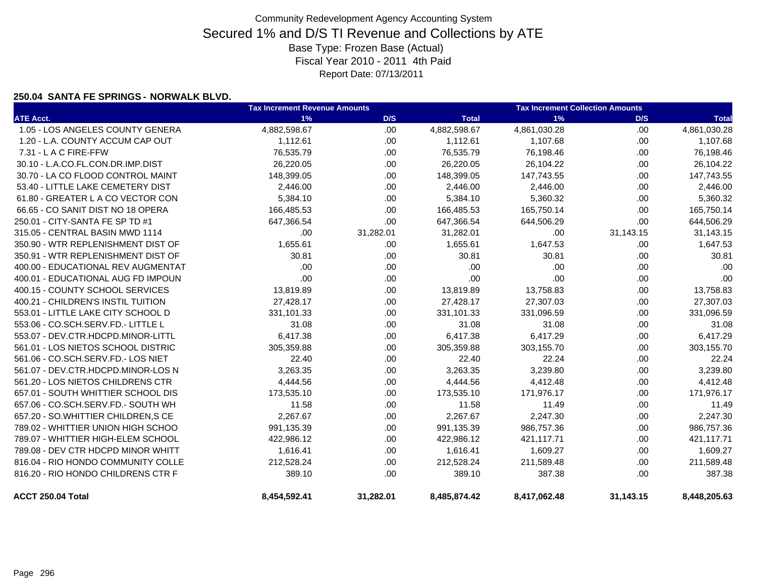Community Redevelopment Agency Accounting System

# Secured 1% and D/S TI Revenue and Collections by ATE

Base Type: Frozen Base (Actual)

Fiscal Year 2010 - 2011 4th Paid

Report Date: 07/13/2011

### 250.04 SANTA FE SPRINGS - NORWALK BLVD.

| | Tax Increment Revenue Amounts | | | Tax Increment Collection Amounts | | |
|---|---|---|---|---|---|---|
| ATE Acct. | 1% | D/S | Total | 1% | D/S | Total |
| 1.05 - LOS ANGELES COUNTY GENERA | 4,882,598.67 | .00 | 4,882,598.67 | 4,861,030.28 | .00 | 4,861,030.28 |
| 1.20 - L.A. COUNTY ACCUM CAP OUT | 1,112.61 | .00 | 1,112.61 | 1,107.68 | .00 | 1,107.68 |
| 7.31 - L A C FIRE-FFW | 76,535.79 | .00 | 76,535.79 | 76,198.46 | .00 | 76,198.46 |
| 30.10 - L.A.CO.FL.CON.DR.IMP.DIST | 26,220.05 | .00 | 26,220.05 | 26,104.22 | .00 | 26,104.22 |
| 30.70 - LA CO FLOOD CONTROL MAINT | 148,399.05 | .00 | 148,399.05 | 147,743.55 | .00 | 147,743.55 |
| 53.40 - LITTLE LAKE CEMETERY DIST | 2,446.00 | .00 | 2,446.00 | 2,446.00 | .00 | 2,446.00 |
| 61.80 - GREATER L A CO VECTOR CON | 5,384.10 | .00 | 5,384.10 | 5,360.32 | .00 | 5,360.32 |
| 66.65 - CO SANIT DIST NO 18 OPERA | 166,485.53 | .00 | 166,485.53 | 165,750.14 | .00 | 165,750.14 |
| 250.01 - CITY-SANTA FE SP TD #1 | 647,366.54 | .00 | 647,366.54 | 644,506.29 | .00 | 644,506.29 |
| 315.05 - CENTRAL BASIN MWD 1114 | .00 | 31,282.01 | 31,282.01 | .00 | 31,143.15 | 31,143.15 |
| 350.90 - WTR REPLENISHMENT DIST OF | 1,655.61 | .00 | 1,655.61 | 1,647.53 | .00 | 1,647.53 |
| 350.91 - WTR REPLENISHMENT DIST OF | 30.81 | .00 | 30.81 | 30.81 | .00 | 30.81 |
| 400.00 - EDUCATIONAL REV AUGMENTAT | .00 | .00 | .00 | .00 | .00 | .00 |
| 400.01 - EDUCATIONAL AUG FD IMPOUN | .00 | .00 | .00 | .00 | .00 | .00 |
| 400.15 - COUNTY SCHOOL SERVICES | 13,819.89 | .00 | 13,819.89 | 13,758.83 | .00 | 13,758.83 |
| 400.21 - CHILDREN'S INSTIL TUITION | 27,428.17 | .00 | 27,428.17 | 27,307.03 | .00 | 27,307.03 |
| 553.01 - LITTLE LAKE CITY SCHOOL D | 331,101.33 | .00 | 331,101.33 | 331,096.59 | .00 | 331,096.59 |
| 553.06 - CO.SCH.SERV.FD.- LITTLE L | 31.08 | .00 | 31.08 | 31.08 | .00 | 31.08 |
| 553.07 - DEV.CTR.HDCPD.MINOR-LITTL | 6,417.38 | .00 | 6,417.38 | 6,417.29 | .00 | 6,417.29 |
| 561.01 - LOS NIETOS SCHOOL DISTRIC | 305,359.88 | .00 | 305,359.88 | 303,155.70 | .00 | 303,155.70 |
| 561.06 - CO.SCH.SERV.FD.- LOS NIET | 22.40 | .00 | 22.40 | 22.24 | .00 | 22.24 |
| 561.07 - DEV.CTR.HDCPD.MINOR-LOS N | 3,263.35 | .00 | 3,263.35 | 3,239.80 | .00 | 3,239.80 |
| 561.20 - LOS NIETOS CHILDRENS CTR | 4,444.56 | .00 | 4,444.56 | 4,412.48 | .00 | 4,412.48 |
| 657.01 - SOUTH WHITTIER SCHOOL DIS | 173,535.10 | .00 | 173,535.10 | 171,976.17 | .00 | 171,976.17 |
| 657.06 - CO.SCH.SERV.FD.- SOUTH WH | 11.58 | .00 | 11.58 | 11.49 | .00 | 11.49 |
| 657.20 - SO.WHITTIER CHILDREN,S CE | 2,267.67 | .00 | 2,267.67 | 2,247.30 | .00 | 2,247.30 |
| 789.02 - WHITTIER UNION HIGH SCHOO | 991,135.39 | .00 | 991,135.39 | 986,757.36 | .00 | 986,757.36 |
| 789.07 - WHITTIER HIGH-ELEM SCHOOL | 422,986.12 | .00 | 422,986.12 | 421,117.71 | .00 | 421,117.71 |
| 789.08 - DEV CTR HDCPD MINOR WHITT | 1,616.41 | .00 | 1,616.41 | 1,609.27 | .00 | 1,609.27 |
| 816.04 - RIO HONDO COMMUNITY COLLE | 212,528.24 | .00 | 212,528.24 | 211,589.48 | .00 | 211,589.48 |
| 816.20 - RIO HONDO CHILDRENS CTR F | 389.10 | .00 | 389.10 | 387.38 | .00 | 387.38 |
| **ACCT 250.04 Total** | **8,454,592.41** | **31,282.01** | **8,485,874.42** | **8,417,062.48** | **31,143.15** | **8,448,205.63** |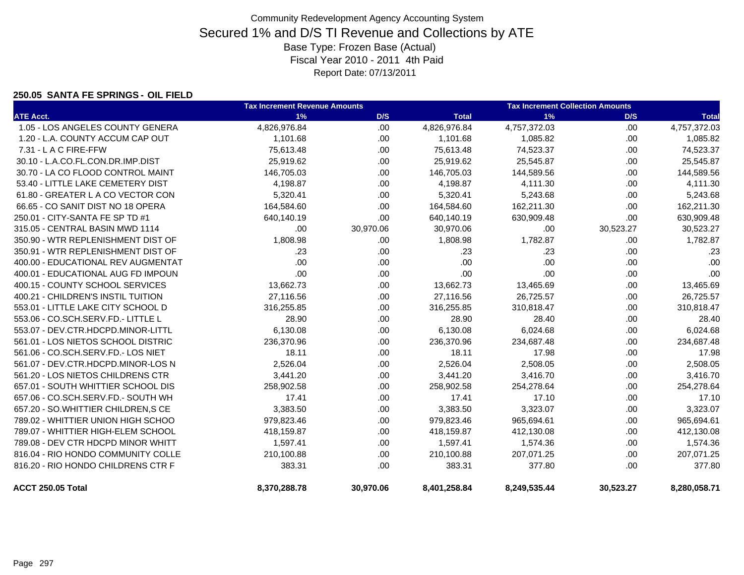Community Redevelopment Agency Accounting System

# Secured 1% and D/S TI Revenue and Collections by ATE

Base Type: Frozen Base (Actual)
Fiscal Year 2010 - 2011 4th Paid
Report Date: 07/13/2011

### 250.05 SANTA FE SPRINGS - OIL FIELD

| | Tax Increment Revenue Amounts | | | Tax Increment Collection Amounts | | |
|---|---|---|---|---|---|---|
| ATE Acct. | 1% | D/S | Total | 1% | D/S | Total |
| 1.05 - LOS ANGELES COUNTY GENERA | 4,826,976.84 | .00 | 4,826,976.84 | 4,757,372.03 | .00 | 4,757,372.03 |
| 1.20 - L.A. COUNTY ACCUM CAP OUT | 1,101.68 | .00 | 1,101.68 | 1,085.82 | .00 | 1,085.82 |
| 7.31 - L A C FIRE-FFW | 75,613.48 | .00 | 75,613.48 | 74,523.37 | .00 | 74,523.37 |
| 30.10 - L.A.CO.FL.CON.DR.IMP.DIST | 25,919.62 | .00 | 25,919.62 | 25,545.87 | .00 | 25,545.87 |
| 30.70 - LA CO FLOOD CONTROL MAINT | 146,705.03 | .00 | 146,705.03 | 144,589.56 | .00 | 144,589.56 |
| 53.40 - LITTLE LAKE CEMETERY DIST | 4,198.87 | .00 | 4,198.87 | 4,111.30 | .00 | 4,111.30 |
| 61.80 - GREATER L A CO VECTOR CON | 5,320.41 | .00 | 5,320.41 | 5,243.68 | .00 | 5,243.68 |
| 66.65 - CO SANIT DIST NO 18 OPERA | 164,584.60 | .00 | 164,584.60 | 162,211.30 | .00 | 162,211.30 |
| 250.01 - CITY-SANTA FE SP TD #1 | 640,140.19 | .00 | 640,140.19 | 630,909.48 | .00 | 630,909.48 |
| 315.05 - CENTRAL BASIN MWD 1114 | .00 | 30,970.06 | 30,970.06 | .00 | 30,523.27 | 30,523.27 |
| 350.90 - WTR REPLENISHMENT DIST OF | 1,808.98 | .00 | 1,808.98 | 1,782.87 | .00 | 1,782.87 |
| 350.91 - WTR REPLENISHMENT DIST OF | .23 | .00 | .23 | .23 | .00 | .23 |
| 400.00 - EDUCATIONAL REV AUGMENTAT | .00 | .00 | .00 | .00 | .00 | .00 |
| 400.01 - EDUCATIONAL AUG FD IMPOUN | .00 | .00 | .00 | .00 | .00 | .00 |
| 400.15 - COUNTY SCHOOL SERVICES | 13,662.73 | .00 | 13,662.73 | 13,465.69 | .00 | 13,465.69 |
| 400.21 - CHILDREN'S INSTIL TUITION | 27,116.56 | .00 | 27,116.56 | 26,725.57 | .00 | 26,725.57 |
| 553.01 - LITTLE LAKE CITY SCHOOL D | 316,255.85 | .00 | 316,255.85 | 310,818.47 | .00 | 310,818.47 |
| 553.06 - CO.SCH.SERV.FD.- LITTLE L | 28.90 | .00 | 28.90 | 28.40 | .00 | 28.40 |
| 553.07 - DEV.CTR.HDCPD.MINOR-LITTL | 6,130.08 | .00 | 6,130.08 | 6,024.68 | .00 | 6,024.68 |
| 561.01 - LOS NIETOS SCHOOL DISTRIC | 236,370.96 | .00 | 236,370.96 | 234,687.48 | .00 | 234,687.48 |
| 561.06 - CO.SCH.SERV.FD.- LOS NIET | 18.11 | .00 | 18.11 | 17.98 | .00 | 17.98 |
| 561.07 - DEV.CTR.HDCPD.MINOR-LOS N | 2,526.04 | .00 | 2,526.04 | 2,508.05 | .00 | 2,508.05 |
| 561.20 - LOS NIETOS CHILDRENS CTR | 3,441.20 | .00 | 3,441.20 | 3,416.70 | .00 | 3,416.70 |
| 657.01 - SOUTH WHITTIER SCHOOL DIS | 258,902.58 | .00 | 258,902.58 | 254,278.64 | .00 | 254,278.64 |
| 657.06 - CO.SCH.SERV.FD.- SOUTH WH | 17.41 | .00 | 17.41 | 17.10 | .00 | 17.10 |
| 657.20 - SO.WHITTIER CHILDREN,S CE | 3,383.50 | .00 | 3,383.50 | 3,323.07 | .00 | 3,323.07 |
| 789.02 - WHITTIER UNION HIGH SCHOO | 979,823.46 | .00 | 979,823.46 | 965,694.61 | .00 | 965,694.61 |
| 789.07 - WHITTIER HIGH-ELEM SCHOOL | 418,159.87 | .00 | 418,159.87 | 412,130.08 | .00 | 412,130.08 |
| 789.08 - DEV CTR HDCPD MINOR WHITT | 1,597.41 | .00 | 1,597.41 | 1,574.36 | .00 | 1,574.36 |
| 816.04 - RIO HONDO COMMUNITY COLLE | 210,100.88 | .00 | 210,100.88 | 207,071.25 | .00 | 207,071.25 |
| 816.20 - RIO HONDO CHILDRENS CTR F | 383.31 | .00 | 383.31 | 377.80 | .00 | 377.80 |
| **ACCT 250.05 Total** | **8,370,288.78** | **30,970.06** | **8,401,258.84** | **8,249,535.44** | **30,523.27** | **8,280,058.71** |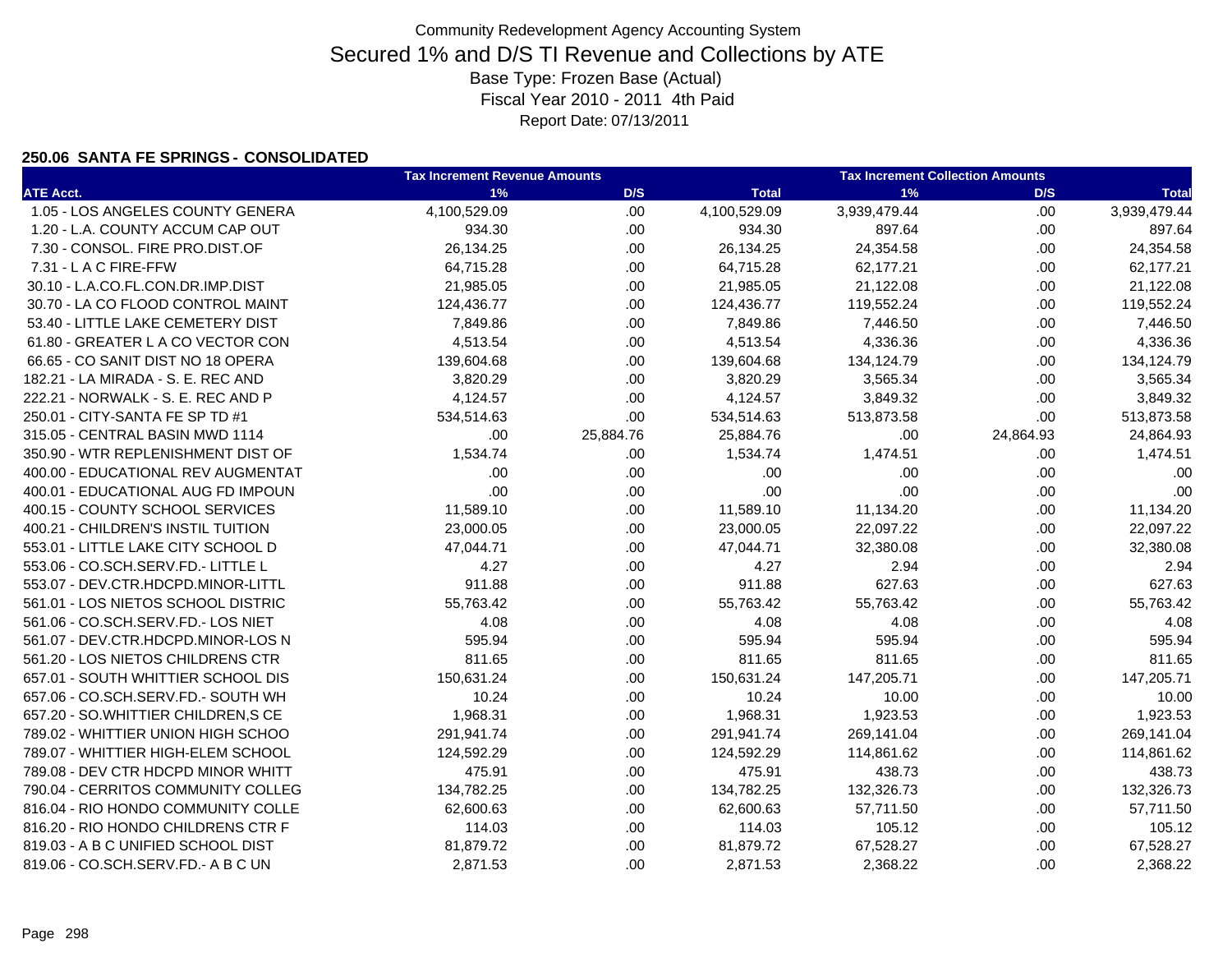Community Redevelopment Agency Accounting System

# Secured 1% and D/S TI Revenue and Collections by ATE

Base Type: Frozen Base (Actual)

Fiscal Year 2010 - 2011 4th Paid

Report Date: 07/13/2011

### 250.06 SANTA FE SPRINGS - CONSOLIDATED

| ATE Acct. | Tax Increment Revenue Amounts 1% | D/S | Total | Tax Increment Collection Amounts 1% | D/S | Total |
|---|---|---|---|---|---|---|
| 1.05 - LOS ANGELES COUNTY GENERA | 4,100,529.09 | .00 | 4,100,529.09 | 3,939,479.44 | .00 | 3,939,479.44 |
| 1.20 - L.A. COUNTY ACCUM CAP OUT | 934.30 | .00 | 934.30 | 897.64 | .00 | 897.64 |
| 7.30 - CONSOL. FIRE PRO.DIST.OF | 26,134.25 | .00 | 26,134.25 | 24,354.58 | .00 | 24,354.58 |
| 7.31 - L A C FIRE-FFW | 64,715.28 | .00 | 64,715.28 | 62,177.21 | .00 | 62,177.21 |
| 30.10 - L.A.CO.FL.CON.DR.IMP.DIST | 21,985.05 | .00 | 21,985.05 | 21,122.08 | .00 | 21,122.08 |
| 30.70 - LA CO FLOOD CONTROL MAINT | 124,436.77 | .00 | 124,436.77 | 119,552.24 | .00 | 119,552.24 |
| 53.40 - LITTLE LAKE CEMETERY DIST | 7,849.86 | .00 | 7,849.86 | 7,446.50 | .00 | 7,446.50 |
| 61.80 - GREATER L A CO VECTOR CON | 4,513.54 | .00 | 4,513.54 | 4,336.36 | .00 | 4,336.36 |
| 66.65 - CO SANIT DIST NO 18 OPERA | 139,604.68 | .00 | 139,604.68 | 134,124.79 | .00 | 134,124.79 |
| 182.21 - LA MIRADA - S. E. REC AND | 3,820.29 | .00 | 3,820.29 | 3,565.34 | .00 | 3,565.34 |
| 222.21 - NORWALK - S. E. REC AND P | 4,124.57 | .00 | 4,124.57 | 3,849.32 | .00 | 3,849.32 |
| 250.01 - CITY-SANTA FE SP TD #1 | 534,514.63 | .00 | 534,514.63 | 513,873.58 | .00 | 513,873.58 |
| 315.05 - CENTRAL BASIN MWD 1114 | .00 | 25,884.76 | 25,884.76 | .00 | 24,864.93 | 24,864.93 |
| 350.90 - WTR REPLENISHMENT DIST OF | 1,534.74 | .00 | 1,534.74 | 1,474.51 | .00 | 1,474.51 |
| 400.00 - EDUCATIONAL REV AUGMENTAT | .00 | .00 | .00 | .00 | .00 | .00 |
| 400.01 - EDUCATIONAL AUG FD IMPOUN | .00 | .00 | .00 | .00 | .00 | .00 |
| 400.15 - COUNTY SCHOOL SERVICES | 11,589.10 | .00 | 11,589.10 | 11,134.20 | .00 | 11,134.20 |
| 400.21 - CHILDREN'S INSTIL TUITION | 23,000.05 | .00 | 23,000.05 | 22,097.22 | .00 | 22,097.22 |
| 553.01 - LITTLE LAKE CITY SCHOOL D | 47,044.71 | .00 | 47,044.71 | 32,380.08 | .00 | 32,380.08 |
| 553.06 - CO.SCH.SERV.FD.- LITTLE L | 4.27 | .00 | 4.27 | 2.94 | .00 | 2.94 |
| 553.07 - DEV.CTR.HDCPD.MINOR-LITTL | 911.88 | .00 | 911.88 | 627.63 | .00 | 627.63 |
| 561.01 - LOS NIETOS SCHOOL DISTRIC | 55,763.42 | .00 | 55,763.42 | 55,763.42 | .00 | 55,763.42 |
| 561.06 - CO.SCH.SERV.FD.- LOS NIET | 4.08 | .00 | 4.08 | 4.08 | .00 | 4.08 |
| 561.07 - DEV.CTR.HDCPD.MINOR-LOS N | 595.94 | .00 | 595.94 | 595.94 | .00 | 595.94 |
| 561.20 - LOS NIETOS CHILDRENS CTR | 811.65 | .00 | 811.65 | 811.65 | .00 | 811.65 |
| 657.01 - SOUTH WHITTIER SCHOOL DIS | 150,631.24 | .00 | 150,631.24 | 147,205.71 | .00 | 147,205.71 |
| 657.06 - CO.SCH.SERV.FD.- SOUTH WH | 10.24 | .00 | 10.24 | 10.00 | .00 | 10.00 |
| 657.20 - SO.WHITTIER CHILDREN,S CE | 1,968.31 | .00 | 1,968.31 | 1,923.53 | .00 | 1,923.53 |
| 789.02 - WHITTIER UNION HIGH SCHOO | 291,941.74 | .00 | 291,941.74 | 269,141.04 | .00 | 269,141.04 |
| 789.07 - WHITTIER HIGH-ELEM SCHOOL | 124,592.29 | .00 | 124,592.29 | 114,861.62 | .00 | 114,861.62 |
| 789.08 - DEV CTR HDCPD MINOR WHITT | 475.91 | .00 | 475.91 | 438.73 | .00 | 438.73 |
| 790.04 - CERRITOS COMMUNITY COLLEG | 134,782.25 | .00 | 134,782.25 | 132,326.73 | .00 | 132,326.73 |
| 816.04 - RIO HONDO COMMUNITY COLLE | 62,600.63 | .00 | 62,600.63 | 57,711.50 | .00 | 57,711.50 |
| 816.20 - RIO HONDO CHILDRENS CTR F | 114.03 | .00 | 114.03 | 105.12 | .00 | 105.12 |
| 819.03 - A B C UNIFIED SCHOOL DIST | 81,879.72 | .00 | 81,879.72 | 67,528.27 | .00 | 67,528.27 |
| 819.06 - CO.SCH.SERV.FD.- A B C UN | 2,871.53 | .00 | 2,871.53 | 2,368.22 | .00 | 2,368.22 |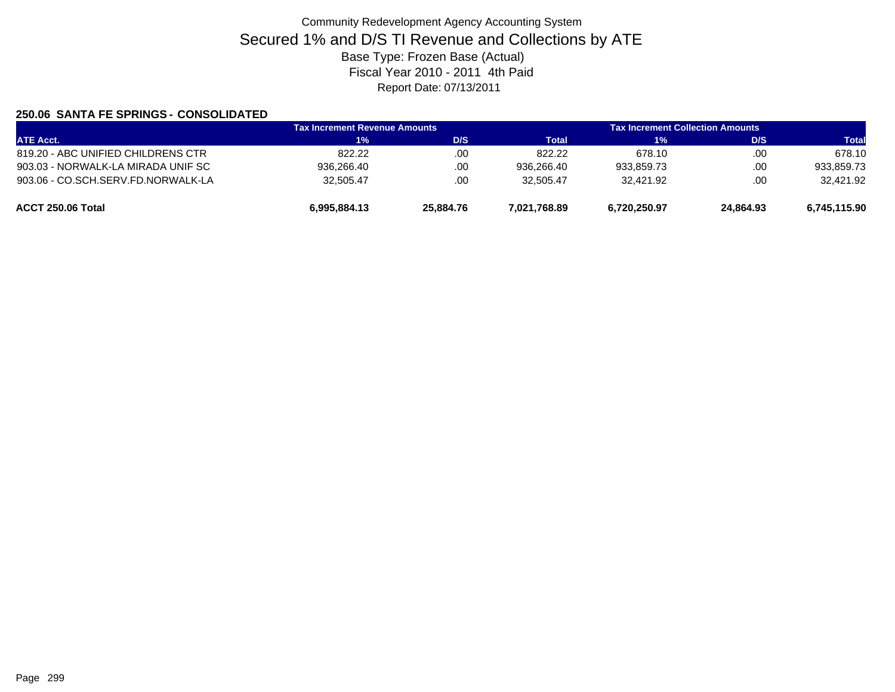Community Redevelopment Agency Accounting System

# Secured 1% and D/S TI Revenue and Collections by ATE

Base Type: Frozen Base (Actual)

Fiscal Year 2010 - 2011 4th Paid

Report Date: 07/13/2011

## 250.06 SANTA FE SPRINGS - CONSOLIDATED

| | Tax Increment Revenue Amounts | | | Tax Increment Collection Amounts | | |
|---|---|---|---|---|---|---|
| ATE Acct. | 1% | D/S | Total | 1% | D/S | Total |
| 819.20 - ABC UNIFIED CHILDRENS CTR | 822.22 | .00 | 822.22 | 678.10 | .00 | 678.10 |
| 903.03 - NORWALK-LA MIRADA UNIF SC | 936,266.40 | .00 | 936,266.40 | 933,859.73 | .00 | 933,859.73 |
| 903.06 - CO.SCH.SERV.FD.NORWALK-LA | 32,505.47 | .00 | 32,505.47 | 32,421.92 | .00 | 32,421.92 |
| **ACCT 250.06 Total** | **6,995,884.13** | **25,884.76** | **7,021,768.89** | **6,720,250.97** | **24,864.93** | **6,745,115.90** |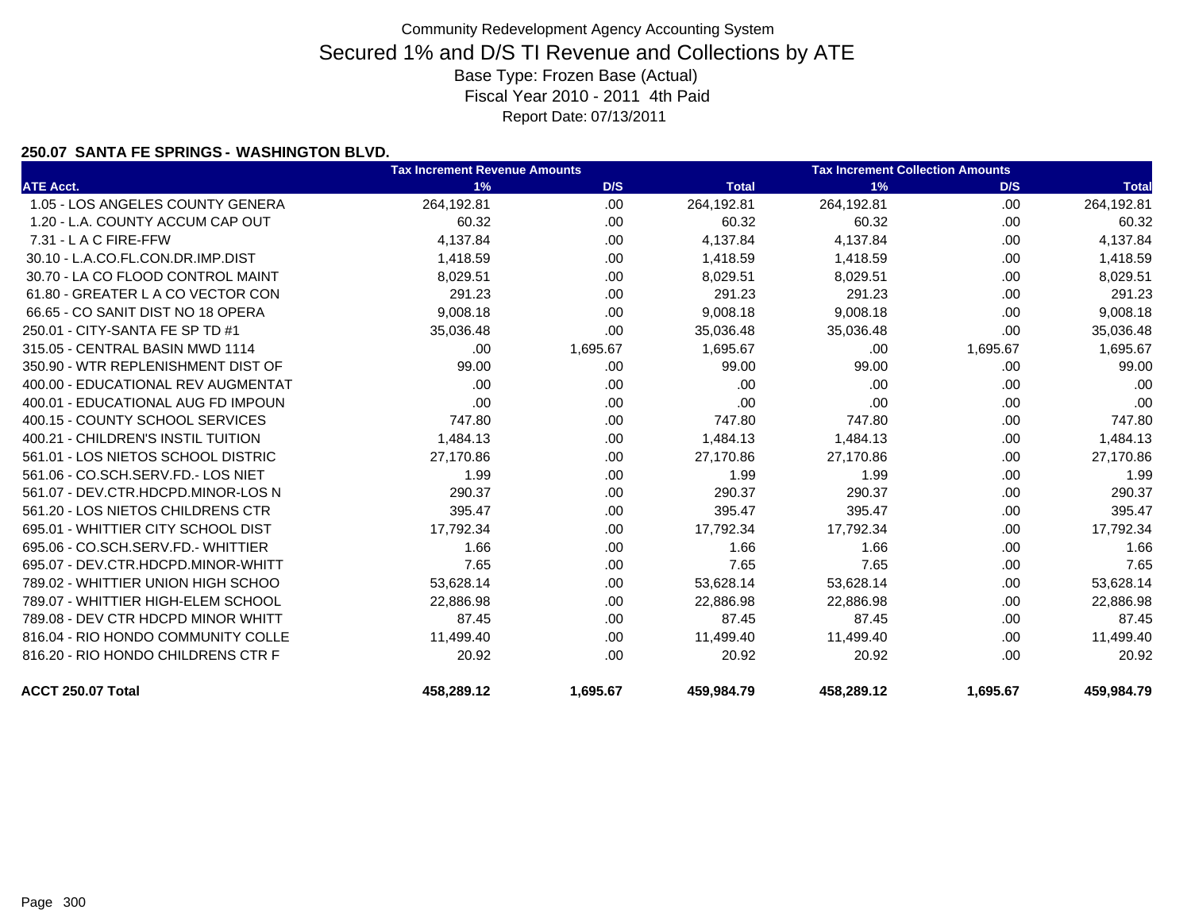Community Redevelopment Agency Accounting System

# Secured 1% and D/S TI Revenue and Collections by ATE

Base Type: Frozen Base (Actual)
Fiscal Year 2010 - 2011 4th Paid
Report Date: 07/13/2011

### 250.07 SANTA FE SPRINGS - WASHINGTON BLVD.

| | Tax Increment Revenue Amounts | | | Tax Increment Collection Amounts | | |
|---|---|---|---|---|---|---|
| ATE Acct. | 1% | D/S | Total | 1% | D/S | Total |
| 1.05 - LOS ANGELES COUNTY GENERA | 264,192.81 | .00 | 264,192.81 | 264,192.81 | .00 | 264,192.81 |
| 1.20 - L.A. COUNTY ACCUM CAP OUT | 60.32 | .00 | 60.32 | 60.32 | .00 | 60.32 |
| 7.31 - L A C FIRE-FFW | 4,137.84 | .00 | 4,137.84 | 4,137.84 | .00 | 4,137.84 |
| 30.10 - L.A.CO.FL.CON.DR.IMP.DIST | 1,418.59 | .00 | 1,418.59 | 1,418.59 | .00 | 1,418.59 |
| 30.70 - LA CO FLOOD CONTROL MAINT | 8,029.51 | .00 | 8,029.51 | 8,029.51 | .00 | 8,029.51 |
| 61.80 - GREATER L A CO VECTOR CON | 291.23 | .00 | 291.23 | 291.23 | .00 | 291.23 |
| 66.65 - CO SANIT DIST NO 18 OPERA | 9,008.18 | .00 | 9,008.18 | 9,008.18 | .00 | 9,008.18 |
| 250.01 - CITY-SANTA FE SP TD #1 | 35,036.48 | .00 | 35,036.48 | 35,036.48 | .00 | 35,036.48 |
| 315.05 - CENTRAL BASIN MWD 1114 | .00 | 1,695.67 | 1,695.67 | .00 | 1,695.67 | 1,695.67 |
| 350.90 - WTR REPLENISHMENT DIST OF | 99.00 | .00 | 99.00 | 99.00 | .00 | 99.00 |
| 400.00 - EDUCATIONAL REV AUGMENTAT | .00 | .00 | .00 | .00 | .00 | .00 |
| 400.01 - EDUCATIONAL AUG FD IMPOUN | .00 | .00 | .00 | .00 | .00 | .00 |
| 400.15 - COUNTY SCHOOL SERVICES | 747.80 | .00 | 747.80 | 747.80 | .00 | 747.80 |
| 400.21 - CHILDREN'S INSTIL TUITION | 1,484.13 | .00 | 1,484.13 | 1,484.13 | .00 | 1,484.13 |
| 561.01 - LOS NIETOS SCHOOL DISTRIC | 27,170.86 | .00 | 27,170.86 | 27,170.86 | .00 | 27,170.86 |
| 561.06 - CO.SCH.SERV.FD.- LOS NIET | 1.99 | .00 | 1.99 | 1.99 | .00 | 1.99 |
| 561.07 - DEV.CTR.HDCPD.MINOR-LOS N | 290.37 | .00 | 290.37 | 290.37 | .00 | 290.37 |
| 561.20 - LOS NIETOS CHILDRENS CTR | 395.47 | .00 | 395.47 | 395.47 | .00 | 395.47 |
| 695.01 - WHITTIER CITY SCHOOL DIST | 17,792.34 | .00 | 17,792.34 | 17,792.34 | .00 | 17,792.34 |
| 695.06 - CO.SCH.SERV.FD.- WHITTIER | 1.66 | .00 | 1.66 | 1.66 | .00 | 1.66 |
| 695.07 - DEV.CTR.HDCPD.MINOR-WHITT | 7.65 | .00 | 7.65 | 7.65 | .00 | 7.65 |
| 789.02 - WHITTIER UNION HIGH SCHOO | 53,628.14 | .00 | 53,628.14 | 53,628.14 | .00 | 53,628.14 |
| 789.07 - WHITTIER HIGH-ELEM SCHOOL | 22,886.98 | .00 | 22,886.98 | 22,886.98 | .00 | 22,886.98 |
| 789.08 - DEV CTR HDCPD MINOR WHITT | 87.45 | .00 | 87.45 | 87.45 | .00 | 87.45 |
| 816.04 - RIO HONDO COMMUNITY COLLE | 11,499.40 | .00 | 11,499.40 | 11,499.40 | .00 | 11,499.40 |
| 816.20 - RIO HONDO CHILDRENS CTR F | 20.92 | .00 | 20.92 | 20.92 | .00 | 20.92 |
| **ACCT 250.07 Total** | **458,289.12** | **1,695.67** | **459,984.79** | **458,289.12** | **1,695.67** | **459,984.79** |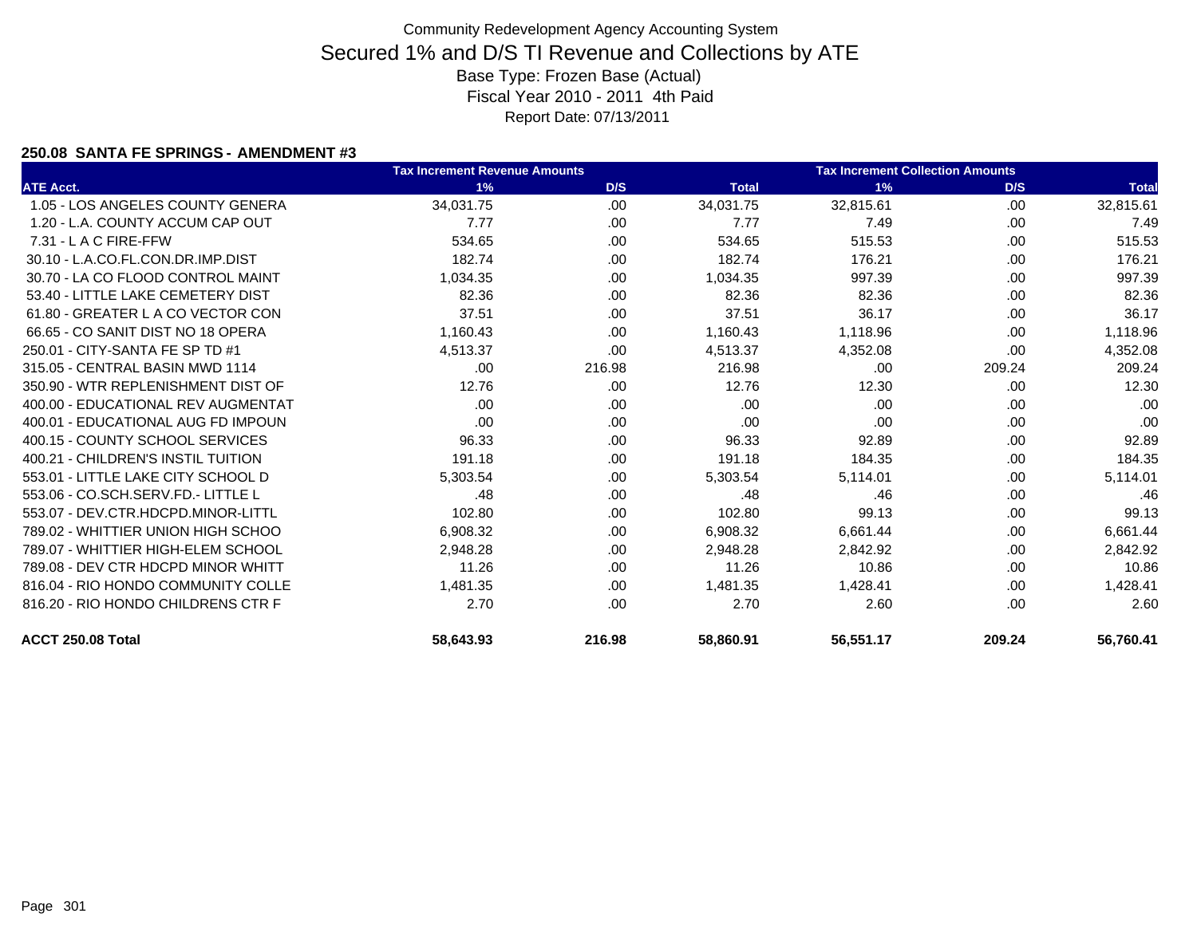Community Redevelopment Agency Accounting System

# Secured 1% and D/S TI Revenue and Collections by ATE

Base Type: Frozen Base (Actual)

Fiscal Year 2010 - 2011 4th Paid

Report Date: 07/13/2011

### 250.08 SANTA FE SPRINGS - AMENDMENT #3

| | Tax Increment Revenue Amounts | | | Tax Increment Collection Amounts | | |
|---|---|---|---|---|---|---|
| ATE Acct. | 1% | D/S | Total | 1% | D/S | Total |
| 1.05 - LOS ANGELES COUNTY GENERA | 34,031.75 | .00 | 34,031.75 | 32,815.61 | .00 | 32,815.61 |
| 1.20 - L.A. COUNTY ACCUM CAP OUT | 7.77 | .00 | 7.77 | 7.49 | .00 | 7.49 |
| 7.31 - L A C FIRE-FFW | 534.65 | .00 | 534.65 | 515.53 | .00 | 515.53 |
| 30.10 - L.A.CO.FL.CON.DR.IMP.DIST | 182.74 | .00 | 182.74 | 176.21 | .00 | 176.21 |
| 30.70 - LA CO FLOOD CONTROL MAINT | 1,034.35 | .00 | 1,034.35 | 997.39 | .00 | 997.39 |
| 53.40 - LITTLE LAKE CEMETERY DIST | 82.36 | .00 | 82.36 | 82.36 | .00 | 82.36 |
| 61.80 - GREATER L A CO VECTOR CON | 37.51 | .00 | 37.51 | 36.17 | .00 | 36.17 |
| 66.65 - CO SANIT DIST NO 18 OPERA | 1,160.43 | .00 | 1,160.43 | 1,118.96 | .00 | 1,118.96 |
| 250.01 - CITY-SANTA FE SP TD #1 | 4,513.37 | .00 | 4,513.37 | 4,352.08 | .00 | 4,352.08 |
| 315.05 - CENTRAL BASIN MWD 1114 | .00 | 216.98 | 216.98 | .00 | 209.24 | 209.24 |
| 350.90 - WTR REPLENISHMENT DIST OF | 12.76 | .00 | 12.76 | 12.30 | .00 | 12.30 |
| 400.00 - EDUCATIONAL REV AUGMENTAT | .00 | .00 | .00 | .00 | .00 | .00 |
| 400.01 - EDUCATIONAL AUG FD IMPOUN | .00 | .00 | .00 | .00 | .00 | .00 |
| 400.15 - COUNTY SCHOOL SERVICES | 96.33 | .00 | 96.33 | 92.89 | .00 | 92.89 |
| 400.21 - CHILDREN'S INSTIL TUITION | 191.18 | .00 | 191.18 | 184.35 | .00 | 184.35 |
| 553.01 - LITTLE LAKE CITY SCHOOL D | 5,303.54 | .00 | 5,303.54 | 5,114.01 | .00 | 5,114.01 |
| 553.06 - CO.SCH.SERV.FD.- LITTLE L | .48 | .00 | .48 | .46 | .00 | .46 |
| 553.07 - DEV.CTR.HDCPD.MINOR-LITTL | 102.80 | .00 | 102.80 | 99.13 | .00 | 99.13 |
| 789.02 - WHITTIER UNION HIGH SCHOO | 6,908.32 | .00 | 6,908.32 | 6,661.44 | .00 | 6,661.44 |
| 789.07 - WHITTIER HIGH-ELEM SCHOOL | 2,948.28 | .00 | 2,948.28 | 2,842.92 | .00 | 2,842.92 |
| 789.08 - DEV CTR HDCPD MINOR WHITT | 11.26 | .00 | 11.26 | 10.86 | .00 | 10.86 |
| 816.04 - RIO HONDO COMMUNITY COLLE | 1,481.35 | .00 | 1,481.35 | 1,428.41 | .00 | 1,428.41 |
| 816.20 - RIO HONDO CHILDRENS CTR F | 2.70 | .00 | 2.70 | 2.60 | .00 | 2.60 |
| **ACCT 250.08 Total** | **58,643.93** | **216.98** | **58,860.91** | **56,551.17** | **209.24** | **56,760.41** |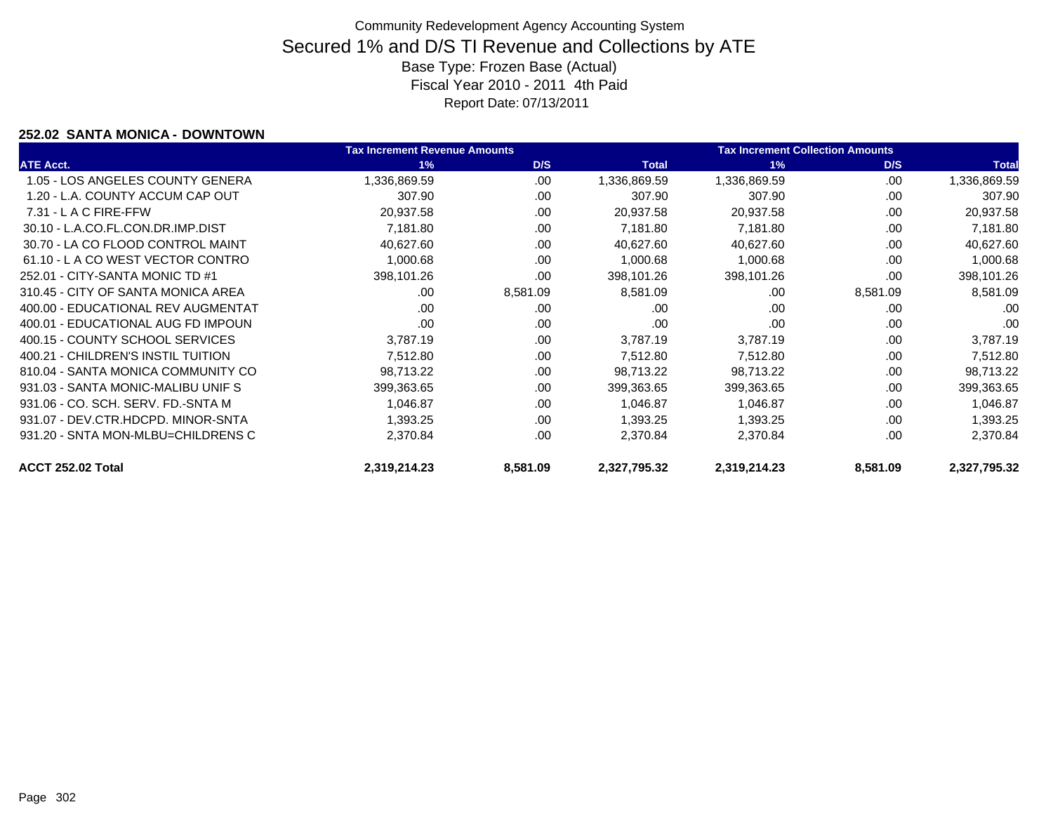# Community Redevelopment Agency Accounting System

## Secured 1% and D/S TI Revenue and Collections by ATE

Base Type: Frozen Base (Actual)

Fiscal Year 2010 - 2011 4th Paid

Report Date: 07/13/2011

### 252.02 SANTA MONICA - DOWNTOWN

| | Tax Increment Revenue Amounts | | | Tax Increment Collection Amounts | | |
|---|---|---|---|---|---|---|
| ATE Acct. | 1% | D/S | Total | 1% | D/S | Total |
| 1.05 - LOS ANGELES COUNTY GENERA | 1,336,869.59 | .00 | 1,336,869.59 | 1,336,869.59 | .00 | 1,336,869.59 |
| 1.20 - L.A. COUNTY ACCUM CAP OUT | 307.90 | .00 | 307.90 | 307.90 | .00 | 307.90 |
| 7.31 - L A C FIRE-FFW | 20,937.58 | .00 | 20,937.58 | 20,937.58 | .00 | 20,937.58 |
| 30.10 - L.A.CO.FL.CON.DR.IMP.DIST | 7,181.80 | .00 | 7,181.80 | 7,181.80 | .00 | 7,181.80 |
| 30.70 - LA CO FLOOD CONTROL MAINT | 40,627.60 | .00 | 40,627.60 | 40,627.60 | .00 | 40,627.60 |
| 61.10 - L A CO WEST VECTOR CONTRO | 1,000.68 | .00 | 1,000.68 | 1,000.68 | .00 | 1,000.68 |
| 252.01 - CITY-SANTA MONIC TD #1 | 398,101.26 | .00 | 398,101.26 | 398,101.26 | .00 | 398,101.26 |
| 310.45 - CITY OF SANTA MONICA AREA | .00 | 8,581.09 | 8,581.09 | .00 | 8,581.09 | 8,581.09 |
| 400.00 - EDUCATIONAL REV AUGMENTAT | .00 | .00 | .00 | .00 | .00 | .00 |
| 400.01 - EDUCATIONAL AUG FD IMPOUN | .00 | .00 | .00 | .00 | .00 | .00 |
| 400.15 - COUNTY SCHOOL SERVICES | 3,787.19 | .00 | 3,787.19 | 3,787.19 | .00 | 3,787.19 |
| 400.21 - CHILDREN'S INSTIL TUITION | 7,512.80 | .00 | 7,512.80 | 7,512.80 | .00 | 7,512.80 |
| 810.04 - SANTA MONICA COMMUNITY CO | 98,713.22 | .00 | 98,713.22 | 98,713.22 | .00 | 98,713.22 |
| 931.03 - SANTA MONIC-MALIBU UNIF S | 399,363.65 | .00 | 399,363.65 | 399,363.65 | .00 | 399,363.65 |
| 931.06 - CO. SCH. SERV. FD.-SNTA M | 1,046.87 | .00 | 1,046.87 | 1,046.87 | .00 | 1,046.87 |
| 931.07 - DEV.CTR.HDCPD. MINOR-SNTA | 1,393.25 | .00 | 1,393.25 | 1,393.25 | .00 | 1,393.25 |
| 931.20 - SNTA MON-MLBU=CHILDRENS C | 2,370.84 | .00 | 2,370.84 | 2,370.84 | .00 | 2,370.84 |
| **ACCT 252.02 Total** | **2,319,214.23** | **8,581.09** | **2,327,795.32** | **2,319,214.23** | **8,581.09** | **2,327,795.32** |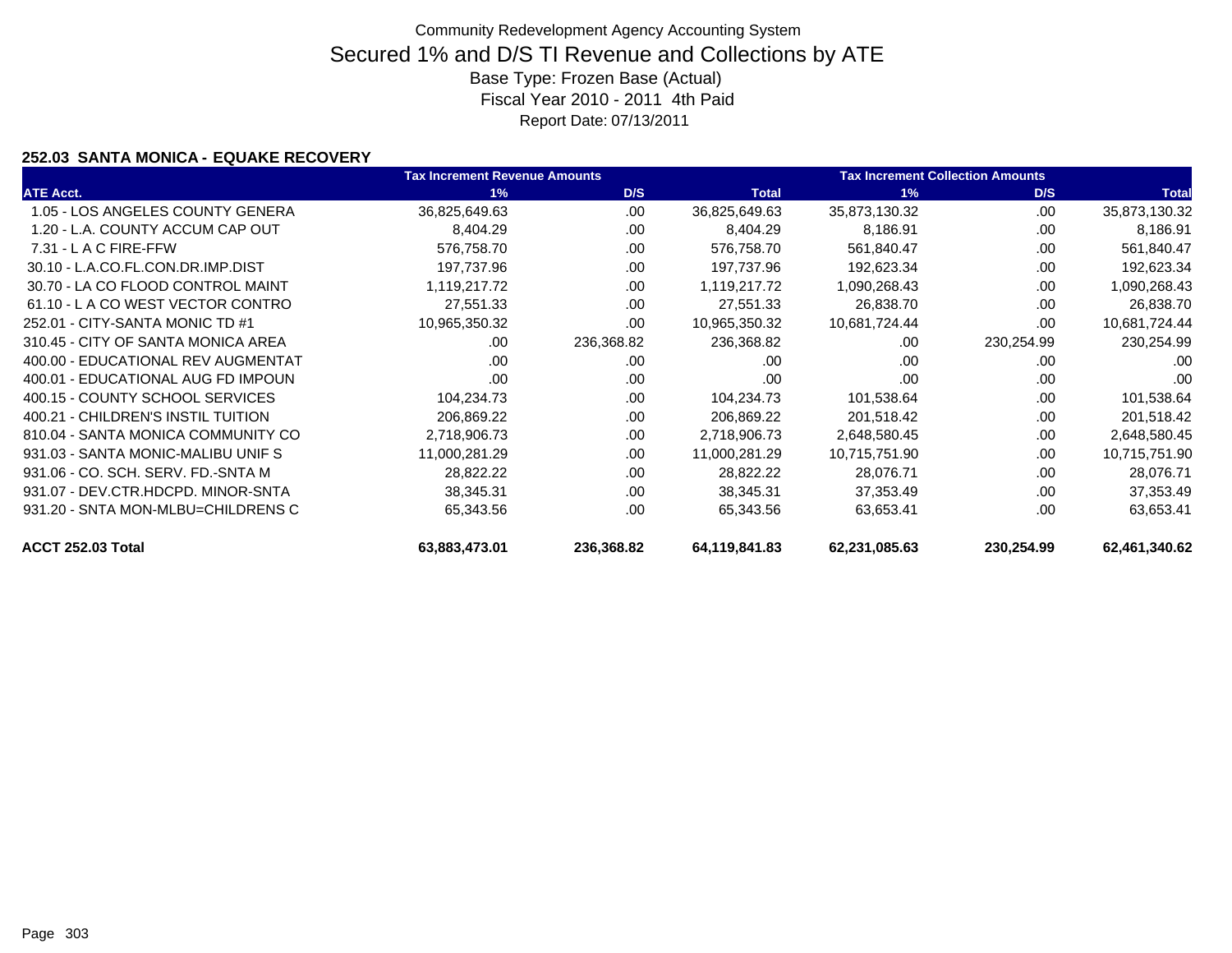Community Redevelopment Agency Accounting System

# Secured 1% and D/S TI Revenue and Collections by ATE

Base Type: Frozen Base (Actual)

Fiscal Year 2010 - 2011 4th Paid

Report Date: 07/13/2011

### 252.03 SANTA MONICA - EQUAKE RECOVERY

| | Tax Increment Revenue Amounts | | | Tax Increment Collection Amounts | | |
|---|---|---|---|---|---|---|
| ATE Acct. | 1% | D/S | Total | 1% | D/S | Total |
| 1.05 - LOS ANGELES COUNTY GENERA | 36,825,649.63 | .00 | 36,825,649.63 | 35,873,130.32 | .00 | 35,873,130.32 |
| 1.20 - L.A. COUNTY ACCUM CAP OUT | 8,404.29 | .00 | 8,404.29 | 8,186.91 | .00 | 8,186.91 |
| 7.31 - L A C FIRE-FFW | 576,758.70 | .00 | 576,758.70 | 561,840.47 | .00 | 561,840.47 |
| 30.10 - L.A.CO.FL.CON.DR.IMP.DIST | 197,737.96 | .00 | 197,737.96 | 192,623.34 | .00 | 192,623.34 |
| 30.70 - LA CO FLOOD CONTROL MAINT | 1,119,217.72 | .00 | 1,119,217.72 | 1,090,268.43 | .00 | 1,090,268.43 |
| 61.10 - L A CO WEST VECTOR CONTRO | 27,551.33 | .00 | 27,551.33 | 26,838.70 | .00 | 26,838.70 |
| 252.01 - CITY-SANTA MONIC TD #1 | 10,965,350.32 | .00 | 10,965,350.32 | 10,681,724.44 | .00 | 10,681,724.44 |
| 310.45 - CITY OF SANTA MONICA AREA | .00 | 236,368.82 | 236,368.82 | .00 | 230,254.99 | 230,254.99 |
| 400.00 - EDUCATIONAL REV AUGMENTAT | .00 | .00 | .00 | .00 | .00 | .00 |
| 400.01 - EDUCATIONAL AUG FD IMPOUN | .00 | .00 | .00 | .00 | .00 | .00 |
| 400.15 - COUNTY SCHOOL SERVICES | 104,234.73 | .00 | 104,234.73 | 101,538.64 | .00 | 101,538.64 |
| 400.21 - CHILDREN'S INSTIL TUITION | 206,869.22 | .00 | 206,869.22 | 201,518.42 | .00 | 201,518.42 |
| 810.04 - SANTA MONICA COMMUNITY CO | 2,718,906.73 | .00 | 2,718,906.73 | 2,648,580.45 | .00 | 2,648,580.45 |
| 931.03 - SANTA MONIC-MALIBU UNIF S | 11,000,281.29 | .00 | 11,000,281.29 | 10,715,751.90 | .00 | 10,715,751.90 |
| 931.06 - CO. SCH. SERV. FD.-SNTA M | 28,822.22 | .00 | 28,822.22 | 28,076.71 | .00 | 28,076.71 |
| 931.07 - DEV.CTR.HDCPD. MINOR-SNTA | 38,345.31 | .00 | 38,345.31 | 37,353.49 | .00 | 37,353.49 |
| 931.20 - SNTA MON-MLBU=CHILDRENS C | 65,343.56 | .00 | 65,343.56 | 63,653.41 | .00 | 63,653.41 |
| **ACCT 252.03 Total** | **63,883,473.01** | **236,368.82** | **64,119,841.83** | **62,231,085.63** | **230,254.99** | **62,461,340.62** |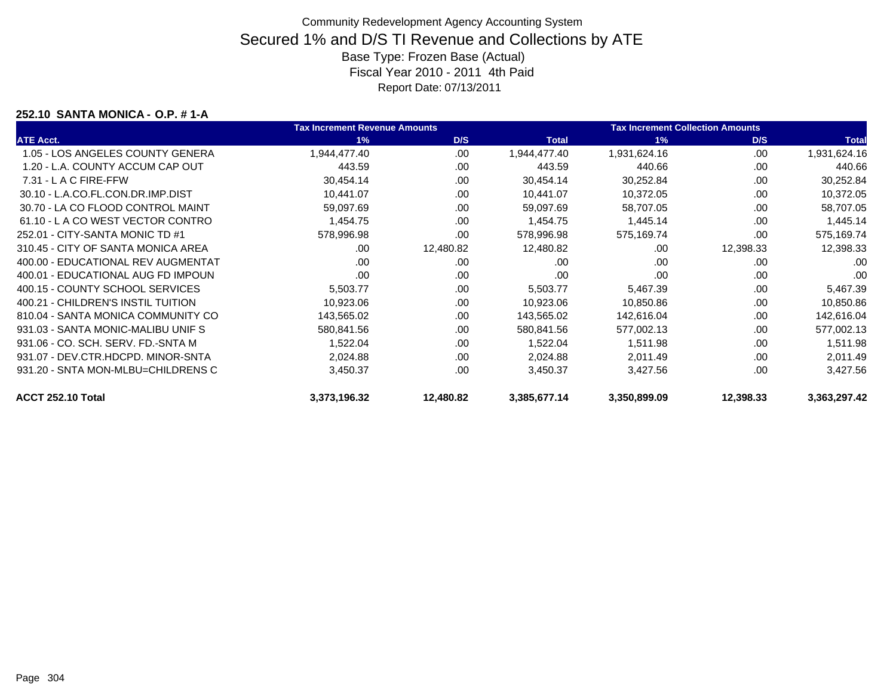Community Redevelopment Agency Accounting System

# Secured 1% and D/S TI Revenue and Collections by ATE

Base Type: Frozen Base (Actual)

Fiscal Year 2010 - 2011 4th Paid

Report Date: 07/13/2011

### 252.10 SANTA MONICA - O.P. # 1-A

| | Tax Increment Revenue Amounts | | | Tax Increment Collection Amounts | | |
|---|---|---|---|---|---|---|
| ATE Acct. | 1% | D/S | Total | 1% | D/S | Total |
| 1.05 - LOS ANGELES COUNTY GENERA | 1,944,477.40 | .00 | 1,944,477.40 | 1,931,624.16 | .00 | 1,931,624.16 |
| 1.20 - L.A. COUNTY ACCUM CAP OUT | 443.59 | .00 | 443.59 | 440.66 | .00 | 440.66 |
| 7.31 - L A C FIRE-FFW | 30,454.14 | .00 | 30,454.14 | 30,252.84 | .00 | 30,252.84 |
| 30.10 - L.A.CO.FL.CON.DR.IMP.DIST | 10,441.07 | .00 | 10,441.07 | 10,372.05 | .00 | 10,372.05 |
| 30.70 - LA CO FLOOD CONTROL MAINT | 59,097.69 | .00 | 59,097.69 | 58,707.05 | .00 | 58,707.05 |
| 61.10 - L A CO WEST VECTOR CONTRO | 1,454.75 | .00 | 1,454.75 | 1,445.14 | .00 | 1,445.14 |
| 252.01 - CITY-SANTA MONIC TD #1 | 578,996.98 | .00 | 578,996.98 | 575,169.74 | .00 | 575,169.74 |
| 310.45 - CITY OF SANTA MONICA AREA | .00 | 12,480.82 | 12,480.82 | .00 | 12,398.33 | 12,398.33 |
| 400.00 - EDUCATIONAL REV AUGMENTAT | .00 | .00 | .00 | .00 | .00 | .00 |
| 400.01 - EDUCATIONAL AUG FD IMPOUN | .00 | .00 | .00 | .00 | .00 | .00 |
| 400.15 - COUNTY SCHOOL SERVICES | 5,503.77 | .00 | 5,503.77 | 5,467.39 | .00 | 5,467.39 |
| 400.21 - CHILDREN'S INSTIL TUITION | 10,923.06 | .00 | 10,923.06 | 10,850.86 | .00 | 10,850.86 |
| 810.04 - SANTA MONICA COMMUNITY CO | 143,565.02 | .00 | 143,565.02 | 142,616.04 | .00 | 142,616.04 |
| 931.03 - SANTA MONIC-MALIBU UNIF S | 580,841.56 | .00 | 580,841.56 | 577,002.13 | .00 | 577,002.13 |
| 931.06 - CO. SCH. SERV. FD.-SNTA M | 1,522.04 | .00 | 1,522.04 | 1,511.98 | .00 | 1,511.98 |
| 931.07 - DEV.CTR.HDCPD. MINOR-SNTA | 2,024.88 | .00 | 2,024.88 | 2,011.49 | .00 | 2,011.49 |
| 931.20 - SNTA MON-MLBU=CHILDRENS C | 3,450.37 | .00 | 3,450.37 | 3,427.56 | .00 | 3,427.56 |
| **ACCT 252.10 Total** | **3,373,196.32** | **12,480.82** | **3,385,677.14** | **3,350,899.09** | **12,398.33** | **3,363,297.42** |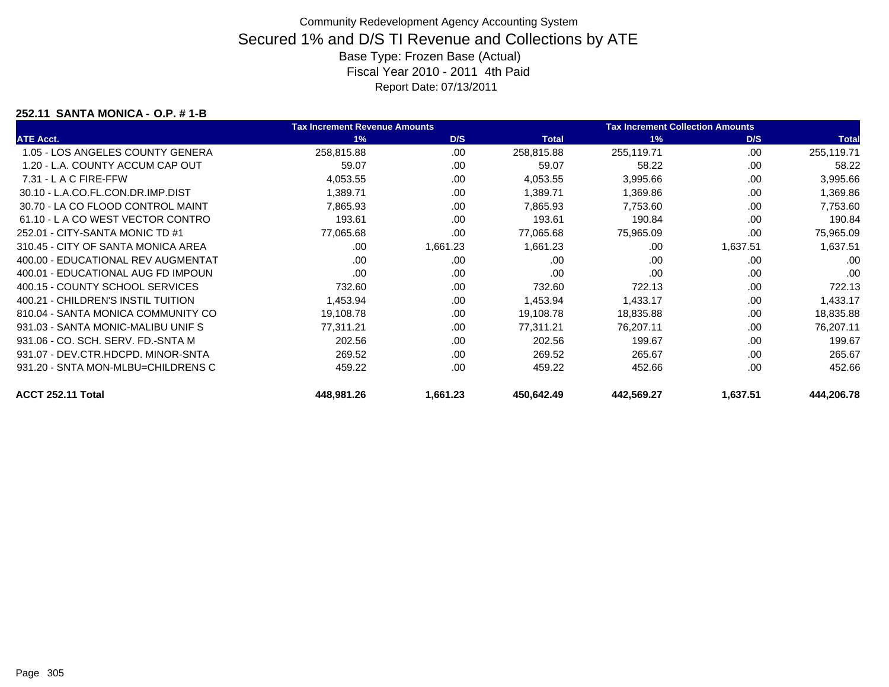Community Redevelopment Agency Accounting System

# Secured 1% and D/S TI Revenue and Collections by ATE

Base Type: Frozen Base (Actual)

Fiscal Year 2010 - 2011 4th Paid

Report Date: 07/13/2011

### 252.11 SANTA MONICA - O.P. # 1-B

| | Tax Increment Revenue Amounts | | | Tax Increment Collection Amounts | | |
|---|---|---|---|---|---|---|
| ATE Acct. | 1% | D/S | Total | 1% | D/S | Total |
| 1.05 - LOS ANGELES COUNTY GENERA | 258,815.88 | .00 | 258,815.88 | 255,119.71 | .00 | 255,119.71 |
| 1.20 - L.A. COUNTY ACCUM CAP OUT | 59.07 | .00 | 59.07 | 58.22 | .00 | 58.22 |
| 7.31 - L A C FIRE-FFW | 4,053.55 | .00 | 4,053.55 | 3,995.66 | .00 | 3,995.66 |
| 30.10 - L.A.CO.FL.CON.DR.IMP.DIST | 1,389.71 | .00 | 1,389.71 | 1,369.86 | .00 | 1,369.86 |
| 30.70 - LA CO FLOOD CONTROL MAINT | 7,865.93 | .00 | 7,865.93 | 7,753.60 | .00 | 7,753.60 |
| 61.10 - L A CO WEST VECTOR CONTRO | 193.61 | .00 | 193.61 | 190.84 | .00 | 190.84 |
| 252.01 - CITY-SANTA MONIC TD #1 | 77,065.68 | .00 | 77,065.68 | 75,965.09 | .00 | 75,965.09 |
| 310.45 - CITY OF SANTA MONICA AREA | .00 | 1,661.23 | 1,661.23 | .00 | 1,637.51 | 1,637.51 |
| 400.00 - EDUCATIONAL REV AUGMENTAT | .00 | .00 | .00 | .00 | .00 | .00 |
| 400.01 - EDUCATIONAL AUG FD IMPOUN | .00 | .00 | .00 | .00 | .00 | .00 |
| 400.15 - COUNTY SCHOOL SERVICES | 732.60 | .00 | 732.60 | 722.13 | .00 | 722.13 |
| 400.21 - CHILDREN'S INSTIL TUITION | 1,453.94 | .00 | 1,453.94 | 1,433.17 | .00 | 1,433.17 |
| 810.04 - SANTA MONICA COMMUNITY CO | 19,108.78 | .00 | 19,108.78 | 18,835.88 | .00 | 18,835.88 |
| 931.03 - SANTA MONIC-MALIBU UNIF S | 77,311.21 | .00 | 77,311.21 | 76,207.11 | .00 | 76,207.11 |
| 931.06 - CO. SCH. SERV. FD.-SNTA M | 202.56 | .00 | 202.56 | 199.67 | .00 | 199.67 |
| 931.07 - DEV.CTR.HDCPD. MINOR-SNTA | 269.52 | .00 | 269.52 | 265.67 | .00 | 265.67 |
| 931.20 - SNTA MON-MLBU=CHILDRENS C | 459.22 | .00 | 459.22 | 452.66 | .00 | 452.66 |
| **ACCT 252.11 Total** | **448,981.26** | **1,661.23** | **450,642.49** | **442,569.27** | **1,637.51** | **444,206.78** |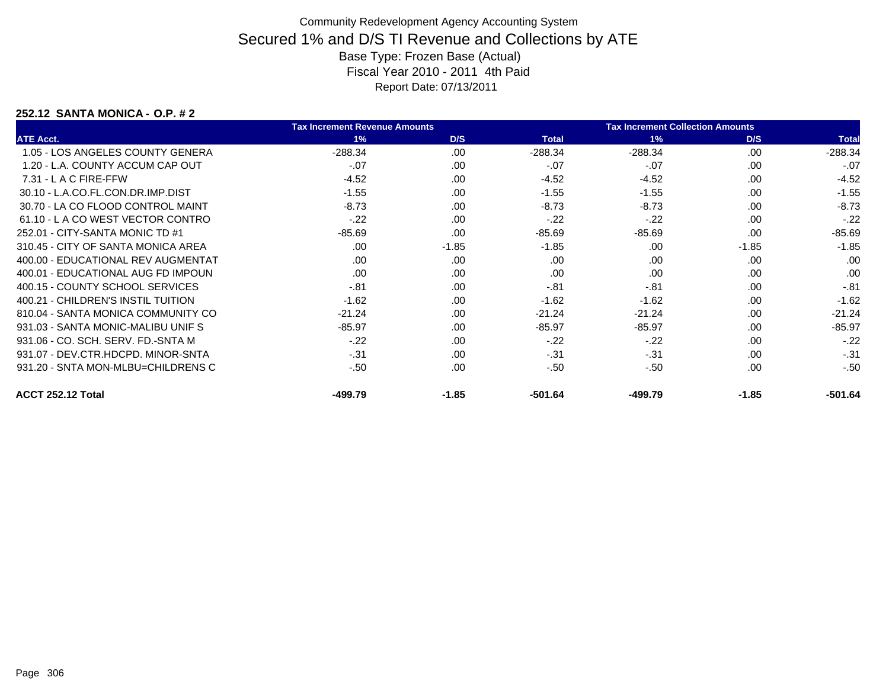Community Redevelopment Agency Accounting System

# Secured 1% and D/S TI Revenue and Collections by ATE

Base Type: Frozen Base (Actual)
Fiscal Year 2010 - 2011 4th Paid
Report Date: 07/13/2011

### 252.12 SANTA MONICA - O.P. # 2

| | Tax Increment Revenue Amounts | | | Tax Increment Collection Amounts | | |
|---|---|---|---|---|---|---|
| ATE Acct. | 1% | D/S | Total | 1% | D/S | Total |
| 1.05 - LOS ANGELES COUNTY GENERA | -288.34 | .00 | -288.34 | -288.34 | .00 | -288.34 |
| 1.20 - L.A. COUNTY ACCUM CAP OUT | -.07 | .00 | -.07 | -.07 | .00 | -.07 |
| 7.31 - L A C FIRE-FFW | -4.52 | .00 | -4.52 | -4.52 | .00 | -4.52 |
| 30.10 - L.A.CO.FL.CON.DR.IMP.DIST | -1.55 | .00 | -1.55 | -1.55 | .00 | -1.55 |
| 30.70 - LA CO FLOOD CONTROL MAINT | -8.73 | .00 | -8.73 | -8.73 | .00 | -8.73 |
| 61.10 - L A CO WEST VECTOR CONTRO | -.22 | .00 | -.22 | -.22 | .00 | -.22 |
| 252.01 - CITY-SANTA MONIC TD #1 | -85.69 | .00 | -85.69 | -85.69 | .00 | -85.69 |
| 310.45 - CITY OF SANTA MONICA AREA | .00 | -1.85 | -1.85 | .00 | -1.85 | -1.85 |
| 400.00 - EDUCATIONAL REV AUGMENTAT | .00 | .00 | .00 | .00 | .00 | .00 |
| 400.01 - EDUCATIONAL AUG FD IMPOUN | .00 | .00 | .00 | .00 | .00 | .00 |
| 400.15 - COUNTY SCHOOL SERVICES | -.81 | .00 | -.81 | -.81 | .00 | -.81 |
| 400.21 - CHILDREN'S INSTIL TUITION | -1.62 | .00 | -1.62 | -1.62 | .00 | -1.62 |
| 810.04 - SANTA MONICA COMMUNITY CO | -21.24 | .00 | -21.24 | -21.24 | .00 | -21.24 |
| 931.03 - SANTA MONIC-MALIBU UNIF S | -85.97 | .00 | -85.97 | -85.97 | .00 | -85.97 |
| 931.06 - CO. SCH. SERV. FD.-SNTA M | -.22 | .00 | -.22 | -.22 | .00 | -.22 |
| 931.07 - DEV.CTR.HDCPD. MINOR-SNTA | -.31 | .00 | -.31 | -.31 | .00 | -.31 |
| 931.20 - SNTA MON-MLBU=CHILDRENS C | -.50 | .00 | -.50 | -.50 | .00 | -.50 |
| **ACCT 252.12 Total** | **-499.79** | **-1.85** | **-501.64** | **-499.79** | **-1.85** | **-501.64** |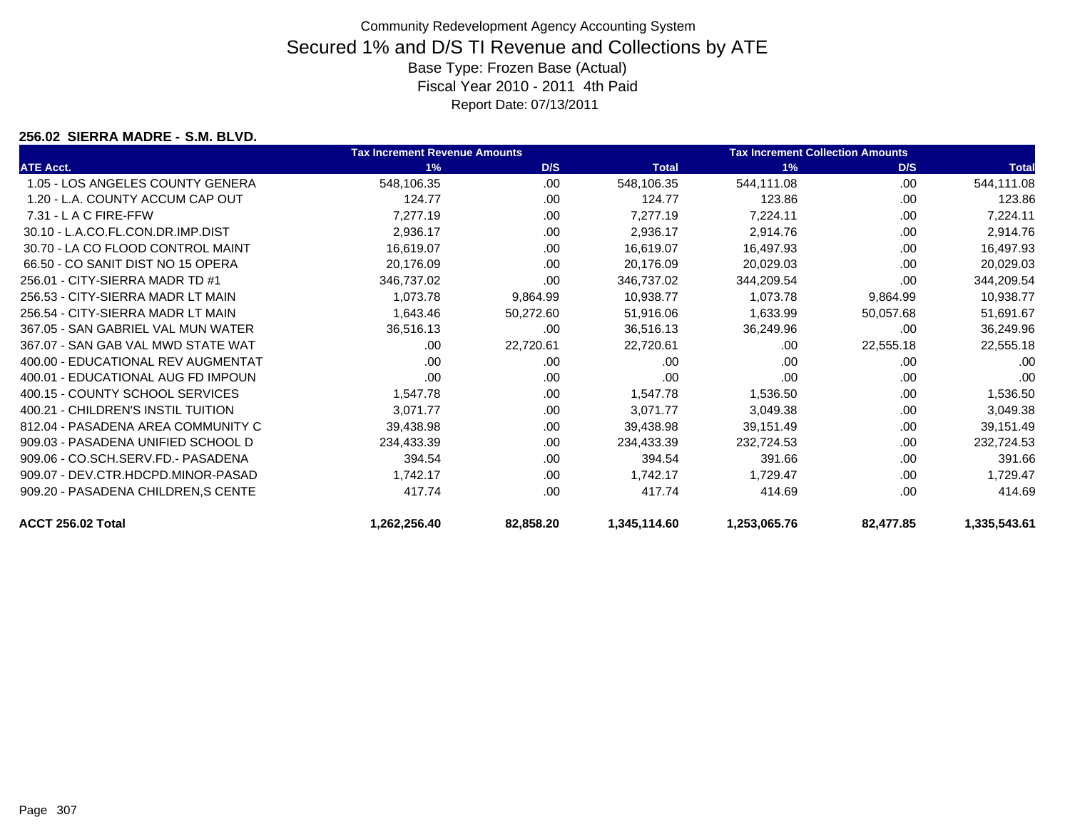Community Redevelopment Agency Accounting System

# Secured 1% and D/S TI Revenue and Collections by ATE

Base Type: Frozen Base (Actual)

Fiscal Year 2010 - 2011 4th Paid

Report Date: 07/13/2011

### 256.02 SIERRA MADRE - S.M. BLVD.

| | Tax Increment Revenue Amounts | | | Tax Increment Collection Amounts | | |
|---|---|---|---|---|---|---|
| ATE Acct. | 1% | D/S | Total | 1% | D/S | Total |
| 1.05 - LOS ANGELES COUNTY GENERA | 548,106.35 | .00 | 548,106.35 | 544,111.08 | .00 | 544,111.08 |
| 1.20 - L.A. COUNTY ACCUM CAP OUT | 124.77 | .00 | 124.77 | 123.86 | .00 | 123.86 |
| 7.31 - L A C FIRE-FFW | 7,277.19 | .00 | 7,277.19 | 7,224.11 | .00 | 7,224.11 |
| 30.10 - L.A.CO.FL.CON.DR.IMP.DIST | 2,936.17 | .00 | 2,936.17 | 2,914.76 | .00 | 2,914.76 |
| 30.70 - LA CO FLOOD CONTROL MAINT | 16,619.07 | .00 | 16,619.07 | 16,497.93 | .00 | 16,497.93 |
| 66.50 - CO SANIT DIST NO 15 OPERA | 20,176.09 | .00 | 20,176.09 | 20,029.03 | .00 | 20,029.03 |
| 256.01 - CITY-SIERRA MADR TD #1 | 346,737.02 | .00 | 346,737.02 | 344,209.54 | .00 | 344,209.54 |
| 256.53 - CITY-SIERRA MADR LT MAIN | 1,073.78 | 9,864.99 | 10,938.77 | 1,073.78 | 9,864.99 | 10,938.77 |
| 256.54 - CITY-SIERRA MADR LT MAIN | 1,643.46 | 50,272.60 | 51,916.06 | 1,633.99 | 50,057.68 | 51,691.67 |
| 367.05 - SAN GABRIEL VAL MUN WATER | 36,516.13 | .00 | 36,516.13 | 36,249.96 | .00 | 36,249.96 |
| 367.07 - SAN GAB VAL MWD STATE WAT | .00 | 22,720.61 | 22,720.61 | .00 | 22,555.18 | 22,555.18 |
| 400.00 - EDUCATIONAL REV AUGMENTAT | .00 | .00 | .00 | .00 | .00 | .00 |
| 400.01 - EDUCATIONAL AUG FD IMPOUN | .00 | .00 | .00 | .00 | .00 | .00 |
| 400.15 - COUNTY SCHOOL SERVICES | 1,547.78 | .00 | 1,547.78 | 1,536.50 | .00 | 1,536.50 |
| 400.21 - CHILDREN'S INSTIL TUITION | 3,071.77 | .00 | 3,071.77 | 3,049.38 | .00 | 3,049.38 |
| 812.04 - PASADENA AREA COMMUNITY C | 39,438.98 | .00 | 39,438.98 | 39,151.49 | .00 | 39,151.49 |
| 909.03 - PASADENA UNIFIED SCHOOL D | 234,433.39 | .00 | 234,433.39 | 232,724.53 | .00 | 232,724.53 |
| 909.06 - CO.SCH.SERV.FD.- PASADENA | 394.54 | .00 | 394.54 | 391.66 | .00 | 391.66 |
| 909.07 - DEV.CTR.HDCPD.MINOR-PASAD | 1,742.17 | .00 | 1,742.17 | 1,729.47 | .00 | 1,729.47 |
| 909.20 - PASADENA CHILDREN,S CENTE | 417.74 | .00 | 417.74 | 414.69 | .00 | 414.69 |
| **ACCT 256.02 Total** | **1,262,256.40** | **82,858.20** | **1,345,114.60** | **1,253,065.76** | **82,477.85** | **1,335,543.61** |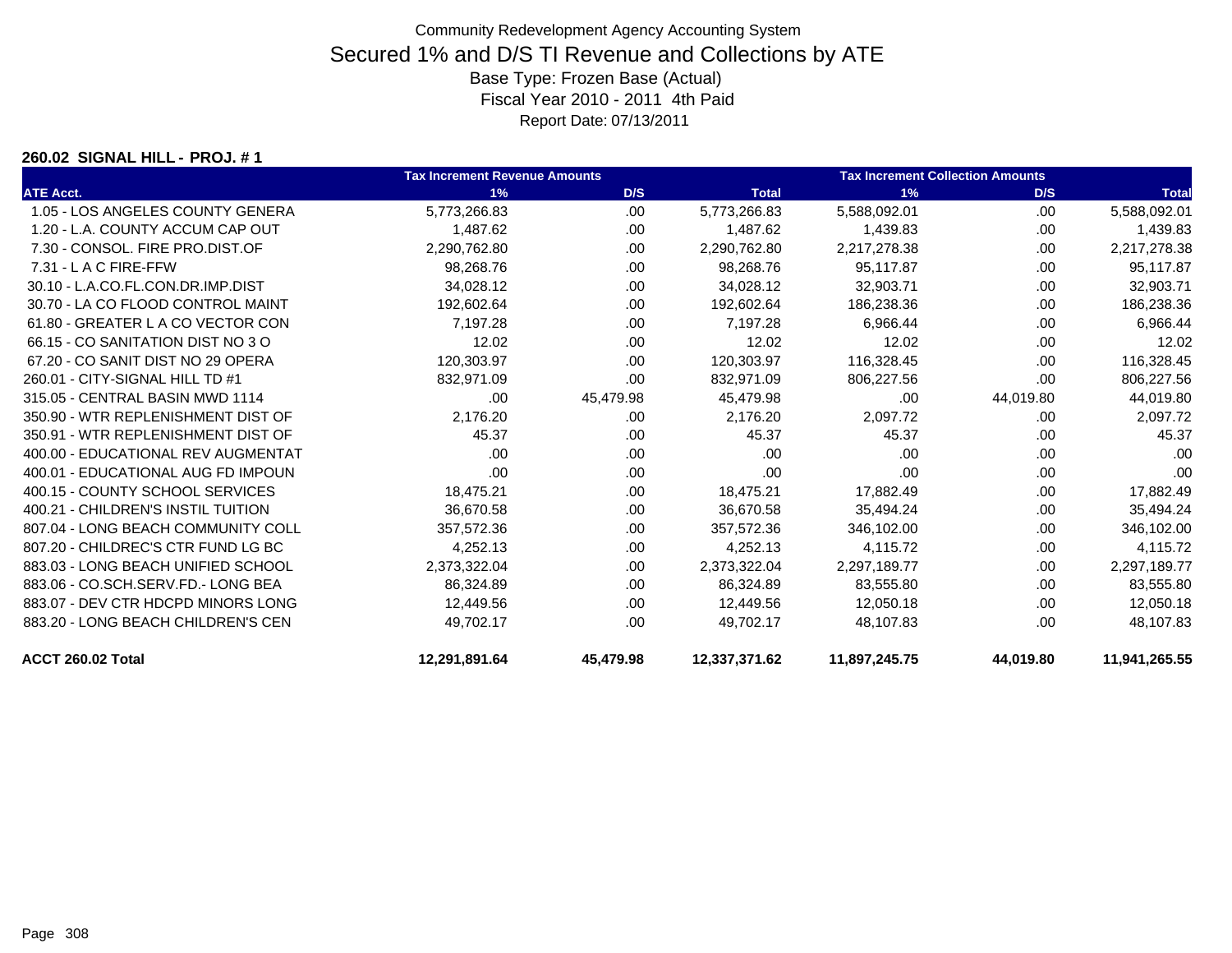Community Redevelopment Agency Accounting System

# Secured 1% and D/S TI Revenue and Collections by ATE

Base Type: Frozen Base (Actual)
Fiscal Year 2010 - 2011 4th Paid
Report Date: 07/13/2011

**260.02 SIGNAL HILL - PROJ. # 1**

| | Tax Increment Revenue Amounts | | | Tax Increment Collection Amounts | | |
|---|---|---|---|---|---|---|
| ATE Acct. | 1% | D/S | Total | 1% | D/S | Total |
| 1.05 - LOS ANGELES COUNTY GENERA | 5,773,266.83 | .00 | 5,773,266.83 | 5,588,092.01 | .00 | 5,588,092.01 |
| 1.20 - L.A. COUNTY ACCUM CAP OUT | 1,487.62 | .00 | 1,487.62 | 1,439.83 | .00 | 1,439.83 |
| 7.30 - CONSOL. FIRE PRO.DIST.OF | 2,290,762.80 | .00 | 2,290,762.80 | 2,217,278.38 | .00 | 2,217,278.38 |
| 7.31 - L A C FIRE-FFW | 98,268.76 | .00 | 98,268.76 | 95,117.87 | .00 | 95,117.87 |
| 30.10 - L.A.CO.FL.CON.DR.IMP.DIST | 34,028.12 | .00 | 34,028.12 | 32,903.71 | .00 | 32,903.71 |
| 30.70 - LA CO FLOOD CONTROL MAINT | 192,602.64 | .00 | 192,602.64 | 186,238.36 | .00 | 186,238.36 |
| 61.80 - GREATER L A CO VECTOR CON | 7,197.28 | .00 | 7,197.28 | 6,966.44 | .00 | 6,966.44 |
| 66.15 - CO SANITATION DIST NO 3 O | 12.02 | .00 | 12.02 | 12.02 | .00 | 12.02 |
| 67.20 - CO SANIT DIST NO 29 OPERA | 120,303.97 | .00 | 120,303.97 | 116,328.45 | .00 | 116,328.45 |
| 260.01 - CITY-SIGNAL HILL TD #1 | 832,971.09 | .00 | 832,971.09 | 806,227.56 | .00 | 806,227.56 |
| 315.05 - CENTRAL BASIN MWD 1114 | .00 | 45,479.98 | 45,479.98 | .00 | 44,019.80 | 44,019.80 |
| 350.90 - WTR REPLENISHMENT DIST OF | 2,176.20 | .00 | 2,176.20 | 2,097.72 | .00 | 2,097.72 |
| 350.91 - WTR REPLENISHMENT DIST OF | 45.37 | .00 | 45.37 | 45.37 | .00 | 45.37 |
| 400.00 - EDUCATIONAL REV AUGMENTAT | .00 | .00 | .00 | .00 | .00 | .00 |
| 400.01 - EDUCATIONAL AUG FD IMPOUN | .00 | .00 | .00 | .00 | .00 | .00 |
| 400.15 - COUNTY SCHOOL SERVICES | 18,475.21 | .00 | 18,475.21 | 17,882.49 | .00 | 17,882.49 |
| 400.21 - CHILDREN'S INSTIL TUITION | 36,670.58 | .00 | 36,670.58 | 35,494.24 | .00 | 35,494.24 |
| 807.04 - LONG BEACH COMMUNITY COLL | 357,572.36 | .00 | 357,572.36 | 346,102.00 | .00 | 346,102.00 |
| 807.20 - CHILDREC'S CTR FUND LG BC | 4,252.13 | .00 | 4,252.13 | 4,115.72 | .00 | 4,115.72 |
| 883.03 - LONG BEACH UNIFIED SCHOOL | 2,373,322.04 | .00 | 2,373,322.04 | 2,297,189.77 | .00 | 2,297,189.77 |
| 883.06 - CO.SCH.SERV.FD.- LONG BEA | 86,324.89 | .00 | 86,324.89 | 83,555.80 | .00 | 83,555.80 |
| 883.07 - DEV CTR HDCPD MINORS LONG | 12,449.56 | .00 | 12,449.56 | 12,050.18 | .00 | 12,050.18 |
| 883.20 - LONG BEACH CHILDREN'S CEN | 49,702.17 | .00 | 49,702.17 | 48,107.83 | .00 | 48,107.83 |
| **ACCT 260.02 Total** | **12,291,891.64** | **45,479.98** | **12,337,371.62** | **11,897,245.75** | **44,019.80** | **11,941,265.55** |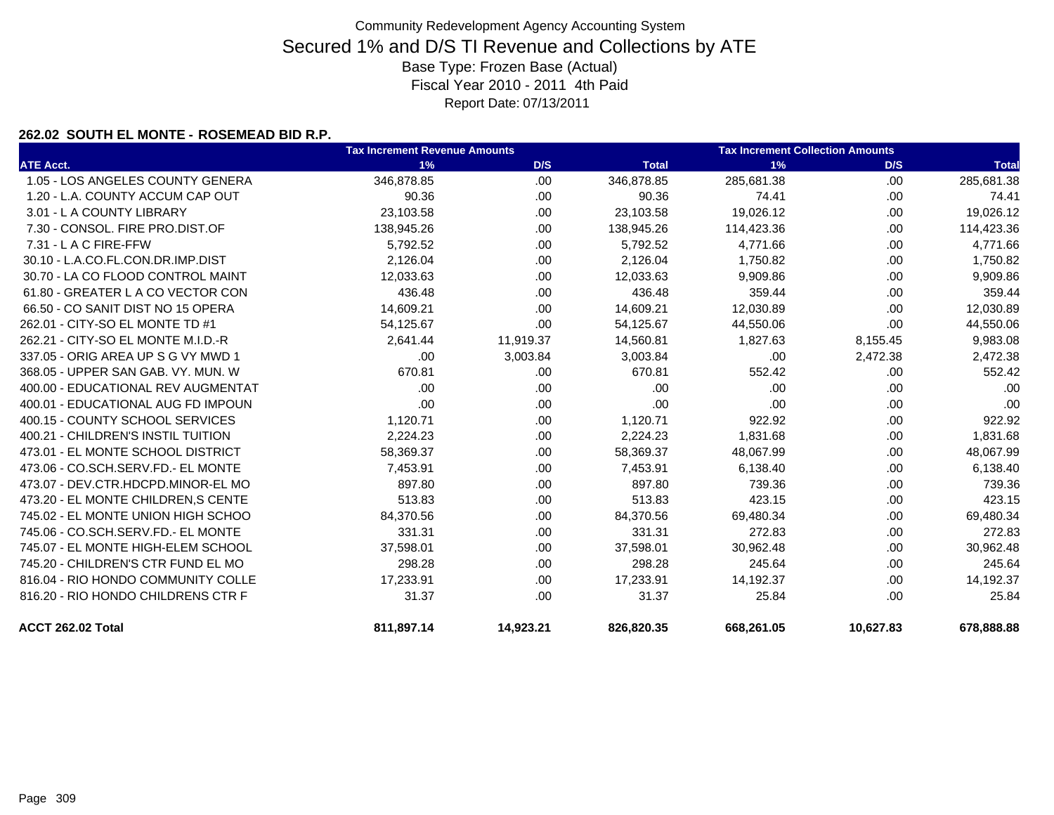Community Redevelopment Agency Accounting System

# Secured 1% and D/S TI Revenue and Collections by ATE

Base Type: Frozen Base (Actual)

Fiscal Year 2010 - 2011 4th Paid

Report Date: 07/13/2011

### 262.02 SOUTH EL MONTE - ROSEMEAD BID R.P.

| | Tax Increment Revenue Amounts | | | Tax Increment Collection Amounts | | |
|---|---|---|---|---|---|---|
| ATE Acct. | 1% | D/S | Total | 1% | D/S | Total |
| 1.05 - LOS ANGELES COUNTY GENERA | 346,878.85 | .00 | 346,878.85 | 285,681.38 | .00 | 285,681.38 |
| 1.20 - L.A. COUNTY ACCUM CAP OUT | 90.36 | .00 | 90.36 | 74.41 | .00 | 74.41 |
| 3.01 - L A COUNTY LIBRARY | 23,103.58 | .00 | 23,103.58 | 19,026.12 | .00 | 19,026.12 |
| 7.30 - CONSOL. FIRE PRO.DIST.OF | 138,945.26 | .00 | 138,945.26 | 114,423.36 | .00 | 114,423.36 |
| 7.31 - L A C FIRE-FFW | 5,792.52 | .00 | 5,792.52 | 4,771.66 | .00 | 4,771.66 |
| 30.10 - L.A.CO.FL.CON.DR.IMP.DIST | 2,126.04 | .00 | 2,126.04 | 1,750.82 | .00 | 1,750.82 |
| 30.70 - LA CO FLOOD CONTROL MAINT | 12,033.63 | .00 | 12,033.63 | 9,909.86 | .00 | 9,909.86 |
| 61.80 - GREATER L A CO VECTOR CON | 436.48 | .00 | 436.48 | 359.44 | .00 | 359.44 |
| 66.50 - CO SANIT DIST NO 15 OPERA | 14,609.21 | .00 | 14,609.21 | 12,030.89 | .00 | 12,030.89 |
| 262.01 - CITY-SO EL MONTE TD #1 | 54,125.67 | .00 | 54,125.67 | 44,550.06 | .00 | 44,550.06 |
| 262.21 - CITY-SO EL MONTE M.I.D.-R | 2,641.44 | 11,919.37 | 14,560.81 | 1,827.63 | 8,155.45 | 9,983.08 |
| 337.05 - ORIG AREA UP S G VY MWD 1 | .00 | 3,003.84 | 3,003.84 | .00 | 2,472.38 | 2,472.38 |
| 368.05 - UPPER SAN GAB. VY. MUN. W | 670.81 | .00 | 670.81 | 552.42 | .00 | 552.42 |
| 400.00 - EDUCATIONAL REV AUGMENTAT | .00 | .00 | .00 | .00 | .00 | .00 |
| 400.01 - EDUCATIONAL AUG FD IMPOUN | .00 | .00 | .00 | .00 | .00 | .00 |
| 400.15 - COUNTY SCHOOL SERVICES | 1,120.71 | .00 | 1,120.71 | 922.92 | .00 | 922.92 |
| 400.21 - CHILDREN'S INSTIL TUITION | 2,224.23 | .00 | 2,224.23 | 1,831.68 | .00 | 1,831.68 |
| 473.01 - EL MONTE SCHOOL DISTRICT | 58,369.37 | .00 | 58,369.37 | 48,067.99 | .00 | 48,067.99 |
| 473.06 - CO.SCH.SERV.FD.- EL MONTE | 7,453.91 | .00 | 7,453.91 | 6,138.40 | .00 | 6,138.40 |
| 473.07 - DEV.CTR.HDCPD.MINOR-EL MO | 897.80 | .00 | 897.80 | 739.36 | .00 | 739.36 |
| 473.20 - EL MONTE CHILDREN,S CENTE | 513.83 | .00 | 513.83 | 423.15 | .00 | 423.15 |
| 745.02 - EL MONTE UNION HIGH SCHOO | 84,370.56 | .00 | 84,370.56 | 69,480.34 | .00 | 69,480.34 |
| 745.06 - CO.SCH.SERV.FD.- EL MONTE | 331.31 | .00 | 331.31 | 272.83 | .00 | 272.83 |
| 745.07 - EL MONTE HIGH-ELEM SCHOOL | 37,598.01 | .00 | 37,598.01 | 30,962.48 | .00 | 30,962.48 |
| 745.20 - CHILDREN'S CTR FUND EL MO | 298.28 | .00 | 298.28 | 245.64 | .00 | 245.64 |
| 816.04 - RIO HONDO COMMUNITY COLLE | 17,233.91 | .00 | 17,233.91 | 14,192.37 | .00 | 14,192.37 |
| 816.20 - RIO HONDO CHILDRENS CTR F | 31.37 | .00 | 31.37 | 25.84 | .00 | 25.84 |
| **ACCT 262.02 Total** | **811,897.14** | **14,923.21** | **826,820.35** | **668,261.05** | **10,627.83** | **678,888.88** |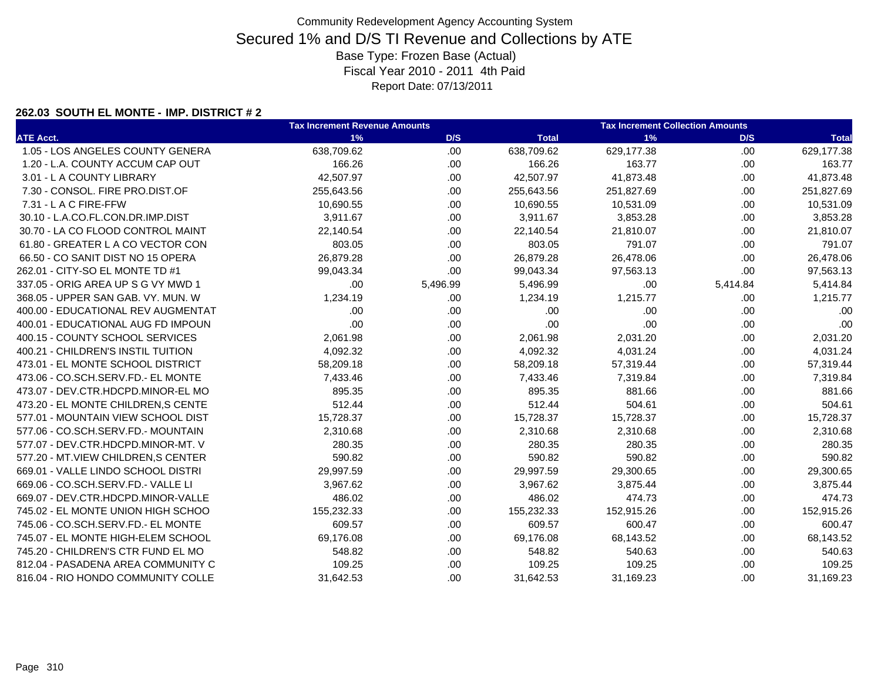# Community Redevelopment Agency Accounting System

## Secured 1% and D/S TI Revenue and Collections by ATE

Base Type: Frozen Base (Actual)

Fiscal Year 2010 - 2011 4th Paid

Report Date: 07/13/2011

### 262.03 SOUTH EL MONTE - IMP. DISTRICT # 2

| | Tax Increment Revenue Amounts | | | Tax Increment Collection Amounts | | |
|---|---|---|---|---|---|---|
| ATE Acct. | 1% | D/S | Total | 1% | D/S | Total |
| 1.05 - LOS ANGELES COUNTY GENERA | 638,709.62 | .00 | 638,709.62 | 629,177.38 | .00 | 629,177.38 |
| 1.20 - L.A. COUNTY ACCUM CAP OUT | 166.26 | .00 | 166.26 | 163.77 | .00 | 163.77 |
| 3.01 - L A COUNTY LIBRARY | 42,507.97 | .00 | 42,507.97 | 41,873.48 | .00 | 41,873.48 |
| 7.30 - CONSOL. FIRE PRO.DIST.OF | 255,643.56 | .00 | 255,643.56 | 251,827.69 | .00 | 251,827.69 |
| 7.31 - L A C FIRE-FFW | 10,690.55 | .00 | 10,690.55 | 10,531.09 | .00 | 10,531.09 |
| 30.10 - L.A.CO.FL.CON.DR.IMP.DIST | 3,911.67 | .00 | 3,911.67 | 3,853.28 | .00 | 3,853.28 |
| 30.70 - LA CO FLOOD CONTROL MAINT | 22,140.54 | .00 | 22,140.54 | 21,810.07 | .00 | 21,810.07 |
| 61.80 - GREATER L A CO VECTOR CON | 803.05 | .00 | 803.05 | 791.07 | .00 | 791.07 |
| 66.50 - CO SANIT DIST NO 15 OPERA | 26,879.28 | .00 | 26,879.28 | 26,478.06 | .00 | 26,478.06 |
| 262.01 - CITY-SO EL MONTE TD #1 | 99,043.34 | .00 | 99,043.34 | 97,563.13 | .00 | 97,563.13 |
| 337.05 - ORIG AREA UP S G VY MWD 1 | .00 | 5,496.99 | 5,496.99 | .00 | 5,414.84 | 5,414.84 |
| 368.05 - UPPER SAN GAB. VY. MUN. W | 1,234.19 | .00 | 1,234.19 | 1,215.77 | .00 | 1,215.77 |
| 400.00 - EDUCATIONAL REV AUGMENTAT | .00 | .00 | .00 | .00 | .00 | .00 |
| 400.01 - EDUCATIONAL AUG FD IMPOUN | .00 | .00 | .00 | .00 | .00 | .00 |
| 400.15 - COUNTY SCHOOL SERVICES | 2,061.98 | .00 | 2,061.98 | 2,031.20 | .00 | 2,031.20 |
| 400.21 - CHILDREN'S INSTIL TUITION | 4,092.32 | .00 | 4,092.32 | 4,031.24 | .00 | 4,031.24 |
| 473.01 - EL MONTE SCHOOL DISTRICT | 58,209.18 | .00 | 58,209.18 | 57,319.44 | .00 | 57,319.44 |
| 473.06 - CO.SCH.SERV.FD.- EL MONTE | 7,433.46 | .00 | 7,433.46 | 7,319.84 | .00 | 7,319.84 |
| 473.07 - DEV.CTR.HDCPD.MINOR-EL MO | 895.35 | .00 | 895.35 | 881.66 | .00 | 881.66 |
| 473.20 - EL MONTE CHILDREN,S CENTE | 512.44 | .00 | 512.44 | 504.61 | .00 | 504.61 |
| 577.01 - MOUNTAIN VIEW SCHOOL DIST | 15,728.37 | .00 | 15,728.37 | 15,728.37 | .00 | 15,728.37 |
| 577.06 - CO.SCH.SERV.FD.- MOUNTAIN | 2,310.68 | .00 | 2,310.68 | 2,310.68 | .00 | 2,310.68 |
| 577.07 - DEV.CTR.HDCPD.MINOR-MT. V | 280.35 | .00 | 280.35 | 280.35 | .00 | 280.35 |
| 577.20 - MT.VIEW CHILDREN,S CENTER | 590.82 | .00 | 590.82 | 590.82 | .00 | 590.82 |
| 669.01 - VALLE LINDO SCHOOL DISTRI | 29,997.59 | .00 | 29,997.59 | 29,300.65 | .00 | 29,300.65 |
| 669.06 - CO.SCH.SERV.FD.- VALLE LI | 3,967.62 | .00 | 3,967.62 | 3,875.44 | .00 | 3,875.44 |
| 669.07 - DEV.CTR.HDCPD.MINOR-VALLE | 486.02 | .00 | 486.02 | 474.73 | .00 | 474.73 |
| 745.02 - EL MONTE UNION HIGH SCHOO | 155,232.33 | .00 | 155,232.33 | 152,915.26 | .00 | 152,915.26 |
| 745.06 - CO.SCH.SERV.FD.- EL MONTE | 609.57 | .00 | 609.57 | 600.47 | .00 | 600.47 |
| 745.07 - EL MONTE HIGH-ELEM SCHOOL | 69,176.08 | .00 | 69,176.08 | 68,143.52 | .00 | 68,143.52 |
| 745.20 - CHILDREN'S CTR FUND EL MO | 548.82 | .00 | 548.82 | 540.63 | .00 | 540.63 |
| 812.04 - PASADENA AREA COMMUNITY C | 109.25 | .00 | 109.25 | 109.25 | .00 | 109.25 |
| 816.04 - RIO HONDO COMMUNITY COLLE | 31,642.53 | .00 | 31,642.53 | 31,169.23 | .00 | 31,169.23 |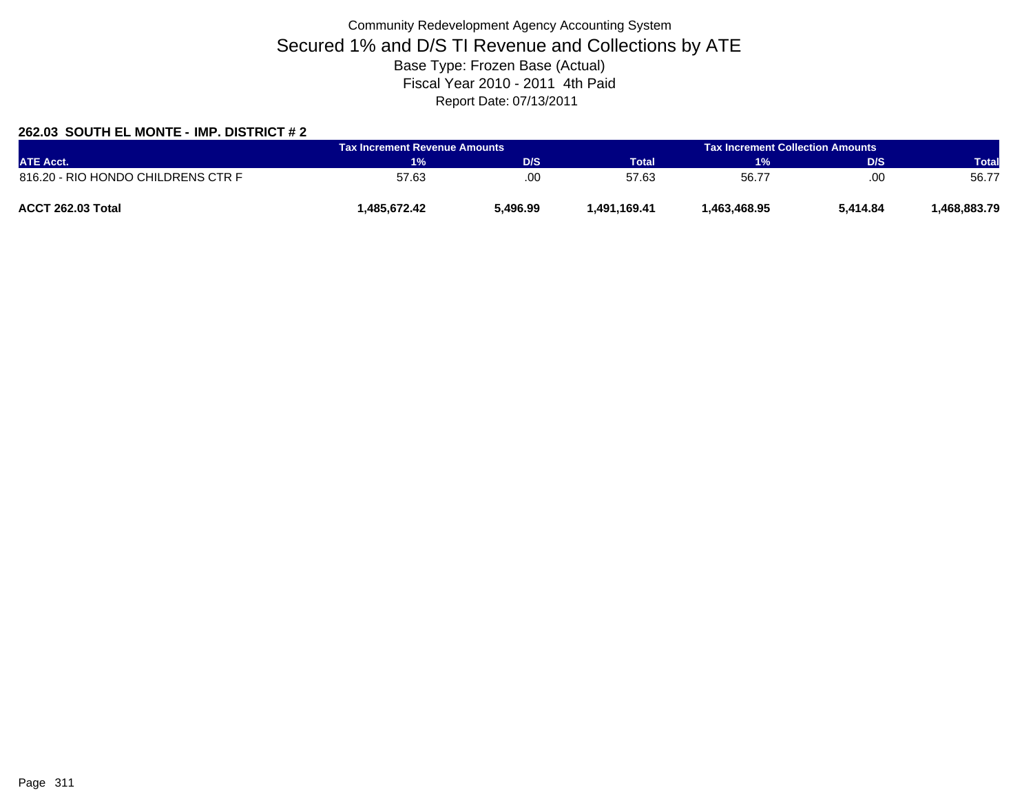Community Redevelopment Agency Accounting System

# Secured 1% and D/S TI Revenue and Collections by ATE

Base Type: Frozen Base (Actual)

Fiscal Year 2010 - 2011 4th Paid

Report Date: 07/13/2011

### 262.03 SOUTH EL MONTE - IMP. DISTRICT # 2

| | Tax Increment Revenue Amounts | | | Tax Increment Collection Amounts | | |
|---|---|---|---|---|---|---|
| ATE Acct. | 1% | D/S | Total | 1% | D/S | Total |
| 816.20 - RIO HONDO CHILDRENS CTR F | 57.63 | .00 | 57.63 | 56.77 | .00 | 56.77 |
| **ACCT 262.03 Total** | **1,485,672.42** | **5,496.99** | **1,491,169.41** | **1,463,468.95** | **5,414.84** | **1,468,883.79** |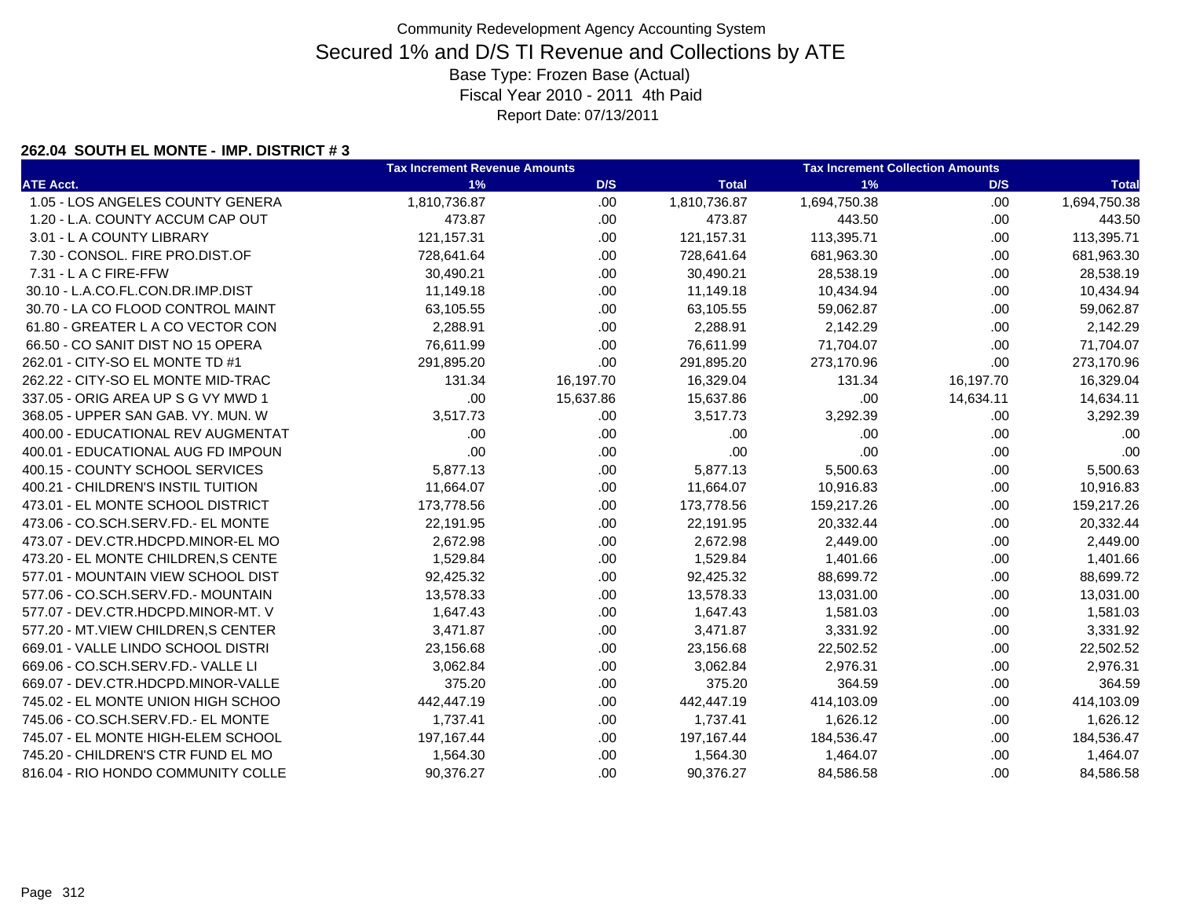Community Redevelopment Agency Accounting System

# Secured 1% and D/S TI Revenue and Collections by ATE

Base Type: Frozen Base (Actual)

Fiscal Year 2010 - 2011 4th Paid

Report Date: 07/13/2011

### 262.04 SOUTH EL MONTE - IMP. DISTRICT # 3

| | Tax Increment Revenue Amounts | | | Tax Increment Collection Amounts | | |
|---|---|---|---|---|---|---|
| ATE Acct. | 1% | D/S | Total | 1% | D/S | Total |
| 1.05 - LOS ANGELES COUNTY GENERA | 1,810,736.87 | .00 | 1,810,736.87 | 1,694,750.38 | .00 | 1,694,750.38 |
| 1.20 - L.A. COUNTY ACCUM CAP OUT | 473.87 | .00 | 473.87 | 443.50 | .00 | 443.50 |
| 3.01 - L A COUNTY LIBRARY | 121,157.31 | .00 | 121,157.31 | 113,395.71 | .00 | 113,395.71 |
| 7.30 - CONSOL. FIRE PRO.DIST.OF | 728,641.64 | .00 | 728,641.64 | 681,963.30 | .00 | 681,963.30 |
| 7.31 - L A C FIRE-FFW | 30,490.21 | .00 | 30,490.21 | 28,538.19 | .00 | 28,538.19 |
| 30.10 - L.A.CO.FL.CON.DR.IMP.DIST | 11,149.18 | .00 | 11,149.18 | 10,434.94 | .00 | 10,434.94 |
| 30.70 - LA CO FLOOD CONTROL MAINT | 63,105.55 | .00 | 63,105.55 | 59,062.87 | .00 | 59,062.87 |
| 61.80 - GREATER L A CO VECTOR CON | 2,288.91 | .00 | 2,288.91 | 2,142.29 | .00 | 2,142.29 |
| 66.50 - CO SANIT DIST NO 15 OPERA | 76,611.99 | .00 | 76,611.99 | 71,704.07 | .00 | 71,704.07 |
| 262.01 - CITY-SO EL MONTE TD #1 | 291,895.20 | .00 | 291,895.20 | 273,170.96 | .00 | 273,170.96 |
| 262.22 - CITY-SO EL MONTE MID-TRAC | 131.34 | 16,197.70 | 16,329.04 | 131.34 | 16,197.70 | 16,329.04 |
| 337.05 - ORIG AREA UP S G VY MWD 1 | .00 | 15,637.86 | 15,637.86 | .00 | 14,634.11 | 14,634.11 |
| 368.05 - UPPER SAN GAB. VY. MUN. W | 3,517.73 | .00 | 3,517.73 | 3,292.39 | .00 | 3,292.39 |
| 400.00 - EDUCATIONAL REV AUGMENTAT | .00 | .00 | .00 | .00 | .00 | .00 |
| 400.01 - EDUCATIONAL AUG FD IMPOUN | .00 | .00 | .00 | .00 | .00 | .00 |
| 400.15 - COUNTY SCHOOL SERVICES | 5,877.13 | .00 | 5,877.13 | 5,500.63 | .00 | 5,500.63 |
| 400.21 - CHILDREN'S INSTIL TUITION | 11,664.07 | .00 | 11,664.07 | 10,916.83 | .00 | 10,916.83 |
| 473.01 - EL MONTE SCHOOL DISTRICT | 173,778.56 | .00 | 173,778.56 | 159,217.26 | .00 | 159,217.26 |
| 473.06 - CO.SCH.SERV.FD.- EL MONTE | 22,191.95 | .00 | 22,191.95 | 20,332.44 | .00 | 20,332.44 |
| 473.07 - DEV.CTR.HDCPD.MINOR-EL MO | 2,672.98 | .00 | 2,672.98 | 2,449.00 | .00 | 2,449.00 |
| 473.20 - EL MONTE CHILDREN,S CENTE | 1,529.84 | .00 | 1,529.84 | 1,401.66 | .00 | 1,401.66 |
| 577.01 - MOUNTAIN VIEW SCHOOL DIST | 92,425.32 | .00 | 92,425.32 | 88,699.72 | .00 | 88,699.72 |
| 577.06 - CO.SCH.SERV.FD.- MOUNTAIN | 13,578.33 | .00 | 13,578.33 | 13,031.00 | .00 | 13,031.00 |
| 577.07 - DEV.CTR.HDCPD.MINOR-MT. V | 1,647.43 | .00 | 1,647.43 | 1,581.03 | .00 | 1,581.03 |
| 577.20 - MT.VIEW CHILDREN,S CENTER | 3,471.87 | .00 | 3,471.87 | 3,331.92 | .00 | 3,331.92 |
| 669.01 - VALLE LINDO SCHOOL DISTRI | 23,156.68 | .00 | 23,156.68 | 22,502.52 | .00 | 22,502.52 |
| 669.06 - CO.SCH.SERV.FD.- VALLE LI | 3,062.84 | .00 | 3,062.84 | 2,976.31 | .00 | 2,976.31 |
| 669.07 - DEV.CTR.HDCPD.MINOR-VALLE | 375.20 | .00 | 375.20 | 364.59 | .00 | 364.59 |
| 745.02 - EL MONTE UNION HIGH SCHOO | 442,447.19 | .00 | 442,447.19 | 414,103.09 | .00 | 414,103.09 |
| 745.06 - CO.SCH.SERV.FD.- EL MONTE | 1,737.41 | .00 | 1,737.41 | 1,626.12 | .00 | 1,626.12 |
| 745.07 - EL MONTE HIGH-ELEM SCHOOL | 197,167.44 | .00 | 197,167.44 | 184,536.47 | .00 | 184,536.47 |
| 745.20 - CHILDREN'S CTR FUND EL MO | 1,564.30 | .00 | 1,564.30 | 1,464.07 | .00 | 1,464.07 |
| 816.04 - RIO HONDO COMMUNITY COLLE | 90,376.27 | .00 | 90,376.27 | 84,586.58 | .00 | 84,586.58 |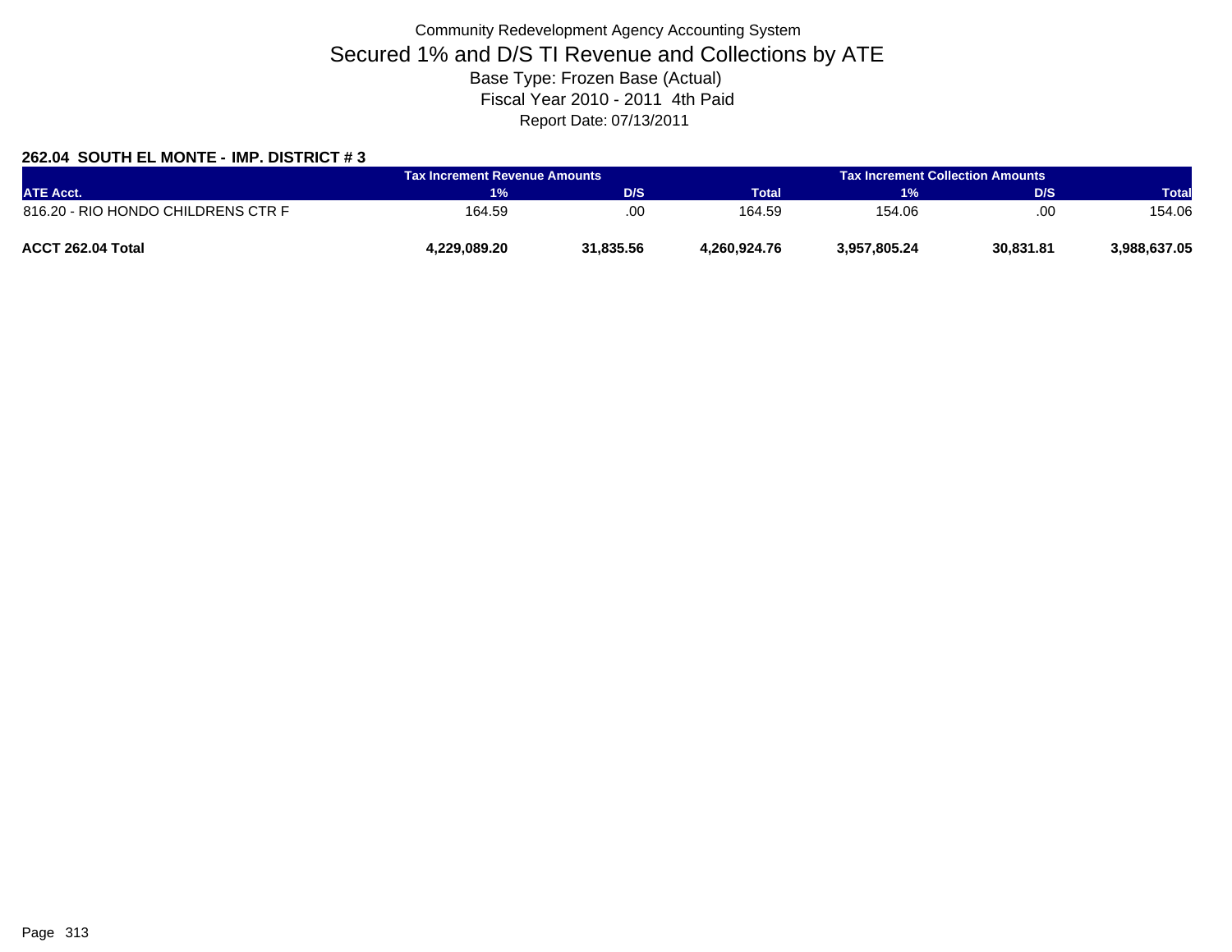Community Redevelopment Agency Accounting System

# Secured 1% and D/S TI Revenue and Collections by ATE

Base Type: Frozen Base (Actual)

Fiscal Year 2010 - 2011 4th Paid

Report Date: 07/13/2011

### 262.04 SOUTH EL MONTE - IMP. DISTRICT # 3

| | Tax Increment Revenue Amounts | | | Tax Increment Collection Amounts | | |
|---|---|---|---|---|---|---|
| ATE Acct. | 1% | D/S | Total | 1% | D/S | Total |
| 816.20 - RIO HONDO CHILDRENS CTR F | 164.59 | .00 | 164.59 | 154.06 | .00 | 154.06 |
| **ACCT 262.04 Total** | **4,229,089.20** | **31,835.56** | **4,260,924.76** | **3,957,805.24** | **30,831.81** | **3,988,637.05** |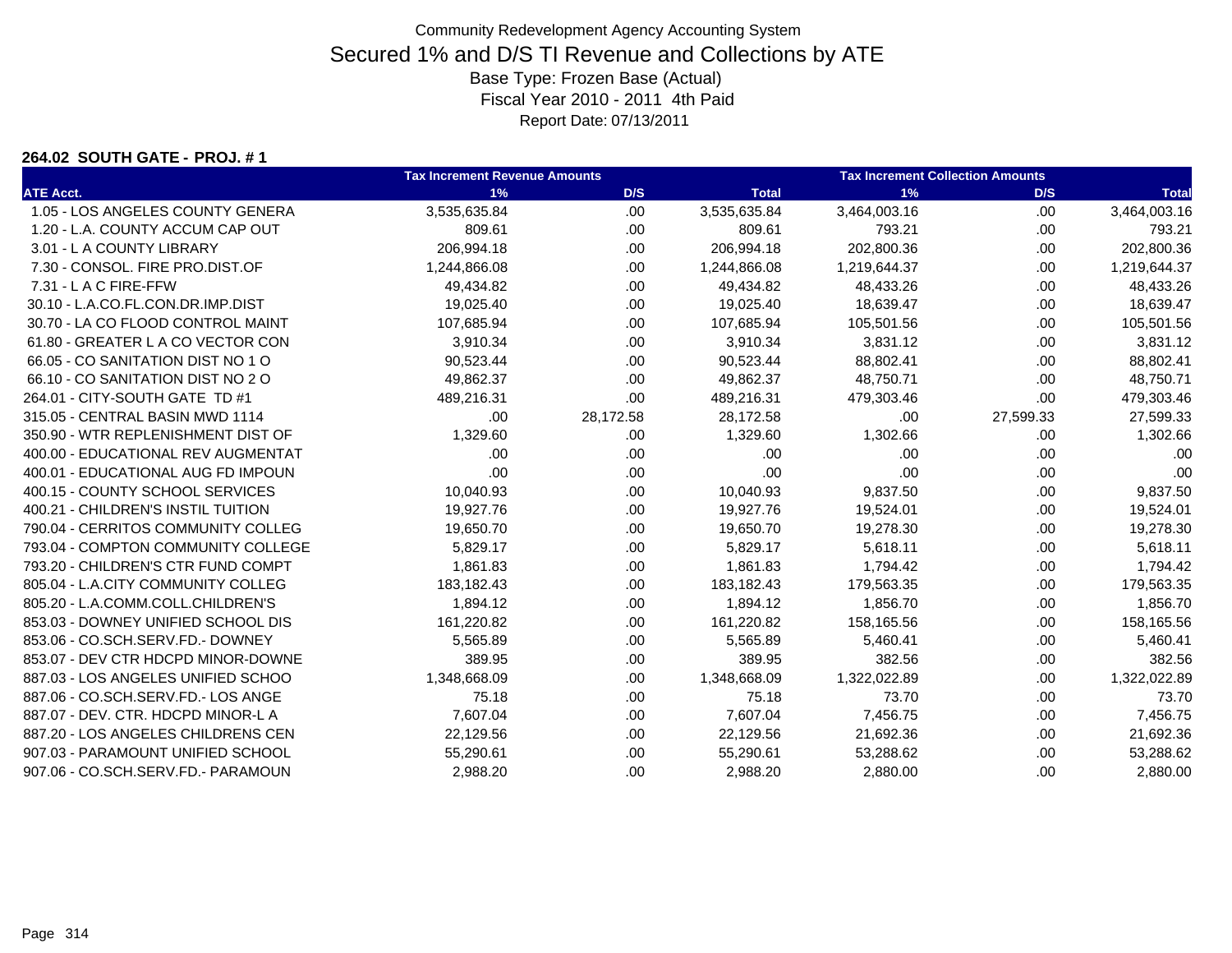Community Redevelopment Agency Accounting System

# Secured 1% and D/S TI Revenue and Collections by ATE

Base Type: Frozen Base (Actual)

Fiscal Year 2010 - 2011 4th Paid

Report Date: 07/13/2011

**264.02 SOUTH GATE - PROJ. # 1**

| | Tax Increment Revenue Amounts | | | Tax Increment Collection Amounts | | |
|---|---|---|---|---|---|---|
| ATE Acct. | 1% | D/S | Total | 1% | D/S | Total |
| 1.05 - LOS ANGELES COUNTY GENERA | 3,535,635.84 | .00 | 3,535,635.84 | 3,464,003.16 | .00 | 3,464,003.16 |
| 1.20 - L.A. COUNTY ACCUM CAP OUT | 809.61 | .00 | 809.61 | 793.21 | .00 | 793.21 |
| 3.01 - L A COUNTY LIBRARY | 206,994.18 | .00 | 206,994.18 | 202,800.36 | .00 | 202,800.36 |
| 7.30 - CONSOL. FIRE PRO.DIST.OF | 1,244,866.08 | .00 | 1,244,866.08 | 1,219,644.37 | .00 | 1,219,644.37 |
| 7.31 - L A C FIRE-FFW | 49,434.82 | .00 | 49,434.82 | 48,433.26 | .00 | 48,433.26 |
| 30.10 - L.A.CO.FL.CON.DR.IMP.DIST | 19,025.40 | .00 | 19,025.40 | 18,639.47 | .00 | 18,639.47 |
| 30.70 - LA CO FLOOD CONTROL MAINT | 107,685.94 | .00 | 107,685.94 | 105,501.56 | .00 | 105,501.56 |
| 61.80 - GREATER L A CO VECTOR CON | 3,910.34 | .00 | 3,910.34 | 3,831.12 | .00 | 3,831.12 |
| 66.05 - CO SANITATION DIST NO 1 O | 90,523.44 | .00 | 90,523.44 | 88,802.41 | .00 | 88,802.41 |
| 66.10 - CO SANITATION DIST NO 2 O | 49,862.37 | .00 | 49,862.37 | 48,750.71 | .00 | 48,750.71 |
| 264.01 - CITY-SOUTH GATE TD #1 | 489,216.31 | .00 | 489,216.31 | 479,303.46 | .00 | 479,303.46 |
| 315.05 - CENTRAL BASIN MWD 1114 | .00 | 28,172.58 | 28,172.58 | .00 | 27,599.33 | 27,599.33 |
| 350.90 - WTR REPLENISHMENT DIST OF | 1,329.60 | .00 | 1,329.60 | 1,302.66 | .00 | 1,302.66 |
| 400.00 - EDUCATIONAL REV AUGMENTAT | .00 | .00 | .00 | .00 | .00 | .00 |
| 400.01 - EDUCATIONAL AUG FD IMPOUN | .00 | .00 | .00 | .00 | .00 | .00 |
| 400.15 - COUNTY SCHOOL SERVICES | 10,040.93 | .00 | 10,040.93 | 9,837.50 | .00 | 9,837.50 |
| 400.21 - CHILDREN'S INSTIL TUITION | 19,927.76 | .00 | 19,927.76 | 19,524.01 | .00 | 19,524.01 |
| 790.04 - CERRITOS COMMUNITY COLLEG | 19,650.70 | .00 | 19,650.70 | 19,278.30 | .00 | 19,278.30 |
| 793.04 - COMPTON COMMUNITY COLLEGE | 5,829.17 | .00 | 5,829.17 | 5,618.11 | .00 | 5,618.11 |
| 793.20 - CHILDREN'S CTR FUND COMPT | 1,861.83 | .00 | 1,861.83 | 1,794.42 | .00 | 1,794.42 |
| 805.04 - L.A.CITY COMMUNITY COLLEG | 183,182.43 | .00 | 183,182.43 | 179,563.35 | .00 | 179,563.35 |
| 805.20 - L.A.COMM.COLL.CHILDREN'S | 1,894.12 | .00 | 1,894.12 | 1,856.70 | .00 | 1,856.70 |
| 853.03 - DOWNEY UNIFIED SCHOOL DIS | 161,220.82 | .00 | 161,220.82 | 158,165.56 | .00 | 158,165.56 |
| 853.06 - CO.SCH.SERV.FD.- DOWNEY | 5,565.89 | .00 | 5,565.89 | 5,460.41 | .00 | 5,460.41 |
| 853.07 - DEV CTR HDCPD MINOR-DOWNE | 389.95 | .00 | 389.95 | 382.56 | .00 | 382.56 |
| 887.03 - LOS ANGELES UNIFIED SCHOO | 1,348,668.09 | .00 | 1,348,668.09 | 1,322,022.89 | .00 | 1,322,022.89 |
| 887.06 - CO.SCH.SERV.FD.- LOS ANGE | 75.18 | .00 | 75.18 | 73.70 | .00 | 73.70 |
| 887.07 - DEV. CTR. HDCPD MINOR-L A | 7,607.04 | .00 | 7,607.04 | 7,456.75 | .00 | 7,456.75 |
| 887.20 - LOS ANGELES CHILDRENS CEN | 22,129.56 | .00 | 22,129.56 | 21,692.36 | .00 | 21,692.36 |
| 907.03 - PARAMOUNT UNIFIED SCHOOL | 55,290.61 | .00 | 55,290.61 | 53,288.62 | .00 | 53,288.62 |
| 907.06 - CO.SCH.SERV.FD.- PARAMOUN | 2,988.20 | .00 | 2,988.20 | 2,880.00 | .00 | 2,880.00 |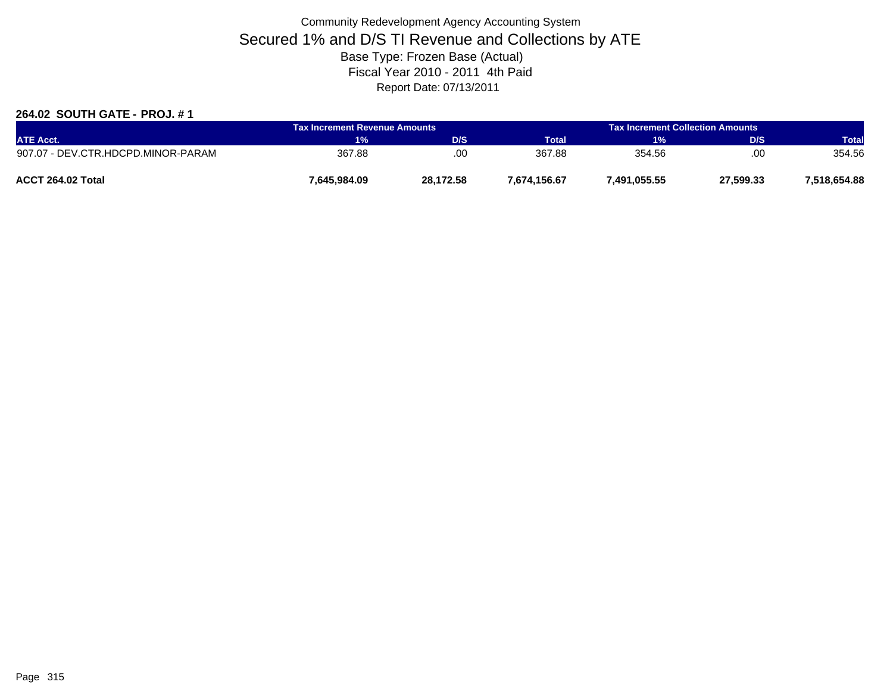Community Redevelopment Agency Accounting System

# Secured 1% and D/S TI Revenue and Collections by ATE

Base Type: Frozen Base (Actual)

Fiscal Year 2010 - 2011 4th Paid

Report Date: 07/13/2011

### 264.02 SOUTH GATE - PROJ. # 1

| | Tax Increment Revenue Amounts | | | Tax Increment Collection Amounts | | |
|---|---|---|---|---|---|---|
| ATE Acct. | 1% | D/S | Total | 1% | D/S | Total |
| 907.07 - DEV.CTR.HDCPD.MINOR-PARAM | 367.88 | .00 | 367.88 | 354.56 | .00 | 354.56 |
| **ACCT 264.02 Total** | **7,645,984.09** | **28,172.58** | **7,674,156.67** | **7,491,055.55** | **27,599.33** | **7,518,654.88** |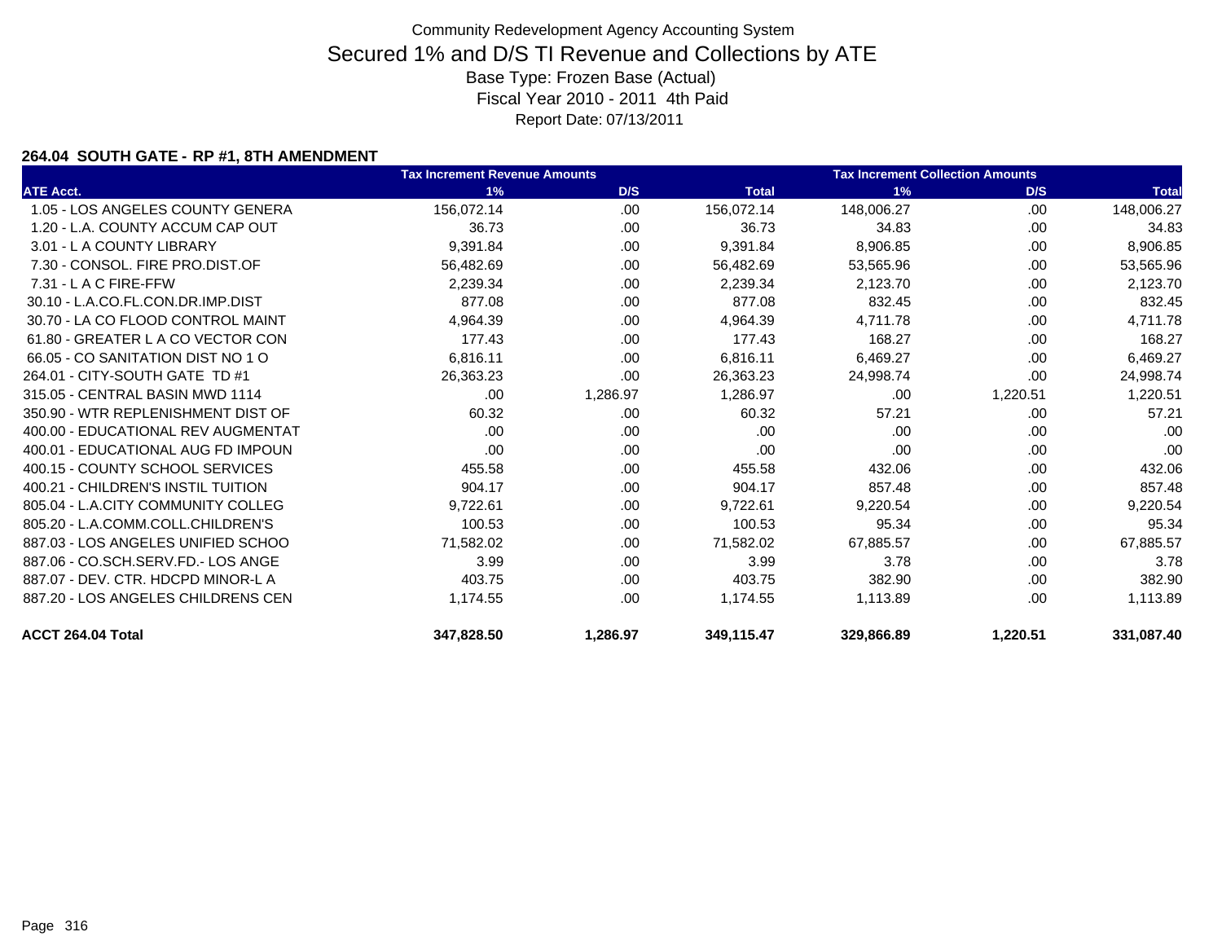Community Redevelopment Agency Accounting System

# Secured 1% and D/S TI Revenue and Collections by ATE

Base Type: Frozen Base (Actual)

Fiscal Year 2010 - 2011 4th Paid

Report Date: 07/13/2011

### 264.04 SOUTH GATE - RP #1, 8TH AMENDMENT

| | Tax Increment Revenue Amounts | | | Tax Increment Collection Amounts | | |
|---|---|---|---|---|---|---|
| ATE Acct. | 1% | D/S | Total | 1% | D/S | Total |
| 1.05 - LOS ANGELES COUNTY GENERA | 156,072.14 | .00 | 156,072.14 | 148,006.27 | .00 | 148,006.27 |
| 1.20 - L.A. COUNTY ACCUM CAP OUT | 36.73 | .00 | 36.73 | 34.83 | .00 | 34.83 |
| 3.01 - L A COUNTY LIBRARY | 9,391.84 | .00 | 9,391.84 | 8,906.85 | .00 | 8,906.85 |
| 7.30 - CONSOL. FIRE PRO.DIST.OF | 56,482.69 | .00 | 56,482.69 | 53,565.96 | .00 | 53,565.96 |
| 7.31 - L A C FIRE-FFW | 2,239.34 | .00 | 2,239.34 | 2,123.70 | .00 | 2,123.70 |
| 30.10 - L.A.CO.FL.CON.DR.IMP.DIST | 877.08 | .00 | 877.08 | 832.45 | .00 | 832.45 |
| 30.70 - LA CO FLOOD CONTROL MAINT | 4,964.39 | .00 | 4,964.39 | 4,711.78 | .00 | 4,711.78 |
| 61.80 - GREATER L A CO VECTOR CON | 177.43 | .00 | 177.43 | 168.27 | .00 | 168.27 |
| 66.05 - CO SANITATION DIST NO 1 O | 6,816.11 | .00 | 6,816.11 | 6,469.27 | .00 | 6,469.27 |
| 264.01 - CITY-SOUTH GATE TD #1 | 26,363.23 | .00 | 26,363.23 | 24,998.74 | .00 | 24,998.74 |
| 315.05 - CENTRAL BASIN MWD 1114 | .00 | 1,286.97 | 1,286.97 | .00 | 1,220.51 | 1,220.51 |
| 350.90 - WTR REPLENISHMENT DIST OF | 60.32 | .00 | 60.32 | 57.21 | .00 | 57.21 |
| 400.00 - EDUCATIONAL REV AUGMENTAT | .00 | .00 | .00 | .00 | .00 | .00 |
| 400.01 - EDUCATIONAL AUG FD IMPOUN | .00 | .00 | .00 | .00 | .00 | .00 |
| 400.15 - COUNTY SCHOOL SERVICES | 455.58 | .00 | 455.58 | 432.06 | .00 | 432.06 |
| 400.21 - CHILDREN'S INSTIL TUITION | 904.17 | .00 | 904.17 | 857.48 | .00 | 857.48 |
| 805.04 - L.A.CITY COMMUNITY COLLEG | 9,722.61 | .00 | 9,722.61 | 9,220.54 | .00 | 9,220.54 |
| 805.20 - L.A.COMM.COLL.CHILDREN'S | 100.53 | .00 | 100.53 | 95.34 | .00 | 95.34 |
| 887.03 - LOS ANGELES UNIFIED SCHOO | 71,582.02 | .00 | 71,582.02 | 67,885.57 | .00 | 67,885.57 |
| 887.06 - CO.SCH.SERV.FD.- LOS ANGE | 3.99 | .00 | 3.99 | 3.78 | .00 | 3.78 |
| 887.07 - DEV. CTR. HDCPD MINOR-L A | 403.75 | .00 | 403.75 | 382.90 | .00 | 382.90 |
| 887.20 - LOS ANGELES CHILDRENS CEN | 1,174.55 | .00 | 1,174.55 | 1,113.89 | .00 | 1,113.89 |
| **ACCT 264.04 Total** | **347,828.50** | **1,286.97** | **349,115.47** | **329,866.89** | **1,220.51** | **331,087.40** |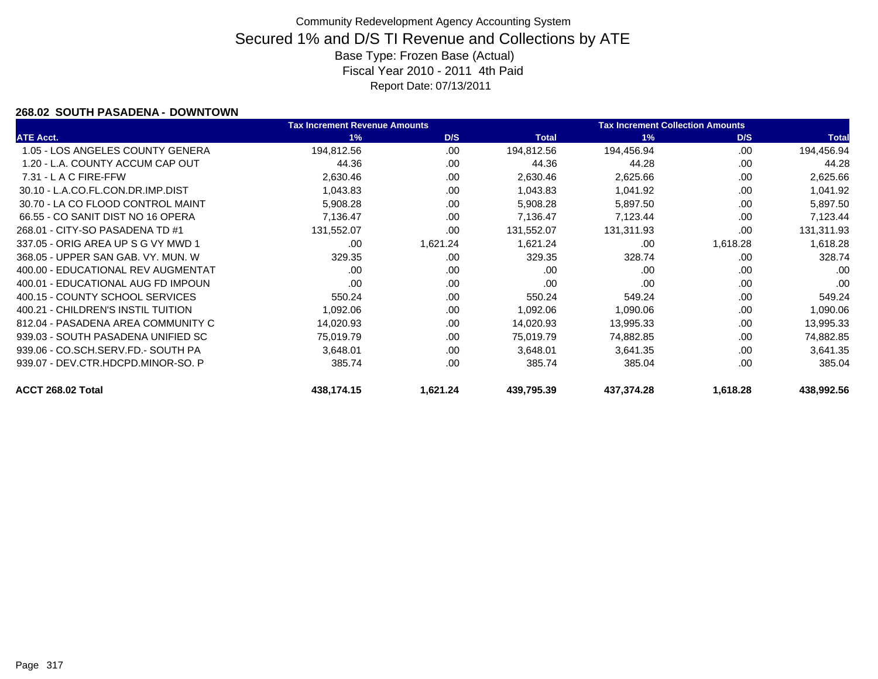Community Redevelopment Agency Accounting System

# Secured 1% and D/S TI Revenue and Collections by ATE

Base Type: Frozen Base (Actual)

Fiscal Year 2010 - 2011 4th Paid

Report Date: 07/13/2011

### 268.02 SOUTH PASADENA - DOWNTOWN

| | Tax Increment Revenue Amounts | | | Tax Increment Collection Amounts | | |
|---|---|---|---|---|---|---|
| ATE Acct. | 1% | D/S | Total | 1% | D/S | Total |
| 1.05 - LOS ANGELES COUNTY GENERA | 194,812.56 | .00 | 194,812.56 | 194,456.94 | .00 | 194,456.94 |
| 1.20 - L.A. COUNTY ACCUM CAP OUT | 44.36 | .00 | 44.36 | 44.28 | .00 | 44.28 |
| 7.31 - L A C FIRE-FFW | 2,630.46 | .00 | 2,630.46 | 2,625.66 | .00 | 2,625.66 |
| 30.10 - L.A.CO.FL.CON.DR.IMP.DIST | 1,043.83 | .00 | 1,043.83 | 1,041.92 | .00 | 1,041.92 |
| 30.70 - LA CO FLOOD CONTROL MAINT | 5,908.28 | .00 | 5,908.28 | 5,897.50 | .00 | 5,897.50 |
| 66.55 - CO SANIT DIST NO 16 OPERA | 7,136.47 | .00 | 7,136.47 | 7,123.44 | .00 | 7,123.44 |
| 268.01 - CITY-SO PASADENA TD #1 | 131,552.07 | .00 | 131,552.07 | 131,311.93 | .00 | 131,311.93 |
| 337.05 - ORIG AREA UP S G VY MWD 1 | .00 | 1,621.24 | 1,621.24 | .00 | 1,618.28 | 1,618.28 |
| 368.05 - UPPER SAN GAB. VY. MUN. W | 329.35 | .00 | 329.35 | 328.74 | .00 | 328.74 |
| 400.00 - EDUCATIONAL REV AUGMENTAT | .00 | .00 | .00 | .00 | .00 | .00 |
| 400.01 - EDUCATIONAL AUG FD IMPOUN | .00 | .00 | .00 | .00 | .00 | .00 |
| 400.15 - COUNTY SCHOOL SERVICES | 550.24 | .00 | 550.24 | 549.24 | .00 | 549.24 |
| 400.21 - CHILDREN'S INSTIL TUITION | 1,092.06 | .00 | 1,092.06 | 1,090.06 | .00 | 1,090.06 |
| 812.04 - PASADENA AREA COMMUNITY C | 14,020.93 | .00 | 14,020.93 | 13,995.33 | .00 | 13,995.33 |
| 939.03 - SOUTH PASADENA UNIFIED SC | 75,019.79 | .00 | 75,019.79 | 74,882.85 | .00 | 74,882.85 |
| 939.06 - CO.SCH.SERV.FD.- SOUTH PA | 3,648.01 | .00 | 3,648.01 | 3,641.35 | .00 | 3,641.35 |
| 939.07 - DEV.CTR.HDCPD.MINOR-SO. P | 385.74 | .00 | 385.74 | 385.04 | .00 | 385.04 |
| **ACCT 268.02 Total** | **438,174.15** | **1,621.24** | **439,795.39** | **437,374.28** | **1,618.28** | **438,992.56** |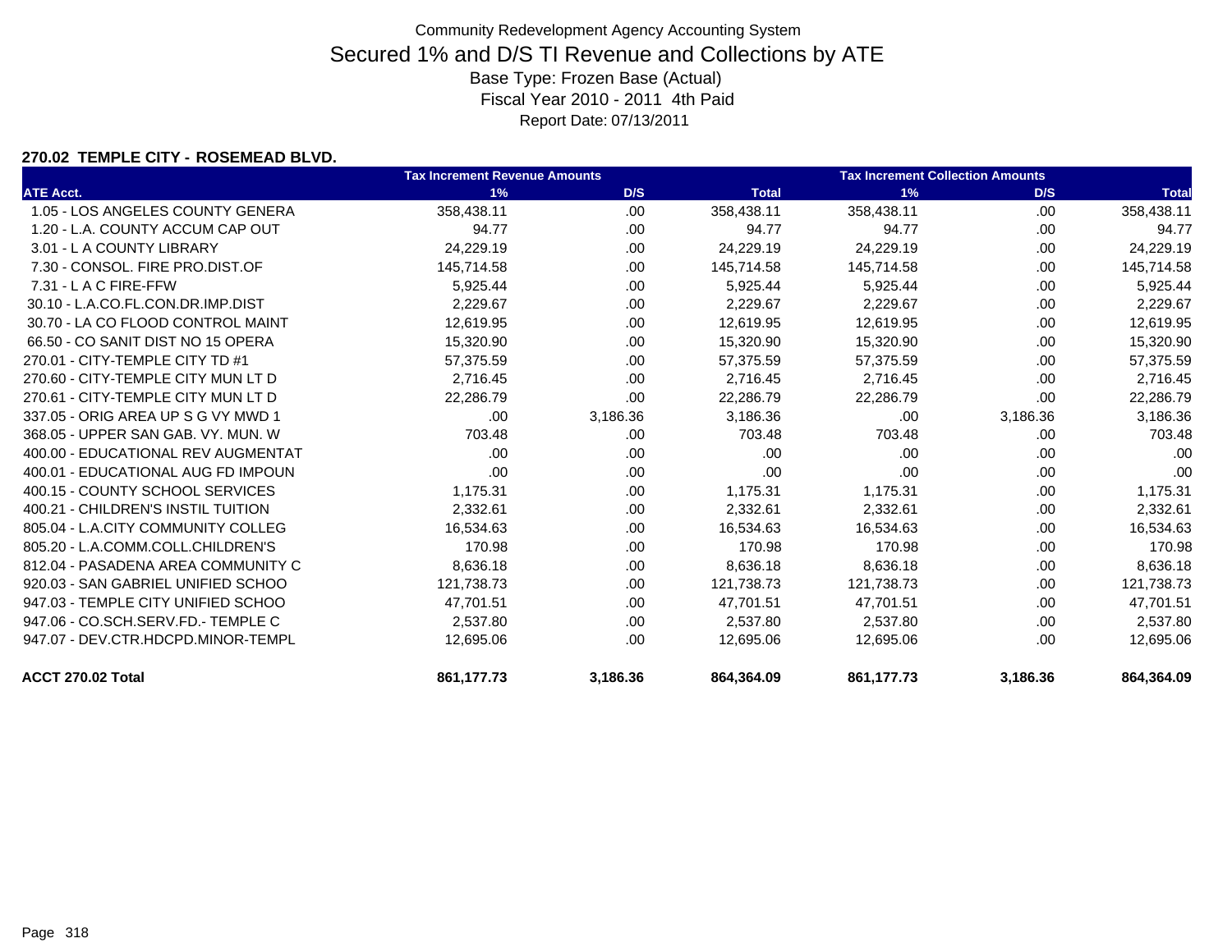Community Redevelopment Agency Accounting System

# Secured 1% and D/S TI Revenue and Collections by ATE

Base Type: Frozen Base (Actual)

Fiscal Year 2010 - 2011 4th Paid

Report Date: 07/13/2011

### 270.02 TEMPLE CITY - ROSEMEAD BLVD.

| | Tax Increment Revenue Amounts | | | Tax Increment Collection Amounts | | |
|---|---|---|---|---|---|---|
| ATE Acct. | 1% | D/S | Total | 1% | D/S | Total |
| 1.05 - LOS ANGELES COUNTY GENERA | 358,438.11 | .00 | 358,438.11 | 358,438.11 | .00 | 358,438.11 |
| 1.20 - L.A. COUNTY ACCUM CAP OUT | 94.77 | .00 | 94.77 | 94.77 | .00 | 94.77 |
| 3.01 - L A COUNTY LIBRARY | 24,229.19 | .00 | 24,229.19 | 24,229.19 | .00 | 24,229.19 |
| 7.30 - CONSOL. FIRE PRO.DIST.OF | 145,714.58 | .00 | 145,714.58 | 145,714.58 | .00 | 145,714.58 |
| 7.31 - L A C FIRE-FFW | 5,925.44 | .00 | 5,925.44 | 5,925.44 | .00 | 5,925.44 |
| 30.10 - L.A.CO.FL.CON.DR.IMP.DIST | 2,229.67 | .00 | 2,229.67 | 2,229.67 | .00 | 2,229.67 |
| 30.70 - LA CO FLOOD CONTROL MAINT | 12,619.95 | .00 | 12,619.95 | 12,619.95 | .00 | 12,619.95 |
| 66.50 - CO SANIT DIST NO 15 OPERA | 15,320.90 | .00 | 15,320.90 | 15,320.90 | .00 | 15,320.90 |
| 270.01 - CITY-TEMPLE CITY TD #1 | 57,375.59 | .00 | 57,375.59 | 57,375.59 | .00 | 57,375.59 |
| 270.60 - CITY-TEMPLE CITY MUN LT D | 2,716.45 | .00 | 2,716.45 | 2,716.45 | .00 | 2,716.45 |
| 270.61 - CITY-TEMPLE CITY MUN LT D | 22,286.79 | .00 | 22,286.79 | 22,286.79 | .00 | 22,286.79 |
| 337.05 - ORIG AREA UP S G VY MWD 1 | .00 | 3,186.36 | 3,186.36 | .00 | 3,186.36 | 3,186.36 |
| 368.05 - UPPER SAN GAB. VY. MUN. W | 703.48 | .00 | 703.48 | 703.48 | .00 | 703.48 |
| 400.00 - EDUCATIONAL REV AUGMENTAT | .00 | .00 | .00 | .00 | .00 | .00 |
| 400.01 - EDUCATIONAL AUG FD IMPOUN | .00 | .00 | .00 | .00 | .00 | .00 |
| 400.15 - COUNTY SCHOOL SERVICES | 1,175.31 | .00 | 1,175.31 | 1,175.31 | .00 | 1,175.31 |
| 400.21 - CHILDREN'S INSTIL TUITION | 2,332.61 | .00 | 2,332.61 | 2,332.61 | .00 | 2,332.61 |
| 805.04 - L.A.CITY COMMUNITY COLLEG | 16,534.63 | .00 | 16,534.63 | 16,534.63 | .00 | 16,534.63 |
| 805.20 - L.A.COMM.COLL.CHILDREN'S | 170.98 | .00 | 170.98 | 170.98 | .00 | 170.98 |
| 812.04 - PASADENA AREA COMMUNITY C | 8,636.18 | .00 | 8,636.18 | 8,636.18 | .00 | 8,636.18 |
| 920.03 - SAN GABRIEL UNIFIED SCHOO | 121,738.73 | .00 | 121,738.73 | 121,738.73 | .00 | 121,738.73 |
| 947.03 - TEMPLE CITY UNIFIED SCHOO | 47,701.51 | .00 | 47,701.51 | 47,701.51 | .00 | 47,701.51 |
| 947.06 - CO.SCH.SERV.FD.- TEMPLE C | 2,537.80 | .00 | 2,537.80 | 2,537.80 | .00 | 2,537.80 |
| 947.07 - DEV.CTR.HDCPD.MINOR-TEMPL | 12,695.06 | .00 | 12,695.06 | 12,695.06 | .00 | 12,695.06 |
| **ACCT 270.02 Total** | **861,177.73** | **3,186.36** | **864,364.09** | **861,177.73** | **3,186.36** | **864,364.09** |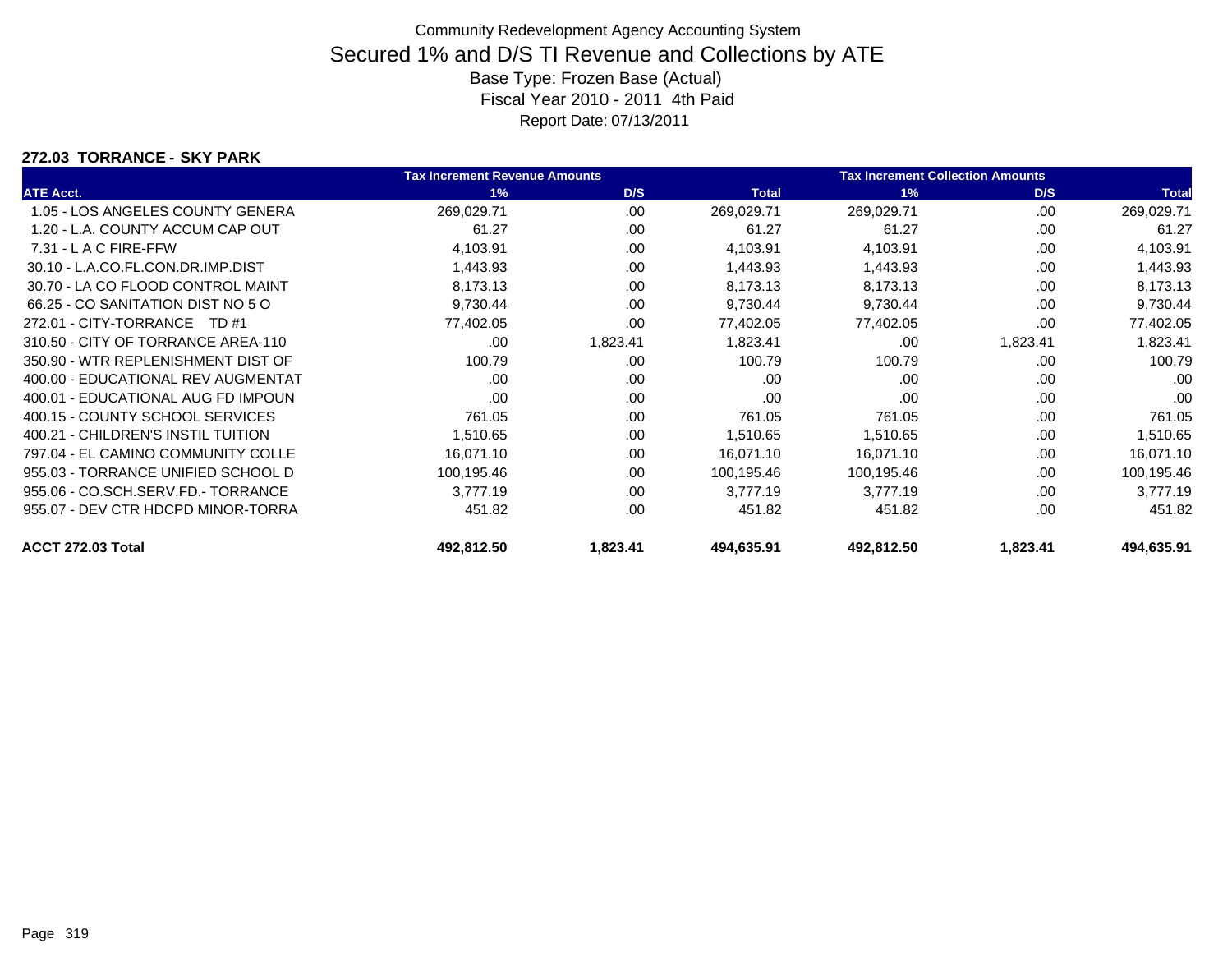Community Redevelopment Agency Accounting System

# Secured 1% and D/S TI Revenue and Collections by ATE

Base Type: Frozen Base (Actual)

Fiscal Year 2010 - 2011 4th Paid

Report Date: 07/13/2011

**272.03 TORRANCE - SKY PARK**

| | Tax Increment Revenue Amounts | | | Tax Increment Collection Amounts | | |
|---|---|---|---|---|---|---|
| **ATE Acct.** | **1%** | **D/S** | **Total** | **1%** | **D/S** | **Total** |
| 1.05 - LOS ANGELES COUNTY GENERA | 269,029.71 | .00 | 269,029.71 | 269,029.71 | .00 | 269,029.71 |
| 1.20 - L.A. COUNTY ACCUM CAP OUT | 61.27 | .00 | 61.27 | 61.27 | .00 | 61.27 |
| 7.31 - L A C FIRE-FFW | 4,103.91 | .00 | 4,103.91 | 4,103.91 | .00 | 4,103.91 |
| 30.10 - L.A.CO.FL.CON.DR.IMP.DIST | 1,443.93 | .00 | 1,443.93 | 1,443.93 | .00 | 1,443.93 |
| 30.70 - LA CO FLOOD CONTROL MAINT | 8,173.13 | .00 | 8,173.13 | 8,173.13 | .00 | 8,173.13 |
| 66.25 - CO SANITATION DIST NO 5 O | 9,730.44 | .00 | 9,730.44 | 9,730.44 | .00 | 9,730.44 |
| 272.01 - CITY-TORRANCE TD #1 | 77,402.05 | .00 | 77,402.05 | 77,402.05 | .00 | 77,402.05 |
| 310.50 - CITY OF TORRANCE AREA-110 | .00 | 1,823.41 | 1,823.41 | .00 | 1,823.41 | 1,823.41 |
| 350.90 - WTR REPLENISHMENT DIST OF | 100.79 | .00 | 100.79 | 100.79 | .00 | 100.79 |
| 400.00 - EDUCATIONAL REV AUGMENTAT | .00 | .00 | .00 | .00 | .00 | .00 |
| 400.01 - EDUCATIONAL AUG FD IMPOUN | .00 | .00 | .00 | .00 | .00 | .00 |
| 400.15 - COUNTY SCHOOL SERVICES | 761.05 | .00 | 761.05 | 761.05 | .00 | 761.05 |
| 400.21 - CHILDREN'S INSTIL TUITION | 1,510.65 | .00 | 1,510.65 | 1,510.65 | .00 | 1,510.65 |
| 797.04 - EL CAMINO COMMUNITY COLLE | 16,071.10 | .00 | 16,071.10 | 16,071.10 | .00 | 16,071.10 |
| 955.03 - TORRANCE UNIFIED SCHOOL D | 100,195.46 | .00 | 100,195.46 | 100,195.46 | .00 | 100,195.46 |
| 955.06 - CO.SCH.SERV.FD.- TORRANCE | 3,777.19 | .00 | 3,777.19 | 3,777.19 | .00 | 3,777.19 |
| 955.07 - DEV CTR HDCPD MINOR-TORRA | 451.82 | .00 | 451.82 | 451.82 | .00 | 451.82 |
| **ACCT 272.03 Total** | **492,812.50** | **1,823.41** | **494,635.91** | **492,812.50** | **1,823.41** | **494,635.91** |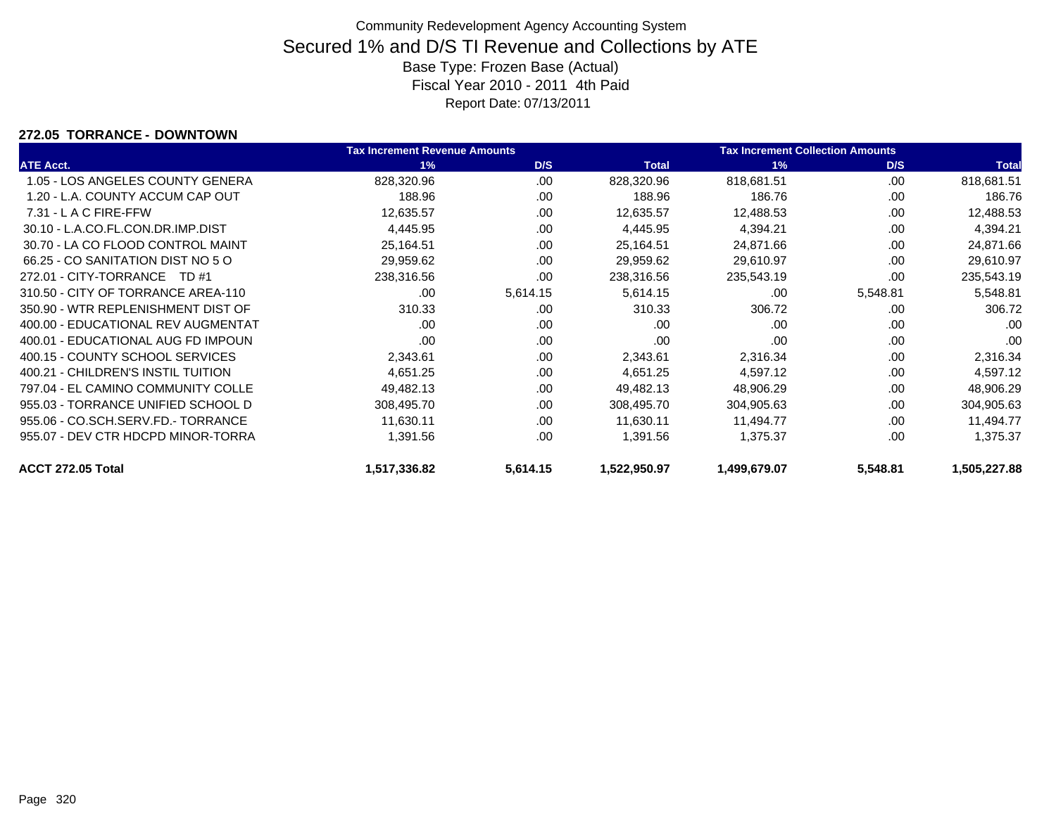# Community Redevelopment Agency Accounting System

## Secured 1% and D/S TI Revenue and Collections by ATE

Base Type: Frozen Base (Actual)

Fiscal Year 2010 - 2011 4th Paid

Report Date: 07/13/2011

### 272.05 TORRANCE - DOWNTOWN

| | Tax Increment Revenue Amounts | | | Tax Increment Collection Amounts | | |
|---|---|---|---|---|---|---|
| ATE Acct. | 1% | D/S | Total | 1% | D/S | Total |
| 1.05 - LOS ANGELES COUNTY GENERA | 828,320.96 | .00 | 828,320.96 | 818,681.51 | .00 | 818,681.51 |
| 1.20 - L.A. COUNTY ACCUM CAP OUT | 188.96 | .00 | 188.96 | 186.76 | .00 | 186.76 |
| 7.31 - L A C FIRE-FFW | 12,635.57 | .00 | 12,635.57 | 12,488.53 | .00 | 12,488.53 |
| 30.10 - L.A.CO.FL.CON.DR.IMP.DIST | 4,445.95 | .00 | 4,445.95 | 4,394.21 | .00 | 4,394.21 |
| 30.70 - LA CO FLOOD CONTROL MAINT | 25,164.51 | .00 | 25,164.51 | 24,871.66 | .00 | 24,871.66 |
| 66.25 - CO SANITATION DIST NO 5 O | 29,959.62 | .00 | 29,959.62 | 29,610.97 | .00 | 29,610.97 |
| 272.01 - CITY-TORRANCE TD #1 | 238,316.56 | .00 | 238,316.56 | 235,543.19 | .00 | 235,543.19 |
| 310.50 - CITY OF TORRANCE AREA-110 | .00 | 5,614.15 | 5,614.15 | .00 | 5,548.81 | 5,548.81 |
| 350.90 - WTR REPLENISHMENT DIST OF | 310.33 | .00 | 310.33 | 306.72 | .00 | 306.72 |
| 400.00 - EDUCATIONAL REV AUGMENTAT | .00 | .00 | .00 | .00 | .00 | .00 |
| 400.01 - EDUCATIONAL AUG FD IMPOUN | .00 | .00 | .00 | .00 | .00 | .00 |
| 400.15 - COUNTY SCHOOL SERVICES | 2,343.61 | .00 | 2,343.61 | 2,316.34 | .00 | 2,316.34 |
| 400.21 - CHILDREN'S INSTIL TUITION | 4,651.25 | .00 | 4,651.25 | 4,597.12 | .00 | 4,597.12 |
| 797.04 - EL CAMINO COMMUNITY COLLE | 49,482.13 | .00 | 49,482.13 | 48,906.29 | .00 | 48,906.29 |
| 955.03 - TORRANCE UNIFIED SCHOOL D | 308,495.70 | .00 | 308,495.70 | 304,905.63 | .00 | 304,905.63 |
| 955.06 - CO.SCH.SERV.FD.- TORRANCE | 11,630.11 | .00 | 11,630.11 | 11,494.77 | .00 | 11,494.77 |
| 955.07 - DEV CTR HDCPD MINOR-TORRA | 1,391.56 | .00 | 1,391.56 | 1,375.37 | .00 | 1,375.37 |
| **ACCT 272.05 Total** | **1,517,336.82** | **5,614.15** | **1,522,950.97** | **1,499,679.07** | **5,548.81** | **1,505,227.88** |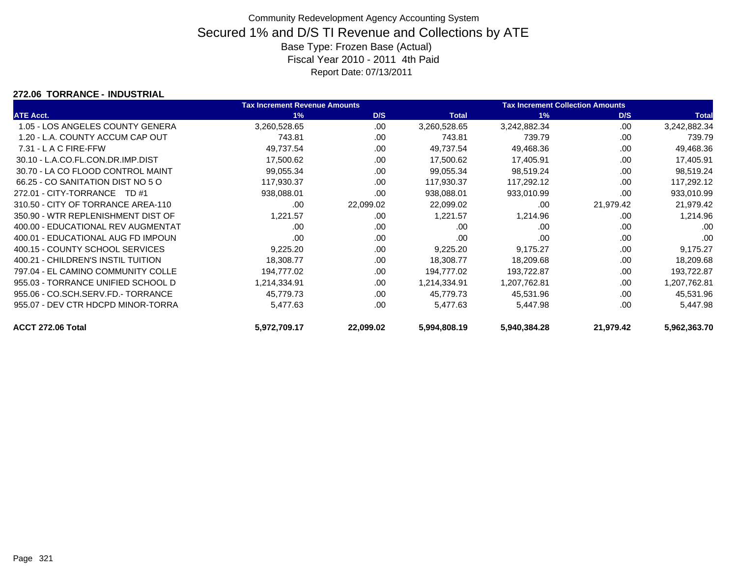# Community Redevelopment Agency Accounting System

## Secured 1% and D/S TI Revenue and Collections by ATE

Base Type: Frozen Base (Actual)

Fiscal Year 2010 - 2011 4th Paid

Report Date: 07/13/2011

### 272.06 TORRANCE - INDUSTRIAL

| | Tax Increment Revenue Amounts | | | Tax Increment Collection Amounts | | |
|---|---|---|---|---|---|---|
| ATE Acct. | 1% | D/S | Total | 1% | D/S | Total |
| 1.05 - LOS ANGELES COUNTY GENERA | 3,260,528.65 | .00 | 3,260,528.65 | 3,242,882.34 | .00 | 3,242,882.34 |
| 1.20 - L.A. COUNTY ACCUM CAP OUT | 743.81 | .00 | 743.81 | 739.79 | .00 | 739.79 |
| 7.31 - L A C FIRE-FFW | 49,737.54 | .00 | 49,737.54 | 49,468.36 | .00 | 49,468.36 |
| 30.10 - L.A.CO.FL.CON.DR.IMP.DIST | 17,500.62 | .00 | 17,500.62 | 17,405.91 | .00 | 17,405.91 |
| 30.70 - LA CO FLOOD CONTROL MAINT | 99,055.34 | .00 | 99,055.34 | 98,519.24 | .00 | 98,519.24 |
| 66.25 - CO SANITATION DIST NO 5 O | 117,930.37 | .00 | 117,930.37 | 117,292.12 | .00 | 117,292.12 |
| 272.01 - CITY-TORRANCE TD #1 | 938,088.01 | .00 | 938,088.01 | 933,010.99 | .00 | 933,010.99 |
| 310.50 - CITY OF TORRANCE AREA-110 | .00 | 22,099.02 | 22,099.02 | .00 | 21,979.42 | 21,979.42 |
| 350.90 - WTR REPLENISHMENT DIST OF | 1,221.57 | .00 | 1,221.57 | 1,214.96 | .00 | 1,214.96 |
| 400.00 - EDUCATIONAL REV AUGMENTAT | .00 | .00 | .00 | .00 | .00 | .00 |
| 400.01 - EDUCATIONAL AUG FD IMPOUN | .00 | .00 | .00 | .00 | .00 | .00 |
| 400.15 - COUNTY SCHOOL SERVICES | 9,225.20 | .00 | 9,225.20 | 9,175.27 | .00 | 9,175.27 |
| 400.21 - CHILDREN'S INSTIL TUITION | 18,308.77 | .00 | 18,308.77 | 18,209.68 | .00 | 18,209.68 |
| 797.04 - EL CAMINO COMMUNITY COLLE | 194,777.02 | .00 | 194,777.02 | 193,722.87 | .00 | 193,722.87 |
| 955.03 - TORRANCE UNIFIED SCHOOL D | 1,214,334.91 | .00 | 1,214,334.91 | 1,207,762.81 | .00 | 1,207,762.81 |
| 955.06 - CO.SCH.SERV.FD.- TORRANCE | 45,779.73 | .00 | 45,779.73 | 45,531.96 | .00 | 45,531.96 |
| 955.07 - DEV CTR HDCPD MINOR-TORRA | 5,477.63 | .00 | 5,477.63 | 5,447.98 | .00 | 5,447.98 |
| **ACCT 272.06 Total** | **5,972,709.17** | **22,099.02** | **5,994,808.19** | **5,940,384.28** | **21,979.42** | **5,962,363.70** |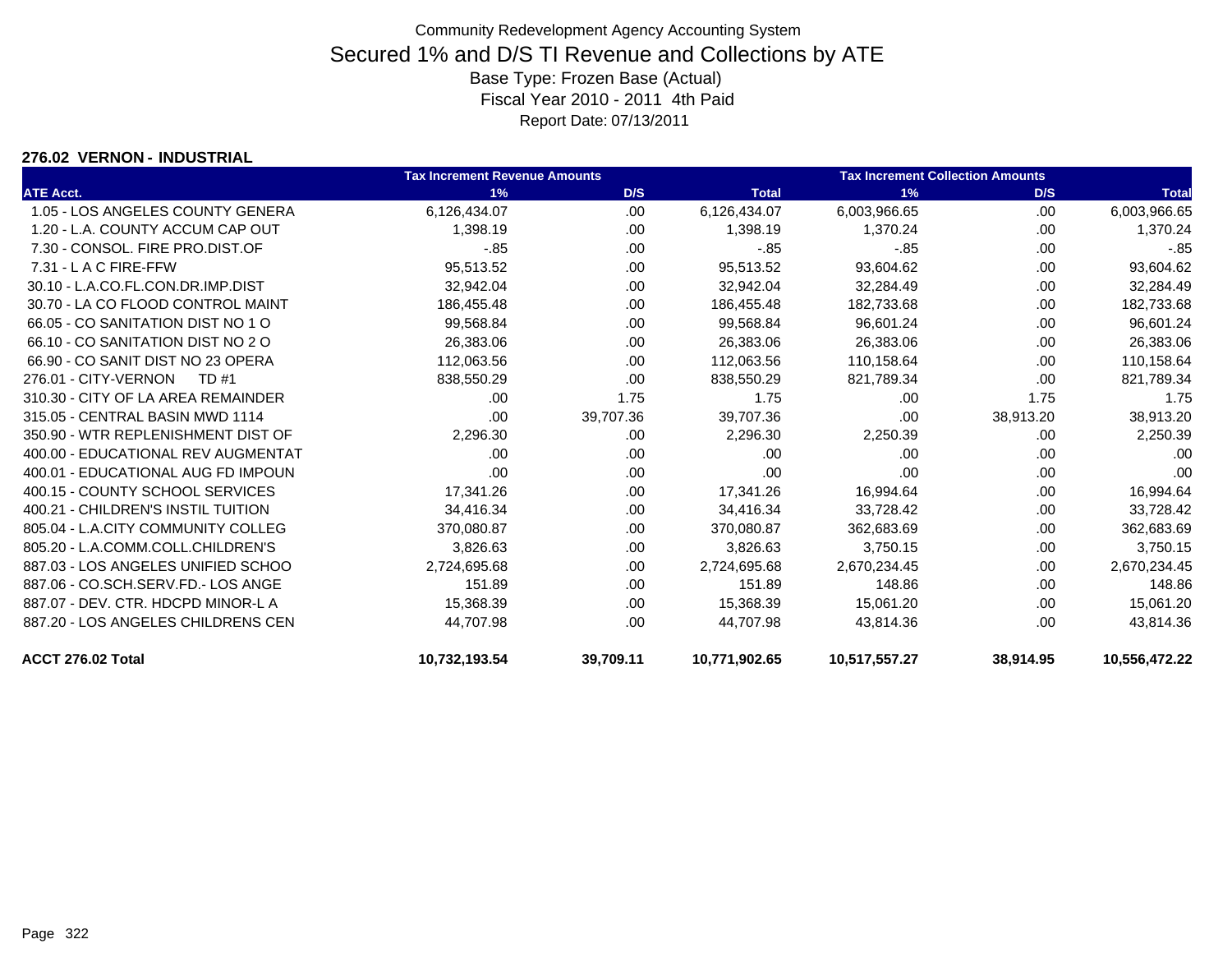Community Redevelopment Agency Accounting System

# Secured 1% and D/S TI Revenue and Collections by ATE

Base Type: Frozen Base (Actual)

Fiscal Year 2010 - 2011 4th Paid

Report Date: 07/13/2011

## 276.02 VERNON - INDUSTRIAL

| | Tax Increment Revenue Amounts | | | Tax Increment Collection Amounts | | |
|---|---|---|---|---|---|---|
| ATE Acct. | 1% | D/S | Total | 1% | D/S | Total |
| 1.05 - LOS ANGELES COUNTY GENERA | 6,126,434.07 | .00 | 6,126,434.07 | 6,003,966.65 | .00 | 6,003,966.65 |
| 1.20 - L.A. COUNTY ACCUM CAP OUT | 1,398.19 | .00 | 1,398.19 | 1,370.24 | .00 | 1,370.24 |
| 7.30 - CONSOL. FIRE PRO.DIST.OF | -.85 | .00 | -.85 | -.85 | .00 | -.85 |
| 7.31 - L A C FIRE-FFW | 95,513.52 | .00 | 95,513.52 | 93,604.62 | .00 | 93,604.62 |
| 30.10 - L.A.CO.FL.CON.DR.IMP.DIST | 32,942.04 | .00 | 32,942.04 | 32,284.49 | .00 | 32,284.49 |
| 30.70 - LA CO FLOOD CONTROL MAINT | 186,455.48 | .00 | 186,455.48 | 182,733.68 | .00 | 182,733.68 |
| 66.05 - CO SANITATION DIST NO 1 O | 99,568.84 | .00 | 99,568.84 | 96,601.24 | .00 | 96,601.24 |
| 66.10 - CO SANITATION DIST NO 2 O | 26,383.06 | .00 | 26,383.06 | 26,383.06 | .00 | 26,383.06 |
| 66.90 - CO SANIT DIST NO 23 OPERA | 112,063.56 | .00 | 112,063.56 | 110,158.64 | .00 | 110,158.64 |
| 276.01 - CITY-VERNON TD #1 | 838,550.29 | .00 | 838,550.29 | 821,789.34 | .00 | 821,789.34 |
| 310.30 - CITY OF LA AREA REMAINDER | .00 | 1.75 | 1.75 | .00 | 1.75 | 1.75 |
| 315.05 - CENTRAL BASIN MWD 1114 | .00 | 39,707.36 | 39,707.36 | .00 | 38,913.20 | 38,913.20 |
| 350.90 - WTR REPLENISHMENT DIST OF | 2,296.30 | .00 | 2,296.30 | 2,250.39 | .00 | 2,250.39 |
| 400.00 - EDUCATIONAL REV AUGMENTAT | .00 | .00 | .00 | .00 | .00 | .00 |
| 400.01 - EDUCATIONAL AUG FD IMPOUN | .00 | .00 | .00 | .00 | .00 | .00 |
| 400.15 - COUNTY SCHOOL SERVICES | 17,341.26 | .00 | 17,341.26 | 16,994.64 | .00 | 16,994.64 |
| 400.21 - CHILDREN'S INSTIL TUITION | 34,416.34 | .00 | 34,416.34 | 33,728.42 | .00 | 33,728.42 |
| 805.04 - L.A.CITY COMMUNITY COLLEG | 370,080.87 | .00 | 370,080.87 | 362,683.69 | .00 | 362,683.69 |
| 805.20 - L.A.COMM.COLL.CHILDREN'S | 3,826.63 | .00 | 3,826.63 | 3,750.15 | .00 | 3,750.15 |
| 887.03 - LOS ANGELES UNIFIED SCHOO | 2,724,695.68 | .00 | 2,724,695.68 | 2,670,234.45 | .00 | 2,670,234.45 |
| 887.06 - CO.SCH.SERV.FD.- LOS ANGE | 151.89 | .00 | 151.89 | 148.86 | .00 | 148.86 |
| 887.07 - DEV. CTR. HDCPD MINOR-L A | 15,368.39 | .00 | 15,368.39 | 15,061.20 | .00 | 15,061.20 |
| 887.20 - LOS ANGELES CHILDRENS CEN | 44,707.98 | .00 | 44,707.98 | 43,814.36 | .00 | 43,814.36 |
| **ACCT 276.02 Total** | **10,732,193.54** | **39,709.11** | **10,771,902.65** | **10,517,557.27** | **38,914.95** | **10,556,472.22** |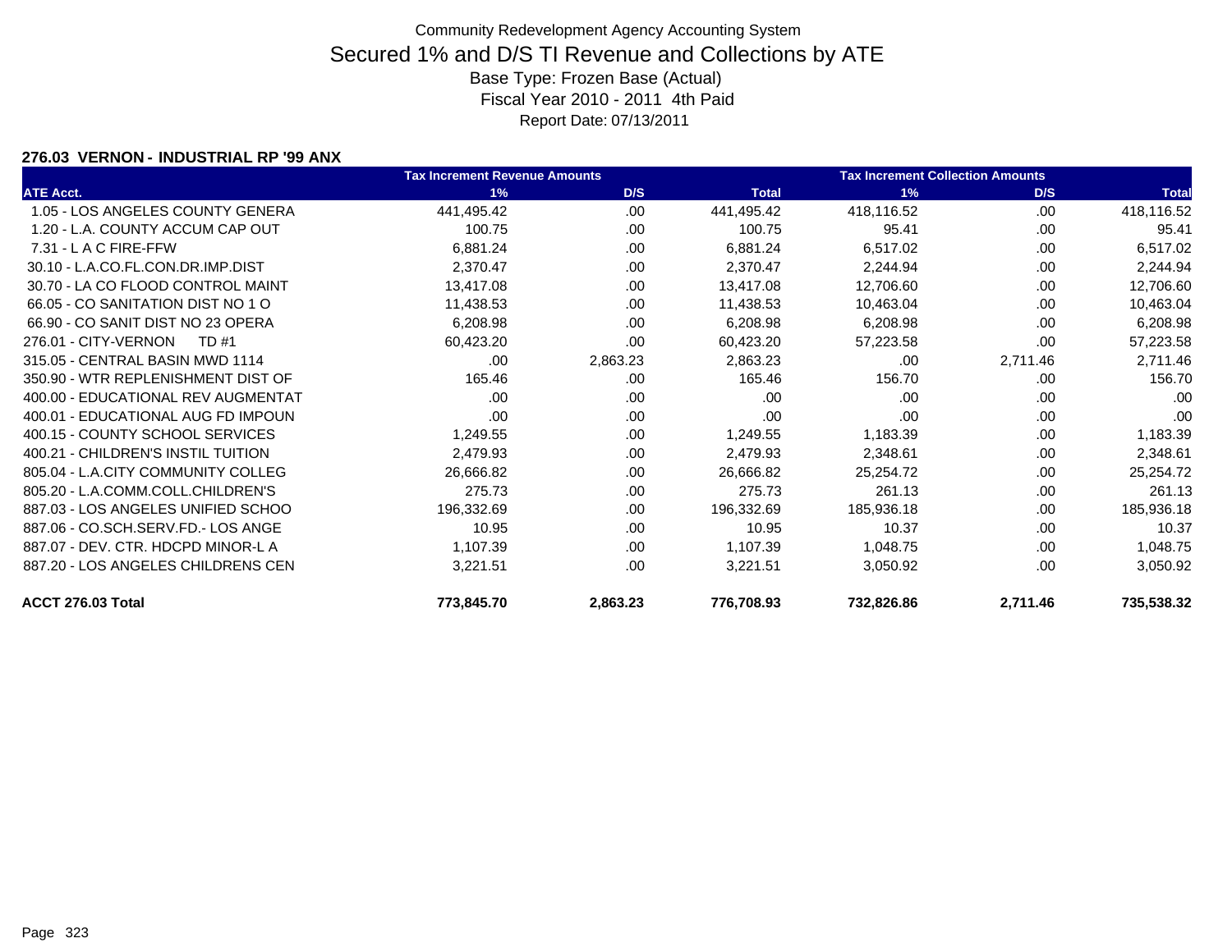Community Redevelopment Agency Accounting System

# Secured 1% and D/S TI Revenue and Collections by ATE

Base Type: Frozen Base (Actual)

Fiscal Year 2010 - 2011 4th Paid

Report Date: 07/13/2011

## 276.03 VERNON - INDUSTRIAL RP '99 ANX

| | Tax Increment Revenue Amounts | | | Tax Increment Collection Amounts | | |
|---|---|---|---|---|---|---|
| ATE Acct. | 1% | D/S | Total | 1% | D/S | Total |
| 1.05 - LOS ANGELES COUNTY GENERA | 441,495.42 | .00 | 441,495.42 | 418,116.52 | .00 | 418,116.52 |
| 1.20 - L.A. COUNTY ACCUM CAP OUT | 100.75 | .00 | 100.75 | 95.41 | .00 | 95.41 |
| 7.31 - L A C FIRE-FFW | 6,881.24 | .00 | 6,881.24 | 6,517.02 | .00 | 6,517.02 |
| 30.10 - L.A.CO.FL.CON.DR.IMP.DIST | 2,370.47 | .00 | 2,370.47 | 2,244.94 | .00 | 2,244.94 |
| 30.70 - LA CO FLOOD CONTROL MAINT | 13,417.08 | .00 | 13,417.08 | 12,706.60 | .00 | 12,706.60 |
| 66.05 - CO SANITATION DIST NO 1 O | 11,438.53 | .00 | 11,438.53 | 10,463.04 | .00 | 10,463.04 |
| 66.90 - CO SANIT DIST NO 23 OPERA | 6,208.98 | .00 | 6,208.98 | 6,208.98 | .00 | 6,208.98 |
| 276.01 - CITY-VERNON TD #1 | 60,423.20 | .00 | 60,423.20 | 57,223.58 | .00 | 57,223.58 |
| 315.05 - CENTRAL BASIN MWD 1114 | .00 | 2,863.23 | 2,863.23 | .00 | 2,711.46 | 2,711.46 |
| 350.90 - WTR REPLENISHMENT DIST OF | 165.46 | .00 | 165.46 | 156.70 | .00 | 156.70 |
| 400.00 - EDUCATIONAL REV AUGMENTAT | .00 | .00 | .00 | .00 | .00 | .00 |
| 400.01 - EDUCATIONAL AUG FD IMPOUN | .00 | .00 | .00 | .00 | .00 | .00 |
| 400.15 - COUNTY SCHOOL SERVICES | 1,249.55 | .00 | 1,249.55 | 1,183.39 | .00 | 1,183.39 |
| 400.21 - CHILDREN'S INSTIL TUITION | 2,479.93 | .00 | 2,479.93 | 2,348.61 | .00 | 2,348.61 |
| 805.04 - L.A.CITY COMMUNITY COLLEG | 26,666.82 | .00 | 26,666.82 | 25,254.72 | .00 | 25,254.72 |
| 805.20 - L.A.COMM.COLL.CHILDREN'S | 275.73 | .00 | 275.73 | 261.13 | .00 | 261.13 |
| 887.03 - LOS ANGELES UNIFIED SCHOO | 196,332.69 | .00 | 196,332.69 | 185,936.18 | .00 | 185,936.18 |
| 887.06 - CO.SCH.SERV.FD.- LOS ANGE | 10.95 | .00 | 10.95 | 10.37 | .00 | 10.37 |
| 887.07 - DEV. CTR. HDCPD MINOR-L A | 1,107.39 | .00 | 1,107.39 | 1,048.75 | .00 | 1,048.75 |
| 887.20 - LOS ANGELES CHILDRENS CEN | 3,221.51 | .00 | 3,221.51 | 3,050.92 | .00 | 3,050.92 |
| **ACCT 276.03 Total** | **773,845.70** | **2,863.23** | **776,708.93** | **732,826.86** | **2,711.46** | **735,538.32** |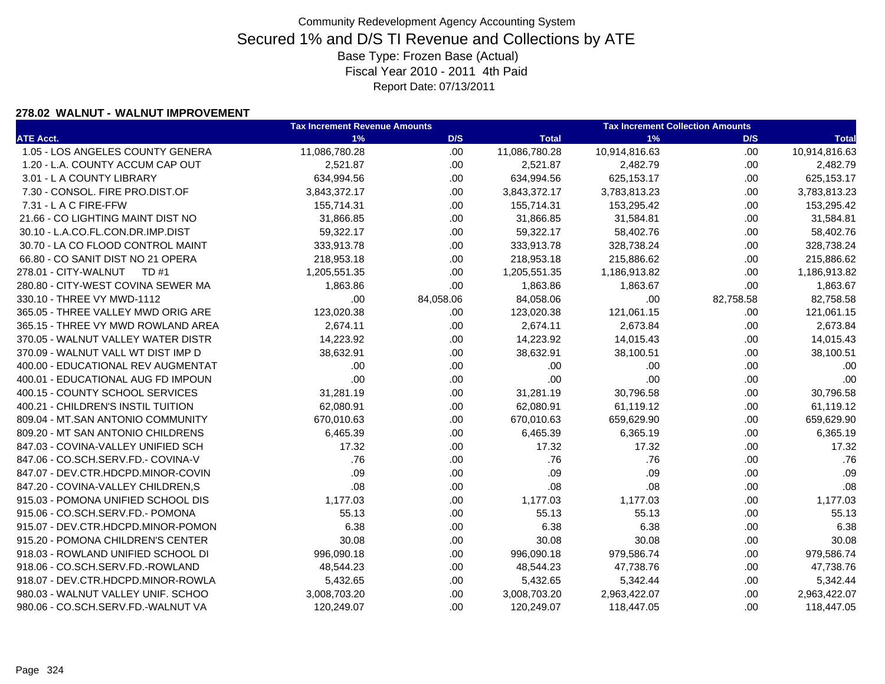Community Redevelopment Agency Accounting System

# Secured 1% and D/S TI Revenue and Collections by ATE

Base Type: Frozen Base (Actual)

Fiscal Year 2010 - 2011 4th Paid

Report Date: 07/13/2011

### 278.02 WALNUT - WALNUT IMPROVEMENT

| | Tax Increment Revenue Amounts | | | Tax Increment Collection Amounts | | |
|---|---|---|---|---|---|---|
| ATE Acct. | 1% | D/S | Total | 1% | D/S | Total |
| 1.05 - LOS ANGELES COUNTY GENERA | 11,086,780.28 | .00 | 11,086,780.28 | 10,914,816.63 | .00 | 10,914,816.63 |
| 1.20 - L.A. COUNTY ACCUM CAP OUT | 2,521.87 | .00 | 2,521.87 | 2,482.79 | .00 | 2,482.79 |
| 3.01 - L A COUNTY LIBRARY | 634,994.56 | .00 | 634,994.56 | 625,153.17 | .00 | 625,153.17 |
| 7.30 - CONSOL. FIRE PRO.DIST.OF | 3,843,372.17 | .00 | 3,843,372.17 | 3,783,813.23 | .00 | 3,783,813.23 |
| 7.31 - L A C FIRE-FFW | 155,714.31 | .00 | 155,714.31 | 153,295.42 | .00 | 153,295.42 |
| 21.66 - CO LIGHTING MAINT DIST NO | 31,866.85 | .00 | 31,866.85 | 31,584.81 | .00 | 31,584.81 |
| 30.10 - L.A.CO.FL.CON.DR.IMP.DIST | 59,322.17 | .00 | 59,322.17 | 58,402.76 | .00 | 58,402.76 |
| 30.70 - LA CO FLOOD CONTROL MAINT | 333,913.78 | .00 | 333,913.78 | 328,738.24 | .00 | 328,738.24 |
| 66.80 - CO SANIT DIST NO 21 OPERA | 218,953.18 | .00 | 218,953.18 | 215,886.62 | .00 | 215,886.62 |
| 278.01 - CITY-WALNUT TD #1 | 1,205,551.35 | .00 | 1,205,551.35 | 1,186,913.82 | .00 | 1,186,913.82 |
| 280.80 - CITY-WEST COVINA SEWER MA | 1,863.86 | .00 | 1,863.86 | 1,863.67 | .00 | 1,863.67 |
| 330.10 - THREE VY MWD-1112 | .00 | 84,058.06 | 84,058.06 | .00 | 82,758.58 | 82,758.58 |
| 365.05 - THREE VALLEY MWD ORIG ARE | 123,020.38 | .00 | 123,020.38 | 121,061.15 | .00 | 121,061.15 |
| 365.15 - THREE VY MWD ROWLAND AREA | 2,674.11 | .00 | 2,674.11 | 2,673.84 | .00 | 2,673.84 |
| 370.05 - WALNUT VALLEY WATER DISTR | 14,223.92 | .00 | 14,223.92 | 14,015.43 | .00 | 14,015.43 |
| 370.09 - WALNUT VALL WT DIST IMP D | 38,632.91 | .00 | 38,632.91 | 38,100.51 | .00 | 38,100.51 |
| 400.00 - EDUCATIONAL REV AUGMENTAT | .00 | .00 | .00 | .00 | .00 | .00 |
| 400.01 - EDUCATIONAL AUG FD IMPOUN | .00 | .00 | .00 | .00 | .00 | .00 |
| 400.15 - COUNTY SCHOOL SERVICES | 31,281.19 | .00 | 31,281.19 | 30,796.58 | .00 | 30,796.58 |
| 400.21 - CHILDREN'S INSTIL TUITION | 62,080.91 | .00 | 62,080.91 | 61,119.12 | .00 | 61,119.12 |
| 809.04 - MT.SAN ANTONIO COMMUNITY | 670,010.63 | .00 | 670,010.63 | 659,629.90 | .00 | 659,629.90 |
| 809.20 - MT SAN ANTONIO CHILDRENS | 6,465.39 | .00 | 6,465.39 | 6,365.19 | .00 | 6,365.19 |
| 847.03 - COVINA-VALLEY UNIFIED SCH | 17.32 | .00 | 17.32 | 17.32 | .00 | 17.32 |
| 847.06 - CO.SCH.SERV.FD.- COVINA-V | .76 | .00 | .76 | .76 | .00 | .76 |
| 847.07 - DEV.CTR.HDCPD.MINOR-COVIN | .09 | .00 | .09 | .09 | .00 | .09 |
| 847.20 - COVINA-VALLEY CHILDREN,S | .08 | .00 | .08 | .08 | .00 | .08 |
| 915.03 - POMONA UNIFIED SCHOOL DIS | 1,177.03 | .00 | 1,177.03 | 1,177.03 | .00 | 1,177.03 |
| 915.06 - CO.SCH.SERV.FD.- POMONA | 55.13 | .00 | 55.13 | 55.13 | .00 | 55.13 |
| 915.07 - DEV.CTR.HDCPD.MINOR-POMON | 6.38 | .00 | 6.38 | 6.38 | .00 | 6.38 |
| 915.20 - POMONA CHILDREN'S CENTER | 30.08 | .00 | 30.08 | 30.08 | .00 | 30.08 |
| 918.03 - ROWLAND UNIFIED SCHOOL DI | 996,090.18 | .00 | 996,090.18 | 979,586.74 | .00 | 979,586.74 |
| 918.06 - CO.SCH.SERV.FD.-ROWLAND | 48,544.23 | .00 | 48,544.23 | 47,738.76 | .00 | 47,738.76 |
| 918.07 - DEV.CTR.HDCPD.MINOR-ROWLA | 5,432.65 | .00 | 5,432.65 | 5,342.44 | .00 | 5,342.44 |
| 980.03 - WALNUT VALLEY UNIF. SCHOO | 3,008,703.20 | .00 | 3,008,703.20 | 2,963,422.07 | .00 | 2,963,422.07 |
| 980.06 - CO.SCH.SERV.FD.-WALNUT VA | 120,249.07 | .00 | 120,249.07 | 118,447.05 | .00 | 118,447.05 |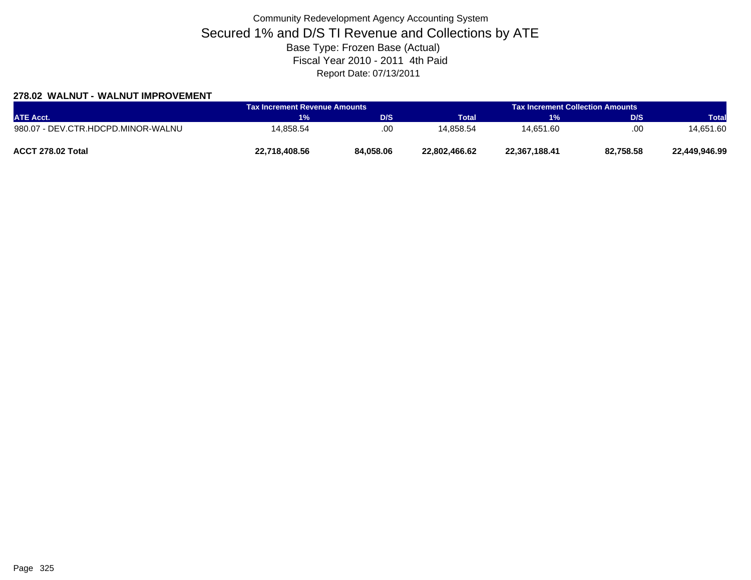Community Redevelopment Agency Accounting System

# Secured 1% and D/S TI Revenue and Collections by ATE

Base Type: Frozen Base (Actual)

Fiscal Year 2010 - 2011 4th Paid

Report Date: 07/13/2011

### 278.02 WALNUT - WALNUT IMPROVEMENT

| | Tax Increment Revenue Amounts | | | Tax Increment Collection Amounts | | |
|---|---|---|---|---|---|---|
| ATE Acct. | 1% | D/S | Total | 1% | D/S | Total |
| 980.07 - DEV.CTR.HDCPD.MINOR-WALNU | 14,858.54 | .00 | 14,858.54 | 14,651.60 | .00 | 14,651.60 |
| **ACCT 278.02 Total** | **22,718,408.56** | **84,058.06** | **22,802,466.62** | **22,367,188.41** | **82,758.58** | **22,449,946.99** |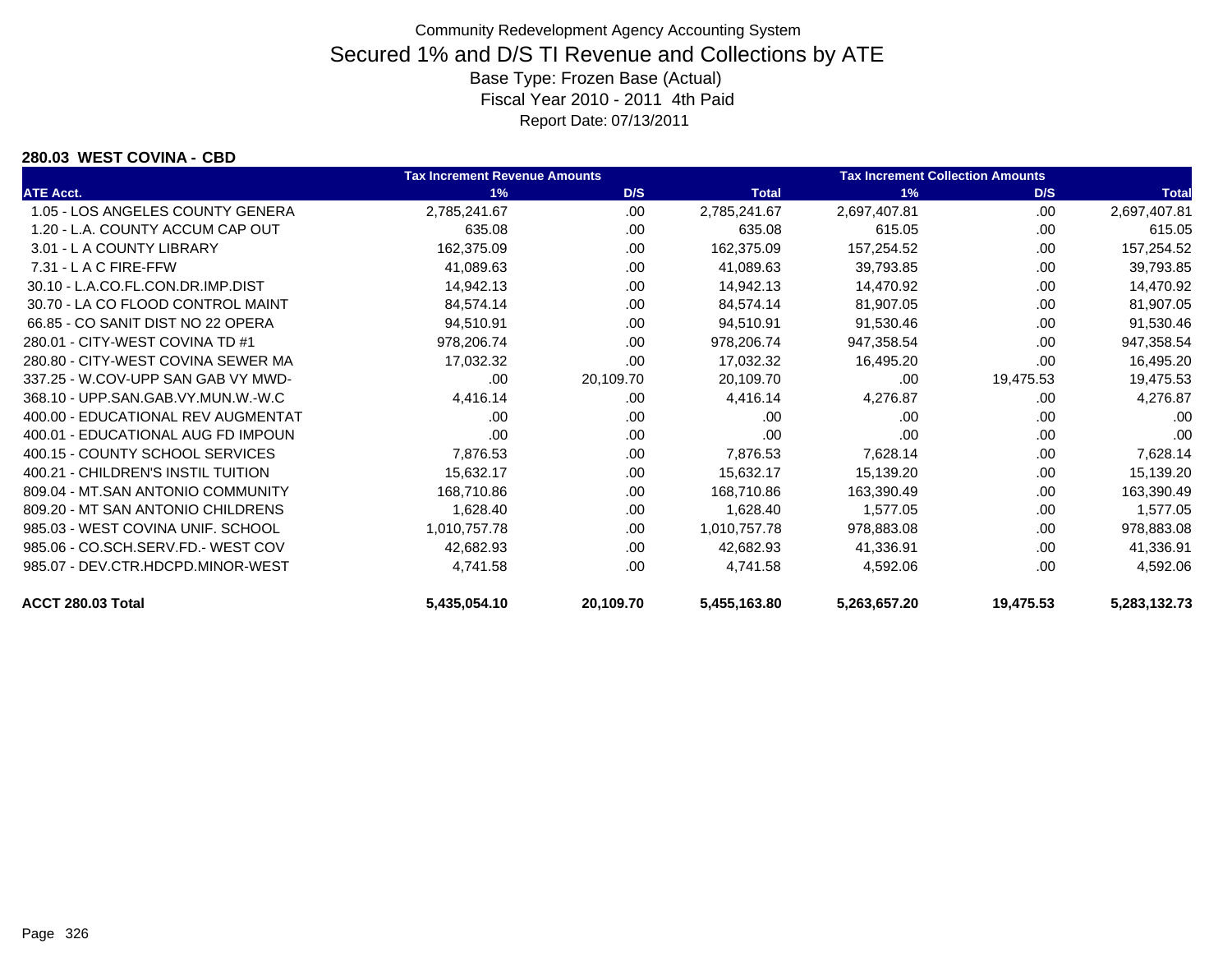# Community Redevelopment Agency Accounting System

## Secured 1% and D/S TI Revenue and Collections by ATE

Base Type: Frozen Base (Actual)

Fiscal Year 2010 - 2011 4th Paid

Report Date: 07/13/2011

### 280.03 WEST COVINA - CBD

| | Tax Increment Revenue Amounts | | | Tax Increment Collection Amounts | | |
|---|---|---|---|---|---|---|
| ATE Acct. | 1% | D/S | Total | 1% | D/S | Total |
| 1.05 - LOS ANGELES COUNTY GENERA | 2,785,241.67 | .00 | 2,785,241.67 | 2,697,407.81 | .00 | 2,697,407.81 |
| 1.20 - L.A. COUNTY ACCUM CAP OUT | 635.08 | .00 | 635.08 | 615.05 | .00 | 615.05 |
| 3.01 - L A COUNTY LIBRARY | 162,375.09 | .00 | 162,375.09 | 157,254.52 | .00 | 157,254.52 |
| 7.31 - L A C FIRE-FFW | 41,089.63 | .00 | 41,089.63 | 39,793.85 | .00 | 39,793.85 |
| 30.10 - L.A.CO.FL.CON.DR.IMP.DIST | 14,942.13 | .00 | 14,942.13 | 14,470.92 | .00 | 14,470.92 |
| 30.70 - LA CO FLOOD CONTROL MAINT | 84,574.14 | .00 | 84,574.14 | 81,907.05 | .00 | 81,907.05 |
| 66.85 - CO SANIT DIST NO 22 OPERA | 94,510.91 | .00 | 94,510.91 | 91,530.46 | .00 | 91,530.46 |
| 280.01 - CITY-WEST COVINA TD #1 | 978,206.74 | .00 | 978,206.74 | 947,358.54 | .00 | 947,358.54 |
| 280.80 - CITY-WEST COVINA SEWER MA | 17,032.32 | .00 | 17,032.32 | 16,495.20 | .00 | 16,495.20 |
| 337.25 - W.COV-UPP SAN GAB VY MWD- | .00 | 20,109.70 | 20,109.70 | .00 | 19,475.53 | 19,475.53 |
| 368.10 - UPP.SAN.GAB.VY.MUN.W.-W.C | 4,416.14 | .00 | 4,416.14 | 4,276.87 | .00 | 4,276.87 |
| 400.00 - EDUCATIONAL REV AUGMENTAT | .00 | .00 | .00 | .00 | .00 | .00 |
| 400.01 - EDUCATIONAL AUG FD IMPOUN | .00 | .00 | .00 | .00 | .00 | .00 |
| 400.15 - COUNTY SCHOOL SERVICES | 7,876.53 | .00 | 7,876.53 | 7,628.14 | .00 | 7,628.14 |
| 400.21 - CHILDREN'S INSTIL TUITION | 15,632.17 | .00 | 15,632.17 | 15,139.20 | .00 | 15,139.20 |
| 809.04 - MT.SAN ANTONIO COMMUNITY | 168,710.86 | .00 | 168,710.86 | 163,390.49 | .00 | 163,390.49 |
| 809.20 - MT SAN ANTONIO CHILDRENS | 1,628.40 | .00 | 1,628.40 | 1,577.05 | .00 | 1,577.05 |
| 985.03 - WEST COVINA UNIF. SCHOOL | 1,010,757.78 | .00 | 1,010,757.78 | 978,883.08 | .00 | 978,883.08 |
| 985.06 - CO.SCH.SERV.FD.- WEST COV | 42,682.93 | .00 | 42,682.93 | 41,336.91 | .00 | 41,336.91 |
| 985.07 - DEV.CTR.HDCPD.MINOR-WEST | 4,741.58 | .00 | 4,741.58 | 4,592.06 | .00 | 4,592.06 |
| **ACCT 280.03 Total** | **5,435,054.10** | **20,109.70** | **5,455,163.80** | **5,263,657.20** | **19,475.53** | **5,283,132.73** |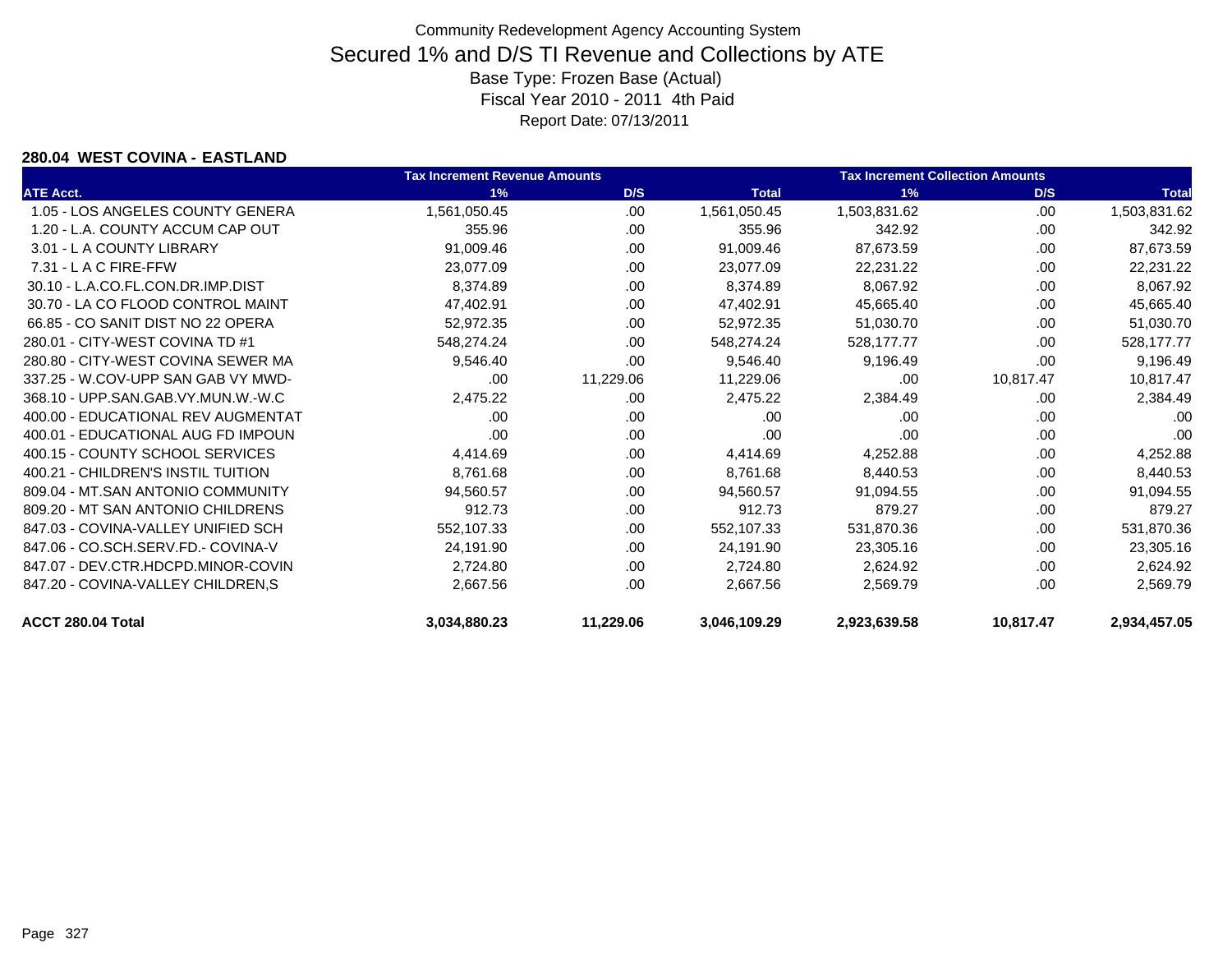Community Redevelopment Agency Accounting System

# Secured 1% and D/S TI Revenue and Collections by ATE

Base Type: Frozen Base (Actual)

Fiscal Year 2010 - 2011 4th Paid

Report Date: 07/13/2011

**280.04 WEST COVINA - EASTLAND**

| | Tax Increment Revenue Amounts | | | Tax Increment Collection Amounts | | |
|---|---|---|---|---|---|---|
| ATE Acct. | 1% | D/S | Total | 1% | D/S | Total |
| 1.05 - LOS ANGELES COUNTY GENERA | 1,561,050.45 | .00 | 1,561,050.45 | 1,503,831.62 | .00 | 1,503,831.62 |
| 1.20 - L.A. COUNTY ACCUM CAP OUT | 355.96 | .00 | 355.96 | 342.92 | .00 | 342.92 |
| 3.01 - L A COUNTY LIBRARY | 91,009.46 | .00 | 91,009.46 | 87,673.59 | .00 | 87,673.59 |
| 7.31 - L A C FIRE-FFW | 23,077.09 | .00 | 23,077.09 | 22,231.22 | .00 | 22,231.22 |
| 30.10 - L.A.CO.FL.CON.DR.IMP.DIST | 8,374.89 | .00 | 8,374.89 | 8,067.92 | .00 | 8,067.92 |
| 30.70 - LA CO FLOOD CONTROL MAINT | 47,402.91 | .00 | 47,402.91 | 45,665.40 | .00 | 45,665.40 |
| 66.85 - CO SANIT DIST NO 22 OPERA | 52,972.35 | .00 | 52,972.35 | 51,030.70 | .00 | 51,030.70 |
| 280.01 - CITY-WEST COVINA TD #1 | 548,274.24 | .00 | 548,274.24 | 528,177.77 | .00 | 528,177.77 |
| 280.80 - CITY-WEST COVINA SEWER MA | 9,546.40 | .00 | 9,546.40 | 9,196.49 | .00 | 9,196.49 |
| 337.25 - W.COV-UPP SAN GAB VY MWD- | .00 | 11,229.06 | 11,229.06 | .00 | 10,817.47 | 10,817.47 |
| 368.10 - UPP.SAN.GAB.VY.MUN.W.-W.C | 2,475.22 | .00 | 2,475.22 | 2,384.49 | .00 | 2,384.49 |
| 400.00 - EDUCATIONAL REV AUGMENTAT | .00 | .00 | .00 | .00 | .00 | .00 |
| 400.01 - EDUCATIONAL AUG FD IMPOUN | .00 | .00 | .00 | .00 | .00 | .00 |
| 400.15 - COUNTY SCHOOL SERVICES | 4,414.69 | .00 | 4,414.69 | 4,252.88 | .00 | 4,252.88 |
| 400.21 - CHILDREN'S INSTIL TUITION | 8,761.68 | .00 | 8,761.68 | 8,440.53 | .00 | 8,440.53 |
| 809.04 - MT.SAN ANTONIO COMMUNITY | 94,560.57 | .00 | 94,560.57 | 91,094.55 | .00 | 91,094.55 |
| 809.20 - MT SAN ANTONIO CHILDRENS | 912.73 | .00 | 912.73 | 879.27 | .00 | 879.27 |
| 847.03 - COVINA-VALLEY UNIFIED SCH | 552,107.33 | .00 | 552,107.33 | 531,870.36 | .00 | 531,870.36 |
| 847.06 - CO.SCH.SERV.FD.- COVINA-V | 24,191.90 | .00 | 24,191.90 | 23,305.16 | .00 | 23,305.16 |
| 847.07 - DEV.CTR.HDCPD.MINOR-COVIN | 2,724.80 | .00 | 2,724.80 | 2,624.92 | .00 | 2,624.92 |
| 847.20 - COVINA-VALLEY CHILDREN,S | 2,667.56 | .00 | 2,667.56 | 2,569.79 | .00 | 2,569.79 |
| **ACCT 280.04 Total** | **3,034,880.23** | **11,229.06** | **3,046,109.29** | **2,923,639.58** | **10,817.47** | **2,934,457.05** |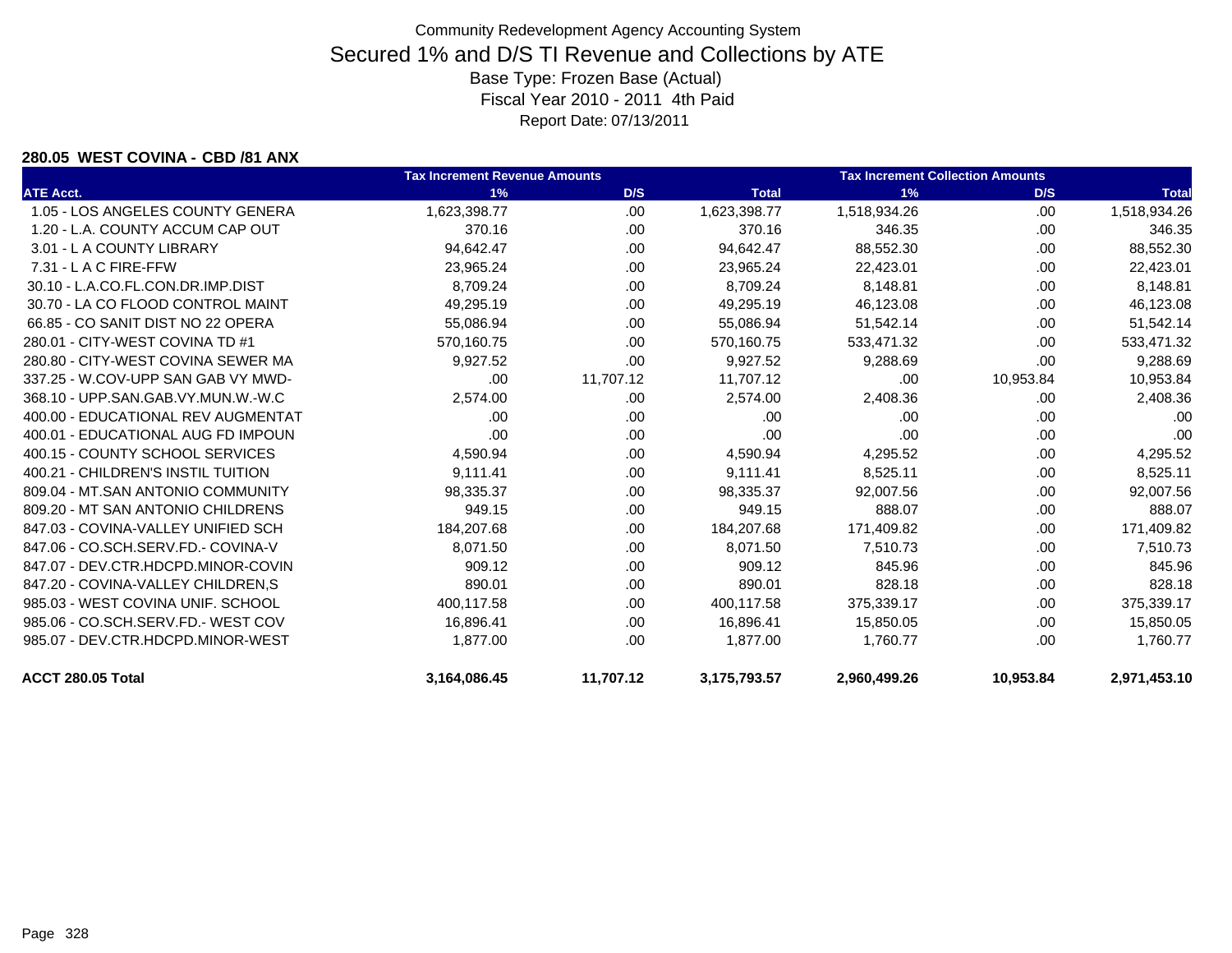Community Redevelopment Agency Accounting System

# Secured 1% and D/S TI Revenue and Collections by ATE

Base Type: Frozen Base (Actual)
Fiscal Year 2010 - 2011 4th Paid
Report Date: 07/13/2011

**280.05 WEST COVINA - CBD /81 ANX**

| | Tax Increment Revenue Amounts | | | Tax Increment Collection Amounts | | |
|---|---|---|---|---|---|---|
| **ATE Acct.** | **1%** | **D/S** | **Total** | **1%** | **D/S** | **Total** |
| 1.05 - LOS ANGELES COUNTY GENERA | 1,623,398.77 | .00 | 1,623,398.77 | 1,518,934.26 | .00 | 1,518,934.26 |
| 1.20 - L.A. COUNTY ACCUM CAP OUT | 370.16 | .00 | 370.16 | 346.35 | .00 | 346.35 |
| 3.01 - L A COUNTY LIBRARY | 94,642.47 | .00 | 94,642.47 | 88,552.30 | .00 | 88,552.30 |
| 7.31 - L A C FIRE-FFW | 23,965.24 | .00 | 23,965.24 | 22,423.01 | .00 | 22,423.01 |
| 30.10 - L.A.CO.FL.CON.DR.IMP.DIST | 8,709.24 | .00 | 8,709.24 | 8,148.81 | .00 | 8,148.81 |
| 30.70 - LA CO FLOOD CONTROL MAINT | 49,295.19 | .00 | 49,295.19 | 46,123.08 | .00 | 46,123.08 |
| 66.85 - CO SANIT DIST NO 22 OPERA | 55,086.94 | .00 | 55,086.94 | 51,542.14 | .00 | 51,542.14 |
| 280.01 - CITY-WEST COVINA TD #1 | 570,160.75 | .00 | 570,160.75 | 533,471.32 | .00 | 533,471.32 |
| 280.80 - CITY-WEST COVINA SEWER MA | 9,927.52 | .00 | 9,927.52 | 9,288.69 | .00 | 9,288.69 |
| 337.25 - W.COV-UPP SAN GAB VY MWD- | .00 | 11,707.12 | 11,707.12 | .00 | 10,953.84 | 10,953.84 |
| 368.10 - UPP.SAN.GAB.VY.MUN.W.-W.C | 2,574.00 | .00 | 2,574.00 | 2,408.36 | .00 | 2,408.36 |
| 400.00 - EDUCATIONAL REV AUGMENTAT | .00 | .00 | .00 | .00 | .00 | .00 |
| 400.01 - EDUCATIONAL AUG FD IMPOUN | .00 | .00 | .00 | .00 | .00 | .00 |
| 400.15 - COUNTY SCHOOL SERVICES | 4,590.94 | .00 | 4,590.94 | 4,295.52 | .00 | 4,295.52 |
| 400.21 - CHILDREN'S INSTIL TUITION | 9,111.41 | .00 | 9,111.41 | 8,525.11 | .00 | 8,525.11 |
| 809.04 - MT.SAN ANTONIO COMMUNITY | 98,335.37 | .00 | 98,335.37 | 92,007.56 | .00 | 92,007.56 |
| 809.20 - MT SAN ANTONIO CHILDRENS | 949.15 | .00 | 949.15 | 888.07 | .00 | 888.07 |
| 847.03 - COVINA-VALLEY UNIFIED SCH | 184,207.68 | .00 | 184,207.68 | 171,409.82 | .00 | 171,409.82 |
| 847.06 - CO.SCH.SERV.FD.- COVINA-V | 8,071.50 | .00 | 8,071.50 | 7,510.73 | .00 | 7,510.73 |
| 847.07 - DEV.CTR.HDCPD.MINOR-COVIN | 909.12 | .00 | 909.12 | 845.96 | .00 | 845.96 |
| 847.20 - COVINA-VALLEY CHILDREN,S | 890.01 | .00 | 890.01 | 828.18 | .00 | 828.18 |
| 985.03 - WEST COVINA UNIF. SCHOOL | 400,117.58 | .00 | 400,117.58 | 375,339.17 | .00 | 375,339.17 |
| 985.06 - CO.SCH.SERV.FD.- WEST COV | 16,896.41 | .00 | 16,896.41 | 15,850.05 | .00 | 15,850.05 |
| 985.07 - DEV.CTR.HDCPD.MINOR-WEST | 1,877.00 | .00 | 1,877.00 | 1,760.77 | .00 | 1,760.77 |
| **ACCT 280.05 Total** | **3,164,086.45** | **11,707.12** | **3,175,793.57** | **2,960,499.26** | **10,953.84** | **2,971,453.10** |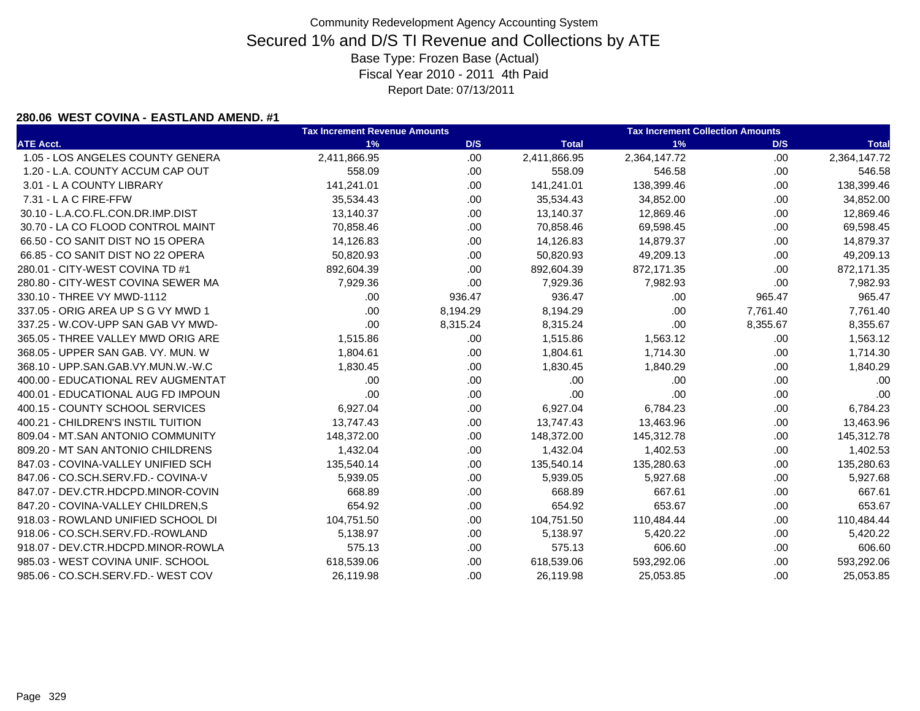Community Redevelopment Agency Accounting System

# Secured 1% and D/S TI Revenue and Collections by ATE

Base Type: Frozen Base (Actual)

Fiscal Year 2010 - 2011 4th Paid

Report Date: 07/13/2011

### 280.06 WEST COVINA - EASTLAND AMEND. #1

| ATE Acct. | Tax Increment Revenue Amounts 1% | D/S | Total | Tax Increment Collection Amounts 1% | D/S | Total |
|---|---|---|---|---|---|---|
| 1.05 - LOS ANGELES COUNTY GENERA | 2,411,866.95 | .00 | 2,411,866.95 | 2,364,147.72 | .00 | 2,364,147.72 |
| 1.20 - L.A. COUNTY ACCUM CAP OUT | 558.09 | .00 | 558.09 | 546.58 | .00 | 546.58 |
| 3.01 - L A COUNTY LIBRARY | 141,241.01 | .00 | 141,241.01 | 138,399.46 | .00 | 138,399.46 |
| 7.31 - L A C FIRE-FFW | 35,534.43 | .00 | 35,534.43 | 34,852.00 | .00 | 34,852.00 |
| 30.10 - L.A.CO.FL.CON.DR.IMP.DIST | 13,140.37 | .00 | 13,140.37 | 12,869.46 | .00 | 12,869.46 |
| 30.70 - LA CO FLOOD CONTROL MAINT | 70,858.46 | .00 | 70,858.46 | 69,598.45 | .00 | 69,598.45 |
| 66.50 - CO SANIT DIST NO 15 OPERA | 14,126.83 | .00 | 14,126.83 | 14,879.37 | .00 | 14,879.37 |
| 66.85 - CO SANIT DIST NO 22 OPERA | 50,820.93 | .00 | 50,820.93 | 49,209.13 | .00 | 49,209.13 |
| 280.01 - CITY-WEST COVINA TD #1 | 892,604.39 | .00 | 892,604.39 | 872,171.35 | .00 | 872,171.35 |
| 280.80 - CITY-WEST COVINA SEWER MA | 7,929.36 | .00 | 7,929.36 | 7,982.93 | .00 | 7,982.93 |
| 330.10 - THREE VY MWD-1112 | .00 | 936.47 | 936.47 | .00 | 965.47 | 965.47 |
| 337.05 - ORIG AREA UP S G VY MWD 1 | .00 | 8,194.29 | 8,194.29 | .00 | 7,761.40 | 7,761.40 |
| 337.25 - W.COV-UPP SAN GAB VY MWD- | .00 | 8,315.24 | 8,315.24 | .00 | 8,355.67 | 8,355.67 |
| 365.05 - THREE VALLEY MWD ORIG ARE | 1,515.86 | .00 | 1,515.86 | 1,563.12 | .00 | 1,563.12 |
| 368.05 - UPPER SAN GAB. VY. MUN. W | 1,804.61 | .00 | 1,804.61 | 1,714.30 | .00 | 1,714.30 |
| 368.10 - UPP.SAN.GAB.VY.MUN.W.-W.C | 1,830.45 | .00 | 1,830.45 | 1,840.29 | .00 | 1,840.29 |
| 400.00 - EDUCATIONAL REV AUGMENTAT | .00 | .00 | .00 | .00 | .00 | .00 |
| 400.01 - EDUCATIONAL AUG FD IMPOUN | .00 | .00 | .00 | .00 | .00 | .00 |
| 400.15 - COUNTY SCHOOL SERVICES | 6,927.04 | .00 | 6,927.04 | 6,784.23 | .00 | 6,784.23 |
| 400.21 - CHILDREN'S INSTIL TUITION | 13,747.43 | .00 | 13,747.43 | 13,463.96 | .00 | 13,463.96 |
| 809.04 - MT.SAN ANTONIO COMMUNITY | 148,372.00 | .00 | 148,372.00 | 145,312.78 | .00 | 145,312.78 |
| 809.20 - MT SAN ANTONIO CHILDRENS | 1,432.04 | .00 | 1,432.04 | 1,402.53 | .00 | 1,402.53 |
| 847.03 - COVINA-VALLEY UNIFIED SCH | 135,540.14 | .00 | 135,540.14 | 135,280.63 | .00 | 135,280.63 |
| 847.06 - CO.SCH.SERV.FD.- COVINA-V | 5,939.05 | .00 | 5,939.05 | 5,927.68 | .00 | 5,927.68 |
| 847.07 - DEV.CTR.HDCPD.MINOR-COVIN | 668.89 | .00 | 668.89 | 667.61 | .00 | 667.61 |
| 847.20 - COVINA-VALLEY CHILDREN,S | 654.92 | .00 | 654.92 | 653.67 | .00 | 653.67 |
| 918.03 - ROWLAND UNIFIED SCHOOL DI | 104,751.50 | .00 | 104,751.50 | 110,484.44 | .00 | 110,484.44 |
| 918.06 - CO.SCH.SERV.FD.-ROWLAND | 5,138.97 | .00 | 5,138.97 | 5,420.22 | .00 | 5,420.22 |
| 918.07 - DEV.CTR.HDCPD.MINOR-ROWLA | 575.13 | .00 | 575.13 | 606.60 | .00 | 606.60 |
| 985.03 - WEST COVINA UNIF. SCHOOL | 618,539.06 | .00 | 618,539.06 | 593,292.06 | .00 | 593,292.06 |
| 985.06 - CO.SCH.SERV.FD.- WEST COV | 26,119.98 | .00 | 26,119.98 | 25,053.85 | .00 | 25,053.85 |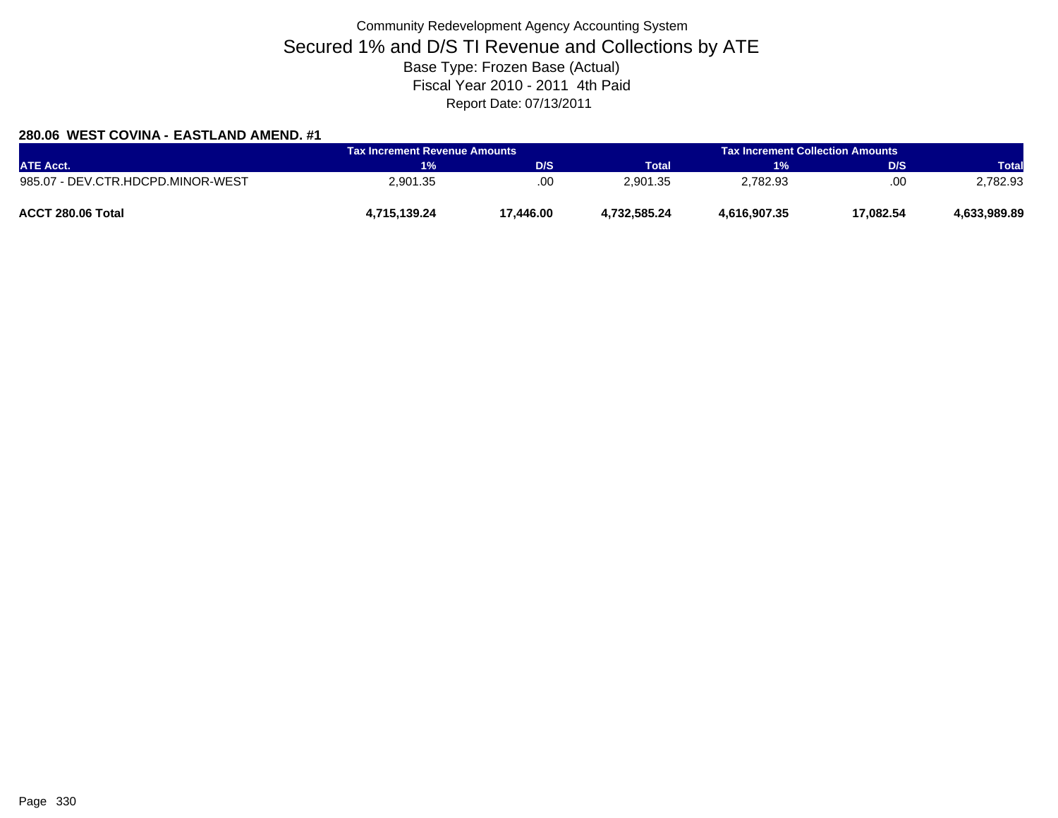Community Redevelopment Agency Accounting System

# Secured 1% and D/S TI Revenue and Collections by ATE

Base Type: Frozen Base (Actual)

Fiscal Year 2010 - 2011 4th Paid

Report Date: 07/13/2011

### 280.06 WEST COVINA - EASTLAND AMEND. #1

| | Tax Increment Revenue Amounts | | | Tax Increment Collection Amounts | | |
|---|---|---|---|---|---|---|
| ATE Acct. | 1% | D/S | Total | 1% | D/S | Total |
| 985.07 - DEV.CTR.HDCPD.MINOR-WEST | 2,901.35 | .00 | 2,901.35 | 2,782.93 | .00 | 2,782.93 |
| **ACCT 280.06 Total** | **4,715,139.24** | **17,446.00** | **4,732,585.24** | **4,616,907.35** | **17,082.54** | **4,633,989.89** |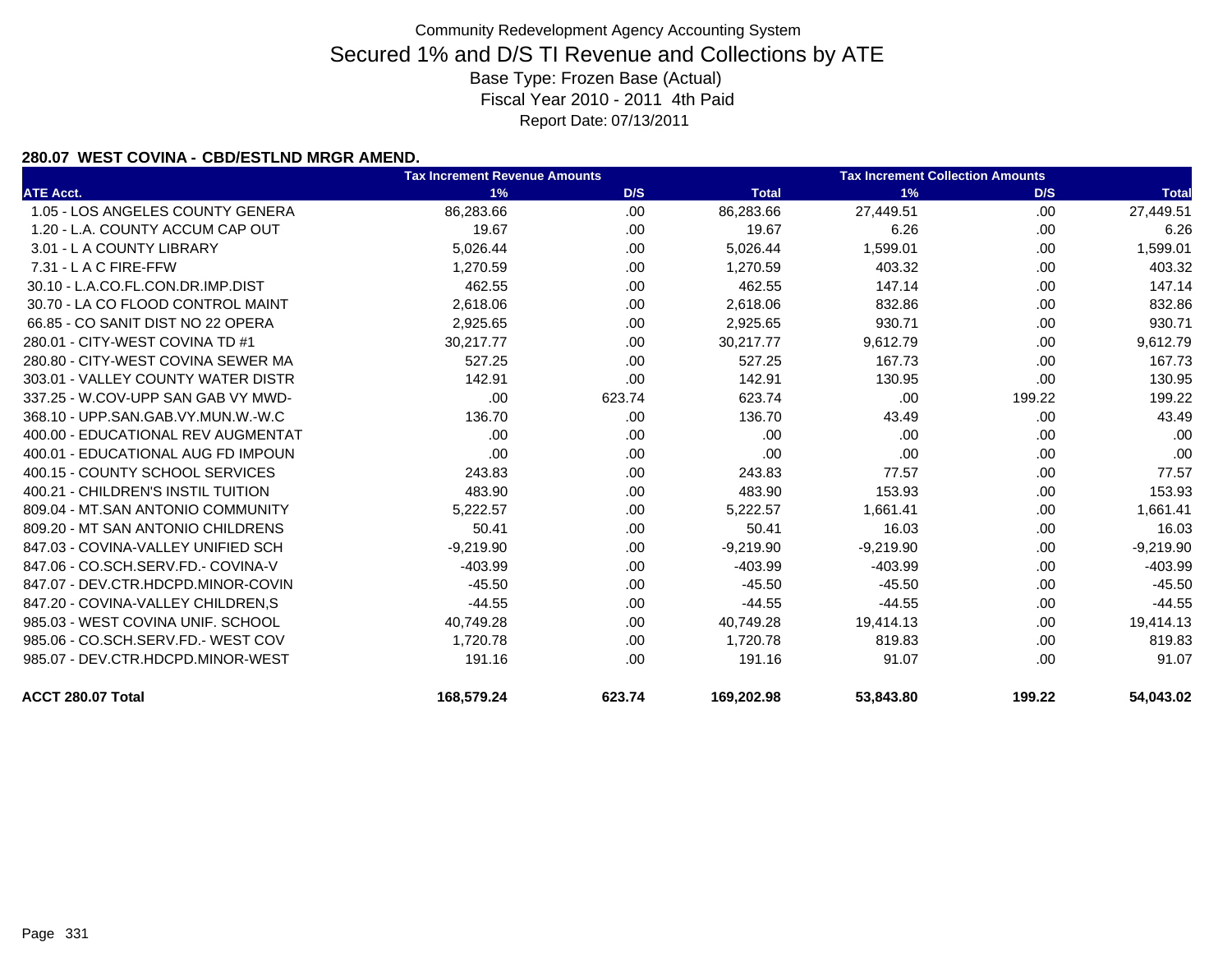Community Redevelopment Agency Accounting System

# Secured 1% and D/S TI Revenue and Collections by ATE

Base Type: Frozen Base (Actual)

Fiscal Year 2010 - 2011 4th Paid

Report Date: 07/13/2011

### 280.07 WEST COVINA - CBD/ESTLND MRGR AMEND.

| | Tax Increment Revenue Amounts | | | Tax Increment Collection Amounts | | |
|---|---|---|---|---|---|---|
| ATE Acct. | 1% | D/S | Total | 1% | D/S | Total |
| 1.05 - LOS ANGELES COUNTY GENERA | 86,283.66 | .00 | 86,283.66 | 27,449.51 | .00 | 27,449.51 |
| 1.20 - L.A. COUNTY ACCUM CAP OUT | 19.67 | .00 | 19.67 | 6.26 | .00 | 6.26 |
| 3.01 - L A COUNTY LIBRARY | 5,026.44 | .00 | 5,026.44 | 1,599.01 | .00 | 1,599.01 |
| 7.31 - L A C FIRE-FFW | 1,270.59 | .00 | 1,270.59 | 403.32 | .00 | 403.32 |
| 30.10 - L.A.CO.FL.CON.DR.IMP.DIST | 462.55 | .00 | 462.55 | 147.14 | .00 | 147.14 |
| 30.70 - LA CO FLOOD CONTROL MAINT | 2,618.06 | .00 | 2,618.06 | 832.86 | .00 | 832.86 |
| 66.85 - CO SANIT DIST NO 22 OPERA | 2,925.65 | .00 | 2,925.65 | 930.71 | .00 | 930.71 |
| 280.01 - CITY-WEST COVINA TD #1 | 30,217.77 | .00 | 30,217.77 | 9,612.79 | .00 | 9,612.79 |
| 280.80 - CITY-WEST COVINA SEWER MA | 527.25 | .00 | 527.25 | 167.73 | .00 | 167.73 |
| 303.01 - VALLEY COUNTY WATER DISTR | 142.91 | .00 | 142.91 | 130.95 | .00 | 130.95 |
| 337.25 - W.COV-UPP SAN GAB VY MWD- | .00 | 623.74 | 623.74 | .00 | 199.22 | 199.22 |
| 368.10 - UPP.SAN.GAB.VY.MUN.W.-W.C | 136.70 | .00 | 136.70 | 43.49 | .00 | 43.49 |
| 400.00 - EDUCATIONAL REV AUGMENTAT | .00 | .00 | .00 | .00 | .00 | .00 |
| 400.01 - EDUCATIONAL AUG FD IMPOUN | .00 | .00 | .00 | .00 | .00 | .00 |
| 400.15 - COUNTY SCHOOL SERVICES | 243.83 | .00 | 243.83 | 77.57 | .00 | 77.57 |
| 400.21 - CHILDREN'S INSTIL TUITION | 483.90 | .00 | 483.90 | 153.93 | .00 | 153.93 |
| 809.04 - MT.SAN ANTONIO COMMUNITY | 5,222.57 | .00 | 5,222.57 | 1,661.41 | .00 | 1,661.41 |
| 809.20 - MT SAN ANTONIO CHILDRENS | 50.41 | .00 | 50.41 | 16.03 | .00 | 16.03 |
| 847.03 - COVINA-VALLEY UNIFIED SCH | -9,219.90 | .00 | -9,219.90 | -9,219.90 | .00 | -9,219.90 |
| 847.06 - CO.SCH.SERV.FD.- COVINA-V | -403.99 | .00 | -403.99 | -403.99 | .00 | -403.99 |
| 847.07 - DEV.CTR.HDCPD.MINOR-COVIN | -45.50 | .00 | -45.50 | -45.50 | .00 | -45.50 |
| 847.20 - COVINA-VALLEY CHILDREN,S | -44.55 | .00 | -44.55 | -44.55 | .00 | -44.55 |
| 985.03 - WEST COVINA UNIF. SCHOOL | 40,749.28 | .00 | 40,749.28 | 19,414.13 | .00 | 19,414.13 |
| 985.06 - CO.SCH.SERV.FD.- WEST COV | 1,720.78 | .00 | 1,720.78 | 819.83 | .00 | 819.83 |
| 985.07 - DEV.CTR.HDCPD.MINOR-WEST | 191.16 | .00 | 191.16 | 91.07 | .00 | 91.07 |
| **ACCT 280.07 Total** | **168,579.24** | **623.74** | **169,202.98** | **53,843.80** | **199.22** | **54,043.02** |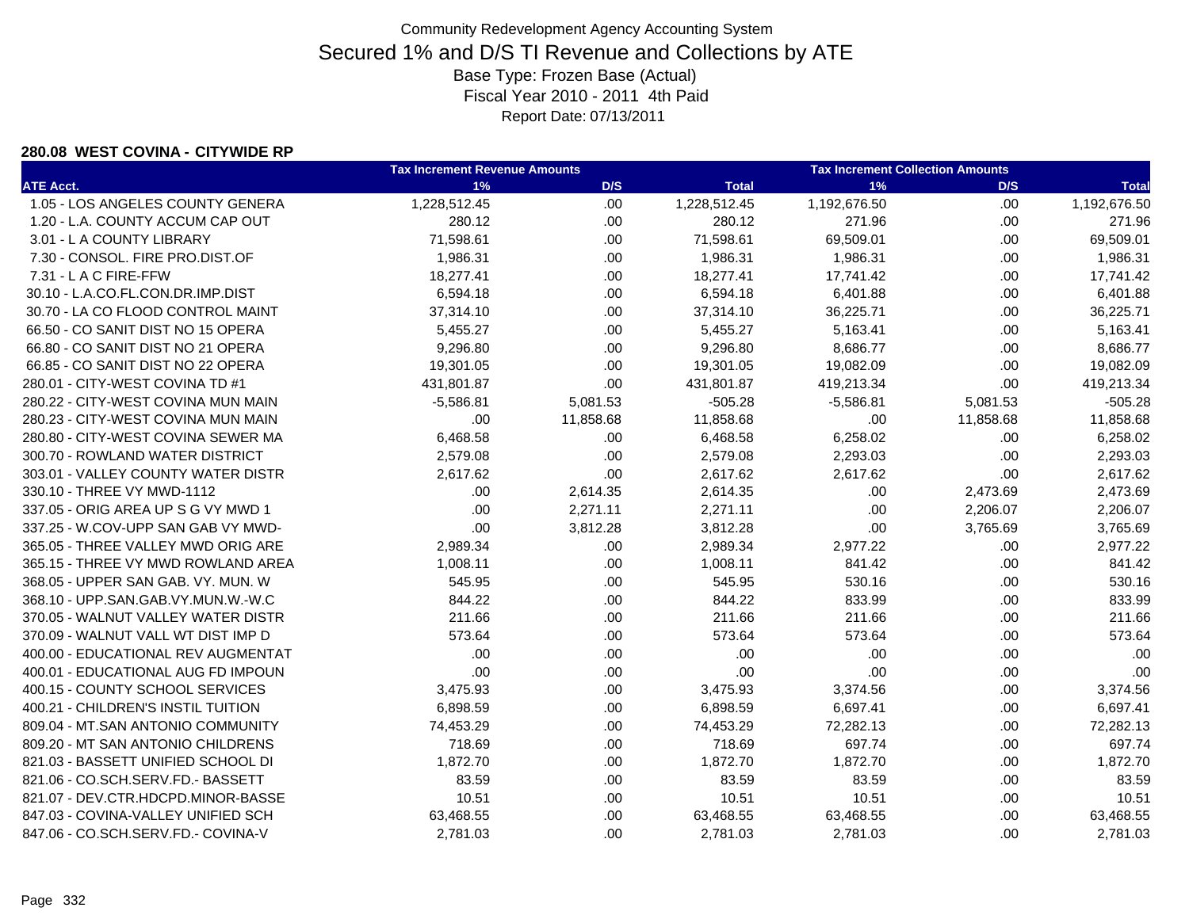Community Redevelopment Agency Accounting System

# Secured 1% and D/S TI Revenue and Collections by ATE

Base Type: Frozen Base (Actual)

Fiscal Year 2010 - 2011 4th Paid

Report Date: 07/13/2011

**280.08 WEST COVINA - CITYWIDE RP**

| | Tax Increment Revenue Amounts | | | Tax Increment Collection Amounts | | |
|---|---|---|---|---|---|---|
| ATE Acct. | 1% | D/S | Total | 1% | D/S | Total |
| 1.05 - LOS ANGELES COUNTY GENERA | 1,228,512.45 | .00 | 1,228,512.45 | 1,192,676.50 | .00 | 1,192,676.50 |
| 1.20 - L.A. COUNTY ACCUM CAP OUT | 280.12 | .00 | 280.12 | 271.96 | .00 | 271.96 |
| 3.01 - L A COUNTY LIBRARY | 71,598.61 | .00 | 71,598.61 | 69,509.01 | .00 | 69,509.01 |
| 7.30 - CONSOL. FIRE PRO.DIST.OF | 1,986.31 | .00 | 1,986.31 | 1,986.31 | .00 | 1,986.31 |
| 7.31 - L A C FIRE-FFW | 18,277.41 | .00 | 18,277.41 | 17,741.42 | .00 | 17,741.42 |
| 30.10 - L.A.CO.FL.CON.DR.IMP.DIST | 6,594.18 | .00 | 6,594.18 | 6,401.88 | .00 | 6,401.88 |
| 30.70 - LA CO FLOOD CONTROL MAINT | 37,314.10 | .00 | 37,314.10 | 36,225.71 | .00 | 36,225.71 |
| 66.50 - CO SANIT DIST NO 15 OPERA | 5,455.27 | .00 | 5,455.27 | 5,163.41 | .00 | 5,163.41 |
| 66.80 - CO SANIT DIST NO 21 OPERA | 9,296.80 | .00 | 9,296.80 | 8,686.77 | .00 | 8,686.77 |
| 66.85 - CO SANIT DIST NO 22 OPERA | 19,301.05 | .00 | 19,301.05 | 19,082.09 | .00 | 19,082.09 |
| 280.01 - CITY-WEST COVINA TD #1 | 431,801.87 | .00 | 431,801.87 | 419,213.34 | .00 | 419,213.34 |
| 280.22 - CITY-WEST COVINA MUN MAIN | -5,586.81 | 5,081.53 | -505.28 | -5,586.81 | 5,081.53 | -505.28 |
| 280.23 - CITY-WEST COVINA MUN MAIN | .00 | 11,858.68 | 11,858.68 | .00 | 11,858.68 | 11,858.68 |
| 280.80 - CITY-WEST COVINA SEWER MA | 6,468.58 | .00 | 6,468.58 | 6,258.02 | .00 | 6,258.02 |
| 300.70 - ROWLAND WATER DISTRICT | 2,579.08 | .00 | 2,579.08 | 2,293.03 | .00 | 2,293.03 |
| 303.01 - VALLEY COUNTY WATER DISTR | 2,617.62 | .00 | 2,617.62 | 2,617.62 | .00 | 2,617.62 |
| 330.10 - THREE VY MWD-1112 | .00 | 2,614.35 | 2,614.35 | .00 | 2,473.69 | 2,473.69 |
| 337.05 - ORIG AREA UP S G VY MWD 1 | .00 | 2,271.11 | 2,271.11 | .00 | 2,206.07 | 2,206.07 |
| 337.25 - W.COV-UPP SAN GAB VY MWD- | .00 | 3,812.28 | 3,812.28 | .00 | 3,765.69 | 3,765.69 |
| 365.05 - THREE VALLEY MWD ORIG ARE | 2,989.34 | .00 | 2,989.34 | 2,977.22 | .00 | 2,977.22 |
| 365.15 - THREE VY MWD ROWLAND AREA | 1,008.11 | .00 | 1,008.11 | 841.42 | .00 | 841.42 |
| 368.05 - UPPER SAN GAB. VY. MUN. W | 545.95 | .00 | 545.95 | 530.16 | .00 | 530.16 |
| 368.10 - UPP.SAN.GAB.VY.MUN.W.-W.C | 844.22 | .00 | 844.22 | 833.99 | .00 | 833.99 |
| 370.05 - WALNUT VALLEY WATER DISTR | 211.66 | .00 | 211.66 | 211.66 | .00 | 211.66 |
| 370.09 - WALNUT VALL WT DIST IMP D | 573.64 | .00 | 573.64 | 573.64 | .00 | 573.64 |
| 400.00 - EDUCATIONAL REV AUGMENTAT | .00 | .00 | .00 | .00 | .00 | .00 |
| 400.01 - EDUCATIONAL AUG FD IMPOUN | .00 | .00 | .00 | .00 | .00 | .00 |
| 400.15 - COUNTY SCHOOL SERVICES | 3,475.93 | .00 | 3,475.93 | 3,374.56 | .00 | 3,374.56 |
| 400.21 - CHILDREN'S INSTIL TUITION | 6,898.59 | .00 | 6,898.59 | 6,697.41 | .00 | 6,697.41 |
| 809.04 - MT.SAN ANTONIO COMMUNITY | 74,453.29 | .00 | 74,453.29 | 72,282.13 | .00 | 72,282.13 |
| 809.20 - MT SAN ANTONIO CHILDRENS | 718.69 | .00 | 718.69 | 697.74 | .00 | 697.74 |
| 821.03 - BASSETT UNIFIED SCHOOL DI | 1,872.70 | .00 | 1,872.70 | 1,872.70 | .00 | 1,872.70 |
| 821.06 - CO.SCH.SERV.FD.- BASSETT | 83.59 | .00 | 83.59 | 83.59 | .00 | 83.59 |
| 821.07 - DEV.CTR.HDCPD.MINOR-BASSE | 10.51 | .00 | 10.51 | 10.51 | .00 | 10.51 |
| 847.03 - COVINA-VALLEY UNIFIED SCH | 63,468.55 | .00 | 63,468.55 | 63,468.55 | .00 | 63,468.55 |
| 847.06 - CO.SCH.SERV.FD.- COVINA-V | 2,781.03 | .00 | 2,781.03 | 2,781.03 | .00 | 2,781.03 |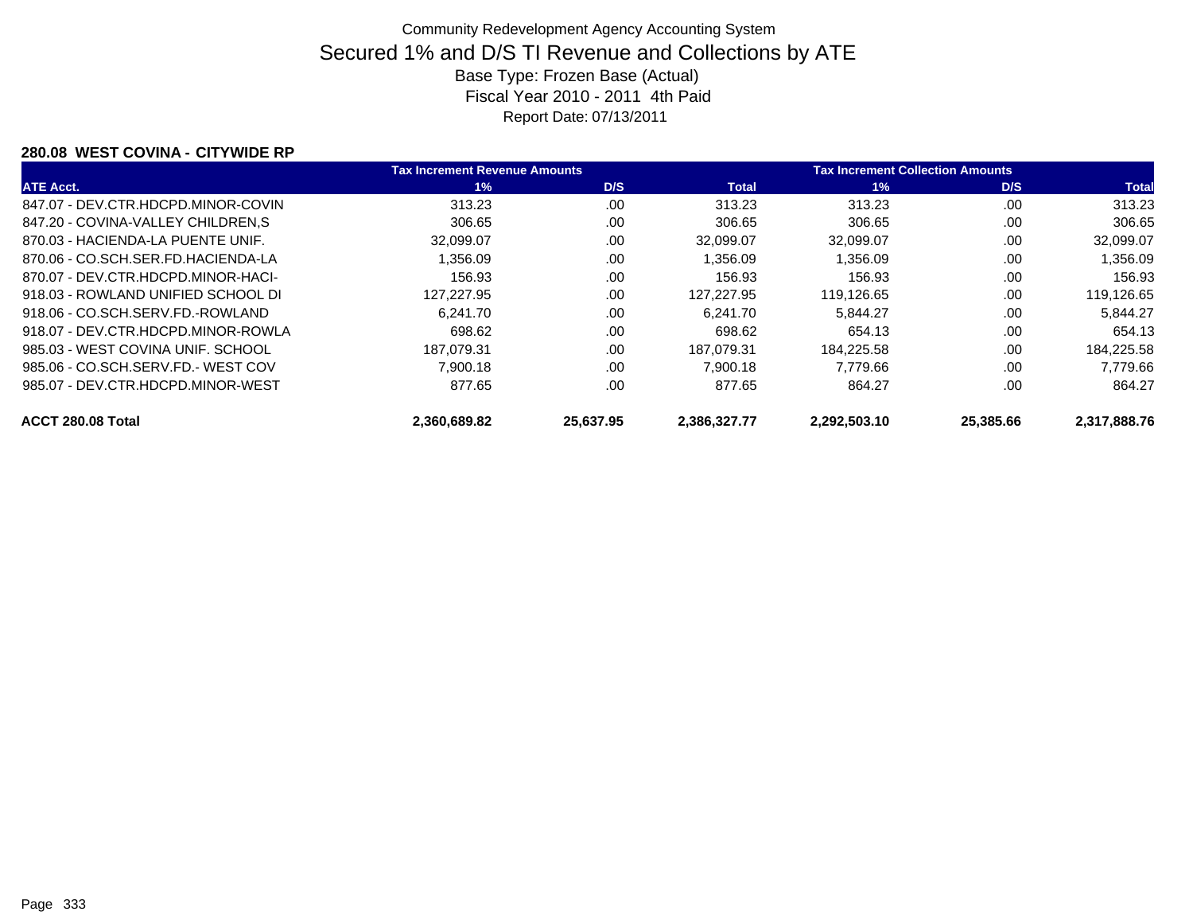Community Redevelopment Agency Accounting System

# Secured 1% and D/S TI Revenue and Collections by ATE

Base Type: Frozen Base (Actual)

Fiscal Year 2010 - 2011 4th Paid

Report Date: 07/13/2011

**280.08 WEST COVINA - CITYWIDE RP**

| | Tax Increment Revenue Amounts | | | Tax Increment Collection Amounts | | |
|---|---|---|---|---|---|---|
| ATE Acct. | 1% | D/S | Total | 1% | D/S | Total |
| 847.07 - DEV.CTR.HDCPD.MINOR-COVIN | 313.23 | .00 | 313.23 | 313.23 | .00 | 313.23 |
| 847.20 - COVINA-VALLEY CHILDREN,S | 306.65 | .00 | 306.65 | 306.65 | .00 | 306.65 |
| 870.03 - HACIENDA-LA PUENTE UNIF. | 32,099.07 | .00 | 32,099.07 | 32,099.07 | .00 | 32,099.07 |
| 870.06 - CO.SCH.SER.FD.HACIENDA-LA | 1,356.09 | .00 | 1,356.09 | 1,356.09 | .00 | 1,356.09 |
| 870.07 - DEV.CTR.HDCPD.MINOR-HACI- | 156.93 | .00 | 156.93 | 156.93 | .00 | 156.93 |
| 918.03 - ROWLAND UNIFIED SCHOOL DI | 127,227.95 | .00 | 127,227.95 | 119,126.65 | .00 | 119,126.65 |
| 918.06 - CO.SCH.SERV.FD.-ROWLAND | 6,241.70 | .00 | 6,241.70 | 5,844.27 | .00 | 5,844.27 |
| 918.07 - DEV.CTR.HDCPD.MINOR-ROWLA | 698.62 | .00 | 698.62 | 654.13 | .00 | 654.13 |
| 985.03 - WEST COVINA UNIF. SCHOOL | 187,079.31 | .00 | 187,079.31 | 184,225.58 | .00 | 184,225.58 |
| 985.06 - CO.SCH.SERV.FD.- WEST COV | 7,900.18 | .00 | 7,900.18 | 7,779.66 | .00 | 7,779.66 |
| 985.07 - DEV.CTR.HDCPD.MINOR-WEST | 877.65 | .00 | 877.65 | 864.27 | .00 | 864.27 |
| **ACCT 280.08 Total** | **2,360,689.82** | **25,637.95** | **2,386,327.77** | **2,292,503.10** | **25,385.66** | **2,317,888.76** |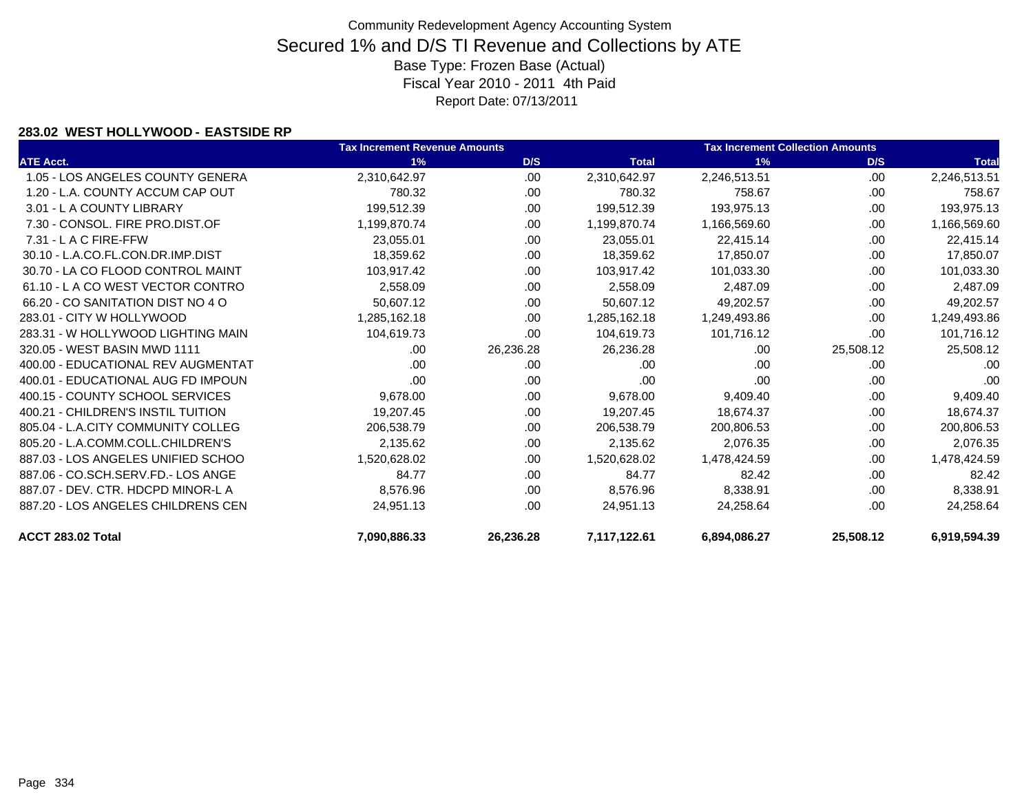# Community Redevelopment Agency Accounting System

## Secured 1% and D/S TI Revenue and Collections by ATE

Base Type: Frozen Base (Actual)
Fiscal Year 2010 - 2011 4th Paid
Report Date: 07/13/2011

### 283.02 WEST HOLLYWOOD - EASTSIDE RP

| | Tax Increment Revenue Amounts | | | Tax Increment Collection Amounts | | |
|---|---|---|---|---|---|---|
| ATE Acct. | 1% | D/S | Total | 1% | D/S | Total |
| 1.05 - LOS ANGELES COUNTY GENERA | 2,310,642.97 | .00 | 2,310,642.97 | 2,246,513.51 | .00 | 2,246,513.51 |
| 1.20 - L.A. COUNTY ACCUM CAP OUT | 780.32 | .00 | 780.32 | 758.67 | .00 | 758.67 |
| 3.01 - L A COUNTY LIBRARY | 199,512.39 | .00 | 199,512.39 | 193,975.13 | .00 | 193,975.13 |
| 7.30 - CONSOL. FIRE PRO.DIST.OF | 1,199,870.74 | .00 | 1,199,870.74 | 1,166,569.60 | .00 | 1,166,569.60 |
| 7.31 - L A C FIRE-FFW | 23,055.01 | .00 | 23,055.01 | 22,415.14 | .00 | 22,415.14 |
| 30.10 - L.A.CO.FL.CON.DR.IMP.DIST | 18,359.62 | .00 | 18,359.62 | 17,850.07 | .00 | 17,850.07 |
| 30.70 - LA CO FLOOD CONTROL MAINT | 103,917.42 | .00 | 103,917.42 | 101,033.30 | .00 | 101,033.30 |
| 61.10 - L A CO WEST VECTOR CONTRO | 2,558.09 | .00 | 2,558.09 | 2,487.09 | .00 | 2,487.09 |
| 66.20 - CO SANITATION DIST NO 4 O | 50,607.12 | .00 | 50,607.12 | 49,202.57 | .00 | 49,202.57 |
| 283.01 - CITY W HOLLYWOOD | 1,285,162.18 | .00 | 1,285,162.18 | 1,249,493.86 | .00 | 1,249,493.86 |
| 283.31 - W HOLLYWOOD LIGHTING MAIN | 104,619.73 | .00 | 104,619.73 | 101,716.12 | .00 | 101,716.12 |
| 320.05 - WEST BASIN MWD 1111 | .00 | 26,236.28 | 26,236.28 | .00 | 25,508.12 | 25,508.12 |
| 400.00 - EDUCATIONAL REV AUGMENTAT | .00 | .00 | .00 | .00 | .00 | .00 |
| 400.01 - EDUCATIONAL AUG FD IMPOUN | .00 | .00 | .00 | .00 | .00 | .00 |
| 400.15 - COUNTY SCHOOL SERVICES | 9,678.00 | .00 | 9,678.00 | 9,409.40 | .00 | 9,409.40 |
| 400.21 - CHILDREN'S INSTIL TUITION | 19,207.45 | .00 | 19,207.45 | 18,674.37 | .00 | 18,674.37 |
| 805.04 - L.A.CITY COMMUNITY COLLEG | 206,538.79 | .00 | 206,538.79 | 200,806.53 | .00 | 200,806.53 |
| 805.20 - L.A.COMM.COLL.CHILDREN'S | 2,135.62 | .00 | 2,135.62 | 2,076.35 | .00 | 2,076.35 |
| 887.03 - LOS ANGELES UNIFIED SCHOO | 1,520,628.02 | .00 | 1,520,628.02 | 1,478,424.59 | .00 | 1,478,424.59 |
| 887.06 - CO.SCH.SERV.FD.- LOS ANGE | 84.77 | .00 | 84.77 | 82.42 | .00 | 82.42 |
| 887.07 - DEV. CTR. HDCPD MINOR-L A | 8,576.96 | .00 | 8,576.96 | 8,338.91 | .00 | 8,338.91 |
| 887.20 - LOS ANGELES CHILDRENS CEN | 24,951.13 | .00 | 24,951.13 | 24,258.64 | .00 | 24,258.64 |
| **ACCT 283.02 Total** | **7,090,886.33** | **26,236.28** | **7,117,122.61** | **6,894,086.27** | **25,508.12** | **6,919,594.39** |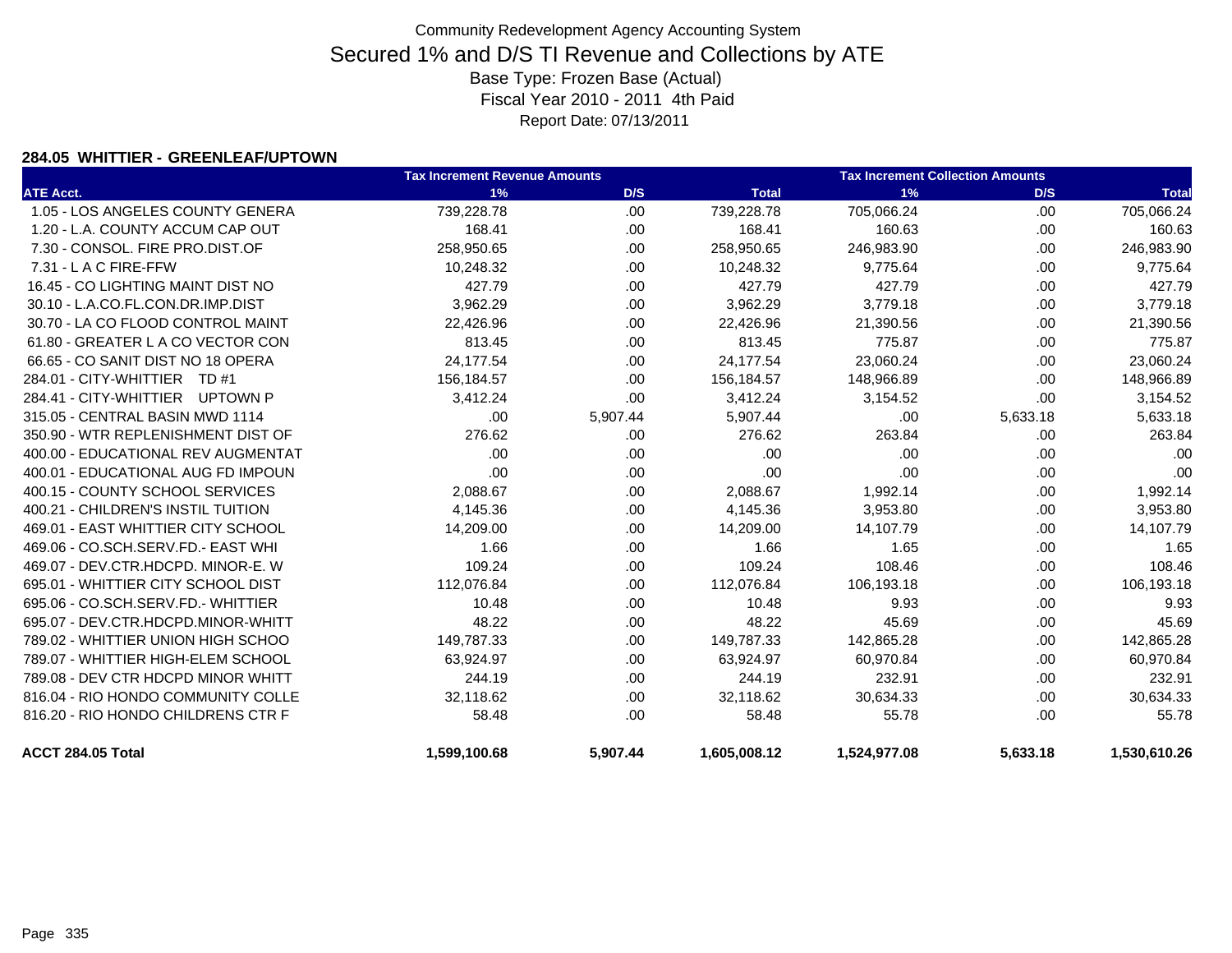Community Redevelopment Agency Accounting System

# Secured 1% and D/S TI Revenue and Collections by ATE

Base Type: Frozen Base (Actual)

Fiscal Year 2010 - 2011 4th Paid

Report Date: 07/13/2011

### 284.05 WHITTIER - GREENLEAF/UPTOWN

| | Tax Increment Revenue Amounts | | | Tax Increment Collection Amounts | | |
|---|---|---|---|---|---|---|
| ATE Acct. | 1% | D/S | Total | 1% | D/S | Total |
| 1.05 - LOS ANGELES COUNTY GENERA | 739,228.78 | .00 | 739,228.78 | 705,066.24 | .00 | 705,066.24 |
| 1.20 - L.A. COUNTY ACCUM CAP OUT | 168.41 | .00 | 168.41 | 160.63 | .00 | 160.63 |
| 7.30 - CONSOL. FIRE PRO.DIST.OF | 258,950.65 | .00 | 258,950.65 | 246,983.90 | .00 | 246,983.90 |
| 7.31 - L A C FIRE-FFW | 10,248.32 | .00 | 10,248.32 | 9,775.64 | .00 | 9,775.64 |
| 16.45 - CO LIGHTING MAINT DIST NO | 427.79 | .00 | 427.79 | 427.79 | .00 | 427.79 |
| 30.10 - L.A.CO.FL.CON.DR.IMP.DIST | 3,962.29 | .00 | 3,962.29 | 3,779.18 | .00 | 3,779.18 |
| 30.70 - LA CO FLOOD CONTROL MAINT | 22,426.96 | .00 | 22,426.96 | 21,390.56 | .00 | 21,390.56 |
| 61.80 - GREATER L A CO VECTOR CON | 813.45 | .00 | 813.45 | 775.87 | .00 | 775.87 |
| 66.65 - CO SANIT DIST NO 18 OPERA | 24,177.54 | .00 | 24,177.54 | 23,060.24 | .00 | 23,060.24 |
| 284.01 - CITY-WHITTIER TD #1 | 156,184.57 | .00 | 156,184.57 | 148,966.89 | .00 | 148,966.89 |
| 284.41 - CITY-WHITTIER UPTOWN P | 3,412.24 | .00 | 3,412.24 | 3,154.52 | .00 | 3,154.52 |
| 315.05 - CENTRAL BASIN MWD 1114 | .00 | 5,907.44 | 5,907.44 | .00 | 5,633.18 | 5,633.18 |
| 350.90 - WTR REPLENISHMENT DIST OF | 276.62 | .00 | 276.62 | 263.84 | .00 | 263.84 |
| 400.00 - EDUCATIONAL REV AUGMENTAT | .00 | .00 | .00 | .00 | .00 | .00 |
| 400.01 - EDUCATIONAL AUG FD IMPOUN | .00 | .00 | .00 | .00 | .00 | .00 |
| 400.15 - COUNTY SCHOOL SERVICES | 2,088.67 | .00 | 2,088.67 | 1,992.14 | .00 | 1,992.14 |
| 400.21 - CHILDREN'S INSTIL TUITION | 4,145.36 | .00 | 4,145.36 | 3,953.80 | .00 | 3,953.80 |
| 469.01 - EAST WHITTIER CITY SCHOOL | 14,209.00 | .00 | 14,209.00 | 14,107.79 | .00 | 14,107.79 |
| 469.06 - CO.SCH.SERV.FD.- EAST WHI | 1.66 | .00 | 1.66 | 1.65 | .00 | 1.65 |
| 469.07 - DEV.CTR.HDCPD. MINOR-E. W | 109.24 | .00 | 109.24 | 108.46 | .00 | 108.46 |
| 695.01 - WHITTIER CITY SCHOOL DIST | 112,076.84 | .00 | 112,076.84 | 106,193.18 | .00 | 106,193.18 |
| 695.06 - CO.SCH.SERV.FD.- WHITTIER | 10.48 | .00 | 10.48 | 9.93 | .00 | 9.93 |
| 695.07 - DEV.CTR.HDCPD.MINOR-WHITT | 48.22 | .00 | 48.22 | 45.69 | .00 | 45.69 |
| 789.02 - WHITTIER UNION HIGH SCHOO | 149,787.33 | .00 | 149,787.33 | 142,865.28 | .00 | 142,865.28 |
| 789.07 - WHITTIER HIGH-ELEM SCHOOL | 63,924.97 | .00 | 63,924.97 | 60,970.84 | .00 | 60,970.84 |
| 789.08 - DEV CTR HDCPD MINOR WHITT | 244.19 | .00 | 244.19 | 232.91 | .00 | 232.91 |
| 816.04 - RIO HONDO COMMUNITY COLLE | 32,118.62 | .00 | 32,118.62 | 30,634.33 | .00 | 30,634.33 |
| 816.20 - RIO HONDO CHILDRENS CTR F | 58.48 | .00 | 58.48 | 55.78 | .00 | 55.78 |
| **ACCT 284.05 Total** | **1,599,100.68** | **5,907.44** | **1,605,008.12** | **1,524,977.08** | **5,633.18** | **1,530,610.26** |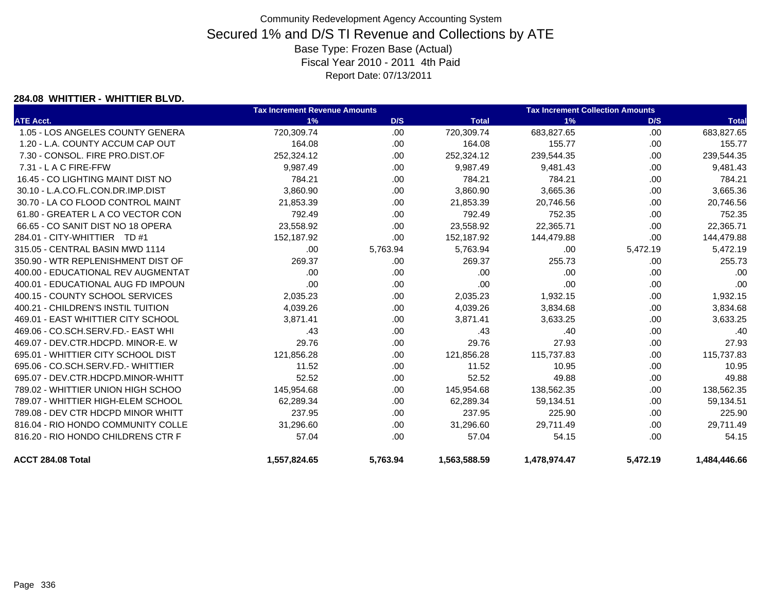Community Redevelopment Agency Accounting System

# Secured 1% and D/S TI Revenue and Collections by ATE

Base Type: Frozen Base (Actual)

Fiscal Year 2010 - 2011 4th Paid

Report Date: 07/13/2011

**284.08 WHITTIER - WHITTIER BLVD.**

| | Tax Increment Revenue Amounts | | | Tax Increment Collection Amounts | | |
|---|---|---|---|---|---|---|
| ATE Acct. | 1% | D/S | Total | 1% | D/S | Total |
| 1.05 - LOS ANGELES COUNTY GENERA | 720,309.74 | .00 | 720,309.74 | 683,827.65 | .00 | 683,827.65 |
| 1.20 - L.A. COUNTY ACCUM CAP OUT | 164.08 | .00 | 164.08 | 155.77 | .00 | 155.77 |
| 7.30 - CONSOL. FIRE PRO.DIST.OF | 252,324.12 | .00 | 252,324.12 | 239,544.35 | .00 | 239,544.35 |
| 7.31 - L A C FIRE-FFW | 9,987.49 | .00 | 9,987.49 | 9,481.43 | .00 | 9,481.43 |
| 16.45 - CO LIGHTING MAINT DIST NO | 784.21 | .00 | 784.21 | 784.21 | .00 | 784.21 |
| 30.10 - L.A.CO.FL.CON.DR.IMP.DIST | 3,860.90 | .00 | 3,860.90 | 3,665.36 | .00 | 3,665.36 |
| 30.70 - LA CO FLOOD CONTROL MAINT | 21,853.39 | .00 | 21,853.39 | 20,746.56 | .00 | 20,746.56 |
| 61.80 - GREATER L A CO VECTOR CON | 792.49 | .00 | 792.49 | 752.35 | .00 | 752.35 |
| 66.65 - CO SANIT DIST NO 18 OPERA | 23,558.92 | .00 | 23,558.92 | 22,365.71 | .00 | 22,365.71 |
| 284.01 - CITY-WHITTIER TD #1 | 152,187.92 | .00 | 152,187.92 | 144,479.88 | .00 | 144,479.88 |
| 315.05 - CENTRAL BASIN MWD 1114 | .00 | 5,763.94 | 5,763.94 | .00 | 5,472.19 | 5,472.19 |
| 350.90 - WTR REPLENISHMENT DIST OF | 269.37 | .00 | 269.37 | 255.73 | .00 | 255.73 |
| 400.00 - EDUCATIONAL REV AUGMENTAT | .00 | .00 | .00 | .00 | .00 | .00 |
| 400.01 - EDUCATIONAL AUG FD IMPOUN | .00 | .00 | .00 | .00 | .00 | .00 |
| 400.15 - COUNTY SCHOOL SERVICES | 2,035.23 | .00 | 2,035.23 | 1,932.15 | .00 | 1,932.15 |
| 400.21 - CHILDREN'S INSTIL TUITION | 4,039.26 | .00 | 4,039.26 | 3,834.68 | .00 | 3,834.68 |
| 469.01 - EAST WHITTIER CITY SCHOOL | 3,871.41 | .00 | 3,871.41 | 3,633.25 | .00 | 3,633.25 |
| 469.06 - CO.SCH.SERV.FD.- EAST WHI | .43 | .00 | .43 | .40 | .00 | .40 |
| 469.07 - DEV.CTR.HDCPD. MINOR-E. W | 29.76 | .00 | 29.76 | 27.93 | .00 | 27.93 |
| 695.01 - WHITTIER CITY SCHOOL DIST | 121,856.28 | .00 | 121,856.28 | 115,737.83 | .00 | 115,737.83 |
| 695.06 - CO.SCH.SERV.FD.- WHITTIER | 11.52 | .00 | 11.52 | 10.95 | .00 | 10.95 |
| 695.07 - DEV.CTR.HDCPD.MINOR-WHITT | 52.52 | .00 | 52.52 | 49.88 | .00 | 49.88 |
| 789.02 - WHITTIER UNION HIGH SCHOO | 145,954.68 | .00 | 145,954.68 | 138,562.35 | .00 | 138,562.35 |
| 789.07 - WHITTIER HIGH-ELEM SCHOOL | 62,289.34 | .00 | 62,289.34 | 59,134.51 | .00 | 59,134.51 |
| 789.08 - DEV CTR HDCPD MINOR WHITT | 237.95 | .00 | 237.95 | 225.90 | .00 | 225.90 |
| 816.04 - RIO HONDO COMMUNITY COLLE | 31,296.60 | .00 | 31,296.60 | 29,711.49 | .00 | 29,711.49 |
| 816.20 - RIO HONDO CHILDRENS CTR F | 57.04 | .00 | 57.04 | 54.15 | .00 | 54.15 |
| **ACCT 284.08 Total** | **1,557,824.65** | **5,763.94** | **1,563,588.59** | **1,478,974.47** | **5,472.19** | **1,484,446.66** |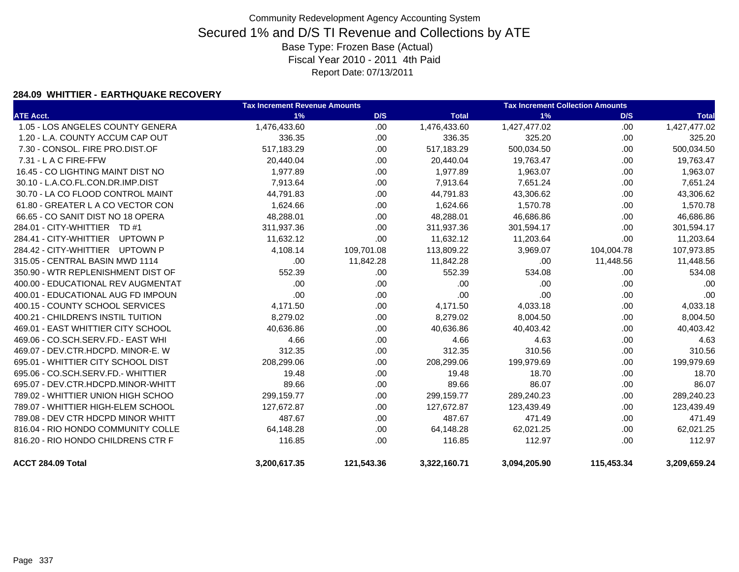# Community Redevelopment Agency Accounting System

## Secured 1% and D/S TI Revenue and Collections by ATE

Base Type: Frozen Base (Actual)

Fiscal Year 2010 - 2011 4th Paid

Report Date: 07/13/2011

### 284.09 WHITTIER - EARTHQUAKE RECOVERY

| | Tax Increment Revenue Amounts | | | Tax Increment Collection Amounts | | |
|---|---|---|---|---|---|---|
| ATE Acct. | 1% | D/S | Total | 1% | D/S | Total |
| 1.05 - LOS ANGELES COUNTY GENERA | 1,476,433.60 | .00 | 1,476,433.60 | 1,427,477.02 | .00 | 1,427,477.02 |
| 1.20 - L.A. COUNTY ACCUM CAP OUT | 336.35 | .00 | 336.35 | 325.20 | .00 | 325.20 |
| 7.30 - CONSOL. FIRE PRO.DIST.OF | 517,183.29 | .00 | 517,183.29 | 500,034.50 | .00 | 500,034.50 |
| 7.31 - L A C FIRE-FFW | 20,440.04 | .00 | 20,440.04 | 19,763.47 | .00 | 19,763.47 |
| 16.45 - CO LIGHTING MAINT DIST NO | 1,977.89 | .00 | 1,977.89 | 1,963.07 | .00 | 1,963.07 |
| 30.10 - L.A.CO.FL.CON.DR.IMP.DIST | 7,913.64 | .00 | 7,913.64 | 7,651.24 | .00 | 7,651.24 |
| 30.70 - LA CO FLOOD CONTROL MAINT | 44,791.83 | .00 | 44,791.83 | 43,306.62 | .00 | 43,306.62 |
| 61.80 - GREATER L A CO VECTOR CON | 1,624.66 | .00 | 1,624.66 | 1,570.78 | .00 | 1,570.78 |
| 66.65 - CO SANIT DIST NO 18 OPERA | 48,288.01 | .00 | 48,288.01 | 46,686.86 | .00 | 46,686.86 |
| 284.01 - CITY-WHITTIER TD #1 | 311,937.36 | .00 | 311,937.36 | 301,594.17 | .00 | 301,594.17 |
| 284.41 - CITY-WHITTIER UPTOWN P | 11,632.12 | .00 | 11,632.12 | 11,203.64 | .00 | 11,203.64 |
| 284.42 - CITY-WHITTIER UPTOWN P | 4,108.14 | 109,701.08 | 113,809.22 | 3,969.07 | 104,004.78 | 107,973.85 |
| 315.05 - CENTRAL BASIN MWD 1114 | .00 | 11,842.28 | 11,842.28 | .00 | 11,448.56 | 11,448.56 |
| 350.90 - WTR REPLENISHMENT DIST OF | 552.39 | .00 | 552.39 | 534.08 | .00 | 534.08 |
| 400.00 - EDUCATIONAL REV AUGMENTAT | .00 | .00 | .00 | .00 | .00 | .00 |
| 400.01 - EDUCATIONAL AUG FD IMPOUN | .00 | .00 | .00 | .00 | .00 | .00 |
| 400.15 - COUNTY SCHOOL SERVICES | 4,171.50 | .00 | 4,171.50 | 4,033.18 | .00 | 4,033.18 |
| 400.21 - CHILDREN'S INSTIL TUITION | 8,279.02 | .00 | 8,279.02 | 8,004.50 | .00 | 8,004.50 |
| 469.01 - EAST WHITTIER CITY SCHOOL | 40,636.86 | .00 | 40,636.86 | 40,403.42 | .00 | 40,403.42 |
| 469.06 - CO.SCH.SERV.FD.- EAST WHI | 4.66 | .00 | 4.66 | 4.63 | .00 | 4.63 |
| 469.07 - DEV.CTR.HDCPD. MINOR-E. W | 312.35 | .00 | 312.35 | 310.56 | .00 | 310.56 |
| 695.01 - WHITTIER CITY SCHOOL DIST | 208,299.06 | .00 | 208,299.06 | 199,979.69 | .00 | 199,979.69 |
| 695.06 - CO.SCH.SERV.FD.- WHITTIER | 19.48 | .00 | 19.48 | 18.70 | .00 | 18.70 |
| 695.07 - DEV.CTR.HDCPD.MINOR-WHITT | 89.66 | .00 | 89.66 | 86.07 | .00 | 86.07 |
| 789.02 - WHITTIER UNION HIGH SCHOO | 299,159.77 | .00 | 299,159.77 | 289,240.23 | .00 | 289,240.23 |
| 789.07 - WHITTIER HIGH-ELEM SCHOOL | 127,672.87 | .00 | 127,672.87 | 123,439.49 | .00 | 123,439.49 |
| 789.08 - DEV CTR HDCPD MINOR WHITT | 487.67 | .00 | 487.67 | 471.49 | .00 | 471.49 |
| 816.04 - RIO HONDO COMMUNITY COLLE | 64,148.28 | .00 | 64,148.28 | 62,021.25 | .00 | 62,021.25 |
| 816.20 - RIO HONDO CHILDRENS CTR F | 116.85 | .00 | 116.85 | 112.97 | .00 | 112.97 |
| **ACCT 284.09 Total** | **3,200,617.35** | **121,543.36** | **3,322,160.71** | **3,094,205.90** | **115,453.34** | **3,209,659.24** |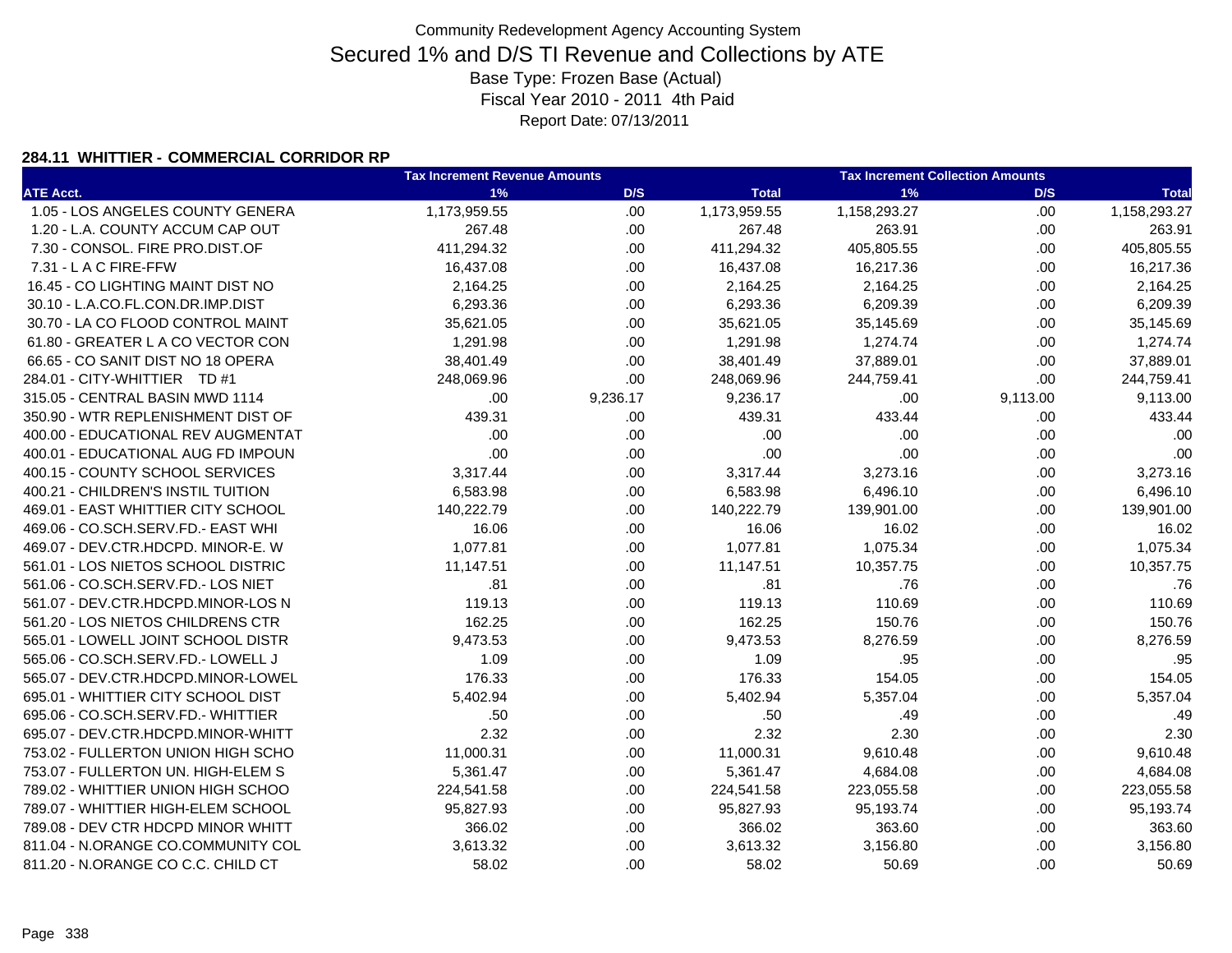Community Redevelopment Agency Accounting System

# Secured 1% and D/S TI Revenue and Collections by ATE

Base Type: Frozen Base (Actual)
Fiscal Year 2010 - 2011 4th Paid
Report Date: 07/13/2011

### 284.11 WHITTIER - COMMERCIAL CORRIDOR RP

| | Tax Increment Revenue Amounts | | | Tax Increment Collection Amounts | | |
|---|---|---|---|---|---|---|
| ATE Acct. | 1% | D/S | Total | 1% | D/S | Total |
| 1.05 - LOS ANGELES COUNTY GENERA | 1,173,959.55 | .00 | 1,173,959.55 | 1,158,293.27 | .00 | 1,158,293.27 |
| 1.20 - L.A. COUNTY ACCUM CAP OUT | 267.48 | .00 | 267.48 | 263.91 | .00 | 263.91 |
| 7.30 - CONSOL. FIRE PRO.DIST.OF | 411,294.32 | .00 | 411,294.32 | 405,805.55 | .00 | 405,805.55 |
| 7.31 - L A C FIRE-FFW | 16,437.08 | .00 | 16,437.08 | 16,217.36 | .00 | 16,217.36 |
| 16.45 - CO LIGHTING MAINT DIST NO | 2,164.25 | .00 | 2,164.25 | 2,164.25 | .00 | 2,164.25 |
| 30.10 - L.A.CO.FL.CON.DR.IMP.DIST | 6,293.36 | .00 | 6,293.36 | 6,209.39 | .00 | 6,209.39 |
| 30.70 - LA CO FLOOD CONTROL MAINT | 35,621.05 | .00 | 35,621.05 | 35,145.69 | .00 | 35,145.69 |
| 61.80 - GREATER L A CO VECTOR CON | 1,291.98 | .00 | 1,291.98 | 1,274.74 | .00 | 1,274.74 |
| 66.65 - CO SANIT DIST NO 18 OPERA | 38,401.49 | .00 | 38,401.49 | 37,889.01 | .00 | 37,889.01 |
| 284.01 - CITY-WHITTIER TD #1 | 248,069.96 | .00 | 248,069.96 | 244,759.41 | .00 | 244,759.41 |
| 315.05 - CENTRAL BASIN MWD 1114 | .00 | 9,236.17 | 9,236.17 | .00 | 9,113.00 | 9,113.00 |
| 350.90 - WTR REPLENISHMENT DIST OF | 439.31 | .00 | 439.31 | 433.44 | .00 | 433.44 |
| 400.00 - EDUCATIONAL REV AUGMENTAT | .00 | .00 | .00 | .00 | .00 | .00 |
| 400.01 - EDUCATIONAL AUG FD IMPOUN | .00 | .00 | .00 | .00 | .00 | .00 |
| 400.15 - COUNTY SCHOOL SERVICES | 3,317.44 | .00 | 3,317.44 | 3,273.16 | .00 | 3,273.16 |
| 400.21 - CHILDREN'S INSTIL TUITION | 6,583.98 | .00 | 6,583.98 | 6,496.10 | .00 | 6,496.10 |
| 469.01 - EAST WHITTIER CITY SCHOOL | 140,222.79 | .00 | 140,222.79 | 139,901.00 | .00 | 139,901.00 |
| 469.06 - CO.SCH.SERV.FD.- EAST WHI | 16.06 | .00 | 16.06 | 16.02 | .00 | 16.02 |
| 469.07 - DEV.CTR.HDCPD. MINOR-E. W | 1,077.81 | .00 | 1,077.81 | 1,075.34 | .00 | 1,075.34 |
| 561.01 - LOS NIETOS SCHOOL DISTRIC | 11,147.51 | .00 | 11,147.51 | 10,357.75 | .00 | 10,357.75 |
| 561.06 - CO.SCH.SERV.FD.- LOS NIET | .81 | .00 | .81 | .76 | .00 | .76 |
| 561.07 - DEV.CTR.HDCPD.MINOR-LOS N | 119.13 | .00 | 119.13 | 110.69 | .00 | 110.69 |
| 561.20 - LOS NIETOS CHILDRENS CTR | 162.25 | .00 | 162.25 | 150.76 | .00 | 150.76 |
| 565.01 - LOWELL JOINT SCHOOL DISTR | 9,473.53 | .00 | 9,473.53 | 8,276.59 | .00 | 8,276.59 |
| 565.06 - CO.SCH.SERV.FD.- LOWELL J | 1.09 | .00 | 1.09 | .95 | .00 | .95 |
| 565.07 - DEV.CTR.HDCPD.MINOR-LOWEL | 176.33 | .00 | 176.33 | 154.05 | .00 | 154.05 |
| 695.01 - WHITTIER CITY SCHOOL DIST | 5,402.94 | .00 | 5,402.94 | 5,357.04 | .00 | 5,357.04 |
| 695.06 - CO.SCH.SERV.FD.- WHITTIER | .50 | .00 | .50 | .49 | .00 | .49 |
| 695.07 - DEV.CTR.HDCPD.MINOR-WHITT | 2.32 | .00 | 2.32 | 2.30 | .00 | 2.30 |
| 753.02 - FULLERTON UNION HIGH SCHO | 11,000.31 | .00 | 11,000.31 | 9,610.48 | .00 | 9,610.48 |
| 753.07 - FULLERTON UN. HIGH-ELEM S | 5,361.47 | .00 | 5,361.47 | 4,684.08 | .00 | 4,684.08 |
| 789.02 - WHITTIER UNION HIGH SCHOO | 224,541.58 | .00 | 224,541.58 | 223,055.58 | .00 | 223,055.58 |
| 789.07 - WHITTIER HIGH-ELEM SCHOOL | 95,827.93 | .00 | 95,827.93 | 95,193.74 | .00 | 95,193.74 |
| 789.08 - DEV CTR HDCPD MINOR WHITT | 366.02 | .00 | 366.02 | 363.60 | .00 | 363.60 |
| 811.04 - N.ORANGE CO.COMMUNITY COL | 3,613.32 | .00 | 3,613.32 | 3,156.80 | .00 | 3,156.80 |
| 811.20 - N.ORANGE CO C.C. CHILD CT | 58.02 | .00 | 58.02 | 50.69 | .00 | 50.69 |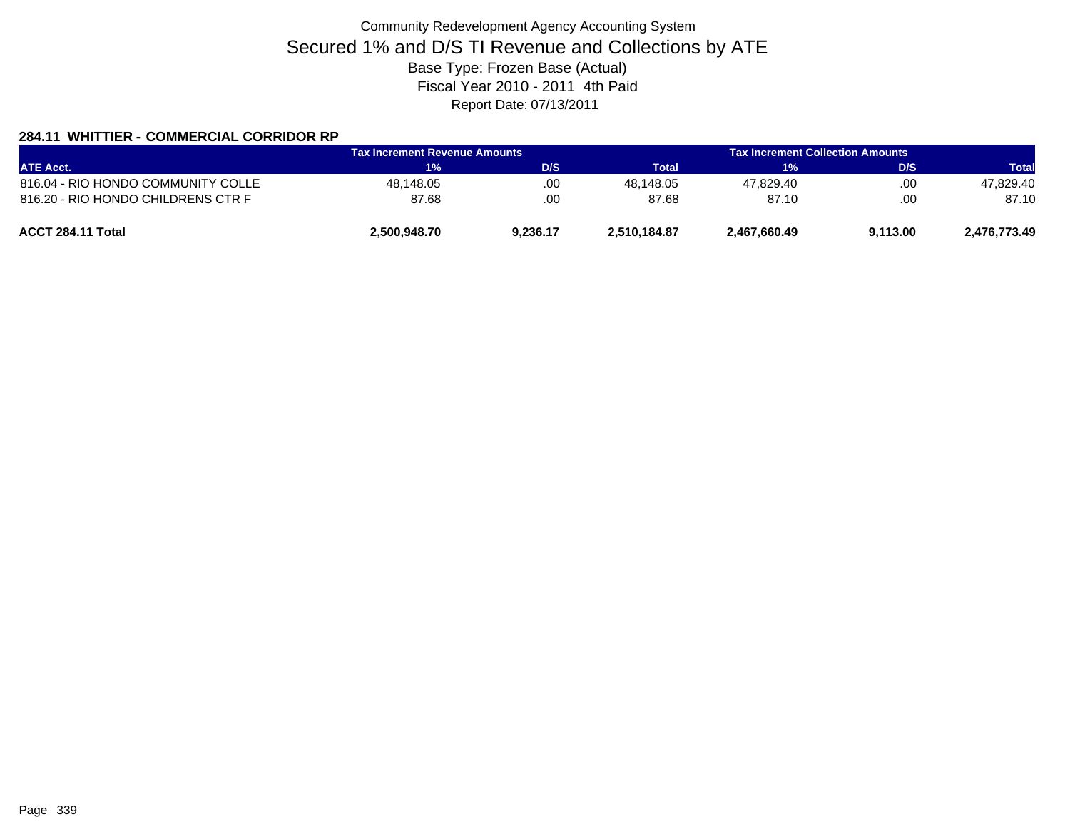Community Redevelopment Agency Accounting System

# Secured 1% and D/S TI Revenue and Collections by ATE

Base Type: Frozen Base (Actual)

Fiscal Year 2010 - 2011 4th Paid

Report Date: 07/13/2011

### 284.11 WHITTIER - COMMERCIAL CORRIDOR RP

| | Tax Increment Revenue Amounts | | | Tax Increment Collection Amounts | | |
|---|---|---|---|---|---|---|
| ATE Acct. | 1% | D/S | Total | 1% | D/S | Total |
| 816.04 - RIO HONDO COMMUNITY COLLE | 48,148.05 | .00 | 48,148.05 | 47,829.40 | .00 | 47,829.40 |
| 816.20 - RIO HONDO CHILDRENS CTR F | 87.68 | .00 | 87.68 | 87.10 | .00 | 87.10 |
| **ACCT 284.11 Total** | **2,500,948.70** | **9,236.17** | **2,510,184.87** | **2,467,660.49** | **9,113.00** | **2,476,773.49** |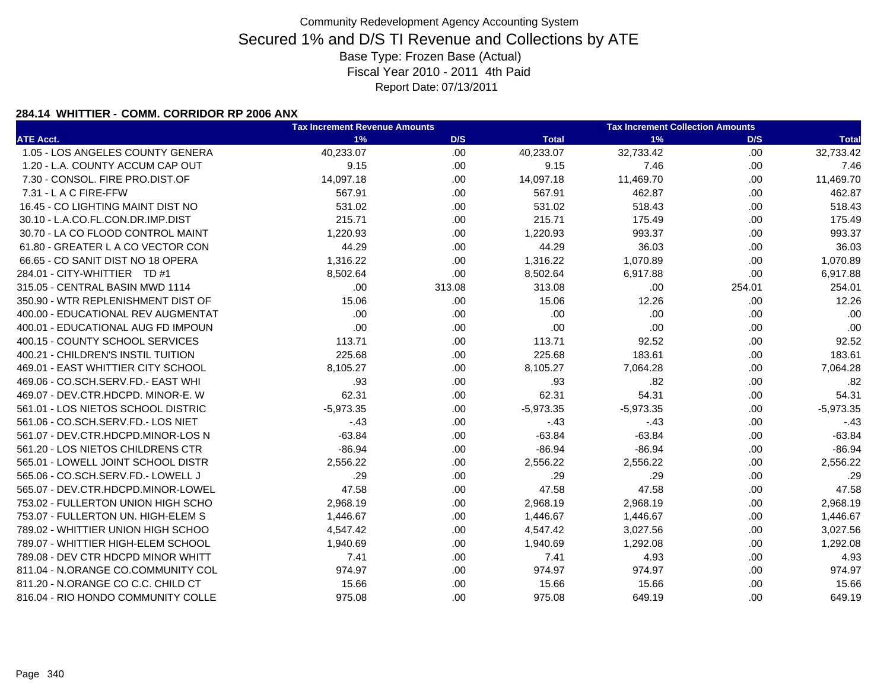Community Redevelopment Agency Accounting System

# Secured 1% and D/S TI Revenue and Collections by ATE

Base Type: Frozen Base (Actual)
Fiscal Year 2010 - 2011 4th Paid
Report Date: 07/13/2011

**284.14 WHITTIER - COMM. CORRIDOR RP 2006 ANX**

| ATE Acct. | Tax Increment Revenue Amounts 1% | D/S | Total | Tax Increment Collection Amounts 1% | D/S | Total |
|---|---|---|---|---|---|---|
| 1.05 - LOS ANGELES COUNTY GENERA | 40,233.07 | .00 | 40,233.07 | 32,733.42 | .00 | 32,733.42 |
| 1.20 - L.A. COUNTY ACCUM CAP OUT | 9.15 | .00 | 9.15 | 7.46 | .00 | 7.46 |
| 7.30 - CONSOL. FIRE PRO.DIST.OF | 14,097.18 | .00 | 14,097.18 | 11,469.70 | .00 | 11,469.70 |
| 7.31 - L A C FIRE-FFW | 567.91 | .00 | 567.91 | 462.87 | .00 | 462.87 |
| 16.45 - CO LIGHTING MAINT DIST NO | 531.02 | .00 | 531.02 | 518.43 | .00 | 518.43 |
| 30.10 - L.A.CO.FL.CON.DR.IMP.DIST | 215.71 | .00 | 215.71 | 175.49 | .00 | 175.49 |
| 30.70 - LA CO FLOOD CONTROL MAINT | 1,220.93 | .00 | 1,220.93 | 993.37 | .00 | 993.37 |
| 61.80 - GREATER L A CO VECTOR CON | 44.29 | .00 | 44.29 | 36.03 | .00 | 36.03 |
| 66.65 - CO SANIT DIST NO 18 OPERA | 1,316.22 | .00 | 1,316.22 | 1,070.89 | .00 | 1,070.89 |
| 284.01 - CITY-WHITTIER TD #1 | 8,502.64 | .00 | 8,502.64 | 6,917.88 | .00 | 6,917.88 |
| 315.05 - CENTRAL BASIN MWD 1114 | .00 | 313.08 | 313.08 | .00 | 254.01 | 254.01 |
| 350.90 - WTR REPLENISHMENT DIST OF | 15.06 | .00 | 15.06 | 12.26 | .00 | 12.26 |
| 400.00 - EDUCATIONAL REV AUGMENTAT | .00 | .00 | .00 | .00 | .00 | .00 |
| 400.01 - EDUCATIONAL AUG FD IMPOUN | .00 | .00 | .00 | .00 | .00 | .00 |
| 400.15 - COUNTY SCHOOL SERVICES | 113.71 | .00 | 113.71 | 92.52 | .00 | 92.52 |
| 400.21 - CHILDREN'S INSTIL TUITION | 225.68 | .00 | 225.68 | 183.61 | .00 | 183.61 |
| 469.01 - EAST WHITTIER CITY SCHOOL | 8,105.27 | .00 | 8,105.27 | 7,064.28 | .00 | 7,064.28 |
| 469.06 - CO.SCH.SERV.FD.- EAST WHI | .93 | .00 | .93 | .82 | .00 | .82 |
| 469.07 - DEV.CTR.HDCPD. MINOR-E. W | 62.31 | .00 | 62.31 | 54.31 | .00 | 54.31 |
| 561.01 - LOS NIETOS SCHOOL DISTRIC | -5,973.35 | .00 | -5,973.35 | -5,973.35 | .00 | -5,973.35 |
| 561.06 - CO.SCH.SERV.FD.- LOS NIET | -.43 | .00 | -.43 | -.43 | .00 | -.43 |
| 561.07 - DEV.CTR.HDCPD.MINOR-LOS N | -63.84 | .00 | -63.84 | -63.84 | .00 | -63.84 |
| 561.20 - LOS NIETOS CHILDRENS CTR | -86.94 | .00 | -86.94 | -86.94 | .00 | -86.94 |
| 565.01 - LOWELL JOINT SCHOOL DISTR | 2,556.22 | .00 | 2,556.22 | 2,556.22 | .00 | 2,556.22 |
| 565.06 - CO.SCH.SERV.FD.- LOWELL J | .29 | .00 | .29 | .29 | .00 | .29 |
| 565.07 - DEV.CTR.HDCPD.MINOR-LOWEL | 47.58 | .00 | 47.58 | 47.58 | .00 | 47.58 |
| 753.02 - FULLERTON UNION HIGH SCHO | 2,968.19 | .00 | 2,968.19 | 2,968.19 | .00 | 2,968.19 |
| 753.07 - FULLERTON UN. HIGH-ELEM S | 1,446.67 | .00 | 1,446.67 | 1,446.67 | .00 | 1,446.67 |
| 789.02 - WHITTIER UNION HIGH SCHOO | 4,547.42 | .00 | 4,547.42 | 3,027.56 | .00 | 3,027.56 |
| 789.07 - WHITTIER HIGH-ELEM SCHOOL | 1,940.69 | .00 | 1,940.69 | 1,292.08 | .00 | 1,292.08 |
| 789.08 - DEV CTR HDCPD MINOR WHITT | 7.41 | .00 | 7.41 | 4.93 | .00 | 4.93 |
| 811.04 - N.ORANGE CO.COMMUNITY COL | 974.97 | .00 | 974.97 | 974.97 | .00 | 974.97 |
| 811.20 - N.ORANGE CO C.C. CHILD CT | 15.66 | .00 | 15.66 | 15.66 | .00 | 15.66 |
| 816.04 - RIO HONDO COMMUNITY COLLE | 975.08 | .00 | 975.08 | 649.19 | .00 | 649.19 |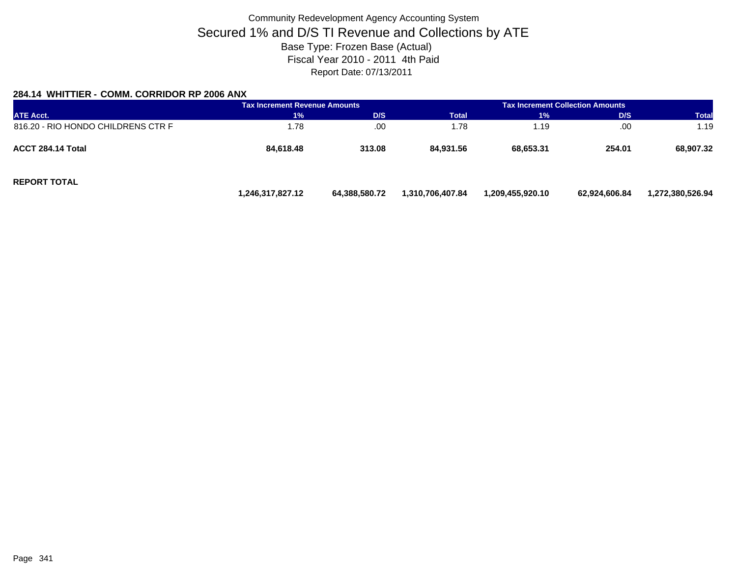Community Redevelopment Agency Accounting System

# Secured 1% and D/S TI Revenue and Collections by ATE

Base Type: Frozen Base (Actual)

Fiscal Year 2010 - 2011 4th Paid

Report Date: 07/13/2011

## 284.14 WHITTIER - COMM. CORRIDOR RP 2006 ANX

| | Tax Increment Revenue Amounts | | | Tax Increment Collection Amounts | | |
|---|---|---|---|---|---|---|
| **ATE Acct.** | **1%** | **D/S** | **Total** | **1%** | **D/S** | **Total** |
| 816.20 - RIO HONDO CHILDRENS CTR F | 1.78 | .00 | 1.78 | 1.19 | .00 | 1.19 |
| **ACCT 284.14 Total** | **84,618.48** | **313.08** | **84,931.56** | **68,653.31** | **254.01** | **68,907.32** |
| **REPORT TOTAL** | **1,246,317,827.12** | **64,388,580.72** | **1,310,706,407.84** | **1,209,455,920.10** | **62,924,606.84** | **1,272,380,526.94** |